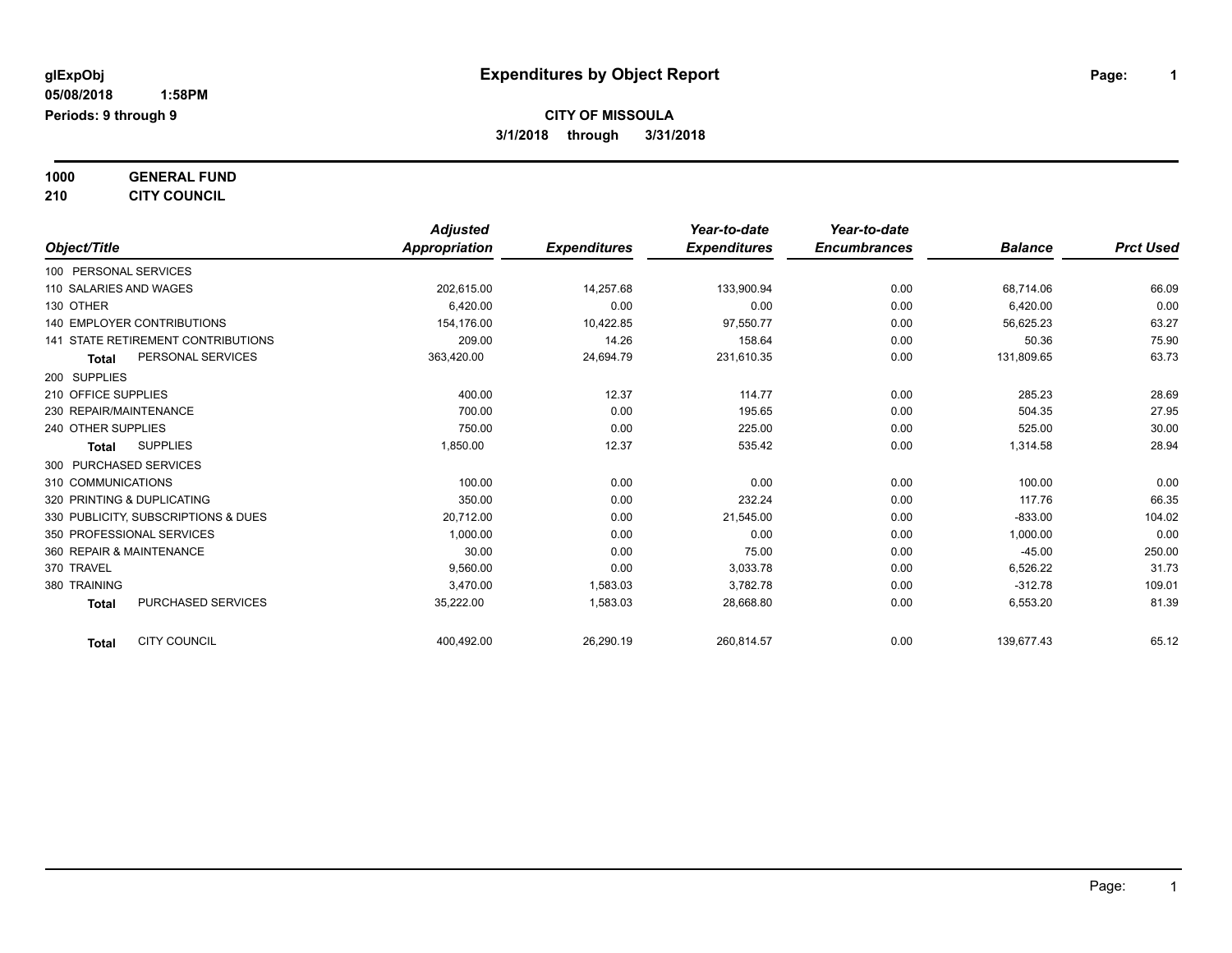**glExpObj** 

**Expenditures by Object Report**

**05/08/2018 1:58PM**

**Periods: 9 through 9**

**CITY OF MISSOULA**

**3/1/2018 through 3/31/2018**

**1000 GENERAL FUND**

**210 CITY COUNCIL**

| Object/Title | | Adjusted Appropriation | Expenditures | Year-to-date Expenditures | Year-to-date Encumbrances | Balance | Prct Used |
|---|---|---|---|---|---|---|---|
| 100 PERSONAL SERVICES | | | | | | | |
| 110 SALARIES AND WAGES | | 202,615.00 | 14,257.68 | 133,900.94 | 0.00 | 68,714.06 | 66.09 |
| 130 OTHER | | 6,420.00 | 0.00 | 0.00 | 0.00 | 6,420.00 | 0.00 |
| 140 EMPLOYER CONTRIBUTIONS | | 154,176.00 | 10,422.85 | 97,550.77 | 0.00 | 56,625.23 | 63.27 |
| 141 STATE RETIREMENT CONTRIBUTIONS | | 209.00 | 14.26 | 158.64 | 0.00 | 50.36 | 75.90 |
| **Total** | PERSONAL SERVICES | 363,420.00 | 24,694.79 | 231,610.35 | 0.00 | 131,809.65 | 63.73 |
| 200 SUPPLIES | | | | | | | |
| 210 OFFICE SUPPLIES | | 400.00 | 12.37 | 114.77 | 0.00 | 285.23 | 28.69 |
| 230 REPAIR/MAINTENANCE | | 700.00 | 0.00 | 195.65 | 0.00 | 504.35 | 27.95 |
| 240 OTHER SUPPLIES | | 750.00 | 0.00 | 225.00 | 0.00 | 525.00 | 30.00 |
| **Total** | SUPPLIES | 1,850.00 | 12.37 | 535.42 | 0.00 | 1,314.58 | 28.94 |
| 300 PURCHASED SERVICES | | | | | | | |
| 310 COMMUNICATIONS | | 100.00 | 0.00 | 0.00 | 0.00 | 100.00 | 0.00 |
| 320 PRINTING & DUPLICATING | | 350.00 | 0.00 | 232.24 | 0.00 | 117.76 | 66.35 |
| 330 PUBLICITY, SUBSCRIPTIONS & DUES | | 20,712.00 | 0.00 | 21,545.00 | 0.00 | -833.00 | 104.02 |
| 350 PROFESSIONAL SERVICES | | 1,000.00 | 0.00 | 0.00 | 0.00 | 1,000.00 | 0.00 |
| 360 REPAIR & MAINTENANCE | | 30.00 | 0.00 | 75.00 | 0.00 | -45.00 | 250.00 |
| 370 TRAVEL | | 9,560.00 | 0.00 | 3,033.78 | 0.00 | 6,526.22 | 31.73 |
| 380 TRAINING | | 3,470.00 | 1,583.03 | 3,782.78 | 0.00 | -312.78 | 109.01 |
| **Total** | PURCHASED SERVICES | 35,222.00 | 1,583.03 | 28,668.80 | 0.00 | 6,553.20 | 81.39 |
| **Total** | CITY COUNCIL | 400,492.00 | 26,290.19 | 260,814.57 | 0.00 | 139,677.43 | 65.12 |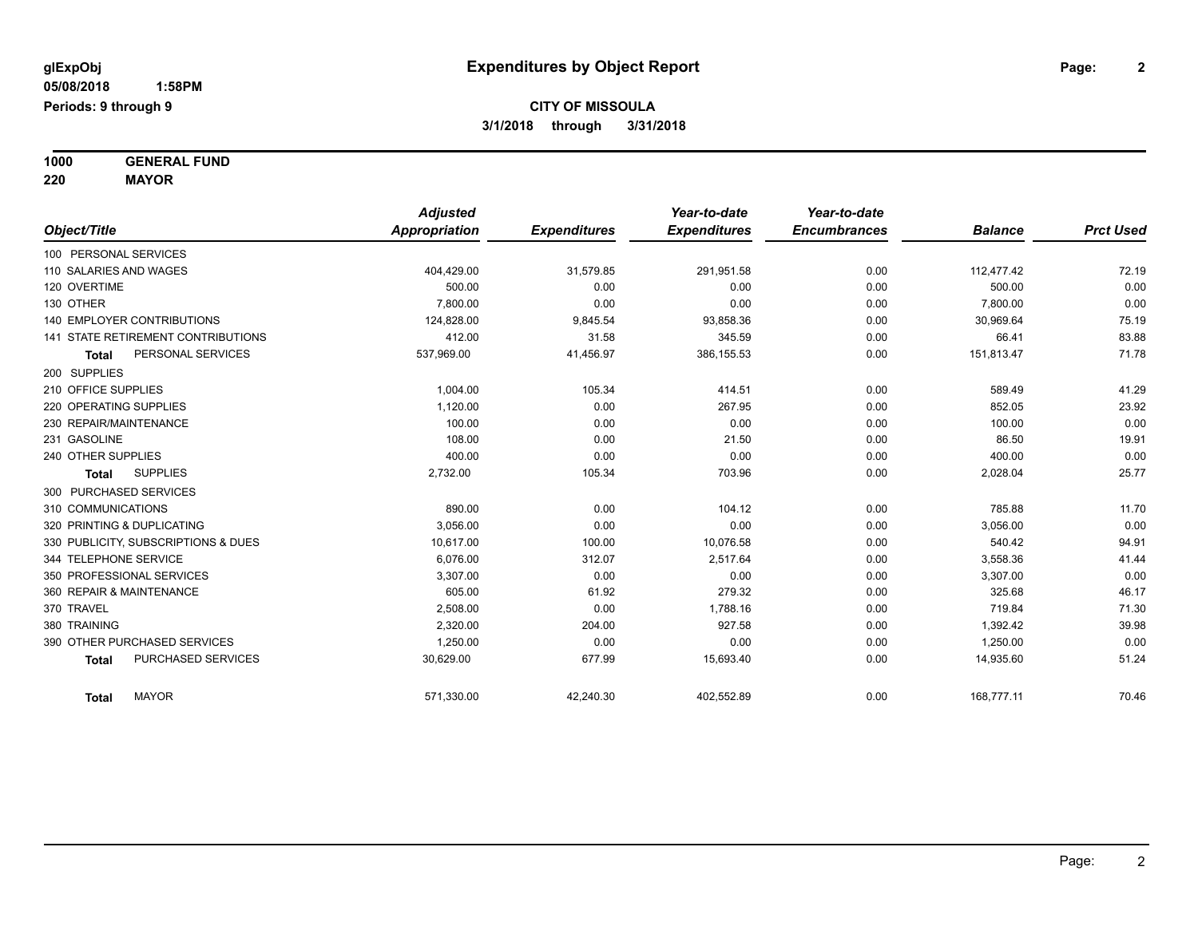**glExpObj** 

**05/08/2018 1:58PM**

**Periods: 9 through 9**

# Expenditures by Object Report

**CITY OF MISSOULA**

**3/1/2018 through 3/31/2018**

**1000 GENERAL FUND**

**220 MAYOR**

| Object/Title | Adjusted Appropriation | Expenditures | Year-to-date Expenditures | Year-to-date Encumbrances | Balance | Prct Used |
|---|---|---|---|---|---|---|
| 100 PERSONAL SERVICES | | | | | | |
| 110 SALARIES AND WAGES | 404,429.00 | 31,579.85 | 291,951.58 | 0.00 | 112,477.42 | 72.19 |
| 120 OVERTIME | 500.00 | 0.00 | 0.00 | 0.00 | 500.00 | 0.00 |
| 130 OTHER | 7,800.00 | 0.00 | 0.00 | 0.00 | 7,800.00 | 0.00 |
| 140 EMPLOYER CONTRIBUTIONS | 124,828.00 | 9,845.54 | 93,858.36 | 0.00 | 30,969.64 | 75.19 |
| 141 STATE RETIREMENT CONTRIBUTIONS | 412.00 | 31.58 | 345.59 | 0.00 | 66.41 | 83.88 |
| **Total** PERSONAL SERVICES | 537,969.00 | 41,456.97 | 386,155.53 | 0.00 | 151,813.47 | 71.78 |
| 200 SUPPLIES | | | | | | |
| 210 OFFICE SUPPLIES | 1,004.00 | 105.34 | 414.51 | 0.00 | 589.49 | 41.29 |
| 220 OPERATING SUPPLIES | 1,120.00 | 0.00 | 267.95 | 0.00 | 852.05 | 23.92 |
| 230 REPAIR/MAINTENANCE | 100.00 | 0.00 | 0.00 | 0.00 | 100.00 | 0.00 |
| 231 GASOLINE | 108.00 | 0.00 | 21.50 | 0.00 | 86.50 | 19.91 |
| 240 OTHER SUPPLIES | 400.00 | 0.00 | 0.00 | 0.00 | 400.00 | 0.00 |
| **Total** SUPPLIES | 2,732.00 | 105.34 | 703.96 | 0.00 | 2,028.04 | 25.77 |
| 300 PURCHASED SERVICES | | | | | | |
| 310 COMMUNICATIONS | 890.00 | 0.00 | 104.12 | 0.00 | 785.88 | 11.70 |
| 320 PRINTING & DUPLICATING | 3,056.00 | 0.00 | 0.00 | 0.00 | 3,056.00 | 0.00 |
| 330 PUBLICITY, SUBSCRIPTIONS & DUES | 10,617.00 | 100.00 | 10,076.58 | 0.00 | 540.42 | 94.91 |
| 344 TELEPHONE SERVICE | 6,076.00 | 312.07 | 2,517.64 | 0.00 | 3,558.36 | 41.44 |
| 350 PROFESSIONAL SERVICES | 3,307.00 | 0.00 | 0.00 | 0.00 | 3,307.00 | 0.00 |
| 360 REPAIR & MAINTENANCE | 605.00 | 61.92 | 279.32 | 0.00 | 325.68 | 46.17 |
| 370 TRAVEL | 2,508.00 | 0.00 | 1,788.16 | 0.00 | 719.84 | 71.30 |
| 380 TRAINING | 2,320.00 | 204.00 | 927.58 | 0.00 | 1,392.42 | 39.98 |
| 390 OTHER PURCHASED SERVICES | 1,250.00 | 0.00 | 0.00 | 0.00 | 1,250.00 | 0.00 |
| **Total** PURCHASED SERVICES | 30,629.00 | 677.99 | 15,693.40 | 0.00 | 14,935.60 | 51.24 |
| **Total** MAYOR | 571,330.00 | 42,240.30 | 402,552.89 | 0.00 | 168,777.11 | 70.46 |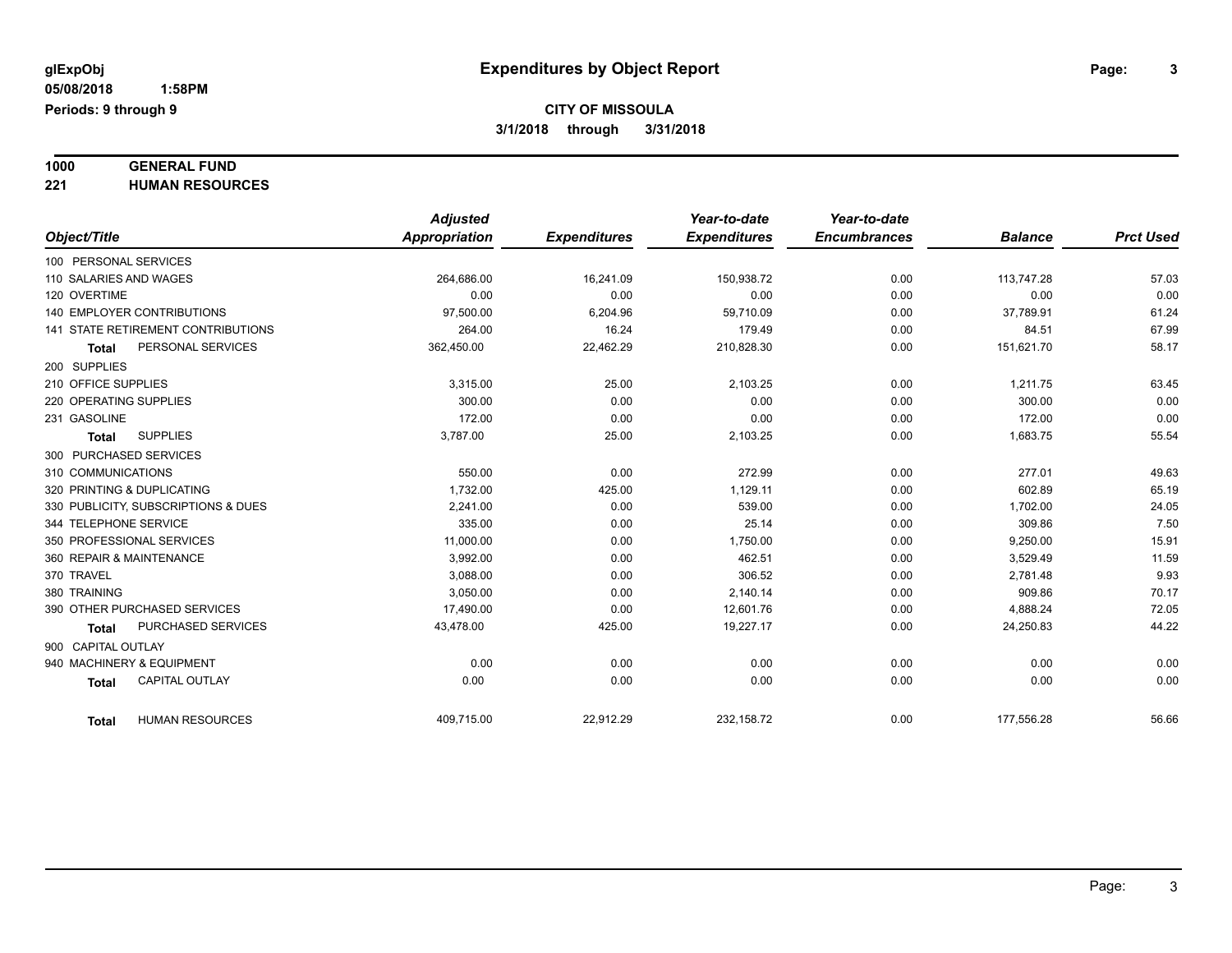# Expenditures by Object Report

glExpObj
05/08/2018 1:58PM
Periods: 9 through 9

**CITY OF MISSOULA**
**3/1/2018 through 3/31/2018**

**1000 GENERAL FUND**
**221 HUMAN RESOURCES**

| Object/Title | Adjusted Appropriation | Expenditures | Year-to-date Expenditures | Year-to-date Encumbrances | Balance | Prct Used |
|---|---|---|---|---|---|---|
| 100 PERSONAL SERVICES | | | | | | |
| 110 SALARIES AND WAGES | 264,686.00 | 16,241.09 | 150,938.72 | 0.00 | 113,747.28 | 57.03 |
| 120 OVERTIME | 0.00 | 0.00 | 0.00 | 0.00 | 0.00 | 0.00 |
| 140 EMPLOYER CONTRIBUTIONS | 97,500.00 | 6,204.96 | 59,710.09 | 0.00 | 37,789.91 | 61.24 |
| 141 STATE RETIREMENT CONTRIBUTIONS | 264.00 | 16.24 | 179.49 | 0.00 | 84.51 | 67.99 |
| **Total** PERSONAL SERVICES | 362,450.00 | 22,462.29 | 210,828.30 | 0.00 | 151,621.70 | 58.17 |
| 200 SUPPLIES | | | | | | |
| 210 OFFICE SUPPLIES | 3,315.00 | 25.00 | 2,103.25 | 0.00 | 1,211.75 | 63.45 |
| 220 OPERATING SUPPLIES | 300.00 | 0.00 | 0.00 | 0.00 | 300.00 | 0.00 |
| 231 GASOLINE | 172.00 | 0.00 | 0.00 | 0.00 | 172.00 | 0.00 |
| **Total** SUPPLIES | 3,787.00 | 25.00 | 2,103.25 | 0.00 | 1,683.75 | 55.54 |
| 300 PURCHASED SERVICES | | | | | | |
| 310 COMMUNICATIONS | 550.00 | 0.00 | 272.99 | 0.00 | 277.01 | 49.63 |
| 320 PRINTING & DUPLICATING | 1,732.00 | 425.00 | 1,129.11 | 0.00 | 602.89 | 65.19 |
| 330 PUBLICITY, SUBSCRIPTIONS & DUES | 2,241.00 | 0.00 | 539.00 | 0.00 | 1,702.00 | 24.05 |
| 344 TELEPHONE SERVICE | 335.00 | 0.00 | 25.14 | 0.00 | 309.86 | 7.50 |
| 350 PROFESSIONAL SERVICES | 11,000.00 | 0.00 | 1,750.00 | 0.00 | 9,250.00 | 15.91 |
| 360 REPAIR & MAINTENANCE | 3,992.00 | 0.00 | 462.51 | 0.00 | 3,529.49 | 11.59 |
| 370 TRAVEL | 3,088.00 | 0.00 | 306.52 | 0.00 | 2,781.48 | 9.93 |
| 380 TRAINING | 3,050.00 | 0.00 | 2,140.14 | 0.00 | 909.86 | 70.17 |
| 390 OTHER PURCHASED SERVICES | 17,490.00 | 0.00 | 12,601.76 | 0.00 | 4,888.24 | 72.05 |
| **Total** PURCHASED SERVICES | 43,478.00 | 425.00 | 19,227.17 | 0.00 | 24,250.83 | 44.22 |
| 900 CAPITAL OUTLAY | | | | | | |
| 940 MACHINERY & EQUIPMENT | 0.00 | 0.00 | 0.00 | 0.00 | 0.00 | 0.00 |
| **Total** CAPITAL OUTLAY | 0.00 | 0.00 | 0.00 | 0.00 | 0.00 | 0.00 |
| **Total** HUMAN RESOURCES | 409,715.00 | 22,912.29 | 232,158.72 | 0.00 | 177,556.28 | 56.66 |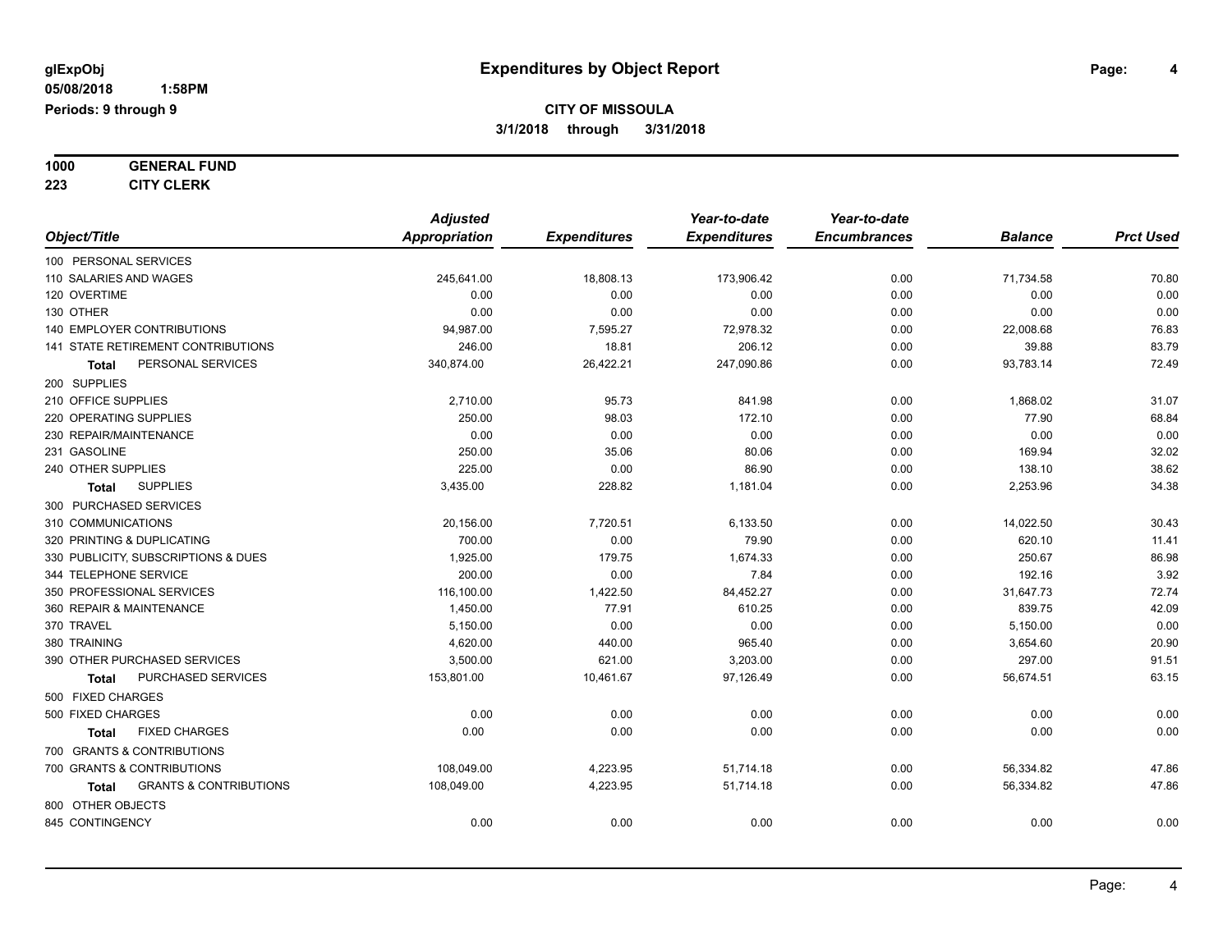**glExpObj**
**05/08/2018 1:58PM**
**Periods: 9 through 9**

# Expenditures by Object Report

**CITY OF MISSOULA**
**3/1/2018 through 3/31/2018**

**1000 GENERAL FUND**
**223 CITY CLERK**

| Object/Title | Adjusted Appropriation | Expenditures | Year-to-date Expenditures | Year-to-date Encumbrances | Balance | Prct Used |
|---|---|---|---|---|---|---|
| 100 PERSONAL SERVICES | | | | | | |
| 110 SALARIES AND WAGES | 245,641.00 | 18,808.13 | 173,906.42 | 0.00 | 71,734.58 | 70.80 |
| 120 OVERTIME | 0.00 | 0.00 | 0.00 | 0.00 | 0.00 | 0.00 |
| 130 OTHER | 0.00 | 0.00 | 0.00 | 0.00 | 0.00 | 0.00 |
| 140 EMPLOYER CONTRIBUTIONS | 94,987.00 | 7,595.27 | 72,978.32 | 0.00 | 22,008.68 | 76.83 |
| 141 STATE RETIREMENT CONTRIBUTIONS | 246.00 | 18.81 | 206.12 | 0.00 | 39.88 | 83.79 |
| **Total** PERSONAL SERVICES | 340,874.00 | 26,422.21 | 247,090.86 | 0.00 | 93,783.14 | 72.49 |
| 200 SUPPLIES | | | | | | |
| 210 OFFICE SUPPLIES | 2,710.00 | 95.73 | 841.98 | 0.00 | 1,868.02 | 31.07 |
| 220 OPERATING SUPPLIES | 250.00 | 98.03 | 172.10 | 0.00 | 77.90 | 68.84 |
| 230 REPAIR/MAINTENANCE | 0.00 | 0.00 | 0.00 | 0.00 | 0.00 | 0.00 |
| 231 GASOLINE | 250.00 | 35.06 | 80.06 | 0.00 | 169.94 | 32.02 |
| 240 OTHER SUPPLIES | 225.00 | 0.00 | 86.90 | 0.00 | 138.10 | 38.62 |
| **Total** SUPPLIES | 3,435.00 | 228.82 | 1,181.04 | 0.00 | 2,253.96 | 34.38 |
| 300 PURCHASED SERVICES | | | | | | |
| 310 COMMUNICATIONS | 20,156.00 | 7,720.51 | 6,133.50 | 0.00 | 14,022.50 | 30.43 |
| 320 PRINTING & DUPLICATING | 700.00 | 0.00 | 79.90 | 0.00 | 620.10 | 11.41 |
| 330 PUBLICITY, SUBSCRIPTIONS & DUES | 1,925.00 | 179.75 | 1,674.33 | 0.00 | 250.67 | 86.98 |
| 344 TELEPHONE SERVICE | 200.00 | 0.00 | 7.84 | 0.00 | 192.16 | 3.92 |
| 350 PROFESSIONAL SERVICES | 116,100.00 | 1,422.50 | 84,452.27 | 0.00 | 31,647.73 | 72.74 |
| 360 REPAIR & MAINTENANCE | 1,450.00 | 77.91 | 610.25 | 0.00 | 839.75 | 42.09 |
| 370 TRAVEL | 5,150.00 | 0.00 | 0.00 | 0.00 | 5,150.00 | 0.00 |
| 380 TRAINING | 4,620.00 | 440.00 | 965.40 | 0.00 | 3,654.60 | 20.90 |
| 390 OTHER PURCHASED SERVICES | 3,500.00 | 621.00 | 3,203.00 | 0.00 | 297.00 | 91.51 |
| **Total** PURCHASED SERVICES | 153,801.00 | 10,461.67 | 97,126.49 | 0.00 | 56,674.51 | 63.15 |
| 500 FIXED CHARGES | | | | | | |
| 500 FIXED CHARGES | 0.00 | 0.00 | 0.00 | 0.00 | 0.00 | 0.00 |
| **Total** FIXED CHARGES | 0.00 | 0.00 | 0.00 | 0.00 | 0.00 | 0.00 |
| 700 GRANTS & CONTRIBUTIONS | | | | | | |
| 700 GRANTS & CONTRIBUTIONS | 108,049.00 | 4,223.95 | 51,714.18 | 0.00 | 56,334.82 | 47.86 |
| **Total** GRANTS & CONTRIBUTIONS | 108,049.00 | 4,223.95 | 51,714.18 | 0.00 | 56,334.82 | 47.86 |
| 800 OTHER OBJECTS | | | | | | |
| 845 CONTINGENCY | 0.00 | 0.00 | 0.00 | 0.00 | 0.00 | 0.00 |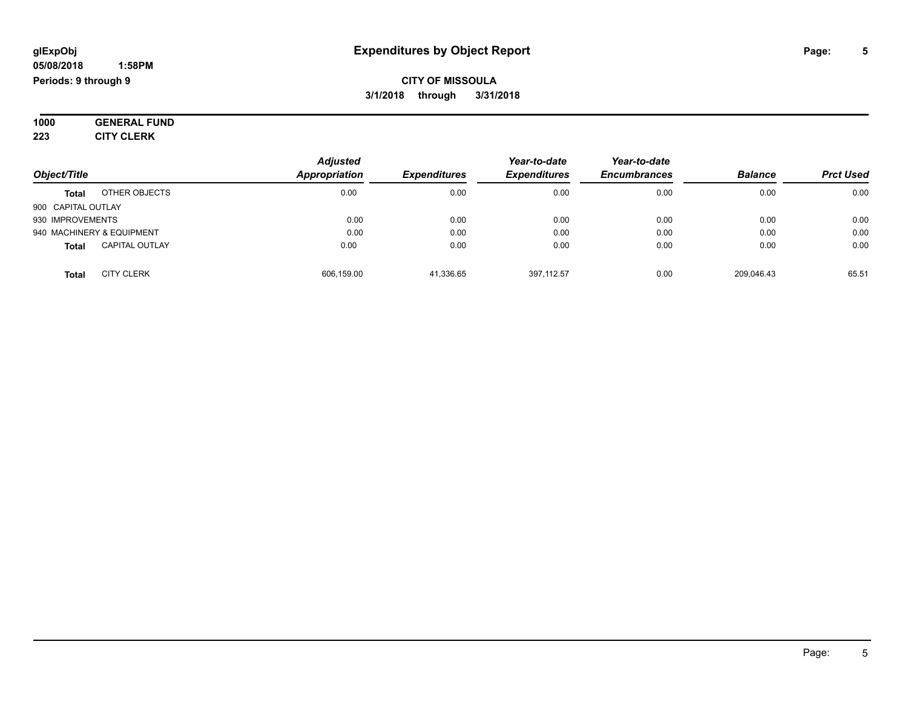# Expenditures by Object Report

glExpObj
05/08/2018 1:58PM
Periods: 9 through 9

**CITY OF MISSOULA**
**3/1/2018 through 3/31/2018**

**1000 GENERAL FUND**
**223 CITY CLERK**

| Object/Title | Adjusted Appropriation | Expenditures | Year-to-date Expenditures | Year-to-date Encumbrances | Balance | Prct Used |
|---|---|---|---|---|---|---|
| **Total** OTHER OBJECTS | 0.00 | 0.00 | 0.00 | 0.00 | 0.00 | 0.00 |
| 900 CAPITAL OUTLAY | | | | | | |
| 930 IMPROVEMENTS | 0.00 | 0.00 | 0.00 | 0.00 | 0.00 | 0.00 |
| 940 MACHINERY & EQUIPMENT | 0.00 | 0.00 | 0.00 | 0.00 | 0.00 | 0.00 |
| **Total** CAPITAL OUTLAY | 0.00 | 0.00 | 0.00 | 0.00 | 0.00 | 0.00 |
| **Total** CITY CLERK | 606,159.00 | 41,336.65 | 397,112.57 | 0.00 | 209,046.43 | 65.51 |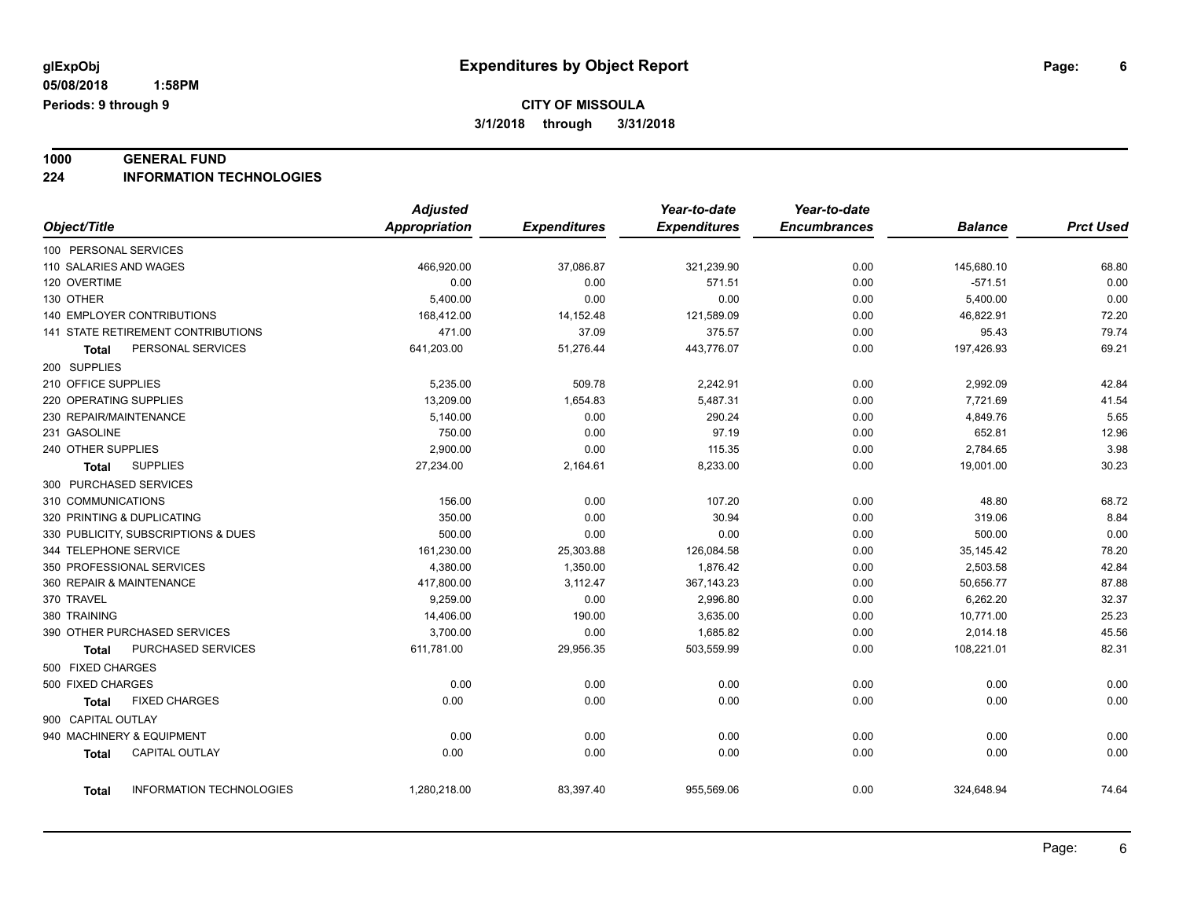# Expenditures by Object Report

glExpObj
05/08/2018 1:58PM
Periods: 9 through 9

**CITY OF MISSOULA**
**3/1/2018 through 3/31/2018**

## 1000 GENERAL FUND
## 224 INFORMATION TECHNOLOGIES

| Object/Title | Adjusted Appropriation | Expenditures | Year-to-date Expenditures | Year-to-date Encumbrances | Balance | Prct Used |
|---|---|---|---|---|---|---|
| 100 PERSONAL SERVICES | | | | | | |
| 110 SALARIES AND WAGES | 466,920.00 | 37,086.87 | 321,239.90 | 0.00 | 145,680.10 | 68.80 |
| 120 OVERTIME | 0.00 | 0.00 | 571.51 | 0.00 | -571.51 | 0.00 |
| 130 OTHER | 5,400.00 | 0.00 | 0.00 | 0.00 | 5,400.00 | 0.00 |
| 140 EMPLOYER CONTRIBUTIONS | 168,412.00 | 14,152.48 | 121,589.09 | 0.00 | 46,822.91 | 72.20 |
| 141 STATE RETIREMENT CONTRIBUTIONS | 471.00 | 37.09 | 375.57 | 0.00 | 95.43 | 79.74 |
| **Total** PERSONAL SERVICES | 641,203.00 | 51,276.44 | 443,776.07 | 0.00 | 197,426.93 | 69.21 |
| 200 SUPPLIES | | | | | | |
| 210 OFFICE SUPPLIES | 5,235.00 | 509.78 | 2,242.91 | 0.00 | 2,992.09 | 42.84 |
| 220 OPERATING SUPPLIES | 13,209.00 | 1,654.83 | 5,487.31 | 0.00 | 7,721.69 | 41.54 |
| 230 REPAIR/MAINTENANCE | 5,140.00 | 0.00 | 290.24 | 0.00 | 4,849.76 | 5.65 |
| 231 GASOLINE | 750.00 | 0.00 | 97.19 | 0.00 | 652.81 | 12.96 |
| 240 OTHER SUPPLIES | 2,900.00 | 0.00 | 115.35 | 0.00 | 2,784.65 | 3.98 |
| **Total** SUPPLIES | 27,234.00 | 2,164.61 | 8,233.00 | 0.00 | 19,001.00 | 30.23 |
| 300 PURCHASED SERVICES | | | | | | |
| 310 COMMUNICATIONS | 156.00 | 0.00 | 107.20 | 0.00 | 48.80 | 68.72 |
| 320 PRINTING & DUPLICATING | 350.00 | 0.00 | 30.94 | 0.00 | 319.06 | 8.84 |
| 330 PUBLICITY, SUBSCRIPTIONS & DUES | 500.00 | 0.00 | 0.00 | 0.00 | 500.00 | 0.00 |
| 344 TELEPHONE SERVICE | 161,230.00 | 25,303.88 | 126,084.58 | 0.00 | 35,145.42 | 78.20 |
| 350 PROFESSIONAL SERVICES | 4,380.00 | 1,350.00 | 1,876.42 | 0.00 | 2,503.58 | 42.84 |
| 360 REPAIR & MAINTENANCE | 417,800.00 | 3,112.47 | 367,143.23 | 0.00 | 50,656.77 | 87.88 |
| 370 TRAVEL | 9,259.00 | 0.00 | 2,996.80 | 0.00 | 6,262.20 | 32.37 |
| 380 TRAINING | 14,406.00 | 190.00 | 3,635.00 | 0.00 | 10,771.00 | 25.23 |
| 390 OTHER PURCHASED SERVICES | 3,700.00 | 0.00 | 1,685.82 | 0.00 | 2,014.18 | 45.56 |
| **Total** PURCHASED SERVICES | 611,781.00 | 29,956.35 | 503,559.99 | 0.00 | 108,221.01 | 82.31 |
| 500 FIXED CHARGES | | | | | | |
| 500 FIXED CHARGES | 0.00 | 0.00 | 0.00 | 0.00 | 0.00 | 0.00 |
| **Total** FIXED CHARGES | 0.00 | 0.00 | 0.00 | 0.00 | 0.00 | 0.00 |
| 900 CAPITAL OUTLAY | | | | | | |
| 940 MACHINERY & EQUIPMENT | 0.00 | 0.00 | 0.00 | 0.00 | 0.00 | 0.00 |
| **Total** CAPITAL OUTLAY | 0.00 | 0.00 | 0.00 | 0.00 | 0.00 | 0.00 |
| **Total** INFORMATION TECHNOLOGIES | 1,280,218.00 | 83,397.40 | 955,569.06 | 0.00 | 324,648.94 | 74.64 |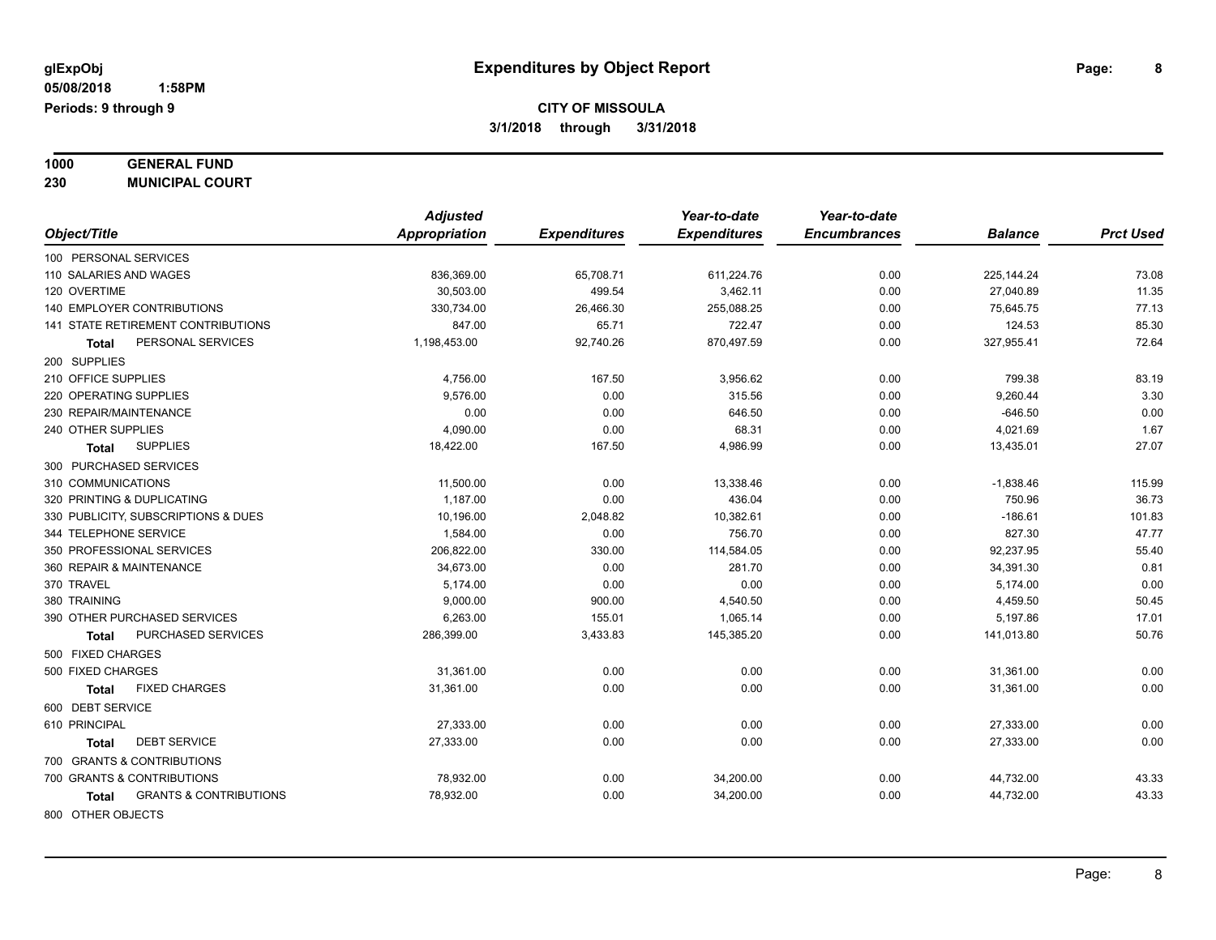glExpObj
05/08/2018 1:58PM
Periods: 9 through 9

# Expenditures by Object Report

## CITY OF MISSOULA

3/1/2018 through 3/31/2018

**1000 GENERAL FUND**
**230 MUNICIPAL COURT**

| Object/Title | Adjusted Appropriation | Expenditures | Year-to-date Expenditures | Year-to-date Encumbrances | Balance | Prct Used |
|---|---|---|---|---|---|---|
| 100 PERSONAL SERVICES | | | | | | |
| 110 SALARIES AND WAGES | 836,369.00 | 65,708.71 | 611,224.76 | 0.00 | 225,144.24 | 73.08 |
| 120 OVERTIME | 30,503.00 | 499.54 | 3,462.11 | 0.00 | 27,040.89 | 11.35 |
| 140 EMPLOYER CONTRIBUTIONS | 330,734.00 | 26,466.30 | 255,088.25 | 0.00 | 75,645.75 | 77.13 |
| 141 STATE RETIREMENT CONTRIBUTIONS | 847.00 | 65.71 | 722.47 | 0.00 | 124.53 | 85.30 |
| **Total** PERSONAL SERVICES | 1,198,453.00 | 92,740.26 | 870,497.59 | 0.00 | 327,955.41 | 72.64 |
| 200 SUPPLIES | | | | | | |
| 210 OFFICE SUPPLIES | 4,756.00 | 167.50 | 3,956.62 | 0.00 | 799.38 | 83.19 |
| 220 OPERATING SUPPLIES | 9,576.00 | 0.00 | 315.56 | 0.00 | 9,260.44 | 3.30 |
| 230 REPAIR/MAINTENANCE | 0.00 | 0.00 | 646.50 | 0.00 | -646.50 | 0.00 |
| 240 OTHER SUPPLIES | 4,090.00 | 0.00 | 68.31 | 0.00 | 4,021.69 | 1.67 |
| **Total** SUPPLIES | 18,422.00 | 167.50 | 4,986.99 | 0.00 | 13,435.01 | 27.07 |
| 300 PURCHASED SERVICES | | | | | | |
| 310 COMMUNICATIONS | 11,500.00 | 0.00 | 13,338.46 | 0.00 | -1,838.46 | 115.99 |
| 320 PRINTING & DUPLICATING | 1,187.00 | 0.00 | 436.04 | 0.00 | 750.96 | 36.73 |
| 330 PUBLICITY, SUBSCRIPTIONS & DUES | 10,196.00 | 2,048.82 | 10,382.61 | 0.00 | -186.61 | 101.83 |
| 344 TELEPHONE SERVICE | 1,584.00 | 0.00 | 756.70 | 0.00 | 827.30 | 47.77 |
| 350 PROFESSIONAL SERVICES | 206,822.00 | 330.00 | 114,584.05 | 0.00 | 92,237.95 | 55.40 |
| 360 REPAIR & MAINTENANCE | 34,673.00 | 0.00 | 281.70 | 0.00 | 34,391.30 | 0.81 |
| 370 TRAVEL | 5,174.00 | 0.00 | 0.00 | 0.00 | 5,174.00 | 0.00 |
| 380 TRAINING | 9,000.00 | 900.00 | 4,540.50 | 0.00 | 4,459.50 | 50.45 |
| 390 OTHER PURCHASED SERVICES | 6,263.00 | 155.01 | 1,065.14 | 0.00 | 5,197.86 | 17.01 |
| **Total** PURCHASED SERVICES | 286,399.00 | 3,433.83 | 145,385.20 | 0.00 | 141,013.80 | 50.76 |
| 500 FIXED CHARGES | | | | | | |
| 500 FIXED CHARGES | 31,361.00 | 0.00 | 0.00 | 0.00 | 31,361.00 | 0.00 |
| **Total** FIXED CHARGES | 31,361.00 | 0.00 | 0.00 | 0.00 | 31,361.00 | 0.00 |
| 600 DEBT SERVICE | | | | | | |
| 610 PRINCIPAL | 27,333.00 | 0.00 | 0.00 | 0.00 | 27,333.00 | 0.00 |
| **Total** DEBT SERVICE | 27,333.00 | 0.00 | 0.00 | 0.00 | 27,333.00 | 0.00 |
| 700 GRANTS & CONTRIBUTIONS | | | | | | |
| 700 GRANTS & CONTRIBUTIONS | 78,932.00 | 0.00 | 34,200.00 | 0.00 | 44,732.00 | 43.33 |
| **Total** GRANTS & CONTRIBUTIONS | 78,932.00 | 0.00 | 34,200.00 | 0.00 | 44,732.00 | 43.33 |
| 800 OTHER OBJECTS | | | | | | |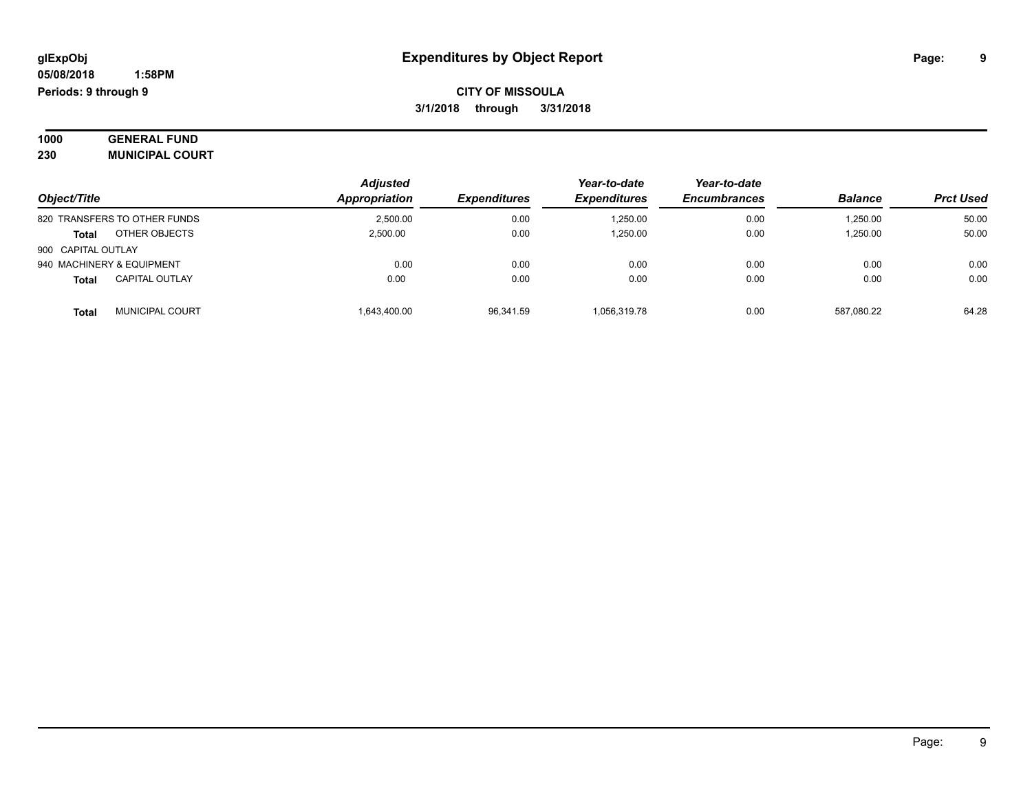glExpObj
05/08/2018 1:58PM
Periods: 9 through 9

# Expenditures by Object Report

**CITY OF MISSOULA**
**3/1/2018 through 3/31/2018**

**1000 GENERAL FUND**
**230 MUNICIPAL COURT**

| Object/Title | Adjusted Appropriation | Expenditures | Year-to-date Expenditures | Year-to-date Encumbrances | Balance | Prct Used |
|---|---|---|---|---|---|---|
| 820 TRANSFERS TO OTHER FUNDS | 2,500.00 | 0.00 | 1,250.00 | 0.00 | 1,250.00 | 50.00 |
| **Total** OTHER OBJECTS | 2,500.00 | 0.00 | 1,250.00 | 0.00 | 1,250.00 | 50.00 |
| 900 CAPITAL OUTLAY | | | | | | |
| 940 MACHINERY & EQUIPMENT | 0.00 | 0.00 | 0.00 | 0.00 | 0.00 | 0.00 |
| **Total** CAPITAL OUTLAY | 0.00 | 0.00 | 0.00 | 0.00 | 0.00 | 0.00 |
| **Total** MUNICIPAL COURT | 1,643,400.00 | 96,341.59 | 1,056,319.78 | 0.00 | 587,080.22 | 64.28 |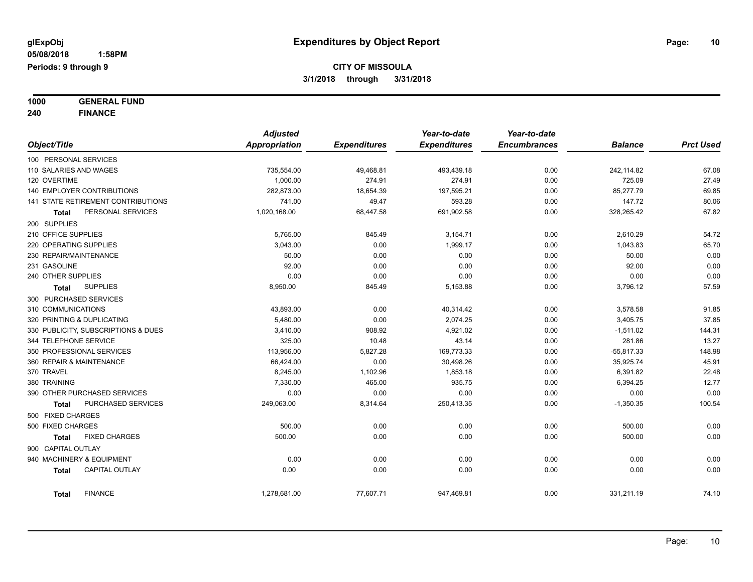**glExpObj**
**05/08/2018 1:58PM**
**Periods: 9 through 9**

# Expenditures by Object Report

**CITY OF MISSOULA**
**3/1/2018 through 3/31/2018**

**1000 GENERAL FUND**
**240 FINANCE**

| Object/Title | Adjusted Appropriation | Expenditures | Year-to-date Expenditures | Year-to-date Encumbrances | Balance | Prct Used |
|---|---|---|---|---|---|---|
| 100 PERSONAL SERVICES | | | | | | |
| 110 SALARIES AND WAGES | 735,554.00 | 49,468.81 | 493,439.18 | 0.00 | 242,114.82 | 67.08 |
| 120 OVERTIME | 1,000.00 | 274.91 | 274.91 | 0.00 | 725.09 | 27.49 |
| 140 EMPLOYER CONTRIBUTIONS | 282,873.00 | 18,654.39 | 197,595.21 | 0.00 | 85,277.79 | 69.85 |
| 141 STATE RETIREMENT CONTRIBUTIONS | 741.00 | 49.47 | 593.28 | 0.00 | 147.72 | 80.06 |
| **Total** PERSONAL SERVICES | 1,020,168.00 | 68,447.58 | 691,902.58 | 0.00 | 328,265.42 | 67.82 |
| 200 SUPPLIES | | | | | | |
| 210 OFFICE SUPPLIES | 5,765.00 | 845.49 | 3,154.71 | 0.00 | 2,610.29 | 54.72 |
| 220 OPERATING SUPPLIES | 3,043.00 | 0.00 | 1,999.17 | 0.00 | 1,043.83 | 65.70 |
| 230 REPAIR/MAINTENANCE | 50.00 | 0.00 | 0.00 | 0.00 | 50.00 | 0.00 |
| 231 GASOLINE | 92.00 | 0.00 | 0.00 | 0.00 | 92.00 | 0.00 |
| 240 OTHER SUPPLIES | 0.00 | 0.00 | 0.00 | 0.00 | 0.00 | 0.00 |
| **Total** SUPPLIES | 8,950.00 | 845.49 | 5,153.88 | 0.00 | 3,796.12 | 57.59 |
| 300 PURCHASED SERVICES | | | | | | |
| 310 COMMUNICATIONS | 43,893.00 | 0.00 | 40,314.42 | 0.00 | 3,578.58 | 91.85 |
| 320 PRINTING & DUPLICATING | 5,480.00 | 0.00 | 2,074.25 | 0.00 | 3,405.75 | 37.85 |
| 330 PUBLICITY, SUBSCRIPTIONS & DUES | 3,410.00 | 908.92 | 4,921.02 | 0.00 | -1,511.02 | 144.31 |
| 344 TELEPHONE SERVICE | 325.00 | 10.48 | 43.14 | 0.00 | 281.86 | 13.27 |
| 350 PROFESSIONAL SERVICES | 113,956.00 | 5,827.28 | 169,773.33 | 0.00 | -55,817.33 | 148.98 |
| 360 REPAIR & MAINTENANCE | 66,424.00 | 0.00 | 30,498.26 | 0.00 | 35,925.74 | 45.91 |
| 370 TRAVEL | 8,245.00 | 1,102.96 | 1,853.18 | 0.00 | 6,391.82 | 22.48 |
| 380 TRAINING | 7,330.00 | 465.00 | 935.75 | 0.00 | 6,394.25 | 12.77 |
| 390 OTHER PURCHASED SERVICES | 0.00 | 0.00 | 0.00 | 0.00 | 0.00 | 0.00 |
| **Total** PURCHASED SERVICES | 249,063.00 | 8,314.64 | 250,413.35 | 0.00 | -1,350.35 | 100.54 |
| 500 FIXED CHARGES | | | | | | |
| 500 FIXED CHARGES | 500.00 | 0.00 | 0.00 | 0.00 | 500.00 | 0.00 |
| **Total** FIXED CHARGES | 500.00 | 0.00 | 0.00 | 0.00 | 500.00 | 0.00 |
| 900 CAPITAL OUTLAY | | | | | | |
| 940 MACHINERY & EQUIPMENT | 0.00 | 0.00 | 0.00 | 0.00 | 0.00 | 0.00 |
| **Total** CAPITAL OUTLAY | 0.00 | 0.00 | 0.00 | 0.00 | 0.00 | 0.00 |
| **Total** FINANCE | 1,278,681.00 | 77,607.71 | 947,469.81 | 0.00 | 331,211.19 | 74.10 |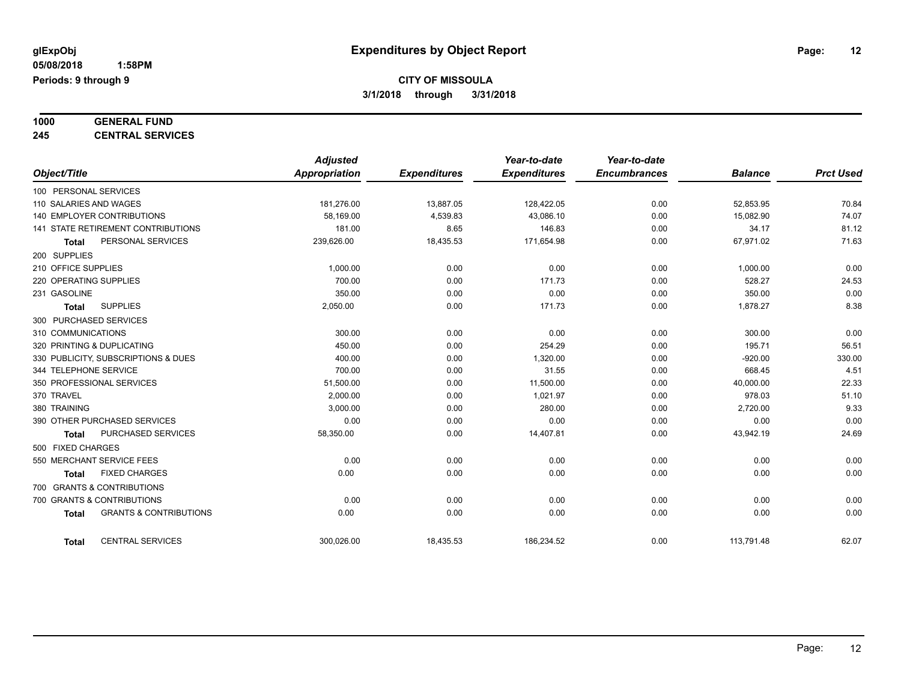# Expenditures by Object Report

glExpObj
05/08/2018 1:58PM
Periods: 9 through 9

**CITY OF MISSOULA**
**3/1/2018 through 3/31/2018**

**1000 GENERAL FUND**
**245 CENTRAL SERVICES**

| Object/Title | Adjusted Appropriation | Expenditures | Year-to-date Expenditures | Year-to-date Encumbrances | Balance | Prct Used |
|---|---|---|---|---|---|---|
| 100 PERSONAL SERVICES | | | | | | |
| 110 SALARIES AND WAGES | 181,276.00 | 13,887.05 | 128,422.05 | 0.00 | 52,853.95 | 70.84 |
| 140 EMPLOYER CONTRIBUTIONS | 58,169.00 | 4,539.83 | 43,086.10 | 0.00 | 15,082.90 | 74.07 |
| 141 STATE RETIREMENT CONTRIBUTIONS | 181.00 | 8.65 | 146.83 | 0.00 | 34.17 | 81.12 |
| **Total** PERSONAL SERVICES | 239,626.00 | 18,435.53 | 171,654.98 | 0.00 | 67,971.02 | 71.63 |
| 200 SUPPLIES | | | | | | |
| 210 OFFICE SUPPLIES | 1,000.00 | 0.00 | 0.00 | 0.00 | 1,000.00 | 0.00 |
| 220 OPERATING SUPPLIES | 700.00 | 0.00 | 171.73 | 0.00 | 528.27 | 24.53 |
| 231 GASOLINE | 350.00 | 0.00 | 0.00 | 0.00 | 350.00 | 0.00 |
| **Total** SUPPLIES | 2,050.00 | 0.00 | 171.73 | 0.00 | 1,878.27 | 8.38 |
| 300 PURCHASED SERVICES | | | | | | |
| 310 COMMUNICATIONS | 300.00 | 0.00 | 0.00 | 0.00 | 300.00 | 0.00 |
| 320 PRINTING & DUPLICATING | 450.00 | 0.00 | 254.29 | 0.00 | 195.71 | 56.51 |
| 330 PUBLICITY, SUBSCRIPTIONS & DUES | 400.00 | 0.00 | 1,320.00 | 0.00 | -920.00 | 330.00 |
| 344 TELEPHONE SERVICE | 700.00 | 0.00 | 31.55 | 0.00 | 668.45 | 4.51 |
| 350 PROFESSIONAL SERVICES | 51,500.00 | 0.00 | 11,500.00 | 0.00 | 40,000.00 | 22.33 |
| 370 TRAVEL | 2,000.00 | 0.00 | 1,021.97 | 0.00 | 978.03 | 51.10 |
| 380 TRAINING | 3,000.00 | 0.00 | 280.00 | 0.00 | 2,720.00 | 9.33 |
| 390 OTHER PURCHASED SERVICES | 0.00 | 0.00 | 0.00 | 0.00 | 0.00 | 0.00 |
| **Total** PURCHASED SERVICES | 58,350.00 | 0.00 | 14,407.81 | 0.00 | 43,942.19 | 24.69 |
| 500 FIXED CHARGES | | | | | | |
| 550 MERCHANT SERVICE FEES | 0.00 | 0.00 | 0.00 | 0.00 | 0.00 | 0.00 |
| **Total** FIXED CHARGES | 0.00 | 0.00 | 0.00 | 0.00 | 0.00 | 0.00 |
| 700 GRANTS & CONTRIBUTIONS | | | | | | |
| 700 GRANTS & CONTRIBUTIONS | 0.00 | 0.00 | 0.00 | 0.00 | 0.00 | 0.00 |
| **Total** GRANTS & CONTRIBUTIONS | 0.00 | 0.00 | 0.00 | 0.00 | 0.00 | 0.00 |
| **Total** CENTRAL SERVICES | 300,026.00 | 18,435.53 | 186,234.52 | 0.00 | 113,791.48 | 62.07 |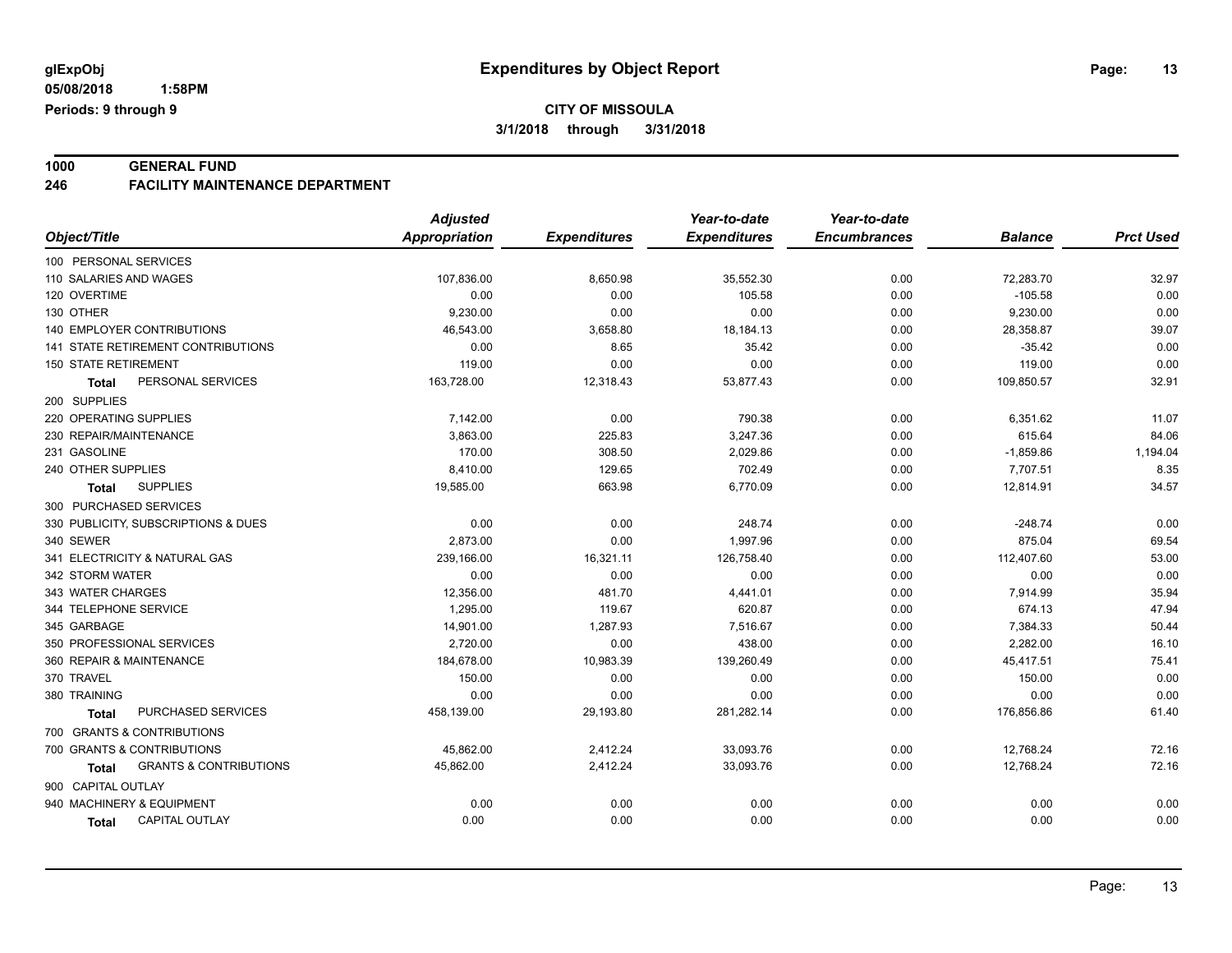glExpObj
05/08/2018 1:58PM
Periods: 9 through 9

# Expenditures by Object Report

## CITY OF MISSOULA

3/1/2018 through 3/31/2018

### 1000 GENERAL FUND
### 246 FACILITY MAINTENANCE DEPARTMENT

| Object/Title | Adjusted Appropriation | Expenditures | Year-to-date Expenditures | Year-to-date Encumbrances | Balance | Prct Used |
|---|---|---|---|---|---|---|
| 100 PERSONAL SERVICES | | | | | | |
| 110 SALARIES AND WAGES | 107,836.00 | 8,650.98 | 35,552.30 | 0.00 | 72,283.70 | 32.97 |
| 120 OVERTIME | 0.00 | 0.00 | 105.58 | 0.00 | -105.58 | 0.00 |
| 130 OTHER | 9,230.00 | 0.00 | 0.00 | 0.00 | 9,230.00 | 0.00 |
| 140 EMPLOYER CONTRIBUTIONS | 46,543.00 | 3,658.80 | 18,184.13 | 0.00 | 28,358.87 | 39.07 |
| 141 STATE RETIREMENT CONTRIBUTIONS | 0.00 | 8.65 | 35.42 | 0.00 | -35.42 | 0.00 |
| 150 STATE RETIREMENT | 119.00 | 0.00 | 0.00 | 0.00 | 119.00 | 0.00 |
| **Total** PERSONAL SERVICES | 163,728.00 | 12,318.43 | 53,877.43 | 0.00 | 109,850.57 | 32.91 |
| 200 SUPPLIES | | | | | | |
| 220 OPERATING SUPPLIES | 7,142.00 | 0.00 | 790.38 | 0.00 | 6,351.62 | 11.07 |
| 230 REPAIR/MAINTENANCE | 3,863.00 | 225.83 | 3,247.36 | 0.00 | 615.64 | 84.06 |
| 231 GASOLINE | 170.00 | 308.50 | 2,029.86 | 0.00 | -1,859.86 | 1,194.04 |
| 240 OTHER SUPPLIES | 8,410.00 | 129.65 | 702.49 | 0.00 | 7,707.51 | 8.35 |
| **Total** SUPPLIES | 19,585.00 | 663.98 | 6,770.09 | 0.00 | 12,814.91 | 34.57 |
| 300 PURCHASED SERVICES | | | | | | |
| 330 PUBLICITY, SUBSCRIPTIONS & DUES | 0.00 | 0.00 | 248.74 | 0.00 | -248.74 | 0.00 |
| 340 SEWER | 2,873.00 | 0.00 | 1,997.96 | 0.00 | 875.04 | 69.54 |
| 341 ELECTRICITY & NATURAL GAS | 239,166.00 | 16,321.11 | 126,758.40 | 0.00 | 112,407.60 | 53.00 |
| 342 STORM WATER | 0.00 | 0.00 | 0.00 | 0.00 | 0.00 | 0.00 |
| 343 WATER CHARGES | 12,356.00 | 481.70 | 4,441.01 | 0.00 | 7,914.99 | 35.94 |
| 344 TELEPHONE SERVICE | 1,295.00 | 119.67 | 620.87 | 0.00 | 674.13 | 47.94 |
| 345 GARBAGE | 14,901.00 | 1,287.93 | 7,516.67 | 0.00 | 7,384.33 | 50.44 |
| 350 PROFESSIONAL SERVICES | 2,720.00 | 0.00 | 438.00 | 0.00 | 2,282.00 | 16.10 |
| 360 REPAIR & MAINTENANCE | 184,678.00 | 10,983.39 | 139,260.49 | 0.00 | 45,417.51 | 75.41 |
| 370 TRAVEL | 150.00 | 0.00 | 0.00 | 0.00 | 150.00 | 0.00 |
| 380 TRAINING | 0.00 | 0.00 | 0.00 | 0.00 | 0.00 | 0.00 |
| **Total** PURCHASED SERVICES | 458,139.00 | 29,193.80 | 281,282.14 | 0.00 | 176,856.86 | 61.40 |
| 700 GRANTS & CONTRIBUTIONS | | | | | | |
| 700 GRANTS & CONTRIBUTIONS | 45,862.00 | 2,412.24 | 33,093.76 | 0.00 | 12,768.24 | 72.16 |
| **Total** GRANTS & CONTRIBUTIONS | 45,862.00 | 2,412.24 | 33,093.76 | 0.00 | 12,768.24 | 72.16 |
| 900 CAPITAL OUTLAY | | | | | | |
| 940 MACHINERY & EQUIPMENT | 0.00 | 0.00 | 0.00 | 0.00 | 0.00 | 0.00 |
| **Total** CAPITAL OUTLAY | 0.00 | 0.00 | 0.00 | 0.00 | 0.00 | 0.00 |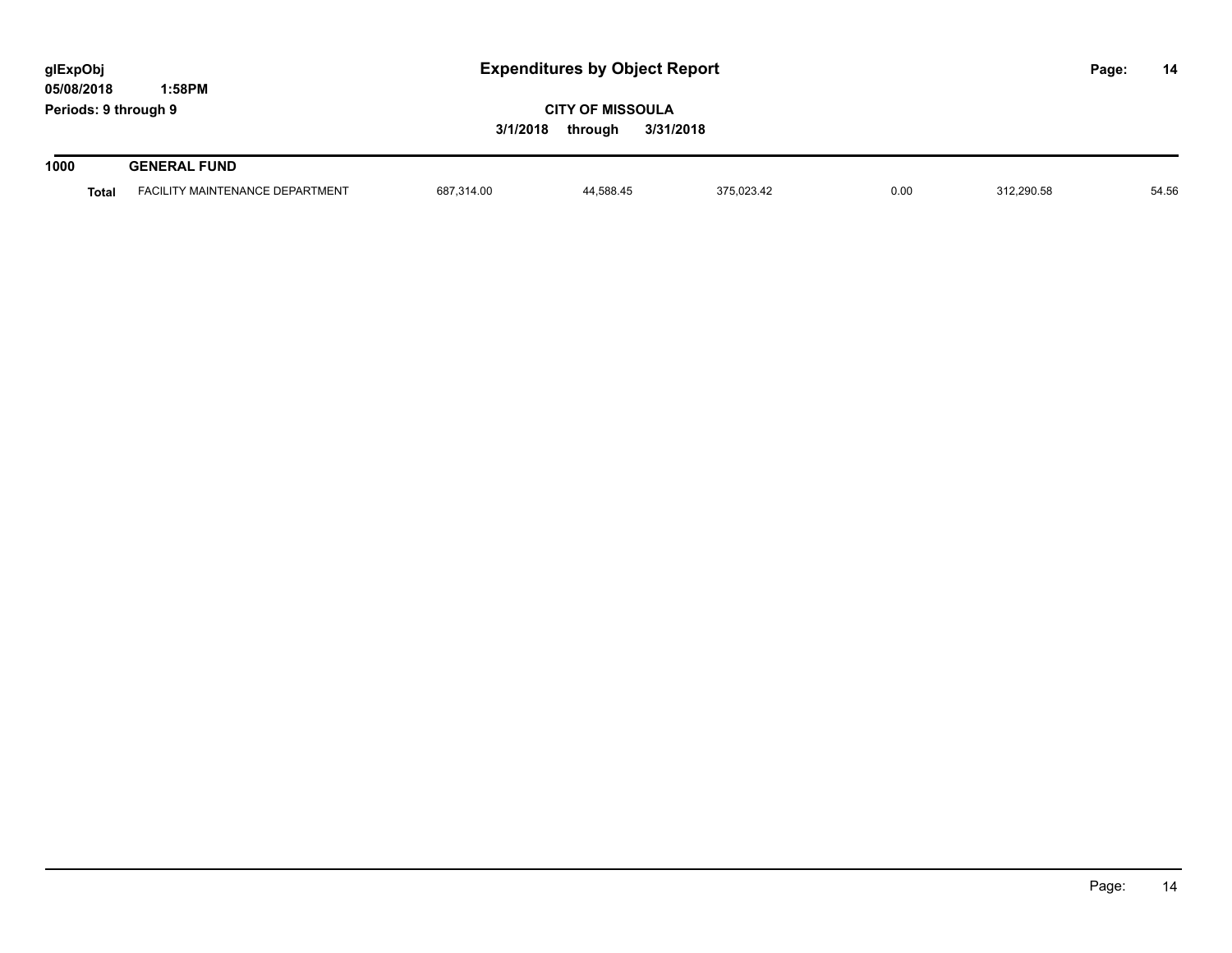**glExpObj**
**05/08/2018 1:58PM**
**Periods: 9 through 9**

# Expenditures by Object Report

**CITY OF MISSOULA**

**3/1/2018 through 3/31/2018**

**1000 GENERAL FUND**

| | | | | | | | |
|---|---|---|---|---|---|---|---|
| **Total** | FACILITY MAINTENANCE DEPARTMENT | 687,314.00 | 44,588.45 | 375,023.42 | 0.00 | 312,290.58 | 54.56 |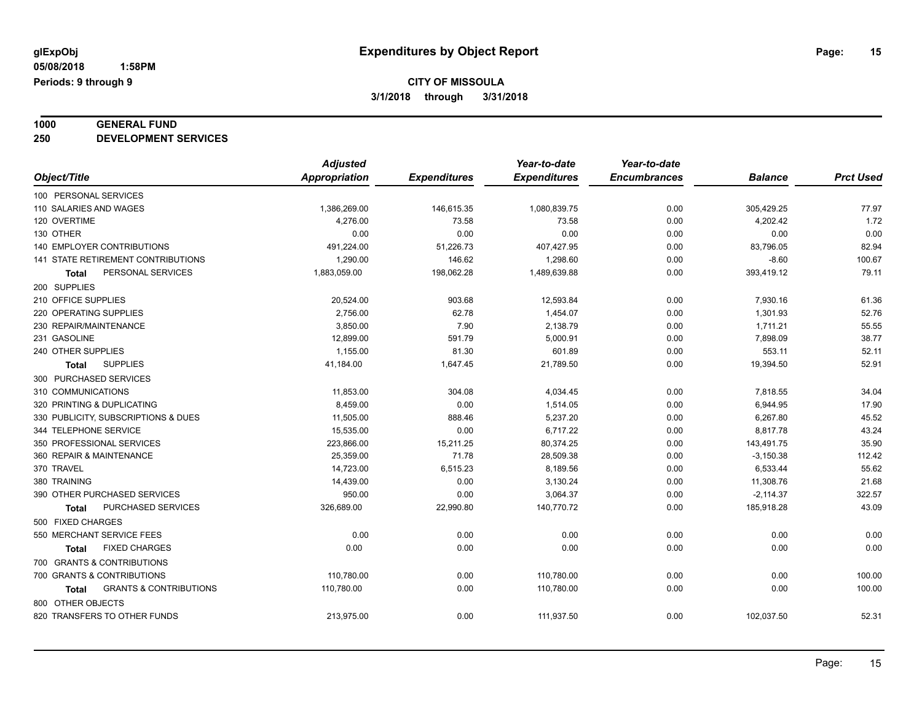# Expenditures by Object Report

glExpObj
05/08/2018 1:58PM
Periods: 9 through 9

**CITY OF MISSOULA**
**3/1/2018 through 3/31/2018**

**1000 GENERAL FUND**
**250 DEVELOPMENT SERVICES**

| Object/Title | Adjusted Appropriation | Expenditures | Year-to-date Expenditures | Year-to-date Encumbrances | Balance | Prct Used |
|---|---|---|---|---|---|---|
| 100 PERSONAL SERVICES | | | | | | |
| 110 SALARIES AND WAGES | 1,386,269.00 | 146,615.35 | 1,080,839.75 | 0.00 | 305,429.25 | 77.97 |
| 120 OVERTIME | 4,276.00 | 73.58 | 73.58 | 0.00 | 4,202.42 | 1.72 |
| 130 OTHER | 0.00 | 0.00 | 0.00 | 0.00 | 0.00 | 0.00 |
| 140 EMPLOYER CONTRIBUTIONS | 491,224.00 | 51,226.73 | 407,427.95 | 0.00 | 83,796.05 | 82.94 |
| 141 STATE RETIREMENT CONTRIBUTIONS | 1,290.00 | 146.62 | 1,298.60 | 0.00 | -8.60 | 100.67 |
| **Total** PERSONAL SERVICES | 1,883,059.00 | 198,062.28 | 1,489,639.88 | 0.00 | 393,419.12 | 79.11 |
| 200 SUPPLIES | | | | | | |
| 210 OFFICE SUPPLIES | 20,524.00 | 903.68 | 12,593.84 | 0.00 | 7,930.16 | 61.36 |
| 220 OPERATING SUPPLIES | 2,756.00 | 62.78 | 1,454.07 | 0.00 | 1,301.93 | 52.76 |
| 230 REPAIR/MAINTENANCE | 3,850.00 | 7.90 | 2,138.79 | 0.00 | 1,711.21 | 55.55 |
| 231 GASOLINE | 12,899.00 | 591.79 | 5,000.91 | 0.00 | 7,898.09 | 38.77 |
| 240 OTHER SUPPLIES | 1,155.00 | 81.30 | 601.89 | 0.00 | 553.11 | 52.11 |
| **Total** SUPPLIES | 41,184.00 | 1,647.45 | 21,789.50 | 0.00 | 19,394.50 | 52.91 |
| 300 PURCHASED SERVICES | | | | | | |
| 310 COMMUNICATIONS | 11,853.00 | 304.08 | 4,034.45 | 0.00 | 7,818.55 | 34.04 |
| 320 PRINTING & DUPLICATING | 8,459.00 | 0.00 | 1,514.05 | 0.00 | 6,944.95 | 17.90 |
| 330 PUBLICITY, SUBSCRIPTIONS & DUES | 11,505.00 | 888.46 | 5,237.20 | 0.00 | 6,267.80 | 45.52 |
| 344 TELEPHONE SERVICE | 15,535.00 | 0.00 | 6,717.22 | 0.00 | 8,817.78 | 43.24 |
| 350 PROFESSIONAL SERVICES | 223,866.00 | 15,211.25 | 80,374.25 | 0.00 | 143,491.75 | 35.90 |
| 360 REPAIR & MAINTENANCE | 25,359.00 | 71.78 | 28,509.38 | 0.00 | -3,150.38 | 112.42 |
| 370 TRAVEL | 14,723.00 | 6,515.23 | 8,189.56 | 0.00 | 6,533.44 | 55.62 |
| 380 TRAINING | 14,439.00 | 0.00 | 3,130.24 | 0.00 | 11,308.76 | 21.68 |
| 390 OTHER PURCHASED SERVICES | 950.00 | 0.00 | 3,064.37 | 0.00 | -2,114.37 | 322.57 |
| **Total** PURCHASED SERVICES | 326,689.00 | 22,990.80 | 140,770.72 | 0.00 | 185,918.28 | 43.09 |
| 500 FIXED CHARGES | | | | | | |
| 550 MERCHANT SERVICE FEES | 0.00 | 0.00 | 0.00 | 0.00 | 0.00 | 0.00 |
| **Total** FIXED CHARGES | 0.00 | 0.00 | 0.00 | 0.00 | 0.00 | 0.00 |
| 700 GRANTS & CONTRIBUTIONS | | | | | | |
| 700 GRANTS & CONTRIBUTIONS | 110,780.00 | 0.00 | 110,780.00 | 0.00 | 0.00 | 100.00 |
| **Total** GRANTS & CONTRIBUTIONS | 110,780.00 | 0.00 | 110,780.00 | 0.00 | 0.00 | 100.00 |
| 800 OTHER OBJECTS | | | | | | |
| 820 TRANSFERS TO OTHER FUNDS | 213,975.00 | 0.00 | 111,937.50 | 0.00 | 102,037.50 | 52.31 |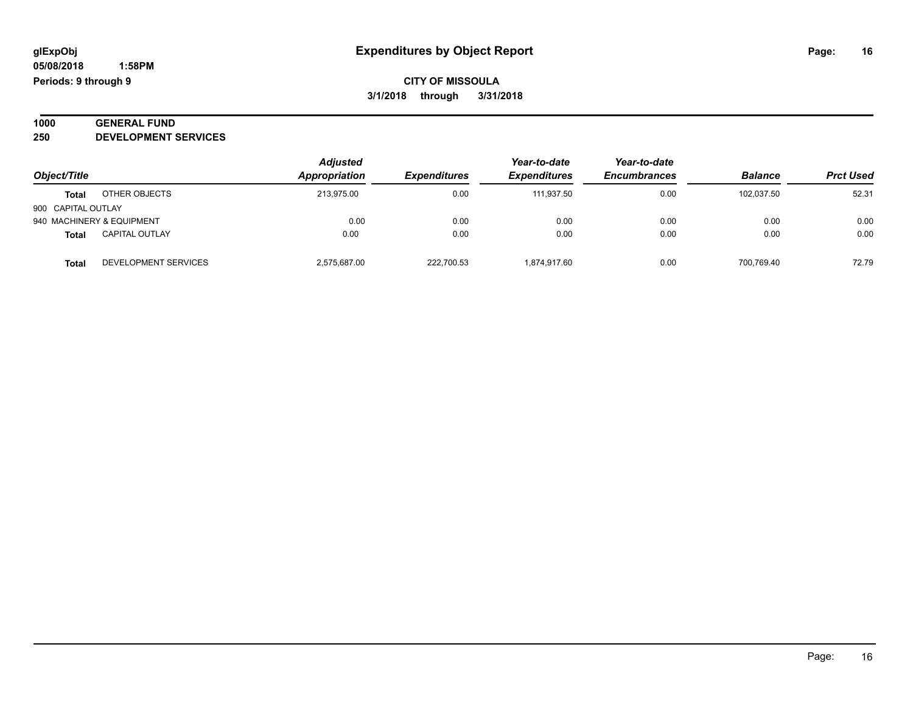**glExpObj**
**05/08/2018 1:58PM**
**Periods: 9 through 9**

# Expenditures by Object Report

**CITY OF MISSOULA**
**3/1/2018 through 3/31/2018**

## 1000 GENERAL FUND
## 250 DEVELOPMENT SERVICES

| Object/Title | | Adjusted Appropriation | Expenditures | Year-to-date Expenditures | Year-to-date Encumbrances | Balance | Prct Used |
|---|---|---|---|---|---|---|---|
| **Total** | OTHER OBJECTS | 213,975.00 | 0.00 | 111,937.50 | 0.00 | 102,037.50 | 52.31 |
| 900 CAPITAL OUTLAY | | | | | | | |
| 940 MACHINERY & EQUIPMENT | | 0.00 | 0.00 | 0.00 | 0.00 | 0.00 | 0.00 |
| **Total** | CAPITAL OUTLAY | 0.00 | 0.00 | 0.00 | 0.00 | 0.00 | 0.00 |
| **Total** | DEVELOPMENT SERVICES | 2,575,687.00 | 222,700.53 | 1,874,917.60 | 0.00 | 700,769.40 | 72.79 |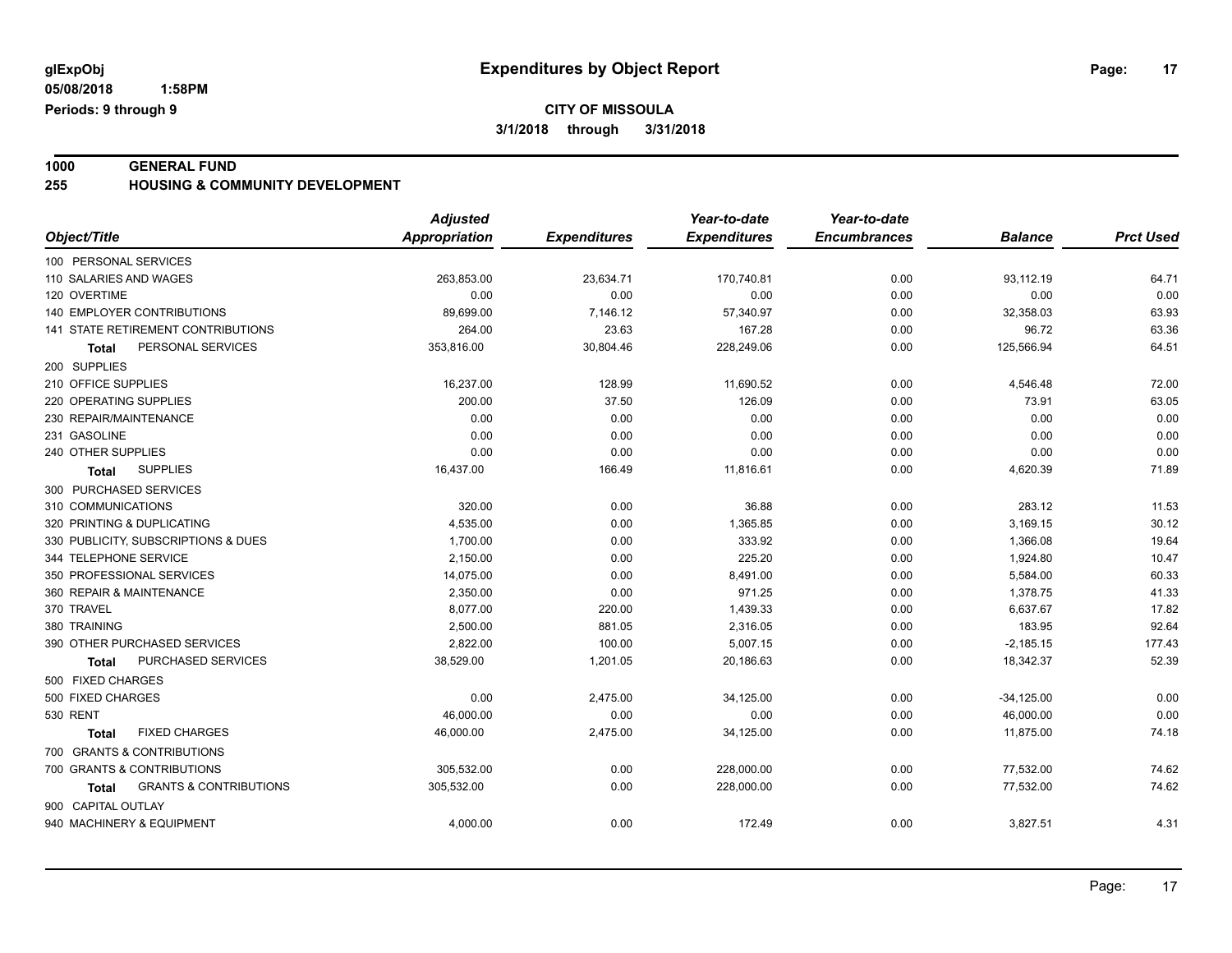glExpObj
05/08/2018 1:58PM
Periods: 9 through 9

# Expenditures by Object Report

**CITY OF MISSOULA**
**3/1/2018 through 3/31/2018**

**1000 GENERAL FUND**
**255 HOUSING & COMMUNITY DEVELOPMENT**

| Object/Title | Adjusted Appropriation | Expenditures | Year-to-date Expenditures | Year-to-date Encumbrances | Balance | Prct Used |
|---|---|---|---|---|---|---|
| 100 PERSONAL SERVICES | | | | | | |
| 110 SALARIES AND WAGES | 263,853.00 | 23,634.71 | 170,740.81 | 0.00 | 93,112.19 | 64.71 |
| 120 OVERTIME | 0.00 | 0.00 | 0.00 | 0.00 | 0.00 | 0.00 |
| 140 EMPLOYER CONTRIBUTIONS | 89,699.00 | 7,146.12 | 57,340.97 | 0.00 | 32,358.03 | 63.93 |
| 141 STATE RETIREMENT CONTRIBUTIONS | 264.00 | 23.63 | 167.28 | 0.00 | 96.72 | 63.36 |
| **Total** PERSONAL SERVICES | 353,816.00 | 30,804.46 | 228,249.06 | 0.00 | 125,566.94 | 64.51 |
| 200 SUPPLIES | | | | | | |
| 210 OFFICE SUPPLIES | 16,237.00 | 128.99 | 11,690.52 | 0.00 | 4,546.48 | 72.00 |
| 220 OPERATING SUPPLIES | 200.00 | 37.50 | 126.09 | 0.00 | 73.91 | 63.05 |
| 230 REPAIR/MAINTENANCE | 0.00 | 0.00 | 0.00 | 0.00 | 0.00 | 0.00 |
| 231 GASOLINE | 0.00 | 0.00 | 0.00 | 0.00 | 0.00 | 0.00 |
| 240 OTHER SUPPLIES | 0.00 | 0.00 | 0.00 | 0.00 | 0.00 | 0.00 |
| **Total** SUPPLIES | 16,437.00 | 166.49 | 11,816.61 | 0.00 | 4,620.39 | 71.89 |
| 300 PURCHASED SERVICES | | | | | | |
| 310 COMMUNICATIONS | 320.00 | 0.00 | 36.88 | 0.00 | 283.12 | 11.53 |
| 320 PRINTING & DUPLICATING | 4,535.00 | 0.00 | 1,365.85 | 0.00 | 3,169.15 | 30.12 |
| 330 PUBLICITY, SUBSCRIPTIONS & DUES | 1,700.00 | 0.00 | 333.92 | 0.00 | 1,366.08 | 19.64 |
| 344 TELEPHONE SERVICE | 2,150.00 | 0.00 | 225.20 | 0.00 | 1,924.80 | 10.47 |
| 350 PROFESSIONAL SERVICES | 14,075.00 | 0.00 | 8,491.00 | 0.00 | 5,584.00 | 60.33 |
| 360 REPAIR & MAINTENANCE | 2,350.00 | 0.00 | 971.25 | 0.00 | 1,378.75 | 41.33 |
| 370 TRAVEL | 8,077.00 | 220.00 | 1,439.33 | 0.00 | 6,637.67 | 17.82 |
| 380 TRAINING | 2,500.00 | 881.05 | 2,316.05 | 0.00 | 183.95 | 92.64 |
| 390 OTHER PURCHASED SERVICES | 2,822.00 | 100.00 | 5,007.15 | 0.00 | -2,185.15 | 177.43 |
| **Total** PURCHASED SERVICES | 38,529.00 | 1,201.05 | 20,186.63 | 0.00 | 18,342.37 | 52.39 |
| 500 FIXED CHARGES | | | | | | |
| 500 FIXED CHARGES | 0.00 | 2,475.00 | 34,125.00 | 0.00 | -34,125.00 | 0.00 |
| 530 RENT | 46,000.00 | 0.00 | 0.00 | 0.00 | 46,000.00 | 0.00 |
| **Total** FIXED CHARGES | 46,000.00 | 2,475.00 | 34,125.00 | 0.00 | 11,875.00 | 74.18 |
| 700 GRANTS & CONTRIBUTIONS | | | | | | |
| 700 GRANTS & CONTRIBUTIONS | 305,532.00 | 0.00 | 228,000.00 | 0.00 | 77,532.00 | 74.62 |
| **Total** GRANTS & CONTRIBUTIONS | 305,532.00 | 0.00 | 228,000.00 | 0.00 | 77,532.00 | 74.62 |
| 900 CAPITAL OUTLAY | | | | | | |
| 940 MACHINERY & EQUIPMENT | 4,000.00 | 0.00 | 172.49 | 0.00 | 3,827.51 | 4.31 |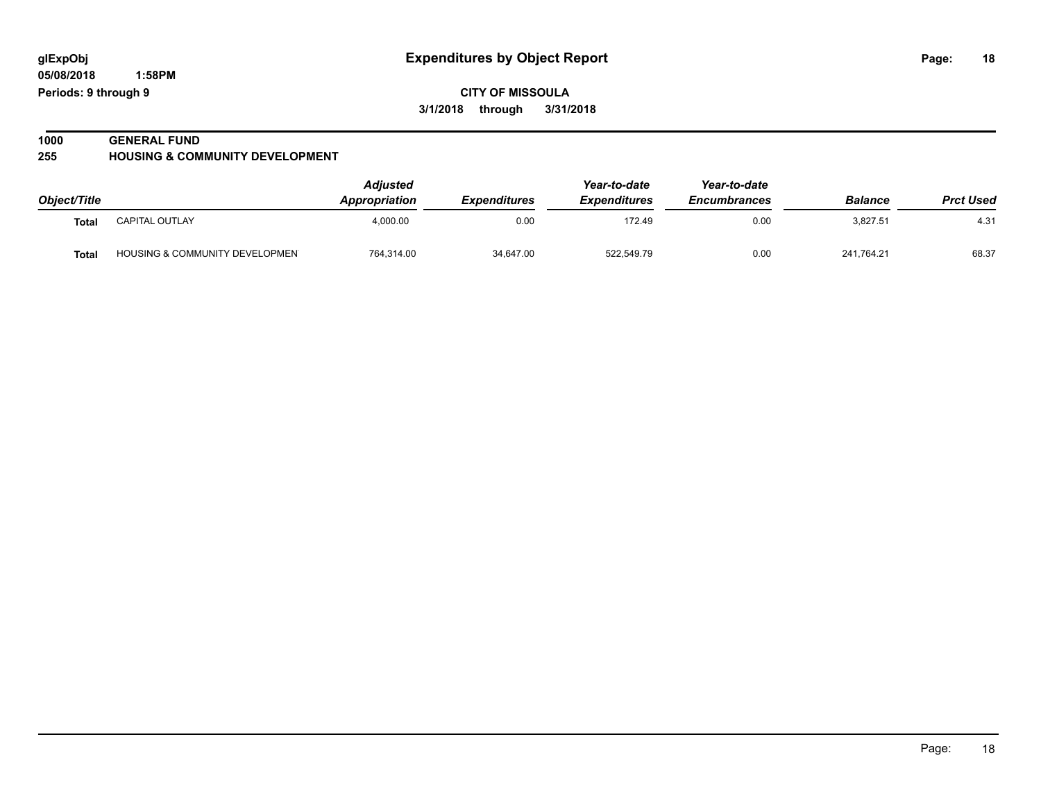# Expenditures by Object Report

glExpObj
05/08/2018 1:58PM
Periods: 9 through 9

**CITY OF MISSOULA**
**3/1/2018 through 3/31/2018**

**1000 GENERAL FUND**
**255 HOUSING & COMMUNITY DEVELOPMENT**

| Object/Title | | Adjusted Appropriation | Expenditures | Year-to-date Expenditures | Year-to-date Encumbrances | Balance | Prct Used |
|---|---|---|---|---|---|---|---|
| **Total** | CAPITAL OUTLAY | 4,000.00 | 0.00 | 172.49 | 0.00 | 3,827.51 | 4.31 |
| **Total** | HOUSING & COMMUNITY DEVELOPMEN | 764,314.00 | 34,647.00 | 522,549.79 | 0.00 | 241,764.21 | 68.37 |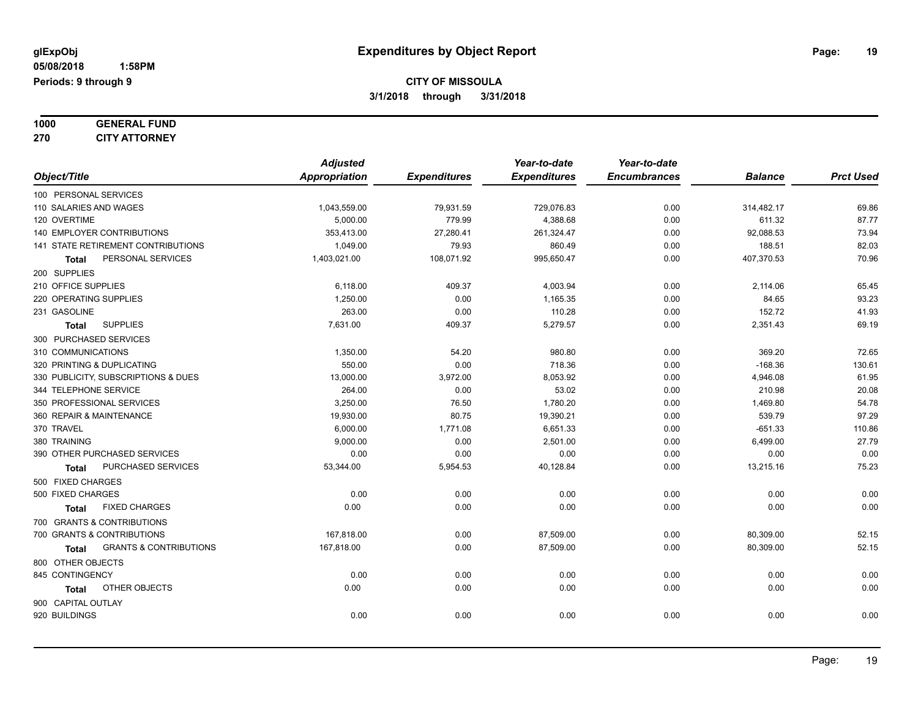glExpObj
05/08/2018 1:58PM
Periods: 9 through 9

# Expenditures by Object Report

**CITY OF MISSOULA**
**3/1/2018 through 3/31/2018**

**1000 GENERAL FUND**
**270 CITY ATTORNEY**

| Object/Title | Adjusted Appropriation | Expenditures | Year-to-date Expenditures | Year-to-date Encumbrances | Balance | Prct Used |
|---|---|---|---|---|---|---|
| 100 PERSONAL SERVICES | | | | | | |
| 110 SALARIES AND WAGES | 1,043,559.00 | 79,931.59 | 729,076.83 | 0.00 | 314,482.17 | 69.86 |
| 120 OVERTIME | 5,000.00 | 779.99 | 4,388.68 | 0.00 | 611.32 | 87.77 |
| 140 EMPLOYER CONTRIBUTIONS | 353,413.00 | 27,280.41 | 261,324.47 | 0.00 | 92,088.53 | 73.94 |
| 141 STATE RETIREMENT CONTRIBUTIONS | 1,049.00 | 79.93 | 860.49 | 0.00 | 188.51 | 82.03 |
| **Total** PERSONAL SERVICES | 1,403,021.00 | 108,071.92 | 995,650.47 | 0.00 | 407,370.53 | 70.96 |
| 200 SUPPLIES | | | | | | |
| 210 OFFICE SUPPLIES | 6,118.00 | 409.37 | 4,003.94 | 0.00 | 2,114.06 | 65.45 |
| 220 OPERATING SUPPLIES | 1,250.00 | 0.00 | 1,165.35 | 0.00 | 84.65 | 93.23 |
| 231 GASOLINE | 263.00 | 0.00 | 110.28 | 0.00 | 152.72 | 41.93 |
| **Total** SUPPLIES | 7,631.00 | 409.37 | 5,279.57 | 0.00 | 2,351.43 | 69.19 |
| 300 PURCHASED SERVICES | | | | | | |
| 310 COMMUNICATIONS | 1,350.00 | 54.20 | 980.80 | 0.00 | 369.20 | 72.65 |
| 320 PRINTING & DUPLICATING | 550.00 | 0.00 | 718.36 | 0.00 | -168.36 | 130.61 |
| 330 PUBLICITY, SUBSCRIPTIONS & DUES | 13,000.00 | 3,972.00 | 8,053.92 | 0.00 | 4,946.08 | 61.95 |
| 344 TELEPHONE SERVICE | 264.00 | 0.00 | 53.02 | 0.00 | 210.98 | 20.08 |
| 350 PROFESSIONAL SERVICES | 3,250.00 | 76.50 | 1,780.20 | 0.00 | 1,469.80 | 54.78 |
| 360 REPAIR & MAINTENANCE | 19,930.00 | 80.75 | 19,390.21 | 0.00 | 539.79 | 97.29 |
| 370 TRAVEL | 6,000.00 | 1,771.08 | 6,651.33 | 0.00 | -651.33 | 110.86 |
| 380 TRAINING | 9,000.00 | 0.00 | 2,501.00 | 0.00 | 6,499.00 | 27.79 |
| 390 OTHER PURCHASED SERVICES | 0.00 | 0.00 | 0.00 | 0.00 | 0.00 | 0.00 |
| **Total** PURCHASED SERVICES | 53,344.00 | 5,954.53 | 40,128.84 | 0.00 | 13,215.16 | 75.23 |
| 500 FIXED CHARGES | | | | | | |
| 500 FIXED CHARGES | 0.00 | 0.00 | 0.00 | 0.00 | 0.00 | 0.00 |
| **Total** FIXED CHARGES | 0.00 | 0.00 | 0.00 | 0.00 | 0.00 | 0.00 |
| 700 GRANTS & CONTRIBUTIONS | | | | | | |
| 700 GRANTS & CONTRIBUTIONS | 167,818.00 | 0.00 | 87,509.00 | 0.00 | 80,309.00 | 52.15 |
| **Total** GRANTS & CONTRIBUTIONS | 167,818.00 | 0.00 | 87,509.00 | 0.00 | 80,309.00 | 52.15 |
| 800 OTHER OBJECTS | | | | | | |
| 845 CONTINGENCY | 0.00 | 0.00 | 0.00 | 0.00 | 0.00 | 0.00 |
| **Total** OTHER OBJECTS | 0.00 | 0.00 | 0.00 | 0.00 | 0.00 | 0.00 |
| 900 CAPITAL OUTLAY | | | | | | |
| 920 BUILDINGS | 0.00 | 0.00 | 0.00 | 0.00 | 0.00 | 0.00 |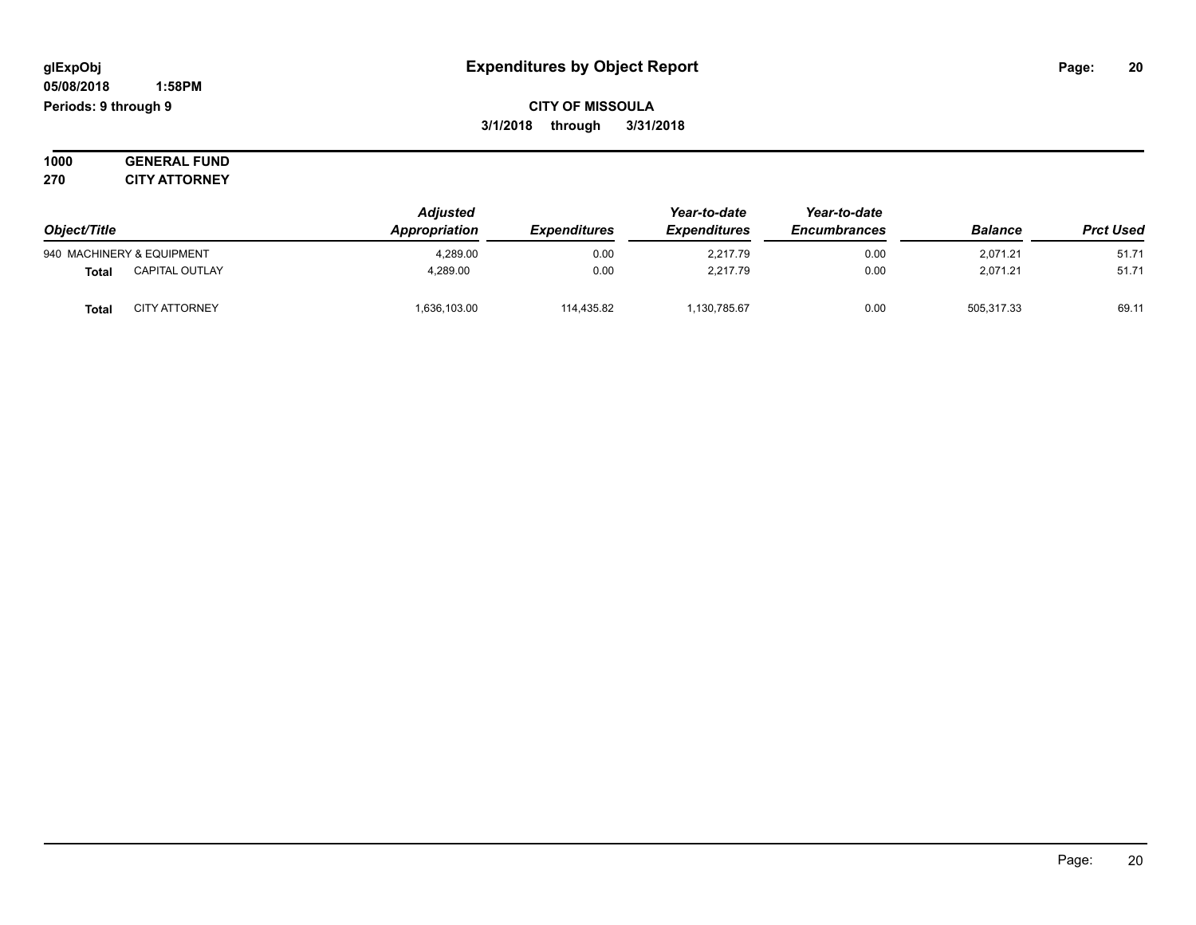**glExpObj**
**05/08/2018 1:58PM**
**Periods: 9 through 9**

# Expenditures by Object Report

**CITY OF MISSOULA**
**3/1/2018 through 3/31/2018**

**1000 GENERAL FUND**
**270 CITY ATTORNEY**

| Object/Title | | Adjusted Appropriation | Expenditures | Year-to-date Expenditures | Year-to-date Encumbrances | Balance | Prct Used |
|---|---|---|---|---|---|---|---|
| 940 MACHINERY & EQUIPMENT | | 4,289.00 | 0.00 | 2,217.79 | 0.00 | 2,071.21 | 51.71 |
| **Total** | CAPITAL OUTLAY | 4,289.00 | 0.00 | 2,217.79 | 0.00 | 2,071.21 | 51.71 |
| **Total** | CITY ATTORNEY | 1,636,103.00 | 114,435.82 | 1,130,785.67 | 0.00 | 505,317.33 | 69.11 |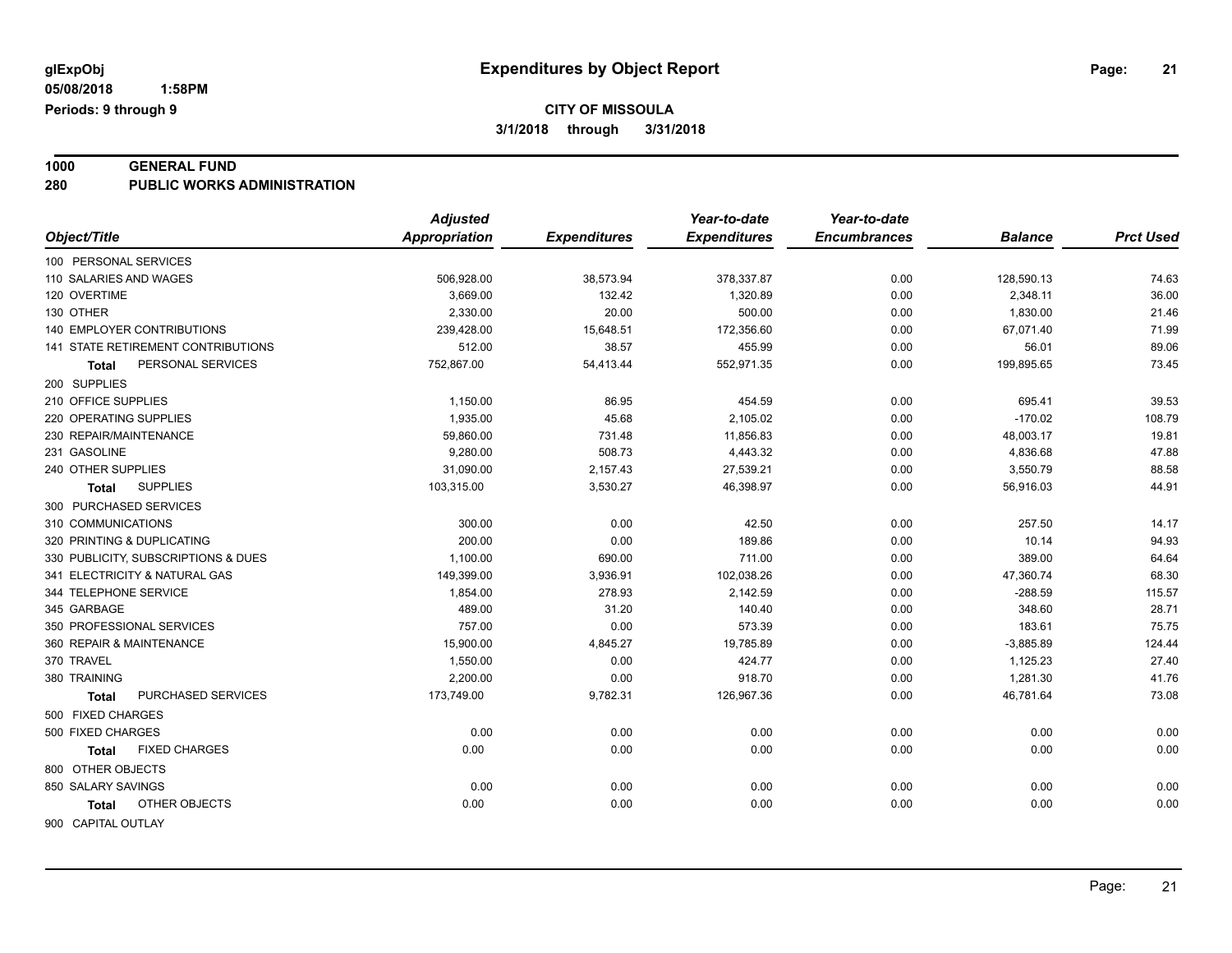**glExpObj** **Expenditures by Object Report**

**05/08/2018 1:58PM**

**Periods: 9 through 9**

**CITY OF MISSOULA**

**3/1/2018 through 3/31/2018**

## 1000 GENERAL FUND

## 280 PUBLIC WORKS ADMINISTRATION

| Object/Title | Adjusted Appropriation | Expenditures | Year-to-date Expenditures | Year-to-date Encumbrances | Balance | Prct Used |
|---|---|---|---|---|---|---|
| 100 PERSONAL SERVICES | | | | | | |
| 110 SALARIES AND WAGES | 506,928.00 | 38,573.94 | 378,337.87 | 0.00 | 128,590.13 | 74.63 |
| 120 OVERTIME | 3,669.00 | 132.42 | 1,320.89 | 0.00 | 2,348.11 | 36.00 |
| 130 OTHER | 2,330.00 | 20.00 | 500.00 | 0.00 | 1,830.00 | 21.46 |
| 140 EMPLOYER CONTRIBUTIONS | 239,428.00 | 15,648.51 | 172,356.60 | 0.00 | 67,071.40 | 71.99 |
| 141 STATE RETIREMENT CONTRIBUTIONS | 512.00 | 38.57 | 455.99 | 0.00 | 56.01 | 89.06 |
| **Total** PERSONAL SERVICES | 752,867.00 | 54,413.44 | 552,971.35 | 0.00 | 199,895.65 | 73.45 |
| 200 SUPPLIES | | | | | | |
| 210 OFFICE SUPPLIES | 1,150.00 | 86.95 | 454.59 | 0.00 | 695.41 | 39.53 |
| 220 OPERATING SUPPLIES | 1,935.00 | 45.68 | 2,105.02 | 0.00 | -170.02 | 108.79 |
| 230 REPAIR/MAINTENANCE | 59,860.00 | 731.48 | 11,856.83 | 0.00 | 48,003.17 | 19.81 |
| 231 GASOLINE | 9,280.00 | 508.73 | 4,443.32 | 0.00 | 4,836.68 | 47.88 |
| 240 OTHER SUPPLIES | 31,090.00 | 2,157.43 | 27,539.21 | 0.00 | 3,550.79 | 88.58 |
| **Total** SUPPLIES | 103,315.00 | 3,530.27 | 46,398.97 | 0.00 | 56,916.03 | 44.91 |
| 300 PURCHASED SERVICES | | | | | | |
| 310 COMMUNICATIONS | 300.00 | 0.00 | 42.50 | 0.00 | 257.50 | 14.17 |
| 320 PRINTING & DUPLICATING | 200.00 | 0.00 | 189.86 | 0.00 | 10.14 | 94.93 |
| 330 PUBLICITY, SUBSCRIPTIONS & DUES | 1,100.00 | 690.00 | 711.00 | 0.00 | 389.00 | 64.64 |
| 341 ELECTRICITY & NATURAL GAS | 149,399.00 | 3,936.91 | 102,038.26 | 0.00 | 47,360.74 | 68.30 |
| 344 TELEPHONE SERVICE | 1,854.00 | 278.93 | 2,142.59 | 0.00 | -288.59 | 115.57 |
| 345 GARBAGE | 489.00 | 31.20 | 140.40 | 0.00 | 348.60 | 28.71 |
| 350 PROFESSIONAL SERVICES | 757.00 | 0.00 | 573.39 | 0.00 | 183.61 | 75.75 |
| 360 REPAIR & MAINTENANCE | 15,900.00 | 4,845.27 | 19,785.89 | 0.00 | -3,885.89 | 124.44 |
| 370 TRAVEL | 1,550.00 | 0.00 | 424.77 | 0.00 | 1,125.23 | 27.40 |
| 380 TRAINING | 2,200.00 | 0.00 | 918.70 | 0.00 | 1,281.30 | 41.76 |
| **Total** PURCHASED SERVICES | 173,749.00 | 9,782.31 | 126,967.36 | 0.00 | 46,781.64 | 73.08 |
| 500 FIXED CHARGES | | | | | | |
| 500 FIXED CHARGES | 0.00 | 0.00 | 0.00 | 0.00 | 0.00 | 0.00 |
| **Total** FIXED CHARGES | 0.00 | 0.00 | 0.00 | 0.00 | 0.00 | 0.00 |
| 800 OTHER OBJECTS | | | | | | |
| 850 SALARY SAVINGS | 0.00 | 0.00 | 0.00 | 0.00 | 0.00 | 0.00 |
| **Total** OTHER OBJECTS | 0.00 | 0.00 | 0.00 | 0.00 | 0.00 | 0.00 |
| 900 CAPITAL OUTLAY | | | | | | |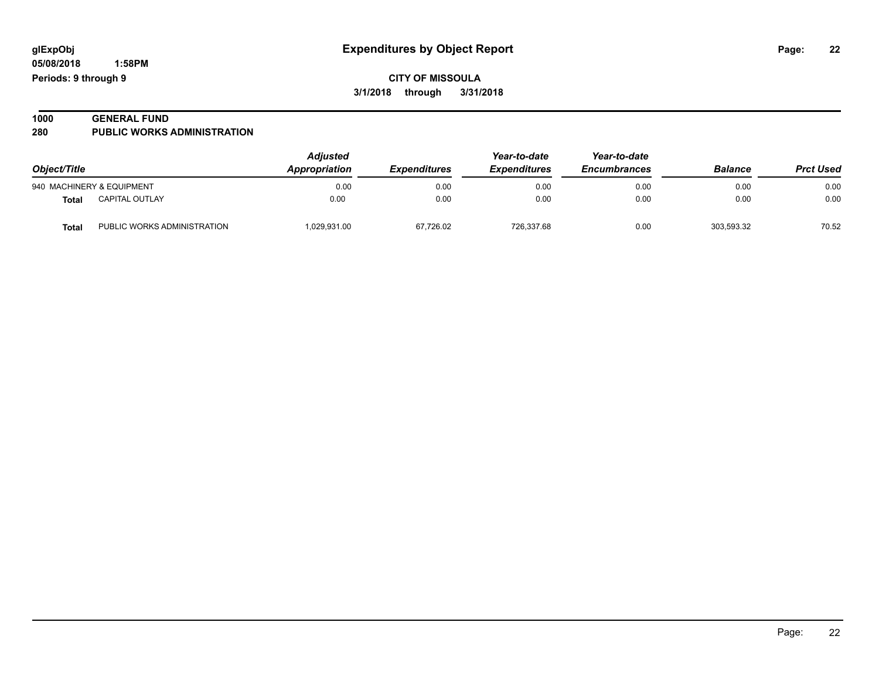**glExpObj** **Expenditures by Object Report**

**05/08/2018 1:58PM**

**Periods: 9 through 9**

**CITY OF MISSOULA**

**3/1/2018 through 3/31/2018**

**1000 GENERAL FUND**

**280 PUBLIC WORKS ADMINISTRATION**

| Object/Title | | Adjusted Appropriation | Expenditures | Year-to-date Expenditures | Year-to-date Encumbrances | Balance | Prct Used |
|---|---|---|---|---|---|---|---|
| 940 MACHINERY & EQUIPMENT | | 0.00 | 0.00 | 0.00 | 0.00 | 0.00 | 0.00 |
| **Total** | CAPITAL OUTLAY | 0.00 | 0.00 | 0.00 | 0.00 | 0.00 | 0.00 |
| **Total** | PUBLIC WORKS ADMINISTRATION | 1,029,931.00 | 67,726.02 | 726,337.68 | 0.00 | 303,593.32 | 70.52 |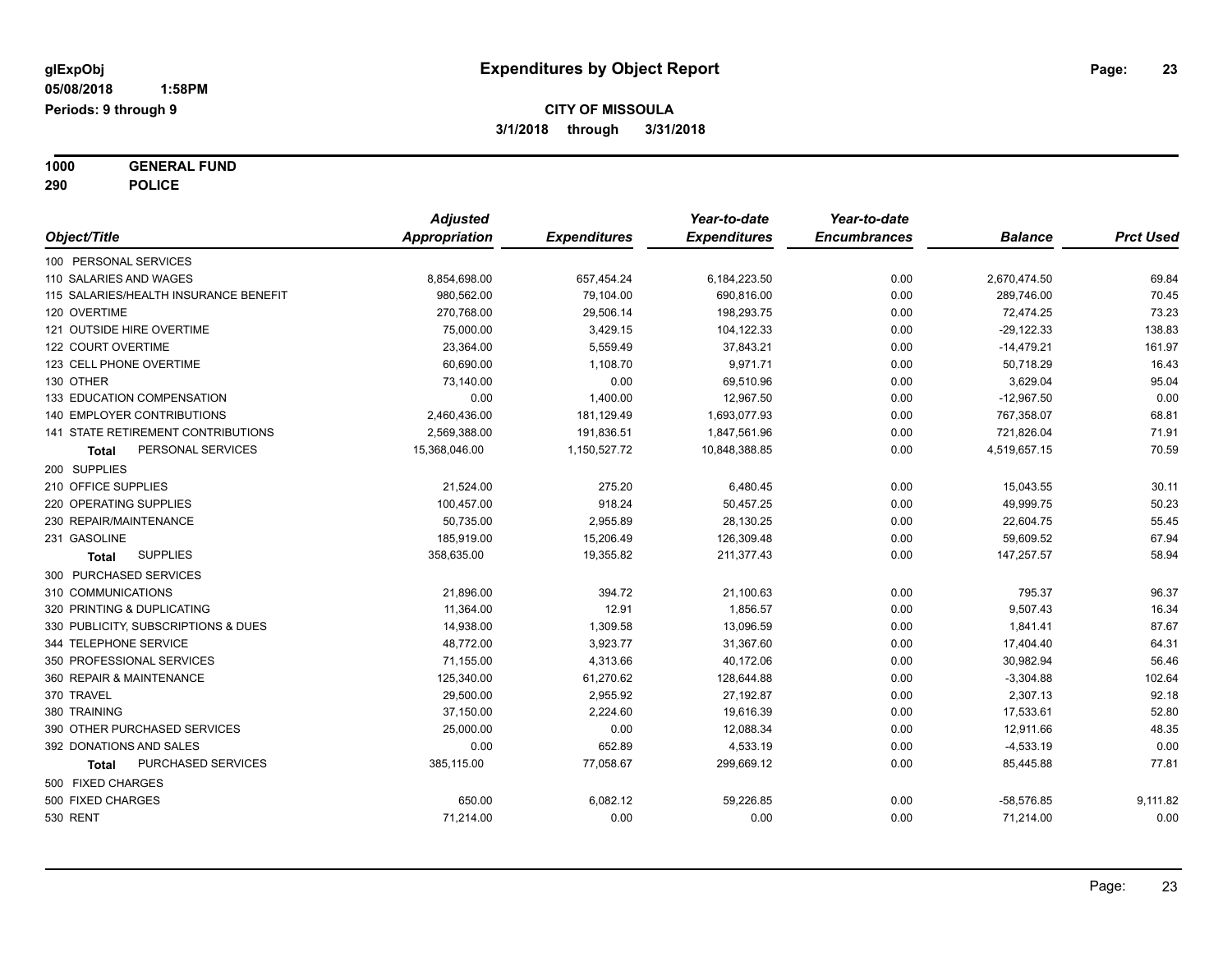**glExpObj**
**05/08/2018 1:58PM**
**Periods: 9 through 9**

# Expenditures by Object Report

**CITY OF MISSOULA**
**3/1/2018 through 3/31/2018**

**1000 GENERAL FUND**
**290 POLICE**

| Object/Title | Adjusted Appropriation | Expenditures | Year-to-date Expenditures | Year-to-date Encumbrances | Balance | Prct Used |
|---|---|---|---|---|---|---|
| 100 PERSONAL SERVICES | | | | | | |
| 110 SALARIES AND WAGES | 8,854,698.00 | 657,454.24 | 6,184,223.50 | 0.00 | 2,670,474.50 | 69.84 |
| 115 SALARIES/HEALTH INSURANCE BENEFIT | 980,562.00 | 79,104.00 | 690,816.00 | 0.00 | 289,746.00 | 70.45 |
| 120 OVERTIME | 270,768.00 | 29,506.14 | 198,293.75 | 0.00 | 72,474.25 | 73.23 |
| 121 OUTSIDE HIRE OVERTIME | 75,000.00 | 3,429.15 | 104,122.33 | 0.00 | -29,122.33 | 138.83 |
| 122 COURT OVERTIME | 23,364.00 | 5,559.49 | 37,843.21 | 0.00 | -14,479.21 | 161.97 |
| 123 CELL PHONE OVERTIME | 60,690.00 | 1,108.70 | 9,971.71 | 0.00 | 50,718.29 | 16.43 |
| 130 OTHER | 73,140.00 | 0.00 | 69,510.96 | 0.00 | 3,629.04 | 95.04 |
| 133 EDUCATION COMPENSATION | 0.00 | 1,400.00 | 12,967.50 | 0.00 | -12,967.50 | 0.00 |
| 140 EMPLOYER CONTRIBUTIONS | 2,460,436.00 | 181,129.49 | 1,693,077.93 | 0.00 | 767,358.07 | 68.81 |
| 141 STATE RETIREMENT CONTRIBUTIONS | 2,569,388.00 | 191,836.51 | 1,847,561.96 | 0.00 | 721,826.04 | 71.91 |
| **Total** PERSONAL SERVICES | 15,368,046.00 | 1,150,527.72 | 10,848,388.85 | 0.00 | 4,519,657.15 | 70.59 |
| 200 SUPPLIES | | | | | | |
| 210 OFFICE SUPPLIES | 21,524.00 | 275.20 | 6,480.45 | 0.00 | 15,043.55 | 30.11 |
| 220 OPERATING SUPPLIES | 100,457.00 | 918.24 | 50,457.25 | 0.00 | 49,999.75 | 50.23 |
| 230 REPAIR/MAINTENANCE | 50,735.00 | 2,955.89 | 28,130.25 | 0.00 | 22,604.75 | 55.45 |
| 231 GASOLINE | 185,919.00 | 15,206.49 | 126,309.48 | 0.00 | 59,609.52 | 67.94 |
| **Total** SUPPLIES | 358,635.00 | 19,355.82 | 211,377.43 | 0.00 | 147,257.57 | 58.94 |
| 300 PURCHASED SERVICES | | | | | | |
| 310 COMMUNICATIONS | 21,896.00 | 394.72 | 21,100.63 | 0.00 | 795.37 | 96.37 |
| 320 PRINTING & DUPLICATING | 11,364.00 | 12.91 | 1,856.57 | 0.00 | 9,507.43 | 16.34 |
| 330 PUBLICITY, SUBSCRIPTIONS & DUES | 14,938.00 | 1,309.58 | 13,096.59 | 0.00 | 1,841.41 | 87.67 |
| 344 TELEPHONE SERVICE | 48,772.00 | 3,923.77 | 31,367.60 | 0.00 | 17,404.40 | 64.31 |
| 350 PROFESSIONAL SERVICES | 71,155.00 | 4,313.66 | 40,172.06 | 0.00 | 30,982.94 | 56.46 |
| 360 REPAIR & MAINTENANCE | 125,340.00 | 61,270.62 | 128,644.88 | 0.00 | -3,304.88 | 102.64 |
| 370 TRAVEL | 29,500.00 | 2,955.92 | 27,192.87 | 0.00 | 2,307.13 | 92.18 |
| 380 TRAINING | 37,150.00 | 2,224.60 | 19,616.39 | 0.00 | 17,533.61 | 52.80 |
| 390 OTHER PURCHASED SERVICES | 25,000.00 | 0.00 | 12,088.34 | 0.00 | 12,911.66 | 48.35 |
| 392 DONATIONS AND SALES | 0.00 | 652.89 | 4,533.19 | 0.00 | -4,533.19 | 0.00 |
| **Total** PURCHASED SERVICES | 385,115.00 | 77,058.67 | 299,669.12 | 0.00 | 85,445.88 | 77.81 |
| 500 FIXED CHARGES | | | | | | |
| 500 FIXED CHARGES | 650.00 | 6,082.12 | 59,226.85 | 0.00 | -58,576.85 | 9,111.82 |
| 530 RENT | 71,214.00 | 0.00 | 0.00 | 0.00 | 71,214.00 | 0.00 |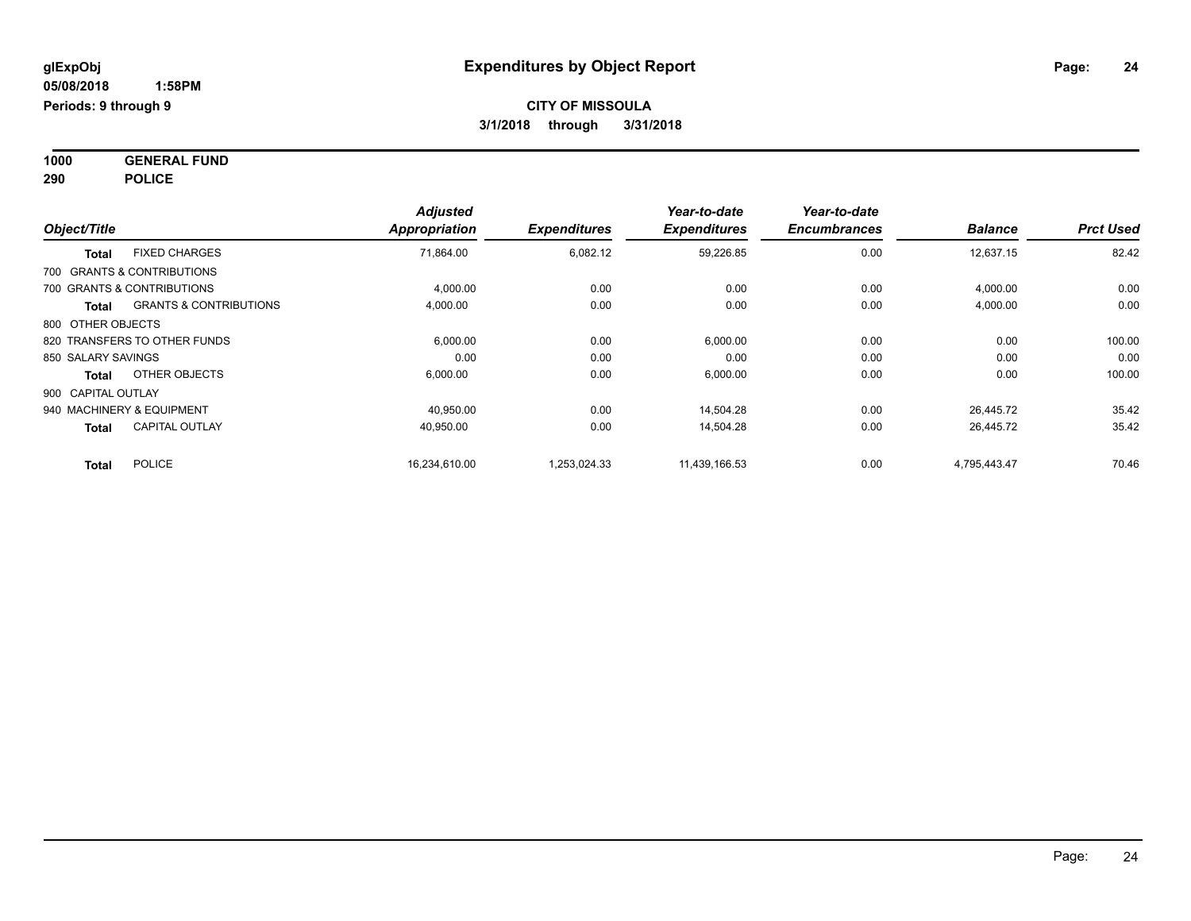# Expenditures by Object Report

glExpObj
05/08/2018 1:58PM
Periods: 9 through 9

**CITY OF MISSOULA**
**3/1/2018 through 3/31/2018**

**1000 GENERAL FUND**
**290 POLICE**

| Object/Title | | Adjusted Appropriation | Expenditures | Year-to-date Expenditures | Year-to-date Encumbrances | Balance | Prct Used |
|---|---|---|---|---|---|---|---|
| **Total** | FIXED CHARGES | 71,864.00 | 6,082.12 | 59,226.85 | 0.00 | 12,637.15 | 82.42 |
| 700 GRANTS & CONTRIBUTIONS | | | | | | | |
| 700 GRANTS & CONTRIBUTIONS | | 4,000.00 | 0.00 | 0.00 | 0.00 | 4,000.00 | 0.00 |
| **Total** | GRANTS & CONTRIBUTIONS | 4,000.00 | 0.00 | 0.00 | 0.00 | 4,000.00 | 0.00 |
| 800 OTHER OBJECTS | | | | | | | |
| 820 TRANSFERS TO OTHER FUNDS | | 6,000.00 | 0.00 | 6,000.00 | 0.00 | 0.00 | 100.00 |
| 850 SALARY SAVINGS | | 0.00 | 0.00 | 0.00 | 0.00 | 0.00 | 0.00 |
| **Total** | OTHER OBJECTS | 6,000.00 | 0.00 | 6,000.00 | 0.00 | 0.00 | 100.00 |
| 900 CAPITAL OUTLAY | | | | | | | |
| 940 MACHINERY & EQUIPMENT | | 40,950.00 | 0.00 | 14,504.28 | 0.00 | 26,445.72 | 35.42 |
| **Total** | CAPITAL OUTLAY | 40,950.00 | 0.00 | 14,504.28 | 0.00 | 26,445.72 | 35.42 |
| **Total** | POLICE | 16,234,610.00 | 1,253,024.33 | 11,439,166.53 | 0.00 | 4,795,443.47 | 70.46 |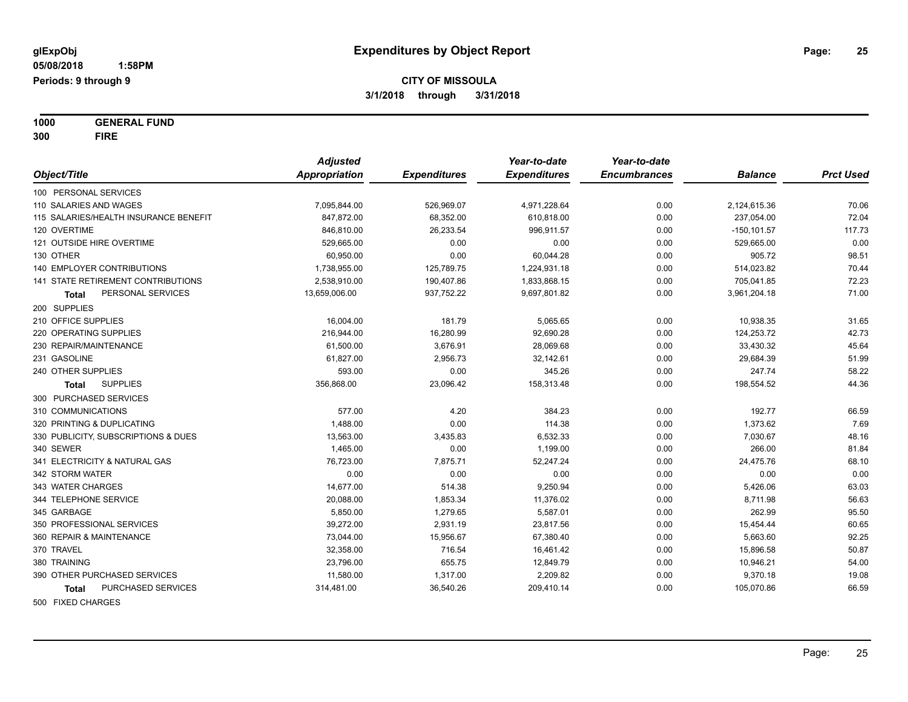glExpObj
05/08/2018 1:58PM
Periods: 9 through 9

# Expenditures by Object Report

**CITY OF MISSOULA**

**3/1/2018 through 3/31/2018**

**1000 GENERAL FUND**
**300 FIRE**

| Object/Title | Adjusted Appropriation | Expenditures | Year-to-date Expenditures | Year-to-date Encumbrances | Balance | Prct Used |
|---|---|---|---|---|---|---|
| 100 PERSONAL SERVICES | | | | | | |
| 110 SALARIES AND WAGES | 7,095,844.00 | 526,969.07 | 4,971,228.64 | 0.00 | 2,124,615.36 | 70.06 |
| 115 SALARIES/HEALTH INSURANCE BENEFIT | 847,872.00 | 68,352.00 | 610,818.00 | 0.00 | 237,054.00 | 72.04 |
| 120 OVERTIME | 846,810.00 | 26,233.54 | 996,911.57 | 0.00 | -150,101.57 | 117.73 |
| 121 OUTSIDE HIRE OVERTIME | 529,665.00 | 0.00 | 0.00 | 0.00 | 529,665.00 | 0.00 |
| 130 OTHER | 60,950.00 | 0.00 | 60,044.28 | 0.00 | 905.72 | 98.51 |
| 140 EMPLOYER CONTRIBUTIONS | 1,738,955.00 | 125,789.75 | 1,224,931.18 | 0.00 | 514,023.82 | 70.44 |
| 141 STATE RETIREMENT CONTRIBUTIONS | 2,538,910.00 | 190,407.86 | 1,833,868.15 | 0.00 | 705,041.85 | 72.23 |
| **Total** PERSONAL SERVICES | 13,659,006.00 | 937,752.22 | 9,697,801.82 | 0.00 | 3,961,204.18 | 71.00 |
| 200 SUPPLIES | | | | | | |
| 210 OFFICE SUPPLIES | 16,004.00 | 181.79 | 5,065.65 | 0.00 | 10,938.35 | 31.65 |
| 220 OPERATING SUPPLIES | 216,944.00 | 16,280.99 | 92,690.28 | 0.00 | 124,253.72 | 42.73 |
| 230 REPAIR/MAINTENANCE | 61,500.00 | 3,676.91 | 28,069.68 | 0.00 | 33,430.32 | 45.64 |
| 231 GASOLINE | 61,827.00 | 2,956.73 | 32,142.61 | 0.00 | 29,684.39 | 51.99 |
| 240 OTHER SUPPLIES | 593.00 | 0.00 | 345.26 | 0.00 | 247.74 | 58.22 |
| **Total** SUPPLIES | 356,868.00 | 23,096.42 | 158,313.48 | 0.00 | 198,554.52 | 44.36 |
| 300 PURCHASED SERVICES | | | | | | |
| 310 COMMUNICATIONS | 577.00 | 4.20 | 384.23 | 0.00 | 192.77 | 66.59 |
| 320 PRINTING & DUPLICATING | 1,488.00 | 0.00 | 114.38 | 0.00 | 1,373.62 | 7.69 |
| 330 PUBLICITY, SUBSCRIPTIONS & DUES | 13,563.00 | 3,435.83 | 6,532.33 | 0.00 | 7,030.67 | 48.16 |
| 340 SEWER | 1,465.00 | 0.00 | 1,199.00 | 0.00 | 266.00 | 81.84 |
| 341 ELECTRICITY & NATURAL GAS | 76,723.00 | 7,875.71 | 52,247.24 | 0.00 | 24,475.76 | 68.10 |
| 342 STORM WATER | 0.00 | 0.00 | 0.00 | 0.00 | 0.00 | 0.00 |
| 343 WATER CHARGES | 14,677.00 | 514.38 | 9,250.94 | 0.00 | 5,426.06 | 63.03 |
| 344 TELEPHONE SERVICE | 20,088.00 | 1,853.34 | 11,376.02 | 0.00 | 8,711.98 | 56.63 |
| 345 GARBAGE | 5,850.00 | 1,279.65 | 5,587.01 | 0.00 | 262.99 | 95.50 |
| 350 PROFESSIONAL SERVICES | 39,272.00 | 2,931.19 | 23,817.56 | 0.00 | 15,454.44 | 60.65 |
| 360 REPAIR & MAINTENANCE | 73,044.00 | 15,956.67 | 67,380.40 | 0.00 | 5,663.60 | 92.25 |
| 370 TRAVEL | 32,358.00 | 716.54 | 16,461.42 | 0.00 | 15,896.58 | 50.87 |
| 380 TRAINING | 23,796.00 | 655.75 | 12,849.79 | 0.00 | 10,946.21 | 54.00 |
| 390 OTHER PURCHASED SERVICES | 11,580.00 | 1,317.00 | 2,209.82 | 0.00 | 9,370.18 | 19.08 |
| **Total** PURCHASED SERVICES | 314,481.00 | 36,540.26 | 209,410.14 | 0.00 | 105,070.86 | 66.59 |
| 500 FIXED CHARGES | | | | | | |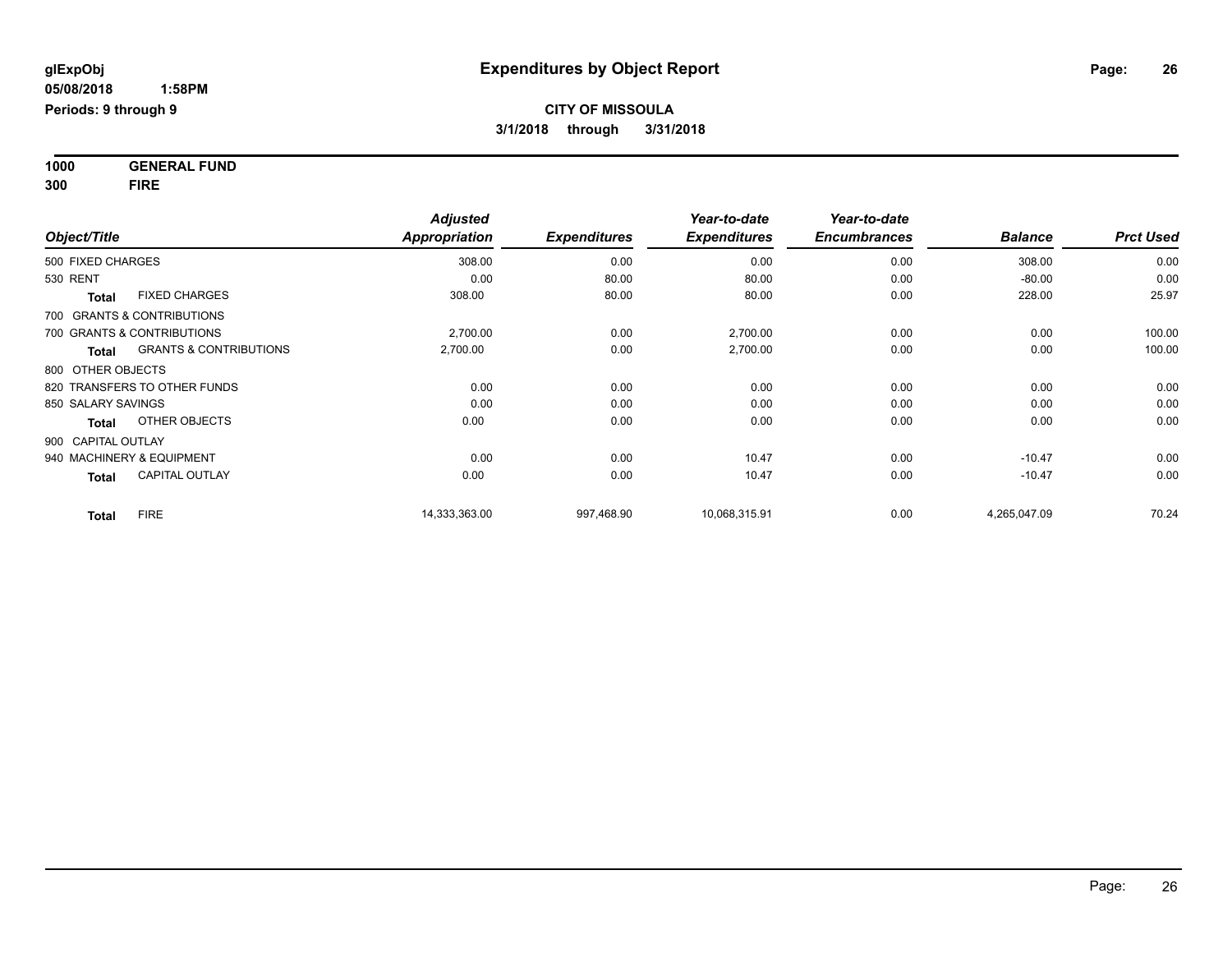**glExpObj**
**05/08/2018 1:58PM**
**Periods: 9 through 9**

# Expenditures by Object Report

**CITY OF MISSOULA**
**3/1/2018 through 3/31/2018**

**1000 GENERAL FUND**
**300 FIRE**

| Object/Title | Adjusted Appropriation | Expenditures | Year-to-date Expenditures | Year-to-date Encumbrances | Balance | Prct Used |
|---|---|---|---|---|---|---|
| 500 FIXED CHARGES | 308.00 | 0.00 | 0.00 | 0.00 | 308.00 | 0.00 |
| 530 RENT | 0.00 | 80.00 | 80.00 | 0.00 | -80.00 | 0.00 |
| **Total** FIXED CHARGES | 308.00 | 80.00 | 80.00 | 0.00 | 228.00 | 25.97 |
| 700 GRANTS & CONTRIBUTIONS | | | | | | |
| 700 GRANTS & CONTRIBUTIONS | 2,700.00 | 0.00 | 2,700.00 | 0.00 | 0.00 | 100.00 |
| **Total** GRANTS & CONTRIBUTIONS | 2,700.00 | 0.00 | 2,700.00 | 0.00 | 0.00 | 100.00 |
| 800 OTHER OBJECTS | | | | | | |
| 820 TRANSFERS TO OTHER FUNDS | 0.00 | 0.00 | 0.00 | 0.00 | 0.00 | 0.00 |
| 850 SALARY SAVINGS | 0.00 | 0.00 | 0.00 | 0.00 | 0.00 | 0.00 |
| **Total** OTHER OBJECTS | 0.00 | 0.00 | 0.00 | 0.00 | 0.00 | 0.00 |
| 900 CAPITAL OUTLAY | | | | | | |
| 940 MACHINERY & EQUIPMENT | 0.00 | 0.00 | 10.47 | 0.00 | -10.47 | 0.00 |
| **Total** CAPITAL OUTLAY | 0.00 | 0.00 | 10.47 | 0.00 | -10.47 | 0.00 |
| **Total** FIRE | 14,333,363.00 | 997,468.90 | 10,068,315.91 | 0.00 | 4,265,047.09 | 70.24 |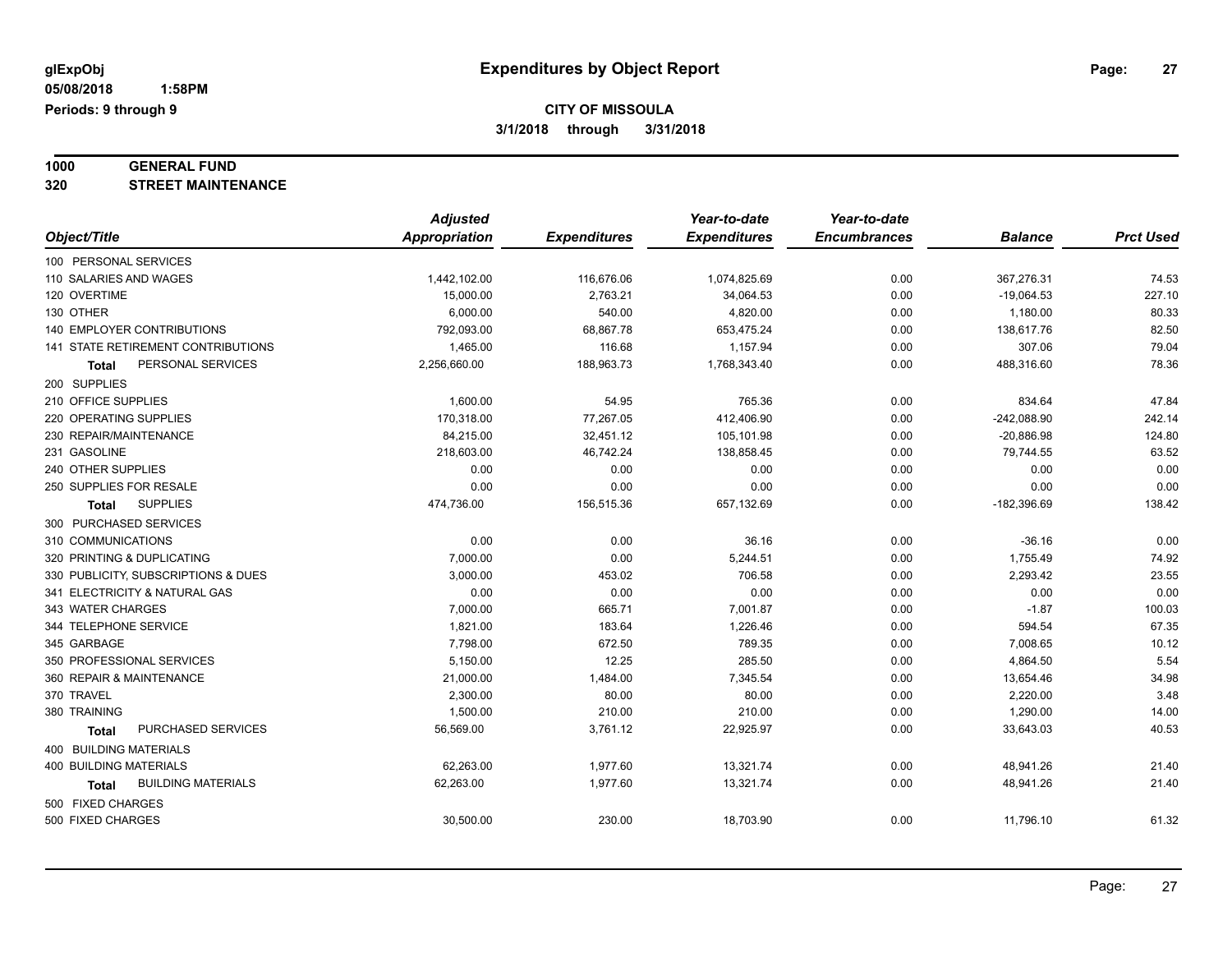**glExpObj** — **Expenditures by Object Report**

**05/08/2018 1:58PM**

**Periods: 9 through 9**

**CITY OF MISSOULA**

**3/1/2018 through 3/31/2018**

**1000 GENERAL FUND**

**320 STREET MAINTENANCE**

| Object/Title | Adjusted Appropriation | Expenditures | Year-to-date Expenditures | Year-to-date Encumbrances | Balance | Prct Used |
|---|---|---|---|---|---|---|
| 100 PERSONAL SERVICES | | | | | | |
| 110 SALARIES AND WAGES | 1,442,102.00 | 116,676.06 | 1,074,825.69 | 0.00 | 367,276.31 | 74.53 |
| 120 OVERTIME | 15,000.00 | 2,763.21 | 34,064.53 | 0.00 | -19,064.53 | 227.10 |
| 130 OTHER | 6,000.00 | 540.00 | 4,820.00 | 0.00 | 1,180.00 | 80.33 |
| 140 EMPLOYER CONTRIBUTIONS | 792,093.00 | 68,867.78 | 653,475.24 | 0.00 | 138,617.76 | 82.50 |
| 141 STATE RETIREMENT CONTRIBUTIONS | 1,465.00 | 116.68 | 1,157.94 | 0.00 | 307.06 | 79.04 |
| **Total** PERSONAL SERVICES | 2,256,660.00 | 188,963.73 | 1,768,343.40 | 0.00 | 488,316.60 | 78.36 |
| 200 SUPPLIES | | | | | | |
| 210 OFFICE SUPPLIES | 1,600.00 | 54.95 | 765.36 | 0.00 | 834.64 | 47.84 |
| 220 OPERATING SUPPLIES | 170,318.00 | 77,267.05 | 412,406.90 | 0.00 | -242,088.90 | 242.14 |
| 230 REPAIR/MAINTENANCE | 84,215.00 | 32,451.12 | 105,101.98 | 0.00 | -20,886.98 | 124.80 |
| 231 GASOLINE | 218,603.00 | 46,742.24 | 138,858.45 | 0.00 | 79,744.55 | 63.52 |
| 240 OTHER SUPPLIES | 0.00 | 0.00 | 0.00 | 0.00 | 0.00 | 0.00 |
| 250 SUPPLIES FOR RESALE | 0.00 | 0.00 | 0.00 | 0.00 | 0.00 | 0.00 |
| **Total** SUPPLIES | 474,736.00 | 156,515.36 | 657,132.69 | 0.00 | -182,396.69 | 138.42 |
| 300 PURCHASED SERVICES | | | | | | |
| 310 COMMUNICATIONS | 0.00 | 0.00 | 36.16 | 0.00 | -36.16 | 0.00 |
| 320 PRINTING & DUPLICATING | 7,000.00 | 0.00 | 5,244.51 | 0.00 | 1,755.49 | 74.92 |
| 330 PUBLICITY, SUBSCRIPTIONS & DUES | 3,000.00 | 453.02 | 706.58 | 0.00 | 2,293.42 | 23.55 |
| 341 ELECTRICITY & NATURAL GAS | 0.00 | 0.00 | 0.00 | 0.00 | 0.00 | 0.00 |
| 343 WATER CHARGES | 7,000.00 | 665.71 | 7,001.87 | 0.00 | -1.87 | 100.03 |
| 344 TELEPHONE SERVICE | 1,821.00 | 183.64 | 1,226.46 | 0.00 | 594.54 | 67.35 |
| 345 GARBAGE | 7,798.00 | 672.50 | 789.35 | 0.00 | 7,008.65 | 10.12 |
| 350 PROFESSIONAL SERVICES | 5,150.00 | 12.25 | 285.50 | 0.00 | 4,864.50 | 5.54 |
| 360 REPAIR & MAINTENANCE | 21,000.00 | 1,484.00 | 7,345.54 | 0.00 | 13,654.46 | 34.98 |
| 370 TRAVEL | 2,300.00 | 80.00 | 80.00 | 0.00 | 2,220.00 | 3.48 |
| 380 TRAINING | 1,500.00 | 210.00 | 210.00 | 0.00 | 1,290.00 | 14.00 |
| **Total** PURCHASED SERVICES | 56,569.00 | 3,761.12 | 22,925.97 | 0.00 | 33,643.03 | 40.53 |
| 400 BUILDING MATERIALS | | | | | | |
| 400 BUILDING MATERIALS | 62,263.00 | 1,977.60 | 13,321.74 | 0.00 | 48,941.26 | 21.40 |
| **Total** BUILDING MATERIALS | 62,263.00 | 1,977.60 | 13,321.74 | 0.00 | 48,941.26 | 21.40 |
| 500 FIXED CHARGES | | | | | | |
| 500 FIXED CHARGES | 30,500.00 | 230.00 | 18,703.90 | 0.00 | 11,796.10 | 61.32 |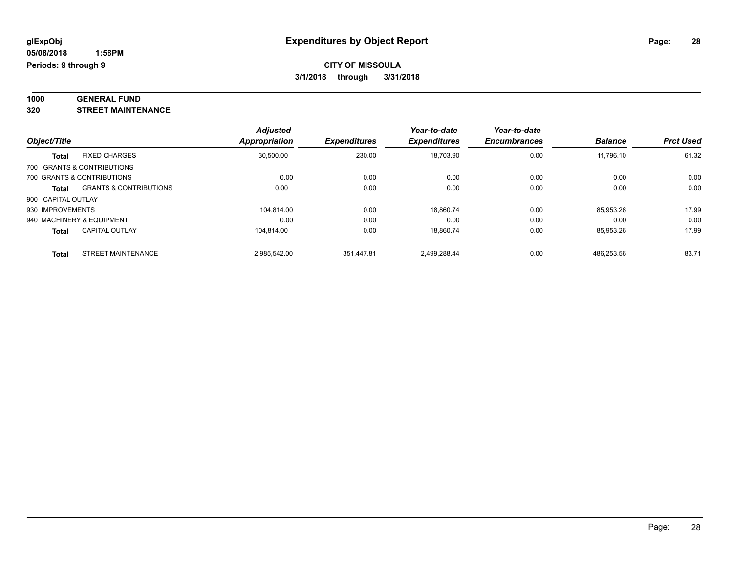# Expenditures by Object Report

glExpObj
05/08/2018 1:58PM
Periods: 9 through 9

**CITY OF MISSOULA**
**3/1/2018 through 3/31/2018**

**1000 GENERAL FUND**
**320 STREET MAINTENANCE**

| Object/Title | | Adjusted Appropriation | Expenditures | Year-to-date Expenditures | Year-to-date Encumbrances | Balance | Prct Used |
|---|---|---|---|---|---|---|---|
| **Total** | FIXED CHARGES | 30,500.00 | 230.00 | 18,703.90 | 0.00 | 11,796.10 | 61.32 |
| 700 GRANTS & CONTRIBUTIONS | | | | | | | |
| 700 GRANTS & CONTRIBUTIONS | | 0.00 | 0.00 | 0.00 | 0.00 | 0.00 | 0.00 |
| **Total** | GRANTS & CONTRIBUTIONS | 0.00 | 0.00 | 0.00 | 0.00 | 0.00 | 0.00 |
| 900 CAPITAL OUTLAY | | | | | | | |
| 930 IMPROVEMENTS | | 104,814.00 | 0.00 | 18,860.74 | 0.00 | 85,953.26 | 17.99 |
| 940 MACHINERY & EQUIPMENT | | 0.00 | 0.00 | 0.00 | 0.00 | 0.00 | 0.00 |
| **Total** | CAPITAL OUTLAY | 104,814.00 | 0.00 | 18,860.74 | 0.00 | 85,953.26 | 17.99 |
| **Total** | STREET MAINTENANCE | 2,985,542.00 | 351,447.81 | 2,499,288.44 | 0.00 | 486,253.56 | 83.71 |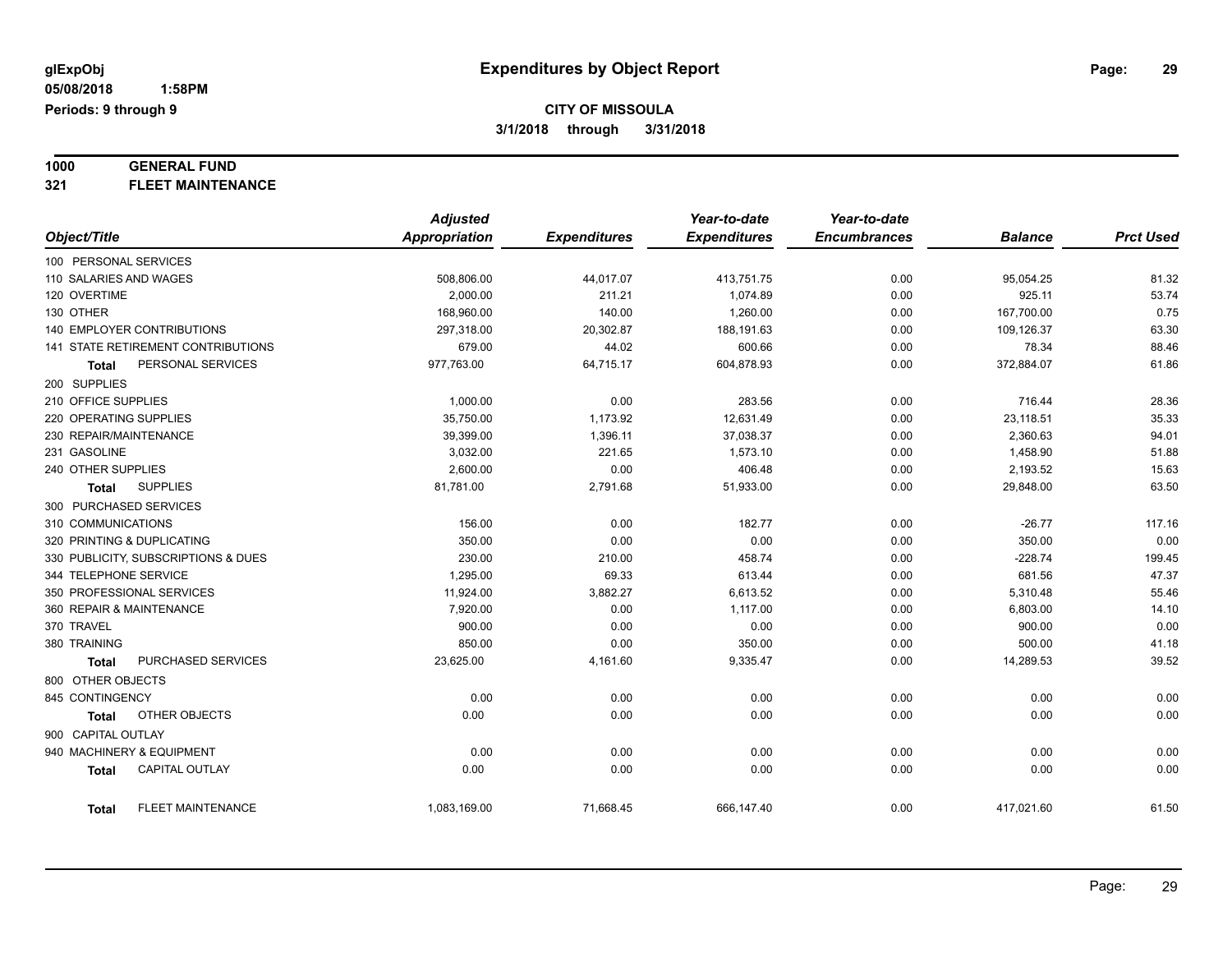**glExpObj**
**05/08/2018 1:58PM**
**Periods: 9 through 9**

# Expenditures by Object Report

**CITY OF MISSOULA**
**3/1/2018 through 3/31/2018**

**1000 GENERAL FUND**
**321 FLEET MAINTENANCE**

| Object/Title | Adjusted Appropriation | Expenditures | Year-to-date Expenditures | Year-to-date Encumbrances | Balance | Prct Used |
|---|---|---|---|---|---|---|
| 100 PERSONAL SERVICES | | | | | | |
| 110 SALARIES AND WAGES | 508,806.00 | 44,017.07 | 413,751.75 | 0.00 | 95,054.25 | 81.32 |
| 120 OVERTIME | 2,000.00 | 211.21 | 1,074.89 | 0.00 | 925.11 | 53.74 |
| 130 OTHER | 168,960.00 | 140.00 | 1,260.00 | 0.00 | 167,700.00 | 0.75 |
| 140 EMPLOYER CONTRIBUTIONS | 297,318.00 | 20,302.87 | 188,191.63 | 0.00 | 109,126.37 | 63.30 |
| 141 STATE RETIREMENT CONTRIBUTIONS | 679.00 | 44.02 | 600.66 | 0.00 | 78.34 | 88.46 |
| **Total** PERSONAL SERVICES | 977,763.00 | 64,715.17 | 604,878.93 | 0.00 | 372,884.07 | 61.86 |
| 200 SUPPLIES | | | | | | |
| 210 OFFICE SUPPLIES | 1,000.00 | 0.00 | 283.56 | 0.00 | 716.44 | 28.36 |
| 220 OPERATING SUPPLIES | 35,750.00 | 1,173.92 | 12,631.49 | 0.00 | 23,118.51 | 35.33 |
| 230 REPAIR/MAINTENANCE | 39,399.00 | 1,396.11 | 37,038.37 | 0.00 | 2,360.63 | 94.01 |
| 231 GASOLINE | 3,032.00 | 221.65 | 1,573.10 | 0.00 | 1,458.90 | 51.88 |
| 240 OTHER SUPPLIES | 2,600.00 | 0.00 | 406.48 | 0.00 | 2,193.52 | 15.63 |
| **Total** SUPPLIES | 81,781.00 | 2,791.68 | 51,933.00 | 0.00 | 29,848.00 | 63.50 |
| 300 PURCHASED SERVICES | | | | | | |
| 310 COMMUNICATIONS | 156.00 | 0.00 | 182.77 | 0.00 | -26.77 | 117.16 |
| 320 PRINTING & DUPLICATING | 350.00 | 0.00 | 0.00 | 0.00 | 350.00 | 0.00 |
| 330 PUBLICITY, SUBSCRIPTIONS & DUES | 230.00 | 210.00 | 458.74 | 0.00 | -228.74 | 199.45 |
| 344 TELEPHONE SERVICE | 1,295.00 | 69.33 | 613.44 | 0.00 | 681.56 | 47.37 |
| 350 PROFESSIONAL SERVICES | 11,924.00 | 3,882.27 | 6,613.52 | 0.00 | 5,310.48 | 55.46 |
| 360 REPAIR & MAINTENANCE | 7,920.00 | 0.00 | 1,117.00 | 0.00 | 6,803.00 | 14.10 |
| 370 TRAVEL | 900.00 | 0.00 | 0.00 | 0.00 | 900.00 | 0.00 |
| 380 TRAINING | 850.00 | 0.00 | 350.00 | 0.00 | 500.00 | 41.18 |
| **Total** PURCHASED SERVICES | 23,625.00 | 4,161.60 | 9,335.47 | 0.00 | 14,289.53 | 39.52 |
| 800 OTHER OBJECTS | | | | | | |
| 845 CONTINGENCY | 0.00 | 0.00 | 0.00 | 0.00 | 0.00 | 0.00 |
| **Total** OTHER OBJECTS | 0.00 | 0.00 | 0.00 | 0.00 | 0.00 | 0.00 |
| 900 CAPITAL OUTLAY | | | | | | |
| 940 MACHINERY & EQUIPMENT | 0.00 | 0.00 | 0.00 | 0.00 | 0.00 | 0.00 |
| **Total** CAPITAL OUTLAY | 0.00 | 0.00 | 0.00 | 0.00 | 0.00 | 0.00 |
| **Total** FLEET MAINTENANCE | 1,083,169.00 | 71,668.45 | 666,147.40 | 0.00 | 417,021.60 | 61.50 |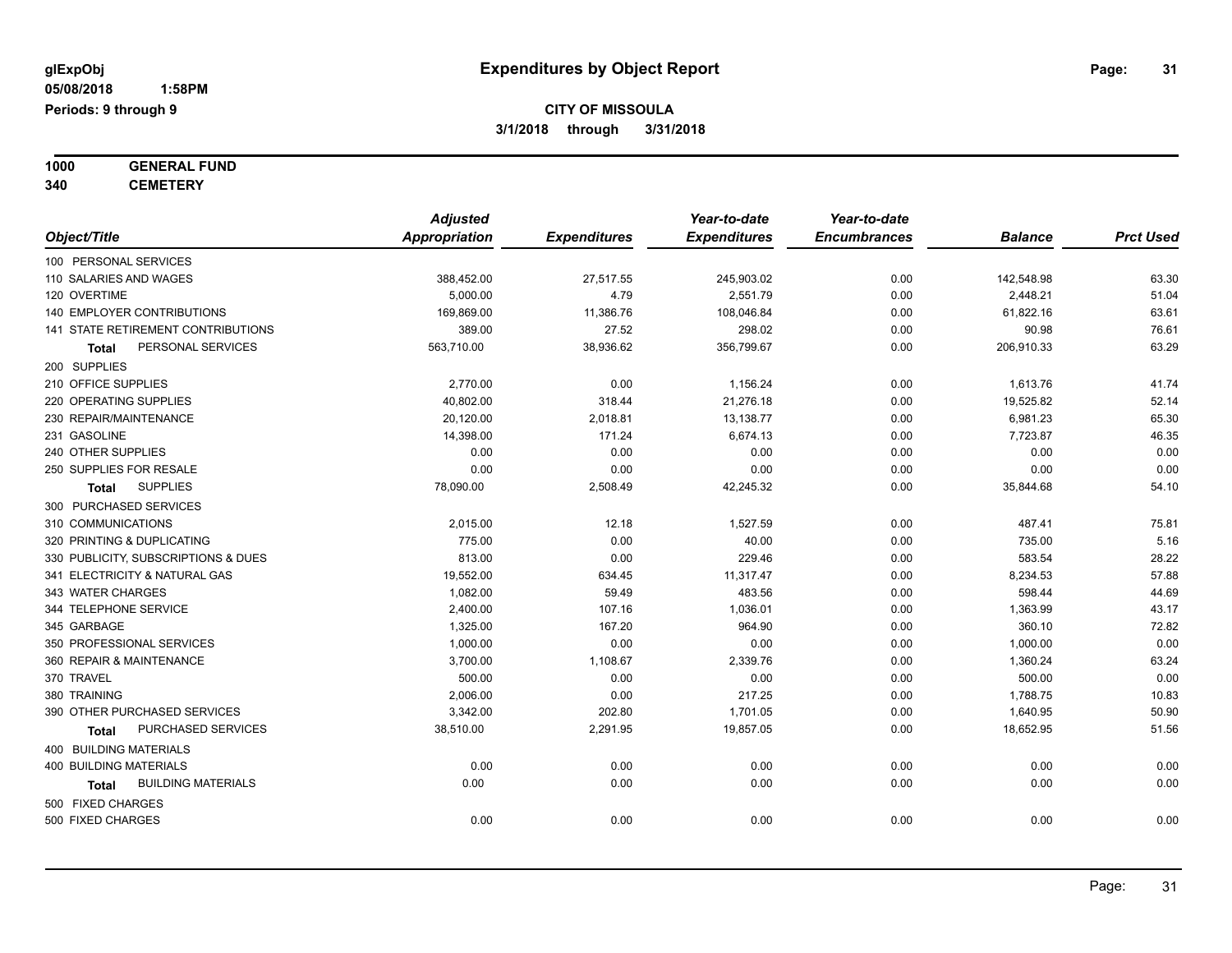glExpObj
05/08/2018 1:58PM
Periods: 9 through 9

# Expenditures by Object Report

**CITY OF MISSOULA**
**3/1/2018 through 3/31/2018**

**1000 GENERAL FUND**
**340 CEMETERY**

| Object/Title | Adjusted Appropriation | Expenditures | Year-to-date Expenditures | Year-to-date Encumbrances | Balance | Prct Used |
|---|---|---|---|---|---|---|
| 100 PERSONAL SERVICES | | | | | | |
| 110 SALARIES AND WAGES | 388,452.00 | 27,517.55 | 245,903.02 | 0.00 | 142,548.98 | 63.30 |
| 120 OVERTIME | 5,000.00 | 4.79 | 2,551.79 | 0.00 | 2,448.21 | 51.04 |
| 140 EMPLOYER CONTRIBUTIONS | 169,869.00 | 11,386.76 | 108,046.84 | 0.00 | 61,822.16 | 63.61 |
| 141 STATE RETIREMENT CONTRIBUTIONS | 389.00 | 27.52 | 298.02 | 0.00 | 90.98 | 76.61 |
| **Total** PERSONAL SERVICES | 563,710.00 | 38,936.62 | 356,799.67 | 0.00 | 206,910.33 | 63.29 |
| 200 SUPPLIES | | | | | | |
| 210 OFFICE SUPPLIES | 2,770.00 | 0.00 | 1,156.24 | 0.00 | 1,613.76 | 41.74 |
| 220 OPERATING SUPPLIES | 40,802.00 | 318.44 | 21,276.18 | 0.00 | 19,525.82 | 52.14 |
| 230 REPAIR/MAINTENANCE | 20,120.00 | 2,018.81 | 13,138.77 | 0.00 | 6,981.23 | 65.30 |
| 231 GASOLINE | 14,398.00 | 171.24 | 6,674.13 | 0.00 | 7,723.87 | 46.35 |
| 240 OTHER SUPPLIES | 0.00 | 0.00 | 0.00 | 0.00 | 0.00 | 0.00 |
| 250 SUPPLIES FOR RESALE | 0.00 | 0.00 | 0.00 | 0.00 | 0.00 | 0.00 |
| **Total** SUPPLIES | 78,090.00 | 2,508.49 | 42,245.32 | 0.00 | 35,844.68 | 54.10 |
| 300 PURCHASED SERVICES | | | | | | |
| 310 COMMUNICATIONS | 2,015.00 | 12.18 | 1,527.59 | 0.00 | 487.41 | 75.81 |
| 320 PRINTING & DUPLICATING | 775.00 | 0.00 | 40.00 | 0.00 | 735.00 | 5.16 |
| 330 PUBLICITY, SUBSCRIPTIONS & DUES | 813.00 | 0.00 | 229.46 | 0.00 | 583.54 | 28.22 |
| 341 ELECTRICITY & NATURAL GAS | 19,552.00 | 634.45 | 11,317.47 | 0.00 | 8,234.53 | 57.88 |
| 343 WATER CHARGES | 1,082.00 | 59.49 | 483.56 | 0.00 | 598.44 | 44.69 |
| 344 TELEPHONE SERVICE | 2,400.00 | 107.16 | 1,036.01 | 0.00 | 1,363.99 | 43.17 |
| 345 GARBAGE | 1,325.00 | 167.20 | 964.90 | 0.00 | 360.10 | 72.82 |
| 350 PROFESSIONAL SERVICES | 1,000.00 | 0.00 | 0.00 | 0.00 | 1,000.00 | 0.00 |
| 360 REPAIR & MAINTENANCE | 3,700.00 | 1,108.67 | 2,339.76 | 0.00 | 1,360.24 | 63.24 |
| 370 TRAVEL | 500.00 | 0.00 | 0.00 | 0.00 | 500.00 | 0.00 |
| 380 TRAINING | 2,006.00 | 0.00 | 217.25 | 0.00 | 1,788.75 | 10.83 |
| 390 OTHER PURCHASED SERVICES | 3,342.00 | 202.80 | 1,701.05 | 0.00 | 1,640.95 | 50.90 |
| **Total** PURCHASED SERVICES | 38,510.00 | 2,291.95 | 19,857.05 | 0.00 | 18,652.95 | 51.56 |
| 400 BUILDING MATERIALS | | | | | | |
| 400 BUILDING MATERIALS | 0.00 | 0.00 | 0.00 | 0.00 | 0.00 | 0.00 |
| **Total** BUILDING MATERIALS | 0.00 | 0.00 | 0.00 | 0.00 | 0.00 | 0.00 |
| 500 FIXED CHARGES | | | | | | |
| 500 FIXED CHARGES | 0.00 | 0.00 | 0.00 | 0.00 | 0.00 | 0.00 |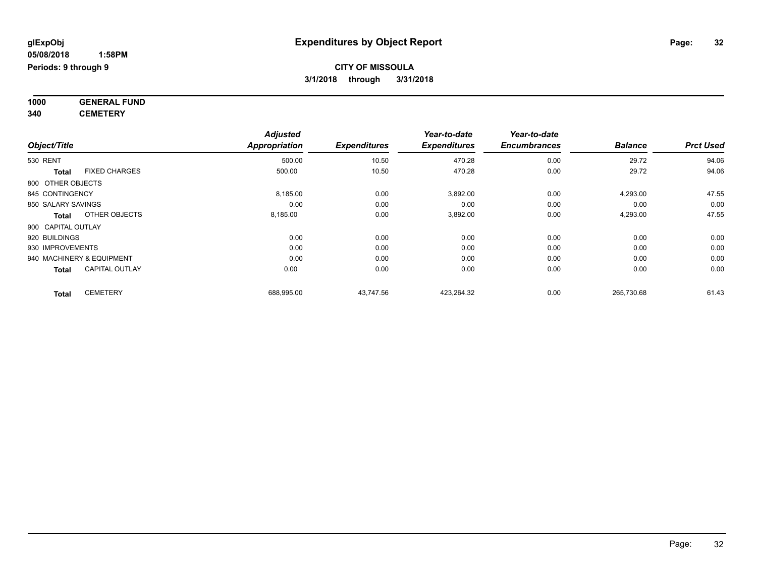**glExpObj** **Expenditures by Object Report**

**05/08/2018 1:58PM**

**Periods: 9 through 9**

**CITY OF MISSOULA**

**3/1/2018 through 3/31/2018**

**1000 GENERAL FUND**

**340 CEMETERY**

| Object/Title | | Adjusted Appropriation | Expenditures | Year-to-date Expenditures | Year-to-date Encumbrances | Balance | Prct Used |
|---|---|---|---|---|---|---|---|
| 530 RENT | | 500.00 | 10.50 | 470.28 | 0.00 | 29.72 | 94.06 |
| **Total** | FIXED CHARGES | 500.00 | 10.50 | 470.28 | 0.00 | 29.72 | 94.06 |
| 800 OTHER OBJECTS | | | | | | | |
| 845 CONTINGENCY | | 8,185.00 | 0.00 | 3,892.00 | 0.00 | 4,293.00 | 47.55 |
| 850 SALARY SAVINGS | | 0.00 | 0.00 | 0.00 | 0.00 | 0.00 | 0.00 |
| **Total** | OTHER OBJECTS | 8,185.00 | 0.00 | 3,892.00 | 0.00 | 4,293.00 | 47.55 |
| 900 CAPITAL OUTLAY | | | | | | | |
| 920 BUILDINGS | | 0.00 | 0.00 | 0.00 | 0.00 | 0.00 | 0.00 |
| 930 IMPROVEMENTS | | 0.00 | 0.00 | 0.00 | 0.00 | 0.00 | 0.00 |
| 940 MACHINERY & EQUIPMENT | | 0.00 | 0.00 | 0.00 | 0.00 | 0.00 | 0.00 |
| **Total** | CAPITAL OUTLAY | 0.00 | 0.00 | 0.00 | 0.00 | 0.00 | 0.00 |
| **Total** | CEMETERY | 688,995.00 | 43,747.56 | 423,264.32 | 0.00 | 265,730.68 | 61.43 |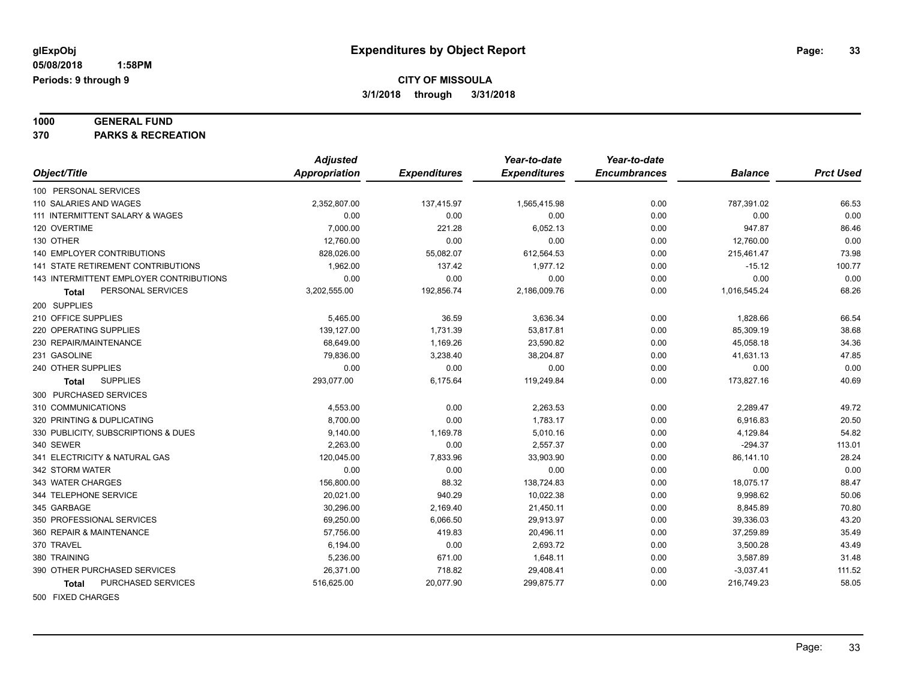**glExpObj** 
**05/08/2018 1:58PM** 
**Periods: 9 through 9**

# Expenditures by Object Report

**CITY OF MISSOULA** 
**3/1/2018 through 3/31/2018**

**1000 GENERAL FUND** 
**370 PARKS & RECREATION**

| Object/Title | Adjusted Appropriation | Expenditures | Year-to-date Expenditures | Year-to-date Encumbrances | Balance | Prct Used |
|---|---|---|---|---|---|---|
| 100 PERSONAL SERVICES | | | | | | |
| 110 SALARIES AND WAGES | 2,352,807.00 | 137,415.97 | 1,565,415.98 | 0.00 | 787,391.02 | 66.53 |
| 111 INTERMITTENT SALARY & WAGES | 0.00 | 0.00 | 0.00 | 0.00 | 0.00 | 0.00 |
| 120 OVERTIME | 7,000.00 | 221.28 | 6,052.13 | 0.00 | 947.87 | 86.46 |
| 130 OTHER | 12,760.00 | 0.00 | 0.00 | 0.00 | 12,760.00 | 0.00 |
| 140 EMPLOYER CONTRIBUTIONS | 828,026.00 | 55,082.07 | 612,564.53 | 0.00 | 215,461.47 | 73.98 |
| 141 STATE RETIREMENT CONTRIBUTIONS | 1,962.00 | 137.42 | 1,977.12 | 0.00 | -15.12 | 100.77 |
| 143 INTERMITTENT EMPLOYER CONTRIBUTIONS | 0.00 | 0.00 | 0.00 | 0.00 | 0.00 | 0.00 |
| **Total** PERSONAL SERVICES | 3,202,555.00 | 192,856.74 | 2,186,009.76 | 0.00 | 1,016,545.24 | 68.26 |
| 200 SUPPLIES | | | | | | |
| 210 OFFICE SUPPLIES | 5,465.00 | 36.59 | 3,636.34 | 0.00 | 1,828.66 | 66.54 |
| 220 OPERATING SUPPLIES | 139,127.00 | 1,731.39 | 53,817.81 | 0.00 | 85,309.19 | 38.68 |
| 230 REPAIR/MAINTENANCE | 68,649.00 | 1,169.26 | 23,590.82 | 0.00 | 45,058.18 | 34.36 |
| 231 GASOLINE | 79,836.00 | 3,238.40 | 38,204.87 | 0.00 | 41,631.13 | 47.85 |
| 240 OTHER SUPPLIES | 0.00 | 0.00 | 0.00 | 0.00 | 0.00 | 0.00 |
| **Total** SUPPLIES | 293,077.00 | 6,175.64 | 119,249.84 | 0.00 | 173,827.16 | 40.69 |
| 300 PURCHASED SERVICES | | | | | | |
| 310 COMMUNICATIONS | 4,553.00 | 0.00 | 2,263.53 | 0.00 | 2,289.47 | 49.72 |
| 320 PRINTING & DUPLICATING | 8,700.00 | 0.00 | 1,783.17 | 0.00 | 6,916.83 | 20.50 |
| 330 PUBLICITY, SUBSCRIPTIONS & DUES | 9,140.00 | 1,169.78 | 5,010.16 | 0.00 | 4,129.84 | 54.82 |
| 340 SEWER | 2,263.00 | 0.00 | 2,557.37 | 0.00 | -294.37 | 113.01 |
| 341 ELECTRICITY & NATURAL GAS | 120,045.00 | 7,833.96 | 33,903.90 | 0.00 | 86,141.10 | 28.24 |
| 342 STORM WATER | 0.00 | 0.00 | 0.00 | 0.00 | 0.00 | 0.00 |
| 343 WATER CHARGES | 156,800.00 | 88.32 | 138,724.83 | 0.00 | 18,075.17 | 88.47 |
| 344 TELEPHONE SERVICE | 20,021.00 | 940.29 | 10,022.38 | 0.00 | 9,998.62 | 50.06 |
| 345 GARBAGE | 30,296.00 | 2,169.40 | 21,450.11 | 0.00 | 8,845.89 | 70.80 |
| 350 PROFESSIONAL SERVICES | 69,250.00 | 6,066.50 | 29,913.97 | 0.00 | 39,336.03 | 43.20 |
| 360 REPAIR & MAINTENANCE | 57,756.00 | 419.83 | 20,496.11 | 0.00 | 37,259.89 | 35.49 |
| 370 TRAVEL | 6,194.00 | 0.00 | 2,693.72 | 0.00 | 3,500.28 | 43.49 |
| 380 TRAINING | 5,236.00 | 671.00 | 1,648.11 | 0.00 | 3,587.89 | 31.48 |
| 390 OTHER PURCHASED SERVICES | 26,371.00 | 718.82 | 29,408.41 | 0.00 | -3,037.41 | 111.52 |
| **Total** PURCHASED SERVICES | 516,625.00 | 20,077.90 | 299,875.77 | 0.00 | 216,749.23 | 58.05 |
| 500 FIXED CHARGES | | | | | | |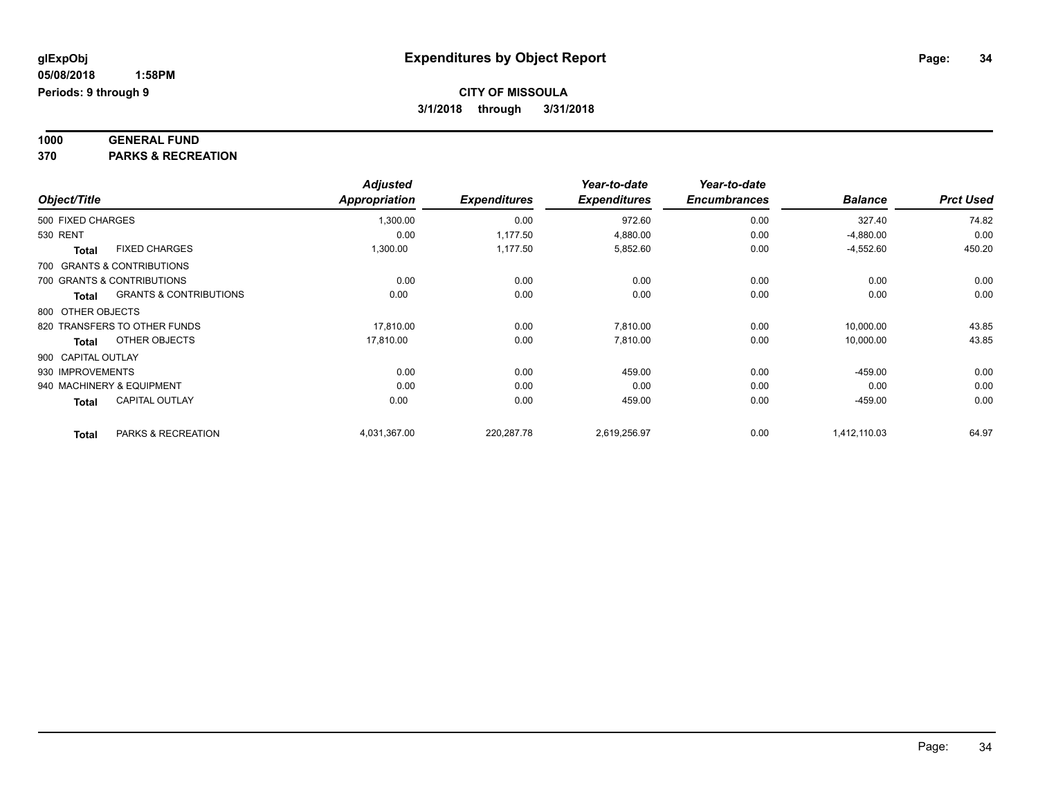**glExpObj** **Expenditures by Object Report**

**05/08/2018 1:58PM**

**Periods: 9 through 9**

**CITY OF MISSOULA**

**3/1/2018 through 3/31/2018**

**1000 GENERAL FUND**

**370 PARKS & RECREATION**

| Object/Title | | Adjusted Appropriation | Expenditures | Year-to-date Expenditures | Year-to-date Encumbrances | Balance | Prct Used |
|---|---|---|---|---|---|---|---|
| 500 FIXED CHARGES | | 1,300.00 | 0.00 | 972.60 | 0.00 | 327.40 | 74.82 |
| 530 RENT | | 0.00 | 1,177.50 | 4,880.00 | 0.00 | -4,880.00 | 0.00 |
| Total | FIXED CHARGES | 1,300.00 | 1,177.50 | 5,852.60 | 0.00 | -4,552.60 | 450.20 |
| 700 GRANTS & CONTRIBUTIONS | | | | | | | |
| 700 GRANTS & CONTRIBUTIONS | | 0.00 | 0.00 | 0.00 | 0.00 | 0.00 | 0.00 |
| Total | GRANTS & CONTRIBUTIONS | 0.00 | 0.00 | 0.00 | 0.00 | 0.00 | 0.00 |
| 800 OTHER OBJECTS | | | | | | | |
| 820 TRANSFERS TO OTHER FUNDS | | 17,810.00 | 0.00 | 7,810.00 | 0.00 | 10,000.00 | 43.85 |
| Total | OTHER OBJECTS | 17,810.00 | 0.00 | 7,810.00 | 0.00 | 10,000.00 | 43.85 |
| 900 CAPITAL OUTLAY | | | | | | | |
| 930 IMPROVEMENTS | | 0.00 | 0.00 | 459.00 | 0.00 | -459.00 | 0.00 |
| 940 MACHINERY & EQUIPMENT | | 0.00 | 0.00 | 0.00 | 0.00 | 0.00 | 0.00 |
| Total | CAPITAL OUTLAY | 0.00 | 0.00 | 459.00 | 0.00 | -459.00 | 0.00 |
| Total | PARKS & RECREATION | 4,031,367.00 | 220,287.78 | 2,619,256.97 | 0.00 | 1,412,110.03 | 64.97 |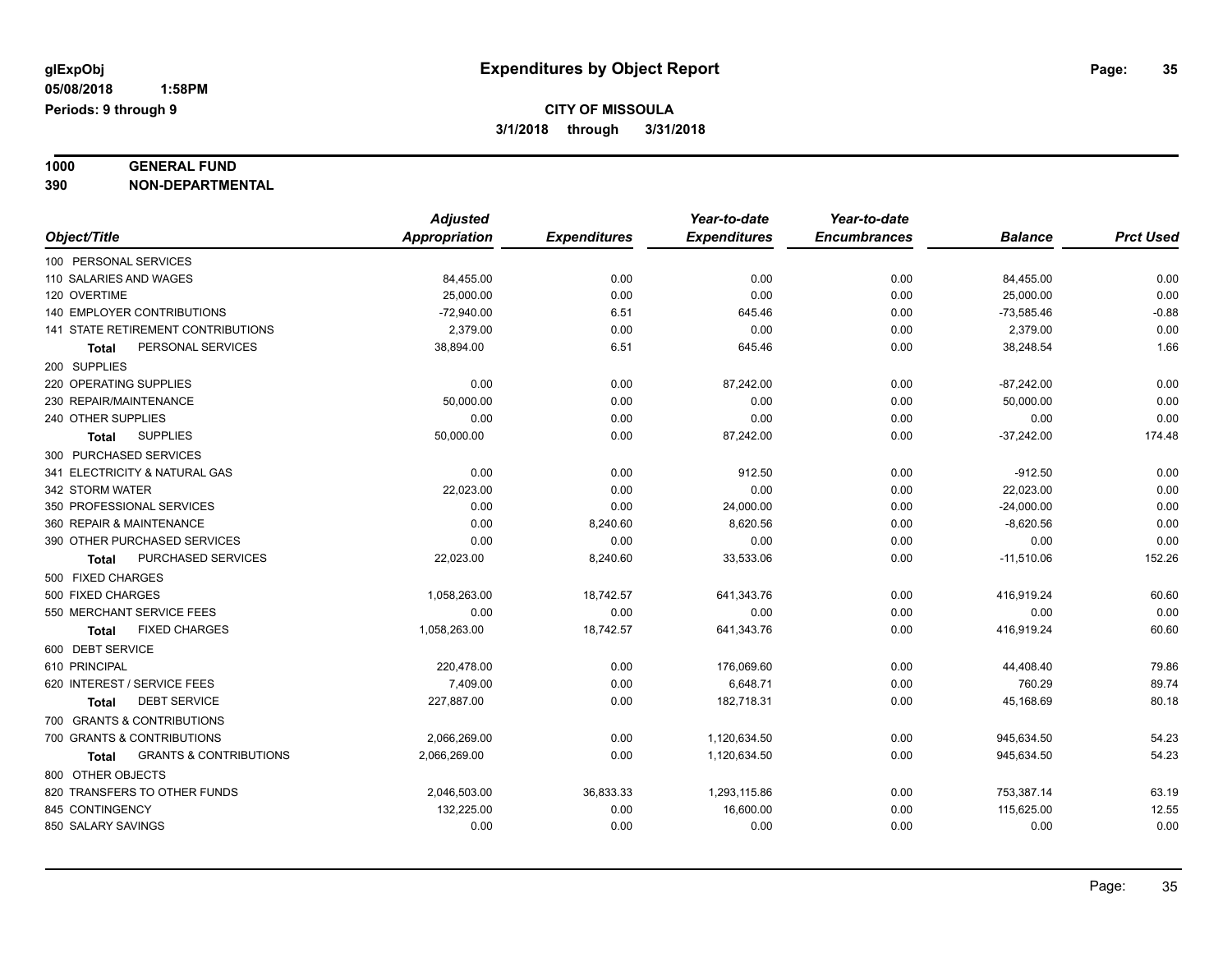glExpObj
05/08/2018 1:58PM
Periods: 9 through 9

# Expenditures by Object Report

**CITY OF MISSOULA**
**3/1/2018 through 3/31/2018**

**1000 GENERAL FUND**
**390 NON-DEPARTMENTAL**

| Object/Title | Adjusted Appropriation | Expenditures | Year-to-date Expenditures | Year-to-date Encumbrances | Balance | Prct Used |
|---|---|---|---|---|---|---|
| 100 PERSONAL SERVICES | | | | | | |
| 110 SALARIES AND WAGES | 84,455.00 | 0.00 | 0.00 | 0.00 | 84,455.00 | 0.00 |
| 120 OVERTIME | 25,000.00 | 0.00 | 0.00 | 0.00 | 25,000.00 | 0.00 |
| 140 EMPLOYER CONTRIBUTIONS | -72,940.00 | 6.51 | 645.46 | 0.00 | -73,585.46 | -0.88 |
| 141 STATE RETIREMENT CONTRIBUTIONS | 2,379.00 | 0.00 | 0.00 | 0.00 | 2,379.00 | 0.00 |
| **Total** PERSONAL SERVICES | 38,894.00 | 6.51 | 645.46 | 0.00 | 38,248.54 | 1.66 |
| 200 SUPPLIES | | | | | | |
| 220 OPERATING SUPPLIES | 0.00 | 0.00 | 87,242.00 | 0.00 | -87,242.00 | 0.00 |
| 230 REPAIR/MAINTENANCE | 50,000.00 | 0.00 | 0.00 | 0.00 | 50,000.00 | 0.00 |
| 240 OTHER SUPPLIES | 0.00 | 0.00 | 0.00 | 0.00 | 0.00 | 0.00 |
| **Total** SUPPLIES | 50,000.00 | 0.00 | 87,242.00 | 0.00 | -37,242.00 | 174.48 |
| 300 PURCHASED SERVICES | | | | | | |
| 341 ELECTRICITY & NATURAL GAS | 0.00 | 0.00 | 912.50 | 0.00 | -912.50 | 0.00 |
| 342 STORM WATER | 22,023.00 | 0.00 | 0.00 | 0.00 | 22,023.00 | 0.00 |
| 350 PROFESSIONAL SERVICES | 0.00 | 0.00 | 24,000.00 | 0.00 | -24,000.00 | 0.00 |
| 360 REPAIR & MAINTENANCE | 0.00 | 8,240.60 | 8,620.56 | 0.00 | -8,620.56 | 0.00 |
| 390 OTHER PURCHASED SERVICES | 0.00 | 0.00 | 0.00 | 0.00 | 0.00 | 0.00 |
| **Total** PURCHASED SERVICES | 22,023.00 | 8,240.60 | 33,533.06 | 0.00 | -11,510.06 | 152.26 |
| 500 FIXED CHARGES | | | | | | |
| 500 FIXED CHARGES | 1,058,263.00 | 18,742.57 | 641,343.76 | 0.00 | 416,919.24 | 60.60 |
| 550 MERCHANT SERVICE FEES | 0.00 | 0.00 | 0.00 | 0.00 | 0.00 | 0.00 |
| **Total** FIXED CHARGES | 1,058,263.00 | 18,742.57 | 641,343.76 | 0.00 | 416,919.24 | 60.60 |
| 600 DEBT SERVICE | | | | | | |
| 610 PRINCIPAL | 220,478.00 | 0.00 | 176,069.60 | 0.00 | 44,408.40 | 79.86 |
| 620 INTEREST / SERVICE FEES | 7,409.00 | 0.00 | 6,648.71 | 0.00 | 760.29 | 89.74 |
| **Total** DEBT SERVICE | 227,887.00 | 0.00 | 182,718.31 | 0.00 | 45,168.69 | 80.18 |
| 700 GRANTS & CONTRIBUTIONS | | | | | | |
| 700 GRANTS & CONTRIBUTIONS | 2,066,269.00 | 0.00 | 1,120,634.50 | 0.00 | 945,634.50 | 54.23 |
| **Total** GRANTS & CONTRIBUTIONS | 2,066,269.00 | 0.00 | 1,120,634.50 | 0.00 | 945,634.50 | 54.23 |
| 800 OTHER OBJECTS | | | | | | |
| 820 TRANSFERS TO OTHER FUNDS | 2,046,503.00 | 36,833.33 | 1,293,115.86 | 0.00 | 753,387.14 | 63.19 |
| 845 CONTINGENCY | 132,225.00 | 0.00 | 16,600.00 | 0.00 | 115,625.00 | 12.55 |
| 850 SALARY SAVINGS | 0.00 | 0.00 | 0.00 | 0.00 | 0.00 | 0.00 |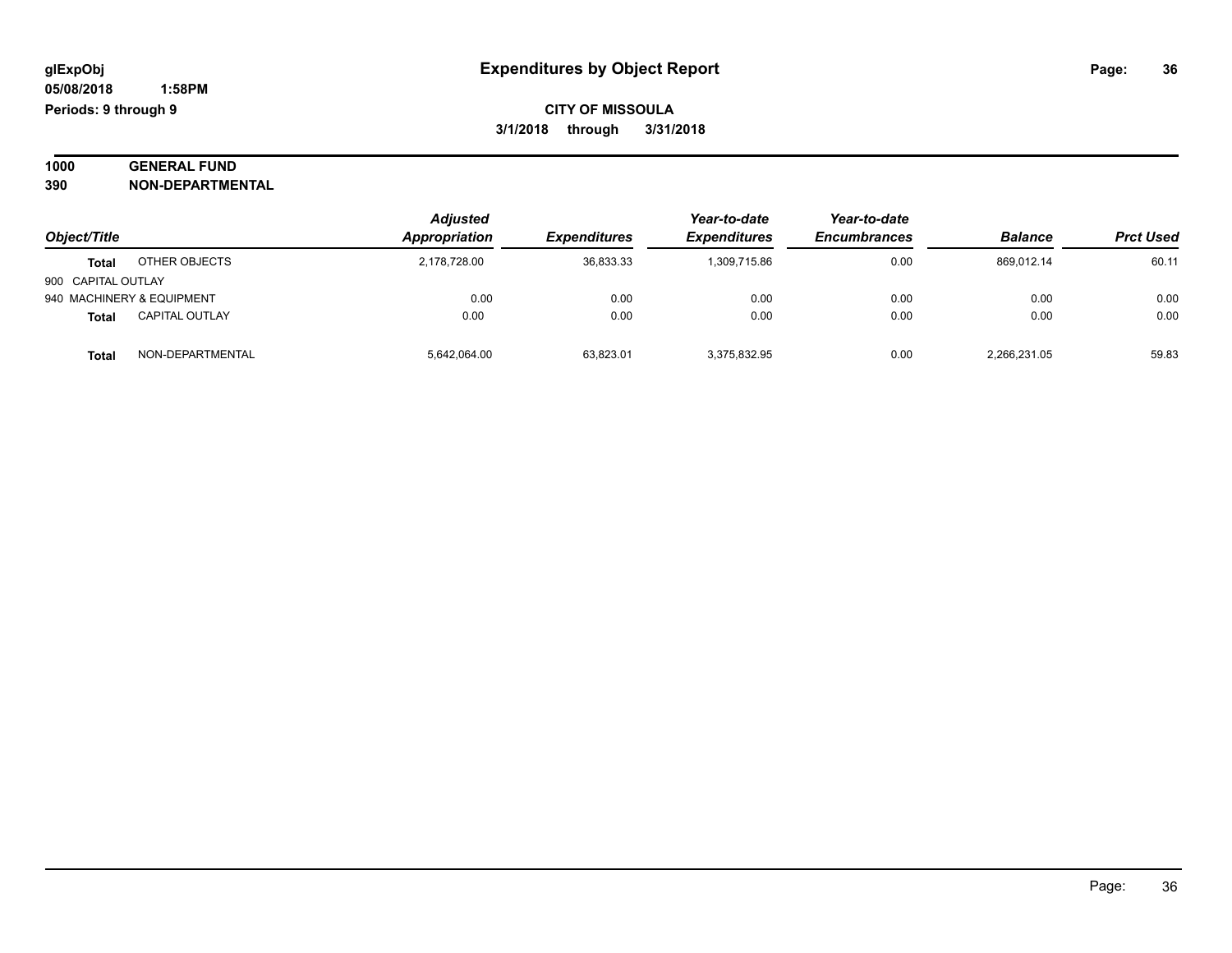**glExpObj** **Expenditures by Object Report**

**05/08/2018 1:58PM**

**Periods: 9 through 9**

**CITY OF MISSOULA**

**3/1/2018 through 3/31/2018**

**1000 GENERAL FUND**

**390 NON-DEPARTMENTAL**

| Object/Title | | Adjusted Appropriation | Expenditures | Year-to-date Expenditures | Year-to-date Encumbrances | Balance | Prct Used |
|---|---|---|---|---|---|---|---|
| **Total** | OTHER OBJECTS | 2,178,728.00 | 36,833.33 | 1,309,715.86 | 0.00 | 869,012.14 | 60.11 |
| 900 CAPITAL OUTLAY | | | | | | | |
| 940 MACHINERY & EQUIPMENT | | 0.00 | 0.00 | 0.00 | 0.00 | 0.00 | 0.00 |
| **Total** | CAPITAL OUTLAY | 0.00 | 0.00 | 0.00 | 0.00 | 0.00 | 0.00 |
| **Total** | NON-DEPARTMENTAL | 5,642,064.00 | 63,823.01 | 3,375,832.95 | 0.00 | 2,266,231.05 | 59.83 |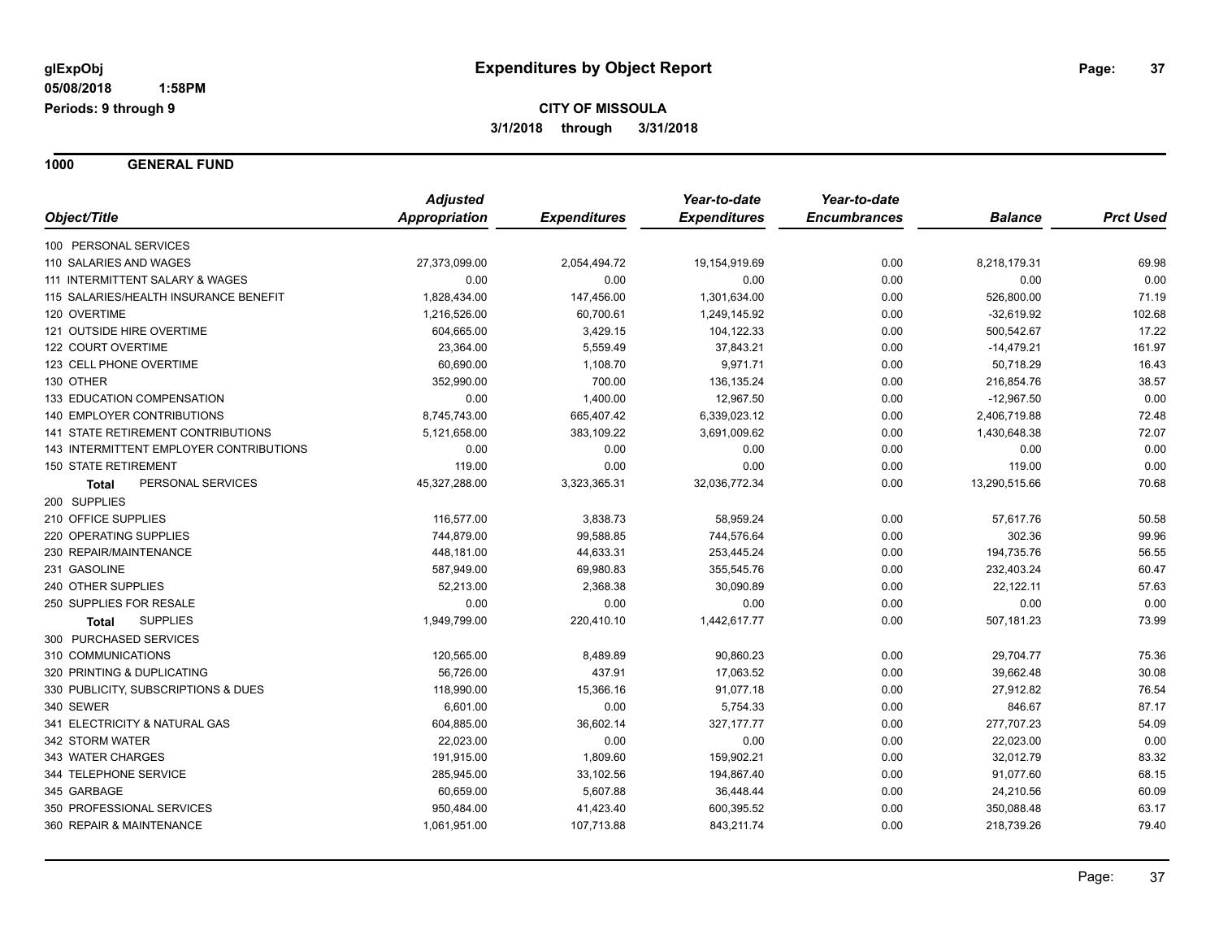**glExpObj** **Expenditures by Object Report**
**05/08/2018 1:58PM**
**Periods: 9 through 9**

**CITY OF MISSOULA**
**3/1/2018 through 3/31/2018**

## 1000 GENERAL FUND

| Object/Title | Adjusted Appropriation | Expenditures | Year-to-date Expenditures | Year-to-date Encumbrances | Balance | Prct Used |
|---|---|---|---|---|---|---|
| 100 PERSONAL SERVICES | | | | | | |
| 110 SALARIES AND WAGES | 27,373,099.00 | 2,054,494.72 | 19,154,919.69 | 0.00 | 8,218,179.31 | 69.98 |
| 111 INTERMITTENT SALARY & WAGES | 0.00 | 0.00 | 0.00 | 0.00 | 0.00 | 0.00 |
| 115 SALARIES/HEALTH INSURANCE BENEFIT | 1,828,434.00 | 147,456.00 | 1,301,634.00 | 0.00 | 526,800.00 | 71.19 |
| 120 OVERTIME | 1,216,526.00 | 60,700.61 | 1,249,145.92 | 0.00 | -32,619.92 | 102.68 |
| 121 OUTSIDE HIRE OVERTIME | 604,665.00 | 3,429.15 | 104,122.33 | 0.00 | 500,542.67 | 17.22 |
| 122 COURT OVERTIME | 23,364.00 | 5,559.49 | 37,843.21 | 0.00 | -14,479.21 | 161.97 |
| 123 CELL PHONE OVERTIME | 60,690.00 | 1,108.70 | 9,971.71 | 0.00 | 50,718.29 | 16.43 |
| 130 OTHER | 352,990.00 | 700.00 | 136,135.24 | 0.00 | 216,854.76 | 38.57 |
| 133 EDUCATION COMPENSATION | 0.00 | 1,400.00 | 12,967.50 | 0.00 | -12,967.50 | 0.00 |
| 140 EMPLOYER CONTRIBUTIONS | 8,745,743.00 | 665,407.42 | 6,339,023.12 | 0.00 | 2,406,719.88 | 72.48 |
| 141 STATE RETIREMENT CONTRIBUTIONS | 5,121,658.00 | 383,109.22 | 3,691,009.62 | 0.00 | 1,430,648.38 | 72.07 |
| 143 INTERMITTENT EMPLOYER CONTRIBUTIONS | 0.00 | 0.00 | 0.00 | 0.00 | 0.00 | 0.00 |
| 150 STATE RETIREMENT | 119.00 | 0.00 | 0.00 | 0.00 | 119.00 | 0.00 |
| **Total** PERSONAL SERVICES | 45,327,288.00 | 3,323,365.31 | 32,036,772.34 | 0.00 | 13,290,515.66 | 70.68 |
| 200 SUPPLIES | | | | | | |
| 210 OFFICE SUPPLIES | 116,577.00 | 3,838.73 | 58,959.24 | 0.00 | 57,617.76 | 50.58 |
| 220 OPERATING SUPPLIES | 744,879.00 | 99,588.85 | 744,576.64 | 0.00 | 302.36 | 99.96 |
| 230 REPAIR/MAINTENANCE | 448,181.00 | 44,633.31 | 253,445.24 | 0.00 | 194,735.76 | 56.55 |
| 231 GASOLINE | 587,949.00 | 69,980.83 | 355,545.76 | 0.00 | 232,403.24 | 60.47 |
| 240 OTHER SUPPLIES | 52,213.00 | 2,368.38 | 30,090.89 | 0.00 | 22,122.11 | 57.63 |
| 250 SUPPLIES FOR RESALE | 0.00 | 0.00 | 0.00 | 0.00 | 0.00 | 0.00 |
| **Total** SUPPLIES | 1,949,799.00 | 220,410.10 | 1,442,617.77 | 0.00 | 507,181.23 | 73.99 |
| 300 PURCHASED SERVICES | | | | | | |
| 310 COMMUNICATIONS | 120,565.00 | 8,489.89 | 90,860.23 | 0.00 | 29,704.77 | 75.36 |
| 320 PRINTING & DUPLICATING | 56,726.00 | 437.91 | 17,063.52 | 0.00 | 39,662.48 | 30.08 |
| 330 PUBLICITY, SUBSCRIPTIONS & DUES | 118,990.00 | 15,366.16 | 91,077.18 | 0.00 | 27,912.82 | 76.54 |
| 340 SEWER | 6,601.00 | 0.00 | 5,754.33 | 0.00 | 846.67 | 87.17 |
| 341 ELECTRICITY & NATURAL GAS | 604,885.00 | 36,602.14 | 327,177.77 | 0.00 | 277,707.23 | 54.09 |
| 342 STORM WATER | 22,023.00 | 0.00 | 0.00 | 0.00 | 22,023.00 | 0.00 |
| 343 WATER CHARGES | 191,915.00 | 1,809.60 | 159,902.21 | 0.00 | 32,012.79 | 83.32 |
| 344 TELEPHONE SERVICE | 285,945.00 | 33,102.56 | 194,867.40 | 0.00 | 91,077.60 | 68.15 |
| 345 GARBAGE | 60,659.00 | 5,607.88 | 36,448.44 | 0.00 | 24,210.56 | 60.09 |
| 350 PROFESSIONAL SERVICES | 950,484.00 | 41,423.40 | 600,395.52 | 0.00 | 350,088.48 | 63.17 |
| 360 REPAIR & MAINTENANCE | 1,061,951.00 | 107,713.88 | 843,211.74 | 0.00 | 218,739.26 | 79.40 |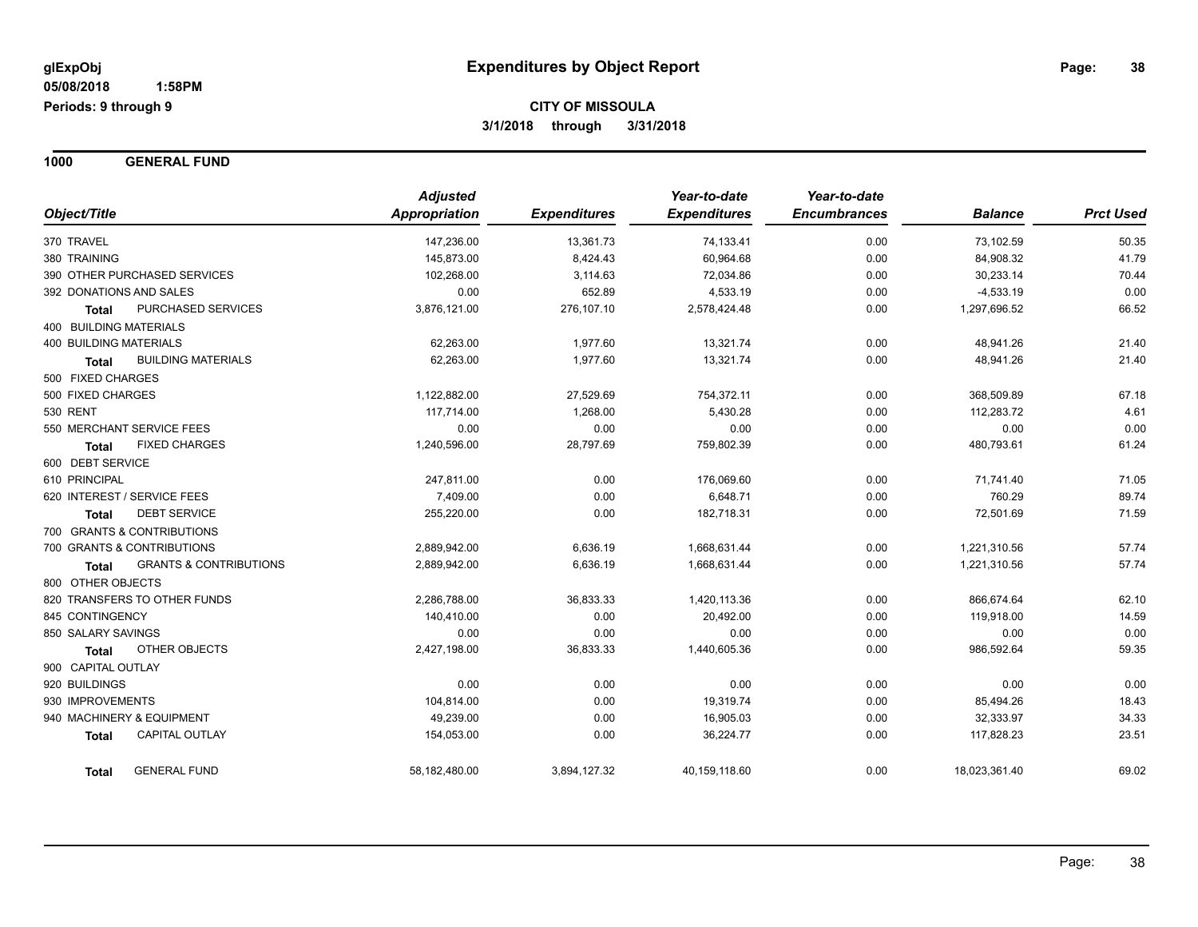glExpObj
05/08/2018 1:58PM
Periods: 9 through 9

# Expenditures by Object Report

**CITY OF MISSOULA**
**3/1/2018 through 3/31/2018**

## 1000 GENERAL FUND

| Object/Title | | Adjusted Appropriation | Expenditures | Year-to-date Expenditures | Year-to-date Encumbrances | Balance | Prct Used |
|---|---|---|---|---|---|---|---|
| 370 TRAVEL | | 147,236.00 | 13,361.73 | 74,133.41 | 0.00 | 73,102.59 | 50.35 |
| 380 TRAINING | | 145,873.00 | 8,424.43 | 60,964.68 | 0.00 | 84,908.32 | 41.79 |
| 390 OTHER PURCHASED SERVICES | | 102,268.00 | 3,114.63 | 72,034.86 | 0.00 | 30,233.14 | 70.44 |
| 392 DONATIONS AND SALES | | 0.00 | 652.89 | 4,533.19 | 0.00 | -4,533.19 | 0.00 |
| **Total** | PURCHASED SERVICES | 3,876,121.00 | 276,107.10 | 2,578,424.48 | 0.00 | 1,297,696.52 | 66.52 |
| 400 BUILDING MATERIALS | | | | | | | |
| 400 BUILDING MATERIALS | | 62,263.00 | 1,977.60 | 13,321.74 | 0.00 | 48,941.26 | 21.40 |
| **Total** | BUILDING MATERIALS | 62,263.00 | 1,977.60 | 13,321.74 | 0.00 | 48,941.26 | 21.40 |
| 500 FIXED CHARGES | | | | | | | |
| 500 FIXED CHARGES | | 1,122,882.00 | 27,529.69 | 754,372.11 | 0.00 | 368,509.89 | 67.18 |
| 530 RENT | | 117,714.00 | 1,268.00 | 5,430.28 | 0.00 | 112,283.72 | 4.61 |
| 550 MERCHANT SERVICE FEES | | 0.00 | 0.00 | 0.00 | 0.00 | 0.00 | 0.00 |
| **Total** | FIXED CHARGES | 1,240,596.00 | 28,797.69 | 759,802.39 | 0.00 | 480,793.61 | 61.24 |
| 600 DEBT SERVICE | | | | | | | |
| 610 PRINCIPAL | | 247,811.00 | 0.00 | 176,069.60 | 0.00 | 71,741.40 | 71.05 |
| 620 INTEREST / SERVICE FEES | | 7,409.00 | 0.00 | 6,648.71 | 0.00 | 760.29 | 89.74 |
| **Total** | DEBT SERVICE | 255,220.00 | 0.00 | 182,718.31 | 0.00 | 72,501.69 | 71.59 |
| 700 GRANTS & CONTRIBUTIONS | | | | | | | |
| 700 GRANTS & CONTRIBUTIONS | | 2,889,942.00 | 6,636.19 | 1,668,631.44 | 0.00 | 1,221,310.56 | 57.74 |
| **Total** | GRANTS & CONTRIBUTIONS | 2,889,942.00 | 6,636.19 | 1,668,631.44 | 0.00 | 1,221,310.56 | 57.74 |
| 800 OTHER OBJECTS | | | | | | | |
| 820 TRANSFERS TO OTHER FUNDS | | 2,286,788.00 | 36,833.33 | 1,420,113.36 | 0.00 | 866,674.64 | 62.10 |
| 845 CONTINGENCY | | 140,410.00 | 0.00 | 20,492.00 | 0.00 | 119,918.00 | 14.59 |
| 850 SALARY SAVINGS | | 0.00 | 0.00 | 0.00 | 0.00 | 0.00 | 0.00 |
| **Total** | OTHER OBJECTS | 2,427,198.00 | 36,833.33 | 1,440,605.36 | 0.00 | 986,592.64 | 59.35 |
| 900 CAPITAL OUTLAY | | | | | | | |
| 920 BUILDINGS | | 0.00 | 0.00 | 0.00 | 0.00 | 0.00 | 0.00 |
| 930 IMPROVEMENTS | | 104,814.00 | 0.00 | 19,319.74 | 0.00 | 85,494.26 | 18.43 |
| 940 MACHINERY & EQUIPMENT | | 49,239.00 | 0.00 | 16,905.03 | 0.00 | 32,333.97 | 34.33 |
| **Total** | CAPITAL OUTLAY | 154,053.00 | 0.00 | 36,224.77 | 0.00 | 117,828.23 | 23.51 |
| **Total** | GENERAL FUND | 58,182,480.00 | 3,894,127.32 | 40,159,118.60 | 0.00 | 18,023,361.40 | 69.02 |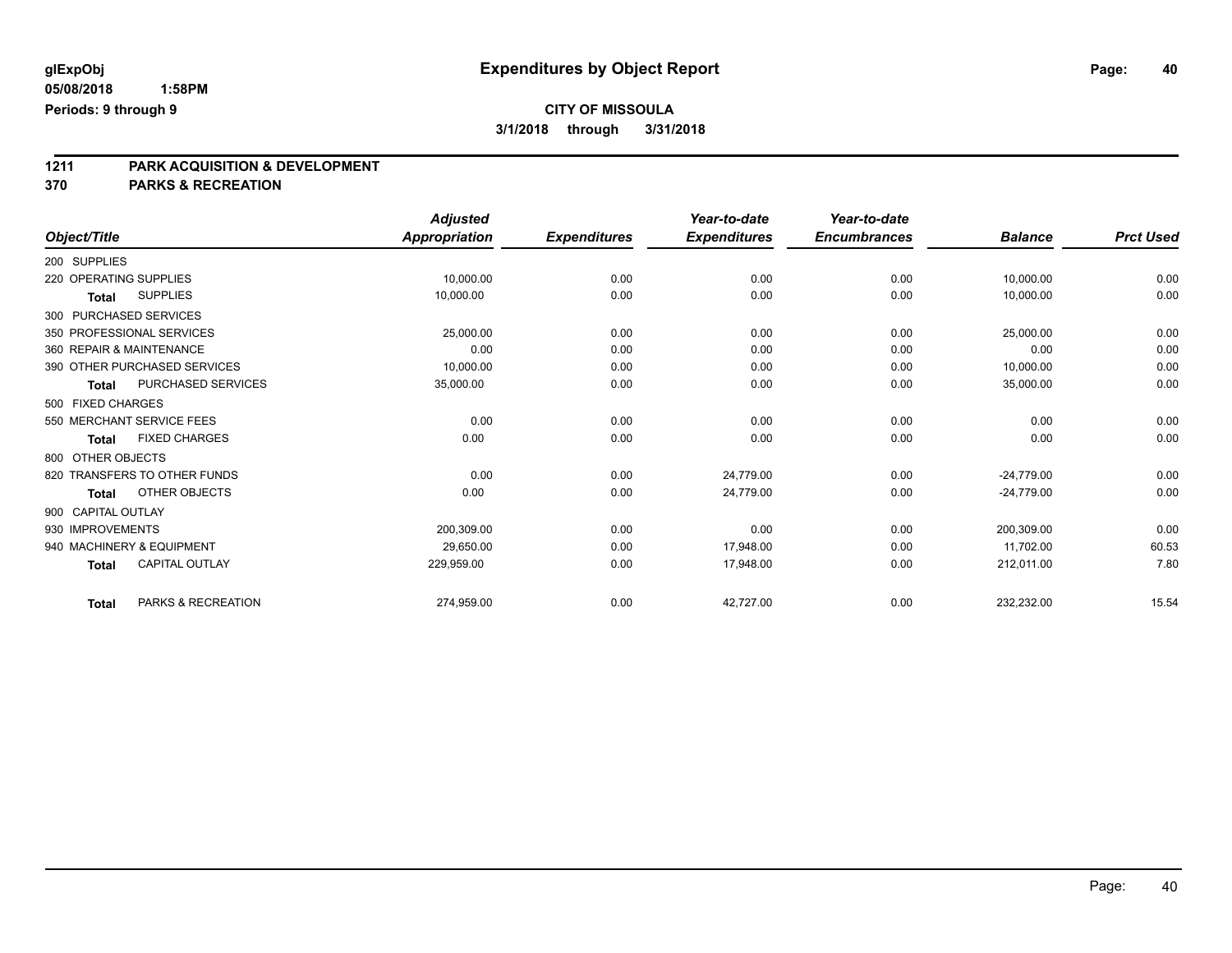**glExpObj**
**05/08/2018 1:58PM**
**Periods: 9 through 9**

# Expenditures by Object Report

**CITY OF MISSOULA**
**3/1/2018 through 3/31/2018**

## 1211 PARK ACQUISITION & DEVELOPMENT
## 370 PARKS & RECREATION

| Object/Title | | Adjusted Appropriation | Expenditures | Year-to-date Expenditures | Year-to-date Encumbrances | Balance | Prct Used |
|---|---|---|---|---|---|---|---|
| 200 SUPPLIES | | | | | | | |
| 220 OPERATING SUPPLIES | | 10,000.00 | 0.00 | 0.00 | 0.00 | 10,000.00 | 0.00 |
| Total | SUPPLIES | 10,000.00 | 0.00 | 0.00 | 0.00 | 10,000.00 | 0.00 |
| 300 PURCHASED SERVICES | | | | | | | |
| 350 PROFESSIONAL SERVICES | | 25,000.00 | 0.00 | 0.00 | 0.00 | 25,000.00 | 0.00 |
| 360 REPAIR & MAINTENANCE | | 0.00 | 0.00 | 0.00 | 0.00 | 0.00 | 0.00 |
| 390 OTHER PURCHASED SERVICES | | 10,000.00 | 0.00 | 0.00 | 0.00 | 10,000.00 | 0.00 |
| Total | PURCHASED SERVICES | 35,000.00 | 0.00 | 0.00 | 0.00 | 35,000.00 | 0.00 |
| 500 FIXED CHARGES | | | | | | | |
| 550 MERCHANT SERVICE FEES | | 0.00 | 0.00 | 0.00 | 0.00 | 0.00 | 0.00 |
| Total | FIXED CHARGES | 0.00 | 0.00 | 0.00 | 0.00 | 0.00 | 0.00 |
| 800 OTHER OBJECTS | | | | | | | |
| 820 TRANSFERS TO OTHER FUNDS | | 0.00 | 0.00 | 24,779.00 | 0.00 | -24,779.00 | 0.00 |
| Total | OTHER OBJECTS | 0.00 | 0.00 | 24,779.00 | 0.00 | -24,779.00 | 0.00 |
| 900 CAPITAL OUTLAY | | | | | | | |
| 930 IMPROVEMENTS | | 200,309.00 | 0.00 | 0.00 | 0.00 | 200,309.00 | 0.00 |
| 940 MACHINERY & EQUIPMENT | | 29,650.00 | 0.00 | 17,948.00 | 0.00 | 11,702.00 | 60.53 |
| Total | CAPITAL OUTLAY | 229,959.00 | 0.00 | 17,948.00 | 0.00 | 212,011.00 | 7.80 |
| Total | PARKS & RECREATION | 274,959.00 | 0.00 | 42,727.00 | 0.00 | 232,232.00 | 15.54 |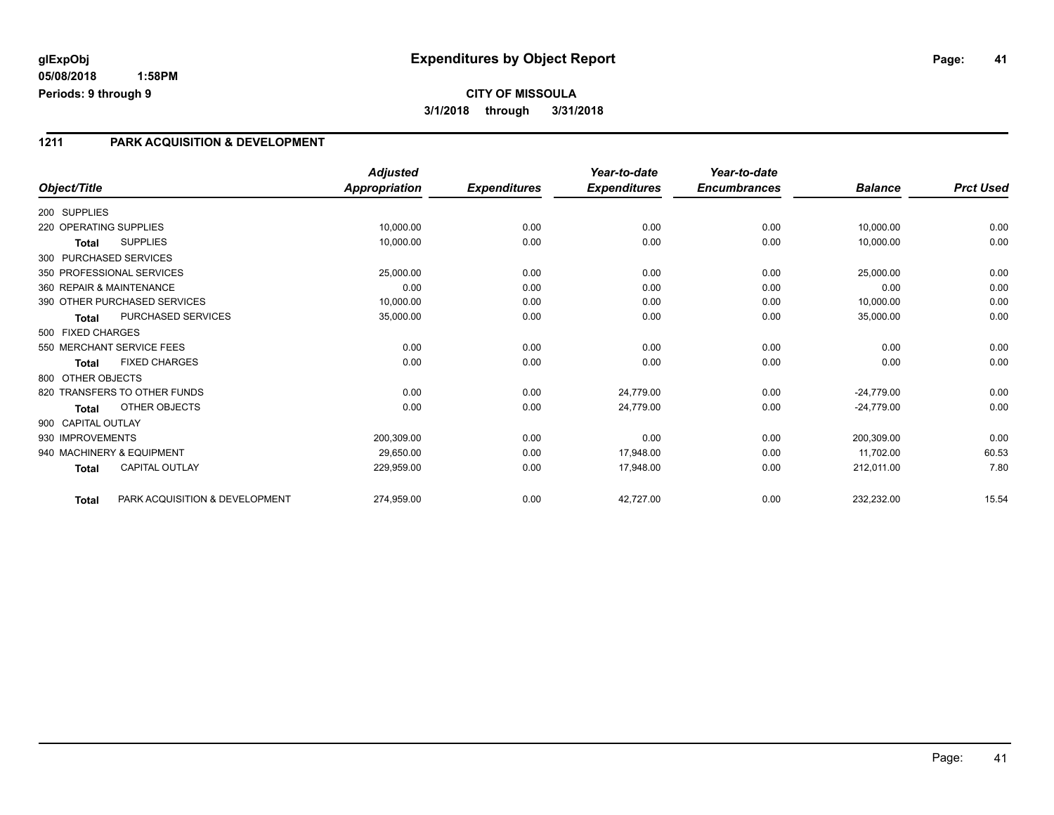# Expenditures by Object Report

glExpObj
05/08/2018 1:58PM
Periods: 9 through 9

**CITY OF MISSOULA**
**3/1/2018 through 3/31/2018**

## 1211 PARK ACQUISITION & DEVELOPMENT

| Object/Title | | Adjusted Appropriation | Expenditures | Year-to-date Expenditures | Year-to-date Encumbrances | Balance | Prct Used |
|---|---|---|---|---|---|---|---|
| 200 SUPPLIES | | | | | | | |
| 220 OPERATING SUPPLIES | | 10,000.00 | 0.00 | 0.00 | 0.00 | 10,000.00 | 0.00 |
| **Total** | SUPPLIES | 10,000.00 | 0.00 | 0.00 | 0.00 | 10,000.00 | 0.00 |
| 300 PURCHASED SERVICES | | | | | | | |
| 350 PROFESSIONAL SERVICES | | 25,000.00 | 0.00 | 0.00 | 0.00 | 25,000.00 | 0.00 |
| 360 REPAIR & MAINTENANCE | | 0.00 | 0.00 | 0.00 | 0.00 | 0.00 | 0.00 |
| 390 OTHER PURCHASED SERVICES | | 10,000.00 | 0.00 | 0.00 | 0.00 | 10,000.00 | 0.00 |
| **Total** | PURCHASED SERVICES | 35,000.00 | 0.00 | 0.00 | 0.00 | 35,000.00 | 0.00 |
| 500 FIXED CHARGES | | | | | | | |
| 550 MERCHANT SERVICE FEES | | 0.00 | 0.00 | 0.00 | 0.00 | 0.00 | 0.00 |
| **Total** | FIXED CHARGES | 0.00 | 0.00 | 0.00 | 0.00 | 0.00 | 0.00 |
| 800 OTHER OBJECTS | | | | | | | |
| 820 TRANSFERS TO OTHER FUNDS | | 0.00 | 0.00 | 24,779.00 | 0.00 | -24,779.00 | 0.00 |
| **Total** | OTHER OBJECTS | 0.00 | 0.00 | 24,779.00 | 0.00 | -24,779.00 | 0.00 |
| 900 CAPITAL OUTLAY | | | | | | | |
| 930 IMPROVEMENTS | | 200,309.00 | 0.00 | 0.00 | 0.00 | 200,309.00 | 0.00 |
| 940 MACHINERY & EQUIPMENT | | 29,650.00 | 0.00 | 17,948.00 | 0.00 | 11,702.00 | 60.53 |
| **Total** | CAPITAL OUTLAY | 229,959.00 | 0.00 | 17,948.00 | 0.00 | 212,011.00 | 7.80 |
| **Total** | PARK ACQUISITION & DEVELOPMENT | 274,959.00 | 0.00 | 42,727.00 | 0.00 | 232,232.00 | 15.54 |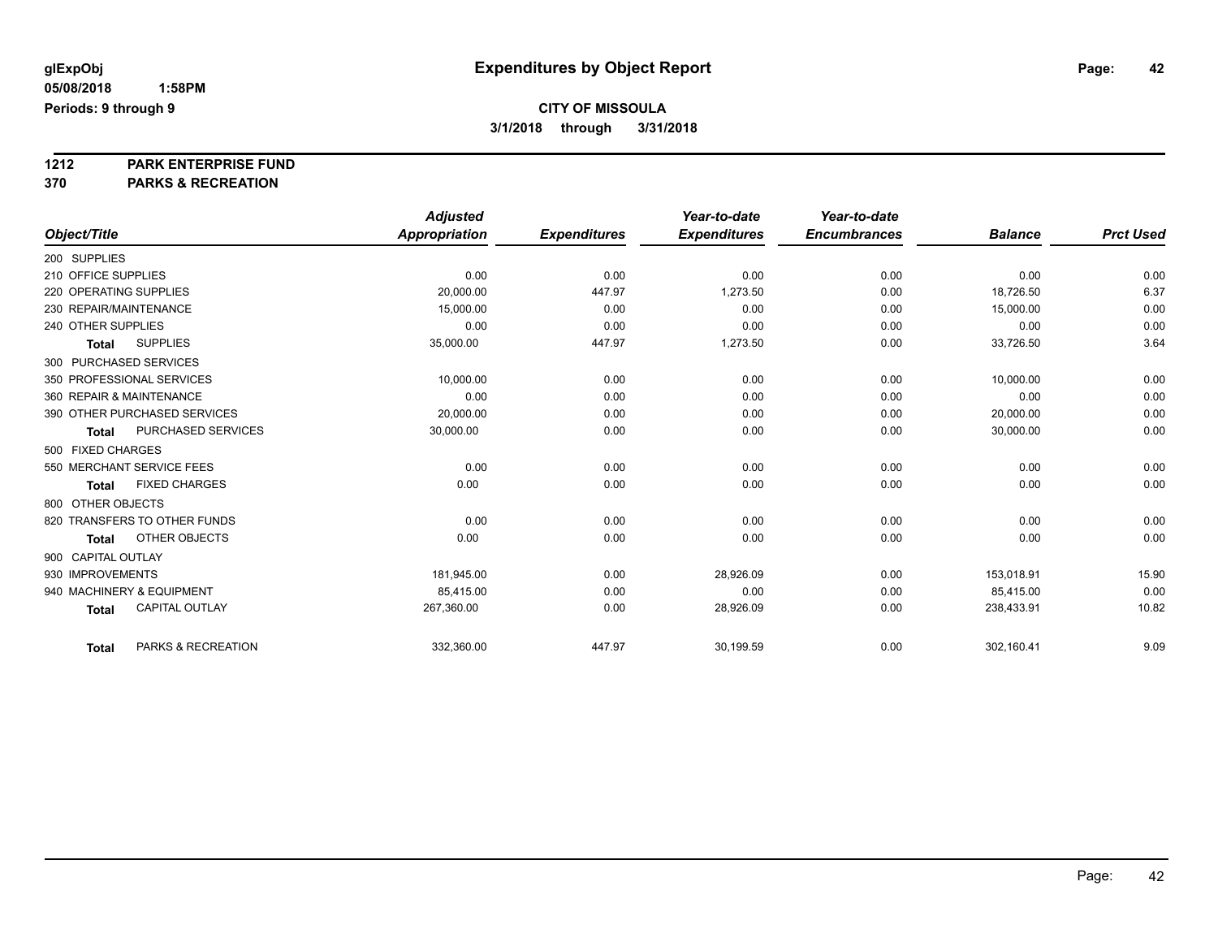**glExpObj** **Expenditures by Object Report**

**05/08/2018 1:58PM**

**Periods: 9 through 9**

**CITY OF MISSOULA**

**3/1/2018 through 3/31/2018**

**1212 PARK ENTERPRISE FUND**

**370 PARKS & RECREATION**

| Object/Title | Adjusted Appropriation | Expenditures | Year-to-date Expenditures | Year-to-date Encumbrances | Balance | Prct Used |
|---|---|---|---|---|---|---|
| 200 SUPPLIES | | | | | | |
| 210 OFFICE SUPPLIES | 0.00 | 0.00 | 0.00 | 0.00 | 0.00 | 0.00 |
| 220 OPERATING SUPPLIES | 20,000.00 | 447.97 | 1,273.50 | 0.00 | 18,726.50 | 6.37 |
| 230 REPAIR/MAINTENANCE | 15,000.00 | 0.00 | 0.00 | 0.00 | 15,000.00 | 0.00 |
| 240 OTHER SUPPLIES | 0.00 | 0.00 | 0.00 | 0.00 | 0.00 | 0.00 |
| **Total** SUPPLIES | 35,000.00 | 447.97 | 1,273.50 | 0.00 | 33,726.50 | 3.64 |
| 300 PURCHASED SERVICES | | | | | | |
| 350 PROFESSIONAL SERVICES | 10,000.00 | 0.00 | 0.00 | 0.00 | 10,000.00 | 0.00 |
| 360 REPAIR & MAINTENANCE | 0.00 | 0.00 | 0.00 | 0.00 | 0.00 | 0.00 |
| 390 OTHER PURCHASED SERVICES | 20,000.00 | 0.00 | 0.00 | 0.00 | 20,000.00 | 0.00 |
| **Total** PURCHASED SERVICES | 30,000.00 | 0.00 | 0.00 | 0.00 | 30,000.00 | 0.00 |
| 500 FIXED CHARGES | | | | | | |
| 550 MERCHANT SERVICE FEES | 0.00 | 0.00 | 0.00 | 0.00 | 0.00 | 0.00 |
| **Total** FIXED CHARGES | 0.00 | 0.00 | 0.00 | 0.00 | 0.00 | 0.00 |
| 800 OTHER OBJECTS | | | | | | |
| 820 TRANSFERS TO OTHER FUNDS | 0.00 | 0.00 | 0.00 | 0.00 | 0.00 | 0.00 |
| **Total** OTHER OBJECTS | 0.00 | 0.00 | 0.00 | 0.00 | 0.00 | 0.00 |
| 900 CAPITAL OUTLAY | | | | | | |
| 930 IMPROVEMENTS | 181,945.00 | 0.00 | 28,926.09 | 0.00 | 153,018.91 | 15.90 |
| 940 MACHINERY & EQUIPMENT | 85,415.00 | 0.00 | 0.00 | 0.00 | 85,415.00 | 0.00 |
| **Total** CAPITAL OUTLAY | 267,360.00 | 0.00 | 28,926.09 | 0.00 | 238,433.91 | 10.82 |
| **Total** PARKS & RECREATION | 332,360.00 | 447.97 | 30,199.59 | 0.00 | 302,160.41 | 9.09 |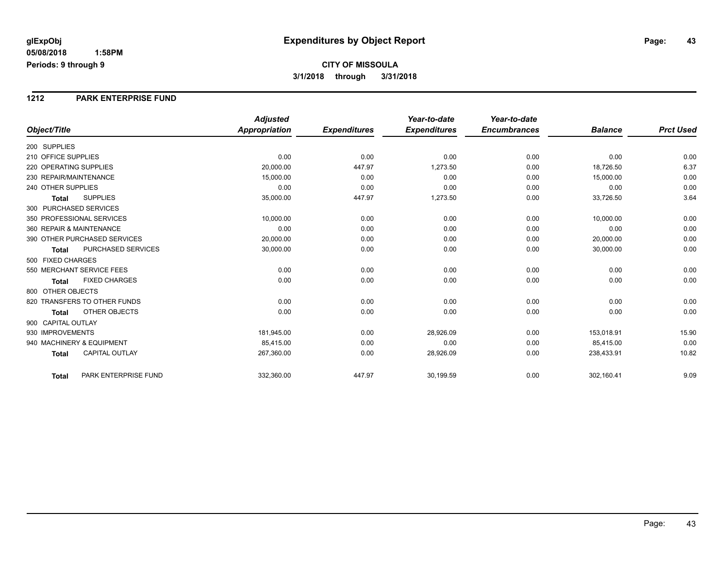**glExpObj**
**05/08/2018 1:58PM**
**Periods: 9 through 9**

# Expenditures by Object Report

**CITY OF MISSOULA**
**3/1/2018 through 3/31/2018**

## 1212 PARK ENTERPRISE FUND

| Object/Title | Adjusted Appropriation | Expenditures | Year-to-date Expenditures | Year-to-date Encumbrances | Balance | Prct Used |
|---|---|---|---|---|---|---|
| 200 SUPPLIES | | | | | | |
| 210 OFFICE SUPPLIES | 0.00 | 0.00 | 0.00 | 0.00 | 0.00 | 0.00 |
| 220 OPERATING SUPPLIES | 20,000.00 | 447.97 | 1,273.50 | 0.00 | 18,726.50 | 6.37 |
| 230 REPAIR/MAINTENANCE | 15,000.00 | 0.00 | 0.00 | 0.00 | 15,000.00 | 0.00 |
| 240 OTHER SUPPLIES | 0.00 | 0.00 | 0.00 | 0.00 | 0.00 | 0.00 |
| **Total** SUPPLIES | 35,000.00 | 447.97 | 1,273.50 | 0.00 | 33,726.50 | 3.64 |
| 300 PURCHASED SERVICES | | | | | | |
| 350 PROFESSIONAL SERVICES | 10,000.00 | 0.00 | 0.00 | 0.00 | 10,000.00 | 0.00 |
| 360 REPAIR & MAINTENANCE | 0.00 | 0.00 | 0.00 | 0.00 | 0.00 | 0.00 |
| 390 OTHER PURCHASED SERVICES | 20,000.00 | 0.00 | 0.00 | 0.00 | 20,000.00 | 0.00 |
| **Total** PURCHASED SERVICES | 30,000.00 | 0.00 | 0.00 | 0.00 | 30,000.00 | 0.00 |
| 500 FIXED CHARGES | | | | | | |
| 550 MERCHANT SERVICE FEES | 0.00 | 0.00 | 0.00 | 0.00 | 0.00 | 0.00 |
| **Total** FIXED CHARGES | 0.00 | 0.00 | 0.00 | 0.00 | 0.00 | 0.00 |
| 800 OTHER OBJECTS | | | | | | |
| 820 TRANSFERS TO OTHER FUNDS | 0.00 | 0.00 | 0.00 | 0.00 | 0.00 | 0.00 |
| **Total** OTHER OBJECTS | 0.00 | 0.00 | 0.00 | 0.00 | 0.00 | 0.00 |
| 900 CAPITAL OUTLAY | | | | | | |
| 930 IMPROVEMENTS | 181,945.00 | 0.00 | 28,926.09 | 0.00 | 153,018.91 | 15.90 |
| 940 MACHINERY & EQUIPMENT | 85,415.00 | 0.00 | 0.00 | 0.00 | 85,415.00 | 0.00 |
| **Total** CAPITAL OUTLAY | 267,360.00 | 0.00 | 28,926.09 | 0.00 | 238,433.91 | 10.82 |
| **Total** PARK ENTERPRISE FUND | 332,360.00 | 447.97 | 30,199.59 | 0.00 | 302,160.41 | 9.09 |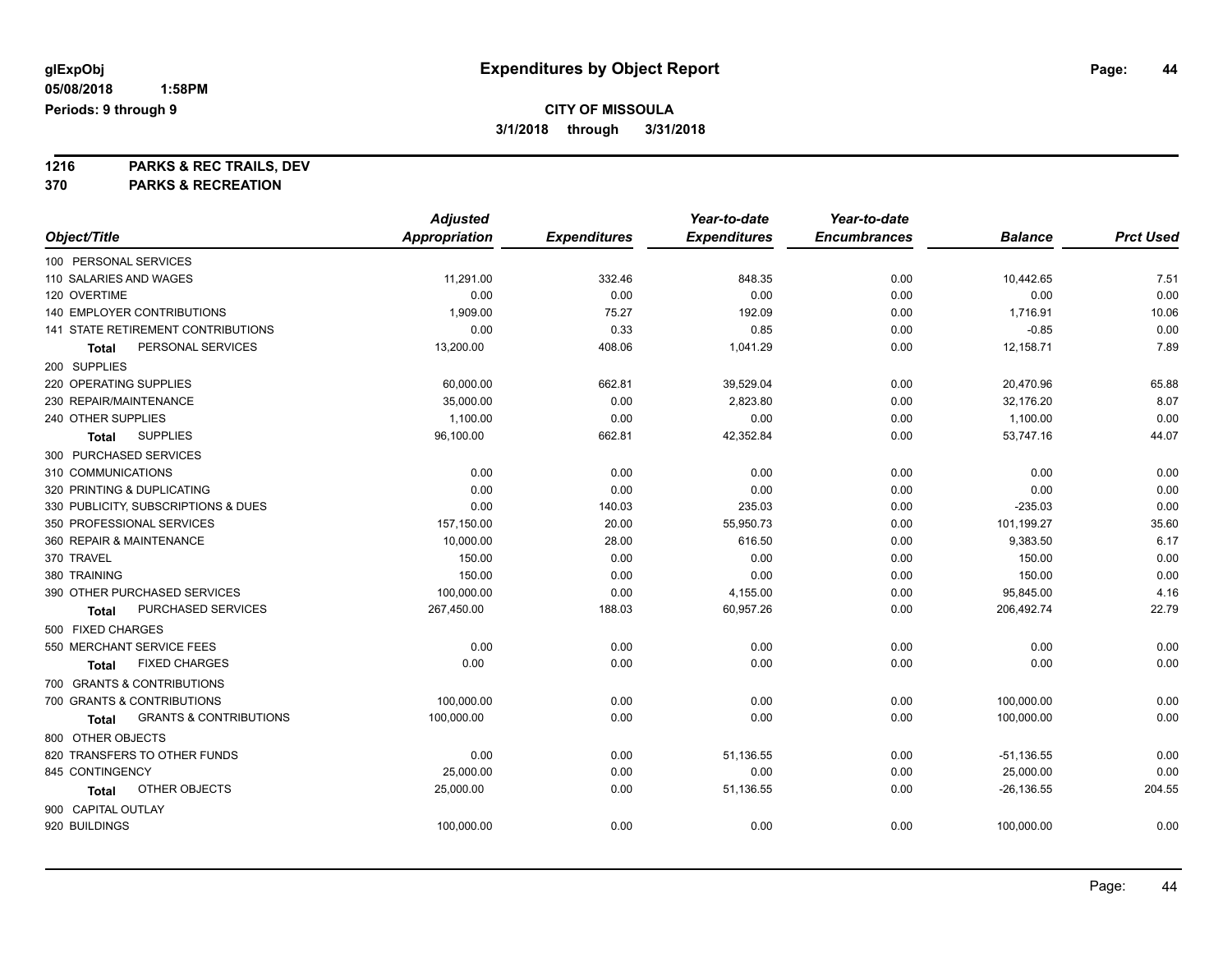# Expenditures by Object Report

glExpObj
05/08/2018 1:58PM
Periods: 9 through 9

**CITY OF MISSOULA**
**3/1/2018 through 3/31/2018**

**1216 PARKS & REC TRAILS, DEV**
**370 PARKS & RECREATION**

| Object/Title | Adjusted Appropriation | Expenditures | Year-to-date Expenditures | Year-to-date Encumbrances | Balance | Prct Used |
|---|---|---|---|---|---|---|
| 100 PERSONAL SERVICES | | | | | | |
| 110 SALARIES AND WAGES | 11,291.00 | 332.46 | 848.35 | 0.00 | 10,442.65 | 7.51 |
| 120 OVERTIME | 0.00 | 0.00 | 0.00 | 0.00 | 0.00 | 0.00 |
| 140 EMPLOYER CONTRIBUTIONS | 1,909.00 | 75.27 | 192.09 | 0.00 | 1,716.91 | 10.06 |
| 141 STATE RETIREMENT CONTRIBUTIONS | 0.00 | 0.33 | 0.85 | 0.00 | -0.85 | 0.00 |
| **Total** PERSONAL SERVICES | 13,200.00 | 408.06 | 1,041.29 | 0.00 | 12,158.71 | 7.89 |
| 200 SUPPLIES | | | | | | |
| 220 OPERATING SUPPLIES | 60,000.00 | 662.81 | 39,529.04 | 0.00 | 20,470.96 | 65.88 |
| 230 REPAIR/MAINTENANCE | 35,000.00 | 0.00 | 2,823.80 | 0.00 | 32,176.20 | 8.07 |
| 240 OTHER SUPPLIES | 1,100.00 | 0.00 | 0.00 | 0.00 | 1,100.00 | 0.00 |
| **Total** SUPPLIES | 96,100.00 | 662.81 | 42,352.84 | 0.00 | 53,747.16 | 44.07 |
| 300 PURCHASED SERVICES | | | | | | |
| 310 COMMUNICATIONS | 0.00 | 0.00 | 0.00 | 0.00 | 0.00 | 0.00 |
| 320 PRINTING & DUPLICATING | 0.00 | 0.00 | 0.00 | 0.00 | 0.00 | 0.00 |
| 330 PUBLICITY, SUBSCRIPTIONS & DUES | 0.00 | 140.03 | 235.03 | 0.00 | -235.03 | 0.00 |
| 350 PROFESSIONAL SERVICES | 157,150.00 | 20.00 | 55,950.73 | 0.00 | 101,199.27 | 35.60 |
| 360 REPAIR & MAINTENANCE | 10,000.00 | 28.00 | 616.50 | 0.00 | 9,383.50 | 6.17 |
| 370 TRAVEL | 150.00 | 0.00 | 0.00 | 0.00 | 150.00 | 0.00 |
| 380 TRAINING | 150.00 | 0.00 | 0.00 | 0.00 | 150.00 | 0.00 |
| 390 OTHER PURCHASED SERVICES | 100,000.00 | 0.00 | 4,155.00 | 0.00 | 95,845.00 | 4.16 |
| **Total** PURCHASED SERVICES | 267,450.00 | 188.03 | 60,957.26 | 0.00 | 206,492.74 | 22.79 |
| 500 FIXED CHARGES | | | | | | |
| 550 MERCHANT SERVICE FEES | 0.00 | 0.00 | 0.00 | 0.00 | 0.00 | 0.00 |
| **Total** FIXED CHARGES | 0.00 | 0.00 | 0.00 | 0.00 | 0.00 | 0.00 |
| 700 GRANTS & CONTRIBUTIONS | | | | | | |
| 700 GRANTS & CONTRIBUTIONS | 100,000.00 | 0.00 | 0.00 | 0.00 | 100,000.00 | 0.00 |
| **Total** GRANTS & CONTRIBUTIONS | 100,000.00 | 0.00 | 0.00 | 0.00 | 100,000.00 | 0.00 |
| 800 OTHER OBJECTS | | | | | | |
| 820 TRANSFERS TO OTHER FUNDS | 0.00 | 0.00 | 51,136.55 | 0.00 | -51,136.55 | 0.00 |
| 845 CONTINGENCY | 25,000.00 | 0.00 | 0.00 | 0.00 | 25,000.00 | 0.00 |
| **Total** OTHER OBJECTS | 25,000.00 | 0.00 | 51,136.55 | 0.00 | -26,136.55 | 204.55 |
| 900 CAPITAL OUTLAY | | | | | | |
| 920 BUILDINGS | 100,000.00 | 0.00 | 0.00 | 0.00 | 100,000.00 | 0.00 |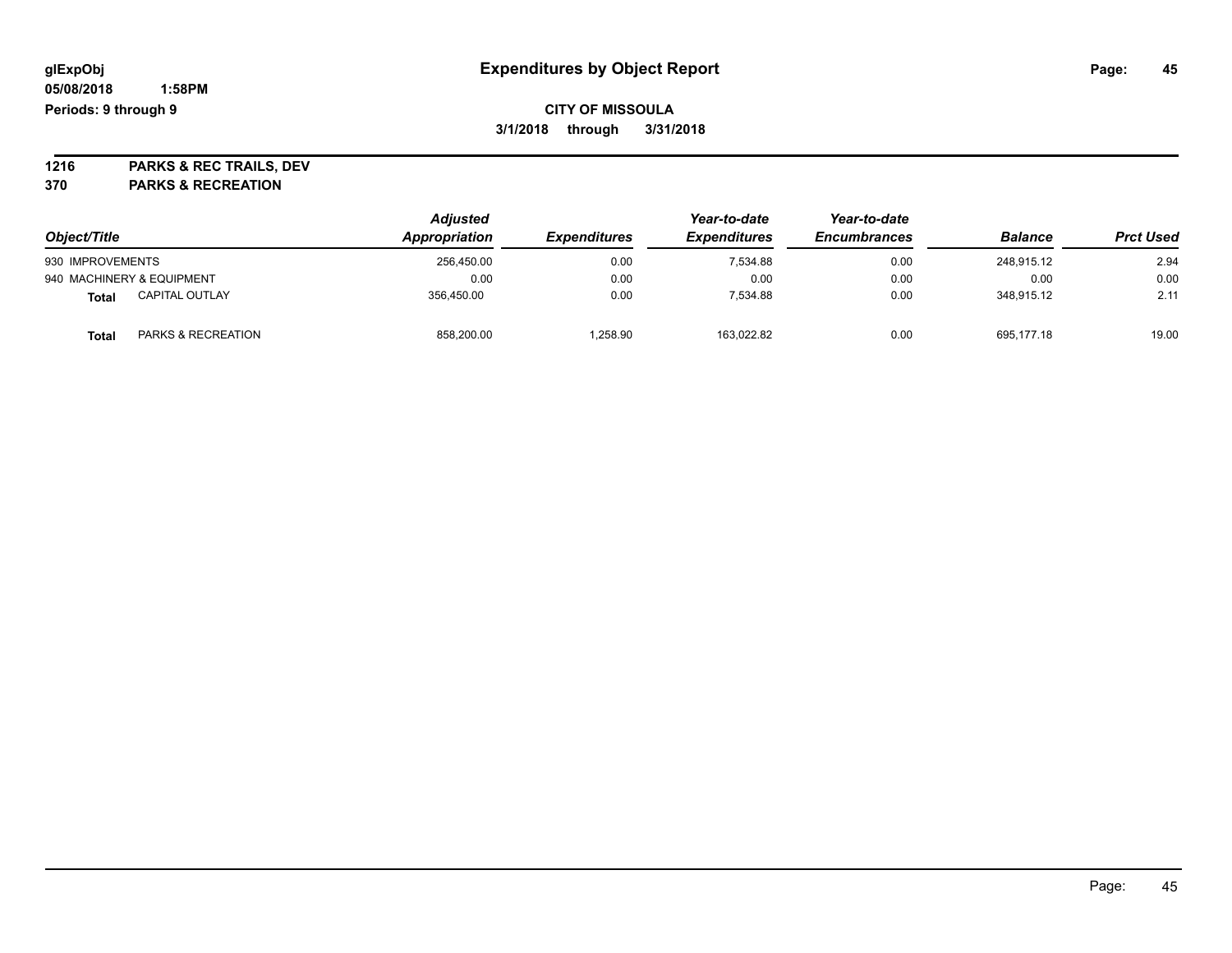# Expenditures by Object Report

**CITY OF MISSOULA**

**3/1/2018 through 3/31/2018**

glExpObj
05/08/2018 1:58PM
Periods: 9 through 9

**1216 PARKS & REC TRAILS, DEV**

**370 PARKS & RECREATION**

| Object/Title | Adjusted Appropriation | Expenditures | Year-to-date Expenditures | Year-to-date Encumbrances | Balance | Prct Used |
|---|---|---|---|---|---|---|
| 930 IMPROVEMENTS | 256,450.00 | 0.00 | 7,534.88 | 0.00 | 248,915.12 | 2.94 |
| 940 MACHINERY & EQUIPMENT | 0.00 | 0.00 | 0.00 | 0.00 | 0.00 | 0.00 |
| **Total** CAPITAL OUTLAY | 356,450.00 | 0.00 | 7,534.88 | 0.00 | 348,915.12 | 2.11 |
| **Total** PARKS & RECREATION | 858,200.00 | 1,258.90 | 163,022.82 | 0.00 | 695,177.18 | 19.00 |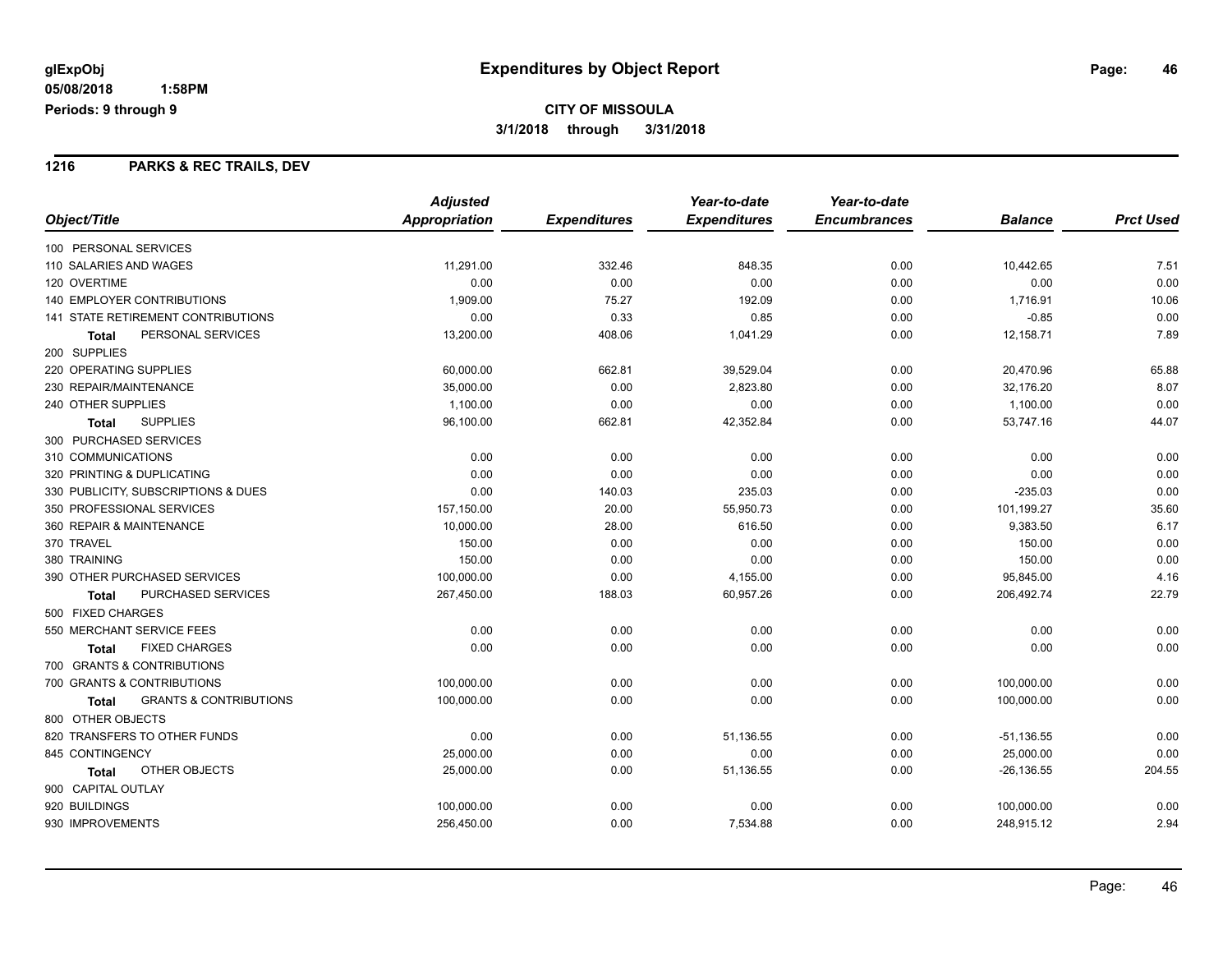# Expenditures by Object Report

glExpObj
05/08/2018 1:58PM
Periods: 9 through 9

**CITY OF MISSOULA**
**3/1/2018 through 3/31/2018**

## 1216 PARKS & REC TRAILS, DEV

| Object/Title | Adjusted Appropriation | Expenditures | Year-to-date Expenditures | Year-to-date Encumbrances | Balance | Prct Used |
|---|---|---|---|---|---|---|
| 100 PERSONAL SERVICES | | | | | | |
| 110 SALARIES AND WAGES | 11,291.00 | 332.46 | 848.35 | 0.00 | 10,442.65 | 7.51 |
| 120 OVERTIME | 0.00 | 0.00 | 0.00 | 0.00 | 0.00 | 0.00 |
| 140 EMPLOYER CONTRIBUTIONS | 1,909.00 | 75.27 | 192.09 | 0.00 | 1,716.91 | 10.06 |
| 141 STATE RETIREMENT CONTRIBUTIONS | 0.00 | 0.33 | 0.85 | 0.00 | -0.85 | 0.00 |
| **Total** PERSONAL SERVICES | 13,200.00 | 408.06 | 1,041.29 | 0.00 | 12,158.71 | 7.89 |
| 200 SUPPLIES | | | | | | |
| 220 OPERATING SUPPLIES | 60,000.00 | 662.81 | 39,529.04 | 0.00 | 20,470.96 | 65.88 |
| 230 REPAIR/MAINTENANCE | 35,000.00 | 0.00 | 2,823.80 | 0.00 | 32,176.20 | 8.07 |
| 240 OTHER SUPPLIES | 1,100.00 | 0.00 | 0.00 | 0.00 | 1,100.00 | 0.00 |
| **Total** SUPPLIES | 96,100.00 | 662.81 | 42,352.84 | 0.00 | 53,747.16 | 44.07 |
| 300 PURCHASED SERVICES | | | | | | |
| 310 COMMUNICATIONS | 0.00 | 0.00 | 0.00 | 0.00 | 0.00 | 0.00 |
| 320 PRINTING & DUPLICATING | 0.00 | 0.00 | 0.00 | 0.00 | 0.00 | 0.00 |
| 330 PUBLICITY, SUBSCRIPTIONS & DUES | 0.00 | 140.03 | 235.03 | 0.00 | -235.03 | 0.00 |
| 350 PROFESSIONAL SERVICES | 157,150.00 | 20.00 | 55,950.73 | 0.00 | 101,199.27 | 35.60 |
| 360 REPAIR & MAINTENANCE | 10,000.00 | 28.00 | 616.50 | 0.00 | 9,383.50 | 6.17 |
| 370 TRAVEL | 150.00 | 0.00 | 0.00 | 0.00 | 150.00 | 0.00 |
| 380 TRAINING | 150.00 | 0.00 | 0.00 | 0.00 | 150.00 | 0.00 |
| 390 OTHER PURCHASED SERVICES | 100,000.00 | 0.00 | 4,155.00 | 0.00 | 95,845.00 | 4.16 |
| **Total** PURCHASED SERVICES | 267,450.00 | 188.03 | 60,957.26 | 0.00 | 206,492.74 | 22.79 |
| 500 FIXED CHARGES | | | | | | |
| 550 MERCHANT SERVICE FEES | 0.00 | 0.00 | 0.00 | 0.00 | 0.00 | 0.00 |
| **Total** FIXED CHARGES | 0.00 | 0.00 | 0.00 | 0.00 | 0.00 | 0.00 |
| 700 GRANTS & CONTRIBUTIONS | | | | | | |
| 700 GRANTS & CONTRIBUTIONS | 100,000.00 | 0.00 | 0.00 | 0.00 | 100,000.00 | 0.00 |
| **Total** GRANTS & CONTRIBUTIONS | 100,000.00 | 0.00 | 0.00 | 0.00 | 100,000.00 | 0.00 |
| 800 OTHER OBJECTS | | | | | | |
| 820 TRANSFERS TO OTHER FUNDS | 0.00 | 0.00 | 51,136.55 | 0.00 | -51,136.55 | 0.00 |
| 845 CONTINGENCY | 25,000.00 | 0.00 | 0.00 | 0.00 | 25,000.00 | 0.00 |
| **Total** OTHER OBJECTS | 25,000.00 | 0.00 | 51,136.55 | 0.00 | -26,136.55 | 204.55 |
| 900 CAPITAL OUTLAY | | | | | | |
| 920 BUILDINGS | 100,000.00 | 0.00 | 0.00 | 0.00 | 100,000.00 | 0.00 |
| 930 IMPROVEMENTS | 256,450.00 | 0.00 | 7,534.88 | 0.00 | 248,915.12 | 2.94 |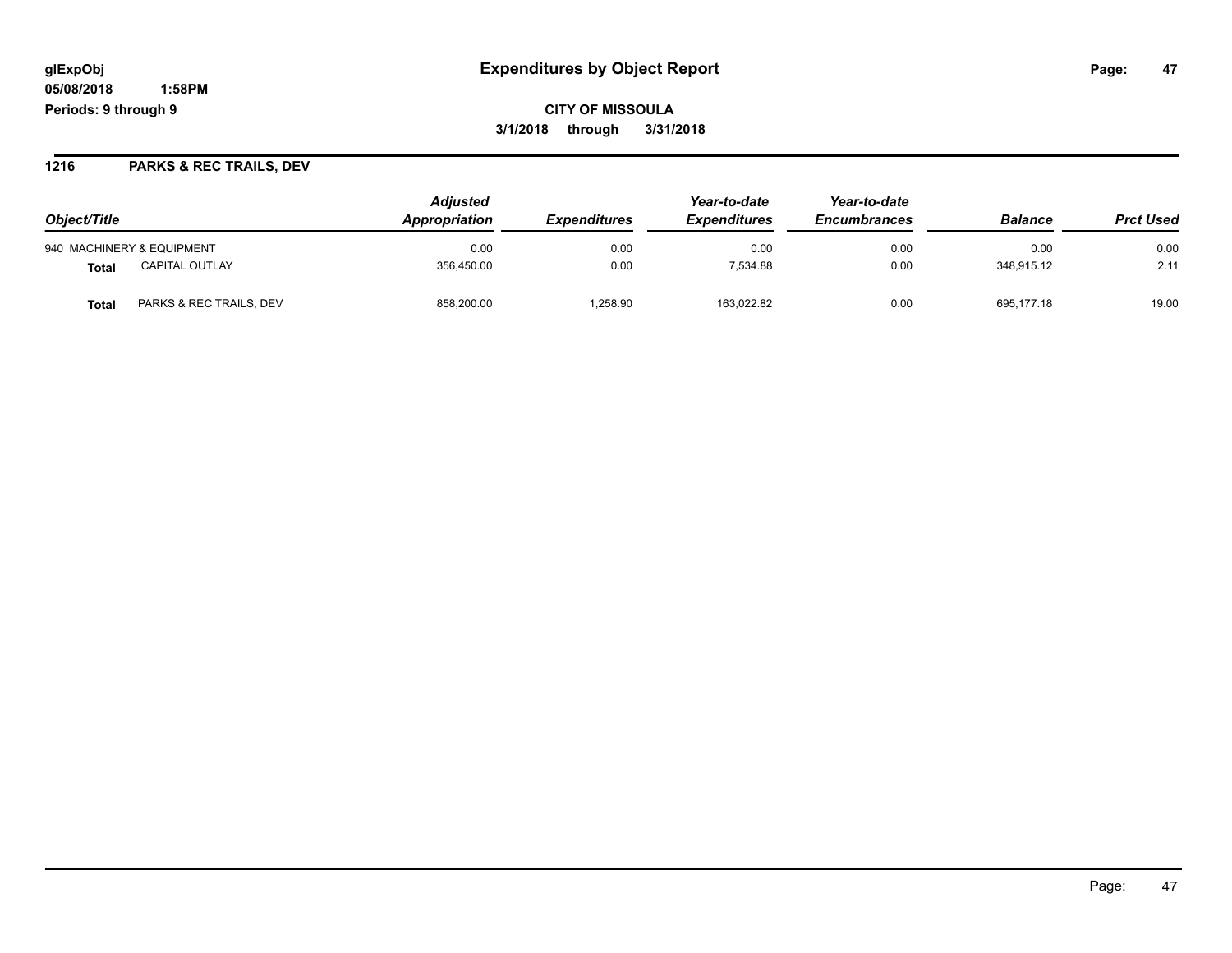**Expenditures by Object Report**

**CITY OF MISSOULA**

**3/1/2018 through 3/31/2018**

glExpObj
05/08/2018 1:58PM
Periods: 9 through 9

## 1216 PARKS & REC TRAILS, DEV

| Object/Title | | Adjusted Appropriation | Expenditures | Year-to-date Expenditures | Year-to-date Encumbrances | Balance | Prct Used |
|---|---|---|---|---|---|---|---|
| 940 MACHINERY & EQUIPMENT | | 0.00 | 0.00 | 0.00 | 0.00 | 0.00 | 0.00 |
| **Total** | CAPITAL OUTLAY | 356,450.00 | 0.00 | 7,534.88 | 0.00 | 348,915.12 | 2.11 |
| **Total** | PARKS & REC TRAILS, DEV | 858,200.00 | 1,258.90 | 163,022.82 | 0.00 | 695,177.18 | 19.00 |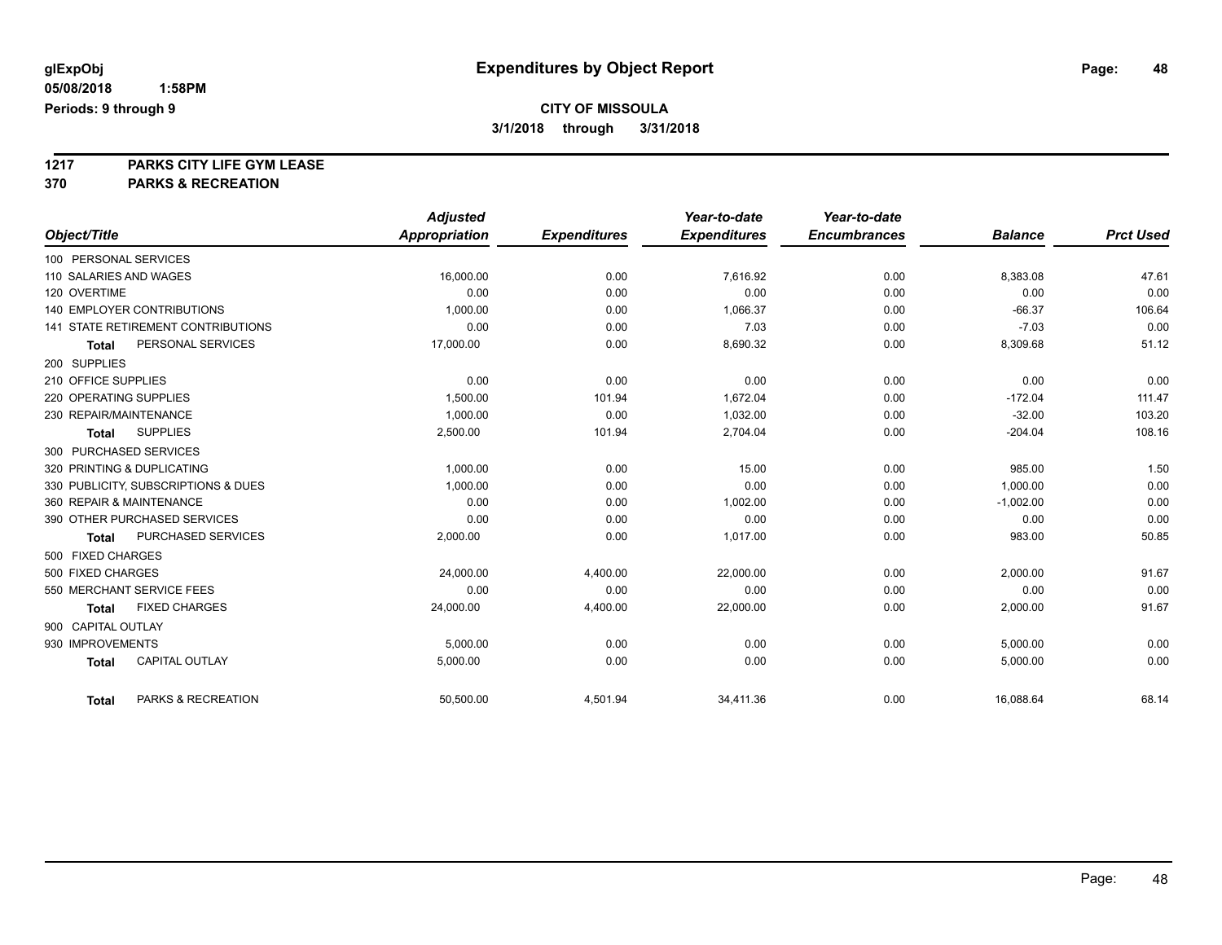**glExpObj** **Expenditures by Object Report**

**05/08/2018 1:58PM**

**Periods: 9 through 9**

**CITY OF MISSOULA**

**3/1/2018 through 3/31/2018**

## 1217 PARKS CITY LIFE GYM LEASE
## 370 PARKS & RECREATION

| Object/Title | Adjusted Appropriation | Expenditures | Year-to-date Expenditures | Year-to-date Encumbrances | Balance | Prct Used |
|---|---|---|---|---|---|---|
| 100 PERSONAL SERVICES | | | | | | |
| 110 SALARIES AND WAGES | 16,000.00 | 0.00 | 7,616.92 | 0.00 | 8,383.08 | 47.61 |
| 120 OVERTIME | 0.00 | 0.00 | 0.00 | 0.00 | 0.00 | 0.00 |
| 140 EMPLOYER CONTRIBUTIONS | 1,000.00 | 0.00 | 1,066.37 | 0.00 | -66.37 | 106.64 |
| 141 STATE RETIREMENT CONTRIBUTIONS | 0.00 | 0.00 | 7.03 | 0.00 | -7.03 | 0.00 |
| **Total** PERSONAL SERVICES | 17,000.00 | 0.00 | 8,690.32 | 0.00 | 8,309.68 | 51.12 |
| 200 SUPPLIES | | | | | | |
| 210 OFFICE SUPPLIES | 0.00 | 0.00 | 0.00 | 0.00 | 0.00 | 0.00 |
| 220 OPERATING SUPPLIES | 1,500.00 | 101.94 | 1,672.04 | 0.00 | -172.04 | 111.47 |
| 230 REPAIR/MAINTENANCE | 1,000.00 | 0.00 | 1,032.00 | 0.00 | -32.00 | 103.20 |
| **Total** SUPPLIES | 2,500.00 | 101.94 | 2,704.04 | 0.00 | -204.04 | 108.16 |
| 300 PURCHASED SERVICES | | | | | | |
| 320 PRINTING & DUPLICATING | 1,000.00 | 0.00 | 15.00 | 0.00 | 985.00 | 1.50 |
| 330 PUBLICITY, SUBSCRIPTIONS & DUES | 1,000.00 | 0.00 | 0.00 | 0.00 | 1,000.00 | 0.00 |
| 360 REPAIR & MAINTENANCE | 0.00 | 0.00 | 1,002.00 | 0.00 | -1,002.00 | 0.00 |
| 390 OTHER PURCHASED SERVICES | 0.00 | 0.00 | 0.00 | 0.00 | 0.00 | 0.00 |
| **Total** PURCHASED SERVICES | 2,000.00 | 0.00 | 1,017.00 | 0.00 | 983.00 | 50.85 |
| 500 FIXED CHARGES | | | | | | |
| 500 FIXED CHARGES | 24,000.00 | 4,400.00 | 22,000.00 | 0.00 | 2,000.00 | 91.67 |
| 550 MERCHANT SERVICE FEES | 0.00 | 0.00 | 0.00 | 0.00 | 0.00 | 0.00 |
| **Total** FIXED CHARGES | 24,000.00 | 4,400.00 | 22,000.00 | 0.00 | 2,000.00 | 91.67 |
| 900 CAPITAL OUTLAY | | | | | | |
| 930 IMPROVEMENTS | 5,000.00 | 0.00 | 0.00 | 0.00 | 5,000.00 | 0.00 |
| **Total** CAPITAL OUTLAY | 5,000.00 | 0.00 | 0.00 | 0.00 | 5,000.00 | 0.00 |
| **Total** PARKS & RECREATION | 50,500.00 | 4,501.94 | 34,411.36 | 0.00 | 16,088.64 | 68.14 |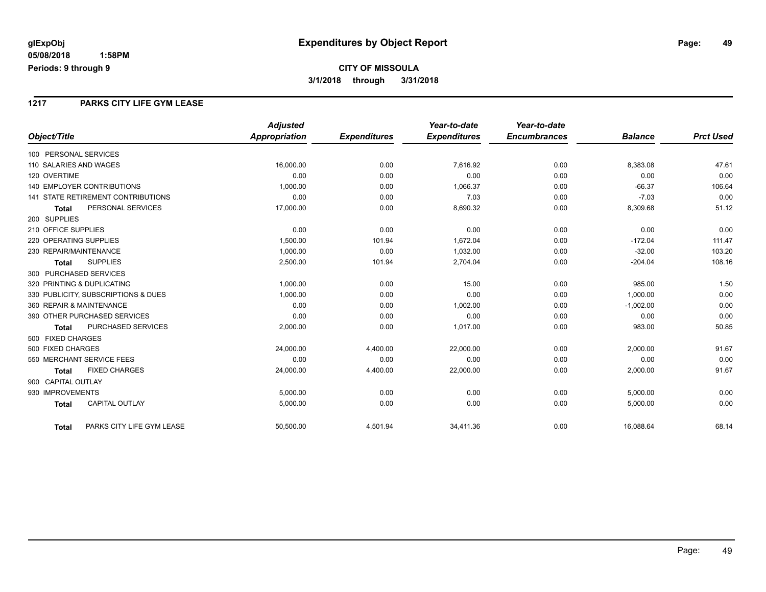glExpObj
05/08/2018 1:58PM
Periods: 9 through 9

# Expenditures by Object Report

**CITY OF MISSOULA**
**3/1/2018 through 3/31/2018**

## 1217 PARKS CITY LIFE GYM LEASE

| Object/Title | Adjusted Appropriation | Expenditures | Year-to-date Expenditures | Year-to-date Encumbrances | Balance | Prct Used |
|---|---|---|---|---|---|---|
| 100 PERSONAL SERVICES | | | | | | |
| 110 SALARIES AND WAGES | 16,000.00 | 0.00 | 7,616.92 | 0.00 | 8,383.08 | 47.61 |
| 120 OVERTIME | 0.00 | 0.00 | 0.00 | 0.00 | 0.00 | 0.00 |
| 140 EMPLOYER CONTRIBUTIONS | 1,000.00 | 0.00 | 1,066.37 | 0.00 | -66.37 | 106.64 |
| 141 STATE RETIREMENT CONTRIBUTIONS | 0.00 | 0.00 | 7.03 | 0.00 | -7.03 | 0.00 |
| **Total** PERSONAL SERVICES | 17,000.00 | 0.00 | 8,690.32 | 0.00 | 8,309.68 | 51.12 |
| 200 SUPPLIES | | | | | | |
| 210 OFFICE SUPPLIES | 0.00 | 0.00 | 0.00 | 0.00 | 0.00 | 0.00 |
| 220 OPERATING SUPPLIES | 1,500.00 | 101.94 | 1,672.04 | 0.00 | -172.04 | 111.47 |
| 230 REPAIR/MAINTENANCE | 1,000.00 | 0.00 | 1,032.00 | 0.00 | -32.00 | 103.20 |
| **Total** SUPPLIES | 2,500.00 | 101.94 | 2,704.04 | 0.00 | -204.04 | 108.16 |
| 300 PURCHASED SERVICES | | | | | | |
| 320 PRINTING & DUPLICATING | 1,000.00 | 0.00 | 15.00 | 0.00 | 985.00 | 1.50 |
| 330 PUBLICITY, SUBSCRIPTIONS & DUES | 1,000.00 | 0.00 | 0.00 | 0.00 | 1,000.00 | 0.00 |
| 360 REPAIR & MAINTENANCE | 0.00 | 0.00 | 1,002.00 | 0.00 | -1,002.00 | 0.00 |
| 390 OTHER PURCHASED SERVICES | 0.00 | 0.00 | 0.00 | 0.00 | 0.00 | 0.00 |
| **Total** PURCHASED SERVICES | 2,000.00 | 0.00 | 1,017.00 | 0.00 | 983.00 | 50.85 |
| 500 FIXED CHARGES | | | | | | |
| 500 FIXED CHARGES | 24,000.00 | 4,400.00 | 22,000.00 | 0.00 | 2,000.00 | 91.67 |
| 550 MERCHANT SERVICE FEES | 0.00 | 0.00 | 0.00 | 0.00 | 0.00 | 0.00 |
| **Total** FIXED CHARGES | 24,000.00 | 4,400.00 | 22,000.00 | 0.00 | 2,000.00 | 91.67 |
| 900 CAPITAL OUTLAY | | | | | | |
| 930 IMPROVEMENTS | 5,000.00 | 0.00 | 0.00 | 0.00 | 5,000.00 | 0.00 |
| **Total** CAPITAL OUTLAY | 5,000.00 | 0.00 | 0.00 | 0.00 | 5,000.00 | 0.00 |
| **Total** PARKS CITY LIFE GYM LEASE | 50,500.00 | 4,501.94 | 34,411.36 | 0.00 | 16,088.64 | 68.14 |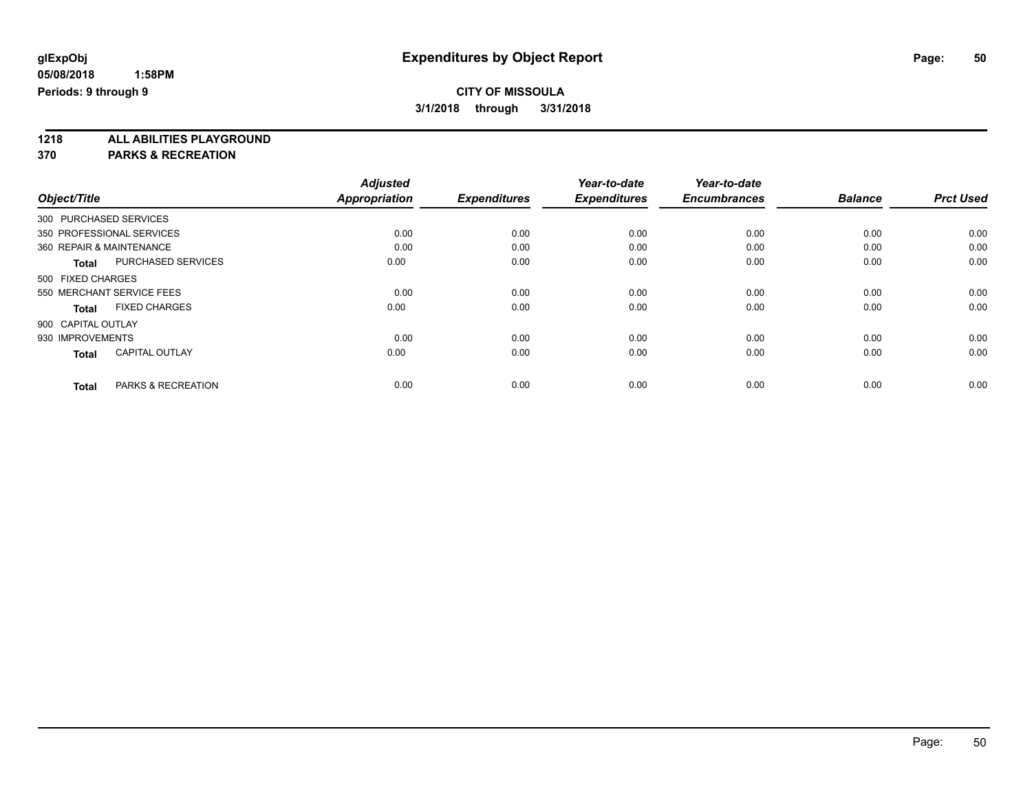# Expenditures by Object Report

**glExpObj**
**05/08/2018 1:58PM**
**Periods: 9 through 9**

**CITY OF MISSOULA**
**3/1/2018 through 3/31/2018**

**1218 ALL ABILITIES PLAYGROUND**
**370 PARKS & RECREATION**

| Object/Title | | Adjusted Appropriation | Expenditures | Year-to-date Expenditures | Year-to-date Encumbrances | Balance | Prct Used |
|---|---|---|---|---|---|---|---|
| 300 PURCHASED SERVICES | | | | | | | |
| 350 PROFESSIONAL SERVICES | | 0.00 | 0.00 | 0.00 | 0.00 | 0.00 | 0.00 |
| 360 REPAIR & MAINTENANCE | | 0.00 | 0.00 | 0.00 | 0.00 | 0.00 | 0.00 |
| **Total** | PURCHASED SERVICES | 0.00 | 0.00 | 0.00 | 0.00 | 0.00 | 0.00 |
| 500 FIXED CHARGES | | | | | | | |
| 550 MERCHANT SERVICE FEES | | 0.00 | 0.00 | 0.00 | 0.00 | 0.00 | 0.00 |
| **Total** | FIXED CHARGES | 0.00 | 0.00 | 0.00 | 0.00 | 0.00 | 0.00 |
| 900 CAPITAL OUTLAY | | | | | | | |
| 930 IMPROVEMENTS | | 0.00 | 0.00 | 0.00 | 0.00 | 0.00 | 0.00 |
| **Total** | CAPITAL OUTLAY | 0.00 | 0.00 | 0.00 | 0.00 | 0.00 | 0.00 |
| **Total** | PARKS & RECREATION | 0.00 | 0.00 | 0.00 | 0.00 | 0.00 | 0.00 |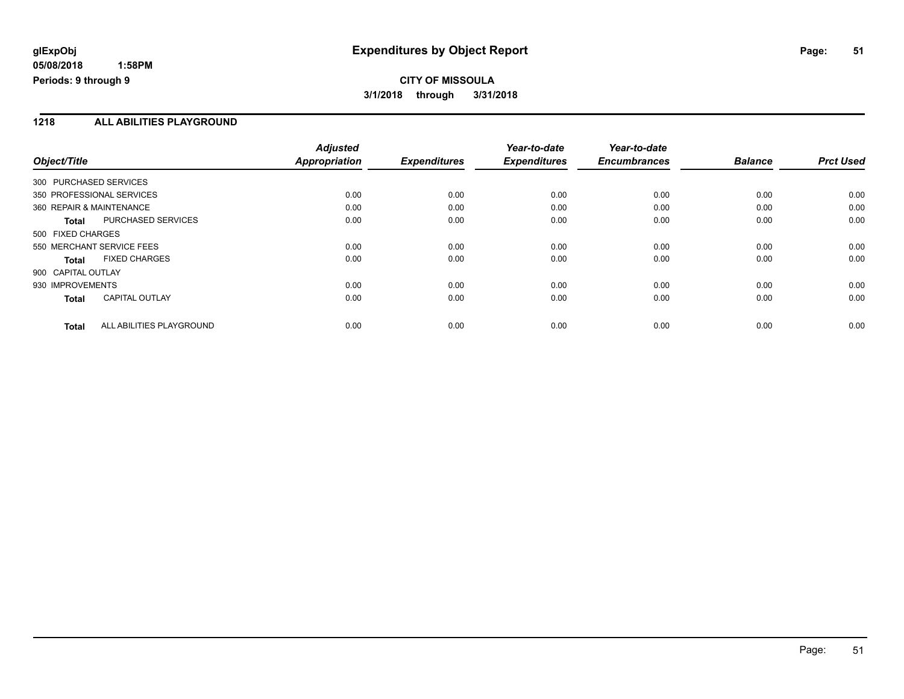**glExpObj**
**05/08/2018 1:58PM**
**Periods: 9 through 9**

# Expenditures by Object Report

**CITY OF MISSOULA**
**3/1/2018 through 3/31/2018**

## 1218 ALL ABILITIES PLAYGROUND

| Object/Title | Adjusted Appropriation | Expenditures | Year-to-date Expenditures | Year-to-date Encumbrances | Balance | Prct Used |
|---|---|---|---|---|---|---|
| 300 PURCHASED SERVICES | | | | | | |
| 350 PROFESSIONAL SERVICES | 0.00 | 0.00 | 0.00 | 0.00 | 0.00 | 0.00 |
| 360 REPAIR & MAINTENANCE | 0.00 | 0.00 | 0.00 | 0.00 | 0.00 | 0.00 |
| **Total** PURCHASED SERVICES | 0.00 | 0.00 | 0.00 | 0.00 | 0.00 | 0.00 |
| 500 FIXED CHARGES | | | | | | |
| 550 MERCHANT SERVICE FEES | 0.00 | 0.00 | 0.00 | 0.00 | 0.00 | 0.00 |
| **Total** FIXED CHARGES | 0.00 | 0.00 | 0.00 | 0.00 | 0.00 | 0.00 |
| 900 CAPITAL OUTLAY | | | | | | |
| 930 IMPROVEMENTS | 0.00 | 0.00 | 0.00 | 0.00 | 0.00 | 0.00 |
| **Total** CAPITAL OUTLAY | 0.00 | 0.00 | 0.00 | 0.00 | 0.00 | 0.00 |
| **Total** ALL ABILITIES PLAYGROUND | 0.00 | 0.00 | 0.00 | 0.00 | 0.00 | 0.00 |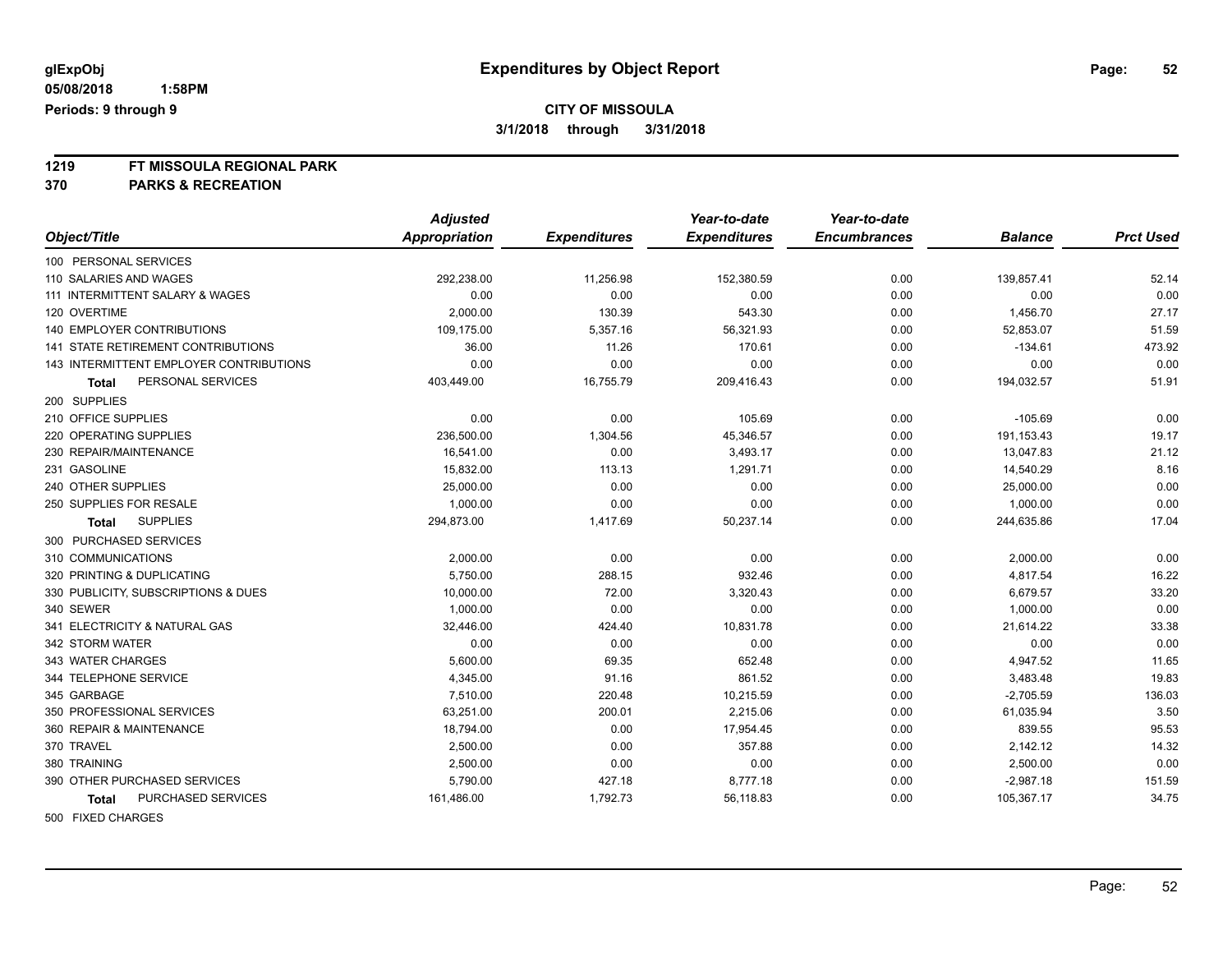**glExpObj**
**05/08/2018 1:58PM**
**Periods: 9 through 9**

# Expenditures by Object Report

**CITY OF MISSOULA**
**3/1/2018 through 3/31/2018**

**1219 FT MISSOULA REGIONAL PARK**
**370 PARKS & RECREATION**

| Object/Title | Adjusted Appropriation | Expenditures | Year-to-date Expenditures | Year-to-date Encumbrances | Balance | Prct Used |
|---|---|---|---|---|---|---|
| 100 PERSONAL SERVICES | | | | | | |
| 110 SALARIES AND WAGES | 292,238.00 | 11,256.98 | 152,380.59 | 0.00 | 139,857.41 | 52.14 |
| 111 INTERMITTENT SALARY & WAGES | 0.00 | 0.00 | 0.00 | 0.00 | 0.00 | 0.00 |
| 120 OVERTIME | 2,000.00 | 130.39 | 543.30 | 0.00 | 1,456.70 | 27.17 |
| 140 EMPLOYER CONTRIBUTIONS | 109,175.00 | 5,357.16 | 56,321.93 | 0.00 | 52,853.07 | 51.59 |
| 141 STATE RETIREMENT CONTRIBUTIONS | 36.00 | 11.26 | 170.61 | 0.00 | -134.61 | 473.92 |
| 143 INTERMITTENT EMPLOYER CONTRIBUTIONS | 0.00 | 0.00 | 0.00 | 0.00 | 0.00 | 0.00 |
| **Total** PERSONAL SERVICES | 403,449.00 | 16,755.79 | 209,416.43 | 0.00 | 194,032.57 | 51.91 |
| 200 SUPPLIES | | | | | | |
| 210 OFFICE SUPPLIES | 0.00 | 0.00 | 105.69 | 0.00 | -105.69 | 0.00 |
| 220 OPERATING SUPPLIES | 236,500.00 | 1,304.56 | 45,346.57 | 0.00 | 191,153.43 | 19.17 |
| 230 REPAIR/MAINTENANCE | 16,541.00 | 0.00 | 3,493.17 | 0.00 | 13,047.83 | 21.12 |
| 231 GASOLINE | 15,832.00 | 113.13 | 1,291.71 | 0.00 | 14,540.29 | 8.16 |
| 240 OTHER SUPPLIES | 25,000.00 | 0.00 | 0.00 | 0.00 | 25,000.00 | 0.00 |
| 250 SUPPLIES FOR RESALE | 1,000.00 | 0.00 | 0.00 | 0.00 | 1,000.00 | 0.00 |
| **Total** SUPPLIES | 294,873.00 | 1,417.69 | 50,237.14 | 0.00 | 244,635.86 | 17.04 |
| 300 PURCHASED SERVICES | | | | | | |
| 310 COMMUNICATIONS | 2,000.00 | 0.00 | 0.00 | 0.00 | 2,000.00 | 0.00 |
| 320 PRINTING & DUPLICATING | 5,750.00 | 288.15 | 932.46 | 0.00 | 4,817.54 | 16.22 |
| 330 PUBLICITY, SUBSCRIPTIONS & DUES | 10,000.00 | 72.00 | 3,320.43 | 0.00 | 6,679.57 | 33.20 |
| 340 SEWER | 1,000.00 | 0.00 | 0.00 | 0.00 | 1,000.00 | 0.00 |
| 341 ELECTRICITY & NATURAL GAS | 32,446.00 | 424.40 | 10,831.78 | 0.00 | 21,614.22 | 33.38 |
| 342 STORM WATER | 0.00 | 0.00 | 0.00 | 0.00 | 0.00 | 0.00 |
| 343 WATER CHARGES | 5,600.00 | 69.35 | 652.48 | 0.00 | 4,947.52 | 11.65 |
| 344 TELEPHONE SERVICE | 4,345.00 | 91.16 | 861.52 | 0.00 | 3,483.48 | 19.83 |
| 345 GARBAGE | 7,510.00 | 220.48 | 10,215.59 | 0.00 | -2,705.59 | 136.03 |
| 350 PROFESSIONAL SERVICES | 63,251.00 | 200.01 | 2,215.06 | 0.00 | 61,035.94 | 3.50 |
| 360 REPAIR & MAINTENANCE | 18,794.00 | 0.00 | 17,954.45 | 0.00 | 839.55 | 95.53 |
| 370 TRAVEL | 2,500.00 | 0.00 | 357.88 | 0.00 | 2,142.12 | 14.32 |
| 380 TRAINING | 2,500.00 | 0.00 | 0.00 | 0.00 | 2,500.00 | 0.00 |
| 390 OTHER PURCHASED SERVICES | 5,790.00 | 427.18 | 8,777.18 | 0.00 | -2,987.18 | 151.59 |
| **Total** PURCHASED SERVICES | 161,486.00 | 1,792.73 | 56,118.83 | 0.00 | 105,367.17 | 34.75 |
| 500 FIXED CHARGES | | | | | | |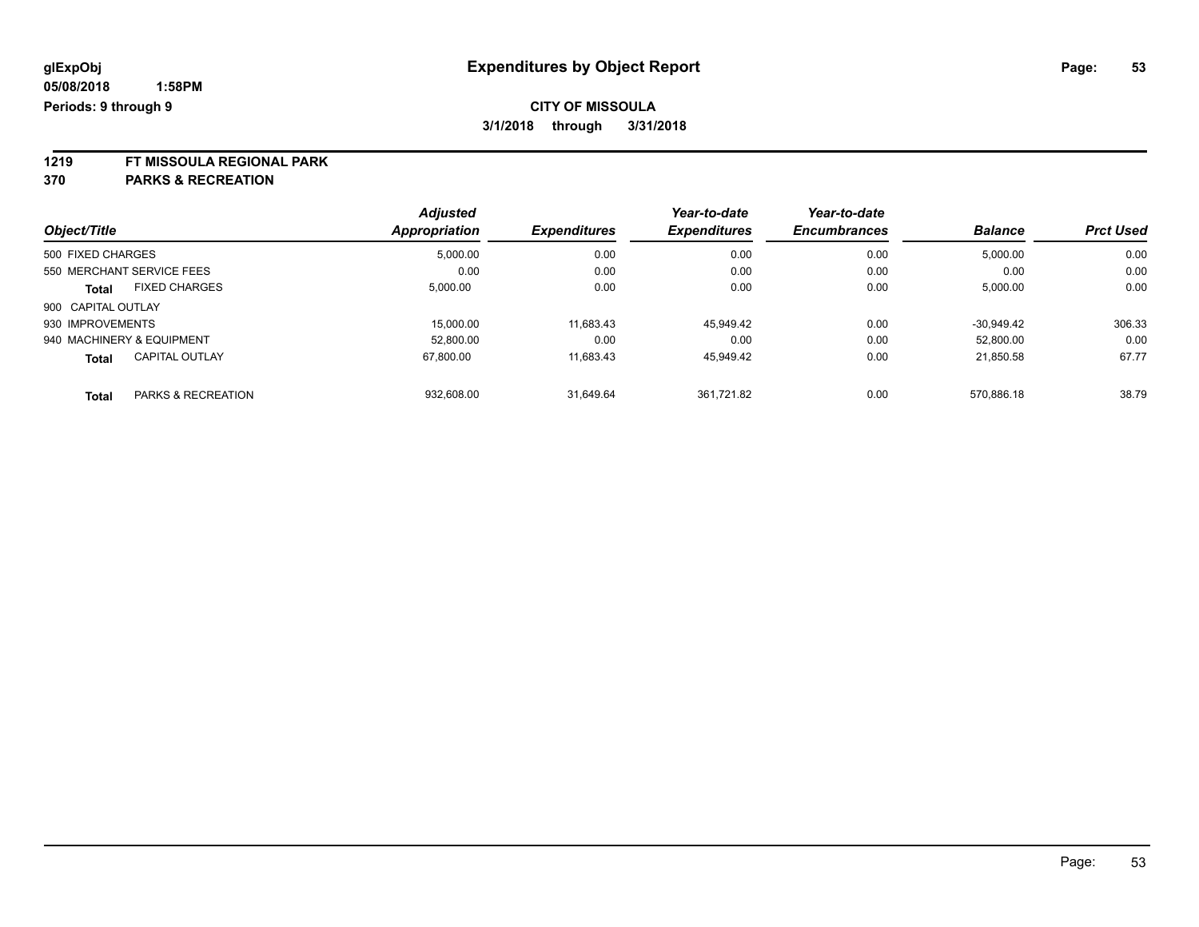**glExpObj**
**05/08/2018 1:58PM**
**Periods: 9 through 9**

# Expenditures by Object Report

**CITY OF MISSOULA**
**3/1/2018 through 3/31/2018**

**1219 FT MISSOULA REGIONAL PARK**
**370 PARKS & RECREATION**

| Object/Title | | Adjusted Appropriation | Expenditures | Year-to-date Expenditures | Year-to-date Encumbrances | Balance | Prct Used |
|---|---|---|---|---|---|---|---|
| 500 FIXED CHARGES | | 5,000.00 | 0.00 | 0.00 | 0.00 | 5,000.00 | 0.00 |
| 550 MERCHANT SERVICE FEES | | 0.00 | 0.00 | 0.00 | 0.00 | 0.00 | 0.00 |
| **Total** | FIXED CHARGES | 5,000.00 | 0.00 | 0.00 | 0.00 | 5,000.00 | 0.00 |
| 900 CAPITAL OUTLAY | | | | | | | |
| 930 IMPROVEMENTS | | 15,000.00 | 11,683.43 | 45,949.42 | 0.00 | -30,949.42 | 306.33 |
| 940 MACHINERY & EQUIPMENT | | 52,800.00 | 0.00 | 0.00 | 0.00 | 52,800.00 | 0.00 |
| **Total** | CAPITAL OUTLAY | 67,800.00 | 11,683.43 | 45,949.42 | 0.00 | 21,850.58 | 67.77 |
| **Total** | PARKS & RECREATION | 932,608.00 | 31,649.64 | 361,721.82 | 0.00 | 570,886.18 | 38.79 |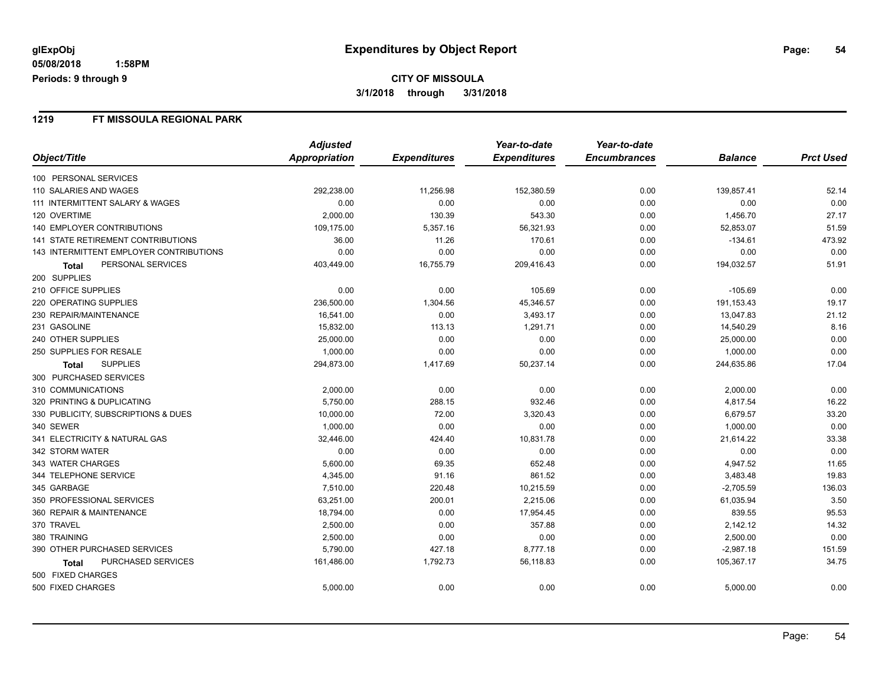**glExpObj**
**05/08/2018 1:58PM**
**Periods: 9 through 9**

# Expenditures by Object Report

**CITY OF MISSOULA**
**3/1/2018 through 3/31/2018**

## 1219 FT MISSOULA REGIONAL PARK

| Object/Title | Adjusted Appropriation | Expenditures | Year-to-date Expenditures | Year-to-date Encumbrances | Balance | Prct Used |
|---|---|---|---|---|---|---|
| 100 PERSONAL SERVICES | | | | | | |
| 110 SALARIES AND WAGES | 292,238.00 | 11,256.98 | 152,380.59 | 0.00 | 139,857.41 | 52.14 |
| 111 INTERMITTENT SALARY & WAGES | 0.00 | 0.00 | 0.00 | 0.00 | 0.00 | 0.00 |
| 120 OVERTIME | 2,000.00 | 130.39 | 543.30 | 0.00 | 1,456.70 | 27.17 |
| 140 EMPLOYER CONTRIBUTIONS | 109,175.00 | 5,357.16 | 56,321.93 | 0.00 | 52,853.07 | 51.59 |
| 141 STATE RETIREMENT CONTRIBUTIONS | 36.00 | 11.26 | 170.61 | 0.00 | -134.61 | 473.92 |
| 143 INTERMITTENT EMPLOYER CONTRIBUTIONS | 0.00 | 0.00 | 0.00 | 0.00 | 0.00 | 0.00 |
| **Total** PERSONAL SERVICES | 403,449.00 | 16,755.79 | 209,416.43 | 0.00 | 194,032.57 | 51.91 |
| 200 SUPPLIES | | | | | | |
| 210 OFFICE SUPPLIES | 0.00 | 0.00 | 105.69 | 0.00 | -105.69 | 0.00 |
| 220 OPERATING SUPPLIES | 236,500.00 | 1,304.56 | 45,346.57 | 0.00 | 191,153.43 | 19.17 |
| 230 REPAIR/MAINTENANCE | 16,541.00 | 0.00 | 3,493.17 | 0.00 | 13,047.83 | 21.12 |
| 231 GASOLINE | 15,832.00 | 113.13 | 1,291.71 | 0.00 | 14,540.29 | 8.16 |
| 240 OTHER SUPPLIES | 25,000.00 | 0.00 | 0.00 | 0.00 | 25,000.00 | 0.00 |
| 250 SUPPLIES FOR RESALE | 1,000.00 | 0.00 | 0.00 | 0.00 | 1,000.00 | 0.00 |
| **Total** SUPPLIES | 294,873.00 | 1,417.69 | 50,237.14 | 0.00 | 244,635.86 | 17.04 |
| 300 PURCHASED SERVICES | | | | | | |
| 310 COMMUNICATIONS | 2,000.00 | 0.00 | 0.00 | 0.00 | 2,000.00 | 0.00 |
| 320 PRINTING & DUPLICATING | 5,750.00 | 288.15 | 932.46 | 0.00 | 4,817.54 | 16.22 |
| 330 PUBLICITY, SUBSCRIPTIONS & DUES | 10,000.00 | 72.00 | 3,320.43 | 0.00 | 6,679.57 | 33.20 |
| 340 SEWER | 1,000.00 | 0.00 | 0.00 | 0.00 | 1,000.00 | 0.00 |
| 341 ELECTRICITY & NATURAL GAS | 32,446.00 | 424.40 | 10,831.78 | 0.00 | 21,614.22 | 33.38 |
| 342 STORM WATER | 0.00 | 0.00 | 0.00 | 0.00 | 0.00 | 0.00 |
| 343 WATER CHARGES | 5,600.00 | 69.35 | 652.48 | 0.00 | 4,947.52 | 11.65 |
| 344 TELEPHONE SERVICE | 4,345.00 | 91.16 | 861.52 | 0.00 | 3,483.48 | 19.83 |
| 345 GARBAGE | 7,510.00 | 220.48 | 10,215.59 | 0.00 | -2,705.59 | 136.03 |
| 350 PROFESSIONAL SERVICES | 63,251.00 | 200.01 | 2,215.06 | 0.00 | 61,035.94 | 3.50 |
| 360 REPAIR & MAINTENANCE | 18,794.00 | 0.00 | 17,954.45 | 0.00 | 839.55 | 95.53 |
| 370 TRAVEL | 2,500.00 | 0.00 | 357.88 | 0.00 | 2,142.12 | 14.32 |
| 380 TRAINING | 2,500.00 | 0.00 | 0.00 | 0.00 | 2,500.00 | 0.00 |
| 390 OTHER PURCHASED SERVICES | 5,790.00 | 427.18 | 8,777.18 | 0.00 | -2,987.18 | 151.59 |
| **Total** PURCHASED SERVICES | 161,486.00 | 1,792.73 | 56,118.83 | 0.00 | 105,367.17 | 34.75 |
| 500 FIXED CHARGES | | | | | | |
| 500 FIXED CHARGES | 5,000.00 | 0.00 | 0.00 | 0.00 | 5,000.00 | 0.00 |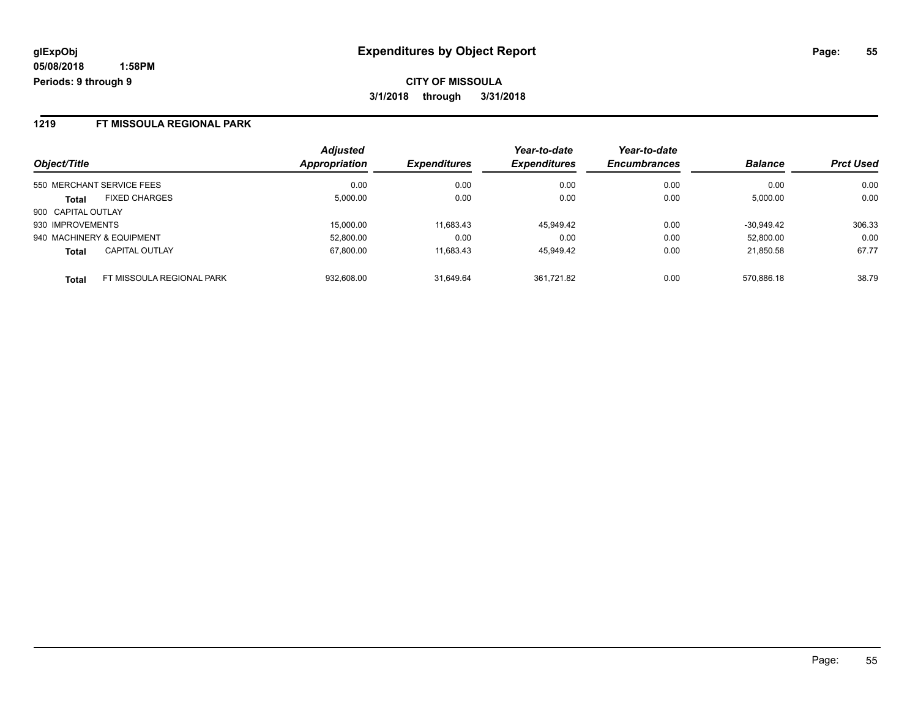**glExpObj**
**05/08/2018 1:58PM**
**Periods: 9 through 9**

# Expenditures by Object Report

**CITY OF MISSOULA**
**3/1/2018 through 3/31/2018**

## 1219 FT MISSOULA REGIONAL PARK

| Object/Title | | Adjusted Appropriation | Expenditures | Year-to-date Expenditures | Year-to-date Encumbrances | Balance | Prct Used |
|---|---|---|---|---|---|---|---|
| 550 MERCHANT SERVICE FEES | | 0.00 | 0.00 | 0.00 | 0.00 | 0.00 | 0.00 |
| **Total** | FIXED CHARGES | 5,000.00 | 0.00 | 0.00 | 0.00 | 5,000.00 | 0.00 |
| 900 CAPITAL OUTLAY | | | | | | | |
| 930 IMPROVEMENTS | | 15,000.00 | 11,683.43 | 45,949.42 | 0.00 | -30,949.42 | 306.33 |
| 940 MACHINERY & EQUIPMENT | | 52,800.00 | 0.00 | 0.00 | 0.00 | 52,800.00 | 0.00 |
| **Total** | CAPITAL OUTLAY | 67,800.00 | 11,683.43 | 45,949.42 | 0.00 | 21,850.58 | 67.77 |
| **Total** | FT MISSOULA REGIONAL PARK | 932,608.00 | 31,649.64 | 361,721.82 | 0.00 | 570,886.18 | 38.79 |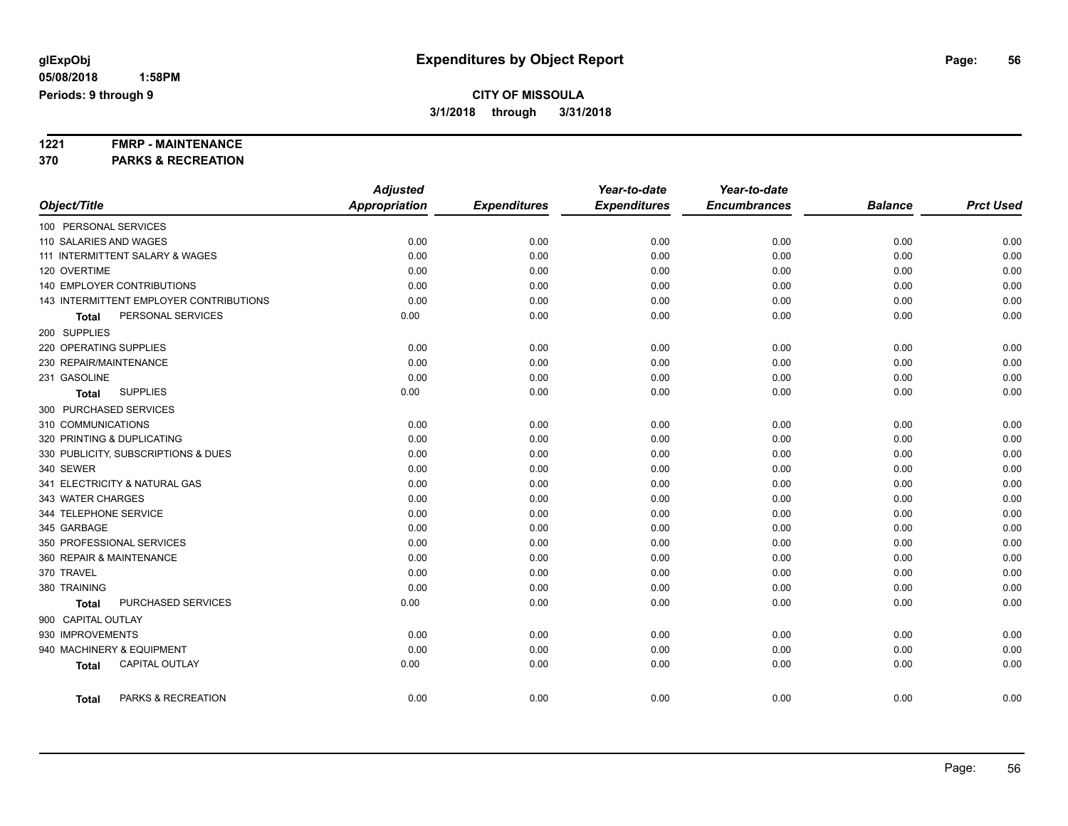# Expenditures by Object Report

glExpObj
05/08/2018 1:58PM
Periods: 9 through 9

**CITY OF MISSOULA**
**3/1/2018 through 3/31/2018**

**1221 FMRP - MAINTENANCE**
**370 PARKS & RECREATION**

| Object/Title | Adjusted Appropriation | Expenditures | Year-to-date Expenditures | Year-to-date Encumbrances | Balance | Prct Used |
|---|---|---|---|---|---|---|
| 100 PERSONAL SERVICES | | | | | | |
| 110 SALARIES AND WAGES | 0.00 | 0.00 | 0.00 | 0.00 | 0.00 | 0.00 |
| 111 INTERMITTENT SALARY & WAGES | 0.00 | 0.00 | 0.00 | 0.00 | 0.00 | 0.00 |
| 120 OVERTIME | 0.00 | 0.00 | 0.00 | 0.00 | 0.00 | 0.00 |
| 140 EMPLOYER CONTRIBUTIONS | 0.00 | 0.00 | 0.00 | 0.00 | 0.00 | 0.00 |
| 143 INTERMITTENT EMPLOYER CONTRIBUTIONS | 0.00 | 0.00 | 0.00 | 0.00 | 0.00 | 0.00 |
| **Total** PERSONAL SERVICES | 0.00 | 0.00 | 0.00 | 0.00 | 0.00 | 0.00 |
| 200 SUPPLIES | | | | | | |
| 220 OPERATING SUPPLIES | 0.00 | 0.00 | 0.00 | 0.00 | 0.00 | 0.00 |
| 230 REPAIR/MAINTENANCE | 0.00 | 0.00 | 0.00 | 0.00 | 0.00 | 0.00 |
| 231 GASOLINE | 0.00 | 0.00 | 0.00 | 0.00 | 0.00 | 0.00 |
| **Total** SUPPLIES | 0.00 | 0.00 | 0.00 | 0.00 | 0.00 | 0.00 |
| 300 PURCHASED SERVICES | | | | | | |
| 310 COMMUNICATIONS | 0.00 | 0.00 | 0.00 | 0.00 | 0.00 | 0.00 |
| 320 PRINTING & DUPLICATING | 0.00 | 0.00 | 0.00 | 0.00 | 0.00 | 0.00 |
| 330 PUBLICITY, SUBSCRIPTIONS & DUES | 0.00 | 0.00 | 0.00 | 0.00 | 0.00 | 0.00 |
| 340 SEWER | 0.00 | 0.00 | 0.00 | 0.00 | 0.00 | 0.00 |
| 341 ELECTRICITY & NATURAL GAS | 0.00 | 0.00 | 0.00 | 0.00 | 0.00 | 0.00 |
| 343 WATER CHARGES | 0.00 | 0.00 | 0.00 | 0.00 | 0.00 | 0.00 |
| 344 TELEPHONE SERVICE | 0.00 | 0.00 | 0.00 | 0.00 | 0.00 | 0.00 |
| 345 GARBAGE | 0.00 | 0.00 | 0.00 | 0.00 | 0.00 | 0.00 |
| 350 PROFESSIONAL SERVICES | 0.00 | 0.00 | 0.00 | 0.00 | 0.00 | 0.00 |
| 360 REPAIR & MAINTENANCE | 0.00 | 0.00 | 0.00 | 0.00 | 0.00 | 0.00 |
| 370 TRAVEL | 0.00 | 0.00 | 0.00 | 0.00 | 0.00 | 0.00 |
| 380 TRAINING | 0.00 | 0.00 | 0.00 | 0.00 | 0.00 | 0.00 |
| **Total** PURCHASED SERVICES | 0.00 | 0.00 | 0.00 | 0.00 | 0.00 | 0.00 |
| 900 CAPITAL OUTLAY | | | | | | |
| 930 IMPROVEMENTS | 0.00 | 0.00 | 0.00 | 0.00 | 0.00 | 0.00 |
| 940 MACHINERY & EQUIPMENT | 0.00 | 0.00 | 0.00 | 0.00 | 0.00 | 0.00 |
| **Total** CAPITAL OUTLAY | 0.00 | 0.00 | 0.00 | 0.00 | 0.00 | 0.00 |
| **Total** PARKS & RECREATION | 0.00 | 0.00 | 0.00 | 0.00 | 0.00 | 0.00 |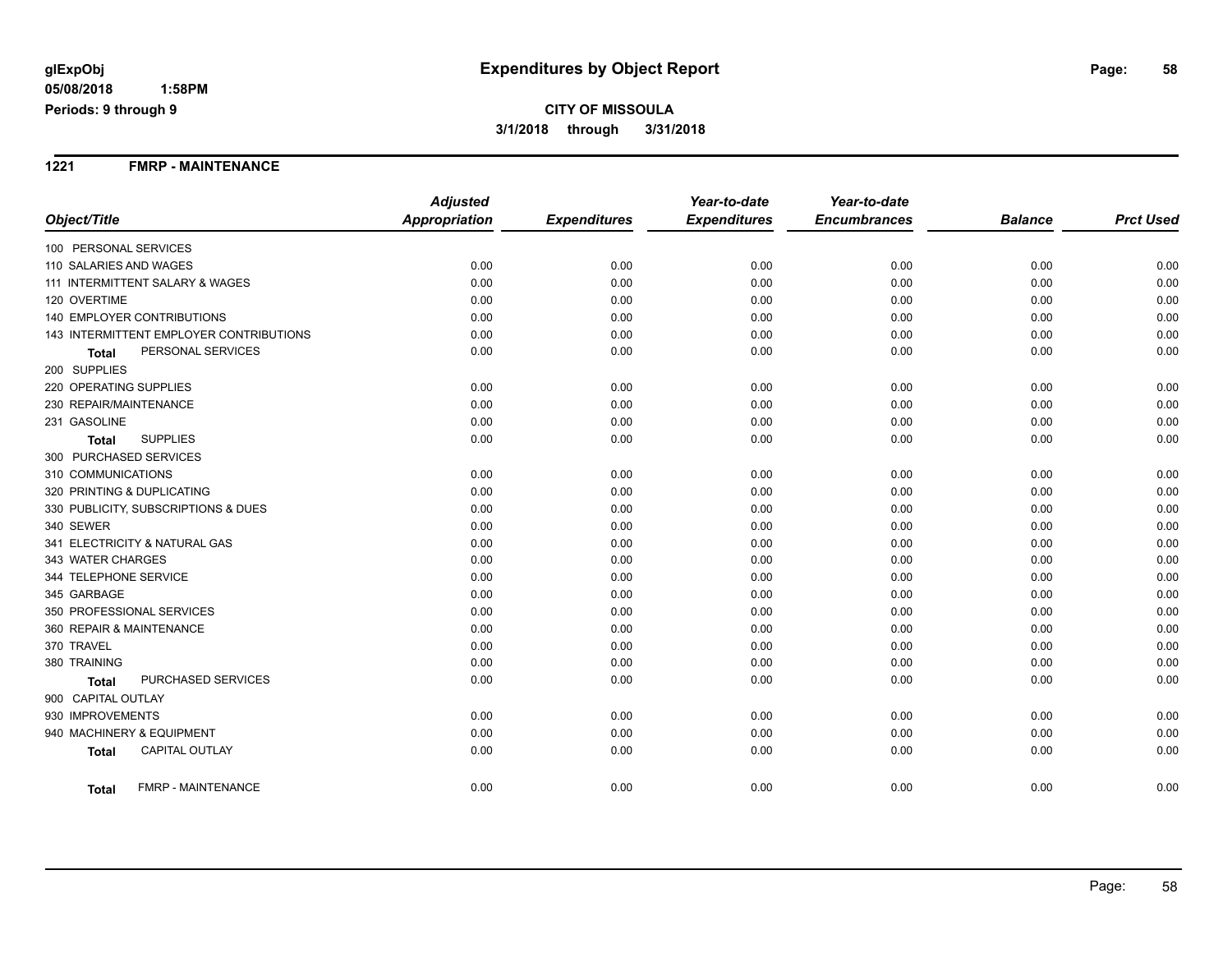# Expenditures by Object Report

glExpObj
05/08/2018 1:58PM
Periods: 9 through 9

**CITY OF MISSOULA**
**3/1/2018 through 3/31/2018**

## 1221 FMRP - MAINTENANCE

| Object/Title | Adjusted Appropriation | Expenditures | Year-to-date Expenditures | Year-to-date Encumbrances | Balance | Prct Used |
|---|---|---|---|---|---|---|
| 100 PERSONAL SERVICES | | | | | | |
| 110 SALARIES AND WAGES | 0.00 | 0.00 | 0.00 | 0.00 | 0.00 | 0.00 |
| 111 INTERMITTENT SALARY & WAGES | 0.00 | 0.00 | 0.00 | 0.00 | 0.00 | 0.00 |
| 120 OVERTIME | 0.00 | 0.00 | 0.00 | 0.00 | 0.00 | 0.00 |
| 140 EMPLOYER CONTRIBUTIONS | 0.00 | 0.00 | 0.00 | 0.00 | 0.00 | 0.00 |
| 143 INTERMITTENT EMPLOYER CONTRIBUTIONS | 0.00 | 0.00 | 0.00 | 0.00 | 0.00 | 0.00 |
| **Total** PERSONAL SERVICES | 0.00 | 0.00 | 0.00 | 0.00 | 0.00 | 0.00 |
| 200 SUPPLIES | | | | | | |
| 220 OPERATING SUPPLIES | 0.00 | 0.00 | 0.00 | 0.00 | 0.00 | 0.00 |
| 230 REPAIR/MAINTENANCE | 0.00 | 0.00 | 0.00 | 0.00 | 0.00 | 0.00 |
| 231 GASOLINE | 0.00 | 0.00 | 0.00 | 0.00 | 0.00 | 0.00 |
| **Total** SUPPLIES | 0.00 | 0.00 | 0.00 | 0.00 | 0.00 | 0.00 |
| 300 PURCHASED SERVICES | | | | | | |
| 310 COMMUNICATIONS | 0.00 | 0.00 | 0.00 | 0.00 | 0.00 | 0.00 |
| 320 PRINTING & DUPLICATING | 0.00 | 0.00 | 0.00 | 0.00 | 0.00 | 0.00 |
| 330 PUBLICITY, SUBSCRIPTIONS & DUES | 0.00 | 0.00 | 0.00 | 0.00 | 0.00 | 0.00 |
| 340 SEWER | 0.00 | 0.00 | 0.00 | 0.00 | 0.00 | 0.00 |
| 341 ELECTRICITY & NATURAL GAS | 0.00 | 0.00 | 0.00 | 0.00 | 0.00 | 0.00 |
| 343 WATER CHARGES | 0.00 | 0.00 | 0.00 | 0.00 | 0.00 | 0.00 |
| 344 TELEPHONE SERVICE | 0.00 | 0.00 | 0.00 | 0.00 | 0.00 | 0.00 |
| 345 GARBAGE | 0.00 | 0.00 | 0.00 | 0.00 | 0.00 | 0.00 |
| 350 PROFESSIONAL SERVICES | 0.00 | 0.00 | 0.00 | 0.00 | 0.00 | 0.00 |
| 360 REPAIR & MAINTENANCE | 0.00 | 0.00 | 0.00 | 0.00 | 0.00 | 0.00 |
| 370 TRAVEL | 0.00 | 0.00 | 0.00 | 0.00 | 0.00 | 0.00 |
| 380 TRAINING | 0.00 | 0.00 | 0.00 | 0.00 | 0.00 | 0.00 |
| **Total** PURCHASED SERVICES | 0.00 | 0.00 | 0.00 | 0.00 | 0.00 | 0.00 |
| 900 CAPITAL OUTLAY | | | | | | |
| 930 IMPROVEMENTS | 0.00 | 0.00 | 0.00 | 0.00 | 0.00 | 0.00 |
| 940 MACHINERY & EQUIPMENT | 0.00 | 0.00 | 0.00 | 0.00 | 0.00 | 0.00 |
| **Total** CAPITAL OUTLAY | 0.00 | 0.00 | 0.00 | 0.00 | 0.00 | 0.00 |
| **Total** FMRP - MAINTENANCE | 0.00 | 0.00 | 0.00 | 0.00 | 0.00 | 0.00 |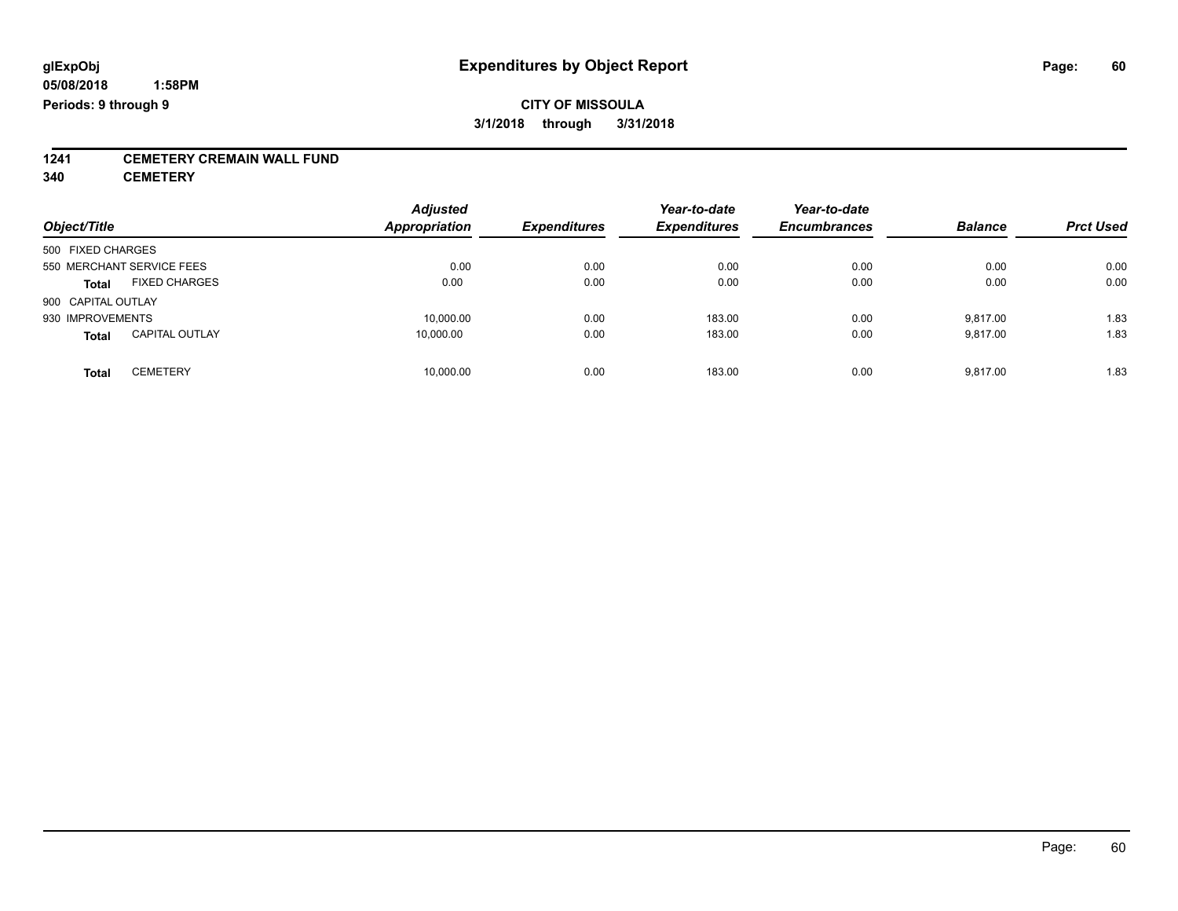glExpObj
05/08/2018 1:58PM
Periods: 9 through 9

# Expenditures by Object Report

**CITY OF MISSOULA**

**3/1/2018 through 3/31/2018**

**1241 CEMETERY CREMAIN WALL FUND**
**340 CEMETERY**

| Object/Title | | Adjusted Appropriation | Expenditures | Year-to-date Expenditures | Year-to-date Encumbrances | Balance | Prct Used |
|---|---|---|---|---|---|---|---|
| 500 FIXED CHARGES | | | | | | | |
| 550 MERCHANT SERVICE FEES | | 0.00 | 0.00 | 0.00 | 0.00 | 0.00 | 0.00 |
| **Total** | FIXED CHARGES | 0.00 | 0.00 | 0.00 | 0.00 | 0.00 | 0.00 |
| 900 CAPITAL OUTLAY | | | | | | | |
| 930 IMPROVEMENTS | | 10,000.00 | 0.00 | 183.00 | 0.00 | 9,817.00 | 1.83 |
| **Total** | CAPITAL OUTLAY | 10,000.00 | 0.00 | 183.00 | 0.00 | 9,817.00 | 1.83 |
| **Total** | CEMETERY | 10,000.00 | 0.00 | 183.00 | 0.00 | 9,817.00 | 1.83 |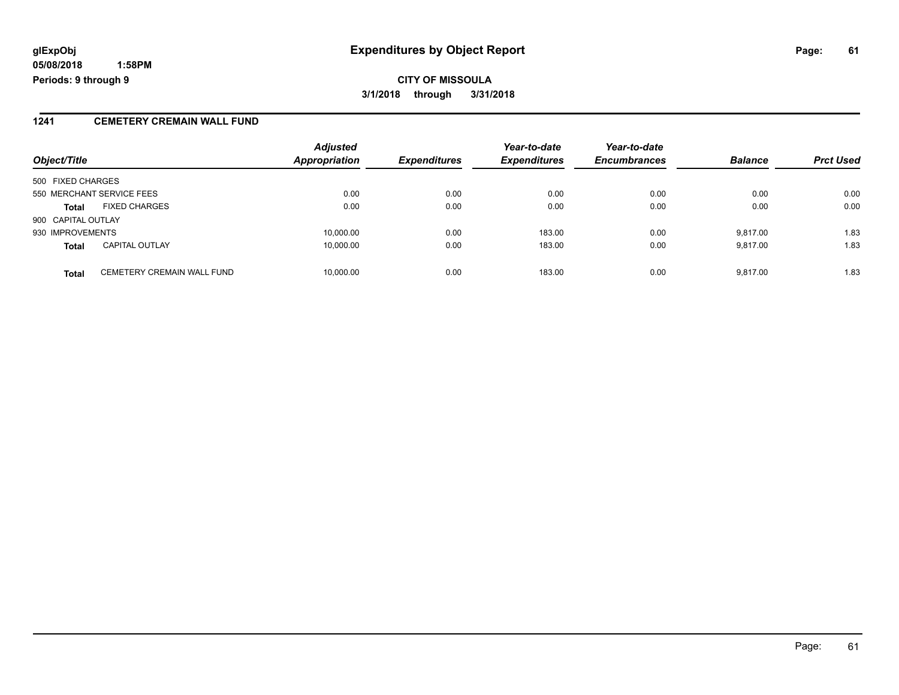**glExpObj** **Expenditures by Object Report**

**05/08/2018 1:58PM**

**Periods: 9 through 9**

**CITY OF MISSOULA**

**3/1/2018 through 3/31/2018**

## 1241 CEMETERY CREMAIN WALL FUND

| Object/Title | | Adjusted Appropriation | Expenditures | Year-to-date Expenditures | Year-to-date Encumbrances | Balance | Prct Used |
|---|---|---|---|---|---|---|---|
| 500 FIXED CHARGES | | | | | | | |
| 550 MERCHANT SERVICE FEES | | 0.00 | 0.00 | 0.00 | 0.00 | 0.00 | 0.00 |
| **Total** | FIXED CHARGES | 0.00 | 0.00 | 0.00 | 0.00 | 0.00 | 0.00 |
| 900 CAPITAL OUTLAY | | | | | | | |
| 930 IMPROVEMENTS | | 10,000.00 | 0.00 | 183.00 | 0.00 | 9,817.00 | 1.83 |
| **Total** | CAPITAL OUTLAY | 10,000.00 | 0.00 | 183.00 | 0.00 | 9,817.00 | 1.83 |
| **Total** | CEMETERY CREMAIN WALL FUND | 10,000.00 | 0.00 | 183.00 | 0.00 | 9,817.00 | 1.83 |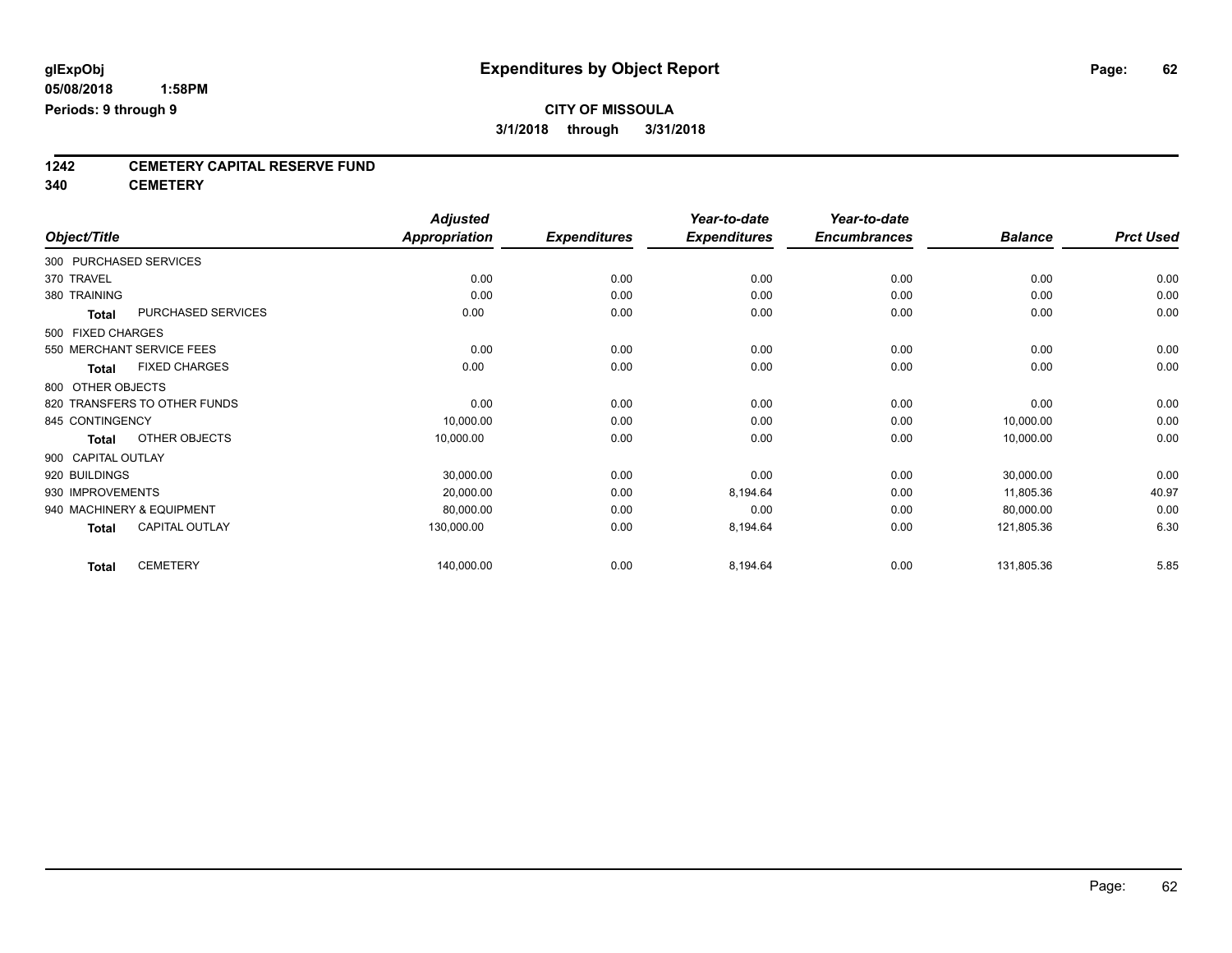# Expenditures by Object Report

glExpObj
05/08/2018 1:58PM
Periods: 9 through 9

**CITY OF MISSOULA**
**3/1/2018 through 3/31/2018**

## 1242 CEMETERY CAPITAL RESERVE FUND
## 340 CEMETERY

| Object/Title | Adjusted Appropriation | Expenditures | Year-to-date Expenditures | Year-to-date Encumbrances | Balance | Prct Used |
|---|---|---|---|---|---|---|
| 300 PURCHASED SERVICES | | | | | | |
| 370 TRAVEL | 0.00 | 0.00 | 0.00 | 0.00 | 0.00 | 0.00 |
| 380 TRAINING | 0.00 | 0.00 | 0.00 | 0.00 | 0.00 | 0.00 |
| **Total** PURCHASED SERVICES | 0.00 | 0.00 | 0.00 | 0.00 | 0.00 | 0.00 |
| 500 FIXED CHARGES | | | | | | |
| 550 MERCHANT SERVICE FEES | 0.00 | 0.00 | 0.00 | 0.00 | 0.00 | 0.00 |
| **Total** FIXED CHARGES | 0.00 | 0.00 | 0.00 | 0.00 | 0.00 | 0.00 |
| 800 OTHER OBJECTS | | | | | | |
| 820 TRANSFERS TO OTHER FUNDS | 0.00 | 0.00 | 0.00 | 0.00 | 0.00 | 0.00 |
| 845 CONTINGENCY | 10,000.00 | 0.00 | 0.00 | 0.00 | 10,000.00 | 0.00 |
| **Total** OTHER OBJECTS | 10,000.00 | 0.00 | 0.00 | 0.00 | 10,000.00 | 0.00 |
| 900 CAPITAL OUTLAY | | | | | | |
| 920 BUILDINGS | 30,000.00 | 0.00 | 0.00 | 0.00 | 30,000.00 | 0.00 |
| 930 IMPROVEMENTS | 20,000.00 | 0.00 | 8,194.64 | 0.00 | 11,805.36 | 40.97 |
| 940 MACHINERY & EQUIPMENT | 80,000.00 | 0.00 | 0.00 | 0.00 | 80,000.00 | 0.00 |
| **Total** CAPITAL OUTLAY | 130,000.00 | 0.00 | 8,194.64 | 0.00 | 121,805.36 | 6.30 |
| **Total** CEMETERY | 140,000.00 | 0.00 | 8,194.64 | 0.00 | 131,805.36 | 5.85 |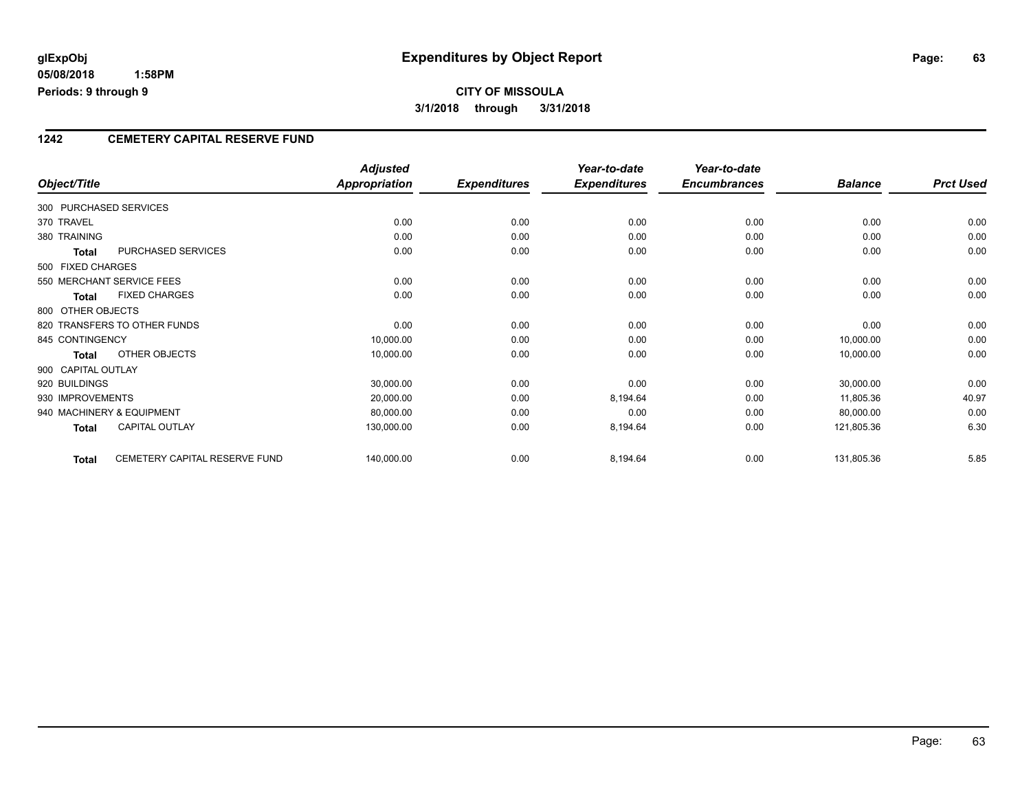glExpObj
05/08/2018 1:58PM
Periods: 9 through 9

# Expenditures by Object Report

**CITY OF MISSOULA**

**3/1/2018 through 3/31/2018**

## 1242 CEMETERY CAPITAL RESERVE FUND

| Object/Title | | Adjusted Appropriation | Expenditures | Year-to-date Expenditures | Year-to-date Encumbrances | Balance | Prct Used |
|---|---|---|---|---|---|---|---|
| 300 PURCHASED SERVICES | | | | | | | |
| 370 TRAVEL | | 0.00 | 0.00 | 0.00 | 0.00 | 0.00 | 0.00 |
| 380 TRAINING | | 0.00 | 0.00 | 0.00 | 0.00 | 0.00 | 0.00 |
| **Total** | PURCHASED SERVICES | 0.00 | 0.00 | 0.00 | 0.00 | 0.00 | 0.00 |
| 500 FIXED CHARGES | | | | | | | |
| 550 MERCHANT SERVICE FEES | | 0.00 | 0.00 | 0.00 | 0.00 | 0.00 | 0.00 |
| **Total** | FIXED CHARGES | 0.00 | 0.00 | 0.00 | 0.00 | 0.00 | 0.00 |
| 800 OTHER OBJECTS | | | | | | | |
| 820 TRANSFERS TO OTHER FUNDS | | 0.00 | 0.00 | 0.00 | 0.00 | 0.00 | 0.00 |
| 845 CONTINGENCY | | 10,000.00 | 0.00 | 0.00 | 0.00 | 10,000.00 | 0.00 |
| **Total** | OTHER OBJECTS | 10,000.00 | 0.00 | 0.00 | 0.00 | 10,000.00 | 0.00 |
| 900 CAPITAL OUTLAY | | | | | | | |
| 920 BUILDINGS | | 30,000.00 | 0.00 | 0.00 | 0.00 | 30,000.00 | 0.00 |
| 930 IMPROVEMENTS | | 20,000.00 | 0.00 | 8,194.64 | 0.00 | 11,805.36 | 40.97 |
| 940 MACHINERY & EQUIPMENT | | 80,000.00 | 0.00 | 0.00 | 0.00 | 80,000.00 | 0.00 |
| **Total** | CAPITAL OUTLAY | 130,000.00 | 0.00 | 8,194.64 | 0.00 | 121,805.36 | 6.30 |
| **Total** | CEMETERY CAPITAL RESERVE FUND | 140,000.00 | 0.00 | 8,194.64 | 0.00 | 131,805.36 | 5.85 |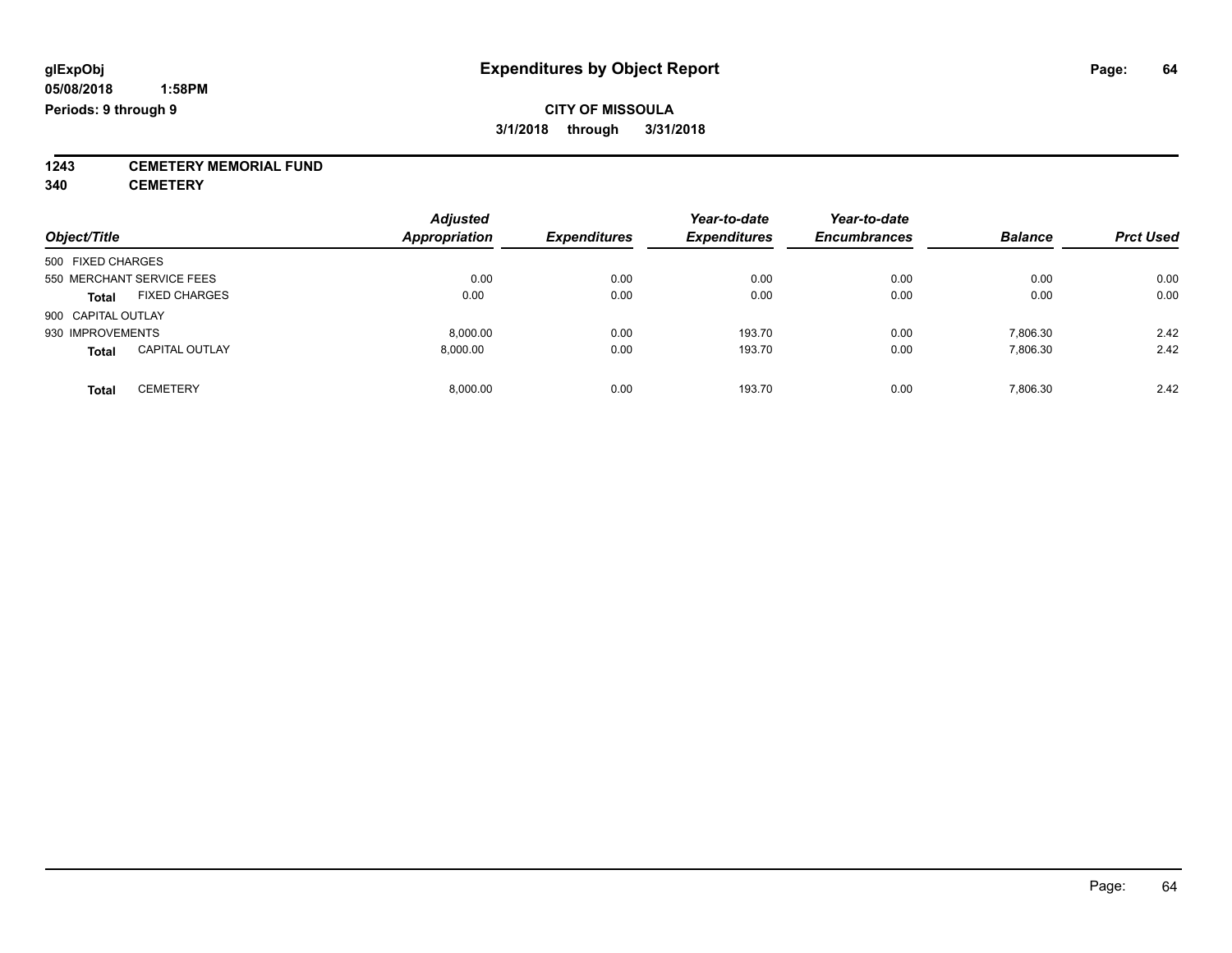**glExpObj** 
**05/08/2018 1:58PM**
**Periods: 9 through 9**

# Expenditures by Object Report

**CITY OF MISSOULA**
**3/1/2018 through 3/31/2018**

**1243 CEMETERY MEMORIAL FUND**
**340 CEMETERY**

| Object/Title | | Adjusted Appropriation | Expenditures | Year-to-date Expenditures | Year-to-date Encumbrances | Balance | Prct Used |
|---|---|---|---|---|---|---|---|
| 500 FIXED CHARGES | | | | | | | |
| 550 MERCHANT SERVICE FEES | | 0.00 | 0.00 | 0.00 | 0.00 | 0.00 | 0.00 |
| **Total** | FIXED CHARGES | 0.00 | 0.00 | 0.00 | 0.00 | 0.00 | 0.00 |
| 900 CAPITAL OUTLAY | | | | | | | |
| 930 IMPROVEMENTS | | 8,000.00 | 0.00 | 193.70 | 0.00 | 7,806.30 | 2.42 |
| **Total** | CAPITAL OUTLAY | 8,000.00 | 0.00 | 193.70 | 0.00 | 7,806.30 | 2.42 |
| **Total** | CEMETERY | 8,000.00 | 0.00 | 193.70 | 0.00 | 7,806.30 | 2.42 |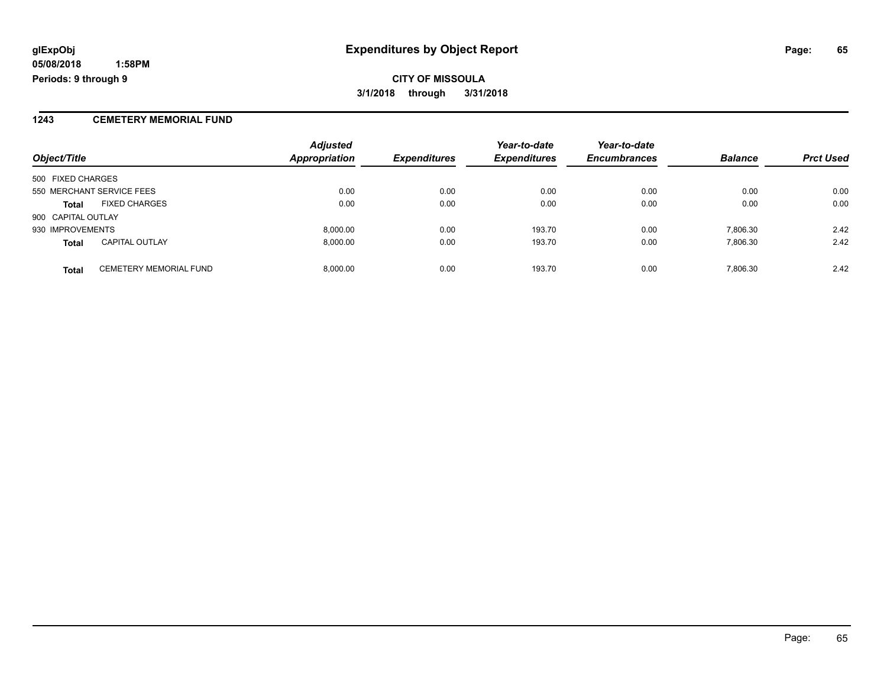**glExpObj**
**05/08/2018 1:58PM**
**Periods: 9 through 9**

# Expenditures by Object Report

**CITY OF MISSOULA**
**3/1/2018 through 3/31/2018**

## 1243 CEMETERY MEMORIAL FUND

| Object/Title | | Adjusted Appropriation | Expenditures | Year-to-date Expenditures | Year-to-date Encumbrances | Balance | Prct Used |
|---|---|---|---|---|---|---|---|
| 500 FIXED CHARGES | | | | | | | |
| 550 MERCHANT SERVICE FEES | | 0.00 | 0.00 | 0.00 | 0.00 | 0.00 | 0.00 |
| **Total** | FIXED CHARGES | 0.00 | 0.00 | 0.00 | 0.00 | 0.00 | 0.00 |
| 900 CAPITAL OUTLAY | | | | | | | |
| 930 IMPROVEMENTS | | 8,000.00 | 0.00 | 193.70 | 0.00 | 7,806.30 | 2.42 |
| **Total** | CAPITAL OUTLAY | 8,000.00 | 0.00 | 193.70 | 0.00 | 7,806.30 | 2.42 |
| **Total** | CEMETERY MEMORIAL FUND | 8,000.00 | 0.00 | 193.70 | 0.00 | 7,806.30 | 2.42 |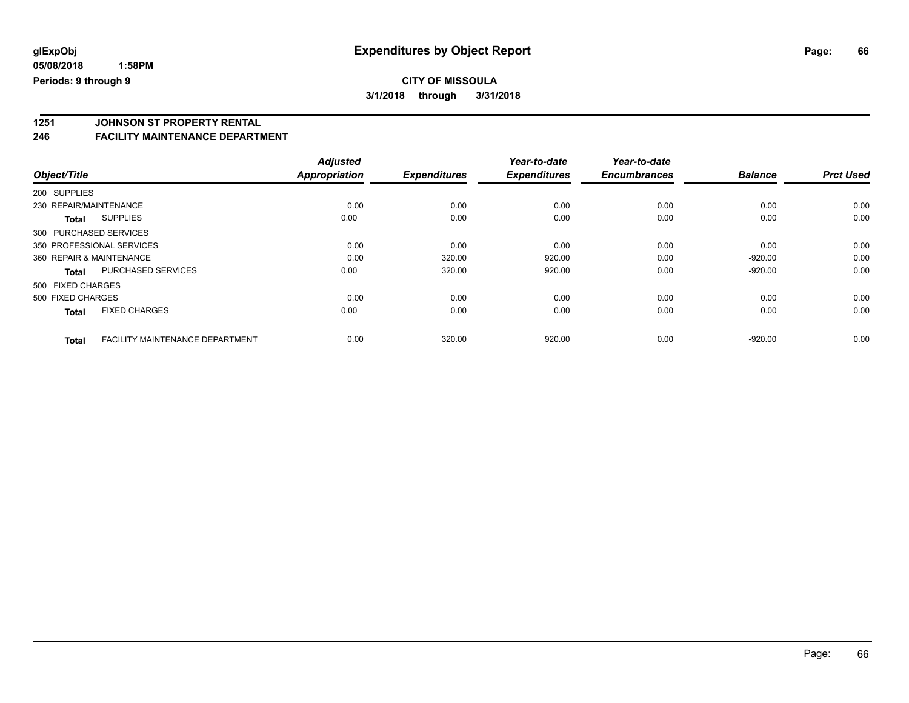**glExpObj** **Expenditures by Object Report**

**05/08/2018 1:58PM**

**Periods: 9 through 9**

**CITY OF MISSOULA**

**3/1/2018 through 3/31/2018**

## 1251 JOHNSON ST PROPERTY RENTAL

## 246 FACILITY MAINTENANCE DEPARTMENT

| Object/Title | | Adjusted Appropriation | Expenditures | Year-to-date Expenditures | Year-to-date Encumbrances | Balance | Prct Used |
|---|---|---|---|---|---|---|---|
| 200 SUPPLIES | | | | | | | |
| 230 REPAIR/MAINTENANCE | | 0.00 | 0.00 | 0.00 | 0.00 | 0.00 | 0.00 |
| **Total** | SUPPLIES | 0.00 | 0.00 | 0.00 | 0.00 | 0.00 | 0.00 |
| 300 PURCHASED SERVICES | | | | | | | |
| 350 PROFESSIONAL SERVICES | | 0.00 | 0.00 | 0.00 | 0.00 | 0.00 | 0.00 |
| 360 REPAIR & MAINTENANCE | | 0.00 | 320.00 | 920.00 | 0.00 | -920.00 | 0.00 |
| **Total** | PURCHASED SERVICES | 0.00 | 320.00 | 920.00 | 0.00 | -920.00 | 0.00 |
| 500 FIXED CHARGES | | | | | | | |
| 500 FIXED CHARGES | | 0.00 | 0.00 | 0.00 | 0.00 | 0.00 | 0.00 |
| **Total** | FIXED CHARGES | 0.00 | 0.00 | 0.00 | 0.00 | 0.00 | 0.00 |
| **Total** | FACILITY MAINTENANCE DEPARTMENT | 0.00 | 320.00 | 920.00 | 0.00 | -920.00 | 0.00 |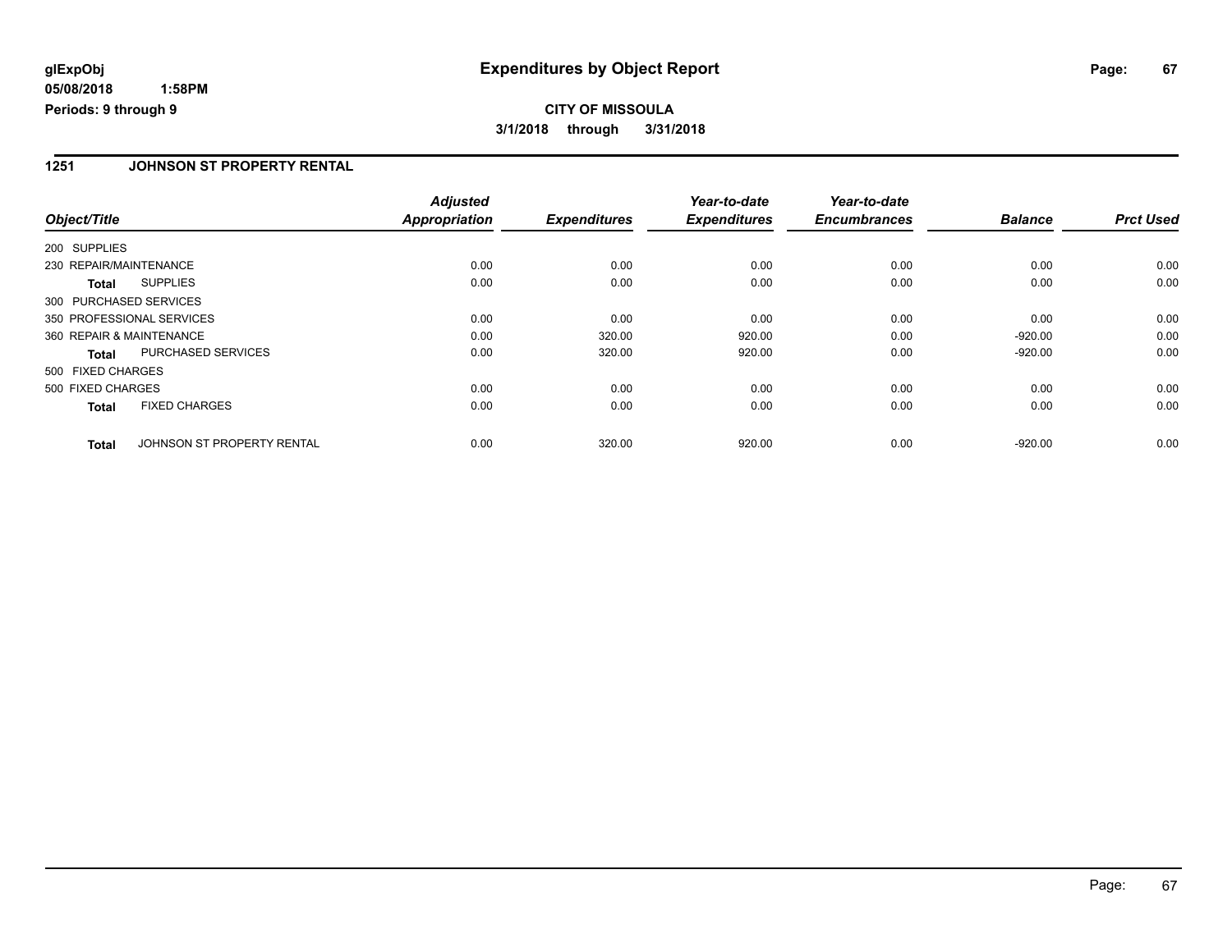**glExpObj** | **Expenditures by Object Report**

**05/08/2018 1:58PM**

**Periods: 9 through 9**

**CITY OF MISSOULA**

**3/1/2018 through 3/31/2018**

## 1251 JOHNSON ST PROPERTY RENTAL

| Object/Title | | Adjusted Appropriation | Expenditures | Year-to-date Expenditures | Year-to-date Encumbrances | Balance | Prct Used |
|---|---|---|---|---|---|---|---|
| 200 SUPPLIES | | | | | | | |
| 230 REPAIR/MAINTENANCE | | 0.00 | 0.00 | 0.00 | 0.00 | 0.00 | 0.00 |
| **Total** | SUPPLIES | 0.00 | 0.00 | 0.00 | 0.00 | 0.00 | 0.00 |
| 300 PURCHASED SERVICES | | | | | | | |
| 350 PROFESSIONAL SERVICES | | 0.00 | 0.00 | 0.00 | 0.00 | 0.00 | 0.00 |
| 360 REPAIR & MAINTENANCE | | 0.00 | 320.00 | 920.00 | 0.00 | -920.00 | 0.00 |
| **Total** | PURCHASED SERVICES | 0.00 | 320.00 | 920.00 | 0.00 | -920.00 | 0.00 |
| 500 FIXED CHARGES | | | | | | | |
| 500 FIXED CHARGES | | 0.00 | 0.00 | 0.00 | 0.00 | 0.00 | 0.00 |
| **Total** | FIXED CHARGES | 0.00 | 0.00 | 0.00 | 0.00 | 0.00 | 0.00 |
| **Total** | JOHNSON ST PROPERTY RENTAL | 0.00 | 320.00 | 920.00 | 0.00 | -920.00 | 0.00 |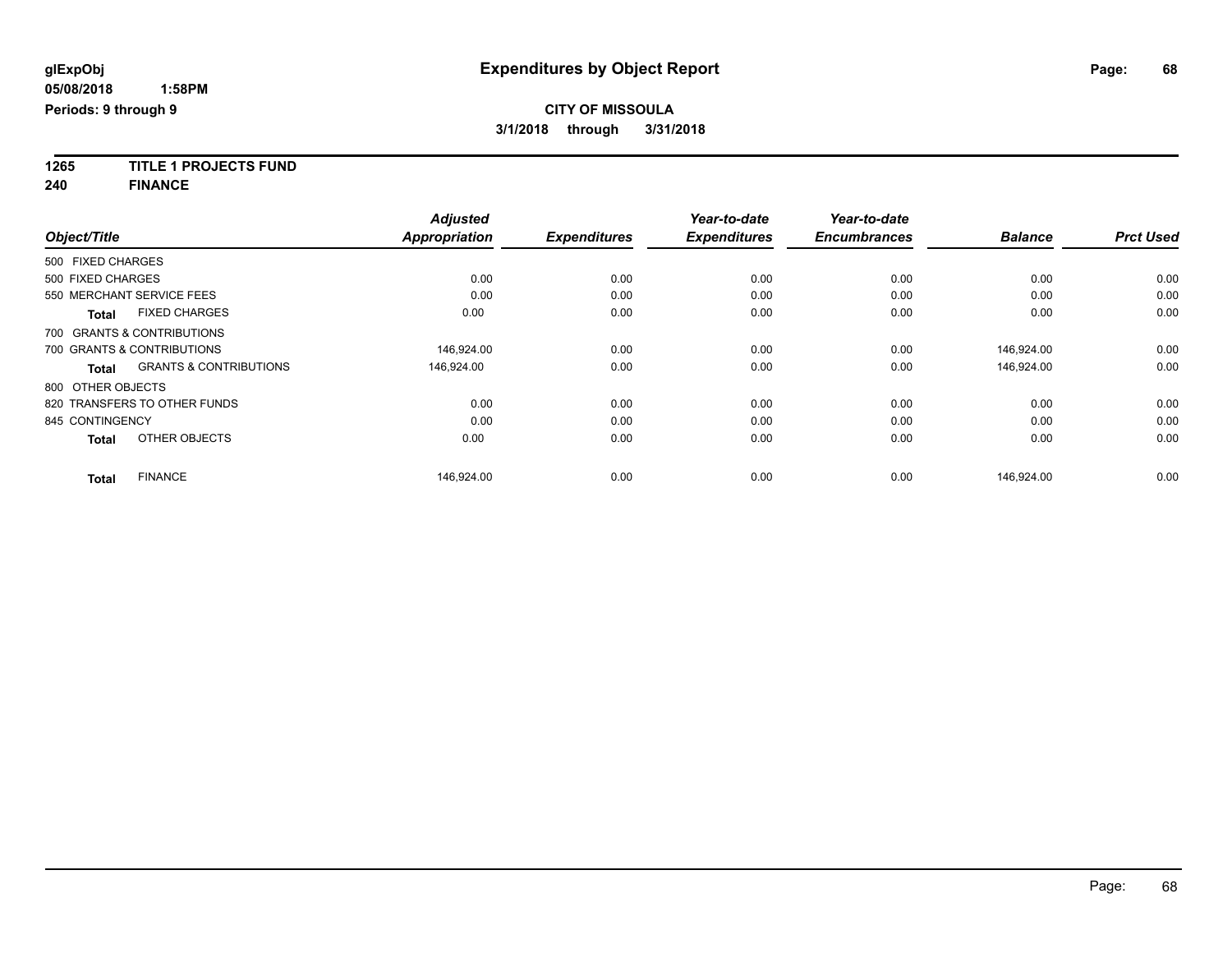# Expenditures by Object Report

glExpObj
05/08/2018 1:58PM
Periods: 9 through 9

**CITY OF MISSOULA**
**3/1/2018 through 3/31/2018**

**1265 TITLE 1 PROJECTS FUND**
**240 FINANCE**

| Object/Title | Adjusted Appropriation | Expenditures | Year-to-date Expenditures | Year-to-date Encumbrances | Balance | Prct Used |
|---|---|---|---|---|---|---|
| 500 FIXED CHARGES | | | | | | |
| 500 FIXED CHARGES | 0.00 | 0.00 | 0.00 | 0.00 | 0.00 | 0.00 |
| 550 MERCHANT SERVICE FEES | 0.00 | 0.00 | 0.00 | 0.00 | 0.00 | 0.00 |
| **Total** FIXED CHARGES | 0.00 | 0.00 | 0.00 | 0.00 | 0.00 | 0.00 |
| 700 GRANTS & CONTRIBUTIONS | | | | | | |
| 700 GRANTS & CONTRIBUTIONS | 146,924.00 | 0.00 | 0.00 | 0.00 | 146,924.00 | 0.00 |
| **Total** GRANTS & CONTRIBUTIONS | 146,924.00 | 0.00 | 0.00 | 0.00 | 146,924.00 | 0.00 |
| 800 OTHER OBJECTS | | | | | | |
| 820 TRANSFERS TO OTHER FUNDS | 0.00 | 0.00 | 0.00 | 0.00 | 0.00 | 0.00 |
| 845 CONTINGENCY | 0.00 | 0.00 | 0.00 | 0.00 | 0.00 | 0.00 |
| **Total** OTHER OBJECTS | 0.00 | 0.00 | 0.00 | 0.00 | 0.00 | 0.00 |
| **Total** FINANCE | 146,924.00 | 0.00 | 0.00 | 0.00 | 146,924.00 | 0.00 |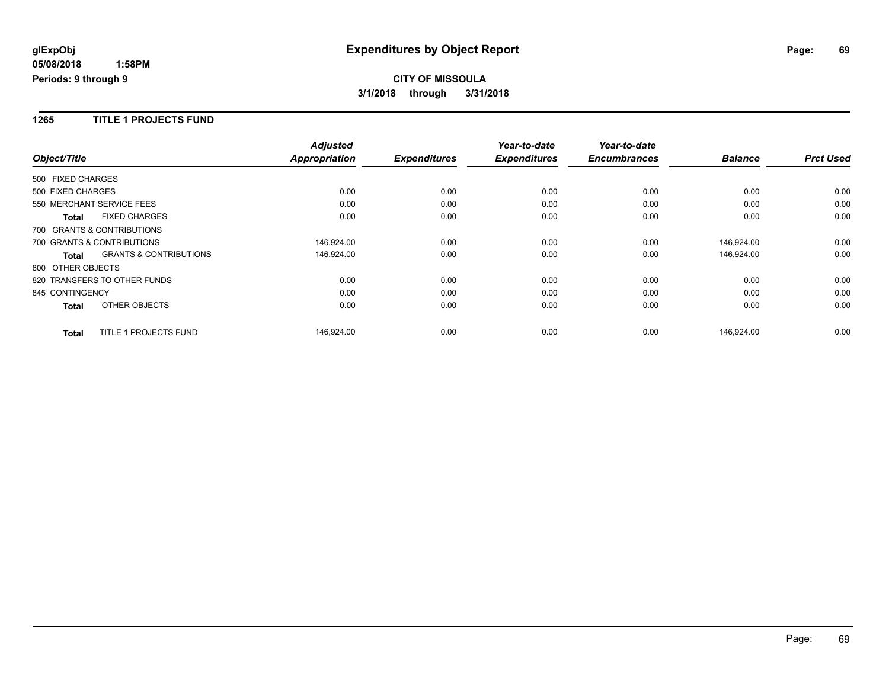glExpObj
05/08/2018 1:58PM
Periods: 9 through 9

# Expenditures by Object Report

**CITY OF MISSOULA**
**3/1/2018 through 3/31/2018**

## 1265 TITLE 1 PROJECTS FUND

| Object/Title | | Adjusted Appropriation | Expenditures | Year-to-date Expenditures | Year-to-date Encumbrances | Balance | Prct Used |
|---|---|---|---|---|---|---|---|
| 500 FIXED CHARGES | | | | | | | |
| 500 FIXED CHARGES | | 0.00 | 0.00 | 0.00 | 0.00 | 0.00 | 0.00 |
| 550 MERCHANT SERVICE FEES | | 0.00 | 0.00 | 0.00 | 0.00 | 0.00 | 0.00 |
| **Total** | FIXED CHARGES | 0.00 | 0.00 | 0.00 | 0.00 | 0.00 | 0.00 |
| 700 GRANTS & CONTRIBUTIONS | | | | | | | |
| 700 GRANTS & CONTRIBUTIONS | | 146,924.00 | 0.00 | 0.00 | 0.00 | 146,924.00 | 0.00 |
| **Total** | GRANTS & CONTRIBUTIONS | 146,924.00 | 0.00 | 0.00 | 0.00 | 146,924.00 | 0.00 |
| 800 OTHER OBJECTS | | | | | | | |
| 820 TRANSFERS TO OTHER FUNDS | | 0.00 | 0.00 | 0.00 | 0.00 | 0.00 | 0.00 |
| 845 CONTINGENCY | | 0.00 | 0.00 | 0.00 | 0.00 | 0.00 | 0.00 |
| **Total** | OTHER OBJECTS | 0.00 | 0.00 | 0.00 | 0.00 | 0.00 | 0.00 |
| **Total** | TITLE 1 PROJECTS FUND | 146,924.00 | 0.00 | 0.00 | 0.00 | 146,924.00 | 0.00 |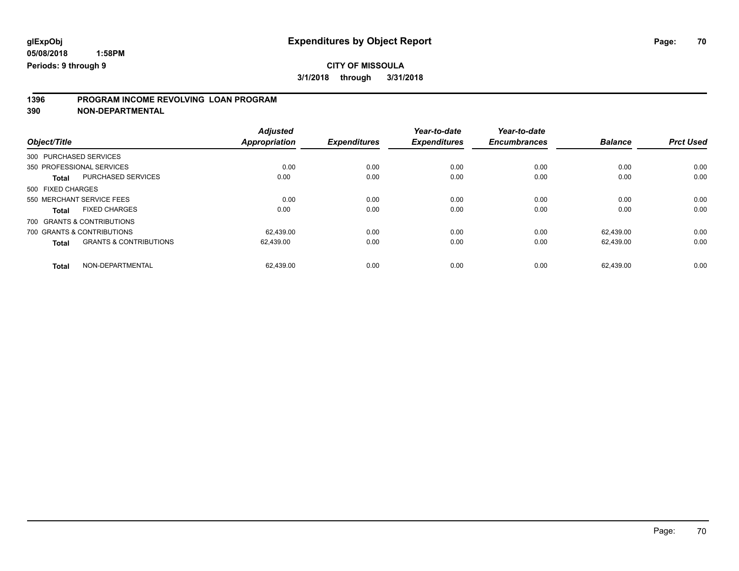**glExpObj** **Expenditures by Object Report**

**05/08/2018 1:58PM**

**Periods: 9 through 9**

**CITY OF MISSOULA**

**3/1/2018 through 3/31/2018**

## 1396 PROGRAM INCOME REVOLVING LOAN PROGRAM
## 390 NON-DEPARTMENTAL

| Object/Title | | Adjusted Appropriation | Expenditures | Year-to-date Expenditures | Year-to-date Encumbrances | Balance | Prct Used |
|---|---|---|---|---|---|---|---|
| 300 PURCHASED SERVICES | | | | | | | |
| 350 PROFESSIONAL SERVICES | | 0.00 | 0.00 | 0.00 | 0.00 | 0.00 | 0.00 |
| **Total** | PURCHASED SERVICES | 0.00 | 0.00 | 0.00 | 0.00 | 0.00 | 0.00 |
| 500 FIXED CHARGES | | | | | | | |
| 550 MERCHANT SERVICE FEES | | 0.00 | 0.00 | 0.00 | 0.00 | 0.00 | 0.00 |
| **Total** | FIXED CHARGES | 0.00 | 0.00 | 0.00 | 0.00 | 0.00 | 0.00 |
| 700 GRANTS & CONTRIBUTIONS | | | | | | | |
| 700 GRANTS & CONTRIBUTIONS | | 62,439.00 | 0.00 | 0.00 | 0.00 | 62,439.00 | 0.00 |
| **Total** | GRANTS & CONTRIBUTIONS | 62,439.00 | 0.00 | 0.00 | 0.00 | 62,439.00 | 0.00 |
| **Total** | NON-DEPARTMENTAL | 62,439.00 | 0.00 | 0.00 | 0.00 | 62,439.00 | 0.00 |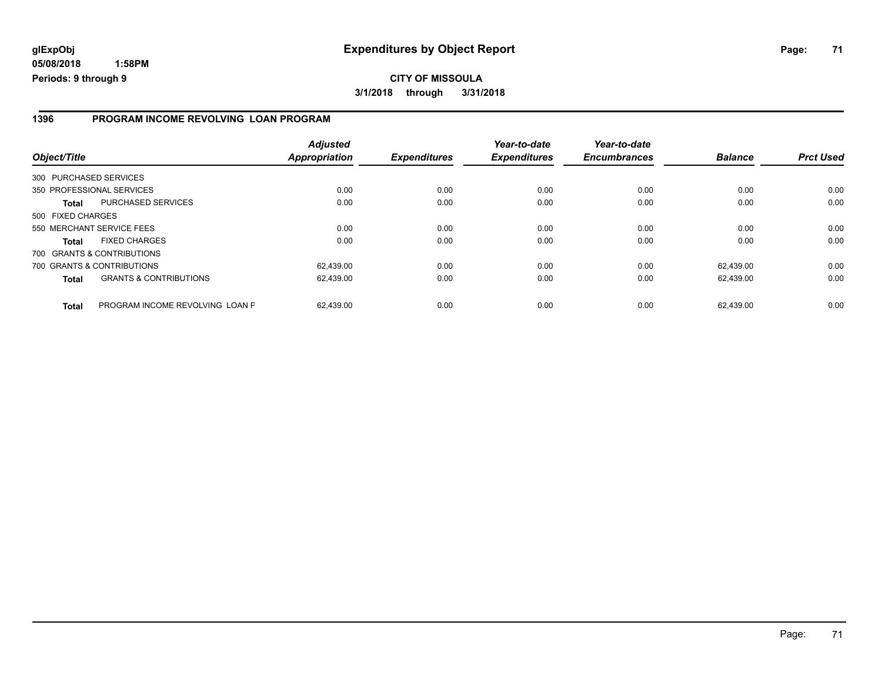**glExpObj** **Expenditures by Object Report**

**05/08/2018 1:58PM**

**Periods: 9 through 9**

**CITY OF MISSOULA**

**3/1/2018 through 3/31/2018**

## 1396 PROGRAM INCOME REVOLVING LOAN PROGRAM

| Object/Title | | Adjusted Appropriation | Expenditures | Year-to-date Expenditures | Year-to-date Encumbrances | Balance | Prct Used |
|---|---|---|---|---|---|---|---|
| 300 PURCHASED SERVICES | | | | | | | |
| 350 PROFESSIONAL SERVICES | | 0.00 | 0.00 | 0.00 | 0.00 | 0.00 | 0.00 |
| **Total** | PURCHASED SERVICES | 0.00 | 0.00 | 0.00 | 0.00 | 0.00 | 0.00 |
| 500 FIXED CHARGES | | | | | | | |
| 550 MERCHANT SERVICE FEES | | 0.00 | 0.00 | 0.00 | 0.00 | 0.00 | 0.00 |
| **Total** | FIXED CHARGES | 0.00 | 0.00 | 0.00 | 0.00 | 0.00 | 0.00 |
| 700 GRANTS & CONTRIBUTIONS | | | | | | | |
| 700 GRANTS & CONTRIBUTIONS | | 62,439.00 | 0.00 | 0.00 | 0.00 | 62,439.00 | 0.00 |
| **Total** | GRANTS & CONTRIBUTIONS | 62,439.00 | 0.00 | 0.00 | 0.00 | 62,439.00 | 0.00 |
| **Total** | PROGRAM INCOME REVOLVING LOAN F | 62,439.00 | 0.00 | 0.00 | 0.00 | 62,439.00 | 0.00 |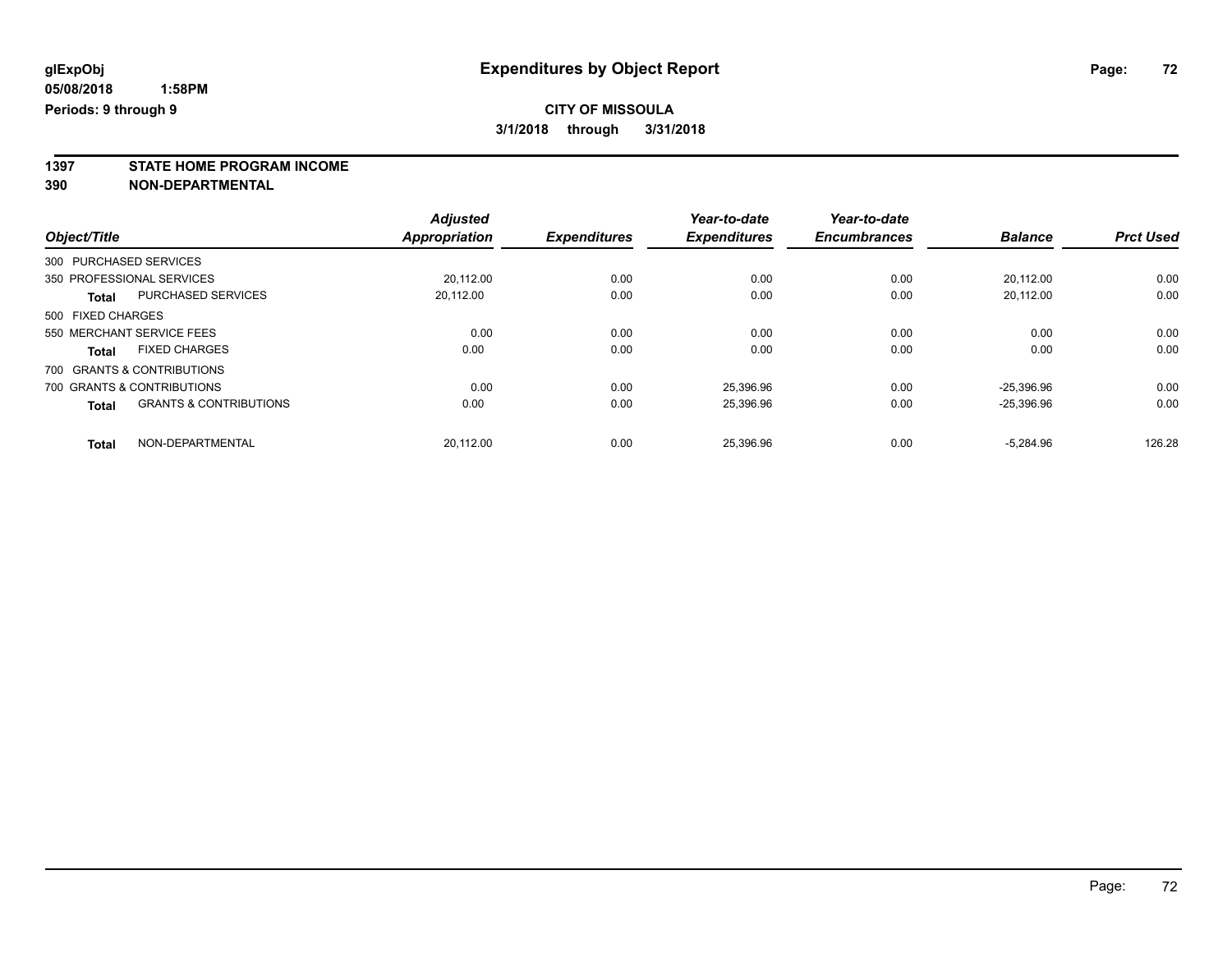**glExpObj**
**05/08/2018 1:58PM**
**Periods: 9 through 9**

# Expenditures by Object Report

**CITY OF MISSOULA**
**3/1/2018 through 3/31/2018**

## 1397 STATE HOME PROGRAM INCOME
## 390 NON-DEPARTMENTAL

| Object/Title | | Adjusted Appropriation | Expenditures | Year-to-date Expenditures | Year-to-date Encumbrances | Balance | Prct Used |
|---|---|---|---|---|---|---|---|
| 300 PURCHASED SERVICES | | | | | | | |
| 350 PROFESSIONAL SERVICES | | 20,112.00 | 0.00 | 0.00 | 0.00 | 20,112.00 | 0.00 |
| **Total** | PURCHASED SERVICES | 20,112.00 | 0.00 | 0.00 | 0.00 | 20,112.00 | 0.00 |
| 500 FIXED CHARGES | | | | | | | |
| 550 MERCHANT SERVICE FEES | | 0.00 | 0.00 | 0.00 | 0.00 | 0.00 | 0.00 |
| **Total** | FIXED CHARGES | 0.00 | 0.00 | 0.00 | 0.00 | 0.00 | 0.00 |
| 700 GRANTS & CONTRIBUTIONS | | | | | | | |
| 700 GRANTS & CONTRIBUTIONS | | 0.00 | 0.00 | 25,396.96 | 0.00 | -25,396.96 | 0.00 |
| **Total** | GRANTS & CONTRIBUTIONS | 0.00 | 0.00 | 25,396.96 | 0.00 | -25,396.96 | 0.00 |
| **Total** | NON-DEPARTMENTAL | 20,112.00 | 0.00 | 25,396.96 | 0.00 | -5,284.96 | 126.28 |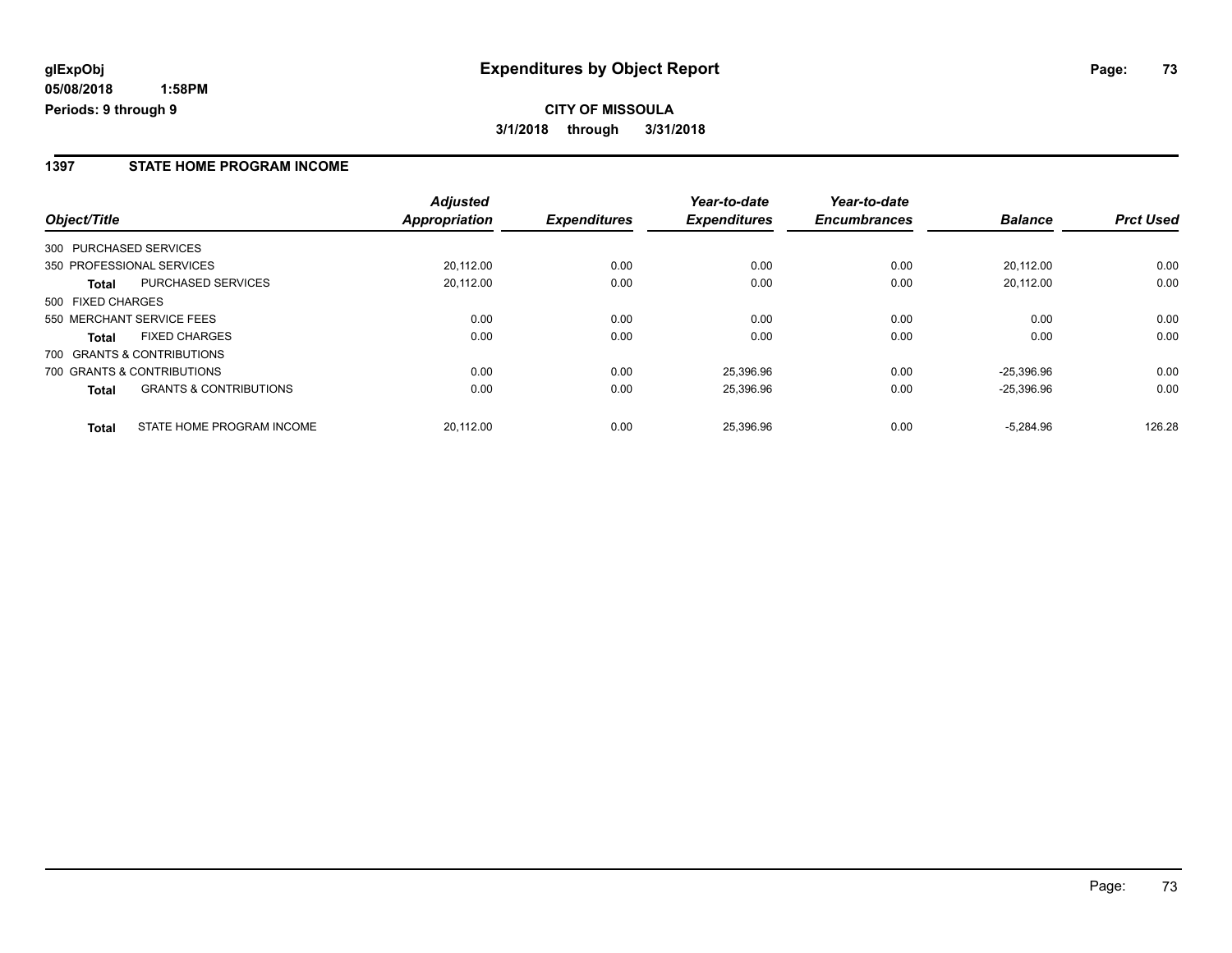**glExpObj** **Expenditures by Object Report**

**05/08/2018 1:58PM**

**Periods: 9 through 9**

**CITY OF MISSOULA**

**3/1/2018 through 3/31/2018**

## 1397 STATE HOME PROGRAM INCOME

| Object/Title | | Adjusted Appropriation | Expenditures | Year-to-date Expenditures | Year-to-date Encumbrances | Balance | Prct Used |
|---|---|---|---|---|---|---|---|
| 300 PURCHASED SERVICES | | | | | | | |
| 350 PROFESSIONAL SERVICES | | 20,112.00 | 0.00 | 0.00 | 0.00 | 20,112.00 | 0.00 |
| **Total** | PURCHASED SERVICES | 20,112.00 | 0.00 | 0.00 | 0.00 | 20,112.00 | 0.00 |
| 500 FIXED CHARGES | | | | | | | |
| 550 MERCHANT SERVICE FEES | | 0.00 | 0.00 | 0.00 | 0.00 | 0.00 | 0.00 |
| **Total** | FIXED CHARGES | 0.00 | 0.00 | 0.00 | 0.00 | 0.00 | 0.00 |
| 700 GRANTS & CONTRIBUTIONS | | | | | | | |
| 700 GRANTS & CONTRIBUTIONS | | 0.00 | 0.00 | 25,396.96 | 0.00 | -25,396.96 | 0.00 |
| **Total** | GRANTS & CONTRIBUTIONS | 0.00 | 0.00 | 25,396.96 | 0.00 | -25,396.96 | 0.00 |
| **Total** | STATE HOME PROGRAM INCOME | 20,112.00 | 0.00 | 25,396.96 | 0.00 | -5,284.96 | 126.28 |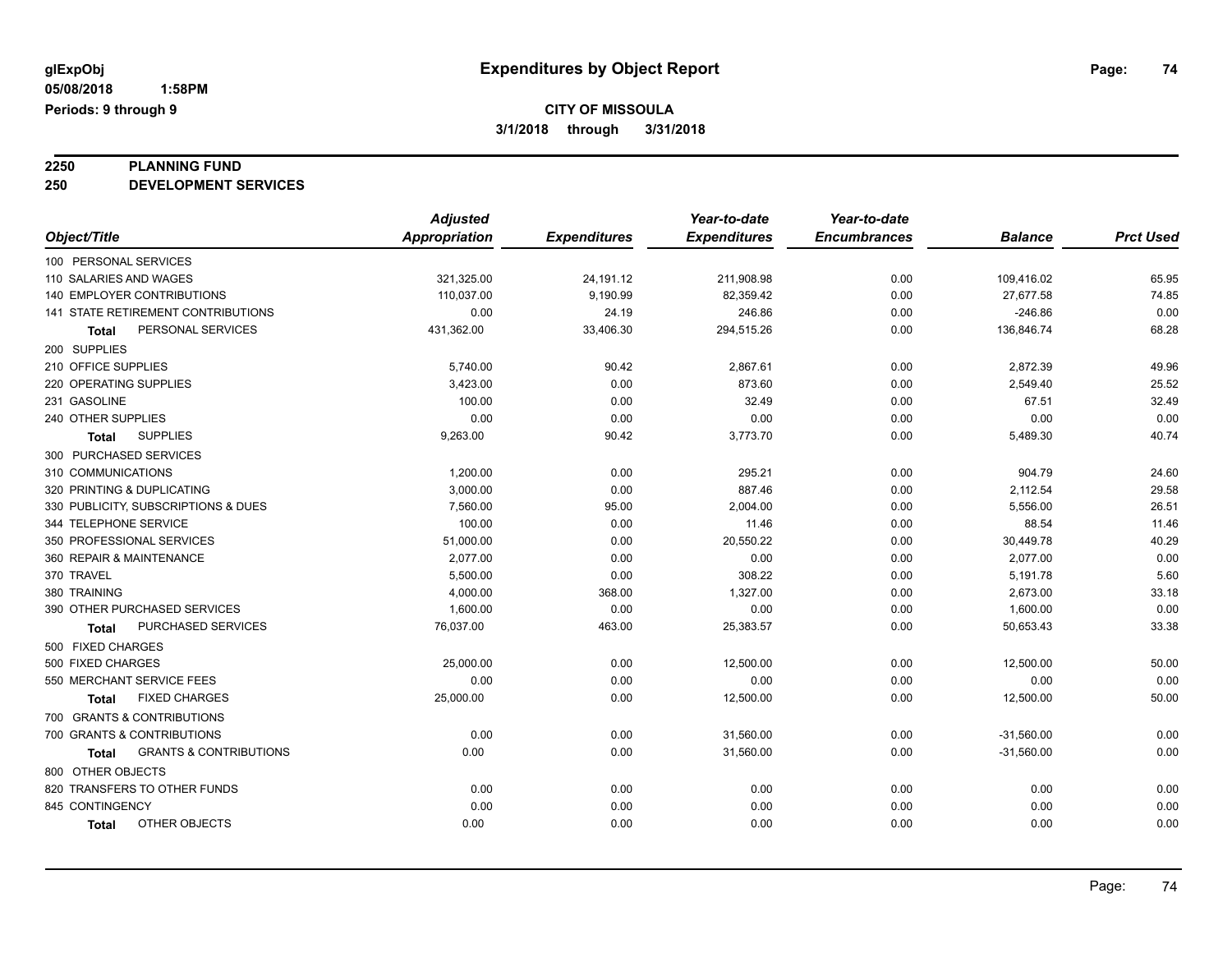# Expenditures by Object Report

glExpObj
05/08/2018 1:58PM
Periods: 9 through 9

**CITY OF MISSOULA**
**3/1/2018 through 3/31/2018**

## 2250 PLANNING FUND
## 250 DEVELOPMENT SERVICES

| Object/Title | Adjusted Appropriation | Expenditures | Year-to-date Expenditures | Year-to-date Encumbrances | Balance | Prct Used |
|---|---|---|---|---|---|---|
| 100 PERSONAL SERVICES | | | | | | |
| 110 SALARIES AND WAGES | 321,325.00 | 24,191.12 | 211,908.98 | 0.00 | 109,416.02 | 65.95 |
| 140 EMPLOYER CONTRIBUTIONS | 110,037.00 | 9,190.99 | 82,359.42 | 0.00 | 27,677.58 | 74.85 |
| 141 STATE RETIREMENT CONTRIBUTIONS | 0.00 | 24.19 | 246.86 | 0.00 | -246.86 | 0.00 |
| **Total** PERSONAL SERVICES | 431,362.00 | 33,406.30 | 294,515.26 | 0.00 | 136,846.74 | 68.28 |
| 200 SUPPLIES | | | | | | |
| 210 OFFICE SUPPLIES | 5,740.00 | 90.42 | 2,867.61 | 0.00 | 2,872.39 | 49.96 |
| 220 OPERATING SUPPLIES | 3,423.00 | 0.00 | 873.60 | 0.00 | 2,549.40 | 25.52 |
| 231 GASOLINE | 100.00 | 0.00 | 32.49 | 0.00 | 67.51 | 32.49 |
| 240 OTHER SUPPLIES | 0.00 | 0.00 | 0.00 | 0.00 | 0.00 | 0.00 |
| **Total** SUPPLIES | 9,263.00 | 90.42 | 3,773.70 | 0.00 | 5,489.30 | 40.74 |
| 300 PURCHASED SERVICES | | | | | | |
| 310 COMMUNICATIONS | 1,200.00 | 0.00 | 295.21 | 0.00 | 904.79 | 24.60 |
| 320 PRINTING & DUPLICATING | 3,000.00 | 0.00 | 887.46 | 0.00 | 2,112.54 | 29.58 |
| 330 PUBLICITY, SUBSCRIPTIONS & DUES | 7,560.00 | 95.00 | 2,004.00 | 0.00 | 5,556.00 | 26.51 |
| 344 TELEPHONE SERVICE | 100.00 | 0.00 | 11.46 | 0.00 | 88.54 | 11.46 |
| 350 PROFESSIONAL SERVICES | 51,000.00 | 0.00 | 20,550.22 | 0.00 | 30,449.78 | 40.29 |
| 360 REPAIR & MAINTENANCE | 2,077.00 | 0.00 | 0.00 | 0.00 | 2,077.00 | 0.00 |
| 370 TRAVEL | 5,500.00 | 0.00 | 308.22 | 0.00 | 5,191.78 | 5.60 |
| 380 TRAINING | 4,000.00 | 368.00 | 1,327.00 | 0.00 | 2,673.00 | 33.18 |
| 390 OTHER PURCHASED SERVICES | 1,600.00 | 0.00 | 0.00 | 0.00 | 1,600.00 | 0.00 |
| **Total** PURCHASED SERVICES | 76,037.00 | 463.00 | 25,383.57 | 0.00 | 50,653.43 | 33.38 |
| 500 FIXED CHARGES | | | | | | |
| 500 FIXED CHARGES | 25,000.00 | 0.00 | 12,500.00 | 0.00 | 12,500.00 | 50.00 |
| 550 MERCHANT SERVICE FEES | 0.00 | 0.00 | 0.00 | 0.00 | 0.00 | 0.00 |
| **Total** FIXED CHARGES | 25,000.00 | 0.00 | 12,500.00 | 0.00 | 12,500.00 | 50.00 |
| 700 GRANTS & CONTRIBUTIONS | | | | | | |
| 700 GRANTS & CONTRIBUTIONS | 0.00 | 0.00 | 31,560.00 | 0.00 | -31,560.00 | 0.00 |
| **Total** GRANTS & CONTRIBUTIONS | 0.00 | 0.00 | 31,560.00 | 0.00 | -31,560.00 | 0.00 |
| 800 OTHER OBJECTS | | | | | | |
| 820 TRANSFERS TO OTHER FUNDS | 0.00 | 0.00 | 0.00 | 0.00 | 0.00 | 0.00 |
| 845 CONTINGENCY | 0.00 | 0.00 | 0.00 | 0.00 | 0.00 | 0.00 |
| **Total** OTHER OBJECTS | 0.00 | 0.00 | 0.00 | 0.00 | 0.00 | 0.00 |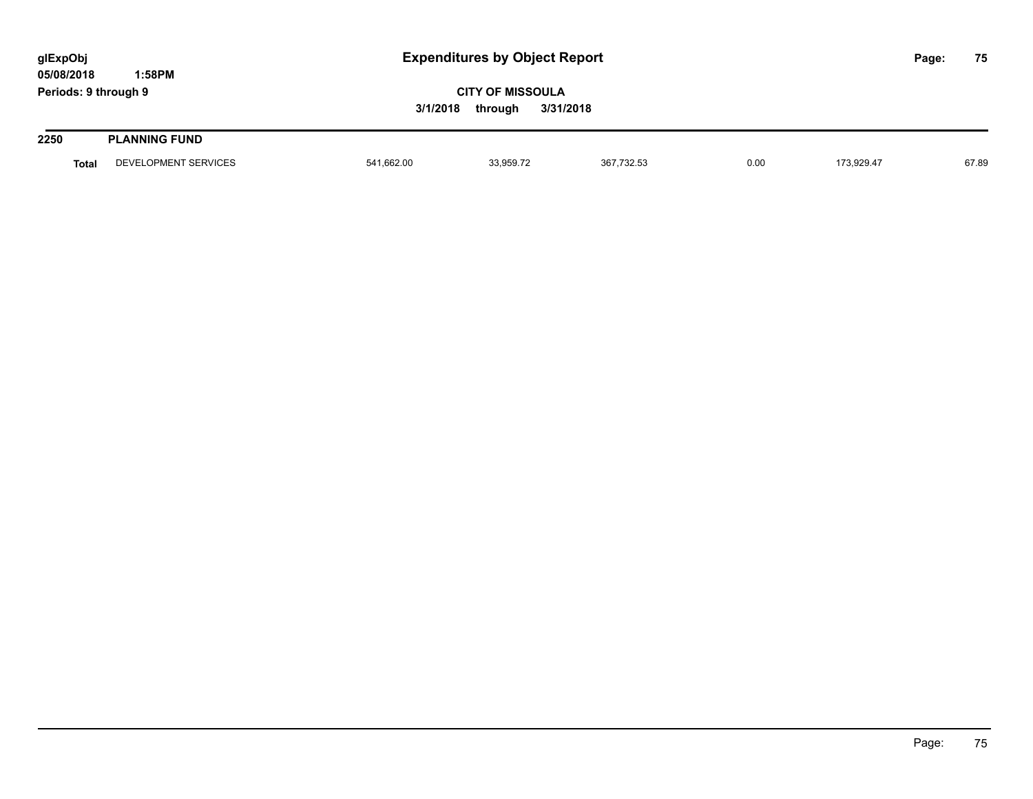# Expenditures by Object Report

glExpObj
05/08/2018 1:58PM
Periods: 9 through 9

**CITY OF MISSOULA**

**3/1/2018 through 3/31/2018**

| **2250** | **PLANNING FUND** | | | | | | |
|---|---|---|---|---|---|---|---|
| **Total** | DEVELOPMENT SERVICES | 541,662.00 | 33,959.72 | 367,732.53 | 0.00 | 173,929.47 | 67.89 |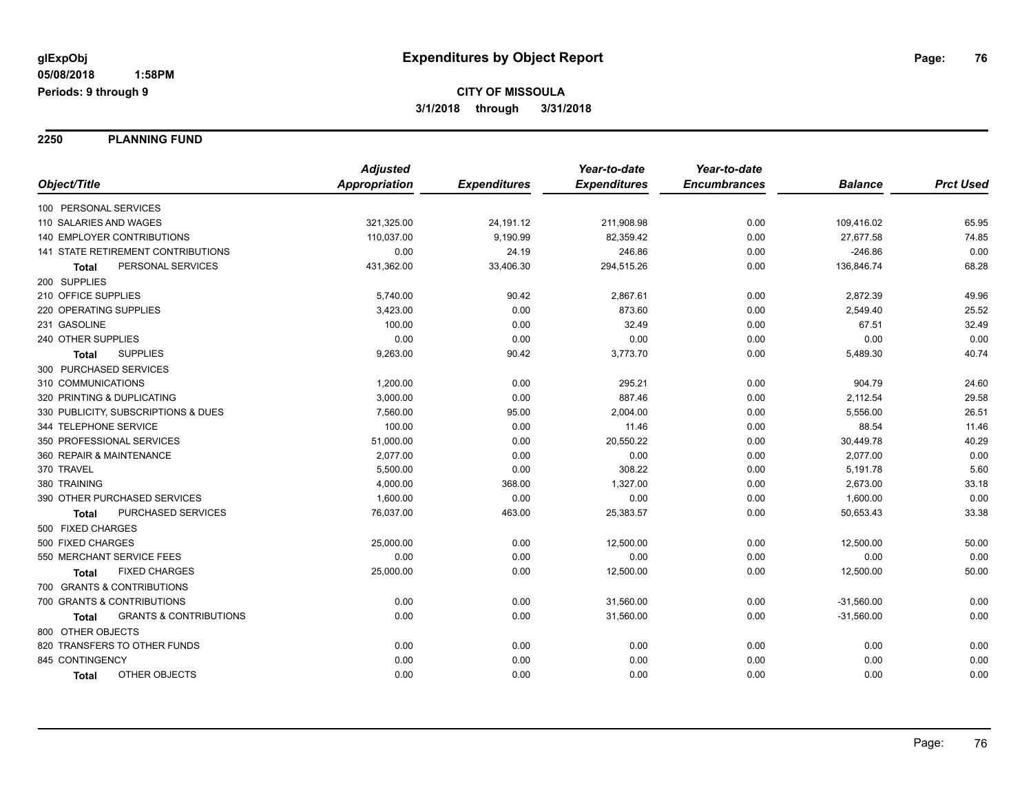glExpObj
05/08/2018 1:58PM
Periods: 9 through 9

# Expenditures by Object Report

**CITY OF MISSOULA**

**3/1/2018 through 3/31/2018**

## 2250 PLANNING FUND

| Object/Title | Adjusted Appropriation | Expenditures | Year-to-date Expenditures | Year-to-date Encumbrances | Balance | Prct Used |
|---|---|---|---|---|---|---|
| 100 PERSONAL SERVICES | | | | | | |
| 110 SALARIES AND WAGES | 321,325.00 | 24,191.12 | 211,908.98 | 0.00 | 109,416.02 | 65.95 |
| 140 EMPLOYER CONTRIBUTIONS | 110,037.00 | 9,190.99 | 82,359.42 | 0.00 | 27,677.58 | 74.85 |
| 141 STATE RETIREMENT CONTRIBUTIONS | 0.00 | 24.19 | 246.86 | 0.00 | -246.86 | 0.00 |
| **Total** PERSONAL SERVICES | 431,362.00 | 33,406.30 | 294,515.26 | 0.00 | 136,846.74 | 68.28 |
| 200 SUPPLIES | | | | | | |
| 210 OFFICE SUPPLIES | 5,740.00 | 90.42 | 2,867.61 | 0.00 | 2,872.39 | 49.96 |
| 220 OPERATING SUPPLIES | 3,423.00 | 0.00 | 873.60 | 0.00 | 2,549.40 | 25.52 |
| 231 GASOLINE | 100.00 | 0.00 | 32.49 | 0.00 | 67.51 | 32.49 |
| 240 OTHER SUPPLIES | 0.00 | 0.00 | 0.00 | 0.00 | 0.00 | 0.00 |
| **Total** SUPPLIES | 9,263.00 | 90.42 | 3,773.70 | 0.00 | 5,489.30 | 40.74 |
| 300 PURCHASED SERVICES | | | | | | |
| 310 COMMUNICATIONS | 1,200.00 | 0.00 | 295.21 | 0.00 | 904.79 | 24.60 |
| 320 PRINTING & DUPLICATING | 3,000.00 | 0.00 | 887.46 | 0.00 | 2,112.54 | 29.58 |
| 330 PUBLICITY, SUBSCRIPTIONS & DUES | 7,560.00 | 95.00 | 2,004.00 | 0.00 | 5,556.00 | 26.51 |
| 344 TELEPHONE SERVICE | 100.00 | 0.00 | 11.46 | 0.00 | 88.54 | 11.46 |
| 350 PROFESSIONAL SERVICES | 51,000.00 | 0.00 | 20,550.22 | 0.00 | 30,449.78 | 40.29 |
| 360 REPAIR & MAINTENANCE | 2,077.00 | 0.00 | 0.00 | 0.00 | 2,077.00 | 0.00 |
| 370 TRAVEL | 5,500.00 | 0.00 | 308.22 | 0.00 | 5,191.78 | 5.60 |
| 380 TRAINING | 4,000.00 | 368.00 | 1,327.00 | 0.00 | 2,673.00 | 33.18 |
| 390 OTHER PURCHASED SERVICES | 1,600.00 | 0.00 | 0.00 | 0.00 | 1,600.00 | 0.00 |
| **Total** PURCHASED SERVICES | 76,037.00 | 463.00 | 25,383.57 | 0.00 | 50,653.43 | 33.38 |
| 500 FIXED CHARGES | | | | | | |
| 500 FIXED CHARGES | 25,000.00 | 0.00 | 12,500.00 | 0.00 | 12,500.00 | 50.00 |
| 550 MERCHANT SERVICE FEES | 0.00 | 0.00 | 0.00 | 0.00 | 0.00 | 0.00 |
| **Total** FIXED CHARGES | 25,000.00 | 0.00 | 12,500.00 | 0.00 | 12,500.00 | 50.00 |
| 700 GRANTS & CONTRIBUTIONS | | | | | | |
| 700 GRANTS & CONTRIBUTIONS | 0.00 | 0.00 | 31,560.00 | 0.00 | -31,560.00 | 0.00 |
| **Total** GRANTS & CONTRIBUTIONS | 0.00 | 0.00 | 31,560.00 | 0.00 | -31,560.00 | 0.00 |
| 800 OTHER OBJECTS | | | | | | |
| 820 TRANSFERS TO OTHER FUNDS | 0.00 | 0.00 | 0.00 | 0.00 | 0.00 | 0.00 |
| 845 CONTINGENCY | 0.00 | 0.00 | 0.00 | 0.00 | 0.00 | 0.00 |
| **Total** OTHER OBJECTS | 0.00 | 0.00 | 0.00 | 0.00 | 0.00 | 0.00 |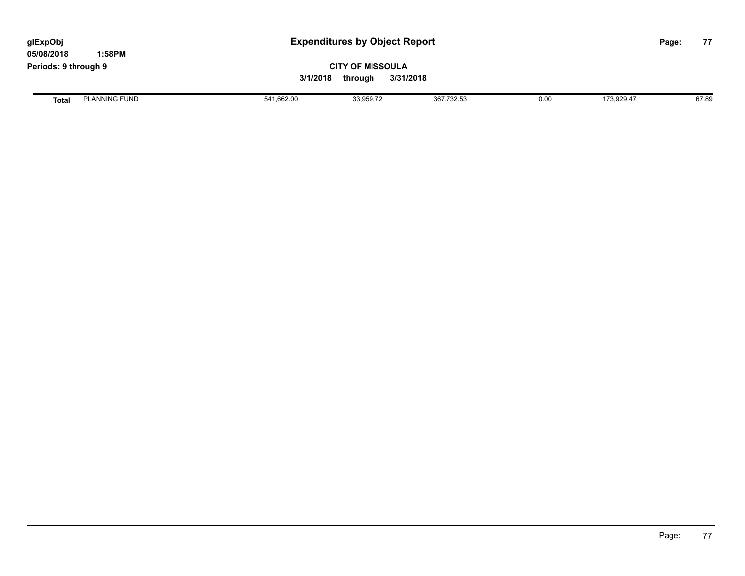# Expenditures by Object Report

glExpObj
05/08/2018 1:58PM
Periods: 9 through 9

**CITY OF MISSOULA**

**3/1/2018 through 3/31/2018**

| | | | | | | | |
|---|---|---|---|---|---|---|---|
| **Total** | PLANNING FUND | 541,662.00 | 33,959.72 | 367,732.53 | 0.00 | 173,929.47 | 67.89 |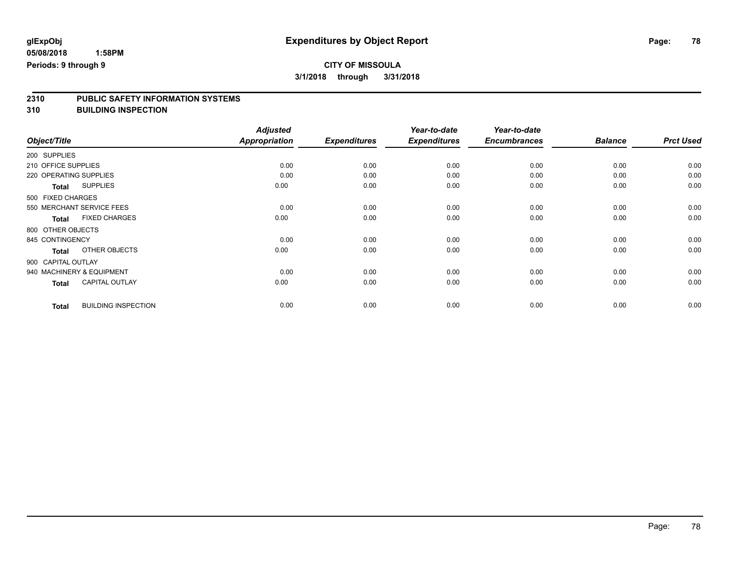# Expenditures by Object Report

glExpObj
05/08/2018 1:58PM
Periods: 9 through 9

**CITY OF MISSOULA**
**3/1/2018 through 3/31/2018**

## 2310 PUBLIC SAFETY INFORMATION SYSTEMS
## 310 BUILDING INSPECTION

| Object/Title | Adjusted Appropriation | Expenditures | Year-to-date Expenditures | Year-to-date Encumbrances | Balance | Prct Used |
|---|---|---|---|---|---|---|
| 200 SUPPLIES | | | | | | |
| 210 OFFICE SUPPLIES | 0.00 | 0.00 | 0.00 | 0.00 | 0.00 | 0.00 |
| 220 OPERATING SUPPLIES | 0.00 | 0.00 | 0.00 | 0.00 | 0.00 | 0.00 |
| **Total** SUPPLIES | 0.00 | 0.00 | 0.00 | 0.00 | 0.00 | 0.00 |
| 500 FIXED CHARGES | | | | | | |
| 550 MERCHANT SERVICE FEES | 0.00 | 0.00 | 0.00 | 0.00 | 0.00 | 0.00 |
| **Total** FIXED CHARGES | 0.00 | 0.00 | 0.00 | 0.00 | 0.00 | 0.00 |
| 800 OTHER OBJECTS | | | | | | |
| 845 CONTINGENCY | 0.00 | 0.00 | 0.00 | 0.00 | 0.00 | 0.00 |
| **Total** OTHER OBJECTS | 0.00 | 0.00 | 0.00 | 0.00 | 0.00 | 0.00 |
| 900 CAPITAL OUTLAY | | | | | | |
| 940 MACHINERY & EQUIPMENT | 0.00 | 0.00 | 0.00 | 0.00 | 0.00 | 0.00 |
| **Total** CAPITAL OUTLAY | 0.00 | 0.00 | 0.00 | 0.00 | 0.00 | 0.00 |
| **Total** BUILDING INSPECTION | 0.00 | 0.00 | 0.00 | 0.00 | 0.00 | 0.00 |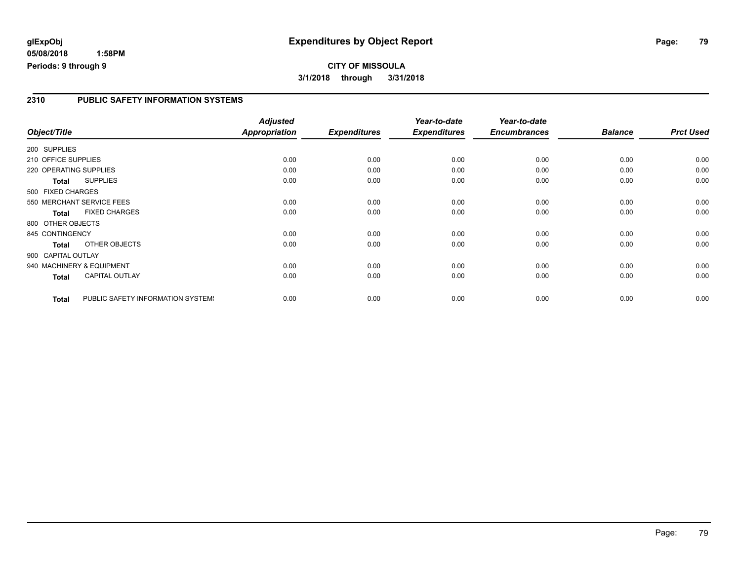**glExpObj**
**05/08/2018 1:58PM**
**Periods: 9 through 9**

# Expenditures by Object Report

**CITY OF MISSOULA**
**3/1/2018 through 3/31/2018**

## 2310 PUBLIC SAFETY INFORMATION SYSTEMS

| Object/Title | Adjusted Appropriation | Expenditures | Year-to-date Expenditures | Year-to-date Encumbrances | Balance | Prct Used |
|---|---|---|---|---|---|---|
| 200 SUPPLIES | | | | | | |
| 210 OFFICE SUPPLIES | 0.00 | 0.00 | 0.00 | 0.00 | 0.00 | 0.00 |
| 220 OPERATING SUPPLIES | 0.00 | 0.00 | 0.00 | 0.00 | 0.00 | 0.00 |
| **Total** SUPPLIES | 0.00 | 0.00 | 0.00 | 0.00 | 0.00 | 0.00 |
| 500 FIXED CHARGES | | | | | | |
| 550 MERCHANT SERVICE FEES | 0.00 | 0.00 | 0.00 | 0.00 | 0.00 | 0.00 |
| **Total** FIXED CHARGES | 0.00 | 0.00 | 0.00 | 0.00 | 0.00 | 0.00 |
| 800 OTHER OBJECTS | | | | | | |
| 845 CONTINGENCY | 0.00 | 0.00 | 0.00 | 0.00 | 0.00 | 0.00 |
| **Total** OTHER OBJECTS | 0.00 | 0.00 | 0.00 | 0.00 | 0.00 | 0.00 |
| 900 CAPITAL OUTLAY | | | | | | |
| 940 MACHINERY & EQUIPMENT | 0.00 | 0.00 | 0.00 | 0.00 | 0.00 | 0.00 |
| **Total** CAPITAL OUTLAY | 0.00 | 0.00 | 0.00 | 0.00 | 0.00 | 0.00 |
| **Total** PUBLIC SAFETY INFORMATION SYSTEMS | 0.00 | 0.00 | 0.00 | 0.00 | 0.00 | 0.00 |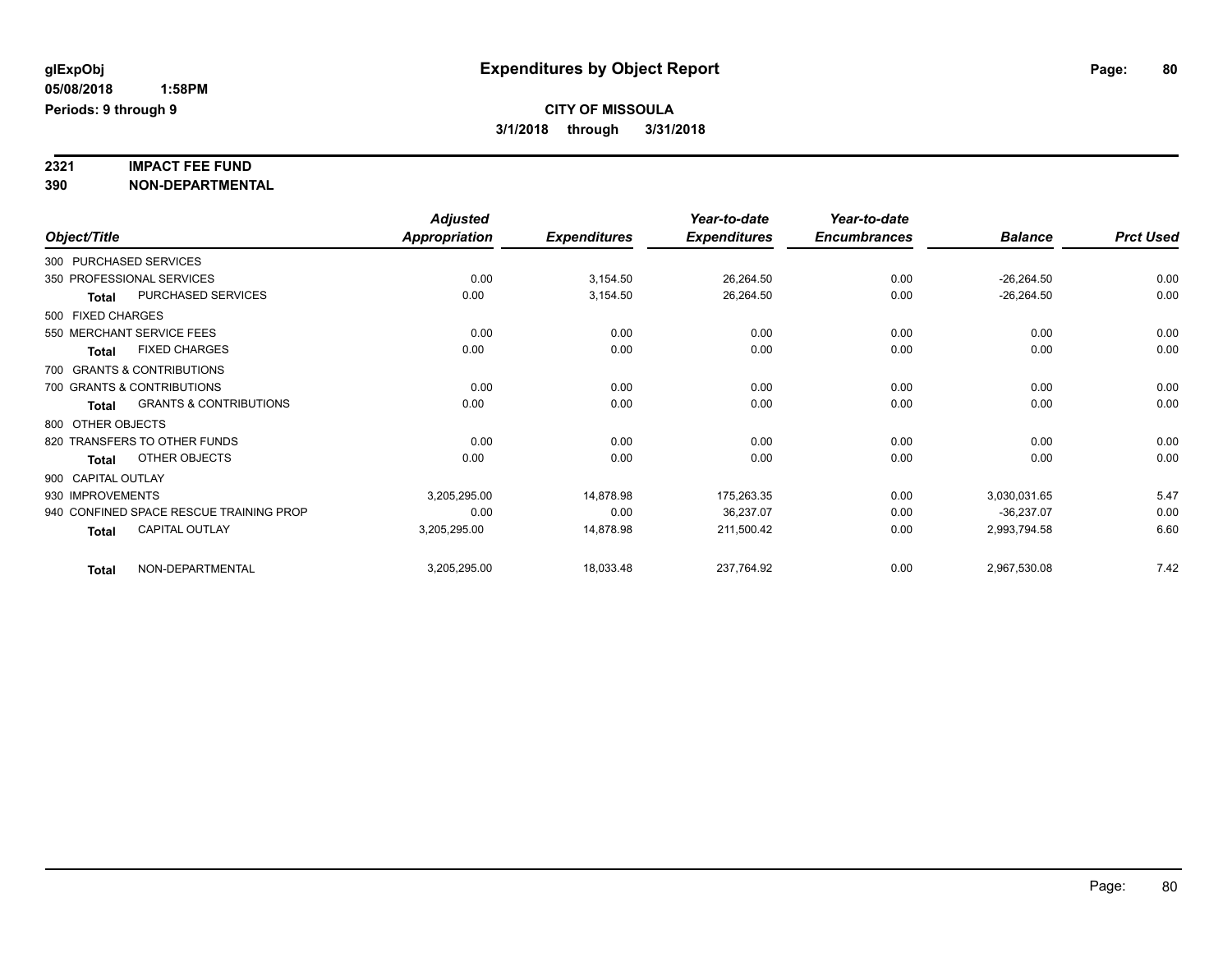# Expenditures by Object Report

glExpObj
05/08/2018 1:58PM
Periods: 9 through 9

**CITY OF MISSOULA**
**3/1/2018 through 3/31/2018**

## 2321 IMPACT FEE FUND
## 390 NON-DEPARTMENTAL

| Object/Title | Adjusted Appropriation | Expenditures | Year-to-date Expenditures | Year-to-date Encumbrances | Balance | Prct Used |
|---|---|---|---|---|---|---|
| 300 PURCHASED SERVICES | | | | | | |
| 350 PROFESSIONAL SERVICES | 0.00 | 3,154.50 | 26,264.50 | 0.00 | -26,264.50 | 0.00 |
| **Total** PURCHASED SERVICES | 0.00 | 3,154.50 | 26,264.50 | 0.00 | -26,264.50 | 0.00 |
| 500 FIXED CHARGES | | | | | | |
| 550 MERCHANT SERVICE FEES | 0.00 | 0.00 | 0.00 | 0.00 | 0.00 | 0.00 |
| **Total** FIXED CHARGES | 0.00 | 0.00 | 0.00 | 0.00 | 0.00 | 0.00 |
| 700 GRANTS & CONTRIBUTIONS | | | | | | |
| 700 GRANTS & CONTRIBUTIONS | 0.00 | 0.00 | 0.00 | 0.00 | 0.00 | 0.00 |
| **Total** GRANTS & CONTRIBUTIONS | 0.00 | 0.00 | 0.00 | 0.00 | 0.00 | 0.00 |
| 800 OTHER OBJECTS | | | | | | |
| 820 TRANSFERS TO OTHER FUNDS | 0.00 | 0.00 | 0.00 | 0.00 | 0.00 | 0.00 |
| **Total** OTHER OBJECTS | 0.00 | 0.00 | 0.00 | 0.00 | 0.00 | 0.00 |
| 900 CAPITAL OUTLAY | | | | | | |
| 930 IMPROVEMENTS | 3,205,295.00 | 14,878.98 | 175,263.35 | 0.00 | 3,030,031.65 | 5.47 |
| 940 CONFINED SPACE RESCUE TRAINING PROP | 0.00 | 0.00 | 36,237.07 | 0.00 | -36,237.07 | 0.00 |
| **Total** CAPITAL OUTLAY | 3,205,295.00 | 14,878.98 | 211,500.42 | 0.00 | 2,993,794.58 | 6.60 |
| **Total** NON-DEPARTMENTAL | 3,205,295.00 | 18,033.48 | 237,764.92 | 0.00 | 2,967,530.08 | 7.42 |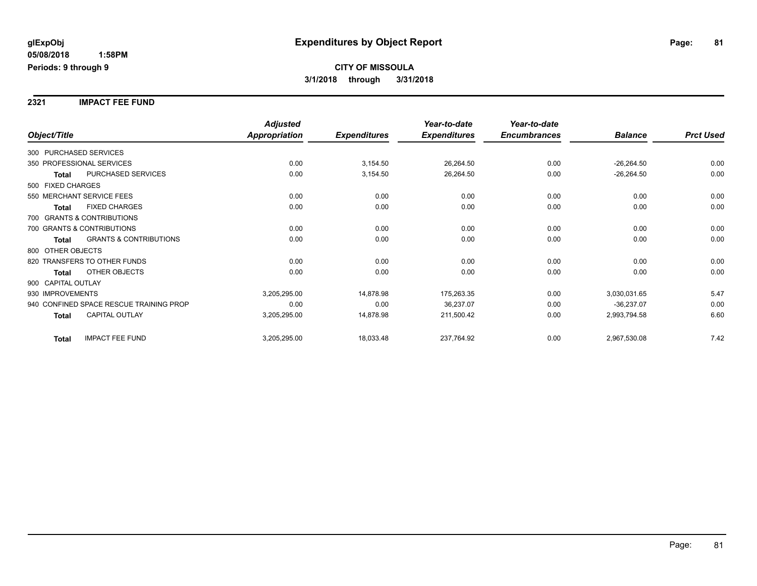**glExpObj** — **Expenditures by Object Report**

**05/08/2018 1:58PM**

**Periods: 9 through 9**

**CITY OF MISSOULA**

**3/1/2018 through 3/31/2018**

## 2321 IMPACT FEE FUND

| Object/Title | | Adjusted Appropriation | Expenditures | Year-to-date Expenditures | Year-to-date Encumbrances | Balance | Prct Used |
|---|---|---|---|---|---|---|---|
| 300 PURCHASED SERVICES | | | | | | | |
| 350 PROFESSIONAL SERVICES | | 0.00 | 3,154.50 | 26,264.50 | 0.00 | -26,264.50 | 0.00 |
| **Total** | PURCHASED SERVICES | 0.00 | 3,154.50 | 26,264.50 | 0.00 | -26,264.50 | 0.00 |
| 500 FIXED CHARGES | | | | | | | |
| 550 MERCHANT SERVICE FEES | | 0.00 | 0.00 | 0.00 | 0.00 | 0.00 | 0.00 |
| **Total** | FIXED CHARGES | 0.00 | 0.00 | 0.00 | 0.00 | 0.00 | 0.00 |
| 700 GRANTS & CONTRIBUTIONS | | | | | | | |
| 700 GRANTS & CONTRIBUTIONS | | 0.00 | 0.00 | 0.00 | 0.00 | 0.00 | 0.00 |
| **Total** | GRANTS & CONTRIBUTIONS | 0.00 | 0.00 | 0.00 | 0.00 | 0.00 | 0.00 |
| 800 OTHER OBJECTS | | | | | | | |
| 820 TRANSFERS TO OTHER FUNDS | | 0.00 | 0.00 | 0.00 | 0.00 | 0.00 | 0.00 |
| **Total** | OTHER OBJECTS | 0.00 | 0.00 | 0.00 | 0.00 | 0.00 | 0.00 |
| 900 CAPITAL OUTLAY | | | | | | | |
| 930 IMPROVEMENTS | | 3,205,295.00 | 14,878.98 | 175,263.35 | 0.00 | 3,030,031.65 | 5.47 |
| 940 CONFINED SPACE RESCUE TRAINING PROP | | 0.00 | 0.00 | 36,237.07 | 0.00 | -36,237.07 | 0.00 |
| **Total** | CAPITAL OUTLAY | 3,205,295.00 | 14,878.98 | 211,500.42 | 0.00 | 2,993,794.58 | 6.60 |
| **Total** | IMPACT FEE FUND | 3,205,295.00 | 18,033.48 | 237,764.92 | 0.00 | 2,967,530.08 | 7.42 |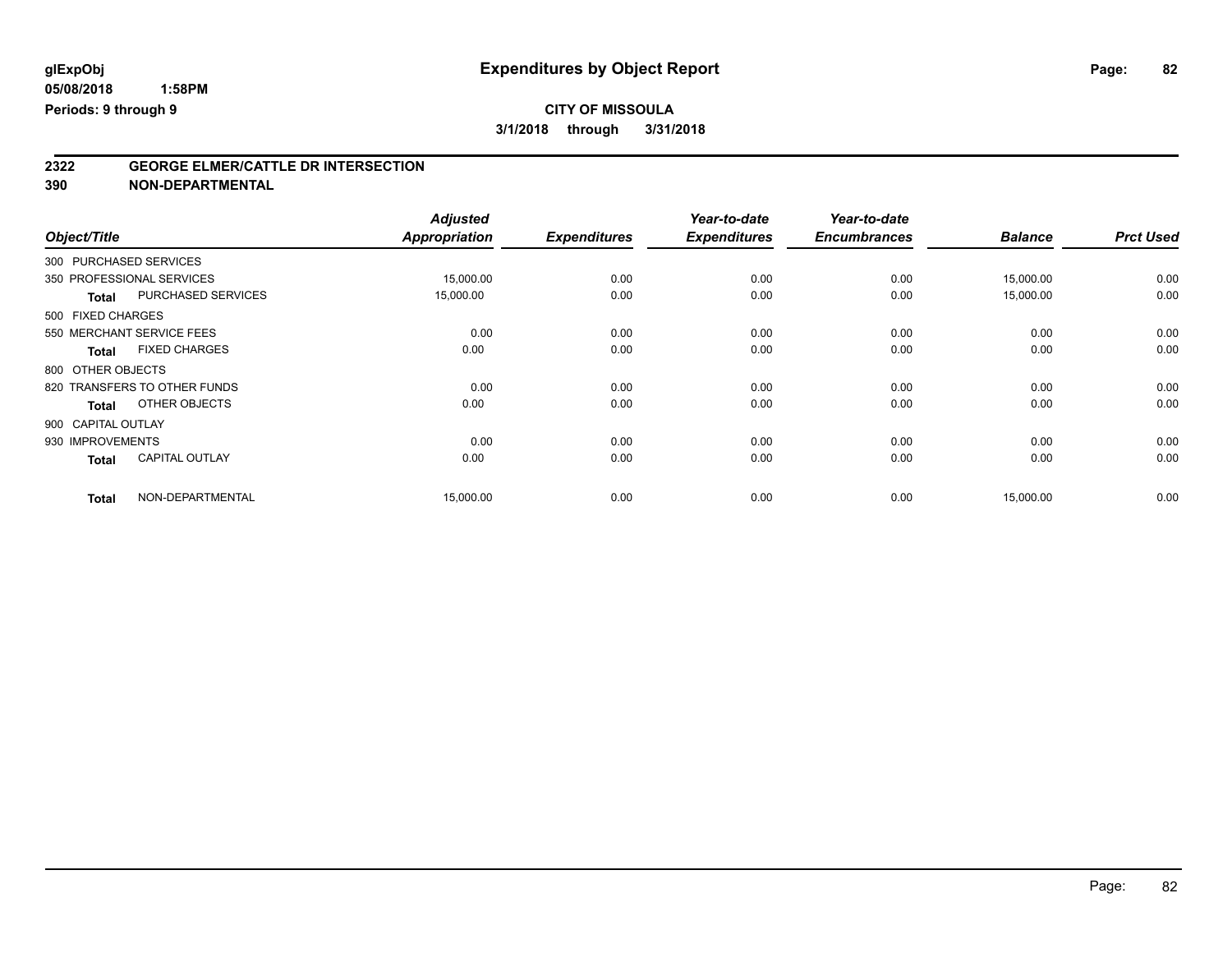**glExpObj** 05/08/2018 1:58PM
**Periods: 9 through 9**

# Expenditures by Object Report

**CITY OF MISSOULA**
**3/1/2018 through 3/31/2018**

## 2322 GEORGE ELMER/CATTLE DR INTERSECTION
## 390 NON-DEPARTMENTAL

| Object/Title | | Adjusted Appropriation | Expenditures | Year-to-date Expenditures | Year-to-date Encumbrances | Balance | Prct Used |
|---|---|---|---|---|---|---|---|
| 300 PURCHASED SERVICES | | | | | | | |
| 350 PROFESSIONAL SERVICES | | 15,000.00 | 0.00 | 0.00 | 0.00 | 15,000.00 | 0.00 |
| **Total** | PURCHASED SERVICES | 15,000.00 | 0.00 | 0.00 | 0.00 | 15,000.00 | 0.00 |
| 500 FIXED CHARGES | | | | | | | |
| 550 MERCHANT SERVICE FEES | | 0.00 | 0.00 | 0.00 | 0.00 | 0.00 | 0.00 |
| **Total** | FIXED CHARGES | 0.00 | 0.00 | 0.00 | 0.00 | 0.00 | 0.00 |
| 800 OTHER OBJECTS | | | | | | | |
| 820 TRANSFERS TO OTHER FUNDS | | 0.00 | 0.00 | 0.00 | 0.00 | 0.00 | 0.00 |
| **Total** | OTHER OBJECTS | 0.00 | 0.00 | 0.00 | 0.00 | 0.00 | 0.00 |
| 900 CAPITAL OUTLAY | | | | | | | |
| 930 IMPROVEMENTS | | 0.00 | 0.00 | 0.00 | 0.00 | 0.00 | 0.00 |
| **Total** | CAPITAL OUTLAY | 0.00 | 0.00 | 0.00 | 0.00 | 0.00 | 0.00 |
| **Total** | NON-DEPARTMENTAL | 15,000.00 | 0.00 | 0.00 | 0.00 | 15,000.00 | 0.00 |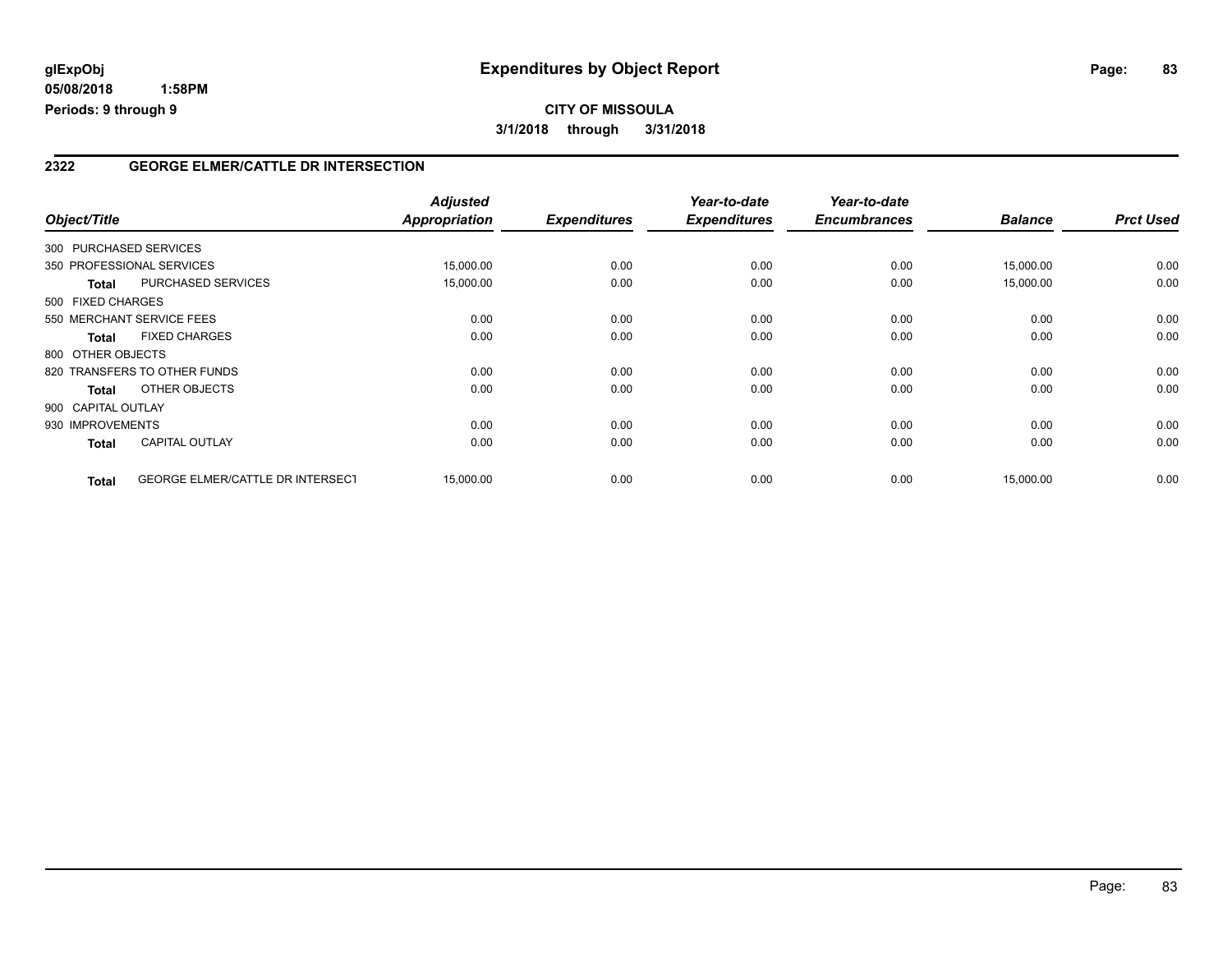**glExpObj** | **Expenditures by Object Report**
**05/08/2018 1:58PM**
**Periods: 9 through 9**

**CITY OF MISSOULA**
**3/1/2018 through 3/31/2018**

## 2322 GEORGE ELMER/CATTLE DR INTERSECTION

| Object/Title | | Adjusted Appropriation | Expenditures | Year-to-date Expenditures | Year-to-date Encumbrances | Balance | Prct Used |
|---|---|---|---|---|---|---|---|
| 300 PURCHASED SERVICES | | | | | | | |
| 350 PROFESSIONAL SERVICES | | 15,000.00 | 0.00 | 0.00 | 0.00 | 15,000.00 | 0.00 |
| **Total** | PURCHASED SERVICES | 15,000.00 | 0.00 | 0.00 | 0.00 | 15,000.00 | 0.00 |
| 500 FIXED CHARGES | | | | | | | |
| 550 MERCHANT SERVICE FEES | | 0.00 | 0.00 | 0.00 | 0.00 | 0.00 | 0.00 |
| **Total** | FIXED CHARGES | 0.00 | 0.00 | 0.00 | 0.00 | 0.00 | 0.00 |
| 800 OTHER OBJECTS | | | | | | | |
| 820 TRANSFERS TO OTHER FUNDS | | 0.00 | 0.00 | 0.00 | 0.00 | 0.00 | 0.00 |
| **Total** | OTHER OBJECTS | 0.00 | 0.00 | 0.00 | 0.00 | 0.00 | 0.00 |
| 900 CAPITAL OUTLAY | | | | | | | |
| 930 IMPROVEMENTS | | 0.00 | 0.00 | 0.00 | 0.00 | 0.00 | 0.00 |
| **Total** | CAPITAL OUTLAY | 0.00 | 0.00 | 0.00 | 0.00 | 0.00 | 0.00 |
| **Total** | GEORGE ELMER/CATTLE DR INTERSECT | 15,000.00 | 0.00 | 0.00 | 0.00 | 15,000.00 | 0.00 |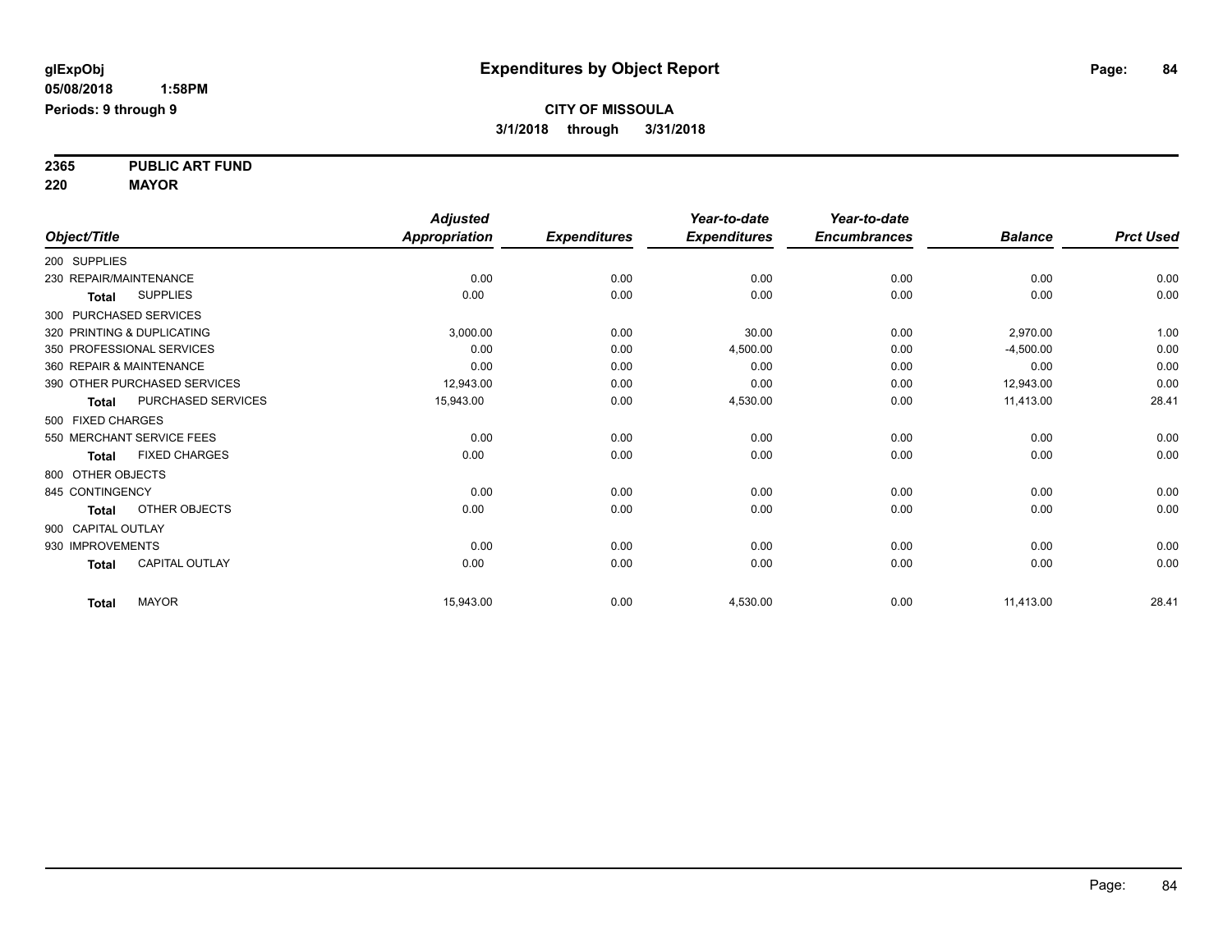**glExpObj**
**05/08/2018 1:58PM**
**Periods: 9 through 9**

# Expenditures by Object Report

**CITY OF MISSOULA**
**3/1/2018 through 3/31/2018**

**2365 PUBLIC ART FUND**
**220 MAYOR**

| Object/Title | Adjusted Appropriation | Expenditures | Year-to-date Expenditures | Year-to-date Encumbrances | Balance | Prct Used |
|---|---|---|---|---|---|---|
| 200 SUPPLIES | | | | | | |
| 230 REPAIR/MAINTENANCE | 0.00 | 0.00 | 0.00 | 0.00 | 0.00 | 0.00 |
| **Total** SUPPLIES | 0.00 | 0.00 | 0.00 | 0.00 | 0.00 | 0.00 |
| 300 PURCHASED SERVICES | | | | | | |
| 320 PRINTING & DUPLICATING | 3,000.00 | 0.00 | 30.00 | 0.00 | 2,970.00 | 1.00 |
| 350 PROFESSIONAL SERVICES | 0.00 | 0.00 | 4,500.00 | 0.00 | -4,500.00 | 0.00 |
| 360 REPAIR & MAINTENANCE | 0.00 | 0.00 | 0.00 | 0.00 | 0.00 | 0.00 |
| 390 OTHER PURCHASED SERVICES | 12,943.00 | 0.00 | 0.00 | 0.00 | 12,943.00 | 0.00 |
| **Total** PURCHASED SERVICES | 15,943.00 | 0.00 | 4,530.00 | 0.00 | 11,413.00 | 28.41 |
| 500 FIXED CHARGES | | | | | | |
| 550 MERCHANT SERVICE FEES | 0.00 | 0.00 | 0.00 | 0.00 | 0.00 | 0.00 |
| **Total** FIXED CHARGES | 0.00 | 0.00 | 0.00 | 0.00 | 0.00 | 0.00 |
| 800 OTHER OBJECTS | | | | | | |
| 845 CONTINGENCY | 0.00 | 0.00 | 0.00 | 0.00 | 0.00 | 0.00 |
| **Total** OTHER OBJECTS | 0.00 | 0.00 | 0.00 | 0.00 | 0.00 | 0.00 |
| 900 CAPITAL OUTLAY | | | | | | |
| 930 IMPROVEMENTS | 0.00 | 0.00 | 0.00 | 0.00 | 0.00 | 0.00 |
| **Total** CAPITAL OUTLAY | 0.00 | 0.00 | 0.00 | 0.00 | 0.00 | 0.00 |
| **Total** MAYOR | 15,943.00 | 0.00 | 4,530.00 | 0.00 | 11,413.00 | 28.41 |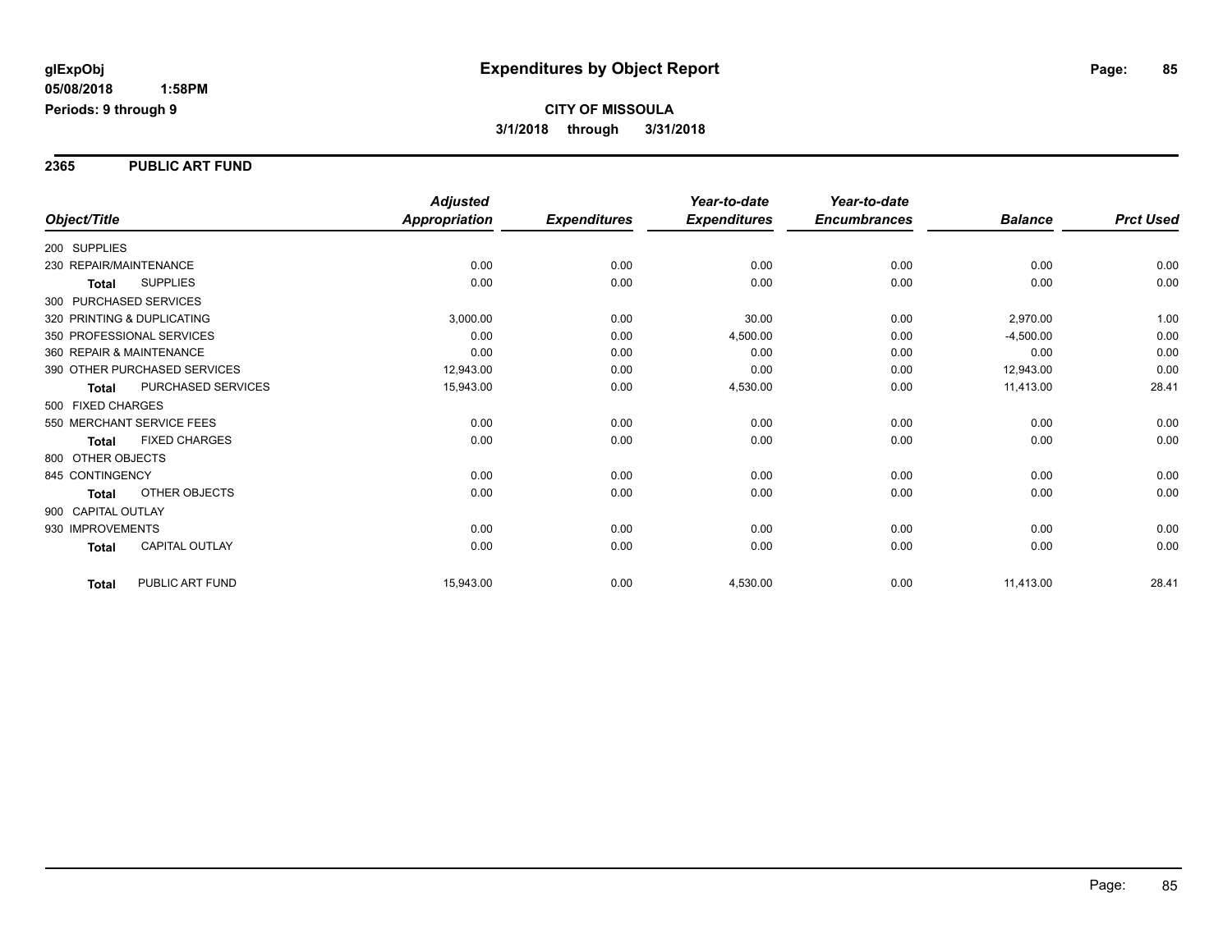**glExpObj** **Expenditures by Object Report**

**05/08/2018 1:58PM**

**Periods: 9 through 9**

**CITY OF MISSOULA**

**3/1/2018 through 3/31/2018**

## 2365 PUBLIC ART FUND

| Object/Title | | Adjusted Appropriation | Expenditures | Year-to-date Expenditures | Year-to-date Encumbrances | Balance | Prct Used |
|---|---|---|---|---|---|---|---|
| 200 SUPPLIES | | | | | | | |
| 230 REPAIR/MAINTENANCE | | 0.00 | 0.00 | 0.00 | 0.00 | 0.00 | 0.00 |
| **Total** | SUPPLIES | 0.00 | 0.00 | 0.00 | 0.00 | 0.00 | 0.00 |
| 300 PURCHASED SERVICES | | | | | | | |
| 320 PRINTING & DUPLICATING | | 3,000.00 | 0.00 | 30.00 | 0.00 | 2,970.00 | 1.00 |
| 350 PROFESSIONAL SERVICES | | 0.00 | 0.00 | 4,500.00 | 0.00 | -4,500.00 | 0.00 |
| 360 REPAIR & MAINTENANCE | | 0.00 | 0.00 | 0.00 | 0.00 | 0.00 | 0.00 |
| 390 OTHER PURCHASED SERVICES | | 12,943.00 | 0.00 | 0.00 | 0.00 | 12,943.00 | 0.00 |
| **Total** | PURCHASED SERVICES | 15,943.00 | 0.00 | 4,530.00 | 0.00 | 11,413.00 | 28.41 |
| 500 FIXED CHARGES | | | | | | | |
| 550 MERCHANT SERVICE FEES | | 0.00 | 0.00 | 0.00 | 0.00 | 0.00 | 0.00 |
| **Total** | FIXED CHARGES | 0.00 | 0.00 | 0.00 | 0.00 | 0.00 | 0.00 |
| 800 OTHER OBJECTS | | | | | | | |
| 845 CONTINGENCY | | 0.00 | 0.00 | 0.00 | 0.00 | 0.00 | 0.00 |
| **Total** | OTHER OBJECTS | 0.00 | 0.00 | 0.00 | 0.00 | 0.00 | 0.00 |
| 900 CAPITAL OUTLAY | | | | | | | |
| 930 IMPROVEMENTS | | 0.00 | 0.00 | 0.00 | 0.00 | 0.00 | 0.00 |
| **Total** | CAPITAL OUTLAY | 0.00 | 0.00 | 0.00 | 0.00 | 0.00 | 0.00 |
| **Total** | PUBLIC ART FUND | 15,943.00 | 0.00 | 4,530.00 | 0.00 | 11,413.00 | 28.41 |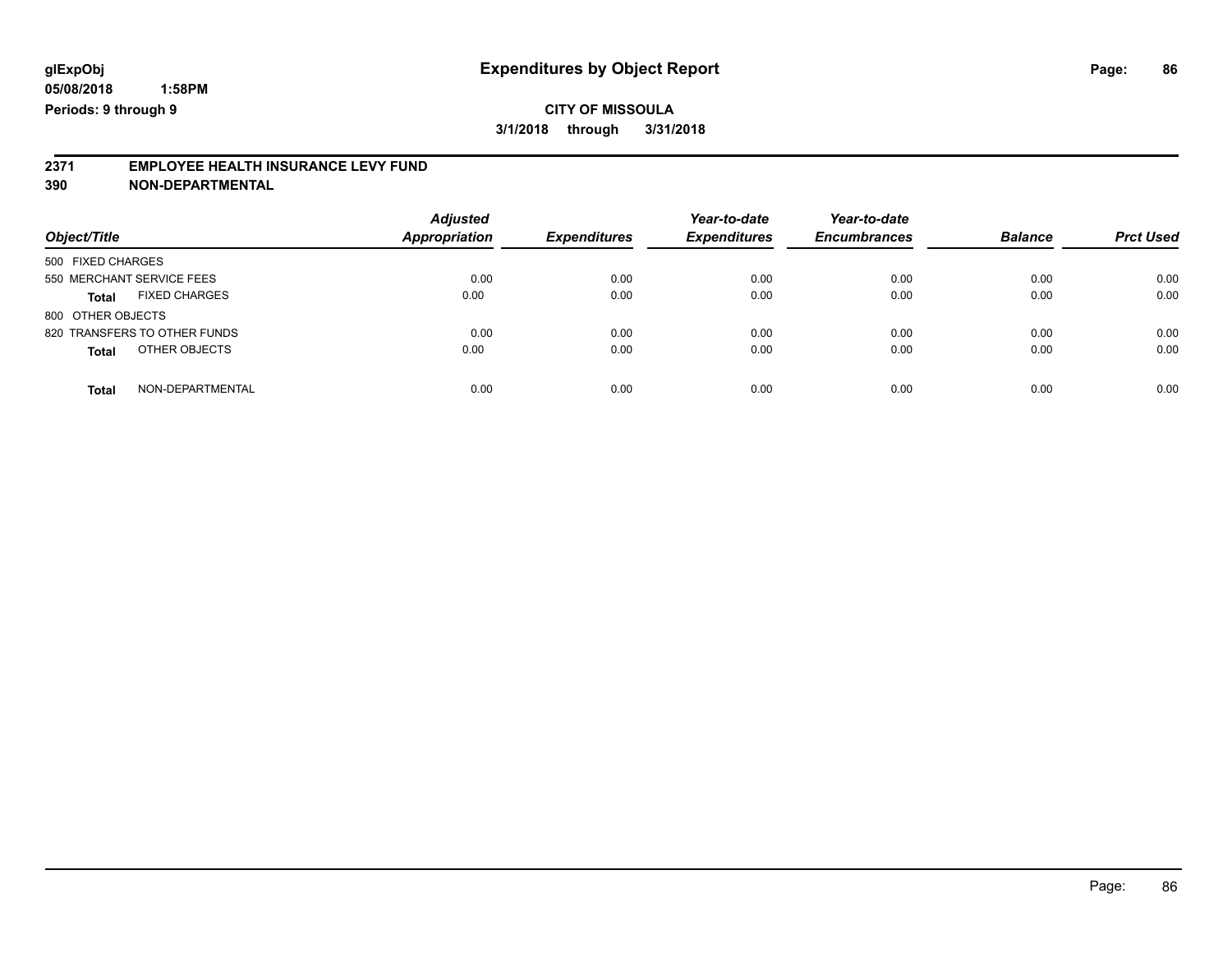**glExpObj**
**05/08/2018 1:58PM**
**Periods: 9 through 9**

# Expenditures by Object Report

**CITY OF MISSOULA**
**3/1/2018 through 3/31/2018**

## 2371 EMPLOYEE HEALTH INSURANCE LEVY FUND
## 390 NON-DEPARTMENTAL

| Object/Title | | Adjusted Appropriation | Expenditures | Year-to-date Expenditures | Year-to-date Encumbrances | Balance | Prct Used |
|---|---|---|---|---|---|---|---|
| 500 FIXED CHARGES | | | | | | | |
| 550 MERCHANT SERVICE FEES | | 0.00 | 0.00 | 0.00 | 0.00 | 0.00 | 0.00 |
| **Total** | FIXED CHARGES | 0.00 | 0.00 | 0.00 | 0.00 | 0.00 | 0.00 |
| 800 OTHER OBJECTS | | | | | | | |
| 820 TRANSFERS TO OTHER FUNDS | | 0.00 | 0.00 | 0.00 | 0.00 | 0.00 | 0.00 |
| **Total** | OTHER OBJECTS | 0.00 | 0.00 | 0.00 | 0.00 | 0.00 | 0.00 |
| **Total** | NON-DEPARTMENTAL | 0.00 | 0.00 | 0.00 | 0.00 | 0.00 | 0.00 |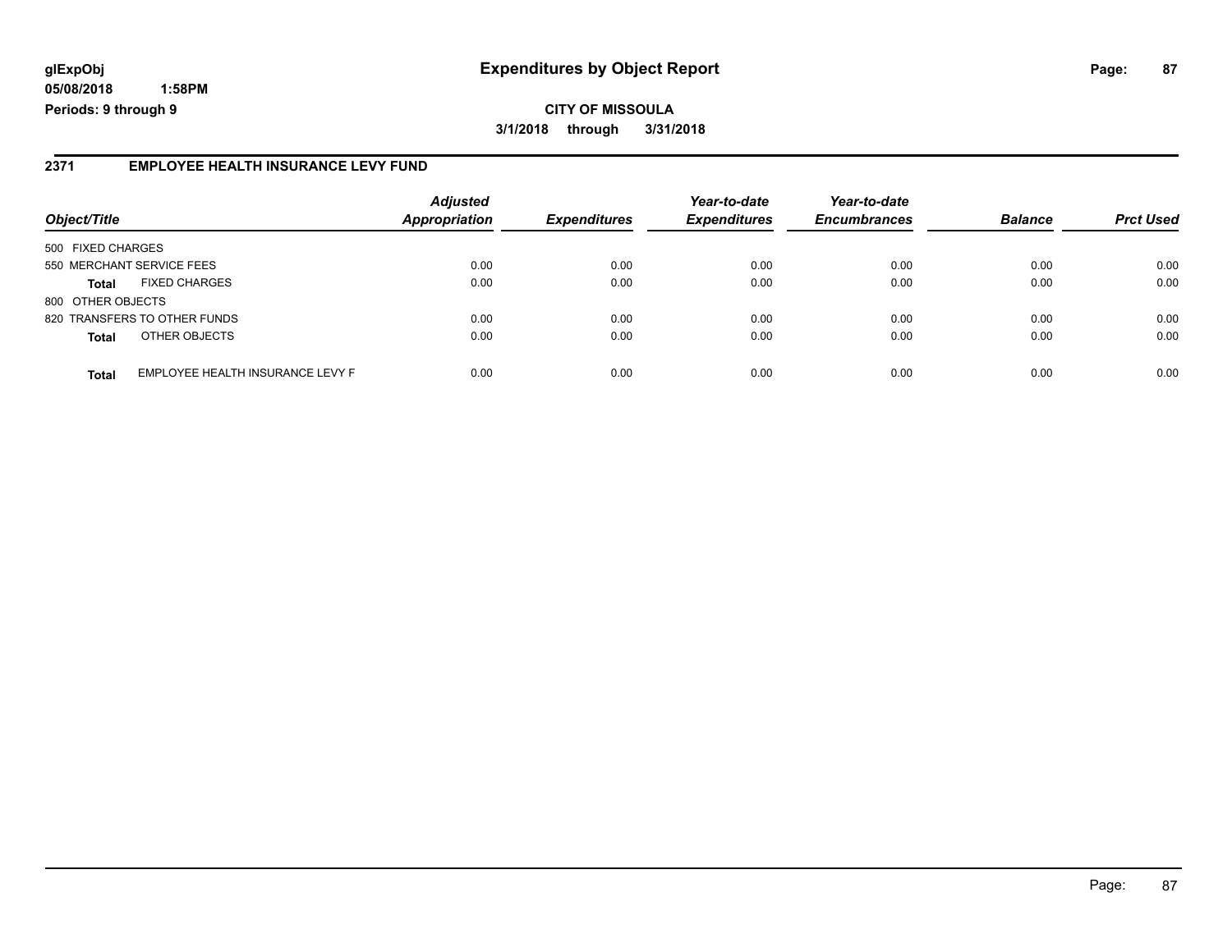**glExpObj**
**05/08/2018 1:58PM**
**Periods: 9 through 9**

# Expenditures by Object Report

**CITY OF MISSOULA**
**3/1/2018 through 3/31/2018**

## 2371 EMPLOYEE HEALTH INSURANCE LEVY FUND

| Object/Title | | Adjusted Appropriation | Expenditures | Year-to-date Expenditures | Year-to-date Encumbrances | Balance | Prct Used |
|---|---|---|---|---|---|---|---|
| 500 FIXED CHARGES | | | | | | | |
| 550 MERCHANT SERVICE FEES | | 0.00 | 0.00 | 0.00 | 0.00 | 0.00 | 0.00 |
| **Total** | FIXED CHARGES | 0.00 | 0.00 | 0.00 | 0.00 | 0.00 | 0.00 |
| 800 OTHER OBJECTS | | | | | | | |
| 820 TRANSFERS TO OTHER FUNDS | | 0.00 | 0.00 | 0.00 | 0.00 | 0.00 | 0.00 |
| **Total** | OTHER OBJECTS | 0.00 | 0.00 | 0.00 | 0.00 | 0.00 | 0.00 |
| **Total** | EMPLOYEE HEALTH INSURANCE LEVY F | 0.00 | 0.00 | 0.00 | 0.00 | 0.00 | 0.00 |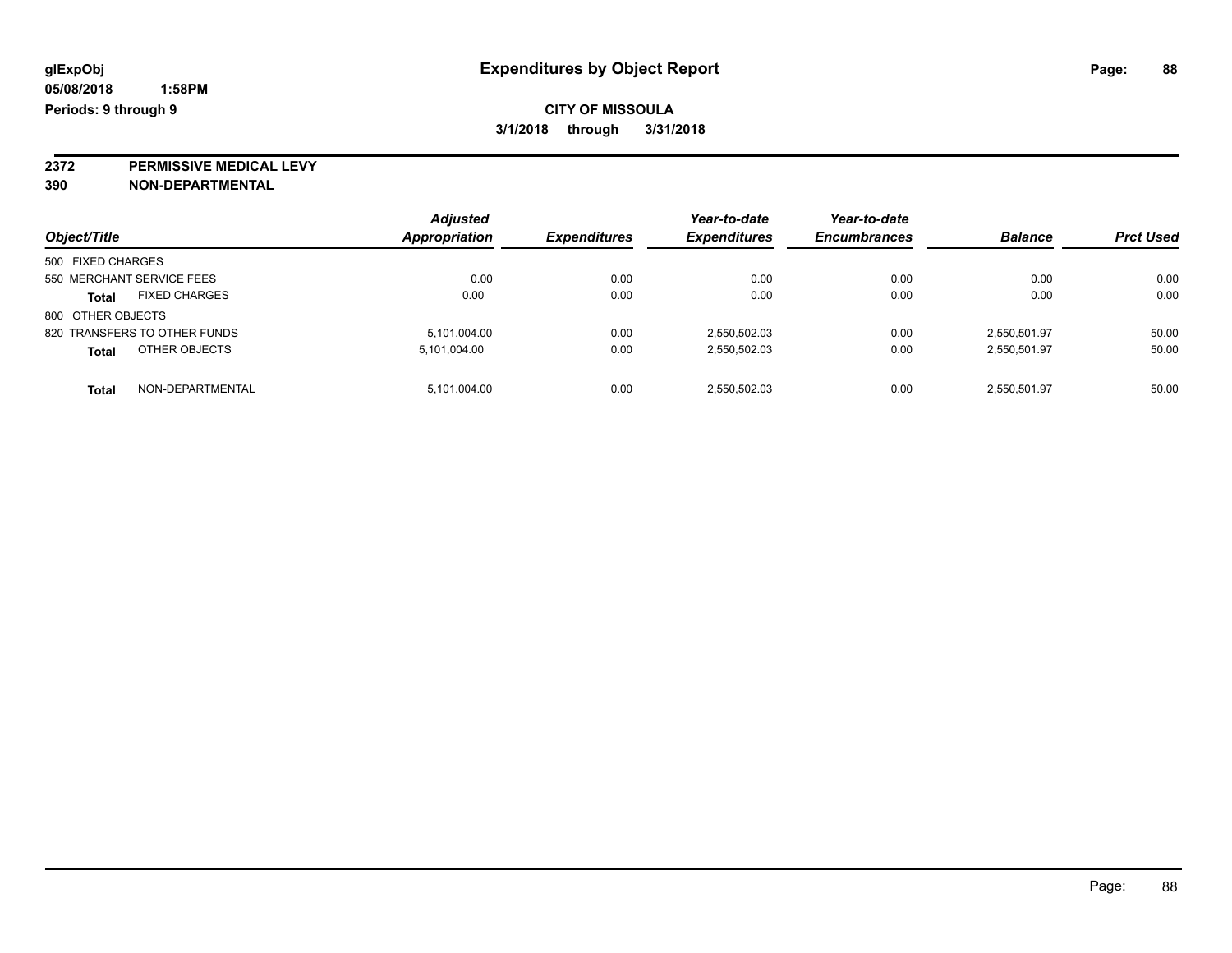**glExpObj** | **Expenditures by Object Report**

**05/08/2018 1:58PM**

**Periods: 9 through 9**

**CITY OF MISSOULA**

**3/1/2018 through 3/31/2018**

## 2372 PERMISSIVE MEDICAL LEVY

## 390 NON-DEPARTMENTAL

| Object/Title | Adjusted Appropriation | Expenditures | Year-to-date Expenditures | Year-to-date Encumbrances | Balance | Prct Used |
|---|---|---|---|---|---|---|
| 500 FIXED CHARGES | | | | | | |
| 550 MERCHANT SERVICE FEES | 0.00 | 0.00 | 0.00 | 0.00 | 0.00 | 0.00 |
| **Total** FIXED CHARGES | 0.00 | 0.00 | 0.00 | 0.00 | 0.00 | 0.00 |
| 800 OTHER OBJECTS | | | | | | |
| 820 TRANSFERS TO OTHER FUNDS | 5,101,004.00 | 0.00 | 2,550,502.03 | 0.00 | 2,550,501.97 | 50.00 |
| **Total** OTHER OBJECTS | 5,101,004.00 | 0.00 | 2,550,502.03 | 0.00 | 2,550,501.97 | 50.00 |
| **Total** NON-DEPARTMENTAL | 5,101,004.00 | 0.00 | 2,550,502.03 | 0.00 | 2,550,501.97 | 50.00 |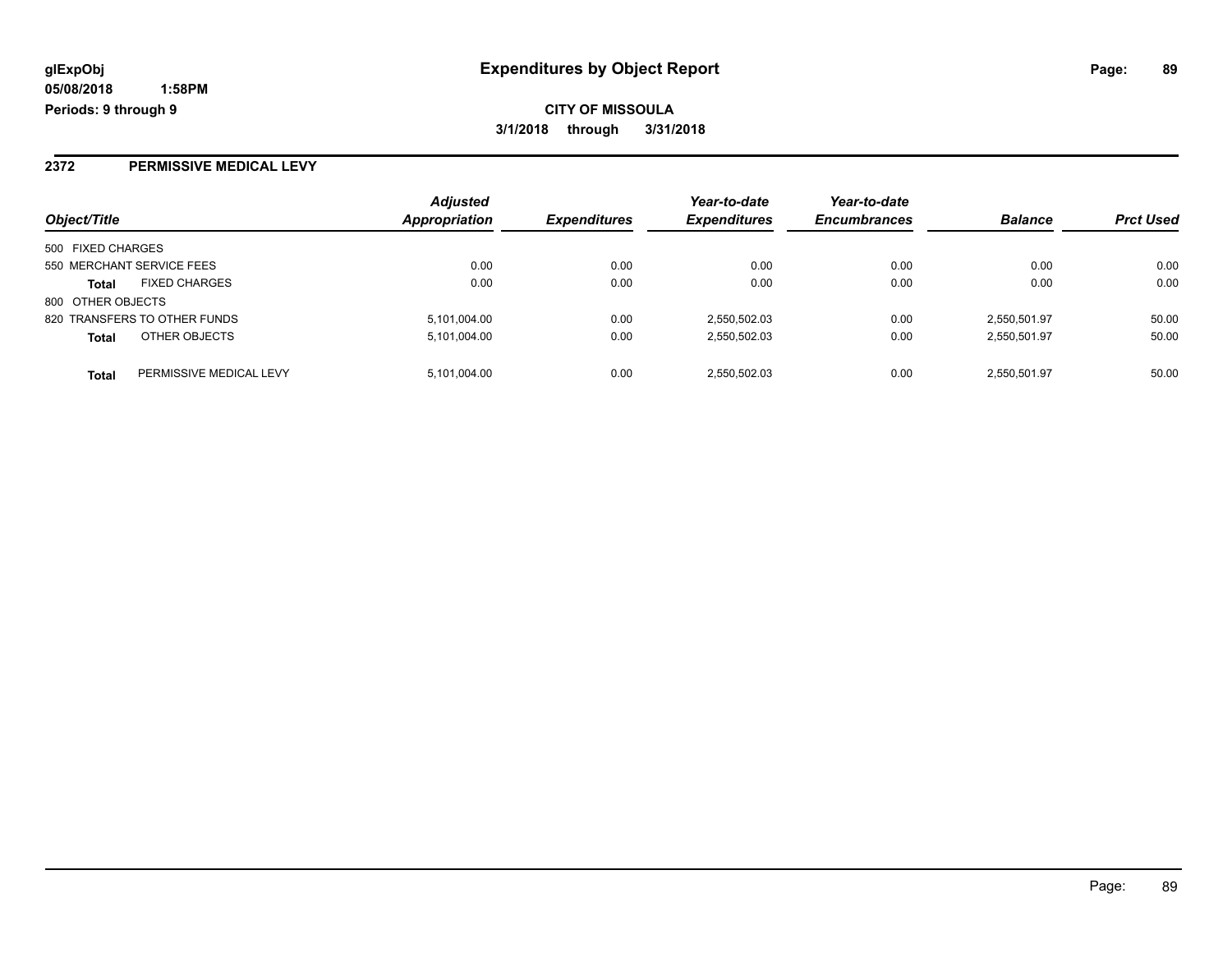**glExpObj**
**05/08/2018 1:58PM**
**Periods: 9 through 9**

# Expenditures by Object Report

**CITY OF MISSOULA**
**3/1/2018 through 3/31/2018**

## 2372 PERMISSIVE MEDICAL LEVY

| Object/Title | Adjusted Appropriation | Expenditures | Year-to-date Expenditures | Year-to-date Encumbrances | Balance | Prct Used |
|---|---|---|---|---|---|---|
| 500 FIXED CHARGES | | | | | | |
| 550 MERCHANT SERVICE FEES | 0.00 | 0.00 | 0.00 | 0.00 | 0.00 | 0.00 |
| **Total** FIXED CHARGES | 0.00 | 0.00 | 0.00 | 0.00 | 0.00 | 0.00 |
| 800 OTHER OBJECTS | | | | | | |
| 820 TRANSFERS TO OTHER FUNDS | 5,101,004.00 | 0.00 | 2,550,502.03 | 0.00 | 2,550,501.97 | 50.00 |
| **Total** OTHER OBJECTS | 5,101,004.00 | 0.00 | 2,550,502.03 | 0.00 | 2,550,501.97 | 50.00 |
| **Total** PERMISSIVE MEDICAL LEVY | 5,101,004.00 | 0.00 | 2,550,502.03 | 0.00 | 2,550,501.97 | 50.00 |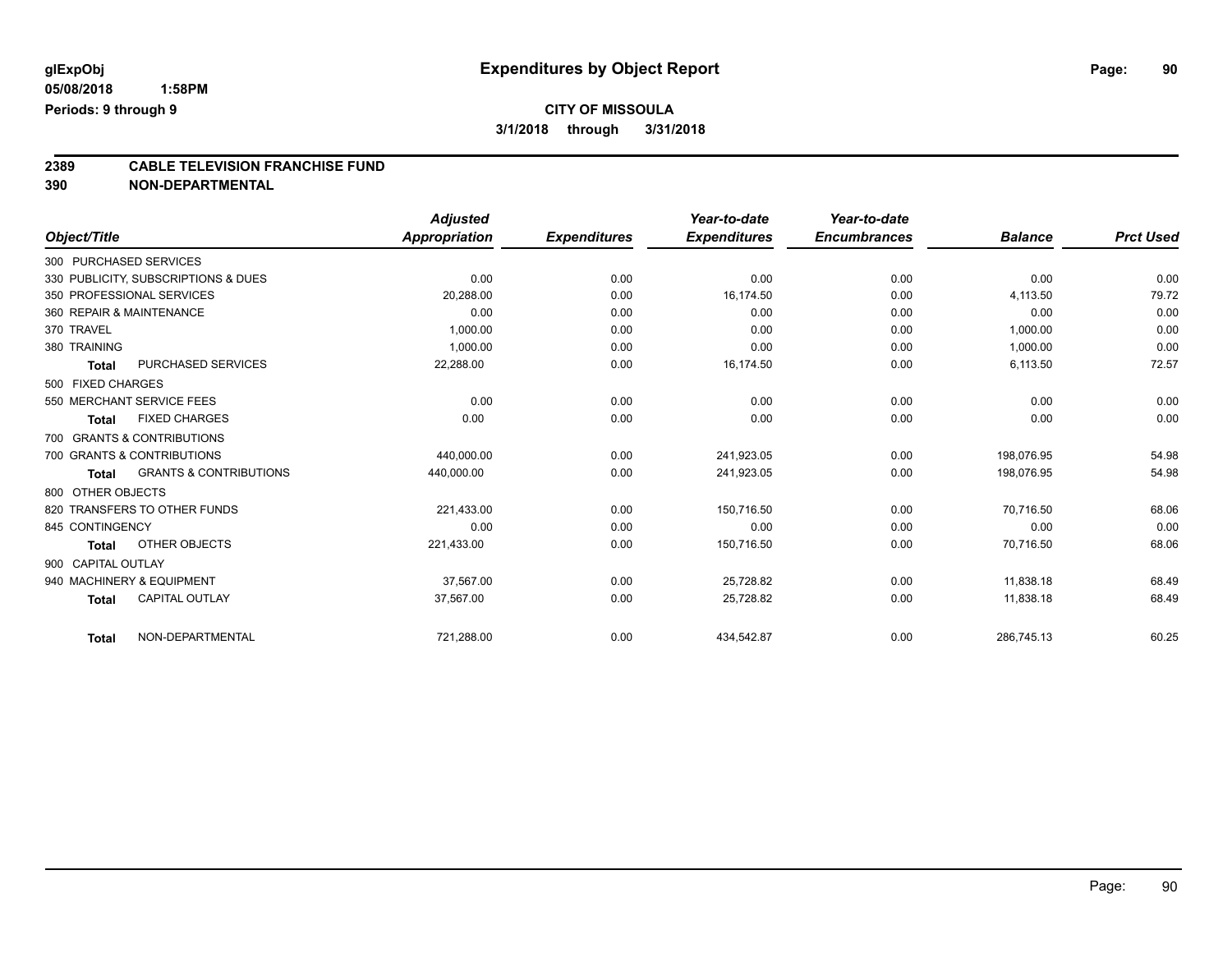**glExpObj**
**05/08/2018 1:58PM**
**Periods: 9 through 9**

# Expenditures by Object Report

**CITY OF MISSOULA**
**3/1/2018 through 3/31/2018**

## 2389 CABLE TELEVISION FRANCHISE FUND
## 390 NON-DEPARTMENTAL

| Object/Title | | Adjusted Appropriation | Expenditures | Year-to-date Expenditures | Year-to-date Encumbrances | Balance | Prct Used |
|---|---|---|---|---|---|---|---|
| 300 PURCHASED SERVICES | | | | | | | |
| 330 PUBLICITY, SUBSCRIPTIONS & DUES | | 0.00 | 0.00 | 0.00 | 0.00 | 0.00 | 0.00 |
| 350 PROFESSIONAL SERVICES | | 20,288.00 | 0.00 | 16,174.50 | 0.00 | 4,113.50 | 79.72 |
| 360 REPAIR & MAINTENANCE | | 0.00 | 0.00 | 0.00 | 0.00 | 0.00 | 0.00 |
| 370 TRAVEL | | 1,000.00 | 0.00 | 0.00 | 0.00 | 1,000.00 | 0.00 |
| 380 TRAINING | | 1,000.00 | 0.00 | 0.00 | 0.00 | 1,000.00 | 0.00 |
| **Total** | PURCHASED SERVICES | 22,288.00 | 0.00 | 16,174.50 | 0.00 | 6,113.50 | 72.57 |
| 500 FIXED CHARGES | | | | | | | |
| 550 MERCHANT SERVICE FEES | | 0.00 | 0.00 | 0.00 | 0.00 | 0.00 | 0.00 |
| **Total** | FIXED CHARGES | 0.00 | 0.00 | 0.00 | 0.00 | 0.00 | 0.00 |
| 700 GRANTS & CONTRIBUTIONS | | | | | | | |
| 700 GRANTS & CONTRIBUTIONS | | 440,000.00 | 0.00 | 241,923.05 | 0.00 | 198,076.95 | 54.98 |
| **Total** | GRANTS & CONTRIBUTIONS | 440,000.00 | 0.00 | 241,923.05 | 0.00 | 198,076.95 | 54.98 |
| 800 OTHER OBJECTS | | | | | | | |
| 820 TRANSFERS TO OTHER FUNDS | | 221,433.00 | 0.00 | 150,716.50 | 0.00 | 70,716.50 | 68.06 |
| 845 CONTINGENCY | | 0.00 | 0.00 | 0.00 | 0.00 | 0.00 | 0.00 |
| **Total** | OTHER OBJECTS | 221,433.00 | 0.00 | 150,716.50 | 0.00 | 70,716.50 | 68.06 |
| 900 CAPITAL OUTLAY | | | | | | | |
| 940 MACHINERY & EQUIPMENT | | 37,567.00 | 0.00 | 25,728.82 | 0.00 | 11,838.18 | 68.49 |
| **Total** | CAPITAL OUTLAY | 37,567.00 | 0.00 | 25,728.82 | 0.00 | 11,838.18 | 68.49 |
| **Total** | NON-DEPARTMENTAL | 721,288.00 | 0.00 | 434,542.87 | 0.00 | 286,745.13 | 60.25 |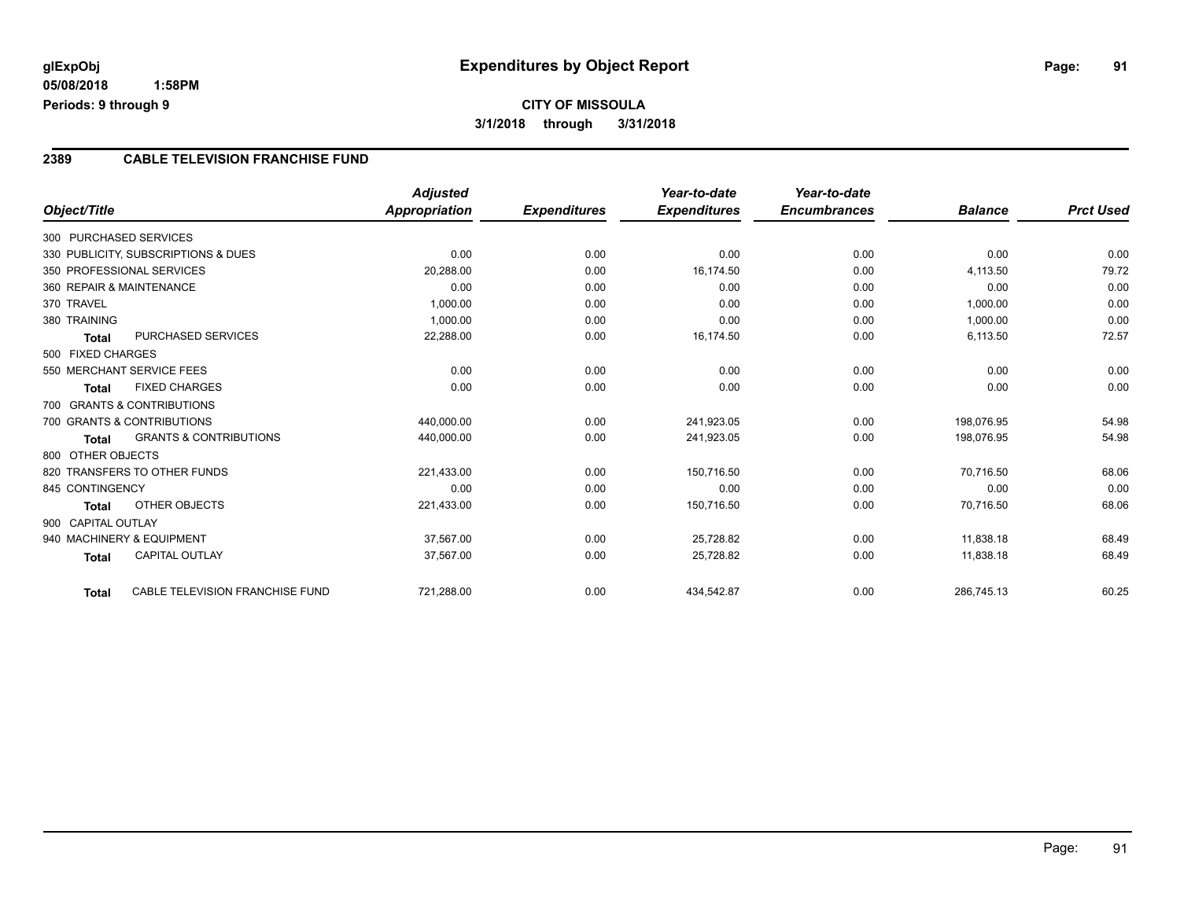**glExpObj**
**05/08/2018 1:58PM**
**Periods: 9 through 9**

# Expenditures by Object Report

**CITY OF MISSOULA**
**3/1/2018 through 3/31/2018**

## 2389 CABLE TELEVISION FRANCHISE FUND

| Object/Title | Adjusted Appropriation | Expenditures | Year-to-date Expenditures | Year-to-date Encumbrances | Balance | Prct Used |
|---|---|---|---|---|---|---|
| 300 PURCHASED SERVICES | | | | | | |
| 330 PUBLICITY, SUBSCRIPTIONS & DUES | 0.00 | 0.00 | 0.00 | 0.00 | 0.00 | 0.00 |
| 350 PROFESSIONAL SERVICES | 20,288.00 | 0.00 | 16,174.50 | 0.00 | 4,113.50 | 79.72 |
| 360 REPAIR & MAINTENANCE | 0.00 | 0.00 | 0.00 | 0.00 | 0.00 | 0.00 |
| 370 TRAVEL | 1,000.00 | 0.00 | 0.00 | 0.00 | 1,000.00 | 0.00 |
| 380 TRAINING | 1,000.00 | 0.00 | 0.00 | 0.00 | 1,000.00 | 0.00 |
| **Total** PURCHASED SERVICES | 22,288.00 | 0.00 | 16,174.50 | 0.00 | 6,113.50 | 72.57 |
| 500 FIXED CHARGES | | | | | | |
| 550 MERCHANT SERVICE FEES | 0.00 | 0.00 | 0.00 | 0.00 | 0.00 | 0.00 |
| **Total** FIXED CHARGES | 0.00 | 0.00 | 0.00 | 0.00 | 0.00 | 0.00 |
| 700 GRANTS & CONTRIBUTIONS | | | | | | |
| 700 GRANTS & CONTRIBUTIONS | 440,000.00 | 0.00 | 241,923.05 | 0.00 | 198,076.95 | 54.98 |
| **Total** GRANTS & CONTRIBUTIONS | 440,000.00 | 0.00 | 241,923.05 | 0.00 | 198,076.95 | 54.98 |
| 800 OTHER OBJECTS | | | | | | |
| 820 TRANSFERS TO OTHER FUNDS | 221,433.00 | 0.00 | 150,716.50 | 0.00 | 70,716.50 | 68.06 |
| 845 CONTINGENCY | 0.00 | 0.00 | 0.00 | 0.00 | 0.00 | 0.00 |
| **Total** OTHER OBJECTS | 221,433.00 | 0.00 | 150,716.50 | 0.00 | 70,716.50 | 68.06 |
| 900 CAPITAL OUTLAY | | | | | | |
| 940 MACHINERY & EQUIPMENT | 37,567.00 | 0.00 | 25,728.82 | 0.00 | 11,838.18 | 68.49 |
| **Total** CAPITAL OUTLAY | 37,567.00 | 0.00 | 25,728.82 | 0.00 | 11,838.18 | 68.49 |
| **Total** CABLE TELEVISION FRANCHISE FUND | 721,288.00 | 0.00 | 434,542.87 | 0.00 | 286,745.13 | 60.25 |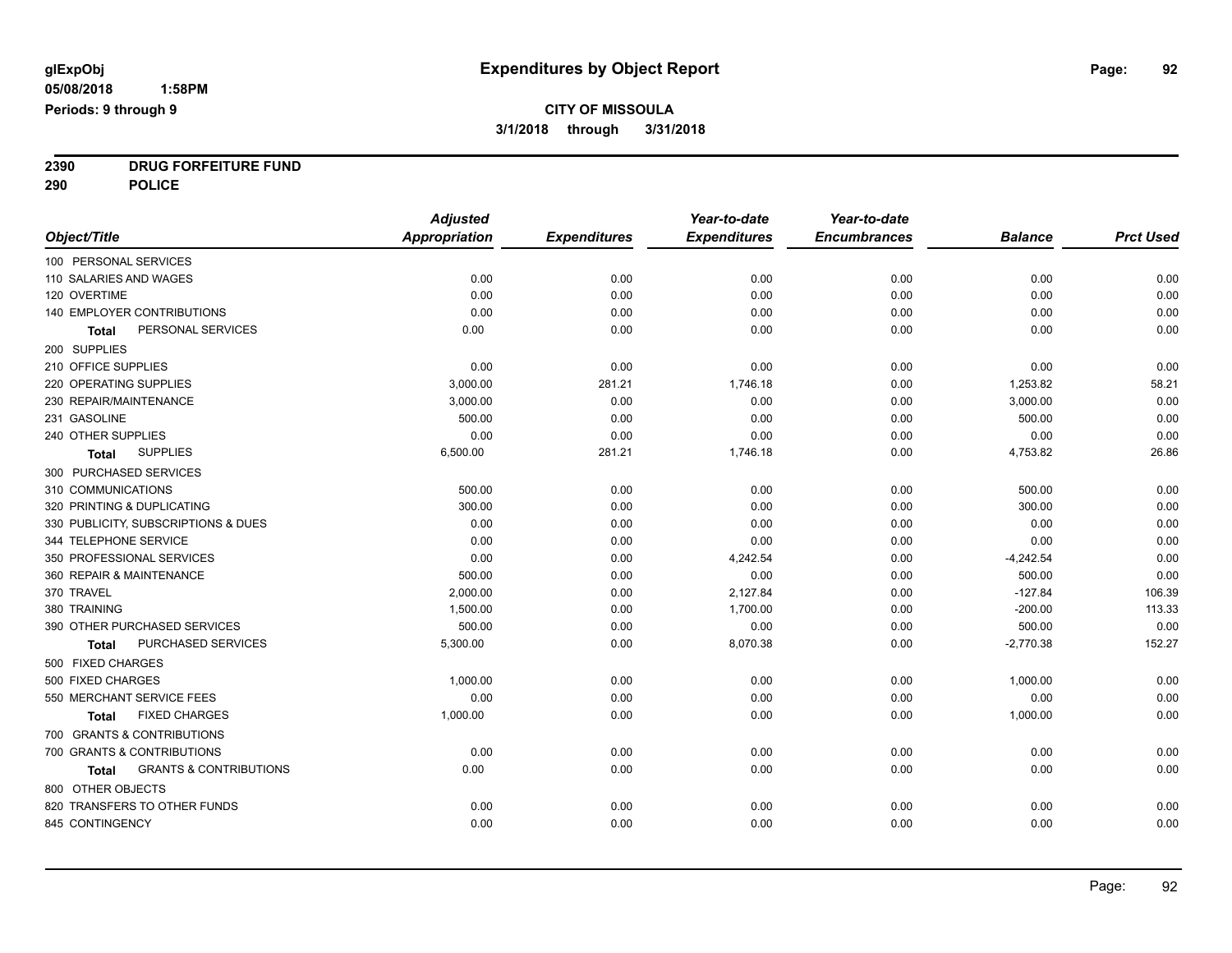**glExpObj** **Expenditures by Object Report**

**05/08/2018 1:58PM**

**Periods: 9 through 9**

**CITY OF MISSOULA**

**3/1/2018 through 3/31/2018**

**2390 DRUG FORFEITURE FUND**

**290 POLICE**

| Object/Title | Adjusted Appropriation | Expenditures | Year-to-date Expenditures | Year-to-date Encumbrances | Balance | Prct Used |
|---|---|---|---|---|---|---|
| 100 PERSONAL SERVICES | | | | | | |
| 110 SALARIES AND WAGES | 0.00 | 0.00 | 0.00 | 0.00 | 0.00 | 0.00 |
| 120 OVERTIME | 0.00 | 0.00 | 0.00 | 0.00 | 0.00 | 0.00 |
| 140 EMPLOYER CONTRIBUTIONS | 0.00 | 0.00 | 0.00 | 0.00 | 0.00 | 0.00 |
| **Total** PERSONAL SERVICES | 0.00 | 0.00 | 0.00 | 0.00 | 0.00 | 0.00 |
| 200 SUPPLIES | | | | | | |
| 210 OFFICE SUPPLIES | 0.00 | 0.00 | 0.00 | 0.00 | 0.00 | 0.00 |
| 220 OPERATING SUPPLIES | 3,000.00 | 281.21 | 1,746.18 | 0.00 | 1,253.82 | 58.21 |
| 230 REPAIR/MAINTENANCE | 3,000.00 | 0.00 | 0.00 | 0.00 | 3,000.00 | 0.00 |
| 231 GASOLINE | 500.00 | 0.00 | 0.00 | 0.00 | 500.00 | 0.00 |
| 240 OTHER SUPPLIES | 0.00 | 0.00 | 0.00 | 0.00 | 0.00 | 0.00 |
| **Total** SUPPLIES | 6,500.00 | 281.21 | 1,746.18 | 0.00 | 4,753.82 | 26.86 |
| 300 PURCHASED SERVICES | | | | | | |
| 310 COMMUNICATIONS | 500.00 | 0.00 | 0.00 | 0.00 | 500.00 | 0.00 |
| 320 PRINTING & DUPLICATING | 300.00 | 0.00 | 0.00 | 0.00 | 300.00 | 0.00 |
| 330 PUBLICITY, SUBSCRIPTIONS & DUES | 0.00 | 0.00 | 0.00 | 0.00 | 0.00 | 0.00 |
| 344 TELEPHONE SERVICE | 0.00 | 0.00 | 0.00 | 0.00 | 0.00 | 0.00 |
| 350 PROFESSIONAL SERVICES | 0.00 | 0.00 | 4,242.54 | 0.00 | -4,242.54 | 0.00 |
| 360 REPAIR & MAINTENANCE | 500.00 | 0.00 | 0.00 | 0.00 | 500.00 | 0.00 |
| 370 TRAVEL | 2,000.00 | 0.00 | 2,127.84 | 0.00 | -127.84 | 106.39 |
| 380 TRAINING | 1,500.00 | 0.00 | 1,700.00 | 0.00 | -200.00 | 113.33 |
| 390 OTHER PURCHASED SERVICES | 500.00 | 0.00 | 0.00 | 0.00 | 500.00 | 0.00 |
| **Total** PURCHASED SERVICES | 5,300.00 | 0.00 | 8,070.38 | 0.00 | -2,770.38 | 152.27 |
| 500 FIXED CHARGES | | | | | | |
| 500 FIXED CHARGES | 1,000.00 | 0.00 | 0.00 | 0.00 | 1,000.00 | 0.00 |
| 550 MERCHANT SERVICE FEES | 0.00 | 0.00 | 0.00 | 0.00 | 0.00 | 0.00 |
| **Total** FIXED CHARGES | 1,000.00 | 0.00 | 0.00 | 0.00 | 1,000.00 | 0.00 |
| 700 GRANTS & CONTRIBUTIONS | | | | | | |
| 700 GRANTS & CONTRIBUTIONS | 0.00 | 0.00 | 0.00 | 0.00 | 0.00 | 0.00 |
| **Total** GRANTS & CONTRIBUTIONS | 0.00 | 0.00 | 0.00 | 0.00 | 0.00 | 0.00 |
| 800 OTHER OBJECTS | | | | | | |
| 820 TRANSFERS TO OTHER FUNDS | 0.00 | 0.00 | 0.00 | 0.00 | 0.00 | 0.00 |
| 845 CONTINGENCY | 0.00 | 0.00 | 0.00 | 0.00 | 0.00 | 0.00 |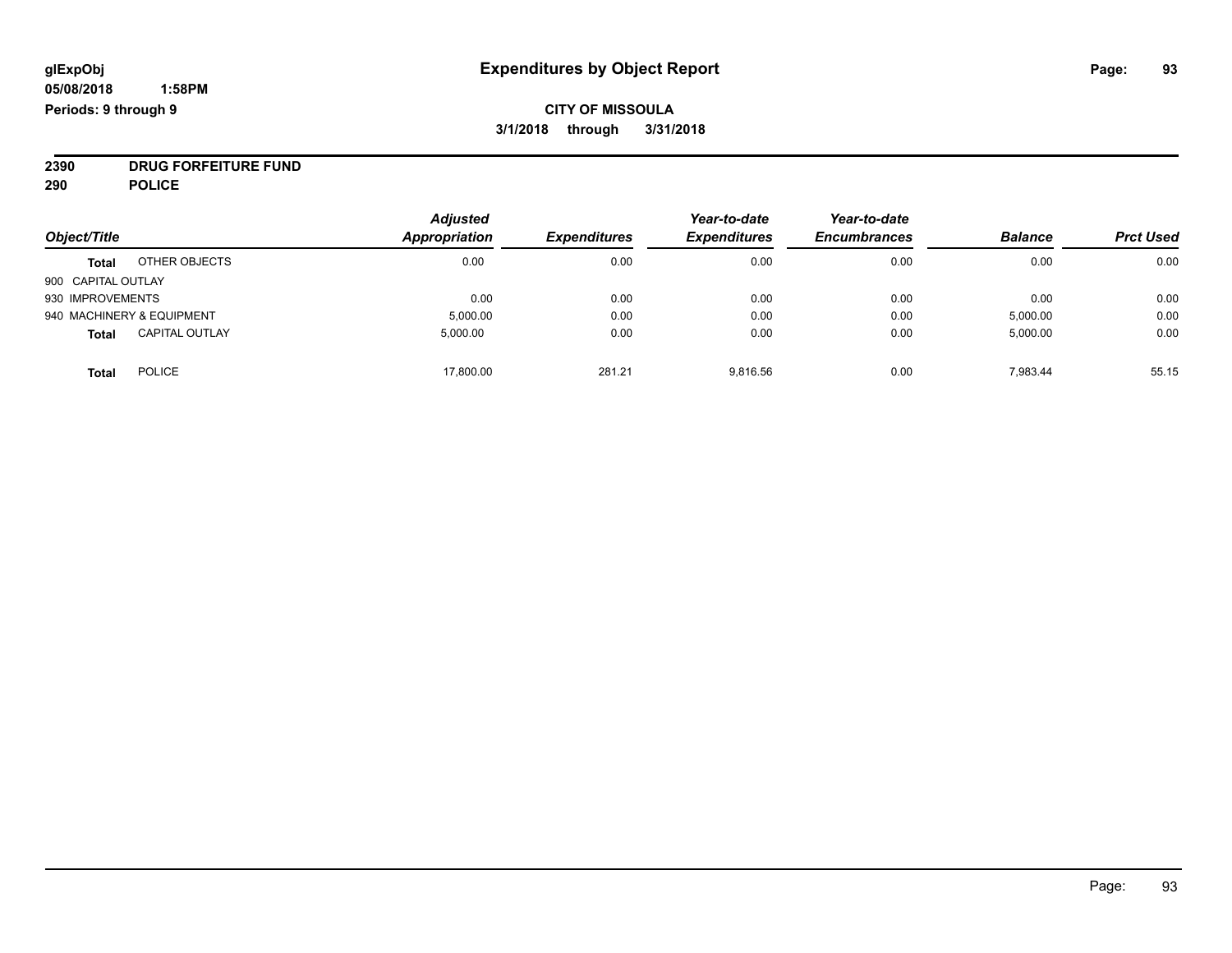**glExpObj**
**05/08/2018 1:58PM**
**Periods: 9 through 9**

# Expenditures by Object Report

**CITY OF MISSOULA**
**3/1/2018 through 3/31/2018**

**2390 DRUG FORFEITURE FUND**
**290 POLICE**

| Object/Title | | Adjusted Appropriation | Expenditures | Year-to-date Expenditures | Year-to-date Encumbrances | Balance | Prct Used |
|---|---|---|---|---|---|---|---|
| **Total** | OTHER OBJECTS | 0.00 | 0.00 | 0.00 | 0.00 | 0.00 | 0.00 |
| 900 CAPITAL OUTLAY | | | | | | | |
| 930 IMPROVEMENTS | | 0.00 | 0.00 | 0.00 | 0.00 | 0.00 | 0.00 |
| 940 MACHINERY & EQUIPMENT | | 5,000.00 | 0.00 | 0.00 | 0.00 | 5,000.00 | 0.00 |
| **Total** | CAPITAL OUTLAY | 5,000.00 | 0.00 | 0.00 | 0.00 | 5,000.00 | 0.00 |
| **Total** | POLICE | 17,800.00 | 281.21 | 9,816.56 | 0.00 | 7,983.44 | 55.15 |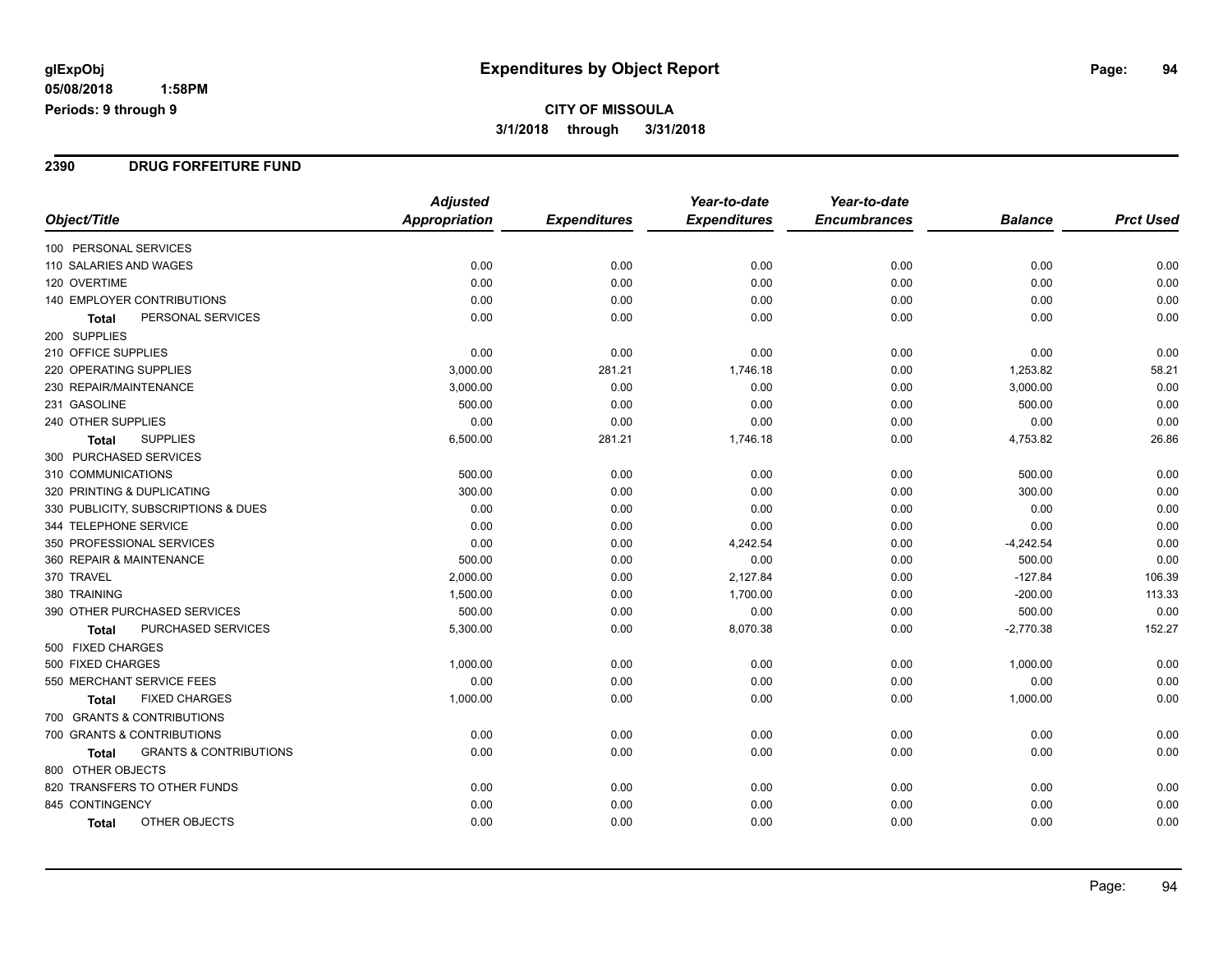# Expenditures by Object Report

glExpObj
05/08/2018 1:58PM
Periods: 9 through 9

**CITY OF MISSOULA**
**3/1/2018 through 3/31/2018**

## 2390 DRUG FORFEITURE FUND

| Object/Title | Adjusted Appropriation | Expenditures | Year-to-date Expenditures | Year-to-date Encumbrances | Balance | Prct Used |
|---|---|---|---|---|---|---|
| 100 PERSONAL SERVICES | | | | | | |
| 110 SALARIES AND WAGES | 0.00 | 0.00 | 0.00 | 0.00 | 0.00 | 0.00 |
| 120 OVERTIME | 0.00 | 0.00 | 0.00 | 0.00 | 0.00 | 0.00 |
| 140 EMPLOYER CONTRIBUTIONS | 0.00 | 0.00 | 0.00 | 0.00 | 0.00 | 0.00 |
| **Total** PERSONAL SERVICES | 0.00 | 0.00 | 0.00 | 0.00 | 0.00 | 0.00 |
| 200 SUPPLIES | | | | | | |
| 210 OFFICE SUPPLIES | 0.00 | 0.00 | 0.00 | 0.00 | 0.00 | 0.00 |
| 220 OPERATING SUPPLIES | 3,000.00 | 281.21 | 1,746.18 | 0.00 | 1,253.82 | 58.21 |
| 230 REPAIR/MAINTENANCE | 3,000.00 | 0.00 | 0.00 | 0.00 | 3,000.00 | 0.00 |
| 231 GASOLINE | 500.00 | 0.00 | 0.00 | 0.00 | 500.00 | 0.00 |
| 240 OTHER SUPPLIES | 0.00 | 0.00 | 0.00 | 0.00 | 0.00 | 0.00 |
| **Total** SUPPLIES | 6,500.00 | 281.21 | 1,746.18 | 0.00 | 4,753.82 | 26.86 |
| 300 PURCHASED SERVICES | | | | | | |
| 310 COMMUNICATIONS | 500.00 | 0.00 | 0.00 | 0.00 | 500.00 | 0.00 |
| 320 PRINTING & DUPLICATING | 300.00 | 0.00 | 0.00 | 0.00 | 300.00 | 0.00 |
| 330 PUBLICITY, SUBSCRIPTIONS & DUES | 0.00 | 0.00 | 0.00 | 0.00 | 0.00 | 0.00 |
| 344 TELEPHONE SERVICE | 0.00 | 0.00 | 0.00 | 0.00 | 0.00 | 0.00 |
| 350 PROFESSIONAL SERVICES | 0.00 | 0.00 | 4,242.54 | 0.00 | -4,242.54 | 0.00 |
| 360 REPAIR & MAINTENANCE | 500.00 | 0.00 | 0.00 | 0.00 | 500.00 | 0.00 |
| 370 TRAVEL | 2,000.00 | 0.00 | 2,127.84 | 0.00 | -127.84 | 106.39 |
| 380 TRAINING | 1,500.00 | 0.00 | 1,700.00 | 0.00 | -200.00 | 113.33 |
| 390 OTHER PURCHASED SERVICES | 500.00 | 0.00 | 0.00 | 0.00 | 500.00 | 0.00 |
| **Total** PURCHASED SERVICES | 5,300.00 | 0.00 | 8,070.38 | 0.00 | -2,770.38 | 152.27 |
| 500 FIXED CHARGES | | | | | | |
| 500 FIXED CHARGES | 1,000.00 | 0.00 | 0.00 | 0.00 | 1,000.00 | 0.00 |
| 550 MERCHANT SERVICE FEES | 0.00 | 0.00 | 0.00 | 0.00 | 0.00 | 0.00 |
| **Total** FIXED CHARGES | 1,000.00 | 0.00 | 0.00 | 0.00 | 1,000.00 | 0.00 |
| 700 GRANTS & CONTRIBUTIONS | | | | | | |
| 700 GRANTS & CONTRIBUTIONS | 0.00 | 0.00 | 0.00 | 0.00 | 0.00 | 0.00 |
| **Total** GRANTS & CONTRIBUTIONS | 0.00 | 0.00 | 0.00 | 0.00 | 0.00 | 0.00 |
| 800 OTHER OBJECTS | | | | | | |
| 820 TRANSFERS TO OTHER FUNDS | 0.00 | 0.00 | 0.00 | 0.00 | 0.00 | 0.00 |
| 845 CONTINGENCY | 0.00 | 0.00 | 0.00 | 0.00 | 0.00 | 0.00 |
| **Total** OTHER OBJECTS | 0.00 | 0.00 | 0.00 | 0.00 | 0.00 | 0.00 |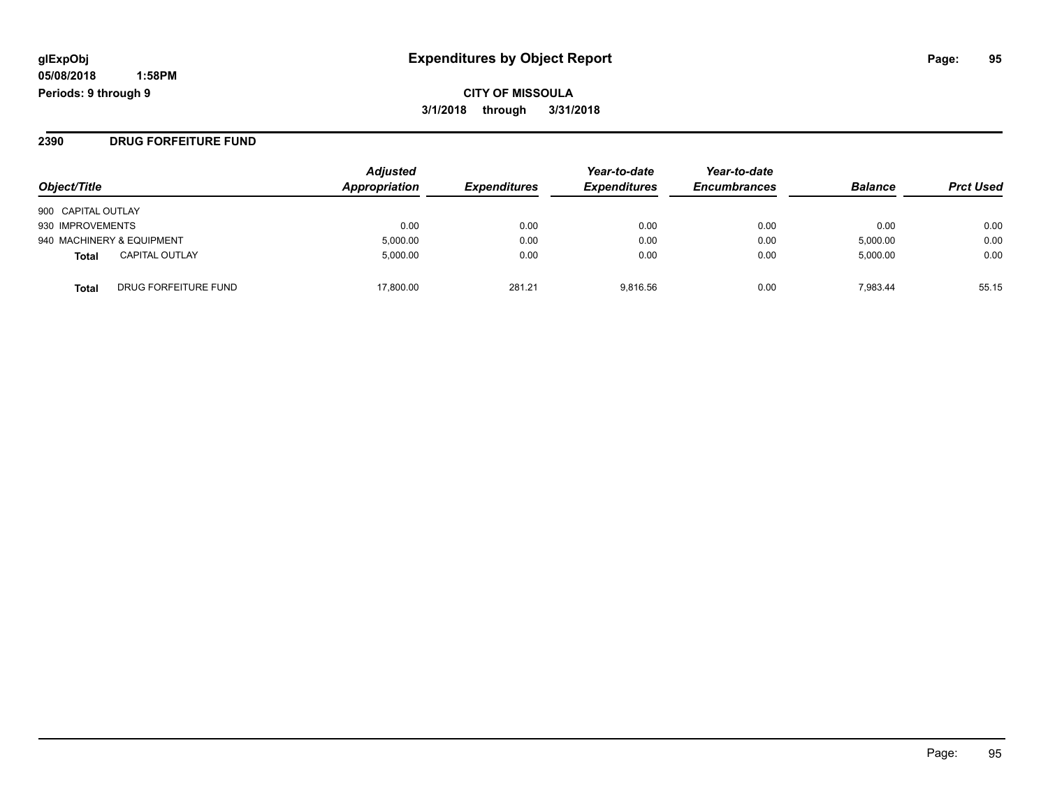# Expenditures by Object Report

glExpObj
05/08/2018 1:58PM
Periods: 9 through 9

**CITY OF MISSOULA**
**3/1/2018 through 3/31/2018**

## 2390 DRUG FORFEITURE FUND

| Object/Title | Adjusted Appropriation | Expenditures | Year-to-date Expenditures | Year-to-date Encumbrances | Balance | Prct Used |
|---|---|---|---|---|---|---|
| 900 CAPITAL OUTLAY | | | | | | |
| 930 IMPROVEMENTS | 0.00 | 0.00 | 0.00 | 0.00 | 0.00 | 0.00 |
| 940 MACHINERY & EQUIPMENT | 5,000.00 | 0.00 | 0.00 | 0.00 | 5,000.00 | 0.00 |
| **Total** CAPITAL OUTLAY | 5,000.00 | 0.00 | 0.00 | 0.00 | 5,000.00 | 0.00 |
| **Total** DRUG FORFEITURE FUND | 17,800.00 | 281.21 | 9,816.56 | 0.00 | 7,983.44 | 55.15 |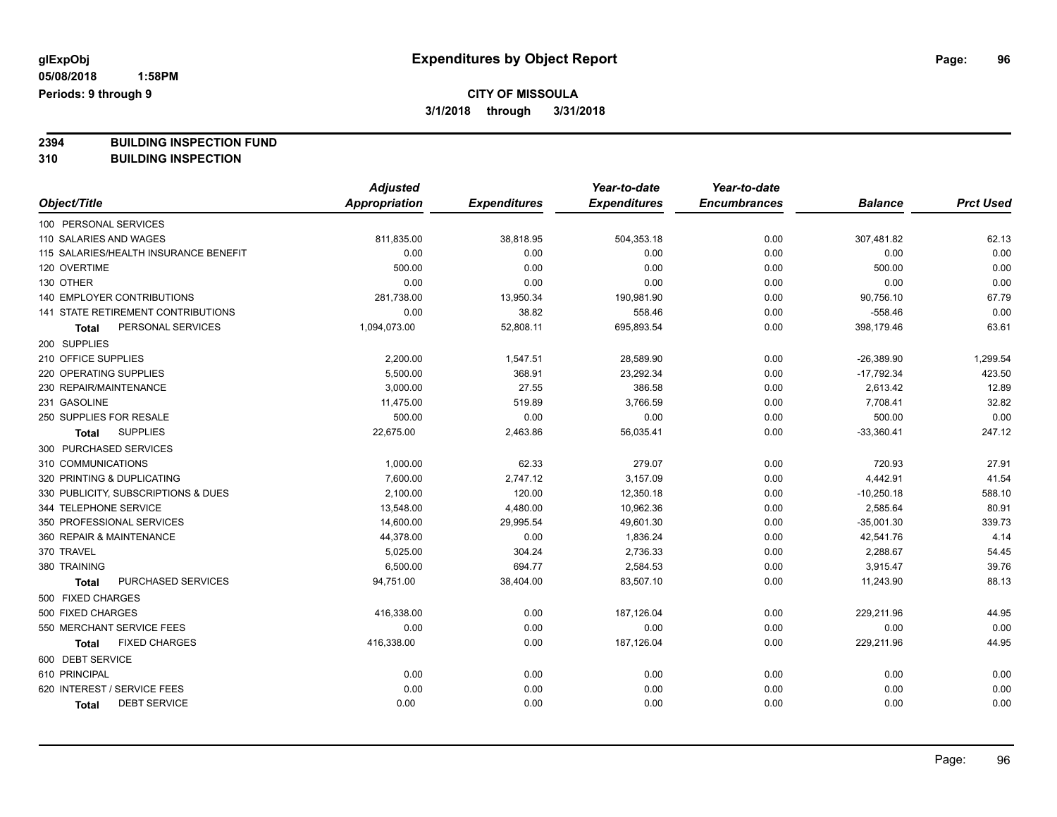glExpObj
05/08/2018 1:58PM
Periods: 9 through 9

# Expenditures by Object Report

**CITY OF MISSOULA**
**3/1/2018 through 3/31/2018**

**2394 BUILDING INSPECTION FUND**
**310 BUILDING INSPECTION**

| Object/Title | Adjusted Appropriation | Expenditures | Year-to-date Expenditures | Year-to-date Encumbrances | Balance | Prct Used |
|---|---|---|---|---|---|---|
| 100 PERSONAL SERVICES | | | | | | |
| 110 SALARIES AND WAGES | 811,835.00 | 38,818.95 | 504,353.18 | 0.00 | 307,481.82 | 62.13 |
| 115 SALARIES/HEALTH INSURANCE BENEFIT | 0.00 | 0.00 | 0.00 | 0.00 | 0.00 | 0.00 |
| 120 OVERTIME | 500.00 | 0.00 | 0.00 | 0.00 | 500.00 | 0.00 |
| 130 OTHER | 0.00 | 0.00 | 0.00 | 0.00 | 0.00 | 0.00 |
| 140 EMPLOYER CONTRIBUTIONS | 281,738.00 | 13,950.34 | 190,981.90 | 0.00 | 90,756.10 | 67.79 |
| 141 STATE RETIREMENT CONTRIBUTIONS | 0.00 | 38.82 | 558.46 | 0.00 | -558.46 | 0.00 |
| **Total** PERSONAL SERVICES | 1,094,073.00 | 52,808.11 | 695,893.54 | 0.00 | 398,179.46 | 63.61 |
| 200 SUPPLIES | | | | | | |
| 210 OFFICE SUPPLIES | 2,200.00 | 1,547.51 | 28,589.90 | 0.00 | -26,389.90 | 1,299.54 |
| 220 OPERATING SUPPLIES | 5,500.00 | 368.91 | 23,292.34 | 0.00 | -17,792.34 | 423.50 |
| 230 REPAIR/MAINTENANCE | 3,000.00 | 27.55 | 386.58 | 0.00 | 2,613.42 | 12.89 |
| 231 GASOLINE | 11,475.00 | 519.89 | 3,766.59 | 0.00 | 7,708.41 | 32.82 |
| 250 SUPPLIES FOR RESALE | 500.00 | 0.00 | 0.00 | 0.00 | 500.00 | 0.00 |
| **Total** SUPPLIES | 22,675.00 | 2,463.86 | 56,035.41 | 0.00 | -33,360.41 | 247.12 |
| 300 PURCHASED SERVICES | | | | | | |
| 310 COMMUNICATIONS | 1,000.00 | 62.33 | 279.07 | 0.00 | 720.93 | 27.91 |
| 320 PRINTING & DUPLICATING | 7,600.00 | 2,747.12 | 3,157.09 | 0.00 | 4,442.91 | 41.54 |
| 330 PUBLICITY, SUBSCRIPTIONS & DUES | 2,100.00 | 120.00 | 12,350.18 | 0.00 | -10,250.18 | 588.10 |
| 344 TELEPHONE SERVICE | 13,548.00 | 4,480.00 | 10,962.36 | 0.00 | 2,585.64 | 80.91 |
| 350 PROFESSIONAL SERVICES | 14,600.00 | 29,995.54 | 49,601.30 | 0.00 | -35,001.30 | 339.73 |
| 360 REPAIR & MAINTENANCE | 44,378.00 | 0.00 | 1,836.24 | 0.00 | 42,541.76 | 4.14 |
| 370 TRAVEL | 5,025.00 | 304.24 | 2,736.33 | 0.00 | 2,288.67 | 54.45 |
| 380 TRAINING | 6,500.00 | 694.77 | 2,584.53 | 0.00 | 3,915.47 | 39.76 |
| **Total** PURCHASED SERVICES | 94,751.00 | 38,404.00 | 83,507.10 | 0.00 | 11,243.90 | 88.13 |
| 500 FIXED CHARGES | | | | | | |
| 500 FIXED CHARGES | 416,338.00 | 0.00 | 187,126.04 | 0.00 | 229,211.96 | 44.95 |
| 550 MERCHANT SERVICE FEES | 0.00 | 0.00 | 0.00 | 0.00 | 0.00 | 0.00 |
| **Total** FIXED CHARGES | 416,338.00 | 0.00 | 187,126.04 | 0.00 | 229,211.96 | 44.95 |
| 600 DEBT SERVICE | | | | | | |
| 610 PRINCIPAL | 0.00 | 0.00 | 0.00 | 0.00 | 0.00 | 0.00 |
| 620 INTEREST / SERVICE FEES | 0.00 | 0.00 | 0.00 | 0.00 | 0.00 | 0.00 |
| **Total** DEBT SERVICE | 0.00 | 0.00 | 0.00 | 0.00 | 0.00 | 0.00 |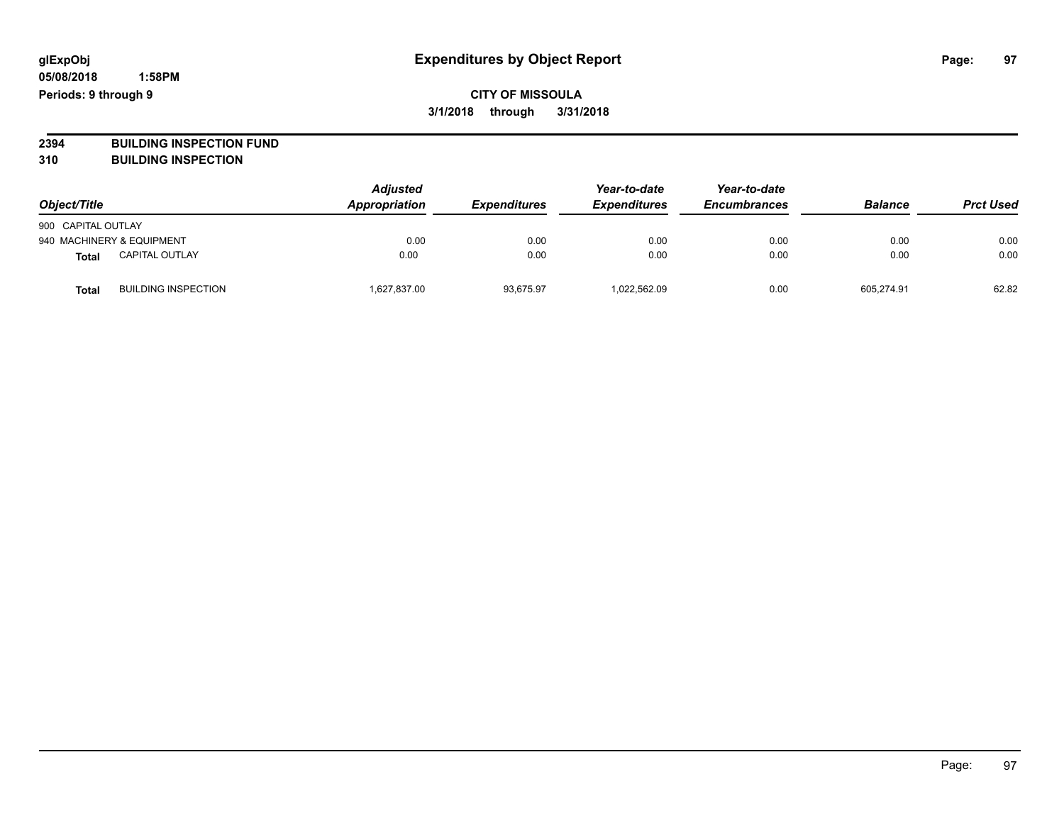glExpObj
05/08/2018 1:58PM
Periods: 9 through 9

# Expenditures by Object Report

**CITY OF MISSOULA**
**3/1/2018 through 3/31/2018**

**2394 BUILDING INSPECTION FUND**
**310 BUILDING INSPECTION**

| Object/Title | | Adjusted Appropriation | Expenditures | Year-to-date Expenditures | Year-to-date Encumbrances | Balance | Prct Used |
|---|---|---|---|---|---|---|---|
| 900 CAPITAL OUTLAY | | | | | | | |
| 940 MACHINERY & EQUIPMENT | | 0.00 | 0.00 | 0.00 | 0.00 | 0.00 | 0.00 |
| **Total** | CAPITAL OUTLAY | 0.00 | 0.00 | 0.00 | 0.00 | 0.00 | 0.00 |
| **Total** | BUILDING INSPECTION | 1,627,837.00 | 93,675.97 | 1,022,562.09 | 0.00 | 605,274.91 | 62.82 |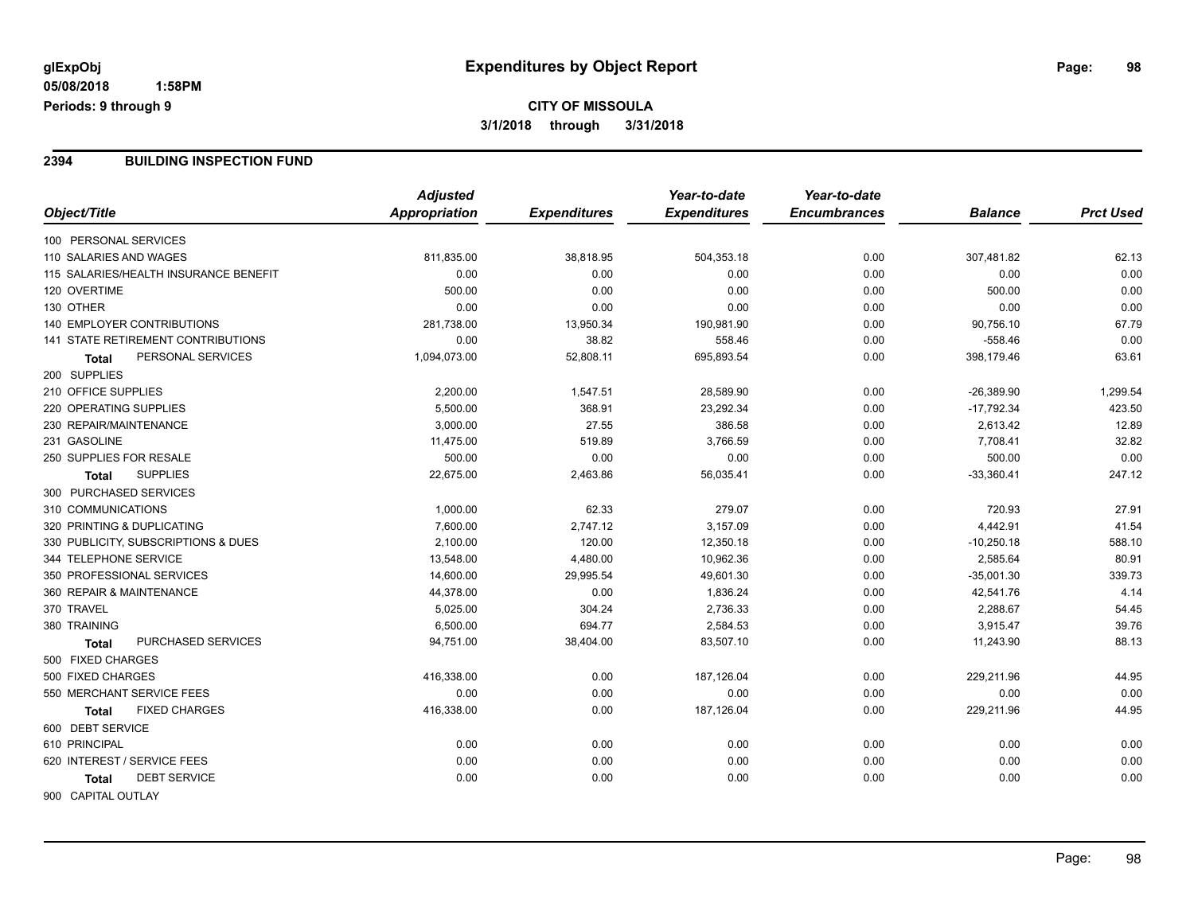# Expenditures by Object Report

glExpObj
05/08/2018 1:58PM
Periods: 9 through 9

**CITY OF MISSOULA**
**3/1/2018 through 3/31/2018**

## 2394 BUILDING INSPECTION FUND

| Object/Title | Adjusted Appropriation | Expenditures | Year-to-date Expenditures | Year-to-date Encumbrances | Balance | Prct Used |
|---|---|---|---|---|---|---|
| 100 PERSONAL SERVICES | | | | | | |
| 110 SALARIES AND WAGES | 811,835.00 | 38,818.95 | 504,353.18 | 0.00 | 307,481.82 | 62.13 |
| 115 SALARIES/HEALTH INSURANCE BENEFIT | 0.00 | 0.00 | 0.00 | 0.00 | 0.00 | 0.00 |
| 120 OVERTIME | 500.00 | 0.00 | 0.00 | 0.00 | 500.00 | 0.00 |
| 130 OTHER | 0.00 | 0.00 | 0.00 | 0.00 | 0.00 | 0.00 |
| 140 EMPLOYER CONTRIBUTIONS | 281,738.00 | 13,950.34 | 190,981.90 | 0.00 | 90,756.10 | 67.79 |
| 141 STATE RETIREMENT CONTRIBUTIONS | 0.00 | 38.82 | 558.46 | 0.00 | -558.46 | 0.00 |
| **Total** PERSONAL SERVICES | 1,094,073.00 | 52,808.11 | 695,893.54 | 0.00 | 398,179.46 | 63.61 |
| 200 SUPPLIES | | | | | | |
| 210 OFFICE SUPPLIES | 2,200.00 | 1,547.51 | 28,589.90 | 0.00 | -26,389.90 | 1,299.54 |
| 220 OPERATING SUPPLIES | 5,500.00 | 368.91 | 23,292.34 | 0.00 | -17,792.34 | 423.50 |
| 230 REPAIR/MAINTENANCE | 3,000.00 | 27.55 | 386.58 | 0.00 | 2,613.42 | 12.89 |
| 231 GASOLINE | 11,475.00 | 519.89 | 3,766.59 | 0.00 | 7,708.41 | 32.82 |
| 250 SUPPLIES FOR RESALE | 500.00 | 0.00 | 0.00 | 0.00 | 500.00 | 0.00 |
| **Total** SUPPLIES | 22,675.00 | 2,463.86 | 56,035.41 | 0.00 | -33,360.41 | 247.12 |
| 300 PURCHASED SERVICES | | | | | | |
| 310 COMMUNICATIONS | 1,000.00 | 62.33 | 279.07 | 0.00 | 720.93 | 27.91 |
| 320 PRINTING & DUPLICATING | 7,600.00 | 2,747.12 | 3,157.09 | 0.00 | 4,442.91 | 41.54 |
| 330 PUBLICITY, SUBSCRIPTIONS & DUES | 2,100.00 | 120.00 | 12,350.18 | 0.00 | -10,250.18 | 588.10 |
| 344 TELEPHONE SERVICE | 13,548.00 | 4,480.00 | 10,962.36 | 0.00 | 2,585.64 | 80.91 |
| 350 PROFESSIONAL SERVICES | 14,600.00 | 29,995.54 | 49,601.30 | 0.00 | -35,001.30 | 339.73 |
| 360 REPAIR & MAINTENANCE | 44,378.00 | 0.00 | 1,836.24 | 0.00 | 42,541.76 | 4.14 |
| 370 TRAVEL | 5,025.00 | 304.24 | 2,736.33 | 0.00 | 2,288.67 | 54.45 |
| 380 TRAINING | 6,500.00 | 694.77 | 2,584.53 | 0.00 | 3,915.47 | 39.76 |
| **Total** PURCHASED SERVICES | 94,751.00 | 38,404.00 | 83,507.10 | 0.00 | 11,243.90 | 88.13 |
| 500 FIXED CHARGES | | | | | | |
| 500 FIXED CHARGES | 416,338.00 | 0.00 | 187,126.04 | 0.00 | 229,211.96 | 44.95 |
| 550 MERCHANT SERVICE FEES | 0.00 | 0.00 | 0.00 | 0.00 | 0.00 | 0.00 |
| **Total** FIXED CHARGES | 416,338.00 | 0.00 | 187,126.04 | 0.00 | 229,211.96 | 44.95 |
| 600 DEBT SERVICE | | | | | | |
| 610 PRINCIPAL | 0.00 | 0.00 | 0.00 | 0.00 | 0.00 | 0.00 |
| 620 INTEREST / SERVICE FEES | 0.00 | 0.00 | 0.00 | 0.00 | 0.00 | 0.00 |
| **Total** DEBT SERVICE | 0.00 | 0.00 | 0.00 | 0.00 | 0.00 | 0.00 |
| 900 CAPITAL OUTLAY | | | | | | |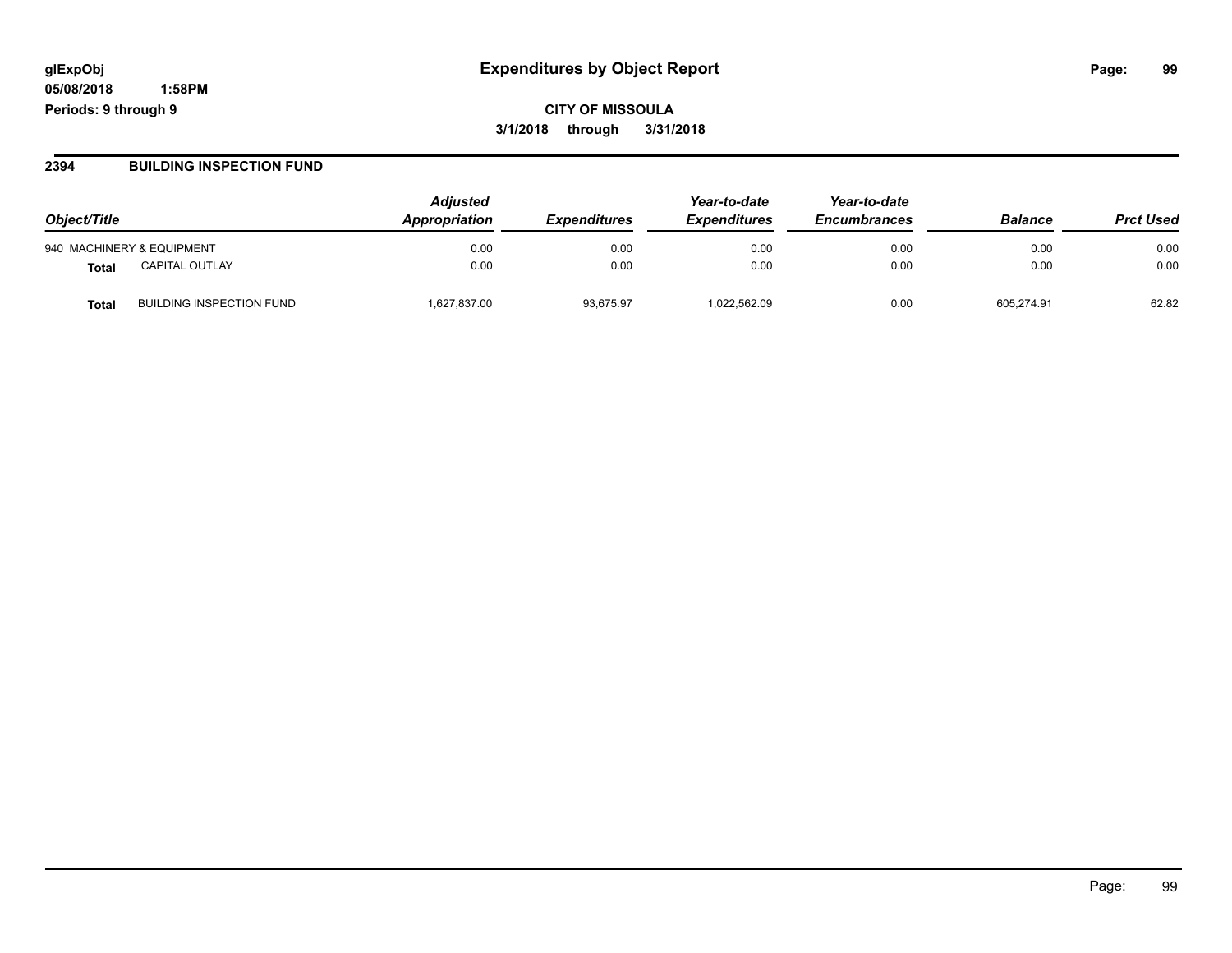**glExpObj**
**05/08/2018 1:58PM**
**Periods: 9 through 9**

# Expenditures by Object Report

**CITY OF MISSOULA**
**3/1/2018 through 3/31/2018**

## 2394 BUILDING INSPECTION FUND

| Object/Title | | *Adjusted Appropriation* | *Expenditures* | *Year-to-date Expenditures* | *Year-to-date Encumbrances* | *Balance* | *Prct Used* |
|---|---|---|---|---|---|---|---|
| 940 MACHINERY & EQUIPMENT | | 0.00 | 0.00 | 0.00 | 0.00 | 0.00 | 0.00 |
| **Total** | CAPITAL OUTLAY | 0.00 | 0.00 | 0.00 | 0.00 | 0.00 | 0.00 |
| **Total** | BUILDING INSPECTION FUND | 1,627,837.00 | 93,675.97 | 1,022,562.09 | 0.00 | 605,274.91 | 62.82 |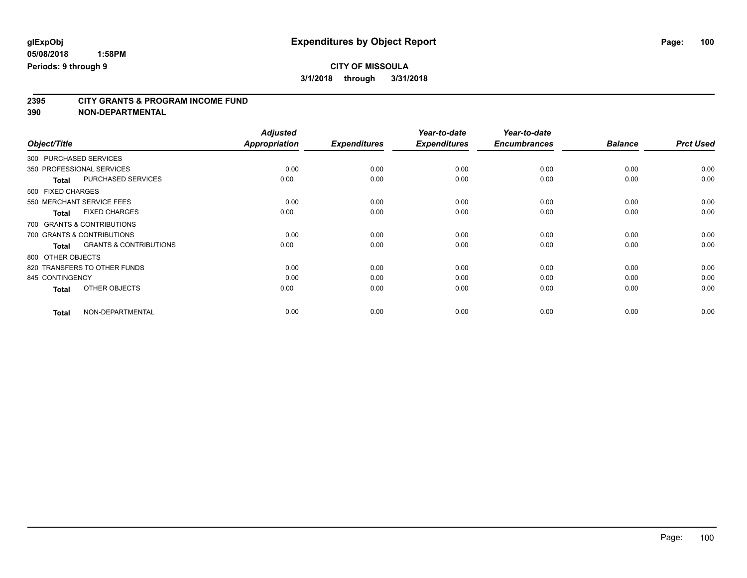**glExpObj**
**05/08/2018 1:58PM**
**Periods: 9 through 9**

# Expenditures by Object Report

**CITY OF MISSOULA**
**3/1/2018 through 3/31/2018**

## 2395 CITY GRANTS & PROGRAM INCOME FUND
## 390 NON-DEPARTMENTAL

| Object/Title | | Adjusted Appropriation | Expenditures | Year-to-date Expenditures | Year-to-date Encumbrances | Balance | Prct Used |
|---|---|---|---|---|---|---|---|
| 300 PURCHASED SERVICES | | | | | | | |
| 350 PROFESSIONAL SERVICES | | 0.00 | 0.00 | 0.00 | 0.00 | 0.00 | 0.00 |
| **Total** | PURCHASED SERVICES | 0.00 | 0.00 | 0.00 | 0.00 | 0.00 | 0.00 |
| 500 FIXED CHARGES | | | | | | | |
| 550 MERCHANT SERVICE FEES | | 0.00 | 0.00 | 0.00 | 0.00 | 0.00 | 0.00 |
| **Total** | FIXED CHARGES | 0.00 | 0.00 | 0.00 | 0.00 | 0.00 | 0.00 |
| 700 GRANTS & CONTRIBUTIONS | | | | | | | |
| 700 GRANTS & CONTRIBUTIONS | | 0.00 | 0.00 | 0.00 | 0.00 | 0.00 | 0.00 |
| **Total** | GRANTS & CONTRIBUTIONS | 0.00 | 0.00 | 0.00 | 0.00 | 0.00 | 0.00 |
| 800 OTHER OBJECTS | | | | | | | |
| 820 TRANSFERS TO OTHER FUNDS | | 0.00 | 0.00 | 0.00 | 0.00 | 0.00 | 0.00 |
| 845 CONTINGENCY | | 0.00 | 0.00 | 0.00 | 0.00 | 0.00 | 0.00 |
| **Total** | OTHER OBJECTS | 0.00 | 0.00 | 0.00 | 0.00 | 0.00 | 0.00 |
| **Total** | NON-DEPARTMENTAL | 0.00 | 0.00 | 0.00 | 0.00 | 0.00 | 0.00 |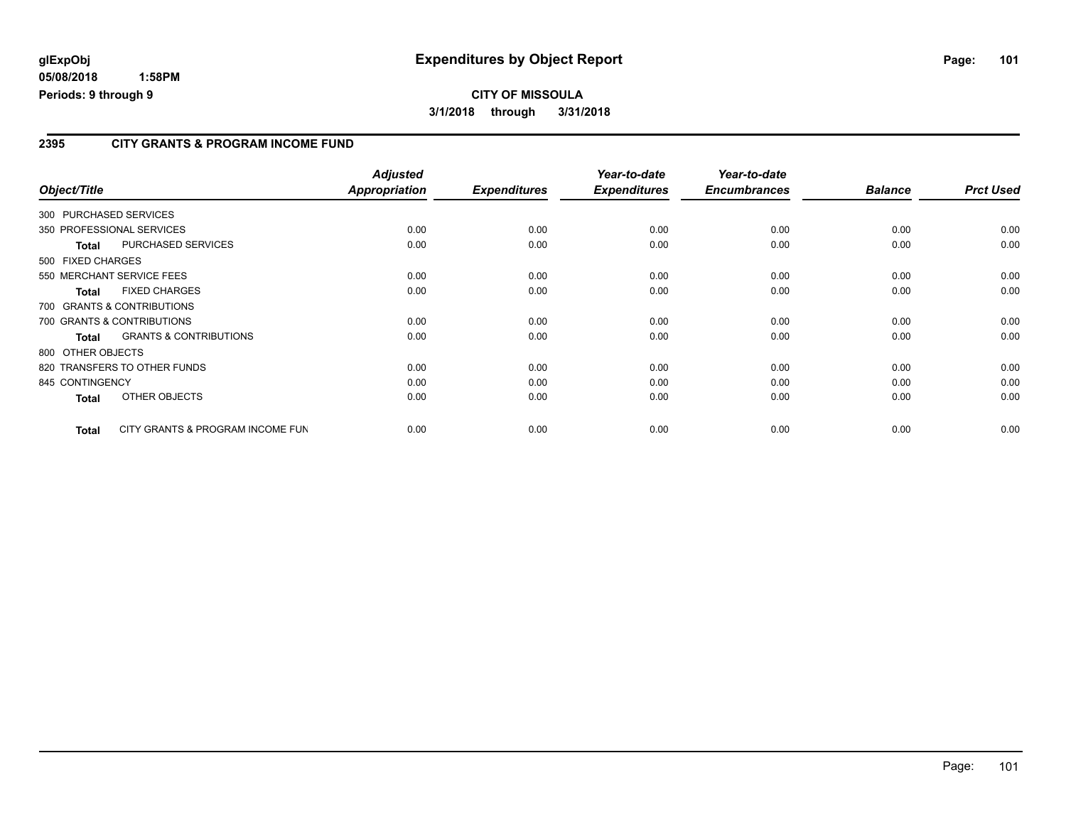glExpObj

05/08/2018 1:58PM

Periods: 9 through 9

# Expenditures by Object Report

**CITY OF MISSOULA**

**3/1/2018 through 3/31/2018**

## 2395 CITY GRANTS & PROGRAM INCOME FUND

| Object/Title | | Adjusted Appropriation | Expenditures | Year-to-date Expenditures | Year-to-date Encumbrances | Balance | Prct Used |
|---|---|---|---|---|---|---|---|
| 300 PURCHASED SERVICES | | | | | | | |
| 350 PROFESSIONAL SERVICES | | 0.00 | 0.00 | 0.00 | 0.00 | 0.00 | 0.00 |
| Total | PURCHASED SERVICES | 0.00 | 0.00 | 0.00 | 0.00 | 0.00 | 0.00 |
| 500 FIXED CHARGES | | | | | | | |
| 550 MERCHANT SERVICE FEES | | 0.00 | 0.00 | 0.00 | 0.00 | 0.00 | 0.00 |
| Total | FIXED CHARGES | 0.00 | 0.00 | 0.00 | 0.00 | 0.00 | 0.00 |
| 700 GRANTS & CONTRIBUTIONS | | | | | | | |
| 700 GRANTS & CONTRIBUTIONS | | 0.00 | 0.00 | 0.00 | 0.00 | 0.00 | 0.00 |
| Total | GRANTS & CONTRIBUTIONS | 0.00 | 0.00 | 0.00 | 0.00 | 0.00 | 0.00 |
| 800 OTHER OBJECTS | | | | | | | |
| 820 TRANSFERS TO OTHER FUNDS | | 0.00 | 0.00 | 0.00 | 0.00 | 0.00 | 0.00 |
| 845 CONTINGENCY | | 0.00 | 0.00 | 0.00 | 0.00 | 0.00 | 0.00 |
| Total | OTHER OBJECTS | 0.00 | 0.00 | 0.00 | 0.00 | 0.00 | 0.00 |
| Total | CITY GRANTS & PROGRAM INCOME FUN | 0.00 | 0.00 | 0.00 | 0.00 | 0.00 | 0.00 |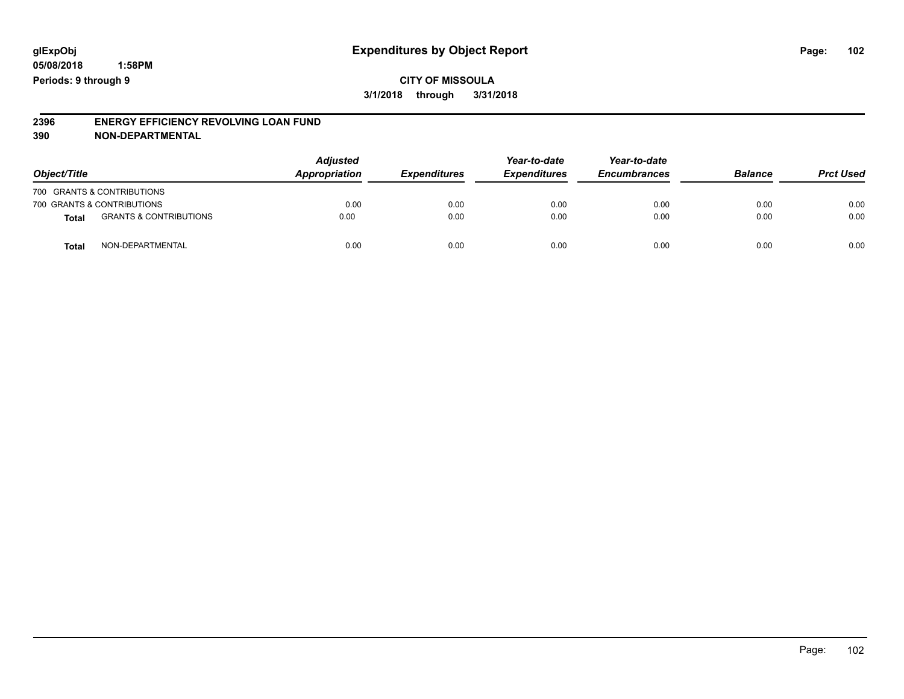**glExpObj**
**05/08/2018 1:58PM**
**Periods: 9 through 9**

# Expenditures by Object Report

**CITY OF MISSOULA**
**3/1/2018 through 3/31/2018**

**2396 ENERGY EFFICIENCY REVOLVING LOAN FUND**
**390 NON-DEPARTMENTAL**

| Object/Title | | *Adjusted Appropriation* | *Expenditures* | *Year-to-date Expenditures* | *Year-to-date Encumbrances* | *Balance* | *Prct Used* |
|---|---|---|---|---|---|---|---|
| 700 GRANTS & CONTRIBUTIONS | | | | | | | |
| 700 GRANTS & CONTRIBUTIONS | | 0.00 | 0.00 | 0.00 | 0.00 | 0.00 | 0.00 |
| **Total** | GRANTS & CONTRIBUTIONS | 0.00 | 0.00 | 0.00 | 0.00 | 0.00 | 0.00 |
| **Total** | NON-DEPARTMENTAL | 0.00 | 0.00 | 0.00 | 0.00 | 0.00 | 0.00 |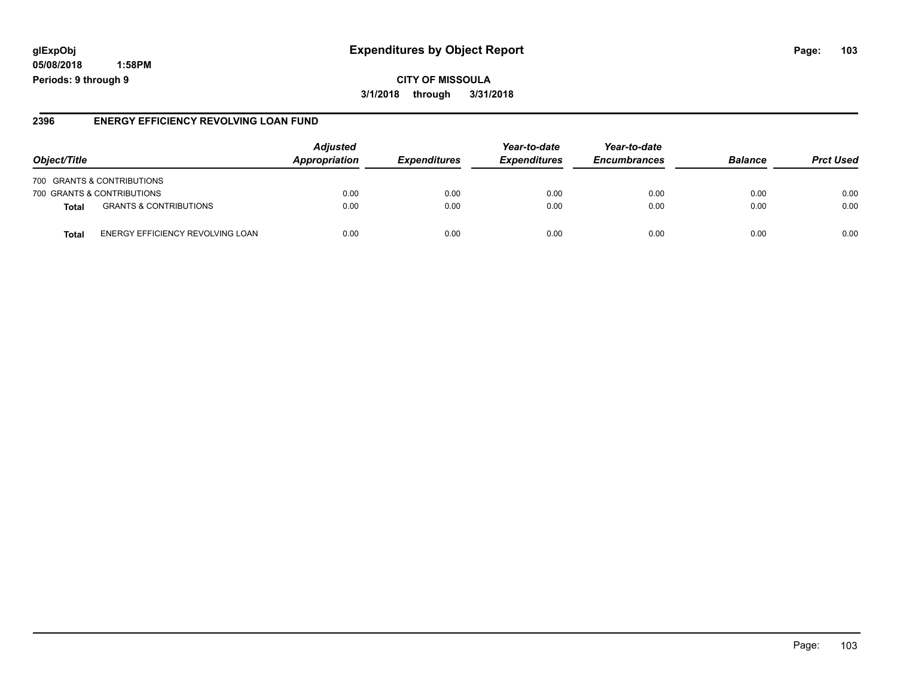# Expenditures by Object Report

glExpObj
05/08/2018 1:58PM
Periods: 9 through 9

**CITY OF MISSOULA**
**3/1/2018 through 3/31/2018**

## 2396 ENERGY EFFICIENCY REVOLVING LOAN FUND

| Object/Title | | Adjusted Appropriation | Expenditures | Year-to-date Expenditures | Year-to-date Encumbrances | Balance | Prct Used |
|---|---|---|---|---|---|---|---|
| 700 GRANTS & CONTRIBUTIONS | | | | | | | |
| 700 GRANTS & CONTRIBUTIONS | | 0.00 | 0.00 | 0.00 | 0.00 | 0.00 | 0.00 |
| **Total** | GRANTS & CONTRIBUTIONS | 0.00 | 0.00 | 0.00 | 0.00 | 0.00 | 0.00 |
| **Total** | ENERGY EFFICIENCY REVOLVING LOAN | 0.00 | 0.00 | 0.00 | 0.00 | 0.00 | 0.00 |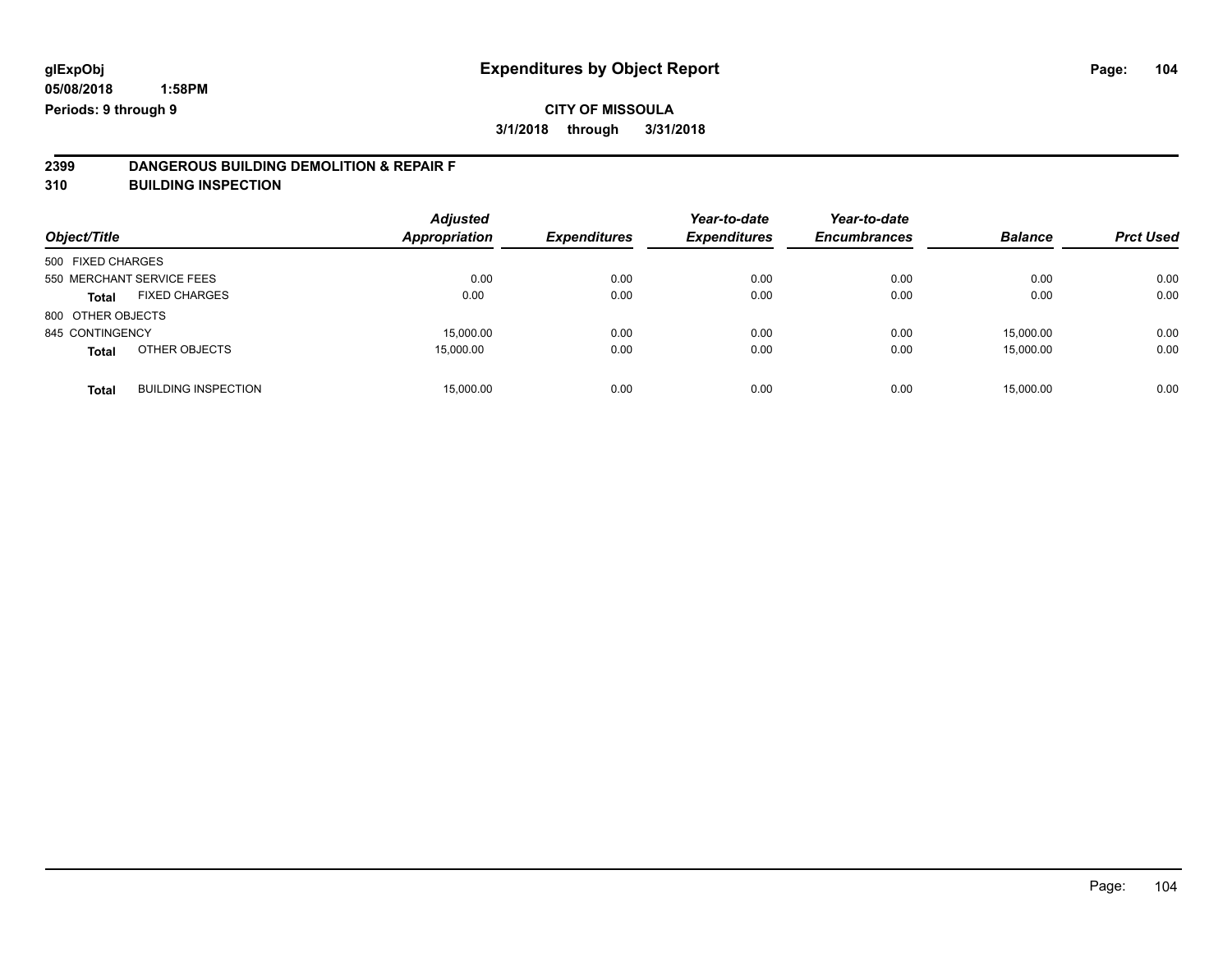glExpObj
05/08/2018 1:58PM
Periods: 9 through 9

# Expenditures by Object Report

**CITY OF MISSOULA**

**3/1/2018 through 3/31/2018**

## 2399 DANGEROUS BUILDING DEMOLITION & REPAIR F
## 310 BUILDING INSPECTION

| Object/Title | | Adjusted Appropriation | Expenditures | Year-to-date Expenditures | Year-to-date Encumbrances | Balance | Prct Used |
|---|---|---|---|---|---|---|---|
| 500 FIXED CHARGES | | | | | | | |
| 550 MERCHANT SERVICE FEES | | 0.00 | 0.00 | 0.00 | 0.00 | 0.00 | 0.00 |
| **Total** | FIXED CHARGES | 0.00 | 0.00 | 0.00 | 0.00 | 0.00 | 0.00 |
| 800 OTHER OBJECTS | | | | | | | |
| 845 CONTINGENCY | | 15,000.00 | 0.00 | 0.00 | 0.00 | 15,000.00 | 0.00 |
| **Total** | OTHER OBJECTS | 15,000.00 | 0.00 | 0.00 | 0.00 | 15,000.00 | 0.00 |
| **Total** | BUILDING INSPECTION | 15,000.00 | 0.00 | 0.00 | 0.00 | 15,000.00 | 0.00 |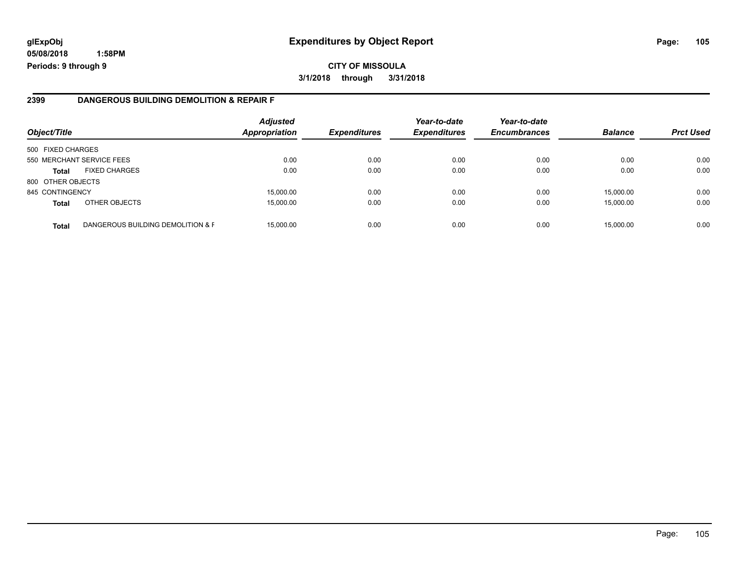# Expenditures by Object Report

**CITY OF MISSOULA**

**3/1/2018 through 3/31/2018**

glExpObj
05/08/2018 1:58PM
Periods: 9 through 9

## 2399 DANGEROUS BUILDING DEMOLITION & REPAIR F

| Object/Title | | Adjusted Appropriation | Expenditures | Year-to-date Expenditures | Year-to-date Encumbrances | Balance | Prct Used |
|---|---|---|---|---|---|---|---|
| 500 FIXED CHARGES | | | | | | | |
| 550 MERCHANT SERVICE FEES | | 0.00 | 0.00 | 0.00 | 0.00 | 0.00 | 0.00 |
| **Total** | FIXED CHARGES | 0.00 | 0.00 | 0.00 | 0.00 | 0.00 | 0.00 |
| 800 OTHER OBJECTS | | | | | | | |
| 845 CONTINGENCY | | 15,000.00 | 0.00 | 0.00 | 0.00 | 15,000.00 | 0.00 |
| **Total** | OTHER OBJECTS | 15,000.00 | 0.00 | 0.00 | 0.00 | 15,000.00 | 0.00 |
| **Total** | DANGEROUS BUILDING DEMOLITION & F | 15,000.00 | 0.00 | 0.00 | 0.00 | 15,000.00 | 0.00 |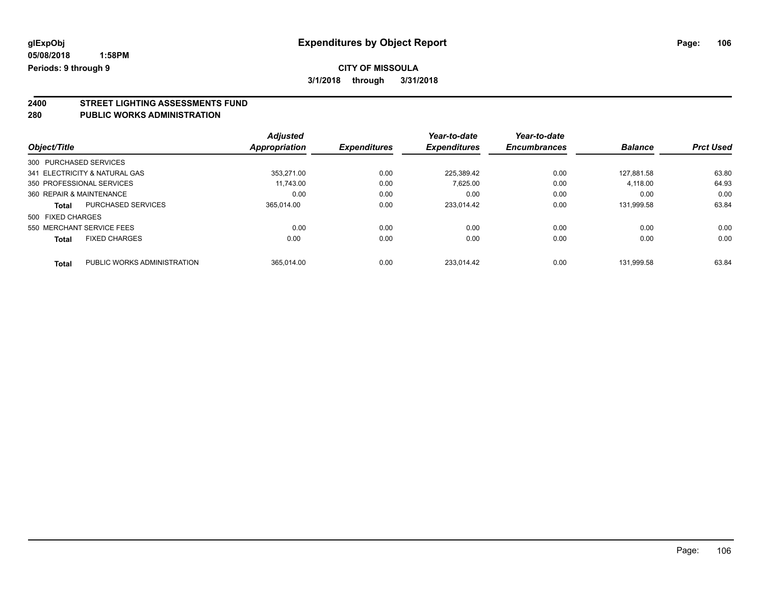# Expenditures by Object Report

glExpObj
05/08/2018 1:58PM
Periods: 9 through 9

**CITY OF MISSOULA**
**3/1/2018 through 3/31/2018**

## 2400 STREET LIGHTING ASSESSMENTS FUND
## 280 PUBLIC WORKS ADMINISTRATION

| Object/Title | Adjusted Appropriation | Expenditures | Year-to-date Expenditures | Year-to-date Encumbrances | Balance | Prct Used |
|---|---|---|---|---|---|---|
| 300 PURCHASED SERVICES | | | | | | |
| 341 ELECTRICITY & NATURAL GAS | 353,271.00 | 0.00 | 225,389.42 | 0.00 | 127,881.58 | 63.80 |
| 350 PROFESSIONAL SERVICES | 11,743.00 | 0.00 | 7,625.00 | 0.00 | 4,118.00 | 64.93 |
| 360 REPAIR & MAINTENANCE | 0.00 | 0.00 | 0.00 | 0.00 | 0.00 | 0.00 |
| **Total** PURCHASED SERVICES | 365,014.00 | 0.00 | 233,014.42 | 0.00 | 131,999.58 | 63.84 |
| 500 FIXED CHARGES | | | | | | |
| 550 MERCHANT SERVICE FEES | 0.00 | 0.00 | 0.00 | 0.00 | 0.00 | 0.00 |
| **Total** FIXED CHARGES | 0.00 | 0.00 | 0.00 | 0.00 | 0.00 | 0.00 |
| **Total** PUBLIC WORKS ADMINISTRATION | 365,014.00 | 0.00 | 233,014.42 | 0.00 | 131,999.58 | 63.84 |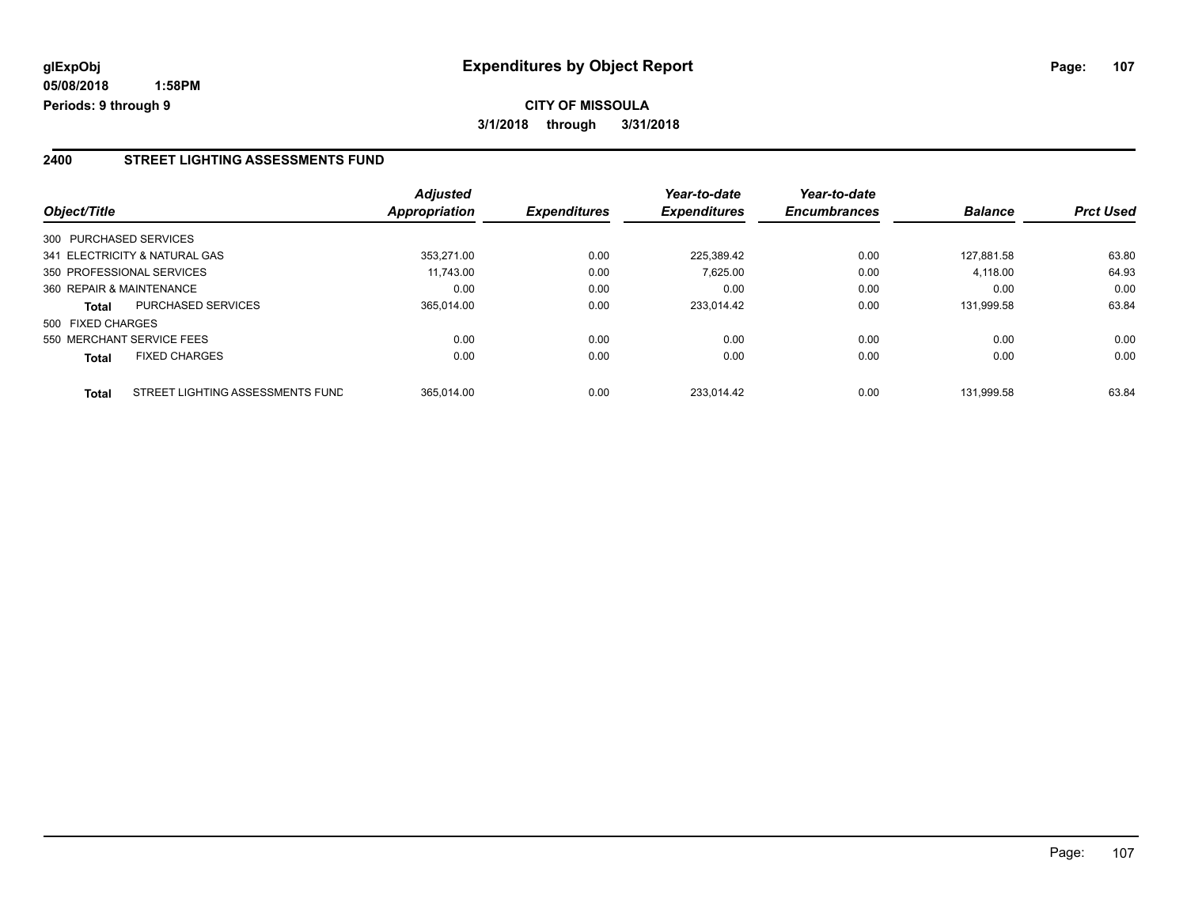**glExpObj**
**05/08/2018 1:58PM**
**Periods: 9 through 9**

# Expenditures by Object Report

**CITY OF MISSOULA**
**3/1/2018 through 3/31/2018**

## 2400 STREET LIGHTING ASSESSMENTS FUND

| Object/Title | | Adjusted Appropriation | Expenditures | Year-to-date Expenditures | Year-to-date Encumbrances | Balance | Prct Used |
|---|---|---|---|---|---|---|---|
| 300 PURCHASED SERVICES | | | | | | | |
| 341 ELECTRICITY & NATURAL GAS | | 353,271.00 | 0.00 | 225,389.42 | 0.00 | 127,881.58 | 63.80 |
| 350 PROFESSIONAL SERVICES | | 11,743.00 | 0.00 | 7,625.00 | 0.00 | 4,118.00 | 64.93 |
| 360 REPAIR & MAINTENANCE | | 0.00 | 0.00 | 0.00 | 0.00 | 0.00 | 0.00 |
| **Total** | PURCHASED SERVICES | 365,014.00 | 0.00 | 233,014.42 | 0.00 | 131,999.58 | 63.84 |
| 500 FIXED CHARGES | | | | | | | |
| 550 MERCHANT SERVICE FEES | | 0.00 | 0.00 | 0.00 | 0.00 | 0.00 | 0.00 |
| **Total** | FIXED CHARGES | 0.00 | 0.00 | 0.00 | 0.00 | 0.00 | 0.00 |
| **Total** | STREET LIGHTING ASSESSMENTS FUND | 365,014.00 | 0.00 | 233,014.42 | 0.00 | 131,999.58 | 63.84 |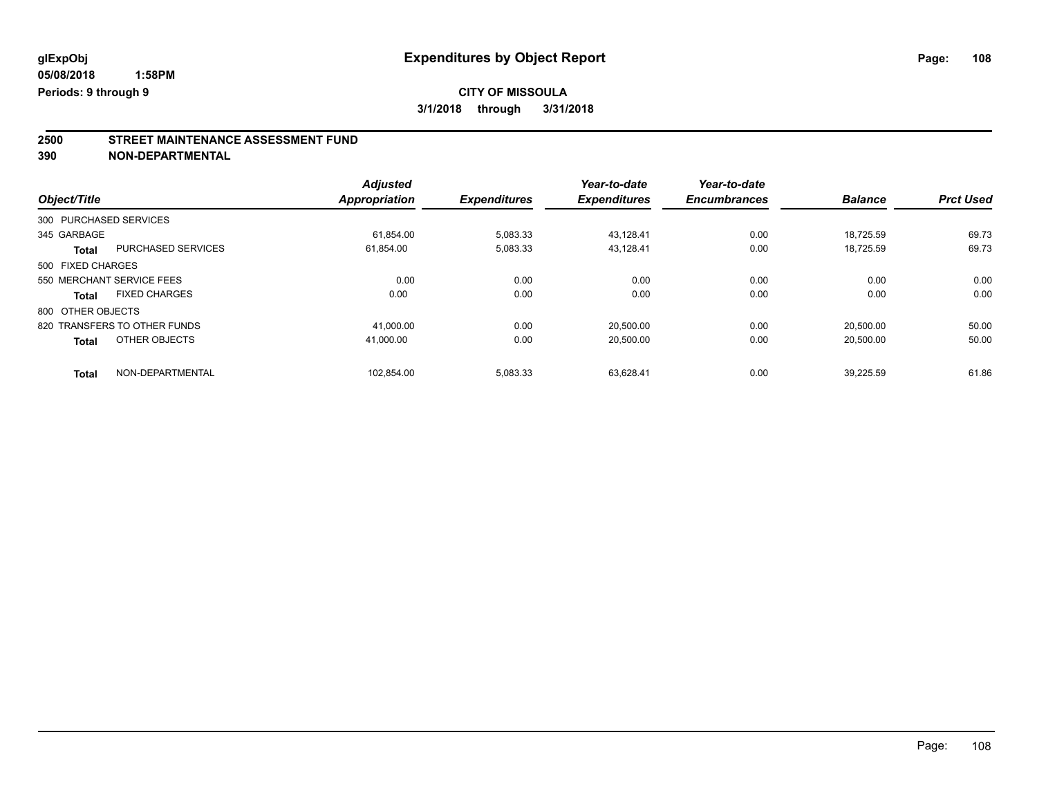**glExpObj**
**05/08/2018 1:58PM**
**Periods: 9 through 9**

# Expenditures by Object Report

**CITY OF MISSOULA**
**3/1/2018 through 3/31/2018**

## 2500 STREET MAINTENANCE ASSESSMENT FUND
## 390 NON-DEPARTMENTAL

| Object/Title | | Adjusted Appropriation | Expenditures | Year-to-date Expenditures | Year-to-date Encumbrances | Balance | Prct Used |
|---|---|---|---|---|---|---|---|
| 300 PURCHASED SERVICES | | | | | | | |
| 345 GARBAGE | | 61,854.00 | 5,083.33 | 43,128.41 | 0.00 | 18,725.59 | 69.73 |
| **Total** | PURCHASED SERVICES | 61,854.00 | 5,083.33 | 43,128.41 | 0.00 | 18,725.59 | 69.73 |
| 500 FIXED CHARGES | | | | | | | |
| 550 MERCHANT SERVICE FEES | | 0.00 | 0.00 | 0.00 | 0.00 | 0.00 | 0.00 |
| **Total** | FIXED CHARGES | 0.00 | 0.00 | 0.00 | 0.00 | 0.00 | 0.00 |
| 800 OTHER OBJECTS | | | | | | | |
| 820 TRANSFERS TO OTHER FUNDS | | 41,000.00 | 0.00 | 20,500.00 | 0.00 | 20,500.00 | 50.00 |
| **Total** | OTHER OBJECTS | 41,000.00 | 0.00 | 20,500.00 | 0.00 | 20,500.00 | 50.00 |
| **Total** | NON-DEPARTMENTAL | 102,854.00 | 5,083.33 | 63,628.41 | 0.00 | 39,225.59 | 61.86 |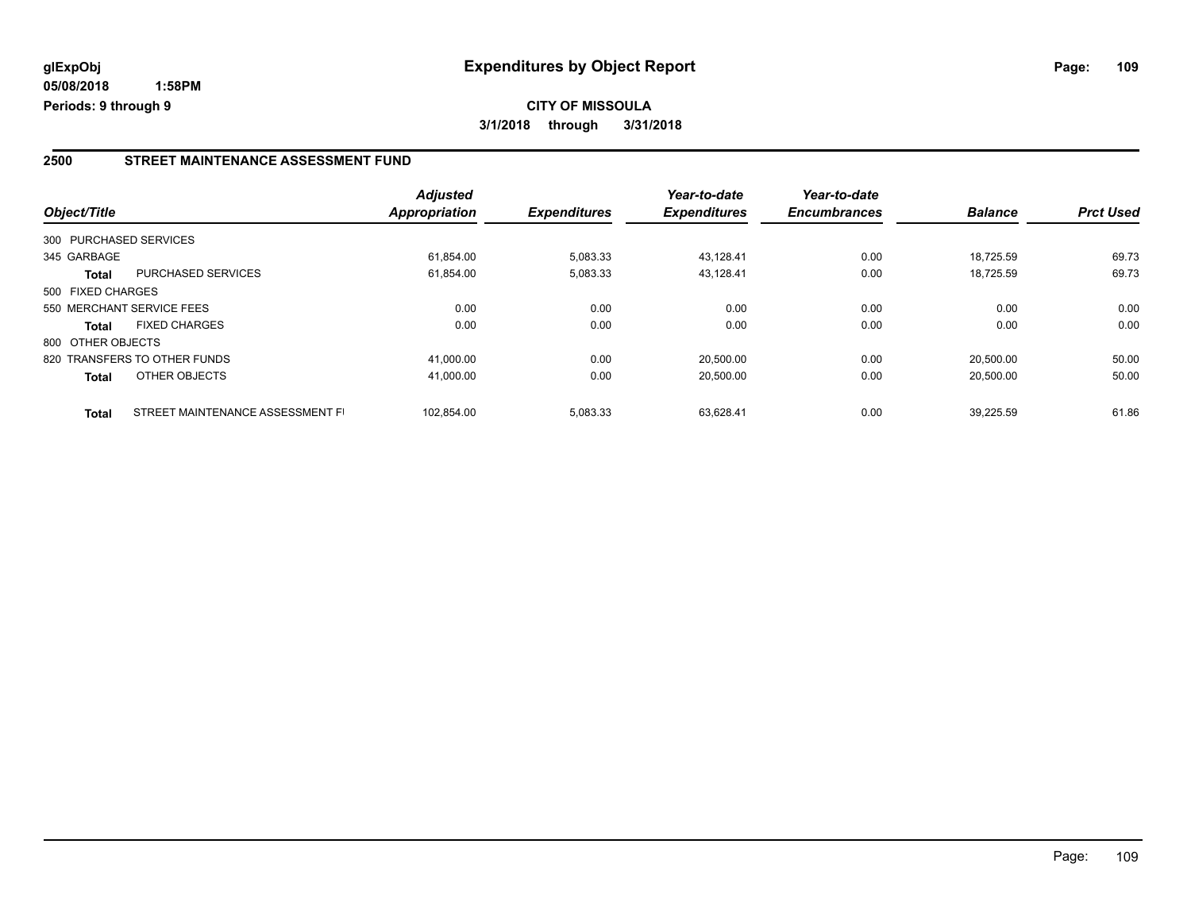**glExpObj**
**05/08/2018 1:58PM**
**Periods: 9 through 9**

# Expenditures by Object Report

**CITY OF MISSOULA**
**3/1/2018 through 3/31/2018**

## 2500 STREET MAINTENANCE ASSESSMENT FUND

| Object/Title | | Adjusted Appropriation | Expenditures | Year-to-date Expenditures | Year-to-date Encumbrances | Balance | Prct Used |
|---|---|---|---|---|---|---|---|
| 300 PURCHASED SERVICES | | | | | | | |
| 345 GARBAGE | | 61,854.00 | 5,083.33 | 43,128.41 | 0.00 | 18,725.59 | 69.73 |
| **Total** | PURCHASED SERVICES | 61,854.00 | 5,083.33 | 43,128.41 | 0.00 | 18,725.59 | 69.73 |
| 500 FIXED CHARGES | | | | | | | |
| 550 MERCHANT SERVICE FEES | | 0.00 | 0.00 | 0.00 | 0.00 | 0.00 | 0.00 |
| **Total** | FIXED CHARGES | 0.00 | 0.00 | 0.00 | 0.00 | 0.00 | 0.00 |
| 800 OTHER OBJECTS | | | | | | | |
| 820 TRANSFERS TO OTHER FUNDS | | 41,000.00 | 0.00 | 20,500.00 | 0.00 | 20,500.00 | 50.00 |
| **Total** | OTHER OBJECTS | 41,000.00 | 0.00 | 20,500.00 | 0.00 | 20,500.00 | 50.00 |
| **Total** | STREET MAINTENANCE ASSESSMENT FI | 102,854.00 | 5,083.33 | 63,628.41 | 0.00 | 39,225.59 | 61.86 |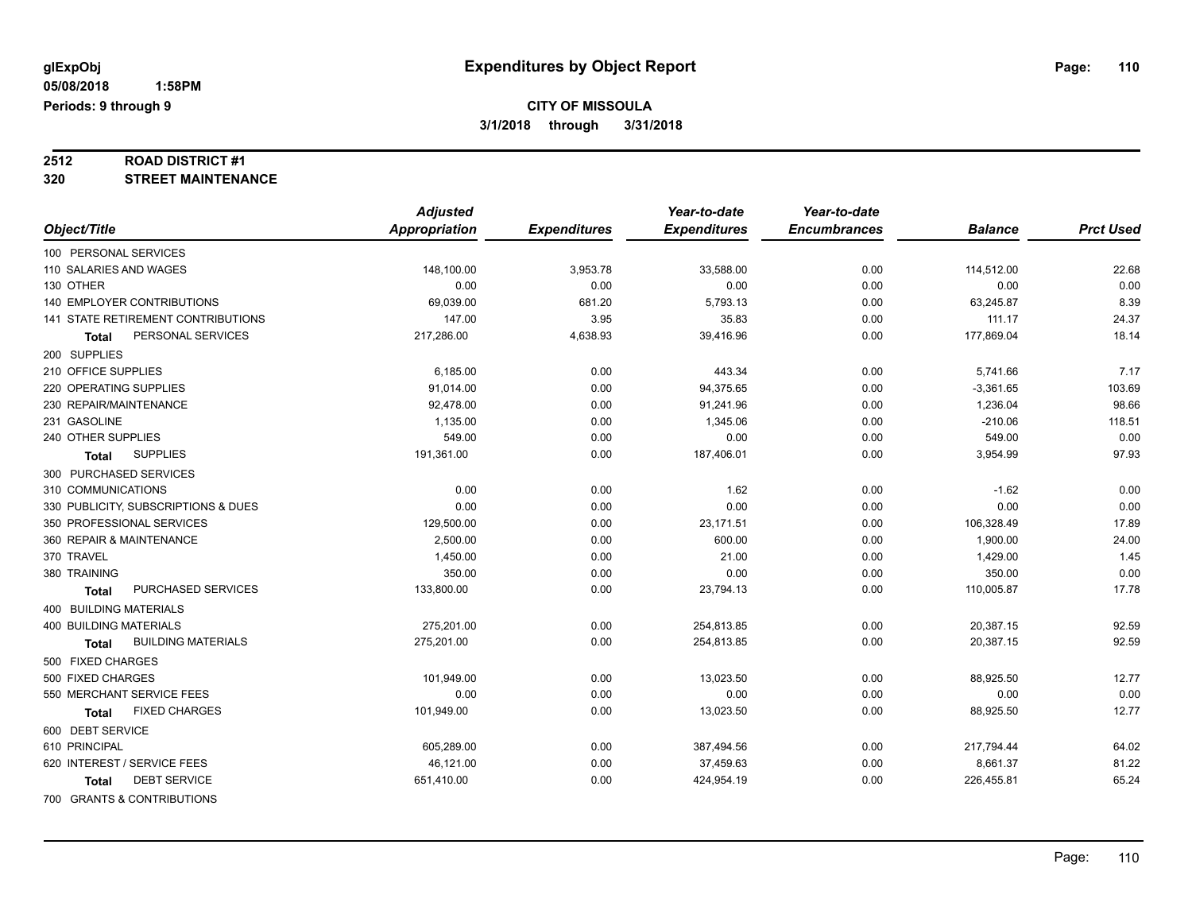**glExpObj** **Expenditures by Object Report**

**05/08/2018 1:58PM**

**Periods: 9 through 9**

**CITY OF MISSOULA**

**3/1/2018 through 3/31/2018**

**2512 ROAD DISTRICT #1**

**320 STREET MAINTENANCE**

| Object/Title | Adjusted Appropriation | Expenditures | Year-to-date Expenditures | Year-to-date Encumbrances | Balance | Prct Used |
|---|---|---|---|---|---|---|
| 100 PERSONAL SERVICES | | | | | | |
| 110 SALARIES AND WAGES | 148,100.00 | 3,953.78 | 33,588.00 | 0.00 | 114,512.00 | 22.68 |
| 130 OTHER | 0.00 | 0.00 | 0.00 | 0.00 | 0.00 | 0.00 |
| 140 EMPLOYER CONTRIBUTIONS | 69,039.00 | 681.20 | 5,793.13 | 0.00 | 63,245.87 | 8.39 |
| 141 STATE RETIREMENT CONTRIBUTIONS | 147.00 | 3.95 | 35.83 | 0.00 | 111.17 | 24.37 |
| **Total** PERSONAL SERVICES | 217,286.00 | 4,638.93 | 39,416.96 | 0.00 | 177,869.04 | 18.14 |
| 200 SUPPLIES | | | | | | |
| 210 OFFICE SUPPLIES | 6,185.00 | 0.00 | 443.34 | 0.00 | 5,741.66 | 7.17 |
| 220 OPERATING SUPPLIES | 91,014.00 | 0.00 | 94,375.65 | 0.00 | -3,361.65 | 103.69 |
| 230 REPAIR/MAINTENANCE | 92,478.00 | 0.00 | 91,241.96 | 0.00 | 1,236.04 | 98.66 |
| 231 GASOLINE | 1,135.00 | 0.00 | 1,345.06 | 0.00 | -210.06 | 118.51 |
| 240 OTHER SUPPLIES | 549.00 | 0.00 | 0.00 | 0.00 | 549.00 | 0.00 |
| **Total** SUPPLIES | 191,361.00 | 0.00 | 187,406.01 | 0.00 | 3,954.99 | 97.93 |
| 300 PURCHASED SERVICES | | | | | | |
| 310 COMMUNICATIONS | 0.00 | 0.00 | 1.62 | 0.00 | -1.62 | 0.00 |
| 330 PUBLICITY, SUBSCRIPTIONS & DUES | 0.00 | 0.00 | 0.00 | 0.00 | 0.00 | 0.00 |
| 350 PROFESSIONAL SERVICES | 129,500.00 | 0.00 | 23,171.51 | 0.00 | 106,328.49 | 17.89 |
| 360 REPAIR & MAINTENANCE | 2,500.00 | 0.00 | 600.00 | 0.00 | 1,900.00 | 24.00 |
| 370 TRAVEL | 1,450.00 | 0.00 | 21.00 | 0.00 | 1,429.00 | 1.45 |
| 380 TRAINING | 350.00 | 0.00 | 0.00 | 0.00 | 350.00 | 0.00 |
| **Total** PURCHASED SERVICES | 133,800.00 | 0.00 | 23,794.13 | 0.00 | 110,005.87 | 17.78 |
| 400 BUILDING MATERIALS | | | | | | |
| 400 BUILDING MATERIALS | 275,201.00 | 0.00 | 254,813.85 | 0.00 | 20,387.15 | 92.59 |
| **Total** BUILDING MATERIALS | 275,201.00 | 0.00 | 254,813.85 | 0.00 | 20,387.15 | 92.59 |
| 500 FIXED CHARGES | | | | | | |
| 500 FIXED CHARGES | 101,949.00 | 0.00 | 13,023.50 | 0.00 | 88,925.50 | 12.77 |
| 550 MERCHANT SERVICE FEES | 0.00 | 0.00 | 0.00 | 0.00 | 0.00 | 0.00 |
| **Total** FIXED CHARGES | 101,949.00 | 0.00 | 13,023.50 | 0.00 | 88,925.50 | 12.77 |
| 600 DEBT SERVICE | | | | | | |
| 610 PRINCIPAL | 605,289.00 | 0.00 | 387,494.56 | 0.00 | 217,794.44 | 64.02 |
| 620 INTEREST / SERVICE FEES | 46,121.00 | 0.00 | 37,459.63 | 0.00 | 8,661.37 | 81.22 |
| **Total** DEBT SERVICE | 651,410.00 | 0.00 | 424,954.19 | 0.00 | 226,455.81 | 65.24 |
| 700 GRANTS & CONTRIBUTIONS | | | | | | |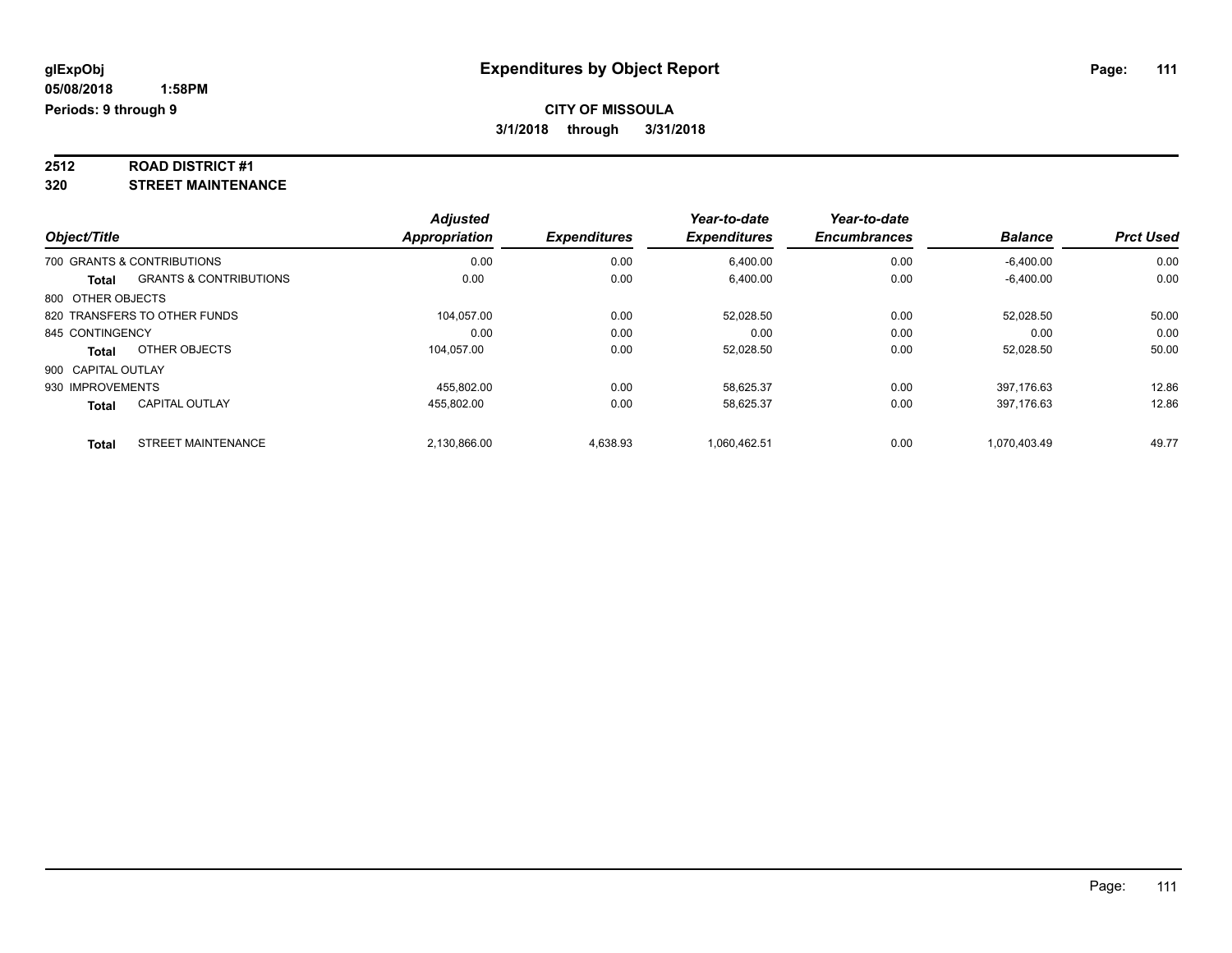# Expenditures by Object Report

glExpObj
05/08/2018 1:58PM
Periods: 9 through 9

**CITY OF MISSOULA**
**3/1/2018 through 3/31/2018**

## 2512 ROAD DISTRICT #1
## 320 STREET MAINTENANCE

| Object/Title | | Adjusted Appropriation | Expenditures | Year-to-date Expenditures | Year-to-date Encumbrances | Balance | Prct Used |
|---|---|---|---|---|---|---|---|
| 700 GRANTS & CONTRIBUTIONS | | 0.00 | 0.00 | 6,400.00 | 0.00 | -6,400.00 | 0.00 |
| **Total** | GRANTS & CONTRIBUTIONS | 0.00 | 0.00 | 6,400.00 | 0.00 | -6,400.00 | 0.00 |
| 800 OTHER OBJECTS | | | | | | | |
| 820 TRANSFERS TO OTHER FUNDS | | 104,057.00 | 0.00 | 52,028.50 | 0.00 | 52,028.50 | 50.00 |
| 845 CONTINGENCY | | 0.00 | 0.00 | 0.00 | 0.00 | 0.00 | 0.00 |
| **Total** | OTHER OBJECTS | 104,057.00 | 0.00 | 52,028.50 | 0.00 | 52,028.50 | 50.00 |
| 900 CAPITAL OUTLAY | | | | | | | |
| 930 IMPROVEMENTS | | 455,802.00 | 0.00 | 58,625.37 | 0.00 | 397,176.63 | 12.86 |
| **Total** | CAPITAL OUTLAY | 455,802.00 | 0.00 | 58,625.37 | 0.00 | 397,176.63 | 12.86 |
| **Total** | STREET MAINTENANCE | 2,130,866.00 | 4,638.93 | 1,060,462.51 | 0.00 | 1,070,403.49 | 49.77 |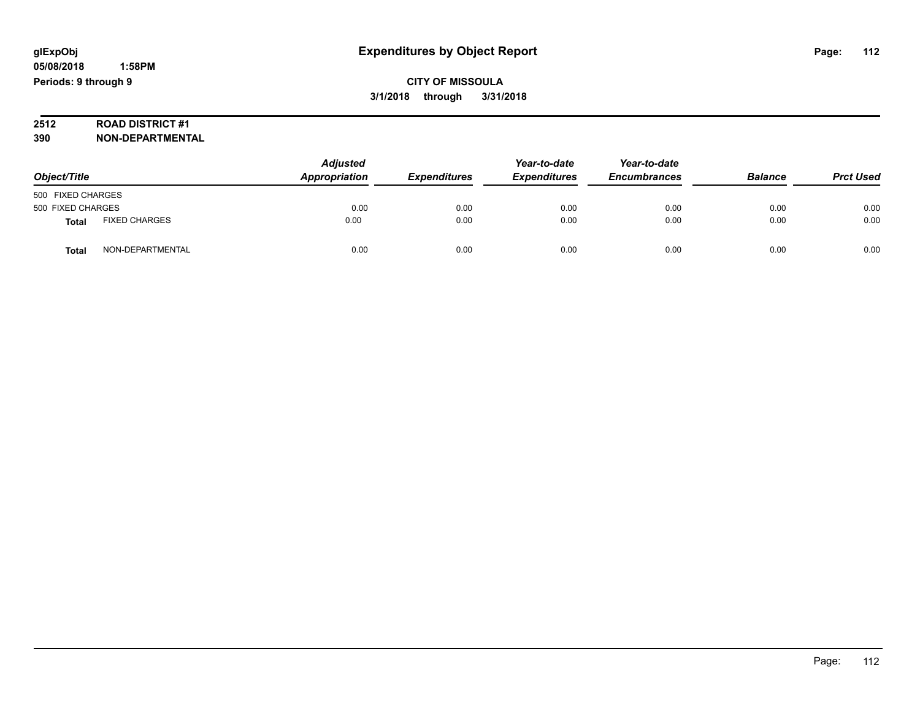**glExpObj**
**05/08/2018 1:58PM**
**Periods: 9 through 9**

# Expenditures by Object Report

**CITY OF MISSOULA**
**3/1/2018 through 3/31/2018**

**2512 ROAD DISTRICT #1**
**390 NON-DEPARTMENTAL**

| Object/Title | | *Adjusted Appropriation* | *Expenditures* | *Year-to-date Expenditures* | *Year-to-date Encumbrances* | *Balance* | *Prct Used* |
|---|---|---|---|---|---|---|---|
| 500 FIXED CHARGES | | | | | | | |
| 500 FIXED CHARGES | | 0.00 | 0.00 | 0.00 | 0.00 | 0.00 | 0.00 |
| **Total** | FIXED CHARGES | 0.00 | 0.00 | 0.00 | 0.00 | 0.00 | 0.00 |
| **Total** | NON-DEPARTMENTAL | 0.00 | 0.00 | 0.00 | 0.00 | 0.00 | 0.00 |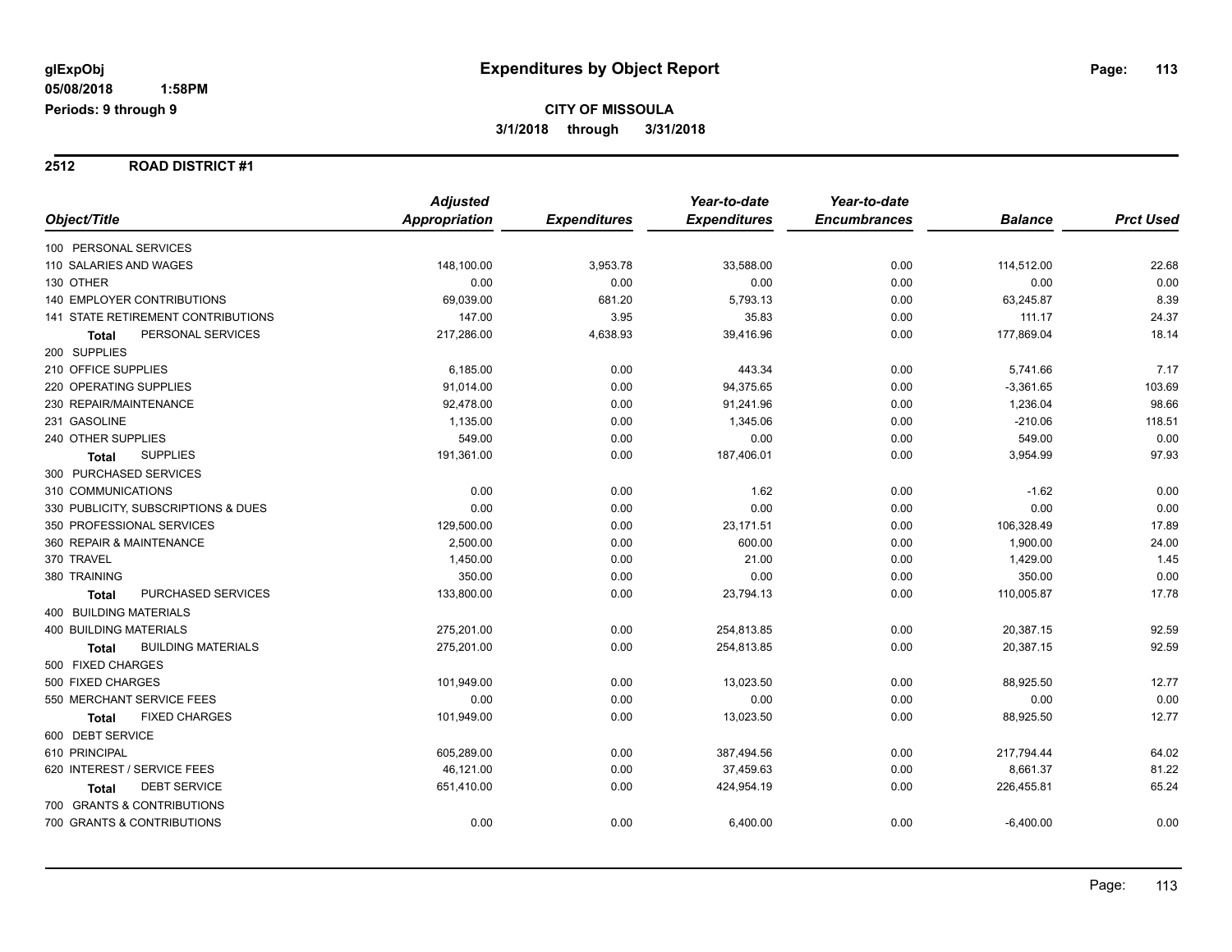# Expenditures by Object Report

glExpObj
05/08/2018 1:58PM
Periods: 9 through 9

**CITY OF MISSOULA**
**3/1/2018 through 3/31/2018**

## 2512 ROAD DISTRICT #1

| Object/Title | Adjusted Appropriation | Expenditures | Year-to-date Expenditures | Year-to-date Encumbrances | Balance | Prct Used |
|---|---|---|---|---|---|---|
| 100 PERSONAL SERVICES | | | | | | |
| 110 SALARIES AND WAGES | 148,100.00 | 3,953.78 | 33,588.00 | 0.00 | 114,512.00 | 22.68 |
| 130 OTHER | 0.00 | 0.00 | 0.00 | 0.00 | 0.00 | 0.00 |
| 140 EMPLOYER CONTRIBUTIONS | 69,039.00 | 681.20 | 5,793.13 | 0.00 | 63,245.87 | 8.39 |
| 141 STATE RETIREMENT CONTRIBUTIONS | 147.00 | 3.95 | 35.83 | 0.00 | 111.17 | 24.37 |
| **Total** PERSONAL SERVICES | 217,286.00 | 4,638.93 | 39,416.96 | 0.00 | 177,869.04 | 18.14 |
| 200 SUPPLIES | | | | | | |
| 210 OFFICE SUPPLIES | 6,185.00 | 0.00 | 443.34 | 0.00 | 5,741.66 | 7.17 |
| 220 OPERATING SUPPLIES | 91,014.00 | 0.00 | 94,375.65 | 0.00 | -3,361.65 | 103.69 |
| 230 REPAIR/MAINTENANCE | 92,478.00 | 0.00 | 91,241.96 | 0.00 | 1,236.04 | 98.66 |
| 231 GASOLINE | 1,135.00 | 0.00 | 1,345.06 | 0.00 | -210.06 | 118.51 |
| 240 OTHER SUPPLIES | 549.00 | 0.00 | 0.00 | 0.00 | 549.00 | 0.00 |
| **Total** SUPPLIES | 191,361.00 | 0.00 | 187,406.01 | 0.00 | 3,954.99 | 97.93 |
| 300 PURCHASED SERVICES | | | | | | |
| 310 COMMUNICATIONS | 0.00 | 0.00 | 1.62 | 0.00 | -1.62 | 0.00 |
| 330 PUBLICITY, SUBSCRIPTIONS & DUES | 0.00 | 0.00 | 0.00 | 0.00 | 0.00 | 0.00 |
| 350 PROFESSIONAL SERVICES | 129,500.00 | 0.00 | 23,171.51 | 0.00 | 106,328.49 | 17.89 |
| 360 REPAIR & MAINTENANCE | 2,500.00 | 0.00 | 600.00 | 0.00 | 1,900.00 | 24.00 |
| 370 TRAVEL | 1,450.00 | 0.00 | 21.00 | 0.00 | 1,429.00 | 1.45 |
| 380 TRAINING | 350.00 | 0.00 | 0.00 | 0.00 | 350.00 | 0.00 |
| **Total** PURCHASED SERVICES | 133,800.00 | 0.00 | 23,794.13 | 0.00 | 110,005.87 | 17.78 |
| 400 BUILDING MATERIALS | | | | | | |
| 400 BUILDING MATERIALS | 275,201.00 | 0.00 | 254,813.85 | 0.00 | 20,387.15 | 92.59 |
| **Total** BUILDING MATERIALS | 275,201.00 | 0.00 | 254,813.85 | 0.00 | 20,387.15 | 92.59 |
| 500 FIXED CHARGES | | | | | | |
| 500 FIXED CHARGES | 101,949.00 | 0.00 | 13,023.50 | 0.00 | 88,925.50 | 12.77 |
| 550 MERCHANT SERVICE FEES | 0.00 | 0.00 | 0.00 | 0.00 | 0.00 | 0.00 |
| **Total** FIXED CHARGES | 101,949.00 | 0.00 | 13,023.50 | 0.00 | 88,925.50 | 12.77 |
| 600 DEBT SERVICE | | | | | | |
| 610 PRINCIPAL | 605,289.00 | 0.00 | 387,494.56 | 0.00 | 217,794.44 | 64.02 |
| 620 INTEREST / SERVICE FEES | 46,121.00 | 0.00 | 37,459.63 | 0.00 | 8,661.37 | 81.22 |
| **Total** DEBT SERVICE | 651,410.00 | 0.00 | 424,954.19 | 0.00 | 226,455.81 | 65.24 |
| 700 GRANTS & CONTRIBUTIONS | | | | | | |
| 700 GRANTS & CONTRIBUTIONS | 0.00 | 0.00 | 6,400.00 | 0.00 | -6,400.00 | 0.00 |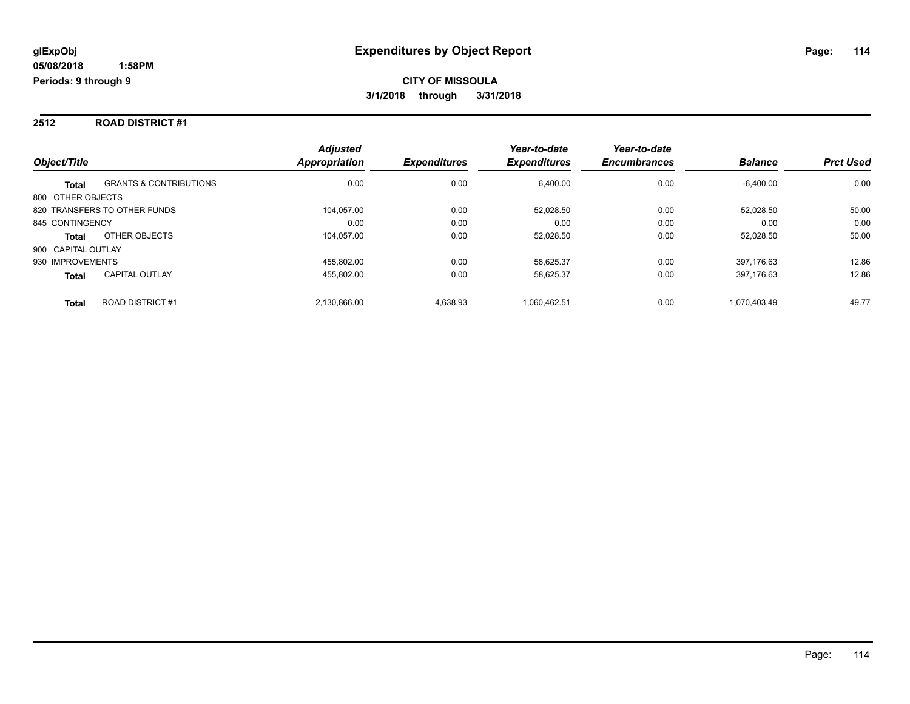**CITY OF MISSOULA**

**3/1/2018 through 3/31/2018**

## 2512 ROAD DISTRICT #1

| Object/Title | | Adjusted Appropriation | Expenditures | Year-to-date Expenditures | Year-to-date Encumbrances | Balance | Prct Used |
|---|---|---|---|---|---|---|---|
| **Total** | GRANTS & CONTRIBUTIONS | 0.00 | 0.00 | 6,400.00 | 0.00 | -6,400.00 | 0.00 |
| 800 OTHER OBJECTS | | | | | | | |
| 820 TRANSFERS TO OTHER FUNDS | | 104,057.00 | 0.00 | 52,028.50 | 0.00 | 52,028.50 | 50.00 |
| 845 CONTINGENCY | | 0.00 | 0.00 | 0.00 | 0.00 | 0.00 | 0.00 |
| **Total** | OTHER OBJECTS | 104,057.00 | 0.00 | 52,028.50 | 0.00 | 52,028.50 | 50.00 |
| 900 CAPITAL OUTLAY | | | | | | | |
| 930 IMPROVEMENTS | | 455,802.00 | 0.00 | 58,625.37 | 0.00 | 397,176.63 | 12.86 |
| **Total** | CAPITAL OUTLAY | 455,802.00 | 0.00 | 58,625.37 | 0.00 | 397,176.63 | 12.86 |
| **Total** | ROAD DISTRICT #1 | 2,130,866.00 | 4,638.93 | 1,060,462.51 | 0.00 | 1,070,403.49 | 49.77 |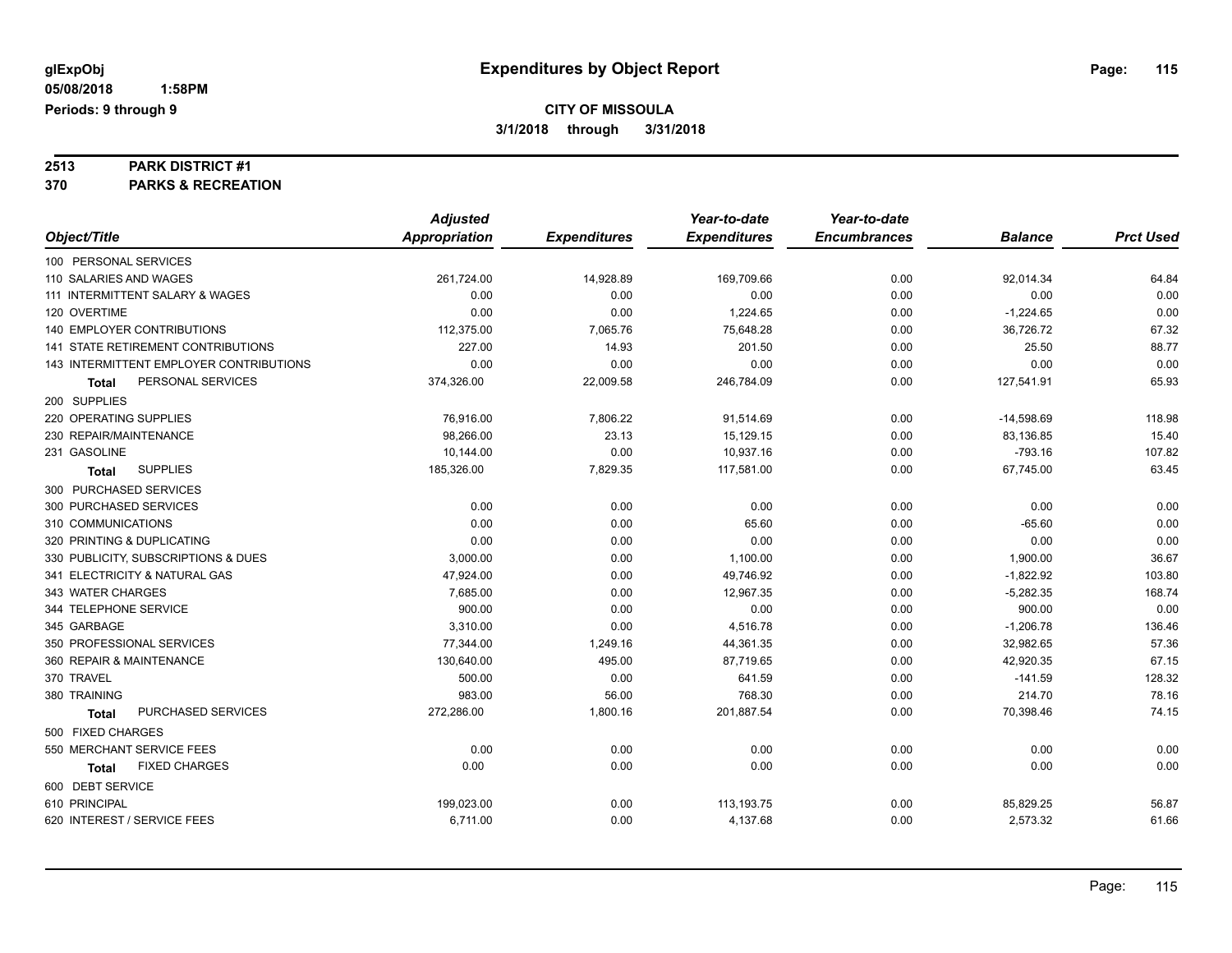# Expenditures by Object Report

glExpObj
05/08/2018 1:58PM
Periods: 9 through 9

**CITY OF MISSOULA**
**3/1/2018 through 3/31/2018**

**2513 PARK DISTRICT #1**
**370 PARKS & RECREATION**

| Object/Title | Adjusted Appropriation | Expenditures | Year-to-date Expenditures | Year-to-date Encumbrances | Balance | Prct Used |
|---|---|---|---|---|---|---|
| 100 PERSONAL SERVICES | | | | | | |
| 110 SALARIES AND WAGES | 261,724.00 | 14,928.89 | 169,709.66 | 0.00 | 92,014.34 | 64.84 |
| 111 INTERMITTENT SALARY & WAGES | 0.00 | 0.00 | 0.00 | 0.00 | 0.00 | 0.00 |
| 120 OVERTIME | 0.00 | 0.00 | 1,224.65 | 0.00 | -1,224.65 | 0.00 |
| 140 EMPLOYER CONTRIBUTIONS | 112,375.00 | 7,065.76 | 75,648.28 | 0.00 | 36,726.72 | 67.32 |
| 141 STATE RETIREMENT CONTRIBUTIONS | 227.00 | 14.93 | 201.50 | 0.00 | 25.50 | 88.77 |
| 143 INTERMITTENT EMPLOYER CONTRIBUTIONS | 0.00 | 0.00 | 0.00 | 0.00 | 0.00 | 0.00 |
| **Total** PERSONAL SERVICES | 374,326.00 | 22,009.58 | 246,784.09 | 0.00 | 127,541.91 | 65.93 |
| 200 SUPPLIES | | | | | | |
| 220 OPERATING SUPPLIES | 76,916.00 | 7,806.22 | 91,514.69 | 0.00 | -14,598.69 | 118.98 |
| 230 REPAIR/MAINTENANCE | 98,266.00 | 23.13 | 15,129.15 | 0.00 | 83,136.85 | 15.40 |
| 231 GASOLINE | 10,144.00 | 0.00 | 10,937.16 | 0.00 | -793.16 | 107.82 |
| **Total** SUPPLIES | 185,326.00 | 7,829.35 | 117,581.00 | 0.00 | 67,745.00 | 63.45 |
| 300 PURCHASED SERVICES | | | | | | |
| 300 PURCHASED SERVICES | 0.00 | 0.00 | 0.00 | 0.00 | 0.00 | 0.00 |
| 310 COMMUNICATIONS | 0.00 | 0.00 | 65.60 | 0.00 | -65.60 | 0.00 |
| 320 PRINTING & DUPLICATING | 0.00 | 0.00 | 0.00 | 0.00 | 0.00 | 0.00 |
| 330 PUBLICITY, SUBSCRIPTIONS & DUES | 3,000.00 | 0.00 | 1,100.00 | 0.00 | 1,900.00 | 36.67 |
| 341 ELECTRICITY & NATURAL GAS | 47,924.00 | 0.00 | 49,746.92 | 0.00 | -1,822.92 | 103.80 |
| 343 WATER CHARGES | 7,685.00 | 0.00 | 12,967.35 | 0.00 | -5,282.35 | 168.74 |
| 344 TELEPHONE SERVICE | 900.00 | 0.00 | 0.00 | 0.00 | 900.00 | 0.00 |
| 345 GARBAGE | 3,310.00 | 0.00 | 4,516.78 | 0.00 | -1,206.78 | 136.46 |
| 350 PROFESSIONAL SERVICES | 77,344.00 | 1,249.16 | 44,361.35 | 0.00 | 32,982.65 | 57.36 |
| 360 REPAIR & MAINTENANCE | 130,640.00 | 495.00 | 87,719.65 | 0.00 | 42,920.35 | 67.15 |
| 370 TRAVEL | 500.00 | 0.00 | 641.59 | 0.00 | -141.59 | 128.32 |
| 380 TRAINING | 983.00 | 56.00 | 768.30 | 0.00 | 214.70 | 78.16 |
| **Total** PURCHASED SERVICES | 272,286.00 | 1,800.16 | 201,887.54 | 0.00 | 70,398.46 | 74.15 |
| 500 FIXED CHARGES | | | | | | |
| 550 MERCHANT SERVICE FEES | 0.00 | 0.00 | 0.00 | 0.00 | 0.00 | 0.00 |
| **Total** FIXED CHARGES | 0.00 | 0.00 | 0.00 | 0.00 | 0.00 | 0.00 |
| 600 DEBT SERVICE | | | | | | |
| 610 PRINCIPAL | 199,023.00 | 0.00 | 113,193.75 | 0.00 | 85,829.25 | 56.87 |
| 620 INTEREST / SERVICE FEES | 6,711.00 | 0.00 | 4,137.68 | 0.00 | 2,573.32 | 61.66 |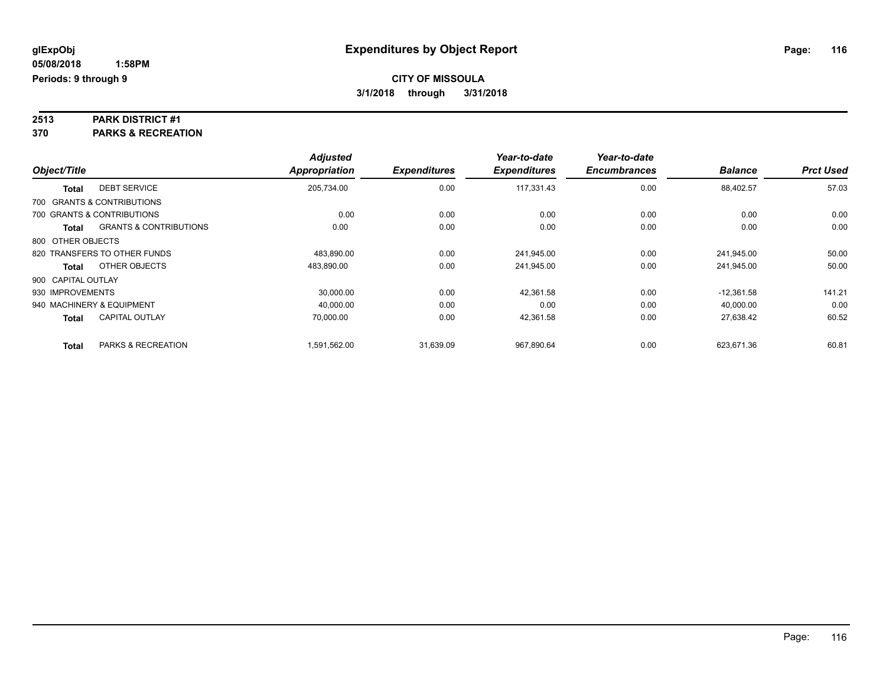**glExpObj**
**05/08/2018 1:58PM**
**Periods: 9 through 9**

# Expenditures by Object Report

**CITY OF MISSOULA**
**3/1/2018 through 3/31/2018**

## 2513 PARK DISTRICT #1
## 370 PARKS & RECREATION

| Object/Title | | Adjusted Appropriation | Expenditures | Year-to-date Expenditures | Year-to-date Encumbrances | Balance | Prct Used |
|---|---|---|---|---|---|---|---|
| **Total** | DEBT SERVICE | 205,734.00 | 0.00 | 117,331.43 | 0.00 | 88,402.57 | 57.03 |
| 700 GRANTS & CONTRIBUTIONS | | | | | | | |
| 700 GRANTS & CONTRIBUTIONS | | 0.00 | 0.00 | 0.00 | 0.00 | 0.00 | 0.00 |
| **Total** | GRANTS & CONTRIBUTIONS | 0.00 | 0.00 | 0.00 | 0.00 | 0.00 | 0.00 |
| 800 OTHER OBJECTS | | | | | | | |
| 820 TRANSFERS TO OTHER FUNDS | | 483,890.00 | 0.00 | 241,945.00 | 0.00 | 241,945.00 | 50.00 |
| **Total** | OTHER OBJECTS | 483,890.00 | 0.00 | 241,945.00 | 0.00 | 241,945.00 | 50.00 |
| 900 CAPITAL OUTLAY | | | | | | | |
| 930 IMPROVEMENTS | | 30,000.00 | 0.00 | 42,361.58 | 0.00 | -12,361.58 | 141.21 |
| 940 MACHINERY & EQUIPMENT | | 40,000.00 | 0.00 | 0.00 | 0.00 | 40,000.00 | 0.00 |
| **Total** | CAPITAL OUTLAY | 70,000.00 | 0.00 | 42,361.58 | 0.00 | 27,638.42 | 60.52 |
| **Total** | PARKS & RECREATION | 1,591,562.00 | 31,639.09 | 967,890.64 | 0.00 | 623,671.36 | 60.81 |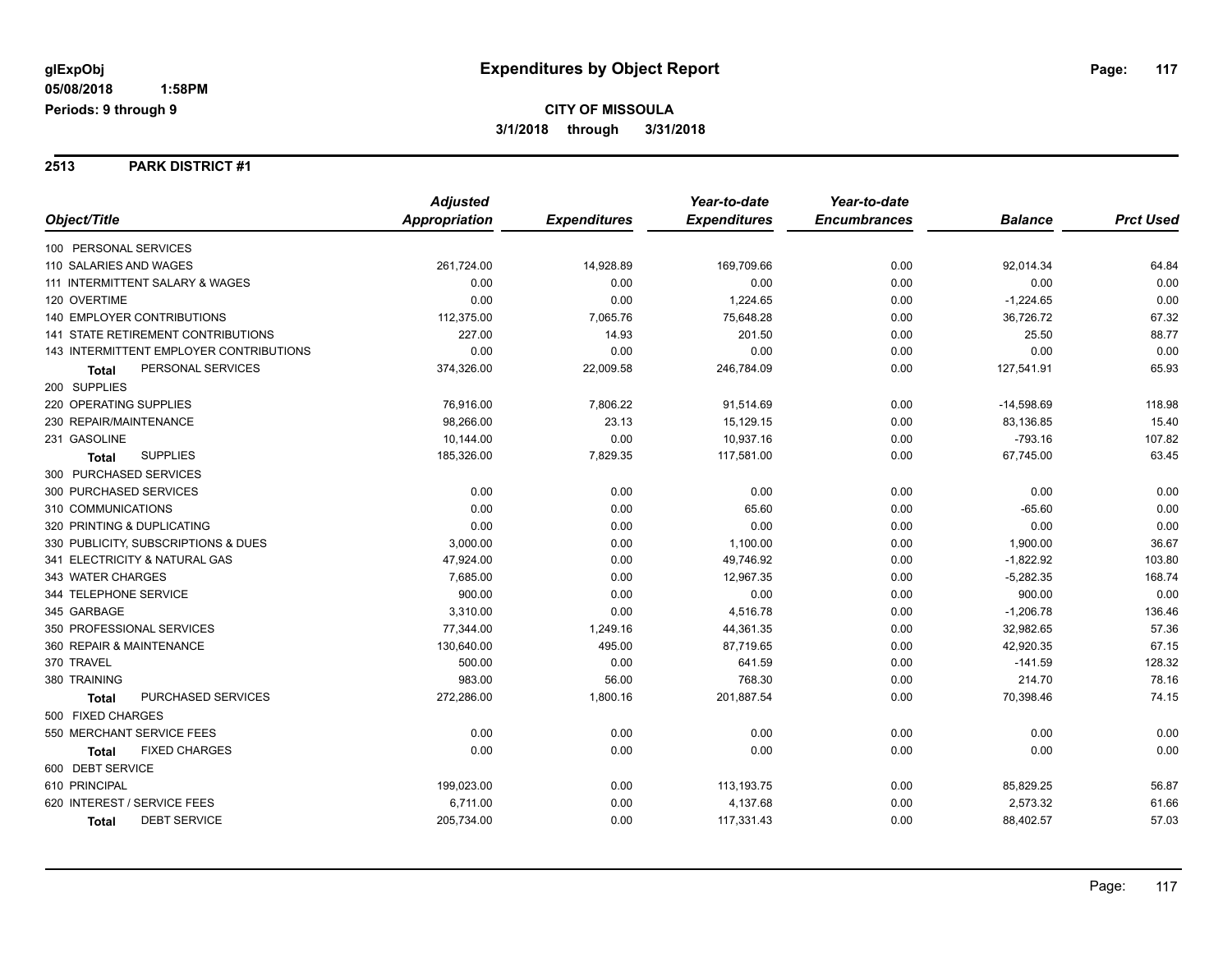# Expenditures by Object Report

glExpObj
05/08/2018 1:58PM
Periods: 9 through 9

**CITY OF MISSOULA**
**3/1/2018 through 3/31/2018**

## 2513 PARK DISTRICT #1

| Object/Title | Adjusted Appropriation | Expenditures | Year-to-date Expenditures | Year-to-date Encumbrances | Balance | Prct Used |
|---|---|---|---|---|---|---|
| 100 PERSONAL SERVICES | | | | | | |
| 110 SALARIES AND WAGES | 261,724.00 | 14,928.89 | 169,709.66 | 0.00 | 92,014.34 | 64.84 |
| 111 INTERMITTENT SALARY & WAGES | 0.00 | 0.00 | 0.00 | 0.00 | 0.00 | 0.00 |
| 120 OVERTIME | 0.00 | 0.00 | 1,224.65 | 0.00 | -1,224.65 | 0.00 |
| 140 EMPLOYER CONTRIBUTIONS | 112,375.00 | 7,065.76 | 75,648.28 | 0.00 | 36,726.72 | 67.32 |
| 141 STATE RETIREMENT CONTRIBUTIONS | 227.00 | 14.93 | 201.50 | 0.00 | 25.50 | 88.77 |
| 143 INTERMITTENT EMPLOYER CONTRIBUTIONS | 0.00 | 0.00 | 0.00 | 0.00 | 0.00 | 0.00 |
| **Total** PERSONAL SERVICES | 374,326.00 | 22,009.58 | 246,784.09 | 0.00 | 127,541.91 | 65.93 |
| 200 SUPPLIES | | | | | | |
| 220 OPERATING SUPPLIES | 76,916.00 | 7,806.22 | 91,514.69 | 0.00 | -14,598.69 | 118.98 |
| 230 REPAIR/MAINTENANCE | 98,266.00 | 23.13 | 15,129.15 | 0.00 | 83,136.85 | 15.40 |
| 231 GASOLINE | 10,144.00 | 0.00 | 10,937.16 | 0.00 | -793.16 | 107.82 |
| **Total** SUPPLIES | 185,326.00 | 7,829.35 | 117,581.00 | 0.00 | 67,745.00 | 63.45 |
| 300 PURCHASED SERVICES | | | | | | |
| 300 PURCHASED SERVICES | 0.00 | 0.00 | 0.00 | 0.00 | 0.00 | 0.00 |
| 310 COMMUNICATIONS | 0.00 | 0.00 | 65.60 | 0.00 | -65.60 | 0.00 |
| 320 PRINTING & DUPLICATING | 0.00 | 0.00 | 0.00 | 0.00 | 0.00 | 0.00 |
| 330 PUBLICITY, SUBSCRIPTIONS & DUES | 3,000.00 | 0.00 | 1,100.00 | 0.00 | 1,900.00 | 36.67 |
| 341 ELECTRICITY & NATURAL GAS | 47,924.00 | 0.00 | 49,746.92 | 0.00 | -1,822.92 | 103.80 |
| 343 WATER CHARGES | 7,685.00 | 0.00 | 12,967.35 | 0.00 | -5,282.35 | 168.74 |
| 344 TELEPHONE SERVICE | 900.00 | 0.00 | 0.00 | 0.00 | 900.00 | 0.00 |
| 345 GARBAGE | 3,310.00 | 0.00 | 4,516.78 | 0.00 | -1,206.78 | 136.46 |
| 350 PROFESSIONAL SERVICES | 77,344.00 | 1,249.16 | 44,361.35 | 0.00 | 32,982.65 | 57.36 |
| 360 REPAIR & MAINTENANCE | 130,640.00 | 495.00 | 87,719.65 | 0.00 | 42,920.35 | 67.15 |
| 370 TRAVEL | 500.00 | 0.00 | 641.59 | 0.00 | -141.59 | 128.32 |
| 380 TRAINING | 983.00 | 56.00 | 768.30 | 0.00 | 214.70 | 78.16 |
| **Total** PURCHASED SERVICES | 272,286.00 | 1,800.16 | 201,887.54 | 0.00 | 70,398.46 | 74.15 |
| 500 FIXED CHARGES | | | | | | |
| 550 MERCHANT SERVICE FEES | 0.00 | 0.00 | 0.00 | 0.00 | 0.00 | 0.00 |
| **Total** FIXED CHARGES | 0.00 | 0.00 | 0.00 | 0.00 | 0.00 | 0.00 |
| 600 DEBT SERVICE | | | | | | |
| 610 PRINCIPAL | 199,023.00 | 0.00 | 113,193.75 | 0.00 | 85,829.25 | 56.87 |
| 620 INTEREST / SERVICE FEES | 6,711.00 | 0.00 | 4,137.68 | 0.00 | 2,573.32 | 61.66 |
| **Total** DEBT SERVICE | 205,734.00 | 0.00 | 117,331.43 | 0.00 | 88,402.57 | 57.03 |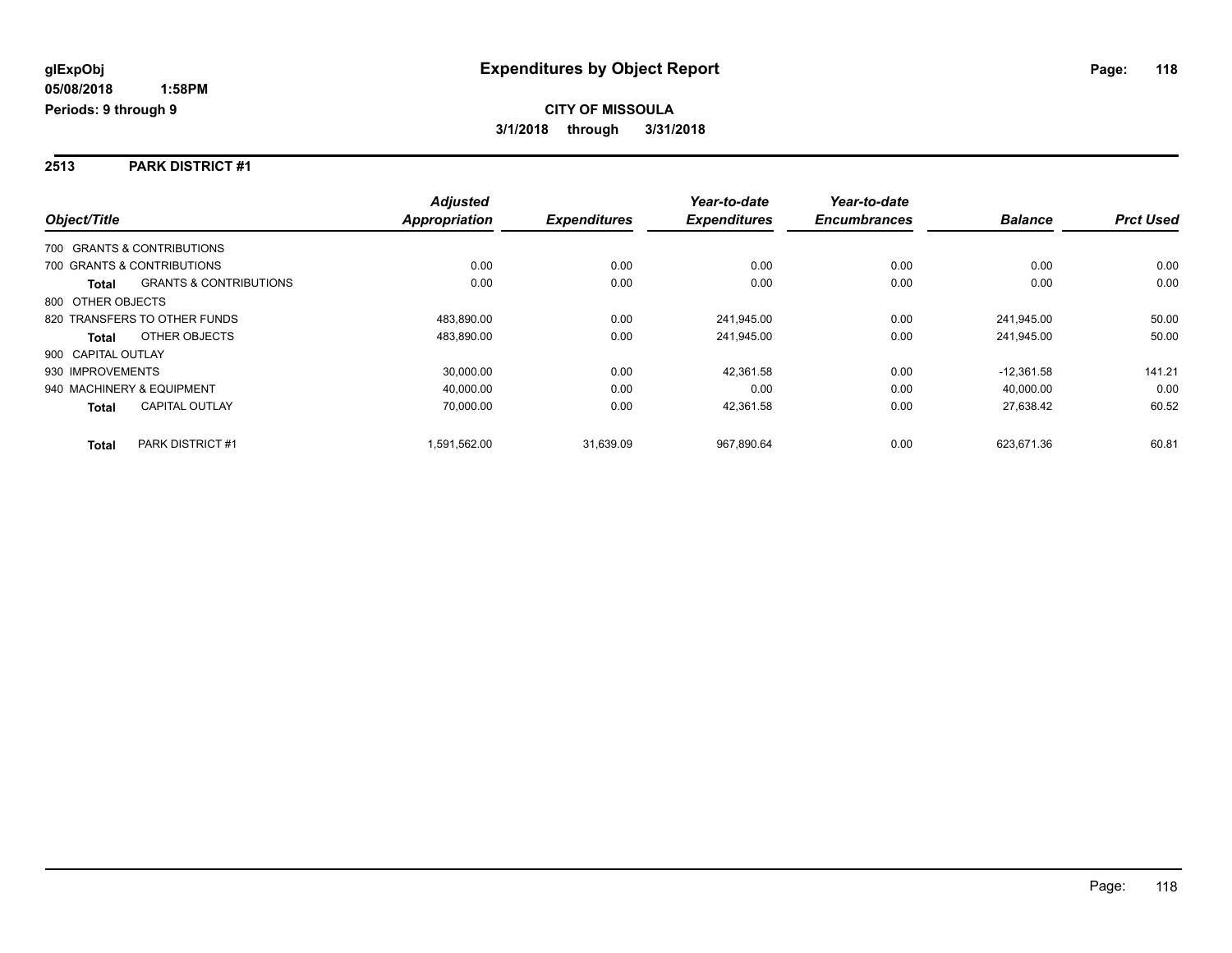**glExpObj**
**05/08/2018 1:58PM**
**Periods: 9 through 9**

# Expenditures by Object Report

**CITY OF MISSOULA**
**3/1/2018 through 3/31/2018**

## 2513 PARK DISTRICT #1

| Object/Title | | Adjusted Appropriation | Expenditures | Year-to-date Expenditures | Year-to-date Encumbrances | Balance | Prct Used |
|---|---|---|---|---|---|---|---|
| 700 GRANTS & CONTRIBUTIONS | | | | | | | |
| 700 GRANTS & CONTRIBUTIONS | | 0.00 | 0.00 | 0.00 | 0.00 | 0.00 | 0.00 |
| **Total** | GRANTS & CONTRIBUTIONS | 0.00 | 0.00 | 0.00 | 0.00 | 0.00 | 0.00 |
| 800 OTHER OBJECTS | | | | | | | |
| 820 TRANSFERS TO OTHER FUNDS | | 483,890.00 | 0.00 | 241,945.00 | 0.00 | 241,945.00 | 50.00 |
| **Total** | OTHER OBJECTS | 483,890.00 | 0.00 | 241,945.00 | 0.00 | 241,945.00 | 50.00 |
| 900 CAPITAL OUTLAY | | | | | | | |
| 930 IMPROVEMENTS | | 30,000.00 | 0.00 | 42,361.58 | 0.00 | -12,361.58 | 141.21 |
| 940 MACHINERY & EQUIPMENT | | 40,000.00 | 0.00 | 0.00 | 0.00 | 40,000.00 | 0.00 |
| **Total** | CAPITAL OUTLAY | 70,000.00 | 0.00 | 42,361.58 | 0.00 | 27,638.42 | 60.52 |
| **Total** | PARK DISTRICT #1 | 1,591,562.00 | 31,639.09 | 967,890.64 | 0.00 | 623,671.36 | 60.81 |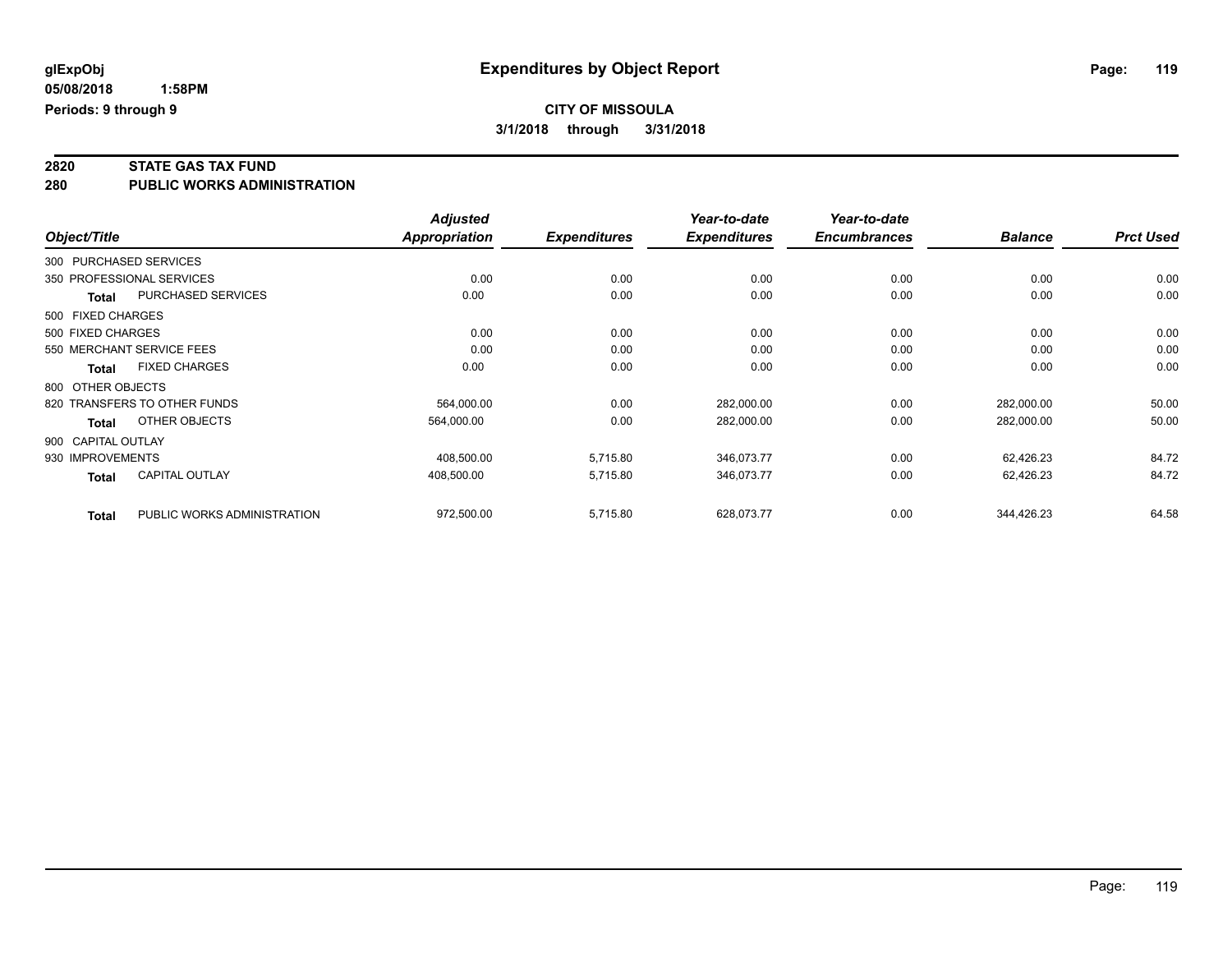# Expenditures by Object Report

glExpObj
05/08/2018 1:58PM
Periods: 9 through 9

**CITY OF MISSOULA**
**3/1/2018 through 3/31/2018**

**2820 STATE GAS TAX FUND**
**280 PUBLIC WORKS ADMINISTRATION**

| Object/Title | | Adjusted Appropriation | Expenditures | Year-to-date Expenditures | Year-to-date Encumbrances | Balance | Prct Used |
|---|---|---|---|---|---|---|---|
| 300 PURCHASED SERVICES | | | | | | | |
| 350 PROFESSIONAL SERVICES | | 0.00 | 0.00 | 0.00 | 0.00 | 0.00 | 0.00 |
| **Total** | PURCHASED SERVICES | 0.00 | 0.00 | 0.00 | 0.00 | 0.00 | 0.00 |
| 500 FIXED CHARGES | | | | | | | |
| 500 FIXED CHARGES | | 0.00 | 0.00 | 0.00 | 0.00 | 0.00 | 0.00 |
| 550 MERCHANT SERVICE FEES | | 0.00 | 0.00 | 0.00 | 0.00 | 0.00 | 0.00 |
| **Total** | FIXED CHARGES | 0.00 | 0.00 | 0.00 | 0.00 | 0.00 | 0.00 |
| 800 OTHER OBJECTS | | | | | | | |
| 820 TRANSFERS TO OTHER FUNDS | | 564,000.00 | 0.00 | 282,000.00 | 0.00 | 282,000.00 | 50.00 |
| **Total** | OTHER OBJECTS | 564,000.00 | 0.00 | 282,000.00 | 0.00 | 282,000.00 | 50.00 |
| 900 CAPITAL OUTLAY | | | | | | | |
| 930 IMPROVEMENTS | | 408,500.00 | 5,715.80 | 346,073.77 | 0.00 | 62,426.23 | 84.72 |
| **Total** | CAPITAL OUTLAY | 408,500.00 | 5,715.80 | 346,073.77 | 0.00 | 62,426.23 | 84.72 |
| **Total** | PUBLIC WORKS ADMINISTRATION | 972,500.00 | 5,715.80 | 628,073.77 | 0.00 | 344,426.23 | 64.58 |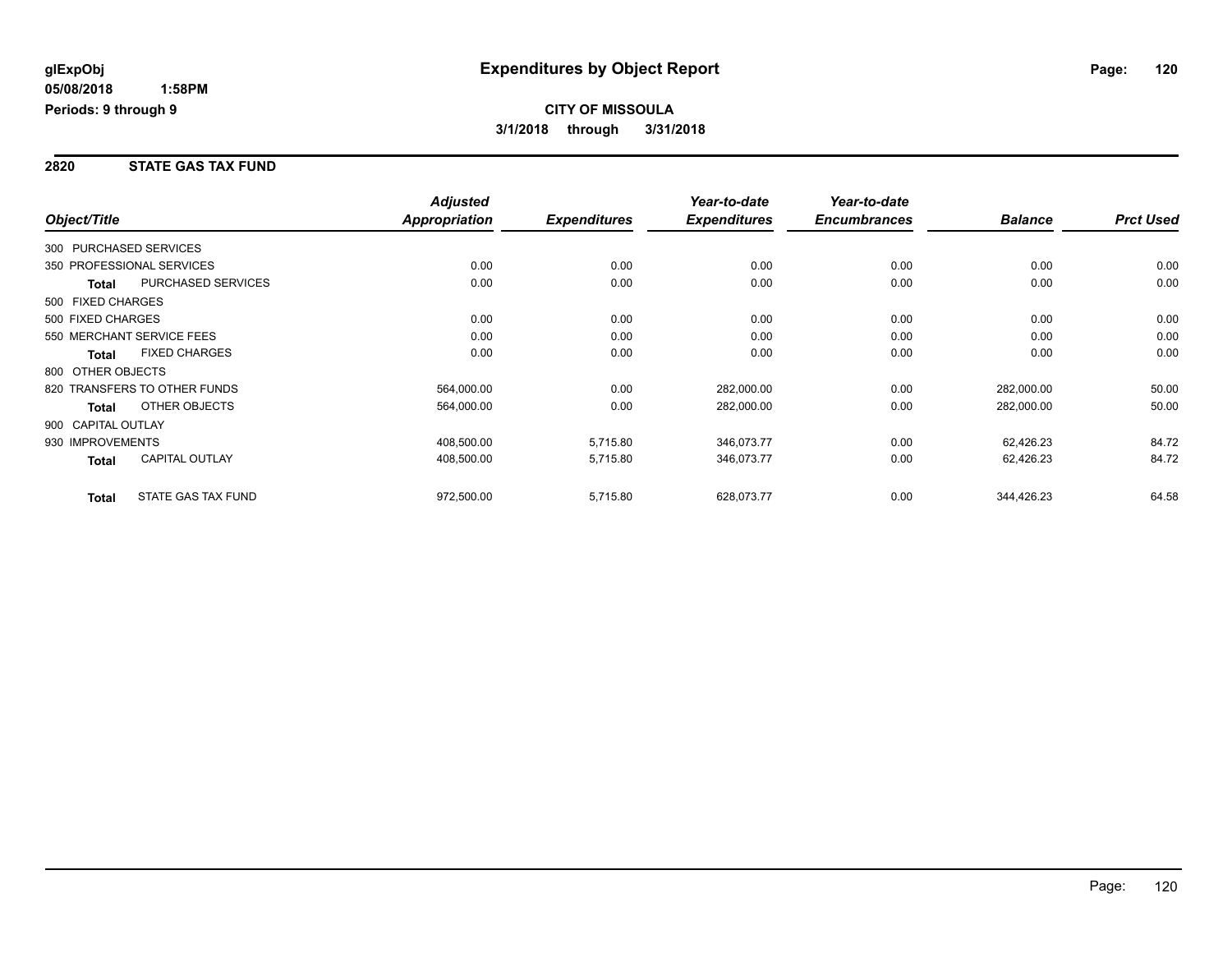glExpObj
05/08/2018 1:58PM
Periods: 9 through 9

# Expenditures by Object Report

**CITY OF MISSOULA**
**3/1/2018 through 3/31/2018**

## 2820 STATE GAS TAX FUND

| Object/Title | | Adjusted Appropriation | Expenditures | Year-to-date Expenditures | Year-to-date Encumbrances | Balance | Prct Used |
|---|---|---|---|---|---|---|---|
| 300 PURCHASED SERVICES | | | | | | | |
| 350 PROFESSIONAL SERVICES | | 0.00 | 0.00 | 0.00 | 0.00 | 0.00 | 0.00 |
| **Total** | PURCHASED SERVICES | 0.00 | 0.00 | 0.00 | 0.00 | 0.00 | 0.00 |
| 500 FIXED CHARGES | | | | | | | |
| 500 FIXED CHARGES | | 0.00 | 0.00 | 0.00 | 0.00 | 0.00 | 0.00 |
| 550 MERCHANT SERVICE FEES | | 0.00 | 0.00 | 0.00 | 0.00 | 0.00 | 0.00 |
| **Total** | FIXED CHARGES | 0.00 | 0.00 | 0.00 | 0.00 | 0.00 | 0.00 |
| 800 OTHER OBJECTS | | | | | | | |
| 820 TRANSFERS TO OTHER FUNDS | | 564,000.00 | 0.00 | 282,000.00 | 0.00 | 282,000.00 | 50.00 |
| **Total** | OTHER OBJECTS | 564,000.00 | 0.00 | 282,000.00 | 0.00 | 282,000.00 | 50.00 |
| 900 CAPITAL OUTLAY | | | | | | | |
| 930 IMPROVEMENTS | | 408,500.00 | 5,715.80 | 346,073.77 | 0.00 | 62,426.23 | 84.72 |
| **Total** | CAPITAL OUTLAY | 408,500.00 | 5,715.80 | 346,073.77 | 0.00 | 62,426.23 | 84.72 |
| **Total** | STATE GAS TAX FUND | 972,500.00 | 5,715.80 | 628,073.77 | 0.00 | 344,426.23 | 64.58 |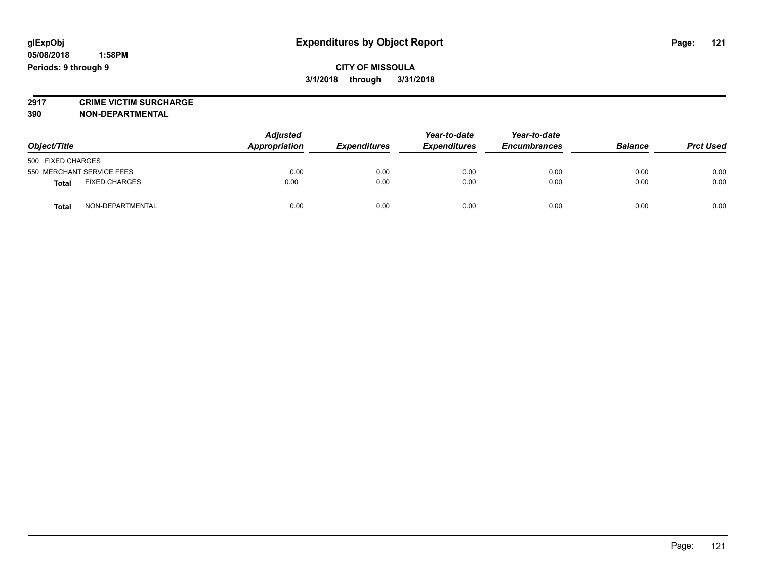# Expenditures by Object Report

glExpObj
05/08/2018 1:58PM
Periods: 9 through 9

**CITY OF MISSOULA**
**3/1/2018 through 3/31/2018**

**2917 CRIME VICTIM SURCHARGE**
**390 NON-DEPARTMENTAL**

| Object/Title | | Adjusted Appropriation | Expenditures | Year-to-date Expenditures | Year-to-date Encumbrances | Balance | Prct Used |
|---|---|---|---|---|---|---|---|
| 500 FIXED CHARGES | | | | | | | |
| 550 MERCHANT SERVICE FEES | | 0.00 | 0.00 | 0.00 | 0.00 | 0.00 | 0.00 |
| **Total** | FIXED CHARGES | 0.00 | 0.00 | 0.00 | 0.00 | 0.00 | 0.00 |
| **Total** | NON-DEPARTMENTAL | 0.00 | 0.00 | 0.00 | 0.00 | 0.00 | 0.00 |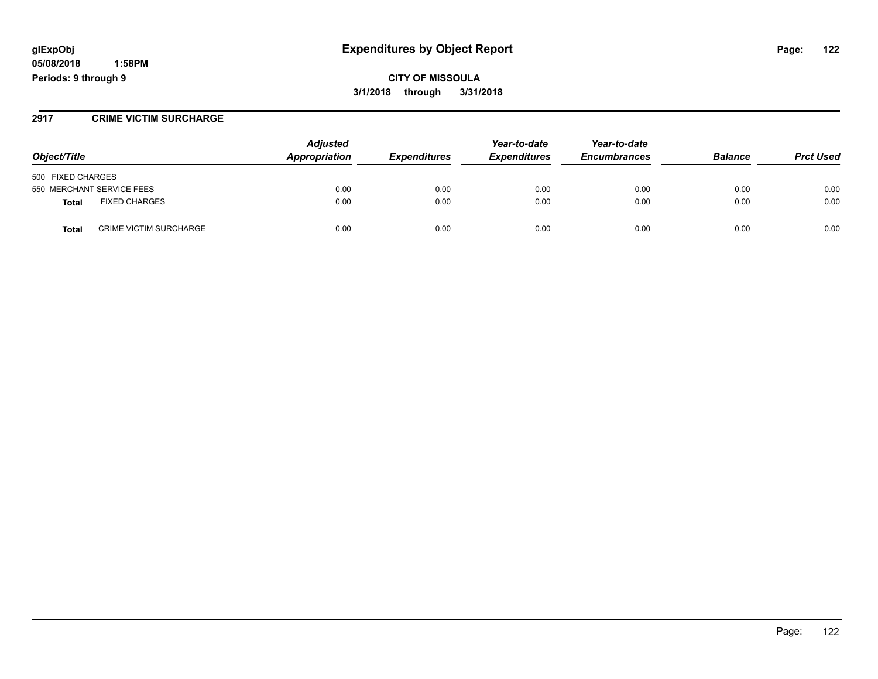**glExpObj**
**05/08/2018 1:58PM**
**Periods: 9 through 9**

# Expenditures by Object Report

**CITY OF MISSOULA**
**3/1/2018 through 3/31/2018**

## 2917 CRIME VICTIM SURCHARGE

| Object/Title | Adjusted Appropriation | Expenditures | Year-to-date Expenditures | Year-to-date Encumbrances | Balance | Prct Used |
|---|---|---|---|---|---|---|
| 500 FIXED CHARGES | | | | | | |
| 550 MERCHANT SERVICE FEES | 0.00 | 0.00 | 0.00 | 0.00 | 0.00 | 0.00 |
| **Total** FIXED CHARGES | 0.00 | 0.00 | 0.00 | 0.00 | 0.00 | 0.00 |
| **Total** CRIME VICTIM SURCHARGE | 0.00 | 0.00 | 0.00 | 0.00 | 0.00 | 0.00 |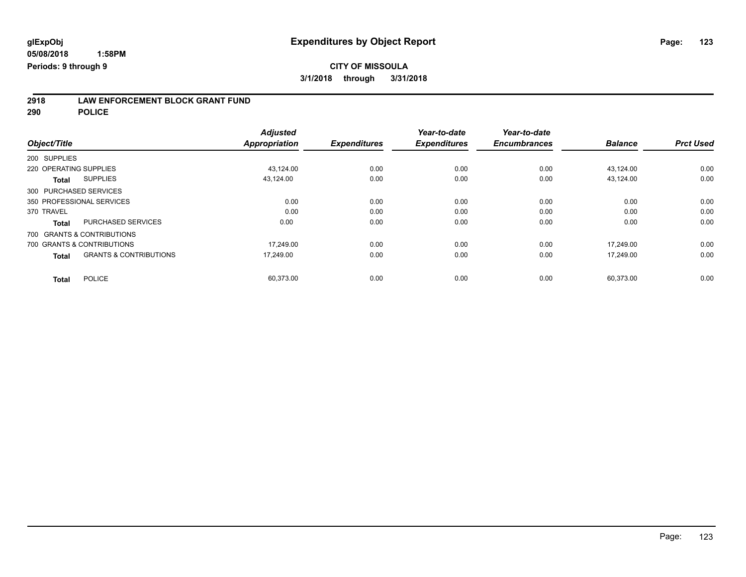**glExpObj** **Expenditures by Object Report**

**05/08/2018 1:58PM**

**Periods: 9 through 9**

**CITY OF MISSOULA**

**3/1/2018 through 3/31/2018**

## 2918 LAW ENFORCEMENT BLOCK GRANT FUND
## 290 POLICE

| Object/Title | | Adjusted Appropriation | Expenditures | Year-to-date Expenditures | Year-to-date Encumbrances | Balance | Prct Used |
|---|---|---|---|---|---|---|---|
| 200 SUPPLIES | | | | | | | |
| 220 OPERATING SUPPLIES | | 43,124.00 | 0.00 | 0.00 | 0.00 | 43,124.00 | 0.00 |
| **Total** | SUPPLIES | 43,124.00 | 0.00 | 0.00 | 0.00 | 43,124.00 | 0.00 |
| 300 PURCHASED SERVICES | | | | | | | |
| 350 PROFESSIONAL SERVICES | | 0.00 | 0.00 | 0.00 | 0.00 | 0.00 | 0.00 |
| 370 TRAVEL | | 0.00 | 0.00 | 0.00 | 0.00 | 0.00 | 0.00 |
| **Total** | PURCHASED SERVICES | 0.00 | 0.00 | 0.00 | 0.00 | 0.00 | 0.00 |
| 700 GRANTS & CONTRIBUTIONS | | | | | | | |
| 700 GRANTS & CONTRIBUTIONS | | 17,249.00 | 0.00 | 0.00 | 0.00 | 17,249.00 | 0.00 |
| **Total** | GRANTS & CONTRIBUTIONS | 17,249.00 | 0.00 | 0.00 | 0.00 | 17,249.00 | 0.00 |
| **Total** | POLICE | 60,373.00 | 0.00 | 0.00 | 0.00 | 60,373.00 | 0.00 |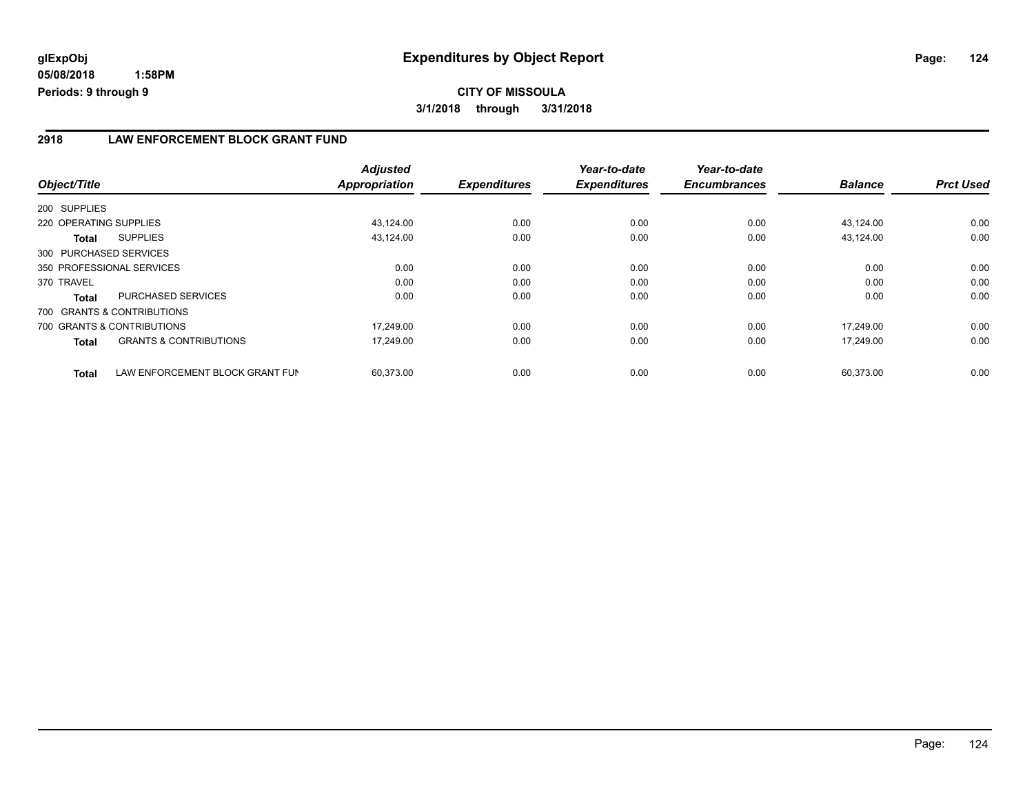# Expenditures by Object Report

glExpObj
05/08/2018 1:58PM
Periods: 9 through 9

**CITY OF MISSOULA**
**3/1/2018 through 3/31/2018**

## 2918 LAW ENFORCEMENT BLOCK GRANT FUND

| Object/Title | | Adjusted Appropriation | Expenditures | Year-to-date Expenditures | Year-to-date Encumbrances | Balance | Prct Used |
|---|---|---|---|---|---|---|---|
| 200 SUPPLIES | | | | | | | |
| 220 OPERATING SUPPLIES | | 43,124.00 | 0.00 | 0.00 | 0.00 | 43,124.00 | 0.00 |
| **Total** | SUPPLIES | 43,124.00 | 0.00 | 0.00 | 0.00 | 43,124.00 | 0.00 |
| 300 PURCHASED SERVICES | | | | | | | |
| 350 PROFESSIONAL SERVICES | | 0.00 | 0.00 | 0.00 | 0.00 | 0.00 | 0.00 |
| 370 TRAVEL | | 0.00 | 0.00 | 0.00 | 0.00 | 0.00 | 0.00 |
| **Total** | PURCHASED SERVICES | 0.00 | 0.00 | 0.00 | 0.00 | 0.00 | 0.00 |
| 700 GRANTS & CONTRIBUTIONS | | | | | | | |
| 700 GRANTS & CONTRIBUTIONS | | 17,249.00 | 0.00 | 0.00 | 0.00 | 17,249.00 | 0.00 |
| **Total** | GRANTS & CONTRIBUTIONS | 17,249.00 | 0.00 | 0.00 | 0.00 | 17,249.00 | 0.00 |
| **Total** | LAW ENFORCEMENT BLOCK GRANT FUN | 60,373.00 | 0.00 | 0.00 | 0.00 | 60,373.00 | 0.00 |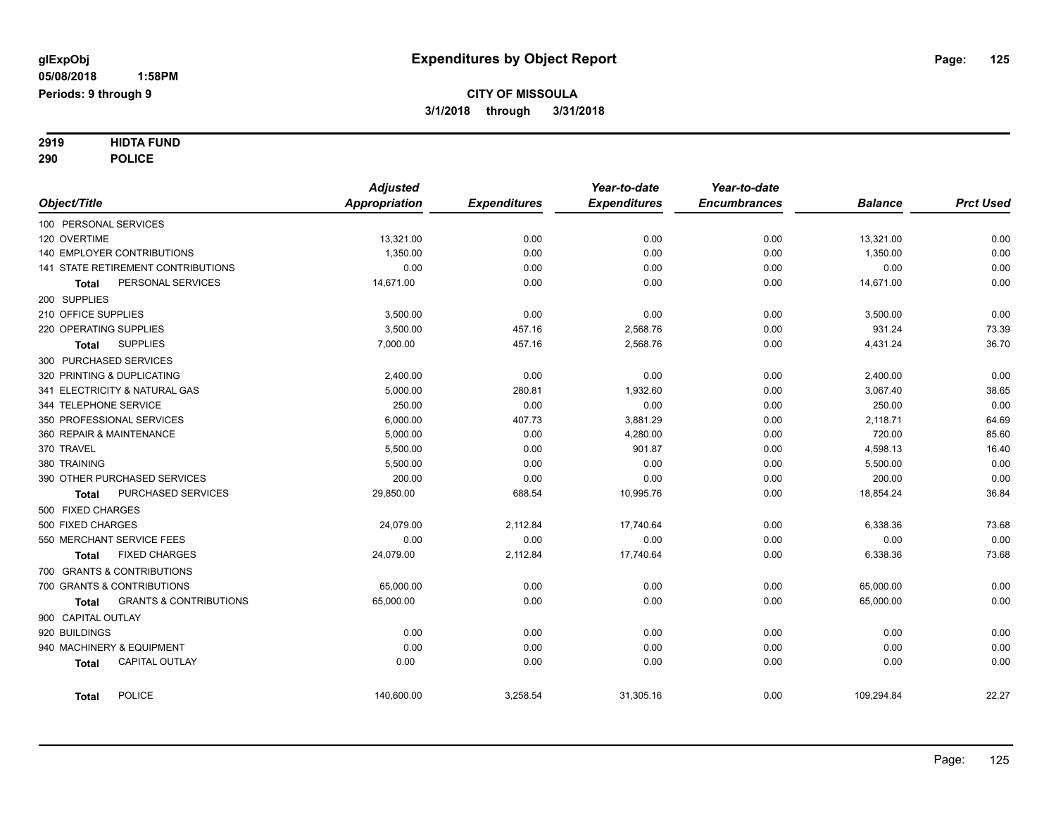**glExpObj** **Expenditures by Object Report**

**05/08/2018 1:58PM**

**Periods: 9 through 9**

**CITY OF MISSOULA**

**3/1/2018 through 3/31/2018**

**2919 HIDTA FUND**

**290 POLICE**

| Object/Title | Adjusted Appropriation | Expenditures | Year-to-date Expenditures | Year-to-date Encumbrances | Balance | Prct Used |
|---|---|---|---|---|---|---|
| 100 PERSONAL SERVICES | | | | | | |
| 120 OVERTIME | 13,321.00 | 0.00 | 0.00 | 0.00 | 13,321.00 | 0.00 |
| 140 EMPLOYER CONTRIBUTIONS | 1,350.00 | 0.00 | 0.00 | 0.00 | 1,350.00 | 0.00 |
| 141 STATE RETIREMENT CONTRIBUTIONS | 0.00 | 0.00 | 0.00 | 0.00 | 0.00 | 0.00 |
| **Total** PERSONAL SERVICES | 14,671.00 | 0.00 | 0.00 | 0.00 | 14,671.00 | 0.00 |
| 200 SUPPLIES | | | | | | |
| 210 OFFICE SUPPLIES | 3,500.00 | 0.00 | 0.00 | 0.00 | 3,500.00 | 0.00 |
| 220 OPERATING SUPPLIES | 3,500.00 | 457.16 | 2,568.76 | 0.00 | 931.24 | 73.39 |
| **Total** SUPPLIES | 7,000.00 | 457.16 | 2,568.76 | 0.00 | 4,431.24 | 36.70 |
| 300 PURCHASED SERVICES | | | | | | |
| 320 PRINTING & DUPLICATING | 2,400.00 | 0.00 | 0.00 | 0.00 | 2,400.00 | 0.00 |
| 341 ELECTRICITY & NATURAL GAS | 5,000.00 | 280.81 | 1,932.60 | 0.00 | 3,067.40 | 38.65 |
| 344 TELEPHONE SERVICE | 250.00 | 0.00 | 0.00 | 0.00 | 250.00 | 0.00 |
| 350 PROFESSIONAL SERVICES | 6,000.00 | 407.73 | 3,881.29 | 0.00 | 2,118.71 | 64.69 |
| 360 REPAIR & MAINTENANCE | 5,000.00 | 0.00 | 4,280.00 | 0.00 | 720.00 | 85.60 |
| 370 TRAVEL | 5,500.00 | 0.00 | 901.87 | 0.00 | 4,598.13 | 16.40 |
| 380 TRAINING | 5,500.00 | 0.00 | 0.00 | 0.00 | 5,500.00 | 0.00 |
| 390 OTHER PURCHASED SERVICES | 200.00 | 0.00 | 0.00 | 0.00 | 200.00 | 0.00 |
| **Total** PURCHASED SERVICES | 29,850.00 | 688.54 | 10,995.76 | 0.00 | 18,854.24 | 36.84 |
| 500 FIXED CHARGES | | | | | | |
| 500 FIXED CHARGES | 24,079.00 | 2,112.84 | 17,740.64 | 0.00 | 6,338.36 | 73.68 |
| 550 MERCHANT SERVICE FEES | 0.00 | 0.00 | 0.00 | 0.00 | 0.00 | 0.00 |
| **Total** FIXED CHARGES | 24,079.00 | 2,112.84 | 17,740.64 | 0.00 | 6,338.36 | 73.68 |
| 700 GRANTS & CONTRIBUTIONS | | | | | | |
| 700 GRANTS & CONTRIBUTIONS | 65,000.00 | 0.00 | 0.00 | 0.00 | 65,000.00 | 0.00 |
| **Total** GRANTS & CONTRIBUTIONS | 65,000.00 | 0.00 | 0.00 | 0.00 | 65,000.00 | 0.00 |
| 900 CAPITAL OUTLAY | | | | | | |
| 920 BUILDINGS | 0.00 | 0.00 | 0.00 | 0.00 | 0.00 | 0.00 |
| 940 MACHINERY & EQUIPMENT | 0.00 | 0.00 | 0.00 | 0.00 | 0.00 | 0.00 |
| **Total** CAPITAL OUTLAY | 0.00 | 0.00 | 0.00 | 0.00 | 0.00 | 0.00 |
| **Total** POLICE | 140,600.00 | 3,258.54 | 31,305.16 | 0.00 | 109,294.84 | 22.27 |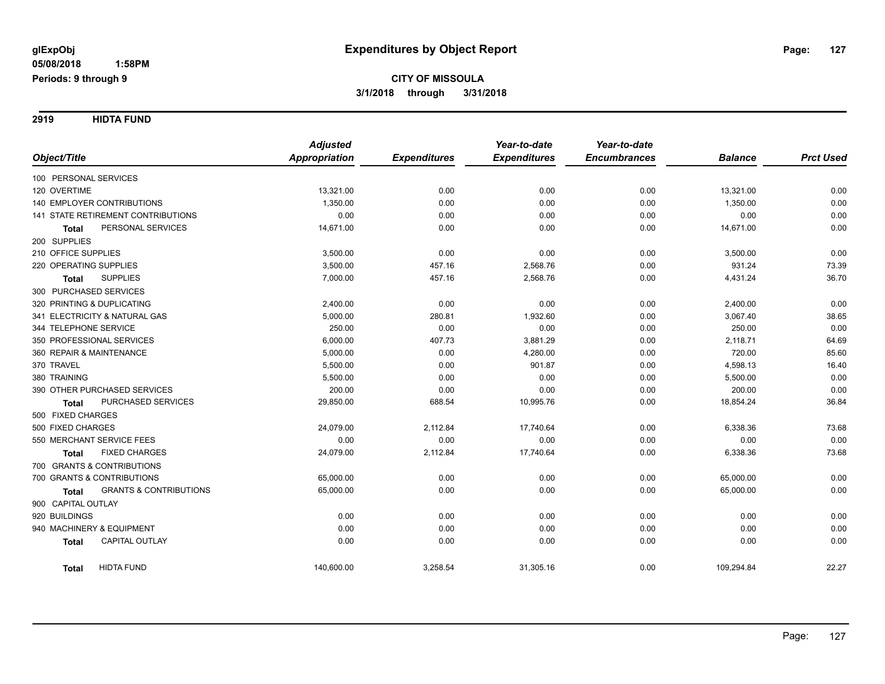**glExpObj**
**05/08/2018 1:58PM**
**Periods: 9 through 9**

# Expenditures by Object Report

**CITY OF MISSOULA**
**3/1/2018 through 3/31/2018**

## 2919 HIDTA FUND

| Object/Title | Adjusted Appropriation | Expenditures | Year-to-date Expenditures | Year-to-date Encumbrances | Balance | Prct Used |
|---|---|---|---|---|---|---|
| 100 PERSONAL SERVICES | | | | | | |
| 120 OVERTIME | 13,321.00 | 0.00 | 0.00 | 0.00 | 13,321.00 | 0.00 |
| 140 EMPLOYER CONTRIBUTIONS | 1,350.00 | 0.00 | 0.00 | 0.00 | 1,350.00 | 0.00 |
| 141 STATE RETIREMENT CONTRIBUTIONS | 0.00 | 0.00 | 0.00 | 0.00 | 0.00 | 0.00 |
| **Total** PERSONAL SERVICES | 14,671.00 | 0.00 | 0.00 | 0.00 | 14,671.00 | 0.00 |
| 200 SUPPLIES | | | | | | |
| 210 OFFICE SUPPLIES | 3,500.00 | 0.00 | 0.00 | 0.00 | 3,500.00 | 0.00 |
| 220 OPERATING SUPPLIES | 3,500.00 | 457.16 | 2,568.76 | 0.00 | 931.24 | 73.39 |
| **Total** SUPPLIES | 7,000.00 | 457.16 | 2,568.76 | 0.00 | 4,431.24 | 36.70 |
| 300 PURCHASED SERVICES | | | | | | |
| 320 PRINTING & DUPLICATING | 2,400.00 | 0.00 | 0.00 | 0.00 | 2,400.00 | 0.00 |
| 341 ELECTRICITY & NATURAL GAS | 5,000.00 | 280.81 | 1,932.60 | 0.00 | 3,067.40 | 38.65 |
| 344 TELEPHONE SERVICE | 250.00 | 0.00 | 0.00 | 0.00 | 250.00 | 0.00 |
| 350 PROFESSIONAL SERVICES | 6,000.00 | 407.73 | 3,881.29 | 0.00 | 2,118.71 | 64.69 |
| 360 REPAIR & MAINTENANCE | 5,000.00 | 0.00 | 4,280.00 | 0.00 | 720.00 | 85.60 |
| 370 TRAVEL | 5,500.00 | 0.00 | 901.87 | 0.00 | 4,598.13 | 16.40 |
| 380 TRAINING | 5,500.00 | 0.00 | 0.00 | 0.00 | 5,500.00 | 0.00 |
| 390 OTHER PURCHASED SERVICES | 200.00 | 0.00 | 0.00 | 0.00 | 200.00 | 0.00 |
| **Total** PURCHASED SERVICES | 29,850.00 | 688.54 | 10,995.76 | 0.00 | 18,854.24 | 36.84 |
| 500 FIXED CHARGES | | | | | | |
| 500 FIXED CHARGES | 24,079.00 | 2,112.84 | 17,740.64 | 0.00 | 6,338.36 | 73.68 |
| 550 MERCHANT SERVICE FEES | 0.00 | 0.00 | 0.00 | 0.00 | 0.00 | 0.00 |
| **Total** FIXED CHARGES | 24,079.00 | 2,112.84 | 17,740.64 | 0.00 | 6,338.36 | 73.68 |
| 700 GRANTS & CONTRIBUTIONS | | | | | | |
| 700 GRANTS & CONTRIBUTIONS | 65,000.00 | 0.00 | 0.00 | 0.00 | 65,000.00 | 0.00 |
| **Total** GRANTS & CONTRIBUTIONS | 65,000.00 | 0.00 | 0.00 | 0.00 | 65,000.00 | 0.00 |
| 900 CAPITAL OUTLAY | | | | | | |
| 920 BUILDINGS | 0.00 | 0.00 | 0.00 | 0.00 | 0.00 | 0.00 |
| 940 MACHINERY & EQUIPMENT | 0.00 | 0.00 | 0.00 | 0.00 | 0.00 | 0.00 |
| **Total** CAPITAL OUTLAY | 0.00 | 0.00 | 0.00 | 0.00 | 0.00 | 0.00 |
| **Total** HIDTA FUND | 140,600.00 | 3,258.54 | 31,305.16 | 0.00 | 109,294.84 | 22.27 |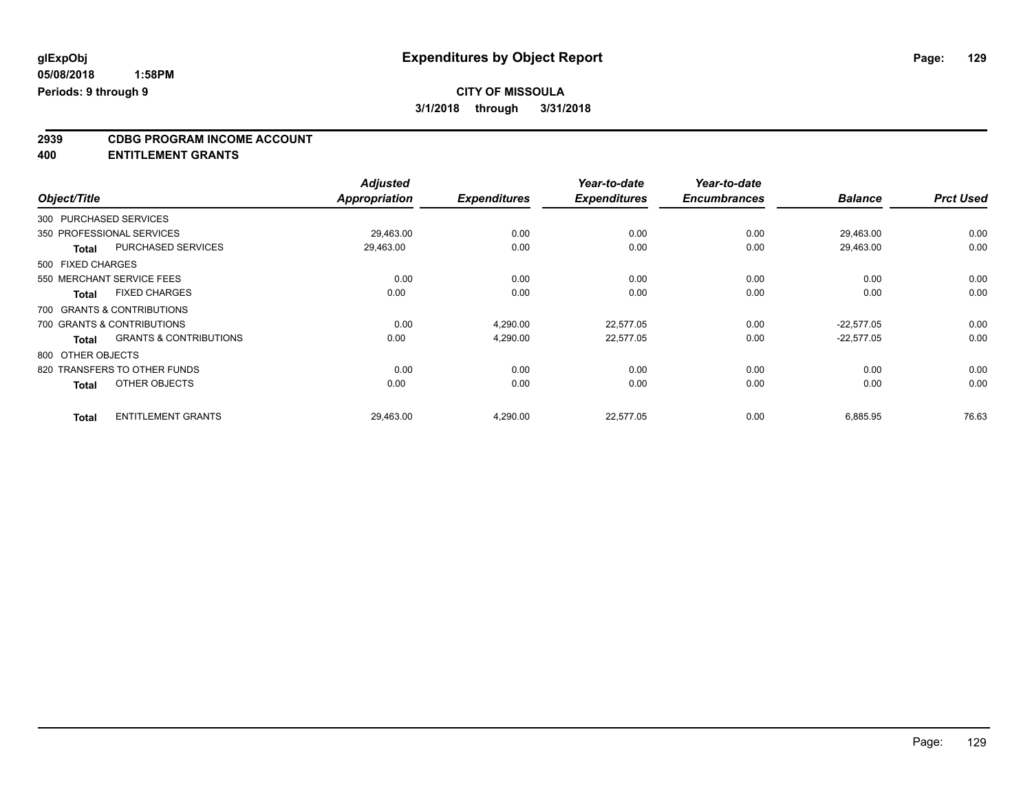**glExpObj** **Expenditures by Object Report**

**05/08/2018 1:58PM**

**Periods: 9 through 9**

**CITY OF MISSOULA**

**3/1/2018 through 3/31/2018**

## 2939 CDBG PROGRAM INCOME ACCOUNT
## 400 ENTITLEMENT GRANTS

| Object/Title | Adjusted Appropriation | Expenditures | Year-to-date Expenditures | Year-to-date Encumbrances | Balance | Prct Used |
|---|---|---|---|---|---|---|
| 300 PURCHASED SERVICES | | | | | | |
| 350 PROFESSIONAL SERVICES | 29,463.00 | 0.00 | 0.00 | 0.00 | 29,463.00 | 0.00 |
| **Total** PURCHASED SERVICES | 29,463.00 | 0.00 | 0.00 | 0.00 | 29,463.00 | 0.00 |
| 500 FIXED CHARGES | | | | | | |
| 550 MERCHANT SERVICE FEES | 0.00 | 0.00 | 0.00 | 0.00 | 0.00 | 0.00 |
| **Total** FIXED CHARGES | 0.00 | 0.00 | 0.00 | 0.00 | 0.00 | 0.00 |
| 700 GRANTS & CONTRIBUTIONS | | | | | | |
| 700 GRANTS & CONTRIBUTIONS | 0.00 | 4,290.00 | 22,577.05 | 0.00 | -22,577.05 | 0.00 |
| **Total** GRANTS & CONTRIBUTIONS | 0.00 | 4,290.00 | 22,577.05 | 0.00 | -22,577.05 | 0.00 |
| 800 OTHER OBJECTS | | | | | | |
| 820 TRANSFERS TO OTHER FUNDS | 0.00 | 0.00 | 0.00 | 0.00 | 0.00 | 0.00 |
| **Total** OTHER OBJECTS | 0.00 | 0.00 | 0.00 | 0.00 | 0.00 | 0.00 |
| **Total** ENTITLEMENT GRANTS | 29,463.00 | 4,290.00 | 22,577.05 | 0.00 | 6,885.95 | 76.63 |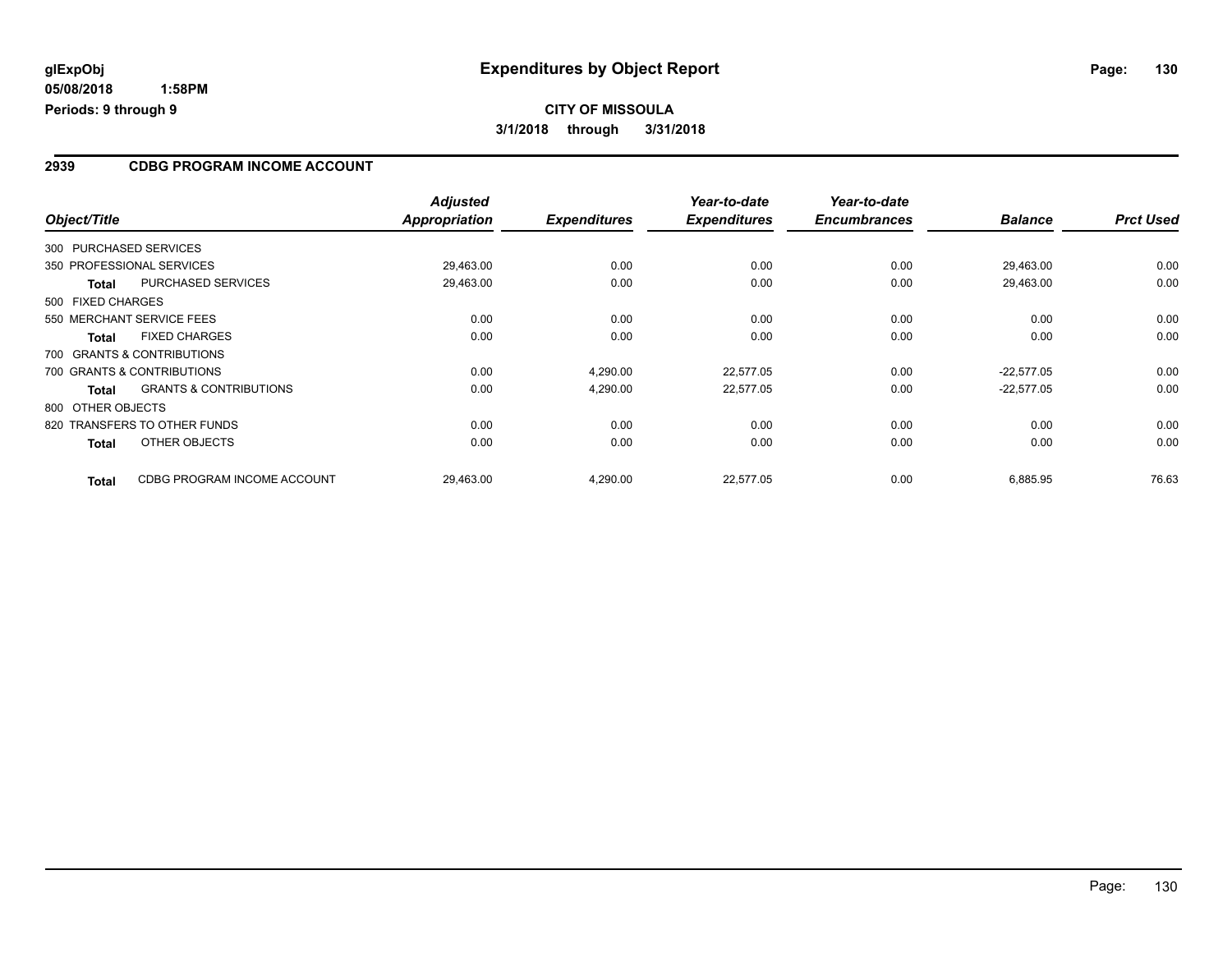# Expenditures by Object Report

glExpObj
05/08/2018 1:58PM
Periods: 9 through 9

**CITY OF MISSOULA**
**3/1/2018 through 3/31/2018**

## 2939 CDBG PROGRAM INCOME ACCOUNT

| Object/Title | | Adjusted Appropriation | Expenditures | Year-to-date Expenditures | Year-to-date Encumbrances | Balance | Prct Used |
|---|---|---|---|---|---|---|---|
| 300 PURCHASED SERVICES | | | | | | | |
| 350 PROFESSIONAL SERVICES | | 29,463.00 | 0.00 | 0.00 | 0.00 | 29,463.00 | 0.00 |
| **Total** | PURCHASED SERVICES | 29,463.00 | 0.00 | 0.00 | 0.00 | 29,463.00 | 0.00 |
| 500 FIXED CHARGES | | | | | | | |
| 550 MERCHANT SERVICE FEES | | 0.00 | 0.00 | 0.00 | 0.00 | 0.00 | 0.00 |
| **Total** | FIXED CHARGES | 0.00 | 0.00 | 0.00 | 0.00 | 0.00 | 0.00 |
| 700 GRANTS & CONTRIBUTIONS | | | | | | | |
| 700 GRANTS & CONTRIBUTIONS | | 0.00 | 4,290.00 | 22,577.05 | 0.00 | -22,577.05 | 0.00 |
| **Total** | GRANTS & CONTRIBUTIONS | 0.00 | 4,290.00 | 22,577.05 | 0.00 | -22,577.05 | 0.00 |
| 800 OTHER OBJECTS | | | | | | | |
| 820 TRANSFERS TO OTHER FUNDS | | 0.00 | 0.00 | 0.00 | 0.00 | 0.00 | 0.00 |
| **Total** | OTHER OBJECTS | 0.00 | 0.00 | 0.00 | 0.00 | 0.00 | 0.00 |
| **Total** | CDBG PROGRAM INCOME ACCOUNT | 29,463.00 | 4,290.00 | 22,577.05 | 0.00 | 6,885.95 | 76.63 |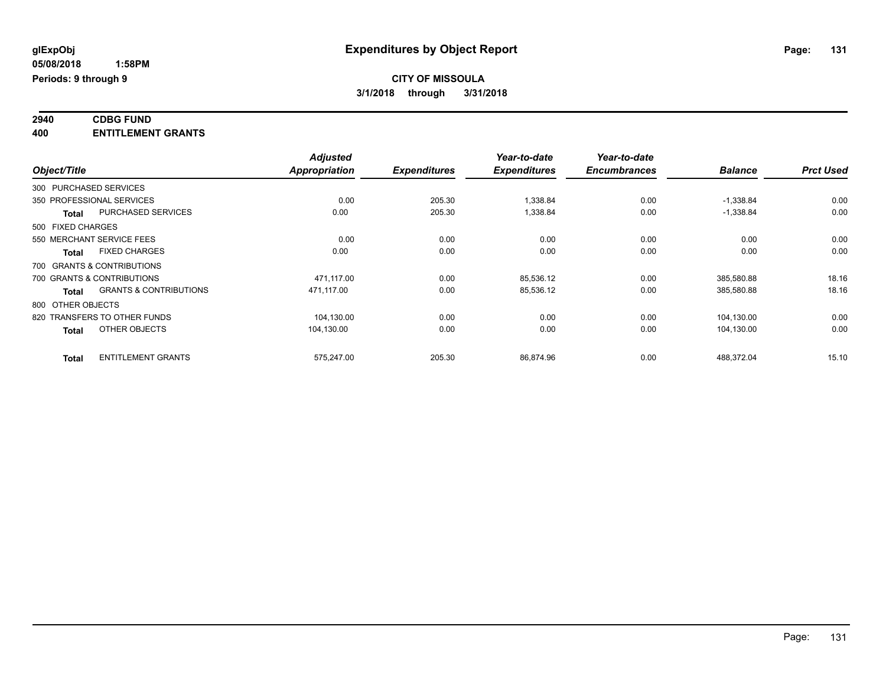**glExpObj** **Expenditures by Object Report**

**05/08/2018 1:58PM**

**Periods: 9 through 9**

**CITY OF MISSOULA**

**3/1/2018 through 3/31/2018**

## 2940 CDBG FUND

## 400 ENTITLEMENT GRANTS

| Object/Title | | Adjusted Appropriation | Expenditures | Year-to-date Expenditures | Year-to-date Encumbrances | Balance | Prct Used |
|---|---|---|---|---|---|---|---|
| 300 PURCHASED SERVICES | | | | | | | |
| 350 PROFESSIONAL SERVICES | | 0.00 | 205.30 | 1,338.84 | 0.00 | -1,338.84 | 0.00 |
| **Total** | PURCHASED SERVICES | 0.00 | 205.30 | 1,338.84 | 0.00 | -1,338.84 | 0.00 |
| 500 FIXED CHARGES | | | | | | | |
| 550 MERCHANT SERVICE FEES | | 0.00 | 0.00 | 0.00 | 0.00 | 0.00 | 0.00 |
| **Total** | FIXED CHARGES | 0.00 | 0.00 | 0.00 | 0.00 | 0.00 | 0.00 |
| 700 GRANTS & CONTRIBUTIONS | | | | | | | |
| 700 GRANTS & CONTRIBUTIONS | | 471,117.00 | 0.00 | 85,536.12 | 0.00 | 385,580.88 | 18.16 |
| **Total** | GRANTS & CONTRIBUTIONS | 471,117.00 | 0.00 | 85,536.12 | 0.00 | 385,580.88 | 18.16 |
| 800 OTHER OBJECTS | | | | | | | |
| 820 TRANSFERS TO OTHER FUNDS | | 104,130.00 | 0.00 | 0.00 | 0.00 | 104,130.00 | 0.00 |
| **Total** | OTHER OBJECTS | 104,130.00 | 0.00 | 0.00 | 0.00 | 104,130.00 | 0.00 |
| **Total** | ENTITLEMENT GRANTS | 575,247.00 | 205.30 | 86,874.96 | 0.00 | 488,372.04 | 15.10 |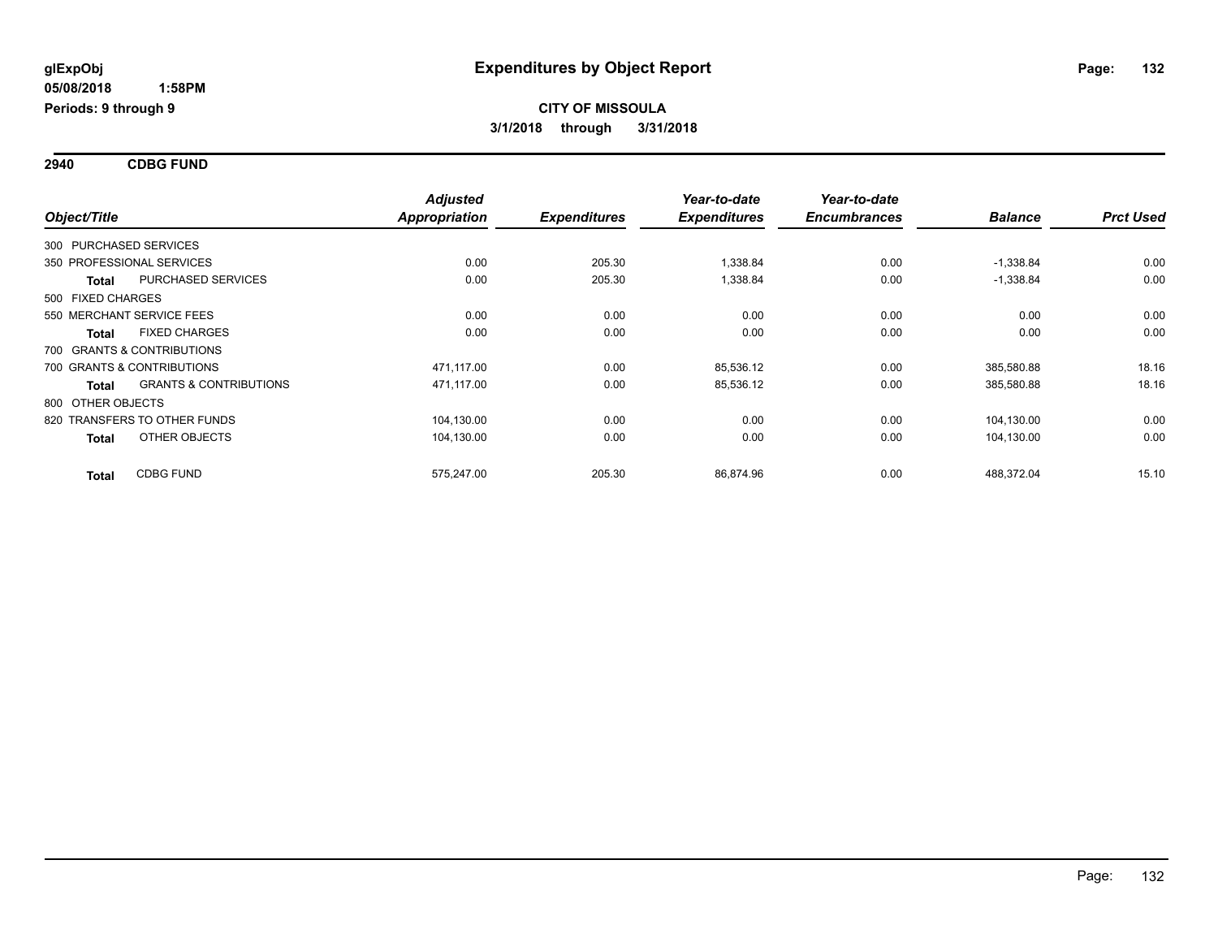**glExpObj** 
**05/08/2018 1:58PM** 
**Periods: 9 through 9**

# Expenditures by Object Report

**CITY OF MISSOULA** 
**3/1/2018 through 3/31/2018**

## 2940 CDBG FUND

| Object/Title | | Adjusted Appropriation | Expenditures | Year-to-date Expenditures | Year-to-date Encumbrances | Balance | Prct Used |
|---|---|---|---|---|---|---|---|
| 300 PURCHASED SERVICES | | | | | | | |
| 350 PROFESSIONAL SERVICES | | 0.00 | 205.30 | 1,338.84 | 0.00 | -1,338.84 | 0.00 |
| **Total** | PURCHASED SERVICES | 0.00 | 205.30 | 1,338.84 | 0.00 | -1,338.84 | 0.00 |
| 500 FIXED CHARGES | | | | | | | |
| 550 MERCHANT SERVICE FEES | | 0.00 | 0.00 | 0.00 | 0.00 | 0.00 | 0.00 |
| **Total** | FIXED CHARGES | 0.00 | 0.00 | 0.00 | 0.00 | 0.00 | 0.00 |
| 700 GRANTS & CONTRIBUTIONS | | | | | | | |
| 700 GRANTS & CONTRIBUTIONS | | 471,117.00 | 0.00 | 85,536.12 | 0.00 | 385,580.88 | 18.16 |
| **Total** | GRANTS & CONTRIBUTIONS | 471,117.00 | 0.00 | 85,536.12 | 0.00 | 385,580.88 | 18.16 |
| 800 OTHER OBJECTS | | | | | | | |
| 820 TRANSFERS TO OTHER FUNDS | | 104,130.00 | 0.00 | 0.00 | 0.00 | 104,130.00 | 0.00 |
| **Total** | OTHER OBJECTS | 104,130.00 | 0.00 | 0.00 | 0.00 | 104,130.00 | 0.00 |
| **Total** | CDBG FUND | 575,247.00 | 205.30 | 86,874.96 | 0.00 | 488,372.04 | 15.10 |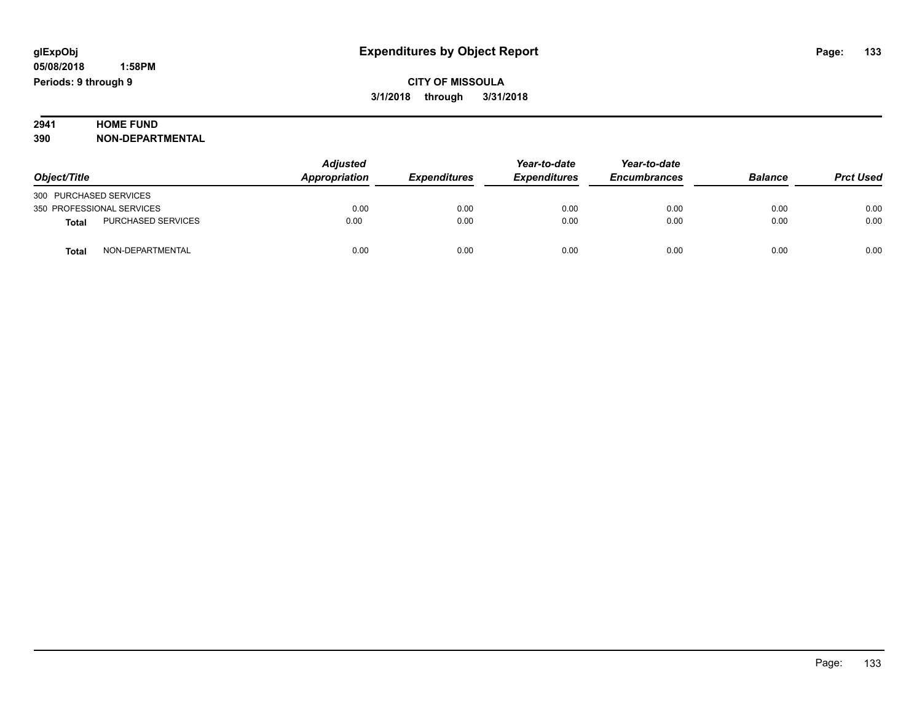glExpObj
05/08/2018 1:58PM
Periods: 9 through 9

# Expenditures by Object Report

**CITY OF MISSOULA**
**3/1/2018 through 3/31/2018**

**2941 HOME FUND**
**390 NON-DEPARTMENTAL**

| Object/Title | | Adjusted Appropriation | Expenditures | Year-to-date Expenditures | Year-to-date Encumbrances | Balance | Prct Used |
|---|---|---|---|---|---|---|---|
| 300 PURCHASED SERVICES | | | | | | | |
| 350 PROFESSIONAL SERVICES | | 0.00 | 0.00 | 0.00 | 0.00 | 0.00 | 0.00 |
| **Total** | PURCHASED SERVICES | 0.00 | 0.00 | 0.00 | 0.00 | 0.00 | 0.00 |
| **Total** | NON-DEPARTMENTAL | 0.00 | 0.00 | 0.00 | 0.00 | 0.00 | 0.00 |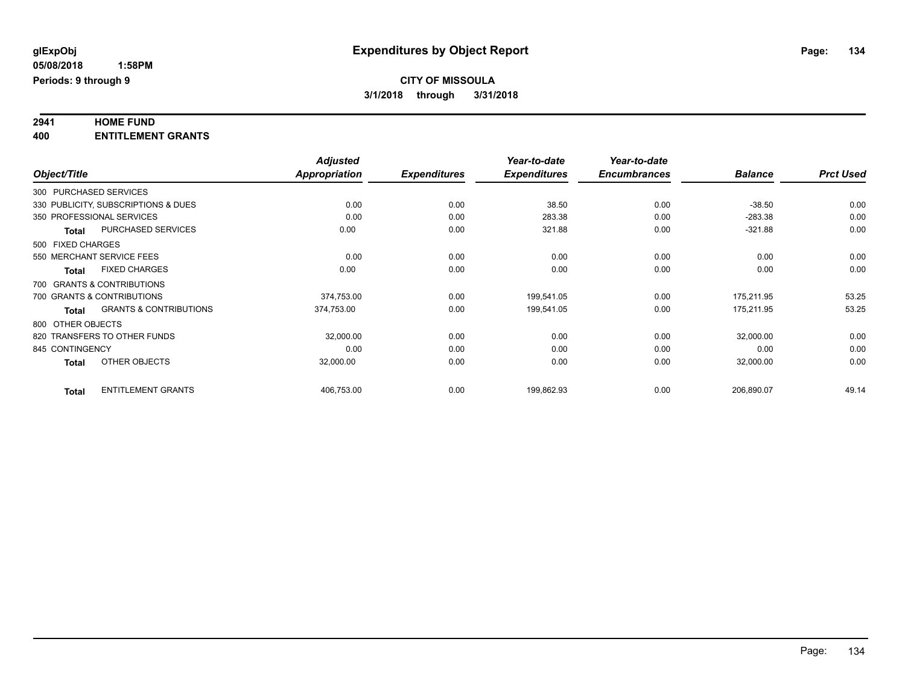**glExpObj** **Expenditures by Object Report**

**05/08/2018 1:58PM**

**Periods: 9 through 9**

**CITY OF MISSOULA**

**3/1/2018 through 3/31/2018**

## 2941 HOME FUND
## 400 ENTITLEMENT GRANTS

| Object/Title | | Adjusted Appropriation | Expenditures | Year-to-date Expenditures | Year-to-date Encumbrances | Balance | Prct Used |
|---|---|---|---|---|---|---|---|
| 300 PURCHASED SERVICES | | | | | | | |
| 330 PUBLICITY, SUBSCRIPTIONS & DUES | | 0.00 | 0.00 | 38.50 | 0.00 | -38.50 | 0.00 |
| 350 PROFESSIONAL SERVICES | | 0.00 | 0.00 | 283.38 | 0.00 | -283.38 | 0.00 |
| Total | PURCHASED SERVICES | 0.00 | 0.00 | 321.88 | 0.00 | -321.88 | 0.00 |
| 500 FIXED CHARGES | | | | | | | |
| 550 MERCHANT SERVICE FEES | | 0.00 | 0.00 | 0.00 | 0.00 | 0.00 | 0.00 |
| Total | FIXED CHARGES | 0.00 | 0.00 | 0.00 | 0.00 | 0.00 | 0.00 |
| 700 GRANTS & CONTRIBUTIONS | | | | | | | |
| 700 GRANTS & CONTRIBUTIONS | | 374,753.00 | 0.00 | 199,541.05 | 0.00 | 175,211.95 | 53.25 |
| Total | GRANTS & CONTRIBUTIONS | 374,753.00 | 0.00 | 199,541.05 | 0.00 | 175,211.95 | 53.25 |
| 800 OTHER OBJECTS | | | | | | | |
| 820 TRANSFERS TO OTHER FUNDS | | 32,000.00 | 0.00 | 0.00 | 0.00 | 32,000.00 | 0.00 |
| 845 CONTINGENCY | | 0.00 | 0.00 | 0.00 | 0.00 | 0.00 | 0.00 |
| Total | OTHER OBJECTS | 32,000.00 | 0.00 | 0.00 | 0.00 | 32,000.00 | 0.00 |
| Total | ENTITLEMENT GRANTS | 406,753.00 | 0.00 | 199,862.93 | 0.00 | 206,890.07 | 49.14 |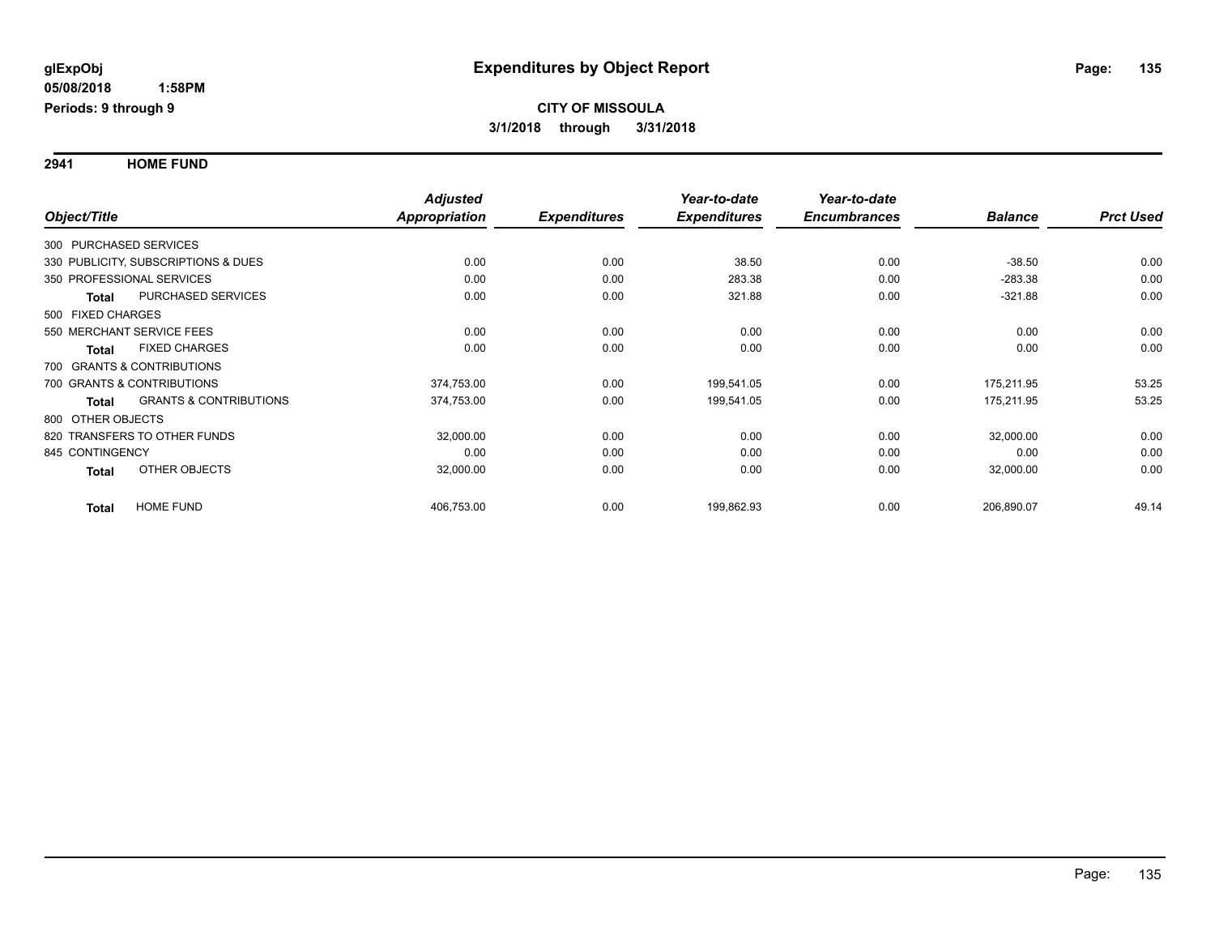# Expenditures by Object Report

glExpObj
05/08/2018 1:58PM
Periods: 9 through 9

**CITY OF MISSOULA**
**3/1/2018 through 3/31/2018**

## 2941 HOME FUND

| Object/Title | | Adjusted Appropriation | Expenditures | Year-to-date Expenditures | Year-to-date Encumbrances | Balance | Prct Used |
|---|---|---|---|---|---|---|---|
| 300 PURCHASED SERVICES | | | | | | | |
| 330 PUBLICITY, SUBSCRIPTIONS & DUES | | 0.00 | 0.00 | 38.50 | 0.00 | -38.50 | 0.00 |
| 350 PROFESSIONAL SERVICES | | 0.00 | 0.00 | 283.38 | 0.00 | -283.38 | 0.00 |
| **Total** | PURCHASED SERVICES | 0.00 | 0.00 | 321.88 | 0.00 | -321.88 | 0.00 |
| 500 FIXED CHARGES | | | | | | | |
| 550 MERCHANT SERVICE FEES | | 0.00 | 0.00 | 0.00 | 0.00 | 0.00 | 0.00 |
| **Total** | FIXED CHARGES | 0.00 | 0.00 | 0.00 | 0.00 | 0.00 | 0.00 |
| 700 GRANTS & CONTRIBUTIONS | | | | | | | |
| 700 GRANTS & CONTRIBUTIONS | | 374,753.00 | 0.00 | 199,541.05 | 0.00 | 175,211.95 | 53.25 |
| **Total** | GRANTS & CONTRIBUTIONS | 374,753.00 | 0.00 | 199,541.05 | 0.00 | 175,211.95 | 53.25 |
| 800 OTHER OBJECTS | | | | | | | |
| 820 TRANSFERS TO OTHER FUNDS | | 32,000.00 | 0.00 | 0.00 | 0.00 | 32,000.00 | 0.00 |
| 845 CONTINGENCY | | 0.00 | 0.00 | 0.00 | 0.00 | 0.00 | 0.00 |
| **Total** | OTHER OBJECTS | 32,000.00 | 0.00 | 0.00 | 0.00 | 32,000.00 | 0.00 |
| **Total** | HOME FUND | 406,753.00 | 0.00 | 199,862.93 | 0.00 | 206,890.07 | 49.14 |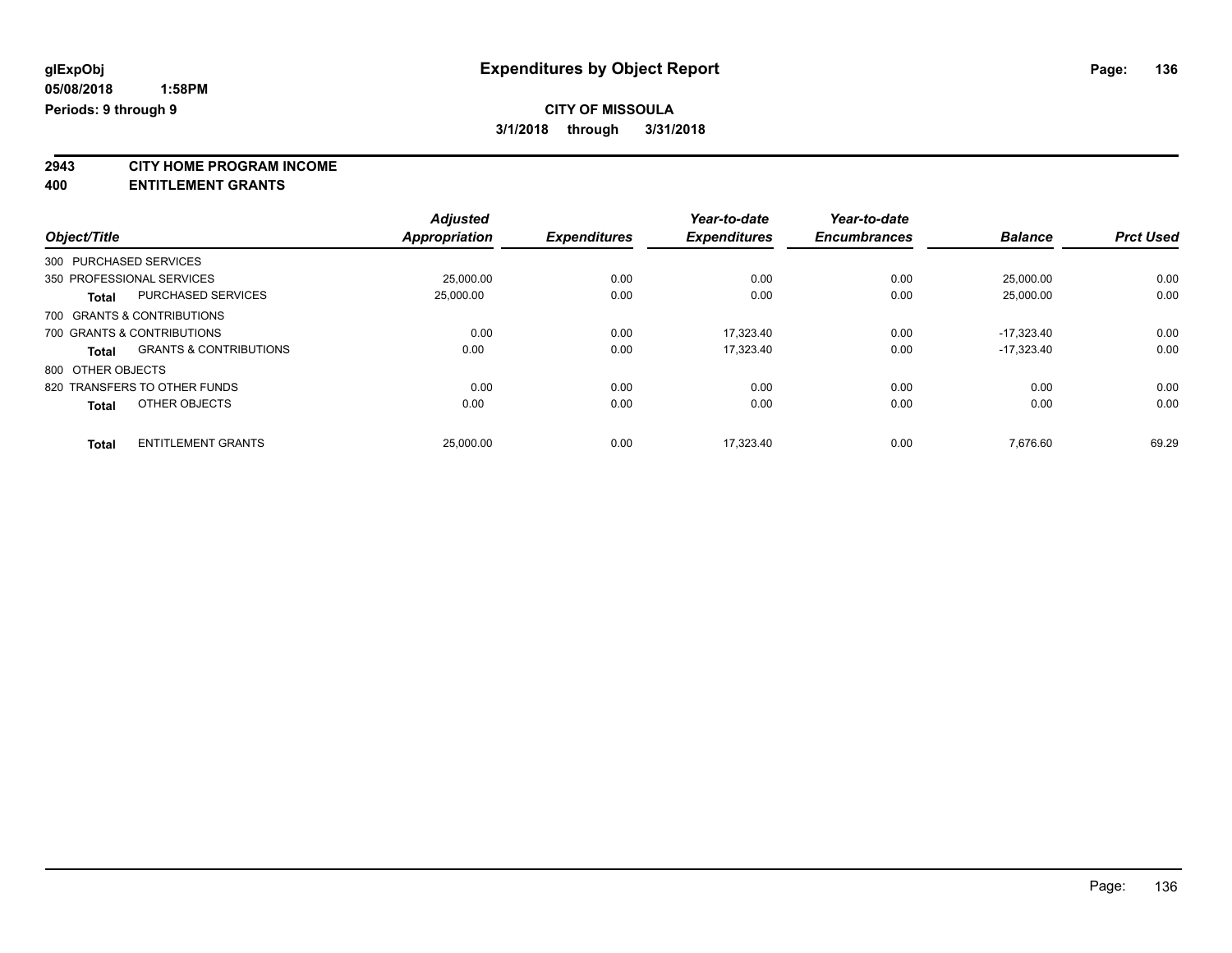glExpObj
05/08/2018 1:58PM
Periods: 9 through 9

# Expenditures by Object Report

**CITY OF MISSOULA**
**3/1/2018 through 3/31/2018**

**2943 CITY HOME PROGRAM INCOME**
**400 ENTITLEMENT GRANTS**

| Object/Title | | Adjusted Appropriation | Expenditures | Year-to-date Expenditures | Year-to-date Encumbrances | Balance | Prct Used |
|---|---|---|---|---|---|---|---|
| 300 PURCHASED SERVICES | | | | | | | |
| 350 PROFESSIONAL SERVICES | | 25,000.00 | 0.00 | 0.00 | 0.00 | 25,000.00 | 0.00 |
| **Total** | PURCHASED SERVICES | 25,000.00 | 0.00 | 0.00 | 0.00 | 25,000.00 | 0.00 |
| 700 GRANTS & CONTRIBUTIONS | | | | | | | |
| 700 GRANTS & CONTRIBUTIONS | | 0.00 | 0.00 | 17,323.40 | 0.00 | -17,323.40 | 0.00 |
| **Total** | GRANTS & CONTRIBUTIONS | 0.00 | 0.00 | 17,323.40 | 0.00 | -17,323.40 | 0.00 |
| 800 OTHER OBJECTS | | | | | | | |
| 820 TRANSFERS TO OTHER FUNDS | | 0.00 | 0.00 | 0.00 | 0.00 | 0.00 | 0.00 |
| **Total** | OTHER OBJECTS | 0.00 | 0.00 | 0.00 | 0.00 | 0.00 | 0.00 |
| **Total** | ENTITLEMENT GRANTS | 25,000.00 | 0.00 | 17,323.40 | 0.00 | 7,676.60 | 69.29 |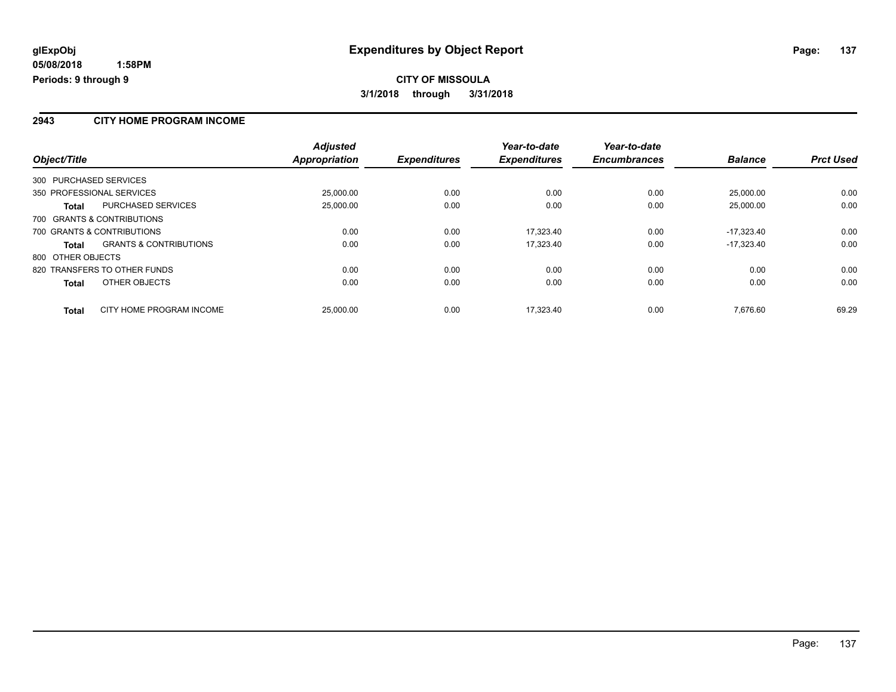glExpObj
05/08/2018 1:58PM
Periods: 9 through 9

# Expenditures by Object Report

**CITY OF MISSOULA**
**3/1/2018 through 3/31/2018**

## 2943 CITY HOME PROGRAM INCOME

| Object/Title | | Adjusted Appropriation | Expenditures | Year-to-date Expenditures | Year-to-date Encumbrances | Balance | Prct Used |
|---|---|---|---|---|---|---|---|
| 300 PURCHASED SERVICES | | | | | | | |
| 350 PROFESSIONAL SERVICES | | 25,000.00 | 0.00 | 0.00 | 0.00 | 25,000.00 | 0.00 |
| **Total** | PURCHASED SERVICES | 25,000.00 | 0.00 | 0.00 | 0.00 | 25,000.00 | 0.00 |
| 700 GRANTS & CONTRIBUTIONS | | | | | | | |
| 700 GRANTS & CONTRIBUTIONS | | 0.00 | 0.00 | 17,323.40 | 0.00 | -17,323.40 | 0.00 |
| **Total** | GRANTS & CONTRIBUTIONS | 0.00 | 0.00 | 17,323.40 | 0.00 | -17,323.40 | 0.00 |
| 800 OTHER OBJECTS | | | | | | | |
| 820 TRANSFERS TO OTHER FUNDS | | 0.00 | 0.00 | 0.00 | 0.00 | 0.00 | 0.00 |
| **Total** | OTHER OBJECTS | 0.00 | 0.00 | 0.00 | 0.00 | 0.00 | 0.00 |
| **Total** | CITY HOME PROGRAM INCOME | 25,000.00 | 0.00 | 17,323.40 | 0.00 | 7,676.60 | 69.29 |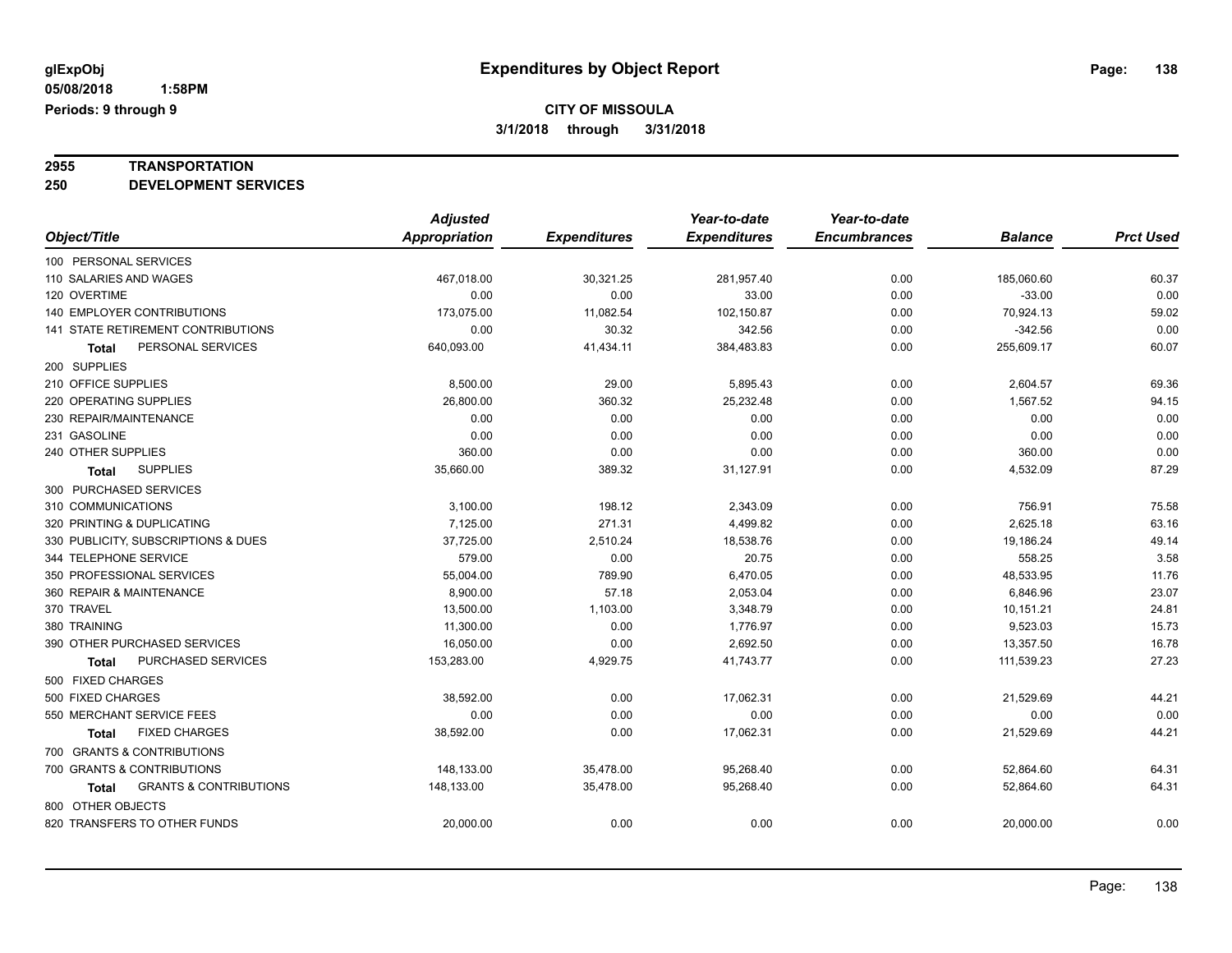glExpObj
05/08/2018 1:58PM
Periods: 9 through 9

# Expenditures by Object Report

**CITY OF MISSOULA**
**3/1/2018 through 3/31/2018**

**2955 TRANSPORTATION**
**250 DEVELOPMENT SERVICES**

| Object/Title | Adjusted Appropriation | Expenditures | Year-to-date Expenditures | Year-to-date Encumbrances | Balance | Prct Used |
|---|---|---|---|---|---|---|
| 100 PERSONAL SERVICES | | | | | | |
| 110 SALARIES AND WAGES | 467,018.00 | 30,321.25 | 281,957.40 | 0.00 | 185,060.60 | 60.37 |
| 120 OVERTIME | 0.00 | 0.00 | 33.00 | 0.00 | -33.00 | 0.00 |
| 140 EMPLOYER CONTRIBUTIONS | 173,075.00 | 11,082.54 | 102,150.87 | 0.00 | 70,924.13 | 59.02 |
| 141 STATE RETIREMENT CONTRIBUTIONS | 0.00 | 30.32 | 342.56 | 0.00 | -342.56 | 0.00 |
| **Total** PERSONAL SERVICES | 640,093.00 | 41,434.11 | 384,483.83 | 0.00 | 255,609.17 | 60.07 |
| 200 SUPPLIES | | | | | | |
| 210 OFFICE SUPPLIES | 8,500.00 | 29.00 | 5,895.43 | 0.00 | 2,604.57 | 69.36 |
| 220 OPERATING SUPPLIES | 26,800.00 | 360.32 | 25,232.48 | 0.00 | 1,567.52 | 94.15 |
| 230 REPAIR/MAINTENANCE | 0.00 | 0.00 | 0.00 | 0.00 | 0.00 | 0.00 |
| 231 GASOLINE | 0.00 | 0.00 | 0.00 | 0.00 | 0.00 | 0.00 |
| 240 OTHER SUPPLIES | 360.00 | 0.00 | 0.00 | 0.00 | 360.00 | 0.00 |
| **Total** SUPPLIES | 35,660.00 | 389.32 | 31,127.91 | 0.00 | 4,532.09 | 87.29 |
| 300 PURCHASED SERVICES | | | | | | |
| 310 COMMUNICATIONS | 3,100.00 | 198.12 | 2,343.09 | 0.00 | 756.91 | 75.58 |
| 320 PRINTING & DUPLICATING | 7,125.00 | 271.31 | 4,499.82 | 0.00 | 2,625.18 | 63.16 |
| 330 PUBLICITY, SUBSCRIPTIONS & DUES | 37,725.00 | 2,510.24 | 18,538.76 | 0.00 | 19,186.24 | 49.14 |
| 344 TELEPHONE SERVICE | 579.00 | 0.00 | 20.75 | 0.00 | 558.25 | 3.58 |
| 350 PROFESSIONAL SERVICES | 55,004.00 | 789.90 | 6,470.05 | 0.00 | 48,533.95 | 11.76 |
| 360 REPAIR & MAINTENANCE | 8,900.00 | 57.18 | 2,053.04 | 0.00 | 6,846.96 | 23.07 |
| 370 TRAVEL | 13,500.00 | 1,103.00 | 3,348.79 | 0.00 | 10,151.21 | 24.81 |
| 380 TRAINING | 11,300.00 | 0.00 | 1,776.97 | 0.00 | 9,523.03 | 15.73 |
| 390 OTHER PURCHASED SERVICES | 16,050.00 | 0.00 | 2,692.50 | 0.00 | 13,357.50 | 16.78 |
| **Total** PURCHASED SERVICES | 153,283.00 | 4,929.75 | 41,743.77 | 0.00 | 111,539.23 | 27.23 |
| 500 FIXED CHARGES | | | | | | |
| 500 FIXED CHARGES | 38,592.00 | 0.00 | 17,062.31 | 0.00 | 21,529.69 | 44.21 |
| 550 MERCHANT SERVICE FEES | 0.00 | 0.00 | 0.00 | 0.00 | 0.00 | 0.00 |
| **Total** FIXED CHARGES | 38,592.00 | 0.00 | 17,062.31 | 0.00 | 21,529.69 | 44.21 |
| 700 GRANTS & CONTRIBUTIONS | | | | | | |
| 700 GRANTS & CONTRIBUTIONS | 148,133.00 | 35,478.00 | 95,268.40 | 0.00 | 52,864.60 | 64.31 |
| **Total** GRANTS & CONTRIBUTIONS | 148,133.00 | 35,478.00 | 95,268.40 | 0.00 | 52,864.60 | 64.31 |
| 800 OTHER OBJECTS | | | | | | |
| 820 TRANSFERS TO OTHER FUNDS | 20,000.00 | 0.00 | 0.00 | 0.00 | 20,000.00 | 0.00 |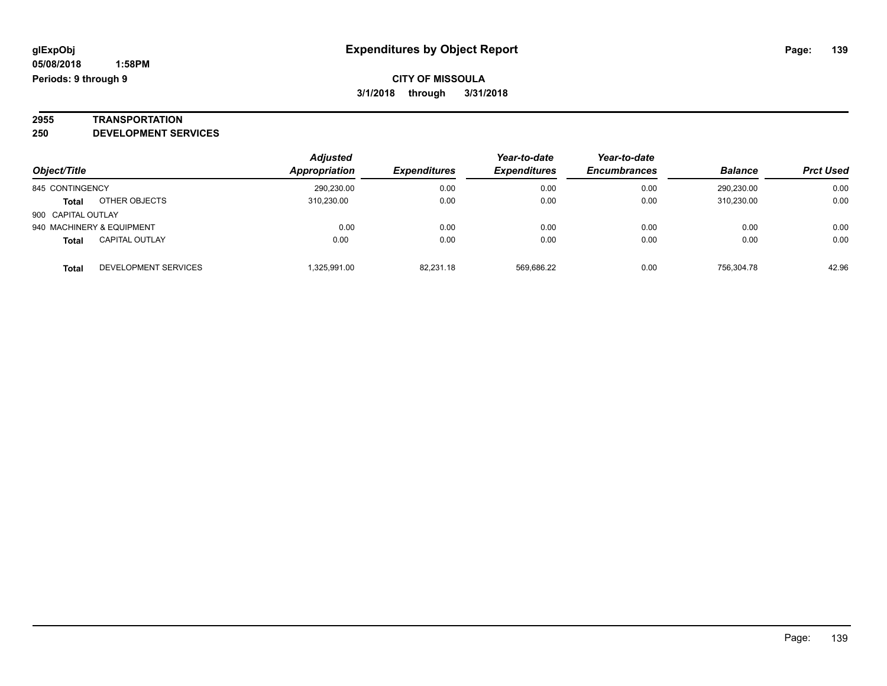## Expenditures by Object Report

**CITY OF MISSOULA**
**3/1/2018 through 3/31/2018**

glExpObj
05/08/2018 1:58PM
Periods: 9 through 9

**2955 TRANSPORTATION**
**250 DEVELOPMENT SERVICES**

| Object/Title | | Adjusted Appropriation | Expenditures | Year-to-date Expenditures | Year-to-date Encumbrances | Balance | Prct Used |
|---|---|---|---|---|---|---|---|
| 845 CONTINGENCY | | 290,230.00 | 0.00 | 0.00 | 0.00 | 290,230.00 | 0.00 |
| **Total** | OTHER OBJECTS | 310,230.00 | 0.00 | 0.00 | 0.00 | 310,230.00 | 0.00 |
| 900 CAPITAL OUTLAY | | | | | | | |
| 940 MACHINERY & EQUIPMENT | | 0.00 | 0.00 | 0.00 | 0.00 | 0.00 | 0.00 |
| **Total** | CAPITAL OUTLAY | 0.00 | 0.00 | 0.00 | 0.00 | 0.00 | 0.00 |
| **Total** | DEVELOPMENT SERVICES | 1,325,991.00 | 82,231.18 | 569,686.22 | 0.00 | 756,304.78 | 42.96 |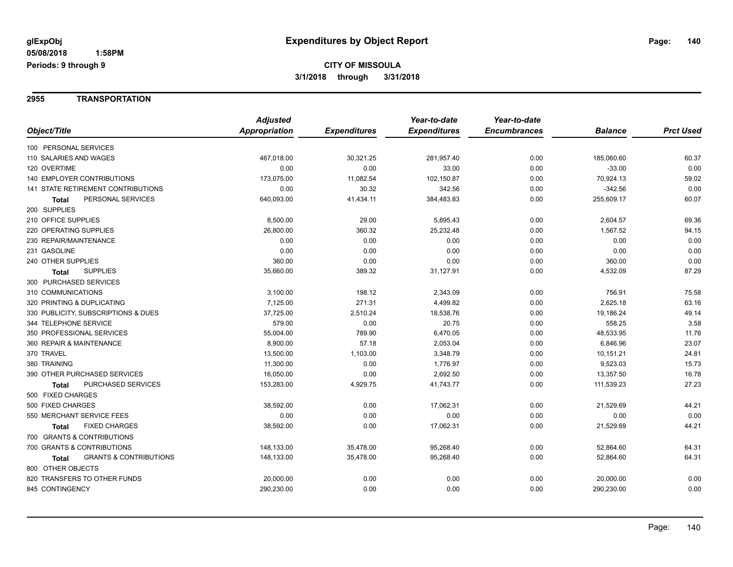glExpObj
05/08/2018 1:58PM
Periods: 9 through 9

# Expenditures by Object Report

**CITY OF MISSOULA**
**3/1/2018 through 3/31/2018**

## 2955 TRANSPORTATION

| Object/Title | Adjusted Appropriation | Expenditures | Year-to-date Expenditures | Year-to-date Encumbrances | Balance | Prct Used |
|---|---|---|---|---|---|---|
| 100 PERSONAL SERVICES | | | | | | |
| 110 SALARIES AND WAGES | 467,018.00 | 30,321.25 | 281,957.40 | 0.00 | 185,060.60 | 60.37 |
| 120 OVERTIME | 0.00 | 0.00 | 33.00 | 0.00 | -33.00 | 0.00 |
| 140 EMPLOYER CONTRIBUTIONS | 173,075.00 | 11,082.54 | 102,150.87 | 0.00 | 70,924.13 | 59.02 |
| 141 STATE RETIREMENT CONTRIBUTIONS | 0.00 | 30.32 | 342.56 | 0.00 | -342.56 | 0.00 |
| **Total** PERSONAL SERVICES | 640,093.00 | 41,434.11 | 384,483.83 | 0.00 | 255,609.17 | 60.07 |
| 200 SUPPLIES | | | | | | |
| 210 OFFICE SUPPLIES | 8,500.00 | 29.00 | 5,895.43 | 0.00 | 2,604.57 | 69.36 |
| 220 OPERATING SUPPLIES | 26,800.00 | 360.32 | 25,232.48 | 0.00 | 1,567.52 | 94.15 |
| 230 REPAIR/MAINTENANCE | 0.00 | 0.00 | 0.00 | 0.00 | 0.00 | 0.00 |
| 231 GASOLINE | 0.00 | 0.00 | 0.00 | 0.00 | 0.00 | 0.00 |
| 240 OTHER SUPPLIES | 360.00 | 0.00 | 0.00 | 0.00 | 360.00 | 0.00 |
| **Total** SUPPLIES | 35,660.00 | 389.32 | 31,127.91 | 0.00 | 4,532.09 | 87.29 |
| 300 PURCHASED SERVICES | | | | | | |
| 310 COMMUNICATIONS | 3,100.00 | 198.12 | 2,343.09 | 0.00 | 756.91 | 75.58 |
| 320 PRINTING & DUPLICATING | 7,125.00 | 271.31 | 4,499.82 | 0.00 | 2,625.18 | 63.16 |
| 330 PUBLICITY, SUBSCRIPTIONS & DUES | 37,725.00 | 2,510.24 | 18,538.76 | 0.00 | 19,186.24 | 49.14 |
| 344 TELEPHONE SERVICE | 579.00 | 0.00 | 20.75 | 0.00 | 558.25 | 3.58 |
| 350 PROFESSIONAL SERVICES | 55,004.00 | 789.90 | 6,470.05 | 0.00 | 48,533.95 | 11.76 |
| 360 REPAIR & MAINTENANCE | 8,900.00 | 57.18 | 2,053.04 | 0.00 | 6,846.96 | 23.07 |
| 370 TRAVEL | 13,500.00 | 1,103.00 | 3,348.79 | 0.00 | 10,151.21 | 24.81 |
| 380 TRAINING | 11,300.00 | 0.00 | 1,776.97 | 0.00 | 9,523.03 | 15.73 |
| 390 OTHER PURCHASED SERVICES | 16,050.00 | 0.00 | 2,692.50 | 0.00 | 13,357.50 | 16.78 |
| **Total** PURCHASED SERVICES | 153,283.00 | 4,929.75 | 41,743.77 | 0.00 | 111,539.23 | 27.23 |
| 500 FIXED CHARGES | | | | | | |
| 500 FIXED CHARGES | 38,592.00 | 0.00 | 17,062.31 | 0.00 | 21,529.69 | 44.21 |
| 550 MERCHANT SERVICE FEES | 0.00 | 0.00 | 0.00 | 0.00 | 0.00 | 0.00 |
| **Total** FIXED CHARGES | 38,592.00 | 0.00 | 17,062.31 | 0.00 | 21,529.69 | 44.21 |
| 700 GRANTS & CONTRIBUTIONS | | | | | | |
| 700 GRANTS & CONTRIBUTIONS | 148,133.00 | 35,478.00 | 95,268.40 | 0.00 | 52,864.60 | 64.31 |
| **Total** GRANTS & CONTRIBUTIONS | 148,133.00 | 35,478.00 | 95,268.40 | 0.00 | 52,864.60 | 64.31 |
| 800 OTHER OBJECTS | | | | | | |
| 820 TRANSFERS TO OTHER FUNDS | 20,000.00 | 0.00 | 0.00 | 0.00 | 20,000.00 | 0.00 |
| 845 CONTINGENCY | 290,230.00 | 0.00 | 0.00 | 0.00 | 290,230.00 | 0.00 |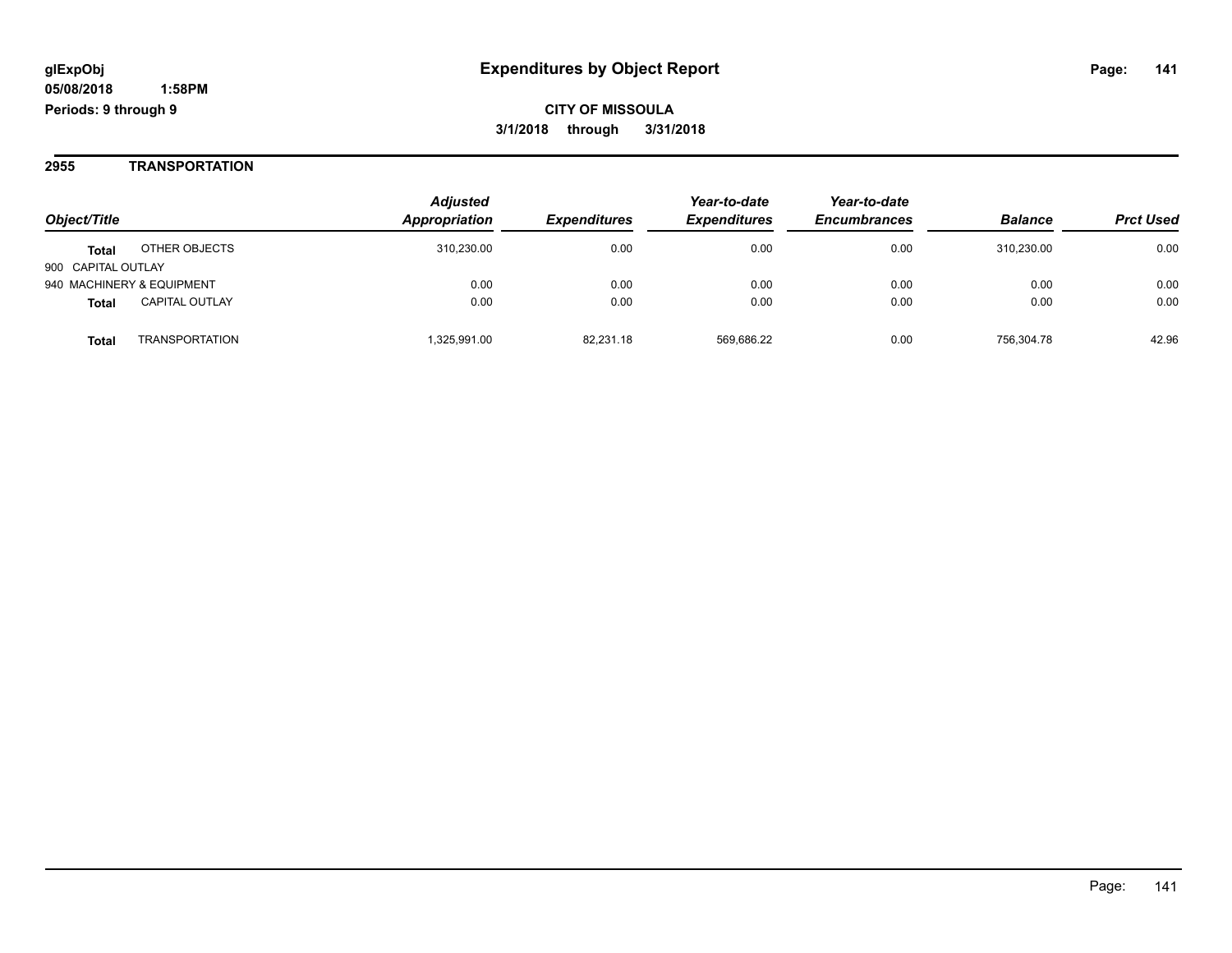**glExpObj** **Expenditures by Object Report**
**05/08/2018 1:58PM**
**Periods: 9 through 9**

**CITY OF MISSOULA**
**3/1/2018 through 3/31/2018**

## 2955 TRANSPORTATION

| Object/Title | | Adjusted Appropriation | Expenditures | Year-to-date Expenditures | Year-to-date Encumbrances | Balance | Prct Used |
|---|---|---|---|---|---|---|---|
| **Total** | OTHER OBJECTS | 310,230.00 | 0.00 | 0.00 | 0.00 | 310,230.00 | 0.00 |
| 900 CAPITAL OUTLAY | | | | | | | |
| 940 MACHINERY & EQUIPMENT | | 0.00 | 0.00 | 0.00 | 0.00 | 0.00 | 0.00 |
| **Total** | CAPITAL OUTLAY | 0.00 | 0.00 | 0.00 | 0.00 | 0.00 | 0.00 |
| **Total** | TRANSPORTATION | 1,325,991.00 | 82,231.18 | 569,686.22 | 0.00 | 756,304.78 | 42.96 |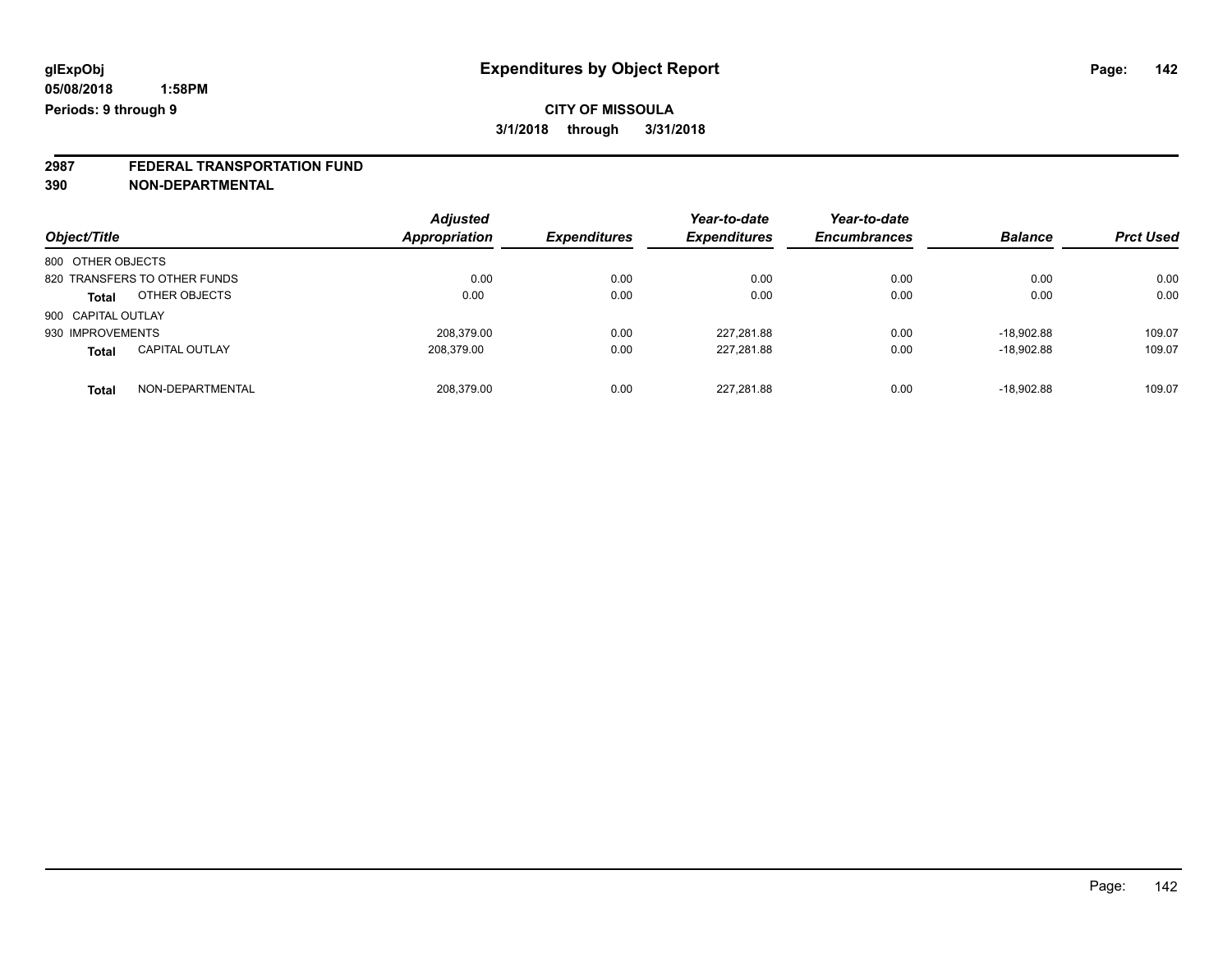**glExpObj**
**05/08/2018 1:58PM**
**Periods: 9 through 9**

# Expenditures by Object Report

**CITY OF MISSOULA**
**3/1/2018 through 3/31/2018**

## 2987 FEDERAL TRANSPORTATION FUND
## 390 NON-DEPARTMENTAL

| Object/Title | Adjusted Appropriation | Expenditures | Year-to-date Expenditures | Year-to-date Encumbrances | Balance | Prct Used |
|---|---|---|---|---|---|---|
| 800 OTHER OBJECTS | | | | | | |
| 820 TRANSFERS TO OTHER FUNDS | 0.00 | 0.00 | 0.00 | 0.00 | 0.00 | 0.00 |
| **Total** OTHER OBJECTS | 0.00 | 0.00 | 0.00 | 0.00 | 0.00 | 0.00 |
| 900 CAPITAL OUTLAY | | | | | | |
| 930 IMPROVEMENTS | 208,379.00 | 0.00 | 227,281.88 | 0.00 | -18,902.88 | 109.07 |
| **Total** CAPITAL OUTLAY | 208,379.00 | 0.00 | 227,281.88 | 0.00 | -18,902.88 | 109.07 |
| **Total** NON-DEPARTMENTAL | 208,379.00 | 0.00 | 227,281.88 | 0.00 | -18,902.88 | 109.07 |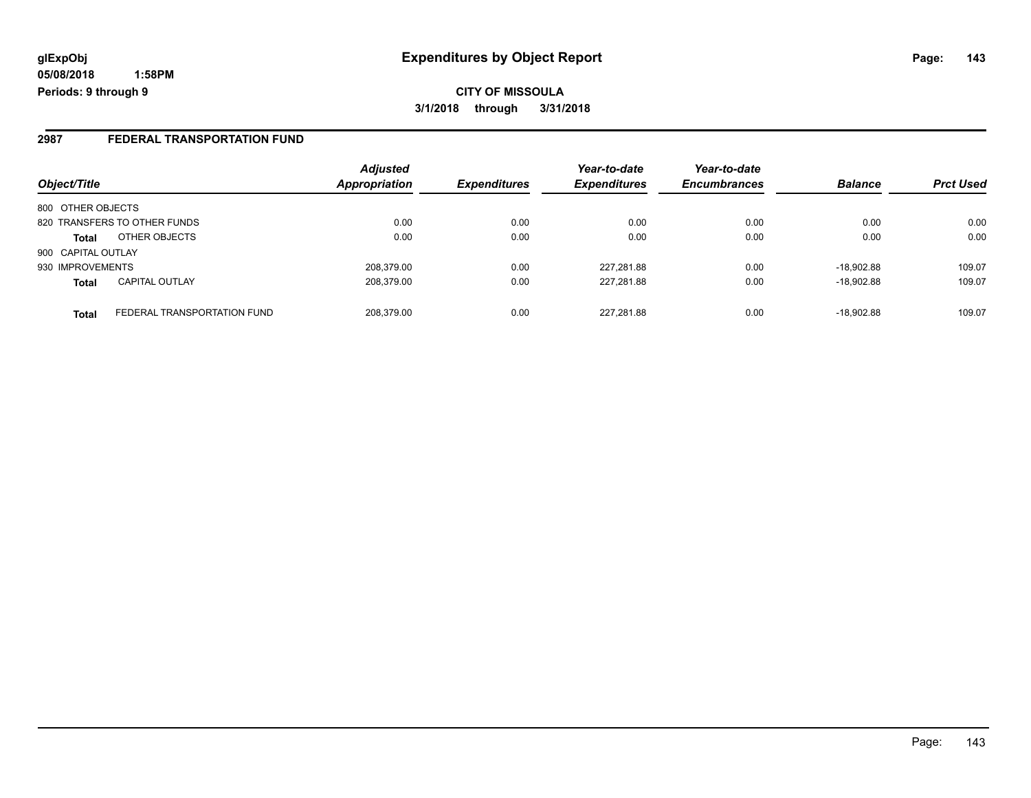**glExpObj** **Expenditures by Object Report**

**05/08/2018 1:58PM**

**Periods: 9 through 9**

**CITY OF MISSOULA**

**3/1/2018 through 3/31/2018**

## 2987 FEDERAL TRANSPORTATION FUND

| Object/Title | | Adjusted Appropriation | Expenditures | Year-to-date Expenditures | Year-to-date Encumbrances | Balance | Prct Used |
|---|---|---|---|---|---|---|---|
| 800 OTHER OBJECTS | | | | | | | |
| 820 TRANSFERS TO OTHER FUNDS | | 0.00 | 0.00 | 0.00 | 0.00 | 0.00 | 0.00 |
| **Total** | OTHER OBJECTS | 0.00 | 0.00 | 0.00 | 0.00 | 0.00 | 0.00 |
| 900 CAPITAL OUTLAY | | | | | | | |
| 930 IMPROVEMENTS | | 208,379.00 | 0.00 | 227,281.88 | 0.00 | -18,902.88 | 109.07 |
| **Total** | CAPITAL OUTLAY | 208,379.00 | 0.00 | 227,281.88 | 0.00 | -18,902.88 | 109.07 |
| **Total** | FEDERAL TRANSPORTATION FUND | 208,379.00 | 0.00 | 227,281.88 | 0.00 | -18,902.88 | 109.07 |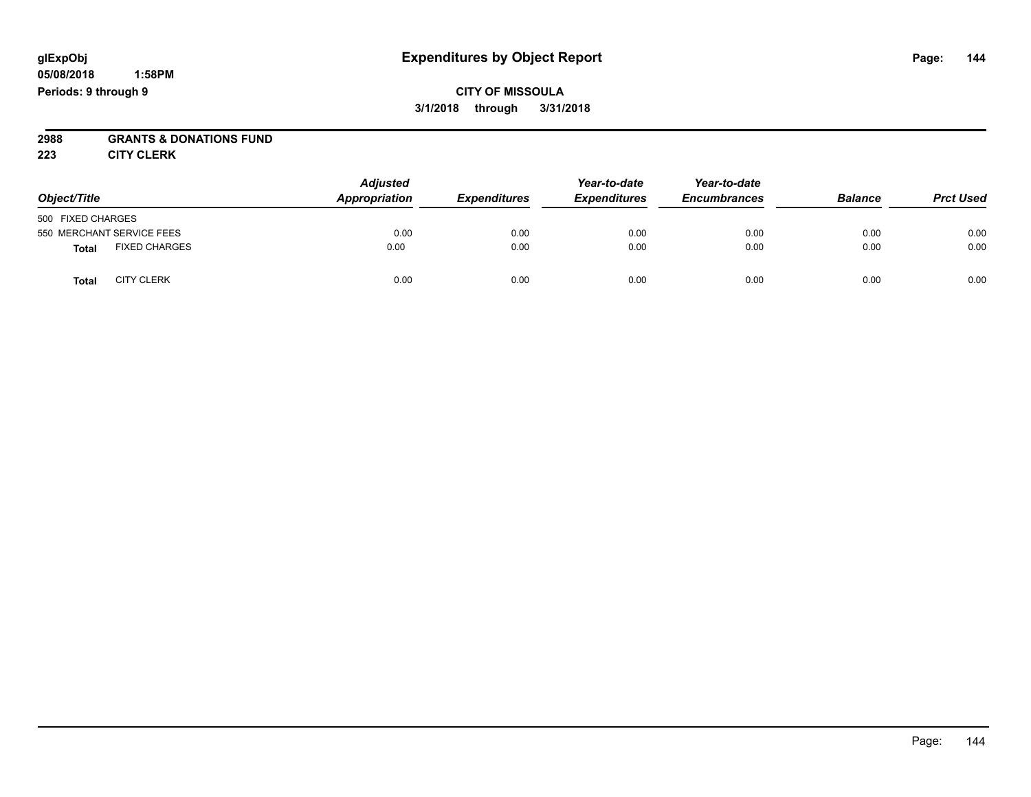**CITY OF MISSOULA**

**3/1/2018 through 3/31/2018**

**2988 GRANTS & DONATIONS FUND**

**223 CITY CLERK**

| Object/Title | | *Adjusted Appropriation* | *Expenditures* | *Year-to-date Expenditures* | *Year-to-date Encumbrances* | *Balance* | *Prct Used* |
|---|---|---|---|---|---|---|---|
| 500 FIXED CHARGES | | | | | | | |
| 550 MERCHANT SERVICE FEES | | 0.00 | 0.00 | 0.00 | 0.00 | 0.00 | 0.00 |
| **Total** | FIXED CHARGES | 0.00 | 0.00 | 0.00 | 0.00 | 0.00 | 0.00 |
| **Total** | CITY CLERK | 0.00 | 0.00 | 0.00 | 0.00 | 0.00 | 0.00 |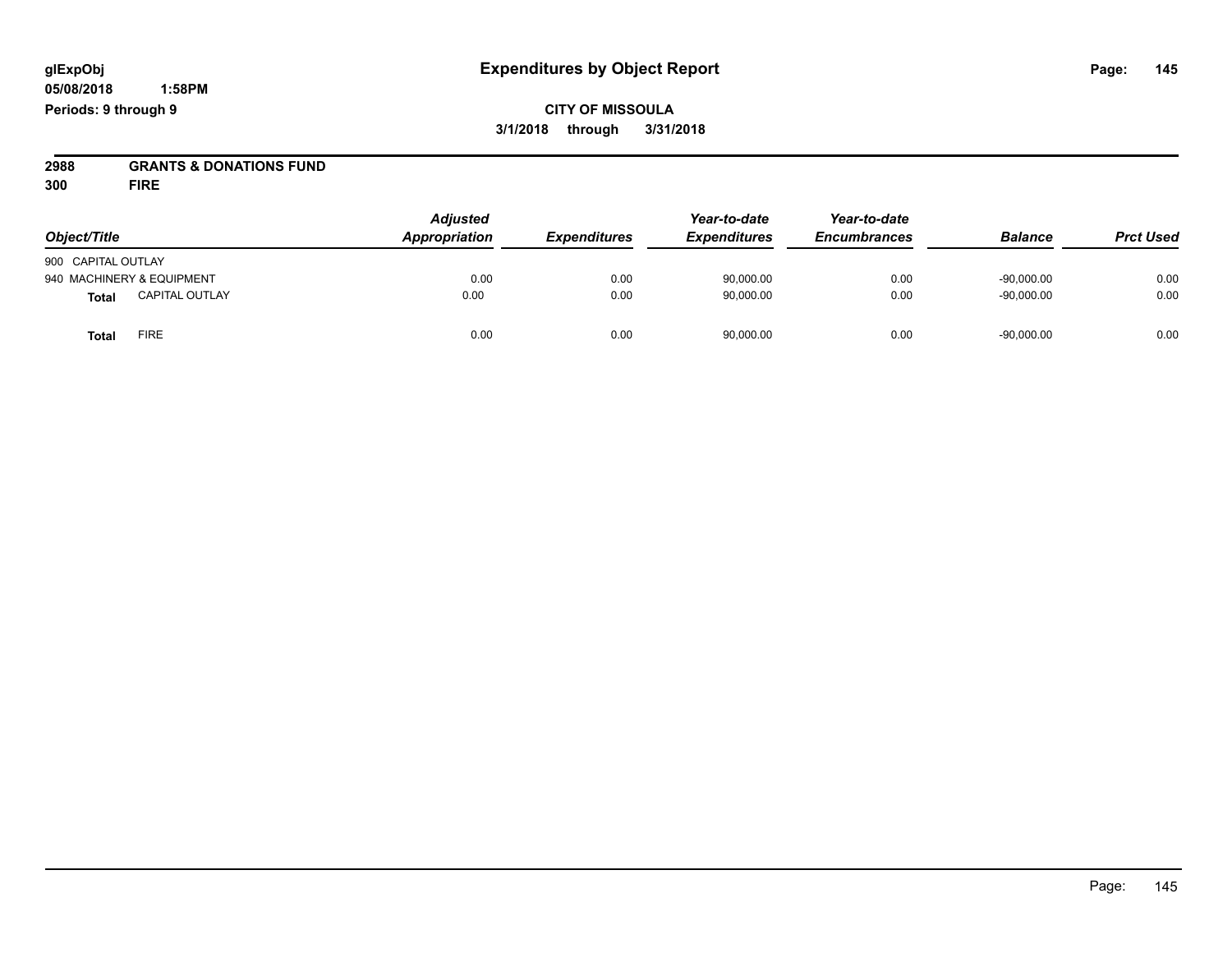# Expenditures by Object Report

glExpObj
05/08/2018 1:58PM
Periods: 9 through 9

**CITY OF MISSOULA**
**3/1/2018 through 3/31/2018**

**2988 GRANTS & DONATIONS FUND**
**300 FIRE**

| Object/Title | | Adjusted Appropriation | Expenditures | Year-to-date Expenditures | Year-to-date Encumbrances | Balance | Prct Used |
|---|---|---|---|---|---|---|---|
| 900 CAPITAL OUTLAY | | | | | | | |
| 940 MACHINERY & EQUIPMENT | | 0.00 | 0.00 | 90,000.00 | 0.00 | -90,000.00 | 0.00 |
| **Total** | CAPITAL OUTLAY | 0.00 | 0.00 | 90,000.00 | 0.00 | -90,000.00 | 0.00 |
| **Total** | FIRE | 0.00 | 0.00 | 90,000.00 | 0.00 | -90,000.00 | 0.00 |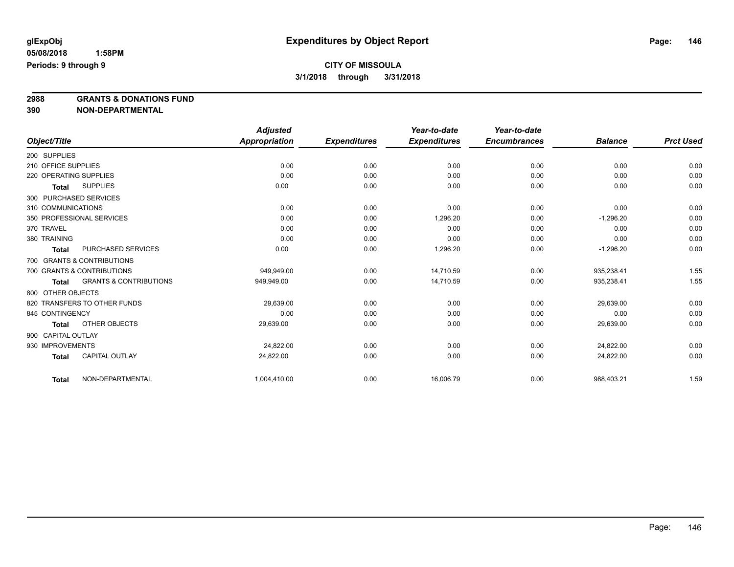**glExpObj**
**05/08/2018 1:58PM**
**Periods: 9 through 9**

# Expenditures by Object Report

**CITY OF MISSOULA**
**3/1/2018 through 3/31/2018**

**2988 GRANTS & DONATIONS FUND**
**390 NON-DEPARTMENTAL**

| Object/Title | Adjusted Appropriation | Expenditures | Year-to-date Expenditures | Year-to-date Encumbrances | Balance | Prct Used |
|---|---|---|---|---|---|---|
| 200 SUPPLIES | | | | | | |
| 210 OFFICE SUPPLIES | 0.00 | 0.00 | 0.00 | 0.00 | 0.00 | 0.00 |
| 220 OPERATING SUPPLIES | 0.00 | 0.00 | 0.00 | 0.00 | 0.00 | 0.00 |
| **Total** SUPPLIES | 0.00 | 0.00 | 0.00 | 0.00 | 0.00 | 0.00 |
| 300 PURCHASED SERVICES | | | | | | |
| 310 COMMUNICATIONS | 0.00 | 0.00 | 0.00 | 0.00 | 0.00 | 0.00 |
| 350 PROFESSIONAL SERVICES | 0.00 | 0.00 | 1,296.20 | 0.00 | -1,296.20 | 0.00 |
| 370 TRAVEL | 0.00 | 0.00 | 0.00 | 0.00 | 0.00 | 0.00 |
| 380 TRAINING | 0.00 | 0.00 | 0.00 | 0.00 | 0.00 | 0.00 |
| **Total** PURCHASED SERVICES | 0.00 | 0.00 | 1,296.20 | 0.00 | -1,296.20 | 0.00 |
| 700 GRANTS & CONTRIBUTIONS | | | | | | |
| 700 GRANTS & CONTRIBUTIONS | 949,949.00 | 0.00 | 14,710.59 | 0.00 | 935,238.41 | 1.55 |
| **Total** GRANTS & CONTRIBUTIONS | 949,949.00 | 0.00 | 14,710.59 | 0.00 | 935,238.41 | 1.55 |
| 800 OTHER OBJECTS | | | | | | |
| 820 TRANSFERS TO OTHER FUNDS | 29,639.00 | 0.00 | 0.00 | 0.00 | 29,639.00 | 0.00 |
| 845 CONTINGENCY | 0.00 | 0.00 | 0.00 | 0.00 | 0.00 | 0.00 |
| **Total** OTHER OBJECTS | 29,639.00 | 0.00 | 0.00 | 0.00 | 29,639.00 | 0.00 |
| 900 CAPITAL OUTLAY | | | | | | |
| 930 IMPROVEMENTS | 24,822.00 | 0.00 | 0.00 | 0.00 | 24,822.00 | 0.00 |
| **Total** CAPITAL OUTLAY | 24,822.00 | 0.00 | 0.00 | 0.00 | 24,822.00 | 0.00 |
| **Total** NON-DEPARTMENTAL | 1,004,410.00 | 0.00 | 16,006.79 | 0.00 | 988,403.21 | 1.59 |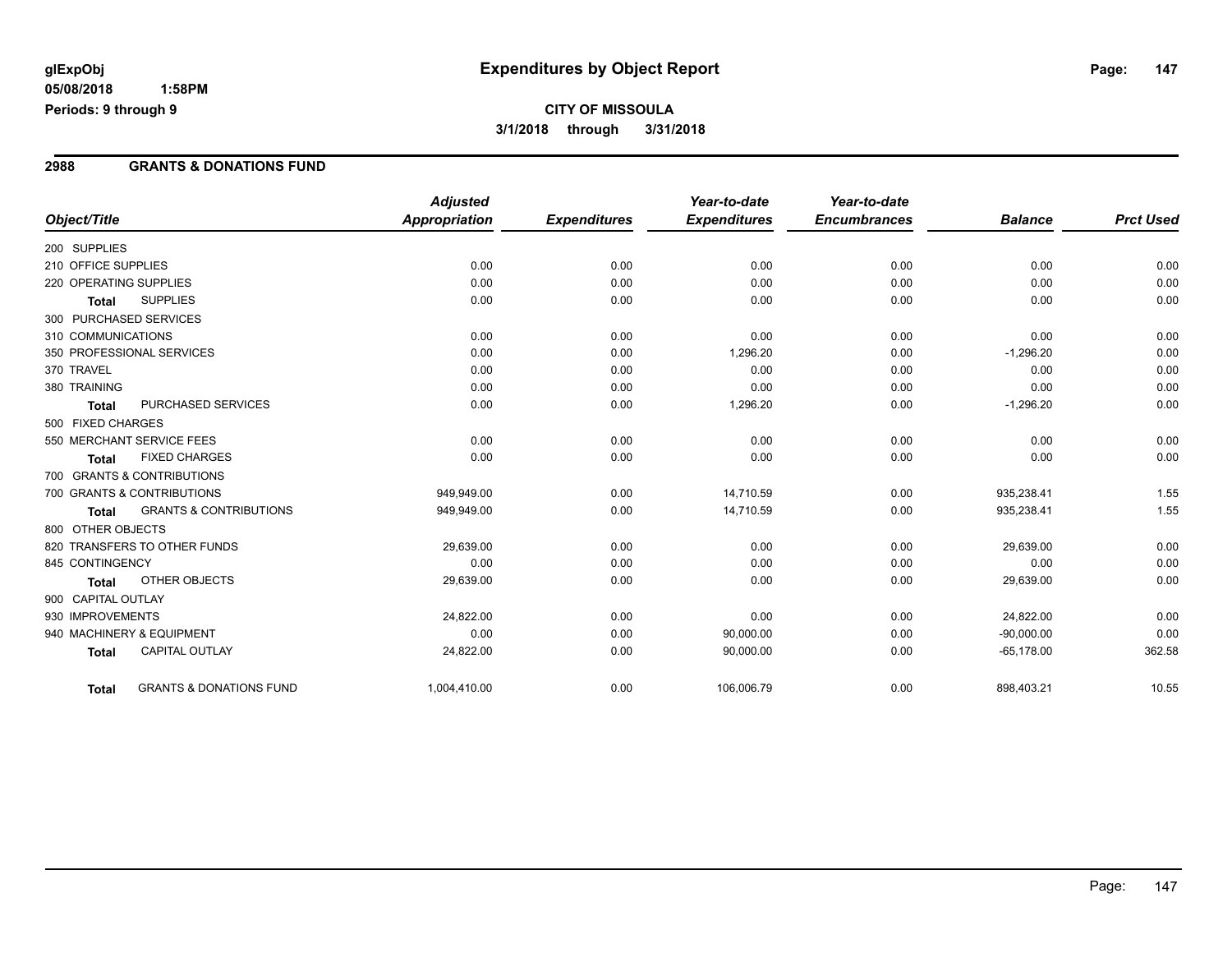glExpObj
05/08/2018 1:58PM
Periods: 9 through 9

# Expenditures by Object Report

**CITY OF MISSOULA**
**3/1/2018 through 3/31/2018**

## 2988 GRANTS & DONATIONS FUND

| Object/Title | Adjusted Appropriation | Expenditures | Year-to-date Expenditures | Year-to-date Encumbrances | Balance | Prct Used |
|---|---|---|---|---|---|---|
| 200 SUPPLIES | | | | | | |
| 210 OFFICE SUPPLIES | 0.00 | 0.00 | 0.00 | 0.00 | 0.00 | 0.00 |
| 220 OPERATING SUPPLIES | 0.00 | 0.00 | 0.00 | 0.00 | 0.00 | 0.00 |
| **Total** SUPPLIES | 0.00 | 0.00 | 0.00 | 0.00 | 0.00 | 0.00 |
| 300 PURCHASED SERVICES | | | | | | |
| 310 COMMUNICATIONS | 0.00 | 0.00 | 0.00 | 0.00 | 0.00 | 0.00 |
| 350 PROFESSIONAL SERVICES | 0.00 | 0.00 | 1,296.20 | 0.00 | -1,296.20 | 0.00 |
| 370 TRAVEL | 0.00 | 0.00 | 0.00 | 0.00 | 0.00 | 0.00 |
| 380 TRAINING | 0.00 | 0.00 | 0.00 | 0.00 | 0.00 | 0.00 |
| **Total** PURCHASED SERVICES | 0.00 | 0.00 | 1,296.20 | 0.00 | -1,296.20 | 0.00 |
| 500 FIXED CHARGES | | | | | | |
| 550 MERCHANT SERVICE FEES | 0.00 | 0.00 | 0.00 | 0.00 | 0.00 | 0.00 |
| **Total** FIXED CHARGES | 0.00 | 0.00 | 0.00 | 0.00 | 0.00 | 0.00 |
| 700 GRANTS & CONTRIBUTIONS | | | | | | |
| 700 GRANTS & CONTRIBUTIONS | 949,949.00 | 0.00 | 14,710.59 | 0.00 | 935,238.41 | 1.55 |
| **Total** GRANTS & CONTRIBUTIONS | 949,949.00 | 0.00 | 14,710.59 | 0.00 | 935,238.41 | 1.55 |
| 800 OTHER OBJECTS | | | | | | |
| 820 TRANSFERS TO OTHER FUNDS | 29,639.00 | 0.00 | 0.00 | 0.00 | 29,639.00 | 0.00 |
| 845 CONTINGENCY | 0.00 | 0.00 | 0.00 | 0.00 | 0.00 | 0.00 |
| **Total** OTHER OBJECTS | 29,639.00 | 0.00 | 0.00 | 0.00 | 29,639.00 | 0.00 |
| 900 CAPITAL OUTLAY | | | | | | |
| 930 IMPROVEMENTS | 24,822.00 | 0.00 | 0.00 | 0.00 | 24,822.00 | 0.00 |
| 940 MACHINERY & EQUIPMENT | 0.00 | 0.00 | 90,000.00 | 0.00 | -90,000.00 | 0.00 |
| **Total** CAPITAL OUTLAY | 24,822.00 | 0.00 | 90,000.00 | 0.00 | -65,178.00 | 362.58 |
| **Total** GRANTS & DONATIONS FUND | 1,004,410.00 | 0.00 | 106,006.79 | 0.00 | 898,403.21 | 10.55 |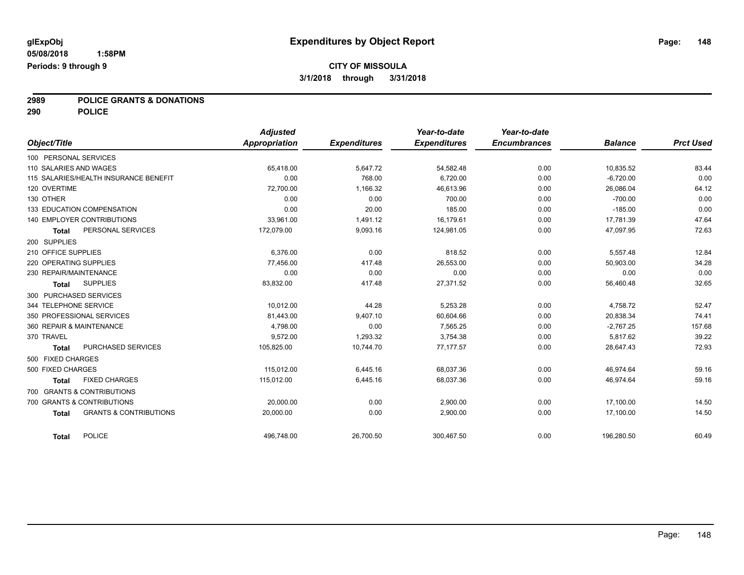**glExpObj** **Expenditures by Object Report**

**05/08/2018 1:58PM**

**Periods: 9 through 9**

**CITY OF MISSOULA**

**3/1/2018 through 3/31/2018**

## 2989 POLICE GRANTS & DONATIONS
## 290 POLICE

| Object/Title | Adjusted Appropriation | Expenditures | Year-to-date Expenditures | Year-to-date Encumbrances | Balance | Prct Used |
|---|---|---|---|---|---|---|
| 100 PERSONAL SERVICES | | | | | | |
| 110 SALARIES AND WAGES | 65,418.00 | 5,647.72 | 54,582.48 | 0.00 | 10,835.52 | 83.44 |
| 115 SALARIES/HEALTH INSURANCE BENEFIT | 0.00 | 768.00 | 6,720.00 | 0.00 | -6,720.00 | 0.00 |
| 120 OVERTIME | 72,700.00 | 1,166.32 | 46,613.96 | 0.00 | 26,086.04 | 64.12 |
| 130 OTHER | 0.00 | 0.00 | 700.00 | 0.00 | -700.00 | 0.00 |
| 133 EDUCATION COMPENSATION | 0.00 | 20.00 | 185.00 | 0.00 | -185.00 | 0.00 |
| 140 EMPLOYER CONTRIBUTIONS | 33,961.00 | 1,491.12 | 16,179.61 | 0.00 | 17,781.39 | 47.64 |
| **Total** PERSONAL SERVICES | 172,079.00 | 9,093.16 | 124,981.05 | 0.00 | 47,097.95 | 72.63 |
| 200 SUPPLIES | | | | | | |
| 210 OFFICE SUPPLIES | 6,376.00 | 0.00 | 818.52 | 0.00 | 5,557.48 | 12.84 |
| 220 OPERATING SUPPLIES | 77,456.00 | 417.48 | 26,553.00 | 0.00 | 50,903.00 | 34.28 |
| 230 REPAIR/MAINTENANCE | 0.00 | 0.00 | 0.00 | 0.00 | 0.00 | 0.00 |
| **Total** SUPPLIES | 83,832.00 | 417.48 | 27,371.52 | 0.00 | 56,460.48 | 32.65 |
| 300 PURCHASED SERVICES | | | | | | |
| 344 TELEPHONE SERVICE | 10,012.00 | 44.28 | 5,253.28 | 0.00 | 4,758.72 | 52.47 |
| 350 PROFESSIONAL SERVICES | 81,443.00 | 9,407.10 | 60,604.66 | 0.00 | 20,838.34 | 74.41 |
| 360 REPAIR & MAINTENANCE | 4,798.00 | 0.00 | 7,565.25 | 0.00 | -2,767.25 | 157.68 |
| 370 TRAVEL | 9,572.00 | 1,293.32 | 3,754.38 | 0.00 | 5,817.62 | 39.22 |
| **Total** PURCHASED SERVICES | 105,825.00 | 10,744.70 | 77,177.57 | 0.00 | 28,647.43 | 72.93 |
| 500 FIXED CHARGES | | | | | | |
| 500 FIXED CHARGES | 115,012.00 | 6,445.16 | 68,037.36 | 0.00 | 46,974.64 | 59.16 |
| **Total** FIXED CHARGES | 115,012.00 | 6,445.16 | 68,037.36 | 0.00 | 46,974.64 | 59.16 |
| 700 GRANTS & CONTRIBUTIONS | | | | | | |
| 700 GRANTS & CONTRIBUTIONS | 20,000.00 | 0.00 | 2,900.00 | 0.00 | 17,100.00 | 14.50 |
| **Total** GRANTS & CONTRIBUTIONS | 20,000.00 | 0.00 | 2,900.00 | 0.00 | 17,100.00 | 14.50 |
| **Total** POLICE | 496,748.00 | 26,700.50 | 300,467.50 | 0.00 | 196,280.50 | 60.49 |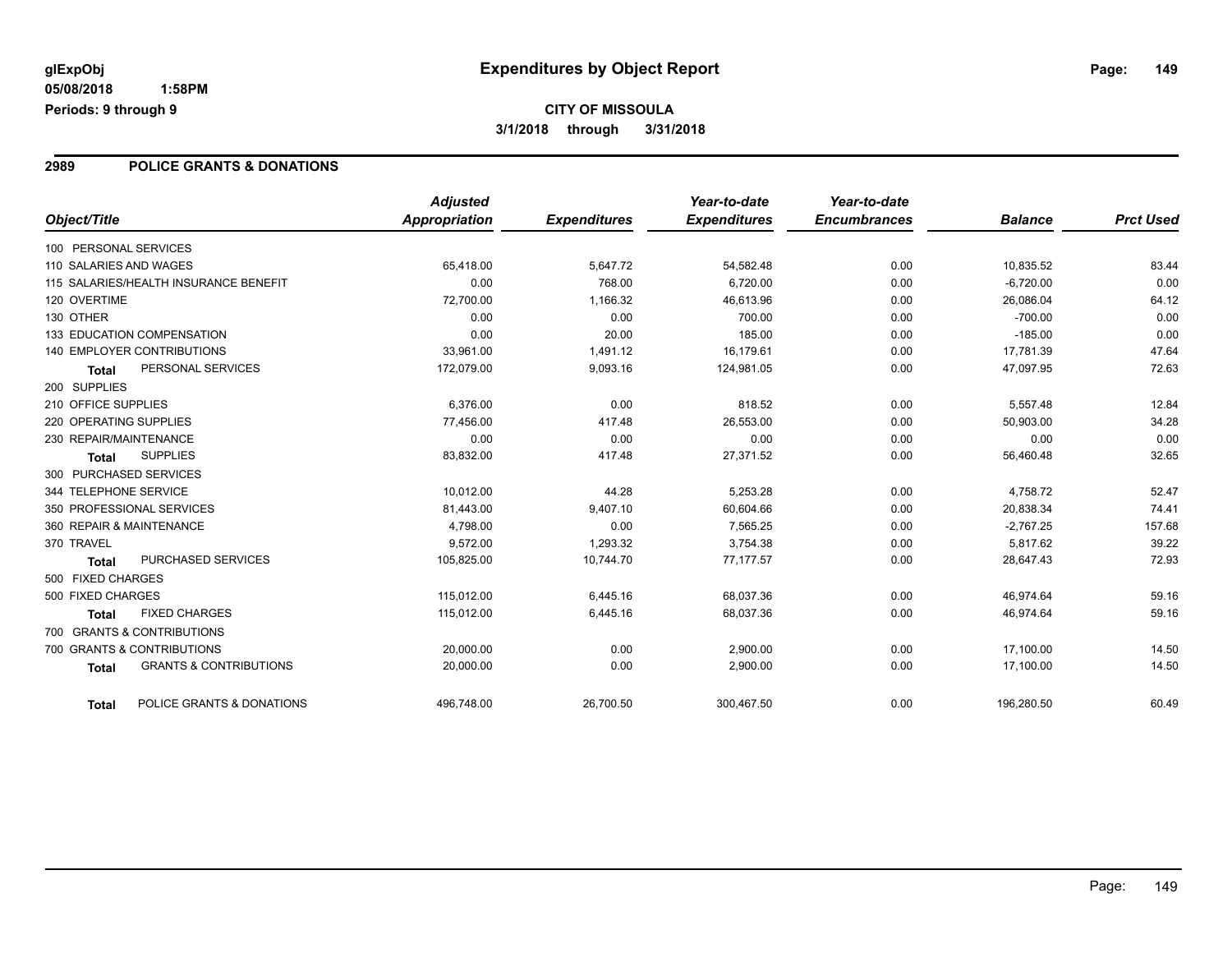**glExpObj** 05/08/2018 1:58PM
**Periods: 9 through 9**

# Expenditures by Object Report

**CITY OF MISSOULA**
**3/1/2018 through 3/31/2018**

## 2989 POLICE GRANTS & DONATIONS

| Object/Title | Adjusted Appropriation | Expenditures | Year-to-date Expenditures | Year-to-date Encumbrances | Balance | Prct Used |
|---|---|---|---|---|---|---|
| 100 PERSONAL SERVICES | | | | | | |
| 110 SALARIES AND WAGES | 65,418.00 | 5,647.72 | 54,582.48 | 0.00 | 10,835.52 | 83.44 |
| 115 SALARIES/HEALTH INSURANCE BENEFIT | 0.00 | 768.00 | 6,720.00 | 0.00 | -6,720.00 | 0.00 |
| 120 OVERTIME | 72,700.00 | 1,166.32 | 46,613.96 | 0.00 | 26,086.04 | 64.12 |
| 130 OTHER | 0.00 | 0.00 | 700.00 | 0.00 | -700.00 | 0.00 |
| 133 EDUCATION COMPENSATION | 0.00 | 20.00 | 185.00 | 0.00 | -185.00 | 0.00 |
| 140 EMPLOYER CONTRIBUTIONS | 33,961.00 | 1,491.12 | 16,179.61 | 0.00 | 17,781.39 | 47.64 |
| **Total** PERSONAL SERVICES | 172,079.00 | 9,093.16 | 124,981.05 | 0.00 | 47,097.95 | 72.63 |
| 200 SUPPLIES | | | | | | |
| 210 OFFICE SUPPLIES | 6,376.00 | 0.00 | 818.52 | 0.00 | 5,557.48 | 12.84 |
| 220 OPERATING SUPPLIES | 77,456.00 | 417.48 | 26,553.00 | 0.00 | 50,903.00 | 34.28 |
| 230 REPAIR/MAINTENANCE | 0.00 | 0.00 | 0.00 | 0.00 | 0.00 | 0.00 |
| **Total** SUPPLIES | 83,832.00 | 417.48 | 27,371.52 | 0.00 | 56,460.48 | 32.65 |
| 300 PURCHASED SERVICES | | | | | | |
| 344 TELEPHONE SERVICE | 10,012.00 | 44.28 | 5,253.28 | 0.00 | 4,758.72 | 52.47 |
| 350 PROFESSIONAL SERVICES | 81,443.00 | 9,407.10 | 60,604.66 | 0.00 | 20,838.34 | 74.41 |
| 360 REPAIR & MAINTENANCE | 4,798.00 | 0.00 | 7,565.25 | 0.00 | -2,767.25 | 157.68 |
| 370 TRAVEL | 9,572.00 | 1,293.32 | 3,754.38 | 0.00 | 5,817.62 | 39.22 |
| **Total** PURCHASED SERVICES | 105,825.00 | 10,744.70 | 77,177.57 | 0.00 | 28,647.43 | 72.93 |
| 500 FIXED CHARGES | | | | | | |
| 500 FIXED CHARGES | 115,012.00 | 6,445.16 | 68,037.36 | 0.00 | 46,974.64 | 59.16 |
| **Total** FIXED CHARGES | 115,012.00 | 6,445.16 | 68,037.36 | 0.00 | 46,974.64 | 59.16 |
| 700 GRANTS & CONTRIBUTIONS | | | | | | |
| 700 GRANTS & CONTRIBUTIONS | 20,000.00 | 0.00 | 2,900.00 | 0.00 | 17,100.00 | 14.50 |
| **Total** GRANTS & CONTRIBUTIONS | 20,000.00 | 0.00 | 2,900.00 | 0.00 | 17,100.00 | 14.50 |
| **Total** POLICE GRANTS & DONATIONS | 496,748.00 | 26,700.50 | 300,467.50 | 0.00 | 196,280.50 | 60.49 |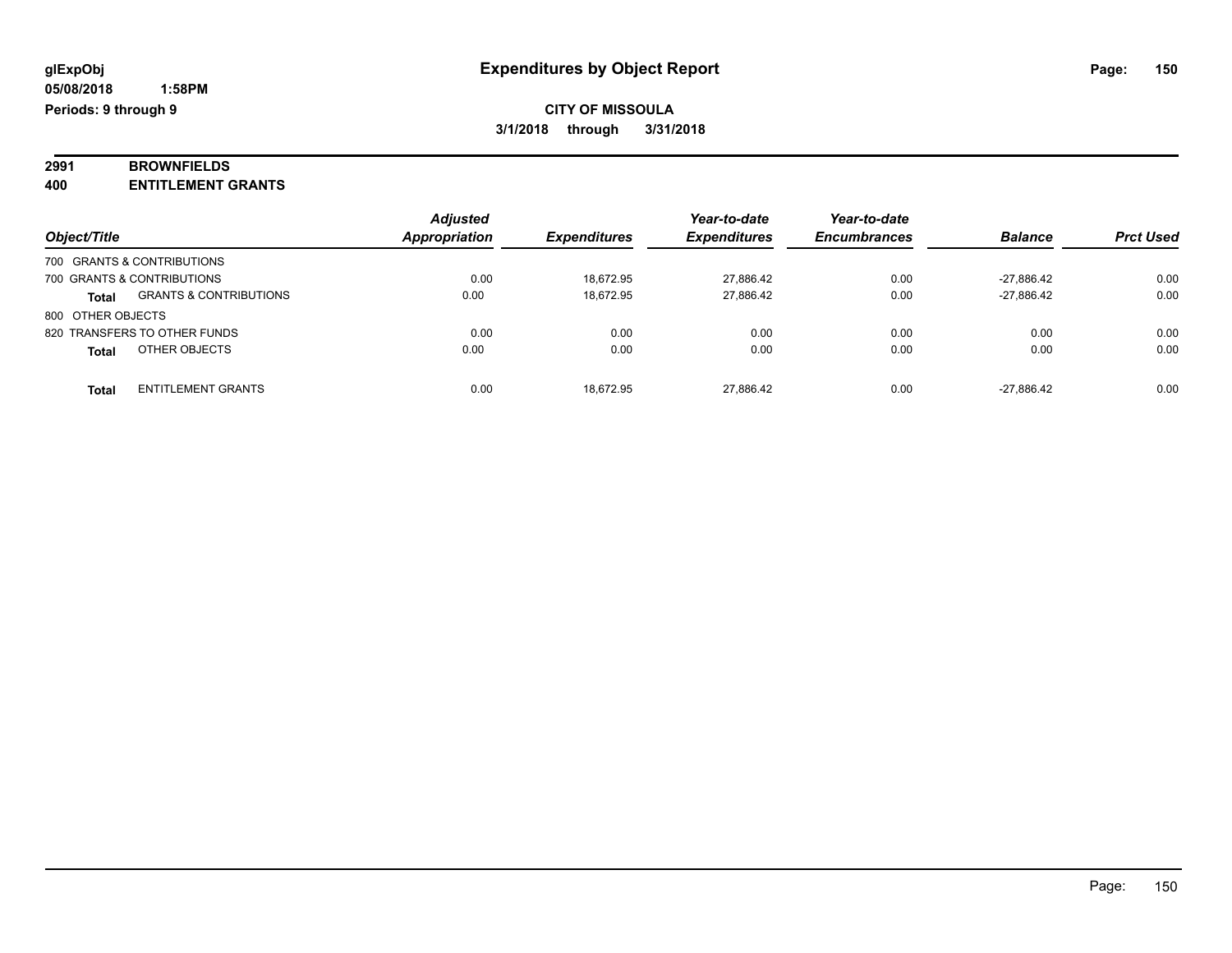**glExpObj**
**05/08/2018 1:58PM**
**Periods: 9 through 9**

# Expenditures by Object Report

**CITY OF MISSOULA**
**3/1/2018 through 3/31/2018**

**2991 BROWNFIELDS**
**400 ENTITLEMENT GRANTS**

| Object/Title | | Adjusted Appropriation | Expenditures | Year-to-date Expenditures | Year-to-date Encumbrances | Balance | Prct Used |
|---|---|---|---|---|---|---|---|
| 700 GRANTS & CONTRIBUTIONS | | | | | | | |
| 700 GRANTS & CONTRIBUTIONS | | 0.00 | 18,672.95 | 27,886.42 | 0.00 | -27,886.42 | 0.00 |
| **Total** | GRANTS & CONTRIBUTIONS | 0.00 | 18,672.95 | 27,886.42 | 0.00 | -27,886.42 | 0.00 |
| 800 OTHER OBJECTS | | | | | | | |
| 820 TRANSFERS TO OTHER FUNDS | | 0.00 | 0.00 | 0.00 | 0.00 | 0.00 | 0.00 |
| **Total** | OTHER OBJECTS | 0.00 | 0.00 | 0.00 | 0.00 | 0.00 | 0.00 |
| **Total** | ENTITLEMENT GRANTS | 0.00 | 18,672.95 | 27,886.42 | 0.00 | -27,886.42 | 0.00 |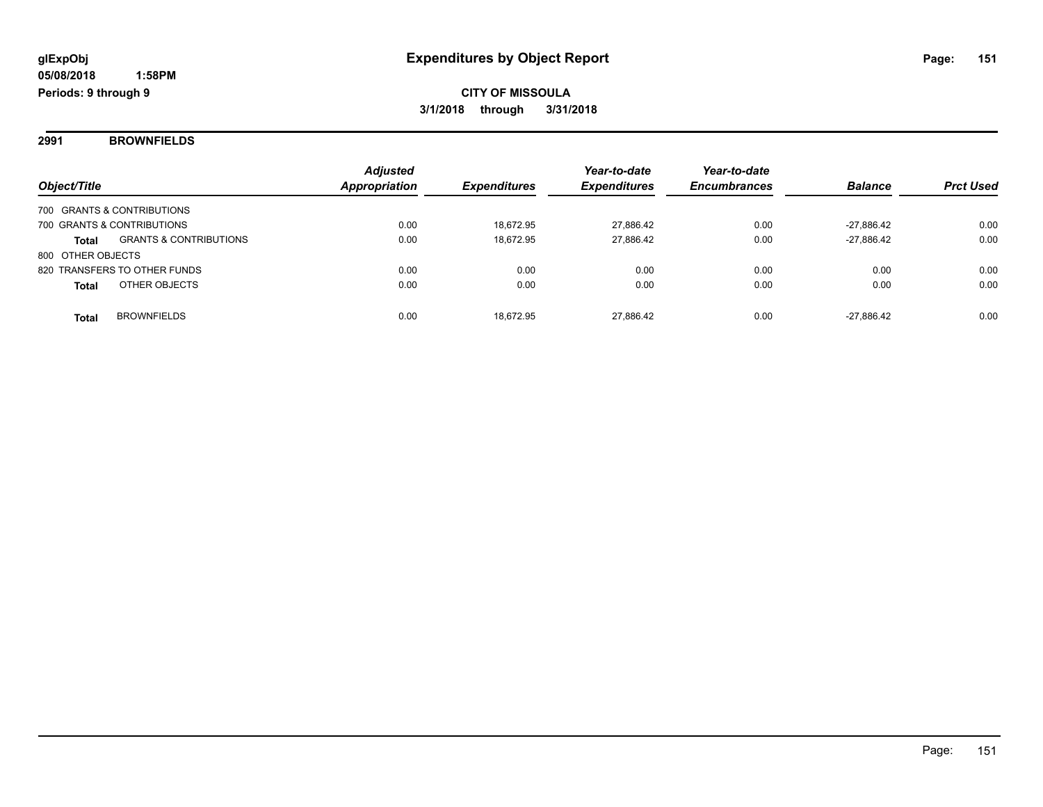**glExpObj** | **Expenditures by Object Report**

**05/08/2018 1:58PM**

**Periods: 9 through 9**

**CITY OF MISSOULA**

**3/1/2018 through 3/31/2018**

## 2991 BROWNFIELDS

| Object/Title | | Adjusted Appropriation | Expenditures | Year-to-date Expenditures | Year-to-date Encumbrances | Balance | Prct Used |
|---|---|---|---|---|---|---|---|
| 700 GRANTS & CONTRIBUTIONS | | | | | | | |
| 700 GRANTS & CONTRIBUTIONS | | 0.00 | 18,672.95 | 27,886.42 | 0.00 | -27,886.42 | 0.00 |
| **Total** | GRANTS & CONTRIBUTIONS | 0.00 | 18,672.95 | 27,886.42 | 0.00 | -27,886.42 | 0.00 |
| 800 OTHER OBJECTS | | | | | | | |
| 820 TRANSFERS TO OTHER FUNDS | | 0.00 | 0.00 | 0.00 | 0.00 | 0.00 | 0.00 |
| **Total** | OTHER OBJECTS | 0.00 | 0.00 | 0.00 | 0.00 | 0.00 | 0.00 |
| **Total** | BROWNFIELDS | 0.00 | 18,672.95 | 27,886.42 | 0.00 | -27,886.42 | 0.00 |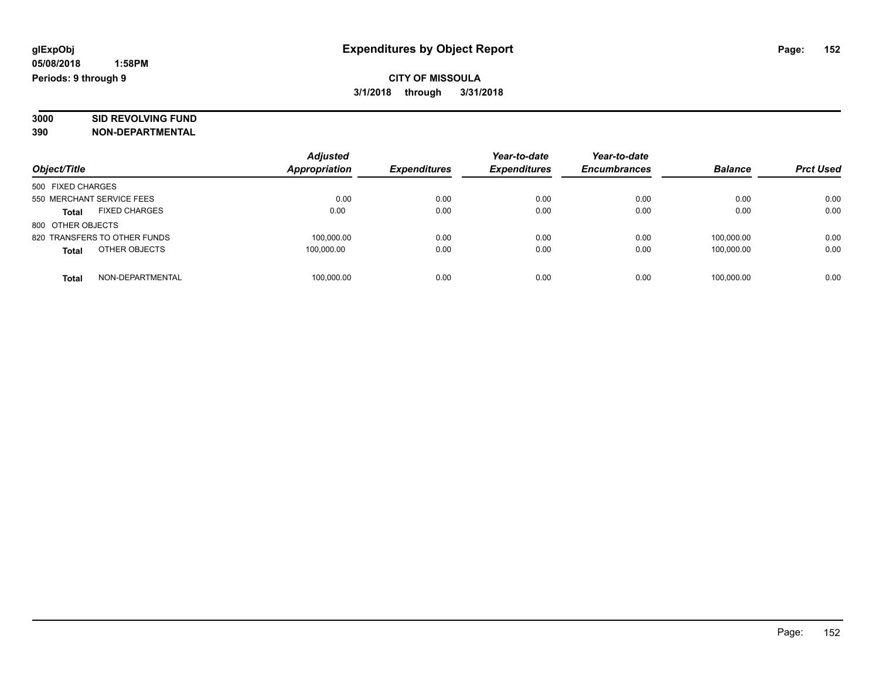**glExpObj**
**05/08/2018 1:58PM**
**Periods: 9 through 9**

# Expenditures by Object Report

**CITY OF MISSOULA**
**3/1/2018 through 3/31/2018**

**3000 SID REVOLVING FUND**
**390 NON-DEPARTMENTAL**

| Object/Title | Adjusted Appropriation | Expenditures | Year-to-date Expenditures | Year-to-date Encumbrances | Balance | Prct Used |
|---|---|---|---|---|---|---|
| 500 FIXED CHARGES | | | | | | |
| 550 MERCHANT SERVICE FEES | 0.00 | 0.00 | 0.00 | 0.00 | 0.00 | 0.00 |
| **Total** FIXED CHARGES | 0.00 | 0.00 | 0.00 | 0.00 | 0.00 | 0.00 |
| 800 OTHER OBJECTS | | | | | | |
| 820 TRANSFERS TO OTHER FUNDS | 100,000.00 | 0.00 | 0.00 | 0.00 | 100,000.00 | 0.00 |
| **Total** OTHER OBJECTS | 100,000.00 | 0.00 | 0.00 | 0.00 | 100,000.00 | 0.00 |
| **Total** NON-DEPARTMENTAL | 100,000.00 | 0.00 | 0.00 | 0.00 | 100,000.00 | 0.00 |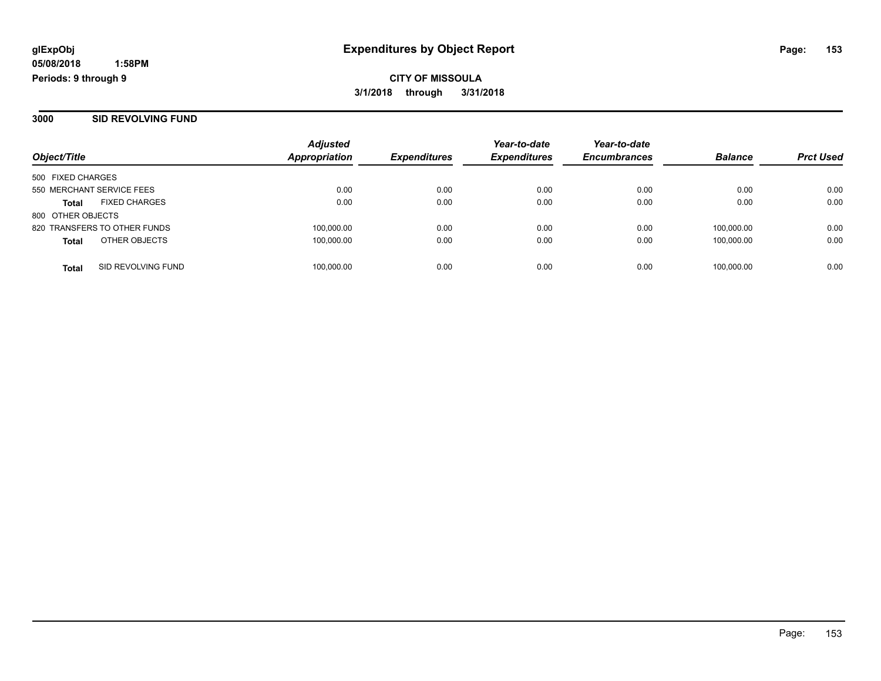**glExpObj** **Expenditures by Object Report**

**05/08/2018 1:58PM**

**Periods: 9 through 9**

**CITY OF MISSOULA**

**3/1/2018 through 3/31/2018**

## 3000 SID REVOLVING FUND

| Object/Title | | Adjusted Appropriation | Expenditures | Year-to-date Expenditures | Year-to-date Encumbrances | Balance | Prct Used |
|---|---|---|---|---|---|---|---|
| 500 FIXED CHARGES | | | | | | | |
| 550 MERCHANT SERVICE FEES | | 0.00 | 0.00 | 0.00 | 0.00 | 0.00 | 0.00 |
| **Total** | FIXED CHARGES | 0.00 | 0.00 | 0.00 | 0.00 | 0.00 | 0.00 |
| 800 OTHER OBJECTS | | | | | | | |
| 820 TRANSFERS TO OTHER FUNDS | | 100,000.00 | 0.00 | 0.00 | 0.00 | 100,000.00 | 0.00 |
| **Total** | OTHER OBJECTS | 100,000.00 | 0.00 | 0.00 | 0.00 | 100,000.00 | 0.00 |
| **Total** | SID REVOLVING FUND | 100,000.00 | 0.00 | 0.00 | 0.00 | 100,000.00 | 0.00 |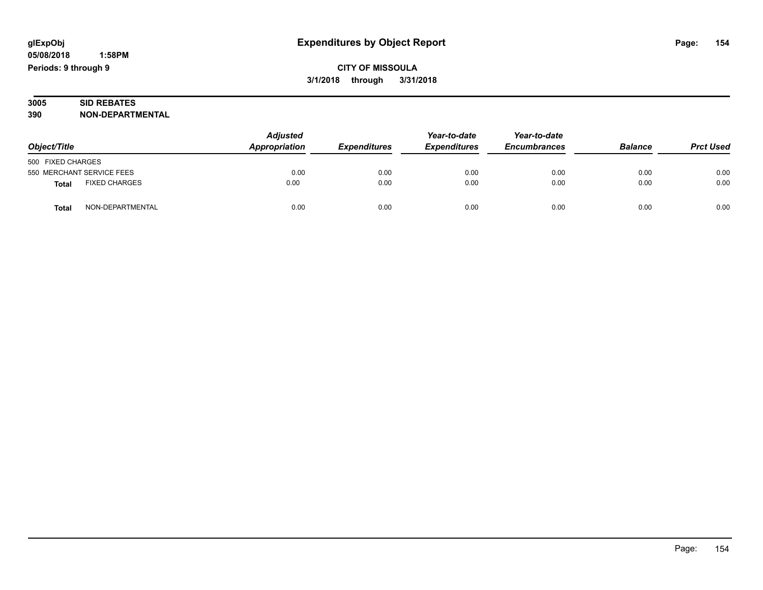# Expenditures by Object Report

glExpObj
05/08/2018 1:58PM
Periods: 9 through 9

**CITY OF MISSOULA**
**3/1/2018 through 3/31/2018**

## 3005 SID REBATES
## 390 NON-DEPARTMENTAL

| Object/Title | Adjusted Appropriation | Expenditures | Year-to-date Expenditures | Year-to-date Encumbrances | Balance | Prct Used |
|---|---|---|---|---|---|---|
| 500 FIXED CHARGES | | | | | | |
| 550 MERCHANT SERVICE FEES | 0.00 | 0.00 | 0.00 | 0.00 | 0.00 | 0.00 |
| **Total** FIXED CHARGES | 0.00 | 0.00 | 0.00 | 0.00 | 0.00 | 0.00 |
| **Total** NON-DEPARTMENTAL | 0.00 | 0.00 | 0.00 | 0.00 | 0.00 | 0.00 |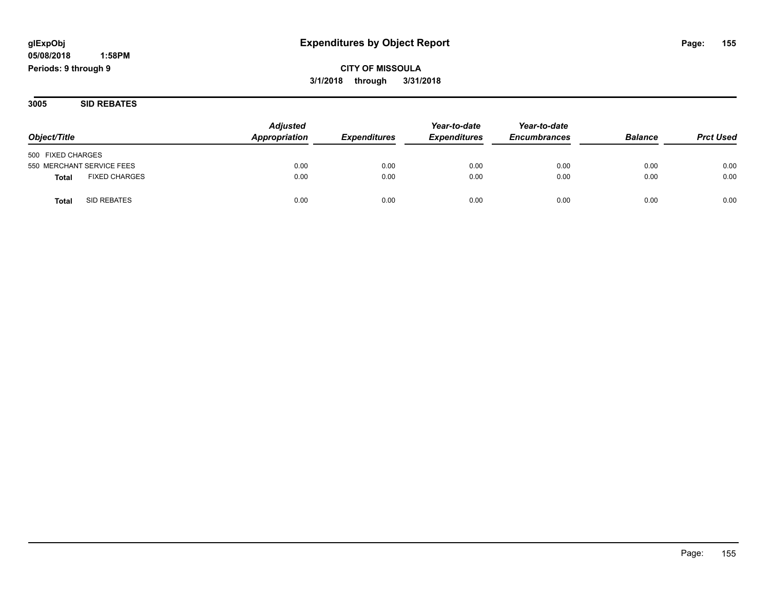**glExpObj**
**05/08/2018 1:58PM**
**Periods: 9 through 9**

# Expenditures by Object Report

**CITY OF MISSOULA**
**3/1/2018 through 3/31/2018**

## 3005 SID REBATES

| Object/Title | | Adjusted Appropriation | Expenditures | Year-to-date Expenditures | Year-to-date Encumbrances | Balance | Prct Used |
|---|---|---|---|---|---|---|---|
| 500 FIXED CHARGES | | | | | | | |
| 550 MERCHANT SERVICE FEES | | 0.00 | 0.00 | 0.00 | 0.00 | 0.00 | 0.00 |
| **Total** | FIXED CHARGES | 0.00 | 0.00 | 0.00 | 0.00 | 0.00 | 0.00 |
| **Total** | SID REBATES | 0.00 | 0.00 | 0.00 | 0.00 | 0.00 | 0.00 |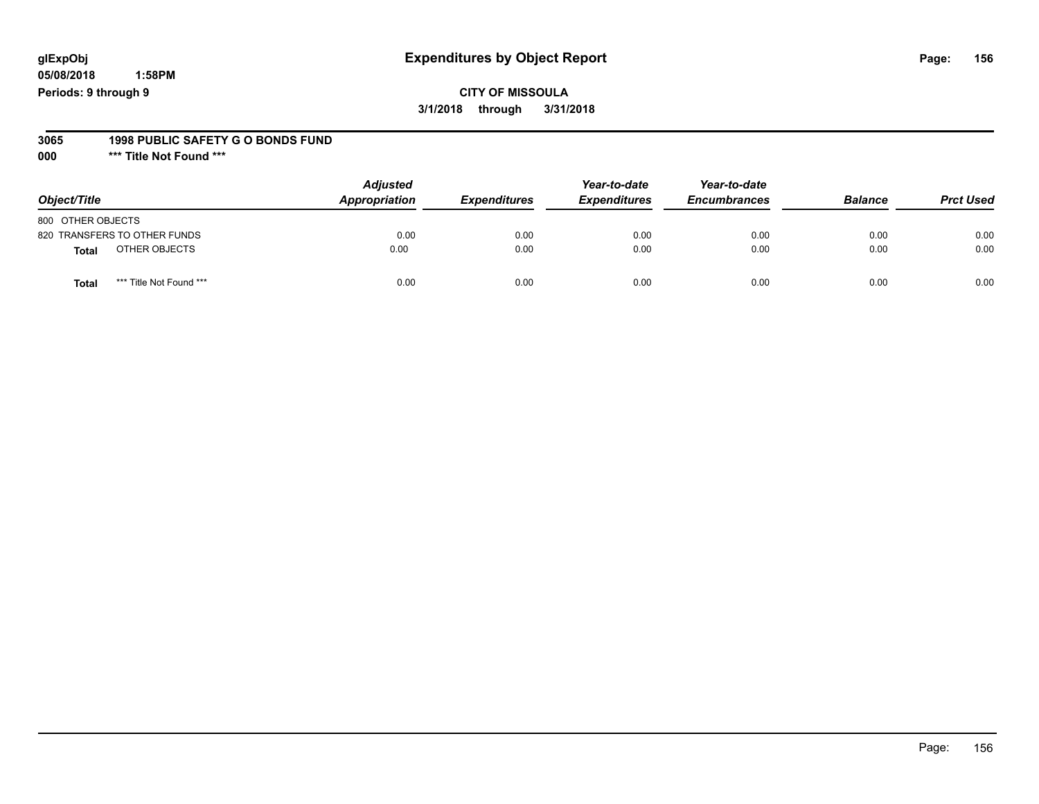glExpObj
05/08/2018 1:58PM
Periods: 9 through 9

# Expenditures by Object Report

**CITY OF MISSOULA**
**3/1/2018 through 3/31/2018**

**3065 1998 PUBLIC SAFETY G O BONDS FUND**
**000 \*\*\* Title Not Found \*\*\***

| Object/Title | Adjusted Appropriation | Expenditures | Year-to-date Expenditures | Year-to-date Encumbrances | Balance | Prct Used |
|---|---|---|---|---|---|---|
| 800 OTHER OBJECTS | | | | | | |
| 820 TRANSFERS TO OTHER FUNDS | 0.00 | 0.00 | 0.00 | 0.00 | 0.00 | 0.00 |
| **Total** OTHER OBJECTS | 0.00 | 0.00 | 0.00 | 0.00 | 0.00 | 0.00 |
| **Total** *** Title Not Found *** | 0.00 | 0.00 | 0.00 | 0.00 | 0.00 | 0.00 |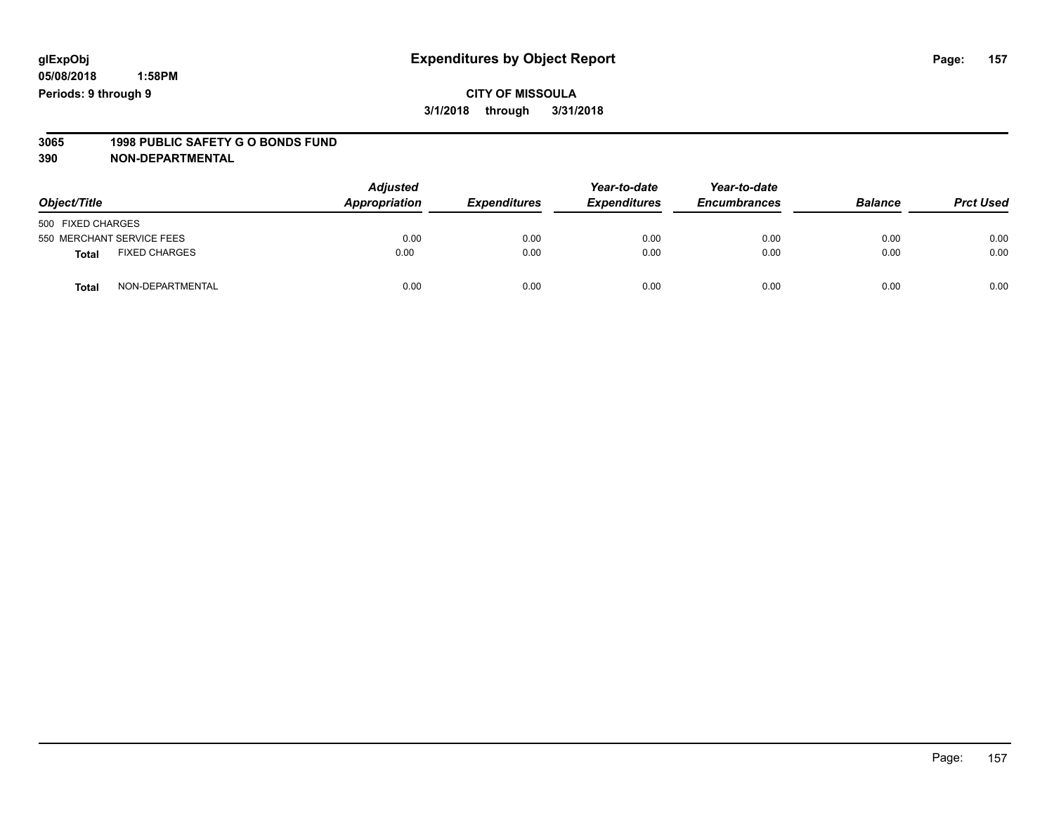glExpObj
05/08/2018 1:58PM
Periods: 9 through 9

# Expenditures by Object Report

**CITY OF MISSOULA**

**3/1/2018 through 3/31/2018**

**3065 1998 PUBLIC SAFETY G O BONDS FUND**

**390 NON-DEPARTMENTAL**

| Object/Title | | Adjusted Appropriation | Expenditures | Year-to-date Expenditures | Year-to-date Encumbrances | Balance | Prct Used |
|---|---|---|---|---|---|---|---|
| 500 FIXED CHARGES | | | | | | | |
| 550 MERCHANT SERVICE FEES | | 0.00 | 0.00 | 0.00 | 0.00 | 0.00 | 0.00 |
| **Total** | FIXED CHARGES | 0.00 | 0.00 | 0.00 | 0.00 | 0.00 | 0.00 |
| **Total** | NON-DEPARTMENTAL | 0.00 | 0.00 | 0.00 | 0.00 | 0.00 | 0.00 |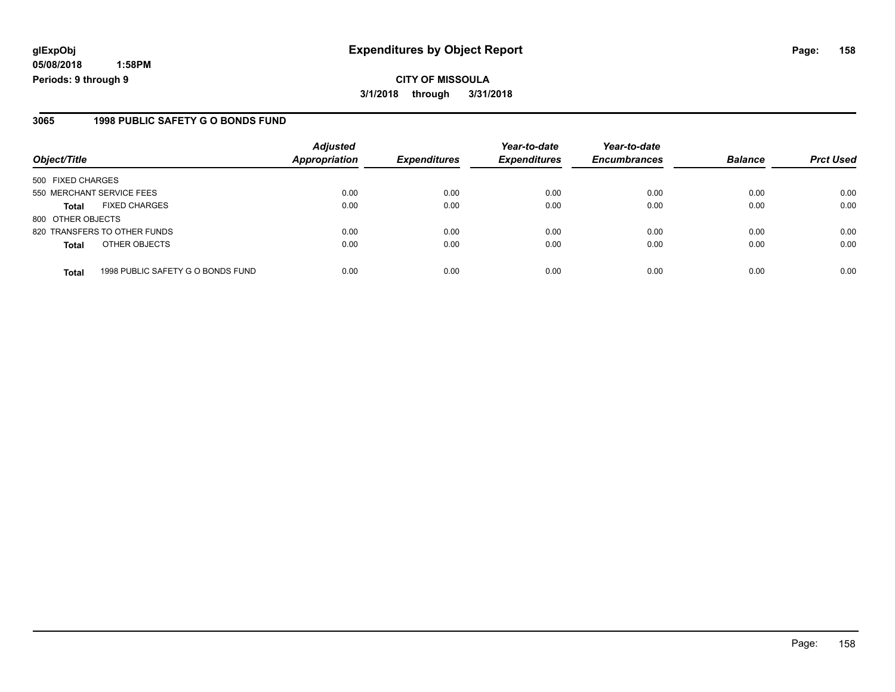**glExpObj**
**05/08/2018 1:58PM**
**Periods: 9 through 9**

# Expenditures by Object Report

**CITY OF MISSOULA**
**3/1/2018 through 3/31/2018**

## 3065 1998 PUBLIC SAFETY G O BONDS FUND

| Object/Title | | Adjusted Appropriation | Expenditures | Year-to-date Expenditures | Year-to-date Encumbrances | Balance | Prct Used |
|---|---|---|---|---|---|---|---|
| 500 FIXED CHARGES | | | | | | | |
| 550 MERCHANT SERVICE FEES | | 0.00 | 0.00 | 0.00 | 0.00 | 0.00 | 0.00 |
| **Total** | FIXED CHARGES | 0.00 | 0.00 | 0.00 | 0.00 | 0.00 | 0.00 |
| 800 OTHER OBJECTS | | | | | | | |
| 820 TRANSFERS TO OTHER FUNDS | | 0.00 | 0.00 | 0.00 | 0.00 | 0.00 | 0.00 |
| **Total** | OTHER OBJECTS | 0.00 | 0.00 | 0.00 | 0.00 | 0.00 | 0.00 |
| **Total** | 1998 PUBLIC SAFETY G O BONDS FUND | 0.00 | 0.00 | 0.00 | 0.00 | 0.00 | 0.00 |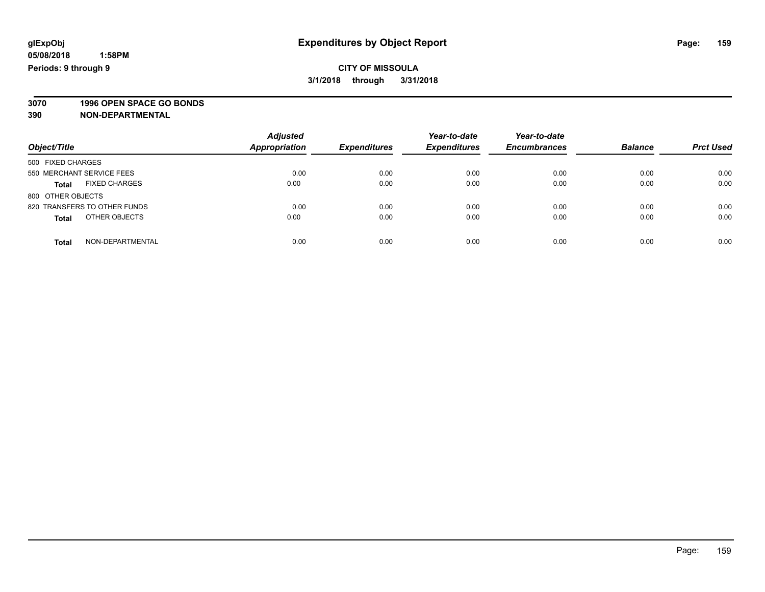**glExpObj** **Expenditures by Object Report**

**05/08/2018 1:58PM**

**Periods: 9 through 9**

**CITY OF MISSOULA**

**3/1/2018 through 3/31/2018**

**3070 1996 OPEN SPACE GO BONDS**

**390 NON-DEPARTMENTAL**

| Object/Title | Adjusted Appropriation | Expenditures | Year-to-date Expenditures | Year-to-date Encumbrances | Balance | Prct Used |
|---|---|---|---|---|---|---|
| 500 FIXED CHARGES | | | | | | |
| 550 MERCHANT SERVICE FEES | 0.00 | 0.00 | 0.00 | 0.00 | 0.00 | 0.00 |
| **Total** FIXED CHARGES | 0.00 | 0.00 | 0.00 | 0.00 | 0.00 | 0.00 |
| 800 OTHER OBJECTS | | | | | | |
| 820 TRANSFERS TO OTHER FUNDS | 0.00 | 0.00 | 0.00 | 0.00 | 0.00 | 0.00 |
| **Total** OTHER OBJECTS | 0.00 | 0.00 | 0.00 | 0.00 | 0.00 | 0.00 |
| **Total** NON-DEPARTMENTAL | 0.00 | 0.00 | 0.00 | 0.00 | 0.00 | 0.00 |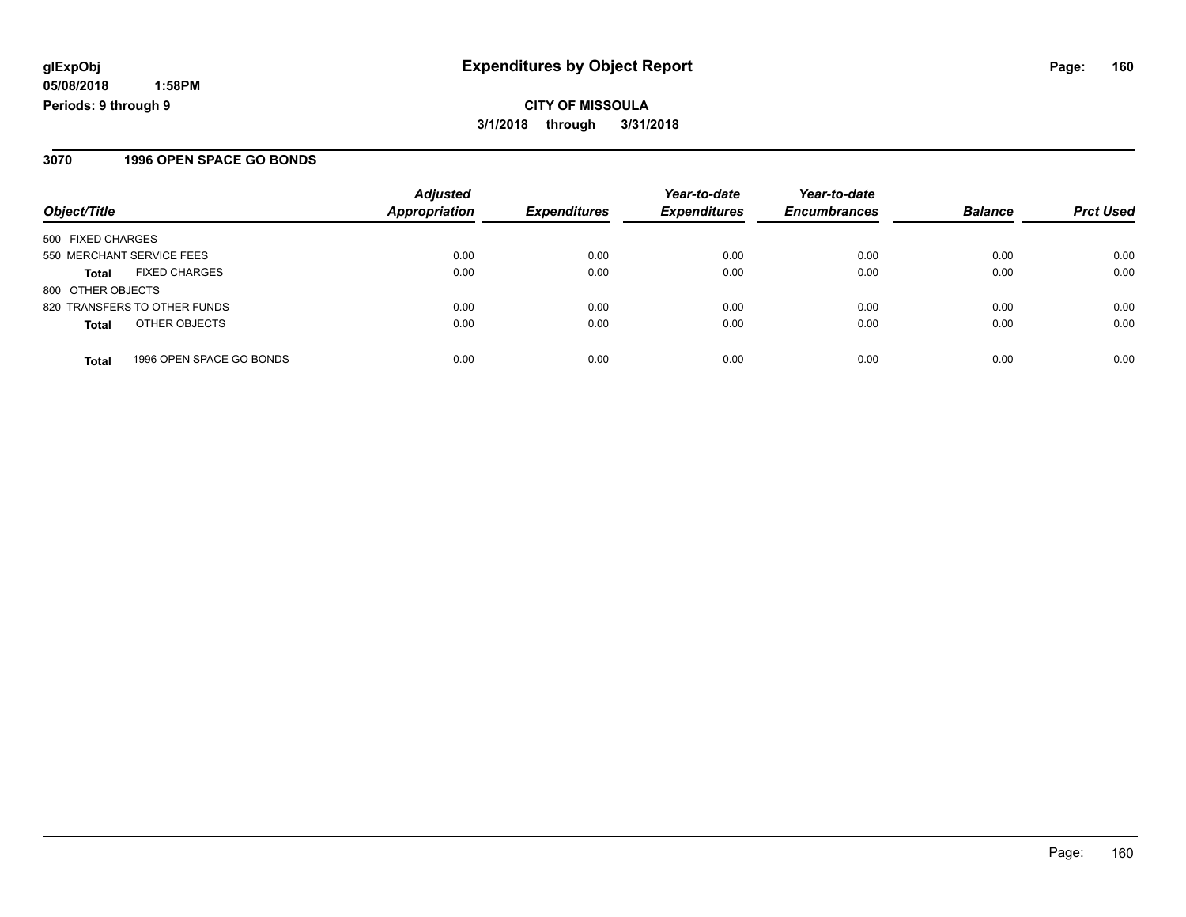**glExpObj**
**05/08/2018 1:58PM**
**Periods: 9 through 9**

# Expenditures by Object Report

**CITY OF MISSOULA**
**3/1/2018 through 3/31/2018**

## 3070 1996 OPEN SPACE GO BONDS

| Object/Title | Adjusted Appropriation | Expenditures | Year-to-date Expenditures | Year-to-date Encumbrances | Balance | Prct Used |
|---|---|---|---|---|---|---|
| 500 FIXED CHARGES | | | | | | |
| 550 MERCHANT SERVICE FEES | 0.00 | 0.00 | 0.00 | 0.00 | 0.00 | 0.00 |
| **Total** FIXED CHARGES | 0.00 | 0.00 | 0.00 | 0.00 | 0.00 | 0.00 |
| 800 OTHER OBJECTS | | | | | | |
| 820 TRANSFERS TO OTHER FUNDS | 0.00 | 0.00 | 0.00 | 0.00 | 0.00 | 0.00 |
| **Total** OTHER OBJECTS | 0.00 | 0.00 | 0.00 | 0.00 | 0.00 | 0.00 |
| **Total** 1996 OPEN SPACE GO BONDS | 0.00 | 0.00 | 0.00 | 0.00 | 0.00 | 0.00 |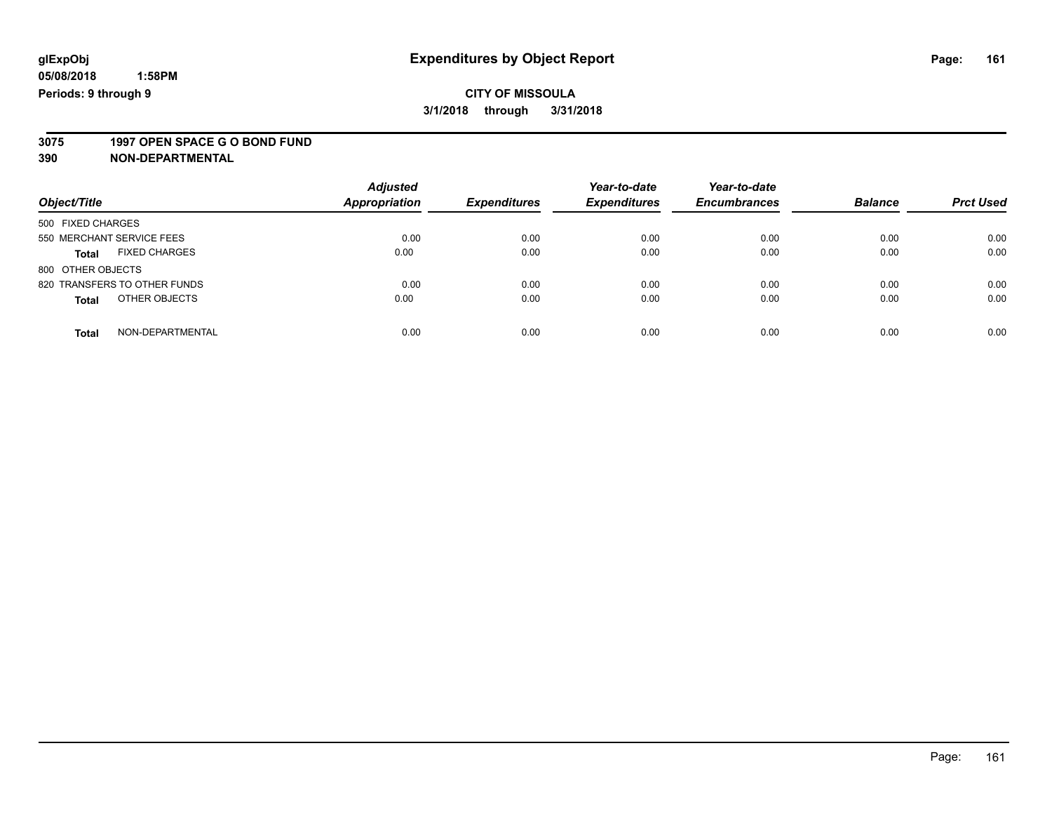glExpObj
05/08/2018 1:58PM
Periods: 9 through 9

# Expenditures by Object Report

**CITY OF MISSOULA**
**3/1/2018 through 3/31/2018**

**3075 1997 OPEN SPACE G O BOND FUND**
**390 NON-DEPARTMENTAL**

| Object/Title | Adjusted Appropriation | Expenditures | Year-to-date Expenditures | Year-to-date Encumbrances | Balance | Prct Used |
|---|---|---|---|---|---|---|
| 500 FIXED CHARGES | | | | | | |
| 550 MERCHANT SERVICE FEES | 0.00 | 0.00 | 0.00 | 0.00 | 0.00 | 0.00 |
| **Total** FIXED CHARGES | 0.00 | 0.00 | 0.00 | 0.00 | 0.00 | 0.00 |
| 800 OTHER OBJECTS | | | | | | |
| 820 TRANSFERS TO OTHER FUNDS | 0.00 | 0.00 | 0.00 | 0.00 | 0.00 | 0.00 |
| **Total** OTHER OBJECTS | 0.00 | 0.00 | 0.00 | 0.00 | 0.00 | 0.00 |
| **Total** NON-DEPARTMENTAL | 0.00 | 0.00 | 0.00 | 0.00 | 0.00 | 0.00 |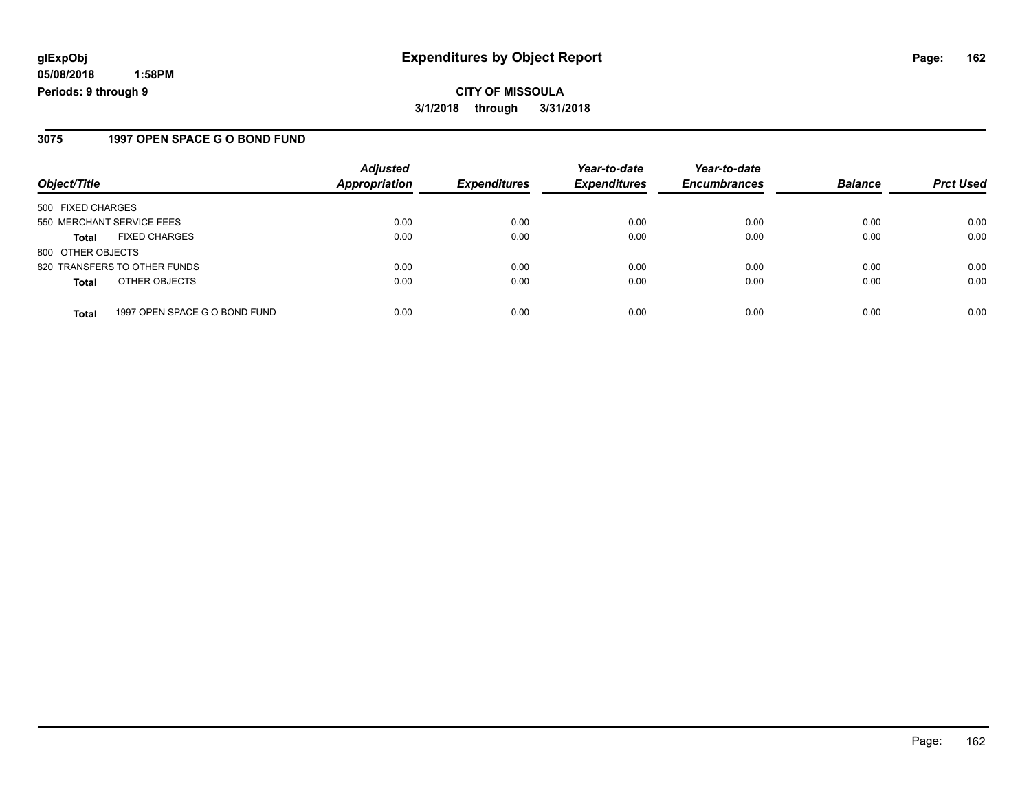**glExpObj**
**05/08/2018 1:58PM**
**Periods: 9 through 9**

# Expenditures by Object Report

**CITY OF MISSOULA**
**3/1/2018 through 3/31/2018**

## 3075 1997 OPEN SPACE G O BOND FUND

| Object/Title | Adjusted Appropriation | Expenditures | Year-to-date Expenditures | Year-to-date Encumbrances | Balance | Prct Used |
|---|---|---|---|---|---|---|
| 500 FIXED CHARGES | | | | | | |
| 550 MERCHANT SERVICE FEES | 0.00 | 0.00 | 0.00 | 0.00 | 0.00 | 0.00 |
| **Total** FIXED CHARGES | 0.00 | 0.00 | 0.00 | 0.00 | 0.00 | 0.00 |
| 800 OTHER OBJECTS | | | | | | |
| 820 TRANSFERS TO OTHER FUNDS | 0.00 | 0.00 | 0.00 | 0.00 | 0.00 | 0.00 |
| **Total** OTHER OBJECTS | 0.00 | 0.00 | 0.00 | 0.00 | 0.00 | 0.00 |
| **Total** 1997 OPEN SPACE G O BOND FUND | 0.00 | 0.00 | 0.00 | 0.00 | 0.00 | 0.00 |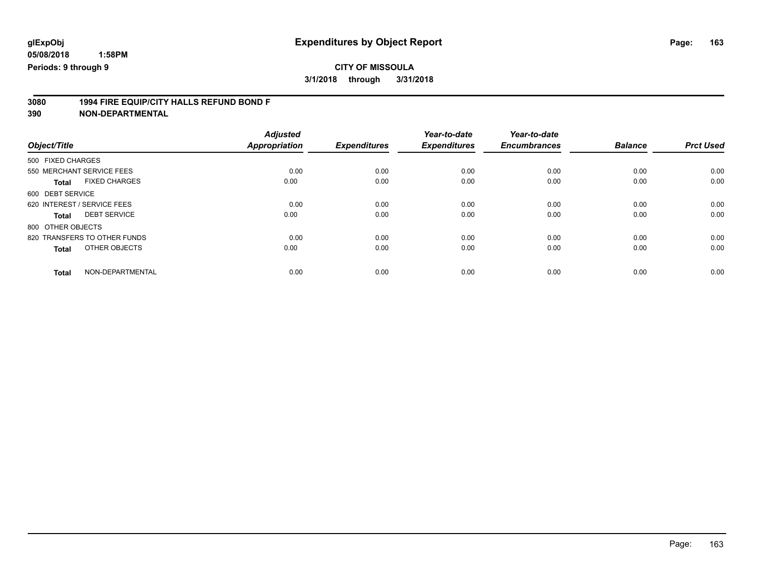glExpObj
05/08/2018 1:58PM
Periods: 9 through 9

# Expenditures by Object Report

**CITY OF MISSOULA**

**3/1/2018 through 3/31/2018**

**3080 1994 FIRE EQUIP/CITY HALLS REFUND BOND F**

**390 NON-DEPARTMENTAL**

| Object/Title | | Adjusted Appropriation | Expenditures | Year-to-date Expenditures | Year-to-date Encumbrances | Balance | Prct Used |
|---|---|---|---|---|---|---|---|
| 500 FIXED CHARGES | | | | | | | |
| 550 MERCHANT SERVICE FEES | | 0.00 | 0.00 | 0.00 | 0.00 | 0.00 | 0.00 |
| **Total** | FIXED CHARGES | 0.00 | 0.00 | 0.00 | 0.00 | 0.00 | 0.00 |
| 600 DEBT SERVICE | | | | | | | |
| 620 INTEREST / SERVICE FEES | | 0.00 | 0.00 | 0.00 | 0.00 | 0.00 | 0.00 |
| **Total** | DEBT SERVICE | 0.00 | 0.00 | 0.00 | 0.00 | 0.00 | 0.00 |
| 800 OTHER OBJECTS | | | | | | | |
| 820 TRANSFERS TO OTHER FUNDS | | 0.00 | 0.00 | 0.00 | 0.00 | 0.00 | 0.00 |
| **Total** | OTHER OBJECTS | 0.00 | 0.00 | 0.00 | 0.00 | 0.00 | 0.00 |
| **Total** | NON-DEPARTMENTAL | 0.00 | 0.00 | 0.00 | 0.00 | 0.00 | 0.00 |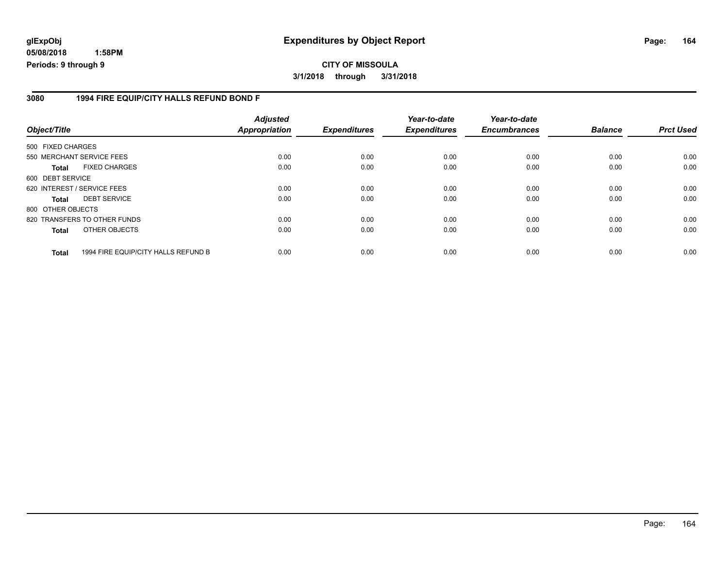glExpObj
05/08/2018 1:58PM
Periods: 9 through 9

# Expenditures by Object Report

**CITY OF MISSOULA**

**3/1/2018 through 3/31/2018**

## 3080 1994 FIRE EQUIP/CITY HALLS REFUND BOND F

| Object/Title | Adjusted Appropriation | Expenditures | Year-to-date Expenditures | Year-to-date Encumbrances | Balance | Prct Used |
|---|---|---|---|---|---|---|
| 500 FIXED CHARGES | | | | | | |
| 550 MERCHANT SERVICE FEES | 0.00 | 0.00 | 0.00 | 0.00 | 0.00 | 0.00 |
| **Total** FIXED CHARGES | 0.00 | 0.00 | 0.00 | 0.00 | 0.00 | 0.00 |
| 600 DEBT SERVICE | | | | | | |
| 620 INTEREST / SERVICE FEES | 0.00 | 0.00 | 0.00 | 0.00 | 0.00 | 0.00 |
| **Total** DEBT SERVICE | 0.00 | 0.00 | 0.00 | 0.00 | 0.00 | 0.00 |
| 800 OTHER OBJECTS | | | | | | |
| 820 TRANSFERS TO OTHER FUNDS | 0.00 | 0.00 | 0.00 | 0.00 | 0.00 | 0.00 |
| **Total** OTHER OBJECTS | 0.00 | 0.00 | 0.00 | 0.00 | 0.00 | 0.00 |
| **Total** 1994 FIRE EQUIP/CITY HALLS REFUND B | 0.00 | 0.00 | 0.00 | 0.00 | 0.00 | 0.00 |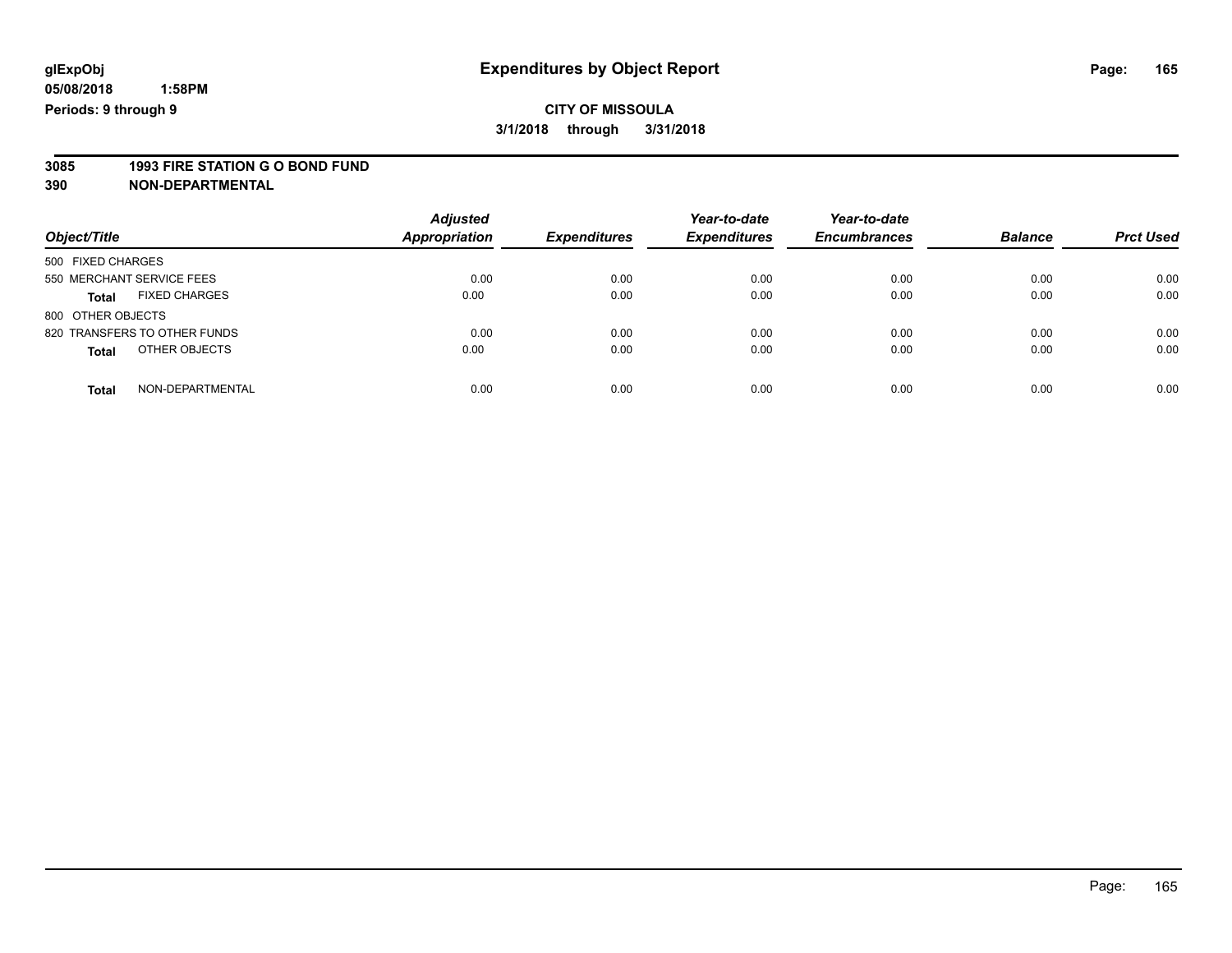**glExpObj**
**05/08/2018 1:58PM**
**Periods: 9 through 9**

# Expenditures by Object Report

**CITY OF MISSOULA**
**3/1/2018 through 3/31/2018**

**3085 1993 FIRE STATION G O BOND FUND**
**390 NON-DEPARTMENTAL**

| Object/Title | | Adjusted Appropriation | Expenditures | Year-to-date Expenditures | Year-to-date Encumbrances | Balance | Prct Used |
|---|---|---|---|---|---|---|---|
| 500 FIXED CHARGES | | | | | | | |
| 550 MERCHANT SERVICE FEES | | 0.00 | 0.00 | 0.00 | 0.00 | 0.00 | 0.00 |
| **Total** | FIXED CHARGES | 0.00 | 0.00 | 0.00 | 0.00 | 0.00 | 0.00 |
| 800 OTHER OBJECTS | | | | | | | |
| 820 TRANSFERS TO OTHER FUNDS | | 0.00 | 0.00 | 0.00 | 0.00 | 0.00 | 0.00 |
| **Total** | OTHER OBJECTS | 0.00 | 0.00 | 0.00 | 0.00 | 0.00 | 0.00 |
| **Total** | NON-DEPARTMENTAL | 0.00 | 0.00 | 0.00 | 0.00 | 0.00 | 0.00 |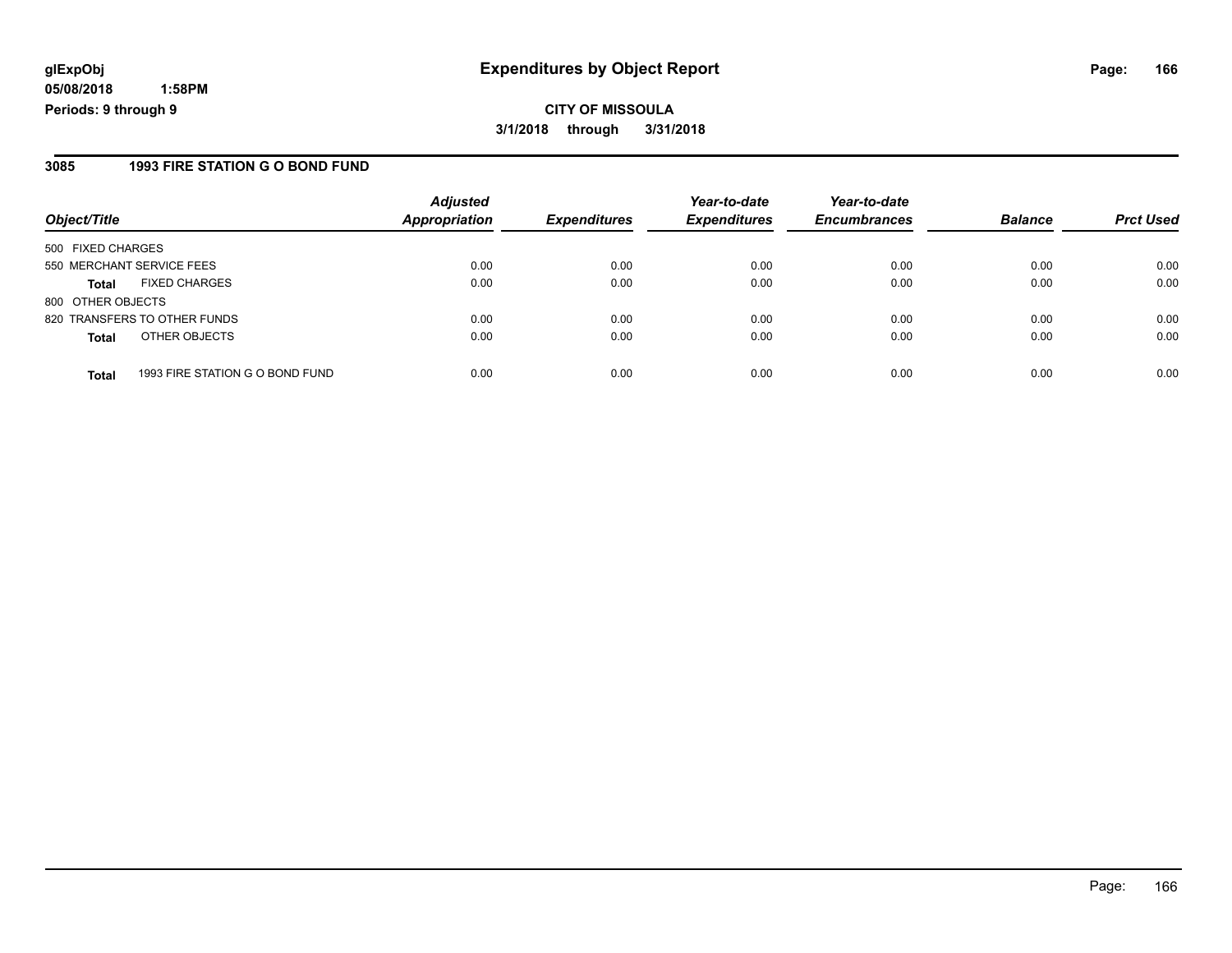**glExpObj**
**05/08/2018 1:58PM**
**Periods: 9 through 9**

# Expenditures by Object Report

**CITY OF MISSOULA**
**3/1/2018 through 3/31/2018**

## 3085 1993 FIRE STATION G O BOND FUND

| Object/Title | Adjusted Appropriation | Expenditures | Year-to-date Expenditures | Year-to-date Encumbrances | Balance | Prct Used |
|---|---|---|---|---|---|---|
| 500 FIXED CHARGES | | | | | | |
| 550 MERCHANT SERVICE FEES | 0.00 | 0.00 | 0.00 | 0.00 | 0.00 | 0.00 |
| **Total** FIXED CHARGES | 0.00 | 0.00 | 0.00 | 0.00 | 0.00 | 0.00 |
| 800 OTHER OBJECTS | | | | | | |
| 820 TRANSFERS TO OTHER FUNDS | 0.00 | 0.00 | 0.00 | 0.00 | 0.00 | 0.00 |
| **Total** OTHER OBJECTS | 0.00 | 0.00 | 0.00 | 0.00 | 0.00 | 0.00 |
| **Total** 1993 FIRE STATION G O BOND FUND | 0.00 | 0.00 | 0.00 | 0.00 | 0.00 | 0.00 |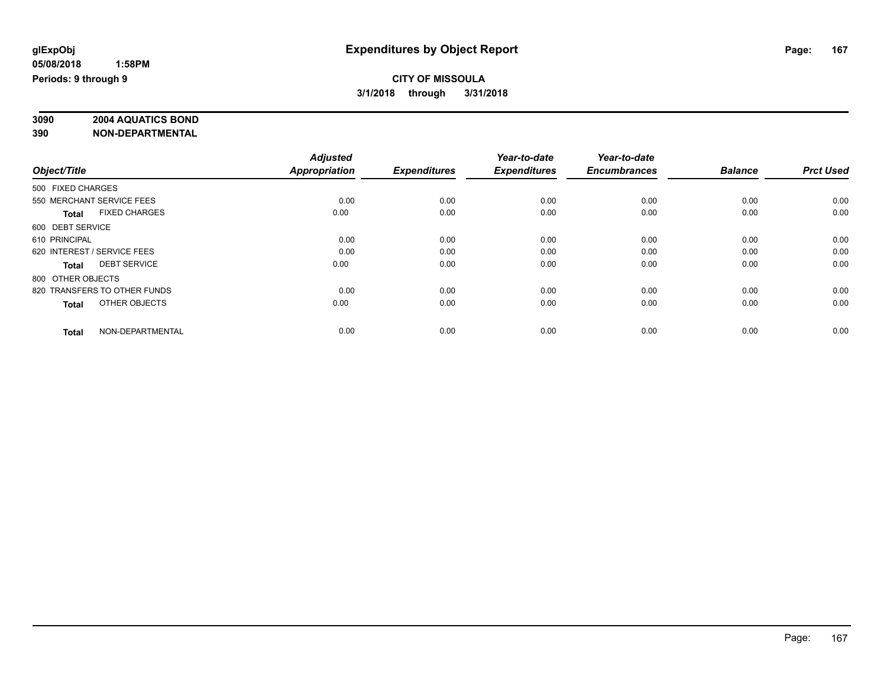glExpObj
05/08/2018 1:58PM
Periods: 9 through 9

# Expenditures by Object Report

**CITY OF MISSOULA**
**3/1/2018 through 3/31/2018**

**3090 2004 AQUATICS BOND**
**390 NON-DEPARTMENTAL**

| Object/Title | Adjusted Appropriation | Expenditures | Year-to-date Expenditures | Year-to-date Encumbrances | Balance | Prct Used |
|---|---|---|---|---|---|---|
| 500 FIXED CHARGES | | | | | | |
| 550 MERCHANT SERVICE FEES | 0.00 | 0.00 | 0.00 | 0.00 | 0.00 | 0.00 |
| **Total** FIXED CHARGES | 0.00 | 0.00 | 0.00 | 0.00 | 0.00 | 0.00 |
| 600 DEBT SERVICE | | | | | | |
| 610 PRINCIPAL | 0.00 | 0.00 | 0.00 | 0.00 | 0.00 | 0.00 |
| 620 INTEREST / SERVICE FEES | 0.00 | 0.00 | 0.00 | 0.00 | 0.00 | 0.00 |
| **Total** DEBT SERVICE | 0.00 | 0.00 | 0.00 | 0.00 | 0.00 | 0.00 |
| 800 OTHER OBJECTS | | | | | | |
| 820 TRANSFERS TO OTHER FUNDS | 0.00 | 0.00 | 0.00 | 0.00 | 0.00 | 0.00 |
| **Total** OTHER OBJECTS | 0.00 | 0.00 | 0.00 | 0.00 | 0.00 | 0.00 |
| **Total** NON-DEPARTMENTAL | 0.00 | 0.00 | 0.00 | 0.00 | 0.00 | 0.00 |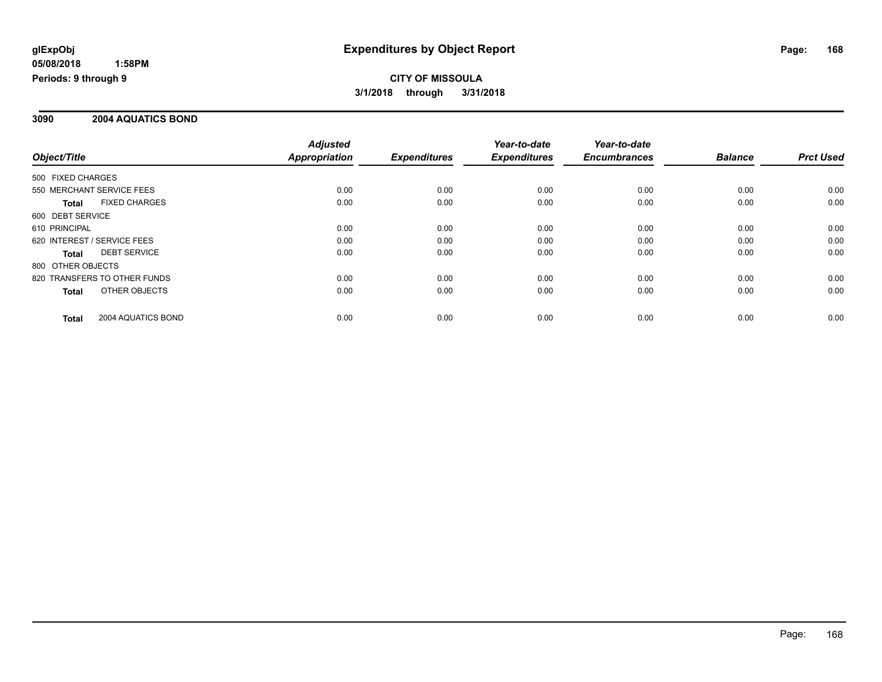**glExpObj**
**05/08/2018 1:58PM**
**Periods: 9 through 9**

# Expenditures by Object Report

**CITY OF MISSOULA**
**3/1/2018 through 3/31/2018**

## 3090 2004 AQUATICS BOND

| Object/Title | Adjusted Appropriation | Expenditures | Year-to-date Expenditures | Year-to-date Encumbrances | Balance | Prct Used |
|---|---|---|---|---|---|---|
| 500 FIXED CHARGES | | | | | | |
| 550 MERCHANT SERVICE FEES | 0.00 | 0.00 | 0.00 | 0.00 | 0.00 | 0.00 |
| **Total** FIXED CHARGES | 0.00 | 0.00 | 0.00 | 0.00 | 0.00 | 0.00 |
| 600 DEBT SERVICE | | | | | | |
| 610 PRINCIPAL | 0.00 | 0.00 | 0.00 | 0.00 | 0.00 | 0.00 |
| 620 INTEREST / SERVICE FEES | 0.00 | 0.00 | 0.00 | 0.00 | 0.00 | 0.00 |
| **Total** DEBT SERVICE | 0.00 | 0.00 | 0.00 | 0.00 | 0.00 | 0.00 |
| 800 OTHER OBJECTS | | | | | | |
| 820 TRANSFERS TO OTHER FUNDS | 0.00 | 0.00 | 0.00 | 0.00 | 0.00 | 0.00 |
| **Total** OTHER OBJECTS | 0.00 | 0.00 | 0.00 | 0.00 | 0.00 | 0.00 |
| **Total** 2004 AQUATICS BOND | 0.00 | 0.00 | 0.00 | 0.00 | 0.00 | 0.00 |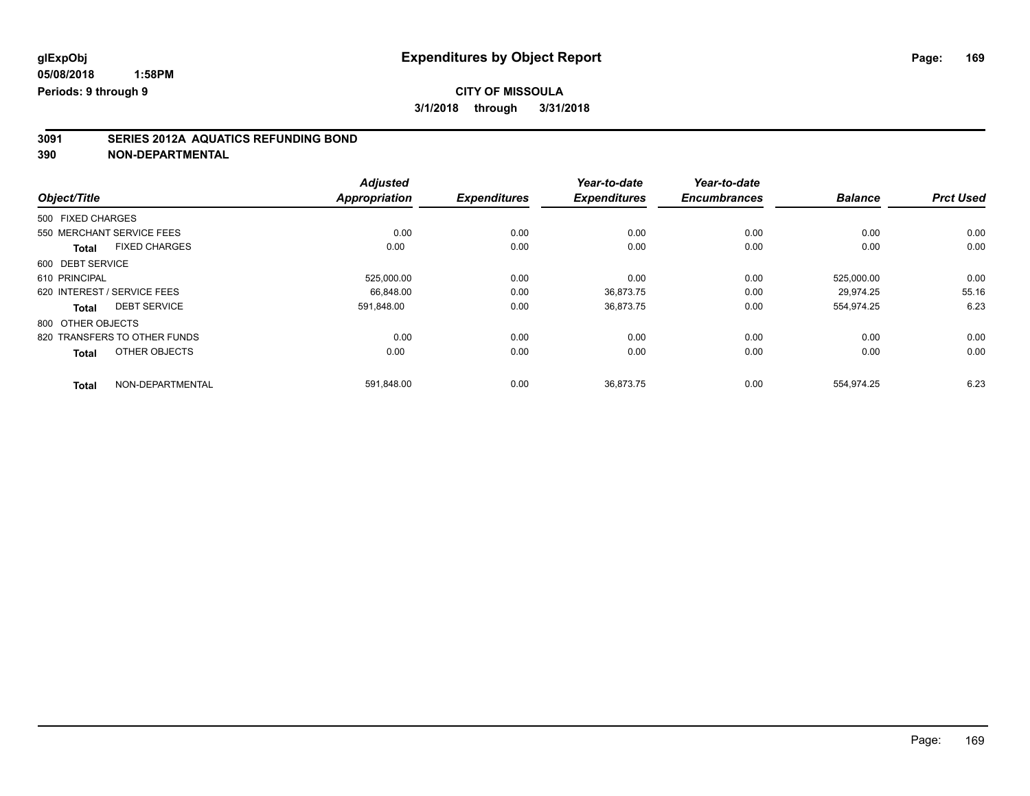glExpObj
05/08/2018 1:58PM
Periods: 9 through 9

# Expenditures by Object Report

**CITY OF MISSOULA**

**3/1/2018 through 3/31/2018**

## 3091 SERIES 2012A AQUATICS REFUNDING BOND
## 390 NON-DEPARTMENTAL

| Object/Title | Adjusted Appropriation | Expenditures | Year-to-date Expenditures | Year-to-date Encumbrances | Balance | Prct Used |
|---|---|---|---|---|---|---|
| 500 FIXED CHARGES | | | | | | |
| 550 MERCHANT SERVICE FEES | 0.00 | 0.00 | 0.00 | 0.00 | 0.00 | 0.00 |
| **Total** FIXED CHARGES | 0.00 | 0.00 | 0.00 | 0.00 | 0.00 | 0.00 |
| 600 DEBT SERVICE | | | | | | |
| 610 PRINCIPAL | 525,000.00 | 0.00 | 0.00 | 0.00 | 525,000.00 | 0.00 |
| 620 INTEREST / SERVICE FEES | 66,848.00 | 0.00 | 36,873.75 | 0.00 | 29,974.25 | 55.16 |
| **Total** DEBT SERVICE | 591,848.00 | 0.00 | 36,873.75 | 0.00 | 554,974.25 | 6.23 |
| 800 OTHER OBJECTS | | | | | | |
| 820 TRANSFERS TO OTHER FUNDS | 0.00 | 0.00 | 0.00 | 0.00 | 0.00 | 0.00 |
| **Total** OTHER OBJECTS | 0.00 | 0.00 | 0.00 | 0.00 | 0.00 | 0.00 |
| **Total** NON-DEPARTMENTAL | 591,848.00 | 0.00 | 36,873.75 | 0.00 | 554,974.25 | 6.23 |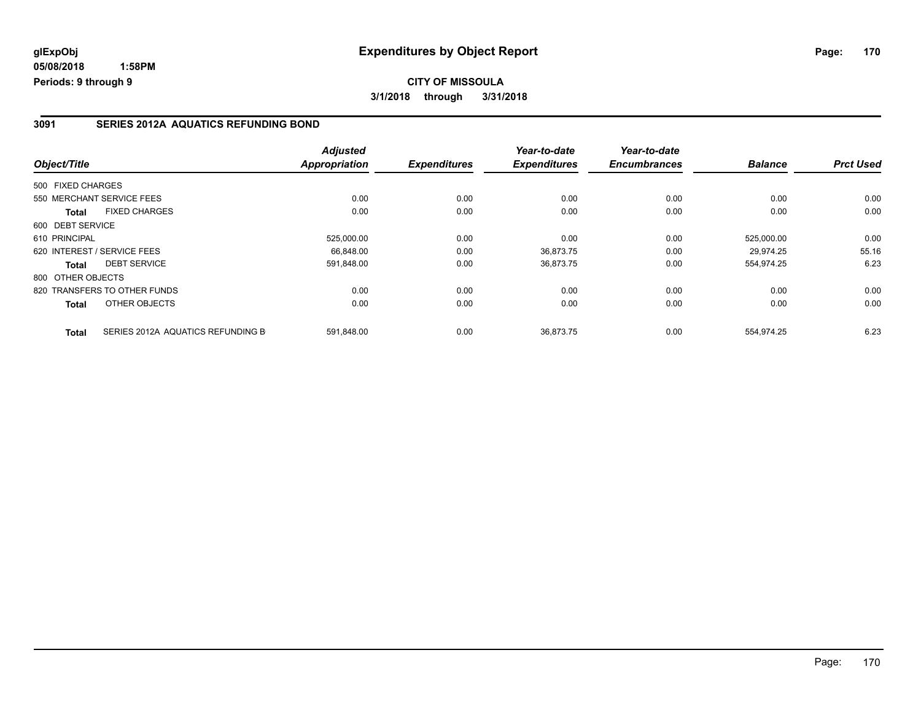**glExpObj**
**05/08/2018 1:58PM**
**Periods: 9 through 9**

# Expenditures by Object Report

**CITY OF MISSOULA**
**3/1/2018 through 3/31/2018**

## 3091 SERIES 2012A AQUATICS REFUNDING BOND

| Object/Title | | Adjusted Appropriation | Expenditures | Year-to-date Expenditures | Year-to-date Encumbrances | Balance | Prct Used |
|---|---|---|---|---|---|---|---|
| 500 FIXED CHARGES | | | | | | | |
| 550 MERCHANT SERVICE FEES | | 0.00 | 0.00 | 0.00 | 0.00 | 0.00 | 0.00 |
| **Total** | FIXED CHARGES | 0.00 | 0.00 | 0.00 | 0.00 | 0.00 | 0.00 |
| 600 DEBT SERVICE | | | | | | | |
| 610 PRINCIPAL | | 525,000.00 | 0.00 | 0.00 | 0.00 | 525,000.00 | 0.00 |
| 620 INTEREST / SERVICE FEES | | 66,848.00 | 0.00 | 36,873.75 | 0.00 | 29,974.25 | 55.16 |
| **Total** | DEBT SERVICE | 591,848.00 | 0.00 | 36,873.75 | 0.00 | 554,974.25 | 6.23 |
| 800 OTHER OBJECTS | | | | | | | |
| 820 TRANSFERS TO OTHER FUNDS | | 0.00 | 0.00 | 0.00 | 0.00 | 0.00 | 0.00 |
| **Total** | OTHER OBJECTS | 0.00 | 0.00 | 0.00 | 0.00 | 0.00 | 0.00 |
| **Total** | SERIES 2012A AQUATICS REFUNDING B | 591,848.00 | 0.00 | 36,873.75 | 0.00 | 554,974.25 | 6.23 |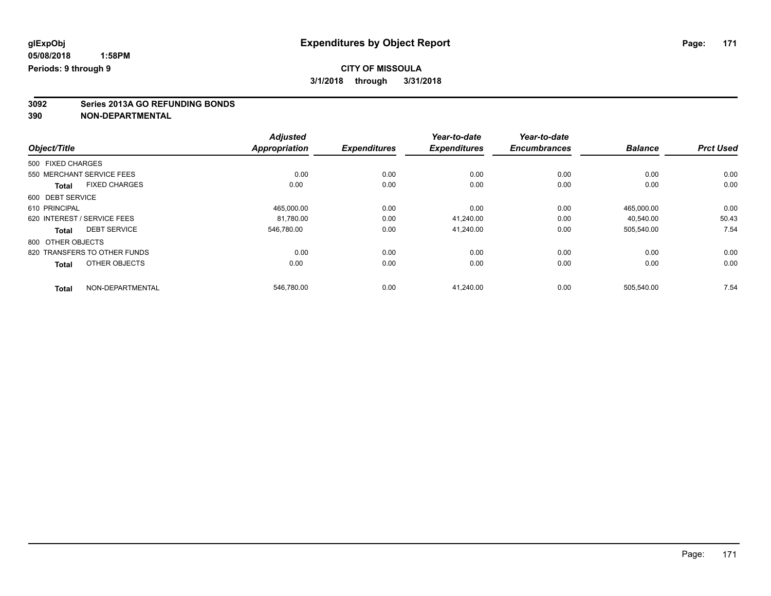**glExpObj**
**05/08/2018 1:58PM**
**Periods: 9 through 9**

# Expenditures by Object Report

**CITY OF MISSOULA**
**3/1/2018 through 3/31/2018**

**3092 Series 2013A GO REFUNDING BONDS**
**390 NON-DEPARTMENTAL**

| Object/Title | Adjusted Appropriation | Expenditures | Year-to-date Expenditures | Year-to-date Encumbrances | Balance | Prct Used |
|---|---|---|---|---|---|---|
| 500 FIXED CHARGES | | | | | | |
| 550 MERCHANT SERVICE FEES | 0.00 | 0.00 | 0.00 | 0.00 | 0.00 | 0.00 |
| **Total** FIXED CHARGES | 0.00 | 0.00 | 0.00 | 0.00 | 0.00 | 0.00 |
| 600 DEBT SERVICE | | | | | | |
| 610 PRINCIPAL | 465,000.00 | 0.00 | 0.00 | 0.00 | 465,000.00 | 0.00 |
| 620 INTEREST / SERVICE FEES | 81,780.00 | 0.00 | 41,240.00 | 0.00 | 40,540.00 | 50.43 |
| **Total** DEBT SERVICE | 546,780.00 | 0.00 | 41,240.00 | 0.00 | 505,540.00 | 7.54 |
| 800 OTHER OBJECTS | | | | | | |
| 820 TRANSFERS TO OTHER FUNDS | 0.00 | 0.00 | 0.00 | 0.00 | 0.00 | 0.00 |
| **Total** OTHER OBJECTS | 0.00 | 0.00 | 0.00 | 0.00 | 0.00 | 0.00 |
| **Total** NON-DEPARTMENTAL | 546,780.00 | 0.00 | 41,240.00 | 0.00 | 505,540.00 | 7.54 |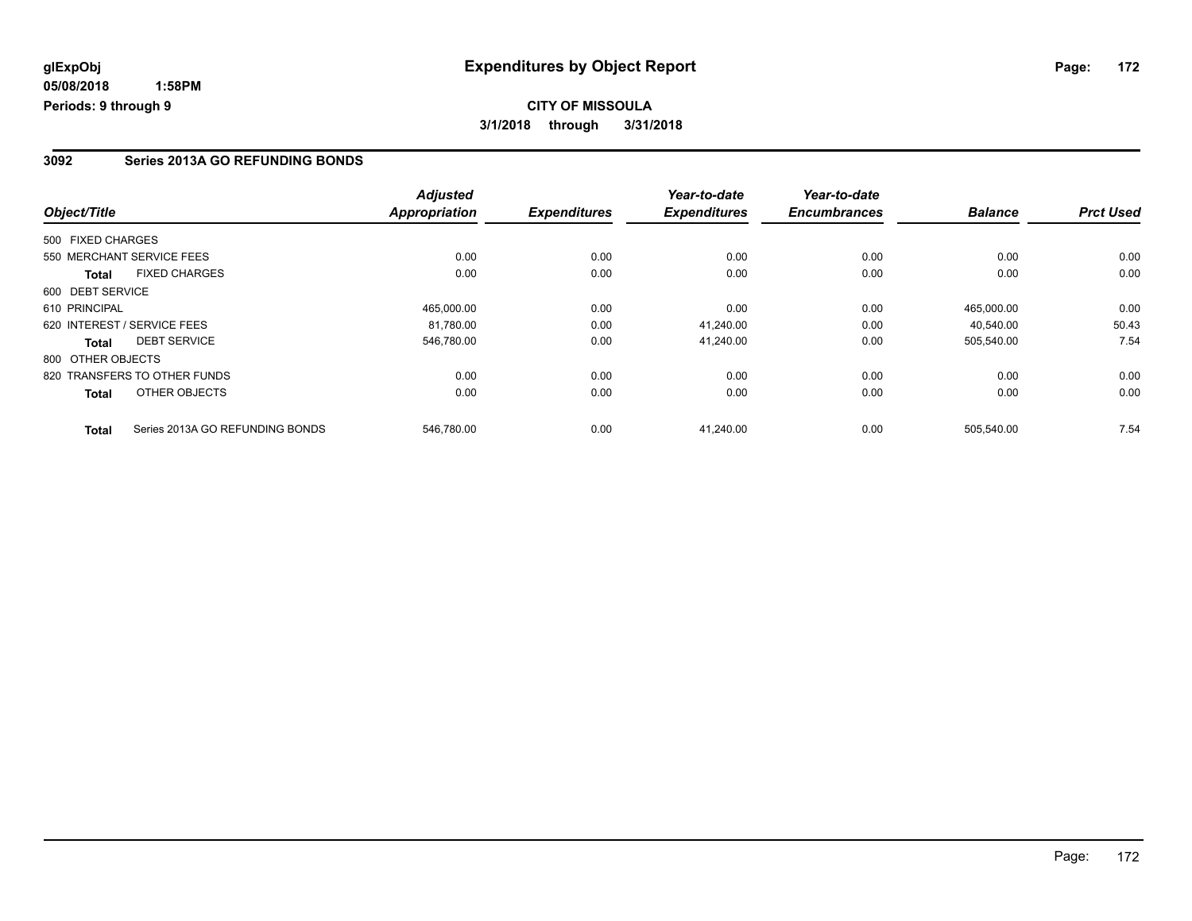# Expenditures by Object Report

glExpObj
05/08/2018 1:58PM
Periods: 9 through 9

**CITY OF MISSOULA**
**3/1/2018 through 3/31/2018**

## 3092 Series 2013A GO REFUNDING BONDS

| Object/Title | Adjusted Appropriation | Expenditures | Year-to-date Expenditures | Year-to-date Encumbrances | Balance | Prct Used |
|---|---|---|---|---|---|---|
| 500 FIXED CHARGES | | | | | | |
| 550 MERCHANT SERVICE FEES | 0.00 | 0.00 | 0.00 | 0.00 | 0.00 | 0.00 |
| **Total** FIXED CHARGES | 0.00 | 0.00 | 0.00 | 0.00 | 0.00 | 0.00 |
| 600 DEBT SERVICE | | | | | | |
| 610 PRINCIPAL | 465,000.00 | 0.00 | 0.00 | 0.00 | 465,000.00 | 0.00 |
| 620 INTEREST / SERVICE FEES | 81,780.00 | 0.00 | 41,240.00 | 0.00 | 40,540.00 | 50.43 |
| **Total** DEBT SERVICE | 546,780.00 | 0.00 | 41,240.00 | 0.00 | 505,540.00 | 7.54 |
| 800 OTHER OBJECTS | | | | | | |
| 820 TRANSFERS TO OTHER FUNDS | 0.00 | 0.00 | 0.00 | 0.00 | 0.00 | 0.00 |
| **Total** OTHER OBJECTS | 0.00 | 0.00 | 0.00 | 0.00 | 0.00 | 0.00 |
| **Total** Series 2013A GO REFUNDING BONDS | 546,780.00 | 0.00 | 41,240.00 | 0.00 | 505,540.00 | 7.54 |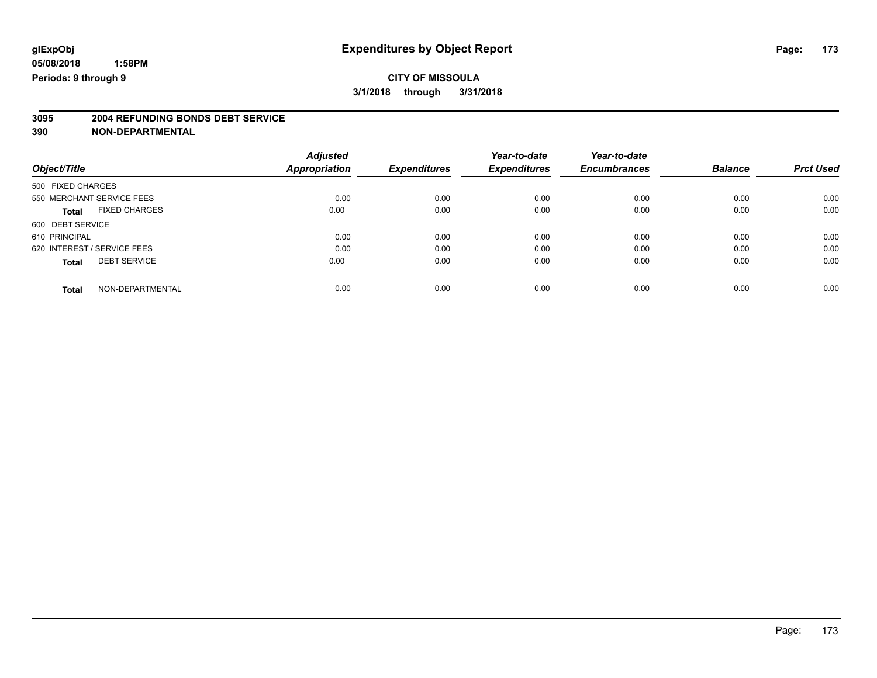glExpObj
05/08/2018 1:58PM
Periods: 9 through 9

# Expenditures by Object Report

**CITY OF MISSOULA**
**3/1/2018 through 3/31/2018**

**3095 2004 REFUNDING BONDS DEBT SERVICE**
**390 NON-DEPARTMENTAL**

| Object/Title | Adjusted Appropriation | Expenditures | Year-to-date Expenditures | Year-to-date Encumbrances | Balance | Prct Used |
|---|---|---|---|---|---|---|
| 500 FIXED CHARGES | | | | | | |
| 550 MERCHANT SERVICE FEES | 0.00 | 0.00 | 0.00 | 0.00 | 0.00 | 0.00 |
| **Total** FIXED CHARGES | 0.00 | 0.00 | 0.00 | 0.00 | 0.00 | 0.00 |
| 600 DEBT SERVICE | | | | | | |
| 610 PRINCIPAL | 0.00 | 0.00 | 0.00 | 0.00 | 0.00 | 0.00 |
| 620 INTEREST / SERVICE FEES | 0.00 | 0.00 | 0.00 | 0.00 | 0.00 | 0.00 |
| **Total** DEBT SERVICE | 0.00 | 0.00 | 0.00 | 0.00 | 0.00 | 0.00 |
| **Total** NON-DEPARTMENTAL | 0.00 | 0.00 | 0.00 | 0.00 | 0.00 | 0.00 |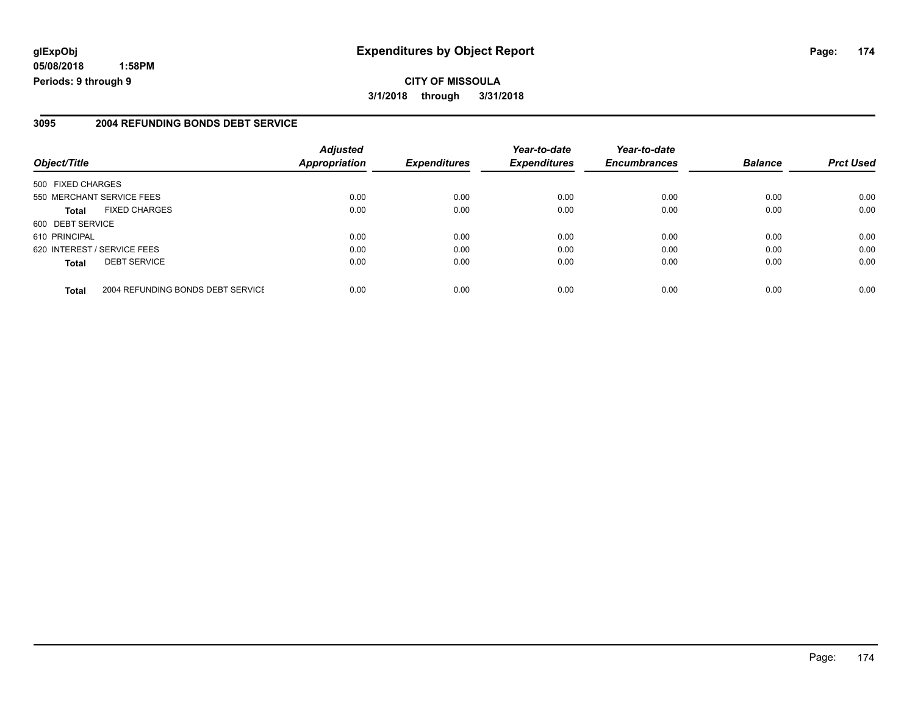# Expenditures by Object Report

glExpObj
05/08/2018 1:58PM
Periods: 9 through 9

**CITY OF MISSOULA**
**3/1/2018 through 3/31/2018**

## 3095 2004 REFUNDING BONDS DEBT SERVICE

| Object/Title | | Adjusted Appropriation | Expenditures | Year-to-date Expenditures | Year-to-date Encumbrances | Balance | Prct Used |
|---|---|---|---|---|---|---|---|
| 500 FIXED CHARGES | | | | | | | |
| 550 MERCHANT SERVICE FEES | | 0.00 | 0.00 | 0.00 | 0.00 | 0.00 | 0.00 |
| **Total** | FIXED CHARGES | 0.00 | 0.00 | 0.00 | 0.00 | 0.00 | 0.00 |
| 600 DEBT SERVICE | | | | | | | |
| 610 PRINCIPAL | | 0.00 | 0.00 | 0.00 | 0.00 | 0.00 | 0.00 |
| 620 INTEREST / SERVICE FEES | | 0.00 | 0.00 | 0.00 | 0.00 | 0.00 | 0.00 |
| **Total** | DEBT SERVICE | 0.00 | 0.00 | 0.00 | 0.00 | 0.00 | 0.00 |
| **Total** | 2004 REFUNDING BONDS DEBT SERVICE | 0.00 | 0.00 | 0.00 | 0.00 | 0.00 | 0.00 |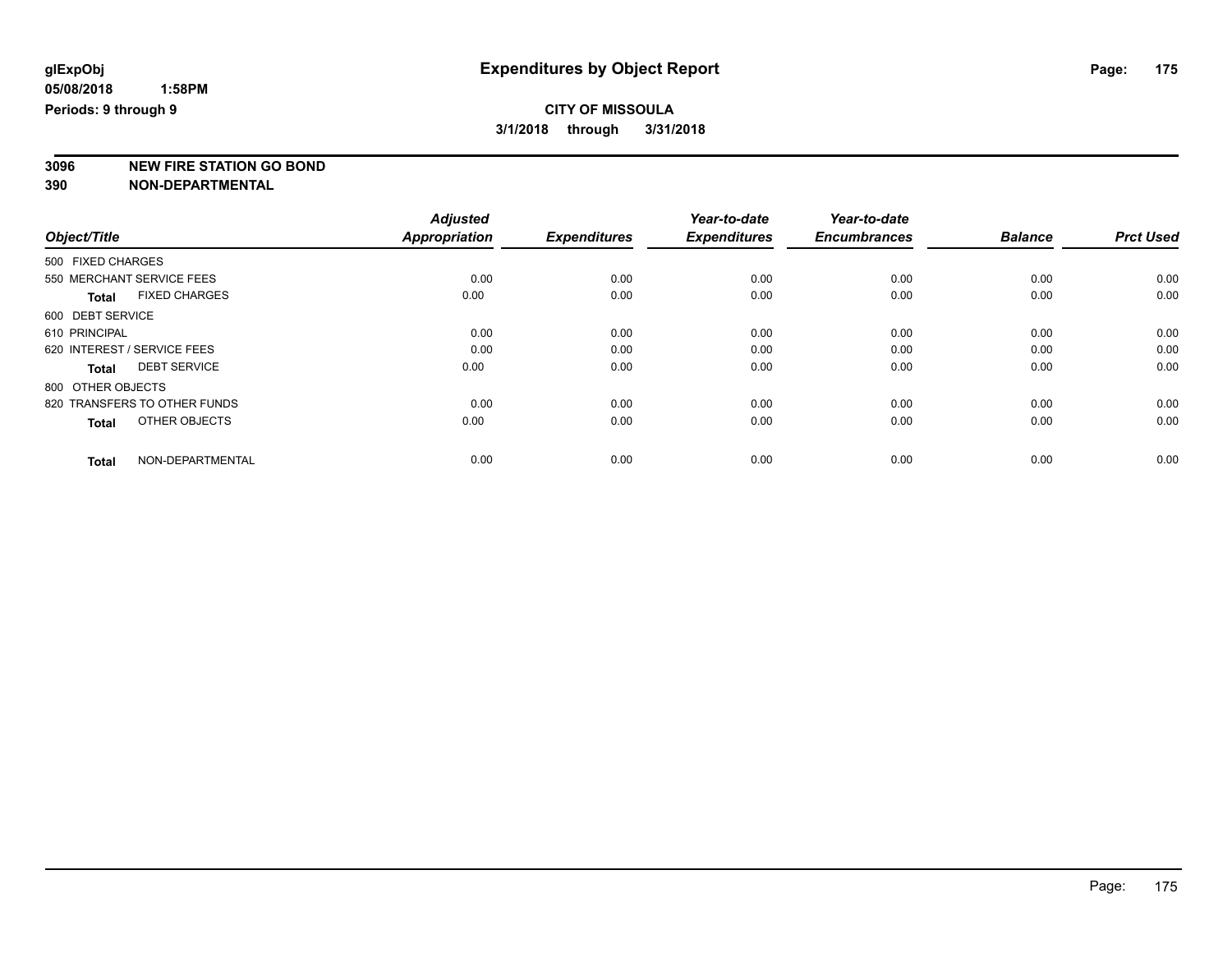**glExpObj** **Expenditures by Object Report**

**05/08/2018 1:58PM**

**Periods: 9 through 9**

**CITY OF MISSOULA**

**3/1/2018 through 3/31/2018**

**3096 NEW FIRE STATION GO BOND**

**390 NON-DEPARTMENTAL**

| Object/Title | Adjusted Appropriation | Expenditures | Year-to-date Expenditures | Year-to-date Encumbrances | Balance | Prct Used |
|---|---|---|---|---|---|---|
| 500 FIXED CHARGES | | | | | | |
| 550 MERCHANT SERVICE FEES | 0.00 | 0.00 | 0.00 | 0.00 | 0.00 | 0.00 |
| **Total** FIXED CHARGES | 0.00 | 0.00 | 0.00 | 0.00 | 0.00 | 0.00 |
| 600 DEBT SERVICE | | | | | | |
| 610 PRINCIPAL | 0.00 | 0.00 | 0.00 | 0.00 | 0.00 | 0.00 |
| 620 INTEREST / SERVICE FEES | 0.00 | 0.00 | 0.00 | 0.00 | 0.00 | 0.00 |
| **Total** DEBT SERVICE | 0.00 | 0.00 | 0.00 | 0.00 | 0.00 | 0.00 |
| 800 OTHER OBJECTS | | | | | | |
| 820 TRANSFERS TO OTHER FUNDS | 0.00 | 0.00 | 0.00 | 0.00 | 0.00 | 0.00 |
| **Total** OTHER OBJECTS | 0.00 | 0.00 | 0.00 | 0.00 | 0.00 | 0.00 |
| **Total** NON-DEPARTMENTAL | 0.00 | 0.00 | 0.00 | 0.00 | 0.00 | 0.00 |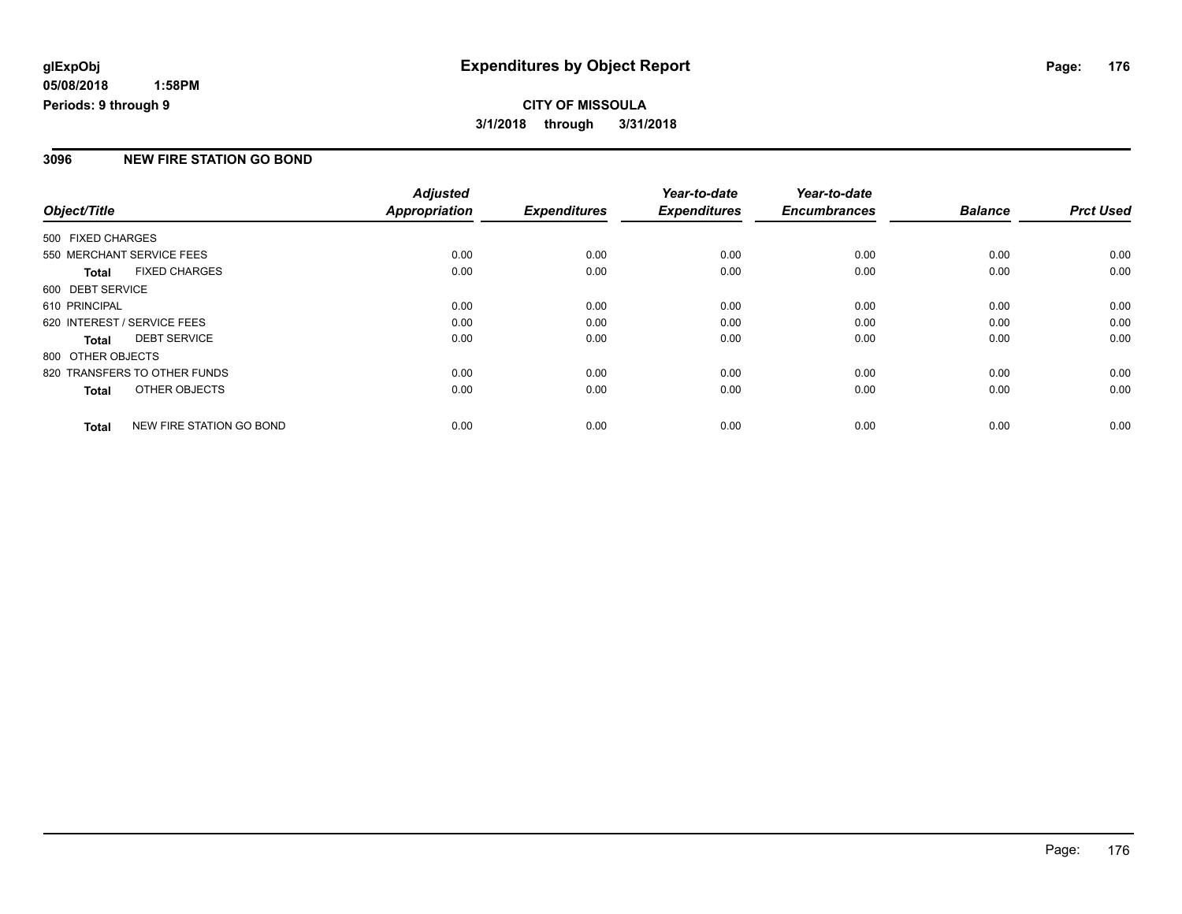**glExpObj** **Expenditures by Object Report**

**05/08/2018 1:58PM**

**Periods: 9 through 9**

**CITY OF MISSOULA**

**3/1/2018 through 3/31/2018**

## 3096 NEW FIRE STATION GO BOND

| Object/Title | Adjusted Appropriation | Expenditures | Year-to-date Expenditures | Year-to-date Encumbrances | Balance | Prct Used |
|---|---|---|---|---|---|---|
| 500 FIXED CHARGES | | | | | | |
| 550 MERCHANT SERVICE FEES | 0.00 | 0.00 | 0.00 | 0.00 | 0.00 | 0.00 |
| **Total** FIXED CHARGES | 0.00 | 0.00 | 0.00 | 0.00 | 0.00 | 0.00 |
| 600 DEBT SERVICE | | | | | | |
| 610 PRINCIPAL | 0.00 | 0.00 | 0.00 | 0.00 | 0.00 | 0.00 |
| 620 INTEREST / SERVICE FEES | 0.00 | 0.00 | 0.00 | 0.00 | 0.00 | 0.00 |
| **Total** DEBT SERVICE | 0.00 | 0.00 | 0.00 | 0.00 | 0.00 | 0.00 |
| 800 OTHER OBJECTS | | | | | | |
| 820 TRANSFERS TO OTHER FUNDS | 0.00 | 0.00 | 0.00 | 0.00 | 0.00 | 0.00 |
| **Total** OTHER OBJECTS | 0.00 | 0.00 | 0.00 | 0.00 | 0.00 | 0.00 |
| **Total** NEW FIRE STATION GO BOND | 0.00 | 0.00 | 0.00 | 0.00 | 0.00 | 0.00 |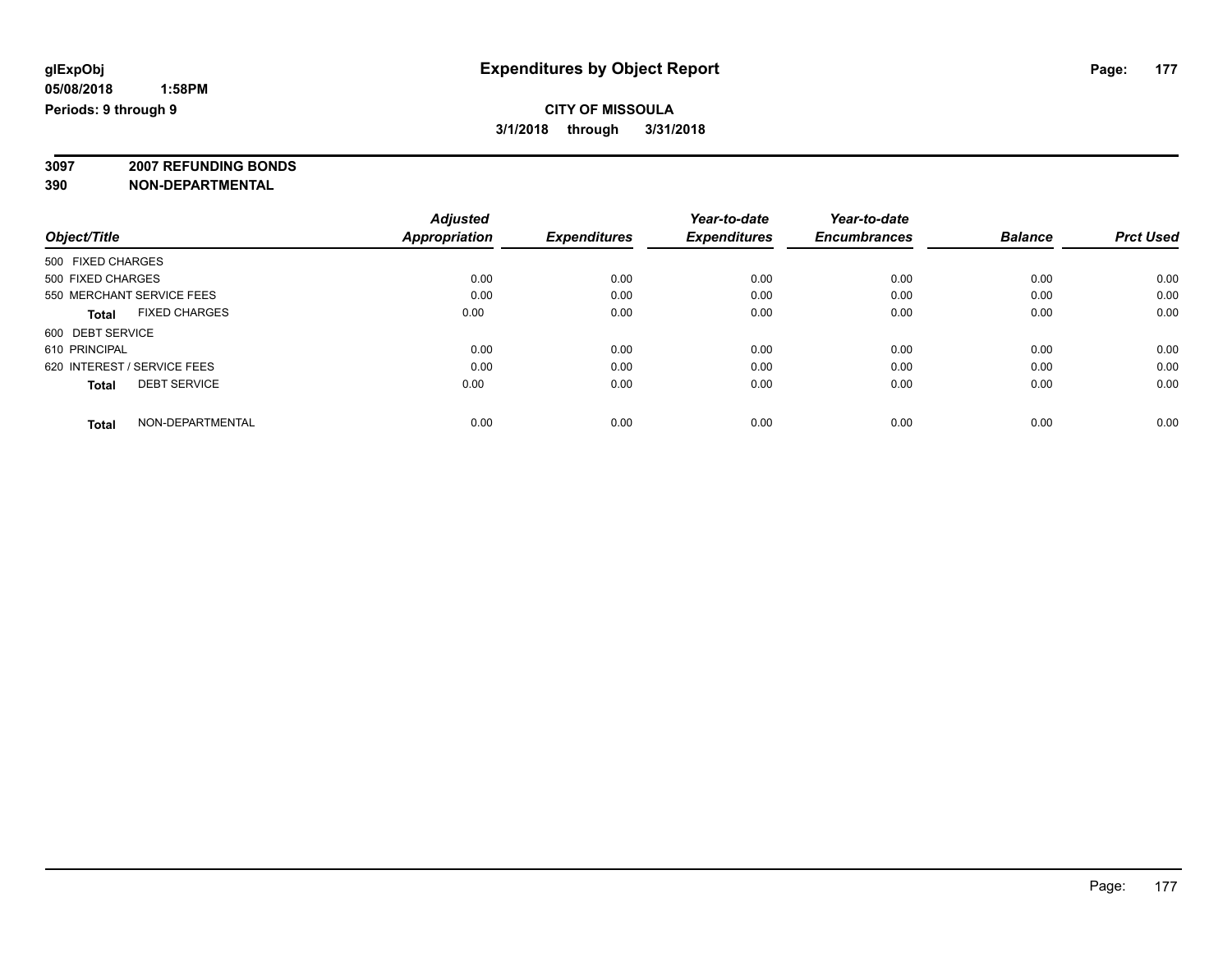glExpObj
05/08/2018 1:58PM
Periods: 9 through 9

# Expenditures by Object Report

**CITY OF MISSOULA**
**3/1/2018 through 3/31/2018**

**3097 2007 REFUNDING BONDS**
**390 NON-DEPARTMENTAL**

| Object/Title | Adjusted Appropriation | Expenditures | Year-to-date Expenditures | Year-to-date Encumbrances | Balance | Prct Used |
|---|---|---|---|---|---|---|
| 500 FIXED CHARGES | | | | | | |
| 500 FIXED CHARGES | 0.00 | 0.00 | 0.00 | 0.00 | 0.00 | 0.00 |
| 550 MERCHANT SERVICE FEES | 0.00 | 0.00 | 0.00 | 0.00 | 0.00 | 0.00 |
| **Total** FIXED CHARGES | 0.00 | 0.00 | 0.00 | 0.00 | 0.00 | 0.00 |
| 600 DEBT SERVICE | | | | | | |
| 610 PRINCIPAL | 0.00 | 0.00 | 0.00 | 0.00 | 0.00 | 0.00 |
| 620 INTEREST / SERVICE FEES | 0.00 | 0.00 | 0.00 | 0.00 | 0.00 | 0.00 |
| **Total** DEBT SERVICE | 0.00 | 0.00 | 0.00 | 0.00 | 0.00 | 0.00 |
| **Total** NON-DEPARTMENTAL | 0.00 | 0.00 | 0.00 | 0.00 | 0.00 | 0.00 |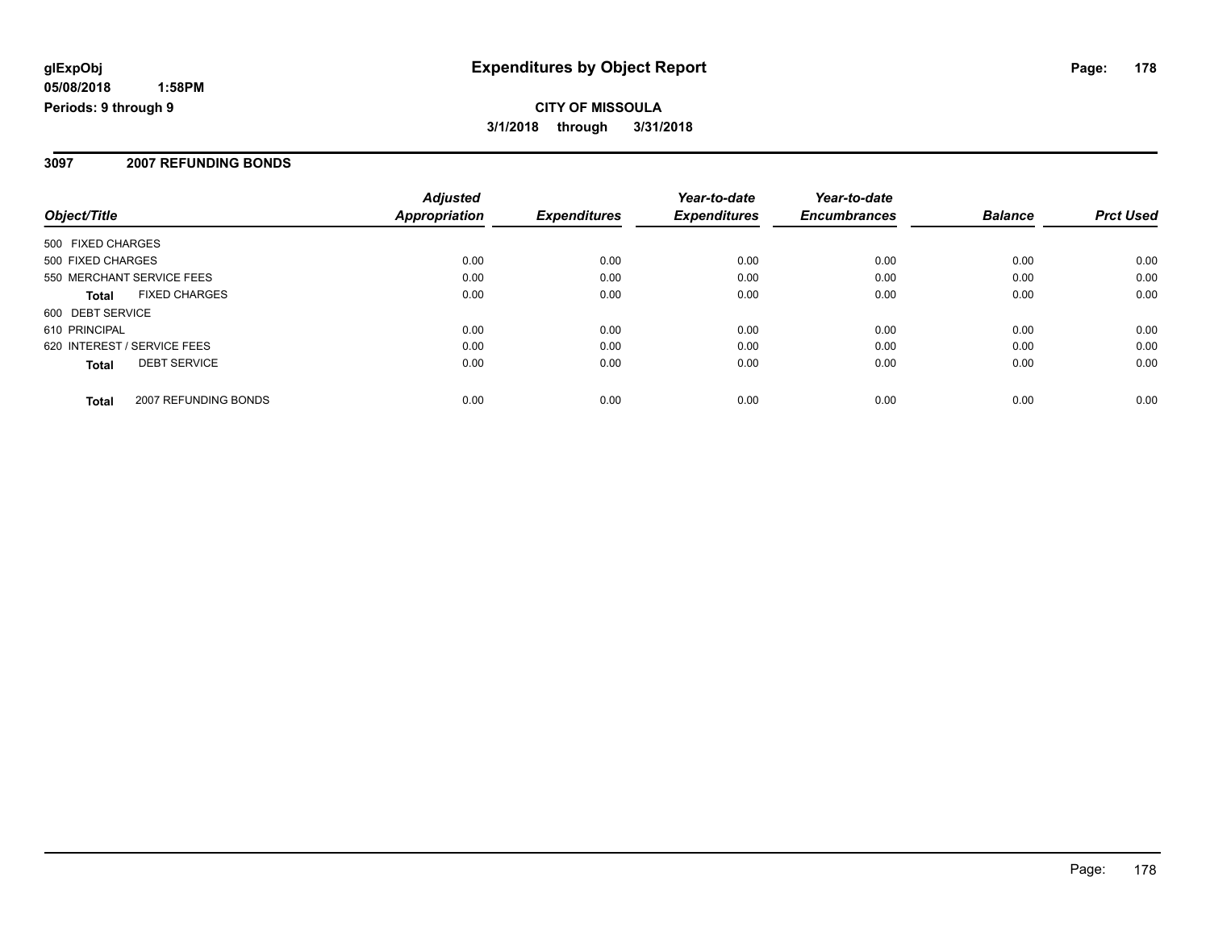**glExpObj**
**05/08/2018 1:58PM**
**Periods: 9 through 9**

# Expenditures by Object Report

**CITY OF MISSOULA**
**3/1/2018 through 3/31/2018**

## 3097 2007 REFUNDING BONDS

| Object/Title | | Adjusted Appropriation | Expenditures | Year-to-date Expenditures | Year-to-date Encumbrances | Balance | Prct Used |
|---|---|---|---|---|---|---|---|
| 500 FIXED CHARGES | | | | | | | |
| 500 FIXED CHARGES | | 0.00 | 0.00 | 0.00 | 0.00 | 0.00 | 0.00 |
| 550 MERCHANT SERVICE FEES | | 0.00 | 0.00 | 0.00 | 0.00 | 0.00 | 0.00 |
| **Total** | FIXED CHARGES | 0.00 | 0.00 | 0.00 | 0.00 | 0.00 | 0.00 |
| 600 DEBT SERVICE | | | | | | | |
| 610 PRINCIPAL | | 0.00 | 0.00 | 0.00 | 0.00 | 0.00 | 0.00 |
| 620 INTEREST / SERVICE FEES | | 0.00 | 0.00 | 0.00 | 0.00 | 0.00 | 0.00 |
| **Total** | DEBT SERVICE | 0.00 | 0.00 | 0.00 | 0.00 | 0.00 | 0.00 |
| **Total** | 2007 REFUNDING BONDS | 0.00 | 0.00 | 0.00 | 0.00 | 0.00 | 0.00 |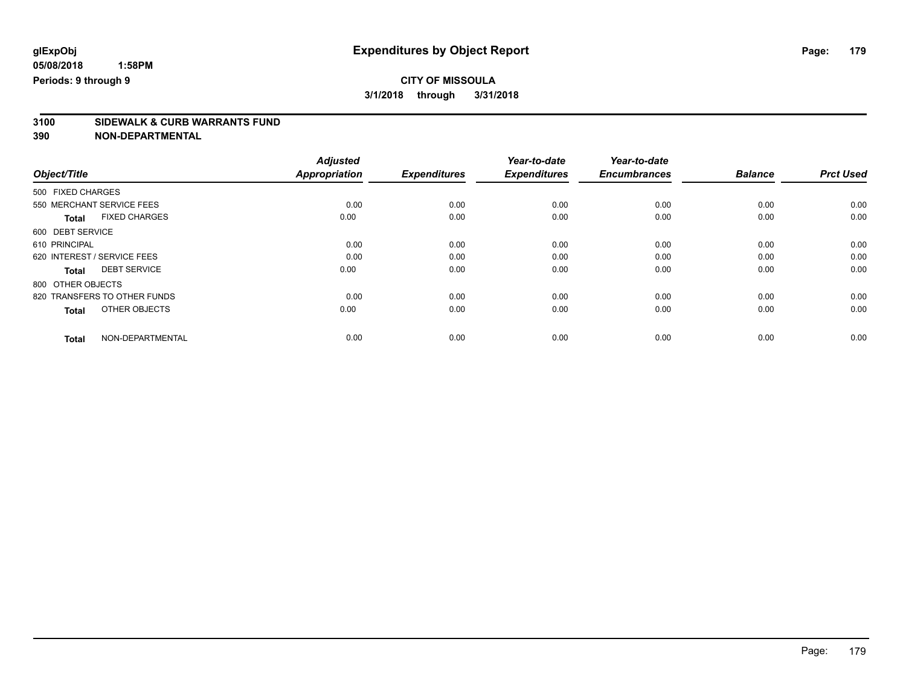glExpObj
05/08/2018 1:58PM
Periods: 9 through 9

# Expenditures by Object Report

**CITY OF MISSOULA**
**3/1/2018 through 3/31/2018**

**3100 SIDEWALK & CURB WARRANTS FUND**
**390 NON-DEPARTMENTAL**

| Object/Title | Adjusted Appropriation | Expenditures | Year-to-date Expenditures | Year-to-date Encumbrances | Balance | Prct Used |
|---|---|---|---|---|---|---|
| 500 FIXED CHARGES | | | | | | |
| 550 MERCHANT SERVICE FEES | 0.00 | 0.00 | 0.00 | 0.00 | 0.00 | 0.00 |
| **Total** FIXED CHARGES | 0.00 | 0.00 | 0.00 | 0.00 | 0.00 | 0.00 |
| 600 DEBT SERVICE | | | | | | |
| 610 PRINCIPAL | 0.00 | 0.00 | 0.00 | 0.00 | 0.00 | 0.00 |
| 620 INTEREST / SERVICE FEES | 0.00 | 0.00 | 0.00 | 0.00 | 0.00 | 0.00 |
| **Total** DEBT SERVICE | 0.00 | 0.00 | 0.00 | 0.00 | 0.00 | 0.00 |
| 800 OTHER OBJECTS | | | | | | |
| 820 TRANSFERS TO OTHER FUNDS | 0.00 | 0.00 | 0.00 | 0.00 | 0.00 | 0.00 |
| **Total** OTHER OBJECTS | 0.00 | 0.00 | 0.00 | 0.00 | 0.00 | 0.00 |
| **Total** NON-DEPARTMENTAL | 0.00 | 0.00 | 0.00 | 0.00 | 0.00 | 0.00 |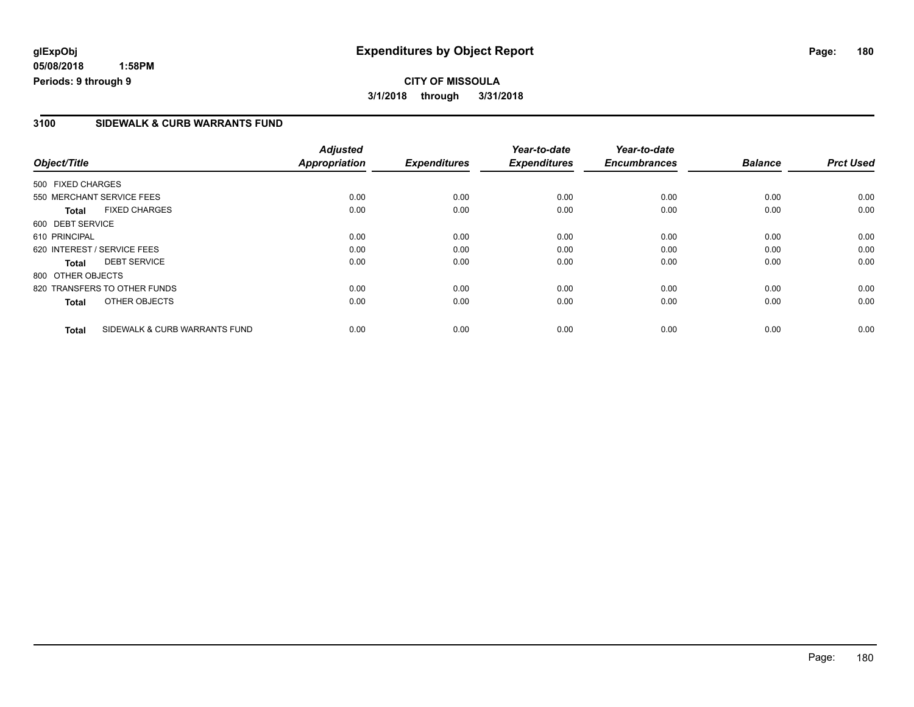**glExpObj**
**05/08/2018 1:58PM**
**Periods: 9 through 9**

# Expenditures by Object Report

**CITY OF MISSOULA**
**3/1/2018 through 3/31/2018**

## 3100 SIDEWALK & CURB WARRANTS FUND

| Object/Title | Adjusted Appropriation | Expenditures | Year-to-date Expenditures | Year-to-date Encumbrances | Balance | Prct Used |
|---|---|---|---|---|---|---|
| 500 FIXED CHARGES | | | | | | |
| 550 MERCHANT SERVICE FEES | 0.00 | 0.00 | 0.00 | 0.00 | 0.00 | 0.00 |
| **Total** FIXED CHARGES | 0.00 | 0.00 | 0.00 | 0.00 | 0.00 | 0.00 |
| 600 DEBT SERVICE | | | | | | |
| 610 PRINCIPAL | 0.00 | 0.00 | 0.00 | 0.00 | 0.00 | 0.00 |
| 620 INTEREST / SERVICE FEES | 0.00 | 0.00 | 0.00 | 0.00 | 0.00 | 0.00 |
| **Total** DEBT SERVICE | 0.00 | 0.00 | 0.00 | 0.00 | 0.00 | 0.00 |
| 800 OTHER OBJECTS | | | | | | |
| 820 TRANSFERS TO OTHER FUNDS | 0.00 | 0.00 | 0.00 | 0.00 | 0.00 | 0.00 |
| **Total** OTHER OBJECTS | 0.00 | 0.00 | 0.00 | 0.00 | 0.00 | 0.00 |
| **Total** SIDEWALK & CURB WARRANTS FUND | 0.00 | 0.00 | 0.00 | 0.00 | 0.00 | 0.00 |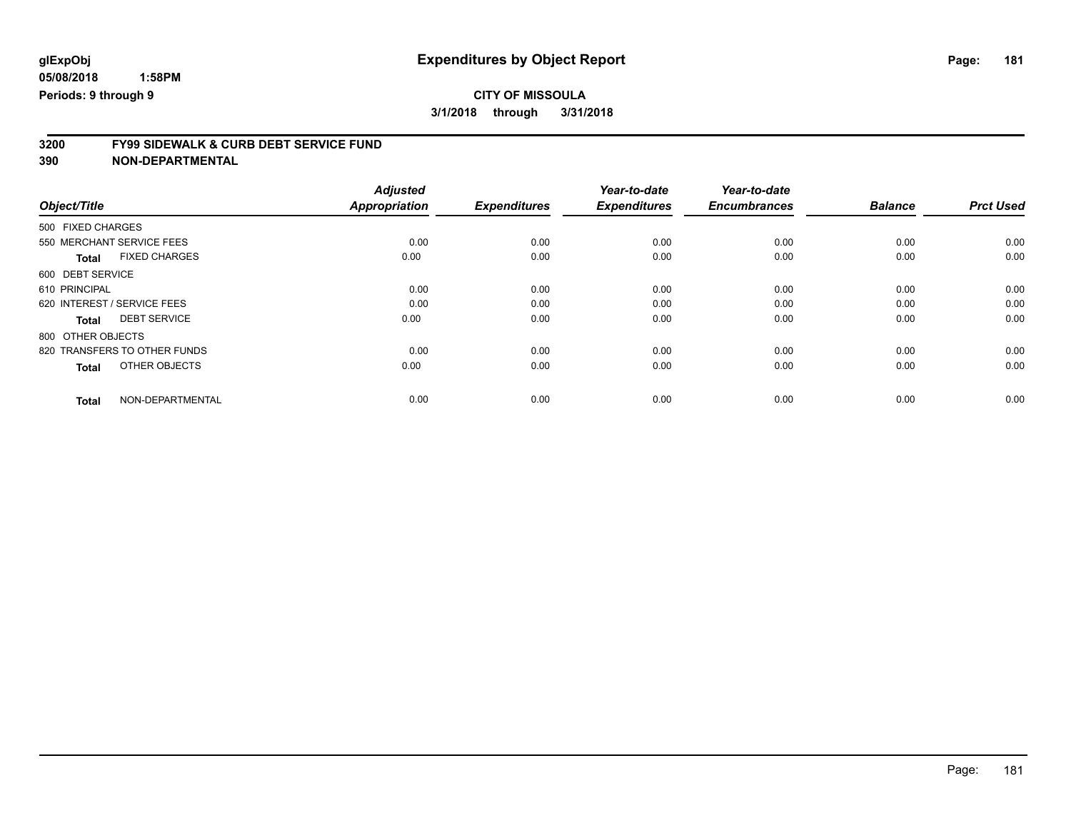**glExpObj**
**05/08/2018 1:58PM**
**Periods: 9 through 9**

# Expenditures by Object Report

**CITY OF MISSOULA**
**3/1/2018 through 3/31/2018**

## 3200 FY99 SIDEWALK & CURB DEBT SERVICE FUND
## 390 NON-DEPARTMENTAL

| Object/Title | Adjusted Appropriation | Expenditures | Year-to-date Expenditures | Year-to-date Encumbrances | Balance | Prct Used |
|---|---|---|---|---|---|---|
| 500 FIXED CHARGES | | | | | | |
| 550 MERCHANT SERVICE FEES | 0.00 | 0.00 | 0.00 | 0.00 | 0.00 | 0.00 |
| **Total** FIXED CHARGES | 0.00 | 0.00 | 0.00 | 0.00 | 0.00 | 0.00 |
| 600 DEBT SERVICE | | | | | | |
| 610 PRINCIPAL | 0.00 | 0.00 | 0.00 | 0.00 | 0.00 | 0.00 |
| 620 INTEREST / SERVICE FEES | 0.00 | 0.00 | 0.00 | 0.00 | 0.00 | 0.00 |
| **Total** DEBT SERVICE | 0.00 | 0.00 | 0.00 | 0.00 | 0.00 | 0.00 |
| 800 OTHER OBJECTS | | | | | | |
| 820 TRANSFERS TO OTHER FUNDS | 0.00 | 0.00 | 0.00 | 0.00 | 0.00 | 0.00 |
| **Total** OTHER OBJECTS | 0.00 | 0.00 | 0.00 | 0.00 | 0.00 | 0.00 |
| **Total** NON-DEPARTMENTAL | 0.00 | 0.00 | 0.00 | 0.00 | 0.00 | 0.00 |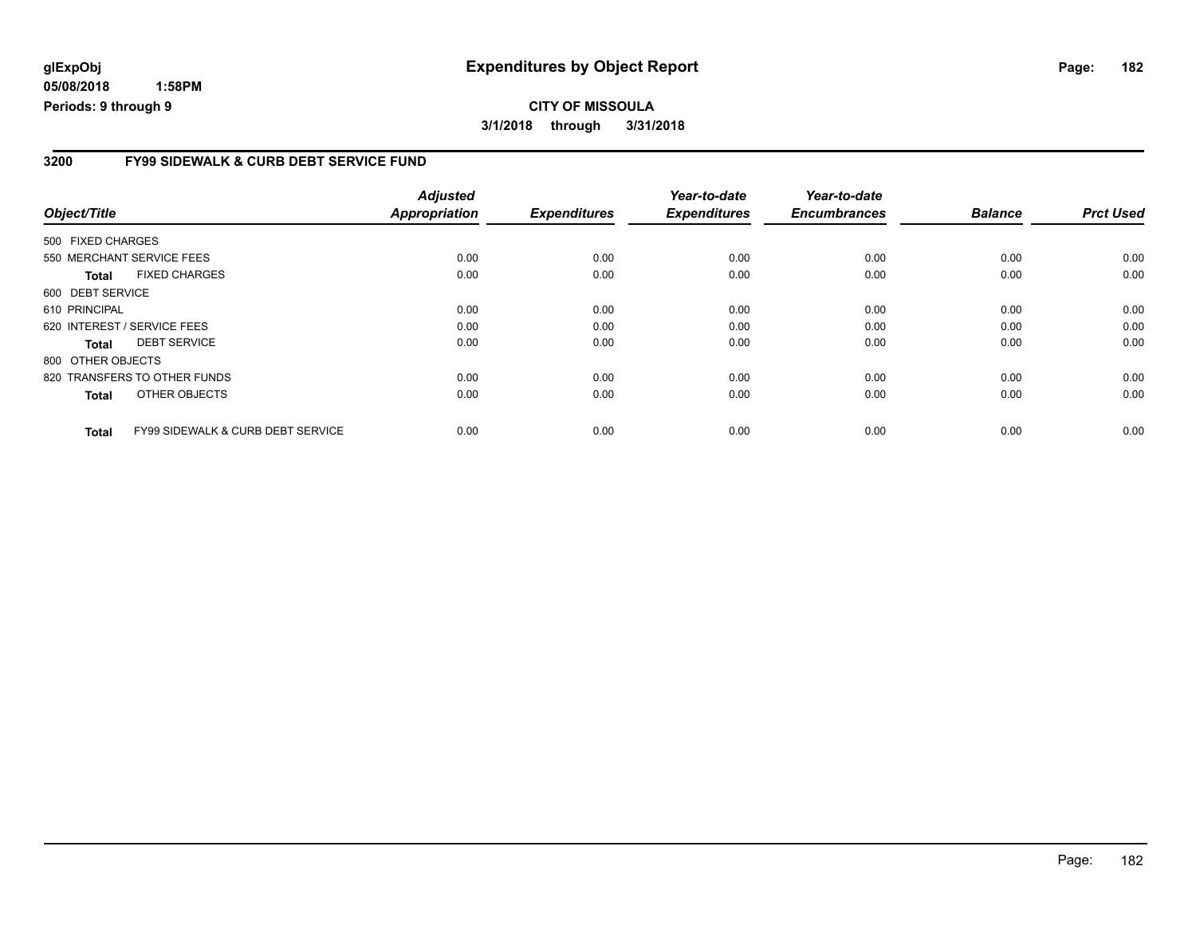**glExpObj**
**05/08/2018 1:58PM**
**Periods: 9 through 9**

# Expenditures by Object Report

**CITY OF MISSOULA**
**3/1/2018 through 3/31/2018**

## 3200 FY99 SIDEWALK & CURB DEBT SERVICE FUND

| Object/Title | | Adjusted Appropriation | Expenditures | Year-to-date Expenditures | Year-to-date Encumbrances | Balance | Prct Used |
|---|---|---|---|---|---|---|---|
| 500 FIXED CHARGES | | | | | | | |
| 550 MERCHANT SERVICE FEES | | 0.00 | 0.00 | 0.00 | 0.00 | 0.00 | 0.00 |
| **Total** | FIXED CHARGES | 0.00 | 0.00 | 0.00 | 0.00 | 0.00 | 0.00 |
| 600 DEBT SERVICE | | | | | | | |
| 610 PRINCIPAL | | 0.00 | 0.00 | 0.00 | 0.00 | 0.00 | 0.00 |
| 620 INTEREST / SERVICE FEES | | 0.00 | 0.00 | 0.00 | 0.00 | 0.00 | 0.00 |
| **Total** | DEBT SERVICE | 0.00 | 0.00 | 0.00 | 0.00 | 0.00 | 0.00 |
| 800 OTHER OBJECTS | | | | | | | |
| 820 TRANSFERS TO OTHER FUNDS | | 0.00 | 0.00 | 0.00 | 0.00 | 0.00 | 0.00 |
| **Total** | OTHER OBJECTS | 0.00 | 0.00 | 0.00 | 0.00 | 0.00 | 0.00 |
| **Total** | FY99 SIDEWALK & CURB DEBT SERVICE | 0.00 | 0.00 | 0.00 | 0.00 | 0.00 | 0.00 |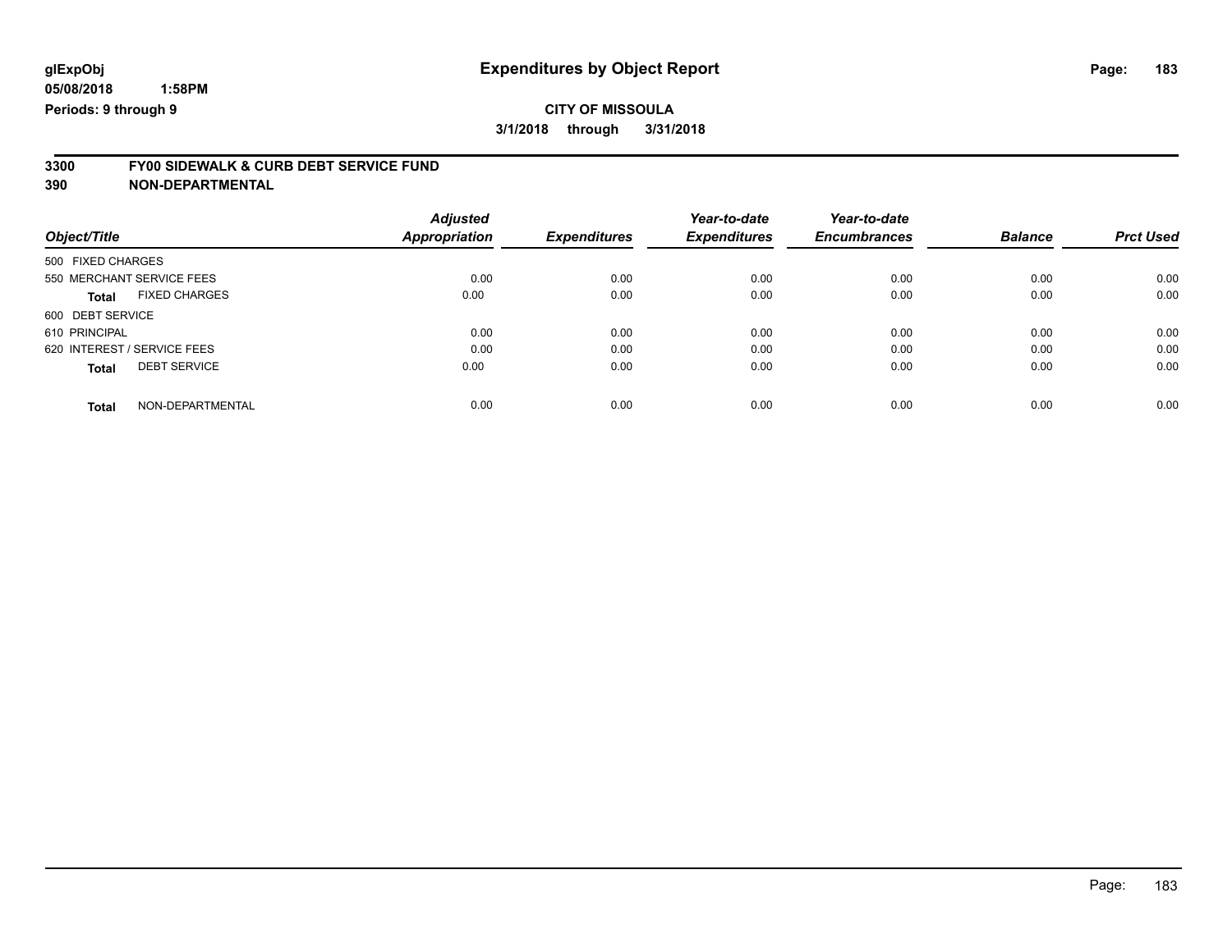**glExpObj** **Expenditures by Object Report**
**05/08/2018 1:58PM**
**Periods: 9 through 9**

**CITY OF MISSOULA**
**3/1/2018 through 3/31/2018**

## 3300 FY00 SIDEWALK & CURB DEBT SERVICE FUND
## 390 NON-DEPARTMENTAL

| Object/Title | Adjusted Appropriation | Expenditures | Year-to-date Expenditures | Year-to-date Encumbrances | Balance | Prct Used |
|---|---|---|---|---|---|---|
| 500 FIXED CHARGES | | | | | | |
| 550 MERCHANT SERVICE FEES | 0.00 | 0.00 | 0.00 | 0.00 | 0.00 | 0.00 |
| **Total** FIXED CHARGES | 0.00 | 0.00 | 0.00 | 0.00 | 0.00 | 0.00 |
| 600 DEBT SERVICE | | | | | | |
| 610 PRINCIPAL | 0.00 | 0.00 | 0.00 | 0.00 | 0.00 | 0.00 |
| 620 INTEREST / SERVICE FEES | 0.00 | 0.00 | 0.00 | 0.00 | 0.00 | 0.00 |
| **Total** DEBT SERVICE | 0.00 | 0.00 | 0.00 | 0.00 | 0.00 | 0.00 |
| **Total** NON-DEPARTMENTAL | 0.00 | 0.00 | 0.00 | 0.00 | 0.00 | 0.00 |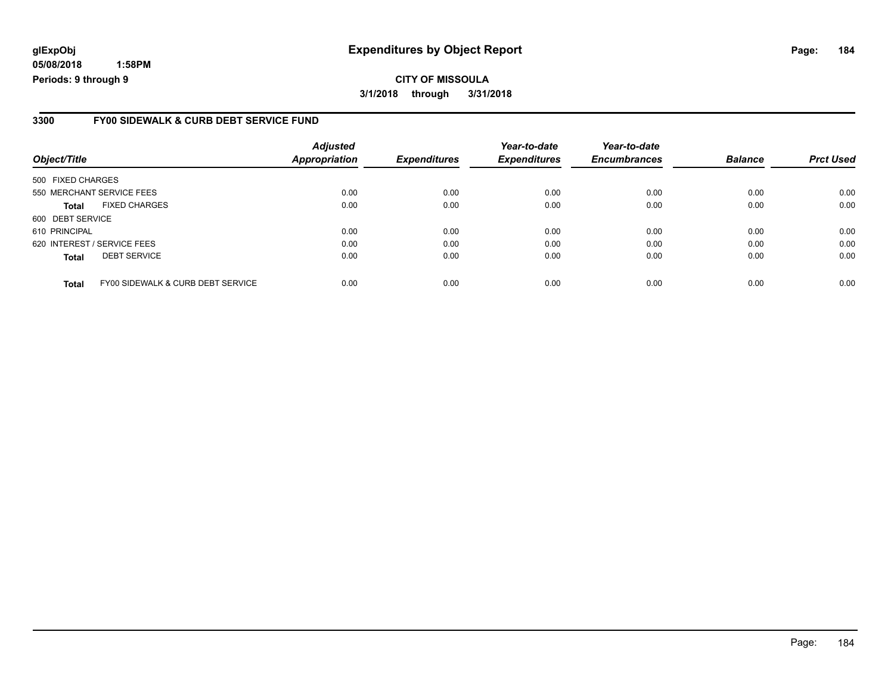**glExpObj** **Expenditures by Object Report**

**05/08/2018 1:58PM**

**Periods: 9 through 9**

**CITY OF MISSOULA**

**3/1/2018 through 3/31/2018**

## 3300 FY00 SIDEWALK & CURB DEBT SERVICE FUND

| Object/Title | Adjusted Appropriation | Expenditures | Year-to-date Expenditures | Year-to-date Encumbrances | Balance | Prct Used |
|---|---|---|---|---|---|---|
| 500 FIXED CHARGES | | | | | | |
| 550 MERCHANT SERVICE FEES | 0.00 | 0.00 | 0.00 | 0.00 | 0.00 | 0.00 |
| **Total** FIXED CHARGES | 0.00 | 0.00 | 0.00 | 0.00 | 0.00 | 0.00 |
| 600 DEBT SERVICE | | | | | | |
| 610 PRINCIPAL | 0.00 | 0.00 | 0.00 | 0.00 | 0.00 | 0.00 |
| 620 INTEREST / SERVICE FEES | 0.00 | 0.00 | 0.00 | 0.00 | 0.00 | 0.00 |
| **Total** DEBT SERVICE | 0.00 | 0.00 | 0.00 | 0.00 | 0.00 | 0.00 |
| **Total** FY00 SIDEWALK & CURB DEBT SERVICE | 0.00 | 0.00 | 0.00 | 0.00 | 0.00 | 0.00 |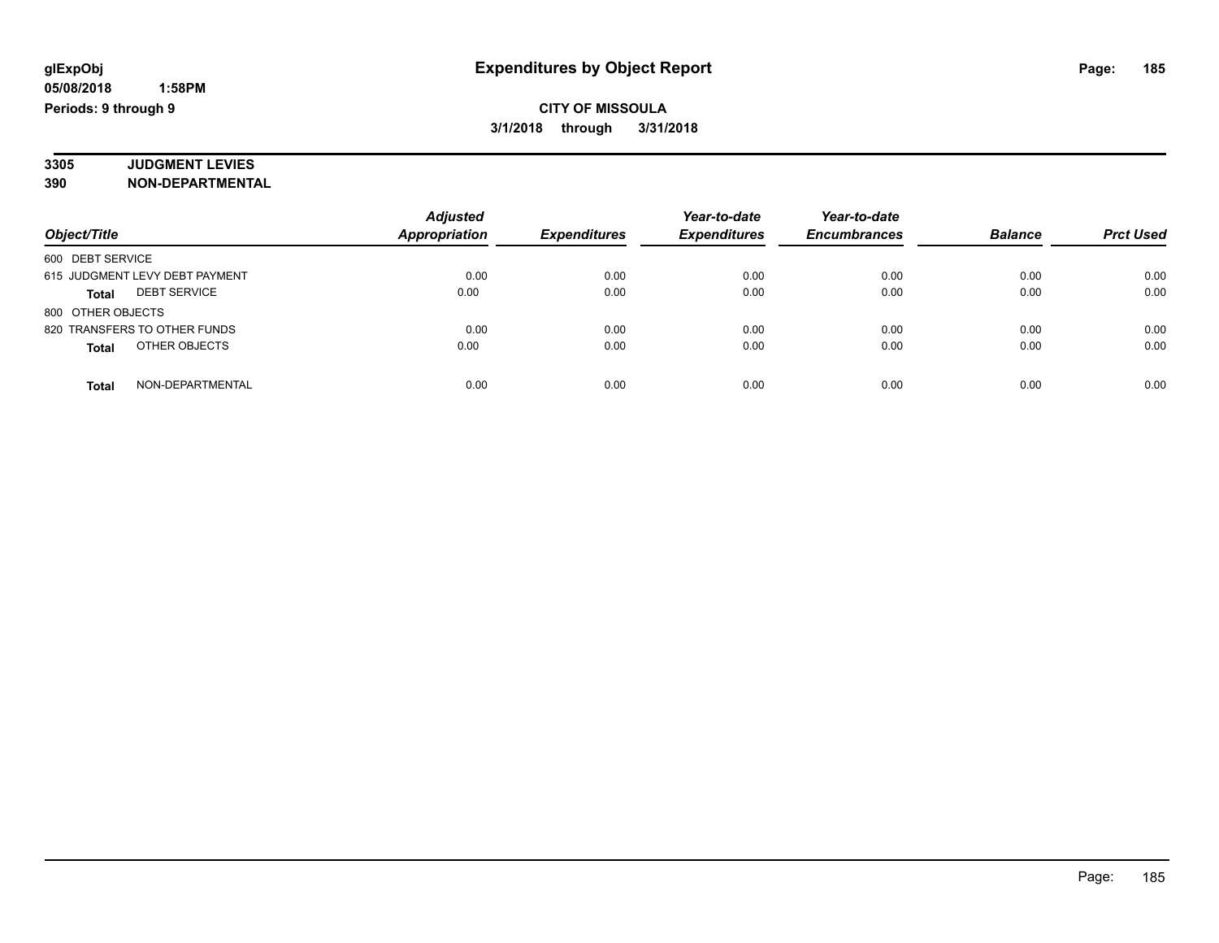glExpObj
05/08/2018 1:58PM
Periods: 9 through 9

# Expenditures by Object Report

**CITY OF MISSOULA**
**3/1/2018 through 3/31/2018**

**3305 JUDGMENT LEVIES**
**390 NON-DEPARTMENTAL**

| Object/Title | Adjusted Appropriation | Expenditures | Year-to-date Expenditures | Year-to-date Encumbrances | Balance | Prct Used |
|---|---|---|---|---|---|---|
| 600 DEBT SERVICE | | | | | | |
| 615 JUDGMENT LEVY DEBT PAYMENT | 0.00 | 0.00 | 0.00 | 0.00 | 0.00 | 0.00 |
| **Total** DEBT SERVICE | 0.00 | 0.00 | 0.00 | 0.00 | 0.00 | 0.00 |
| 800 OTHER OBJECTS | | | | | | |
| 820 TRANSFERS TO OTHER FUNDS | 0.00 | 0.00 | 0.00 | 0.00 | 0.00 | 0.00 |
| **Total** OTHER OBJECTS | 0.00 | 0.00 | 0.00 | 0.00 | 0.00 | 0.00 |
| **Total** NON-DEPARTMENTAL | 0.00 | 0.00 | 0.00 | 0.00 | 0.00 | 0.00 |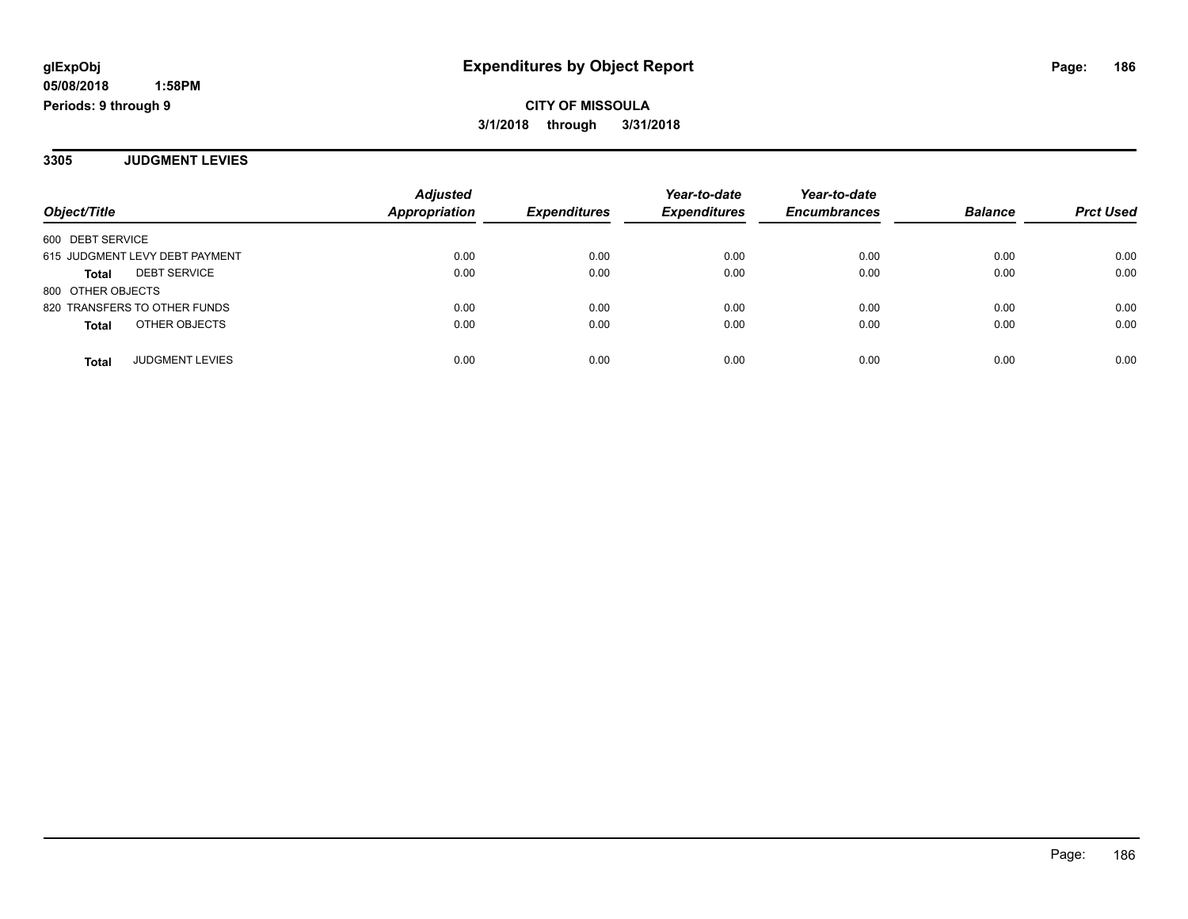**glExpObj**
**05/08/2018 1:58PM**
**Periods: 9 through 9**

# Expenditures by Object Report

**CITY OF MISSOULA**
**3/1/2018 through 3/31/2018**

## 3305 JUDGMENT LEVIES

| Object/Title | Adjusted Appropriation | Expenditures | Year-to-date Expenditures | Year-to-date Encumbrances | Balance | Prct Used |
|---|---|---|---|---|---|---|
| 600 DEBT SERVICE | | | | | | |
| 615 JUDGMENT LEVY DEBT PAYMENT | 0.00 | 0.00 | 0.00 | 0.00 | 0.00 | 0.00 |
| **Total** DEBT SERVICE | 0.00 | 0.00 | 0.00 | 0.00 | 0.00 | 0.00 |
| 800 OTHER OBJECTS | | | | | | |
| 820 TRANSFERS TO OTHER FUNDS | 0.00 | 0.00 | 0.00 | 0.00 | 0.00 | 0.00 |
| **Total** OTHER OBJECTS | 0.00 | 0.00 | 0.00 | 0.00 | 0.00 | 0.00 |
| **Total** JUDGMENT LEVIES | 0.00 | 0.00 | 0.00 | 0.00 | 0.00 | 0.00 |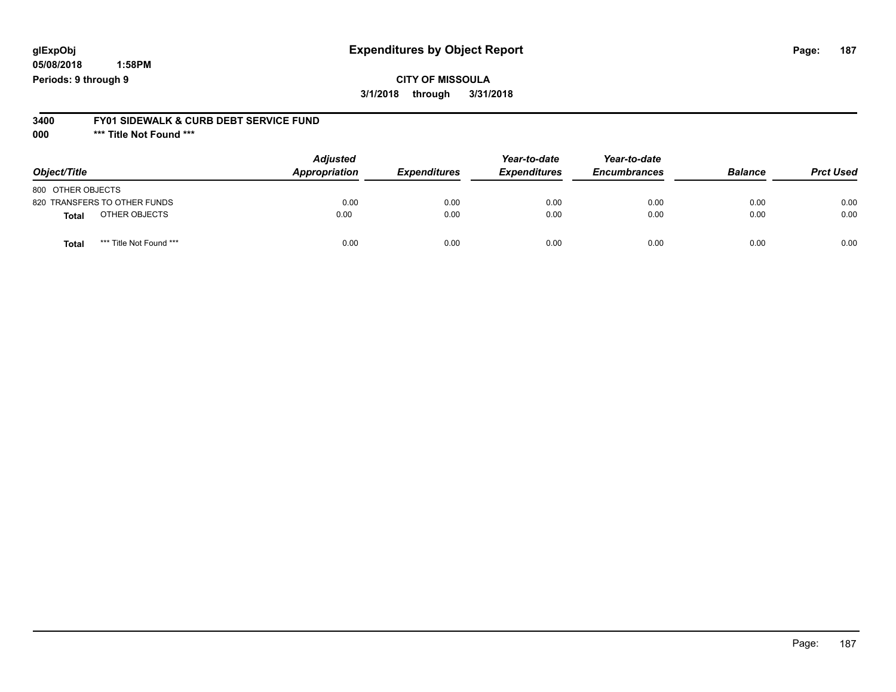glExpObj
05/08/2018 1:58PM
Periods: 9 through 9

# Expenditures by Object Report

**CITY OF MISSOULA**

**3/1/2018 through 3/31/2018**

**3400 FY01 SIDEWALK & CURB DEBT SERVICE FUND**

**000 \*\*\* Title Not Found \*\*\***

| Object/Title | Adjusted Appropriation | Expenditures | Year-to-date Expenditures | Year-to-date Encumbrances | Balance | Prct Used |
|---|---|---|---|---|---|---|
| 800 OTHER OBJECTS | | | | | | |
| 820 TRANSFERS TO OTHER FUNDS | 0.00 | 0.00 | 0.00 | 0.00 | 0.00 | 0.00 |
| **Total** OTHER OBJECTS | 0.00 | 0.00 | 0.00 | 0.00 | 0.00 | 0.00 |
| **Total** \*\*\* Title Not Found \*\*\* | 0.00 | 0.00 | 0.00 | 0.00 | 0.00 | 0.00 |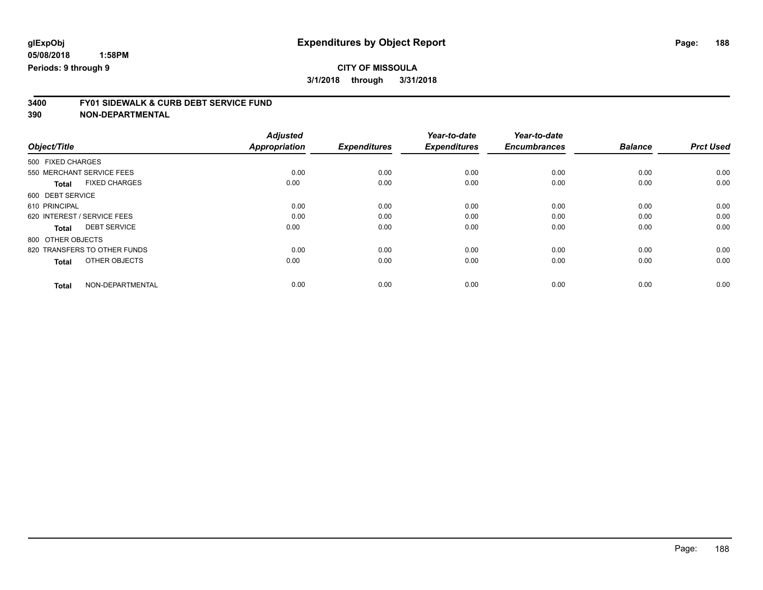**glExpObj**
**05/08/2018 1:58PM**
**Periods: 9 through 9**

# Expenditures by Object Report

**CITY OF MISSOULA**
**3/1/2018 through 3/31/2018**

**3400 FY01 SIDEWALK & CURB DEBT SERVICE FUND**
**390 NON-DEPARTMENTAL**

| Object/Title | | Adjusted Appropriation | Expenditures | Year-to-date Expenditures | Year-to-date Encumbrances | Balance | Prct Used |
|---|---|---|---|---|---|---|---|
| 500 FIXED CHARGES | | | | | | | |
| 550 MERCHANT SERVICE FEES | | 0.00 | 0.00 | 0.00 | 0.00 | 0.00 | 0.00 |
| **Total** | FIXED CHARGES | 0.00 | 0.00 | 0.00 | 0.00 | 0.00 | 0.00 |
| 600 DEBT SERVICE | | | | | | | |
| 610 PRINCIPAL | | 0.00 | 0.00 | 0.00 | 0.00 | 0.00 | 0.00 |
| 620 INTEREST / SERVICE FEES | | 0.00 | 0.00 | 0.00 | 0.00 | 0.00 | 0.00 |
| **Total** | DEBT SERVICE | 0.00 | 0.00 | 0.00 | 0.00 | 0.00 | 0.00 |
| 800 OTHER OBJECTS | | | | | | | |
| 820 TRANSFERS TO OTHER FUNDS | | 0.00 | 0.00 | 0.00 | 0.00 | 0.00 | 0.00 |
| **Total** | OTHER OBJECTS | 0.00 | 0.00 | 0.00 | 0.00 | 0.00 | 0.00 |
| **Total** | NON-DEPARTMENTAL | 0.00 | 0.00 | 0.00 | 0.00 | 0.00 | 0.00 |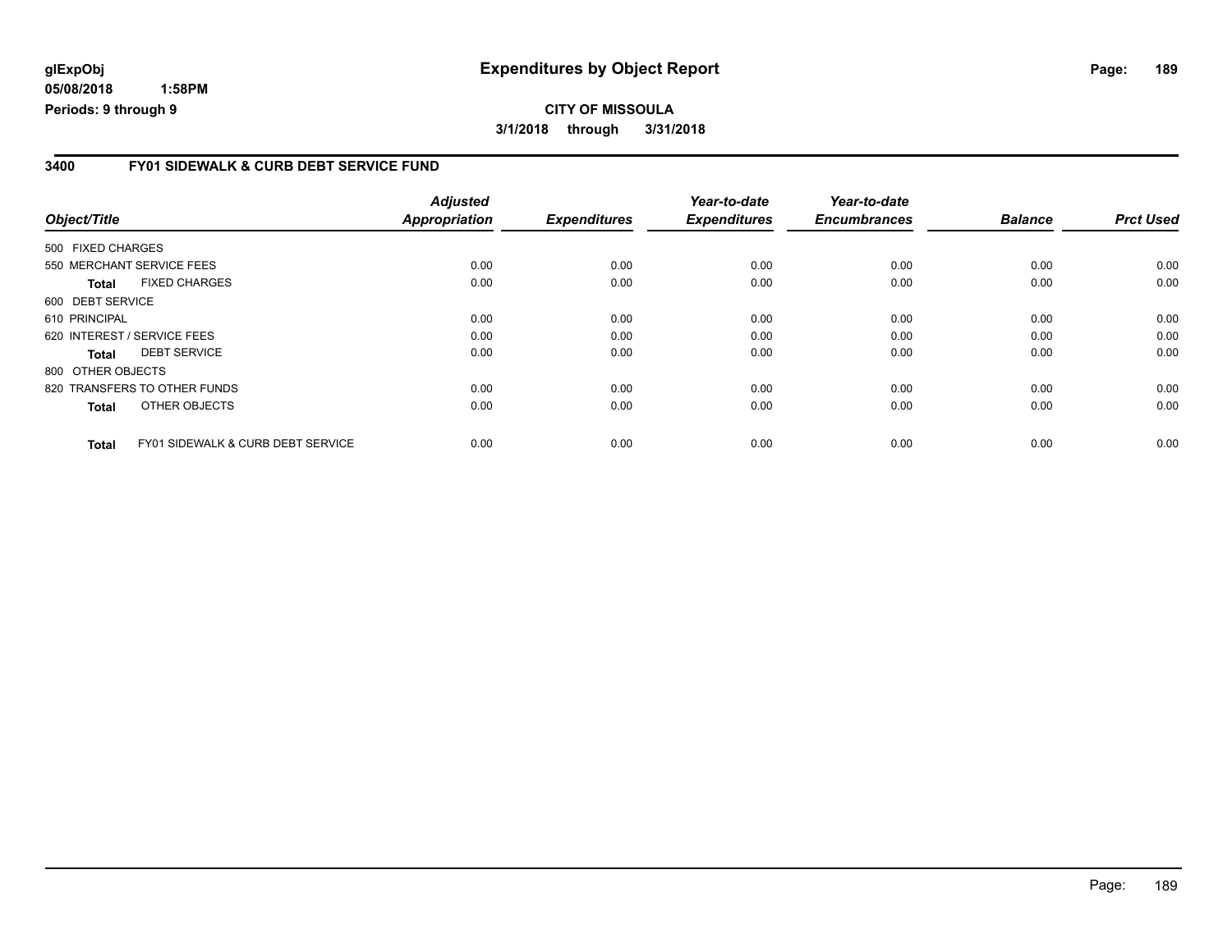**glExpObj** 
**05/08/2018 1:58PM**
**Periods: 9 through 9**

# Expenditures by Object Report

**CITY OF MISSOULA**
**3/1/2018 through 3/31/2018**

## 3400 FY01 SIDEWALK & CURB DEBT SERVICE FUND

| Object/Title | Adjusted Appropriation | Expenditures | Year-to-date Expenditures | Year-to-date Encumbrances | Balance | Prct Used |
|---|---|---|---|---|---|---|
| 500 FIXED CHARGES | | | | | | |
| 550 MERCHANT SERVICE FEES | 0.00 | 0.00 | 0.00 | 0.00 | 0.00 | 0.00 |
| **Total** FIXED CHARGES | 0.00 | 0.00 | 0.00 | 0.00 | 0.00 | 0.00 |
| 600 DEBT SERVICE | | | | | | |
| 610 PRINCIPAL | 0.00 | 0.00 | 0.00 | 0.00 | 0.00 | 0.00 |
| 620 INTEREST / SERVICE FEES | 0.00 | 0.00 | 0.00 | 0.00 | 0.00 | 0.00 |
| **Total** DEBT SERVICE | 0.00 | 0.00 | 0.00 | 0.00 | 0.00 | 0.00 |
| 800 OTHER OBJECTS | | | | | | |
| 820 TRANSFERS TO OTHER FUNDS | 0.00 | 0.00 | 0.00 | 0.00 | 0.00 | 0.00 |
| **Total** OTHER OBJECTS | 0.00 | 0.00 | 0.00 | 0.00 | 0.00 | 0.00 |
| **Total** FY01 SIDEWALK & CURB DEBT SERVICE | 0.00 | 0.00 | 0.00 | 0.00 | 0.00 | 0.00 |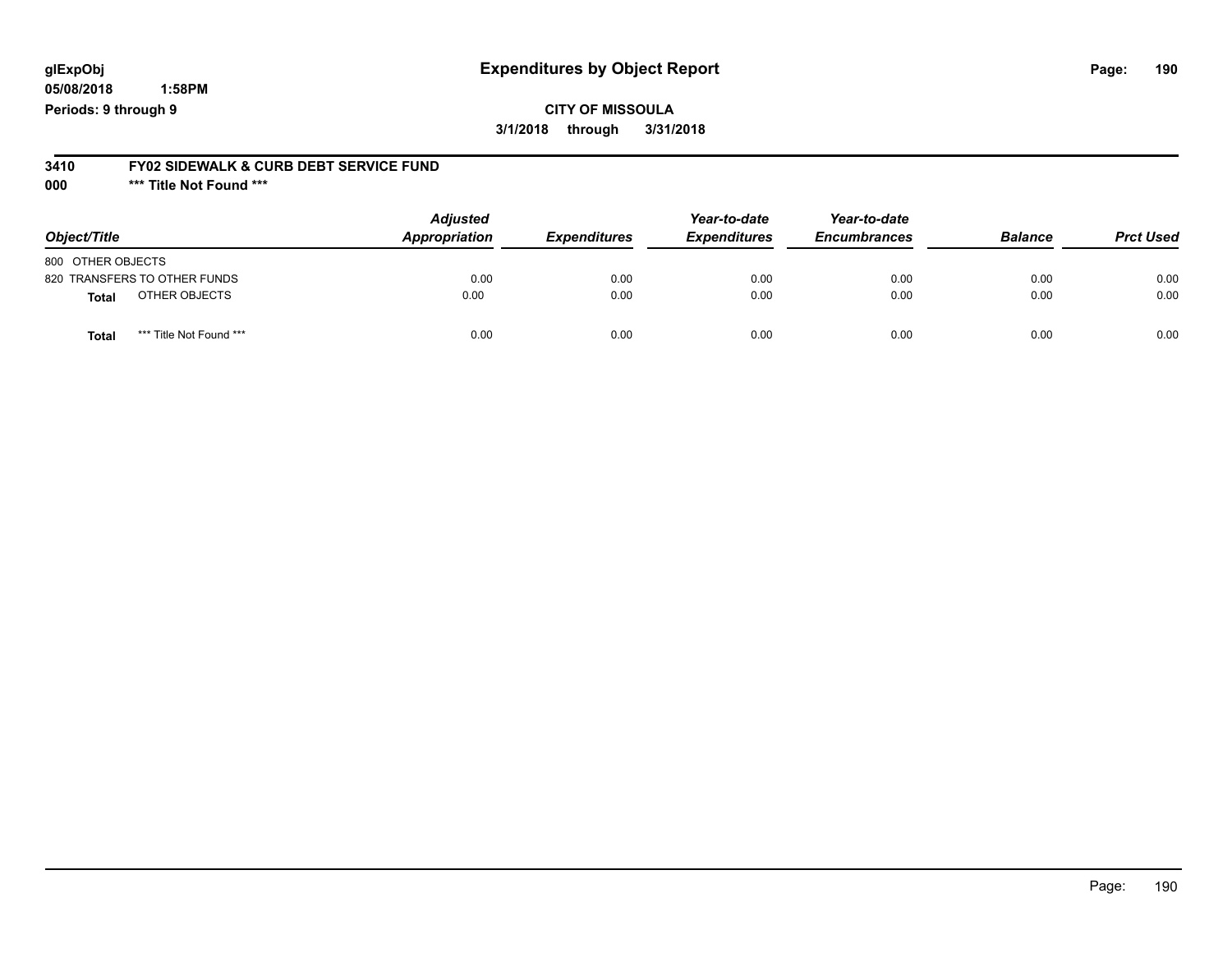**glExpObj**
**05/08/2018 1:58PM**
**Periods: 9 through 9**

# Expenditures by Object Report

**CITY OF MISSOULA**
**3/1/2018 through 3/31/2018**

**3410 FY02 SIDEWALK & CURB DEBT SERVICE FUND**
**000 \*\*\* Title Not Found \*\*\***

| Object/Title | Adjusted Appropriation | Expenditures | Year-to-date Expenditures | Year-to-date Encumbrances | Balance | Prct Used |
|---|---|---|---|---|---|---|
| 800 OTHER OBJECTS | | | | | | |
| 820 TRANSFERS TO OTHER FUNDS | 0.00 | 0.00 | 0.00 | 0.00 | 0.00 | 0.00 |
| **Total** OTHER OBJECTS | 0.00 | 0.00 | 0.00 | 0.00 | 0.00 | 0.00 |
| **Total** *** Title Not Found *** | 0.00 | 0.00 | 0.00 | 0.00 | 0.00 | 0.00 |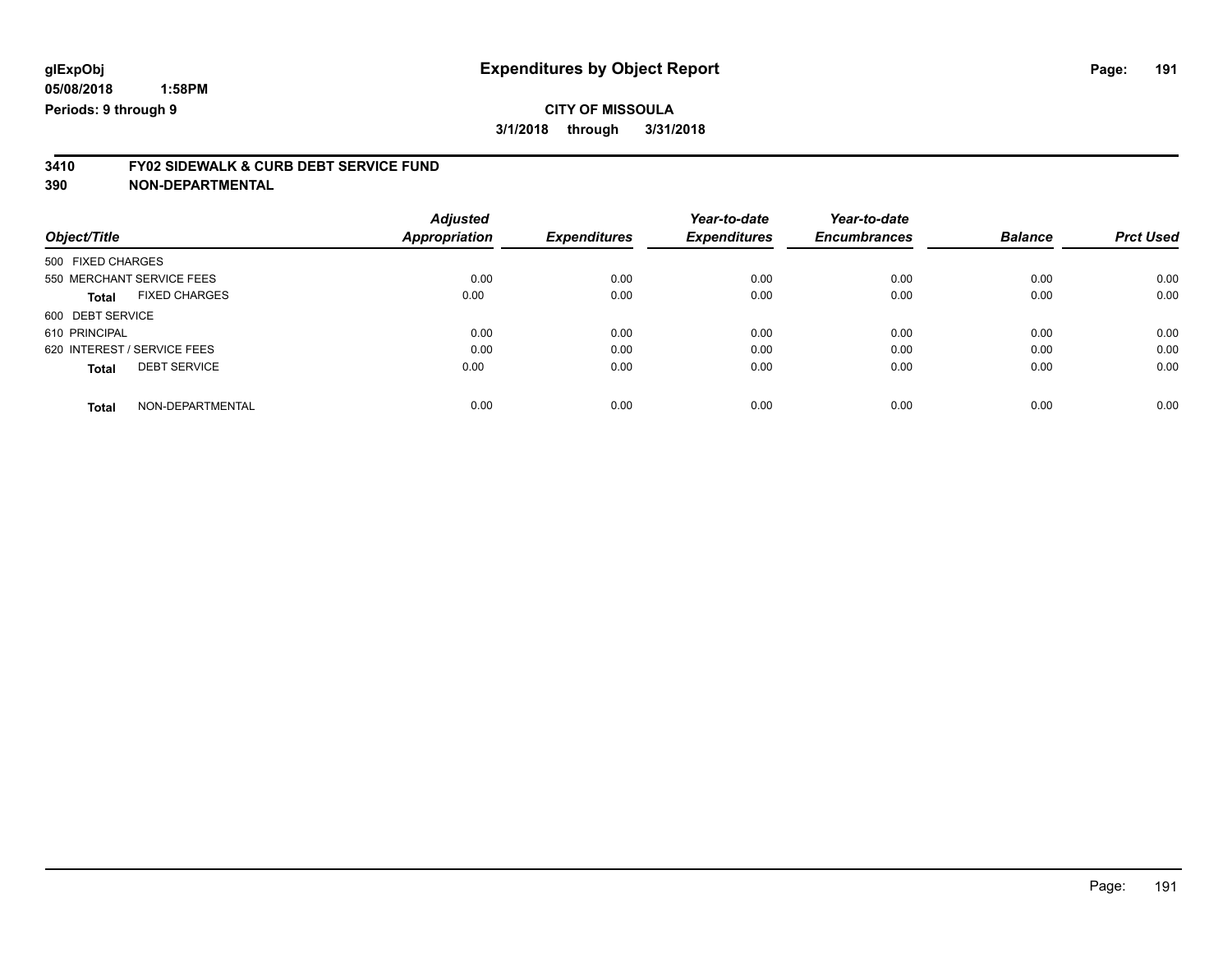**glExpObj**
**05/08/2018 1:58PM**
**Periods: 9 through 9**

# Expenditures by Object Report

**CITY OF MISSOULA**
**3/1/2018 through 3/31/2018**

**3410 FY02 SIDEWALK & CURB DEBT SERVICE FUND**
**390 NON-DEPARTMENTAL**

| Object/Title | Adjusted Appropriation | Expenditures | Year-to-date Expenditures | Year-to-date Encumbrances | Balance | Prct Used |
|---|---|---|---|---|---|---|
| 500 FIXED CHARGES | | | | | | |
| 550 MERCHANT SERVICE FEES | 0.00 | 0.00 | 0.00 | 0.00 | 0.00 | 0.00 |
| **Total** FIXED CHARGES | 0.00 | 0.00 | 0.00 | 0.00 | 0.00 | 0.00 |
| 600 DEBT SERVICE | | | | | | |
| 610 PRINCIPAL | 0.00 | 0.00 | 0.00 | 0.00 | 0.00 | 0.00 |
| 620 INTEREST / SERVICE FEES | 0.00 | 0.00 | 0.00 | 0.00 | 0.00 | 0.00 |
| **Total** DEBT SERVICE | 0.00 | 0.00 | 0.00 | 0.00 | 0.00 | 0.00 |
| **Total** NON-DEPARTMENTAL | 0.00 | 0.00 | 0.00 | 0.00 | 0.00 | 0.00 |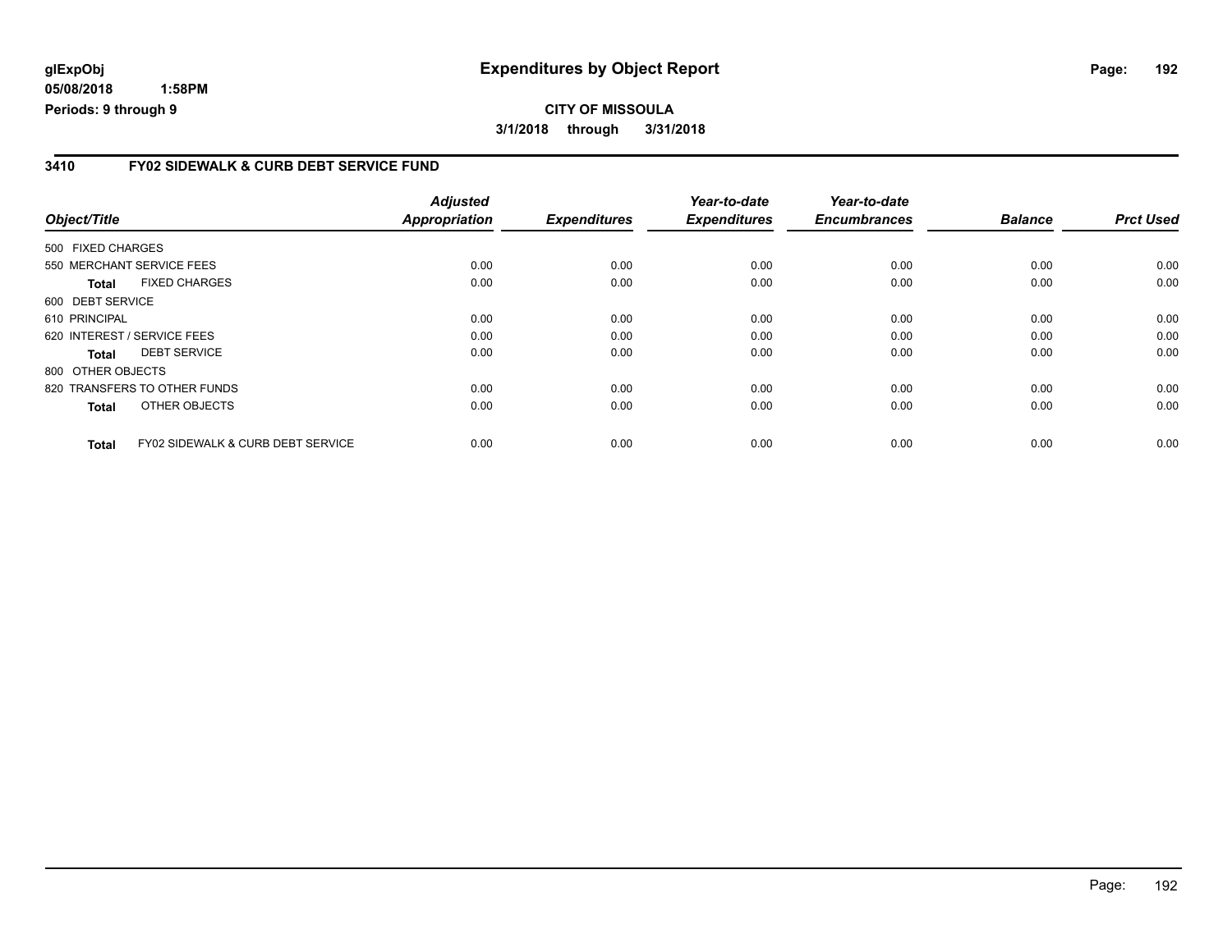**glExpObj** 05/08/2018 1:58PM
**Periods: 9 through 9**

# Expenditures by Object Report

**CITY OF MISSOULA**
**3/1/2018 through 3/31/2018**

## 3410 FY02 SIDEWALK & CURB DEBT SERVICE FUND

| Object/Title | | Adjusted Appropriation | Expenditures | Year-to-date Expenditures | Year-to-date Encumbrances | Balance | Prct Used |
|---|---|---|---|---|---|---|---|
| 500 FIXED CHARGES | | | | | | | |
| 550 MERCHANT SERVICE FEES | | 0.00 | 0.00 | 0.00 | 0.00 | 0.00 | 0.00 |
| **Total** | FIXED CHARGES | 0.00 | 0.00 | 0.00 | 0.00 | 0.00 | 0.00 |
| 600 DEBT SERVICE | | | | | | | |
| 610 PRINCIPAL | | 0.00 | 0.00 | 0.00 | 0.00 | 0.00 | 0.00 |
| 620 INTEREST / SERVICE FEES | | 0.00 | 0.00 | 0.00 | 0.00 | 0.00 | 0.00 |
| **Total** | DEBT SERVICE | 0.00 | 0.00 | 0.00 | 0.00 | 0.00 | 0.00 |
| 800 OTHER OBJECTS | | | | | | | |
| 820 TRANSFERS TO OTHER FUNDS | | 0.00 | 0.00 | 0.00 | 0.00 | 0.00 | 0.00 |
| **Total** | OTHER OBJECTS | 0.00 | 0.00 | 0.00 | 0.00 | 0.00 | 0.00 |
| **Total** | FY02 SIDEWALK & CURB DEBT SERVICE | 0.00 | 0.00 | 0.00 | 0.00 | 0.00 | 0.00 |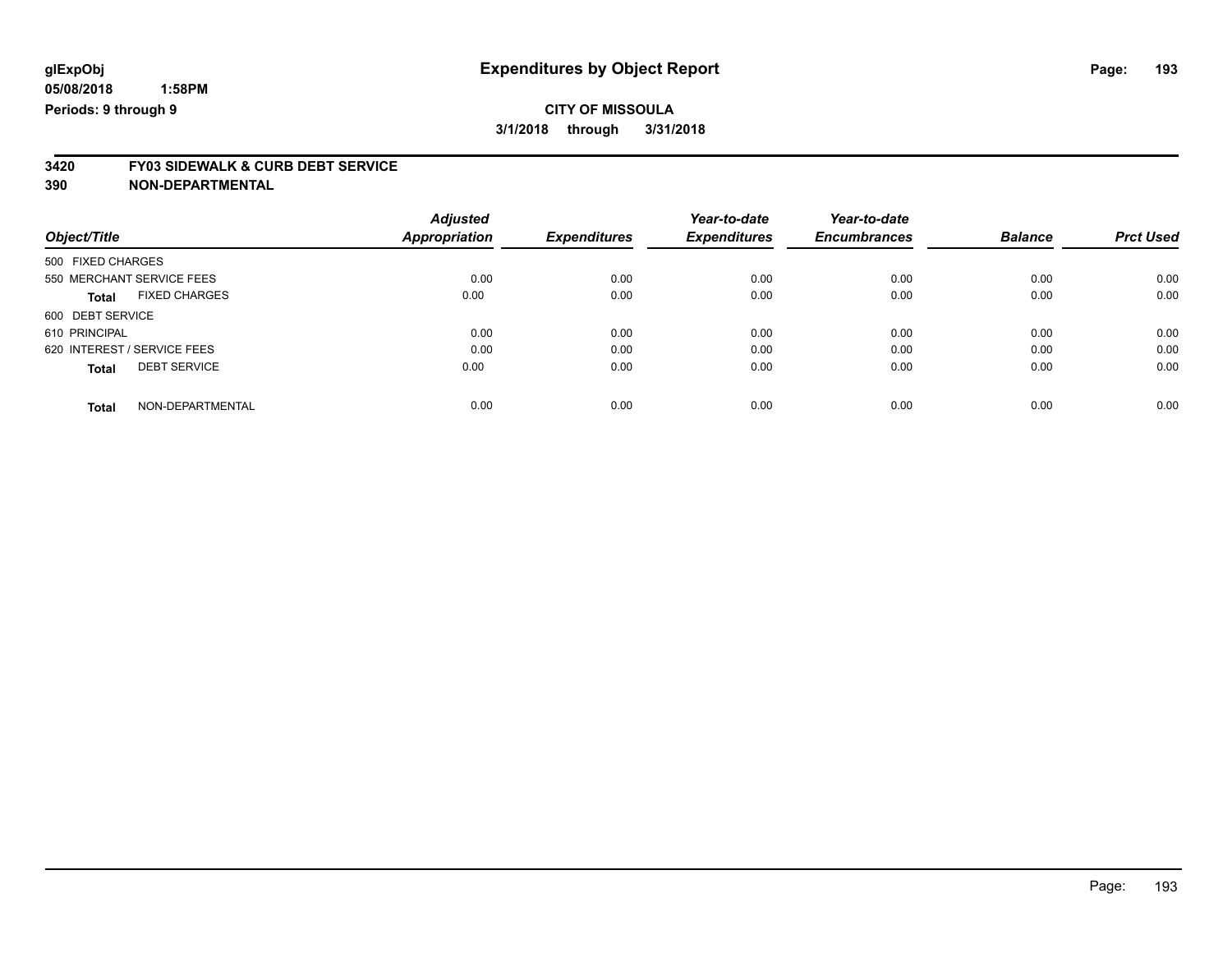# Expenditures by Object Report

glExpObj
05/08/2018 1:58PM
Periods: 9 through 9

**CITY OF MISSOULA**
**3/1/2018 through 3/31/2018**

## 3420 FY03 SIDEWALK & CURB DEBT SERVICE
## 390 NON-DEPARTMENTAL

| Object/Title | Adjusted Appropriation | Expenditures | Year-to-date Expenditures | Year-to-date Encumbrances | Balance | Prct Used |
|---|---|---|---|---|---|---|
| 500 FIXED CHARGES | | | | | | |
| 550 MERCHANT SERVICE FEES | 0.00 | 0.00 | 0.00 | 0.00 | 0.00 | 0.00 |
| **Total** FIXED CHARGES | 0.00 | 0.00 | 0.00 | 0.00 | 0.00 | 0.00 |
| 600 DEBT SERVICE | | | | | | |
| 610 PRINCIPAL | 0.00 | 0.00 | 0.00 | 0.00 | 0.00 | 0.00 |
| 620 INTEREST / SERVICE FEES | 0.00 | 0.00 | 0.00 | 0.00 | 0.00 | 0.00 |
| **Total** DEBT SERVICE | 0.00 | 0.00 | 0.00 | 0.00 | 0.00 | 0.00 |
| **Total** NON-DEPARTMENTAL | 0.00 | 0.00 | 0.00 | 0.00 | 0.00 | 0.00 |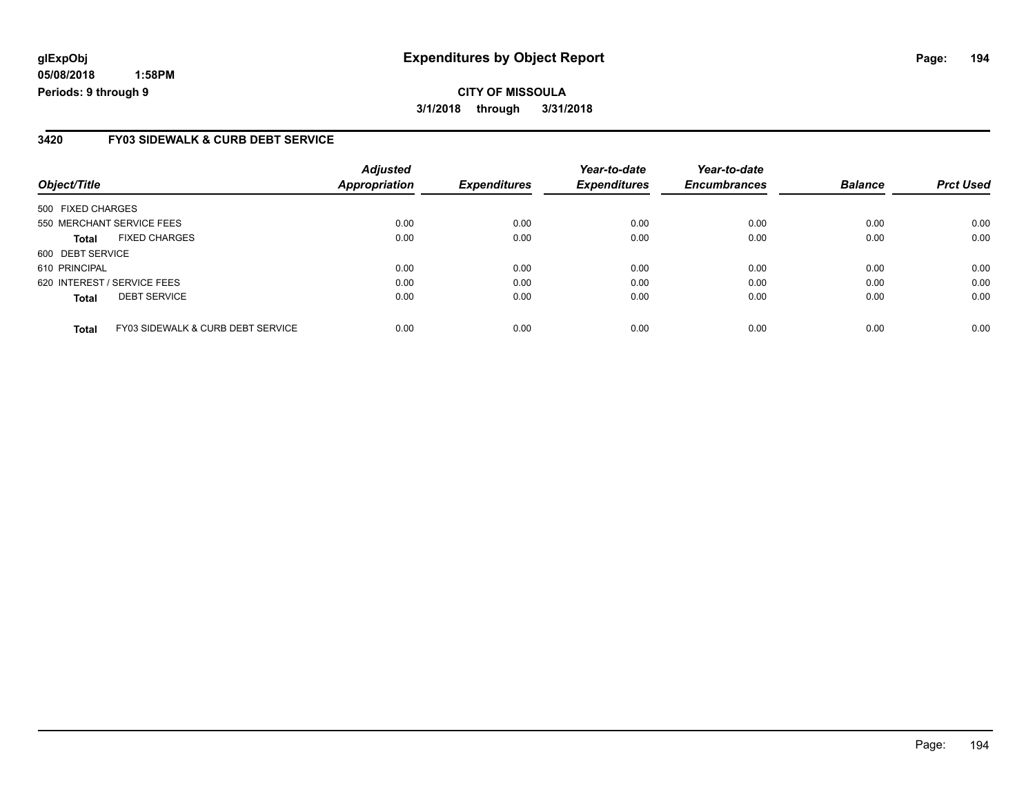glExpObj
05/08/2018 1:58PM
Periods: 9 through 9

# Expenditures by Object Report

**CITY OF MISSOULA**

**3/1/2018 through 3/31/2018**

## 3420 FY03 SIDEWALK & CURB DEBT SERVICE

| Object/Title | | Adjusted Appropriation | Expenditures | Year-to-date Expenditures | Year-to-date Encumbrances | Balance | Prct Used |
|---|---|---|---|---|---|---|---|
| 500 FIXED CHARGES | | | | | | | |
| 550 MERCHANT SERVICE FEES | | 0.00 | 0.00 | 0.00 | 0.00 | 0.00 | 0.00 |
| **Total** | FIXED CHARGES | 0.00 | 0.00 | 0.00 | 0.00 | 0.00 | 0.00 |
| 600 DEBT SERVICE | | | | | | | |
| 610 PRINCIPAL | | 0.00 | 0.00 | 0.00 | 0.00 | 0.00 | 0.00 |
| 620 INTEREST / SERVICE FEES | | 0.00 | 0.00 | 0.00 | 0.00 | 0.00 | 0.00 |
| **Total** | DEBT SERVICE | 0.00 | 0.00 | 0.00 | 0.00 | 0.00 | 0.00 |
| **Total** | FY03 SIDEWALK & CURB DEBT SERVICE | 0.00 | 0.00 | 0.00 | 0.00 | 0.00 | 0.00 |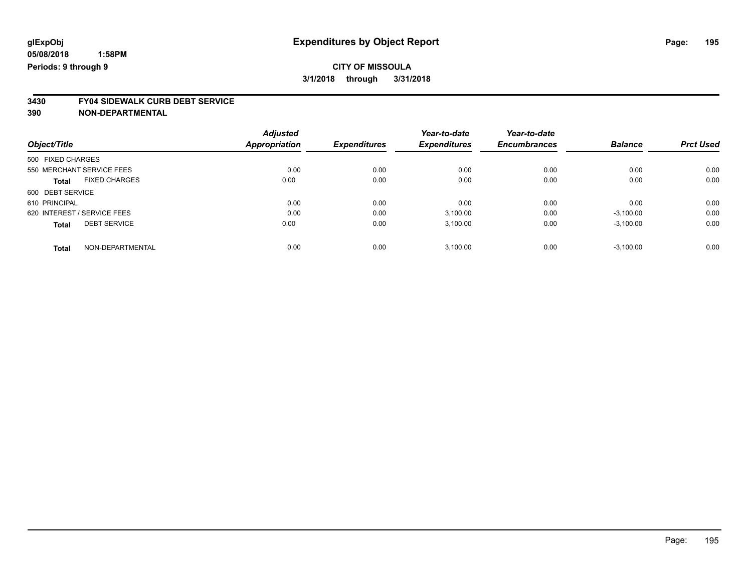# Expenditures by Object Report

glExpObj
05/08/2018 1:58PM
Periods: 9 through 9

**CITY OF MISSOULA**
3/1/2018 through 3/31/2018

## 3430 FY04 SIDEWALK CURB DEBT SERVICE
## 390 NON-DEPARTMENTAL

| Object/Title | Adjusted Appropriation | Expenditures | Year-to-date Expenditures | Year-to-date Encumbrances | Balance | Prct Used |
|---|---|---|---|---|---|---|
| 500 FIXED CHARGES | | | | | | |
| 550 MERCHANT SERVICE FEES | 0.00 | 0.00 | 0.00 | 0.00 | 0.00 | 0.00 |
| **Total** FIXED CHARGES | 0.00 | 0.00 | 0.00 | 0.00 | 0.00 | 0.00 |
| 600 DEBT SERVICE | | | | | | |
| 610 PRINCIPAL | 0.00 | 0.00 | 0.00 | 0.00 | 0.00 | 0.00 |
| 620 INTEREST / SERVICE FEES | 0.00 | 0.00 | 3,100.00 | 0.00 | -3,100.00 | 0.00 |
| **Total** DEBT SERVICE | 0.00 | 0.00 | 3,100.00 | 0.00 | -3,100.00 | 0.00 |
| **Total** NON-DEPARTMENTAL | 0.00 | 0.00 | 3,100.00 | 0.00 | -3,100.00 | 0.00 |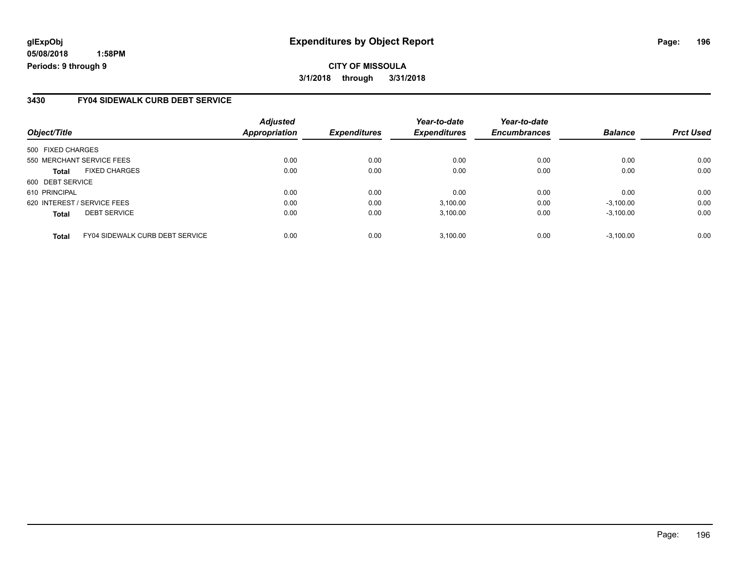**glExpObj** **Expenditures by Object Report**

**05/08/2018 1:58PM**

**Periods: 9 through 9**

**CITY OF MISSOULA**

**3/1/2018 through 3/31/2018**

## 3430 FY04 SIDEWALK CURB DEBT SERVICE

| Object/Title | | Adjusted Appropriation | Expenditures | Year-to-date Expenditures | Year-to-date Encumbrances | Balance | Prct Used |
|---|---|---|---|---|---|---|---|
| 500 FIXED CHARGES | | | | | | | |
| 550 MERCHANT SERVICE FEES | | 0.00 | 0.00 | 0.00 | 0.00 | 0.00 | 0.00 |
| **Total** | FIXED CHARGES | 0.00 | 0.00 | 0.00 | 0.00 | 0.00 | 0.00 |
| 600 DEBT SERVICE | | | | | | | |
| 610 PRINCIPAL | | 0.00 | 0.00 | 0.00 | 0.00 | 0.00 | 0.00 |
| 620 INTEREST / SERVICE FEES | | 0.00 | 0.00 | 3,100.00 | 0.00 | -3,100.00 | 0.00 |
| **Total** | DEBT SERVICE | 0.00 | 0.00 | 3,100.00 | 0.00 | -3,100.00 | 0.00 |
| **Total** | FY04 SIDEWALK CURB DEBT SERVICE | 0.00 | 0.00 | 3,100.00 | 0.00 | -3,100.00 | 0.00 |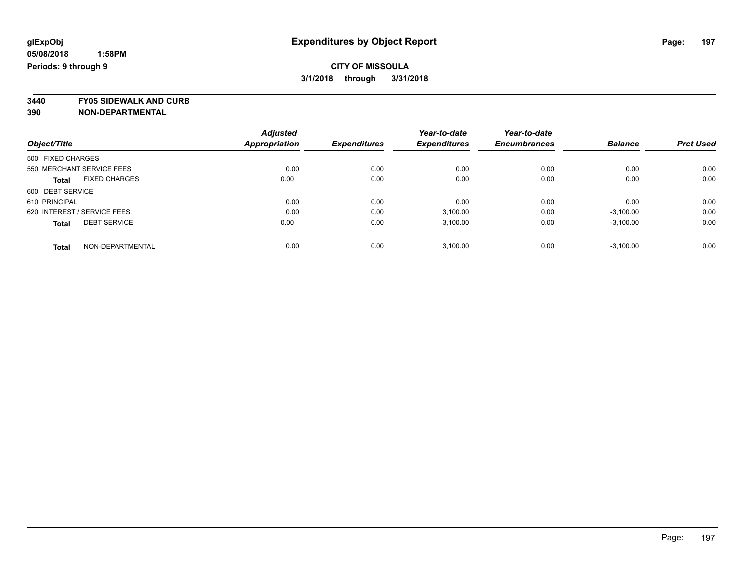# Expenditures by Object Report

glExpObj
05/08/2018 1:58PM
Periods: 9 through 9

**CITY OF MISSOULA**
**3/1/2018 through 3/31/2018**

**3440 FY05 SIDEWALK AND CURB**
**390 NON-DEPARTMENTAL**

| Object/Title | Adjusted Appropriation | Expenditures | Year-to-date Expenditures | Year-to-date Encumbrances | Balance | Prct Used |
|---|---|---|---|---|---|---|
| 500 FIXED CHARGES | | | | | | |
| 550 MERCHANT SERVICE FEES | 0.00 | 0.00 | 0.00 | 0.00 | 0.00 | 0.00 |
| **Total** FIXED CHARGES | 0.00 | 0.00 | 0.00 | 0.00 | 0.00 | 0.00 |
| 600 DEBT SERVICE | | | | | | |
| 610 PRINCIPAL | 0.00 | 0.00 | 0.00 | 0.00 | 0.00 | 0.00 |
| 620 INTEREST / SERVICE FEES | 0.00 | 0.00 | 3,100.00 | 0.00 | -3,100.00 | 0.00 |
| **Total** DEBT SERVICE | 0.00 | 0.00 | 3,100.00 | 0.00 | -3,100.00 | 0.00 |
| **Total** NON-DEPARTMENTAL | 0.00 | 0.00 | 3,100.00 | 0.00 | -3,100.00 | 0.00 |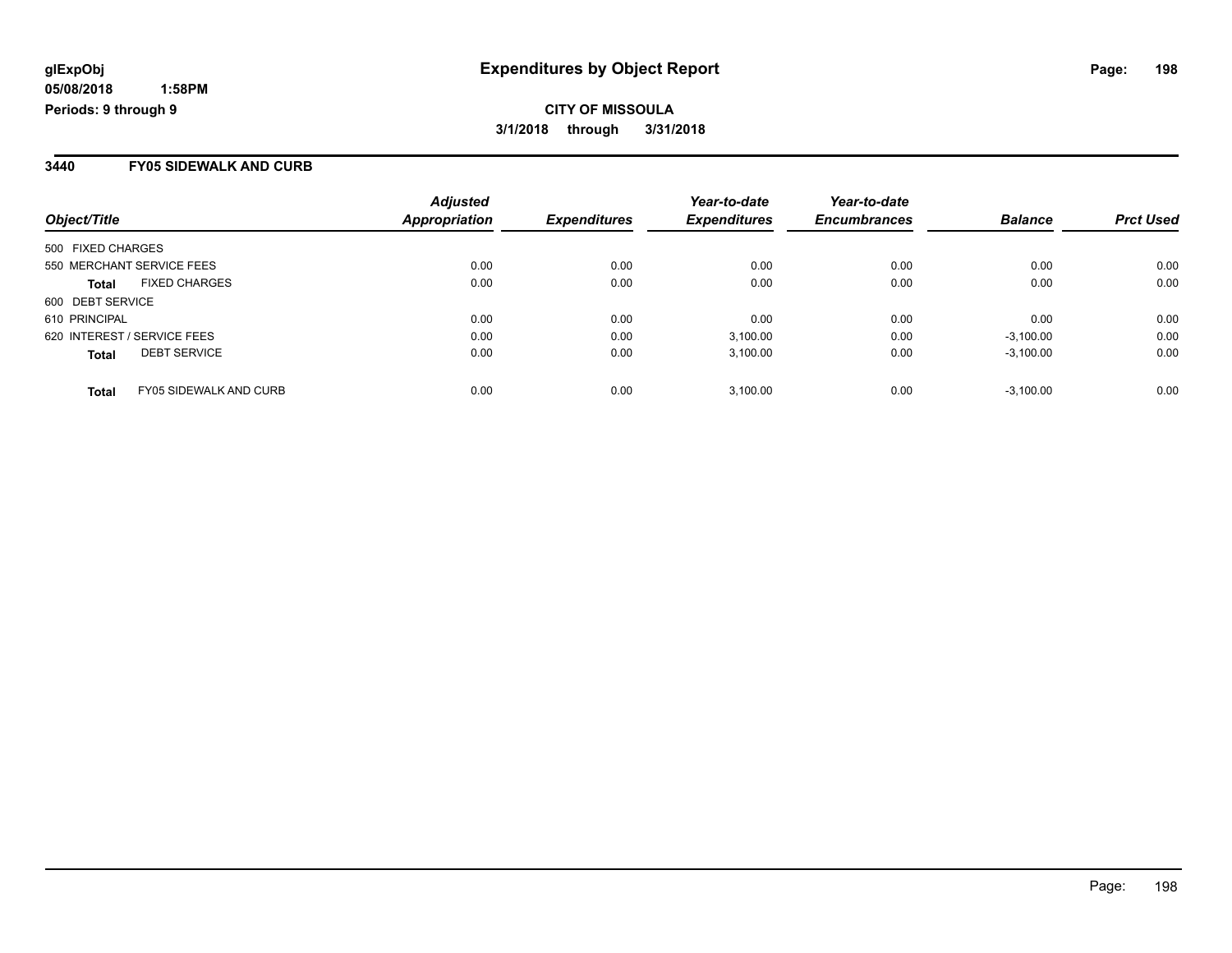**glExpObj**
**05/08/2018 1:58PM**
**Periods: 9 through 9**

# Expenditures by Object Report

**CITY OF MISSOULA**
**3/1/2018 through 3/31/2018**

## 3440 FY05 SIDEWALK AND CURB

| Object/Title | | Adjusted Appropriation | Expenditures | Year-to-date Expenditures | Year-to-date Encumbrances | Balance | Prct Used |
|---|---|---|---|---|---|---|---|
| 500 FIXED CHARGES | | | | | | | |
| 550 MERCHANT SERVICE FEES | | 0.00 | 0.00 | 0.00 | 0.00 | 0.00 | 0.00 |
| **Total** | FIXED CHARGES | 0.00 | 0.00 | 0.00 | 0.00 | 0.00 | 0.00 |
| 600 DEBT SERVICE | | | | | | | |
| 610 PRINCIPAL | | 0.00 | 0.00 | 0.00 | 0.00 | 0.00 | 0.00 |
| 620 INTEREST / SERVICE FEES | | 0.00 | 0.00 | 3,100.00 | 0.00 | -3,100.00 | 0.00 |
| **Total** | DEBT SERVICE | 0.00 | 0.00 | 3,100.00 | 0.00 | -3,100.00 | 0.00 |
| **Total** | FY05 SIDEWALK AND CURB | 0.00 | 0.00 | 3,100.00 | 0.00 | -3,100.00 | 0.00 |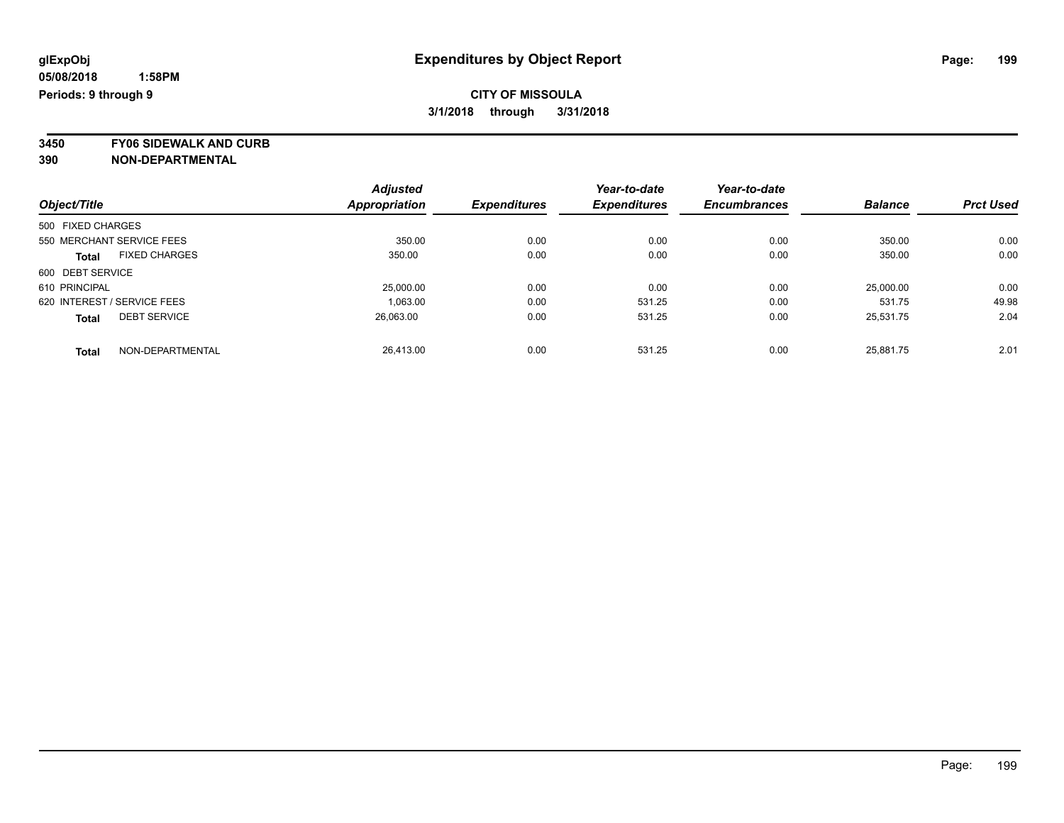# Expenditures by Object Report

glExpObj
05/08/2018 1:58PM
Periods: 9 through 9

**CITY OF MISSOULA**
**3/1/2018 through 3/31/2018**

**3450 FY06 SIDEWALK AND CURB**
**390 NON-DEPARTMENTAL**

| Object/Title | Adjusted Appropriation | Expenditures | Year-to-date Expenditures | Year-to-date Encumbrances | Balance | Prct Used |
|---|---|---|---|---|---|---|
| 500 FIXED CHARGES | | | | | | |
| 550 MERCHANT SERVICE FEES | 350.00 | 0.00 | 0.00 | 0.00 | 350.00 | 0.00 |
| **Total** FIXED CHARGES | 350.00 | 0.00 | 0.00 | 0.00 | 350.00 | 0.00 |
| 600 DEBT SERVICE | | | | | | |
| 610 PRINCIPAL | 25,000.00 | 0.00 | 0.00 | 0.00 | 25,000.00 | 0.00 |
| 620 INTEREST / SERVICE FEES | 1,063.00 | 0.00 | 531.25 | 0.00 | 531.75 | 49.98 |
| **Total** DEBT SERVICE | 26,063.00 | 0.00 | 531.25 | 0.00 | 25,531.75 | 2.04 |
| **Total** NON-DEPARTMENTAL | 26,413.00 | 0.00 | 531.25 | 0.00 | 25,881.75 | 2.01 |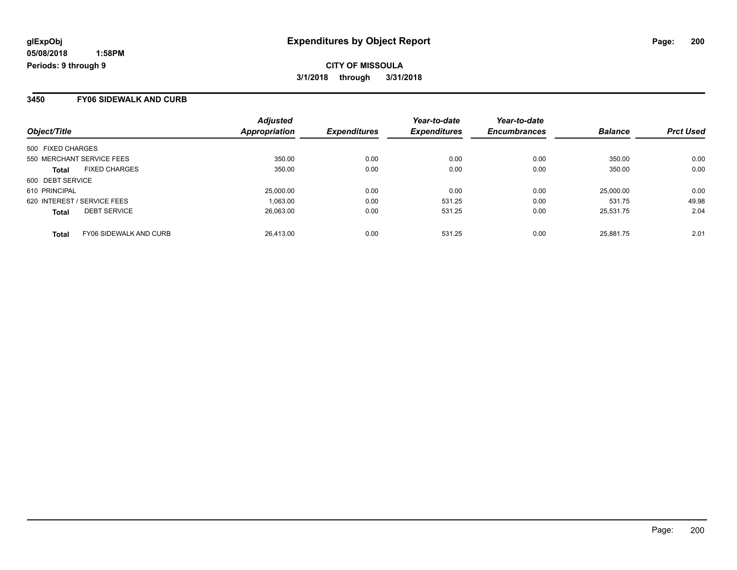**glExpObj**
**05/08/2018 1:58PM**
**Periods: 9 through 9**

# Expenditures by Object Report

**CITY OF MISSOULA**
**3/1/2018 through 3/31/2018**

## 3450 FY06 SIDEWALK AND CURB

| Object/Title | | Adjusted Appropriation | Expenditures | Year-to-date Expenditures | Year-to-date Encumbrances | Balance | Prct Used |
|---|---|---|---|---|---|---|---|
| 500 FIXED CHARGES | | | | | | | |
| 550 MERCHANT SERVICE FEES | | 350.00 | 0.00 | 0.00 | 0.00 | 350.00 | 0.00 |
| **Total** | FIXED CHARGES | 350.00 | 0.00 | 0.00 | 0.00 | 350.00 | 0.00 |
| 600 DEBT SERVICE | | | | | | | |
| 610 PRINCIPAL | | 25,000.00 | 0.00 | 0.00 | 0.00 | 25,000.00 | 0.00 |
| 620 INTEREST / SERVICE FEES | | 1,063.00 | 0.00 | 531.25 | 0.00 | 531.75 | 49.98 |
| **Total** | DEBT SERVICE | 26,063.00 | 0.00 | 531.25 | 0.00 | 25,531.75 | 2.04 |
| **Total** | FY06 SIDEWALK AND CURB | 26,413.00 | 0.00 | 531.25 | 0.00 | 25,881.75 | 2.01 |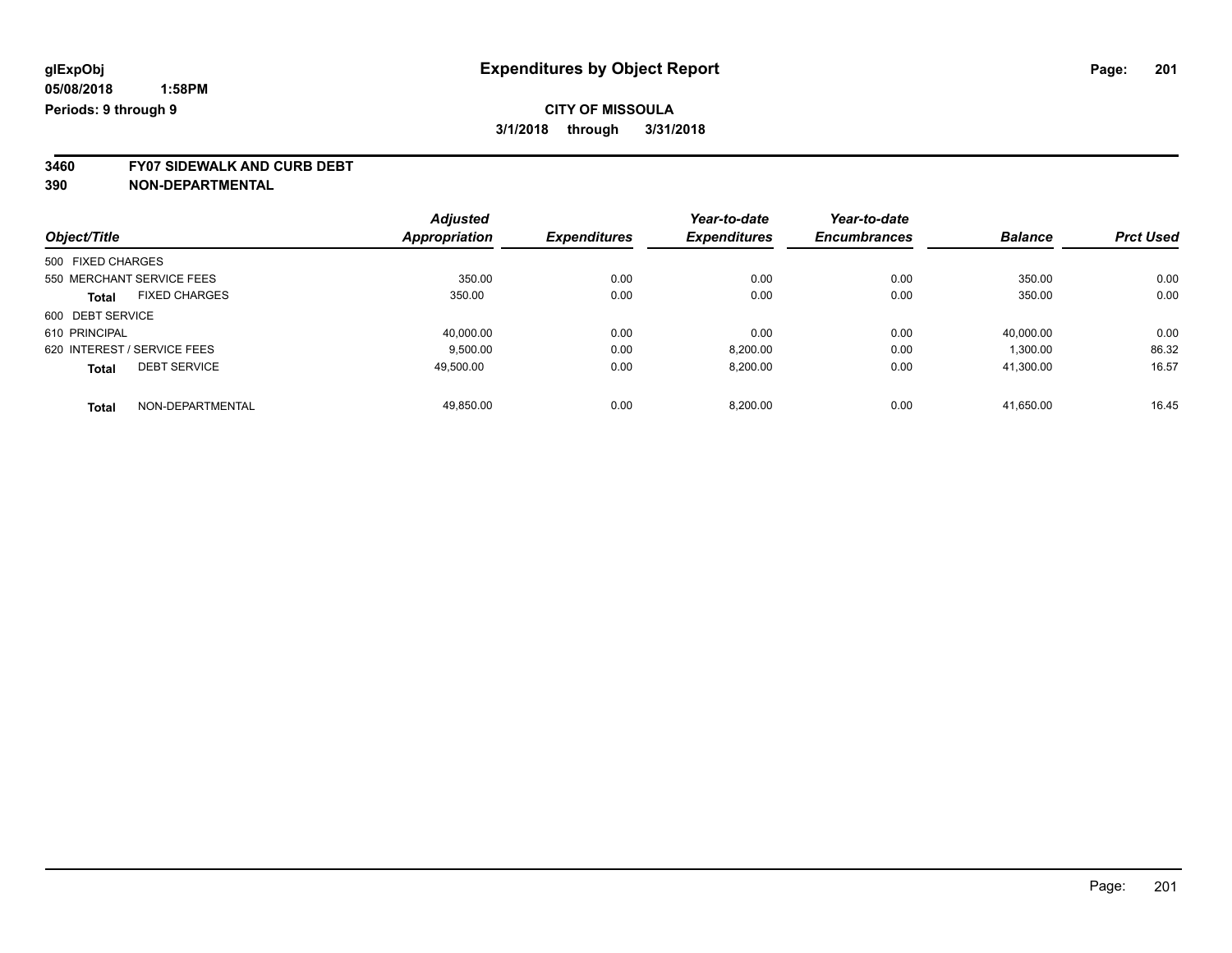glExpObj
05/08/2018 1:58PM
Periods: 9 through 9

# Expenditures by Object Report

**CITY OF MISSOULA**
**3/1/2018 through 3/31/2018**

**3460 FY07 SIDEWALK AND CURB DEBT**
**390 NON-DEPARTMENTAL**

| Object/Title | Adjusted Appropriation | Expenditures | Year-to-date Expenditures | Year-to-date Encumbrances | Balance | Prct Used |
|---|---|---|---|---|---|---|
| 500 FIXED CHARGES | | | | | | |
| 550 MERCHANT SERVICE FEES | 350.00 | 0.00 | 0.00 | 0.00 | 350.00 | 0.00 |
| **Total** FIXED CHARGES | 350.00 | 0.00 | 0.00 | 0.00 | 350.00 | 0.00 |
| 600 DEBT SERVICE | | | | | | |
| 610 PRINCIPAL | 40,000.00 | 0.00 | 0.00 | 0.00 | 40,000.00 | 0.00 |
| 620 INTEREST / SERVICE FEES | 9,500.00 | 0.00 | 8,200.00 | 0.00 | 1,300.00 | 86.32 |
| **Total** DEBT SERVICE | 49,500.00 | 0.00 | 8,200.00 | 0.00 | 41,300.00 | 16.57 |
| **Total** NON-DEPARTMENTAL | 49,850.00 | 0.00 | 8,200.00 | 0.00 | 41,650.00 | 16.45 |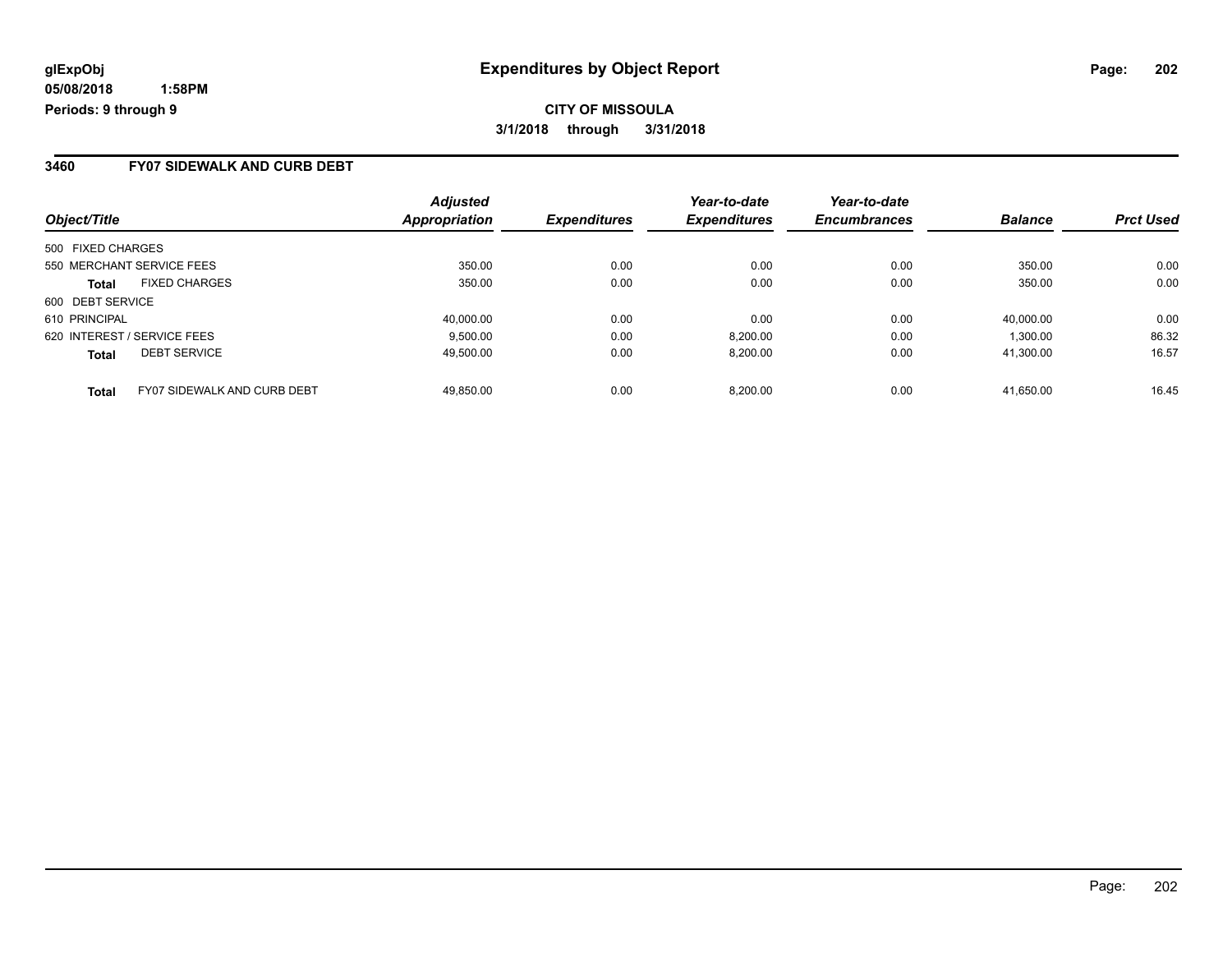glExpObj
05/08/2018 1:58PM
Periods: 9 through 9

# Expenditures by Object Report

**CITY OF MISSOULA**

**3/1/2018 through 3/31/2018**

## 3460 FY07 SIDEWALK AND CURB DEBT

| Object/Title | | Adjusted Appropriation | Expenditures | Year-to-date Expenditures | Year-to-date Encumbrances | Balance | Prct Used |
|---|---|---|---|---|---|---|---|
| 500 FIXED CHARGES | | | | | | | |
| 550 MERCHANT SERVICE FEES | | 350.00 | 0.00 | 0.00 | 0.00 | 350.00 | 0.00 |
| **Total** | FIXED CHARGES | 350.00 | 0.00 | 0.00 | 0.00 | 350.00 | 0.00 |
| 600 DEBT SERVICE | | | | | | | |
| 610 PRINCIPAL | | 40,000.00 | 0.00 | 0.00 | 0.00 | 40,000.00 | 0.00 |
| 620 INTEREST / SERVICE FEES | | 9,500.00 | 0.00 | 8,200.00 | 0.00 | 1,300.00 | 86.32 |
| **Total** | DEBT SERVICE | 49,500.00 | 0.00 | 8,200.00 | 0.00 | 41,300.00 | 16.57 |
| **Total** | FY07 SIDEWALK AND CURB DEBT | 49,850.00 | 0.00 | 8,200.00 | 0.00 | 41,650.00 | 16.45 |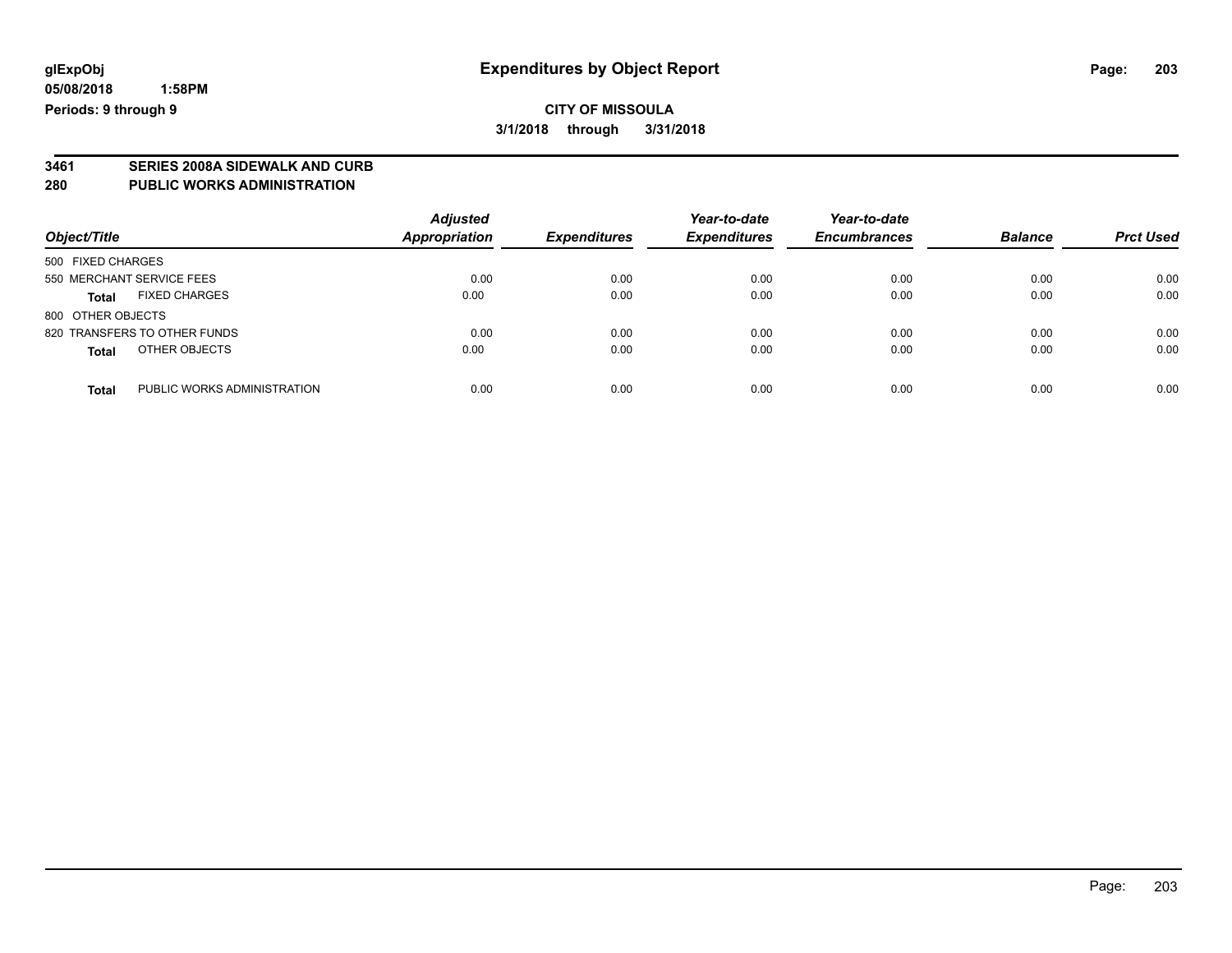**glExpObj**
**05/08/2018 1:58PM**
**Periods: 9 through 9**

# Expenditures by Object Report

**CITY OF MISSOULA**
**3/1/2018 through 3/31/2018**

**3461 SERIES 2008A SIDEWALK AND CURB**
**280 PUBLIC WORKS ADMINISTRATION**

| Object/Title | | Adjusted Appropriation | Expenditures | Year-to-date Expenditures | Year-to-date Encumbrances | Balance | Prct Used |
|---|---|---|---|---|---|---|---|
| 500 FIXED CHARGES | | | | | | | |
| 550 MERCHANT SERVICE FEES | | 0.00 | 0.00 | 0.00 | 0.00 | 0.00 | 0.00 |
| **Total** | FIXED CHARGES | 0.00 | 0.00 | 0.00 | 0.00 | 0.00 | 0.00 |
| 800 OTHER OBJECTS | | | | | | | |
| 820 TRANSFERS TO OTHER FUNDS | | 0.00 | 0.00 | 0.00 | 0.00 | 0.00 | 0.00 |
| **Total** | OTHER OBJECTS | 0.00 | 0.00 | 0.00 | 0.00 | 0.00 | 0.00 |
| **Total** | PUBLIC WORKS ADMINISTRATION | 0.00 | 0.00 | 0.00 | 0.00 | 0.00 | 0.00 |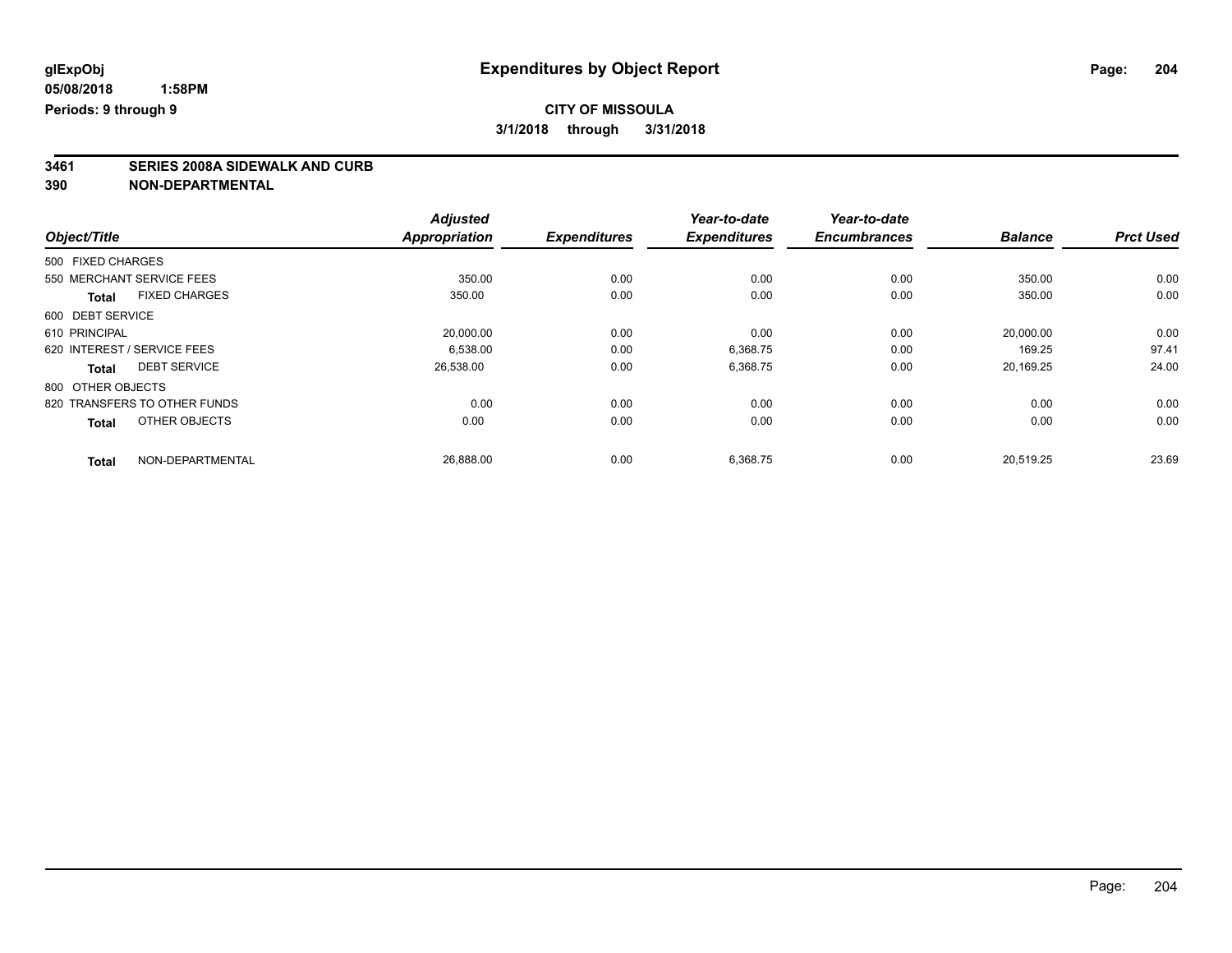glExpObj
05/08/2018 1:58PM
Periods: 9 through 9

# Expenditures by Object Report

**CITY OF MISSOULA**

**3/1/2018 through 3/31/2018**

**3461 SERIES 2008A SIDEWALK AND CURB**
**390 NON-DEPARTMENTAL**

| Object/Title | | Adjusted Appropriation | Expenditures | Year-to-date Expenditures | Year-to-date Encumbrances | Balance | Prct Used |
|---|---|---|---|---|---|---|---|
| 500 FIXED CHARGES | | | | | | | |
| 550 MERCHANT SERVICE FEES | | 350.00 | 0.00 | 0.00 | 0.00 | 350.00 | 0.00 |
| **Total** | FIXED CHARGES | 350.00 | 0.00 | 0.00 | 0.00 | 350.00 | 0.00 |
| 600 DEBT SERVICE | | | | | | | |
| 610 PRINCIPAL | | 20,000.00 | 0.00 | 0.00 | 0.00 | 20,000.00 | 0.00 |
| 620 INTEREST / SERVICE FEES | | 6,538.00 | 0.00 | 6,368.75 | 0.00 | 169.25 | 97.41 |
| **Total** | DEBT SERVICE | 26,538.00 | 0.00 | 6,368.75 | 0.00 | 20,169.25 | 24.00 |
| 800 OTHER OBJECTS | | | | | | | |
| 820 TRANSFERS TO OTHER FUNDS | | 0.00 | 0.00 | 0.00 | 0.00 | 0.00 | 0.00 |
| **Total** | OTHER OBJECTS | 0.00 | 0.00 | 0.00 | 0.00 | 0.00 | 0.00 |
| **Total** | NON-DEPARTMENTAL | 26,888.00 | 0.00 | 6,368.75 | 0.00 | 20,519.25 | 23.69 |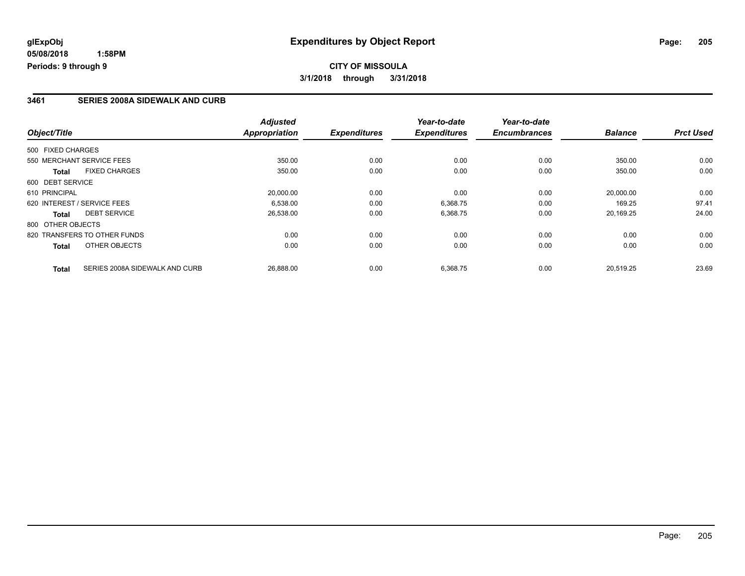glExpObj
05/08/2018 1:58PM
Periods: 9 through 9

# Expenditures by Object Report

**CITY OF MISSOULA**

**3/1/2018 through 3/31/2018**

## 3461 SERIES 2008A SIDEWALK AND CURB

| Object/Title | | Adjusted Appropriation | Expenditures | Year-to-date Expenditures | Year-to-date Encumbrances | Balance | Prct Used |
|---|---|---|---|---|---|---|---|
| 500 FIXED CHARGES | | | | | | | |
| 550 MERCHANT SERVICE FEES | | 350.00 | 0.00 | 0.00 | 0.00 | 350.00 | 0.00 |
| **Total** | FIXED CHARGES | 350.00 | 0.00 | 0.00 | 0.00 | 350.00 | 0.00 |
| 600 DEBT SERVICE | | | | | | | |
| 610 PRINCIPAL | | 20,000.00 | 0.00 | 0.00 | 0.00 | 20,000.00 | 0.00 |
| 620 INTEREST / SERVICE FEES | | 6,538.00 | 0.00 | 6,368.75 | 0.00 | 169.25 | 97.41 |
| **Total** | DEBT SERVICE | 26,538.00 | 0.00 | 6,368.75 | 0.00 | 20,169.25 | 24.00 |
| 800 OTHER OBJECTS | | | | | | | |
| 820 TRANSFERS TO OTHER FUNDS | | 0.00 | 0.00 | 0.00 | 0.00 | 0.00 | 0.00 |
| **Total** | OTHER OBJECTS | 0.00 | 0.00 | 0.00 | 0.00 | 0.00 | 0.00 |
| **Total** | SERIES 2008A SIDEWALK AND CURB | 26,888.00 | 0.00 | 6,368.75 | 0.00 | 20,519.25 | 23.69 |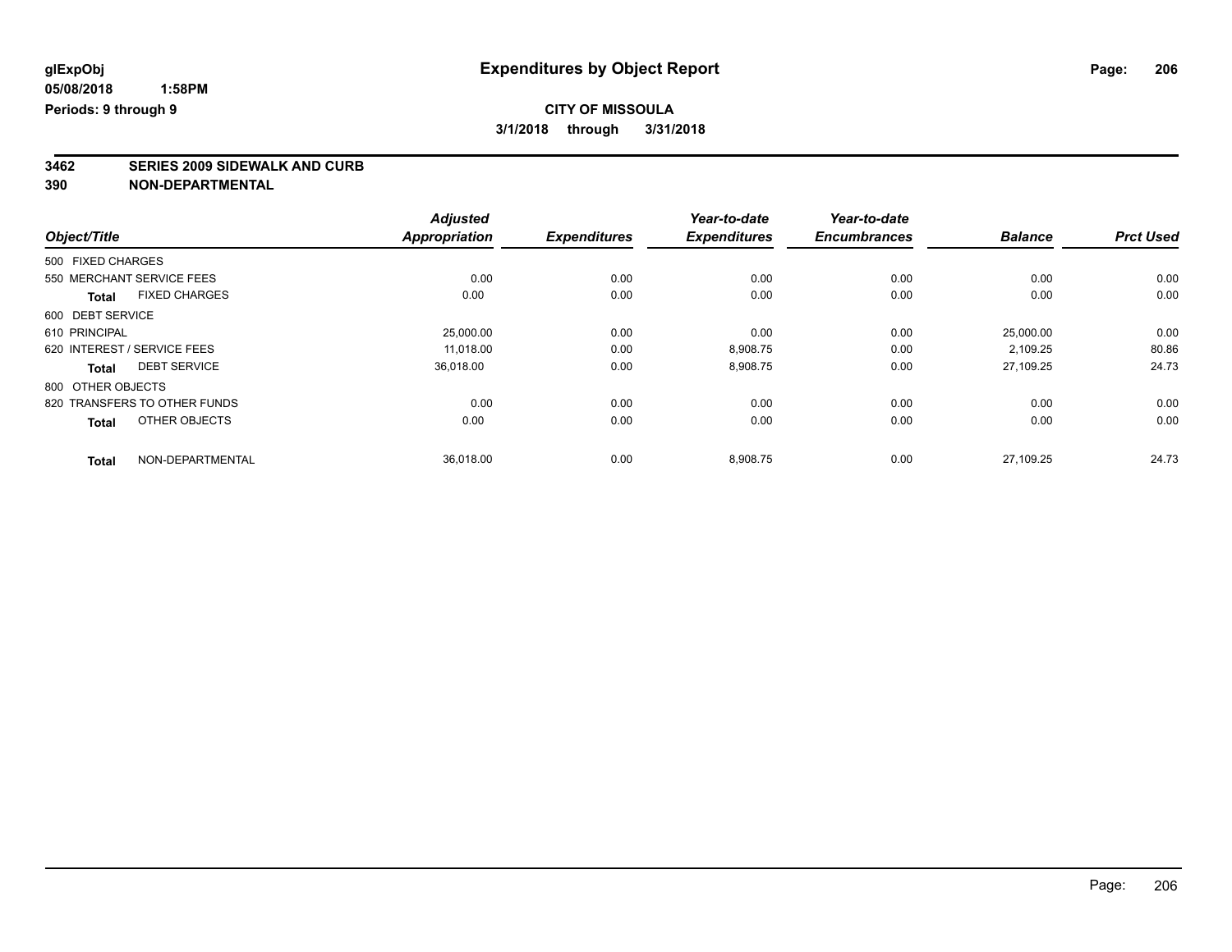**glExpObj**
**05/08/2018 1:58PM**
**Periods: 9 through 9**

# Expenditures by Object Report

**CITY OF MISSOULA**
**3/1/2018 through 3/31/2018**

**3462 SERIES 2009 SIDEWALK AND CURB**
**390 NON-DEPARTMENTAL**

| Object/Title | Adjusted Appropriation | Expenditures | Year-to-date Expenditures | Year-to-date Encumbrances | Balance | Prct Used |
|---|---|---|---|---|---|---|
| 500 FIXED CHARGES | | | | | | |
| 550 MERCHANT SERVICE FEES | 0.00 | 0.00 | 0.00 | 0.00 | 0.00 | 0.00 |
| **Total** FIXED CHARGES | 0.00 | 0.00 | 0.00 | 0.00 | 0.00 | 0.00 |
| 600 DEBT SERVICE | | | | | | |
| 610 PRINCIPAL | 25,000.00 | 0.00 | 0.00 | 0.00 | 25,000.00 | 0.00 |
| 620 INTEREST / SERVICE FEES | 11,018.00 | 0.00 | 8,908.75 | 0.00 | 2,109.25 | 80.86 |
| **Total** DEBT SERVICE | 36,018.00 | 0.00 | 8,908.75 | 0.00 | 27,109.25 | 24.73 |
| 800 OTHER OBJECTS | | | | | | |
| 820 TRANSFERS TO OTHER FUNDS | 0.00 | 0.00 | 0.00 | 0.00 | 0.00 | 0.00 |
| **Total** OTHER OBJECTS | 0.00 | 0.00 | 0.00 | 0.00 | 0.00 | 0.00 |
| **Total** NON-DEPARTMENTAL | 36,018.00 | 0.00 | 8,908.75 | 0.00 | 27,109.25 | 24.73 |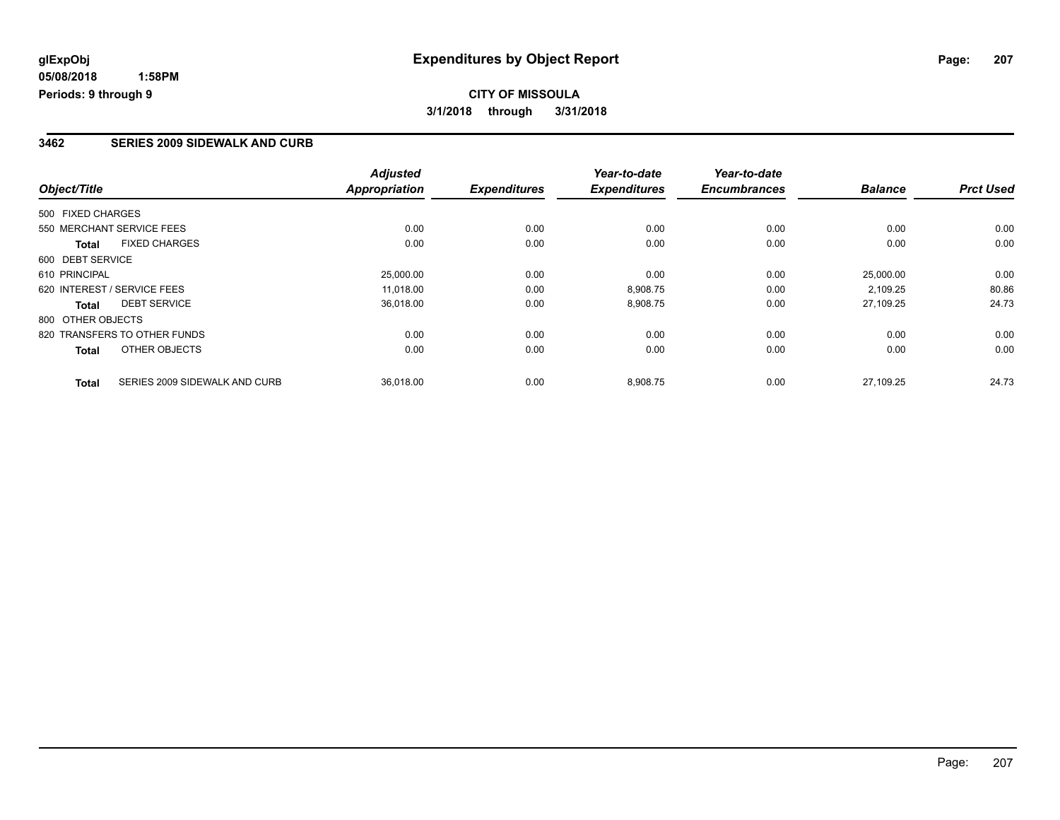**glExpObj**
**05/08/2018 1:58PM**
**Periods: 9 through 9**

# Expenditures by Object Report

**CITY OF MISSOULA**
**3/1/2018 through 3/31/2018**

## 3462 SERIES 2009 SIDEWALK AND CURB

| Object/Title | | *Adjusted Appropriation* | *Expenditures* | *Year-to-date Expenditures* | *Year-to-date Encumbrances* | *Balance* | *Prct Used* |
|---|---|---|---|---|---|---|---|
| 500 FIXED CHARGES | | | | | | | |
| 550 MERCHANT SERVICE FEES | | 0.00 | 0.00 | 0.00 | 0.00 | 0.00 | 0.00 |
| **Total** | FIXED CHARGES | 0.00 | 0.00 | 0.00 | 0.00 | 0.00 | 0.00 |
| 600 DEBT SERVICE | | | | | | | |
| 610 PRINCIPAL | | 25,000.00 | 0.00 | 0.00 | 0.00 | 25,000.00 | 0.00 |
| 620 INTEREST / SERVICE FEES | | 11,018.00 | 0.00 | 8,908.75 | 0.00 | 2,109.25 | 80.86 |
| **Total** | DEBT SERVICE | 36,018.00 | 0.00 | 8,908.75 | 0.00 | 27,109.25 | 24.73 |
| 800 OTHER OBJECTS | | | | | | | |
| 820 TRANSFERS TO OTHER FUNDS | | 0.00 | 0.00 | 0.00 | 0.00 | 0.00 | 0.00 |
| **Total** | OTHER OBJECTS | 0.00 | 0.00 | 0.00 | 0.00 | 0.00 | 0.00 |
| **Total** | SERIES 2009 SIDEWALK AND CURB | 36,018.00 | 0.00 | 8,908.75 | 0.00 | 27,109.25 | 24.73 |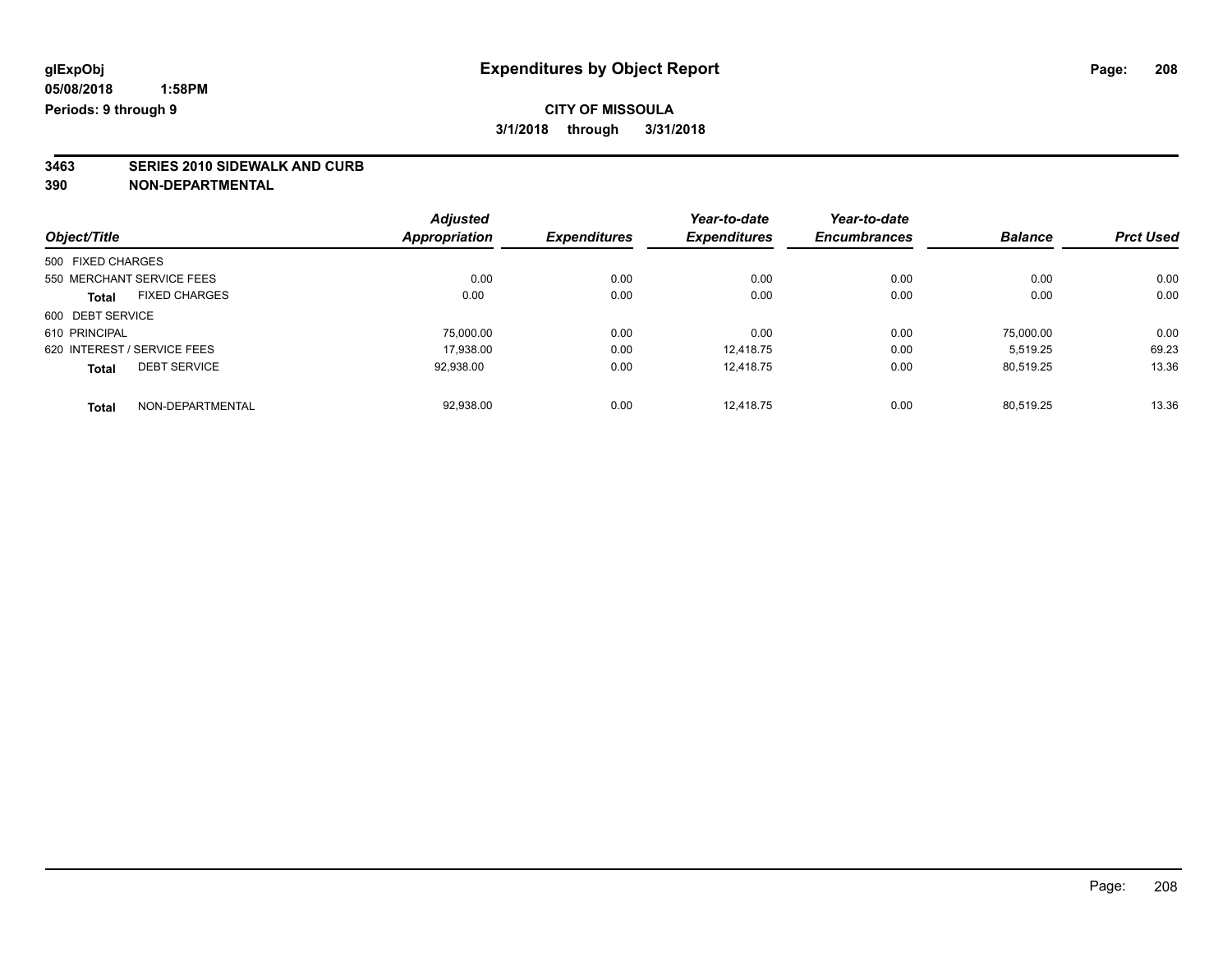# Expenditures by Object Report

glExpObj
05/08/2018 1:58PM
Periods: 9 through 9

**CITY OF MISSOULA**
**3/1/2018 through 3/31/2018**

## 3463 SERIES 2010 SIDEWALK AND CURB
## 390 NON-DEPARTMENTAL

| Object/Title | Adjusted Appropriation | Expenditures | Year-to-date Expenditures | Year-to-date Encumbrances | Balance | Prct Used |
|---|---|---|---|---|---|---|
| 500 FIXED CHARGES | | | | | | |
| 550 MERCHANT SERVICE FEES | 0.00 | 0.00 | 0.00 | 0.00 | 0.00 | 0.00 |
| **Total** FIXED CHARGES | 0.00 | 0.00 | 0.00 | 0.00 | 0.00 | 0.00 |
| 600 DEBT SERVICE | | | | | | |
| 610 PRINCIPAL | 75,000.00 | 0.00 | 0.00 | 0.00 | 75,000.00 | 0.00 |
| 620 INTEREST / SERVICE FEES | 17,938.00 | 0.00 | 12,418.75 | 0.00 | 5,519.25 | 69.23 |
| **Total** DEBT SERVICE | 92,938.00 | 0.00 | 12,418.75 | 0.00 | 80,519.25 | 13.36 |
| **Total** NON-DEPARTMENTAL | 92,938.00 | 0.00 | 12,418.75 | 0.00 | 80,519.25 | 13.36 |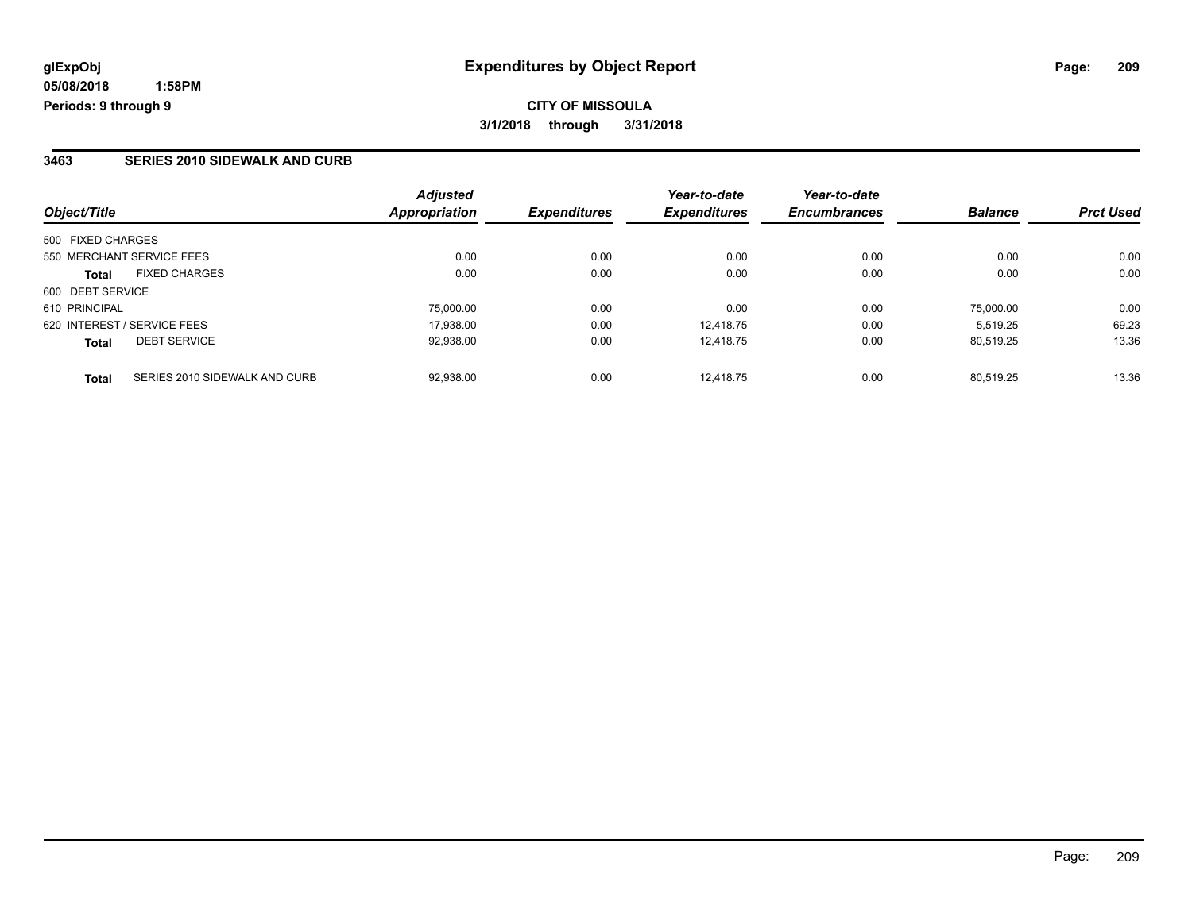**glExpObj**
**05/08/2018 1:58PM**
**Periods: 9 through 9**

# Expenditures by Object Report

**CITY OF MISSOULA**
**3/1/2018 through 3/31/2018**

### 3463 SERIES 2010 SIDEWALK AND CURB

| Object/Title | Adjusted Appropriation | Expenditures | Year-to-date Expenditures | Year-to-date Encumbrances | Balance | Prct Used |
|---|---|---|---|---|---|---|
| 500 FIXED CHARGES | | | | | | |
| 550 MERCHANT SERVICE FEES | 0.00 | 0.00 | 0.00 | 0.00 | 0.00 | 0.00 |
| **Total** FIXED CHARGES | 0.00 | 0.00 | 0.00 | 0.00 | 0.00 | 0.00 |
| 600 DEBT SERVICE | | | | | | |
| 610 PRINCIPAL | 75,000.00 | 0.00 | 0.00 | 0.00 | 75,000.00 | 0.00 |
| 620 INTEREST / SERVICE FEES | 17,938.00 | 0.00 | 12,418.75 | 0.00 | 5,519.25 | 69.23 |
| **Total** DEBT SERVICE | 92,938.00 | 0.00 | 12,418.75 | 0.00 | 80,519.25 | 13.36 |
| **Total** SERIES 2010 SIDEWALK AND CURB | 92,938.00 | 0.00 | 12,418.75 | 0.00 | 80,519.25 | 13.36 |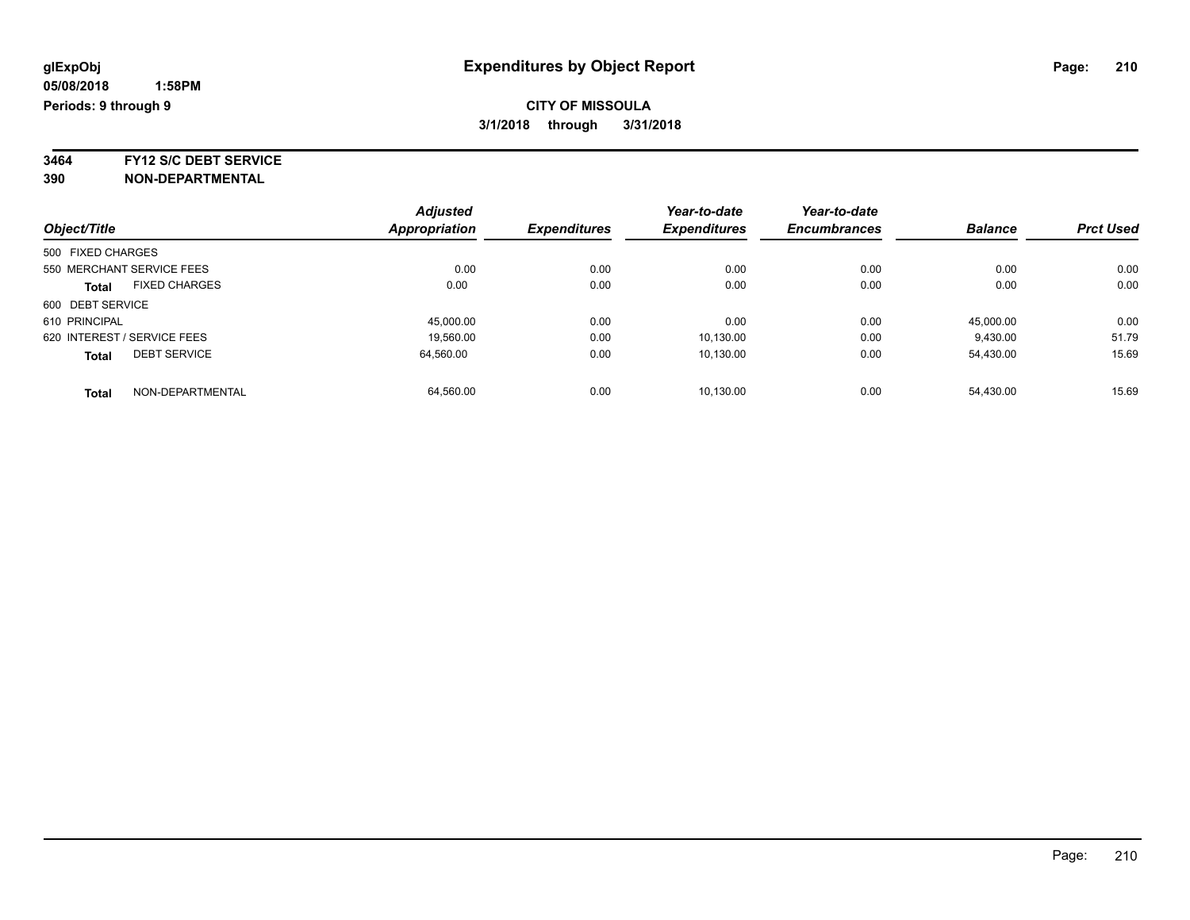**glExpObj** **Expenditures by Object Report**

**05/08/2018 1:58PM**

**Periods: 9 through 9**

**CITY OF MISSOULA**

**3/1/2018 through 3/31/2018**

**3464 FY12 S/C DEBT SERVICE**

**390 NON-DEPARTMENTAL**

| Object/Title | Adjusted Appropriation | Expenditures | Year-to-date Expenditures | Year-to-date Encumbrances | Balance | Prct Used |
|---|---|---|---|---|---|---|
| 500 FIXED CHARGES | | | | | | |
| 550 MERCHANT SERVICE FEES | 0.00 | 0.00 | 0.00 | 0.00 | 0.00 | 0.00 |
| **Total** FIXED CHARGES | 0.00 | 0.00 | 0.00 | 0.00 | 0.00 | 0.00 |
| 600 DEBT SERVICE | | | | | | |
| 610 PRINCIPAL | 45,000.00 | 0.00 | 0.00 | 0.00 | 45,000.00 | 0.00 |
| 620 INTEREST / SERVICE FEES | 19,560.00 | 0.00 | 10,130.00 | 0.00 | 9,430.00 | 51.79 |
| **Total** DEBT SERVICE | 64,560.00 | 0.00 | 10,130.00 | 0.00 | 54,430.00 | 15.69 |
| **Total** NON-DEPARTMENTAL | 64,560.00 | 0.00 | 10,130.00 | 0.00 | 54,430.00 | 15.69 |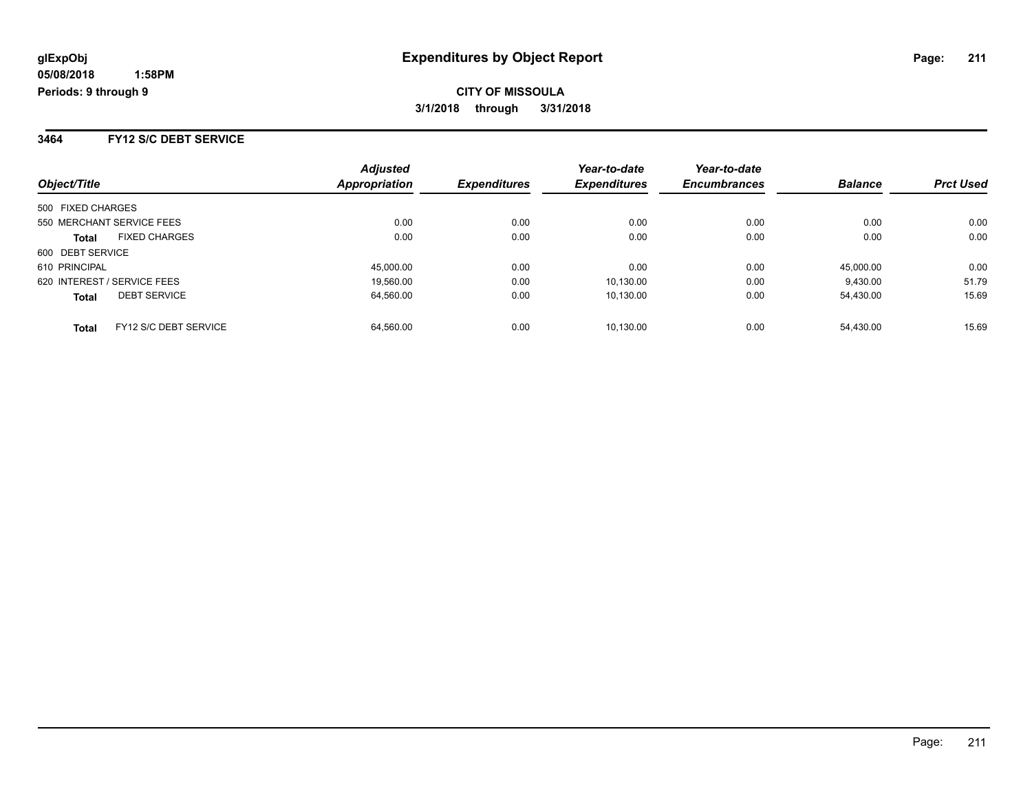**glExpObj**
**05/08/2018 1:58PM**
**Periods: 9 through 9**

# Expenditures by Object Report

**CITY OF MISSOULA**
**3/1/2018 through 3/31/2018**

## 3464 FY12 S/C DEBT SERVICE

| Object/Title | | Adjusted Appropriation | Expenditures | Year-to-date Expenditures | Year-to-date Encumbrances | Balance | Prct Used |
|---|---|---|---|---|---|---|---|
| 500 FIXED CHARGES | | | | | | | |
| 550 MERCHANT SERVICE FEES | | 0.00 | 0.00 | 0.00 | 0.00 | 0.00 | 0.00 |
| **Total** | FIXED CHARGES | 0.00 | 0.00 | 0.00 | 0.00 | 0.00 | 0.00 |
| 600 DEBT SERVICE | | | | | | | |
| 610 PRINCIPAL | | 45,000.00 | 0.00 | 0.00 | 0.00 | 45,000.00 | 0.00 |
| 620 INTEREST / SERVICE FEES | | 19,560.00 | 0.00 | 10,130.00 | 0.00 | 9,430.00 | 51.79 |
| **Total** | DEBT SERVICE | 64,560.00 | 0.00 | 10,130.00 | 0.00 | 54,430.00 | 15.69 |
| **Total** | FY12 S/C DEBT SERVICE | 64,560.00 | 0.00 | 10,130.00 | 0.00 | 54,430.00 | 15.69 |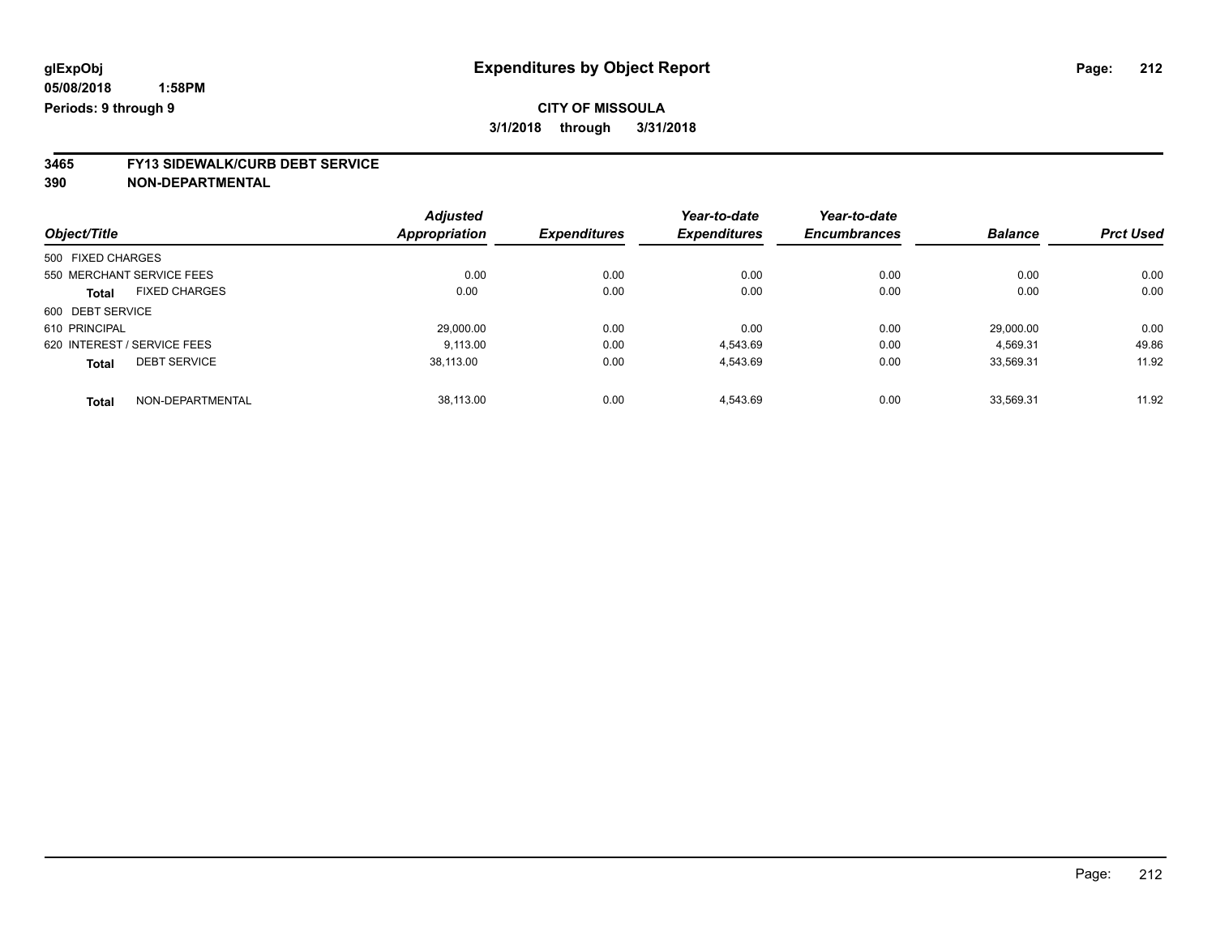glExpObj
05/08/2018 1:58PM
Periods: 9 through 9

# Expenditures by Object Report

**CITY OF MISSOULA**
**3/1/2018 through 3/31/2018**

**3465 FY13 SIDEWALK/CURB DEBT SERVICE**
**390 NON-DEPARTMENTAL**

| Object/Title | Adjusted Appropriation | Expenditures | Year-to-date Expenditures | Year-to-date Encumbrances | Balance | Prct Used |
|---|---|---|---|---|---|---|
| 500 FIXED CHARGES | | | | | | |
| 550 MERCHANT SERVICE FEES | 0.00 | 0.00 | 0.00 | 0.00 | 0.00 | 0.00 |
| **Total** FIXED CHARGES | 0.00 | 0.00 | 0.00 | 0.00 | 0.00 | 0.00 |
| 600 DEBT SERVICE | | | | | | |
| 610 PRINCIPAL | 29,000.00 | 0.00 | 0.00 | 0.00 | 29,000.00 | 0.00 |
| 620 INTEREST / SERVICE FEES | 9,113.00 | 0.00 | 4,543.69 | 0.00 | 4,569.31 | 49.86 |
| **Total** DEBT SERVICE | 38,113.00 | 0.00 | 4,543.69 | 0.00 | 33,569.31 | 11.92 |
| **Total** NON-DEPARTMENTAL | 38,113.00 | 0.00 | 4,543.69 | 0.00 | 33,569.31 | 11.92 |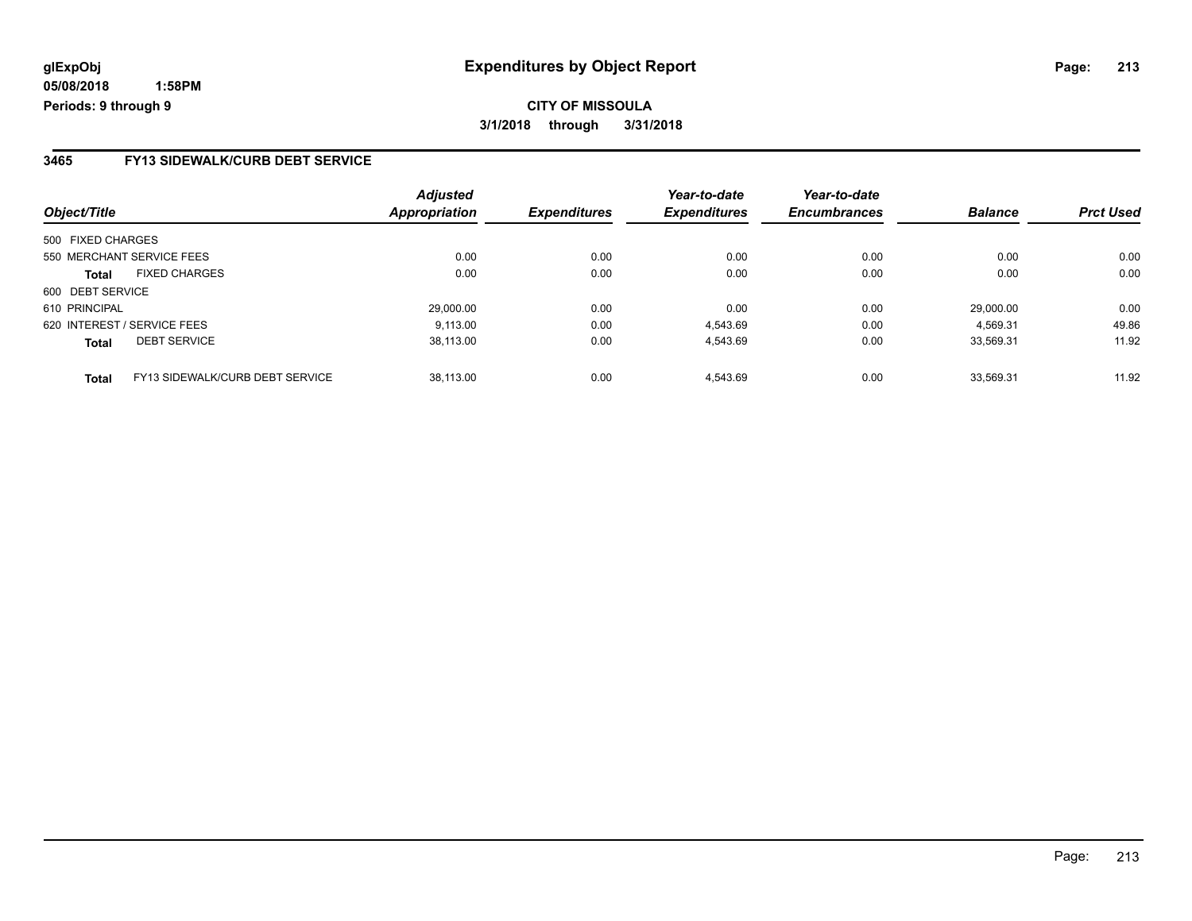glExpObj
05/08/2018 1:58PM
Periods: 9 through 9

# Expenditures by Object Report

**CITY OF MISSOULA**

**3/1/2018 through 3/31/2018**

## 3465 FY13 SIDEWALK/CURB DEBT SERVICE

| Object/Title | Adjusted Appropriation | Expenditures | Year-to-date Expenditures | Year-to-date Encumbrances | Balance | Prct Used |
|---|---|---|---|---|---|---|
| 500 FIXED CHARGES | | | | | | |
| 550 MERCHANT SERVICE FEES | 0.00 | 0.00 | 0.00 | 0.00 | 0.00 | 0.00 |
| **Total** FIXED CHARGES | 0.00 | 0.00 | 0.00 | 0.00 | 0.00 | 0.00 |
| 600 DEBT SERVICE | | | | | | |
| 610 PRINCIPAL | 29,000.00 | 0.00 | 0.00 | 0.00 | 29,000.00 | 0.00 |
| 620 INTEREST / SERVICE FEES | 9,113.00 | 0.00 | 4,543.69 | 0.00 | 4,569.31 | 49.86 |
| **Total** DEBT SERVICE | 38,113.00 | 0.00 | 4,543.69 | 0.00 | 33,569.31 | 11.92 |
| **Total** FY13 SIDEWALK/CURB DEBT SERVICE | 38,113.00 | 0.00 | 4,543.69 | 0.00 | 33,569.31 | 11.92 |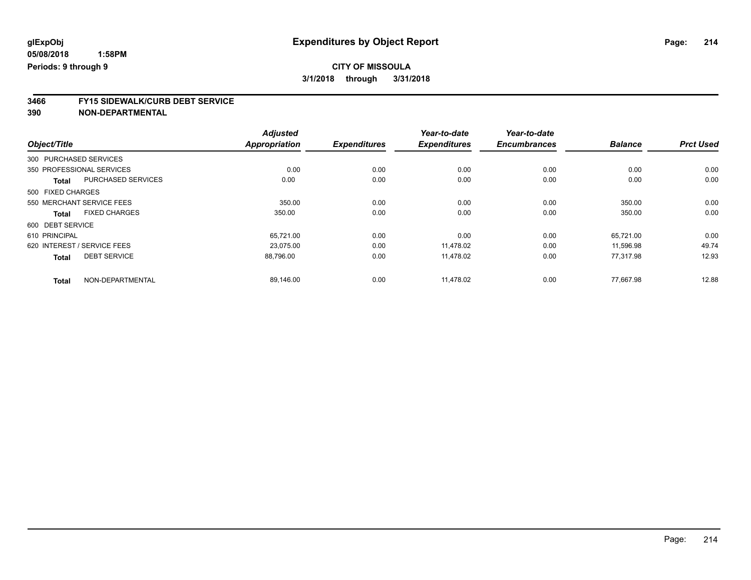**glExpObj** **Expenditures by Object Report**

**05/08/2018 1:58PM**

**Periods: 9 through 9**

**CITY OF MISSOULA**

**3/1/2018 through 3/31/2018**

## 3466 FY15 SIDEWALK/CURB DEBT SERVICE
## 390 NON-DEPARTMENTAL

| Object/Title | | Adjusted Appropriation | Expenditures | Year-to-date Expenditures | Year-to-date Encumbrances | Balance | Prct Used |
|---|---|---|---|---|---|---|---|
| 300 PURCHASED SERVICES | | | | | | | |
| 350 PROFESSIONAL SERVICES | | 0.00 | 0.00 | 0.00 | 0.00 | 0.00 | 0.00 |
| **Total** | PURCHASED SERVICES | 0.00 | 0.00 | 0.00 | 0.00 | 0.00 | 0.00 |
| 500 FIXED CHARGES | | | | | | | |
| 550 MERCHANT SERVICE FEES | | 350.00 | 0.00 | 0.00 | 0.00 | 350.00 | 0.00 |
| **Total** | FIXED CHARGES | 350.00 | 0.00 | 0.00 | 0.00 | 350.00 | 0.00 |
| 600 DEBT SERVICE | | | | | | | |
| 610 PRINCIPAL | | 65,721.00 | 0.00 | 0.00 | 0.00 | 65,721.00 | 0.00 |
| 620 INTEREST / SERVICE FEES | | 23,075.00 | 0.00 | 11,478.02 | 0.00 | 11,596.98 | 49.74 |
| **Total** | DEBT SERVICE | 88,796.00 | 0.00 | 11,478.02 | 0.00 | 77,317.98 | 12.93 |
| **Total** | NON-DEPARTMENTAL | 89,146.00 | 0.00 | 11,478.02 | 0.00 | 77,667.98 | 12.88 |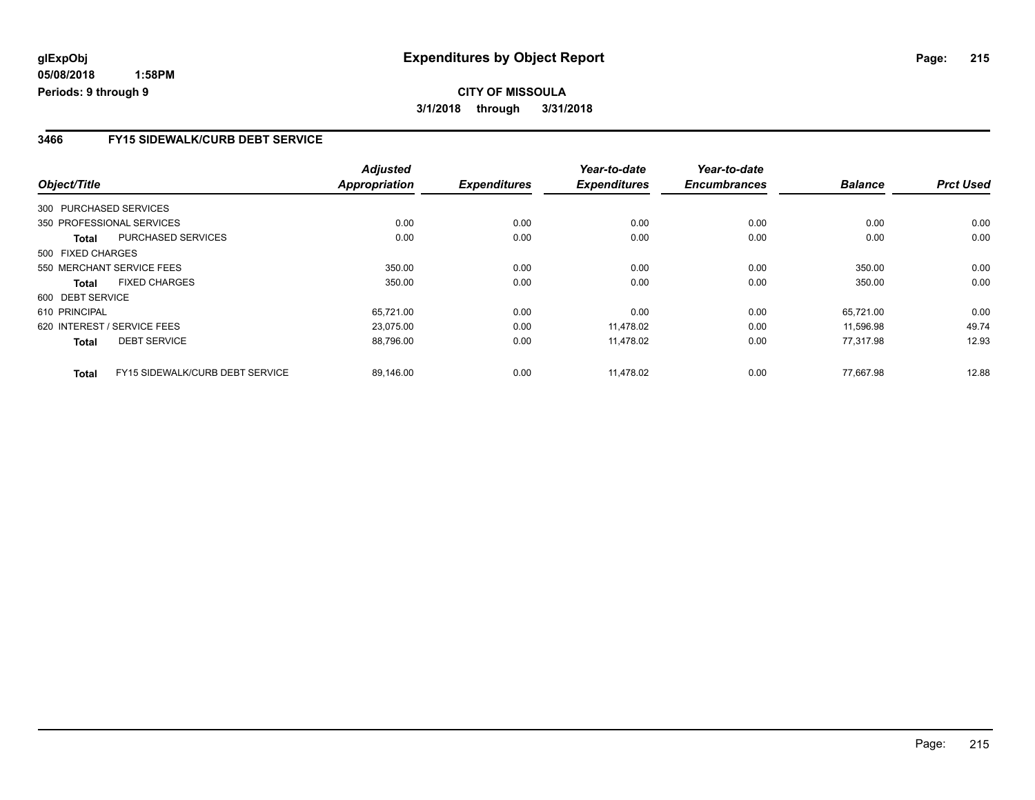**glExpObj** **Expenditures by Object Report**

**05/08/2018 1:58PM**

**Periods: 9 through 9**

**CITY OF MISSOULA**

**3/1/2018 through 3/31/2018**

## 3466 FY15 SIDEWALK/CURB DEBT SERVICE

| Object/Title | | Adjusted Appropriation | Expenditures | Year-to-date Expenditures | Year-to-date Encumbrances | Balance | Prct Used |
|---|---|---|---|---|---|---|---|
| 300 PURCHASED SERVICES | | | | | | | |
| 350 PROFESSIONAL SERVICES | | 0.00 | 0.00 | 0.00 | 0.00 | 0.00 | 0.00 |
| **Total** | PURCHASED SERVICES | 0.00 | 0.00 | 0.00 | 0.00 | 0.00 | 0.00 |
| 500 FIXED CHARGES | | | | | | | |
| 550 MERCHANT SERVICE FEES | | 350.00 | 0.00 | 0.00 | 0.00 | 350.00 | 0.00 |
| **Total** | FIXED CHARGES | 350.00 | 0.00 | 0.00 | 0.00 | 350.00 | 0.00 |
| 600 DEBT SERVICE | | | | | | | |
| 610 PRINCIPAL | | 65,721.00 | 0.00 | 0.00 | 0.00 | 65,721.00 | 0.00 |
| 620 INTEREST / SERVICE FEES | | 23,075.00 | 0.00 | 11,478.02 | 0.00 | 11,596.98 | 49.74 |
| **Total** | DEBT SERVICE | 88,796.00 | 0.00 | 11,478.02 | 0.00 | 77,317.98 | 12.93 |
| **Total** | FY15 SIDEWALK/CURB DEBT SERVICE | 89,146.00 | 0.00 | 11,478.02 | 0.00 | 77,667.98 | 12.88 |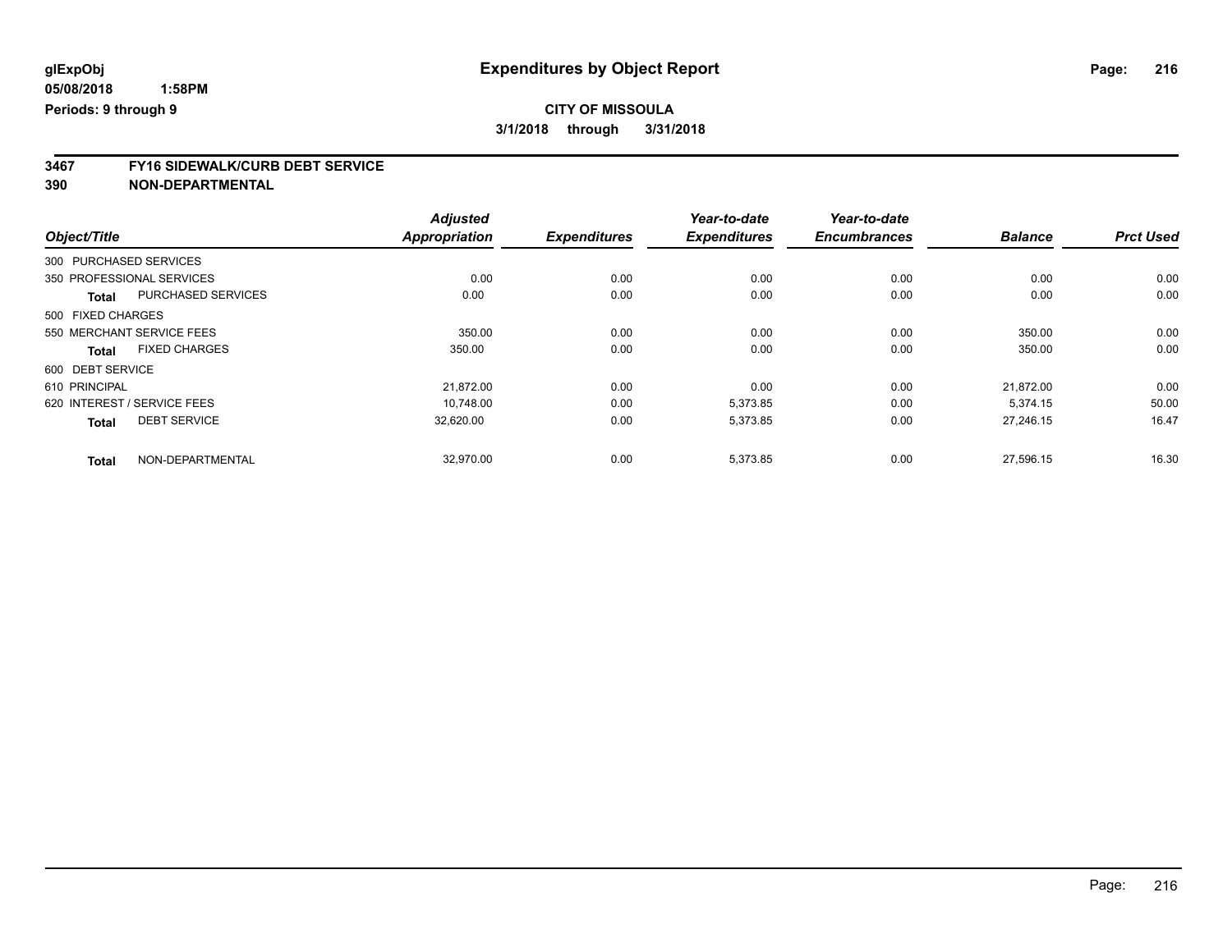glExpObj
05/08/2018 1:58PM
Periods: 9 through 9

# Expenditures by Object Report

**CITY OF MISSOULA**
**3/1/2018 through 3/31/2018**

**3467 FY16 SIDEWALK/CURB DEBT SERVICE**
**390 NON-DEPARTMENTAL**

| Object/Title | Adjusted Appropriation | Expenditures | Year-to-date Expenditures | Year-to-date Encumbrances | Balance | Prct Used |
|---|---|---|---|---|---|---|
| 300 PURCHASED SERVICES | | | | | | |
| 350 PROFESSIONAL SERVICES | 0.00 | 0.00 | 0.00 | 0.00 | 0.00 | 0.00 |
| **Total** PURCHASED SERVICES | 0.00 | 0.00 | 0.00 | 0.00 | 0.00 | 0.00 |
| 500 FIXED CHARGES | | | | | | |
| 550 MERCHANT SERVICE FEES | 350.00 | 0.00 | 0.00 | 0.00 | 350.00 | 0.00 |
| **Total** FIXED CHARGES | 350.00 | 0.00 | 0.00 | 0.00 | 350.00 | 0.00 |
| 600 DEBT SERVICE | | | | | | |
| 610 PRINCIPAL | 21,872.00 | 0.00 | 0.00 | 0.00 | 21,872.00 | 0.00 |
| 620 INTEREST / SERVICE FEES | 10,748.00 | 0.00 | 5,373.85 | 0.00 | 5,374.15 | 50.00 |
| **Total** DEBT SERVICE | 32,620.00 | 0.00 | 5,373.85 | 0.00 | 27,246.15 | 16.47 |
| **Total** NON-DEPARTMENTAL | 32,970.00 | 0.00 | 5,373.85 | 0.00 | 27,596.15 | 16.30 |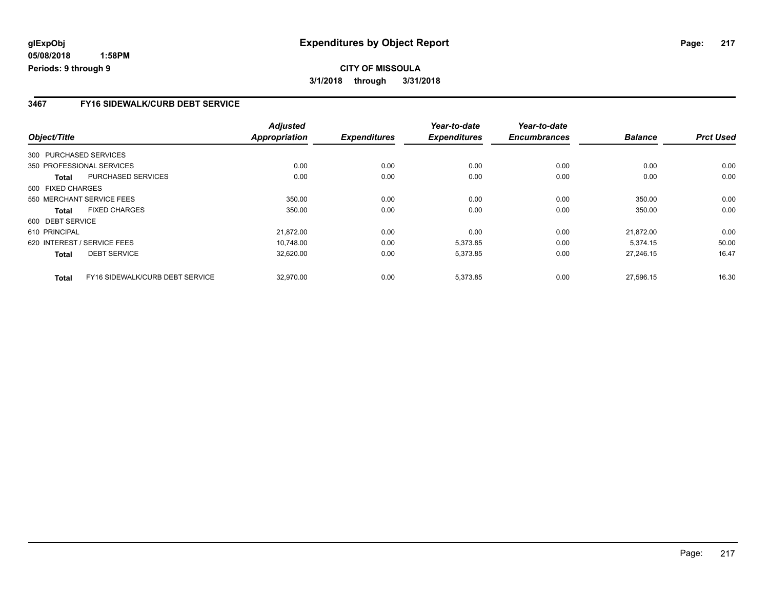**glExpObj**
**05/08/2018 1:58PM**
**Periods: 9 through 9**

# Expenditures by Object Report

**CITY OF MISSOULA**
**3/1/2018 through 3/31/2018**

### 3467 FY16 SIDEWALK/CURB DEBT SERVICE

| Object/Title | | *Adjusted Appropriation* | *Expenditures* | *Year-to-date Expenditures* | *Year-to-date Encumbrances* | *Balance* | *Prct Used* |
|---|---|---|---|---|---|---|---|
| 300 PURCHASED SERVICES | | | | | | | |
| 350 PROFESSIONAL SERVICES | | 0.00 | 0.00 | 0.00 | 0.00 | 0.00 | 0.00 |
| **Total** | PURCHASED SERVICES | 0.00 | 0.00 | 0.00 | 0.00 | 0.00 | 0.00 |
| 500 FIXED CHARGES | | | | | | | |
| 550 MERCHANT SERVICE FEES | | 350.00 | 0.00 | 0.00 | 0.00 | 350.00 | 0.00 |
| **Total** | FIXED CHARGES | 350.00 | 0.00 | 0.00 | 0.00 | 350.00 | 0.00 |
| 600 DEBT SERVICE | | | | | | | |
| 610 PRINCIPAL | | 21,872.00 | 0.00 | 0.00 | 0.00 | 21,872.00 | 0.00 |
| 620 INTEREST / SERVICE FEES | | 10,748.00 | 0.00 | 5,373.85 | 0.00 | 5,374.15 | 50.00 |
| **Total** | DEBT SERVICE | 32,620.00 | 0.00 | 5,373.85 | 0.00 | 27,246.15 | 16.47 |
| **Total** | FY16 SIDEWALK/CURB DEBT SERVICE | 32,970.00 | 0.00 | 5,373.85 | 0.00 | 27,596.15 | 16.30 |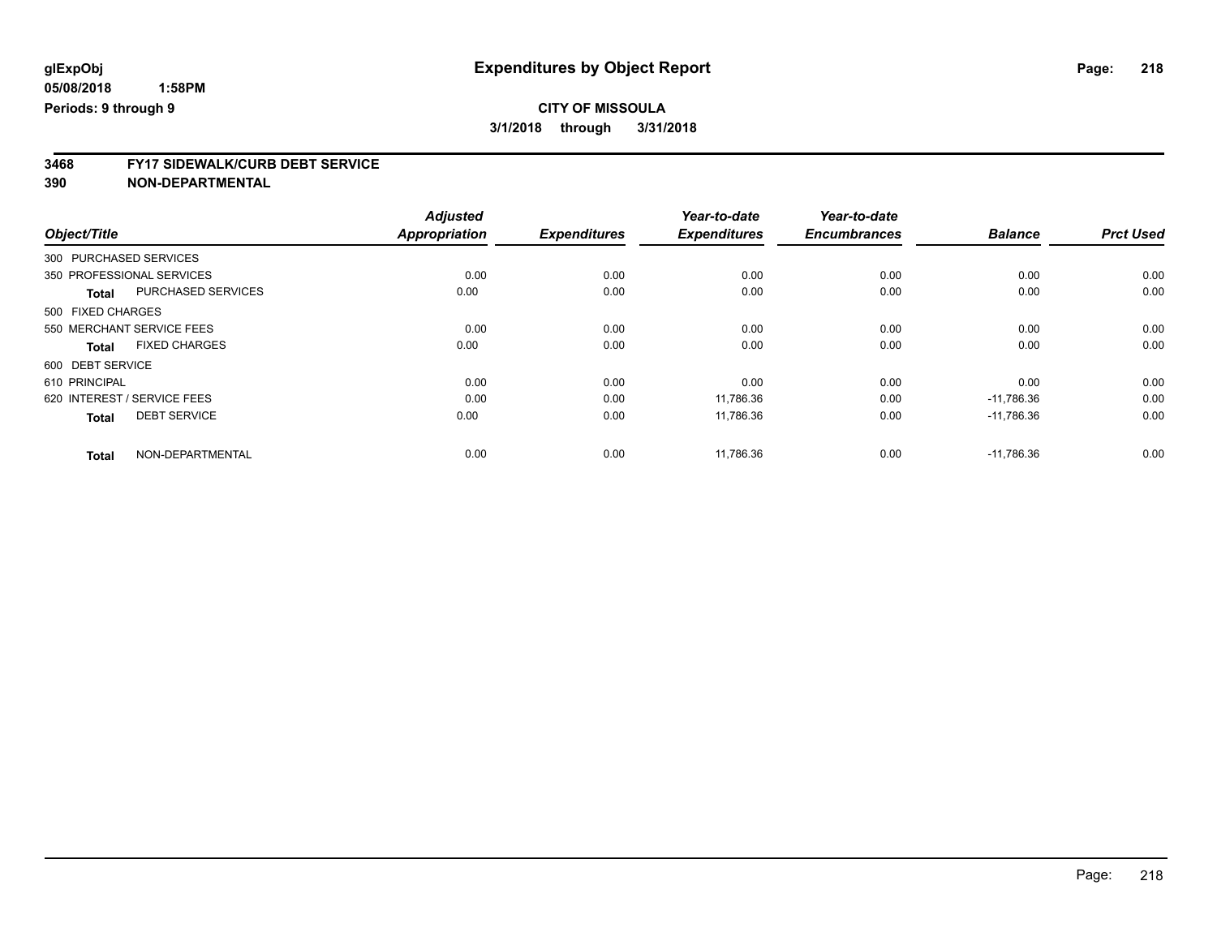glExpObj
05/08/2018 1:58PM
Periods: 9 through 9

# Expenditures by Object Report

**CITY OF MISSOULA**

**3/1/2018 through 3/31/2018**

**3468 FY17 SIDEWALK/CURB DEBT SERVICE**
**390 NON-DEPARTMENTAL**

| Object/Title | | Adjusted Appropriation | Expenditures | Year-to-date Expenditures | Year-to-date Encumbrances | Balance | Prct Used |
|---|---|---|---|---|---|---|---|
| 300 PURCHASED SERVICES | | | | | | | |
| 350 PROFESSIONAL SERVICES | | 0.00 | 0.00 | 0.00 | 0.00 | 0.00 | 0.00 |
| **Total** | PURCHASED SERVICES | 0.00 | 0.00 | 0.00 | 0.00 | 0.00 | 0.00 |
| 500 FIXED CHARGES | | | | | | | |
| 550 MERCHANT SERVICE FEES | | 0.00 | 0.00 | 0.00 | 0.00 | 0.00 | 0.00 |
| **Total** | FIXED CHARGES | 0.00 | 0.00 | 0.00 | 0.00 | 0.00 | 0.00 |
| 600 DEBT SERVICE | | | | | | | |
| 610 PRINCIPAL | | 0.00 | 0.00 | 0.00 | 0.00 | 0.00 | 0.00 |
| 620 INTEREST / SERVICE FEES | | 0.00 | 0.00 | 11,786.36 | 0.00 | -11,786.36 | 0.00 |
| **Total** | DEBT SERVICE | 0.00 | 0.00 | 11,786.36 | 0.00 | -11,786.36 | 0.00 |
| **Total** | NON-DEPARTMENTAL | 0.00 | 0.00 | 11,786.36 | 0.00 | -11,786.36 | 0.00 |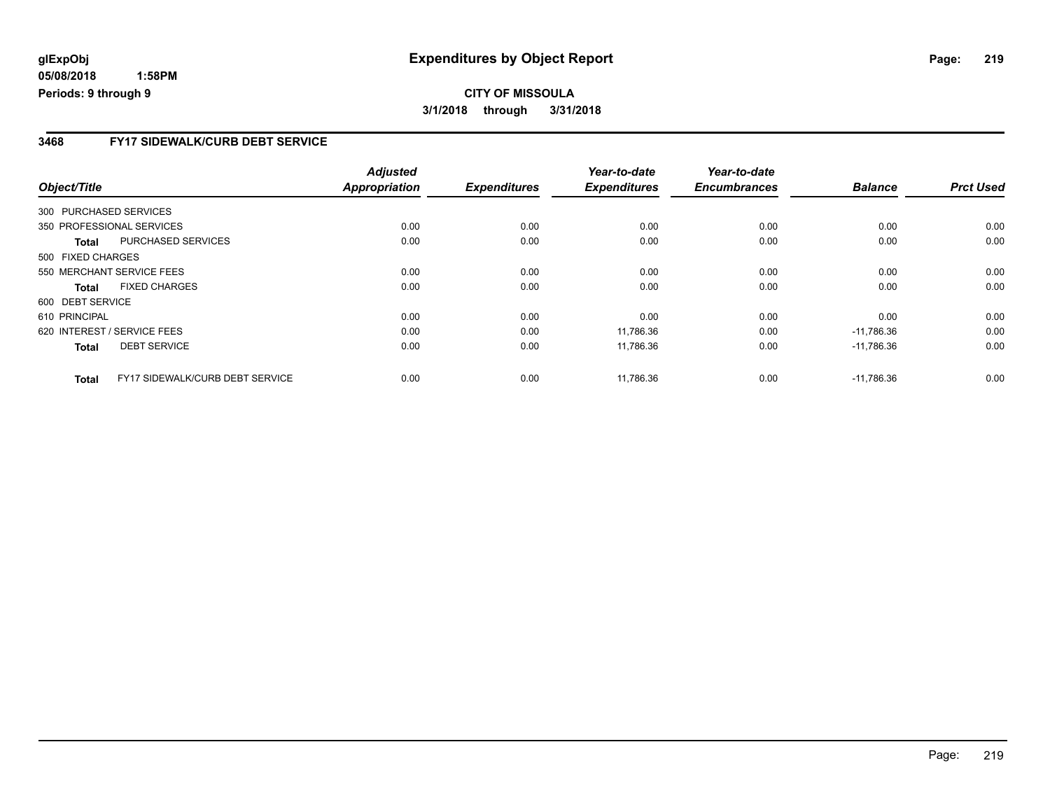**glExpObj**
**05/08/2018 1:58PM**
**Periods: 9 through 9**

# Expenditures by Object Report

**CITY OF MISSOULA**
**3/1/2018 through 3/31/2018**

## 3468 FY17 SIDEWALK/CURB DEBT SERVICE

| Object/Title | | Adjusted Appropriation | Expenditures | Year-to-date Expenditures | Year-to-date Encumbrances | Balance | Prct Used |
|---|---|---|---|---|---|---|---|
| 300 PURCHASED SERVICES | | | | | | | |
| 350 PROFESSIONAL SERVICES | | 0.00 | 0.00 | 0.00 | 0.00 | 0.00 | 0.00 |
| **Total** | PURCHASED SERVICES | 0.00 | 0.00 | 0.00 | 0.00 | 0.00 | 0.00 |
| 500 FIXED CHARGES | | | | | | | |
| 550 MERCHANT SERVICE FEES | | 0.00 | 0.00 | 0.00 | 0.00 | 0.00 | 0.00 |
| **Total** | FIXED CHARGES | 0.00 | 0.00 | 0.00 | 0.00 | 0.00 | 0.00 |
| 600 DEBT SERVICE | | | | | | | |
| 610 PRINCIPAL | | 0.00 | 0.00 | 0.00 | 0.00 | 0.00 | 0.00 |
| 620 INTEREST / SERVICE FEES | | 0.00 | 0.00 | 11,786.36 | 0.00 | -11,786.36 | 0.00 |
| **Total** | DEBT SERVICE | 0.00 | 0.00 | 11,786.36 | 0.00 | -11,786.36 | 0.00 |
| **Total** | FY17 SIDEWALK/CURB DEBT SERVICE | 0.00 | 0.00 | 11,786.36 | 0.00 | -11,786.36 | 0.00 |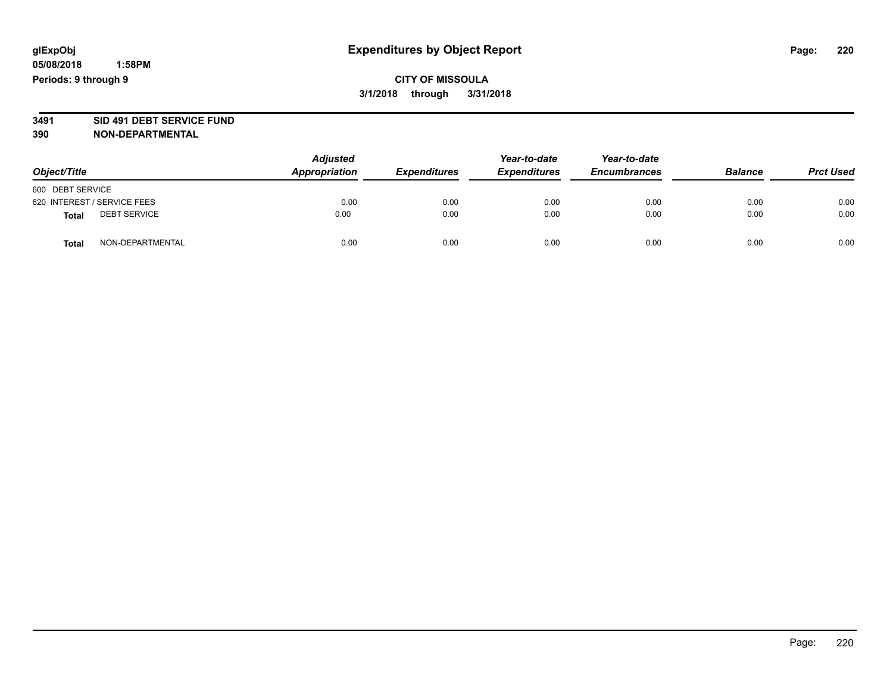glExpObj
05/08/2018 1:58PM
Periods: 9 through 9

# Expenditures by Object Report

**CITY OF MISSOULA**
**3/1/2018 through 3/31/2018**

**3491 SID 491 DEBT SERVICE FUND**
**390 NON-DEPARTMENTAL**

| Object/Title | | Adjusted Appropriation | Expenditures | Year-to-date Expenditures | Year-to-date Encumbrances | Balance | Prct Used |
|---|---|---|---|---|---|---|---|
| 600 DEBT SERVICE | | | | | | | |
| 620 INTEREST / SERVICE FEES | | 0.00 | 0.00 | 0.00 | 0.00 | 0.00 | 0.00 |
| **Total** | DEBT SERVICE | 0.00 | 0.00 | 0.00 | 0.00 | 0.00 | 0.00 |
| **Total** | NON-DEPARTMENTAL | 0.00 | 0.00 | 0.00 | 0.00 | 0.00 | 0.00 |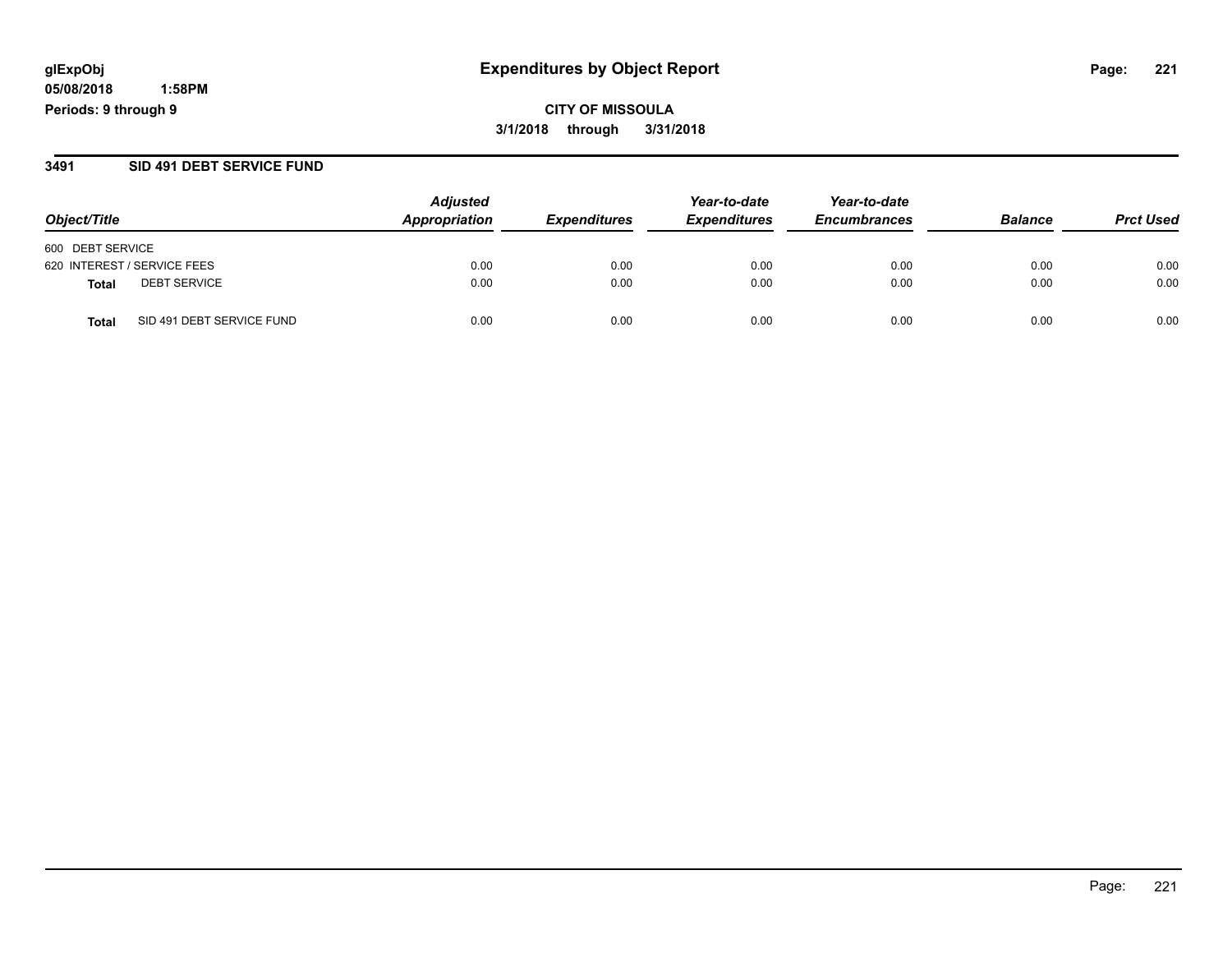glExpObj
05/08/2018 1:58PM
Periods: 9 through 9

# Expenditures by Object Report

**CITY OF MISSOULA**
**3/1/2018 through 3/31/2018**

## 3491 SID 491 DEBT SERVICE FUND

| Object/Title | Adjusted Appropriation | Expenditures | Year-to-date Expenditures | Year-to-date Encumbrances | Balance | Prct Used |
|---|---|---|---|---|---|---|
| 600 DEBT SERVICE | | | | | | |
| 620 INTEREST / SERVICE FEES | 0.00 | 0.00 | 0.00 | 0.00 | 0.00 | 0.00 |
| **Total** DEBT SERVICE | 0.00 | 0.00 | 0.00 | 0.00 | 0.00 | 0.00 |
| **Total** SID 491 DEBT SERVICE FUND | 0.00 | 0.00 | 0.00 | 0.00 | 0.00 | 0.00 |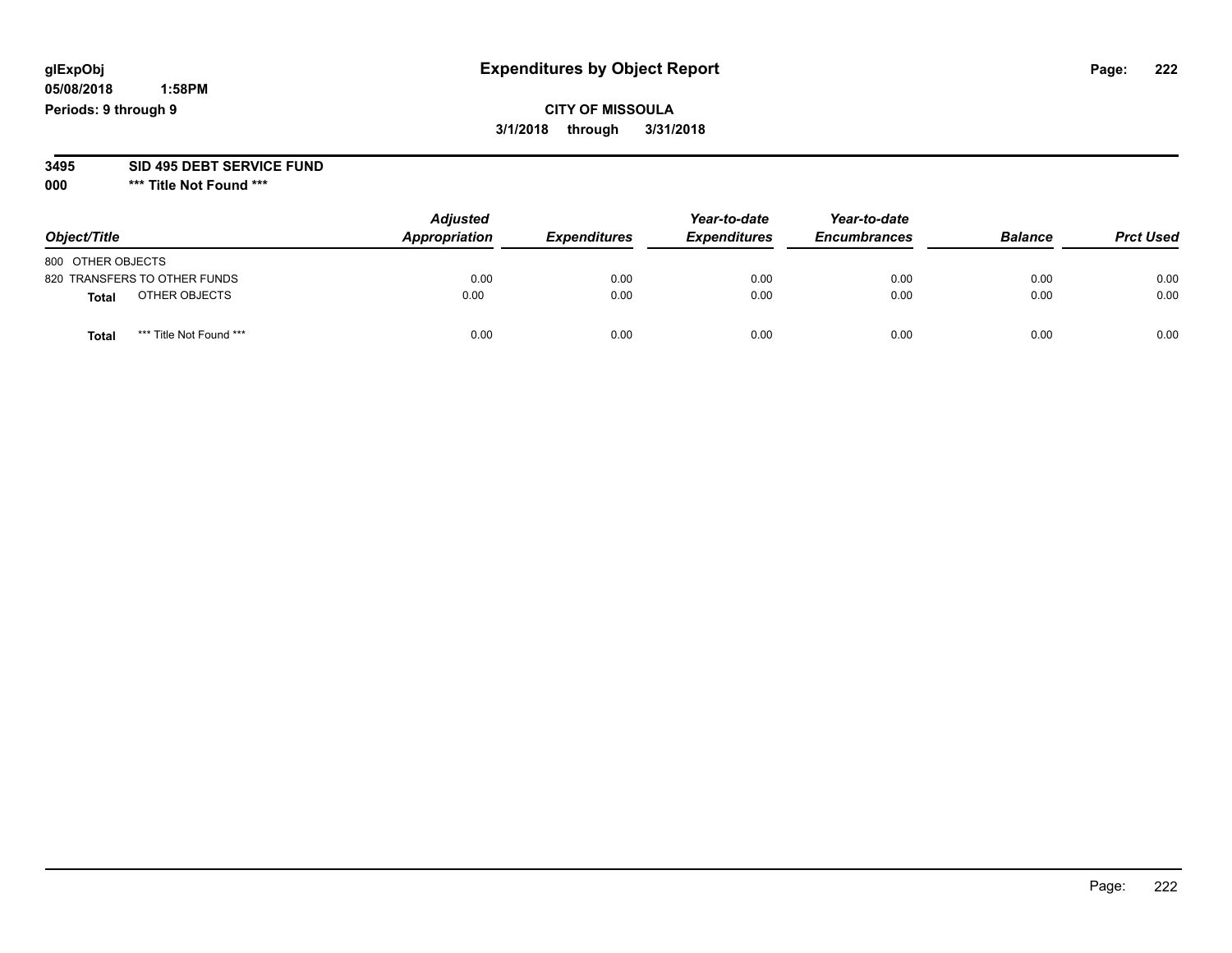# Expenditures by Object Report

glExpObj
05/08/2018 1:58PM
Periods: 9 through 9

**CITY OF MISSOULA**
**3/1/2018 through 3/31/2018**

**3495 SID 495 DEBT SERVICE FUND**
**000 *** Title Not Found *****

| Object/Title | Adjusted Appropriation | Expenditures | Year-to-date Expenditures | Year-to-date Encumbrances | Balance | Prct Used |
|---|---|---|---|---|---|---|
| 800 OTHER OBJECTS | | | | | | |
| 820 TRANSFERS TO OTHER FUNDS | 0.00 | 0.00 | 0.00 | 0.00 | 0.00 | 0.00 |
| **Total** OTHER OBJECTS | 0.00 | 0.00 | 0.00 | 0.00 | 0.00 | 0.00 |
| **Total** *** Title Not Found *** | 0.00 | 0.00 | 0.00 | 0.00 | 0.00 | 0.00 |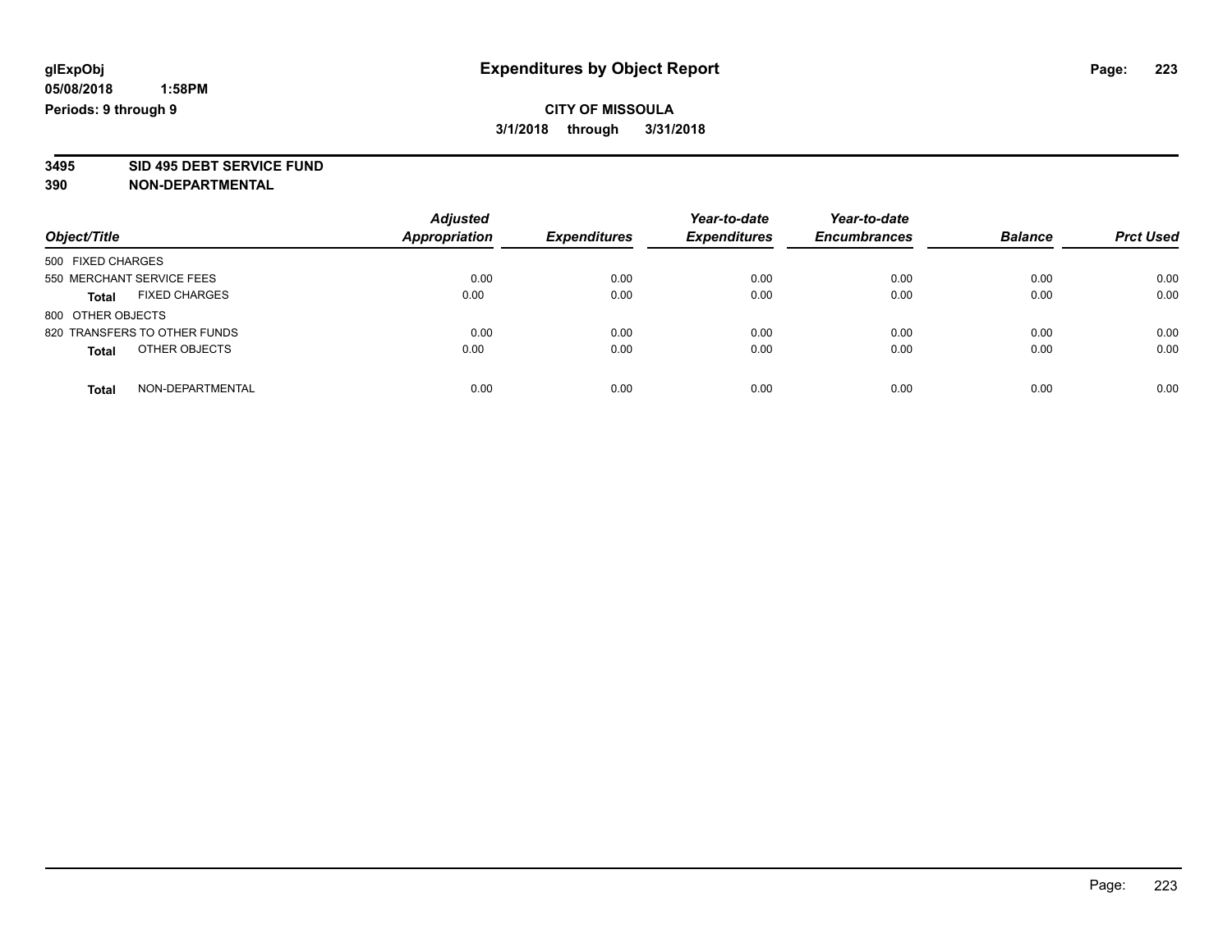# Expenditures by Object Report

glExpObj
05/08/2018 1:58PM
Periods: 9 through 9

**CITY OF MISSOULA**
**3/1/2018 through 3/31/2018**

**3495 SID 495 DEBT SERVICE FUND**
**390 NON-DEPARTMENTAL**

| Object/Title | Adjusted Appropriation | Expenditures | Year-to-date Expenditures | Year-to-date Encumbrances | Balance | Prct Used |
|---|---|---|---|---|---|---|
| 500 FIXED CHARGES | | | | | | |
| 550 MERCHANT SERVICE FEES | 0.00 | 0.00 | 0.00 | 0.00 | 0.00 | 0.00 |
| **Total** FIXED CHARGES | 0.00 | 0.00 | 0.00 | 0.00 | 0.00 | 0.00 |
| 800 OTHER OBJECTS | | | | | | |
| 820 TRANSFERS TO OTHER FUNDS | 0.00 | 0.00 | 0.00 | 0.00 | 0.00 | 0.00 |
| **Total** OTHER OBJECTS | 0.00 | 0.00 | 0.00 | 0.00 | 0.00 | 0.00 |
| **Total** NON-DEPARTMENTAL | 0.00 | 0.00 | 0.00 | 0.00 | 0.00 | 0.00 |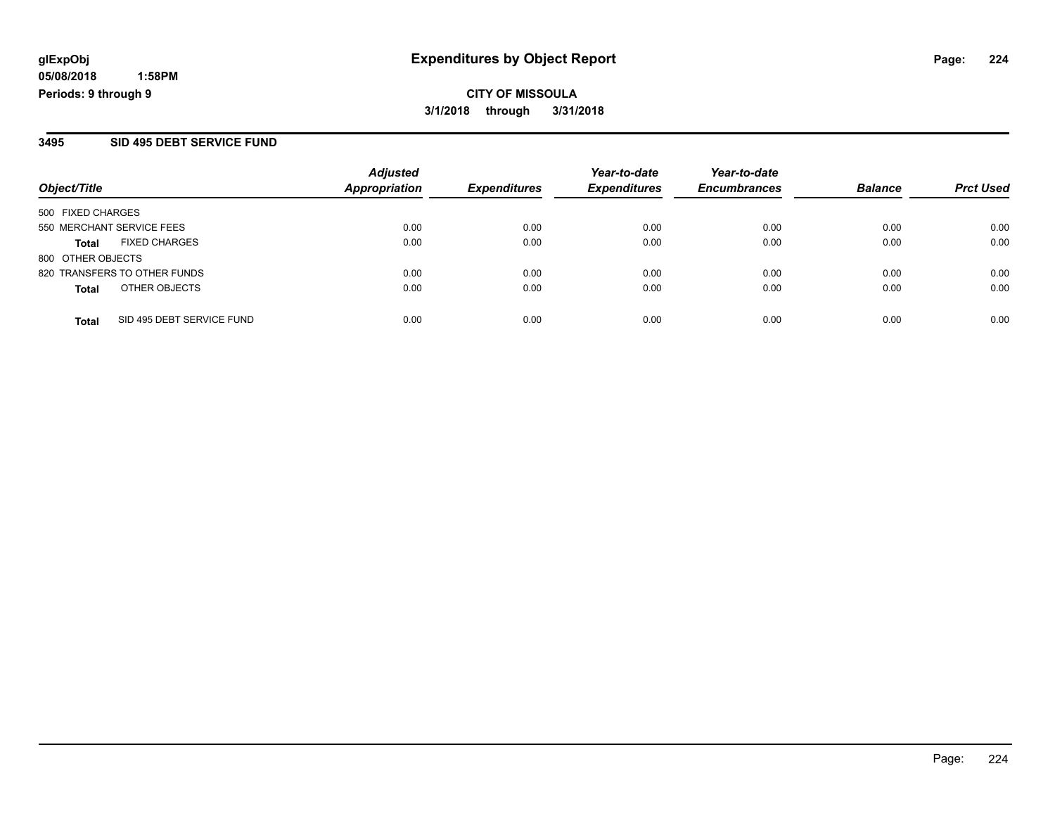glExpObj
05/08/2018 1:58PM
Periods: 9 through 9

# Expenditures by Object Report

**CITY OF MISSOULA**
**3/1/2018 through 3/31/2018**

## 3495 SID 495 DEBT SERVICE FUND

| Object/Title | Adjusted Appropriation | Expenditures | Year-to-date Expenditures | Year-to-date Encumbrances | Balance | Prct Used |
|---|---|---|---|---|---|---|
| 500 FIXED CHARGES | | | | | | |
| 550 MERCHANT SERVICE FEES | 0.00 | 0.00 | 0.00 | 0.00 | 0.00 | 0.00 |
| **Total** FIXED CHARGES | 0.00 | 0.00 | 0.00 | 0.00 | 0.00 | 0.00 |
| 800 OTHER OBJECTS | | | | | | |
| 820 TRANSFERS TO OTHER FUNDS | 0.00 | 0.00 | 0.00 | 0.00 | 0.00 | 0.00 |
| **Total** OTHER OBJECTS | 0.00 | 0.00 | 0.00 | 0.00 | 0.00 | 0.00 |
| **Total** SID 495 DEBT SERVICE FUND | 0.00 | 0.00 | 0.00 | 0.00 | 0.00 | 0.00 |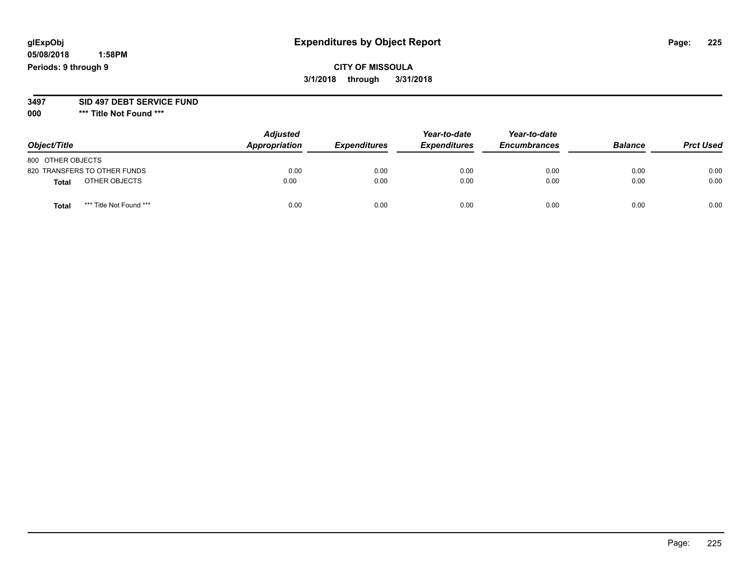glExpObj
05/08/2018 1:58PM
Periods: 9 through 9

# Expenditures by Object Report

**CITY OF MISSOULA**
**3/1/2018 through 3/31/2018**

**3497 SID 497 DEBT SERVICE FUND**
**000 \*\*\* Title Not Found \*\*\***

| Object/Title | Adjusted Appropriation | Expenditures | Year-to-date Expenditures | Year-to-date Encumbrances | Balance | Prct Used |
|---|---|---|---|---|---|---|
| 800 OTHER OBJECTS | | | | | | |
| 820 TRANSFERS TO OTHER FUNDS | 0.00 | 0.00 | 0.00 | 0.00 | 0.00 | 0.00 |
| **Total** OTHER OBJECTS | 0.00 | 0.00 | 0.00 | 0.00 | 0.00 | 0.00 |
| **Total** *** Title Not Found *** | 0.00 | 0.00 | 0.00 | 0.00 | 0.00 | 0.00 |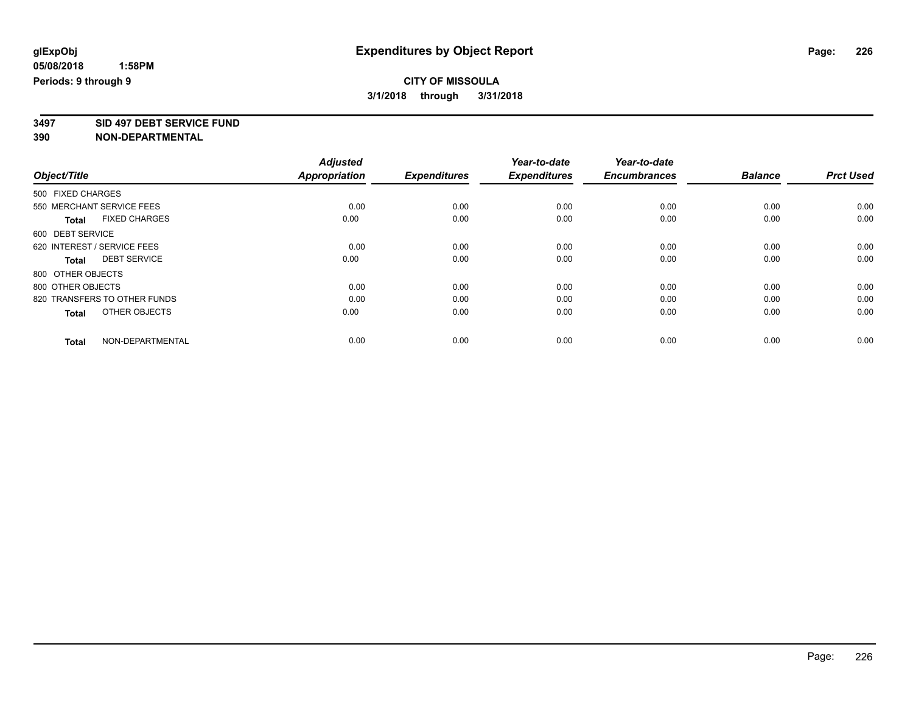**glExpObj**
**05/08/2018 1:58PM**
**Periods: 9 through 9**

# Expenditures by Object Report

**CITY OF MISSOULA**
**3/1/2018 through 3/31/2018**

**3497 SID 497 DEBT SERVICE FUND**
**390 NON-DEPARTMENTAL**

| Object/Title | Adjusted Appropriation | Expenditures | Year-to-date Expenditures | Year-to-date Encumbrances | Balance | Prct Used |
|---|---|---|---|---|---|---|
| 500 FIXED CHARGES | | | | | | |
| 550 MERCHANT SERVICE FEES | 0.00 | 0.00 | 0.00 | 0.00 | 0.00 | 0.00 |
| **Total** FIXED CHARGES | 0.00 | 0.00 | 0.00 | 0.00 | 0.00 | 0.00 |
| 600 DEBT SERVICE | | | | | | |
| 620 INTEREST / SERVICE FEES | 0.00 | 0.00 | 0.00 | 0.00 | 0.00 | 0.00 |
| **Total** DEBT SERVICE | 0.00 | 0.00 | 0.00 | 0.00 | 0.00 | 0.00 |
| 800 OTHER OBJECTS | | | | | | |
| 800 OTHER OBJECTS | 0.00 | 0.00 | 0.00 | 0.00 | 0.00 | 0.00 |
| 820 TRANSFERS TO OTHER FUNDS | 0.00 | 0.00 | 0.00 | 0.00 | 0.00 | 0.00 |
| **Total** OTHER OBJECTS | 0.00 | 0.00 | 0.00 | 0.00 | 0.00 | 0.00 |
| **Total** NON-DEPARTMENTAL | 0.00 | 0.00 | 0.00 | 0.00 | 0.00 | 0.00 |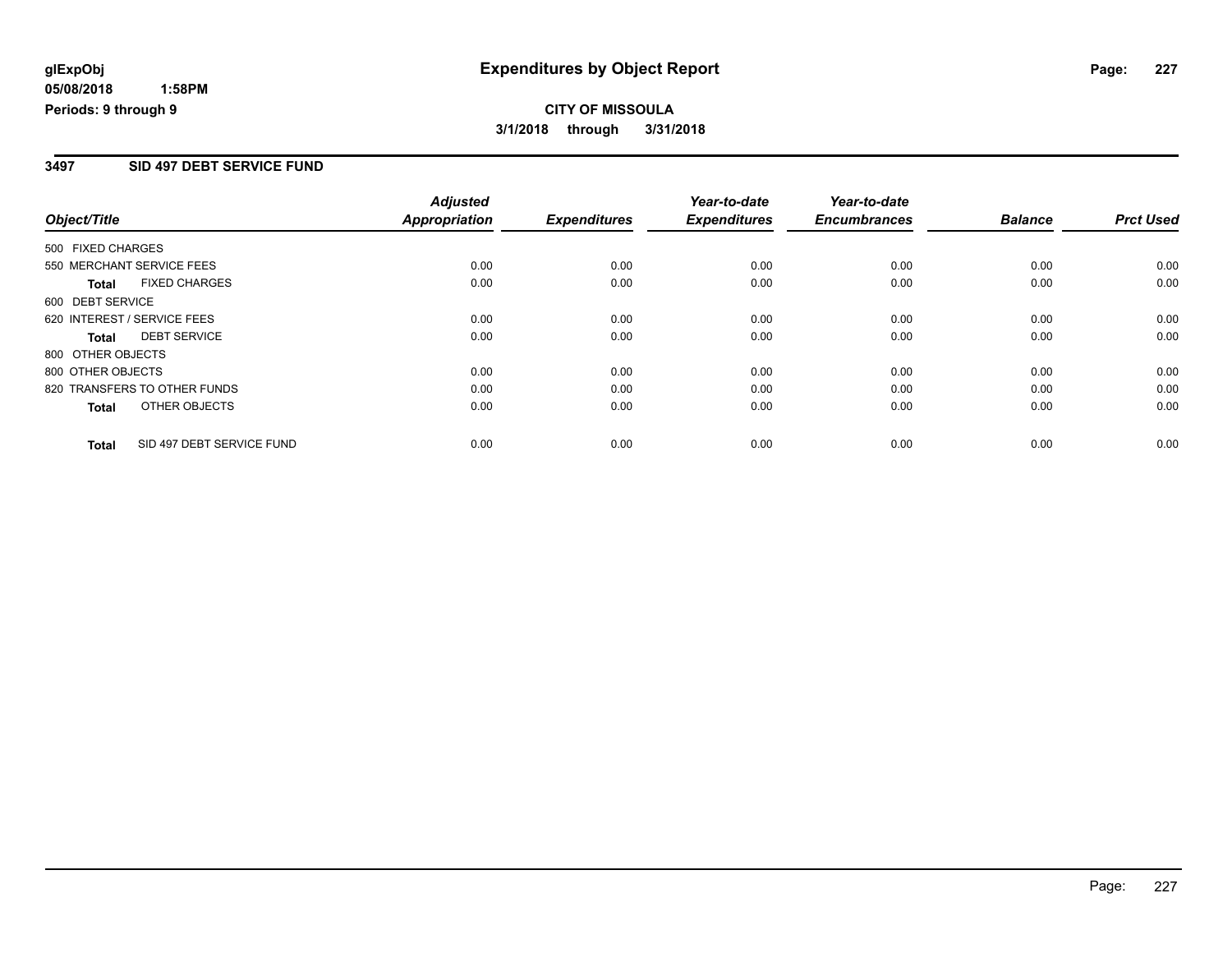# Expenditures by Object Report

glExpObj
05/08/2018 1:58PM
Periods: 9 through 9

**CITY OF MISSOULA**
**3/1/2018 through 3/31/2018**

## 3497 SID 497 DEBT SERVICE FUND

| Object/Title | Adjusted Appropriation | Expenditures | Year-to-date Expenditures | Year-to-date Encumbrances | Balance | Prct Used |
|---|---|---|---|---|---|---|
| 500 FIXED CHARGES | | | | | | |
| 550 MERCHANT SERVICE FEES | 0.00 | 0.00 | 0.00 | 0.00 | 0.00 | 0.00 |
| **Total** FIXED CHARGES | 0.00 | 0.00 | 0.00 | 0.00 | 0.00 | 0.00 |
| 600 DEBT SERVICE | | | | | | |
| 620 INTEREST / SERVICE FEES | 0.00 | 0.00 | 0.00 | 0.00 | 0.00 | 0.00 |
| **Total** DEBT SERVICE | 0.00 | 0.00 | 0.00 | 0.00 | 0.00 | 0.00 |
| 800 OTHER OBJECTS | | | | | | |
| 800 OTHER OBJECTS | 0.00 | 0.00 | 0.00 | 0.00 | 0.00 | 0.00 |
| 820 TRANSFERS TO OTHER FUNDS | 0.00 | 0.00 | 0.00 | 0.00 | 0.00 | 0.00 |
| **Total** OTHER OBJECTS | 0.00 | 0.00 | 0.00 | 0.00 | 0.00 | 0.00 |
| **Total** SID 497 DEBT SERVICE FUND | 0.00 | 0.00 | 0.00 | 0.00 | 0.00 | 0.00 |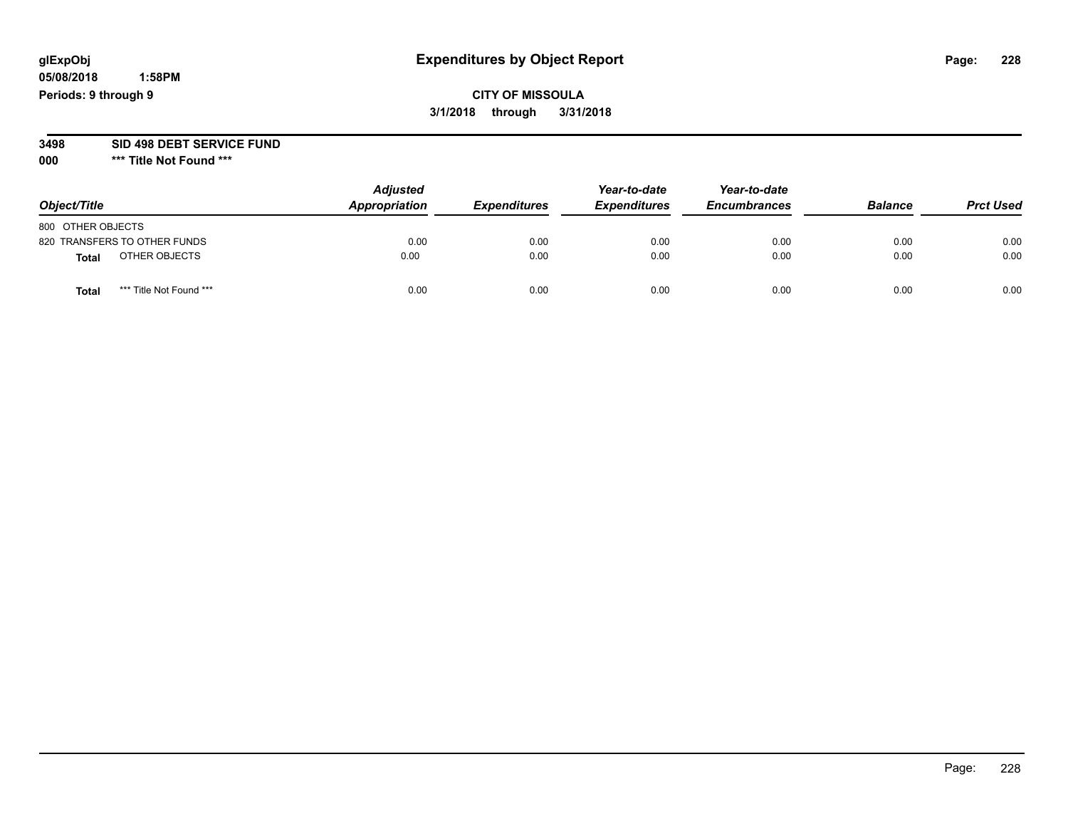# Expenditures by Object Report

glExpObj
05/08/2018 1:58PM
Periods: 9 through 9

**CITY OF MISSOULA**
**3/1/2018 through 3/31/2018**

**3498 SID 498 DEBT SERVICE FUND**
**000 \*\*\* Title Not Found \*\*\***

| Object/Title | Adjusted Appropriation | Expenditures | Year-to-date Expenditures | Year-to-date Encumbrances | Balance | Prct Used |
|---|---|---|---|---|---|---|
| 800 OTHER OBJECTS | | | | | | |
| 820 TRANSFERS TO OTHER FUNDS | 0.00 | 0.00 | 0.00 | 0.00 | 0.00 | 0.00 |
| **Total** OTHER OBJECTS | 0.00 | 0.00 | 0.00 | 0.00 | 0.00 | 0.00 |
| **Total** \*\*\* Title Not Found \*\*\* | 0.00 | 0.00 | 0.00 | 0.00 | 0.00 | 0.00 |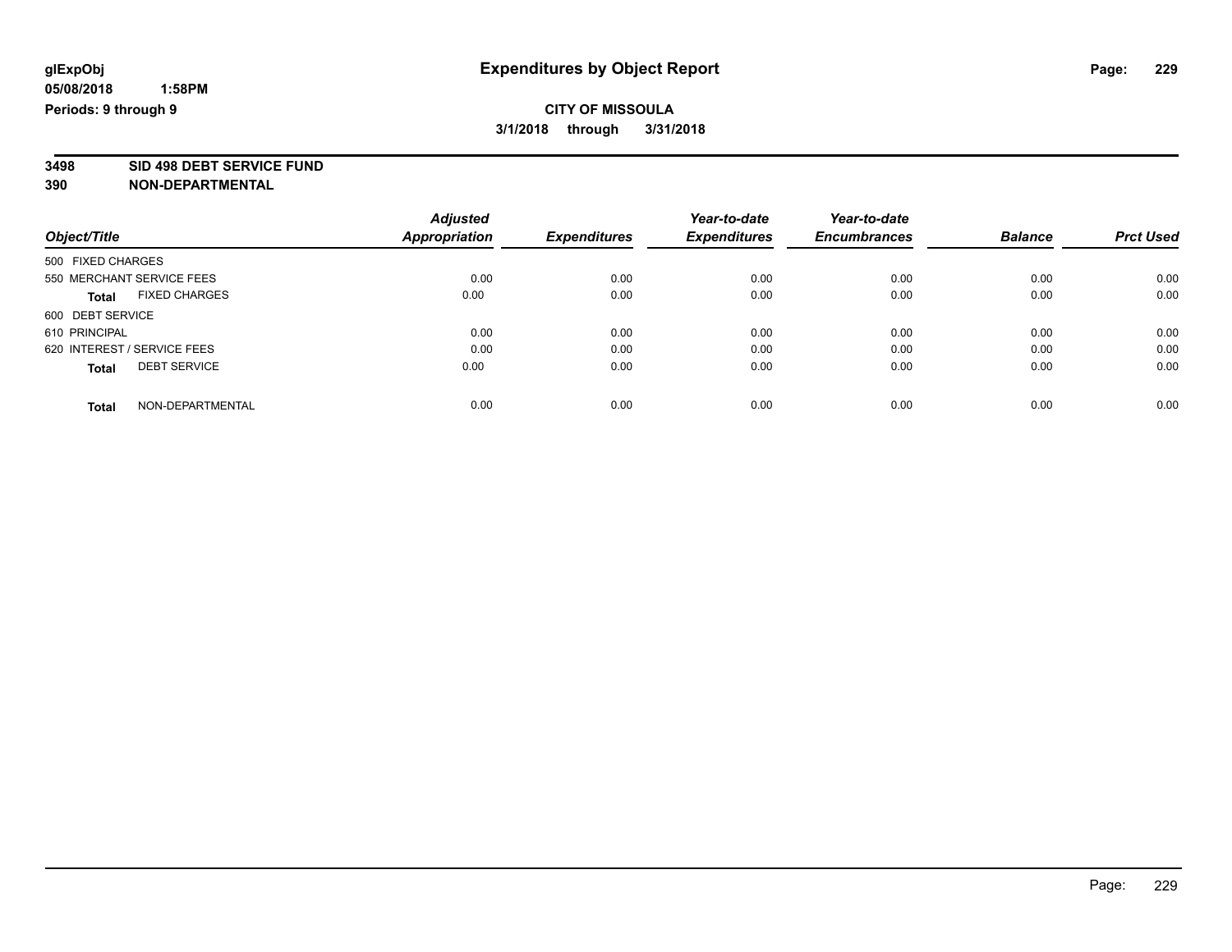# Expenditures by Object Report

glExpObj
05/08/2018 1:58PM
Periods: 9 through 9

**CITY OF MISSOULA**
**3/1/2018 through 3/31/2018**

**3498 SID 498 DEBT SERVICE FUND**
**390 NON-DEPARTMENTAL**

| Object/Title | Adjusted Appropriation | Expenditures | Year-to-date Expenditures | Year-to-date Encumbrances | Balance | Prct Used |
|---|---|---|---|---|---|---|
| 500 FIXED CHARGES | | | | | | |
| 550 MERCHANT SERVICE FEES | 0.00 | 0.00 | 0.00 | 0.00 | 0.00 | 0.00 |
| **Total** FIXED CHARGES | 0.00 | 0.00 | 0.00 | 0.00 | 0.00 | 0.00 |
| 600 DEBT SERVICE | | | | | | |
| 610 PRINCIPAL | 0.00 | 0.00 | 0.00 | 0.00 | 0.00 | 0.00 |
| 620 INTEREST / SERVICE FEES | 0.00 | 0.00 | 0.00 | 0.00 | 0.00 | 0.00 |
| **Total** DEBT SERVICE | 0.00 | 0.00 | 0.00 | 0.00 | 0.00 | 0.00 |
| **Total** NON-DEPARTMENTAL | 0.00 | 0.00 | 0.00 | 0.00 | 0.00 | 0.00 |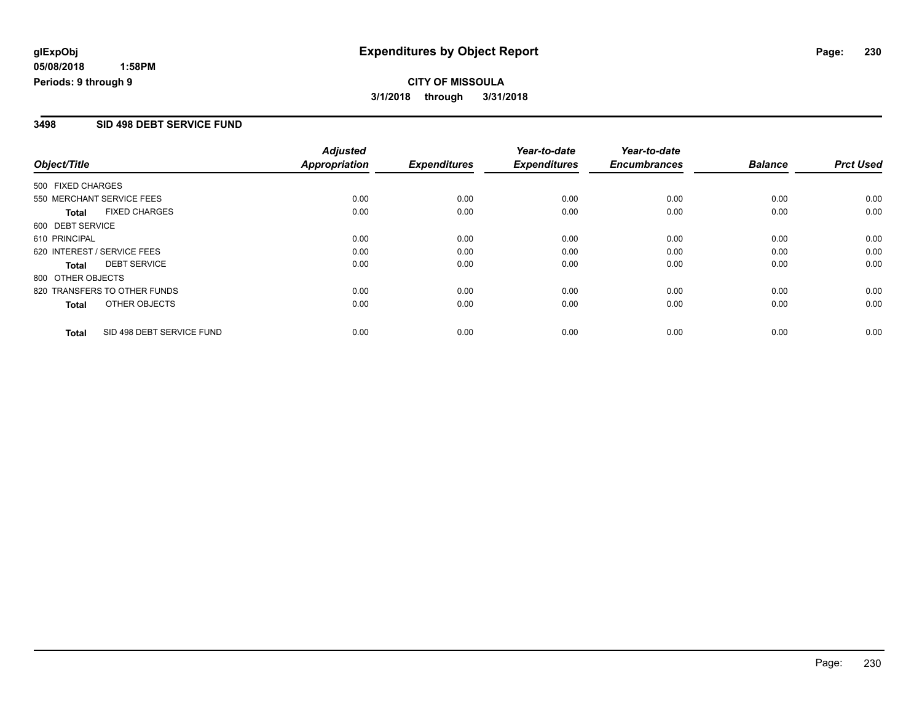**glExpObj**
**05/08/2018 1:58PM**
**Periods: 9 through 9**

# Expenditures by Object Report

**CITY OF MISSOULA**
**3/1/2018 through 3/31/2018**

## 3498 SID 498 DEBT SERVICE FUND

| Object/Title | Adjusted Appropriation | Expenditures | Year-to-date Expenditures | Year-to-date Encumbrances | Balance | Prct Used |
|---|---|---|---|---|---|---|
| 500 FIXED CHARGES | | | | | | |
| 550 MERCHANT SERVICE FEES | 0.00 | 0.00 | 0.00 | 0.00 | 0.00 | 0.00 |
| **Total** FIXED CHARGES | 0.00 | 0.00 | 0.00 | 0.00 | 0.00 | 0.00 |
| 600 DEBT SERVICE | | | | | | |
| 610 PRINCIPAL | 0.00 | 0.00 | 0.00 | 0.00 | 0.00 | 0.00 |
| 620 INTEREST / SERVICE FEES | 0.00 | 0.00 | 0.00 | 0.00 | 0.00 | 0.00 |
| **Total** DEBT SERVICE | 0.00 | 0.00 | 0.00 | 0.00 | 0.00 | 0.00 |
| 800 OTHER OBJECTS | | | | | | |
| 820 TRANSFERS TO OTHER FUNDS | 0.00 | 0.00 | 0.00 | 0.00 | 0.00 | 0.00 |
| **Total** OTHER OBJECTS | 0.00 | 0.00 | 0.00 | 0.00 | 0.00 | 0.00 |
| **Total** SID 498 DEBT SERVICE FUND | 0.00 | 0.00 | 0.00 | 0.00 | 0.00 | 0.00 |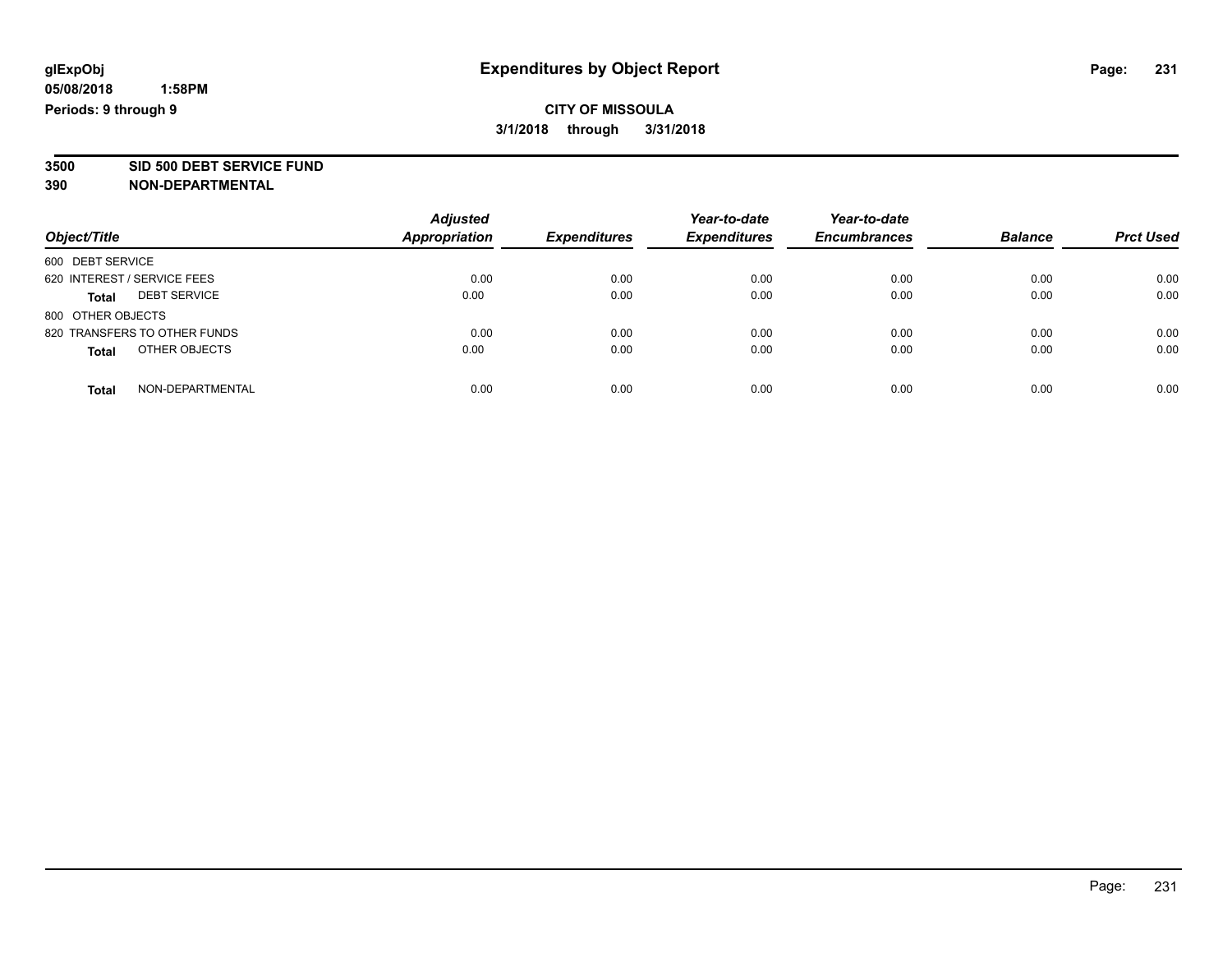# Expenditures by Object Report

glExpObj
05/08/2018 1:58PM
Periods: 9 through 9

**CITY OF MISSOULA**
**3/1/2018 through 3/31/2018**

**3500 SID 500 DEBT SERVICE FUND**
**390 NON-DEPARTMENTAL**

| Object/Title | Adjusted Appropriation | Expenditures | Year-to-date Expenditures | Year-to-date Encumbrances | Balance | Prct Used |
|---|---|---|---|---|---|---|
| 600 DEBT SERVICE | | | | | | |
| 620 INTEREST / SERVICE FEES | 0.00 | 0.00 | 0.00 | 0.00 | 0.00 | 0.00 |
| **Total** DEBT SERVICE | 0.00 | 0.00 | 0.00 | 0.00 | 0.00 | 0.00 |
| 800 OTHER OBJECTS | | | | | | |
| 820 TRANSFERS TO OTHER FUNDS | 0.00 | 0.00 | 0.00 | 0.00 | 0.00 | 0.00 |
| **Total** OTHER OBJECTS | 0.00 | 0.00 | 0.00 | 0.00 | 0.00 | 0.00 |
| **Total** NON-DEPARTMENTAL | 0.00 | 0.00 | 0.00 | 0.00 | 0.00 | 0.00 |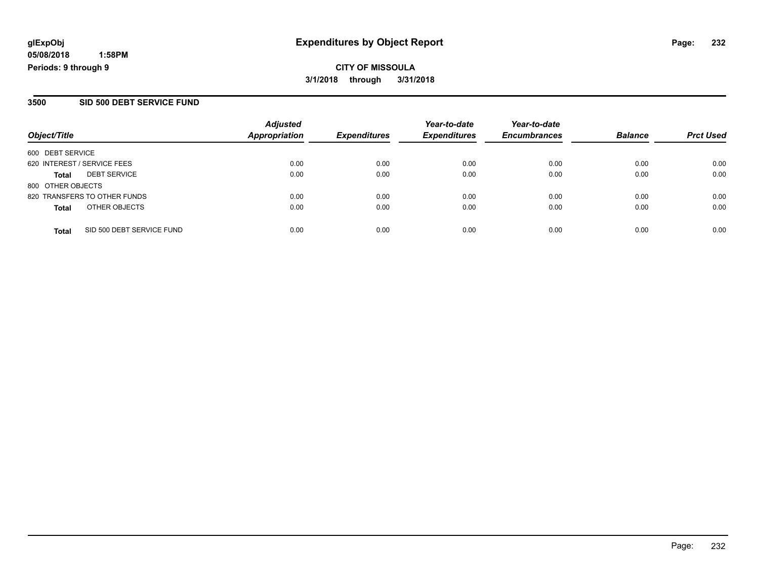**glExpObj**
**05/08/2018 1:58PM**
**Periods: 9 through 9**

# Expenditures by Object Report

**CITY OF MISSOULA**
**3/1/2018 through 3/31/2018**

## 3500 SID 500 DEBT SERVICE FUND

| Object/Title | Adjusted Appropriation | Expenditures | Year-to-date Expenditures | Year-to-date Encumbrances | Balance | Prct Used |
|---|---|---|---|---|---|---|
| 600 DEBT SERVICE | | | | | | |
| 620 INTEREST / SERVICE FEES | 0.00 | 0.00 | 0.00 | 0.00 | 0.00 | 0.00 |
| **Total** DEBT SERVICE | 0.00 | 0.00 | 0.00 | 0.00 | 0.00 | 0.00 |
| 800 OTHER OBJECTS | | | | | | |
| 820 TRANSFERS TO OTHER FUNDS | 0.00 | 0.00 | 0.00 | 0.00 | 0.00 | 0.00 |
| **Total** OTHER OBJECTS | 0.00 | 0.00 | 0.00 | 0.00 | 0.00 | 0.00 |
| **Total** SID 500 DEBT SERVICE FUND | 0.00 | 0.00 | 0.00 | 0.00 | 0.00 | 0.00 |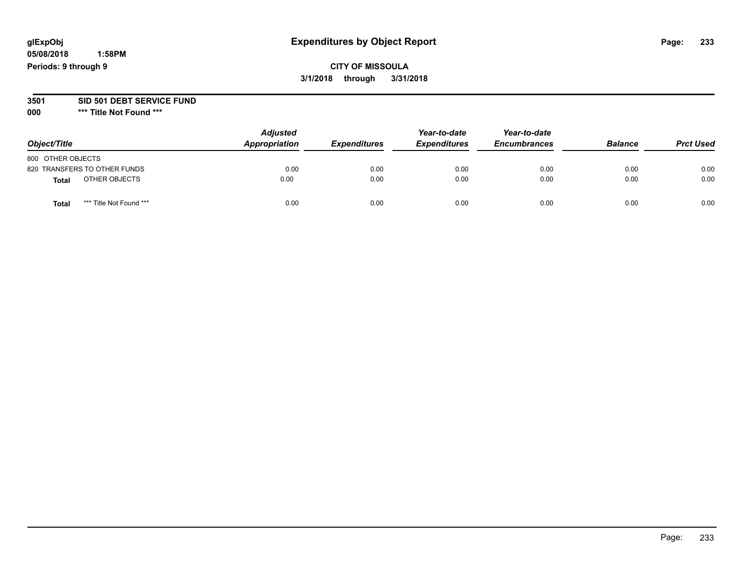**glExpObj**
**05/08/2018 1:58PM**
**Periods: 9 through 9**

# Expenditures by Object Report

**CITY OF MISSOULA**
**3/1/2018 through 3/31/2018**

**3501 SID 501 DEBT SERVICE FUND**
**000 \*\*\* Title Not Found \*\*\***

| Object/Title | Adjusted Appropriation | Expenditures | Year-to-date Expenditures | Year-to-date Encumbrances | Balance | Prct Used |
|---|---|---|---|---|---|---|
| 800 OTHER OBJECTS | | | | | | |
| 820 TRANSFERS TO OTHER FUNDS | 0.00 | 0.00 | 0.00 | 0.00 | 0.00 | 0.00 |
| **Total** OTHER OBJECTS | 0.00 | 0.00 | 0.00 | 0.00 | 0.00 | 0.00 |
| **Total** \*\*\* Title Not Found \*\*\* | 0.00 | 0.00 | 0.00 | 0.00 | 0.00 | 0.00 |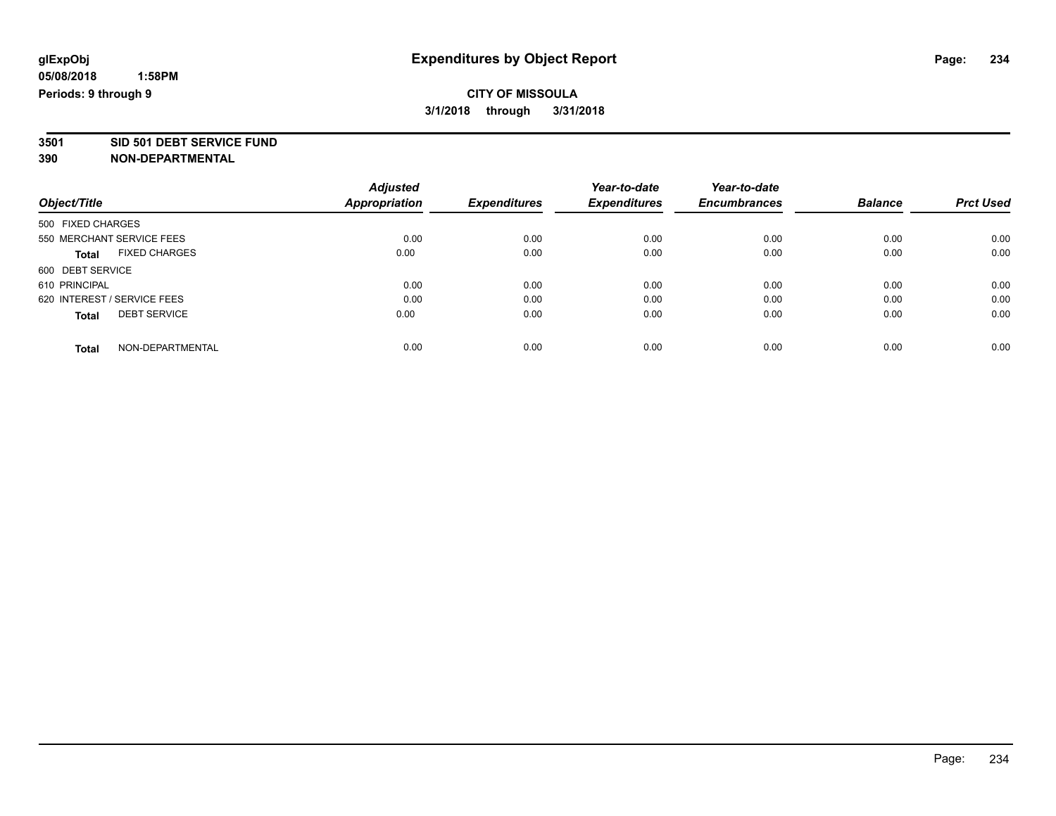glExpObj **Expenditures by Object Report**

05/08/2018 1:58PM

Periods: 9 through 9

**CITY OF MISSOULA**

**3/1/2018 through 3/31/2018**

**3501 SID 501 DEBT SERVICE FUND**

**390 NON-DEPARTMENTAL**

| Object/Title | Adjusted Appropriation | Expenditures | Year-to-date Expenditures | Year-to-date Encumbrances | Balance | Prct Used |
|---|---|---|---|---|---|---|
| 500 FIXED CHARGES | | | | | | |
| 550 MERCHANT SERVICE FEES | 0.00 | 0.00 | 0.00 | 0.00 | 0.00 | 0.00 |
| **Total** FIXED CHARGES | 0.00 | 0.00 | 0.00 | 0.00 | 0.00 | 0.00 |
| 600 DEBT SERVICE | | | | | | |
| 610 PRINCIPAL | 0.00 | 0.00 | 0.00 | 0.00 | 0.00 | 0.00 |
| 620 INTEREST / SERVICE FEES | 0.00 | 0.00 | 0.00 | 0.00 | 0.00 | 0.00 |
| **Total** DEBT SERVICE | 0.00 | 0.00 | 0.00 | 0.00 | 0.00 | 0.00 |
| **Total** NON-DEPARTMENTAL | 0.00 | 0.00 | 0.00 | 0.00 | 0.00 | 0.00 |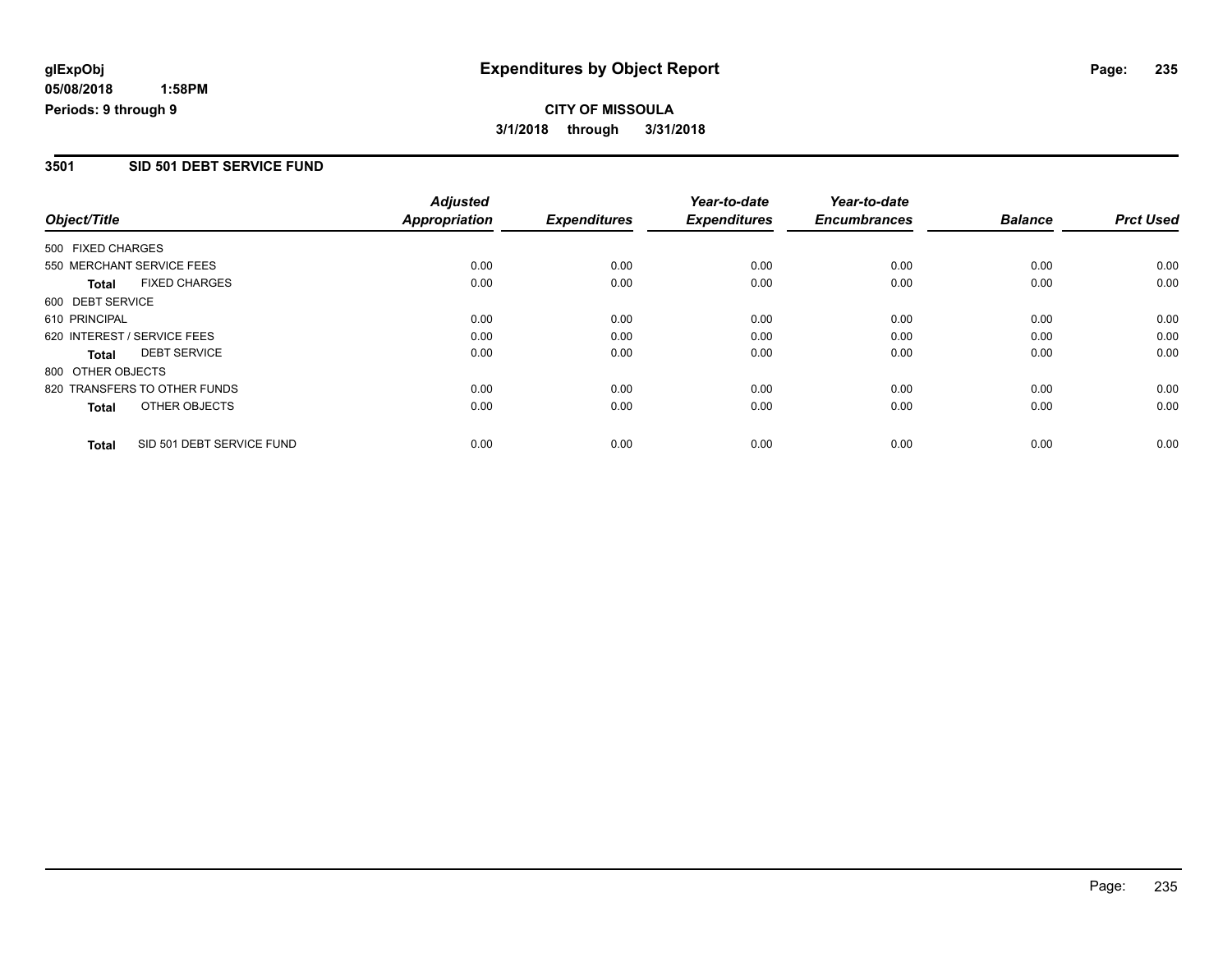**glExpObj**
**05/08/2018 1:58PM**
**Periods: 9 through 9**

# Expenditures by Object Report

**CITY OF MISSOULA**
**3/1/2018 through 3/31/2018**

## 3501 SID 501 DEBT SERVICE FUND

| Object/Title | Adjusted Appropriation | Expenditures | Year-to-date Expenditures | Year-to-date Encumbrances | Balance | Prct Used |
|---|---|---|---|---|---|---|
| 500 FIXED CHARGES | | | | | | |
| 550 MERCHANT SERVICE FEES | 0.00 | 0.00 | 0.00 | 0.00 | 0.00 | 0.00 |
| **Total** FIXED CHARGES | 0.00 | 0.00 | 0.00 | 0.00 | 0.00 | 0.00 |
| 600 DEBT SERVICE | | | | | | |
| 610 PRINCIPAL | 0.00 | 0.00 | 0.00 | 0.00 | 0.00 | 0.00 |
| 620 INTEREST / SERVICE FEES | 0.00 | 0.00 | 0.00 | 0.00 | 0.00 | 0.00 |
| **Total** DEBT SERVICE | 0.00 | 0.00 | 0.00 | 0.00 | 0.00 | 0.00 |
| 800 OTHER OBJECTS | | | | | | |
| 820 TRANSFERS TO OTHER FUNDS | 0.00 | 0.00 | 0.00 | 0.00 | 0.00 | 0.00 |
| **Total** OTHER OBJECTS | 0.00 | 0.00 | 0.00 | 0.00 | 0.00 | 0.00 |
| **Total** SID 501 DEBT SERVICE FUND | 0.00 | 0.00 | 0.00 | 0.00 | 0.00 | 0.00 |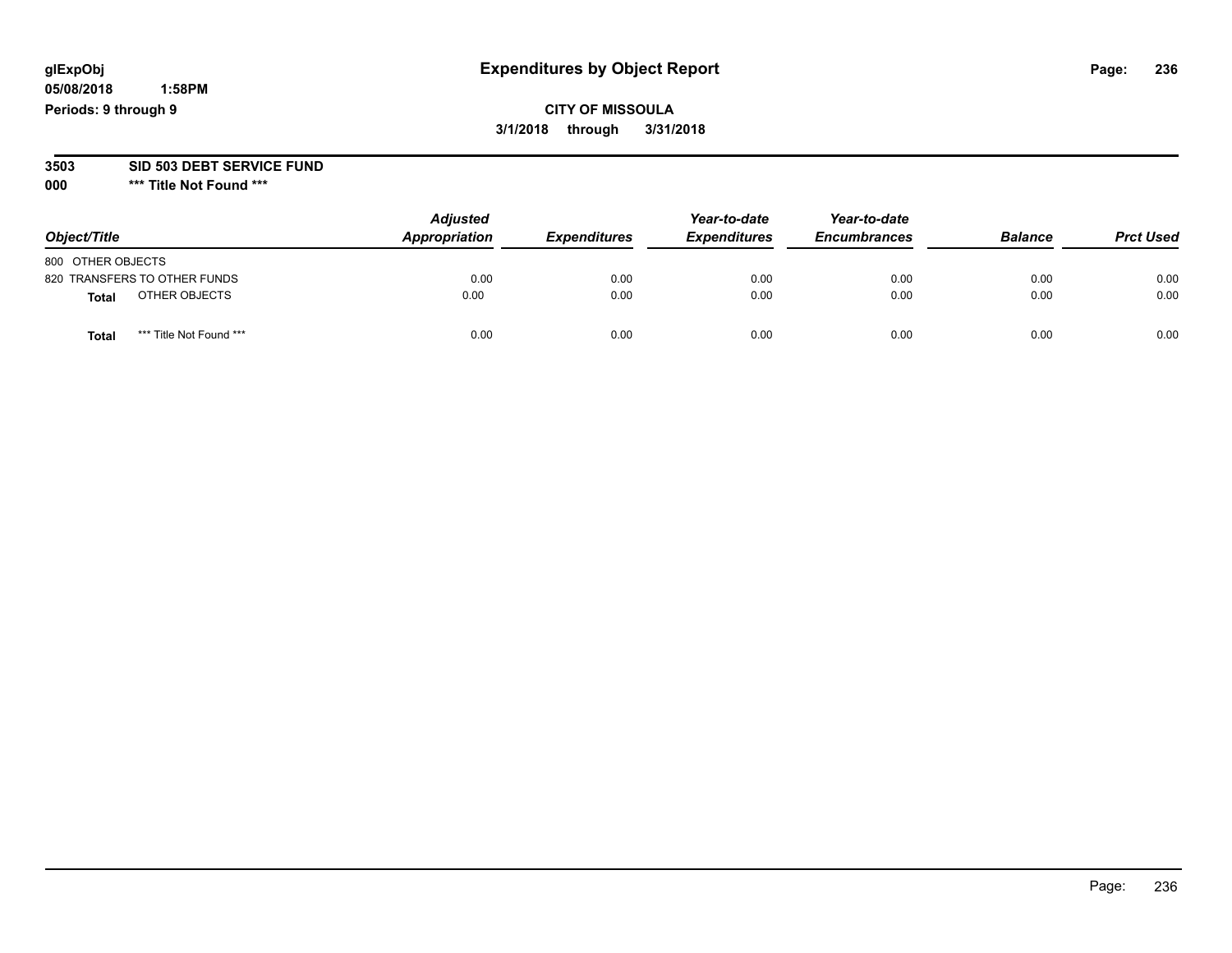glExpObj
05/08/2018 1:58PM
Periods: 9 through 9

# Expenditures by Object Report

**CITY OF MISSOULA**
**3/1/2018 through 3/31/2018**

**3503 SID 503 DEBT SERVICE FUND**
**000 *** Title Not Found *****

| Object/Title | | Adjusted Appropriation | Expenditures | Year-to-date Expenditures | Year-to-date Encumbrances | Balance | Prct Used |
|---|---|---|---|---|---|---|---|
| 800 OTHER OBJECTS | | | | | | | |
| 820 TRANSFERS TO OTHER FUNDS | | 0.00 | 0.00 | 0.00 | 0.00 | 0.00 | 0.00 |
| **Total** | OTHER OBJECTS | 0.00 | 0.00 | 0.00 | 0.00 | 0.00 | 0.00 |
| **Total** | *** Title Not Found *** | 0.00 | 0.00 | 0.00 | 0.00 | 0.00 | 0.00 |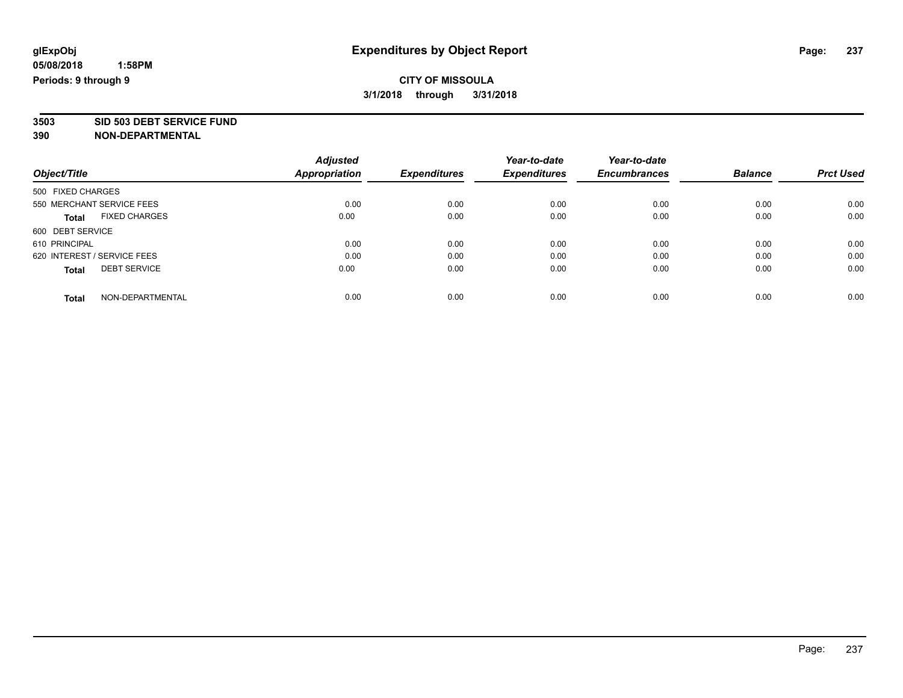# Expenditures by Object Report

glExpObj
05/08/2018 1:58PM
Periods: 9 through 9

**CITY OF MISSOULA**
**3/1/2018 through 3/31/2018**

**3503 SID 503 DEBT SERVICE FUND**
**390 NON-DEPARTMENTAL**

| Object/Title | Adjusted Appropriation | Expenditures | Year-to-date Expenditures | Year-to-date Encumbrances | Balance | Prct Used |
|---|---|---|---|---|---|---|
| 500 FIXED CHARGES | | | | | | |
| 550 MERCHANT SERVICE FEES | 0.00 | 0.00 | 0.00 | 0.00 | 0.00 | 0.00 |
| **Total** FIXED CHARGES | 0.00 | 0.00 | 0.00 | 0.00 | 0.00 | 0.00 |
| 600 DEBT SERVICE | | | | | | |
| 610 PRINCIPAL | 0.00 | 0.00 | 0.00 | 0.00 | 0.00 | 0.00 |
| 620 INTEREST / SERVICE FEES | 0.00 | 0.00 | 0.00 | 0.00 | 0.00 | 0.00 |
| **Total** DEBT SERVICE | 0.00 | 0.00 | 0.00 | 0.00 | 0.00 | 0.00 |
| **Total** NON-DEPARTMENTAL | 0.00 | 0.00 | 0.00 | 0.00 | 0.00 | 0.00 |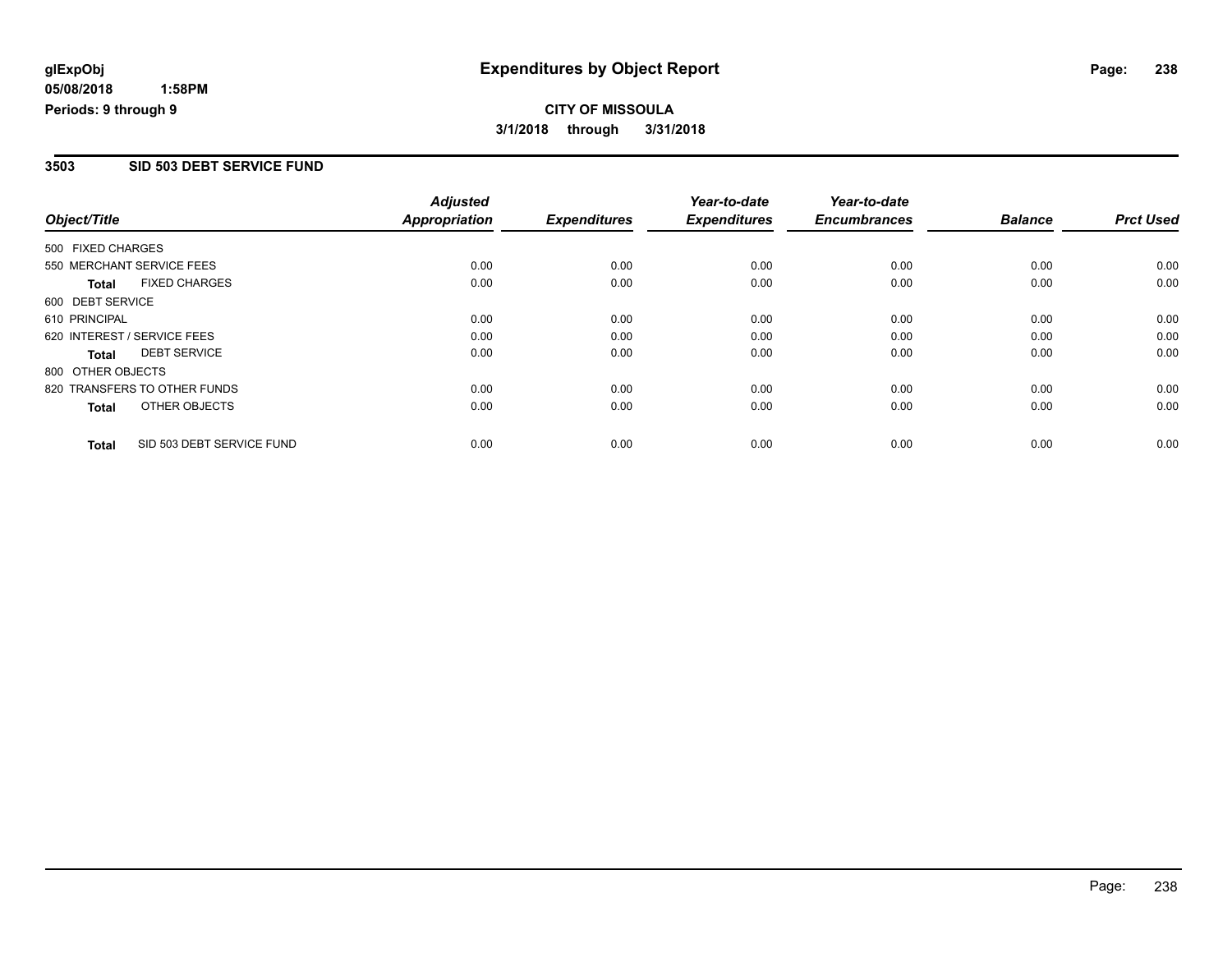glExpObj
05/08/2018 1:58PM
Periods: 9 through 9

# Expenditures by Object Report

**CITY OF MISSOULA**
**3/1/2018 through 3/31/2018**

## 3503 SID 503 DEBT SERVICE FUND

| Object/Title | | Adjusted Appropriation | Expenditures | Year-to-date Expenditures | Year-to-date Encumbrances | Balance | Prct Used |
|---|---|---|---|---|---|---|---|
| 500 FIXED CHARGES | | | | | | | |
| 550 MERCHANT SERVICE FEES | | 0.00 | 0.00 | 0.00 | 0.00 | 0.00 | 0.00 |
| **Total** | FIXED CHARGES | 0.00 | 0.00 | 0.00 | 0.00 | 0.00 | 0.00 |
| 600 DEBT SERVICE | | | | | | | |
| 610 PRINCIPAL | | 0.00 | 0.00 | 0.00 | 0.00 | 0.00 | 0.00 |
| 620 INTEREST / SERVICE FEES | | 0.00 | 0.00 | 0.00 | 0.00 | 0.00 | 0.00 |
| **Total** | DEBT SERVICE | 0.00 | 0.00 | 0.00 | 0.00 | 0.00 | 0.00 |
| 800 OTHER OBJECTS | | | | | | | |
| 820 TRANSFERS TO OTHER FUNDS | | 0.00 | 0.00 | 0.00 | 0.00 | 0.00 | 0.00 |
| **Total** | OTHER OBJECTS | 0.00 | 0.00 | 0.00 | 0.00 | 0.00 | 0.00 |
| **Total** | SID 503 DEBT SERVICE FUND | 0.00 | 0.00 | 0.00 | 0.00 | 0.00 | 0.00 |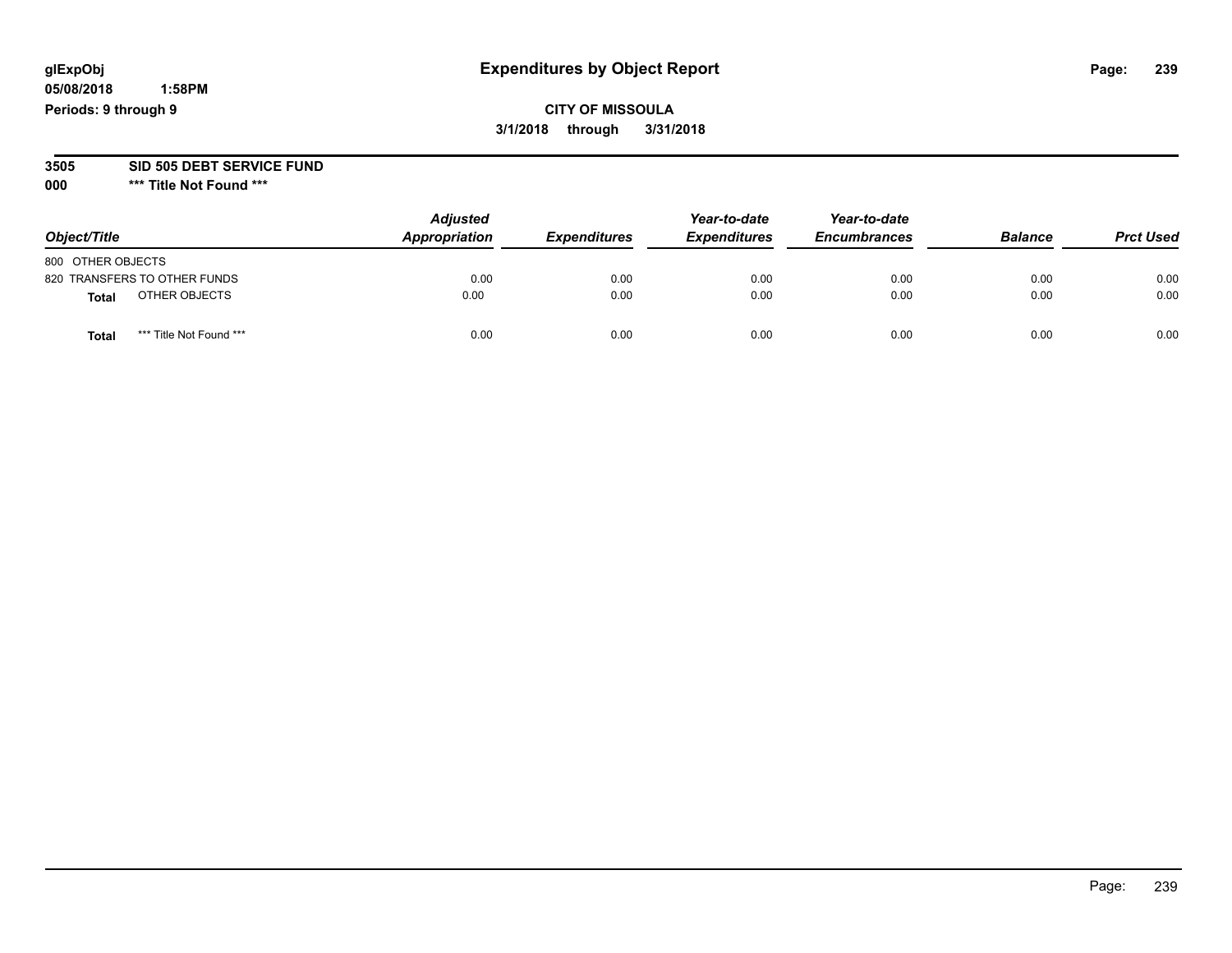glExpObj
05/08/2018 1:58PM
Periods: 9 through 9

# Expenditures by Object Report

**CITY OF MISSOULA**
**3/1/2018 through 3/31/2018**

**3505 SID 505 DEBT SERVICE FUND**
**000 \*\*\* Title Not Found \*\*\***

| Object/Title | Adjusted Appropriation | Expenditures | Year-to-date Expenditures | Year-to-date Encumbrances | Balance | Prct Used |
|---|---|---|---|---|---|---|
| 800 OTHER OBJECTS | | | | | | |
| 820 TRANSFERS TO OTHER FUNDS | 0.00 | 0.00 | 0.00 | 0.00 | 0.00 | 0.00 |
| **Total** OTHER OBJECTS | 0.00 | 0.00 | 0.00 | 0.00 | 0.00 | 0.00 |
| **Total** *** Title Not Found *** | 0.00 | 0.00 | 0.00 | 0.00 | 0.00 | 0.00 |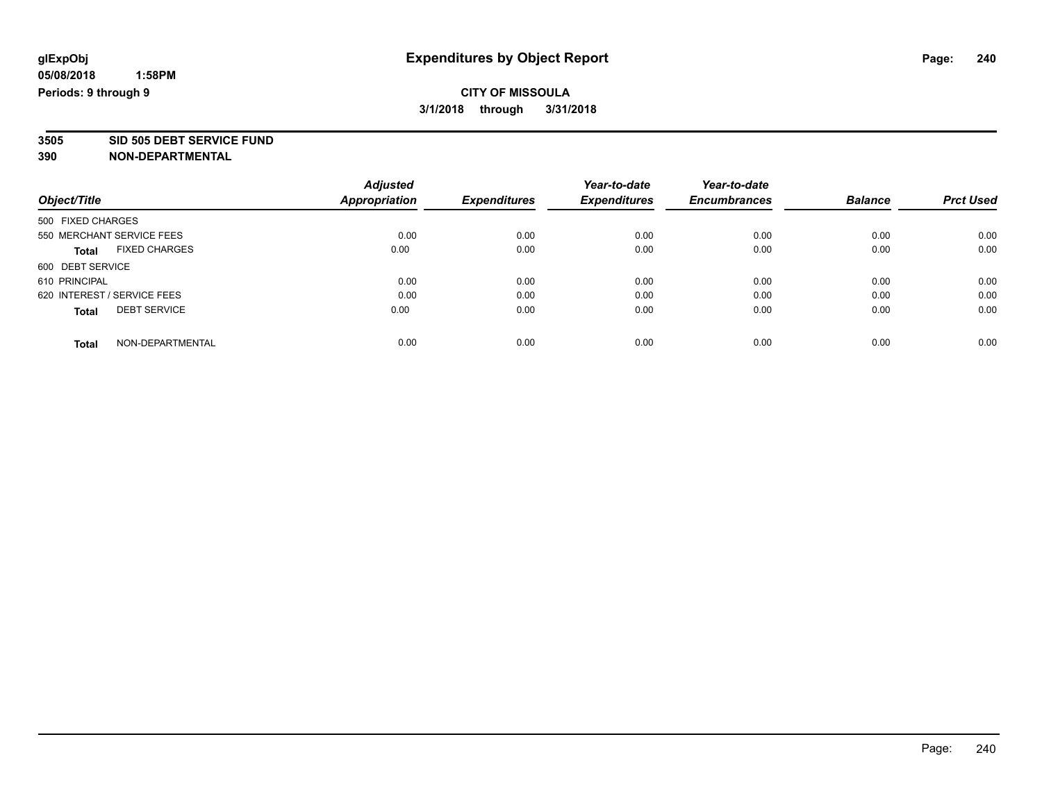# Expenditures by Object Report

glExpObj
05/08/2018 1:58PM
Periods: 9 through 9

**CITY OF MISSOULA**
**3/1/2018 through 3/31/2018**

**3505 SID 505 DEBT SERVICE FUND**
**390 NON-DEPARTMENTAL**

| Object/Title | Adjusted Appropriation | Expenditures | Year-to-date Expenditures | Year-to-date Encumbrances | Balance | Prct Used |
|---|---|---|---|---|---|---|
| 500 FIXED CHARGES | | | | | | |
| 550 MERCHANT SERVICE FEES | 0.00 | 0.00 | 0.00 | 0.00 | 0.00 | 0.00 |
| **Total** FIXED CHARGES | 0.00 | 0.00 | 0.00 | 0.00 | 0.00 | 0.00 |
| 600 DEBT SERVICE | | | | | | |
| 610 PRINCIPAL | 0.00 | 0.00 | 0.00 | 0.00 | 0.00 | 0.00 |
| 620 INTEREST / SERVICE FEES | 0.00 | 0.00 | 0.00 | 0.00 | 0.00 | 0.00 |
| **Total** DEBT SERVICE | 0.00 | 0.00 | 0.00 | 0.00 | 0.00 | 0.00 |
| **Total** NON-DEPARTMENTAL | 0.00 | 0.00 | 0.00 | 0.00 | 0.00 | 0.00 |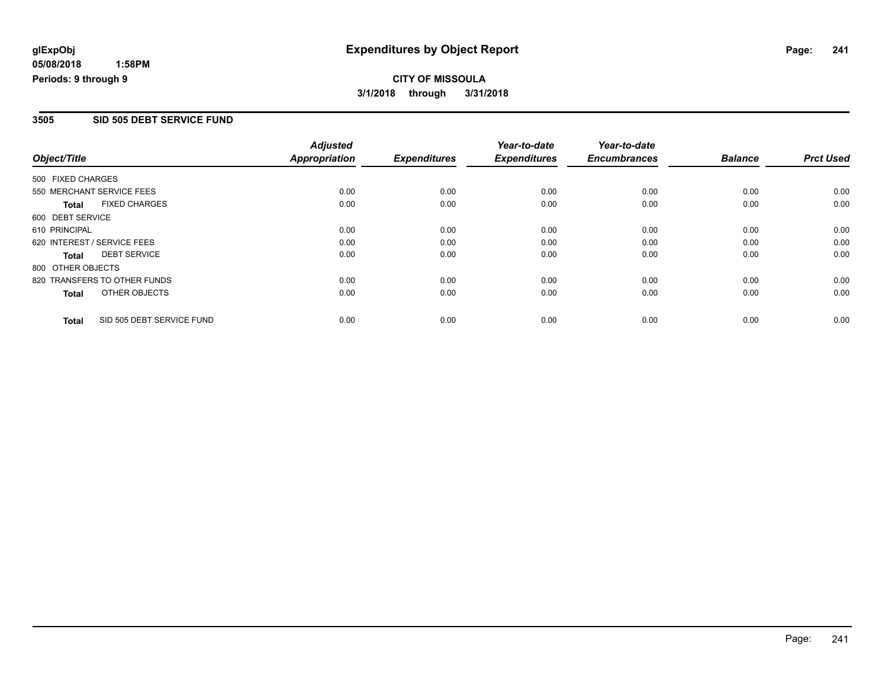**glExpObj** 
**05/08/2018 1:58PM** 
**Periods: 9 through 9**

# Expenditures by Object Report

**CITY OF MISSOULA** 
**3/1/2018 through 3/31/2018**

## 3505 SID 505 DEBT SERVICE FUND

| Object/Title | Adjusted Appropriation | Expenditures | Year-to-date Expenditures | Year-to-date Encumbrances | Balance | Prct Used |
|---|---|---|---|---|---|---|
| 500 FIXED CHARGES | | | | | | |
| 550 MERCHANT SERVICE FEES | 0.00 | 0.00 | 0.00 | 0.00 | 0.00 | 0.00 |
| **Total** FIXED CHARGES | 0.00 | 0.00 | 0.00 | 0.00 | 0.00 | 0.00 |
| 600 DEBT SERVICE | | | | | | |
| 610 PRINCIPAL | 0.00 | 0.00 | 0.00 | 0.00 | 0.00 | 0.00 |
| 620 INTEREST / SERVICE FEES | 0.00 | 0.00 | 0.00 | 0.00 | 0.00 | 0.00 |
| **Total** DEBT SERVICE | 0.00 | 0.00 | 0.00 | 0.00 | 0.00 | 0.00 |
| 800 OTHER OBJECTS | | | | | | |
| 820 TRANSFERS TO OTHER FUNDS | 0.00 | 0.00 | 0.00 | 0.00 | 0.00 | 0.00 |
| **Total** OTHER OBJECTS | 0.00 | 0.00 | 0.00 | 0.00 | 0.00 | 0.00 |
| **Total** SID 505 DEBT SERVICE FUND | 0.00 | 0.00 | 0.00 | 0.00 | 0.00 | 0.00 |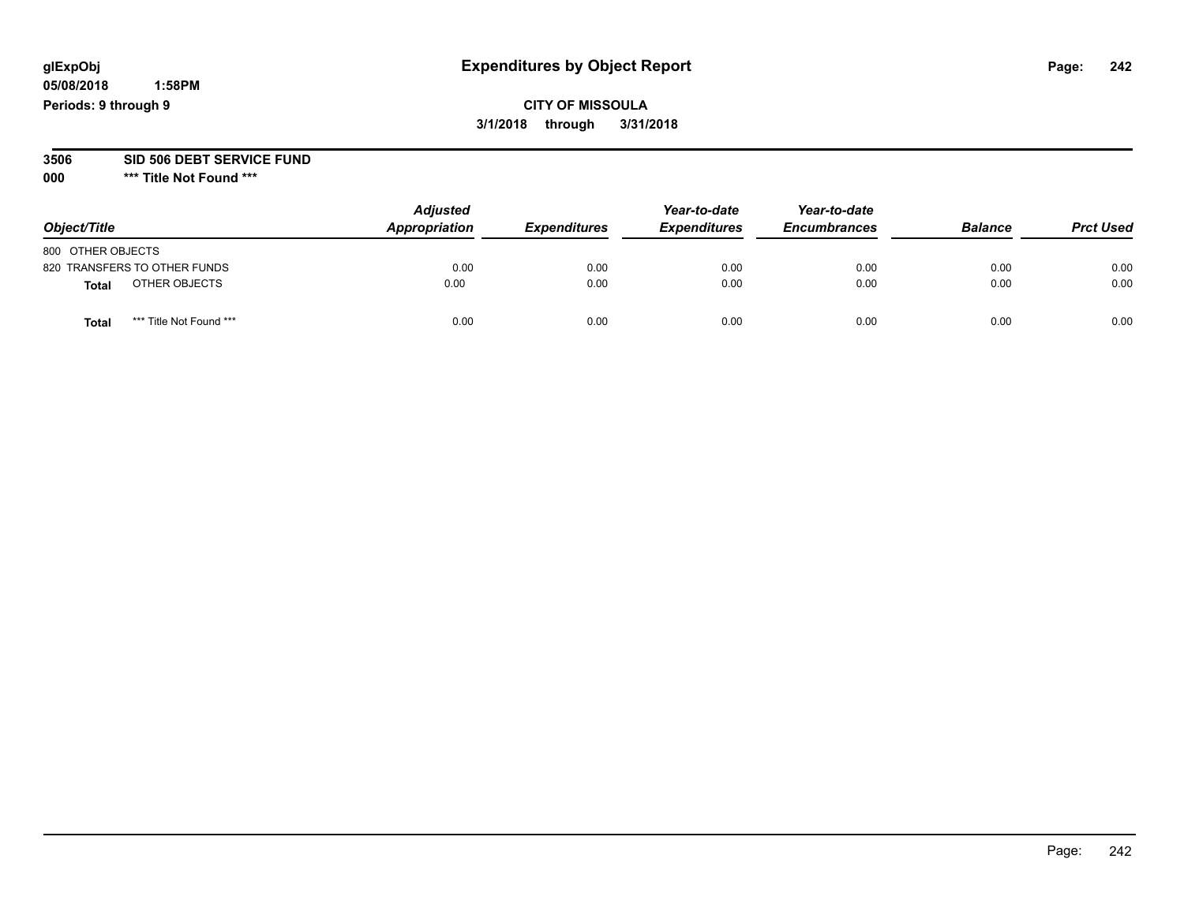glExpObj
05/08/2018 1:58PM
Periods: 9 through 9

# Expenditures by Object Report

**CITY OF MISSOULA**
**3/1/2018 through 3/31/2018**

**3506 SID 506 DEBT SERVICE FUND**
**000 \*\*\* Title Not Found \*\*\***

| Object/Title | Adjusted Appropriation | Expenditures | Year-to-date Expenditures | Year-to-date Encumbrances | Balance | Prct Used |
|---|---|---|---|---|---|---|
| 800 OTHER OBJECTS | | | | | | |
| 820 TRANSFERS TO OTHER FUNDS | 0.00 | 0.00 | 0.00 | 0.00 | 0.00 | 0.00 |
| **Total** OTHER OBJECTS | 0.00 | 0.00 | 0.00 | 0.00 | 0.00 | 0.00 |
| **Total** *** Title Not Found *** | 0.00 | 0.00 | 0.00 | 0.00 | 0.00 | 0.00 |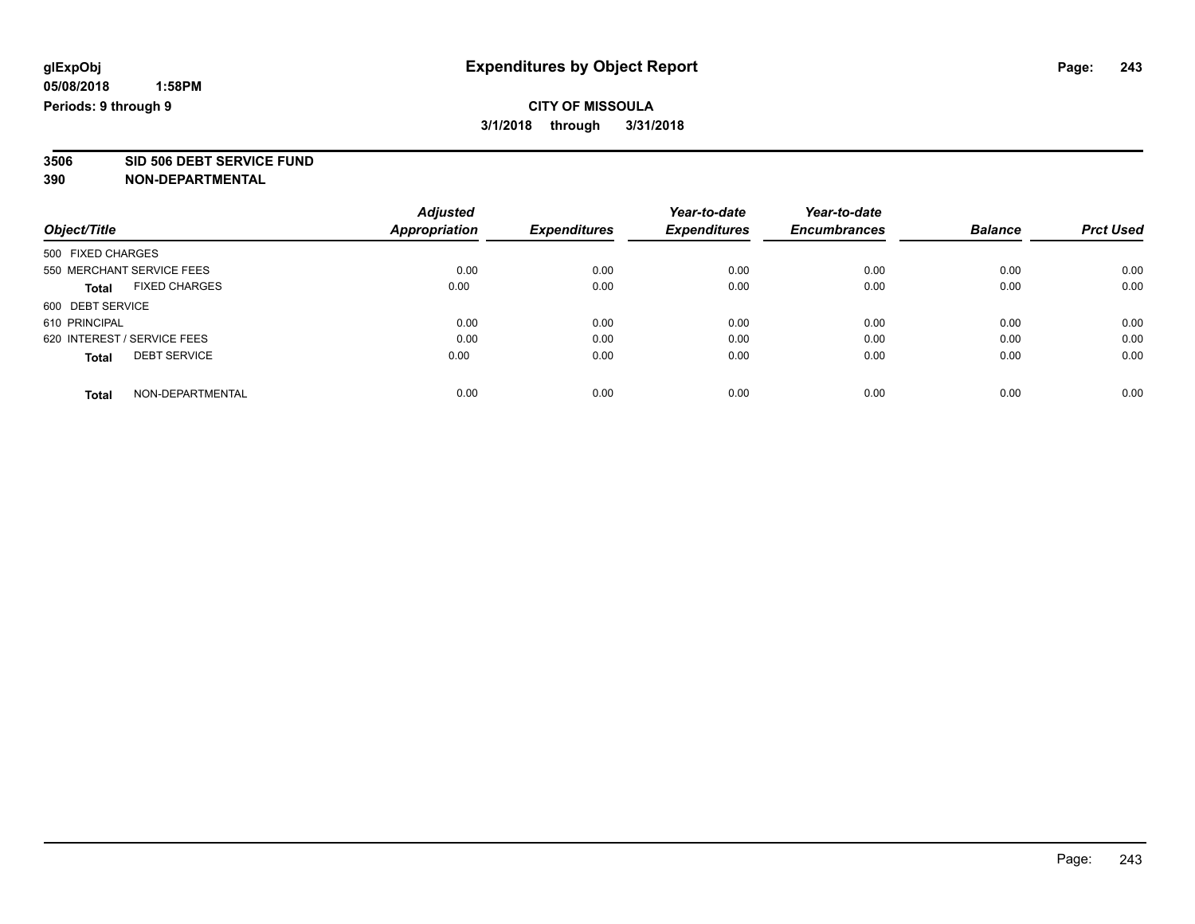# Expenditures by Object Report

glExpObj
05/08/2018 1:58PM
Periods: 9 through 9

**CITY OF MISSOULA**
**3/1/2018 through 3/31/2018**

**3506 SID 506 DEBT SERVICE FUND**
**390 NON-DEPARTMENTAL**

| Object/Title | Adjusted Appropriation | Expenditures | Year-to-date Expenditures | Year-to-date Encumbrances | Balance | Prct Used |
|---|---|---|---|---|---|---|
| 500 FIXED CHARGES | | | | | | |
| 550 MERCHANT SERVICE FEES | 0.00 | 0.00 | 0.00 | 0.00 | 0.00 | 0.00 |
| **Total** FIXED CHARGES | 0.00 | 0.00 | 0.00 | 0.00 | 0.00 | 0.00 |
| 600 DEBT SERVICE | | | | | | |
| 610 PRINCIPAL | 0.00 | 0.00 | 0.00 | 0.00 | 0.00 | 0.00 |
| 620 INTEREST / SERVICE FEES | 0.00 | 0.00 | 0.00 | 0.00 | 0.00 | 0.00 |
| **Total** DEBT SERVICE | 0.00 | 0.00 | 0.00 | 0.00 | 0.00 | 0.00 |
| **Total** NON-DEPARTMENTAL | 0.00 | 0.00 | 0.00 | 0.00 | 0.00 | 0.00 |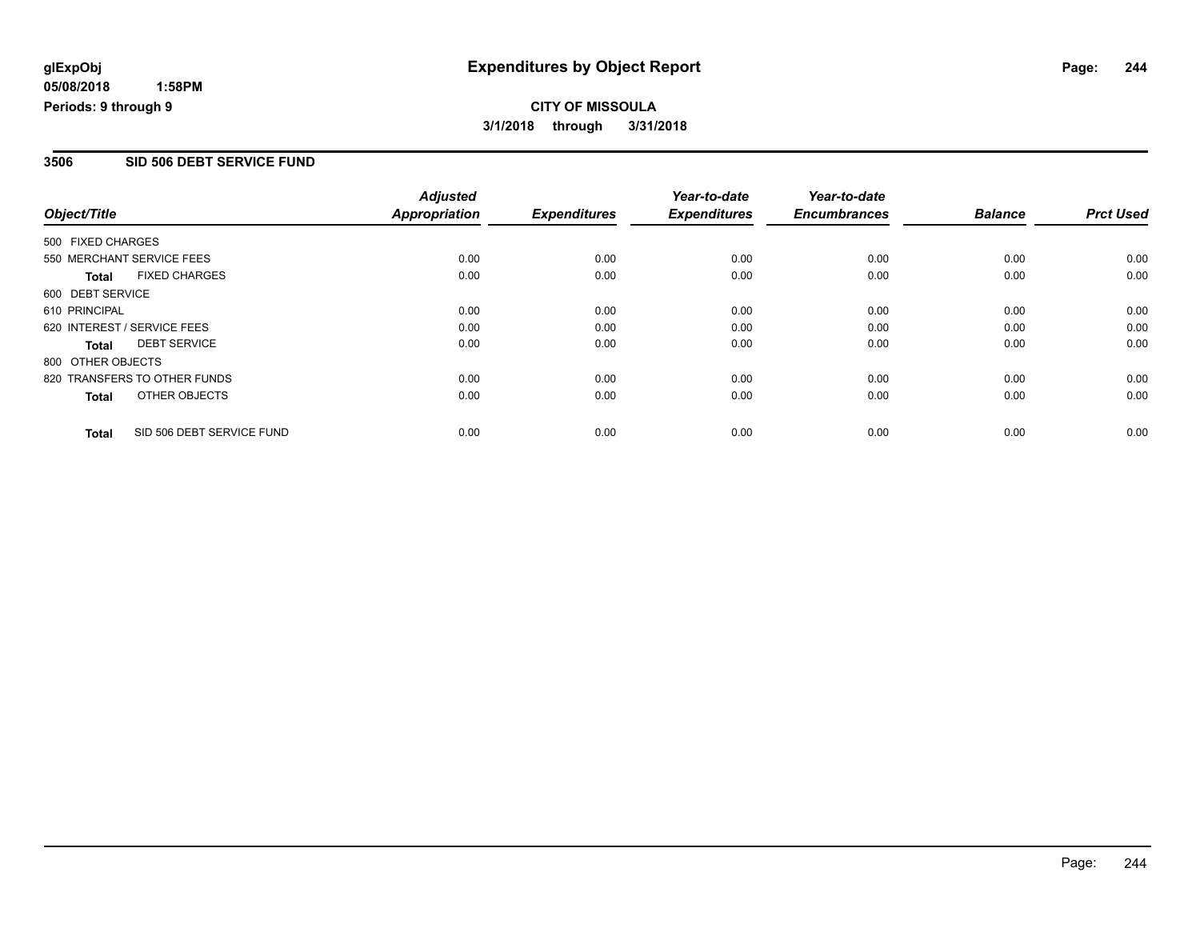glExpObj
05/08/2018 1:58PM
Periods: 9 through 9

# Expenditures by Object Report

CITY OF MISSOULA
3/1/2018 through 3/31/2018

## 3506 SID 506 DEBT SERVICE FUND

| Object/Title | Adjusted Appropriation | Expenditures | Year-to-date Expenditures | Year-to-date Encumbrances | Balance | Prct Used |
|---|---|---|---|---|---|---|
| 500 FIXED CHARGES | | | | | | |
| 550 MERCHANT SERVICE FEES | 0.00 | 0.00 | 0.00 | 0.00 | 0.00 | 0.00 |
| **Total** FIXED CHARGES | 0.00 | 0.00 | 0.00 | 0.00 | 0.00 | 0.00 |
| 600 DEBT SERVICE | | | | | | |
| 610 PRINCIPAL | 0.00 | 0.00 | 0.00 | 0.00 | 0.00 | 0.00 |
| 620 INTEREST / SERVICE FEES | 0.00 | 0.00 | 0.00 | 0.00 | 0.00 | 0.00 |
| **Total** DEBT SERVICE | 0.00 | 0.00 | 0.00 | 0.00 | 0.00 | 0.00 |
| 800 OTHER OBJECTS | | | | | | |
| 820 TRANSFERS TO OTHER FUNDS | 0.00 | 0.00 | 0.00 | 0.00 | 0.00 | 0.00 |
| **Total** OTHER OBJECTS | 0.00 | 0.00 | 0.00 | 0.00 | 0.00 | 0.00 |
| **Total** SID 506 DEBT SERVICE FUND | 0.00 | 0.00 | 0.00 | 0.00 | 0.00 | 0.00 |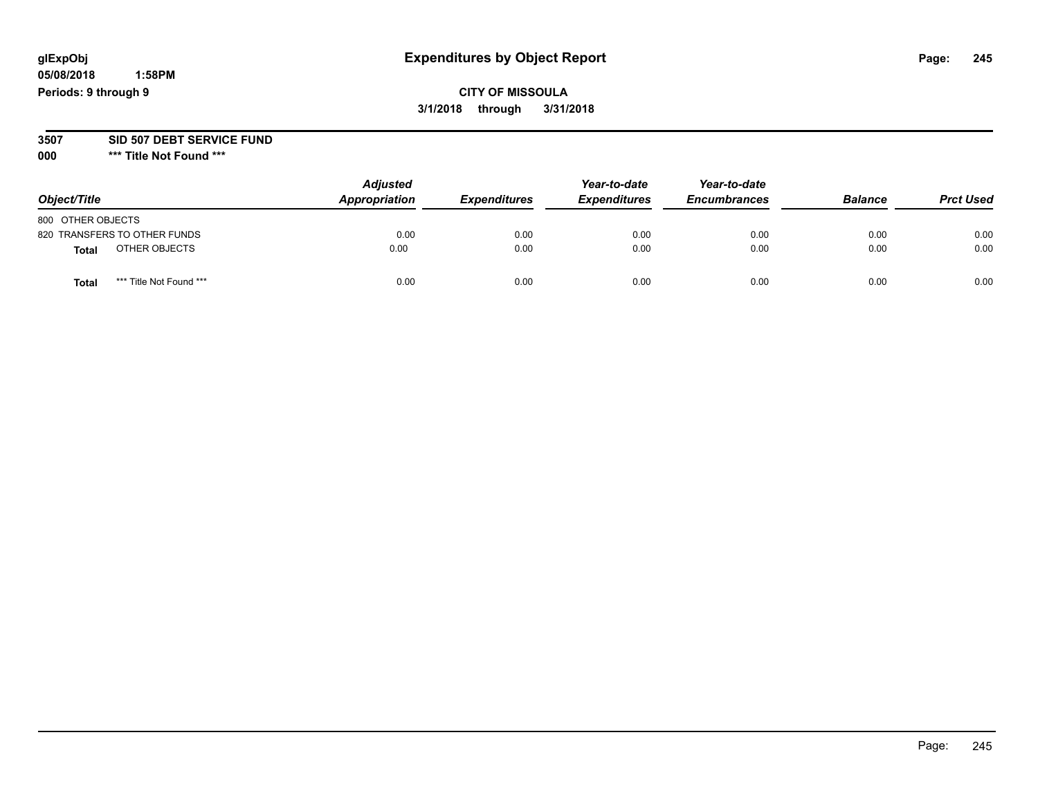**glExpObj**
**05/08/2018 1:58PM**
**Periods: 9 through 9**

# Expenditures by Object Report

**CITY OF MISSOULA**
**3/1/2018 through 3/31/2018**

**3507 SID 507 DEBT SERVICE FUND**
**000 *** Title Not Found *****

| Object/Title | Adjusted Appropriation | Expenditures | Year-to-date Expenditures | Year-to-date Encumbrances | Balance | Prct Used |
|---|---|---|---|---|---|---|
| 800 OTHER OBJECTS | | | | | | |
| 820 TRANSFERS TO OTHER FUNDS | 0.00 | 0.00 | 0.00 | 0.00 | 0.00 | 0.00 |
| **Total** OTHER OBJECTS | 0.00 | 0.00 | 0.00 | 0.00 | 0.00 | 0.00 |
| **Total** *** Title Not Found *** | 0.00 | 0.00 | 0.00 | 0.00 | 0.00 | 0.00 |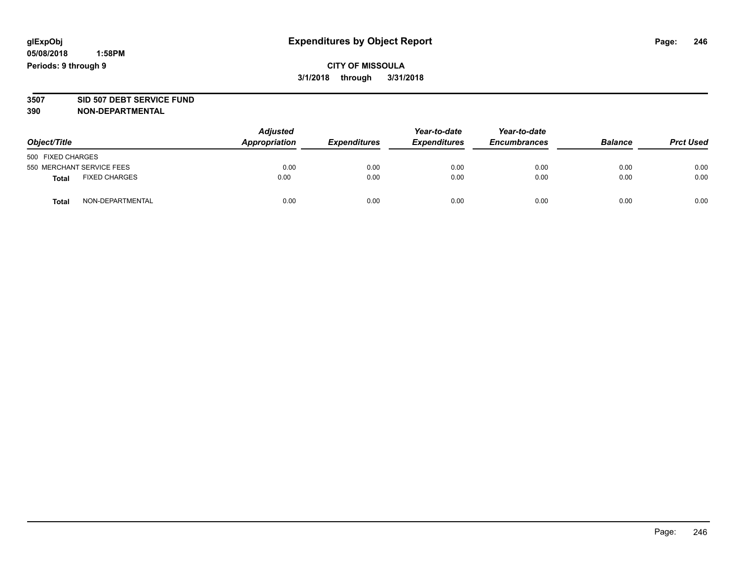# Expenditures by Object Report

glExpObj
05/08/2018 1:58PM
Periods: 9 through 9

**CITY OF MISSOULA**
**3/1/2018 through 3/31/2018**

**3507 SID 507 DEBT SERVICE FUND**
**390 NON-DEPARTMENTAL**

| Object/Title | Adjusted Appropriation | Expenditures | Year-to-date Expenditures | Year-to-date Encumbrances | Balance | Prct Used |
|---|---|---|---|---|---|---|
| 500 FIXED CHARGES | | | | | | |
| 550 MERCHANT SERVICE FEES | 0.00 | 0.00 | 0.00 | 0.00 | 0.00 | 0.00 |
| **Total** FIXED CHARGES | 0.00 | 0.00 | 0.00 | 0.00 | 0.00 | 0.00 |
| **Total** NON-DEPARTMENTAL | 0.00 | 0.00 | 0.00 | 0.00 | 0.00 | 0.00 |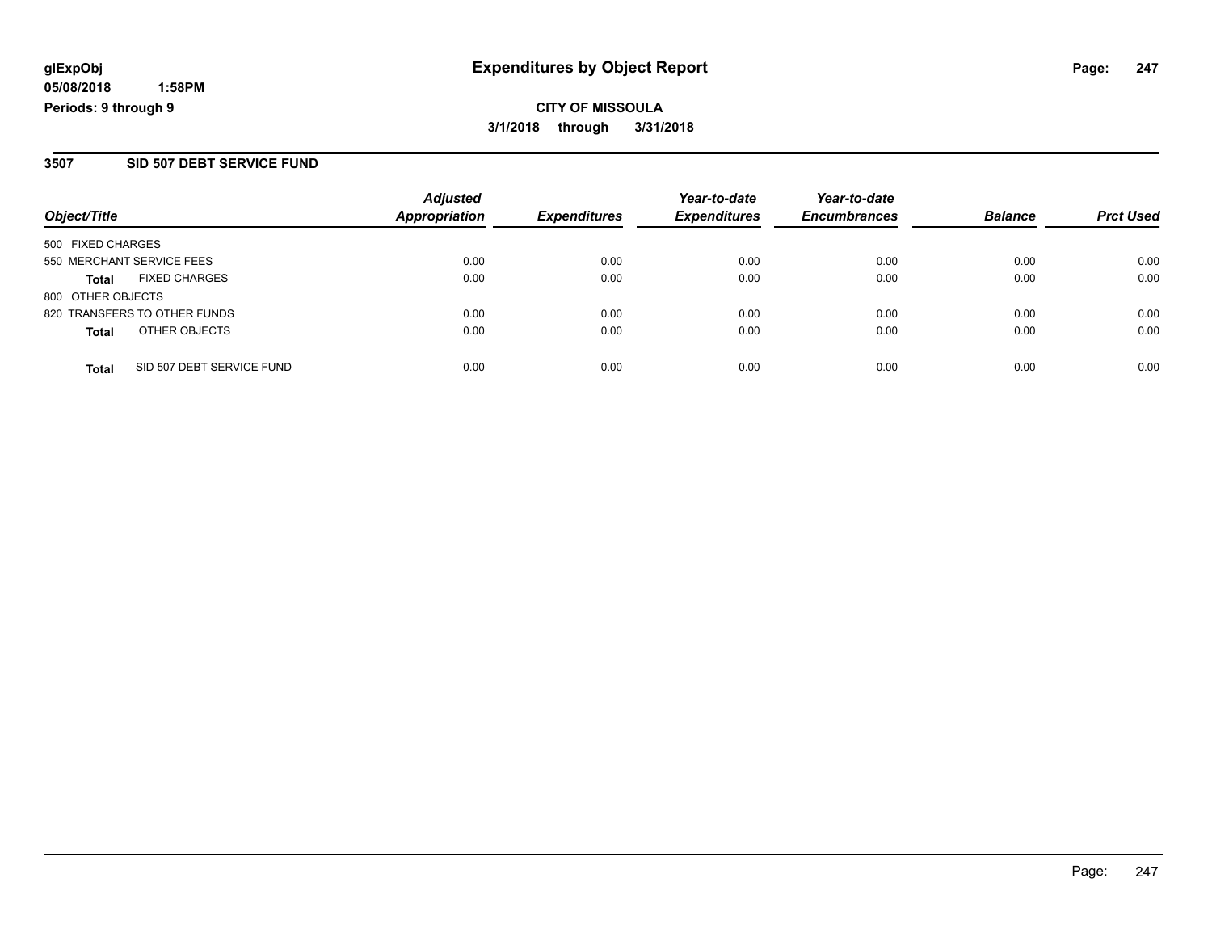glExpObj
05/08/2018 1:58PM
Periods: 9 through 9

# Expenditures by Object Report

**CITY OF MISSOULA**
**3/1/2018 through 3/31/2018**

## 3507 SID 507 DEBT SERVICE FUND

| Object/Title | Adjusted Appropriation | Expenditures | Year-to-date Expenditures | Year-to-date Encumbrances | Balance | Prct Used |
|---|---|---|---|---|---|---|
| 500 FIXED CHARGES | | | | | | |
| 550 MERCHANT SERVICE FEES | 0.00 | 0.00 | 0.00 | 0.00 | 0.00 | 0.00 |
| **Total** FIXED CHARGES | 0.00 | 0.00 | 0.00 | 0.00 | 0.00 | 0.00 |
| 800 OTHER OBJECTS | | | | | | |
| 820 TRANSFERS TO OTHER FUNDS | 0.00 | 0.00 | 0.00 | 0.00 | 0.00 | 0.00 |
| **Total** OTHER OBJECTS | 0.00 | 0.00 | 0.00 | 0.00 | 0.00 | 0.00 |
| **Total** SID 507 DEBT SERVICE FUND | 0.00 | 0.00 | 0.00 | 0.00 | 0.00 | 0.00 |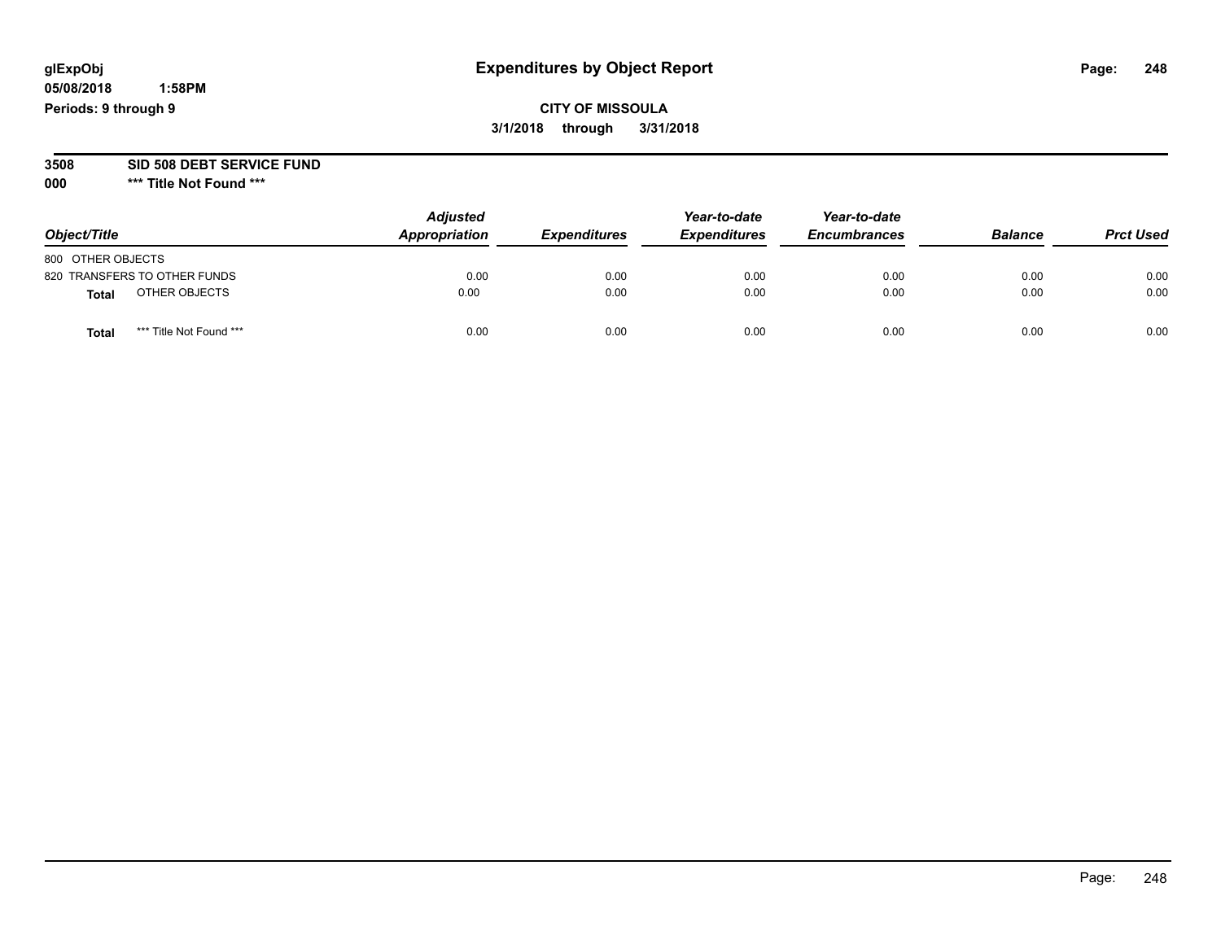**glExpObj**
**05/08/2018 1:58PM**
**Periods: 9 through 9**

# Expenditures by Object Report

**CITY OF MISSOULA**
**3/1/2018 through 3/31/2018**

**3508 SID 508 DEBT SERVICE FUND**
**000 *** Title Not Found *****

| Object/Title | Adjusted Appropriation | Expenditures | Year-to-date Expenditures | Year-to-date Encumbrances | Balance | Prct Used |
|---|---|---|---|---|---|---|
| 800 OTHER OBJECTS | | | | | | |
| 820 TRANSFERS TO OTHER FUNDS | 0.00 | 0.00 | 0.00 | 0.00 | 0.00 | 0.00 |
| **Total** OTHER OBJECTS | 0.00 | 0.00 | 0.00 | 0.00 | 0.00 | 0.00 |
| **Total** *** Title Not Found *** | 0.00 | 0.00 | 0.00 | 0.00 | 0.00 | 0.00 |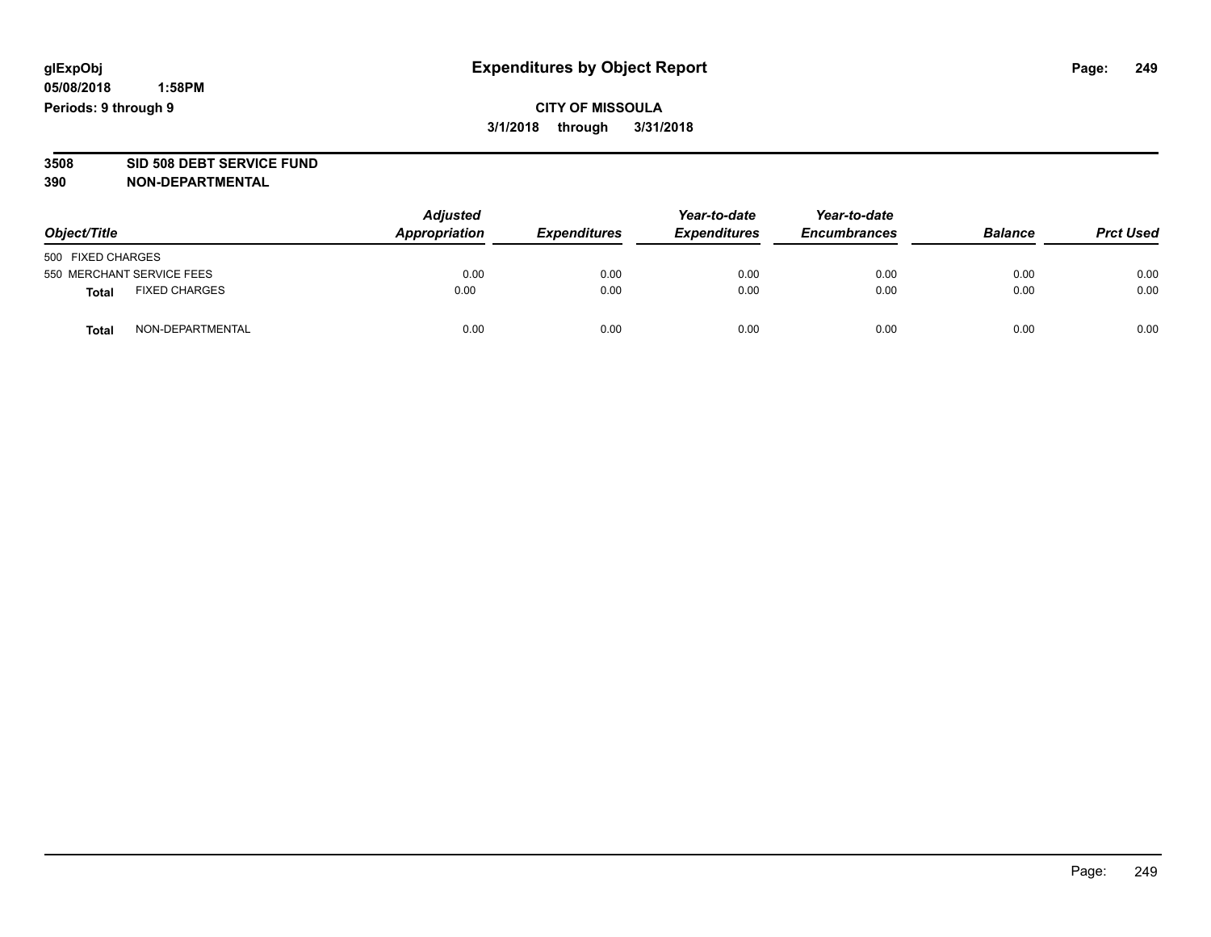glExpObj
05/08/2018 1:58PM
Periods: 9 through 9

# Expenditures by Object Report

**CITY OF MISSOULA**
**3/1/2018 through 3/31/2018**

## 3508 SID 508 DEBT SERVICE FUND
## 390 NON-DEPARTMENTAL

| Object/Title | | Adjusted Appropriation | Expenditures | Year-to-date Expenditures | Year-to-date Encumbrances | Balance | Prct Used |
|---|---|---|---|---|---|---|---|
| 500 FIXED CHARGES | | | | | | | |
| 550 MERCHANT SERVICE FEES | | 0.00 | 0.00 | 0.00 | 0.00 | 0.00 | 0.00 |
| **Total** | FIXED CHARGES | 0.00 | 0.00 | 0.00 | 0.00 | 0.00 | 0.00 |
| **Total** | NON-DEPARTMENTAL | 0.00 | 0.00 | 0.00 | 0.00 | 0.00 | 0.00 |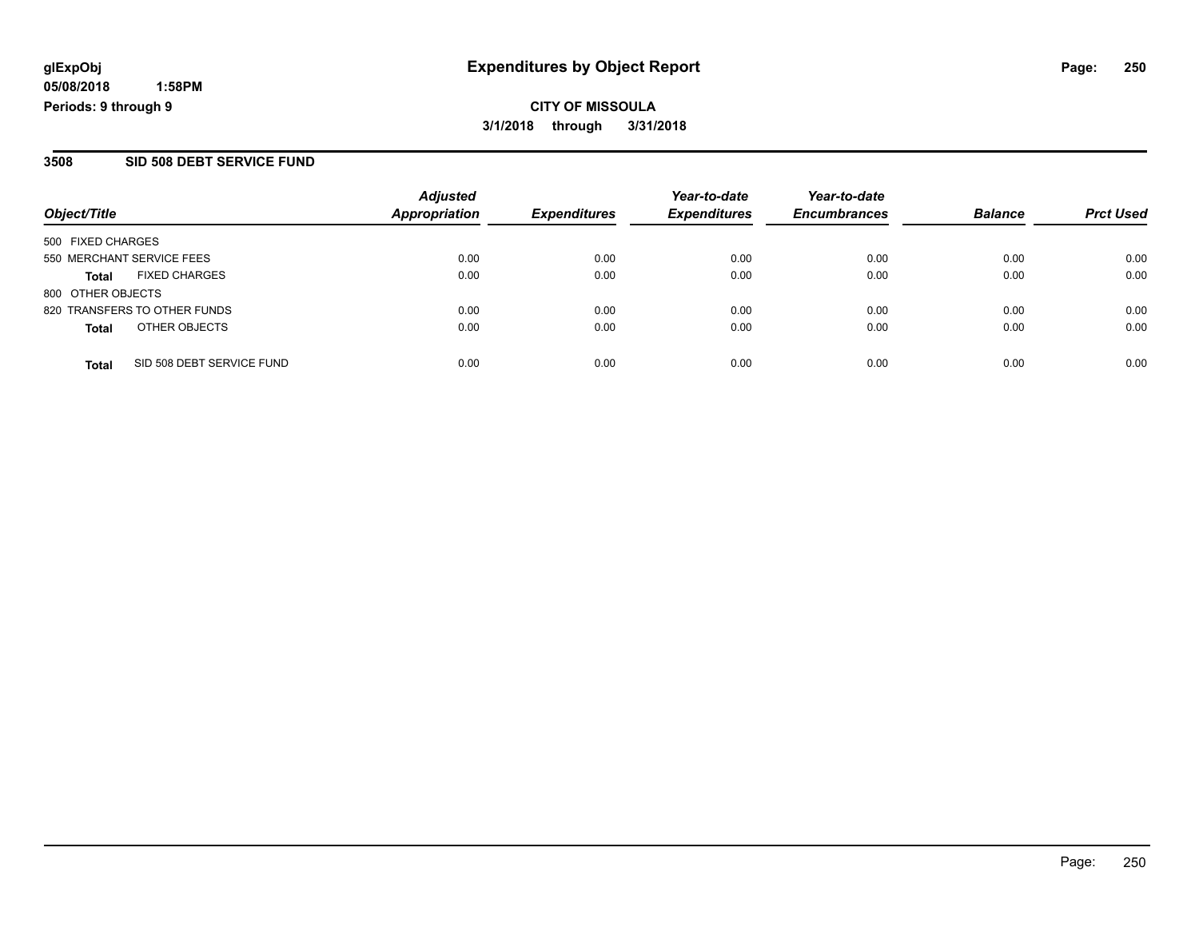glExpObj
05/08/2018 1:58PM
Periods: 9 through 9

## Expenditures by Object Report

**CITY OF MISSOULA**
**3/1/2018 through 3/31/2018**

### 3508 SID 508 DEBT SERVICE FUND

| Object/Title | Adjusted Appropriation | Expenditures | Year-to-date Expenditures | Year-to-date Encumbrances | Balance | Prct Used |
|---|---|---|---|---|---|---|
| 500 FIXED CHARGES | | | | | | |
| 550 MERCHANT SERVICE FEES | 0.00 | 0.00 | 0.00 | 0.00 | 0.00 | 0.00 |
| **Total** FIXED CHARGES | 0.00 | 0.00 | 0.00 | 0.00 | 0.00 | 0.00 |
| 800 OTHER OBJECTS | | | | | | |
| 820 TRANSFERS TO OTHER FUNDS | 0.00 | 0.00 | 0.00 | 0.00 | 0.00 | 0.00 |
| **Total** OTHER OBJECTS | 0.00 | 0.00 | 0.00 | 0.00 | 0.00 | 0.00 |
| **Total** SID 508 DEBT SERVICE FUND | 0.00 | 0.00 | 0.00 | 0.00 | 0.00 | 0.00 |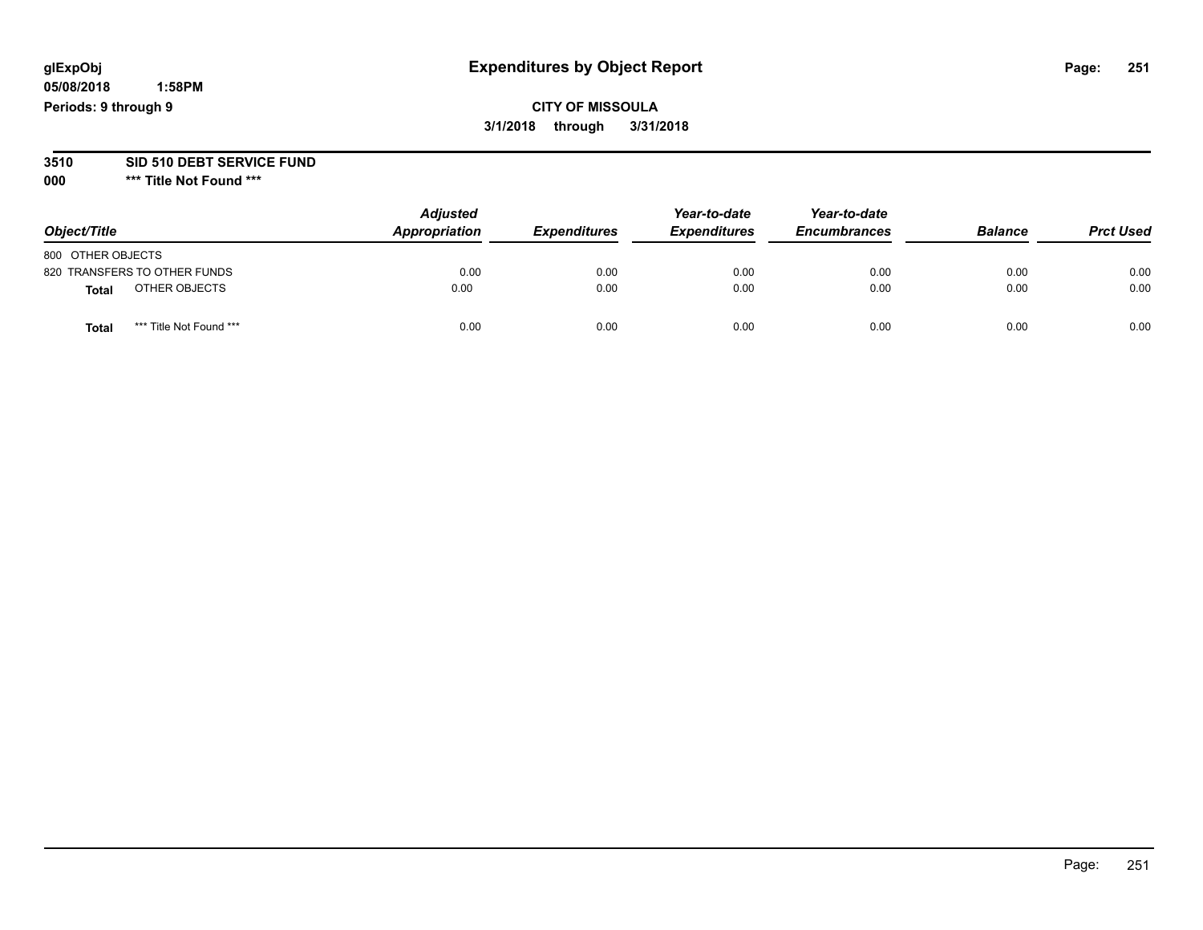**glExpObj**
**05/08/2018 1:58PM**
**Periods: 9 through 9**

# Expenditures by Object Report

**CITY OF MISSOULA**
**3/1/2018 through 3/31/2018**

**3510 SID 510 DEBT SERVICE FUND**
**000 \*\*\* Title Not Found \*\*\***

| Object/Title | Adjusted Appropriation | Expenditures | Year-to-date Expenditures | Year-to-date Encumbrances | Balance | Prct Used |
|---|---|---|---|---|---|---|
| 800 OTHER OBJECTS | | | | | | |
| 820 TRANSFERS TO OTHER FUNDS | 0.00 | 0.00 | 0.00 | 0.00 | 0.00 | 0.00 |
| **Total** OTHER OBJECTS | 0.00 | 0.00 | 0.00 | 0.00 | 0.00 | 0.00 |
| **Total** *** Title Not Found *** | 0.00 | 0.00 | 0.00 | 0.00 | 0.00 | 0.00 |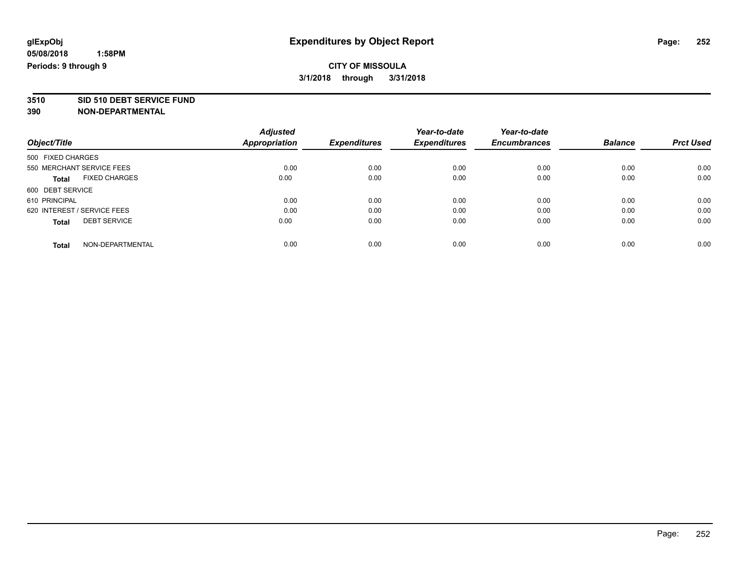**glExpObj** 
**05/08/2018 1:58PM** 
**Periods: 9 through 9**

# Expenditures by Object Report

**CITY OF MISSOULA**
**3/1/2018 through 3/31/2018**

**3510 SID 510 DEBT SERVICE FUND**
**390 NON-DEPARTMENTAL**

| Object/Title | Adjusted Appropriation | Expenditures | Year-to-date Expenditures | Year-to-date Encumbrances | Balance | Prct Used |
|---|---|---|---|---|---|---|
| 500 FIXED CHARGES | | | | | | |
| 550 MERCHANT SERVICE FEES | 0.00 | 0.00 | 0.00 | 0.00 | 0.00 | 0.00 |
| **Total** FIXED CHARGES | 0.00 | 0.00 | 0.00 | 0.00 | 0.00 | 0.00 |
| 600 DEBT SERVICE | | | | | | |
| 610 PRINCIPAL | 0.00 | 0.00 | 0.00 | 0.00 | 0.00 | 0.00 |
| 620 INTEREST / SERVICE FEES | 0.00 | 0.00 | 0.00 | 0.00 | 0.00 | 0.00 |
| **Total** DEBT SERVICE | 0.00 | 0.00 | 0.00 | 0.00 | 0.00 | 0.00 |
| **Total** NON-DEPARTMENTAL | 0.00 | 0.00 | 0.00 | 0.00 | 0.00 | 0.00 |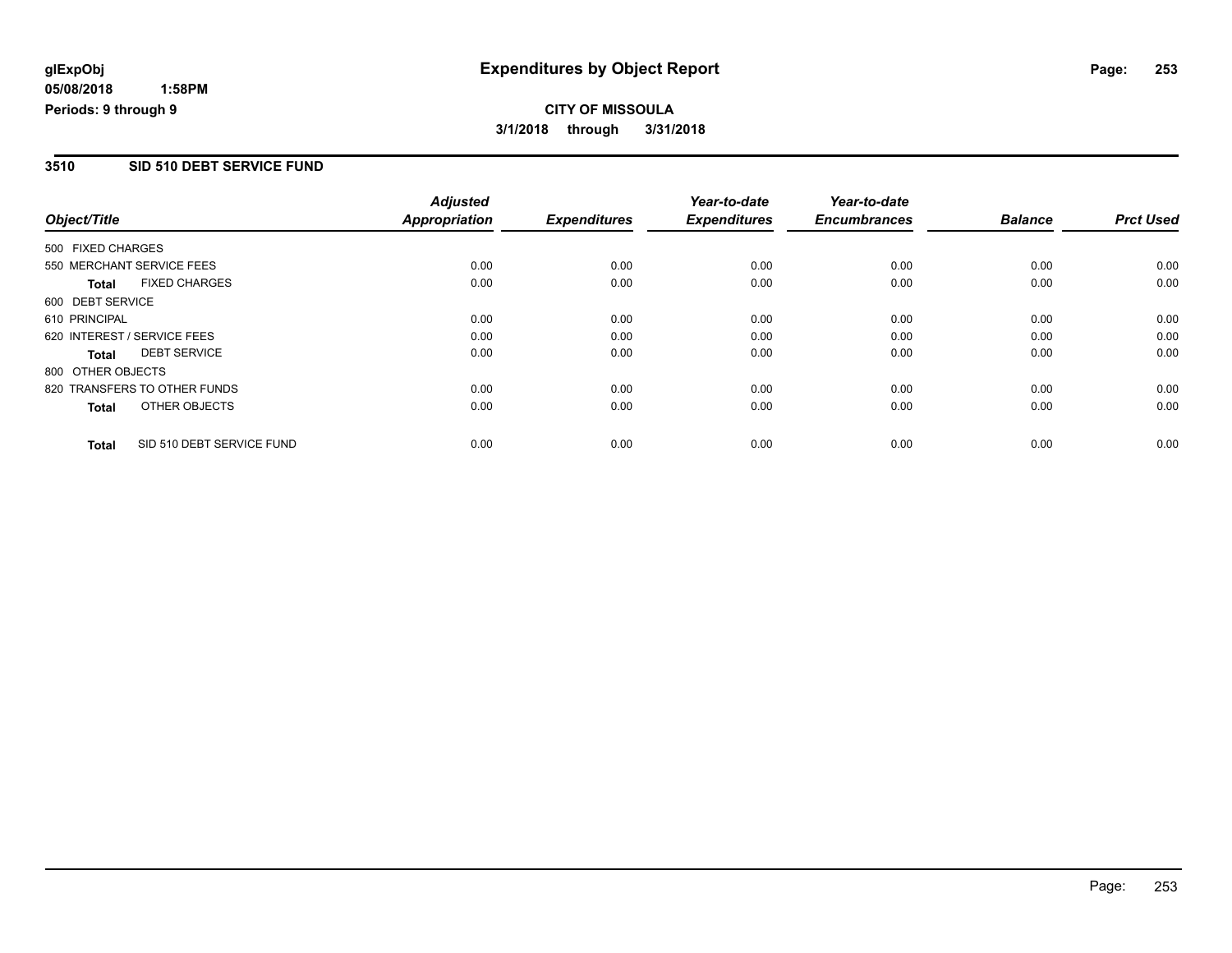**glExpObj**
**05/08/2018 1:58PM**
**Periods: 9 through 9**

# Expenditures by Object Report

**CITY OF MISSOULA**
**3/1/2018 through 3/31/2018**

## 3510 SID 510 DEBT SERVICE FUND

| Object/Title | Adjusted Appropriation | Expenditures | Year-to-date Expenditures | Year-to-date Encumbrances | Balance | Prct Used |
|---|---|---|---|---|---|---|
| 500 FIXED CHARGES | | | | | | |
| 550 MERCHANT SERVICE FEES | 0.00 | 0.00 | 0.00 | 0.00 | 0.00 | 0.00 |
| **Total** FIXED CHARGES | 0.00 | 0.00 | 0.00 | 0.00 | 0.00 | 0.00 |
| 600 DEBT SERVICE | | | | | | |
| 610 PRINCIPAL | 0.00 | 0.00 | 0.00 | 0.00 | 0.00 | 0.00 |
| 620 INTEREST / SERVICE FEES | 0.00 | 0.00 | 0.00 | 0.00 | 0.00 | 0.00 |
| **Total** DEBT SERVICE | 0.00 | 0.00 | 0.00 | 0.00 | 0.00 | 0.00 |
| 800 OTHER OBJECTS | | | | | | |
| 820 TRANSFERS TO OTHER FUNDS | 0.00 | 0.00 | 0.00 | 0.00 | 0.00 | 0.00 |
| **Total** OTHER OBJECTS | 0.00 | 0.00 | 0.00 | 0.00 | 0.00 | 0.00 |
| **Total** SID 510 DEBT SERVICE FUND | 0.00 | 0.00 | 0.00 | 0.00 | 0.00 | 0.00 |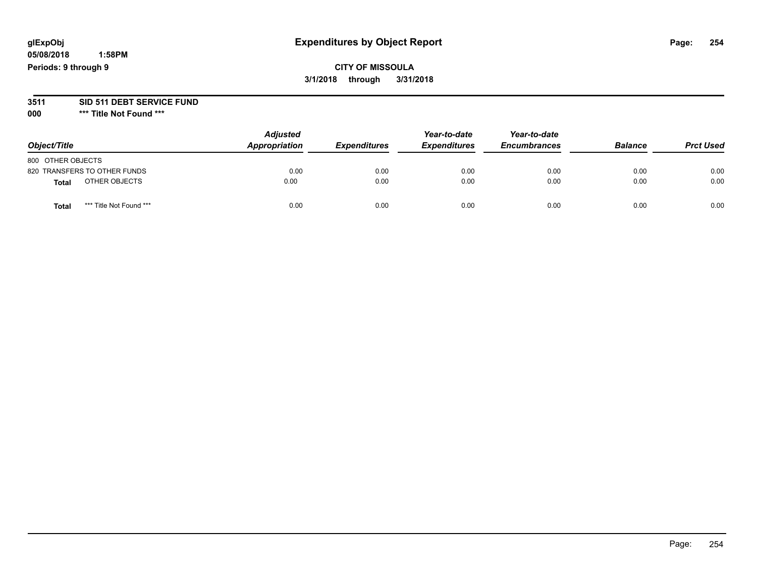glExpObj
05/08/2018 1:58PM
Periods: 9 through 9

# Expenditures by Object Report

**CITY OF MISSOULA**
**3/1/2018 through 3/31/2018**

**3511 SID 511 DEBT SERVICE FUND**
**000 *** Title Not Found *****

| Object/Title | Adjusted Appropriation | Expenditures | Year-to-date Expenditures | Year-to-date Encumbrances | Balance | Prct Used |
|---|---|---|---|---|---|---|
| 800 OTHER OBJECTS | | | | | | |
| 820 TRANSFERS TO OTHER FUNDS | 0.00 | 0.00 | 0.00 | 0.00 | 0.00 | 0.00 |
| **Total** OTHER OBJECTS | 0.00 | 0.00 | 0.00 | 0.00 | 0.00 | 0.00 |
| **Total** *** Title Not Found *** | 0.00 | 0.00 | 0.00 | 0.00 | 0.00 | 0.00 |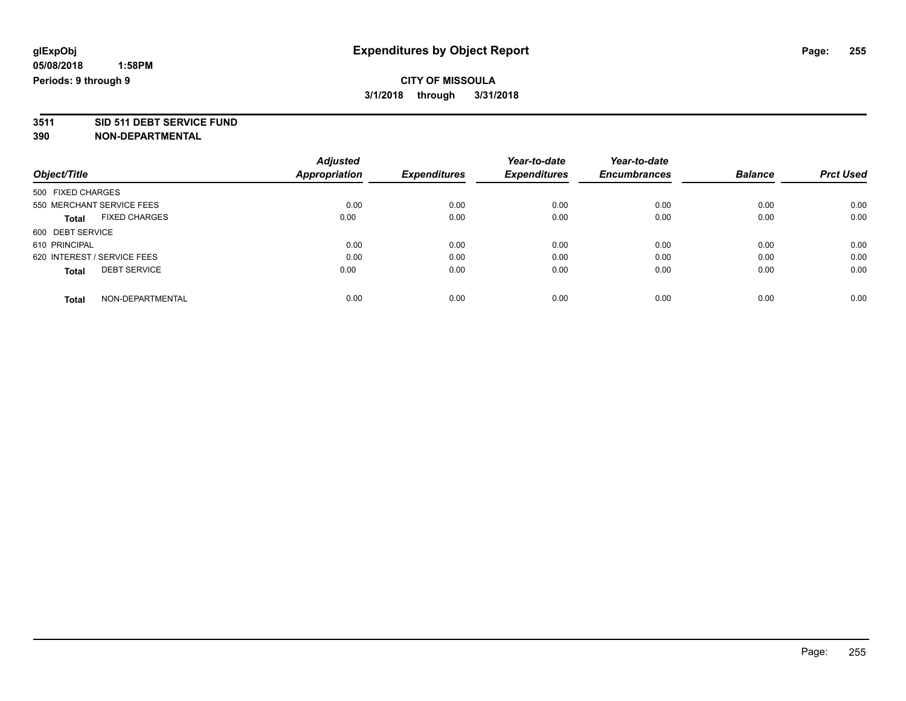**glExpObj**
**05/08/2018 1:58PM**
**Periods: 9 through 9**

# Expenditures by Object Report

**CITY OF MISSOULA**
**3/1/2018 through 3/31/2018**

**3511 SID 511 DEBT SERVICE FUND**
**390 NON-DEPARTMENTAL**

| Object/Title | Adjusted Appropriation | Expenditures | Year-to-date Expenditures | Year-to-date Encumbrances | Balance | Prct Used |
|---|---|---|---|---|---|---|
| 500 FIXED CHARGES | | | | | | |
| 550 MERCHANT SERVICE FEES | 0.00 | 0.00 | 0.00 | 0.00 | 0.00 | 0.00 |
| **Total** FIXED CHARGES | 0.00 | 0.00 | 0.00 | 0.00 | 0.00 | 0.00 |
| 600 DEBT SERVICE | | | | | | |
| 610 PRINCIPAL | 0.00 | 0.00 | 0.00 | 0.00 | 0.00 | 0.00 |
| 620 INTEREST / SERVICE FEES | 0.00 | 0.00 | 0.00 | 0.00 | 0.00 | 0.00 |
| **Total** DEBT SERVICE | 0.00 | 0.00 | 0.00 | 0.00 | 0.00 | 0.00 |
| **Total** NON-DEPARTMENTAL | 0.00 | 0.00 | 0.00 | 0.00 | 0.00 | 0.00 |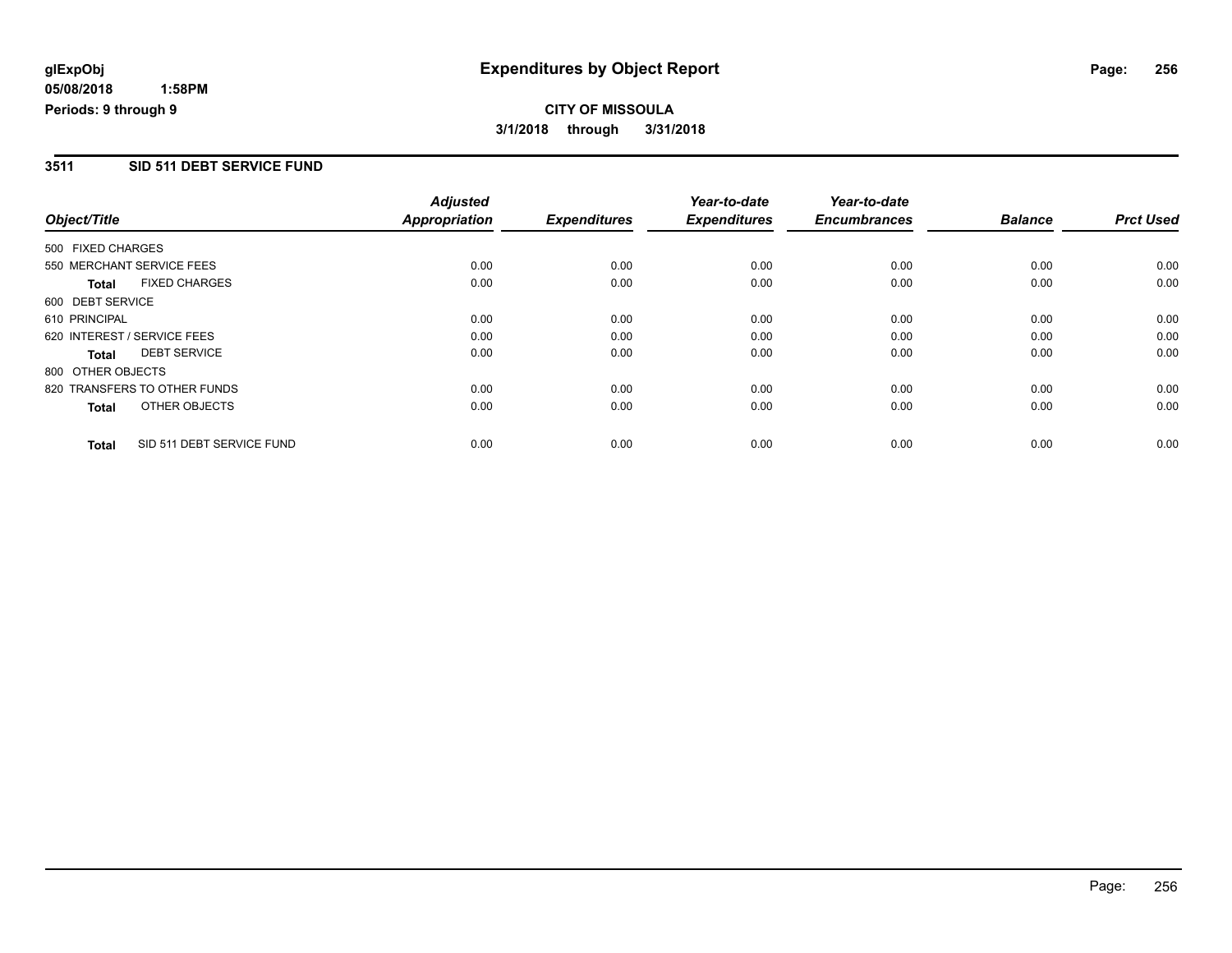glExpObj
05/08/2018 1:58PM
Periods: 9 through 9

# Expenditures by Object Report

**CITY OF MISSOULA**
**3/1/2018 through 3/31/2018**

## 3511 SID 511 DEBT SERVICE FUND

| Object/Title | | Adjusted Appropriation | Expenditures | Year-to-date Expenditures | Year-to-date Encumbrances | Balance | Prct Used |
|---|---|---|---|---|---|---|---|
| 500 FIXED CHARGES | | | | | | | |
| 550 MERCHANT SERVICE FEES | | 0.00 | 0.00 | 0.00 | 0.00 | 0.00 | 0.00 |
| **Total** | FIXED CHARGES | 0.00 | 0.00 | 0.00 | 0.00 | 0.00 | 0.00 |
| 600 DEBT SERVICE | | | | | | | |
| 610 PRINCIPAL | | 0.00 | 0.00 | 0.00 | 0.00 | 0.00 | 0.00 |
| 620 INTEREST / SERVICE FEES | | 0.00 | 0.00 | 0.00 | 0.00 | 0.00 | 0.00 |
| **Total** | DEBT SERVICE | 0.00 | 0.00 | 0.00 | 0.00 | 0.00 | 0.00 |
| 800 OTHER OBJECTS | | | | | | | |
| 820 TRANSFERS TO OTHER FUNDS | | 0.00 | 0.00 | 0.00 | 0.00 | 0.00 | 0.00 |
| **Total** | OTHER OBJECTS | 0.00 | 0.00 | 0.00 | 0.00 | 0.00 | 0.00 |
| **Total** | SID 511 DEBT SERVICE FUND | 0.00 | 0.00 | 0.00 | 0.00 | 0.00 | 0.00 |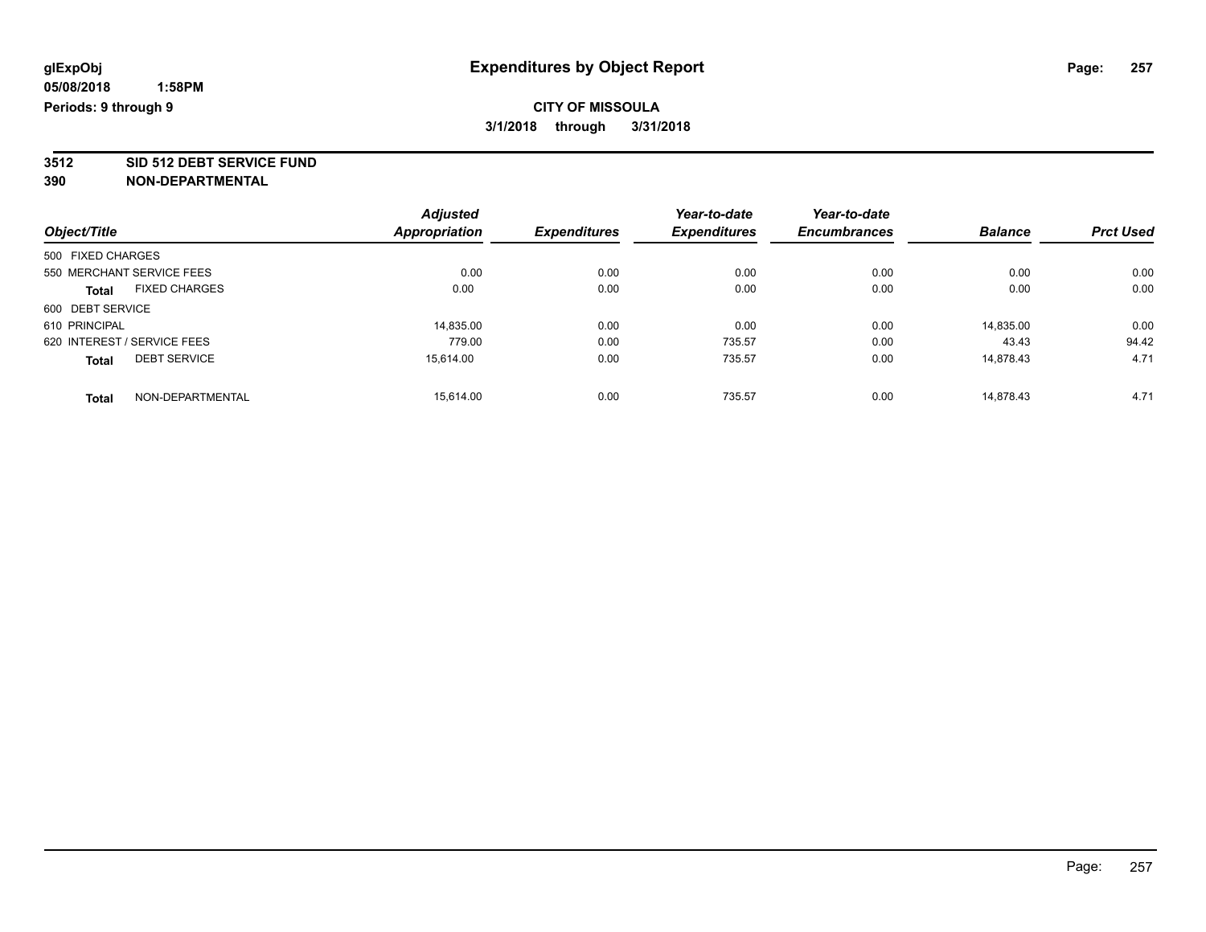glExpObj
05/08/2018 1:58PM
Periods: 9 through 9

# Expenditures by Object Report

**CITY OF MISSOULA**
**3/1/2018 through 3/31/2018**

**3512 SID 512 DEBT SERVICE FUND**
**390 NON-DEPARTMENTAL**

| Object/Title | | Adjusted Appropriation | Expenditures | Year-to-date Expenditures | Year-to-date Encumbrances | Balance | Prct Used |
|---|---|---|---|---|---|---|---|
| 500 FIXED CHARGES | | | | | | | |
| 550 MERCHANT SERVICE FEES | | 0.00 | 0.00 | 0.00 | 0.00 | 0.00 | 0.00 |
| **Total** | FIXED CHARGES | 0.00 | 0.00 | 0.00 | 0.00 | 0.00 | 0.00 |
| 600 DEBT SERVICE | | | | | | | |
| 610 PRINCIPAL | | 14,835.00 | 0.00 | 0.00 | 0.00 | 14,835.00 | 0.00 |
| 620 INTEREST / SERVICE FEES | | 779.00 | 0.00 | 735.57 | 0.00 | 43.43 | 94.42 |
| **Total** | DEBT SERVICE | 15,614.00 | 0.00 | 735.57 | 0.00 | 14,878.43 | 4.71 |
| **Total** | NON-DEPARTMENTAL | 15,614.00 | 0.00 | 735.57 | 0.00 | 14,878.43 | 4.71 |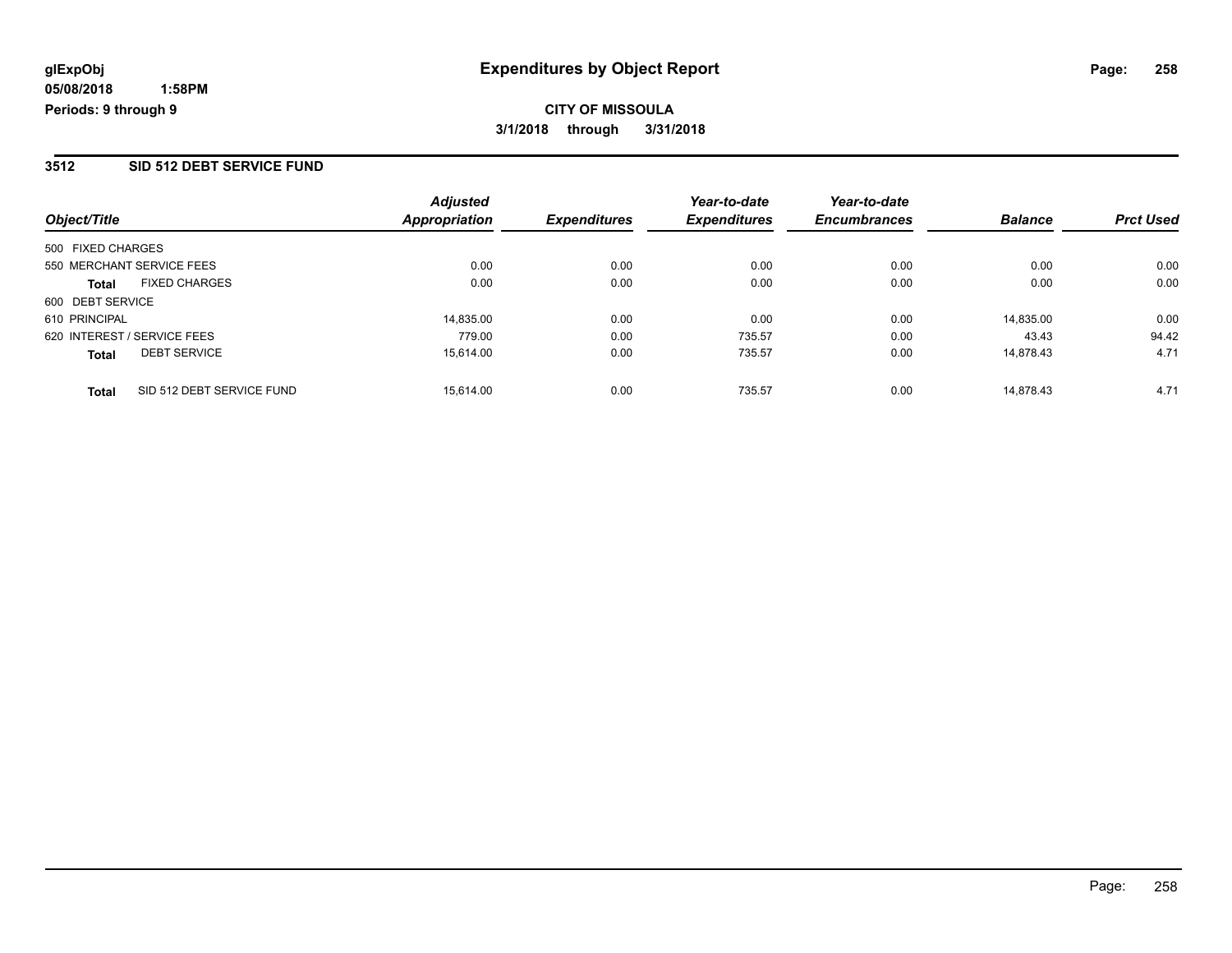glExpObj
05/08/2018 1:58PM
Periods: 9 through 9

# Expenditures by Object Report

**CITY OF MISSOULA**
**3/1/2018 through 3/31/2018**

## 3512 SID 512 DEBT SERVICE FUND

| Object/Title | | Adjusted Appropriation | Expenditures | Year-to-date Expenditures | Year-to-date Encumbrances | Balance | Prct Used |
|---|---|---|---|---|---|---|---|
| 500 FIXED CHARGES | | | | | | | |
| 550 MERCHANT SERVICE FEES | | 0.00 | 0.00 | 0.00 | 0.00 | 0.00 | 0.00 |
| **Total** | FIXED CHARGES | 0.00 | 0.00 | 0.00 | 0.00 | 0.00 | 0.00 |
| 600 DEBT SERVICE | | | | | | | |
| 610 PRINCIPAL | | 14,835.00 | 0.00 | 0.00 | 0.00 | 14,835.00 | 0.00 |
| 620 INTEREST / SERVICE FEES | | 779.00 | 0.00 | 735.57 | 0.00 | 43.43 | 94.42 |
| **Total** | DEBT SERVICE | 15,614.00 | 0.00 | 735.57 | 0.00 | 14,878.43 | 4.71 |
| **Total** | SID 512 DEBT SERVICE FUND | 15,614.00 | 0.00 | 735.57 | 0.00 | 14,878.43 | 4.71 |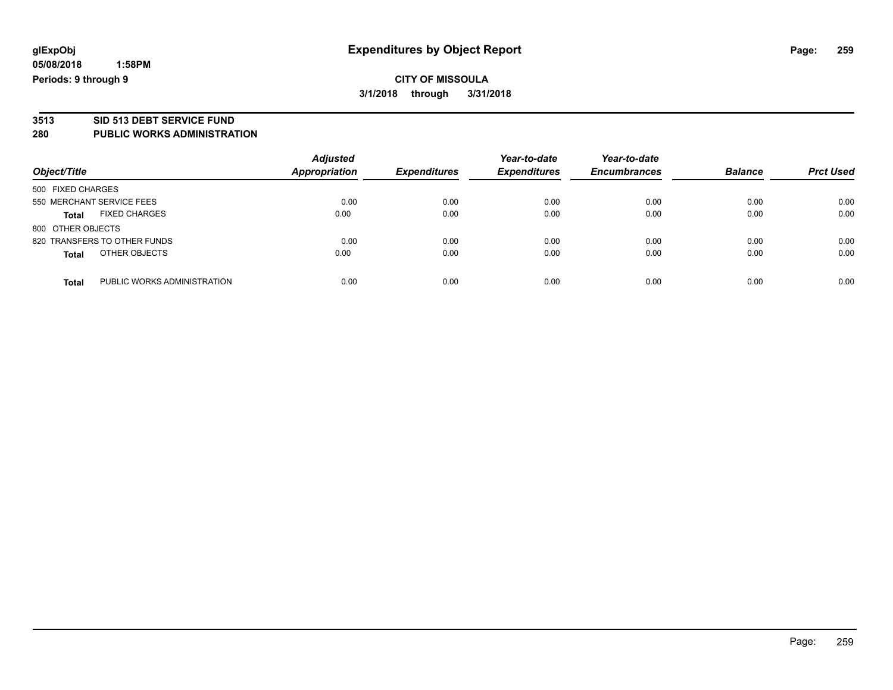glExpObj
05/08/2018 1:58PM
Periods: 9 through 9

# Expenditures by Object Report

**CITY OF MISSOULA**

**3/1/2018 through 3/31/2018**

## 3513 SID 513 DEBT SERVICE FUND
## 280 PUBLIC WORKS ADMINISTRATION

| Object/Title | Adjusted Appropriation | Expenditures | Year-to-date Expenditures | Year-to-date Encumbrances | Balance | Prct Used |
|---|---|---|---|---|---|---|
| 500 FIXED CHARGES | | | | | | |
| 550 MERCHANT SERVICE FEES | 0.00 | 0.00 | 0.00 | 0.00 | 0.00 | 0.00 |
| **Total** FIXED CHARGES | 0.00 | 0.00 | 0.00 | 0.00 | 0.00 | 0.00 |
| 800 OTHER OBJECTS | | | | | | |
| 820 TRANSFERS TO OTHER FUNDS | 0.00 | 0.00 | 0.00 | 0.00 | 0.00 | 0.00 |
| **Total** OTHER OBJECTS | 0.00 | 0.00 | 0.00 | 0.00 | 0.00 | 0.00 |
| **Total** PUBLIC WORKS ADMINISTRATION | 0.00 | 0.00 | 0.00 | 0.00 | 0.00 | 0.00 |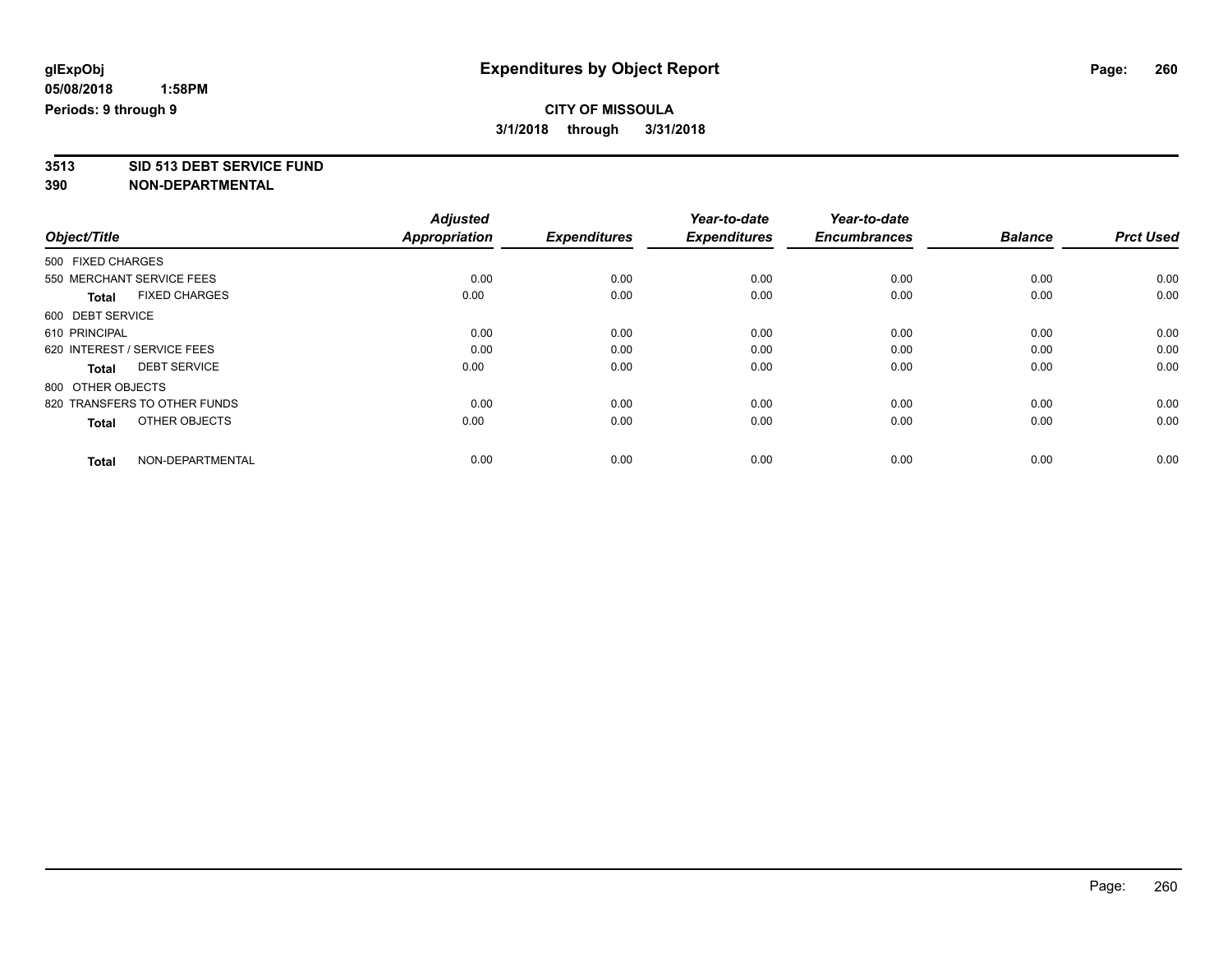**glExpObj**
**05/08/2018 1:58PM**
**Periods: 9 through 9**

# Expenditures by Object Report

**CITY OF MISSOULA**
**3/1/2018 through 3/31/2018**

**3513 SID 513 DEBT SERVICE FUND**
**390 NON-DEPARTMENTAL**

| Object/Title | Adjusted Appropriation | Expenditures | Year-to-date Expenditures | Year-to-date Encumbrances | Balance | Prct Used |
|---|---|---|---|---|---|---|
| 500 FIXED CHARGES | | | | | | |
| 550 MERCHANT SERVICE FEES | 0.00 | 0.00 | 0.00 | 0.00 | 0.00 | 0.00 |
| **Total** FIXED CHARGES | 0.00 | 0.00 | 0.00 | 0.00 | 0.00 | 0.00 |
| 600 DEBT SERVICE | | | | | | |
| 610 PRINCIPAL | 0.00 | 0.00 | 0.00 | 0.00 | 0.00 | 0.00 |
| 620 INTEREST / SERVICE FEES | 0.00 | 0.00 | 0.00 | 0.00 | 0.00 | 0.00 |
| **Total** DEBT SERVICE | 0.00 | 0.00 | 0.00 | 0.00 | 0.00 | 0.00 |
| 800 OTHER OBJECTS | | | | | | |
| 820 TRANSFERS TO OTHER FUNDS | 0.00 | 0.00 | 0.00 | 0.00 | 0.00 | 0.00 |
| **Total** OTHER OBJECTS | 0.00 | 0.00 | 0.00 | 0.00 | 0.00 | 0.00 |
| **Total** NON-DEPARTMENTAL | 0.00 | 0.00 | 0.00 | 0.00 | 0.00 | 0.00 |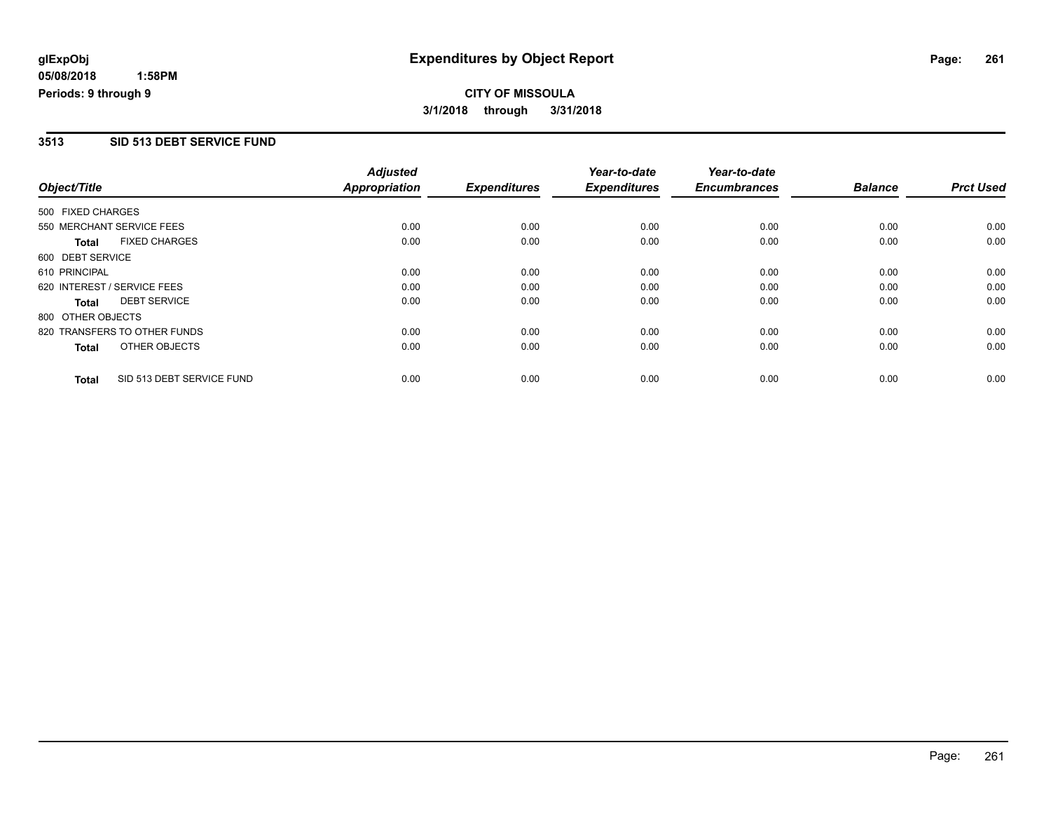**glExpObj**
**05/08/2018 1:58PM**
**Periods: 9 through 9**

# Expenditures by Object Report

**CITY OF MISSOULA**
**3/1/2018 through 3/31/2018**

## 3513 SID 513 DEBT SERVICE FUND

| Object/Title | Adjusted Appropriation | Expenditures | Year-to-date Expenditures | Year-to-date Encumbrances | Balance | Prct Used |
|---|---|---|---|---|---|---|
| 500 FIXED CHARGES | | | | | | |
| 550 MERCHANT SERVICE FEES | 0.00 | 0.00 | 0.00 | 0.00 | 0.00 | 0.00 |
| **Total** FIXED CHARGES | 0.00 | 0.00 | 0.00 | 0.00 | 0.00 | 0.00 |
| 600 DEBT SERVICE | | | | | | |
| 610 PRINCIPAL | 0.00 | 0.00 | 0.00 | 0.00 | 0.00 | 0.00 |
| 620 INTEREST / SERVICE FEES | 0.00 | 0.00 | 0.00 | 0.00 | 0.00 | 0.00 |
| **Total** DEBT SERVICE | 0.00 | 0.00 | 0.00 | 0.00 | 0.00 | 0.00 |
| 800 OTHER OBJECTS | | | | | | |
| 820 TRANSFERS TO OTHER FUNDS | 0.00 | 0.00 | 0.00 | 0.00 | 0.00 | 0.00 |
| **Total** OTHER OBJECTS | 0.00 | 0.00 | 0.00 | 0.00 | 0.00 | 0.00 |
| **Total** SID 513 DEBT SERVICE FUND | 0.00 | 0.00 | 0.00 | 0.00 | 0.00 | 0.00 |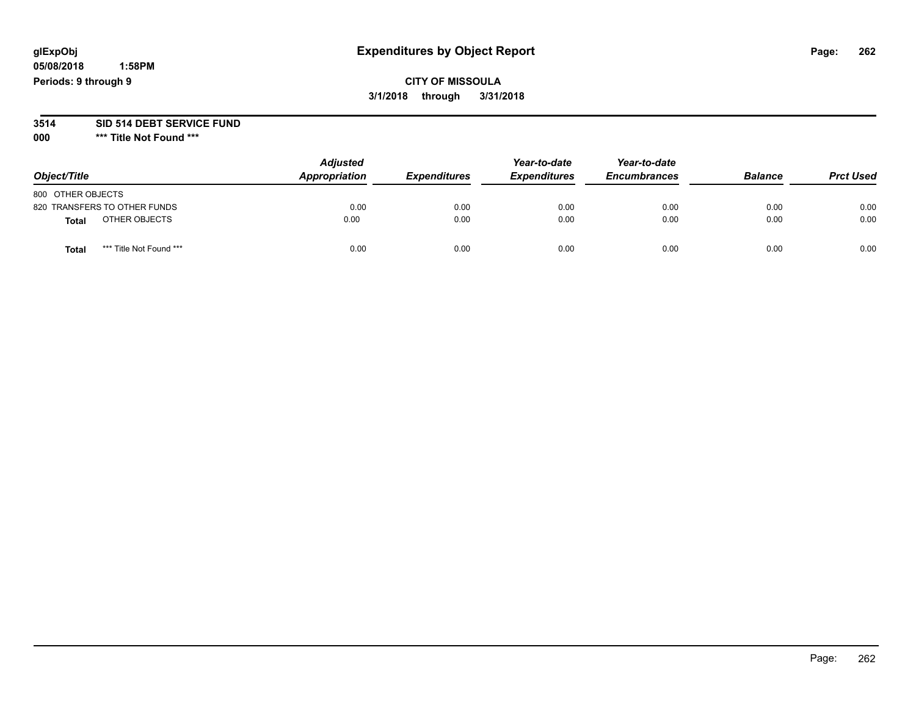glExpObj
05/08/2018 1:58PM
Periods: 9 through 9

# Expenditures by Object Report

**CITY OF MISSOULA**
**3/1/2018 through 3/31/2018**

**3514 SID 514 DEBT SERVICE FUND**
**000 \*\*\* Title Not Found \*\*\***

| Object/Title | | Adjusted Appropriation | Expenditures | Year-to-date Expenditures | Year-to-date Encumbrances | Balance | Prct Used |
|---|---|---|---|---|---|---|---|
| 800 OTHER OBJECTS | | | | | | | |
| 820 TRANSFERS TO OTHER FUNDS | | 0.00 | 0.00 | 0.00 | 0.00 | 0.00 | 0.00 |
| **Total** | OTHER OBJECTS | 0.00 | 0.00 | 0.00 | 0.00 | 0.00 | 0.00 |
| **Total** | *** Title Not Found *** | 0.00 | 0.00 | 0.00 | 0.00 | 0.00 | 0.00 |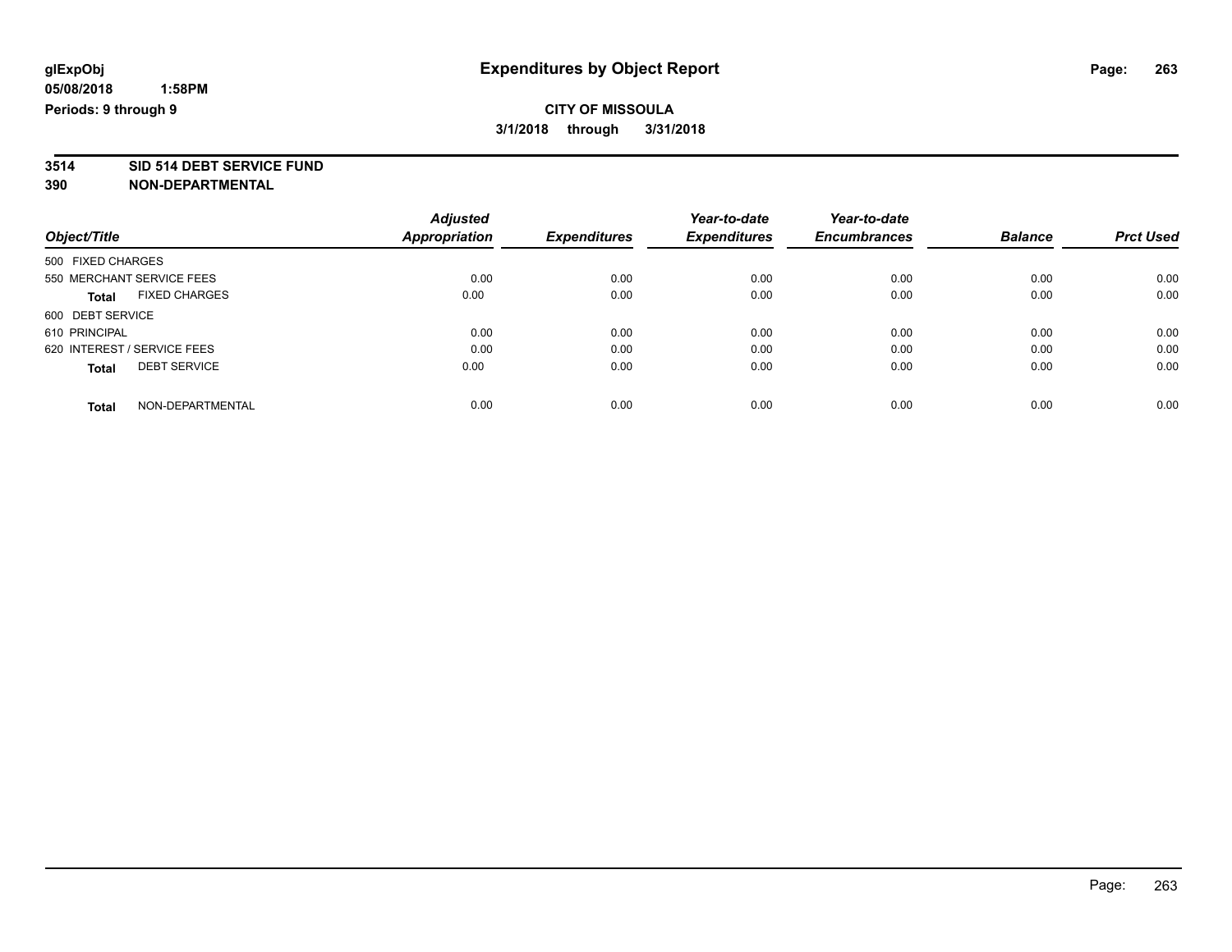**glExpObj**
**05/08/2018 1:58PM**
**Periods: 9 through 9**

# Expenditures by Object Report

**CITY OF MISSOULA**
**3/1/2018 through 3/31/2018**

**3514 SID 514 DEBT SERVICE FUND**
**390 NON-DEPARTMENTAL**

| Object/Title | Adjusted Appropriation | Expenditures | Year-to-date Expenditures | Year-to-date Encumbrances | Balance | Prct Used |
|---|---|---|---|---|---|---|
| 500 FIXED CHARGES | | | | | | |
| 550 MERCHANT SERVICE FEES | 0.00 | 0.00 | 0.00 | 0.00 | 0.00 | 0.00 |
| **Total** FIXED CHARGES | 0.00 | 0.00 | 0.00 | 0.00 | 0.00 | 0.00 |
| 600 DEBT SERVICE | | | | | | |
| 610 PRINCIPAL | 0.00 | 0.00 | 0.00 | 0.00 | 0.00 | 0.00 |
| 620 INTEREST / SERVICE FEES | 0.00 | 0.00 | 0.00 | 0.00 | 0.00 | 0.00 |
| **Total** DEBT SERVICE | 0.00 | 0.00 | 0.00 | 0.00 | 0.00 | 0.00 |
| **Total** NON-DEPARTMENTAL | 0.00 | 0.00 | 0.00 | 0.00 | 0.00 | 0.00 |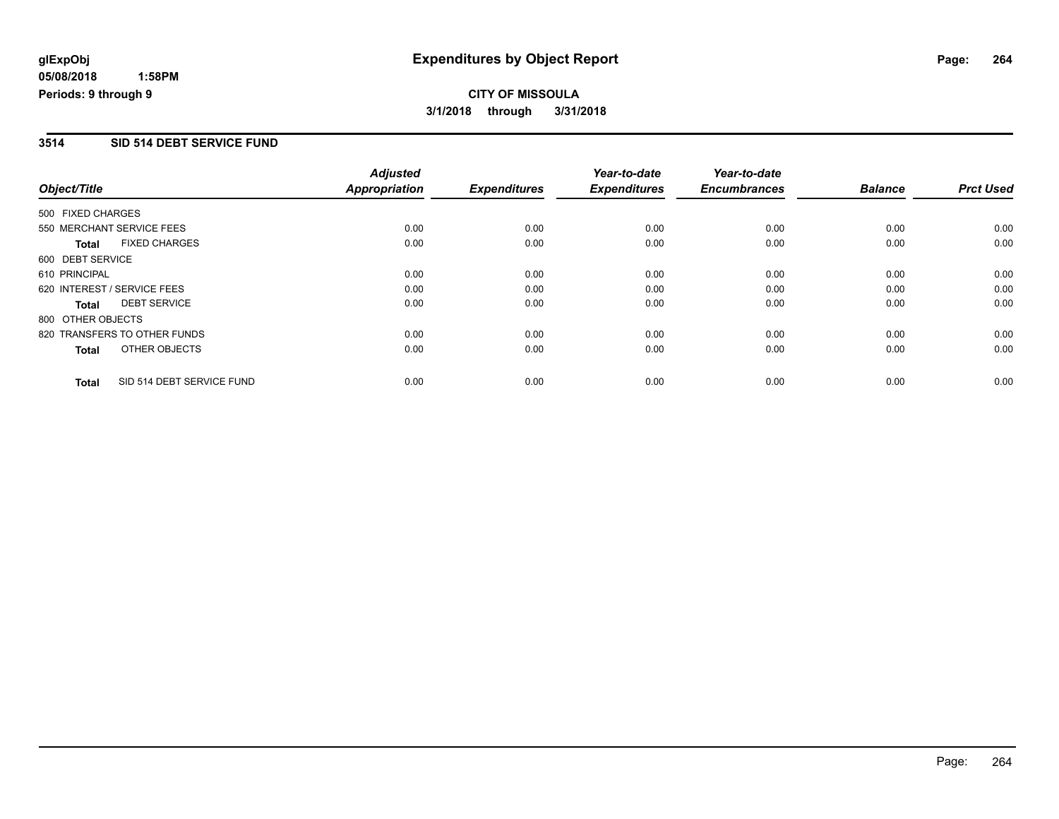glExpObj
05/08/2018 1:58PM
Periods: 9 through 9

# Expenditures by Object Report

**CITY OF MISSOULA**
**3/1/2018 through 3/31/2018**

## 3514 SID 514 DEBT SERVICE FUND

| Object/Title | Adjusted Appropriation | Expenditures | Year-to-date Expenditures | Year-to-date Encumbrances | Balance | Prct Used |
|---|---|---|---|---|---|---|
| 500 FIXED CHARGES | | | | | | |
| 550 MERCHANT SERVICE FEES | 0.00 | 0.00 | 0.00 | 0.00 | 0.00 | 0.00 |
| **Total** FIXED CHARGES | 0.00 | 0.00 | 0.00 | 0.00 | 0.00 | 0.00 |
| 600 DEBT SERVICE | | | | | | |
| 610 PRINCIPAL | 0.00 | 0.00 | 0.00 | 0.00 | 0.00 | 0.00 |
| 620 INTEREST / SERVICE FEES | 0.00 | 0.00 | 0.00 | 0.00 | 0.00 | 0.00 |
| **Total** DEBT SERVICE | 0.00 | 0.00 | 0.00 | 0.00 | 0.00 | 0.00 |
| 800 OTHER OBJECTS | | | | | | |
| 820 TRANSFERS TO OTHER FUNDS | 0.00 | 0.00 | 0.00 | 0.00 | 0.00 | 0.00 |
| **Total** OTHER OBJECTS | 0.00 | 0.00 | 0.00 | 0.00 | 0.00 | 0.00 |
| **Total** SID 514 DEBT SERVICE FUND | 0.00 | 0.00 | 0.00 | 0.00 | 0.00 | 0.00 |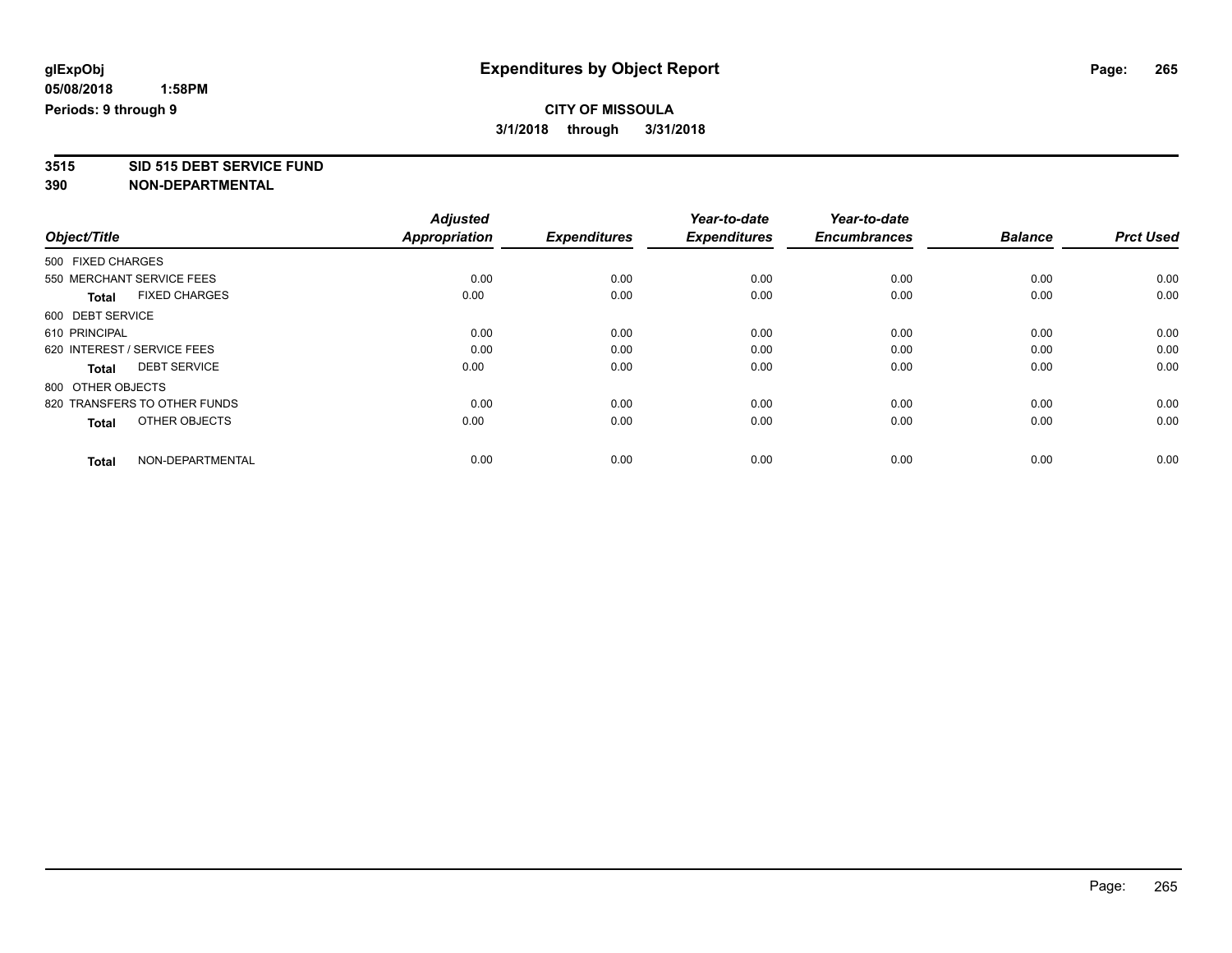**glExpObj**
**05/08/2018 1:58PM**
**Periods: 9 through 9**

# Expenditures by Object Report

**CITY OF MISSOULA**
**3/1/2018 through 3/31/2018**

**3515 SID 515 DEBT SERVICE FUND**
**390 NON-DEPARTMENTAL**

| Object/Title | Adjusted Appropriation | Expenditures | Year-to-date Expenditures | Year-to-date Encumbrances | Balance | Prct Used |
|---|---|---|---|---|---|---|
| 500 FIXED CHARGES | | | | | | |
| 550 MERCHANT SERVICE FEES | 0.00 | 0.00 | 0.00 | 0.00 | 0.00 | 0.00 |
| **Total** FIXED CHARGES | 0.00 | 0.00 | 0.00 | 0.00 | 0.00 | 0.00 |
| 600 DEBT SERVICE | | | | | | |
| 610 PRINCIPAL | 0.00 | 0.00 | 0.00 | 0.00 | 0.00 | 0.00 |
| 620 INTEREST / SERVICE FEES | 0.00 | 0.00 | 0.00 | 0.00 | 0.00 | 0.00 |
| **Total** DEBT SERVICE | 0.00 | 0.00 | 0.00 | 0.00 | 0.00 | 0.00 |
| 800 OTHER OBJECTS | | | | | | |
| 820 TRANSFERS TO OTHER FUNDS | 0.00 | 0.00 | 0.00 | 0.00 | 0.00 | 0.00 |
| **Total** OTHER OBJECTS | 0.00 | 0.00 | 0.00 | 0.00 | 0.00 | 0.00 |
| **Total** NON-DEPARTMENTAL | 0.00 | 0.00 | 0.00 | 0.00 | 0.00 | 0.00 |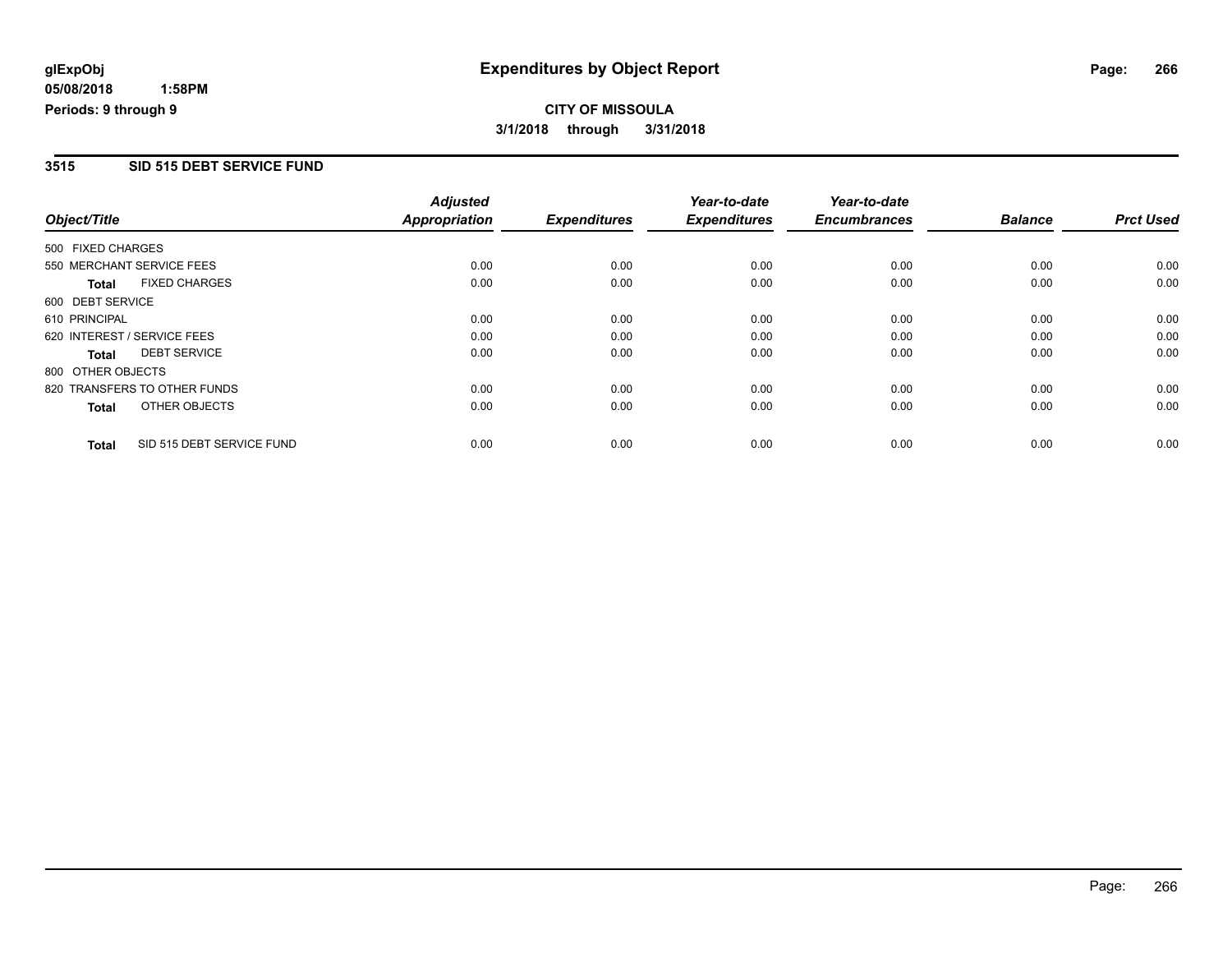glExpObj
05/08/2018 1:58PM
Periods: 9 through 9

# Expenditures by Object Report

**CITY OF MISSOULA**
**3/1/2018 through 3/31/2018**

## 3515 SID 515 DEBT SERVICE FUND

| Object/Title | Adjusted Appropriation | Expenditures | Year-to-date Expenditures | Year-to-date Encumbrances | Balance | Prct Used |
|---|---|---|---|---|---|---|
| 500 FIXED CHARGES | | | | | | |
| 550 MERCHANT SERVICE FEES | 0.00 | 0.00 | 0.00 | 0.00 | 0.00 | 0.00 |
| **Total** FIXED CHARGES | 0.00 | 0.00 | 0.00 | 0.00 | 0.00 | 0.00 |
| 600 DEBT SERVICE | | | | | | |
| 610 PRINCIPAL | 0.00 | 0.00 | 0.00 | 0.00 | 0.00 | 0.00 |
| 620 INTEREST / SERVICE FEES | 0.00 | 0.00 | 0.00 | 0.00 | 0.00 | 0.00 |
| **Total** DEBT SERVICE | 0.00 | 0.00 | 0.00 | 0.00 | 0.00 | 0.00 |
| 800 OTHER OBJECTS | | | | | | |
| 820 TRANSFERS TO OTHER FUNDS | 0.00 | 0.00 | 0.00 | 0.00 | 0.00 | 0.00 |
| **Total** OTHER OBJECTS | 0.00 | 0.00 | 0.00 | 0.00 | 0.00 | 0.00 |
| **Total** SID 515 DEBT SERVICE FUND | 0.00 | 0.00 | 0.00 | 0.00 | 0.00 | 0.00 |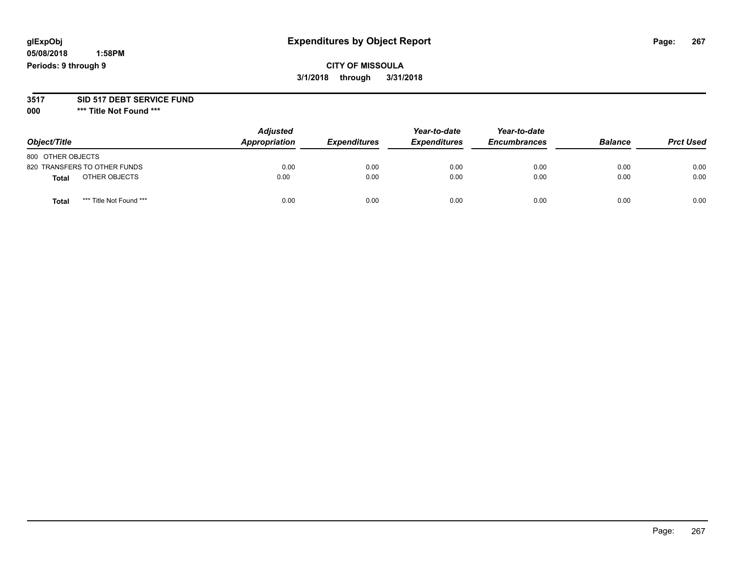# Expenditures by Object Report

glExpObj
05/08/2018 1:58PM
Periods: 9 through 9

**CITY OF MISSOULA**
**3/1/2018 through 3/31/2018**

**3517 SID 517 DEBT SERVICE FUND**
**000 \*\*\* Title Not Found \*\*\***

| Object/Title | Adjusted Appropriation | Expenditures | Year-to-date Expenditures | Year-to-date Encumbrances | Balance | Prct Used |
|---|---|---|---|---|---|---|
| 800 OTHER OBJECTS | | | | | | |
| 820 TRANSFERS TO OTHER FUNDS | 0.00 | 0.00 | 0.00 | 0.00 | 0.00 | 0.00 |
| **Total** OTHER OBJECTS | 0.00 | 0.00 | 0.00 | 0.00 | 0.00 | 0.00 |
| **Total** *** Title Not Found *** | 0.00 | 0.00 | 0.00 | 0.00 | 0.00 | 0.00 |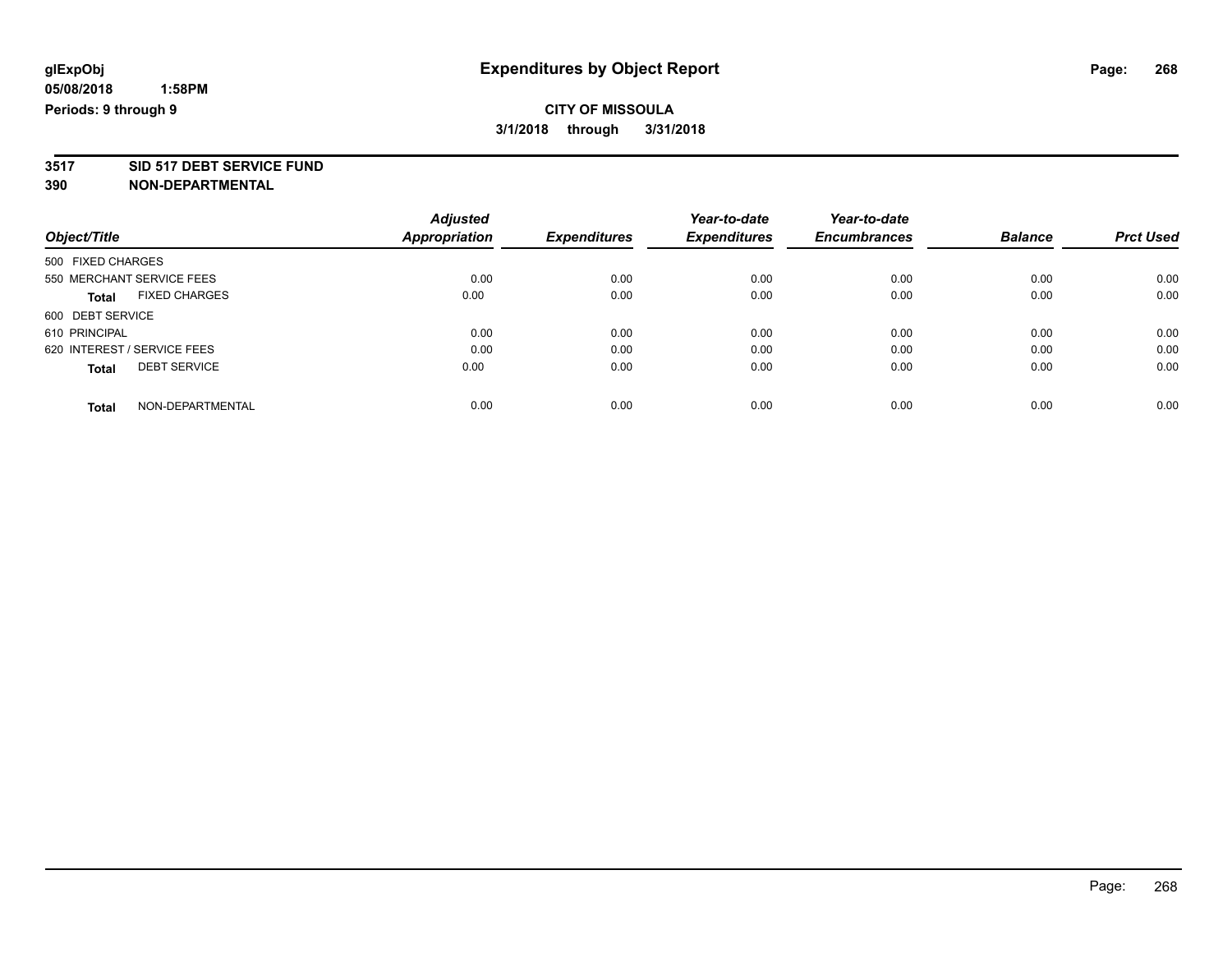# Expenditures by Object Report

glExpObj
05/08/2018 1:58PM
Periods: 9 through 9

**CITY OF MISSOULA**
**3/1/2018 through 3/31/2018**

**3517 SID 517 DEBT SERVICE FUND**
**390 NON-DEPARTMENTAL**

| Object/Title | Adjusted Appropriation | Expenditures | Year-to-date Expenditures | Year-to-date Encumbrances | Balance | Prct Used |
|---|---|---|---|---|---|---|
| 500 FIXED CHARGES | | | | | | |
| 550 MERCHANT SERVICE FEES | 0.00 | 0.00 | 0.00 | 0.00 | 0.00 | 0.00 |
| **Total** FIXED CHARGES | 0.00 | 0.00 | 0.00 | 0.00 | 0.00 | 0.00 |
| 600 DEBT SERVICE | | | | | | |
| 610 PRINCIPAL | 0.00 | 0.00 | 0.00 | 0.00 | 0.00 | 0.00 |
| 620 INTEREST / SERVICE FEES | 0.00 | 0.00 | 0.00 | 0.00 | 0.00 | 0.00 |
| **Total** DEBT SERVICE | 0.00 | 0.00 | 0.00 | 0.00 | 0.00 | 0.00 |
| **Total** NON-DEPARTMENTAL | 0.00 | 0.00 | 0.00 | 0.00 | 0.00 | 0.00 |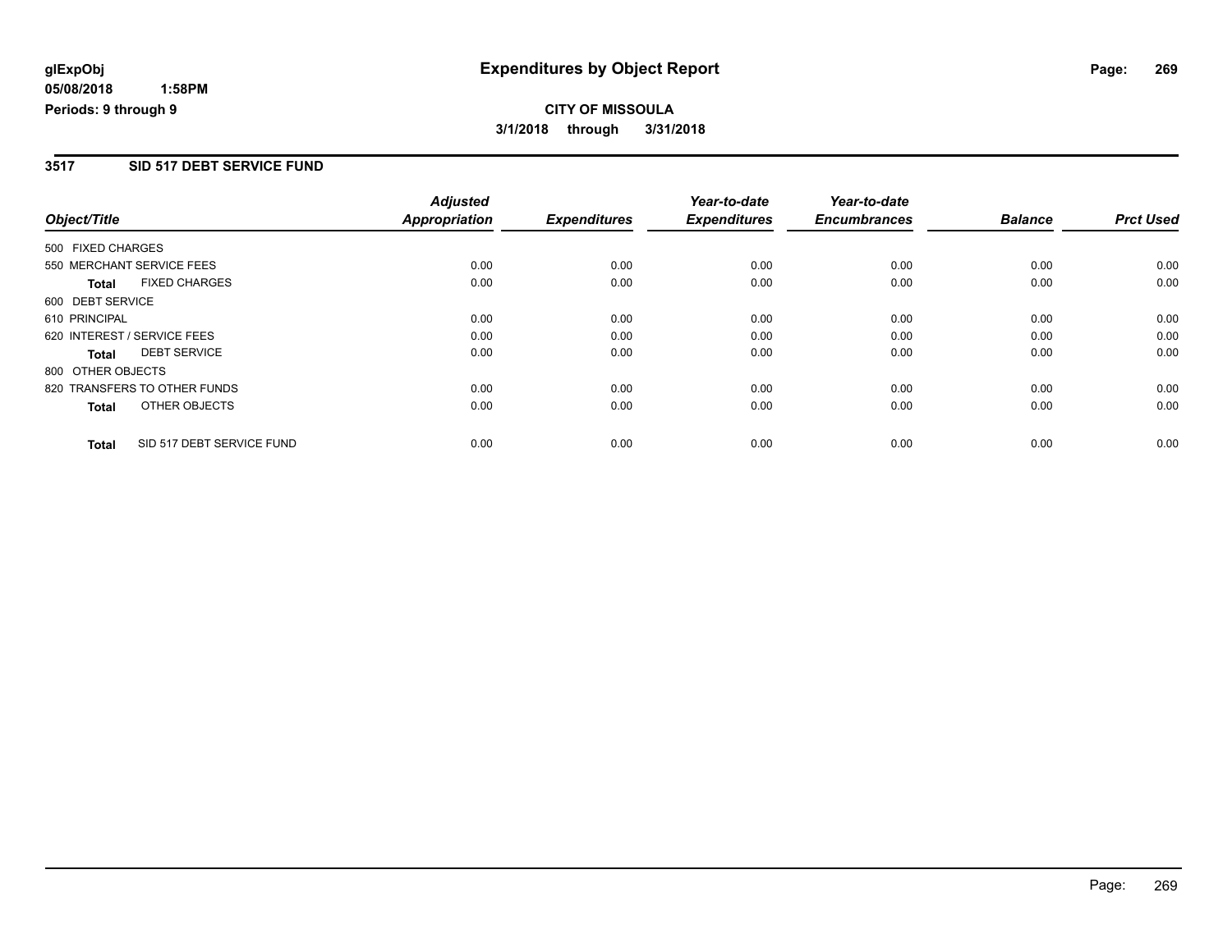**glExpObj**
**05/08/2018 1:58PM**
**Periods: 9 through 9**

# Expenditures by Object Report

**CITY OF MISSOULA**
**3/1/2018 through 3/31/2018**

## 3517 SID 517 DEBT SERVICE FUND

| Object/Title | Adjusted Appropriation | Expenditures | Year-to-date Expenditures | Year-to-date Encumbrances | Balance | Prct Used |
|---|---|---|---|---|---|---|
| 500 FIXED CHARGES | | | | | | |
| 550 MERCHANT SERVICE FEES | 0.00 | 0.00 | 0.00 | 0.00 | 0.00 | 0.00 |
| **Total** FIXED CHARGES | 0.00 | 0.00 | 0.00 | 0.00 | 0.00 | 0.00 |
| 600 DEBT SERVICE | | | | | | |
| 610 PRINCIPAL | 0.00 | 0.00 | 0.00 | 0.00 | 0.00 | 0.00 |
| 620 INTEREST / SERVICE FEES | 0.00 | 0.00 | 0.00 | 0.00 | 0.00 | 0.00 |
| **Total** DEBT SERVICE | 0.00 | 0.00 | 0.00 | 0.00 | 0.00 | 0.00 |
| 800 OTHER OBJECTS | | | | | | |
| 820 TRANSFERS TO OTHER FUNDS | 0.00 | 0.00 | 0.00 | 0.00 | 0.00 | 0.00 |
| **Total** OTHER OBJECTS | 0.00 | 0.00 | 0.00 | 0.00 | 0.00 | 0.00 |
| **Total** SID 517 DEBT SERVICE FUND | 0.00 | 0.00 | 0.00 | 0.00 | 0.00 | 0.00 |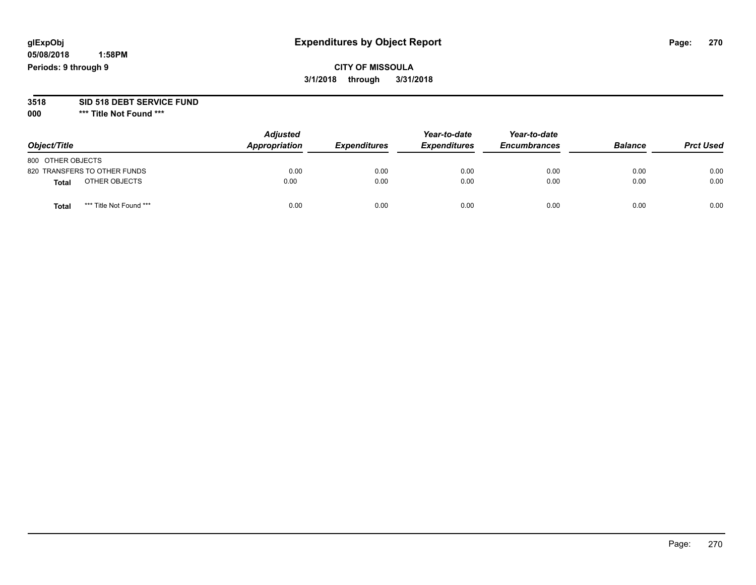**glExpObj** **Expenditures by Object Report**

**05/08/2018 1:58PM**

**Periods: 9 through 9**

**CITY OF MISSOULA**

**3/1/2018 through 3/31/2018**

**3518 SID 518 DEBT SERVICE FUND**

**000 \*\*\* Title Not Found \*\*\***

| Object/Title | Adjusted Appropriation | Expenditures | Year-to-date Expenditures | Year-to-date Encumbrances | Balance | Prct Used |
|---|---|---|---|---|---|---|
| 800 OTHER OBJECTS | | | | | | |
| 820 TRANSFERS TO OTHER FUNDS | 0.00 | 0.00 | 0.00 | 0.00 | 0.00 | 0.00 |
| **Total** OTHER OBJECTS | 0.00 | 0.00 | 0.00 | 0.00 | 0.00 | 0.00 |
| **Total** *** Title Not Found *** | 0.00 | 0.00 | 0.00 | 0.00 | 0.00 | 0.00 |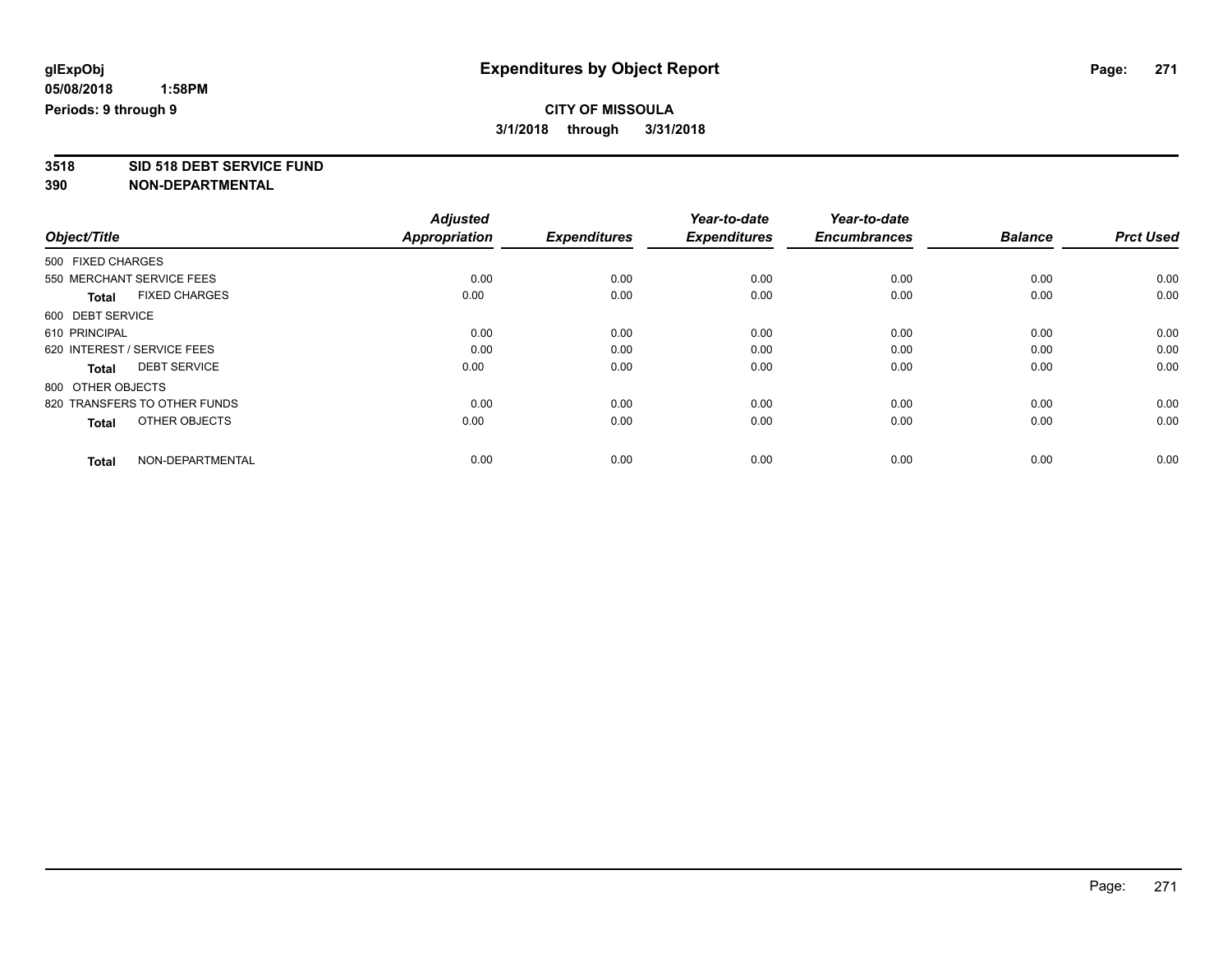# Expenditures by Object Report

glExpObj
05/08/2018 1:58PM
Periods: 9 through 9

**CITY OF MISSOULA**
**3/1/2018 through 3/31/2018**

**3518 SID 518 DEBT SERVICE FUND**
**390 NON-DEPARTMENTAL**

| Object/Title | Adjusted Appropriation | Expenditures | Year-to-date Expenditures | Year-to-date Encumbrances | Balance | Prct Used |
|---|---|---|---|---|---|---|
| 500 FIXED CHARGES | | | | | | |
| 550 MERCHANT SERVICE FEES | 0.00 | 0.00 | 0.00 | 0.00 | 0.00 | 0.00 |
| **Total** FIXED CHARGES | 0.00 | 0.00 | 0.00 | 0.00 | 0.00 | 0.00 |
| 600 DEBT SERVICE | | | | | | |
| 610 PRINCIPAL | 0.00 | 0.00 | 0.00 | 0.00 | 0.00 | 0.00 |
| 620 INTEREST / SERVICE FEES | 0.00 | 0.00 | 0.00 | 0.00 | 0.00 | 0.00 |
| **Total** DEBT SERVICE | 0.00 | 0.00 | 0.00 | 0.00 | 0.00 | 0.00 |
| 800 OTHER OBJECTS | | | | | | |
| 820 TRANSFERS TO OTHER FUNDS | 0.00 | 0.00 | 0.00 | 0.00 | 0.00 | 0.00 |
| **Total** OTHER OBJECTS | 0.00 | 0.00 | 0.00 | 0.00 | 0.00 | 0.00 |
| **Total** NON-DEPARTMENTAL | 0.00 | 0.00 | 0.00 | 0.00 | 0.00 | 0.00 |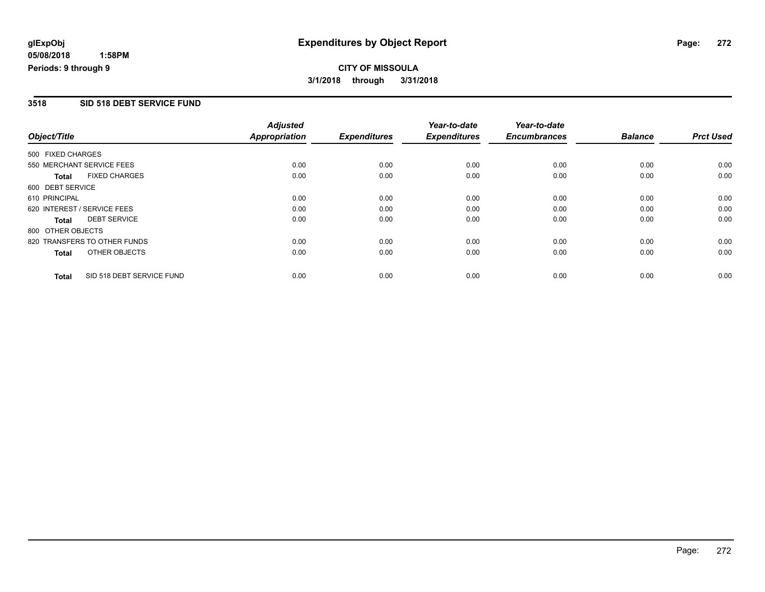glExpObj
05/08/2018 1:58PM
Periods: 9 through 9

# Expenditures by Object Report

**CITY OF MISSOULA**
**3/1/2018 through 3/31/2018**

## 3518 SID 518 DEBT SERVICE FUND

| Object/Title | | Adjusted Appropriation | Expenditures | Year-to-date Expenditures | Year-to-date Encumbrances | Balance | Prct Used |
|---|---|---|---|---|---|---|---|
| 500 FIXED CHARGES | | | | | | | |
| 550 MERCHANT SERVICE FEES | | 0.00 | 0.00 | 0.00 | 0.00 | 0.00 | 0.00 |
| **Total** | FIXED CHARGES | 0.00 | 0.00 | 0.00 | 0.00 | 0.00 | 0.00 |
| 600 DEBT SERVICE | | | | | | | |
| 610 PRINCIPAL | | 0.00 | 0.00 | 0.00 | 0.00 | 0.00 | 0.00 |
| 620 INTEREST / SERVICE FEES | | 0.00 | 0.00 | 0.00 | 0.00 | 0.00 | 0.00 |
| **Total** | DEBT SERVICE | 0.00 | 0.00 | 0.00 | 0.00 | 0.00 | 0.00 |
| 800 OTHER OBJECTS | | | | | | | |
| 820 TRANSFERS TO OTHER FUNDS | | 0.00 | 0.00 | 0.00 | 0.00 | 0.00 | 0.00 |
| **Total** | OTHER OBJECTS | 0.00 | 0.00 | 0.00 | 0.00 | 0.00 | 0.00 |
| **Total** | SID 518 DEBT SERVICE FUND | 0.00 | 0.00 | 0.00 | 0.00 | 0.00 | 0.00 |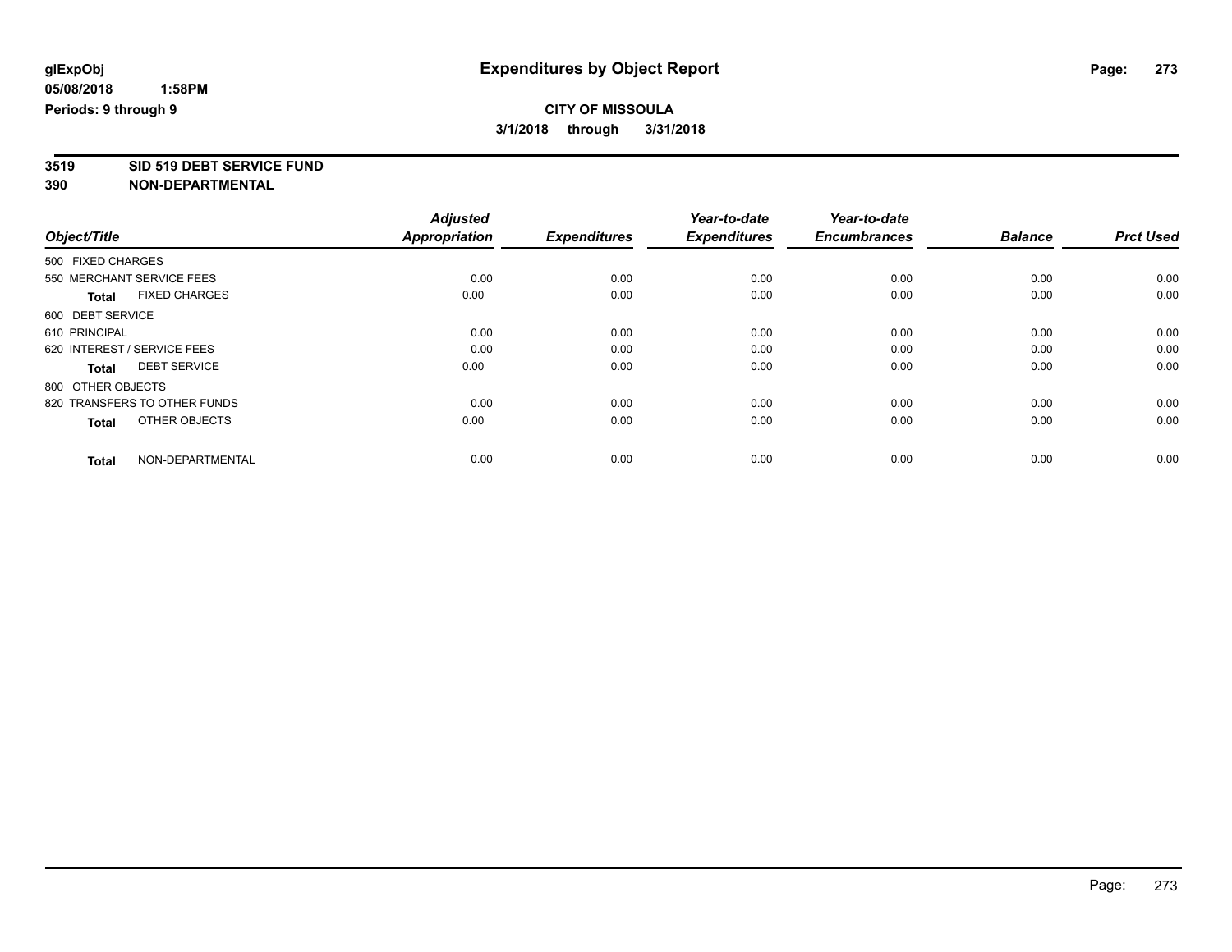**glExpObj**
**05/08/2018 1:58PM**
**Periods: 9 through 9**

# Expenditures by Object Report

**CITY OF MISSOULA**
**3/1/2018 through 3/31/2018**

**3519 SID 519 DEBT SERVICE FUND**
**390 NON-DEPARTMENTAL**

| Object/Title | Adjusted Appropriation | Expenditures | Year-to-date Expenditures | Year-to-date Encumbrances | Balance | Prct Used |
|---|---|---|---|---|---|---|
| 500 FIXED CHARGES | | | | | | |
| 550 MERCHANT SERVICE FEES | 0.00 | 0.00 | 0.00 | 0.00 | 0.00 | 0.00 |
| **Total** FIXED CHARGES | 0.00 | 0.00 | 0.00 | 0.00 | 0.00 | 0.00 |
| 600 DEBT SERVICE | | | | | | |
| 610 PRINCIPAL | 0.00 | 0.00 | 0.00 | 0.00 | 0.00 | 0.00 |
| 620 INTEREST / SERVICE FEES | 0.00 | 0.00 | 0.00 | 0.00 | 0.00 | 0.00 |
| **Total** DEBT SERVICE | 0.00 | 0.00 | 0.00 | 0.00 | 0.00 | 0.00 |
| 800 OTHER OBJECTS | | | | | | |
| 820 TRANSFERS TO OTHER FUNDS | 0.00 | 0.00 | 0.00 | 0.00 | 0.00 | 0.00 |
| **Total** OTHER OBJECTS | 0.00 | 0.00 | 0.00 | 0.00 | 0.00 | 0.00 |
| **Total** NON-DEPARTMENTAL | 0.00 | 0.00 | 0.00 | 0.00 | 0.00 | 0.00 |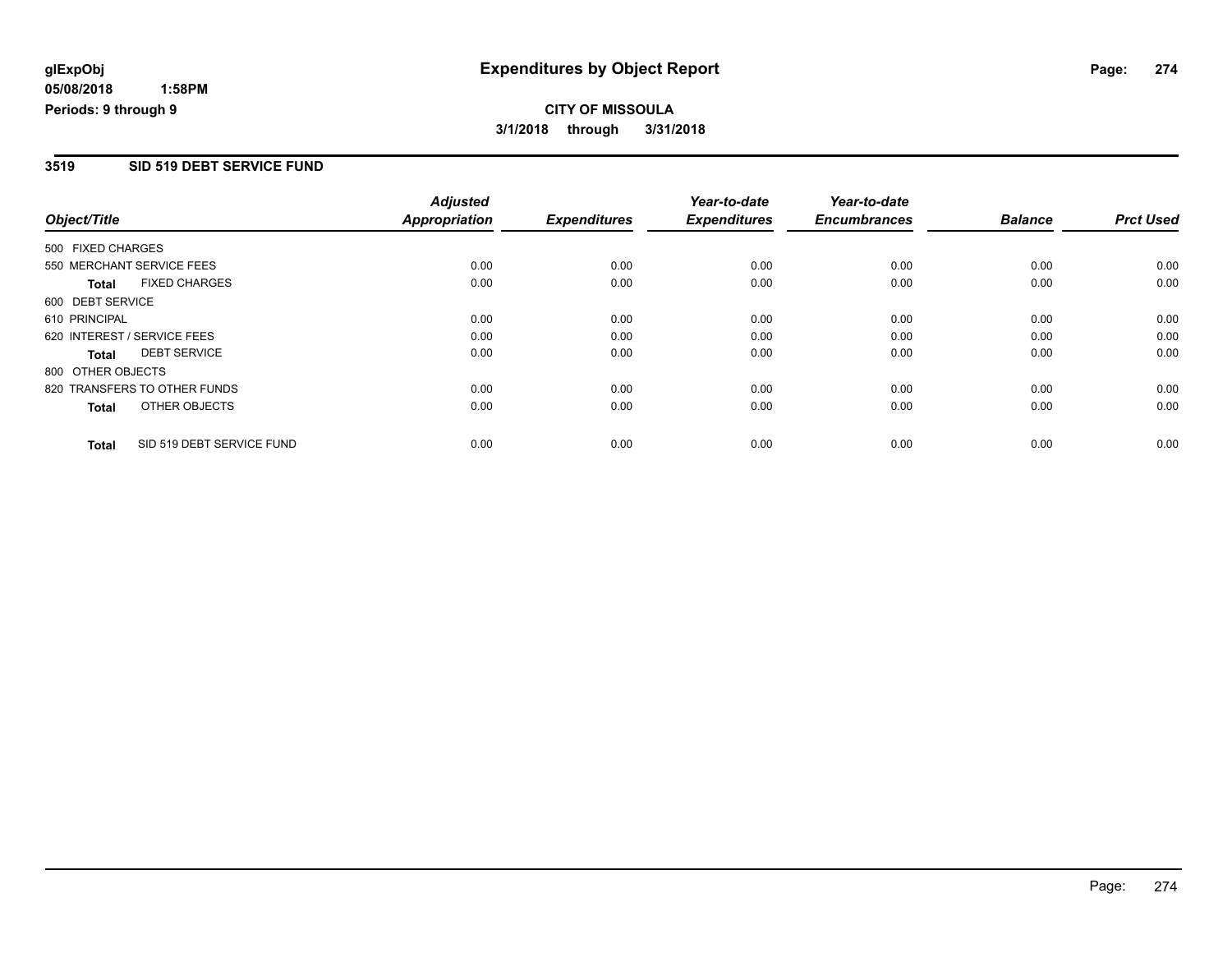glExpObj
05/08/2018 1:58PM
Periods: 9 through 9

# Expenditures by Object Report

**CITY OF MISSOULA**
**3/1/2018 through 3/31/2018**

## 3519 SID 519 DEBT SERVICE FUND

| Object/Title | Adjusted Appropriation | Expenditures | Year-to-date Expenditures | Year-to-date Encumbrances | Balance | Prct Used |
|---|---|---|---|---|---|---|
| 500 FIXED CHARGES | | | | | | |
| 550 MERCHANT SERVICE FEES | 0.00 | 0.00 | 0.00 | 0.00 | 0.00 | 0.00 |
| **Total** FIXED CHARGES | 0.00 | 0.00 | 0.00 | 0.00 | 0.00 | 0.00 |
| 600 DEBT SERVICE | | | | | | |
| 610 PRINCIPAL | 0.00 | 0.00 | 0.00 | 0.00 | 0.00 | 0.00 |
| 620 INTEREST / SERVICE FEES | 0.00 | 0.00 | 0.00 | 0.00 | 0.00 | 0.00 |
| **Total** DEBT SERVICE | 0.00 | 0.00 | 0.00 | 0.00 | 0.00 | 0.00 |
| 800 OTHER OBJECTS | | | | | | |
| 820 TRANSFERS TO OTHER FUNDS | 0.00 | 0.00 | 0.00 | 0.00 | 0.00 | 0.00 |
| **Total** OTHER OBJECTS | 0.00 | 0.00 | 0.00 | 0.00 | 0.00 | 0.00 |
| **Total** SID 519 DEBT SERVICE FUND | 0.00 | 0.00 | 0.00 | 0.00 | 0.00 | 0.00 |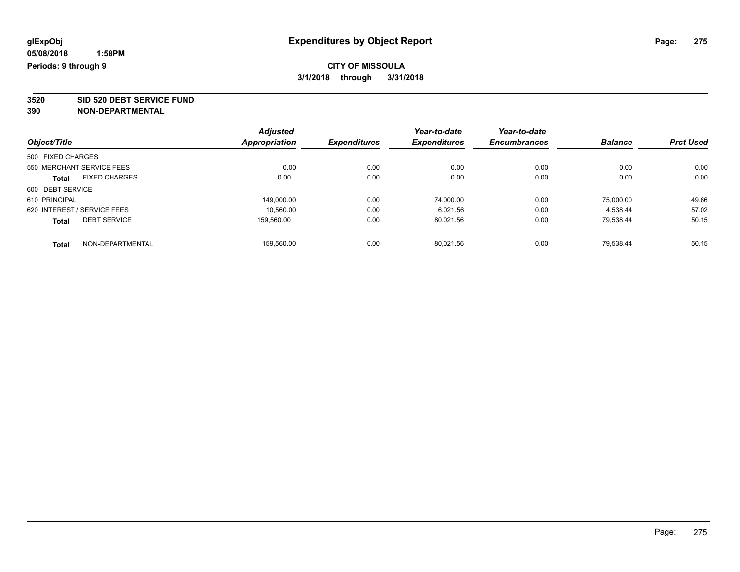**glExpObj** **Expenditures by Object Report**

**05/08/2018 1:58PM**

**Periods: 9 through 9**

**CITY OF MISSOULA**

**3/1/2018 through 3/31/2018**

## 3520 SID 520 DEBT SERVICE FUND

## 390 NON-DEPARTMENTAL

| Object/Title | Adjusted Appropriation | Expenditures | Year-to-date Expenditures | Year-to-date Encumbrances | Balance | Prct Used |
|---|---|---|---|---|---|---|
| 500 FIXED CHARGES | | | | | | |
| 550 MERCHANT SERVICE FEES | 0.00 | 0.00 | 0.00 | 0.00 | 0.00 | 0.00 |
| **Total** FIXED CHARGES | 0.00 | 0.00 | 0.00 | 0.00 | 0.00 | 0.00 |
| 600 DEBT SERVICE | | | | | | |
| 610 PRINCIPAL | 149,000.00 | 0.00 | 74,000.00 | 0.00 | 75,000.00 | 49.66 |
| 620 INTEREST / SERVICE FEES | 10,560.00 | 0.00 | 6,021.56 | 0.00 | 4,538.44 | 57.02 |
| **Total** DEBT SERVICE | 159,560.00 | 0.00 | 80,021.56 | 0.00 | 79,538.44 | 50.15 |
| **Total** NON-DEPARTMENTAL | 159,560.00 | 0.00 | 80,021.56 | 0.00 | 79,538.44 | 50.15 |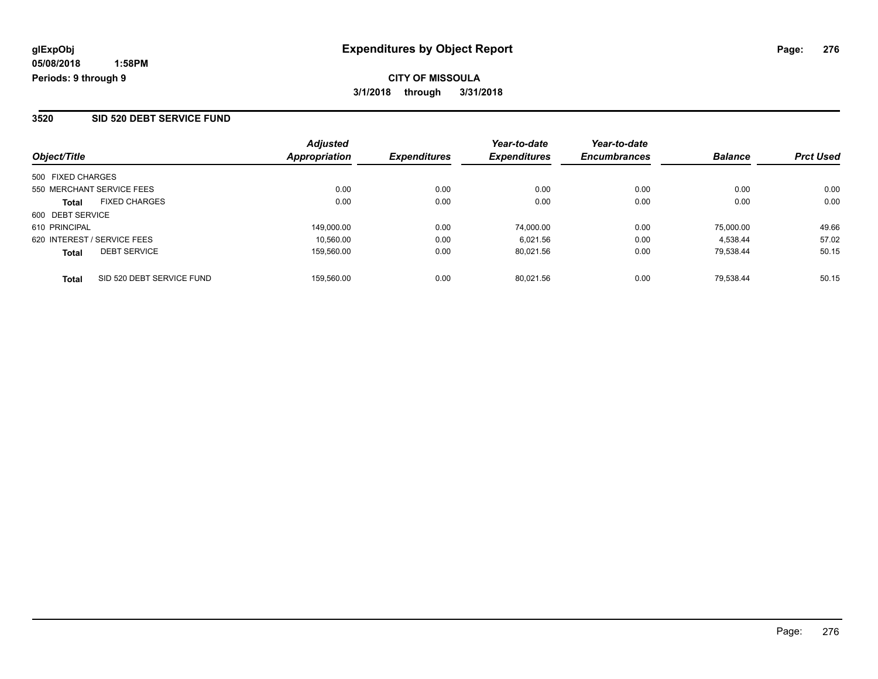glExpObj
05/08/2018 1:58PM
Periods: 9 through 9

# Expenditures by Object Report

**CITY OF MISSOULA**

**3/1/2018 through 3/31/2018**

## 3520 SID 520 DEBT SERVICE FUND

| Object/Title | | Adjusted Appropriation | Expenditures | Year-to-date Expenditures | Year-to-date Encumbrances | Balance | Prct Used |
|---|---|---|---|---|---|---|---|
| 500 FIXED CHARGES | | | | | | | |
| 550 MERCHANT SERVICE FEES | | 0.00 | 0.00 | 0.00 | 0.00 | 0.00 | 0.00 |
| **Total** | FIXED CHARGES | 0.00 | 0.00 | 0.00 | 0.00 | 0.00 | 0.00 |
| 600 DEBT SERVICE | | | | | | | |
| 610 PRINCIPAL | | 149,000.00 | 0.00 | 74,000.00 | 0.00 | 75,000.00 | 49.66 |
| 620 INTEREST / SERVICE FEES | | 10,560.00 | 0.00 | 6,021.56 | 0.00 | 4,538.44 | 57.02 |
| **Total** | DEBT SERVICE | 159,560.00 | 0.00 | 80,021.56 | 0.00 | 79,538.44 | 50.15 |
| **Total** | SID 520 DEBT SERVICE FUND | 159,560.00 | 0.00 | 80,021.56 | 0.00 | 79,538.44 | 50.15 |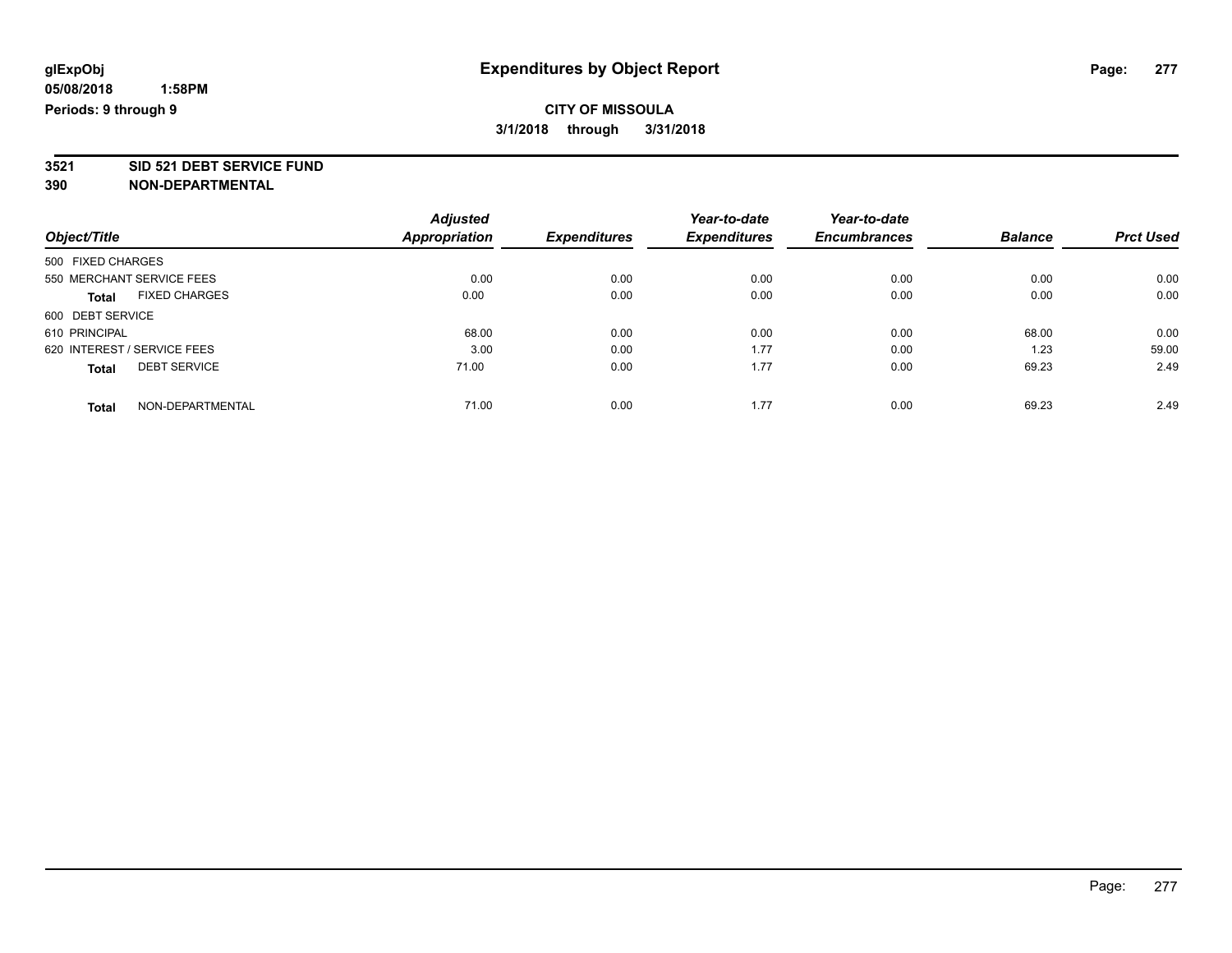# Expenditures by Object Report

glExpObj
05/08/2018 1:58PM
Periods: 9 through 9

**CITY OF MISSOULA**
**3/1/2018 through 3/31/2018**

**3521 SID 521 DEBT SERVICE FUND**
**390 NON-DEPARTMENTAL**

| Object/Title | Adjusted Appropriation | Expenditures | Year-to-date Expenditures | Year-to-date Encumbrances | Balance | Prct Used |
|---|---|---|---|---|---|---|
| 500 FIXED CHARGES | | | | | | |
| 550 MERCHANT SERVICE FEES | 0.00 | 0.00 | 0.00 | 0.00 | 0.00 | 0.00 |
| **Total** FIXED CHARGES | 0.00 | 0.00 | 0.00 | 0.00 | 0.00 | 0.00 |
| 600 DEBT SERVICE | | | | | | |
| 610 PRINCIPAL | 68.00 | 0.00 | 0.00 | 0.00 | 68.00 | 0.00 |
| 620 INTEREST / SERVICE FEES | 3.00 | 0.00 | 1.77 | 0.00 | 1.23 | 59.00 |
| **Total** DEBT SERVICE | 71.00 | 0.00 | 1.77 | 0.00 | 69.23 | 2.49 |
| **Total** NON-DEPARTMENTAL | 71.00 | 0.00 | 1.77 | 0.00 | 69.23 | 2.49 |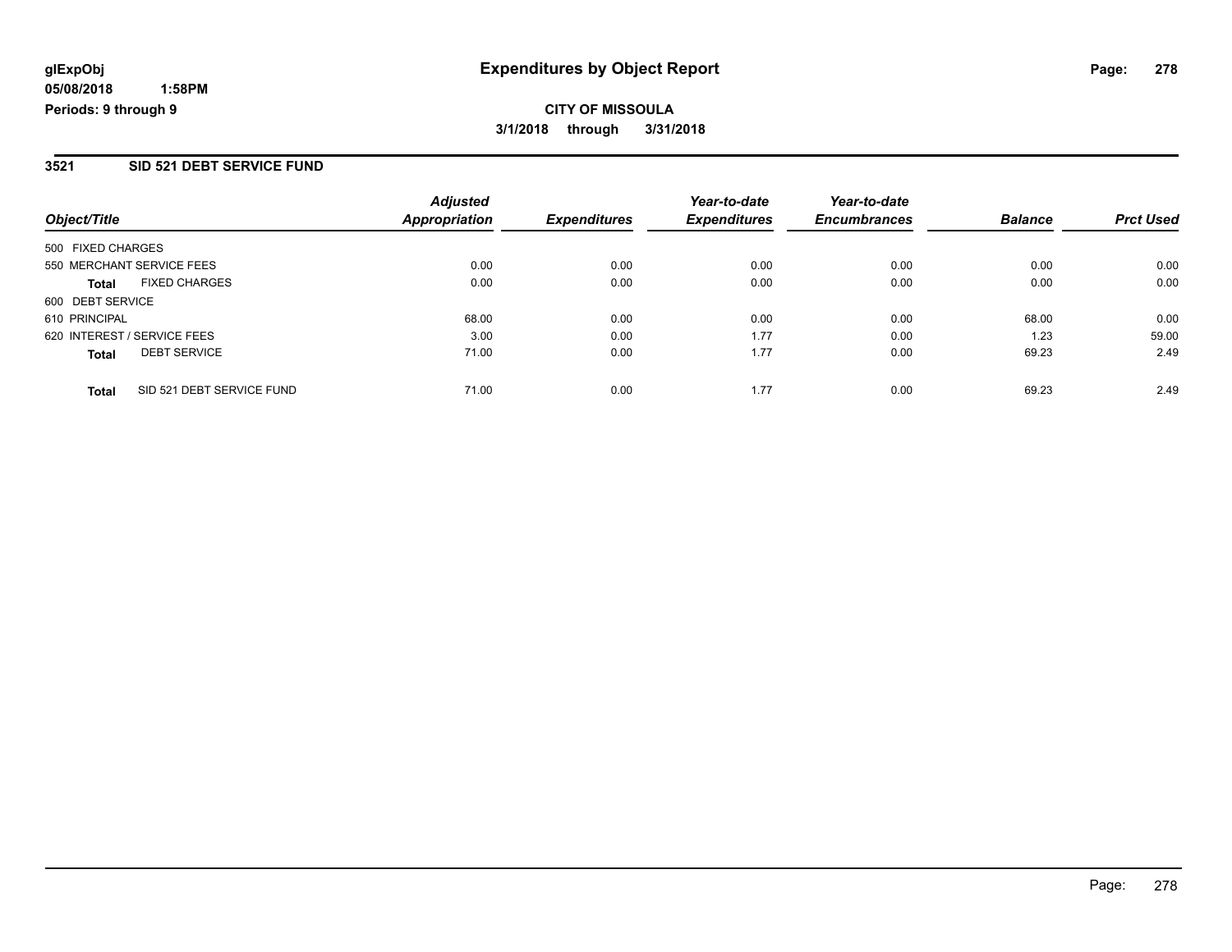glExpObj
05/08/2018 1:58PM
Periods: 9 through 9

# Expenditures by Object Report

**CITY OF MISSOULA**

**3/1/2018 through 3/31/2018**

## 3521 SID 521 DEBT SERVICE FUND

| Object/Title | | *Adjusted Appropriation* | *Expenditures* | *Year-to-date Expenditures* | *Year-to-date Encumbrances* | *Balance* | *Prct Used* |
|---|---|---|---|---|---|---|---|
| 500 FIXED CHARGES | | | | | | | |
| 550 MERCHANT SERVICE FEES | | 0.00 | 0.00 | 0.00 | 0.00 | 0.00 | 0.00 |
| **Total** | FIXED CHARGES | 0.00 | 0.00 | 0.00 | 0.00 | 0.00 | 0.00 |
| 600 DEBT SERVICE | | | | | | | |
| 610 PRINCIPAL | | 68.00 | 0.00 | 0.00 | 0.00 | 68.00 | 0.00 |
| 620 INTEREST / SERVICE FEES | | 3.00 | 0.00 | 1.77 | 0.00 | 1.23 | 59.00 |
| **Total** | DEBT SERVICE | 71.00 | 0.00 | 1.77 | 0.00 | 69.23 | 2.49 |
| **Total** | SID 521 DEBT SERVICE FUND | 71.00 | 0.00 | 1.77 | 0.00 | 69.23 | 2.49 |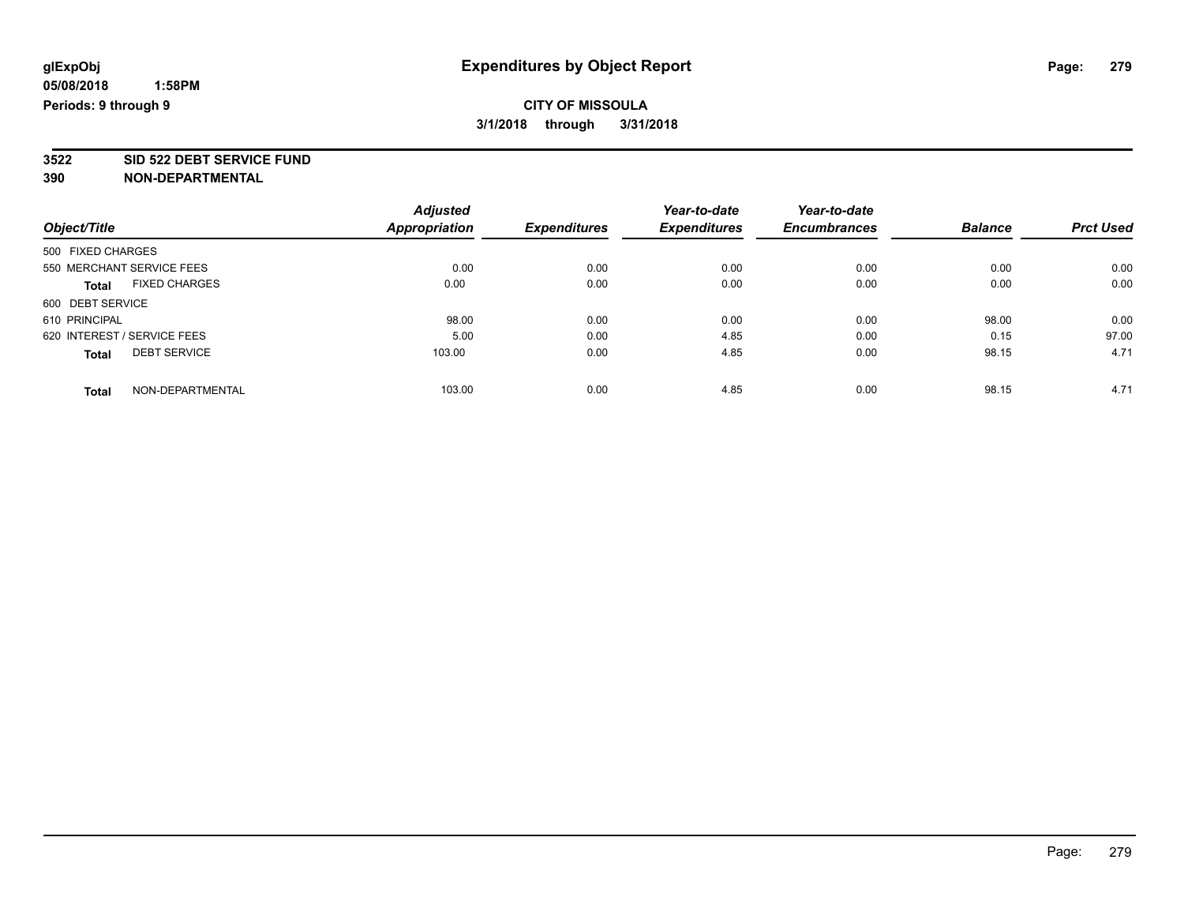# Expenditures by Object Report

glExpObj
05/08/2018 1:58PM
Periods: 9 through 9

**CITY OF MISSOULA**
**3/1/2018 through 3/31/2018**

**3522 SID 522 DEBT SERVICE FUND**
**390 NON-DEPARTMENTAL**

| Object/Title | Adjusted Appropriation | Expenditures | Year-to-date Expenditures | Year-to-date Encumbrances | Balance | Prct Used |
|---|---|---|---|---|---|---|
| 500 FIXED CHARGES | | | | | | |
| 550 MERCHANT SERVICE FEES | 0.00 | 0.00 | 0.00 | 0.00 | 0.00 | 0.00 |
| **Total** FIXED CHARGES | 0.00 | 0.00 | 0.00 | 0.00 | 0.00 | 0.00 |
| 600 DEBT SERVICE | | | | | | |
| 610 PRINCIPAL | 98.00 | 0.00 | 0.00 | 0.00 | 98.00 | 0.00 |
| 620 INTEREST / SERVICE FEES | 5.00 | 0.00 | 4.85 | 0.00 | 0.15 | 97.00 |
| **Total** DEBT SERVICE | 103.00 | 0.00 | 4.85 | 0.00 | 98.15 | 4.71 |
| **Total** NON-DEPARTMENTAL | 103.00 | 0.00 | 4.85 | 0.00 | 98.15 | 4.71 |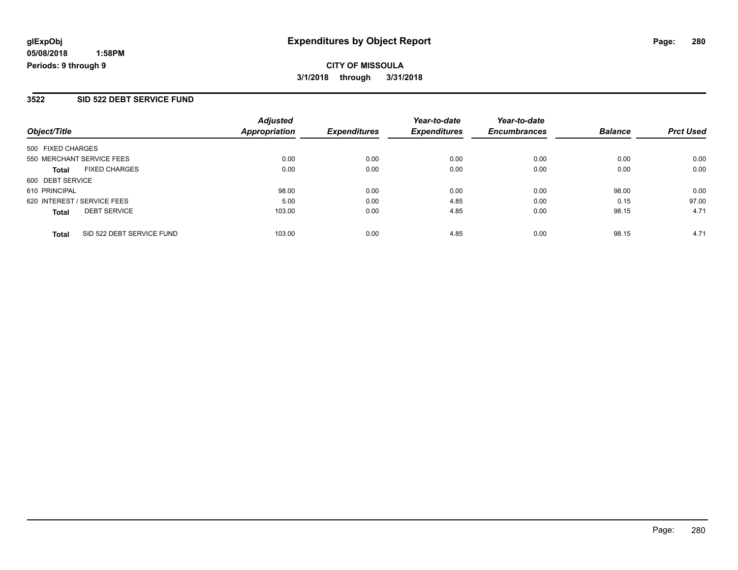# Expenditures by Object Report

glExpObj
05/08/2018 1:58PM
Periods: 9 through 9

**CITY OF MISSOULA**

**3/1/2018 through 3/31/2018**

## 3522 SID 522 DEBT SERVICE FUND

| Object/Title | | Adjusted Appropriation | Expenditures | Year-to-date Expenditures | Year-to-date Encumbrances | Balance | Prct Used |
|---|---|---|---|---|---|---|---|
| 500 FIXED CHARGES | | | | | | | |
| 550 MERCHANT SERVICE FEES | | 0.00 | 0.00 | 0.00 | 0.00 | 0.00 | 0.00 |
| **Total** | FIXED CHARGES | 0.00 | 0.00 | 0.00 | 0.00 | 0.00 | 0.00 |
| 600 DEBT SERVICE | | | | | | | |
| 610 PRINCIPAL | | 98.00 | 0.00 | 0.00 | 0.00 | 98.00 | 0.00 |
| 620 INTEREST / SERVICE FEES | | 5.00 | 0.00 | 4.85 | 0.00 | 0.15 | 97.00 |
| **Total** | DEBT SERVICE | 103.00 | 0.00 | 4.85 | 0.00 | 98.15 | 4.71 |
| **Total** | SID 522 DEBT SERVICE FUND | 103.00 | 0.00 | 4.85 | 0.00 | 98.15 | 4.71 |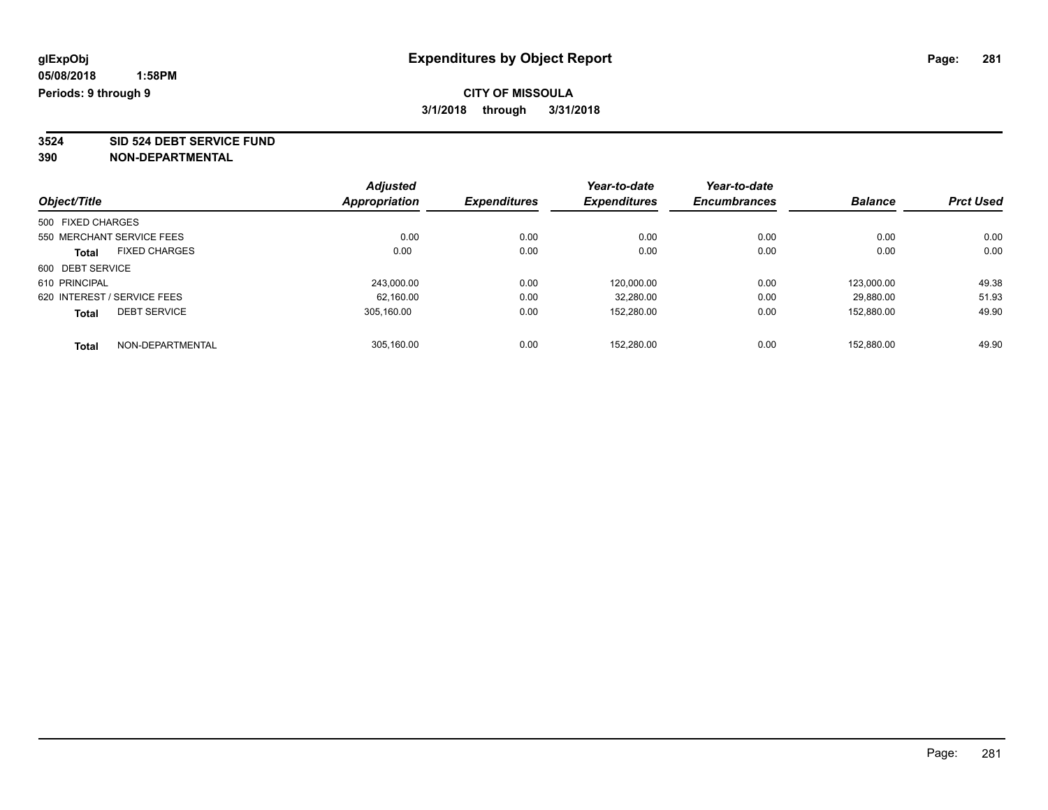# Expenditures by Object Report

glExpObj
05/08/2018 1:58PM
Periods: 9 through 9

**CITY OF MISSOULA**
**3/1/2018 through 3/31/2018**

**3524 SID 524 DEBT SERVICE FUND**
**390 NON-DEPARTMENTAL**

| Object/Title | Adjusted Appropriation | Expenditures | Year-to-date Expenditures | Year-to-date Encumbrances | Balance | Prct Used |
|---|---|---|---|---|---|---|
| 500 FIXED CHARGES | | | | | | |
| 550 MERCHANT SERVICE FEES | 0.00 | 0.00 | 0.00 | 0.00 | 0.00 | 0.00 |
| **Total** FIXED CHARGES | 0.00 | 0.00 | 0.00 | 0.00 | 0.00 | 0.00 |
| 600 DEBT SERVICE | | | | | | |
| 610 PRINCIPAL | 243,000.00 | 0.00 | 120,000.00 | 0.00 | 123,000.00 | 49.38 |
| 620 INTEREST / SERVICE FEES | 62,160.00 | 0.00 | 32,280.00 | 0.00 | 29,880.00 | 51.93 |
| **Total** DEBT SERVICE | 305,160.00 | 0.00 | 152,280.00 | 0.00 | 152,880.00 | 49.90 |
| **Total** NON-DEPARTMENTAL | 305,160.00 | 0.00 | 152,280.00 | 0.00 | 152,880.00 | 49.90 |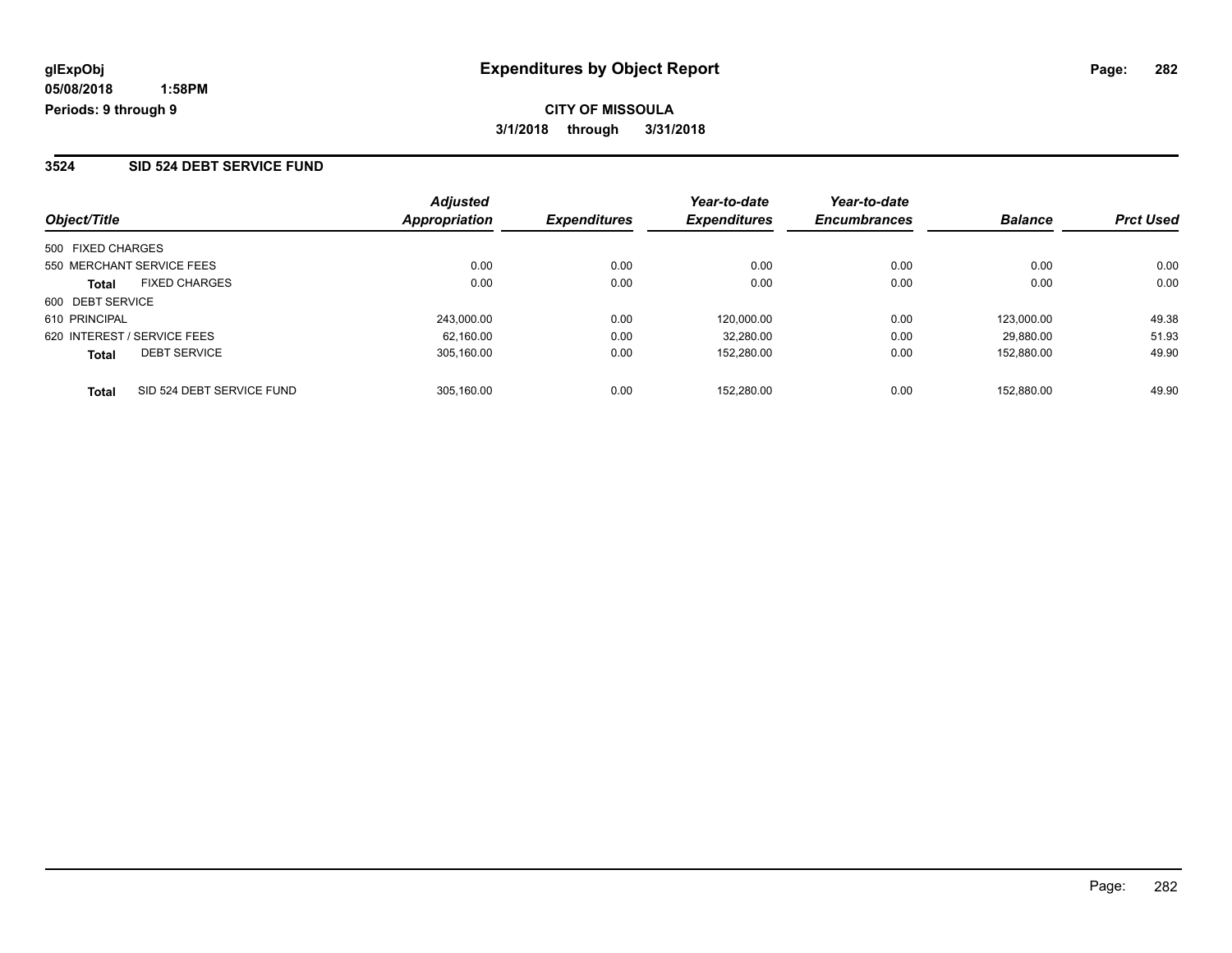glExpObj
05/08/2018 1:58PM
Periods: 9 through 9

# Expenditures by Object Report

**CITY OF MISSOULA**
**3/1/2018 through 3/31/2018**

## 3524 SID 524 DEBT SERVICE FUND

| Object/Title | Adjusted Appropriation | Expenditures | Year-to-date Expenditures | Year-to-date Encumbrances | Balance | Prct Used |
|---|---|---|---|---|---|---|
| 500 FIXED CHARGES | | | | | | |
| 550 MERCHANT SERVICE FEES | 0.00 | 0.00 | 0.00 | 0.00 | 0.00 | 0.00 |
| **Total** FIXED CHARGES | 0.00 | 0.00 | 0.00 | 0.00 | 0.00 | 0.00 |
| 600 DEBT SERVICE | | | | | | |
| 610 PRINCIPAL | 243,000.00 | 0.00 | 120,000.00 | 0.00 | 123,000.00 | 49.38 |
| 620 INTEREST / SERVICE FEES | 62,160.00 | 0.00 | 32,280.00 | 0.00 | 29,880.00 | 51.93 |
| **Total** DEBT SERVICE | 305,160.00 | 0.00 | 152,280.00 | 0.00 | 152,880.00 | 49.90 |
| **Total** SID 524 DEBT SERVICE FUND | 305,160.00 | 0.00 | 152,280.00 | 0.00 | 152,880.00 | 49.90 |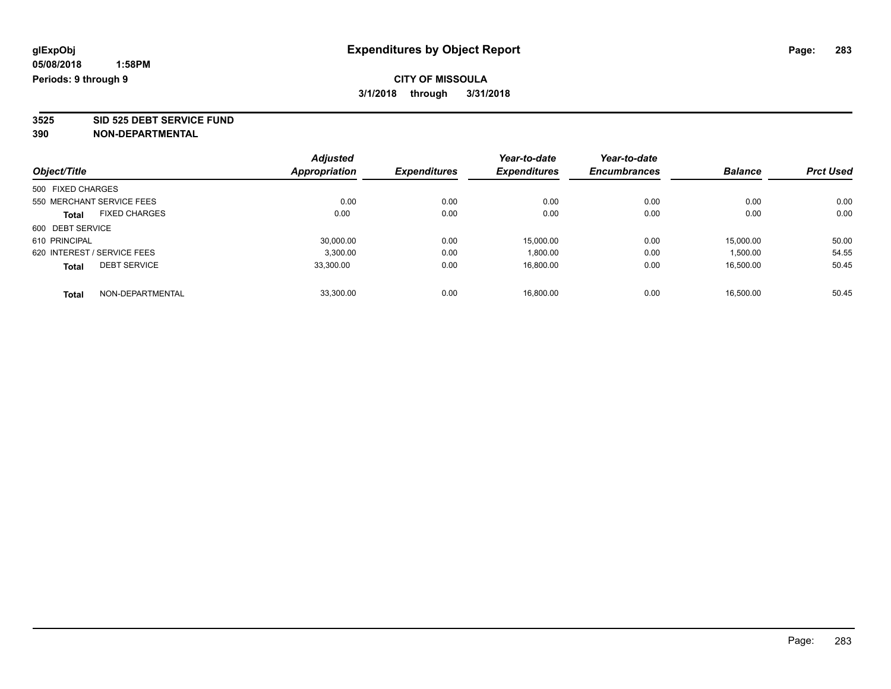**glExpObj**
**05/08/2018 1:58PM**
**Periods: 9 through 9**

# Expenditures by Object Report

**CITY OF MISSOULA**
**3/1/2018 through 3/31/2018**

**3525 SID 525 DEBT SERVICE FUND**
**390 NON-DEPARTMENTAL**

| Object/Title | Adjusted Appropriation | Expenditures | Year-to-date Expenditures | Year-to-date Encumbrances | Balance | Prct Used |
|---|---|---|---|---|---|---|
| 500 FIXED CHARGES | | | | | | |
| 550 MERCHANT SERVICE FEES | 0.00 | 0.00 | 0.00 | 0.00 | 0.00 | 0.00 |
| **Total** FIXED CHARGES | 0.00 | 0.00 | 0.00 | 0.00 | 0.00 | 0.00 |
| 600 DEBT SERVICE | | | | | | |
| 610 PRINCIPAL | 30,000.00 | 0.00 | 15,000.00 | 0.00 | 15,000.00 | 50.00 |
| 620 INTEREST / SERVICE FEES | 3,300.00 | 0.00 | 1,800.00 | 0.00 | 1,500.00 | 54.55 |
| **Total** DEBT SERVICE | 33,300.00 | 0.00 | 16,800.00 | 0.00 | 16,500.00 | 50.45 |
| **Total** NON-DEPARTMENTAL | 33,300.00 | 0.00 | 16,800.00 | 0.00 | 16,500.00 | 50.45 |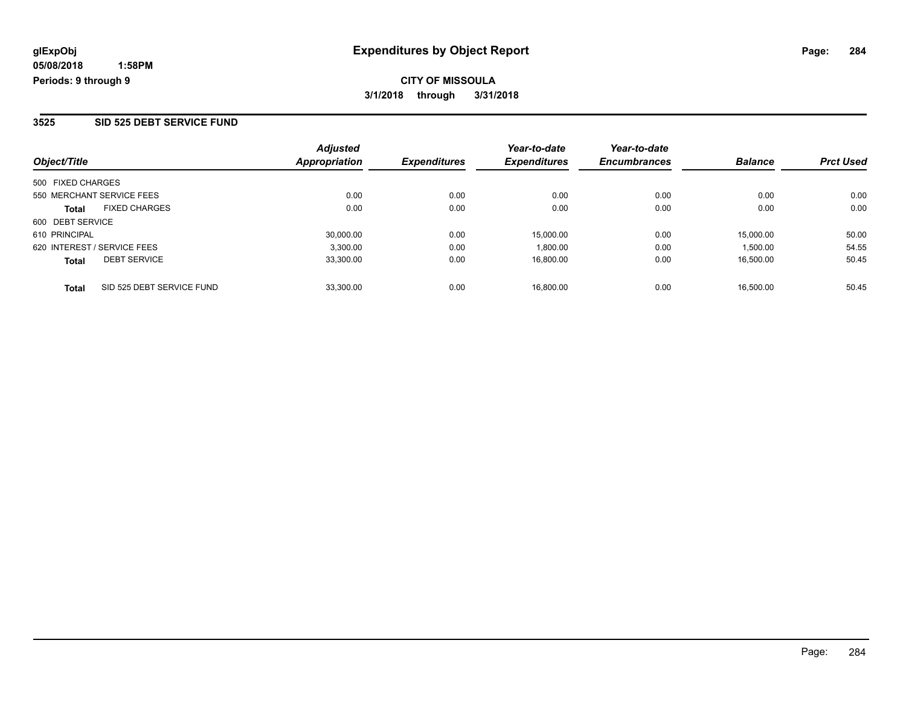**glExpObj**
**05/08/2018 1:58PM**
**Periods: 9 through 9**

# Expenditures by Object Report

**CITY OF MISSOULA**
**3/1/2018 through 3/31/2018**

## 3525 SID 525 DEBT SERVICE FUND

| Object/Title | | Adjusted Appropriation | Expenditures | Year-to-date Expenditures | Year-to-date Encumbrances | Balance | Prct Used |
|---|---|---|---|---|---|---|---|
| 500 FIXED CHARGES | | | | | | | |
| 550 MERCHANT SERVICE FEES | | 0.00 | 0.00 | 0.00 | 0.00 | 0.00 | 0.00 |
| **Total** | FIXED CHARGES | 0.00 | 0.00 | 0.00 | 0.00 | 0.00 | 0.00 |
| 600 DEBT SERVICE | | | | | | | |
| 610 PRINCIPAL | | 30,000.00 | 0.00 | 15,000.00 | 0.00 | 15,000.00 | 50.00 |
| 620 INTEREST / SERVICE FEES | | 3,300.00 | 0.00 | 1,800.00 | 0.00 | 1,500.00 | 54.55 |
| **Total** | DEBT SERVICE | 33,300.00 | 0.00 | 16,800.00 | 0.00 | 16,500.00 | 50.45 |
| **Total** | SID 525 DEBT SERVICE FUND | 33,300.00 | 0.00 | 16,800.00 | 0.00 | 16,500.00 | 50.45 |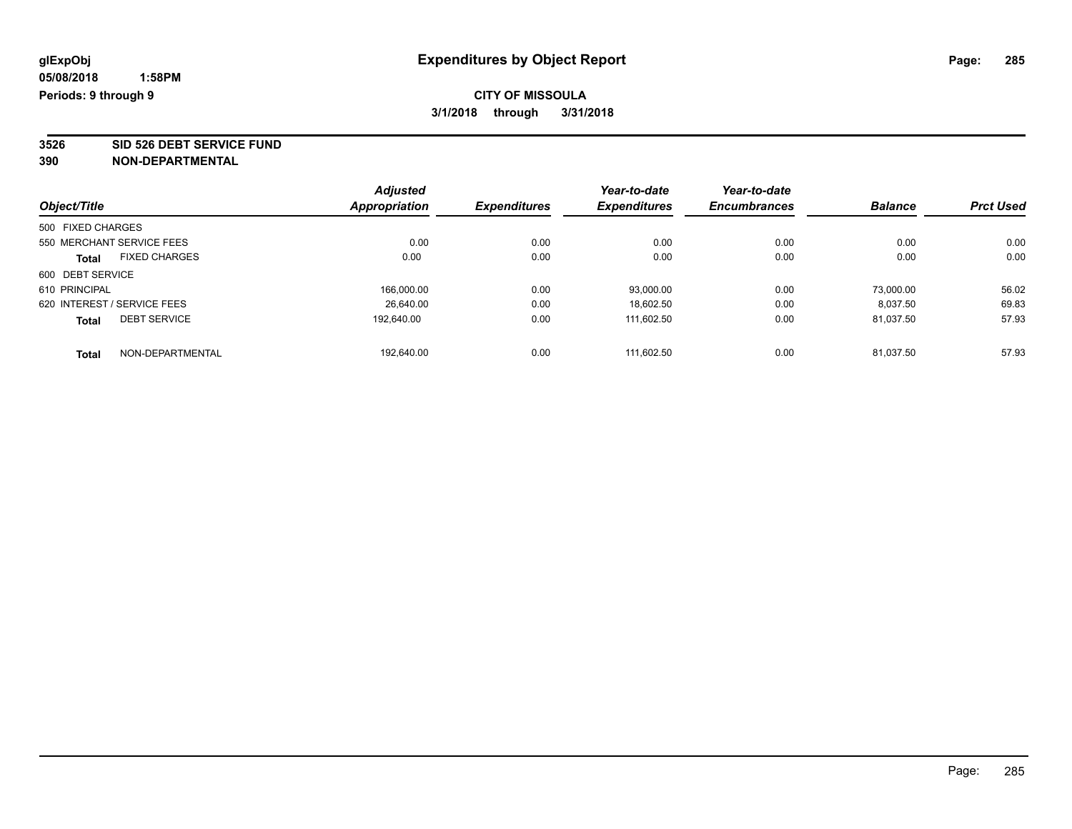glExpObj
05/08/2018 1:58PM
Periods: 9 through 9

# Expenditures by Object Report

**CITY OF MISSOULA**
**3/1/2018 through 3/31/2018**

**3526 SID 526 DEBT SERVICE FUND**
**390 NON-DEPARTMENTAL**

| Object/Title | Adjusted Appropriation | Expenditures | Year-to-date Expenditures | Year-to-date Encumbrances | Balance | Prct Used |
|---|---|---|---|---|---|---|
| 500 FIXED CHARGES | | | | | | |
| 550 MERCHANT SERVICE FEES | 0.00 | 0.00 | 0.00 | 0.00 | 0.00 | 0.00 |
| **Total** FIXED CHARGES | 0.00 | 0.00 | 0.00 | 0.00 | 0.00 | 0.00 |
| 600 DEBT SERVICE | | | | | | |
| 610 PRINCIPAL | 166,000.00 | 0.00 | 93,000.00 | 0.00 | 73,000.00 | 56.02 |
| 620 INTEREST / SERVICE FEES | 26,640.00 | 0.00 | 18,602.50 | 0.00 | 8,037.50 | 69.83 |
| **Total** DEBT SERVICE | 192,640.00 | 0.00 | 111,602.50 | 0.00 | 81,037.50 | 57.93 |
| **Total** NON-DEPARTMENTAL | 192,640.00 | 0.00 | 111,602.50 | 0.00 | 81,037.50 | 57.93 |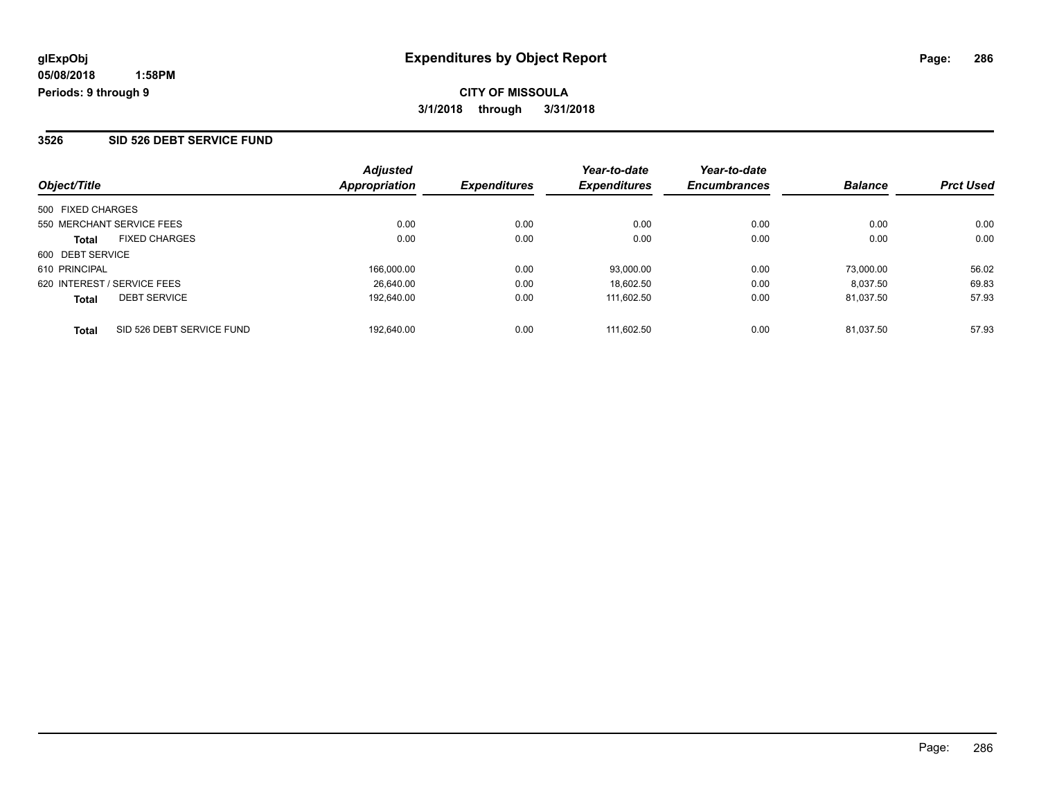**glExpObj**
**05/08/2018 1:58PM**
**Periods: 9 through 9**

# Expenditures by Object Report

**CITY OF MISSOULA**
**3/1/2018 through 3/31/2018**

## 3526 SID 526 DEBT SERVICE FUND

| Object/Title | | Adjusted Appropriation | Expenditures | Year-to-date Expenditures | Year-to-date Encumbrances | Balance | Prct Used |
|---|---|---|---|---|---|---|---|
| 500 FIXED CHARGES | | | | | | | |
| 550 MERCHANT SERVICE FEES | | 0.00 | 0.00 | 0.00 | 0.00 | 0.00 | 0.00 |
| **Total** | FIXED CHARGES | 0.00 | 0.00 | 0.00 | 0.00 | 0.00 | 0.00 |
| 600 DEBT SERVICE | | | | | | | |
| 610 PRINCIPAL | | 166,000.00 | 0.00 | 93,000.00 | 0.00 | 73,000.00 | 56.02 |
| 620 INTEREST / SERVICE FEES | | 26,640.00 | 0.00 | 18,602.50 | 0.00 | 8,037.50 | 69.83 |
| **Total** | DEBT SERVICE | 192,640.00 | 0.00 | 111,602.50 | 0.00 | 81,037.50 | 57.93 |
| **Total** | SID 526 DEBT SERVICE FUND | 192,640.00 | 0.00 | 111,602.50 | 0.00 | 81,037.50 | 57.93 |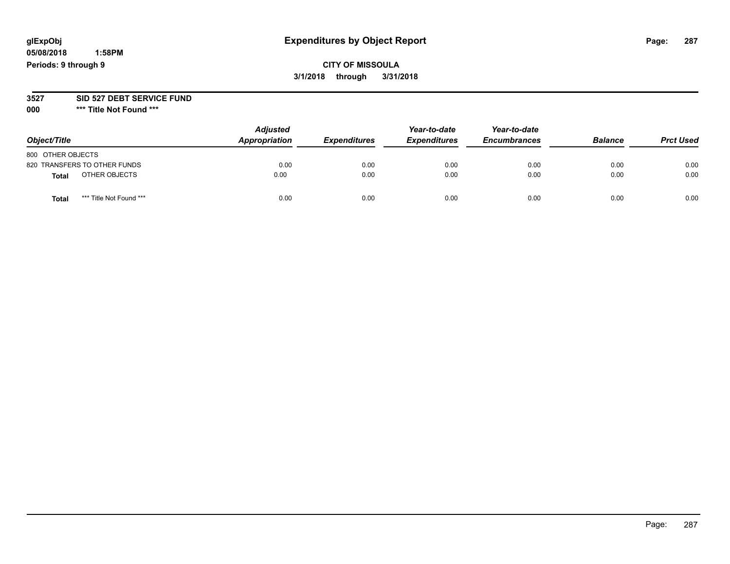**glExpObj**
**05/08/2018 1:58PM**
**Periods: 9 through 9**

# Expenditures by Object Report

**CITY OF MISSOULA**
**3/1/2018 through 3/31/2018**

**3527 SID 527 DEBT SERVICE FUND**
**000 \*\*\* Title Not Found \*\*\***

| Object/Title | Adjusted Appropriation | Expenditures | Year-to-date Expenditures | Year-to-date Encumbrances | Balance | Prct Used |
|---|---|---|---|---|---|---|
| 800 OTHER OBJECTS | | | | | | |
| 820 TRANSFERS TO OTHER FUNDS | 0.00 | 0.00 | 0.00 | 0.00 | 0.00 | 0.00 |
| **Total** OTHER OBJECTS | 0.00 | 0.00 | 0.00 | 0.00 | 0.00 | 0.00 |
| **Total** *** Title Not Found *** | 0.00 | 0.00 | 0.00 | 0.00 | 0.00 | 0.00 |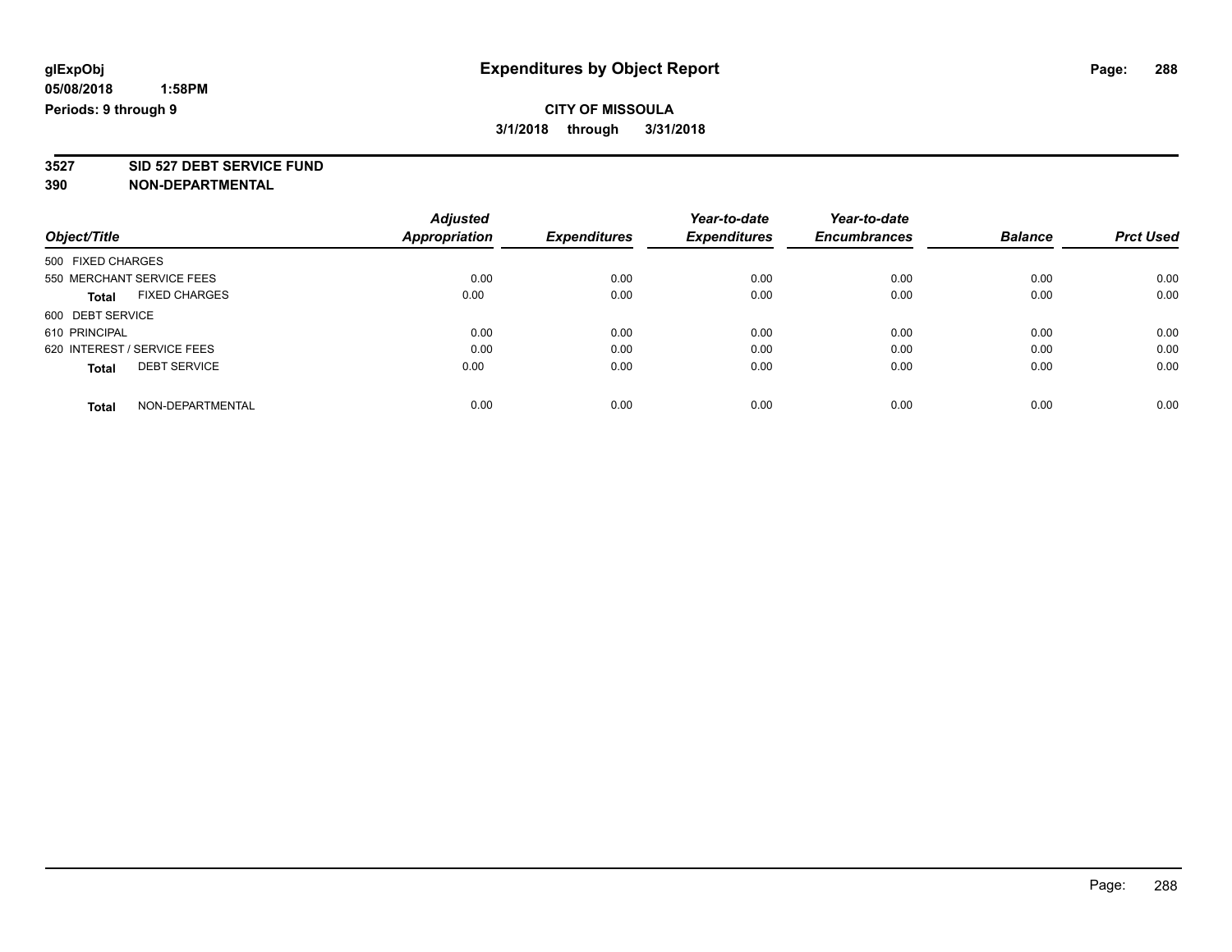**glExpObj**
**05/08/2018 1:58PM**
**Periods: 9 through 9**

# Expenditures by Object Report

**CITY OF MISSOULA**
**3/1/2018 through 3/31/2018**

**3527 SID 527 DEBT SERVICE FUND**
**390 NON-DEPARTMENTAL**

| Object/Title | Adjusted Appropriation | Expenditures | Year-to-date Expenditures | Year-to-date Encumbrances | Balance | Prct Used |
|---|---|---|---|---|---|---|
| 500 FIXED CHARGES | | | | | | |
| 550 MERCHANT SERVICE FEES | 0.00 | 0.00 | 0.00 | 0.00 | 0.00 | 0.00 |
| **Total** FIXED CHARGES | 0.00 | 0.00 | 0.00 | 0.00 | 0.00 | 0.00 |
| 600 DEBT SERVICE | | | | | | |
| 610 PRINCIPAL | 0.00 | 0.00 | 0.00 | 0.00 | 0.00 | 0.00 |
| 620 INTEREST / SERVICE FEES | 0.00 | 0.00 | 0.00 | 0.00 | 0.00 | 0.00 |
| **Total** DEBT SERVICE | 0.00 | 0.00 | 0.00 | 0.00 | 0.00 | 0.00 |
| **Total** NON-DEPARTMENTAL | 0.00 | 0.00 | 0.00 | 0.00 | 0.00 | 0.00 |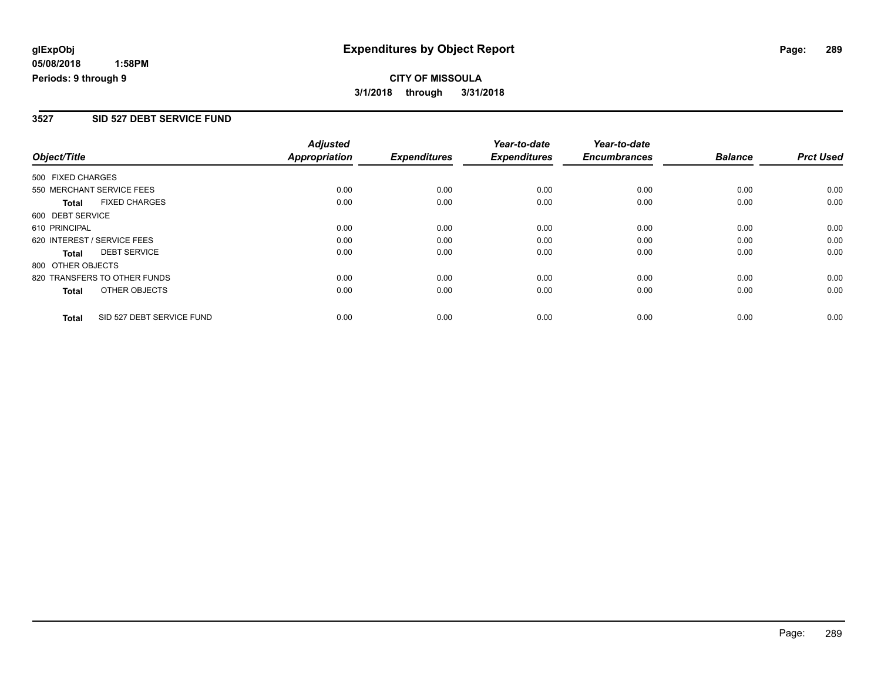**glExpObj** **Expenditures by Object Report**

**05/08/2018 1:58PM**

**Periods: 9 through 9**

**CITY OF MISSOULA**

**3/1/2018 through 3/31/2018**

## 3527 SID 527 DEBT SERVICE FUND

| Object/Title | Adjusted Appropriation | Expenditures | Year-to-date Expenditures | Year-to-date Encumbrances | Balance | Prct Used |
|---|---|---|---|---|---|---|
| 500 FIXED CHARGES | | | | | | |
| 550 MERCHANT SERVICE FEES | 0.00 | 0.00 | 0.00 | 0.00 | 0.00 | 0.00 |
| **Total** FIXED CHARGES | 0.00 | 0.00 | 0.00 | 0.00 | 0.00 | 0.00 |
| 600 DEBT SERVICE | | | | | | |
| 610 PRINCIPAL | 0.00 | 0.00 | 0.00 | 0.00 | 0.00 | 0.00 |
| 620 INTEREST / SERVICE FEES | 0.00 | 0.00 | 0.00 | 0.00 | 0.00 | 0.00 |
| **Total** DEBT SERVICE | 0.00 | 0.00 | 0.00 | 0.00 | 0.00 | 0.00 |
| 800 OTHER OBJECTS | | | | | | |
| 820 TRANSFERS TO OTHER FUNDS | 0.00 | 0.00 | 0.00 | 0.00 | 0.00 | 0.00 |
| **Total** OTHER OBJECTS | 0.00 | 0.00 | 0.00 | 0.00 | 0.00 | 0.00 |
| **Total** SID 527 DEBT SERVICE FUND | 0.00 | 0.00 | 0.00 | 0.00 | 0.00 | 0.00 |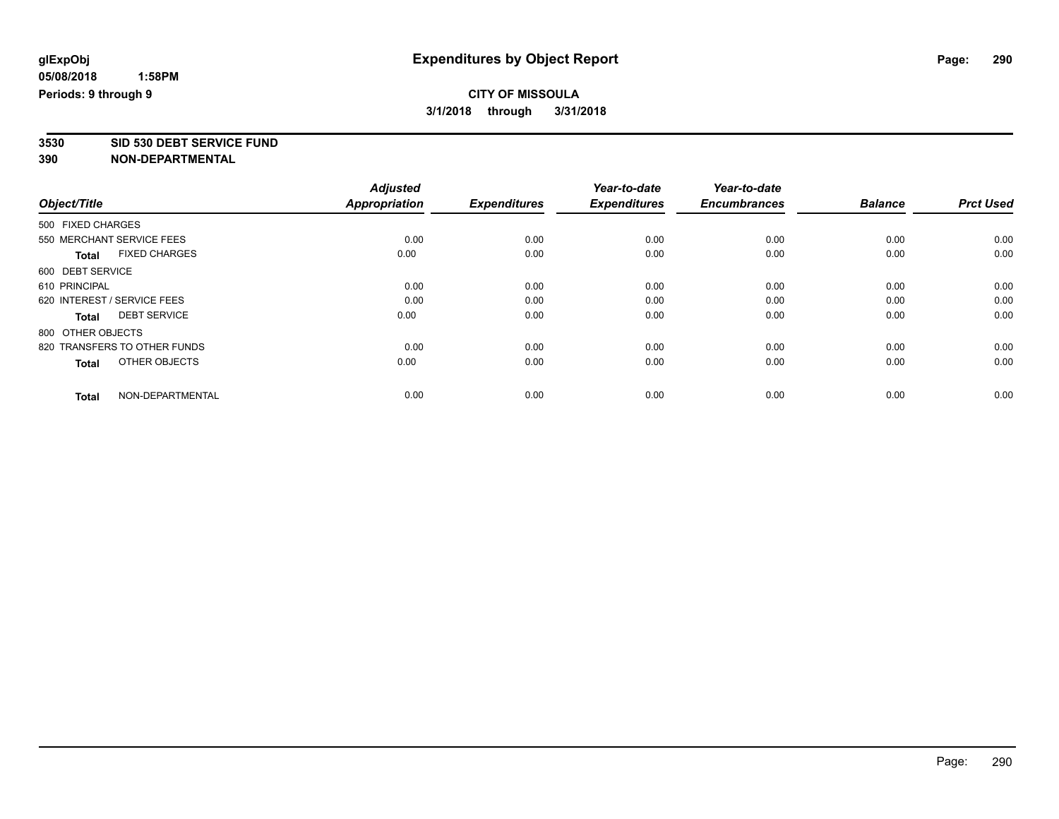**glExpObj**
**05/08/2018 1:58PM**
**Periods: 9 through 9**

# Expenditures by Object Report

**CITY OF MISSOULA**
**3/1/2018 through 3/31/2018**

**3530 SID 530 DEBT SERVICE FUND**
**390 NON-DEPARTMENTAL**

| Object/Title | Adjusted Appropriation | Expenditures | Year-to-date Expenditures | Year-to-date Encumbrances | Balance | Prct Used |
|---|---|---|---|---|---|---|
| 500 FIXED CHARGES | | | | | | |
| 550 MERCHANT SERVICE FEES | 0.00 | 0.00 | 0.00 | 0.00 | 0.00 | 0.00 |
| **Total** FIXED CHARGES | 0.00 | 0.00 | 0.00 | 0.00 | 0.00 | 0.00 |
| 600 DEBT SERVICE | | | | | | |
| 610 PRINCIPAL | 0.00 | 0.00 | 0.00 | 0.00 | 0.00 | 0.00 |
| 620 INTEREST / SERVICE FEES | 0.00 | 0.00 | 0.00 | 0.00 | 0.00 | 0.00 |
| **Total** DEBT SERVICE | 0.00 | 0.00 | 0.00 | 0.00 | 0.00 | 0.00 |
| 800 OTHER OBJECTS | | | | | | |
| 820 TRANSFERS TO OTHER FUNDS | 0.00 | 0.00 | 0.00 | 0.00 | 0.00 | 0.00 |
| **Total** OTHER OBJECTS | 0.00 | 0.00 | 0.00 | 0.00 | 0.00 | 0.00 |
| **Total** NON-DEPARTMENTAL | 0.00 | 0.00 | 0.00 | 0.00 | 0.00 | 0.00 |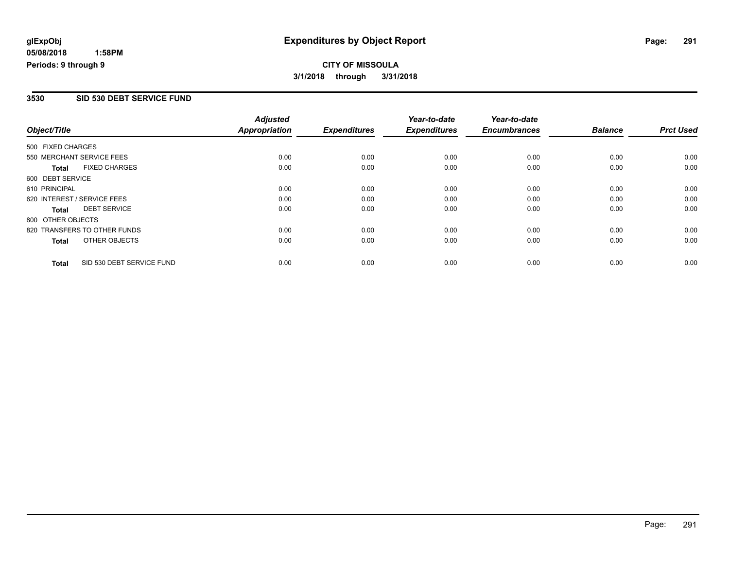# Expenditures by Object Report

glExpObj
05/08/2018 1:58PM
Periods: 9 through 9

**CITY OF MISSOULA**
**3/1/2018 through 3/31/2018**

## 3530 SID 530 DEBT SERVICE FUND

| Object/Title | | Adjusted Appropriation | Expenditures | Year-to-date Expenditures | Year-to-date Encumbrances | Balance | Prct Used |
|---|---|---|---|---|---|---|---|
| 500 FIXED CHARGES | | | | | | | |
| 550 MERCHANT SERVICE FEES | | 0.00 | 0.00 | 0.00 | 0.00 | 0.00 | 0.00 |
| **Total** | FIXED CHARGES | 0.00 | 0.00 | 0.00 | 0.00 | 0.00 | 0.00 |
| 600 DEBT SERVICE | | | | | | | |
| 610 PRINCIPAL | | 0.00 | 0.00 | 0.00 | 0.00 | 0.00 | 0.00 |
| 620 INTEREST / SERVICE FEES | | 0.00 | 0.00 | 0.00 | 0.00 | 0.00 | 0.00 |
| **Total** | DEBT SERVICE | 0.00 | 0.00 | 0.00 | 0.00 | 0.00 | 0.00 |
| 800 OTHER OBJECTS | | | | | | | |
| 820 TRANSFERS TO OTHER FUNDS | | 0.00 | 0.00 | 0.00 | 0.00 | 0.00 | 0.00 |
| **Total** | OTHER OBJECTS | 0.00 | 0.00 | 0.00 | 0.00 | 0.00 | 0.00 |
| **Total** | SID 530 DEBT SERVICE FUND | 0.00 | 0.00 | 0.00 | 0.00 | 0.00 | 0.00 |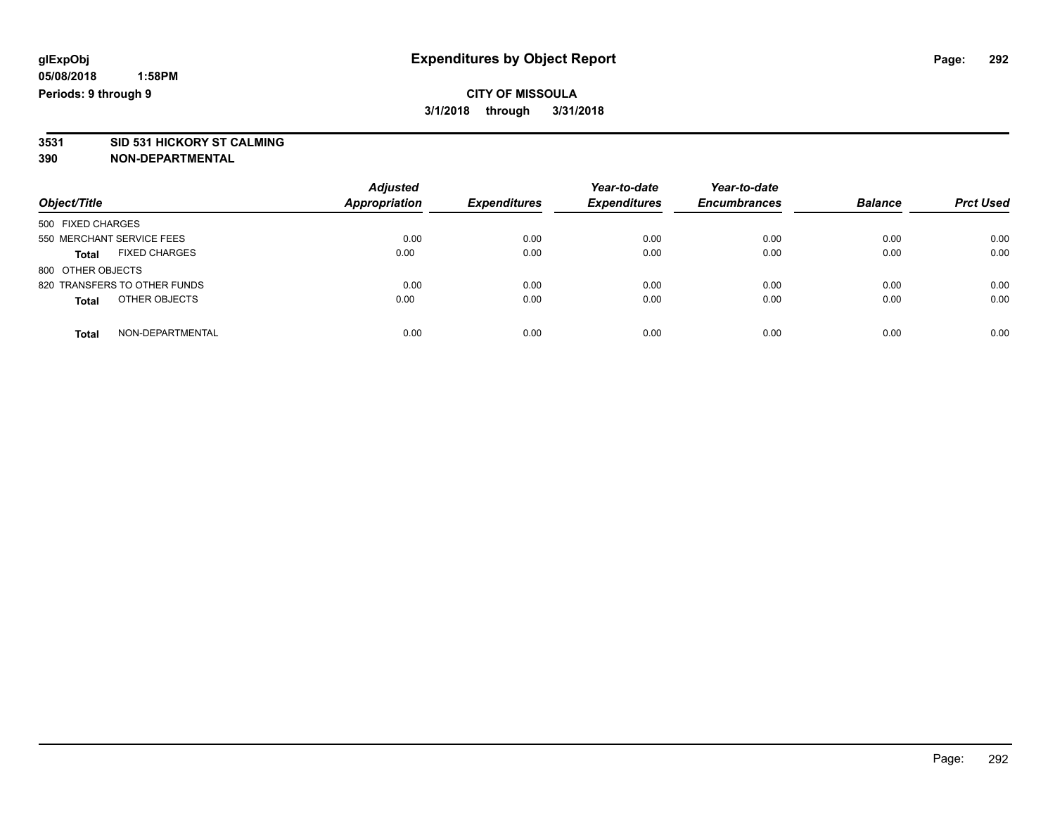# Expenditures by Object Report

glExpObj
05/08/2018 1:58PM
Periods: 9 through 9

**CITY OF MISSOULA**
**3/1/2018 through 3/31/2018**

**3531 SID 531 HICKORY ST CALMING**
**390 NON-DEPARTMENTAL**

| Object/Title | Adjusted Appropriation | Expenditures | Year-to-date Expenditures | Year-to-date Encumbrances | Balance | Prct Used |
|---|---|---|---|---|---|---|
| 500 FIXED CHARGES | | | | | | |
| 550 MERCHANT SERVICE FEES | 0.00 | 0.00 | 0.00 | 0.00 | 0.00 | 0.00 |
| **Total** FIXED CHARGES | 0.00 | 0.00 | 0.00 | 0.00 | 0.00 | 0.00 |
| 800 OTHER OBJECTS | | | | | | |
| 820 TRANSFERS TO OTHER FUNDS | 0.00 | 0.00 | 0.00 | 0.00 | 0.00 | 0.00 |
| **Total** OTHER OBJECTS | 0.00 | 0.00 | 0.00 | 0.00 | 0.00 | 0.00 |
| **Total** NON-DEPARTMENTAL | 0.00 | 0.00 | 0.00 | 0.00 | 0.00 | 0.00 |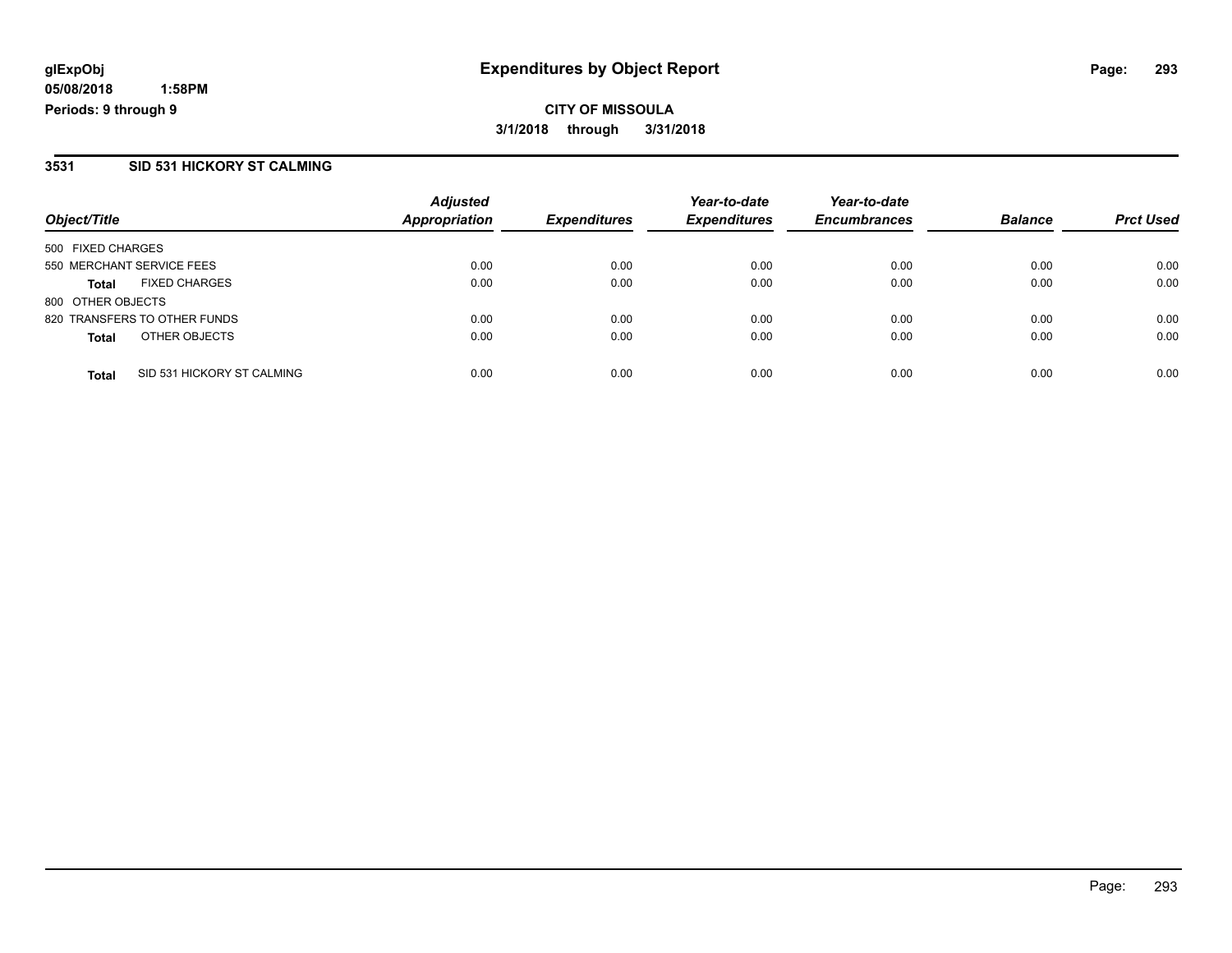# Expenditures by Object Report

glExpObj
05/08/2018 1:58PM
Periods: 9 through 9

**CITY OF MISSOULA**
**3/1/2018 through 3/31/2018**

## 3531 SID 531 HICKORY ST CALMING

| Object/Title | Adjusted Appropriation | Expenditures | Year-to-date Expenditures | Year-to-date Encumbrances | Balance | Prct Used |
|---|---|---|---|---|---|---|
| 500 FIXED CHARGES | | | | | | |
| 550 MERCHANT SERVICE FEES | 0.00 | 0.00 | 0.00 | 0.00 | 0.00 | 0.00 |
| **Total** FIXED CHARGES | 0.00 | 0.00 | 0.00 | 0.00 | 0.00 | 0.00 |
| 800 OTHER OBJECTS | | | | | | |
| 820 TRANSFERS TO OTHER FUNDS | 0.00 | 0.00 | 0.00 | 0.00 | 0.00 | 0.00 |
| **Total** OTHER OBJECTS | 0.00 | 0.00 | 0.00 | 0.00 | 0.00 | 0.00 |
| **Total** SID 531 HICKORY ST CALMING | 0.00 | 0.00 | 0.00 | 0.00 | 0.00 | 0.00 |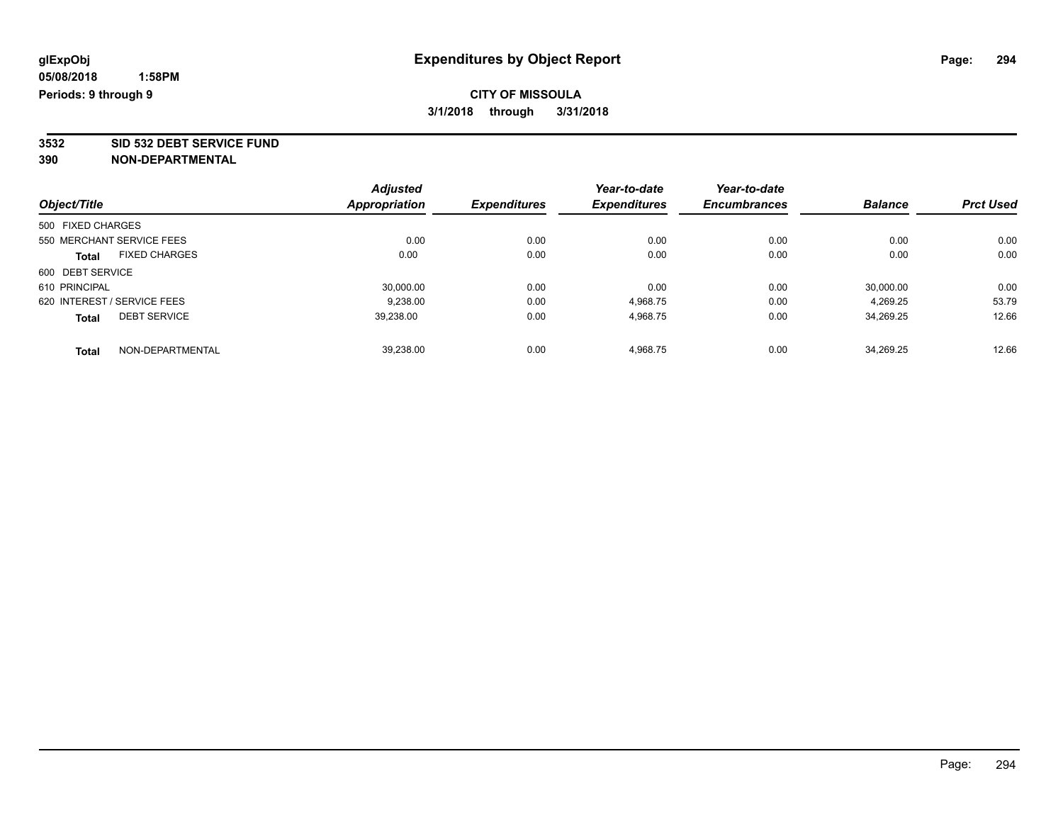glExpObj
05/08/2018 1:58PM
Periods: 9 through 9

# Expenditures by Object Report

**CITY OF MISSOULA**
**3/1/2018 through 3/31/2018**

**3532 SID 532 DEBT SERVICE FUND**
**390 NON-DEPARTMENTAL**

| Object/Title | | Adjusted Appropriation | Expenditures | Year-to-date Expenditures | Year-to-date Encumbrances | Balance | Prct Used |
|---|---|---|---|---|---|---|---|
| 500 FIXED CHARGES | | | | | | | |
| 550 MERCHANT SERVICE FEES | | 0.00 | 0.00 | 0.00 | 0.00 | 0.00 | 0.00 |
| **Total** | FIXED CHARGES | 0.00 | 0.00 | 0.00 | 0.00 | 0.00 | 0.00 |
| 600 DEBT SERVICE | | | | | | | |
| 610 PRINCIPAL | | 30,000.00 | 0.00 | 0.00 | 0.00 | 30,000.00 | 0.00 |
| 620 INTEREST / SERVICE FEES | | 9,238.00 | 0.00 | 4,968.75 | 0.00 | 4,269.25 | 53.79 |
| **Total** | DEBT SERVICE | 39,238.00 | 0.00 | 4,968.75 | 0.00 | 34,269.25 | 12.66 |
| **Total** | NON-DEPARTMENTAL | 39,238.00 | 0.00 | 4,968.75 | 0.00 | 34,269.25 | 12.66 |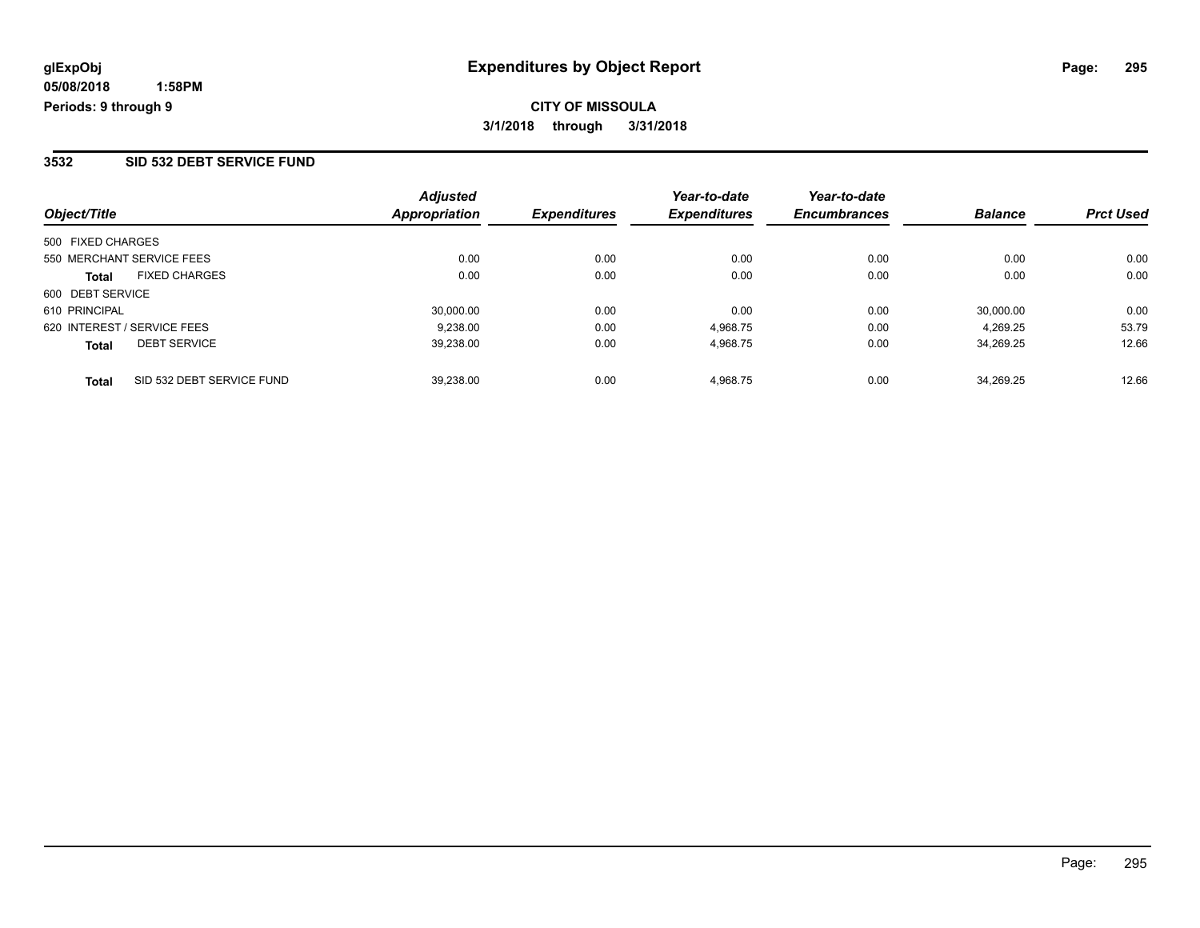**glExpObj**
**05/08/2018 1:58PM**
**Periods: 9 through 9**

# Expenditures by Object Report

**CITY OF MISSOULA**
**3/1/2018 through 3/31/2018**

## 3532 SID 532 DEBT SERVICE FUND

| Object/Title | | Adjusted Appropriation | Expenditures | Year-to-date Expenditures | Year-to-date Encumbrances | Balance | Prct Used |
|---|---|---|---|---|---|---|---|
| 500 FIXED CHARGES | | | | | | | |
| 550 MERCHANT SERVICE FEES | | 0.00 | 0.00 | 0.00 | 0.00 | 0.00 | 0.00 |
| **Total** | FIXED CHARGES | 0.00 | 0.00 | 0.00 | 0.00 | 0.00 | 0.00 |
| 600 DEBT SERVICE | | | | | | | |
| 610 PRINCIPAL | | 30,000.00 | 0.00 | 0.00 | 0.00 | 30,000.00 | 0.00 |
| 620 INTEREST / SERVICE FEES | | 9,238.00 | 0.00 | 4,968.75 | 0.00 | 4,269.25 | 53.79 |
| **Total** | DEBT SERVICE | 39,238.00 | 0.00 | 4,968.75 | 0.00 | 34,269.25 | 12.66 |
| **Total** | SID 532 DEBT SERVICE FUND | 39,238.00 | 0.00 | 4,968.75 | 0.00 | 34,269.25 | 12.66 |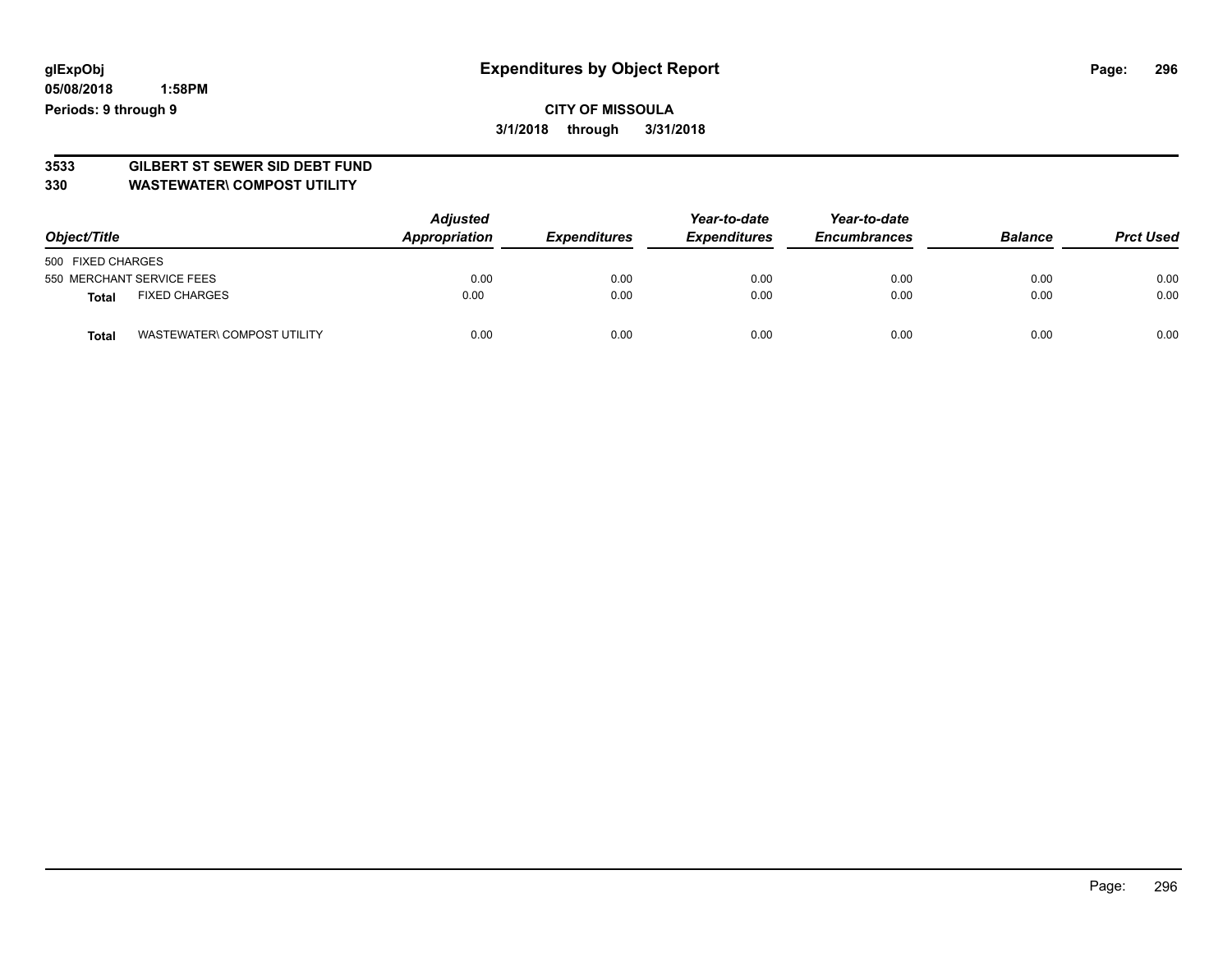glExpObj
05/08/2018 1:58PM
Periods: 9 through 9

# Expenditures by Object Report

**CITY OF MISSOULA**
**3/1/2018 through 3/31/2018**

**3533 GILBERT ST SEWER SID DEBT FUND**
**330 WASTEWATER\ COMPOST UTILITY**

| Object/Title | Adjusted Appropriation | Expenditures | Year-to-date Expenditures | Year-to-date Encumbrances | Balance | Prct Used |
|---|---|---|---|---|---|---|
| 500 FIXED CHARGES | | | | | | |
| 550 MERCHANT SERVICE FEES | 0.00 | 0.00 | 0.00 | 0.00 | 0.00 | 0.00 |
| **Total** FIXED CHARGES | 0.00 | 0.00 | 0.00 | 0.00 | 0.00 | 0.00 |
| **Total** WASTEWATER\ COMPOST UTILITY | 0.00 | 0.00 | 0.00 | 0.00 | 0.00 | 0.00 |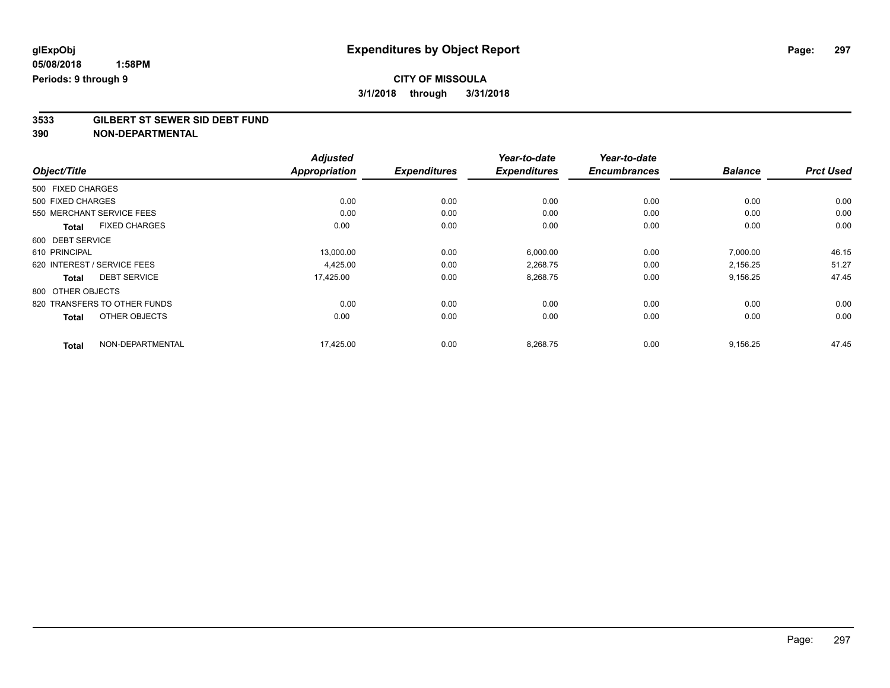**glExpObj**
**05/08/2018 1:58PM**
**Periods: 9 through 9**

# Expenditures by Object Report

**CITY OF MISSOULA**
**3/1/2018 through 3/31/2018**

## 3533 GILBERT ST SEWER SID DEBT FUND
## 390 NON-DEPARTMENTAL

| Object/Title | Adjusted Appropriation | Expenditures | Year-to-date Expenditures | Year-to-date Encumbrances | Balance | Prct Used |
|---|---|---|---|---|---|---|
| 500 FIXED CHARGES | | | | | | |
| 500 FIXED CHARGES | 0.00 | 0.00 | 0.00 | 0.00 | 0.00 | 0.00 |
| 550 MERCHANT SERVICE FEES | 0.00 | 0.00 | 0.00 | 0.00 | 0.00 | 0.00 |
| **Total** FIXED CHARGES | 0.00 | 0.00 | 0.00 | 0.00 | 0.00 | 0.00 |
| 600 DEBT SERVICE | | | | | | |
| 610 PRINCIPAL | 13,000.00 | 0.00 | 6,000.00 | 0.00 | 7,000.00 | 46.15 |
| 620 INTEREST / SERVICE FEES | 4,425.00 | 0.00 | 2,268.75 | 0.00 | 2,156.25 | 51.27 |
| **Total** DEBT SERVICE | 17,425.00 | 0.00 | 8,268.75 | 0.00 | 9,156.25 | 47.45 |
| 800 OTHER OBJECTS | | | | | | |
| 820 TRANSFERS TO OTHER FUNDS | 0.00 | 0.00 | 0.00 | 0.00 | 0.00 | 0.00 |
| **Total** OTHER OBJECTS | 0.00 | 0.00 | 0.00 | 0.00 | 0.00 | 0.00 |
| **Total** NON-DEPARTMENTAL | 17,425.00 | 0.00 | 8,268.75 | 0.00 | 9,156.25 | 47.45 |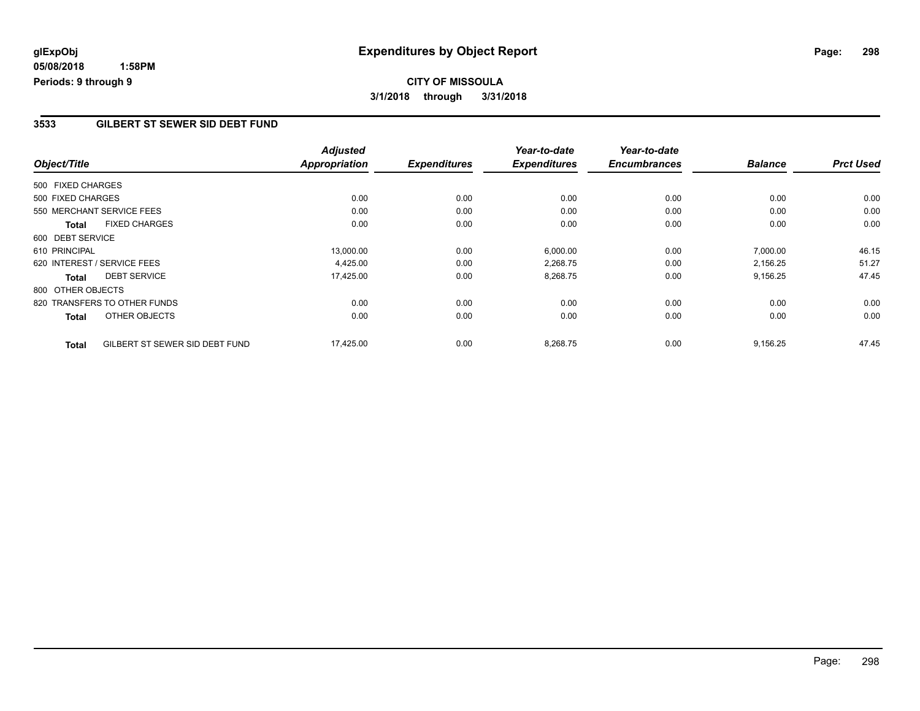# Expenditures by Object Report

glExpObj
05/08/2018 1:58PM
Periods: 9 through 9

**CITY OF MISSOULA**
**3/1/2018 through 3/31/2018**

## 3533 GILBERT ST SEWER SID DEBT FUND

| Object/Title | | Adjusted Appropriation | Expenditures | Year-to-date Expenditures | Year-to-date Encumbrances | Balance | Prct Used |
|---|---|---|---|---|---|---|---|
| 500 FIXED CHARGES | | | | | | | |
| 500 FIXED CHARGES | | 0.00 | 0.00 | 0.00 | 0.00 | 0.00 | 0.00 |
| 550 MERCHANT SERVICE FEES | | 0.00 | 0.00 | 0.00 | 0.00 | 0.00 | 0.00 |
| **Total** | FIXED CHARGES | 0.00 | 0.00 | 0.00 | 0.00 | 0.00 | 0.00 |
| 600 DEBT SERVICE | | | | | | | |
| 610 PRINCIPAL | | 13,000.00 | 0.00 | 6,000.00 | 0.00 | 7,000.00 | 46.15 |
| 620 INTEREST / SERVICE FEES | | 4,425.00 | 0.00 | 2,268.75 | 0.00 | 2,156.25 | 51.27 |
| **Total** | DEBT SERVICE | 17,425.00 | 0.00 | 8,268.75 | 0.00 | 9,156.25 | 47.45 |
| 800 OTHER OBJECTS | | | | | | | |
| 820 TRANSFERS TO OTHER FUNDS | | 0.00 | 0.00 | 0.00 | 0.00 | 0.00 | 0.00 |
| **Total** | OTHER OBJECTS | 0.00 | 0.00 | 0.00 | 0.00 | 0.00 | 0.00 |
| **Total** | GILBERT ST SEWER SID DEBT FUND | 17,425.00 | 0.00 | 8,268.75 | 0.00 | 9,156.25 | 47.45 |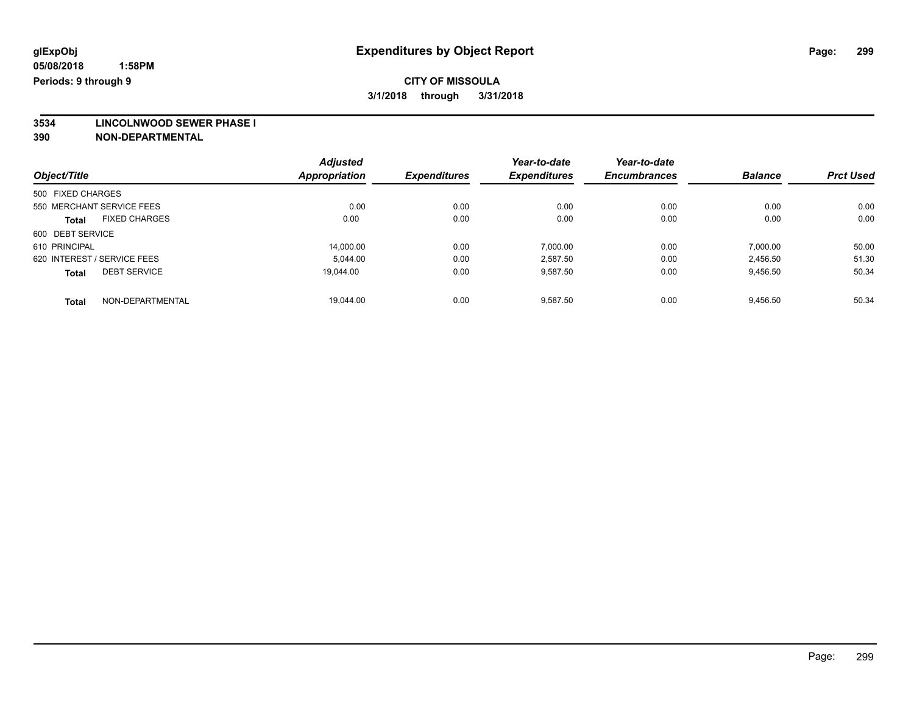# Expenditures by Object Report

glExpObj
05/08/2018 1:58PM
Periods: 9 through 9

**CITY OF MISSOULA**
**3/1/2018 through 3/31/2018**

**3534 LINCOLNWOOD SEWER PHASE I**
**390 NON-DEPARTMENTAL**

| Object/Title | Adjusted Appropriation | Expenditures | Year-to-date Expenditures | Year-to-date Encumbrances | Balance | Prct Used |
|---|---|---|---|---|---|---|
| 500 FIXED CHARGES | | | | | | |
| 550 MERCHANT SERVICE FEES | 0.00 | 0.00 | 0.00 | 0.00 | 0.00 | 0.00 |
| **Total** FIXED CHARGES | 0.00 | 0.00 | 0.00 | 0.00 | 0.00 | 0.00 |
| 600 DEBT SERVICE | | | | | | |
| 610 PRINCIPAL | 14,000.00 | 0.00 | 7,000.00 | 0.00 | 7,000.00 | 50.00 |
| 620 INTEREST / SERVICE FEES | 5,044.00 | 0.00 | 2,587.50 | 0.00 | 2,456.50 | 51.30 |
| **Total** DEBT SERVICE | 19,044.00 | 0.00 | 9,587.50 | 0.00 | 9,456.50 | 50.34 |
| **Total** NON-DEPARTMENTAL | 19,044.00 | 0.00 | 9,587.50 | 0.00 | 9,456.50 | 50.34 |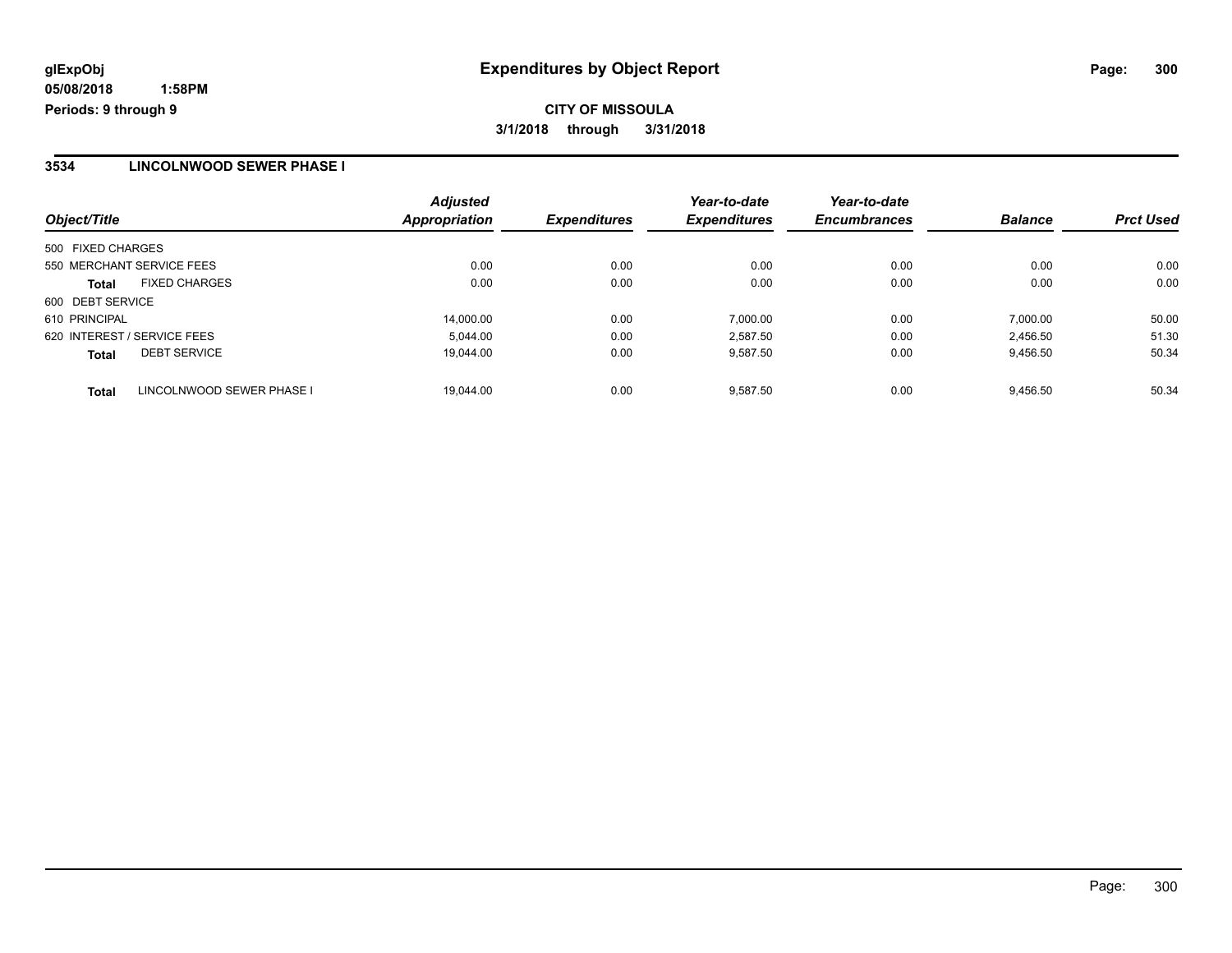# Expenditures by Object Report

glExpObj
05/08/2018 1:58PM
Periods: 9 through 9

**CITY OF MISSOULA**
**3/1/2018 through 3/31/2018**

## 3534 LINCOLNWOOD SEWER PHASE I

| Object/Title | | Adjusted Appropriation | Expenditures | Year-to-date Expenditures | Year-to-date Encumbrances | Balance | Prct Used |
|---|---|---|---|---|---|---|---|
| 500 FIXED CHARGES | | | | | | | |
| 550 MERCHANT SERVICE FEES | | 0.00 | 0.00 | 0.00 | 0.00 | 0.00 | 0.00 |
| **Total** | FIXED CHARGES | 0.00 | 0.00 | 0.00 | 0.00 | 0.00 | 0.00 |
| 600 DEBT SERVICE | | | | | | | |
| 610 PRINCIPAL | | 14,000.00 | 0.00 | 7,000.00 | 0.00 | 7,000.00 | 50.00 |
| 620 INTEREST / SERVICE FEES | | 5,044.00 | 0.00 | 2,587.50 | 0.00 | 2,456.50 | 51.30 |
| **Total** | DEBT SERVICE | 19,044.00 | 0.00 | 9,587.50 | 0.00 | 9,456.50 | 50.34 |
| **Total** | LINCOLNWOOD SEWER PHASE I | 19,044.00 | 0.00 | 9,587.50 | 0.00 | 9,456.50 | 50.34 |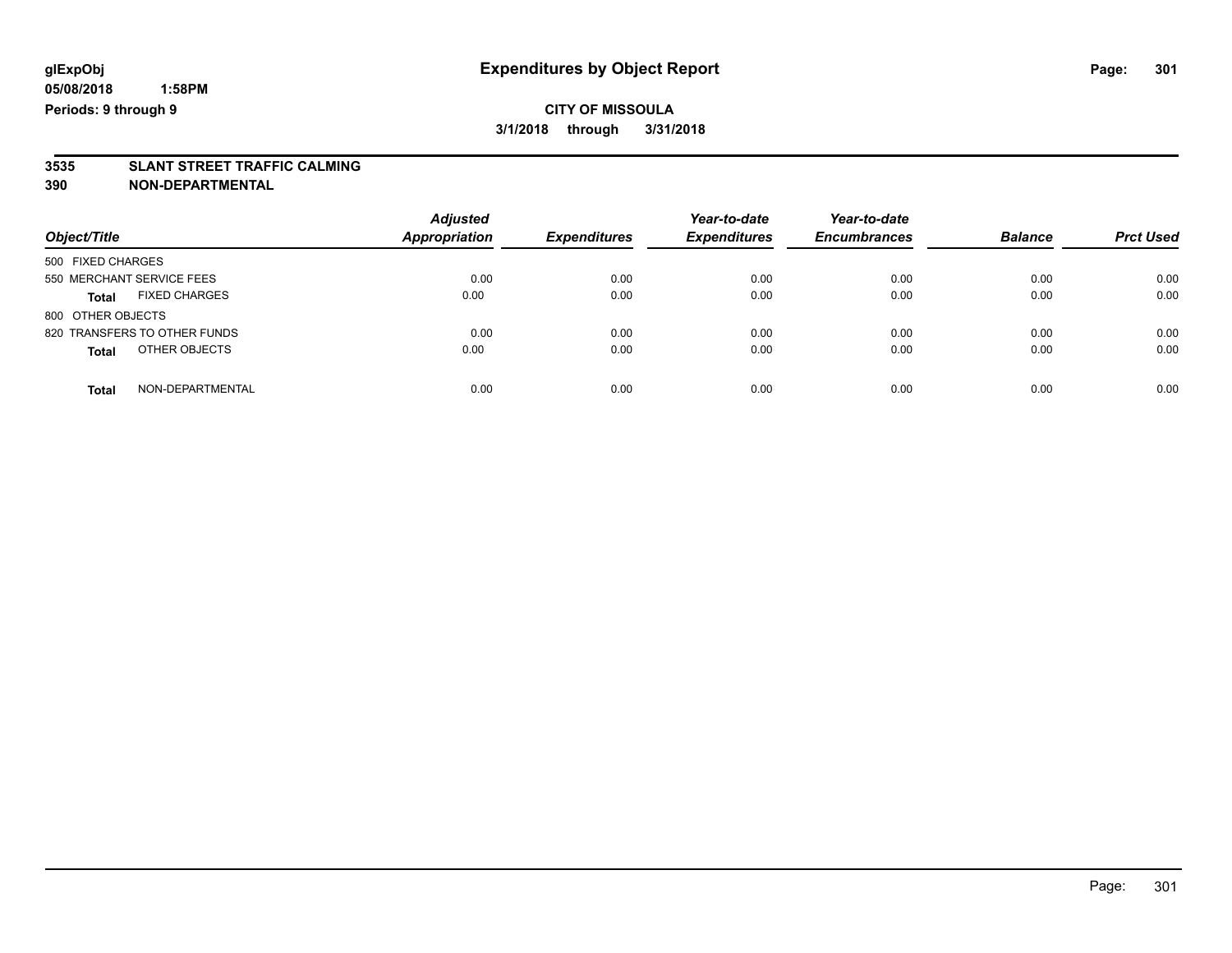**glExpObj**
**05/08/2018 1:58PM**
**Periods: 9 through 9**

# Expenditures by Object Report

**CITY OF MISSOULA**
**3/1/2018 through 3/31/2018**

## 3535 SLANT STREET TRAFFIC CALMING
## 390 NON-DEPARTMENTAL

| Object/Title | Adjusted Appropriation | Expenditures | Year-to-date Expenditures | Year-to-date Encumbrances | Balance | Prct Used |
|---|---|---|---|---|---|---|
| 500 FIXED CHARGES | | | | | | |
| 550 MERCHANT SERVICE FEES | 0.00 | 0.00 | 0.00 | 0.00 | 0.00 | 0.00 |
| **Total** FIXED CHARGES | 0.00 | 0.00 | 0.00 | 0.00 | 0.00 | 0.00 |
| 800 OTHER OBJECTS | | | | | | |
| 820 TRANSFERS TO OTHER FUNDS | 0.00 | 0.00 | 0.00 | 0.00 | 0.00 | 0.00 |
| **Total** OTHER OBJECTS | 0.00 | 0.00 | 0.00 | 0.00 | 0.00 | 0.00 |
| **Total** NON-DEPARTMENTAL | 0.00 | 0.00 | 0.00 | 0.00 | 0.00 | 0.00 |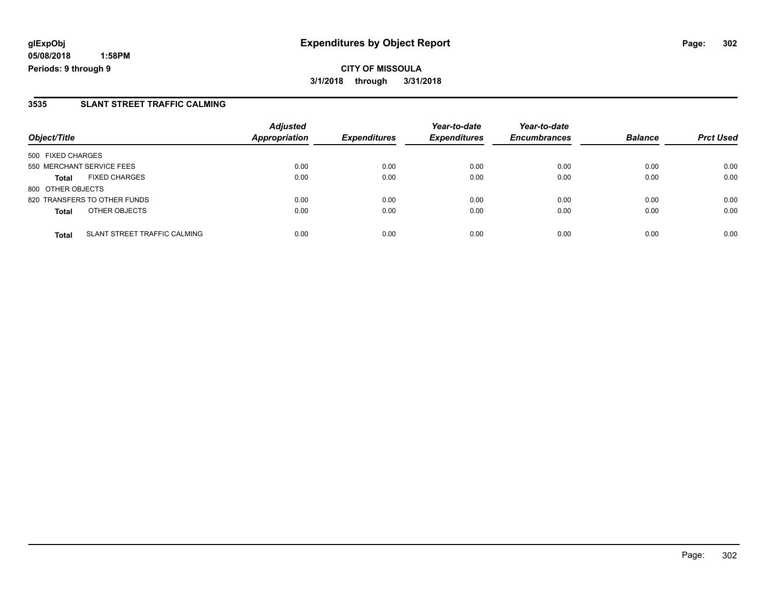**Expenditures by Object Report**

**CITY OF MISSOULA**

**3/1/2018 through 3/31/2018**

glExpObj
05/08/2018 1:58PM
Periods: 9 through 9

## 3535 SLANT STREET TRAFFIC CALMING

| Object/Title | | *Adjusted Appropriation* | *Expenditures* | *Year-to-date Expenditures* | *Year-to-date Encumbrances* | *Balance* | *Prct Used* |
|---|---|---|---|---|---|---|---|
| 500 FIXED CHARGES | | | | | | | |
| 550 MERCHANT SERVICE FEES | | 0.00 | 0.00 | 0.00 | 0.00 | 0.00 | 0.00 |
| **Total** | FIXED CHARGES | 0.00 | 0.00 | 0.00 | 0.00 | 0.00 | 0.00 |
| 800 OTHER OBJECTS | | | | | | | |
| 820 TRANSFERS TO OTHER FUNDS | | 0.00 | 0.00 | 0.00 | 0.00 | 0.00 | 0.00 |
| **Total** | OTHER OBJECTS | 0.00 | 0.00 | 0.00 | 0.00 | 0.00 | 0.00 |
| **Total** | SLANT STREET TRAFFIC CALMING | 0.00 | 0.00 | 0.00 | 0.00 | 0.00 | 0.00 |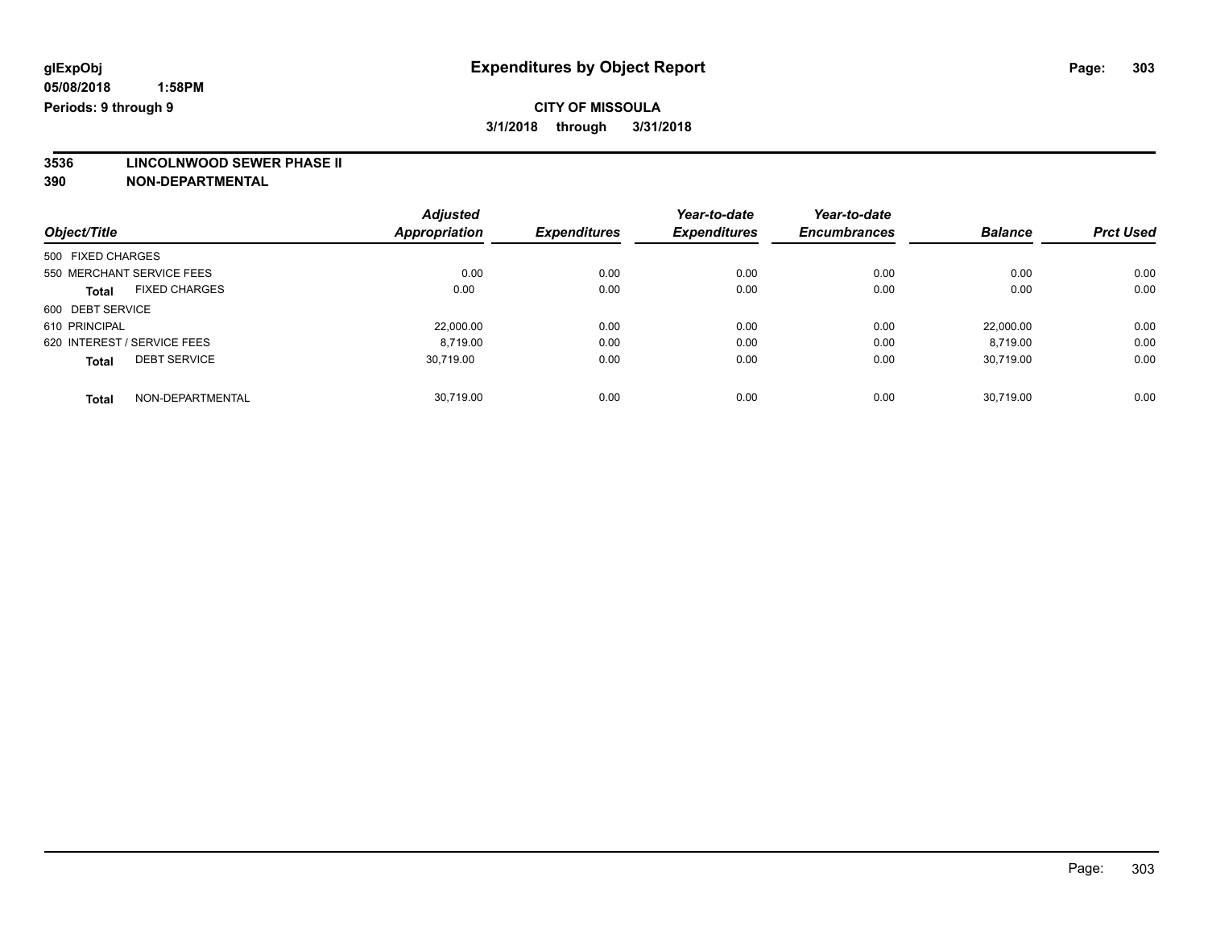glExpObj
05/08/2018 1:58PM
Periods: 9 through 9

# Expenditures by Object Report

**CITY OF MISSOULA**
**3/1/2018 through 3/31/2018**

**3536 LINCOLNWOOD SEWER PHASE II**
**390 NON-DEPARTMENTAL**

| Object/Title | Adjusted Appropriation | Expenditures | Year-to-date Expenditures | Year-to-date Encumbrances | Balance | Prct Used |
|---|---|---|---|---|---|---|
| 500 FIXED CHARGES | | | | | | |
| 550 MERCHANT SERVICE FEES | 0.00 | 0.00 | 0.00 | 0.00 | 0.00 | 0.00 |
| **Total** FIXED CHARGES | 0.00 | 0.00 | 0.00 | 0.00 | 0.00 | 0.00 |
| 600 DEBT SERVICE | | | | | | |
| 610 PRINCIPAL | 22,000.00 | 0.00 | 0.00 | 0.00 | 22,000.00 | 0.00 |
| 620 INTEREST / SERVICE FEES | 8,719.00 | 0.00 | 0.00 | 0.00 | 8,719.00 | 0.00 |
| **Total** DEBT SERVICE | 30,719.00 | 0.00 | 0.00 | 0.00 | 30,719.00 | 0.00 |
| **Total** NON-DEPARTMENTAL | 30,719.00 | 0.00 | 0.00 | 0.00 | 30,719.00 | 0.00 |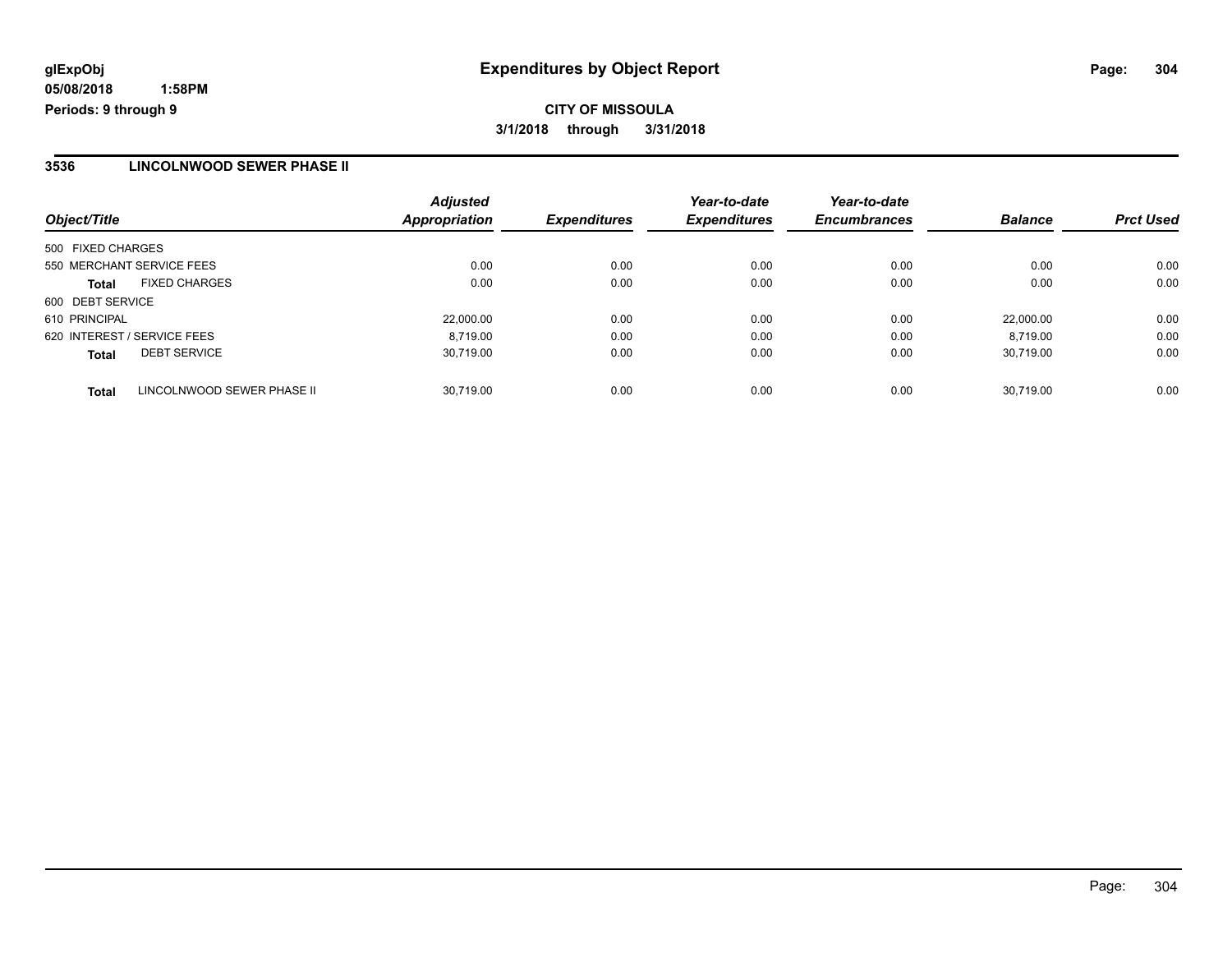**glExpObj**
**05/08/2018 1:58PM**
**Periods: 9 through 9**

# Expenditures by Object Report

**CITY OF MISSOULA**
**3/1/2018 through 3/31/2018**

## 3536 LINCOLNWOOD SEWER PHASE II

| Object/Title | | Adjusted Appropriation | Expenditures | Year-to-date Expenditures | Year-to-date Encumbrances | Balance | Prct Used |
|---|---|---|---|---|---|---|---|
| 500 FIXED CHARGES | | | | | | | |
| 550 MERCHANT SERVICE FEES | | 0.00 | 0.00 | 0.00 | 0.00 | 0.00 | 0.00 |
| **Total** | FIXED CHARGES | 0.00 | 0.00 | 0.00 | 0.00 | 0.00 | 0.00 |
| 600 DEBT SERVICE | | | | | | | |
| 610 PRINCIPAL | | 22,000.00 | 0.00 | 0.00 | 0.00 | 22,000.00 | 0.00 |
| 620 INTEREST / SERVICE FEES | | 8,719.00 | 0.00 | 0.00 | 0.00 | 8,719.00 | 0.00 |
| **Total** | DEBT SERVICE | 30,719.00 | 0.00 | 0.00 | 0.00 | 30,719.00 | 0.00 |
| **Total** | LINCOLNWOOD SEWER PHASE II | 30,719.00 | 0.00 | 0.00 | 0.00 | 30,719.00 | 0.00 |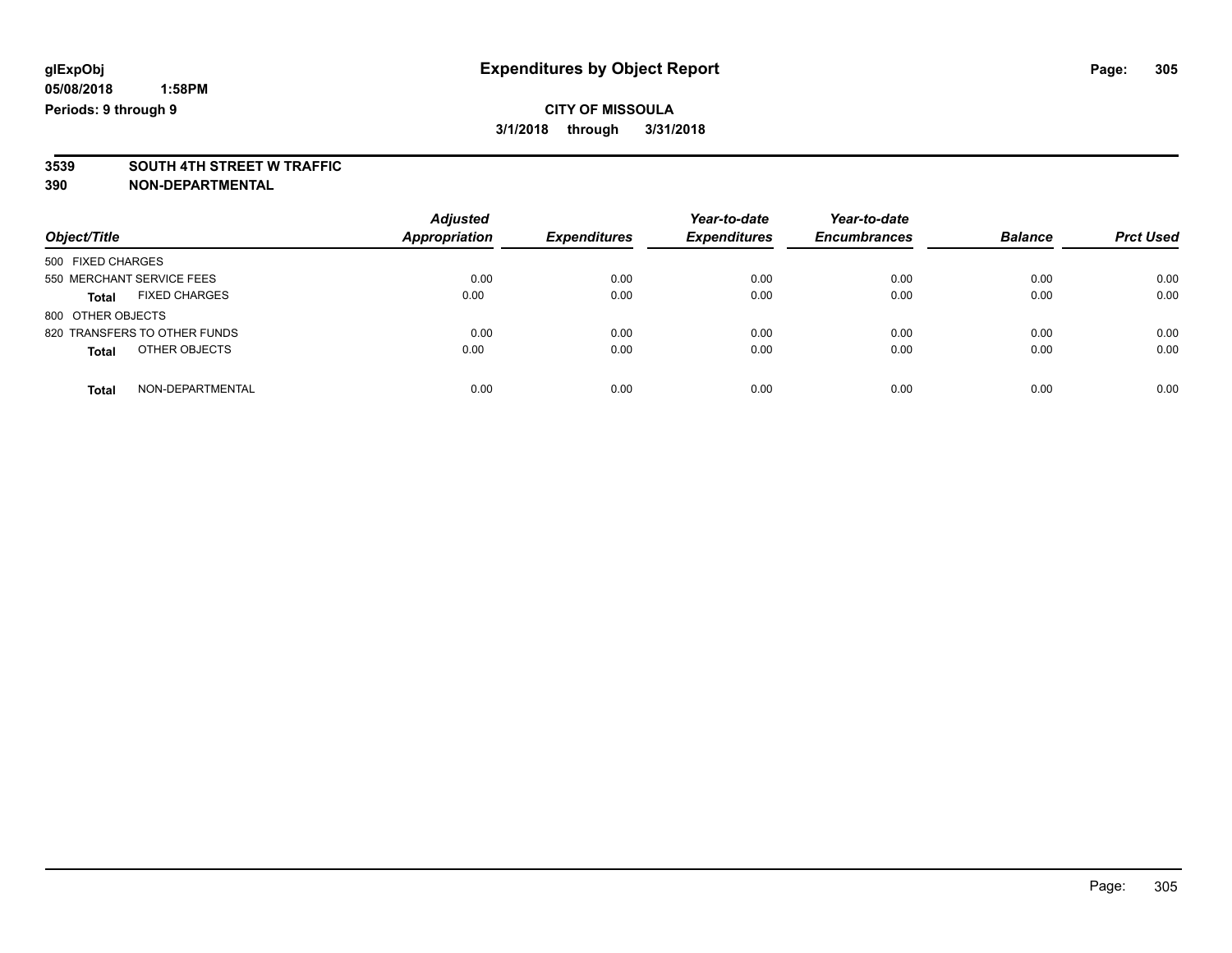# Expenditures by Object Report

glExpObj
05/08/2018 1:58PM
Periods: 9 through 9

**CITY OF MISSOULA**
**3/1/2018 through 3/31/2018**

**3539 SOUTH 4TH STREET W TRAFFIC**
**390 NON-DEPARTMENTAL**

| Object/Title | Adjusted Appropriation | Expenditures | Year-to-date Expenditures | Year-to-date Encumbrances | Balance | Prct Used |
|---|---|---|---|---|---|---|
| 500 FIXED CHARGES | | | | | | |
| 550 MERCHANT SERVICE FEES | 0.00 | 0.00 | 0.00 | 0.00 | 0.00 | 0.00 |
| **Total** FIXED CHARGES | 0.00 | 0.00 | 0.00 | 0.00 | 0.00 | 0.00 |
| 800 OTHER OBJECTS | | | | | | |
| 820 TRANSFERS TO OTHER FUNDS | 0.00 | 0.00 | 0.00 | 0.00 | 0.00 | 0.00 |
| **Total** OTHER OBJECTS | 0.00 | 0.00 | 0.00 | 0.00 | 0.00 | 0.00 |
| **Total** NON-DEPARTMENTAL | 0.00 | 0.00 | 0.00 | 0.00 | 0.00 | 0.00 |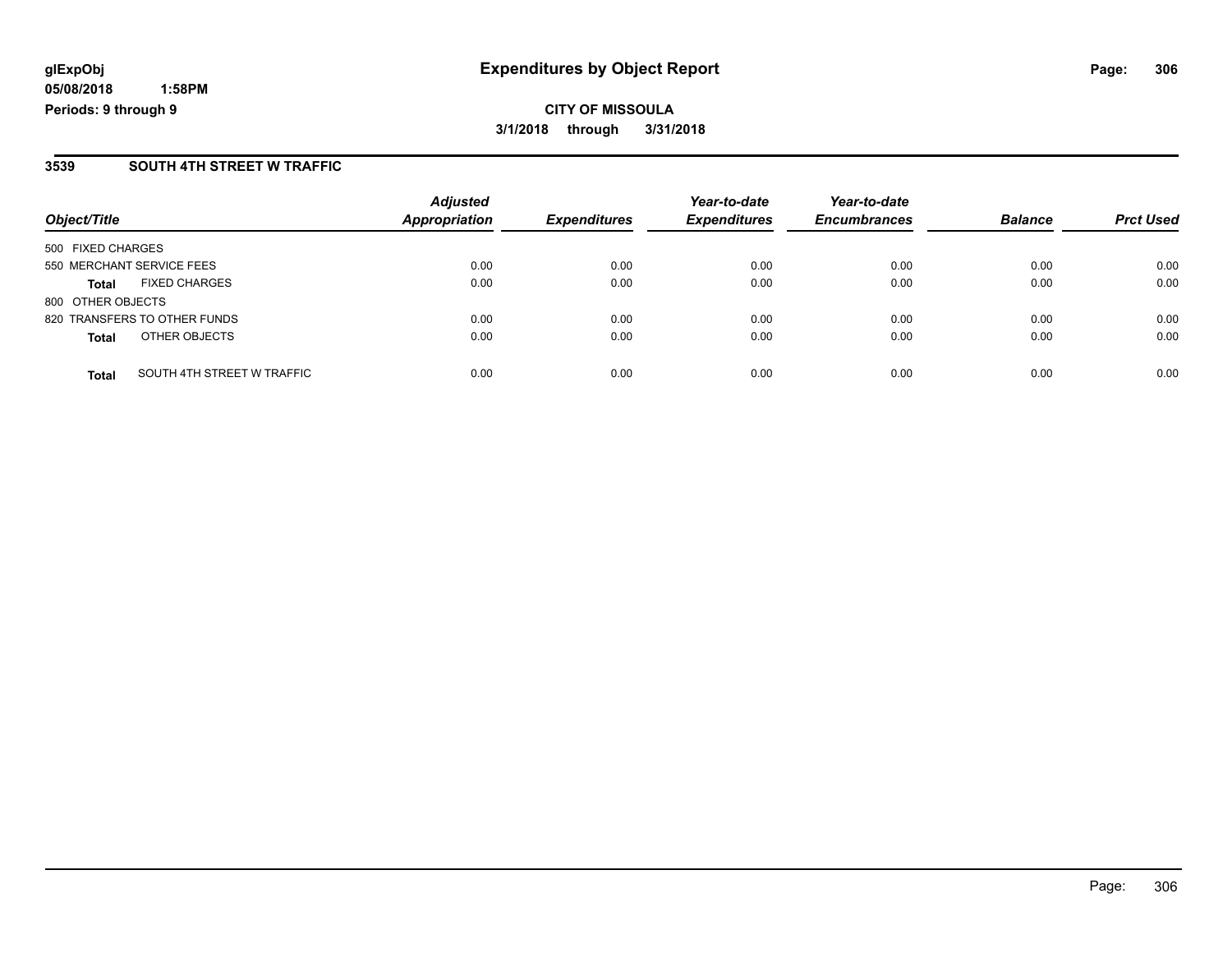**glExpObj**
**05/08/2018 1:58PM**
**Periods: 9 through 9**

# Expenditures by Object Report

**CITY OF MISSOULA**
**3/1/2018 through 3/31/2018**

## 3539 SOUTH 4TH STREET W TRAFFIC

| Object/Title | | Adjusted Appropriation | Expenditures | Year-to-date Expenditures | Year-to-date Encumbrances | Balance | Prct Used |
|---|---|---|---|---|---|---|---|
| 500 FIXED CHARGES | | | | | | | |
| 550 MERCHANT SERVICE FEES | | 0.00 | 0.00 | 0.00 | 0.00 | 0.00 | 0.00 |
| **Total** | FIXED CHARGES | 0.00 | 0.00 | 0.00 | 0.00 | 0.00 | 0.00 |
| 800 OTHER OBJECTS | | | | | | | |
| 820 TRANSFERS TO OTHER FUNDS | | 0.00 | 0.00 | 0.00 | 0.00 | 0.00 | 0.00 |
| **Total** | OTHER OBJECTS | 0.00 | 0.00 | 0.00 | 0.00 | 0.00 | 0.00 |
| **Total** | SOUTH 4TH STREET W TRAFFIC | 0.00 | 0.00 | 0.00 | 0.00 | 0.00 | 0.00 |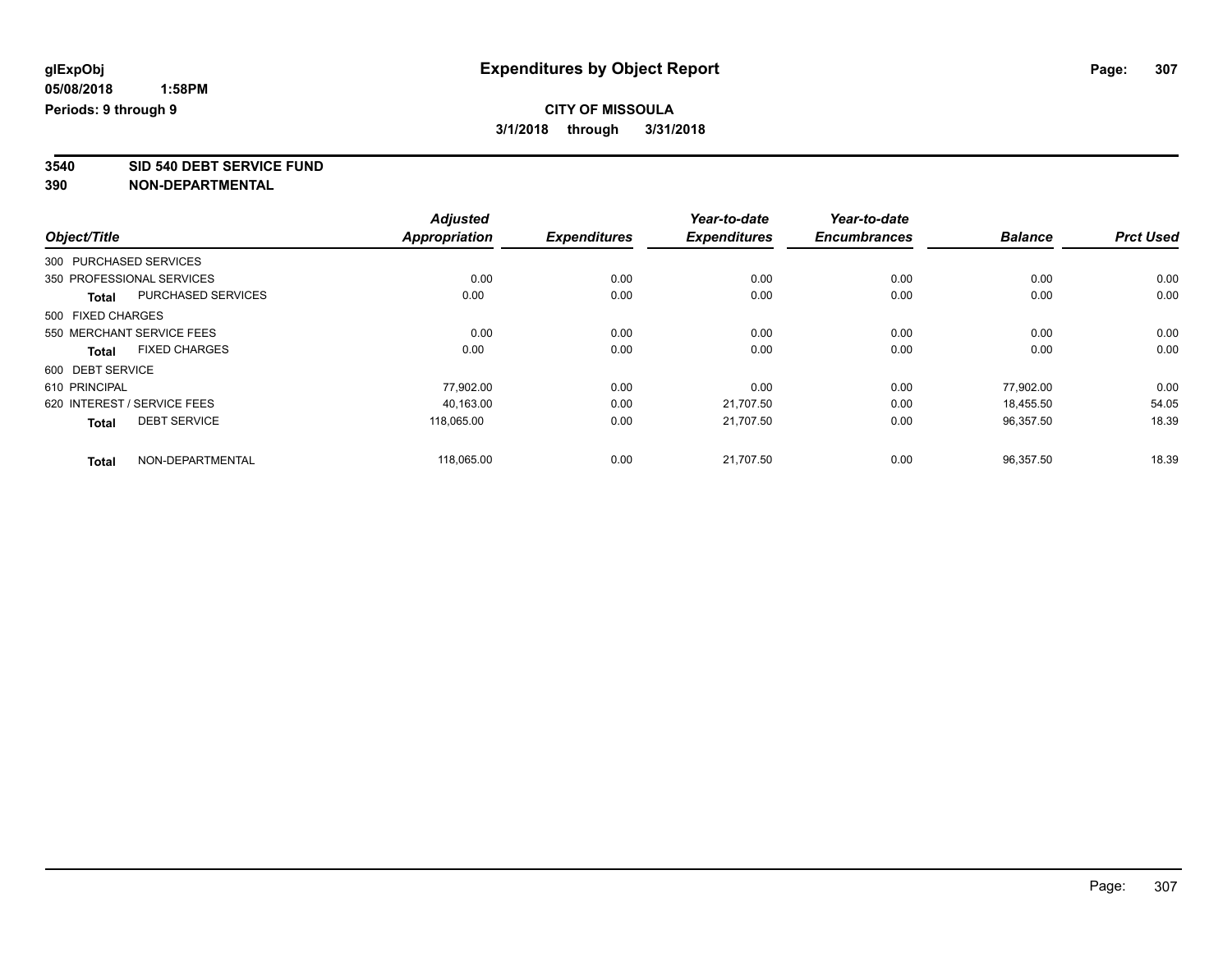**glExpObj**
**05/08/2018 1:58PM**
**Periods: 9 through 9**

# Expenditures by Object Report

**CITY OF MISSOULA**
**3/1/2018 through 3/31/2018**

**3540 SID 540 DEBT SERVICE FUND**
**390 NON-DEPARTMENTAL**

| Object/Title | | Adjusted Appropriation | Expenditures | Year-to-date Expenditures | Year-to-date Encumbrances | Balance | Prct Used |
|---|---|---|---|---|---|---|---|
| 300 PURCHASED SERVICES | | | | | | | |
| 350 PROFESSIONAL SERVICES | | 0.00 | 0.00 | 0.00 | 0.00 | 0.00 | 0.00 |
| **Total** | PURCHASED SERVICES | 0.00 | 0.00 | 0.00 | 0.00 | 0.00 | 0.00 |
| 500 FIXED CHARGES | | | | | | | |
| 550 MERCHANT SERVICE FEES | | 0.00 | 0.00 | 0.00 | 0.00 | 0.00 | 0.00 |
| **Total** | FIXED CHARGES | 0.00 | 0.00 | 0.00 | 0.00 | 0.00 | 0.00 |
| 600 DEBT SERVICE | | | | | | | |
| 610 PRINCIPAL | | 77,902.00 | 0.00 | 0.00 | 0.00 | 77,902.00 | 0.00 |
| 620 INTEREST / SERVICE FEES | | 40,163.00 | 0.00 | 21,707.50 | 0.00 | 18,455.50 | 54.05 |
| **Total** | DEBT SERVICE | 118,065.00 | 0.00 | 21,707.50 | 0.00 | 96,357.50 | 18.39 |
| **Total** | NON-DEPARTMENTAL | 118,065.00 | 0.00 | 21,707.50 | 0.00 | 96,357.50 | 18.39 |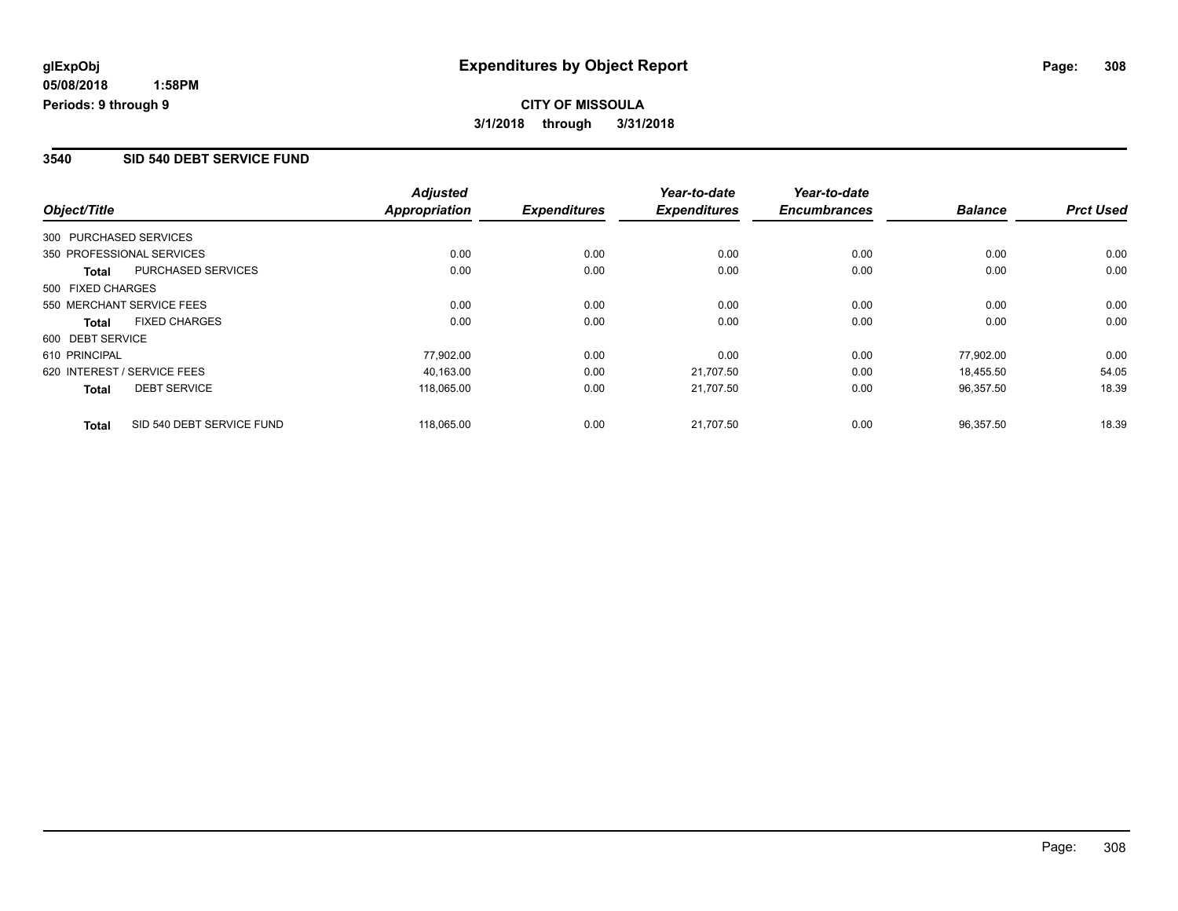# Expenditures by Object Report

glExpObj
05/08/2018 1:58PM
Periods: 9 through 9

**CITY OF MISSOULA**
**3/1/2018 through 3/31/2018**

## 3540 SID 540 DEBT SERVICE FUND

| Object/Title | | Adjusted Appropriation | Expenditures | Year-to-date Expenditures | Year-to-date Encumbrances | Balance | Prct Used |
|---|---|---|---|---|---|---|---|
| 300 PURCHASED SERVICES | | | | | | | |
| 350 PROFESSIONAL SERVICES | | 0.00 | 0.00 | 0.00 | 0.00 | 0.00 | 0.00 |
| **Total** | PURCHASED SERVICES | 0.00 | 0.00 | 0.00 | 0.00 | 0.00 | 0.00 |
| 500 FIXED CHARGES | | | | | | | |
| 550 MERCHANT SERVICE FEES | | 0.00 | 0.00 | 0.00 | 0.00 | 0.00 | 0.00 |
| **Total** | FIXED CHARGES | 0.00 | 0.00 | 0.00 | 0.00 | 0.00 | 0.00 |
| 600 DEBT SERVICE | | | | | | | |
| 610 PRINCIPAL | | 77,902.00 | 0.00 | 0.00 | 0.00 | 77,902.00 | 0.00 |
| 620 INTEREST / SERVICE FEES | | 40,163.00 | 0.00 | 21,707.50 | 0.00 | 18,455.50 | 54.05 |
| **Total** | DEBT SERVICE | 118,065.00 | 0.00 | 21,707.50 | 0.00 | 96,357.50 | 18.39 |
| **Total** | SID 540 DEBT SERVICE FUND | 118,065.00 | 0.00 | 21,707.50 | 0.00 | 96,357.50 | 18.39 |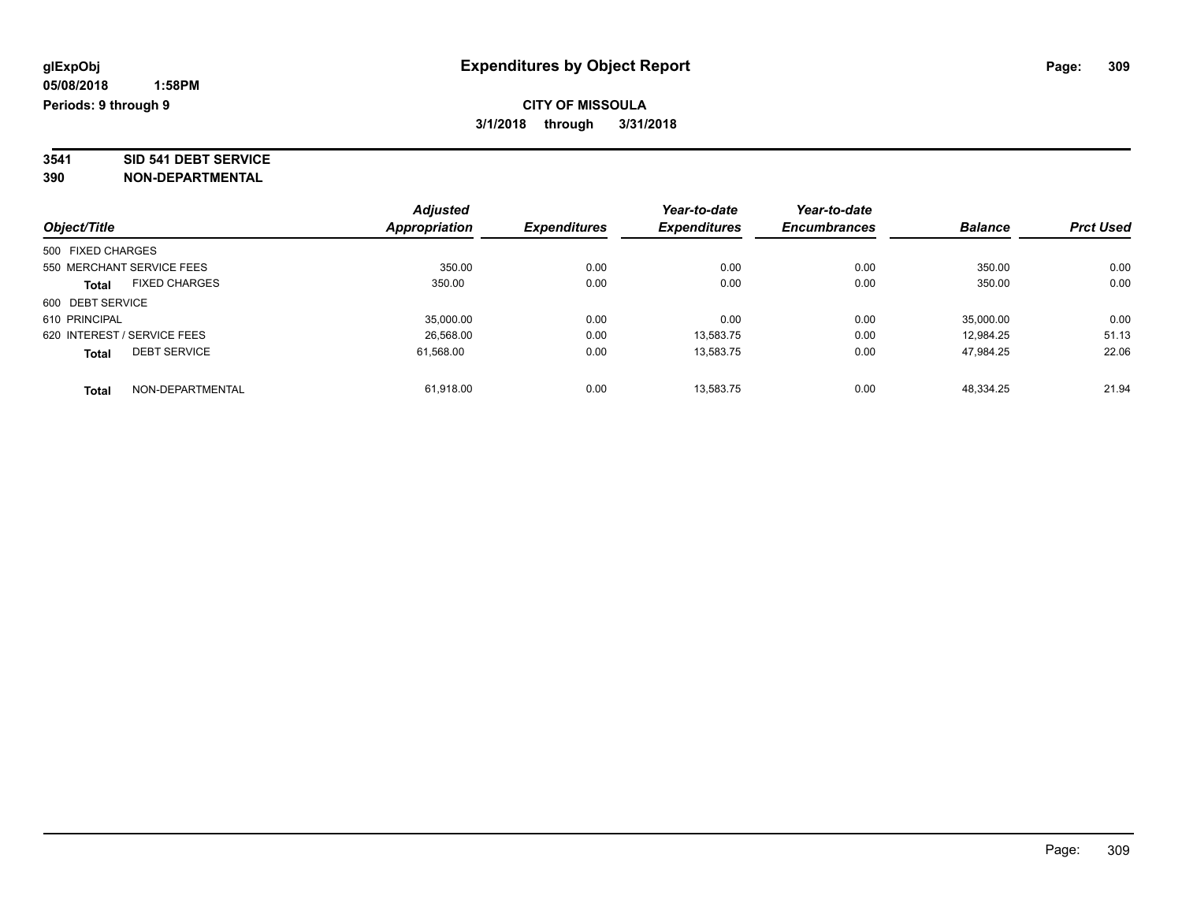**glExpObj** **Expenditures by Object Report**

**05/08/2018 1:58PM**

**Periods: 9 through 9**

**CITY OF MISSOULA**

**3/1/2018 through 3/31/2018**

**3541 SID 541 DEBT SERVICE**

**390 NON-DEPARTMENTAL**

| Object/Title | Adjusted Appropriation | Expenditures | Year-to-date Expenditures | Year-to-date Encumbrances | Balance | Prct Used |
|---|---|---|---|---|---|---|
| 500 FIXED CHARGES | | | | | | |
| 550 MERCHANT SERVICE FEES | 350.00 | 0.00 | 0.00 | 0.00 | 350.00 | 0.00 |
| **Total** FIXED CHARGES | 350.00 | 0.00 | 0.00 | 0.00 | 350.00 | 0.00 |
| 600 DEBT SERVICE | | | | | | |
| 610 PRINCIPAL | 35,000.00 | 0.00 | 0.00 | 0.00 | 35,000.00 | 0.00 |
| 620 INTEREST / SERVICE FEES | 26,568.00 | 0.00 | 13,583.75 | 0.00 | 12,984.25 | 51.13 |
| **Total** DEBT SERVICE | 61,568.00 | 0.00 | 13,583.75 | 0.00 | 47,984.25 | 22.06 |
| **Total** NON-DEPARTMENTAL | 61,918.00 | 0.00 | 13,583.75 | 0.00 | 48,334.25 | 21.94 |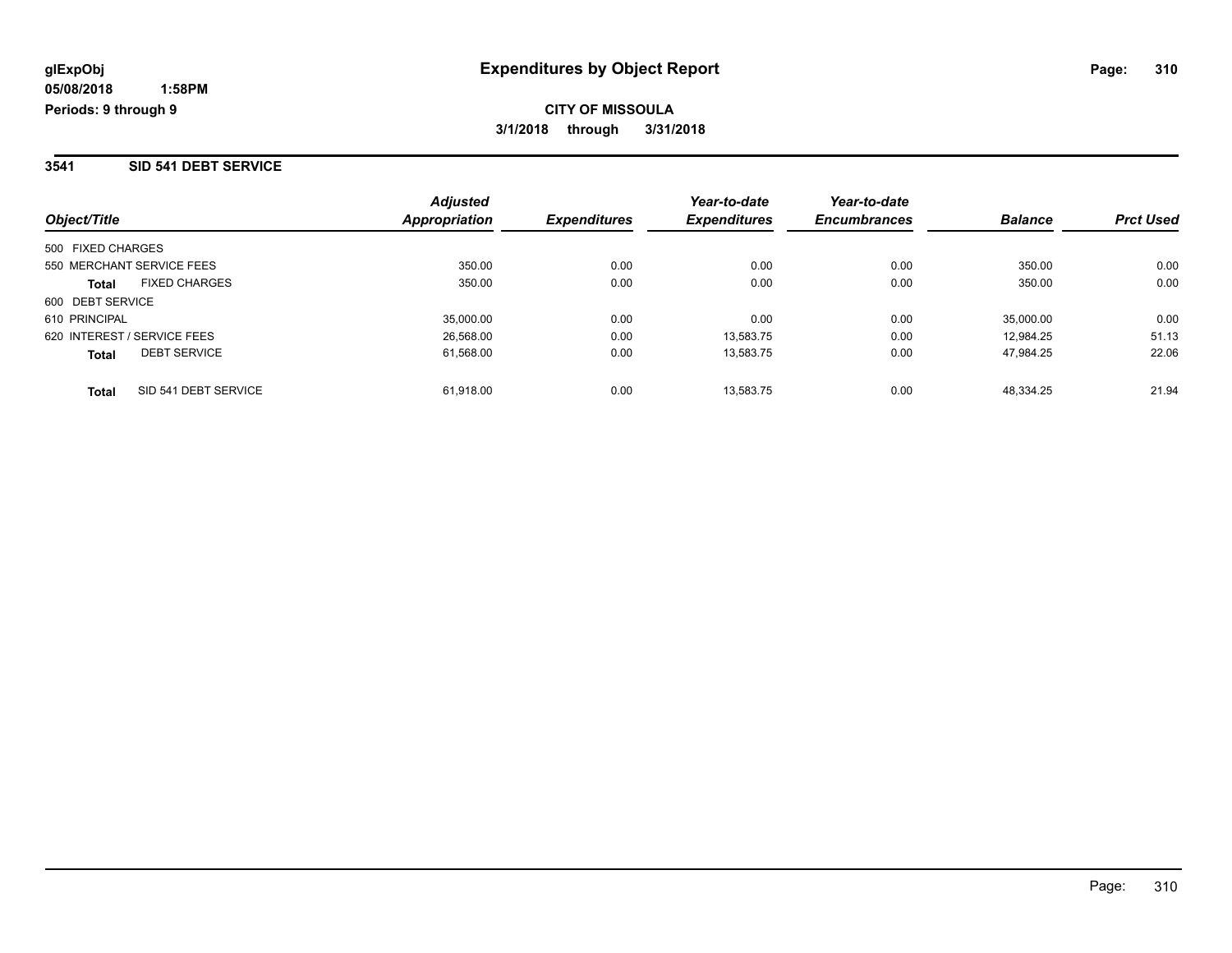glExpObj
05/08/2018 1:58PM
Periods: 9 through 9

# Expenditures by Object Report

**CITY OF MISSOULA**
**3/1/2018 through 3/31/2018**

## 3541 SID 541 DEBT SERVICE

| Object/Title | | Adjusted Appropriation | Expenditures | Year-to-date Expenditures | Year-to-date Encumbrances | Balance | Prct Used |
|---|---|---|---|---|---|---|---|
| 500 FIXED CHARGES | | | | | | | |
| 550 MERCHANT SERVICE FEES | | 350.00 | 0.00 | 0.00 | 0.00 | 350.00 | 0.00 |
| **Total** | FIXED CHARGES | 350.00 | 0.00 | 0.00 | 0.00 | 350.00 | 0.00 |
| 600 DEBT SERVICE | | | | | | | |
| 610 PRINCIPAL | | 35,000.00 | 0.00 | 0.00 | 0.00 | 35,000.00 | 0.00 |
| 620 INTEREST / SERVICE FEES | | 26,568.00 | 0.00 | 13,583.75 | 0.00 | 12,984.25 | 51.13 |
| **Total** | DEBT SERVICE | 61,568.00 | 0.00 | 13,583.75 | 0.00 | 47,984.25 | 22.06 |
| **Total** | SID 541 DEBT SERVICE | 61,918.00 | 0.00 | 13,583.75 | 0.00 | 48,334.25 | 21.94 |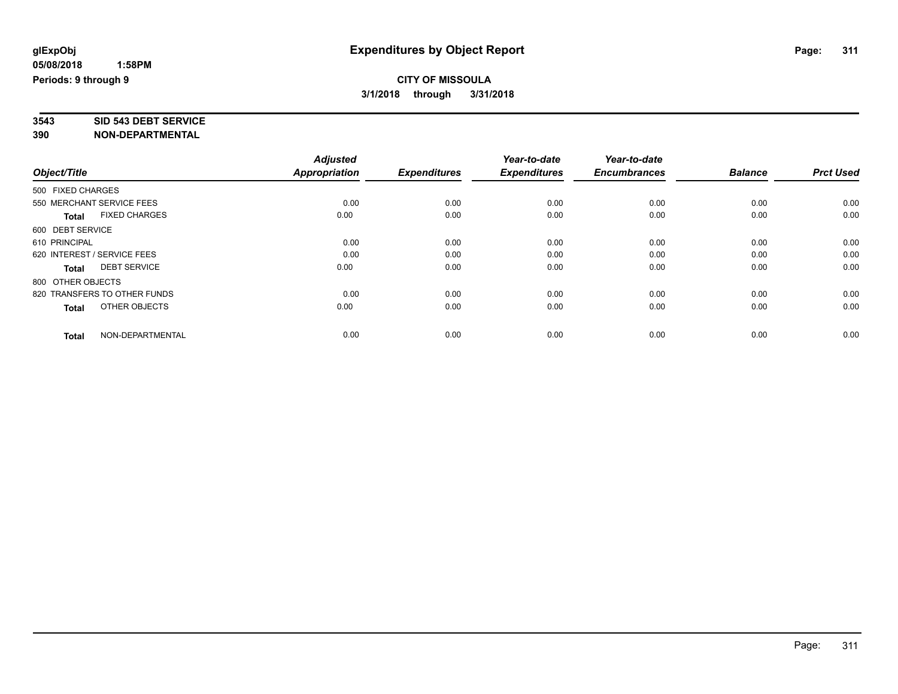**glExpObj** **Expenditures by Object Report**

**05/08/2018 1:58PM**

**Periods: 9 through 9**

**CITY OF MISSOULA**

**3/1/2018 through 3/31/2018**

**3543 SID 543 DEBT SERVICE**

**390 NON-DEPARTMENTAL**

| Object/Title | Adjusted Appropriation | Expenditures | Year-to-date Expenditures | Year-to-date Encumbrances | Balance | Prct Used |
|---|---|---|---|---|---|---|
| 500 FIXED CHARGES | | | | | | |
| 550 MERCHANT SERVICE FEES | 0.00 | 0.00 | 0.00 | 0.00 | 0.00 | 0.00 |
| **Total** FIXED CHARGES | 0.00 | 0.00 | 0.00 | 0.00 | 0.00 | 0.00 |
| 600 DEBT SERVICE | | | | | | |
| 610 PRINCIPAL | 0.00 | 0.00 | 0.00 | 0.00 | 0.00 | 0.00 |
| 620 INTEREST / SERVICE FEES | 0.00 | 0.00 | 0.00 | 0.00 | 0.00 | 0.00 |
| **Total** DEBT SERVICE | 0.00 | 0.00 | 0.00 | 0.00 | 0.00 | 0.00 |
| 800 OTHER OBJECTS | | | | | | |
| 820 TRANSFERS TO OTHER FUNDS | 0.00 | 0.00 | 0.00 | 0.00 | 0.00 | 0.00 |
| **Total** OTHER OBJECTS | 0.00 | 0.00 | 0.00 | 0.00 | 0.00 | 0.00 |
| **Total** NON-DEPARTMENTAL | 0.00 | 0.00 | 0.00 | 0.00 | 0.00 | 0.00 |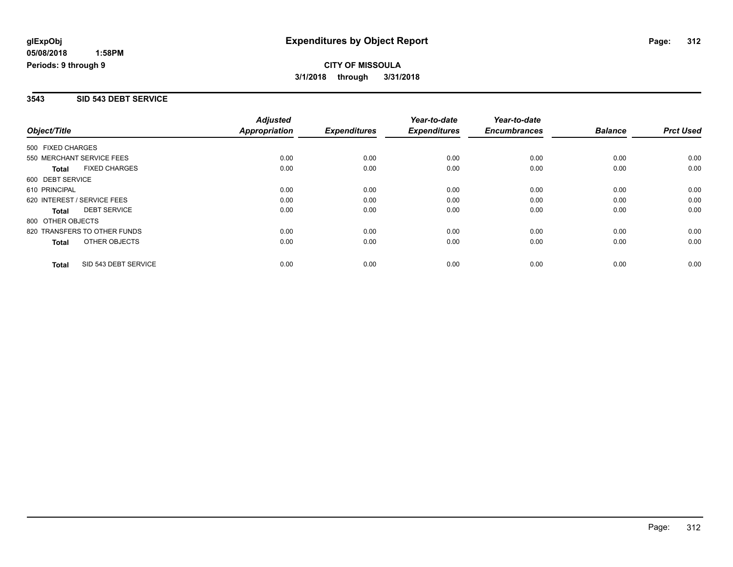**glExpObj**
**05/08/2018 1:58PM**
**Periods: 9 through 9**

# Expenditures by Object Report

**CITY OF MISSOULA**
**3/1/2018 through 3/31/2018**

## 3543 SID 543 DEBT SERVICE

| Object/Title | Adjusted Appropriation | Expenditures | Year-to-date Expenditures | Year-to-date Encumbrances | Balance | Prct Used |
|---|---|---|---|---|---|---|
| 500 FIXED CHARGES | | | | | | |
| 550 MERCHANT SERVICE FEES | 0.00 | 0.00 | 0.00 | 0.00 | 0.00 | 0.00 |
| **Total** FIXED CHARGES | 0.00 | 0.00 | 0.00 | 0.00 | 0.00 | 0.00 |
| 600 DEBT SERVICE | | | | | | |
| 610 PRINCIPAL | 0.00 | 0.00 | 0.00 | 0.00 | 0.00 | 0.00 |
| 620 INTEREST / SERVICE FEES | 0.00 | 0.00 | 0.00 | 0.00 | 0.00 | 0.00 |
| **Total** DEBT SERVICE | 0.00 | 0.00 | 0.00 | 0.00 | 0.00 | 0.00 |
| 800 OTHER OBJECTS | | | | | | |
| 820 TRANSFERS TO OTHER FUNDS | 0.00 | 0.00 | 0.00 | 0.00 | 0.00 | 0.00 |
| **Total** OTHER OBJECTS | 0.00 | 0.00 | 0.00 | 0.00 | 0.00 | 0.00 |
| **Total** SID 543 DEBT SERVICE | 0.00 | 0.00 | 0.00 | 0.00 | 0.00 | 0.00 |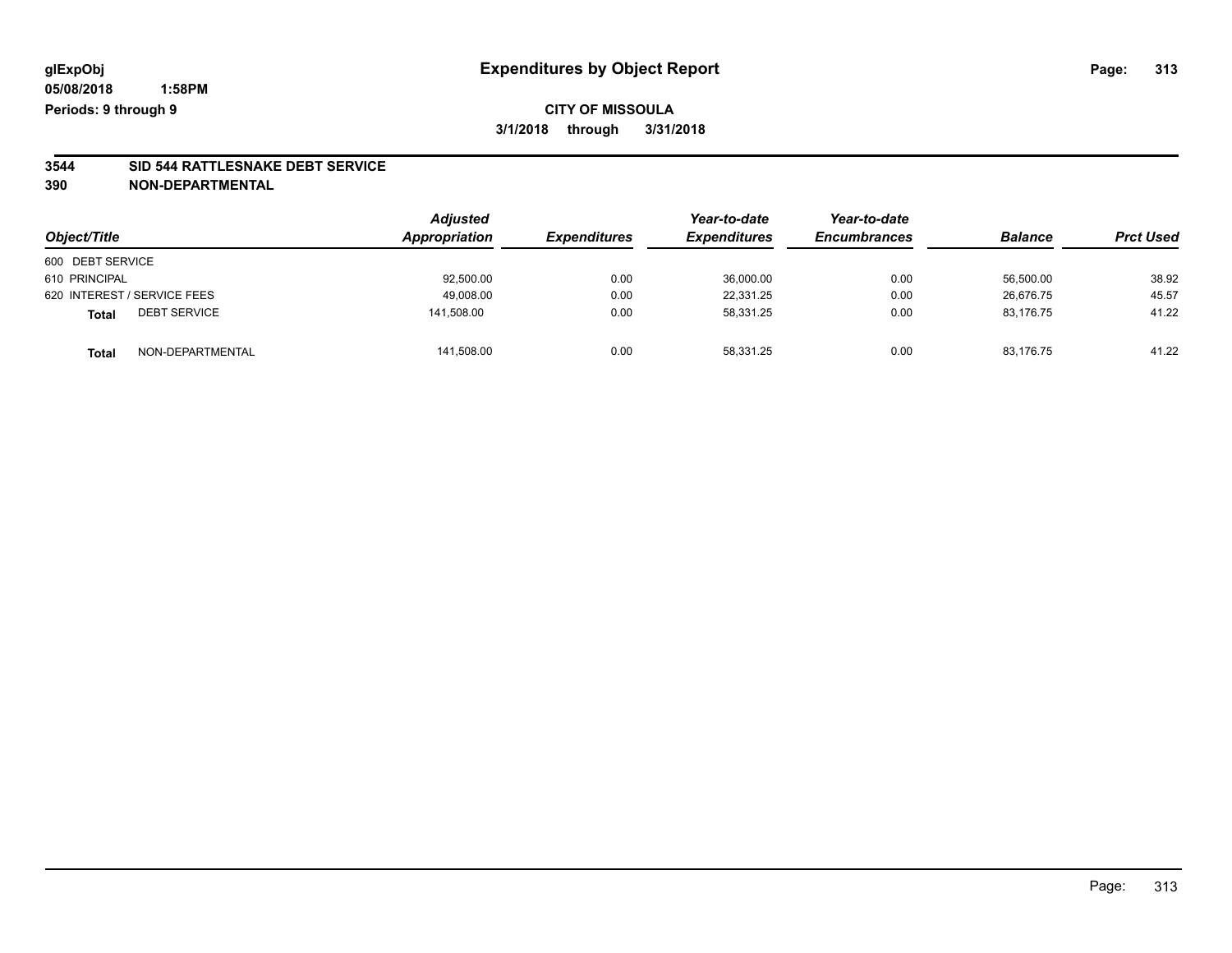**glExpObj**
**05/08/2018 1:58PM**
**Periods: 9 through 9**

# Expenditures by Object Report

**CITY OF MISSOULA**
**3/1/2018 through 3/31/2018**

**3544 SID 544 RATTLESNAKE DEBT SERVICE**
**390 NON-DEPARTMENTAL**

| Object/Title | Adjusted Appropriation | Expenditures | Year-to-date Expenditures | Year-to-date Encumbrances | Balance | Prct Used |
|---|---|---|---|---|---|---|
| 600 DEBT SERVICE | | | | | | |
| 610 PRINCIPAL | 92,500.00 | 0.00 | 36,000.00 | 0.00 | 56,500.00 | 38.92 |
| 620 INTEREST / SERVICE FEES | 49,008.00 | 0.00 | 22,331.25 | 0.00 | 26,676.75 | 45.57 |
| **Total** DEBT SERVICE | 141,508.00 | 0.00 | 58,331.25 | 0.00 | 83,176.75 | 41.22 |
| **Total** NON-DEPARTMENTAL | 141,508.00 | 0.00 | 58,331.25 | 0.00 | 83,176.75 | 41.22 |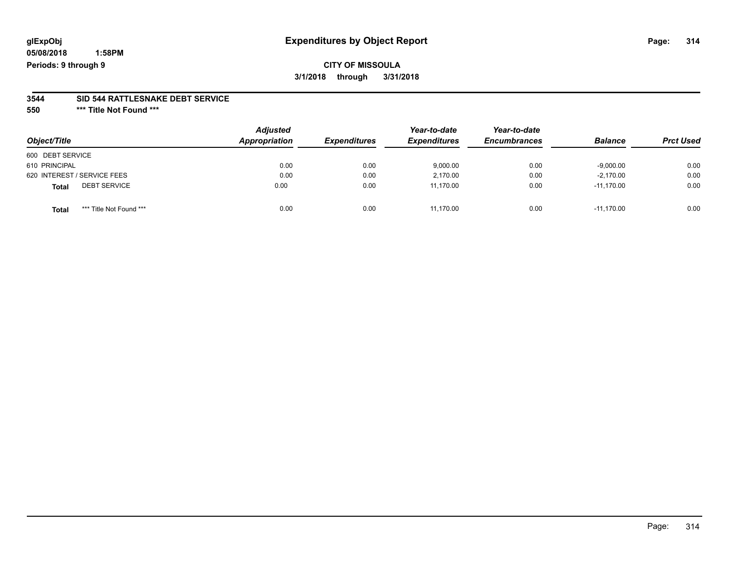glExpObj
05/08/2018 1:58PM
Periods: 9 through 9

# Expenditures by Object Report

**CITY OF MISSOULA**

**3/1/2018 through 3/31/2018**

**3544 SID 544 RATTLESNAKE DEBT SERVICE**

**550 \*\*\* Title Not Found \*\*\***

| Object/Title | Adjusted Appropriation | Expenditures | Year-to-date Expenditures | Year-to-date Encumbrances | Balance | Prct Used |
|---|---|---|---|---|---|---|
| 600 DEBT SERVICE | | | | | | |
| 610 PRINCIPAL | 0.00 | 0.00 | 9,000.00 | 0.00 | -9,000.00 | 0.00 |
| 620 INTEREST / SERVICE FEES | 0.00 | 0.00 | 2,170.00 | 0.00 | -2,170.00 | 0.00 |
| **Total** DEBT SERVICE | 0.00 | 0.00 | 11,170.00 | 0.00 | -11,170.00 | 0.00 |
| **Total** \*\*\* Title Not Found \*\*\* | 0.00 | 0.00 | 11,170.00 | 0.00 | -11,170.00 | 0.00 |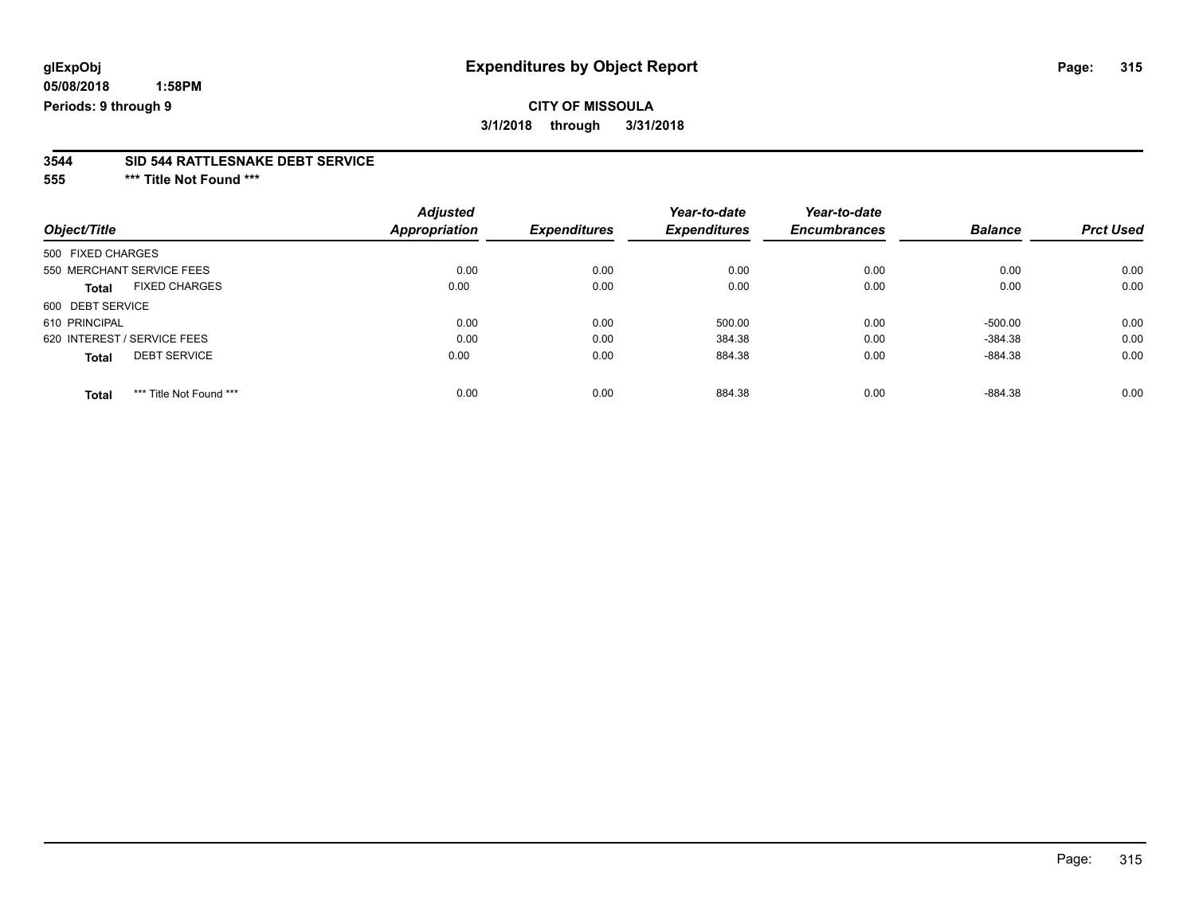**glExpObj**
**05/08/2018 1:58PM**
**Periods: 9 through 9**

# Expenditures by Object Report

**CITY OF MISSOULA**
**3/1/2018 through 3/31/2018**

## 3544 SID 544 RATTLESNAKE DEBT SERVICE
### 555 *** Title Not Found ***

| Object/Title | Adjusted Appropriation | Expenditures | Year-to-date Expenditures | Year-to-date Encumbrances | Balance | Prct Used |
|---|---|---|---|---|---|---|
| 500 FIXED CHARGES | | | | | | |
| 550 MERCHANT SERVICE FEES | 0.00 | 0.00 | 0.00 | 0.00 | 0.00 | 0.00 |
| **Total** FIXED CHARGES | 0.00 | 0.00 | 0.00 | 0.00 | 0.00 | 0.00 |
| 600 DEBT SERVICE | | | | | | |
| 610 PRINCIPAL | 0.00 | 0.00 | 500.00 | 0.00 | -500.00 | 0.00 |
| 620 INTEREST / SERVICE FEES | 0.00 | 0.00 | 384.38 | 0.00 | -384.38 | 0.00 |
| **Total** DEBT SERVICE | 0.00 | 0.00 | 884.38 | 0.00 | -884.38 | 0.00 |
| **Total** *** Title Not Found *** | 0.00 | 0.00 | 884.38 | 0.00 | -884.38 | 0.00 |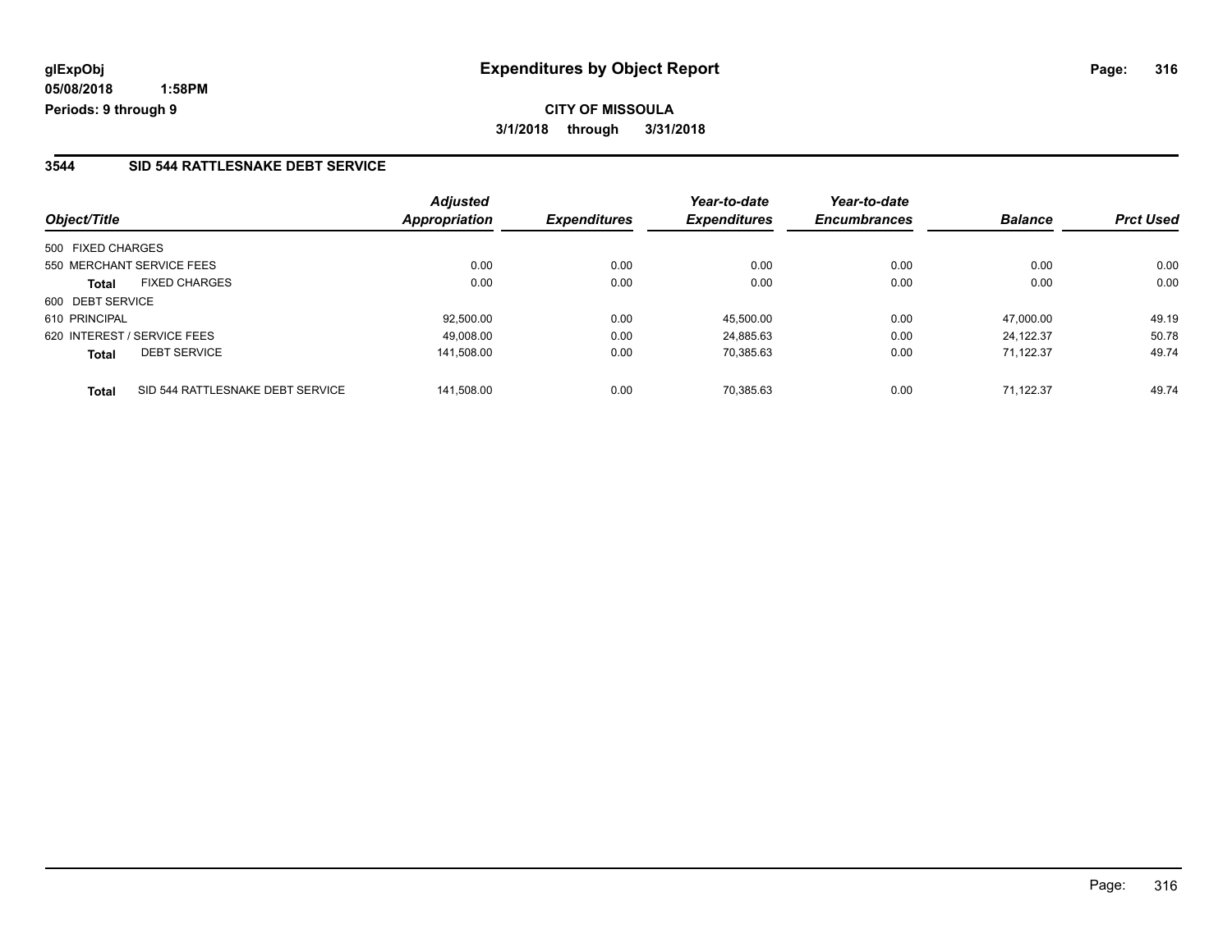glExpObj
05/08/2018 1:58PM
Periods: 9 through 9

# Expenditures by Object Report

**CITY OF MISSOULA**

**3/1/2018 through 3/31/2018**

## 3544 SID 544 RATTLESNAKE DEBT SERVICE

| Object/Title | | Adjusted Appropriation | Expenditures | Year-to-date Expenditures | Year-to-date Encumbrances | Balance | Prct Used |
|---|---|---|---|---|---|---|---|
| 500 FIXED CHARGES | | | | | | | |
| 550 MERCHANT SERVICE FEES | | 0.00 | 0.00 | 0.00 | 0.00 | 0.00 | 0.00 |
| **Total** | FIXED CHARGES | 0.00 | 0.00 | 0.00 | 0.00 | 0.00 | 0.00 |
| 600 DEBT SERVICE | | | | | | | |
| 610 PRINCIPAL | | 92,500.00 | 0.00 | 45,500.00 | 0.00 | 47,000.00 | 49.19 |
| 620 INTEREST / SERVICE FEES | | 49,008.00 | 0.00 | 24,885.63 | 0.00 | 24,122.37 | 50.78 |
| **Total** | DEBT SERVICE | 141,508.00 | 0.00 | 70,385.63 | 0.00 | 71,122.37 | 49.74 |
| **Total** | SID 544 RATTLESNAKE DEBT SERVICE | 141,508.00 | 0.00 | 70,385.63 | 0.00 | 71,122.37 | 49.74 |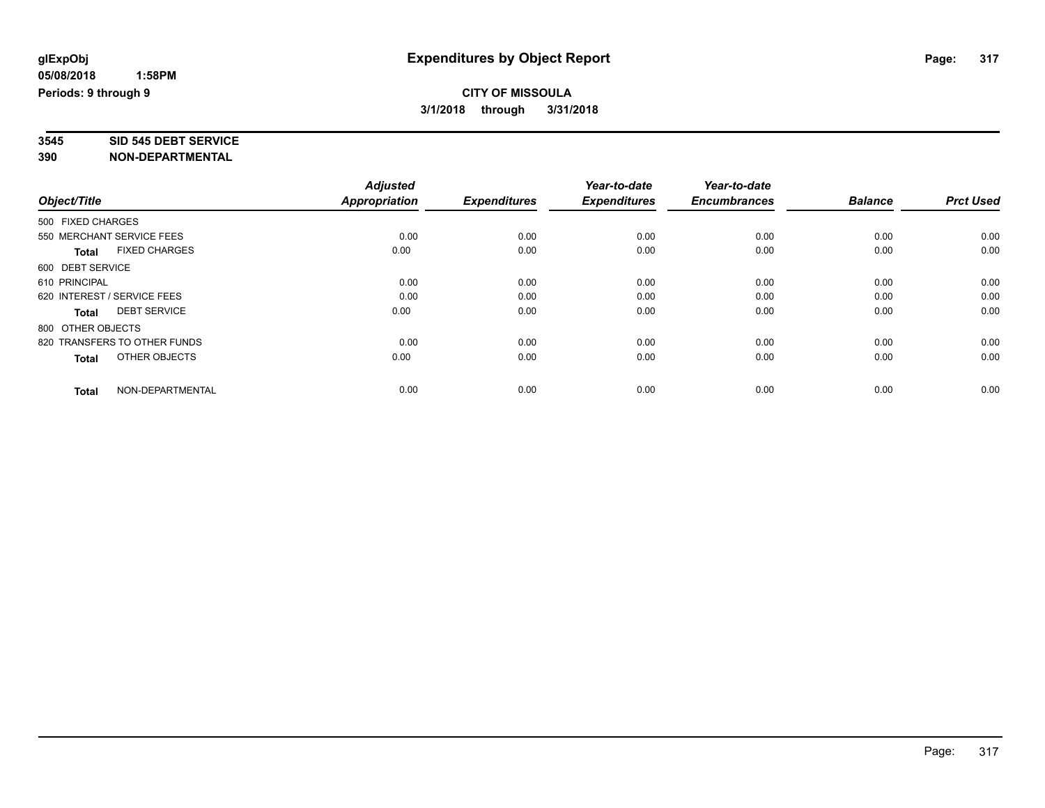**glExpObj**
**05/08/2018 1:58PM**
**Periods: 9 through 9**

# Expenditures by Object Report

**CITY OF MISSOULA**
**3/1/2018 through 3/31/2018**

**3545 SID 545 DEBT SERVICE**
**390 NON-DEPARTMENTAL**

| Object/Title | Adjusted Appropriation | Expenditures | Year-to-date Expenditures | Year-to-date Encumbrances | Balance | Prct Used |
|---|---|---|---|---|---|---|
| 500 FIXED CHARGES | | | | | | |
| 550 MERCHANT SERVICE FEES | 0.00 | 0.00 | 0.00 | 0.00 | 0.00 | 0.00 |
| **Total** FIXED CHARGES | 0.00 | 0.00 | 0.00 | 0.00 | 0.00 | 0.00 |
| 600 DEBT SERVICE | | | | | | |
| 610 PRINCIPAL | 0.00 | 0.00 | 0.00 | 0.00 | 0.00 | 0.00 |
| 620 INTEREST / SERVICE FEES | 0.00 | 0.00 | 0.00 | 0.00 | 0.00 | 0.00 |
| **Total** DEBT SERVICE | 0.00 | 0.00 | 0.00 | 0.00 | 0.00 | 0.00 |
| 800 OTHER OBJECTS | | | | | | |
| 820 TRANSFERS TO OTHER FUNDS | 0.00 | 0.00 | 0.00 | 0.00 | 0.00 | 0.00 |
| **Total** OTHER OBJECTS | 0.00 | 0.00 | 0.00 | 0.00 | 0.00 | 0.00 |
| **Total** NON-DEPARTMENTAL | 0.00 | 0.00 | 0.00 | 0.00 | 0.00 | 0.00 |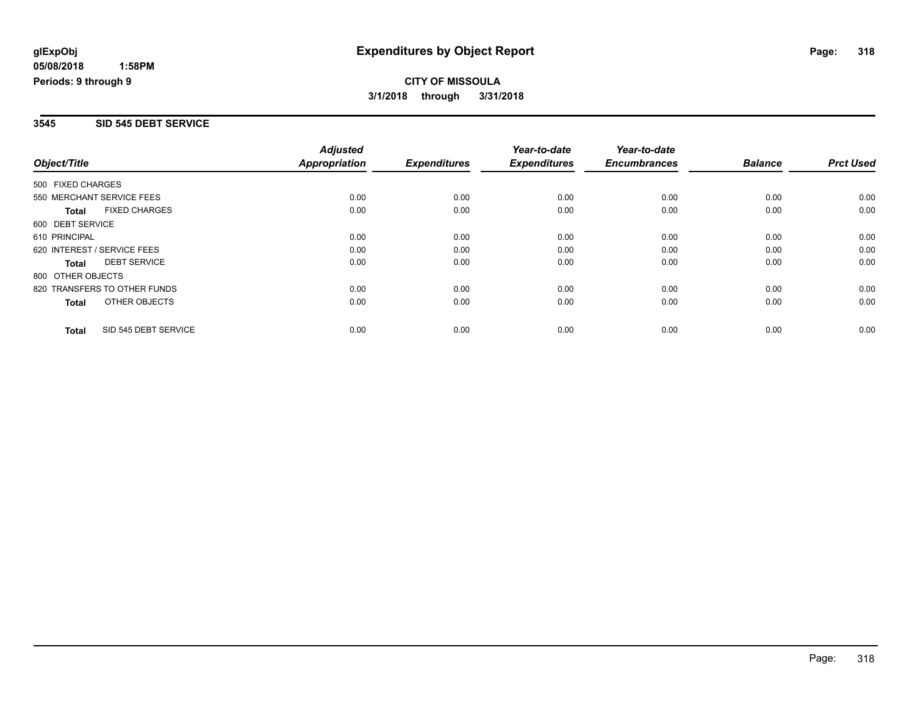**glExpObj** **Expenditures by Object Report**

**05/08/2018 1:58PM**

**Periods: 9 through 9**

**CITY OF MISSOULA**

**3/1/2018 through 3/31/2018**

### 3545 SID 545 DEBT SERVICE

| Object/Title | Adjusted Appropriation | Expenditures | Year-to-date Expenditures | Year-to-date Encumbrances | Balance | Prct Used |
|---|---|---|---|---|---|---|
| 500 FIXED CHARGES | | | | | | |
| 550 MERCHANT SERVICE FEES | 0.00 | 0.00 | 0.00 | 0.00 | 0.00 | 0.00 |
| **Total** FIXED CHARGES | 0.00 | 0.00 | 0.00 | 0.00 | 0.00 | 0.00 |
| 600 DEBT SERVICE | | | | | | |
| 610 PRINCIPAL | 0.00 | 0.00 | 0.00 | 0.00 | 0.00 | 0.00 |
| 620 INTEREST / SERVICE FEES | 0.00 | 0.00 | 0.00 | 0.00 | 0.00 | 0.00 |
| **Total** DEBT SERVICE | 0.00 | 0.00 | 0.00 | 0.00 | 0.00 | 0.00 |
| 800 OTHER OBJECTS | | | | | | |
| 820 TRANSFERS TO OTHER FUNDS | 0.00 | 0.00 | 0.00 | 0.00 | 0.00 | 0.00 |
| **Total** OTHER OBJECTS | 0.00 | 0.00 | 0.00 | 0.00 | 0.00 | 0.00 |
| **Total** SID 545 DEBT SERVICE | 0.00 | 0.00 | 0.00 | 0.00 | 0.00 | 0.00 |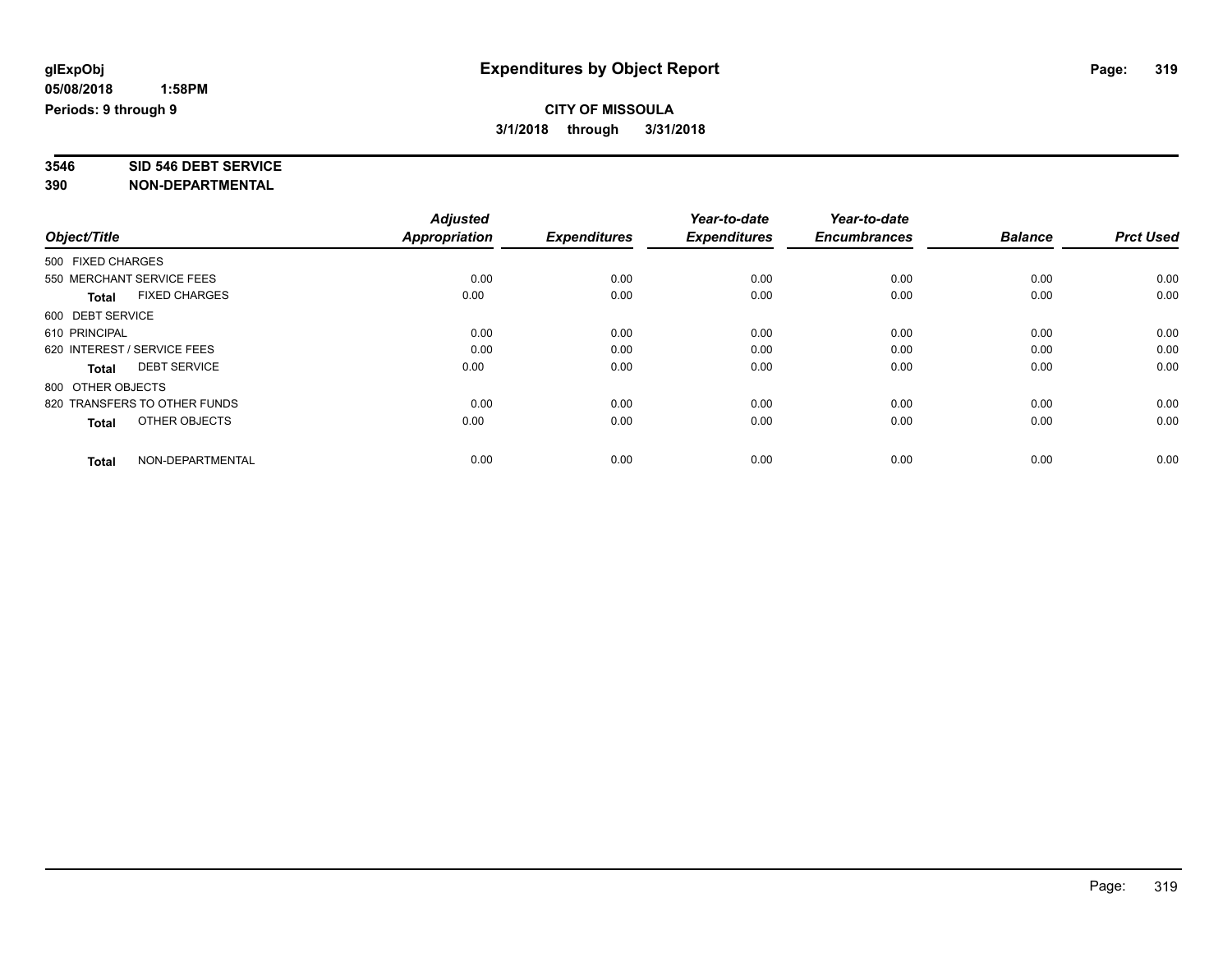**glExpObj**
**05/08/2018 1:58PM**
**Periods: 9 through 9**

# Expenditures by Object Report

**CITY OF MISSOULA**
**3/1/2018 through 3/31/2018**

**3546 SID 546 DEBT SERVICE**
**390 NON-DEPARTMENTAL**

| Object/Title | Adjusted Appropriation | Expenditures | Year-to-date Expenditures | Year-to-date Encumbrances | Balance | Prct Used |
|---|---|---|---|---|---|---|
| 500 FIXED CHARGES | | | | | | |
| 550 MERCHANT SERVICE FEES | 0.00 | 0.00 | 0.00 | 0.00 | 0.00 | 0.00 |
| **Total** FIXED CHARGES | 0.00 | 0.00 | 0.00 | 0.00 | 0.00 | 0.00 |
| 600 DEBT SERVICE | | | | | | |
| 610 PRINCIPAL | 0.00 | 0.00 | 0.00 | 0.00 | 0.00 | 0.00 |
| 620 INTEREST / SERVICE FEES | 0.00 | 0.00 | 0.00 | 0.00 | 0.00 | 0.00 |
| **Total** DEBT SERVICE | 0.00 | 0.00 | 0.00 | 0.00 | 0.00 | 0.00 |
| 800 OTHER OBJECTS | | | | | | |
| 820 TRANSFERS TO OTHER FUNDS | 0.00 | 0.00 | 0.00 | 0.00 | 0.00 | 0.00 |
| **Total** OTHER OBJECTS | 0.00 | 0.00 | 0.00 | 0.00 | 0.00 | 0.00 |
| **Total** NON-DEPARTMENTAL | 0.00 | 0.00 | 0.00 | 0.00 | 0.00 | 0.00 |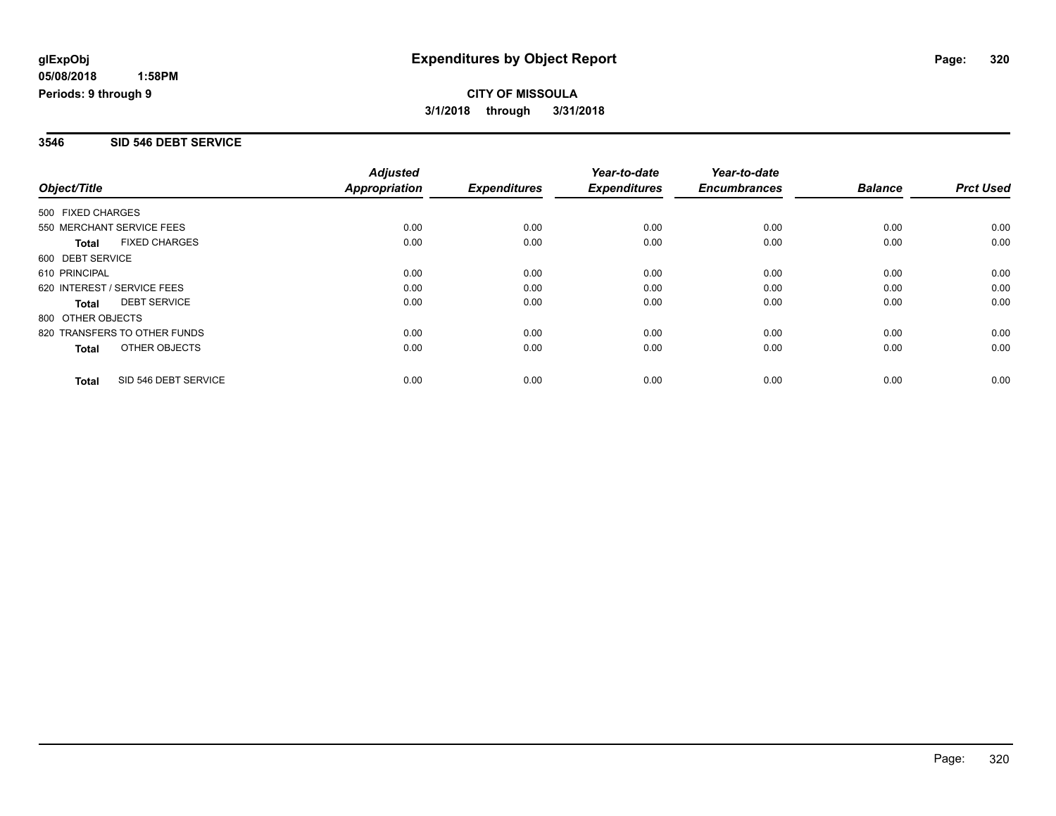**glExpObj** **Expenditures by Object Report**

**05/08/2018 1:58PM**

**Periods: 9 through 9**

**CITY OF MISSOULA**

**3/1/2018 through 3/31/2018**

## 3546 SID 546 DEBT SERVICE

| Object/Title | Adjusted Appropriation | Expenditures | Year-to-date Expenditures | Year-to-date Encumbrances | Balance | Prct Used |
|---|---|---|---|---|---|---|
| 500 FIXED CHARGES | | | | | | |
| 550 MERCHANT SERVICE FEES | 0.00 | 0.00 | 0.00 | 0.00 | 0.00 | 0.00 |
| **Total** FIXED CHARGES | 0.00 | 0.00 | 0.00 | 0.00 | 0.00 | 0.00 |
| 600 DEBT SERVICE | | | | | | |
| 610 PRINCIPAL | 0.00 | 0.00 | 0.00 | 0.00 | 0.00 | 0.00 |
| 620 INTEREST / SERVICE FEES | 0.00 | 0.00 | 0.00 | 0.00 | 0.00 | 0.00 |
| **Total** DEBT SERVICE | 0.00 | 0.00 | 0.00 | 0.00 | 0.00 | 0.00 |
| 800 OTHER OBJECTS | | | | | | |
| 820 TRANSFERS TO OTHER FUNDS | 0.00 | 0.00 | 0.00 | 0.00 | 0.00 | 0.00 |
| **Total** OTHER OBJECTS | 0.00 | 0.00 | 0.00 | 0.00 | 0.00 | 0.00 |
| **Total** SID 546 DEBT SERVICE | 0.00 | 0.00 | 0.00 | 0.00 | 0.00 | 0.00 |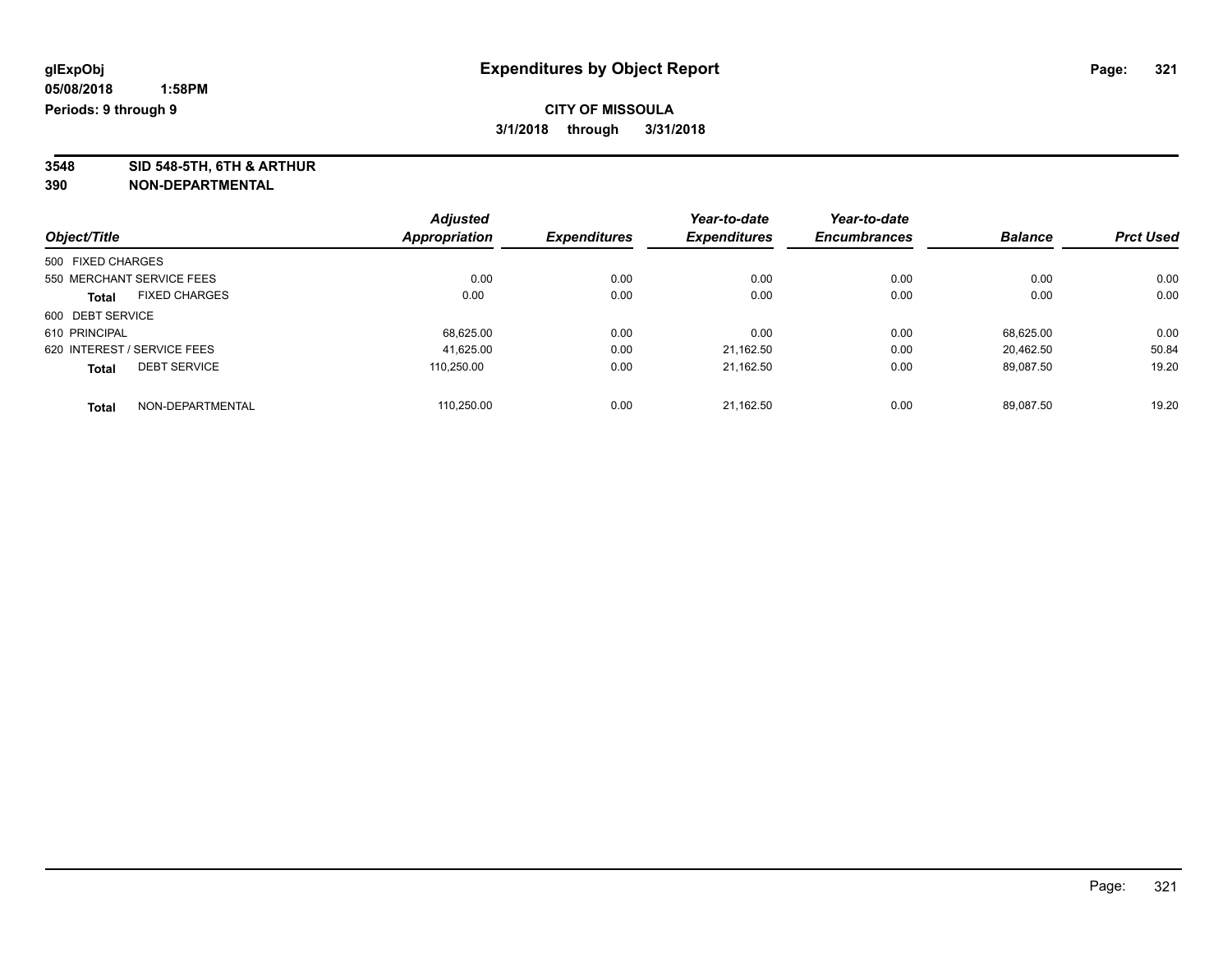**glExpObj** **Expenditures by Object Report**

**05/08/2018 1:58PM**

**Periods: 9 through 9**

**CITY OF MISSOULA**

**3/1/2018 through 3/31/2018**

**3548 SID 548-5TH, 6TH & ARTHUR**

**390 NON-DEPARTMENTAL**

| Object/Title | Adjusted Appropriation | Expenditures | Year-to-date Expenditures | Year-to-date Encumbrances | Balance | Prct Used |
|---|---|---|---|---|---|---|
| 500 FIXED CHARGES | | | | | | |
| 550 MERCHANT SERVICE FEES | 0.00 | 0.00 | 0.00 | 0.00 | 0.00 | 0.00 |
| **Total** FIXED CHARGES | 0.00 | 0.00 | 0.00 | 0.00 | 0.00 | 0.00 |
| 600 DEBT SERVICE | | | | | | |
| 610 PRINCIPAL | 68,625.00 | 0.00 | 0.00 | 0.00 | 68,625.00 | 0.00 |
| 620 INTEREST / SERVICE FEES | 41,625.00 | 0.00 | 21,162.50 | 0.00 | 20,462.50 | 50.84 |
| **Total** DEBT SERVICE | 110,250.00 | 0.00 | 21,162.50 | 0.00 | 89,087.50 | 19.20 |
| **Total** NON-DEPARTMENTAL | 110,250.00 | 0.00 | 21,162.50 | 0.00 | 89,087.50 | 19.20 |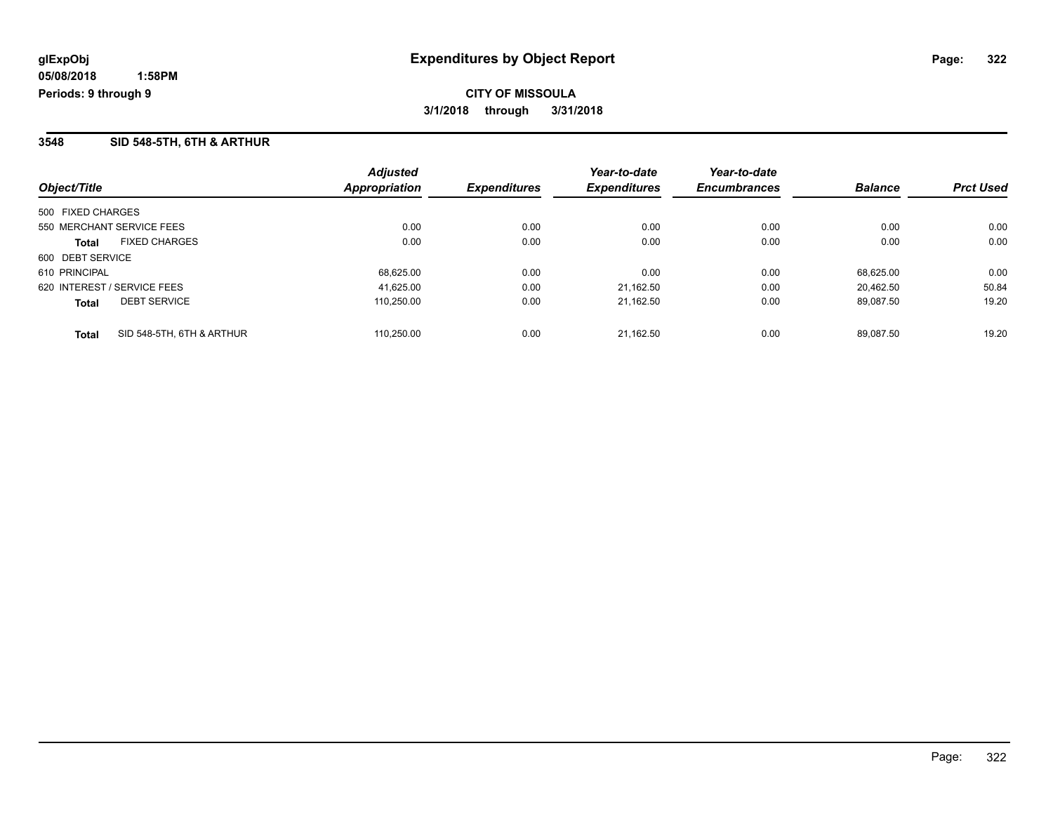**glExpObj** **Expenditures by Object Report**

**05/08/2018 1:58PM**

**Periods: 9 through 9**

**CITY OF MISSOULA**

**3/1/2018 through 3/31/2018**

## 3548 SID 548-5TH, 6TH & ARTHUR

| Object/Title | | Adjusted Appropriation | Expenditures | Year-to-date Expenditures | Year-to-date Encumbrances | Balance | Prct Used |
|---|---|---|---|---|---|---|---|
| 500 FIXED CHARGES | | | | | | | |
| 550 MERCHANT SERVICE FEES | | 0.00 | 0.00 | 0.00 | 0.00 | 0.00 | 0.00 |
| **Total** | FIXED CHARGES | 0.00 | 0.00 | 0.00 | 0.00 | 0.00 | 0.00 |
| 600 DEBT SERVICE | | | | | | | |
| 610 PRINCIPAL | | 68,625.00 | 0.00 | 0.00 | 0.00 | 68,625.00 | 0.00 |
| 620 INTEREST / SERVICE FEES | | 41,625.00 | 0.00 | 21,162.50 | 0.00 | 20,462.50 | 50.84 |
| **Total** | DEBT SERVICE | 110,250.00 | 0.00 | 21,162.50 | 0.00 | 89,087.50 | 19.20 |
| **Total** | SID 548-5TH, 6TH & ARTHUR | 110,250.00 | 0.00 | 21,162.50 | 0.00 | 89,087.50 | 19.20 |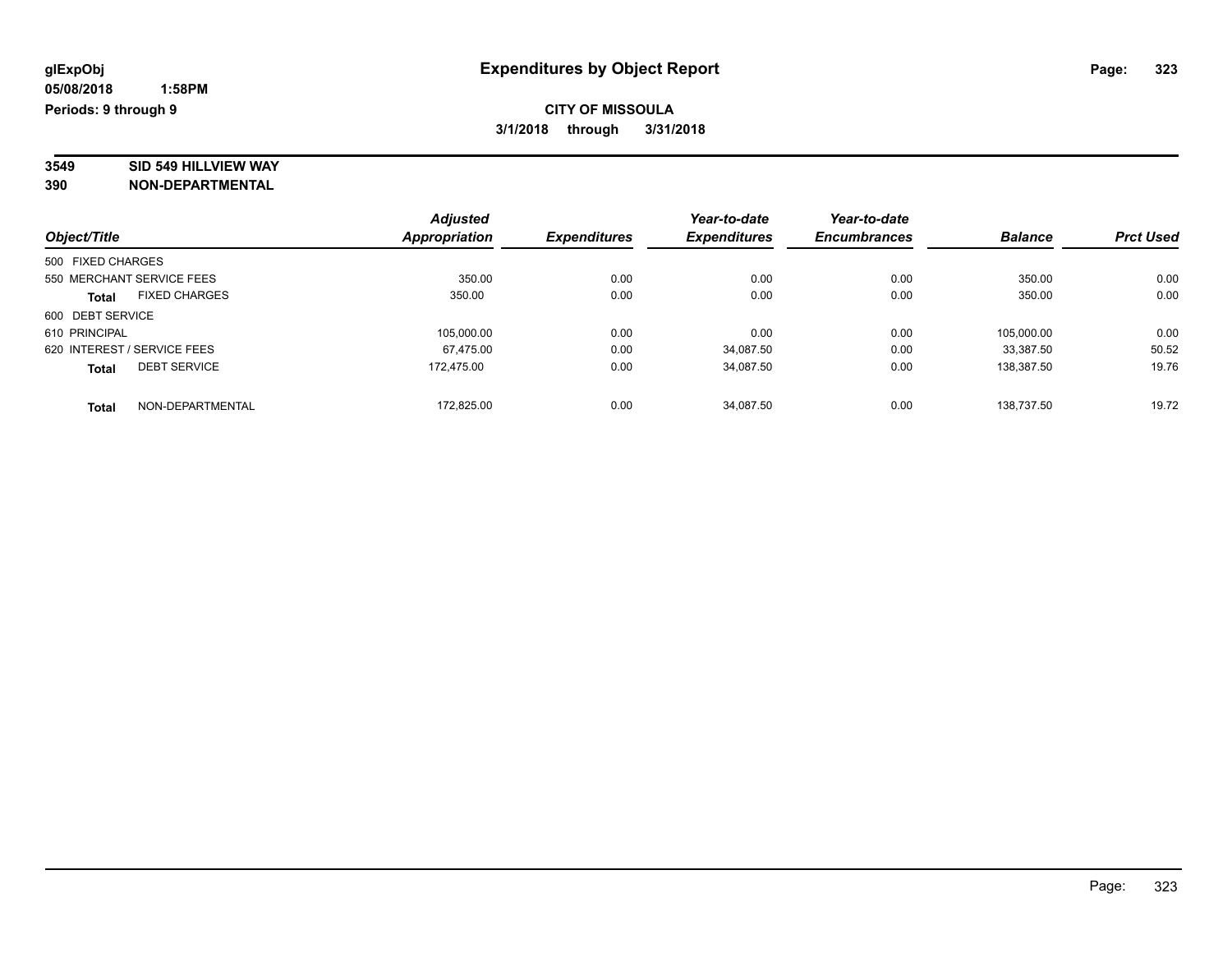# Expenditures by Object Report

glExpObj
05/08/2018 1:58PM
Periods: 9 through 9

**CITY OF MISSOULA**
**3/1/2018 through 3/31/2018**

**3549 SID 549 HILLVIEW WAY**
**390 NON-DEPARTMENTAL**

| Object/Title | Adjusted Appropriation | Expenditures | Year-to-date Expenditures | Year-to-date Encumbrances | Balance | Prct Used |
|---|---|---|---|---|---|---|
| 500 FIXED CHARGES | | | | | | |
| 550 MERCHANT SERVICE FEES | 350.00 | 0.00 | 0.00 | 0.00 | 350.00 | 0.00 |
| **Total** FIXED CHARGES | 350.00 | 0.00 | 0.00 | 0.00 | 350.00 | 0.00 |
| 600 DEBT SERVICE | | | | | | |
| 610 PRINCIPAL | 105,000.00 | 0.00 | 0.00 | 0.00 | 105,000.00 | 0.00 |
| 620 INTEREST / SERVICE FEES | 67,475.00 | 0.00 | 34,087.50 | 0.00 | 33,387.50 | 50.52 |
| **Total** DEBT SERVICE | 172,475.00 | 0.00 | 34,087.50 | 0.00 | 138,387.50 | 19.76 |
| **Total** NON-DEPARTMENTAL | 172,825.00 | 0.00 | 34,087.50 | 0.00 | 138,737.50 | 19.72 |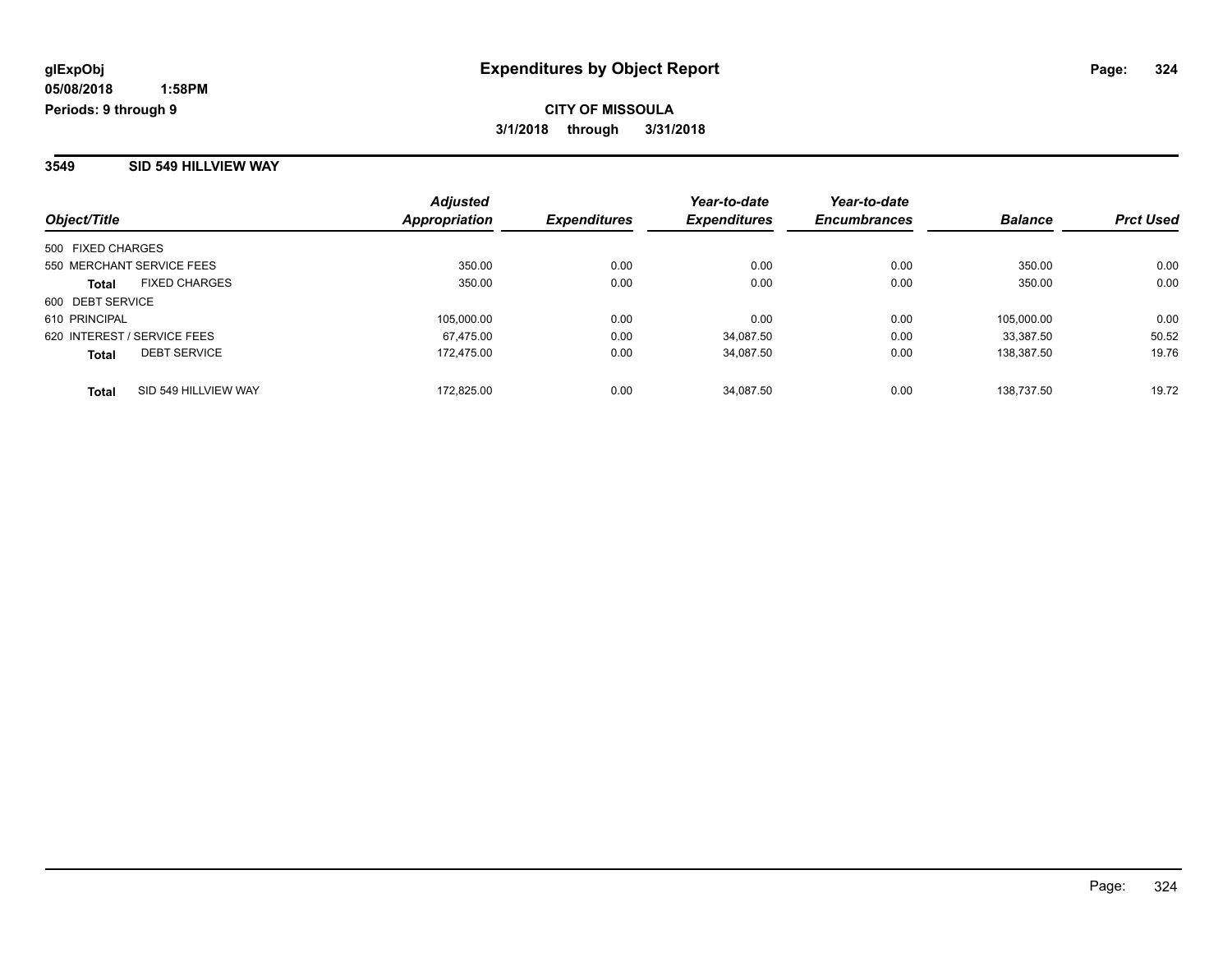# Expenditures by Object Report

glExpObj
05/08/2018 1:58PM
Periods: 9 through 9

**CITY OF MISSOULA**
**3/1/2018 through 3/31/2018**

## 3549 SID 549 HILLVIEW WAY

| Object/Title | Adjusted Appropriation | Expenditures | Year-to-date Expenditures | Year-to-date Encumbrances | Balance | Prct Used |
|---|---|---|---|---|---|---|
| 500 FIXED CHARGES | | | | | | |
| 550 MERCHANT SERVICE FEES | 350.00 | 0.00 | 0.00 | 0.00 | 350.00 | 0.00 |
| **Total** FIXED CHARGES | 350.00 | 0.00 | 0.00 | 0.00 | 350.00 | 0.00 |
| 600 DEBT SERVICE | | | | | | |
| 610 PRINCIPAL | 105,000.00 | 0.00 | 0.00 | 0.00 | 105,000.00 | 0.00 |
| 620 INTEREST / SERVICE FEES | 67,475.00 | 0.00 | 34,087.50 | 0.00 | 33,387.50 | 50.52 |
| **Total** DEBT SERVICE | 172,475.00 | 0.00 | 34,087.50 | 0.00 | 138,387.50 | 19.76 |
| **Total** SID 549 HILLVIEW WAY | 172,825.00 | 0.00 | 34,087.50 | 0.00 | 138,737.50 | 19.72 |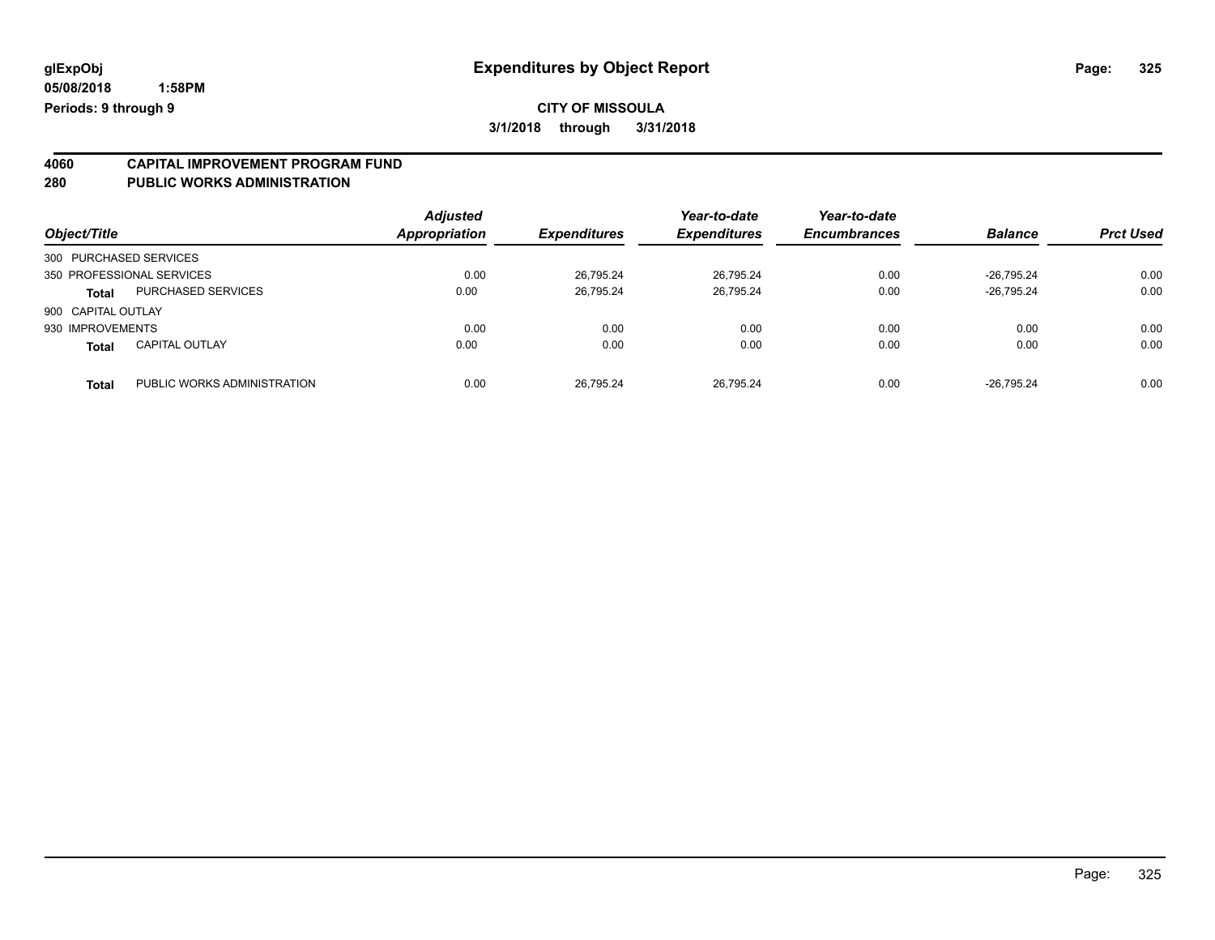# Expenditures by Object Report

glExpObj
05/08/2018 1:58PM
Periods: 9 through 9

**CITY OF MISSOULA**
**3/1/2018 through 3/31/2018**

## 4060 CAPITAL IMPROVEMENT PROGRAM FUND
## 280 PUBLIC WORKS ADMINISTRATION

| Object/Title | | Adjusted Appropriation | Expenditures | Year-to-date Expenditures | Year-to-date Encumbrances | Balance | Prct Used |
|---|---|---|---|---|---|---|---|
| 300 PURCHASED SERVICES | | | | | | | |
| 350 PROFESSIONAL SERVICES | | 0.00 | 26,795.24 | 26,795.24 | 0.00 | -26,795.24 | 0.00 |
| **Total** | PURCHASED SERVICES | 0.00 | 26,795.24 | 26,795.24 | 0.00 | -26,795.24 | 0.00 |
| 900 CAPITAL OUTLAY | | | | | | | |
| 930 IMPROVEMENTS | | 0.00 | 0.00 | 0.00 | 0.00 | 0.00 | 0.00 |
| **Total** | CAPITAL OUTLAY | 0.00 | 0.00 | 0.00 | 0.00 | 0.00 | 0.00 |
| **Total** | PUBLIC WORKS ADMINISTRATION | 0.00 | 26,795.24 | 26,795.24 | 0.00 | -26,795.24 | 0.00 |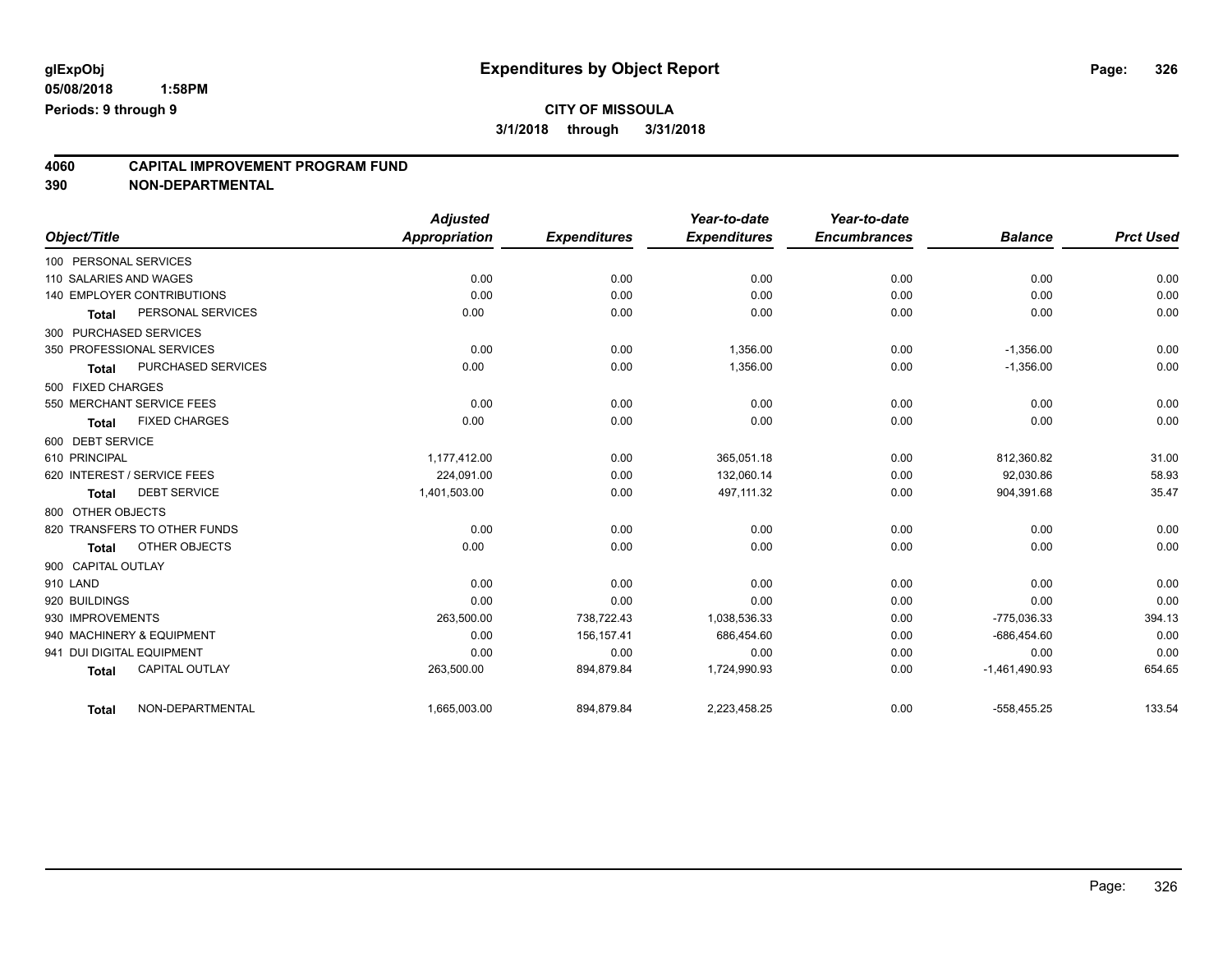# Expenditures by Object Report

glExpObj
05/08/2018 1:58PM
Periods: 9 through 9

**CITY OF MISSOULA**
**3/1/2018 through 3/31/2018**

## 4060 CAPITAL IMPROVEMENT PROGRAM FUND
## 390 NON-DEPARTMENTAL

| Object/Title | Adjusted Appropriation | Expenditures | Year-to-date Expenditures | Year-to-date Encumbrances | Balance | Prct Used |
|---|---|---|---|---|---|---|
| 100 PERSONAL SERVICES | | | | | | |
| 110 SALARIES AND WAGES | 0.00 | 0.00 | 0.00 | 0.00 | 0.00 | 0.00 |
| 140 EMPLOYER CONTRIBUTIONS | 0.00 | 0.00 | 0.00 | 0.00 | 0.00 | 0.00 |
| **Total** PERSONAL SERVICES | 0.00 | 0.00 | 0.00 | 0.00 | 0.00 | 0.00 |
| 300 PURCHASED SERVICES | | | | | | |
| 350 PROFESSIONAL SERVICES | 0.00 | 0.00 | 1,356.00 | 0.00 | -1,356.00 | 0.00 |
| **Total** PURCHASED SERVICES | 0.00 | 0.00 | 1,356.00 | 0.00 | -1,356.00 | 0.00 |
| 500 FIXED CHARGES | | | | | | |
| 550 MERCHANT SERVICE FEES | 0.00 | 0.00 | 0.00 | 0.00 | 0.00 | 0.00 |
| **Total** FIXED CHARGES | 0.00 | 0.00 | 0.00 | 0.00 | 0.00 | 0.00 |
| 600 DEBT SERVICE | | | | | | |
| 610 PRINCIPAL | 1,177,412.00 | 0.00 | 365,051.18 | 0.00 | 812,360.82 | 31.00 |
| 620 INTEREST / SERVICE FEES | 224,091.00 | 0.00 | 132,060.14 | 0.00 | 92,030.86 | 58.93 |
| **Total** DEBT SERVICE | 1,401,503.00 | 0.00 | 497,111.32 | 0.00 | 904,391.68 | 35.47 |
| 800 OTHER OBJECTS | | | | | | |
| 820 TRANSFERS TO OTHER FUNDS | 0.00 | 0.00 | 0.00 | 0.00 | 0.00 | 0.00 |
| **Total** OTHER OBJECTS | 0.00 | 0.00 | 0.00 | 0.00 | 0.00 | 0.00 |
| 900 CAPITAL OUTLAY | | | | | | |
| 910 LAND | 0.00 | 0.00 | 0.00 | 0.00 | 0.00 | 0.00 |
| 920 BUILDINGS | 0.00 | 0.00 | 0.00 | 0.00 | 0.00 | 0.00 |
| 930 IMPROVEMENTS | 263,500.00 | 738,722.43 | 1,038,536.33 | 0.00 | -775,036.33 | 394.13 |
| 940 MACHINERY & EQUIPMENT | 0.00 | 156,157.41 | 686,454.60 | 0.00 | -686,454.60 | 0.00 |
| 941 DUI DIGITAL EQUIPMENT | 0.00 | 0.00 | 0.00 | 0.00 | 0.00 | 0.00 |
| **Total** CAPITAL OUTLAY | 263,500.00 | 894,879.84 | 1,724,990.93 | 0.00 | -1,461,490.93 | 654.65 |
| **Total** NON-DEPARTMENTAL | 1,665,003.00 | 894,879.84 | 2,223,458.25 | 0.00 | -558,455.25 | 133.54 |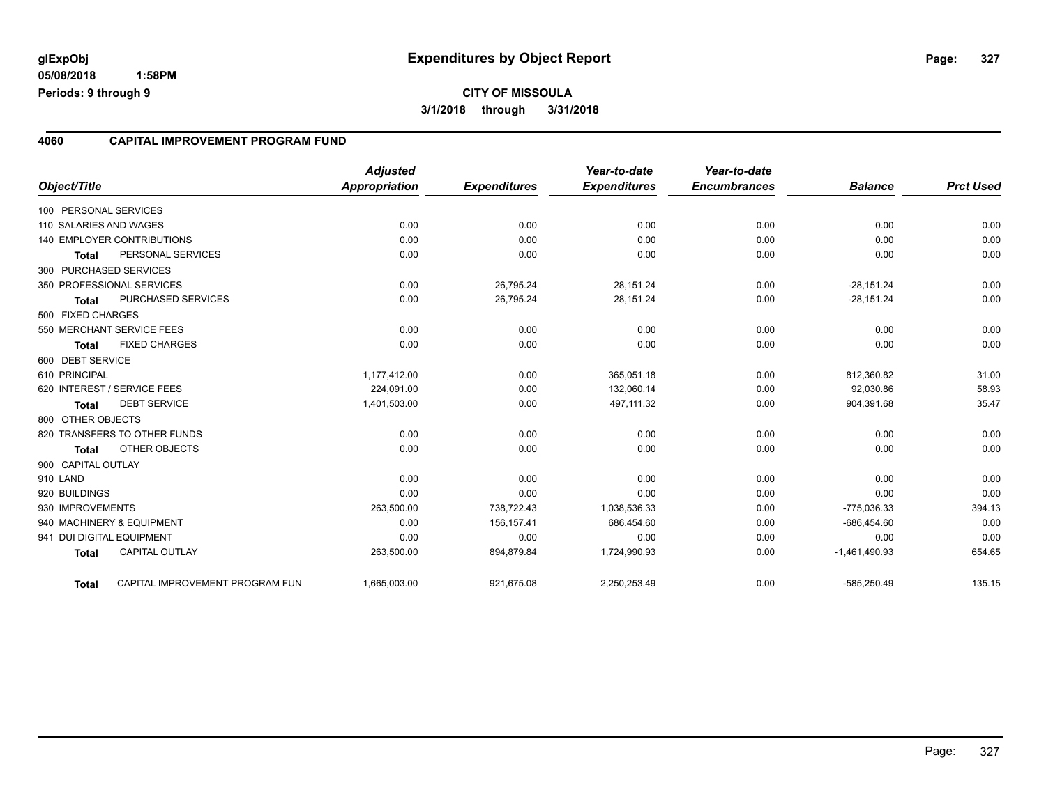# Expenditures by Object Report

glExpObj
05/08/2018 1:58PM
Periods: 9 through 9

**CITY OF MISSOULA**
**3/1/2018 through 3/31/2018**

## 4060 CAPITAL IMPROVEMENT PROGRAM FUND

| Object/Title | | Adjusted Appropriation | Expenditures | Year-to-date Expenditures | Year-to-date Encumbrances | Balance | Prct Used |
|---|---|---|---|---|---|---|---|
| 100 PERSONAL SERVICES | | | | | | | |
| 110 SALARIES AND WAGES | | 0.00 | 0.00 | 0.00 | 0.00 | 0.00 | 0.00 |
| 140 EMPLOYER CONTRIBUTIONS | | 0.00 | 0.00 | 0.00 | 0.00 | 0.00 | 0.00 |
| Total | PERSONAL SERVICES | 0.00 | 0.00 | 0.00 | 0.00 | 0.00 | 0.00 |
| 300 PURCHASED SERVICES | | | | | | | |
| 350 PROFESSIONAL SERVICES | | 0.00 | 26,795.24 | 28,151.24 | 0.00 | -28,151.24 | 0.00 |
| Total | PURCHASED SERVICES | 0.00 | 26,795.24 | 28,151.24 | 0.00 | -28,151.24 | 0.00 |
| 500 FIXED CHARGES | | | | | | | |
| 550 MERCHANT SERVICE FEES | | 0.00 | 0.00 | 0.00 | 0.00 | 0.00 | 0.00 |
| Total | FIXED CHARGES | 0.00 | 0.00 | 0.00 | 0.00 | 0.00 | 0.00 |
| 600 DEBT SERVICE | | | | | | | |
| 610 PRINCIPAL | | 1,177,412.00 | 0.00 | 365,051.18 | 0.00 | 812,360.82 | 31.00 |
| 620 INTEREST / SERVICE FEES | | 224,091.00 | 0.00 | 132,060.14 | 0.00 | 92,030.86 | 58.93 |
| Total | DEBT SERVICE | 1,401,503.00 | 0.00 | 497,111.32 | 0.00 | 904,391.68 | 35.47 |
| 800 OTHER OBJECTS | | | | | | | |
| 820 TRANSFERS TO OTHER FUNDS | | 0.00 | 0.00 | 0.00 | 0.00 | 0.00 | 0.00 |
| Total | OTHER OBJECTS | 0.00 | 0.00 | 0.00 | 0.00 | 0.00 | 0.00 |
| 900 CAPITAL OUTLAY | | | | | | | |
| 910 LAND | | 0.00 | 0.00 | 0.00 | 0.00 | 0.00 | 0.00 |
| 920 BUILDINGS | | 0.00 | 0.00 | 0.00 | 0.00 | 0.00 | 0.00 |
| 930 IMPROVEMENTS | | 263,500.00 | 738,722.43 | 1,038,536.33 | 0.00 | -775,036.33 | 394.13 |
| 940 MACHINERY & EQUIPMENT | | 0.00 | 156,157.41 | 686,454.60 | 0.00 | -686,454.60 | 0.00 |
| 941 DUI DIGITAL EQUIPMENT | | 0.00 | 0.00 | 0.00 | 0.00 | 0.00 | 0.00 |
| Total | CAPITAL OUTLAY | 263,500.00 | 894,879.84 | 1,724,990.93 | 0.00 | -1,461,490.93 | 654.65 |
| Total | CAPITAL IMPROVEMENT PROGRAM FUN | 1,665,003.00 | 921,675.08 | 2,250,253.49 | 0.00 | -585,250.49 | 135.15 |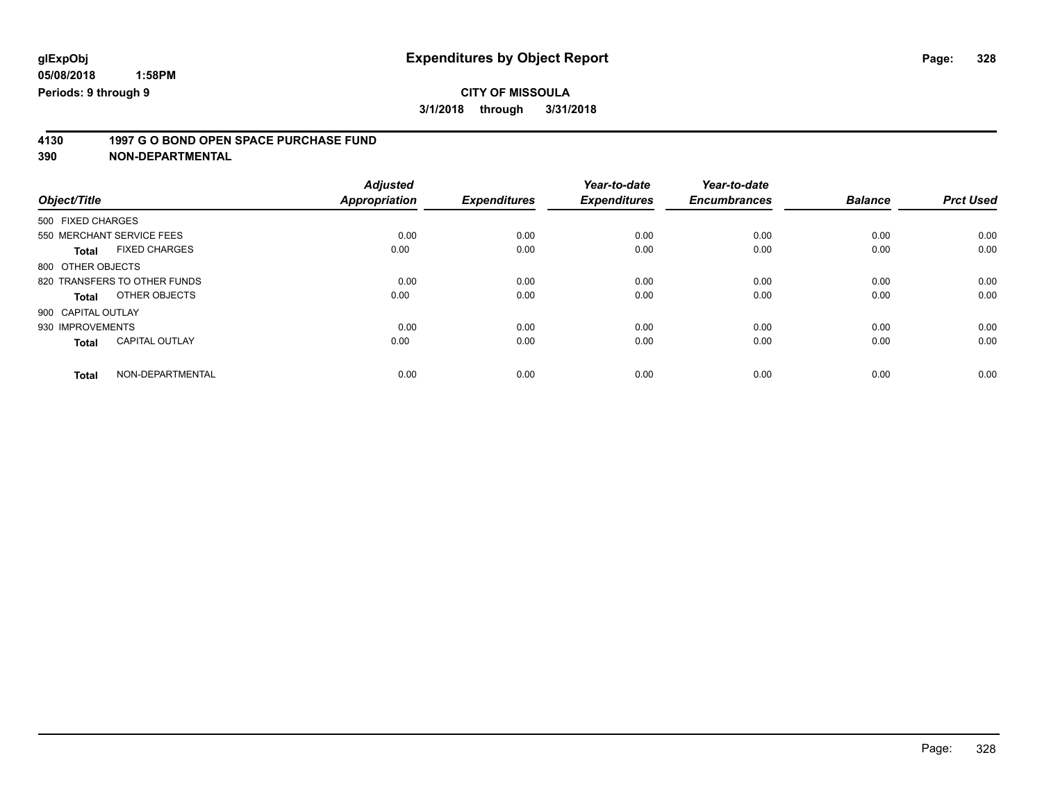glExpObj
05/08/2018 1:58PM
Periods: 9 through 9

# Expenditures by Object Report

**CITY OF MISSOULA**

**3/1/2018 through 3/31/2018**

**4130 1997 G O BOND OPEN SPACE PURCHASE FUND**

**390 NON-DEPARTMENTAL**

| Object/Title | | Adjusted Appropriation | Expenditures | Year-to-date Expenditures | Year-to-date Encumbrances | Balance | Prct Used |
|---|---|---|---|---|---|---|---|
| 500 FIXED CHARGES | | | | | | | |
| 550 MERCHANT SERVICE FEES | | 0.00 | 0.00 | 0.00 | 0.00 | 0.00 | 0.00 |
| **Total** | FIXED CHARGES | 0.00 | 0.00 | 0.00 | 0.00 | 0.00 | 0.00 |
| 800 OTHER OBJECTS | | | | | | | |
| 820 TRANSFERS TO OTHER FUNDS | | 0.00 | 0.00 | 0.00 | 0.00 | 0.00 | 0.00 |
| **Total** | OTHER OBJECTS | 0.00 | 0.00 | 0.00 | 0.00 | 0.00 | 0.00 |
| 900 CAPITAL OUTLAY | | | | | | | |
| 930 IMPROVEMENTS | | 0.00 | 0.00 | 0.00 | 0.00 | 0.00 | 0.00 |
| **Total** | CAPITAL OUTLAY | 0.00 | 0.00 | 0.00 | 0.00 | 0.00 | 0.00 |
| **Total** | NON-DEPARTMENTAL | 0.00 | 0.00 | 0.00 | 0.00 | 0.00 | 0.00 |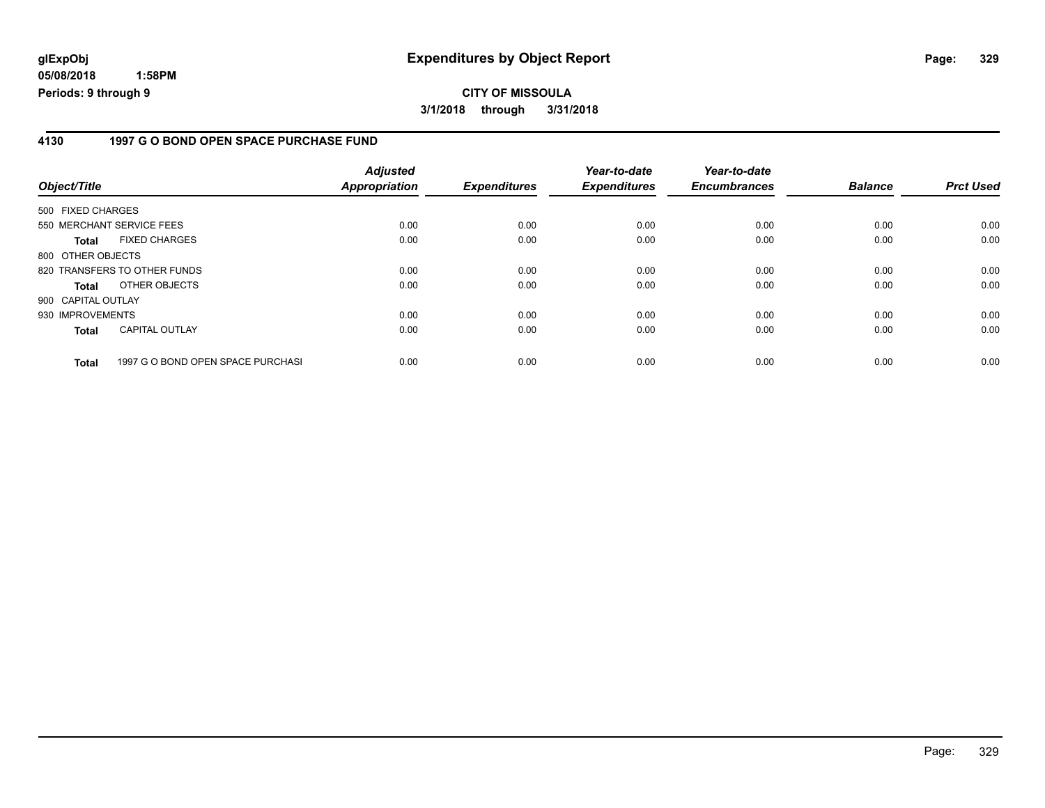**glExpObj**
**05/08/2018 1:58PM**
**Periods: 9 through 9**

# Expenditures by Object Report

**CITY OF MISSOULA**
**3/1/2018 through 3/31/2018**

## 4130 1997 G O BOND OPEN SPACE PURCHASE FUND

| Object/Title | Adjusted Appropriation | Expenditures | Year-to-date Expenditures | Year-to-date Encumbrances | Balance | Prct Used |
|---|---|---|---|---|---|---|
| 500 FIXED CHARGES | | | | | | |
| 550 MERCHANT SERVICE FEES | 0.00 | 0.00 | 0.00 | 0.00 | 0.00 | 0.00 |
| **Total** FIXED CHARGES | 0.00 | 0.00 | 0.00 | 0.00 | 0.00 | 0.00 |
| 800 OTHER OBJECTS | | | | | | |
| 820 TRANSFERS TO OTHER FUNDS | 0.00 | 0.00 | 0.00 | 0.00 | 0.00 | 0.00 |
| **Total** OTHER OBJECTS | 0.00 | 0.00 | 0.00 | 0.00 | 0.00 | 0.00 |
| 900 CAPITAL OUTLAY | | | | | | |
| 930 IMPROVEMENTS | 0.00 | 0.00 | 0.00 | 0.00 | 0.00 | 0.00 |
| **Total** CAPITAL OUTLAY | 0.00 | 0.00 | 0.00 | 0.00 | 0.00 | 0.00 |
| **Total** 1997 G O BOND OPEN SPACE PURCHASI | 0.00 | 0.00 | 0.00 | 0.00 | 0.00 | 0.00 |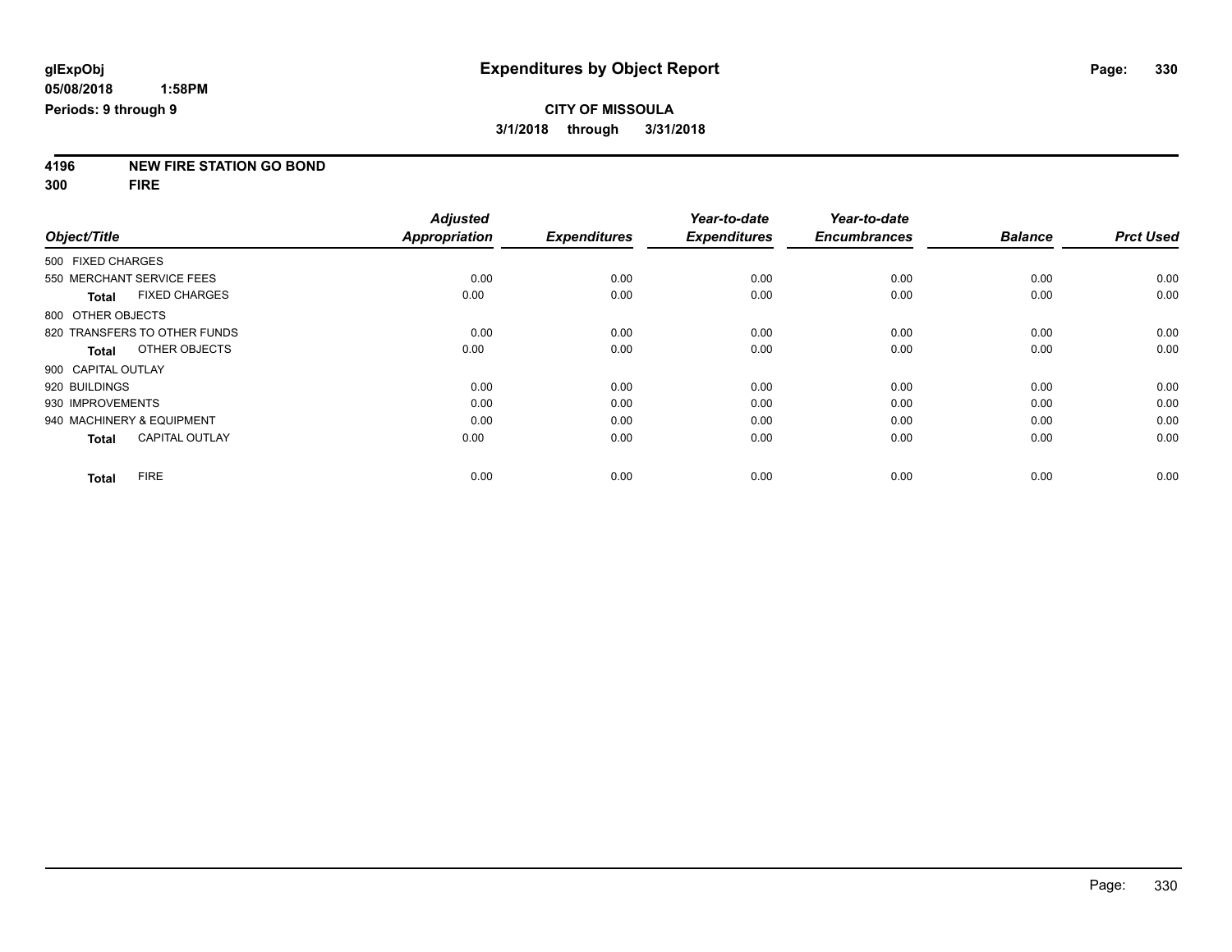glExpObj
05/08/2018 1:58PM
Periods: 9 through 9

# Expenditures by Object Report

**CITY OF MISSOULA**
**3/1/2018 through 3/31/2018**

**4196 NEW FIRE STATION GO BOND**
**300 FIRE**

| Object/Title | Adjusted Appropriation | Expenditures | Year-to-date Expenditures | Year-to-date Encumbrances | Balance | Prct Used |
|---|---|---|---|---|---|---|
| 500 FIXED CHARGES | | | | | | |
| 550 MERCHANT SERVICE FEES | 0.00 | 0.00 | 0.00 | 0.00 | 0.00 | 0.00 |
| **Total** FIXED CHARGES | 0.00 | 0.00 | 0.00 | 0.00 | 0.00 | 0.00 |
| 800 OTHER OBJECTS | | | | | | |
| 820 TRANSFERS TO OTHER FUNDS | 0.00 | 0.00 | 0.00 | 0.00 | 0.00 | 0.00 |
| **Total** OTHER OBJECTS | 0.00 | 0.00 | 0.00 | 0.00 | 0.00 | 0.00 |
| 900 CAPITAL OUTLAY | | | | | | |
| 920 BUILDINGS | 0.00 | 0.00 | 0.00 | 0.00 | 0.00 | 0.00 |
| 930 IMPROVEMENTS | 0.00 | 0.00 | 0.00 | 0.00 | 0.00 | 0.00 |
| 940 MACHINERY & EQUIPMENT | 0.00 | 0.00 | 0.00 | 0.00 | 0.00 | 0.00 |
| **Total** CAPITAL OUTLAY | 0.00 | 0.00 | 0.00 | 0.00 | 0.00 | 0.00 |
| **Total** FIRE | 0.00 | 0.00 | 0.00 | 0.00 | 0.00 | 0.00 |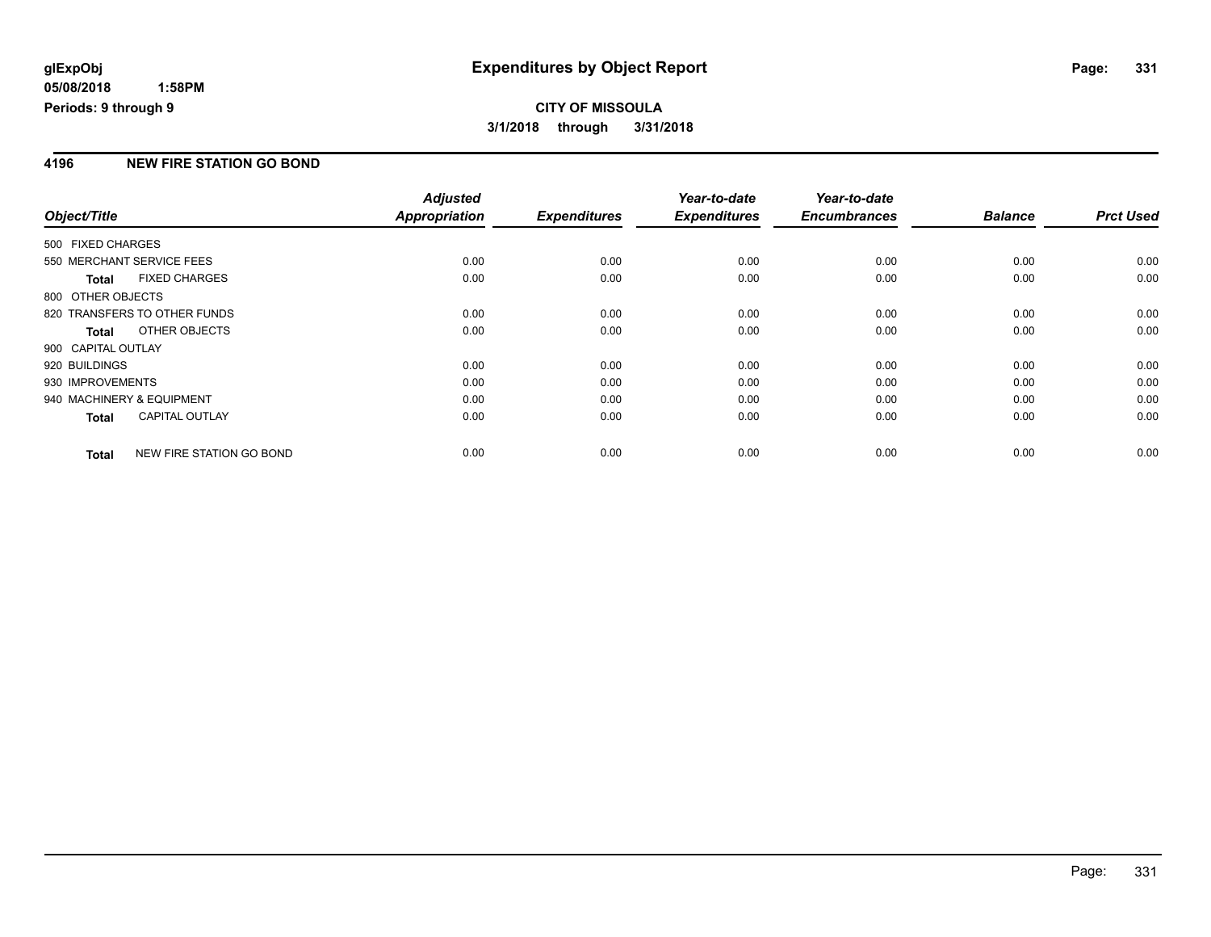glExpObj
05/08/2018 1:58PM
Periods: 9 through 9

# Expenditures by Object Report

**CITY OF MISSOULA**
**3/1/2018 through 3/31/2018**

## 4196 NEW FIRE STATION GO BOND

| Object/Title | Adjusted Appropriation | Expenditures | Year-to-date Expenditures | Year-to-date Encumbrances | Balance | Prct Used |
|---|---|---|---|---|---|---|
| 500 FIXED CHARGES | | | | | | |
| 550 MERCHANT SERVICE FEES | 0.00 | 0.00 | 0.00 | 0.00 | 0.00 | 0.00 |
| **Total** FIXED CHARGES | 0.00 | 0.00 | 0.00 | 0.00 | 0.00 | 0.00 |
| 800 OTHER OBJECTS | | | | | | |
| 820 TRANSFERS TO OTHER FUNDS | 0.00 | 0.00 | 0.00 | 0.00 | 0.00 | 0.00 |
| **Total** OTHER OBJECTS | 0.00 | 0.00 | 0.00 | 0.00 | 0.00 | 0.00 |
| 900 CAPITAL OUTLAY | | | | | | |
| 920 BUILDINGS | 0.00 | 0.00 | 0.00 | 0.00 | 0.00 | 0.00 |
| 930 IMPROVEMENTS | 0.00 | 0.00 | 0.00 | 0.00 | 0.00 | 0.00 |
| 940 MACHINERY & EQUIPMENT | 0.00 | 0.00 | 0.00 | 0.00 | 0.00 | 0.00 |
| **Total** CAPITAL OUTLAY | 0.00 | 0.00 | 0.00 | 0.00 | 0.00 | 0.00 |
| **Total** NEW FIRE STATION GO BOND | 0.00 | 0.00 | 0.00 | 0.00 | 0.00 | 0.00 |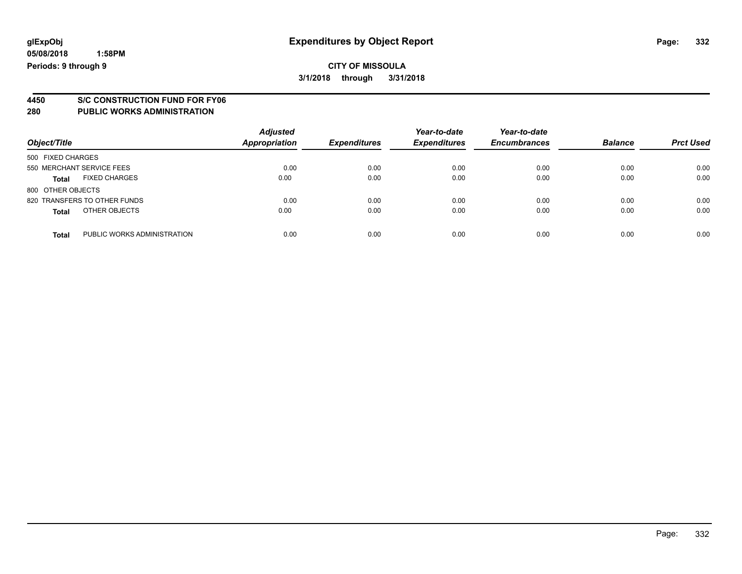glExpObj
05/08/2018 1:58PM
Periods: 9 through 9

# Expenditures by Object Report

**CITY OF MISSOULA**
**3/1/2018 through 3/31/2018**

## 4450 S/C CONSTRUCTION FUND FOR FY06
## 280 PUBLIC WORKS ADMINISTRATION

| Object/Title | | Adjusted Appropriation | Expenditures | Year-to-date Expenditures | Year-to-date Encumbrances | Balance | Prct Used |
|---|---|---|---|---|---|---|---|
| 500 FIXED CHARGES | | | | | | | |
| 550 MERCHANT SERVICE FEES | | 0.00 | 0.00 | 0.00 | 0.00 | 0.00 | 0.00 |
| **Total** | FIXED CHARGES | 0.00 | 0.00 | 0.00 | 0.00 | 0.00 | 0.00 |
| 800 OTHER OBJECTS | | | | | | | |
| 820 TRANSFERS TO OTHER FUNDS | | 0.00 | 0.00 | 0.00 | 0.00 | 0.00 | 0.00 |
| **Total** | OTHER OBJECTS | 0.00 | 0.00 | 0.00 | 0.00 | 0.00 | 0.00 |
| **Total** | PUBLIC WORKS ADMINISTRATION | 0.00 | 0.00 | 0.00 | 0.00 | 0.00 | 0.00 |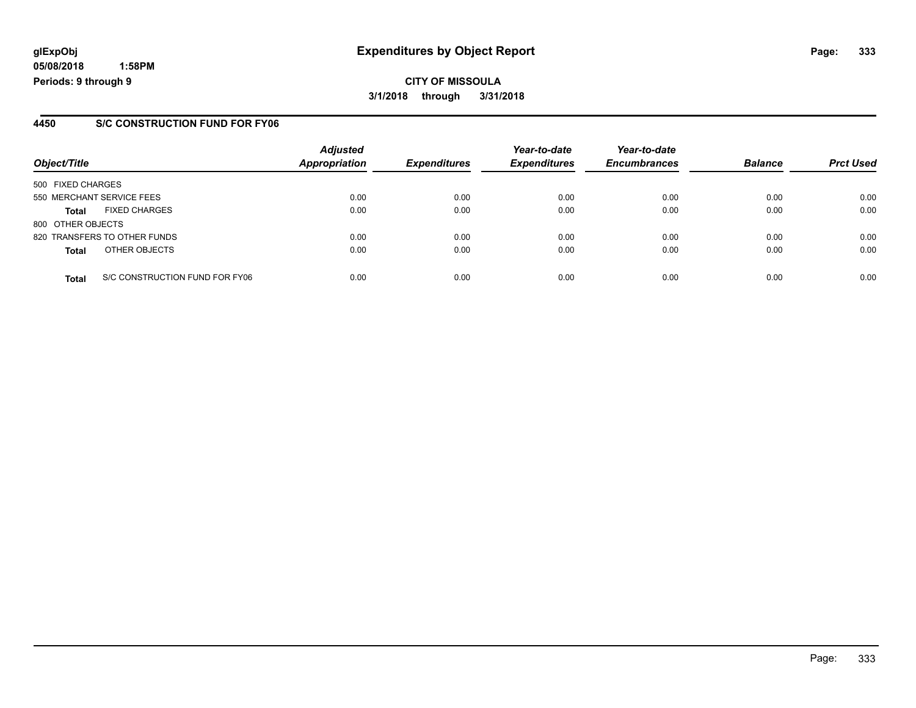## Expenditures by Object Report

**CITY OF MISSOULA**

**3/1/2018 through 3/31/2018**

glExpObj
05/08/2018 1:58PM
Periods: 9 through 9

### 4450 S/C CONSTRUCTION FUND FOR FY06

| Object/Title | Adjusted Appropriation | Expenditures | Year-to-date Expenditures | Year-to-date Encumbrances | Balance | Prct Used |
|---|---|---|---|---|---|---|
| 500 FIXED CHARGES | | | | | | |
| 550 MERCHANT SERVICE FEES | 0.00 | 0.00 | 0.00 | 0.00 | 0.00 | 0.00 |
| **Total** FIXED CHARGES | 0.00 | 0.00 | 0.00 | 0.00 | 0.00 | 0.00 |
| 800 OTHER OBJECTS | | | | | | |
| 820 TRANSFERS TO OTHER FUNDS | 0.00 | 0.00 | 0.00 | 0.00 | 0.00 | 0.00 |
| **Total** OTHER OBJECTS | 0.00 | 0.00 | 0.00 | 0.00 | 0.00 | 0.00 |
| **Total** S/C CONSTRUCTION FUND FOR FY06 | 0.00 | 0.00 | 0.00 | 0.00 | 0.00 | 0.00 |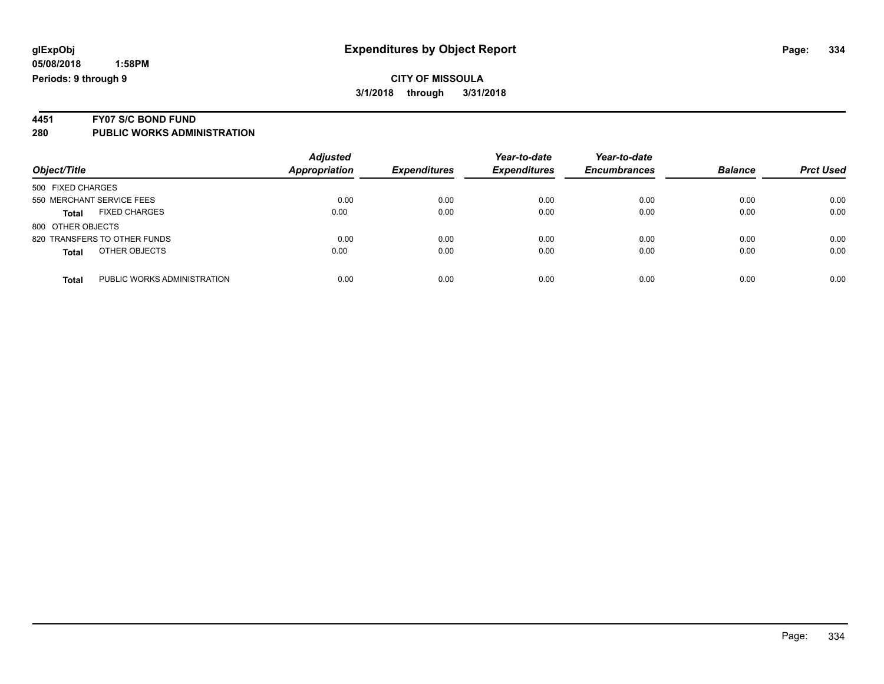**Expenditures by Object Report**

**CITY OF MISSOULA**

**3/1/2018 through 3/31/2018**

glExpObj
05/08/2018 1:58PM
Periods: 9 through 9

## 4451 FY07 S/C BOND FUND

## 280 PUBLIC WORKS ADMINISTRATION

| Object/Title | Adjusted Appropriation | Expenditures | Year-to-date Expenditures | Year-to-date Encumbrances | Balance | Prct Used |
|---|---|---|---|---|---|---|
| 500 FIXED CHARGES | | | | | | |
| 550 MERCHANT SERVICE FEES | 0.00 | 0.00 | 0.00 | 0.00 | 0.00 | 0.00 |
| **Total** FIXED CHARGES | 0.00 | 0.00 | 0.00 | 0.00 | 0.00 | 0.00 |
| 800 OTHER OBJECTS | | | | | | |
| 820 TRANSFERS TO OTHER FUNDS | 0.00 | 0.00 | 0.00 | 0.00 | 0.00 | 0.00 |
| **Total** OTHER OBJECTS | 0.00 | 0.00 | 0.00 | 0.00 | 0.00 | 0.00 |
| **Total** PUBLIC WORKS ADMINISTRATION | 0.00 | 0.00 | 0.00 | 0.00 | 0.00 | 0.00 |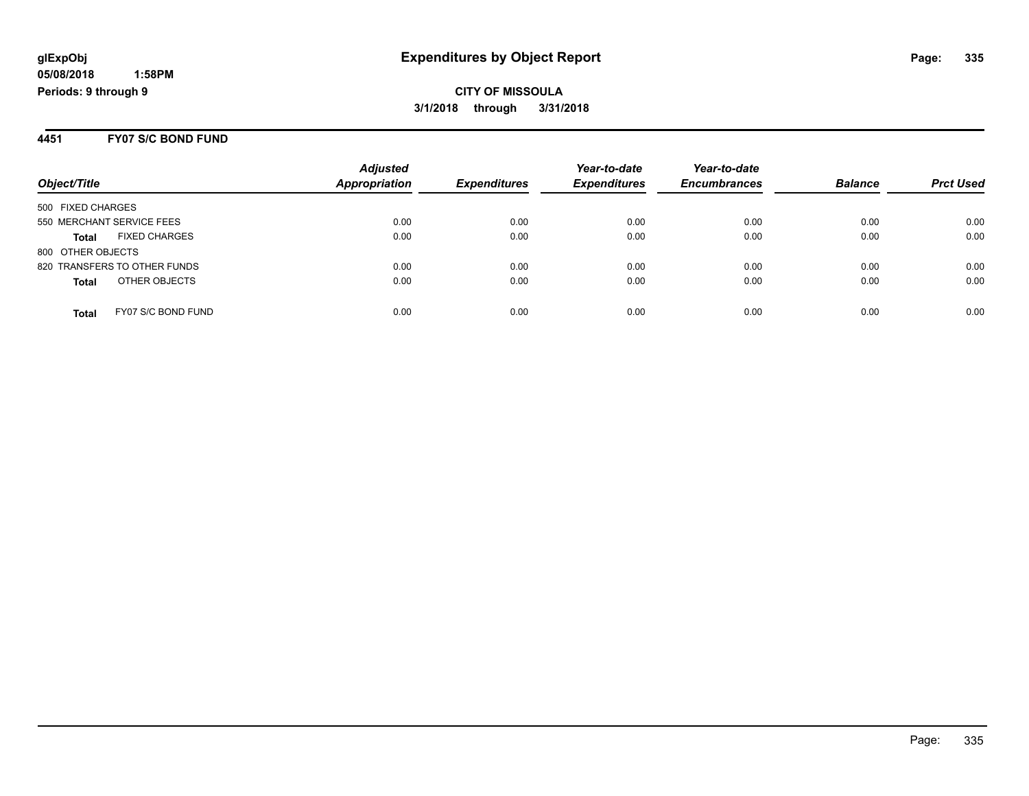glExpObj
05/08/2018 1:58PM
Periods: 9 through 9

# Expenditures by Object Report

**CITY OF MISSOULA**
**3/1/2018 through 3/31/2018**

## 4451 FY07 S/C BOND FUND

| Object/Title | Adjusted Appropriation | Expenditures | Year-to-date Expenditures | Year-to-date Encumbrances | Balance | Prct Used |
|---|---|---|---|---|---|---|
| 500 FIXED CHARGES | | | | | | |
| 550 MERCHANT SERVICE FEES | 0.00 | 0.00 | 0.00 | 0.00 | 0.00 | 0.00 |
| **Total** FIXED CHARGES | 0.00 | 0.00 | 0.00 | 0.00 | 0.00 | 0.00 |
| 800 OTHER OBJECTS | | | | | | |
| 820 TRANSFERS TO OTHER FUNDS | 0.00 | 0.00 | 0.00 | 0.00 | 0.00 | 0.00 |
| **Total** OTHER OBJECTS | 0.00 | 0.00 | 0.00 | 0.00 | 0.00 | 0.00 |
| **Total** FY07 S/C BOND FUND | 0.00 | 0.00 | 0.00 | 0.00 | 0.00 | 0.00 |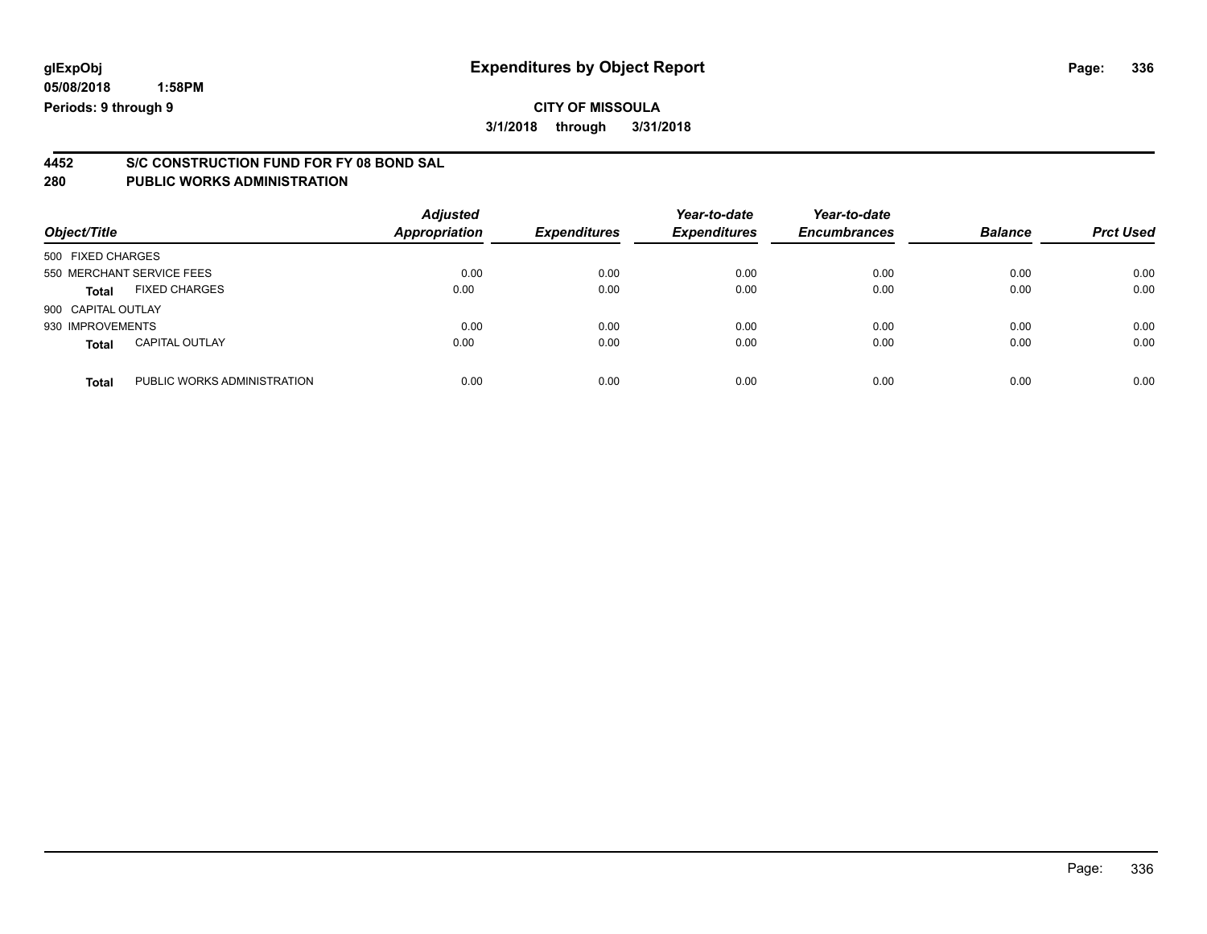glExpObj
05/08/2018 1:58PM
Periods: 9 through 9

# Expenditures by Object Report

**CITY OF MISSOULA**
**3/1/2018 through 3/31/2018**

## 4452 S/C CONSTRUCTION FUND FOR FY 08 BOND SAL
## 280 PUBLIC WORKS ADMINISTRATION

| Object/Title | | *Adjusted Appropriation* | *Expenditures* | *Year-to-date Expenditures* | *Year-to-date Encumbrances* | *Balance* | *Prct Used* |
|---|---|---|---|---|---|---|---|
| 500 FIXED CHARGES | | | | | | | |
| 550 MERCHANT SERVICE FEES | | 0.00 | 0.00 | 0.00 | 0.00 | 0.00 | 0.00 |
| **Total** | FIXED CHARGES | 0.00 | 0.00 | 0.00 | 0.00 | 0.00 | 0.00 |
| 900 CAPITAL OUTLAY | | | | | | | |
| 930 IMPROVEMENTS | | 0.00 | 0.00 | 0.00 | 0.00 | 0.00 | 0.00 |
| **Total** | CAPITAL OUTLAY | 0.00 | 0.00 | 0.00 | 0.00 | 0.00 | 0.00 |
| **Total** | PUBLIC WORKS ADMINISTRATION | 0.00 | 0.00 | 0.00 | 0.00 | 0.00 | 0.00 |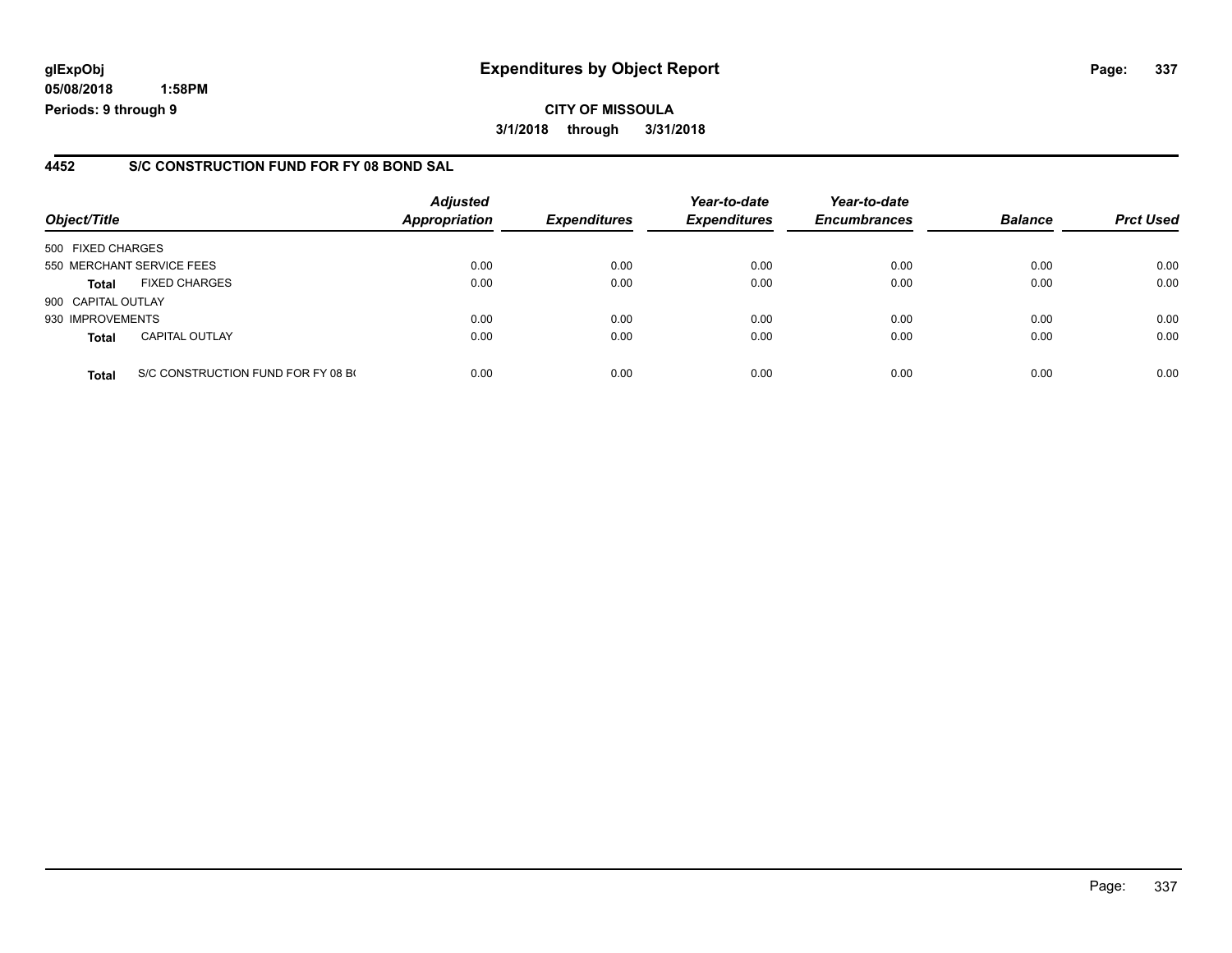**glExpObj**
**05/08/2018 1:58PM**
**Periods: 9 through 9**

# Expenditures by Object Report

**CITY OF MISSOULA**
**3/1/2018 through 3/31/2018**

## 4452 S/C CONSTRUCTION FUND FOR FY 08 BOND SAL

| Object/Title | | Adjusted Appropriation | Expenditures | Year-to-date Expenditures | Year-to-date Encumbrances | Balance | Prct Used |
|---|---|---|---|---|---|---|---|
| 500 FIXED CHARGES | | | | | | | |
| 550 MERCHANT SERVICE FEES | | 0.00 | 0.00 | 0.00 | 0.00 | 0.00 | 0.00 |
| **Total** | FIXED CHARGES | 0.00 | 0.00 | 0.00 | 0.00 | 0.00 | 0.00 |
| 900 CAPITAL OUTLAY | | | | | | | |
| 930 IMPROVEMENTS | | 0.00 | 0.00 | 0.00 | 0.00 | 0.00 | 0.00 |
| **Total** | CAPITAL OUTLAY | 0.00 | 0.00 | 0.00 | 0.00 | 0.00 | 0.00 |
| **Total** | S/C CONSTRUCTION FUND FOR FY 08 B( | 0.00 | 0.00 | 0.00 | 0.00 | 0.00 | 0.00 |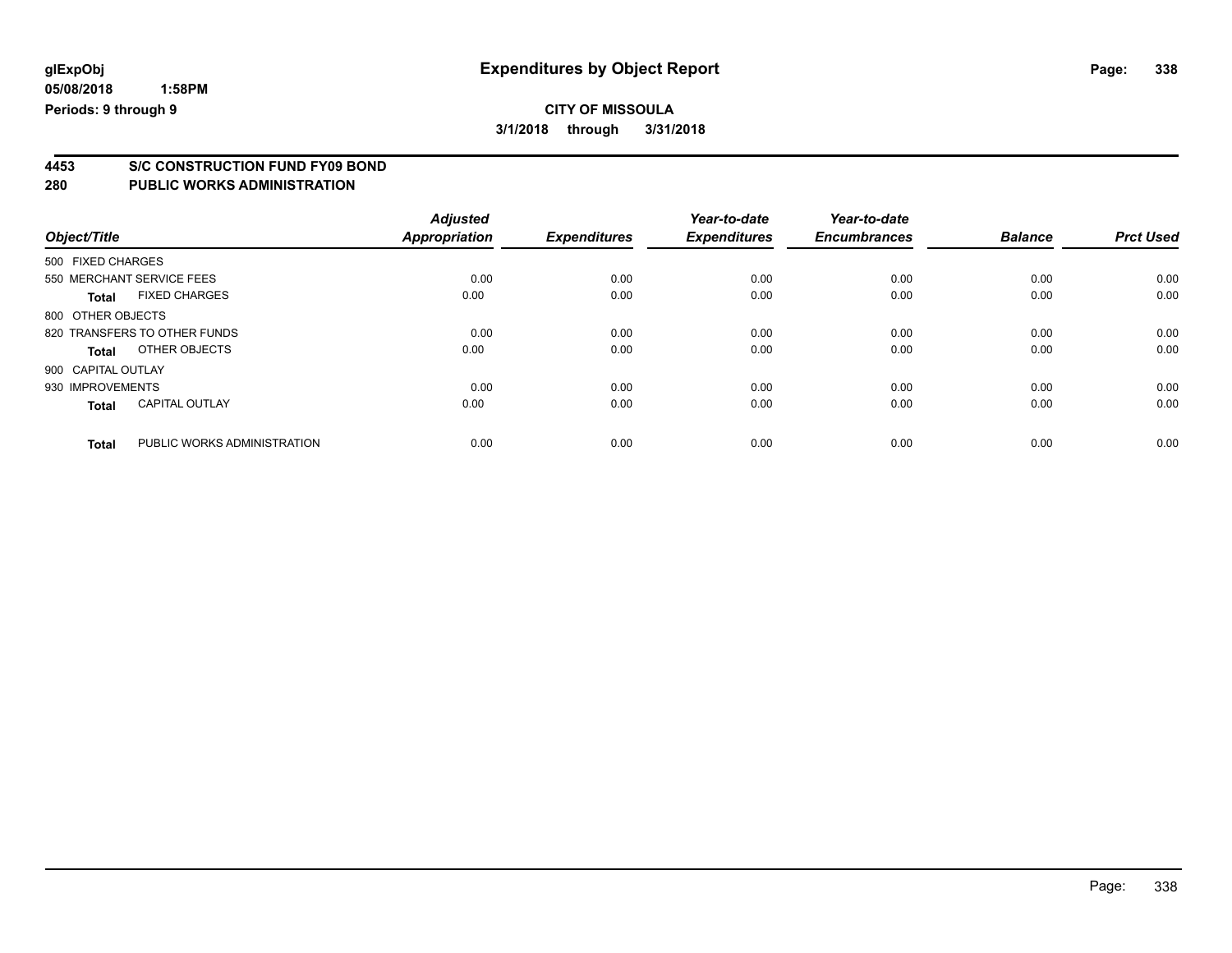**glExpObj** 
**05/08/2018 1:58PM**
**Periods: 9 through 9**

# Expenditures by Object Report

**CITY OF MISSOULA**
**3/1/2018 through 3/31/2018**

## 4453 S/C CONSTRUCTION FUND FY09 BOND
## 280 PUBLIC WORKS ADMINISTRATION

| Object/Title | | Adjusted Appropriation | Expenditures | Year-to-date Expenditures | Year-to-date Encumbrances | Balance | Prct Used |
|---|---|---|---|---|---|---|---|
| 500 FIXED CHARGES | | | | | | | |
| 550 MERCHANT SERVICE FEES | | 0.00 | 0.00 | 0.00 | 0.00 | 0.00 | 0.00 |
| **Total** | FIXED CHARGES | 0.00 | 0.00 | 0.00 | 0.00 | 0.00 | 0.00 |
| 800 OTHER OBJECTS | | | | | | | |
| 820 TRANSFERS TO OTHER FUNDS | | 0.00 | 0.00 | 0.00 | 0.00 | 0.00 | 0.00 |
| **Total** | OTHER OBJECTS | 0.00 | 0.00 | 0.00 | 0.00 | 0.00 | 0.00 |
| 900 CAPITAL OUTLAY | | | | | | | |
| 930 IMPROVEMENTS | | 0.00 | 0.00 | 0.00 | 0.00 | 0.00 | 0.00 |
| **Total** | CAPITAL OUTLAY | 0.00 | 0.00 | 0.00 | 0.00 | 0.00 | 0.00 |
| **Total** | PUBLIC WORKS ADMINISTRATION | 0.00 | 0.00 | 0.00 | 0.00 | 0.00 | 0.00 |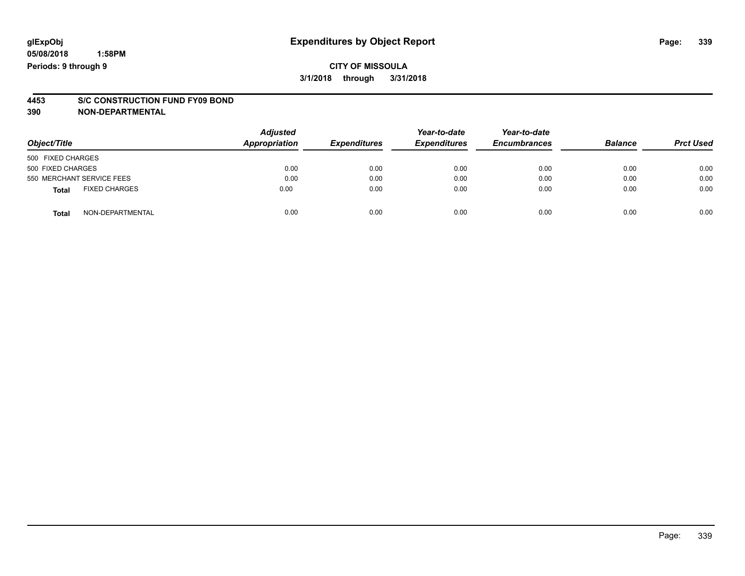glExpObj
05/08/2018 1:58PM
Periods: 9 through 9

# Expenditures by Object Report

**CITY OF MISSOULA**
**3/1/2018 through 3/31/2018**

**4453 S/C CONSTRUCTION FUND FY09 BOND**
**390 NON-DEPARTMENTAL**

| Object/Title | Adjusted Appropriation | Expenditures | Year-to-date Expenditures | Year-to-date Encumbrances | Balance | Prct Used |
|---|---|---|---|---|---|---|
| 500 FIXED CHARGES | | | | | | |
| 500 FIXED CHARGES | 0.00 | 0.00 | 0.00 | 0.00 | 0.00 | 0.00 |
| 550 MERCHANT SERVICE FEES | 0.00 | 0.00 | 0.00 | 0.00 | 0.00 | 0.00 |
| **Total** FIXED CHARGES | 0.00 | 0.00 | 0.00 | 0.00 | 0.00 | 0.00 |
| **Total** NON-DEPARTMENTAL | 0.00 | 0.00 | 0.00 | 0.00 | 0.00 | 0.00 |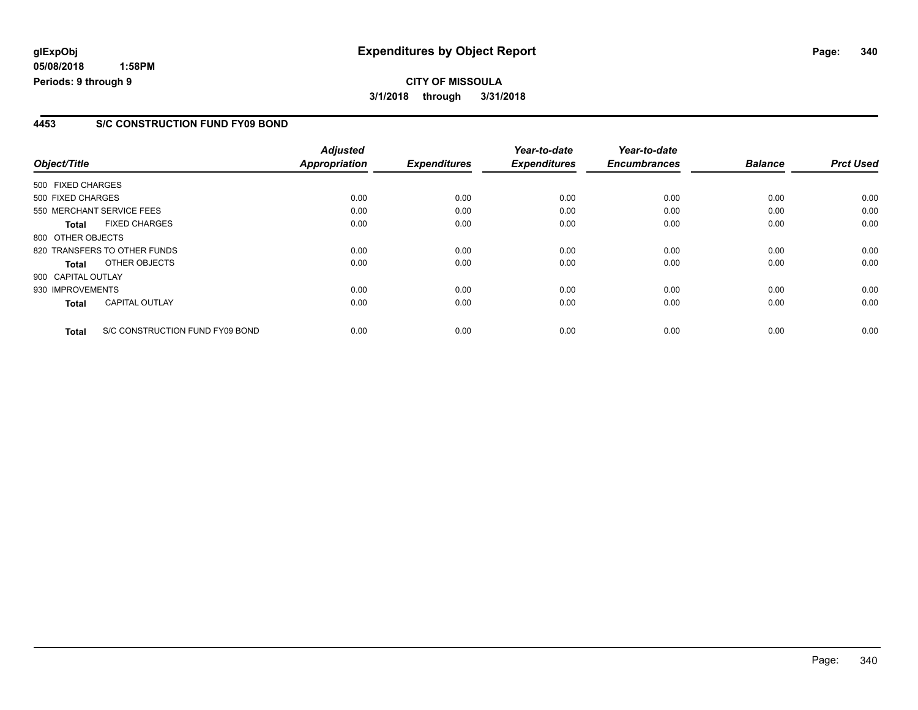**glExpObj**
**05/08/2018 1:58PM**
**Periods: 9 through 9**

# Expenditures by Object Report

**CITY OF MISSOULA**
**3/1/2018 through 3/31/2018**

## 4453 S/C CONSTRUCTION FUND FY09 BOND

| Object/Title | Adjusted Appropriation | Expenditures | Year-to-date Expenditures | Year-to-date Encumbrances | Balance | Prct Used |
|---|---|---|---|---|---|---|
| 500 FIXED CHARGES | | | | | | |
| 500 FIXED CHARGES | 0.00 | 0.00 | 0.00 | 0.00 | 0.00 | 0.00 |
| 550 MERCHANT SERVICE FEES | 0.00 | 0.00 | 0.00 | 0.00 | 0.00 | 0.00 |
| **Total** FIXED CHARGES | 0.00 | 0.00 | 0.00 | 0.00 | 0.00 | 0.00 |
| 800 OTHER OBJECTS | | | | | | |
| 820 TRANSFERS TO OTHER FUNDS | 0.00 | 0.00 | 0.00 | 0.00 | 0.00 | 0.00 |
| **Total** OTHER OBJECTS | 0.00 | 0.00 | 0.00 | 0.00 | 0.00 | 0.00 |
| 900 CAPITAL OUTLAY | | | | | | |
| 930 IMPROVEMENTS | 0.00 | 0.00 | 0.00 | 0.00 | 0.00 | 0.00 |
| **Total** CAPITAL OUTLAY | 0.00 | 0.00 | 0.00 | 0.00 | 0.00 | 0.00 |
| **Total** S/C CONSTRUCTION FUND FY09 BOND | 0.00 | 0.00 | 0.00 | 0.00 | 0.00 | 0.00 |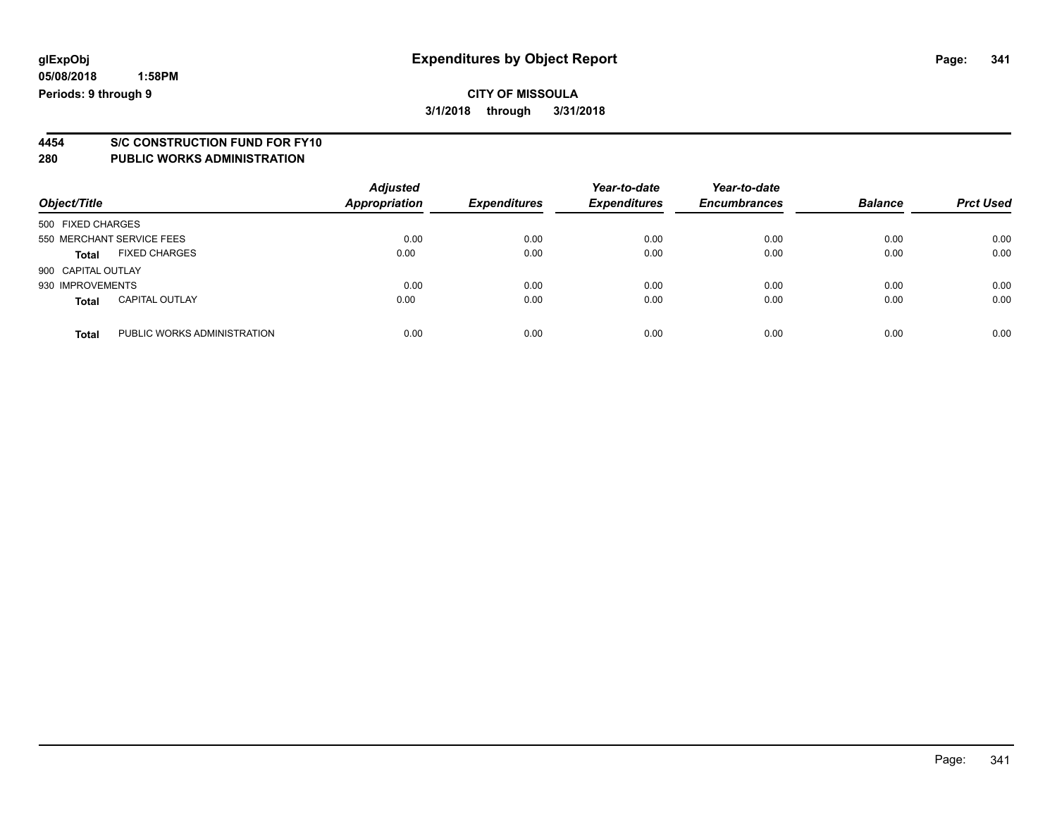**glExpObj**
**05/08/2018 1:58PM**
**Periods: 9 through 9**

# Expenditures by Object Report

**CITY OF MISSOULA**
**3/1/2018 through 3/31/2018**

## 4454 S/C CONSTRUCTION FUND FOR FY10
## 280 PUBLIC WORKS ADMINISTRATION

| Object/Title | Adjusted Appropriation | Expenditures | Year-to-date Expenditures | Year-to-date Encumbrances | Balance | Prct Used |
|---|---|---|---|---|---|---|
| 500 FIXED CHARGES | | | | | | |
| 550 MERCHANT SERVICE FEES | 0.00 | 0.00 | 0.00 | 0.00 | 0.00 | 0.00 |
| **Total** FIXED CHARGES | 0.00 | 0.00 | 0.00 | 0.00 | 0.00 | 0.00 |
| 900 CAPITAL OUTLAY | | | | | | |
| 930 IMPROVEMENTS | 0.00 | 0.00 | 0.00 | 0.00 | 0.00 | 0.00 |
| **Total** CAPITAL OUTLAY | 0.00 | 0.00 | 0.00 | 0.00 | 0.00 | 0.00 |
| **Total** PUBLIC WORKS ADMINISTRATION | 0.00 | 0.00 | 0.00 | 0.00 | 0.00 | 0.00 |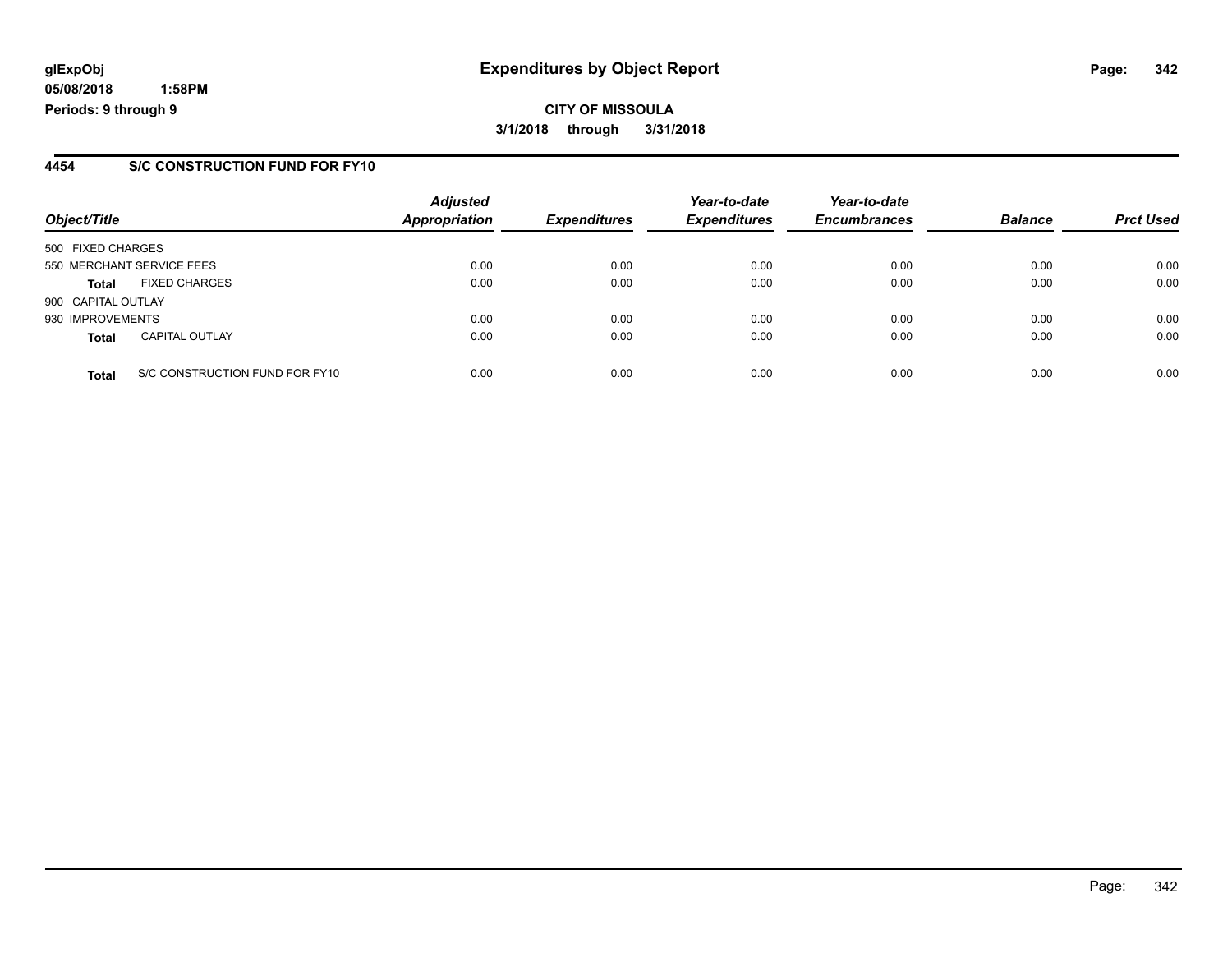**CITY OF MISSOULA**

**3/1/2018 through 3/31/2018**

## 4454 S/C CONSTRUCTION FUND FOR FY10

| Object/Title | Adjusted Appropriation | Expenditures | Year-to-date Expenditures | Year-to-date Encumbrances | Balance | Prct Used |
|---|---|---|---|---|---|---|
| 500 FIXED CHARGES | | | | | | |
| 550 MERCHANT SERVICE FEES | 0.00 | 0.00 | 0.00 | 0.00 | 0.00 | 0.00 |
| **Total** FIXED CHARGES | 0.00 | 0.00 | 0.00 | 0.00 | 0.00 | 0.00 |
| 900 CAPITAL OUTLAY | | | | | | |
| 930 IMPROVEMENTS | 0.00 | 0.00 | 0.00 | 0.00 | 0.00 | 0.00 |
| **Total** CAPITAL OUTLAY | 0.00 | 0.00 | 0.00 | 0.00 | 0.00 | 0.00 |
| **Total** S/C CONSTRUCTION FUND FOR FY10 | 0.00 | 0.00 | 0.00 | 0.00 | 0.00 | 0.00 |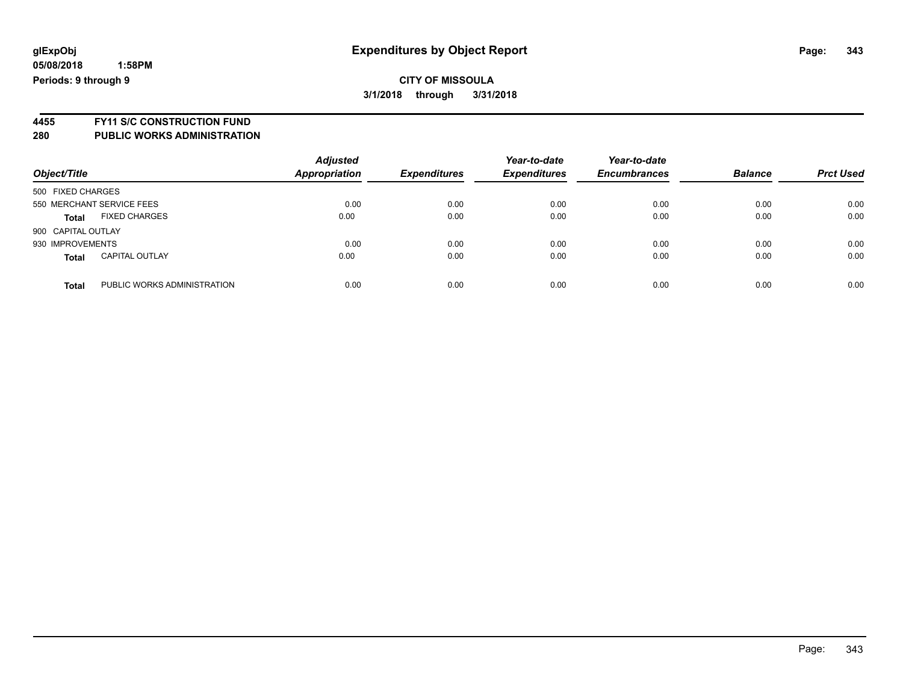**glExpObj**
**05/08/2018 1:58PM**
**Periods: 9 through 9**

# Expenditures by Object Report

**CITY OF MISSOULA**
**3/1/2018 through 3/31/2018**

## 4455 FY11 S/C CONSTRUCTION FUND
## 280 PUBLIC WORKS ADMINISTRATION

| Object/Title | | Adjusted Appropriation | Expenditures | Year-to-date Expenditures | Year-to-date Encumbrances | Balance | Prct Used |
|---|---|---|---|---|---|---|---|
| 500 FIXED CHARGES | | | | | | | |
| 550 MERCHANT SERVICE FEES | | 0.00 | 0.00 | 0.00 | 0.00 | 0.00 | 0.00 |
| **Total** | FIXED CHARGES | 0.00 | 0.00 | 0.00 | 0.00 | 0.00 | 0.00 |
| 900 CAPITAL OUTLAY | | | | | | | |
| 930 IMPROVEMENTS | | 0.00 | 0.00 | 0.00 | 0.00 | 0.00 | 0.00 |
| **Total** | CAPITAL OUTLAY | 0.00 | 0.00 | 0.00 | 0.00 | 0.00 | 0.00 |
| **Total** | PUBLIC WORKS ADMINISTRATION | 0.00 | 0.00 | 0.00 | 0.00 | 0.00 | 0.00 |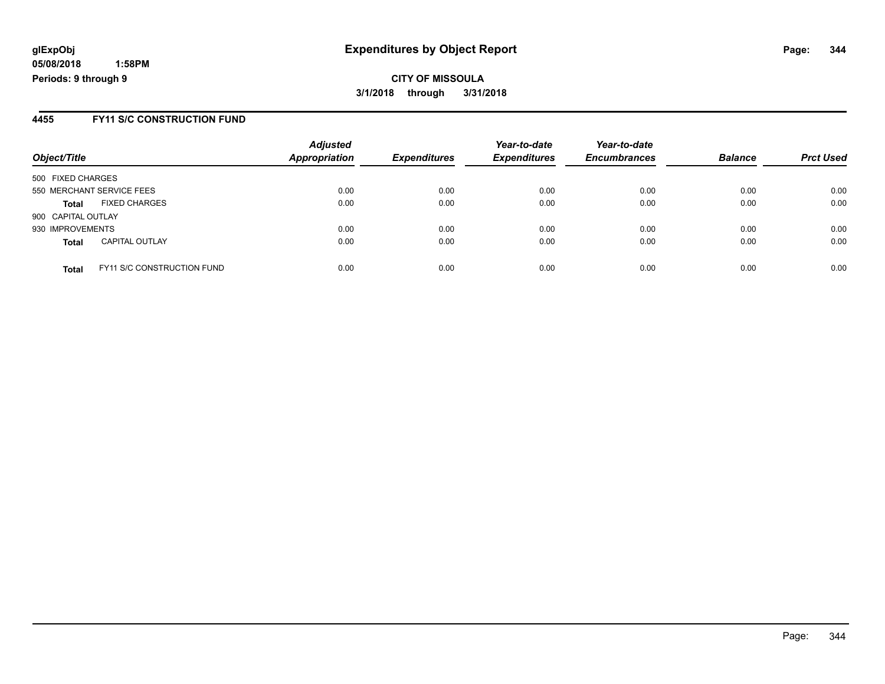**glExpObj** **Expenditures by Object Report**

**05/08/2018 1:58PM**

**Periods: 9 through 9**

**CITY OF MISSOULA**

**3/1/2018 through 3/31/2018**

## 4455 FY11 S/C CONSTRUCTION FUND

| Object/Title | Adjusted Appropriation | Expenditures | Year-to-date Expenditures | Year-to-date Encumbrances | Balance | Prct Used |
|---|---|---|---|---|---|---|
| 500 FIXED CHARGES | | | | | | |
| 550 MERCHANT SERVICE FEES | 0.00 | 0.00 | 0.00 | 0.00 | 0.00 | 0.00 |
| **Total** FIXED CHARGES | 0.00 | 0.00 | 0.00 | 0.00 | 0.00 | 0.00 |
| 900 CAPITAL OUTLAY | | | | | | |
| 930 IMPROVEMENTS | 0.00 | 0.00 | 0.00 | 0.00 | 0.00 | 0.00 |
| **Total** CAPITAL OUTLAY | 0.00 | 0.00 | 0.00 | 0.00 | 0.00 | 0.00 |
| **Total** FY11 S/C CONSTRUCTION FUND | 0.00 | 0.00 | 0.00 | 0.00 | 0.00 | 0.00 |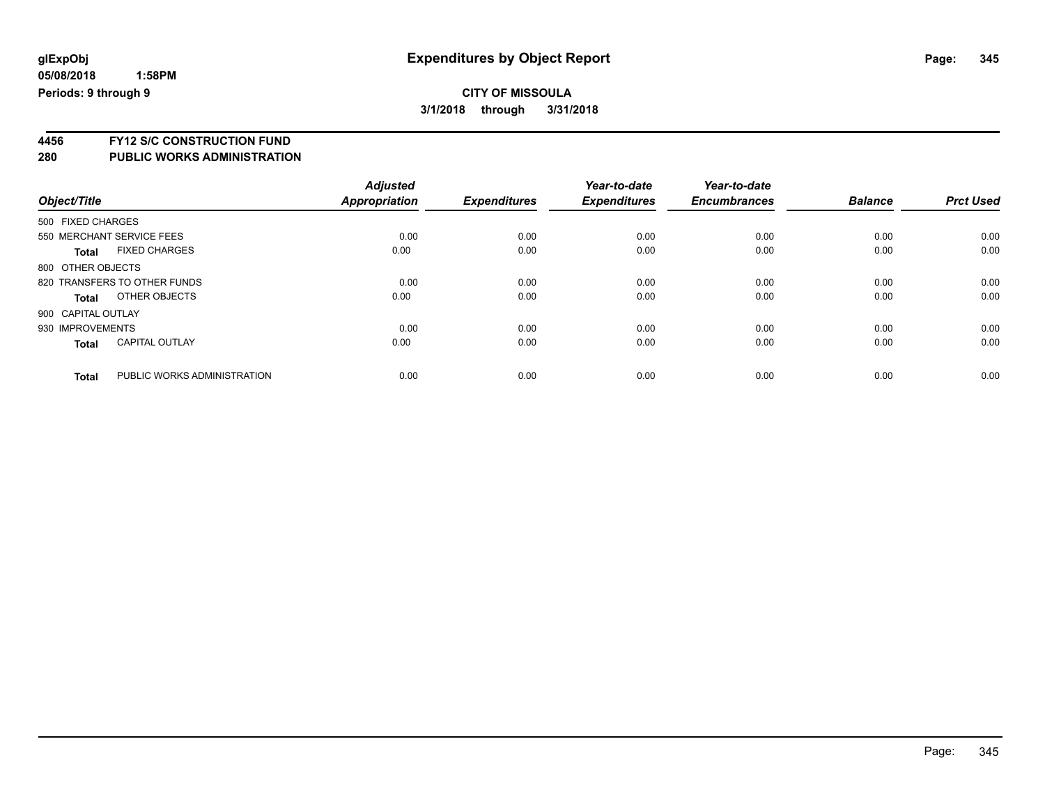**glExpObj** **Expenditures by Object Report**

**05/08/2018 1:58PM**

**Periods: 9 through 9**

**CITY OF MISSOULA**

**3/1/2018 through 3/31/2018**

## 4456 FY12 S/C CONSTRUCTION FUND
## 280 PUBLIC WORKS ADMINISTRATION

| Object/Title | | Adjusted Appropriation | Expenditures | Year-to-date Expenditures | Year-to-date Encumbrances | Balance | Prct Used |
|---|---|---|---|---|---|---|---|
| 500 FIXED CHARGES | | | | | | | |
| 550 MERCHANT SERVICE FEES | | 0.00 | 0.00 | 0.00 | 0.00 | 0.00 | 0.00 |
| **Total** | FIXED CHARGES | 0.00 | 0.00 | 0.00 | 0.00 | 0.00 | 0.00 |
| 800 OTHER OBJECTS | | | | | | | |
| 820 TRANSFERS TO OTHER FUNDS | | 0.00 | 0.00 | 0.00 | 0.00 | 0.00 | 0.00 |
| **Total** | OTHER OBJECTS | 0.00 | 0.00 | 0.00 | 0.00 | 0.00 | 0.00 |
| 900 CAPITAL OUTLAY | | | | | | | |
| 930 IMPROVEMENTS | | 0.00 | 0.00 | 0.00 | 0.00 | 0.00 | 0.00 |
| **Total** | CAPITAL OUTLAY | 0.00 | 0.00 | 0.00 | 0.00 | 0.00 | 0.00 |
| **Total** | PUBLIC WORKS ADMINISTRATION | 0.00 | 0.00 | 0.00 | 0.00 | 0.00 | 0.00 |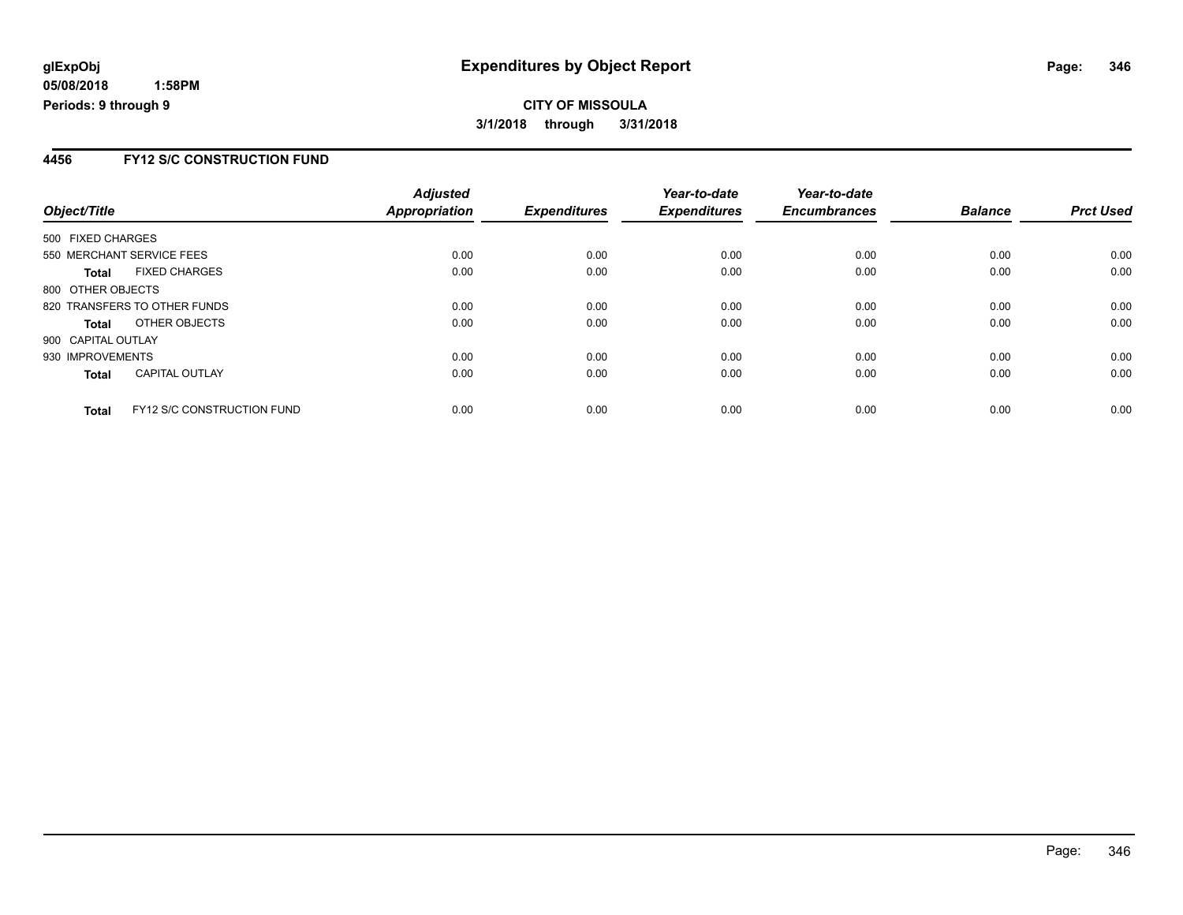glExpObj
05/08/2018 1:58PM
Periods: 9 through 9

# Expenditures by Object Report

**CITY OF MISSOULA**

**3/1/2018 through 3/31/2018**

## 4456 FY12 S/C CONSTRUCTION FUND

| Object/Title | Adjusted Appropriation | Expenditures | Year-to-date Expenditures | Year-to-date Encumbrances | Balance | Prct Used |
|---|---|---|---|---|---|---|
| 500 FIXED CHARGES | | | | | | |
| 550 MERCHANT SERVICE FEES | 0.00 | 0.00 | 0.00 | 0.00 | 0.00 | 0.00 |
| **Total** FIXED CHARGES | 0.00 | 0.00 | 0.00 | 0.00 | 0.00 | 0.00 |
| 800 OTHER OBJECTS | | | | | | |
| 820 TRANSFERS TO OTHER FUNDS | 0.00 | 0.00 | 0.00 | 0.00 | 0.00 | 0.00 |
| **Total** OTHER OBJECTS | 0.00 | 0.00 | 0.00 | 0.00 | 0.00 | 0.00 |
| 900 CAPITAL OUTLAY | | | | | | |
| 930 IMPROVEMENTS | 0.00 | 0.00 | 0.00 | 0.00 | 0.00 | 0.00 |
| **Total** CAPITAL OUTLAY | 0.00 | 0.00 | 0.00 | 0.00 | 0.00 | 0.00 |
| **Total** FY12 S/C CONSTRUCTION FUND | 0.00 | 0.00 | 0.00 | 0.00 | 0.00 | 0.00 |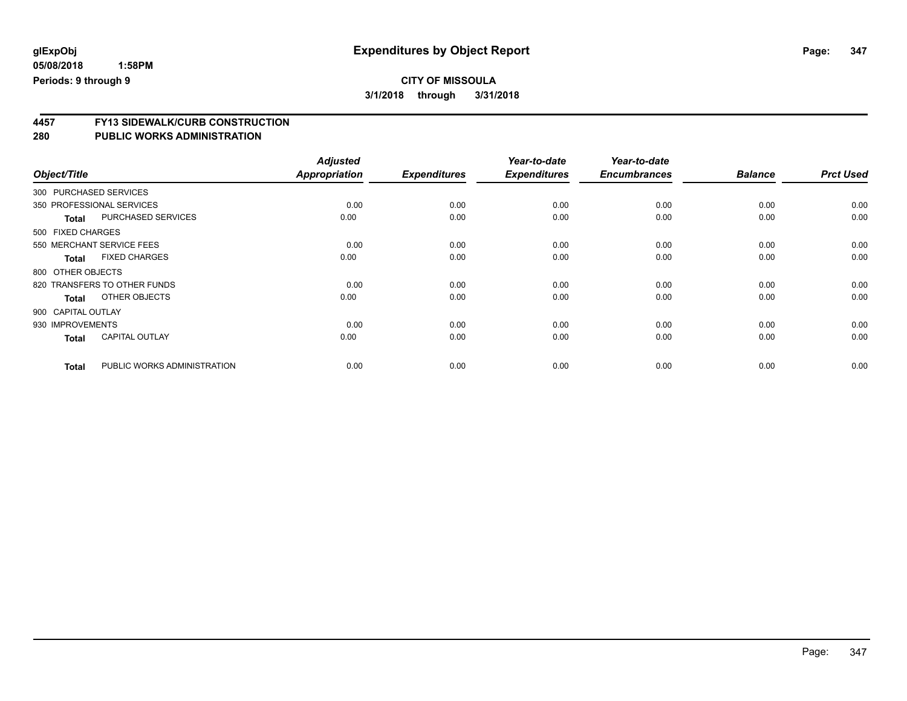glExpObj

05/08/2018 1:58PM

Periods: 9 through 9

# Expenditures by Object Report

**CITY OF MISSOULA**

**3/1/2018 through 3/31/2018**

## 4457 FY13 SIDEWALK/CURB CONSTRUCTION

## 280 PUBLIC WORKS ADMINISTRATION

| Object/Title | | Adjusted Appropriation | Expenditures | Year-to-date Expenditures | Year-to-date Encumbrances | Balance | Prct Used |
|---|---|---|---|---|---|---|---|
| 300 PURCHASED SERVICES | | | | | | | |
| 350 PROFESSIONAL SERVICES | | 0.00 | 0.00 | 0.00 | 0.00 | 0.00 | 0.00 |
| **Total** | PURCHASED SERVICES | 0.00 | 0.00 | 0.00 | 0.00 | 0.00 | 0.00 |
| 500 FIXED CHARGES | | | | | | | |
| 550 MERCHANT SERVICE FEES | | 0.00 | 0.00 | 0.00 | 0.00 | 0.00 | 0.00 |
| **Total** | FIXED CHARGES | 0.00 | 0.00 | 0.00 | 0.00 | 0.00 | 0.00 |
| 800 OTHER OBJECTS | | | | | | | |
| 820 TRANSFERS TO OTHER FUNDS | | 0.00 | 0.00 | 0.00 | 0.00 | 0.00 | 0.00 |
| **Total** | OTHER OBJECTS | 0.00 | 0.00 | 0.00 | 0.00 | 0.00 | 0.00 |
| 900 CAPITAL OUTLAY | | | | | | | |
| 930 IMPROVEMENTS | | 0.00 | 0.00 | 0.00 | 0.00 | 0.00 | 0.00 |
| **Total** | CAPITAL OUTLAY | 0.00 | 0.00 | 0.00 | 0.00 | 0.00 | 0.00 |
| **Total** | PUBLIC WORKS ADMINISTRATION | 0.00 | 0.00 | 0.00 | 0.00 | 0.00 | 0.00 |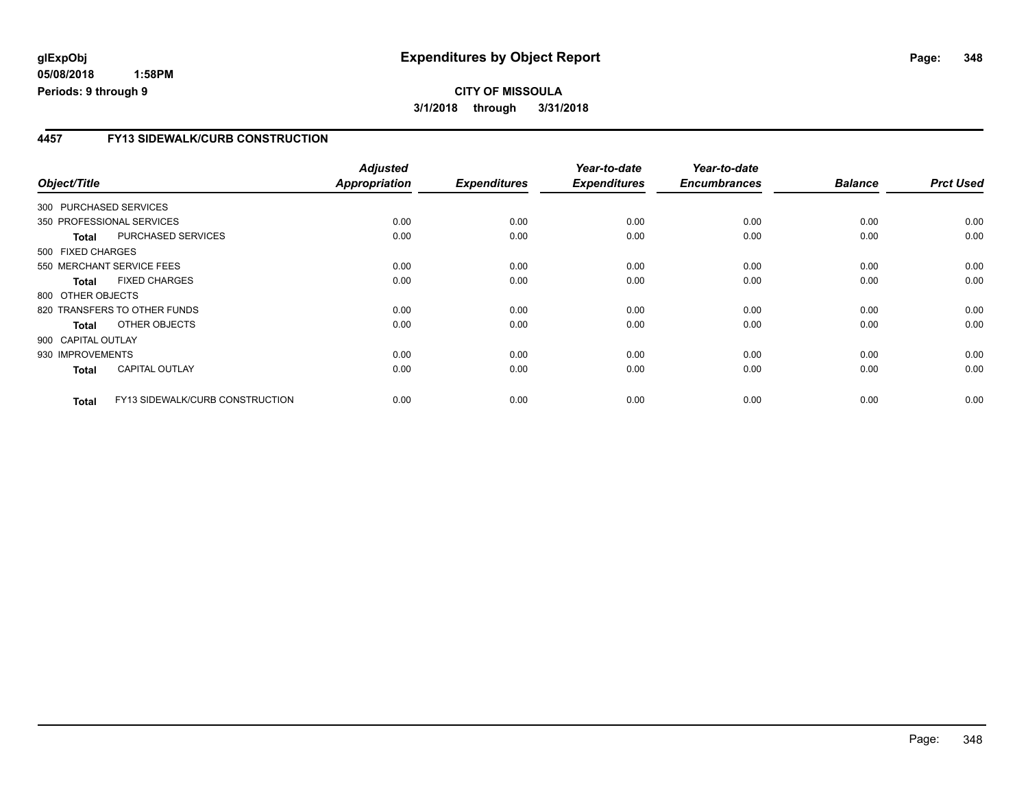**glExpObj**
**05/08/2018 1:58PM**
**Periods: 9 through 9**

# Expenditures by Object Report

**CITY OF MISSOULA**
**3/1/2018 through 3/31/2018**

## 4457 FY13 SIDEWALK/CURB CONSTRUCTION

| Object/Title | | Adjusted Appropriation | Expenditures | Year-to-date Expenditures | Year-to-date Encumbrances | Balance | Prct Used |
|---|---|---|---|---|---|---|---|
| 300 PURCHASED SERVICES | | | | | | | |
| 350 PROFESSIONAL SERVICES | | 0.00 | 0.00 | 0.00 | 0.00 | 0.00 | 0.00 |
| **Total** | PURCHASED SERVICES | 0.00 | 0.00 | 0.00 | 0.00 | 0.00 | 0.00 |
| 500 FIXED CHARGES | | | | | | | |
| 550 MERCHANT SERVICE FEES | | 0.00 | 0.00 | 0.00 | 0.00 | 0.00 | 0.00 |
| **Total** | FIXED CHARGES | 0.00 | 0.00 | 0.00 | 0.00 | 0.00 | 0.00 |
| 800 OTHER OBJECTS | | | | | | | |
| 820 TRANSFERS TO OTHER FUNDS | | 0.00 | 0.00 | 0.00 | 0.00 | 0.00 | 0.00 |
| **Total** | OTHER OBJECTS | 0.00 | 0.00 | 0.00 | 0.00 | 0.00 | 0.00 |
| 900 CAPITAL OUTLAY | | | | | | | |
| 930 IMPROVEMENTS | | 0.00 | 0.00 | 0.00 | 0.00 | 0.00 | 0.00 |
| **Total** | CAPITAL OUTLAY | 0.00 | 0.00 | 0.00 | 0.00 | 0.00 | 0.00 |
| **Total** | FY13 SIDEWALK/CURB CONSTRUCTION | 0.00 | 0.00 | 0.00 | 0.00 | 0.00 | 0.00 |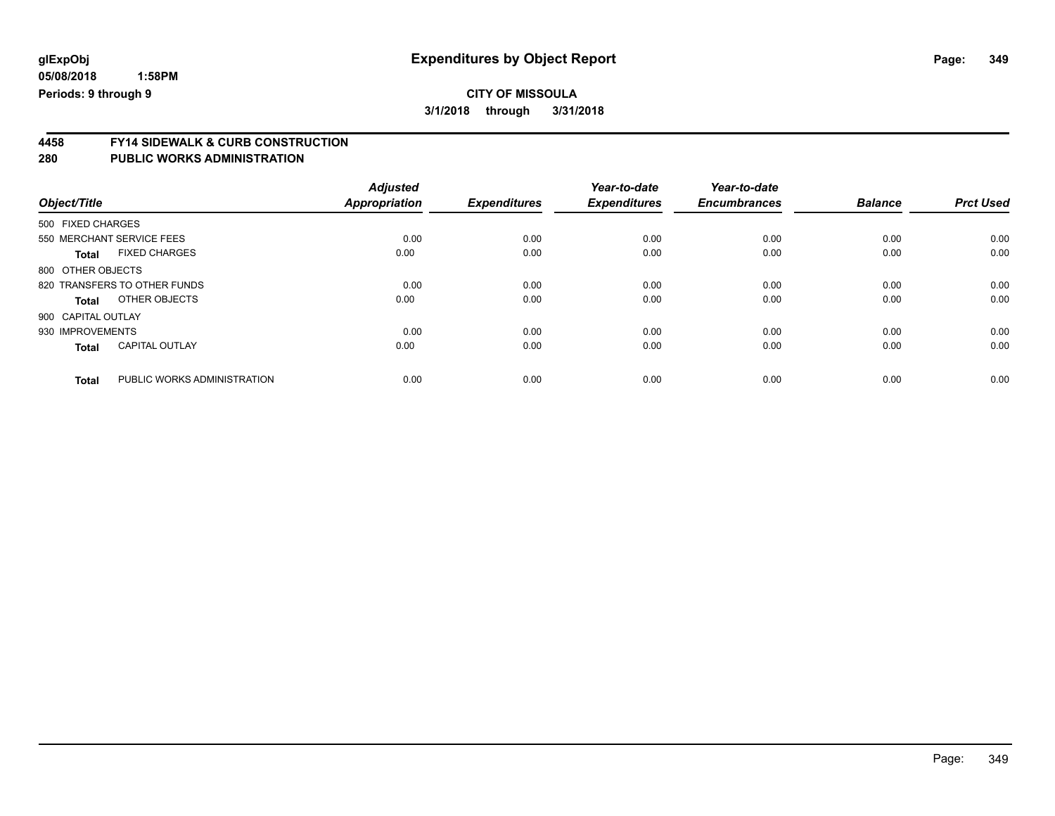**glExpObj** **Expenditures by Object Report**

**05/08/2018 1:58PM**

**Periods: 9 through 9**

**CITY OF MISSOULA**

**3/1/2018 through 3/31/2018**

## 4458 FY14 SIDEWALK & CURB CONSTRUCTION
## 280 PUBLIC WORKS ADMINISTRATION

| Object/Title | | Adjusted Appropriation | Expenditures | Year-to-date Expenditures | Year-to-date Encumbrances | Balance | Prct Used |
|---|---|---|---|---|---|---|---|
| 500 FIXED CHARGES | | | | | | | |
| 550 MERCHANT SERVICE FEES | | 0.00 | 0.00 | 0.00 | 0.00 | 0.00 | 0.00 |
| **Total** | FIXED CHARGES | 0.00 | 0.00 | 0.00 | 0.00 | 0.00 | 0.00 |
| 800 OTHER OBJECTS | | | | | | | |
| 820 TRANSFERS TO OTHER FUNDS | | 0.00 | 0.00 | 0.00 | 0.00 | 0.00 | 0.00 |
| **Total** | OTHER OBJECTS | 0.00 | 0.00 | 0.00 | 0.00 | 0.00 | 0.00 |
| 900 CAPITAL OUTLAY | | | | | | | |
| 930 IMPROVEMENTS | | 0.00 | 0.00 | 0.00 | 0.00 | 0.00 | 0.00 |
| **Total** | CAPITAL OUTLAY | 0.00 | 0.00 | 0.00 | 0.00 | 0.00 | 0.00 |
| **Total** | PUBLIC WORKS ADMINISTRATION | 0.00 | 0.00 | 0.00 | 0.00 | 0.00 | 0.00 |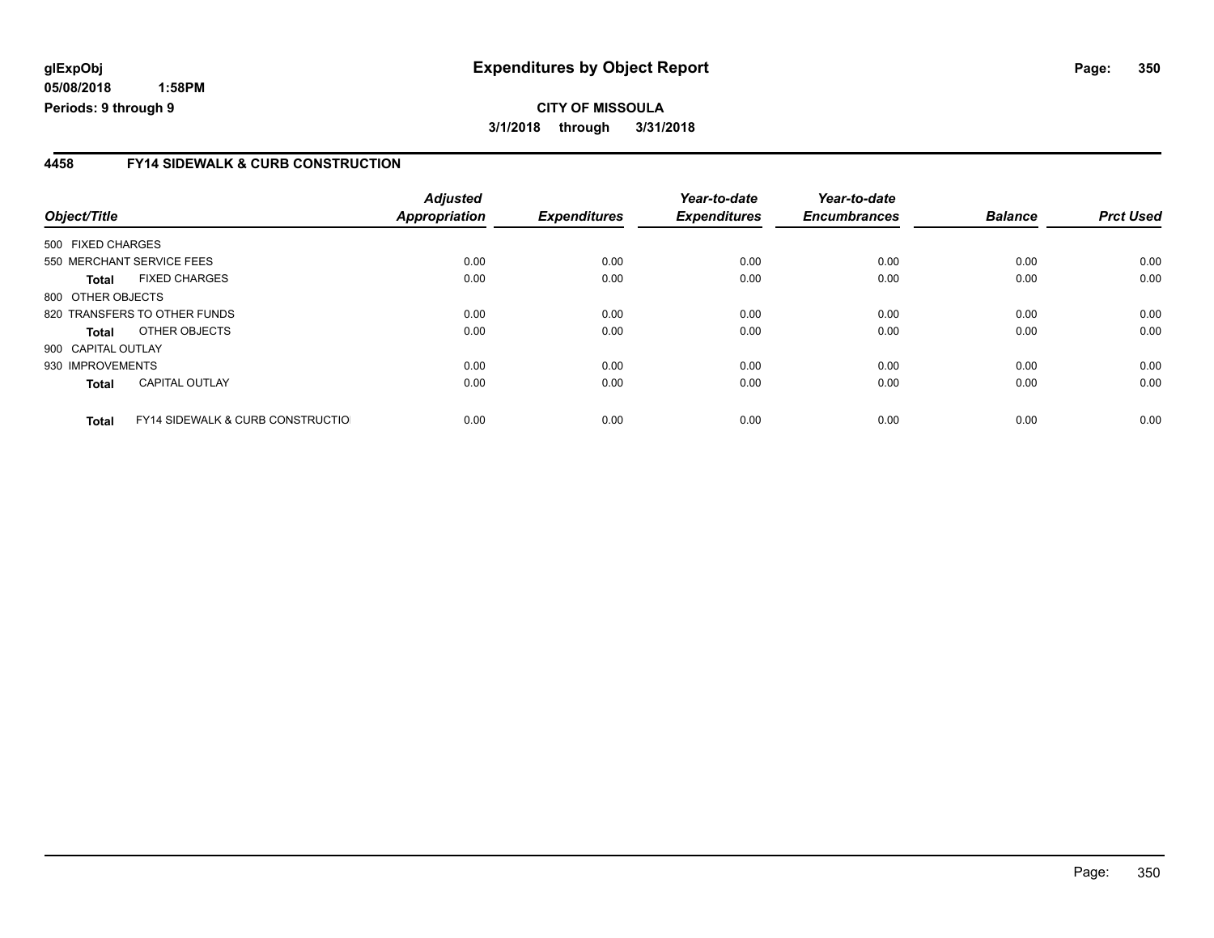**glExpObj** | **Expenditures by Object Report**

**05/08/2018 1:58PM**

**Periods: 9 through 9**

**CITY OF MISSOULA**

**3/1/2018 through 3/31/2018**

## 4458 FY14 SIDEWALK & CURB CONSTRUCTION

| Object/Title | Adjusted Appropriation | Expenditures | Year-to-date Expenditures | Year-to-date Encumbrances | Balance | Prct Used |
|---|---|---|---|---|---|---|
| 500 FIXED CHARGES | | | | | | |
| 550 MERCHANT SERVICE FEES | 0.00 | 0.00 | 0.00 | 0.00 | 0.00 | 0.00 |
| **Total** FIXED CHARGES | 0.00 | 0.00 | 0.00 | 0.00 | 0.00 | 0.00 |
| 800 OTHER OBJECTS | | | | | | |
| 820 TRANSFERS TO OTHER FUNDS | 0.00 | 0.00 | 0.00 | 0.00 | 0.00 | 0.00 |
| **Total** OTHER OBJECTS | 0.00 | 0.00 | 0.00 | 0.00 | 0.00 | 0.00 |
| 900 CAPITAL OUTLAY | | | | | | |
| 930 IMPROVEMENTS | 0.00 | 0.00 | 0.00 | 0.00 | 0.00 | 0.00 |
| **Total** CAPITAL OUTLAY | 0.00 | 0.00 | 0.00 | 0.00 | 0.00 | 0.00 |
| **Total** FY14 SIDEWALK & CURB CONSTRUCTIO | 0.00 | 0.00 | 0.00 | 0.00 | 0.00 | 0.00 |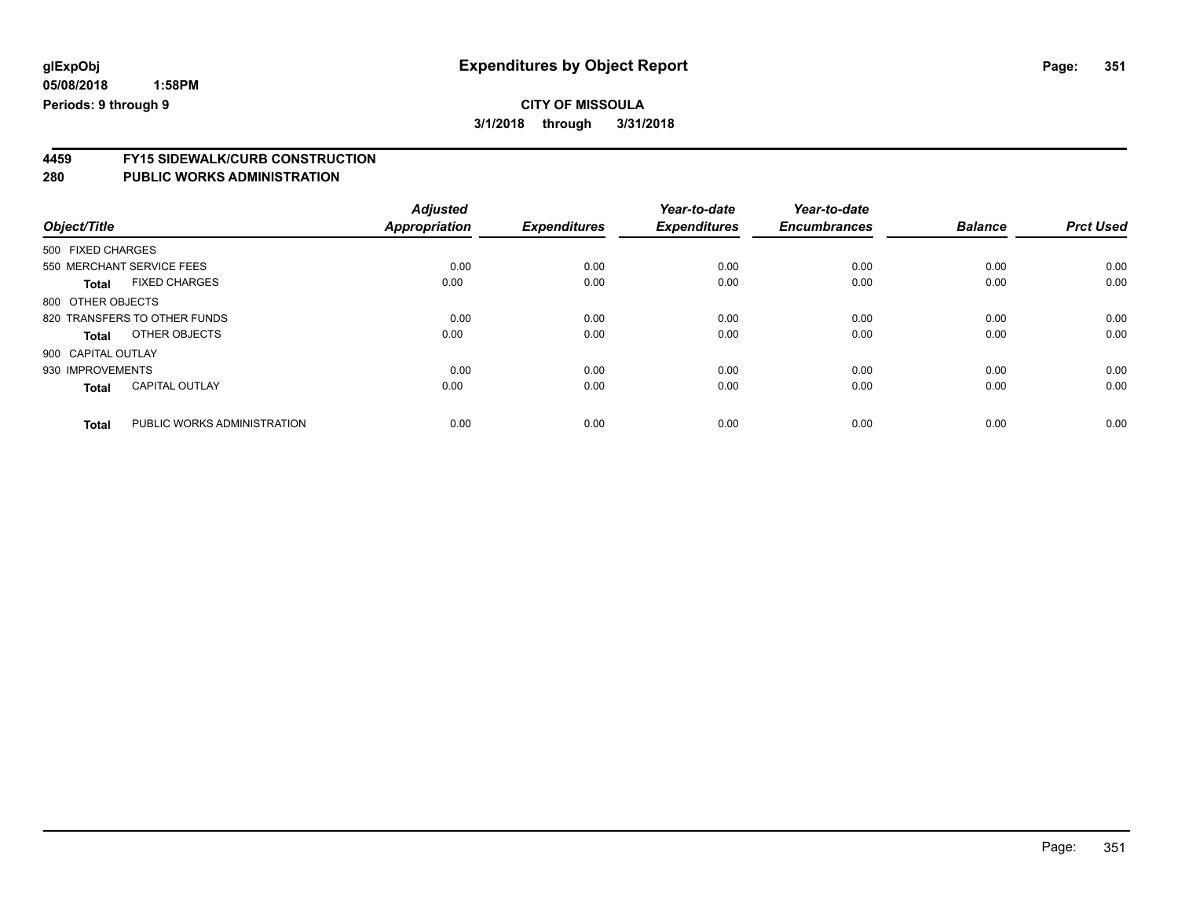glExpObj
05/08/2018 1:58PM
Periods: 9 through 9

# Expenditures by Object Report

**CITY OF MISSOULA**
**3/1/2018 through 3/31/2018**

## 4459 FY15 SIDEWALK/CURB CONSTRUCTION
## 280 PUBLIC WORKS ADMINISTRATION

| Object/Title | | Adjusted Appropriation | Expenditures | Year-to-date Expenditures | Year-to-date Encumbrances | Balance | Prct Used |
|---|---|---|---|---|---|---|---|
| 500 FIXED CHARGES | | | | | | | |
| 550 MERCHANT SERVICE FEES | | 0.00 | 0.00 | 0.00 | 0.00 | 0.00 | 0.00 |
| **Total** | FIXED CHARGES | 0.00 | 0.00 | 0.00 | 0.00 | 0.00 | 0.00 |
| 800 OTHER OBJECTS | | | | | | | |
| 820 TRANSFERS TO OTHER FUNDS | | 0.00 | 0.00 | 0.00 | 0.00 | 0.00 | 0.00 |
| **Total** | OTHER OBJECTS | 0.00 | 0.00 | 0.00 | 0.00 | 0.00 | 0.00 |
| 900 CAPITAL OUTLAY | | | | | | | |
| 930 IMPROVEMENTS | | 0.00 | 0.00 | 0.00 | 0.00 | 0.00 | 0.00 |
| **Total** | CAPITAL OUTLAY | 0.00 | 0.00 | 0.00 | 0.00 | 0.00 | 0.00 |
| **Total** | PUBLIC WORKS ADMINISTRATION | 0.00 | 0.00 | 0.00 | 0.00 | 0.00 | 0.00 |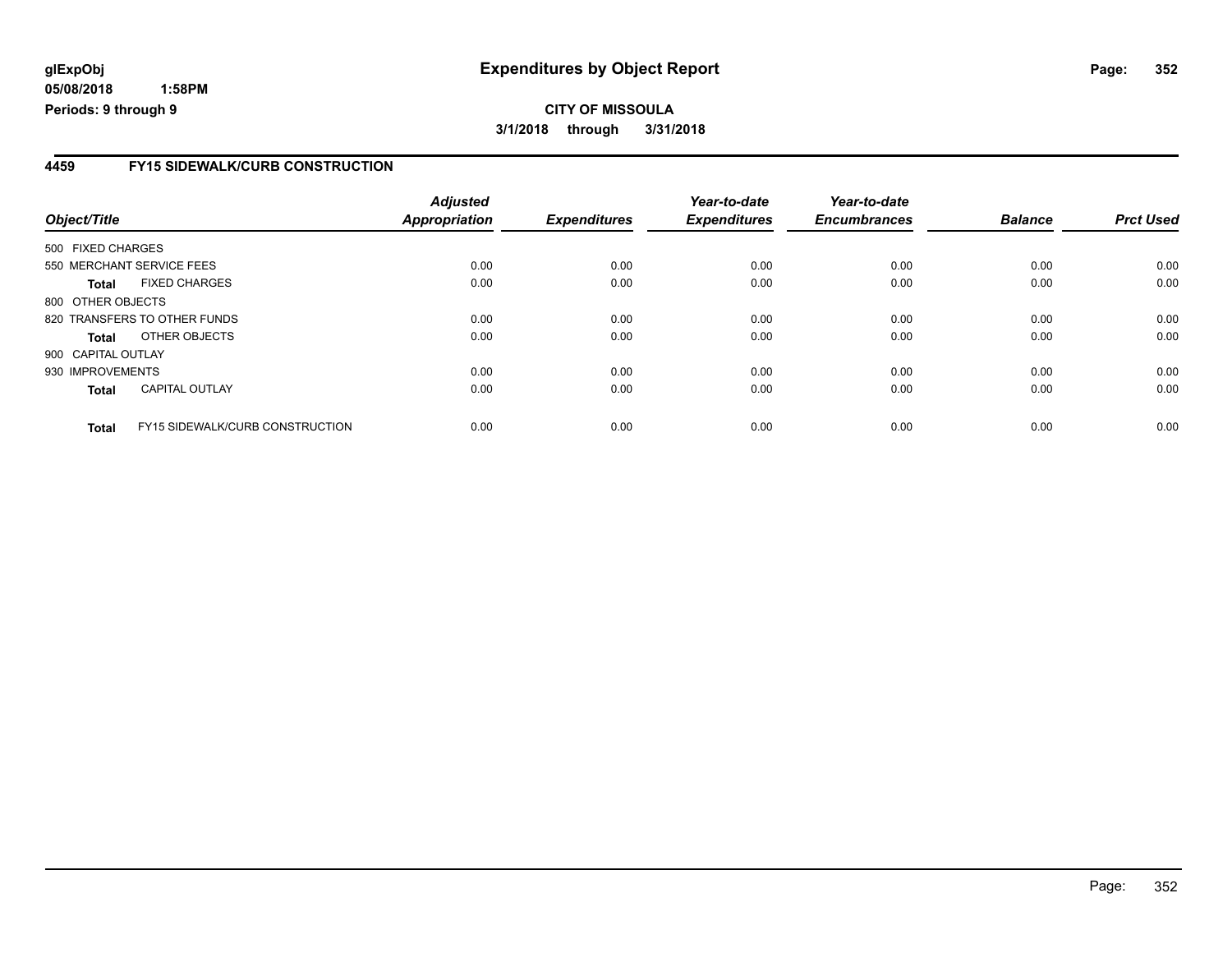**glExpObj** **Expenditures by Object Report**

**05/08/2018 1:58PM**

**Periods: 9 through 9**

**CITY OF MISSOULA**

**3/1/2018 through 3/31/2018**

## 4459 FY15 SIDEWALK/CURB CONSTRUCTION

| Object/Title | Adjusted Appropriation | Expenditures | Year-to-date Expenditures | Year-to-date Encumbrances | Balance | Prct Used |
|---|---|---|---|---|---|---|
| 500 FIXED CHARGES | | | | | | |
| 550 MERCHANT SERVICE FEES | 0.00 | 0.00 | 0.00 | 0.00 | 0.00 | 0.00 |
| **Total** FIXED CHARGES | 0.00 | 0.00 | 0.00 | 0.00 | 0.00 | 0.00 |
| 800 OTHER OBJECTS | | | | | | |
| 820 TRANSFERS TO OTHER FUNDS | 0.00 | 0.00 | 0.00 | 0.00 | 0.00 | 0.00 |
| **Total** OTHER OBJECTS | 0.00 | 0.00 | 0.00 | 0.00 | 0.00 | 0.00 |
| 900 CAPITAL OUTLAY | | | | | | |
| 930 IMPROVEMENTS | 0.00 | 0.00 | 0.00 | 0.00 | 0.00 | 0.00 |
| **Total** CAPITAL OUTLAY | 0.00 | 0.00 | 0.00 | 0.00 | 0.00 | 0.00 |
| **Total** FY15 SIDEWALK/CURB CONSTRUCTION | 0.00 | 0.00 | 0.00 | 0.00 | 0.00 | 0.00 |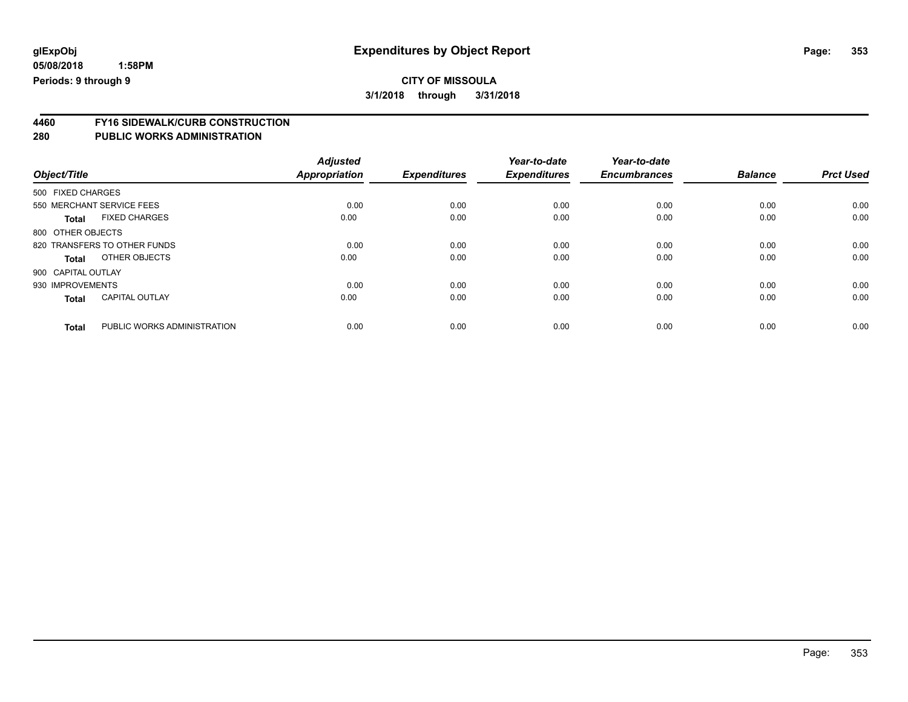**glExpObj**
**05/08/2018 1:58PM**
**Periods: 9 through 9**

# Expenditures by Object Report

**CITY OF MISSOULA**
**3/1/2018 through 3/31/2018**

## 4460 FY16 SIDEWALK/CURB CONSTRUCTION
## 280 PUBLIC WORKS ADMINISTRATION

| Object/Title | | Adjusted Appropriation | Expenditures | Year-to-date Expenditures | Year-to-date Encumbrances | Balance | Prct Used |
|---|---|---|---|---|---|---|---|
| 500 FIXED CHARGES | | | | | | | |
| 550 MERCHANT SERVICE FEES | | 0.00 | 0.00 | 0.00 | 0.00 | 0.00 | 0.00 |
| **Total** | FIXED CHARGES | 0.00 | 0.00 | 0.00 | 0.00 | 0.00 | 0.00 |
| 800 OTHER OBJECTS | | | | | | | |
| 820 TRANSFERS TO OTHER FUNDS | | 0.00 | 0.00 | 0.00 | 0.00 | 0.00 | 0.00 |
| **Total** | OTHER OBJECTS | 0.00 | 0.00 | 0.00 | 0.00 | 0.00 | 0.00 |
| 900 CAPITAL OUTLAY | | | | | | | |
| 930 IMPROVEMENTS | | 0.00 | 0.00 | 0.00 | 0.00 | 0.00 | 0.00 |
| **Total** | CAPITAL OUTLAY | 0.00 | 0.00 | 0.00 | 0.00 | 0.00 | 0.00 |
| **Total** | PUBLIC WORKS ADMINISTRATION | 0.00 | 0.00 | 0.00 | 0.00 | 0.00 | 0.00 |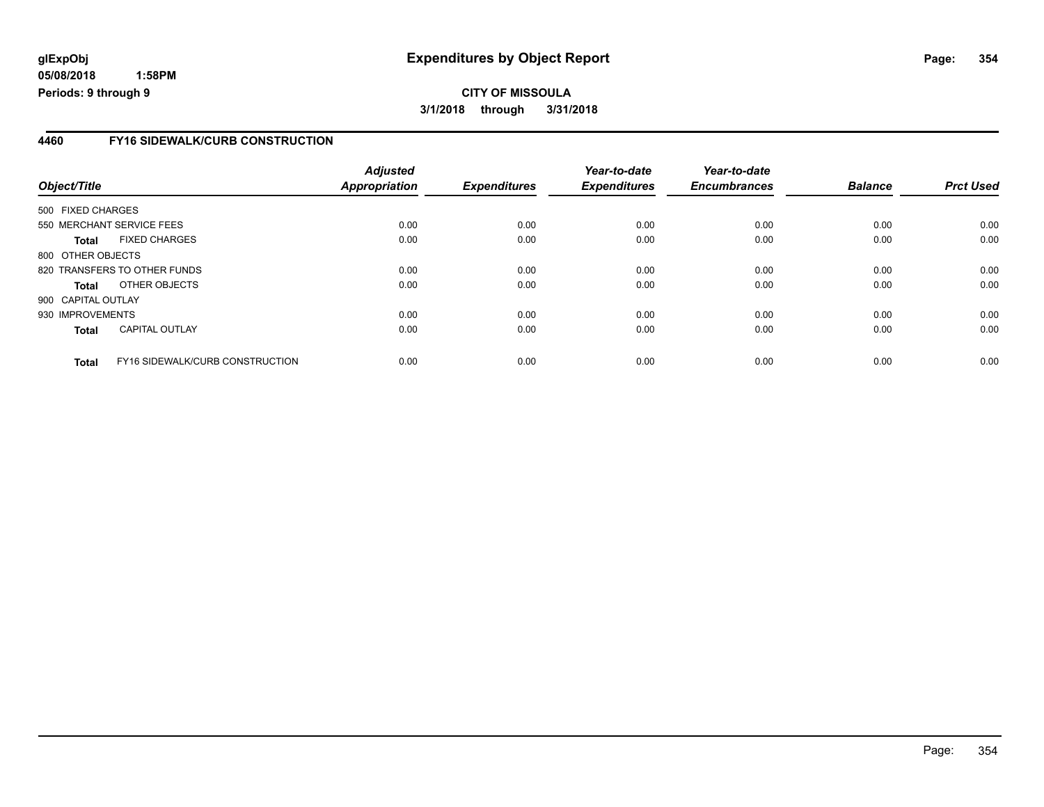# Expenditures by Object Report

glExpObj
05/08/2018 1:58PM
Periods: 9 through 9

**CITY OF MISSOULA**
**3/1/2018 through 3/31/2018**

## 4460 FY16 SIDEWALK/CURB CONSTRUCTION

| Object/Title | | Adjusted Appropriation | Expenditures | Year-to-date Expenditures | Year-to-date Encumbrances | Balance | Prct Used |
|---|---|---|---|---|---|---|---|
| 500 FIXED CHARGES | | | | | | | |
| 550 MERCHANT SERVICE FEES | | 0.00 | 0.00 | 0.00 | 0.00 | 0.00 | 0.00 |
| **Total** | FIXED CHARGES | 0.00 | 0.00 | 0.00 | 0.00 | 0.00 | 0.00 |
| 800 OTHER OBJECTS | | | | | | | |
| 820 TRANSFERS TO OTHER FUNDS | | 0.00 | 0.00 | 0.00 | 0.00 | 0.00 | 0.00 |
| **Total** | OTHER OBJECTS | 0.00 | 0.00 | 0.00 | 0.00 | 0.00 | 0.00 |
| 900 CAPITAL OUTLAY | | | | | | | |
| 930 IMPROVEMENTS | | 0.00 | 0.00 | 0.00 | 0.00 | 0.00 | 0.00 |
| **Total** | CAPITAL OUTLAY | 0.00 | 0.00 | 0.00 | 0.00 | 0.00 | 0.00 |
| **Total** | FY16 SIDEWALK/CURB CONSTRUCTION | 0.00 | 0.00 | 0.00 | 0.00 | 0.00 | 0.00 |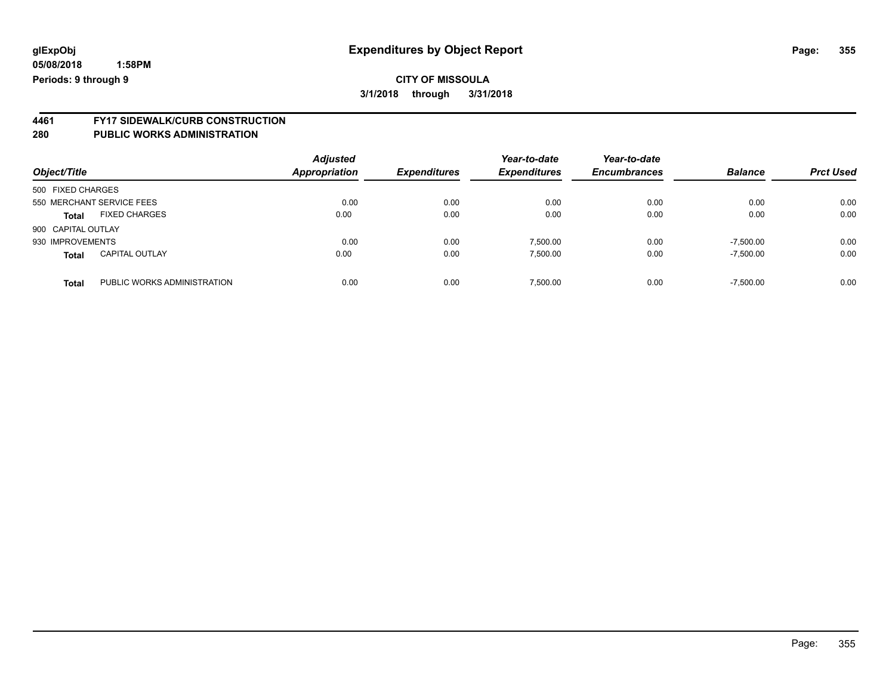glExpObj
05/08/2018 1:58PM
Periods: 9 through 9

# Expenditures by Object Report

**CITY OF MISSOULA**
**3/1/2018 through 3/31/2018**

## 4461 FY17 SIDEWALK/CURB CONSTRUCTION
## 280 PUBLIC WORKS ADMINISTRATION

| Object/Title | | Adjusted Appropriation | Expenditures | Year-to-date Expenditures | Year-to-date Encumbrances | Balance | Prct Used |
|---|---|---|---|---|---|---|---|
| 500 FIXED CHARGES | | | | | | | |
| 550 MERCHANT SERVICE FEES | | 0.00 | 0.00 | 0.00 | 0.00 | 0.00 | 0.00 |
| **Total** | FIXED CHARGES | 0.00 | 0.00 | 0.00 | 0.00 | 0.00 | 0.00 |
| 900 CAPITAL OUTLAY | | | | | | | |
| 930 IMPROVEMENTS | | 0.00 | 0.00 | 7,500.00 | 0.00 | -7,500.00 | 0.00 |
| **Total** | CAPITAL OUTLAY | 0.00 | 0.00 | 7,500.00 | 0.00 | -7,500.00 | 0.00 |
| **Total** | PUBLIC WORKS ADMINISTRATION | 0.00 | 0.00 | 7,500.00 | 0.00 | -7,500.00 | 0.00 |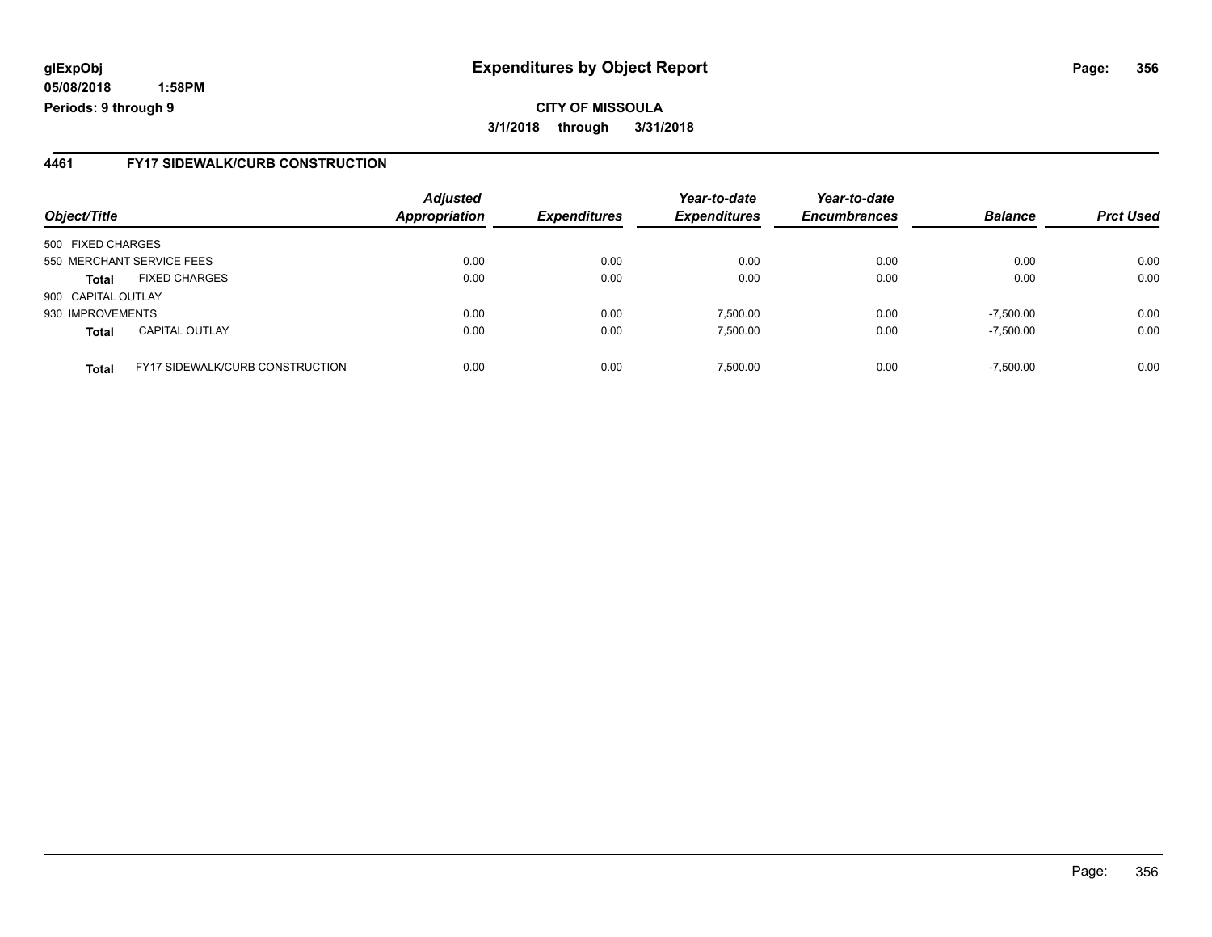glExpObj
05/08/2018 1:58PM
Periods: 9 through 9

# Expenditures by Object Report

**CITY OF MISSOULA**

**3/1/2018 through 3/31/2018**

## 4461 FY17 SIDEWALK/CURB CONSTRUCTION

| Object/Title | | Adjusted Appropriation | Expenditures | Year-to-date Expenditures | Year-to-date Encumbrances | Balance | Prct Used |
|---|---|---|---|---|---|---|---|
| 500 FIXED CHARGES | | | | | | | |
| 550 MERCHANT SERVICE FEES | | 0.00 | 0.00 | 0.00 | 0.00 | 0.00 | 0.00 |
| **Total** | FIXED CHARGES | 0.00 | 0.00 | 0.00 | 0.00 | 0.00 | 0.00 |
| 900 CAPITAL OUTLAY | | | | | | | |
| 930 IMPROVEMENTS | | 0.00 | 0.00 | 7,500.00 | 0.00 | -7,500.00 | 0.00 |
| **Total** | CAPITAL OUTLAY | 0.00 | 0.00 | 7,500.00 | 0.00 | -7,500.00 | 0.00 |
| **Total** | FY17 SIDEWALK/CURB CONSTRUCTION | 0.00 | 0.00 | 7,500.00 | 0.00 | -7,500.00 | 0.00 |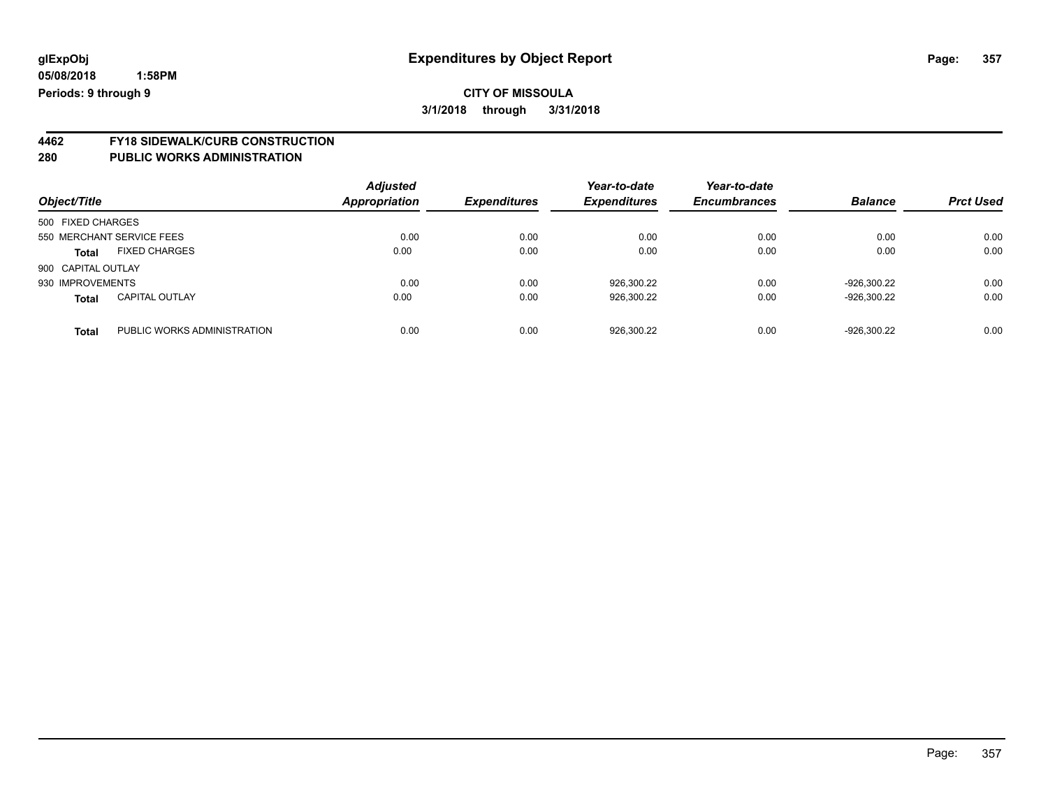# Expenditures by Object Report

glExpObj
05/08/2018 1:58PM
Periods: 9 through 9

**CITY OF MISSOULA**
**3/1/2018 through 3/31/2018**

## 4462 FY18 SIDEWALK/CURB CONSTRUCTION
## 280 PUBLIC WORKS ADMINISTRATION

| Object/Title | | *Adjusted Appropriation* | *Expenditures* | *Year-to-date Expenditures* | *Year-to-date Encumbrances* | *Balance* | *Prct Used* |
|---|---|---|---|---|---|---|---|
| 500 FIXED CHARGES | | | | | | | |
| 550 MERCHANT SERVICE FEES | | 0.00 | 0.00 | 0.00 | 0.00 | 0.00 | 0.00 |
| **Total** | FIXED CHARGES | 0.00 | 0.00 | 0.00 | 0.00 | 0.00 | 0.00 |
| 900 CAPITAL OUTLAY | | | | | | | |
| 930 IMPROVEMENTS | | 0.00 | 0.00 | 926,300.22 | 0.00 | -926,300.22 | 0.00 |
| **Total** | CAPITAL OUTLAY | 0.00 | 0.00 | 926,300.22 | 0.00 | -926,300.22 | 0.00 |
| **Total** | PUBLIC WORKS ADMINISTRATION | 0.00 | 0.00 | 926,300.22 | 0.00 | -926,300.22 | 0.00 |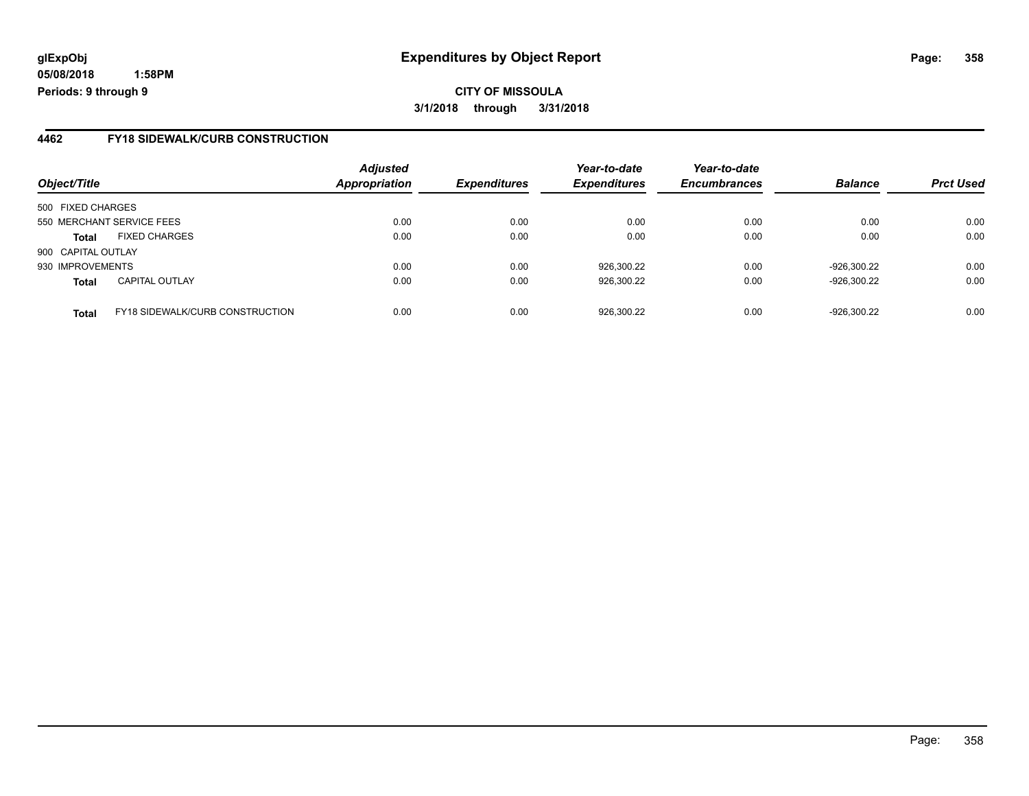**glExpObj**
**05/08/2018 1:58PM**
**Periods: 9 through 9**

# Expenditures by Object Report

**CITY OF MISSOULA**
**3/1/2018 through 3/31/2018**

## 4462 FY18 SIDEWALK/CURB CONSTRUCTION

| Object/Title | | Adjusted Appropriation | Expenditures | Year-to-date Expenditures | Year-to-date Encumbrances | Balance | Prct Used |
|---|---|---|---|---|---|---|---|
| 500 FIXED CHARGES | | | | | | | |
| 550 MERCHANT SERVICE FEES | | 0.00 | 0.00 | 0.00 | 0.00 | 0.00 | 0.00 |
| **Total** | FIXED CHARGES | 0.00 | 0.00 | 0.00 | 0.00 | 0.00 | 0.00 |
| 900 CAPITAL OUTLAY | | | | | | | |
| 930 IMPROVEMENTS | | 0.00 | 0.00 | 926,300.22 | 0.00 | -926,300.22 | 0.00 |
| **Total** | CAPITAL OUTLAY | 0.00 | 0.00 | 926,300.22 | 0.00 | -926,300.22 | 0.00 |
| **Total** | FY18 SIDEWALK/CURB CONSTRUCTION | 0.00 | 0.00 | 926,300.22 | 0.00 | -926,300.22 | 0.00 |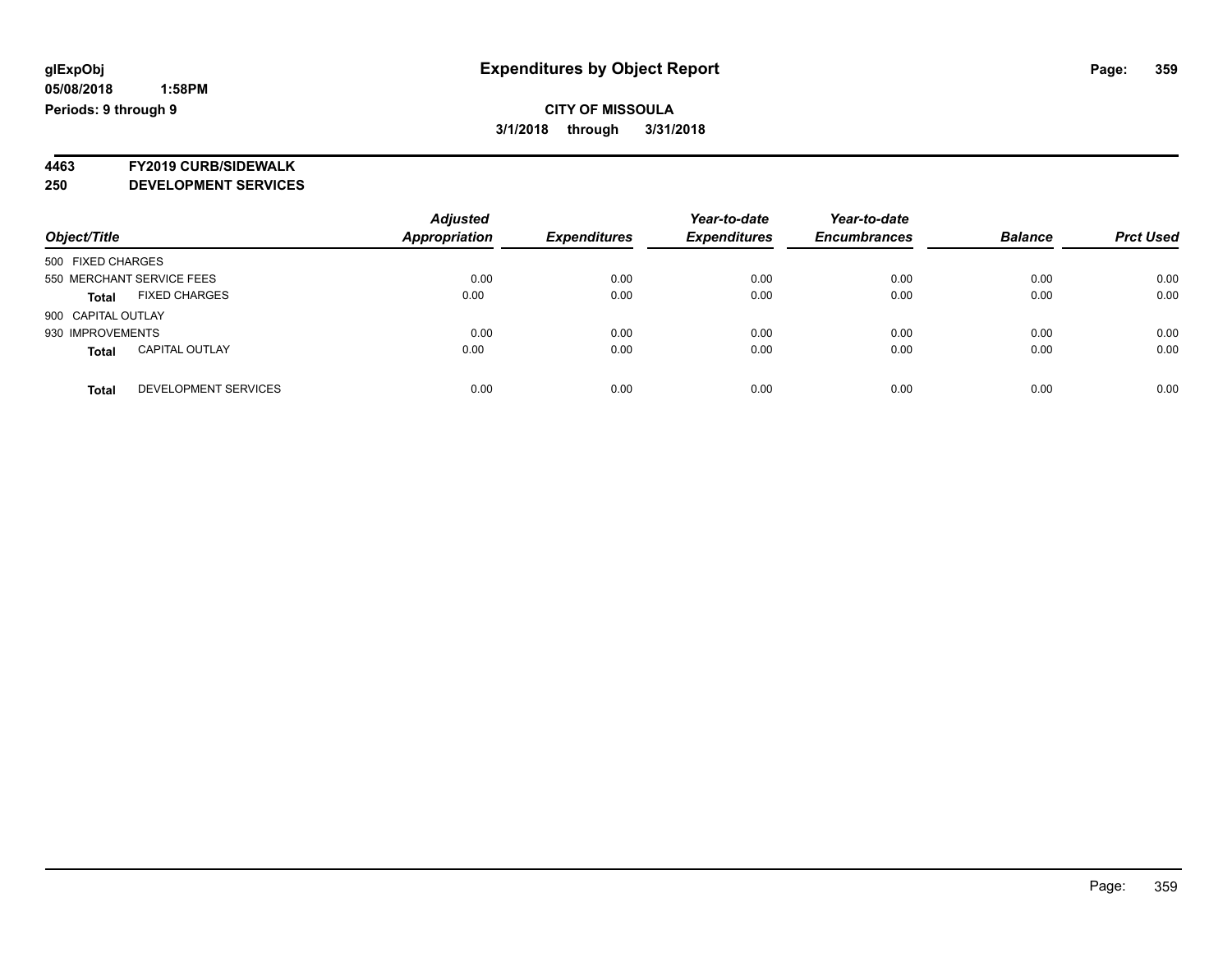**glExpObj**
**05/08/2018 1:58PM**
**Periods: 9 through 9**

# Expenditures by Object Report

**CITY OF MISSOULA**
**3/1/2018 through 3/31/2018**

**4463 FY2019 CURB/SIDEWALK**
**250 DEVELOPMENT SERVICES**

| Object/Title | Adjusted Appropriation | Expenditures | Year-to-date Expenditures | Year-to-date Encumbrances | Balance | Prct Used |
|---|---|---|---|---|---|---|
| 500 FIXED CHARGES | | | | | | |
| 550 MERCHANT SERVICE FEES | 0.00 | 0.00 | 0.00 | 0.00 | 0.00 | 0.00 |
| **Total** FIXED CHARGES | 0.00 | 0.00 | 0.00 | 0.00 | 0.00 | 0.00 |
| 900 CAPITAL OUTLAY | | | | | | |
| 930 IMPROVEMENTS | 0.00 | 0.00 | 0.00 | 0.00 | 0.00 | 0.00 |
| **Total** CAPITAL OUTLAY | 0.00 | 0.00 | 0.00 | 0.00 | 0.00 | 0.00 |
| **Total** DEVELOPMENT SERVICES | 0.00 | 0.00 | 0.00 | 0.00 | 0.00 | 0.00 |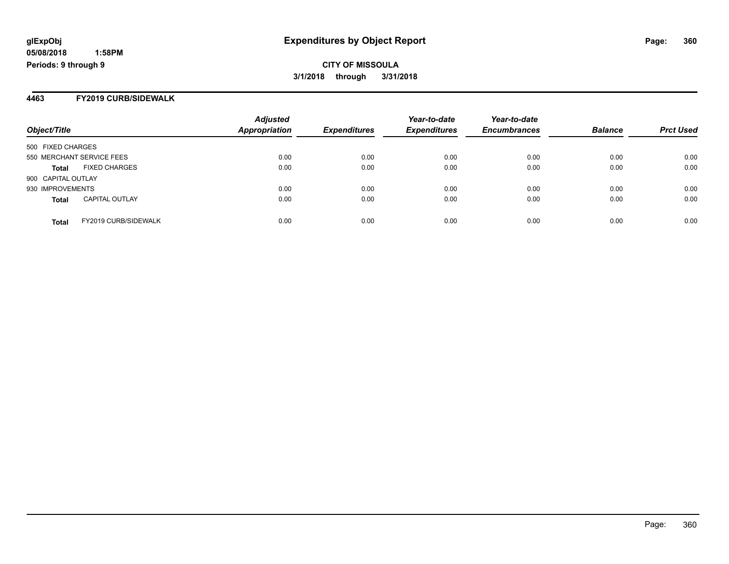**glExpObj**
**05/08/2018 1:58PM**
**Periods: 9 through 9**

# Expenditures by Object Report

**CITY OF MISSOULA**
**3/1/2018 through 3/31/2018**

## 4463 FY2019 CURB/SIDEWALK

| Object/Title | | *Adjusted Appropriation* | *Expenditures* | *Year-to-date Expenditures* | *Year-to-date Encumbrances* | *Balance* | *Prct Used* |
|---|---|---|---|---|---|---|---|
| 500 FIXED CHARGES | | | | | | | |
| 550 MERCHANT SERVICE FEES | | 0.00 | 0.00 | 0.00 | 0.00 | 0.00 | 0.00 |
| **Total** | FIXED CHARGES | 0.00 | 0.00 | 0.00 | 0.00 | 0.00 | 0.00 |
| 900 CAPITAL OUTLAY | | | | | | | |
| 930 IMPROVEMENTS | | 0.00 | 0.00 | 0.00 | 0.00 | 0.00 | 0.00 |
| **Total** | CAPITAL OUTLAY | 0.00 | 0.00 | 0.00 | 0.00 | 0.00 | 0.00 |
| **Total** | FY2019 CURB/SIDEWALK | 0.00 | 0.00 | 0.00 | 0.00 | 0.00 | 0.00 |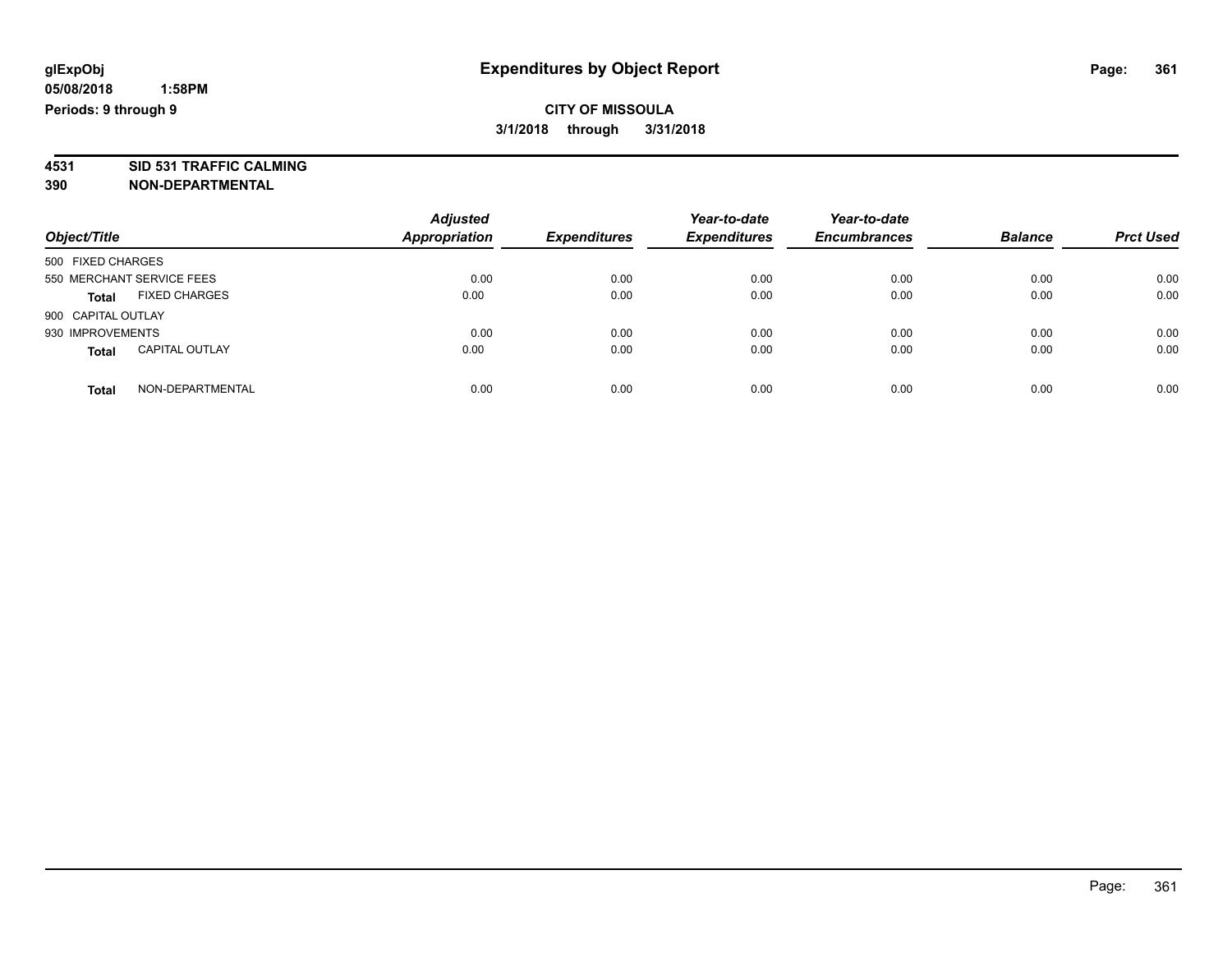**glExpObj**
**05/08/2018 1:58PM**
**Periods: 9 through 9**

# Expenditures by Object Report

**CITY OF MISSOULA**
**3/1/2018 through 3/31/2018**

**4531 SID 531 TRAFFIC CALMING**
**390 NON-DEPARTMENTAL**

| Object/Title | | Adjusted Appropriation | Expenditures | Year-to-date Expenditures | Year-to-date Encumbrances | Balance | Prct Used |
|---|---|---|---|---|---|---|---|
| 500 FIXED CHARGES | | | | | | | |
| 550 MERCHANT SERVICE FEES | | 0.00 | 0.00 | 0.00 | 0.00 | 0.00 | 0.00 |
| **Total** | FIXED CHARGES | 0.00 | 0.00 | 0.00 | 0.00 | 0.00 | 0.00 |
| 900 CAPITAL OUTLAY | | | | | | | |
| 930 IMPROVEMENTS | | 0.00 | 0.00 | 0.00 | 0.00 | 0.00 | 0.00 |
| **Total** | CAPITAL OUTLAY | 0.00 | 0.00 | 0.00 | 0.00 | 0.00 | 0.00 |
| **Total** | NON-DEPARTMENTAL | 0.00 | 0.00 | 0.00 | 0.00 | 0.00 | 0.00 |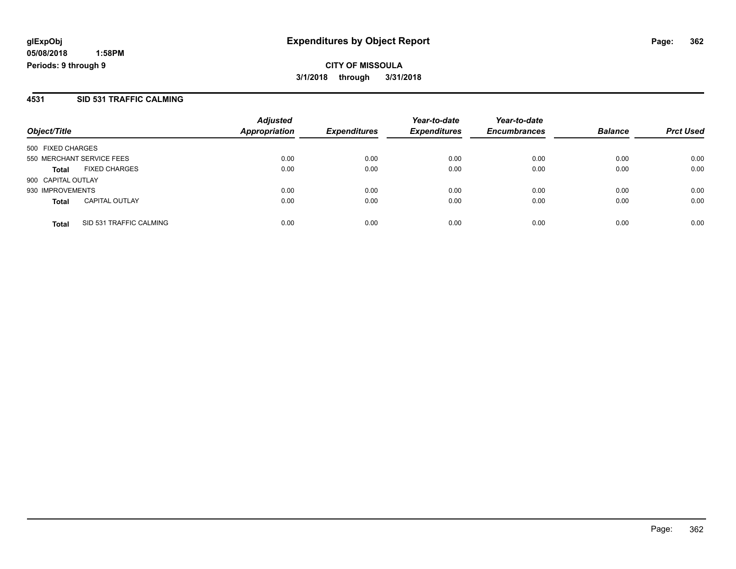**glExpObj**
**05/08/2018 1:58PM**
**Periods: 9 through 9**

# Expenditures by Object Report

**CITY OF MISSOULA**
**3/1/2018 through 3/31/2018**

## 4531 SID 531 TRAFFIC CALMING

| Object/Title | | Adjusted Appropriation | Expenditures | Year-to-date Expenditures | Year-to-date Encumbrances | Balance | Prct Used |
|---|---|---|---|---|---|---|---|
| 500 FIXED CHARGES | | | | | | | |
| 550 MERCHANT SERVICE FEES | | 0.00 | 0.00 | 0.00 | 0.00 | 0.00 | 0.00 |
| **Total** | FIXED CHARGES | 0.00 | 0.00 | 0.00 | 0.00 | 0.00 | 0.00 |
| 900 CAPITAL OUTLAY | | | | | | | |
| 930 IMPROVEMENTS | | 0.00 | 0.00 | 0.00 | 0.00 | 0.00 | 0.00 |
| **Total** | CAPITAL OUTLAY | 0.00 | 0.00 | 0.00 | 0.00 | 0.00 | 0.00 |
| **Total** | SID 531 TRAFFIC CALMING | 0.00 | 0.00 | 0.00 | 0.00 | 0.00 | 0.00 |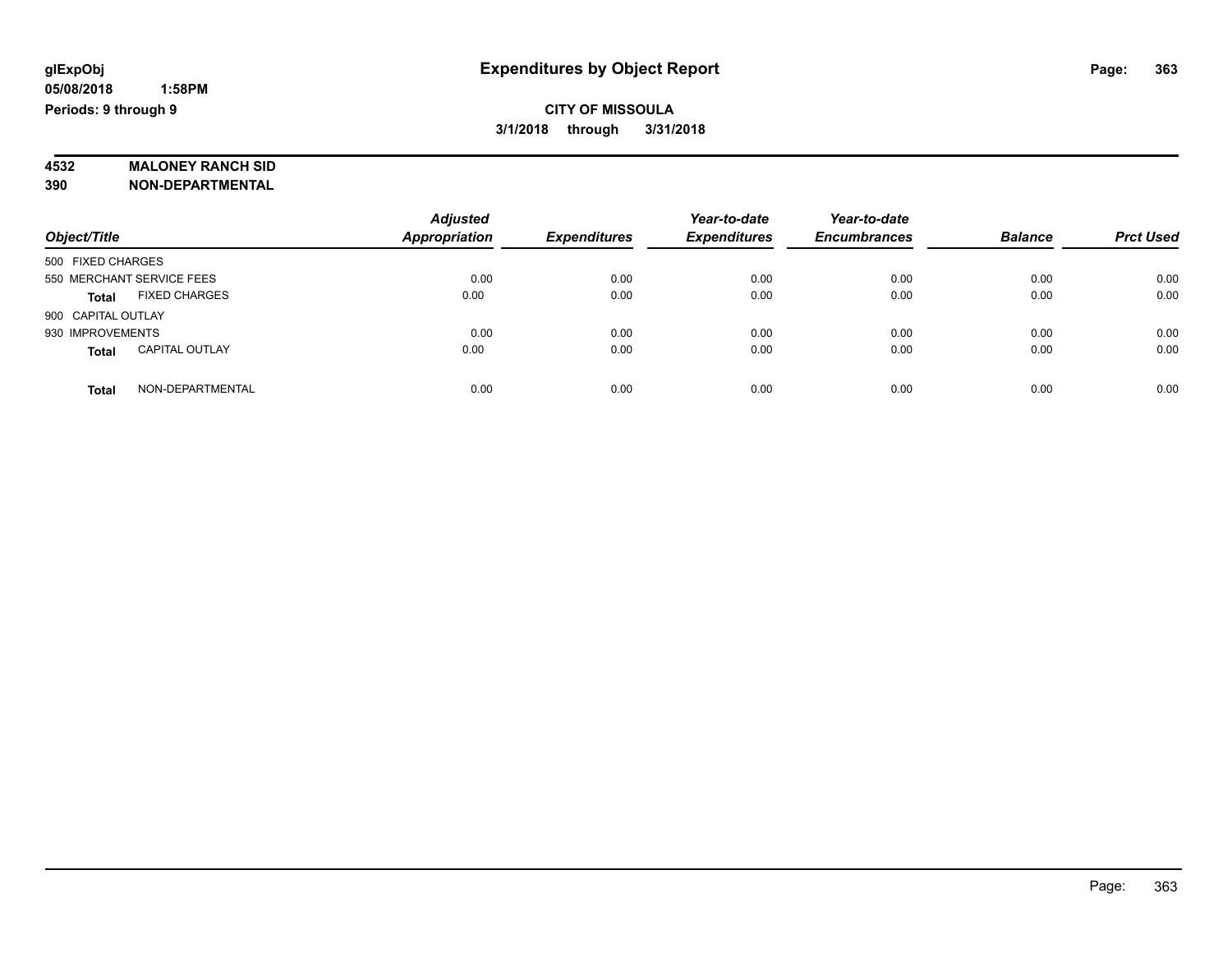# Expenditures by Object Report

**CITY OF MISSOULA**

**3/1/2018 through 3/31/2018**

glExpObj
05/08/2018 1:58PM
Periods: 9 through 9

**4532 MALONEY RANCH SID**
**390 NON-DEPARTMENTAL**

| Object/Title | | Adjusted Appropriation | Expenditures | Year-to-date Expenditures | Year-to-date Encumbrances | Balance | Prct Used |
|---|---|---|---|---|---|---|---|
| 500 FIXED CHARGES | | | | | | | |
| 550 MERCHANT SERVICE FEES | | 0.00 | 0.00 | 0.00 | 0.00 | 0.00 | 0.00 |
| **Total** | FIXED CHARGES | 0.00 | 0.00 | 0.00 | 0.00 | 0.00 | 0.00 |
| 900 CAPITAL OUTLAY | | | | | | | |
| 930 IMPROVEMENTS | | 0.00 | 0.00 | 0.00 | 0.00 | 0.00 | 0.00 |
| **Total** | CAPITAL OUTLAY | 0.00 | 0.00 | 0.00 | 0.00 | 0.00 | 0.00 |
| **Total** | NON-DEPARTMENTAL | 0.00 | 0.00 | 0.00 | 0.00 | 0.00 | 0.00 |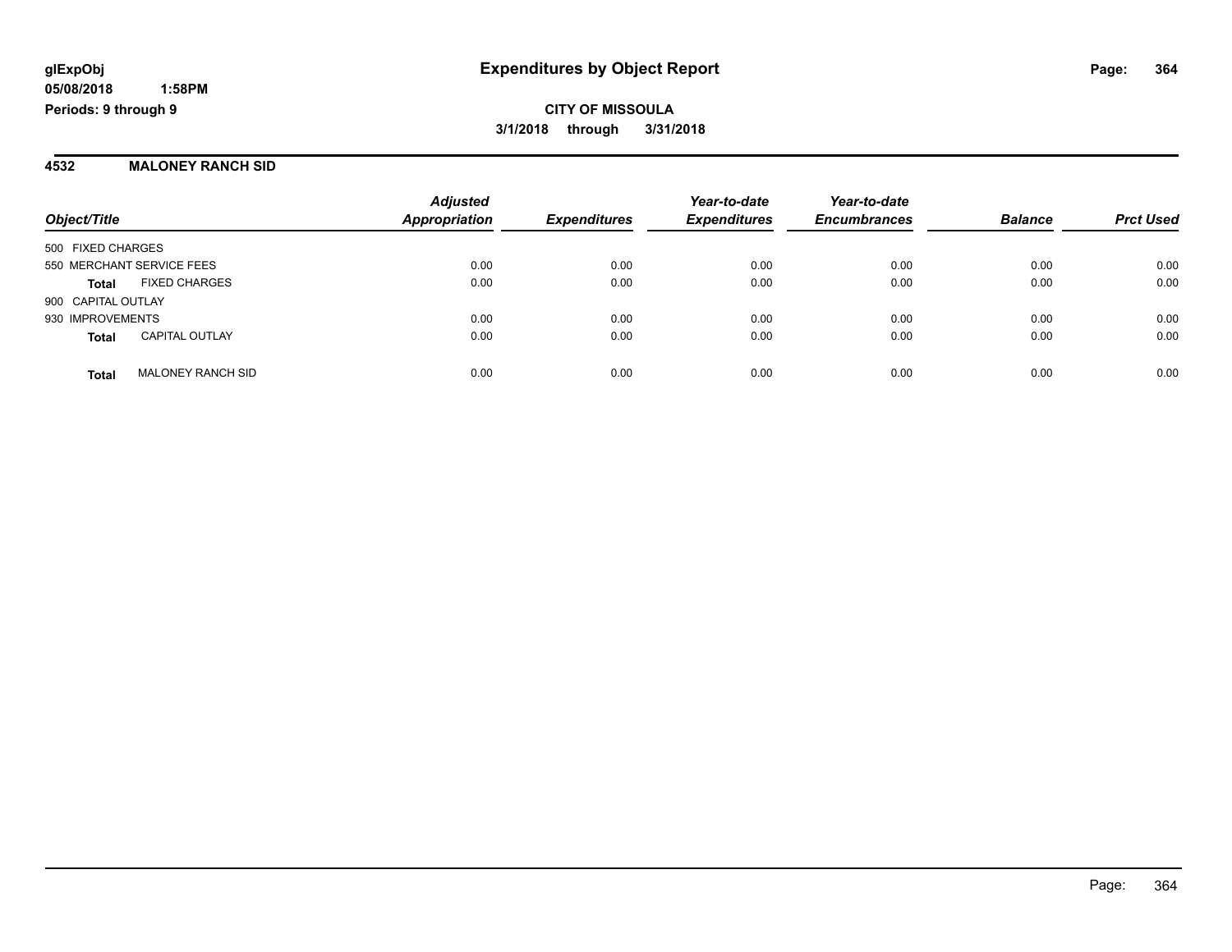**glExpObj**
**05/08/2018 1:58PM**
**Periods: 9 through 9**

# Expenditures by Object Report

**CITY OF MISSOULA**
**3/1/2018 through 3/31/2018**

## 4532 MALONEY RANCH SID

| Object/Title | Adjusted Appropriation | Expenditures | Year-to-date Expenditures | Year-to-date Encumbrances | Balance | Prct Used |
|---|---|---|---|---|---|---|
| 500 FIXED CHARGES | | | | | | |
| 550 MERCHANT SERVICE FEES | 0.00 | 0.00 | 0.00 | 0.00 | 0.00 | 0.00 |
| **Total** FIXED CHARGES | 0.00 | 0.00 | 0.00 | 0.00 | 0.00 | 0.00 |
| 900 CAPITAL OUTLAY | | | | | | |
| 930 IMPROVEMENTS | 0.00 | 0.00 | 0.00 | 0.00 | 0.00 | 0.00 |
| **Total** CAPITAL OUTLAY | 0.00 | 0.00 | 0.00 | 0.00 | 0.00 | 0.00 |
| **Total** MALONEY RANCH SID | 0.00 | 0.00 | 0.00 | 0.00 | 0.00 | 0.00 |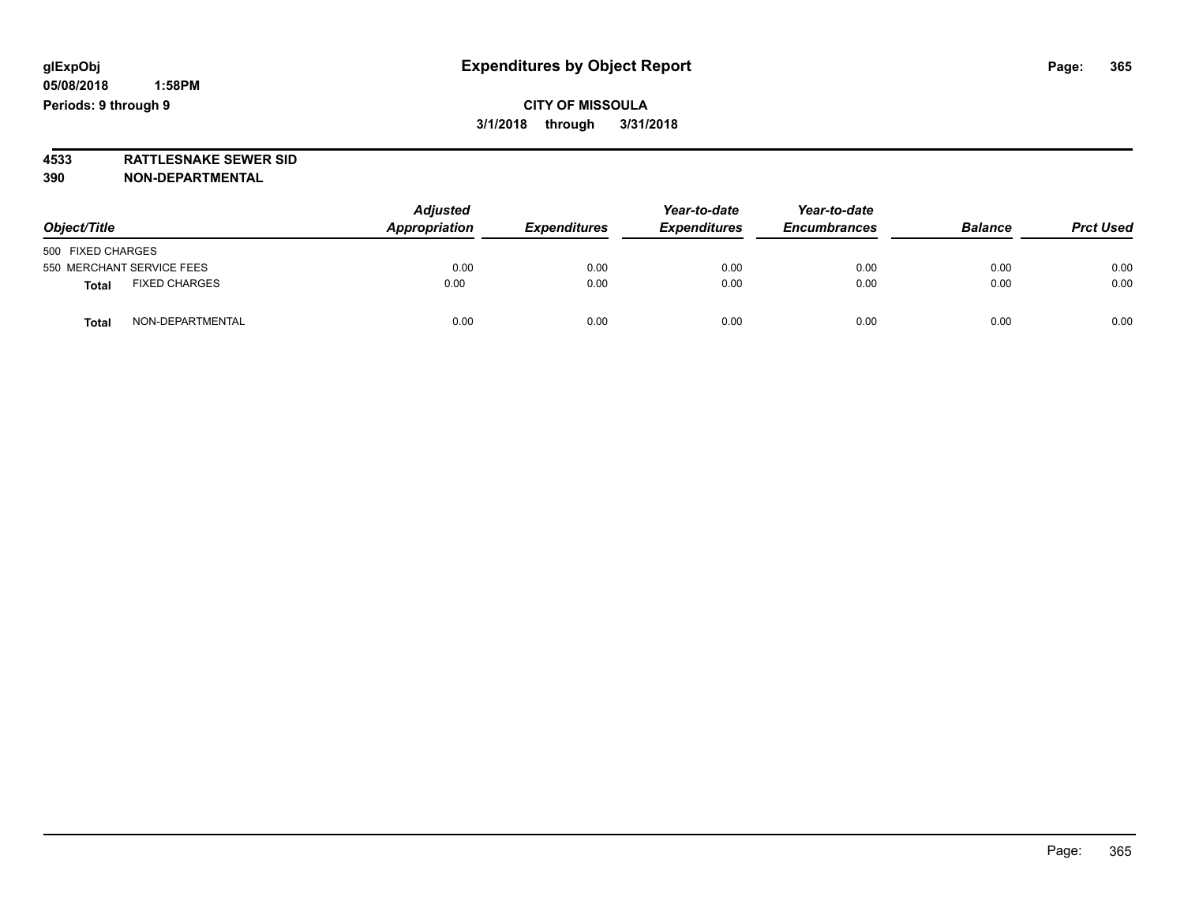# Expenditures by Object Report

glExpObj
05/08/2018 1:58PM
Periods: 9 through 9

**CITY OF MISSOULA**
**3/1/2018 through 3/31/2018**

**4533 RATTLESNAKE SEWER SID**
**390 NON-DEPARTMENTAL**

| Object/Title | Adjusted Appropriation | Expenditures | Year-to-date Expenditures | Year-to-date Encumbrances | Balance | Prct Used |
|---|---|---|---|---|---|---|
| 500 FIXED CHARGES | | | | | | |
| 550 MERCHANT SERVICE FEES | 0.00 | 0.00 | 0.00 | 0.00 | 0.00 | 0.00 |
| **Total** FIXED CHARGES | 0.00 | 0.00 | 0.00 | 0.00 | 0.00 | 0.00 |
| **Total** NON-DEPARTMENTAL | 0.00 | 0.00 | 0.00 | 0.00 | 0.00 | 0.00 |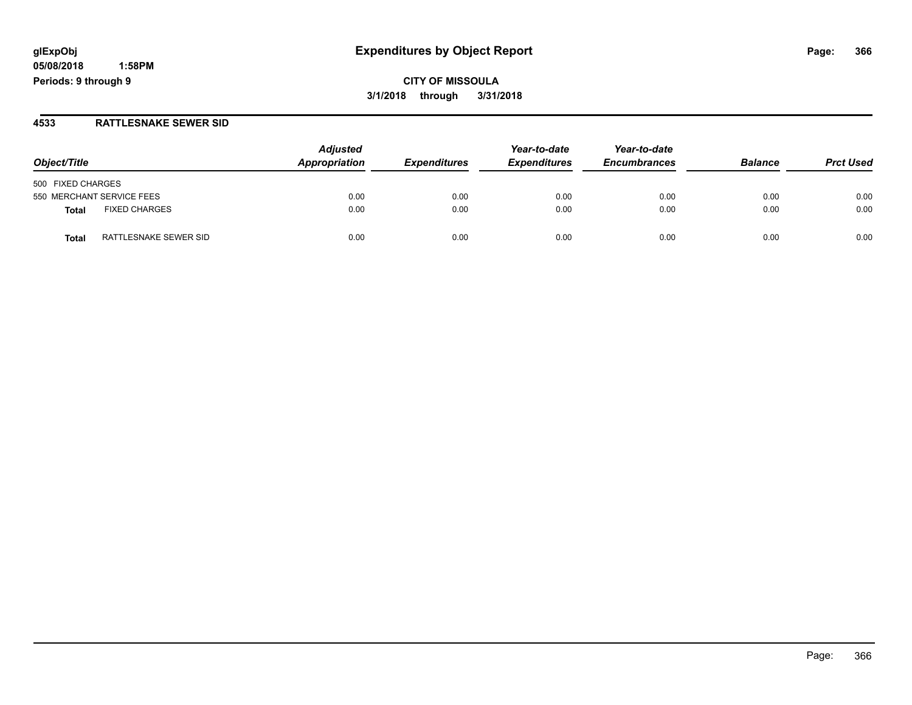**glExpObj**
**05/08/2018 1:58PM**
**Periods: 9 through 9**

# Expenditures by Object Report

**CITY OF MISSOULA**
**3/1/2018 through 3/31/2018**

## 4533 RATTLESNAKE SEWER SID

| Object/Title | | Adjusted Appropriation | Expenditures | Year-to-date Expenditures | Year-to-date Encumbrances | Balance | Prct Used |
|---|---|---|---|---|---|---|---|
| 500 FIXED CHARGES | | | | | | | |
| 550 MERCHANT SERVICE FEES | | 0.00 | 0.00 | 0.00 | 0.00 | 0.00 | 0.00 |
| **Total** | FIXED CHARGES | 0.00 | 0.00 | 0.00 | 0.00 | 0.00 | 0.00 |
| **Total** | RATTLESNAKE SEWER SID | 0.00 | 0.00 | 0.00 | 0.00 | 0.00 | 0.00 |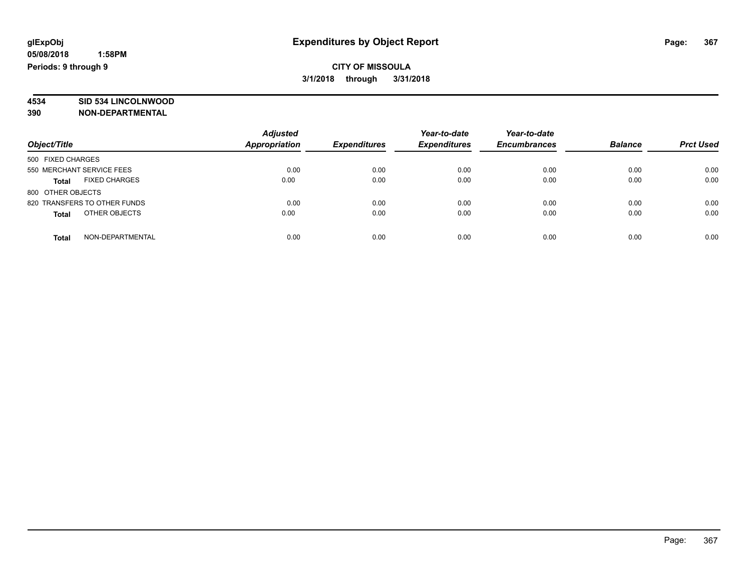**glExpObj**
**05/08/2018 1:58PM**
**Periods: 9 through 9**

# Expenditures by Object Report

**CITY OF MISSOULA**
**3/1/2018 through 3/31/2018**

**4534 SID 534 LINCOLNWOOD**
**390 NON-DEPARTMENTAL**

| Object/Title | Adjusted Appropriation | Expenditures | Year-to-date Expenditures | Year-to-date Encumbrances | Balance | Prct Used |
|---|---|---|---|---|---|---|
| 500 FIXED CHARGES | | | | | | |
| 550 MERCHANT SERVICE FEES | 0.00 | 0.00 | 0.00 | 0.00 | 0.00 | 0.00 |
| **Total** FIXED CHARGES | 0.00 | 0.00 | 0.00 | 0.00 | 0.00 | 0.00 |
| 800 OTHER OBJECTS | | | | | | |
| 820 TRANSFERS TO OTHER FUNDS | 0.00 | 0.00 | 0.00 | 0.00 | 0.00 | 0.00 |
| **Total** OTHER OBJECTS | 0.00 | 0.00 | 0.00 | 0.00 | 0.00 | 0.00 |
| **Total** NON-DEPARTMENTAL | 0.00 | 0.00 | 0.00 | 0.00 | 0.00 | 0.00 |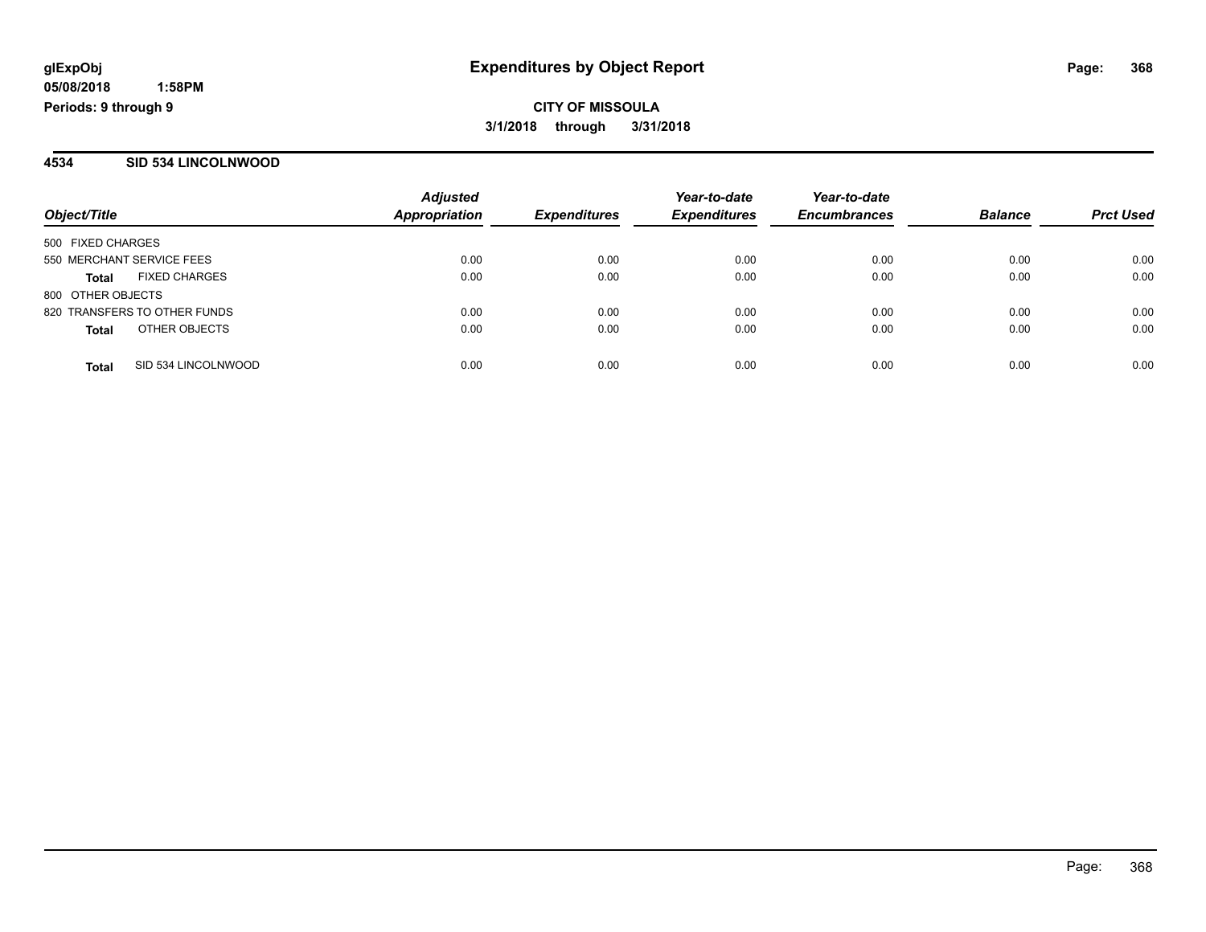# Expenditures by Object Report

**CITY OF MISSOULA**

**3/1/2018 through 3/31/2018**

glExpObj
05/08/2018 1:58PM
Periods: 9 through 9

## 4534 SID 534 LINCOLNWOOD

| Object/Title | Adjusted Appropriation | Expenditures | Year-to-date Expenditures | Year-to-date Encumbrances | Balance | Prct Used |
|---|---|---|---|---|---|---|
| 500 FIXED CHARGES | | | | | | |
| 550 MERCHANT SERVICE FEES | 0.00 | 0.00 | 0.00 | 0.00 | 0.00 | 0.00 |
| **Total** FIXED CHARGES | 0.00 | 0.00 | 0.00 | 0.00 | 0.00 | 0.00 |
| 800 OTHER OBJECTS | | | | | | |
| 820 TRANSFERS TO OTHER FUNDS | 0.00 | 0.00 | 0.00 | 0.00 | 0.00 | 0.00 |
| **Total** OTHER OBJECTS | 0.00 | 0.00 | 0.00 | 0.00 | 0.00 | 0.00 |
| **Total** SID 534 LINCOLNWOOD | 0.00 | 0.00 | 0.00 | 0.00 | 0.00 | 0.00 |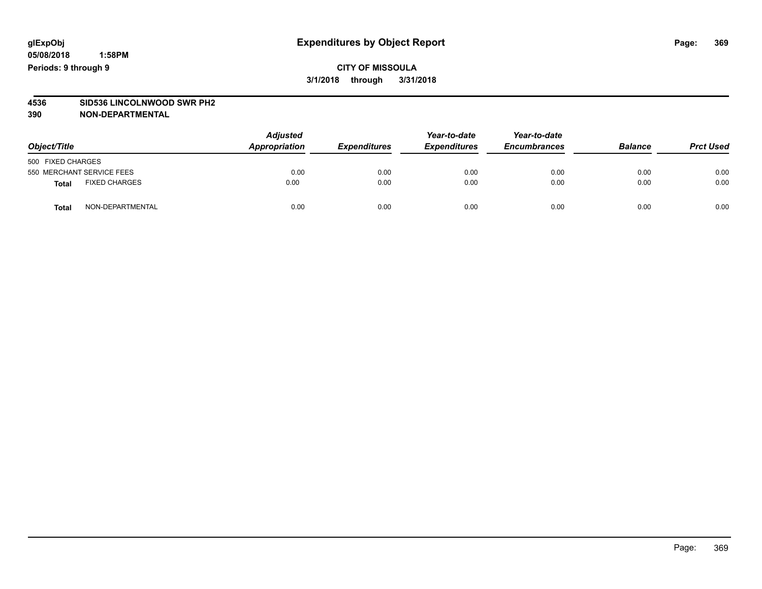**glExpObj**
**05/08/2018 1:58PM**
**Periods: 9 through 9**

# Expenditures by Object Report

**CITY OF MISSOULA**
**3/1/2018 through 3/31/2018**

**4536 SID536 LINCOLNWOOD SWR PH2**
**390 NON-DEPARTMENTAL**

| Object/Title | | Adjusted Appropriation | Expenditures | Year-to-date Expenditures | Year-to-date Encumbrances | Balance | Prct Used |
|---|---|---|---|---|---|---|---|
| 500 FIXED CHARGES | | | | | | | |
| 550 MERCHANT SERVICE FEES | | 0.00 | 0.00 | 0.00 | 0.00 | 0.00 | 0.00 |
| **Total** | FIXED CHARGES | 0.00 | 0.00 | 0.00 | 0.00 | 0.00 | 0.00 |
| **Total** | NON-DEPARTMENTAL | 0.00 | 0.00 | 0.00 | 0.00 | 0.00 | 0.00 |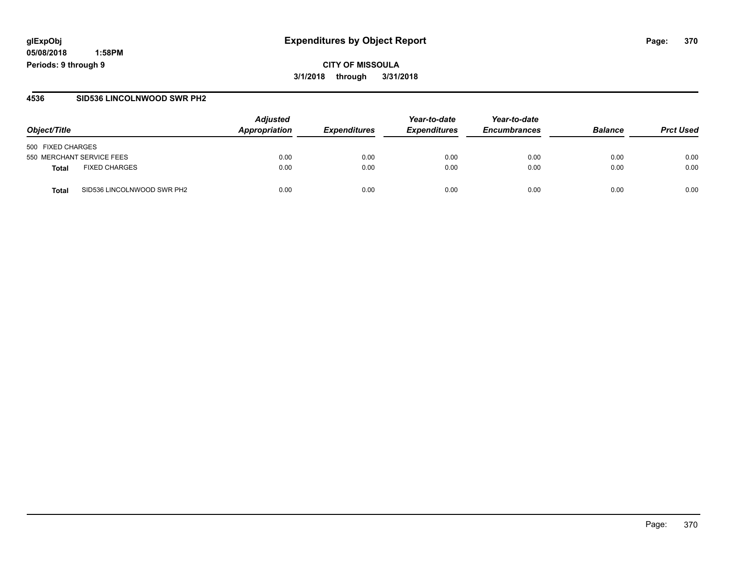# Expenditures by Object Report

glExpObj
05/08/2018 1:58PM
Periods: 9 through 9

**CITY OF MISSOULA**
**3/1/2018 through 3/31/2018**

## 4536 SID536 LINCOLNWOOD SWR PH2

| Object/Title | | Adjusted Appropriation | Expenditures | Year-to-date Expenditures | Year-to-date Encumbrances | Balance | Prct Used |
|---|---|---|---|---|---|---|---|
| 500 FIXED CHARGES | | | | | | | |
| 550 MERCHANT SERVICE FEES | | 0.00 | 0.00 | 0.00 | 0.00 | 0.00 | 0.00 |
| **Total** | FIXED CHARGES | 0.00 | 0.00 | 0.00 | 0.00 | 0.00 | 0.00 |
| **Total** | SID536 LINCOLNWOOD SWR PH2 | 0.00 | 0.00 | 0.00 | 0.00 | 0.00 | 0.00 |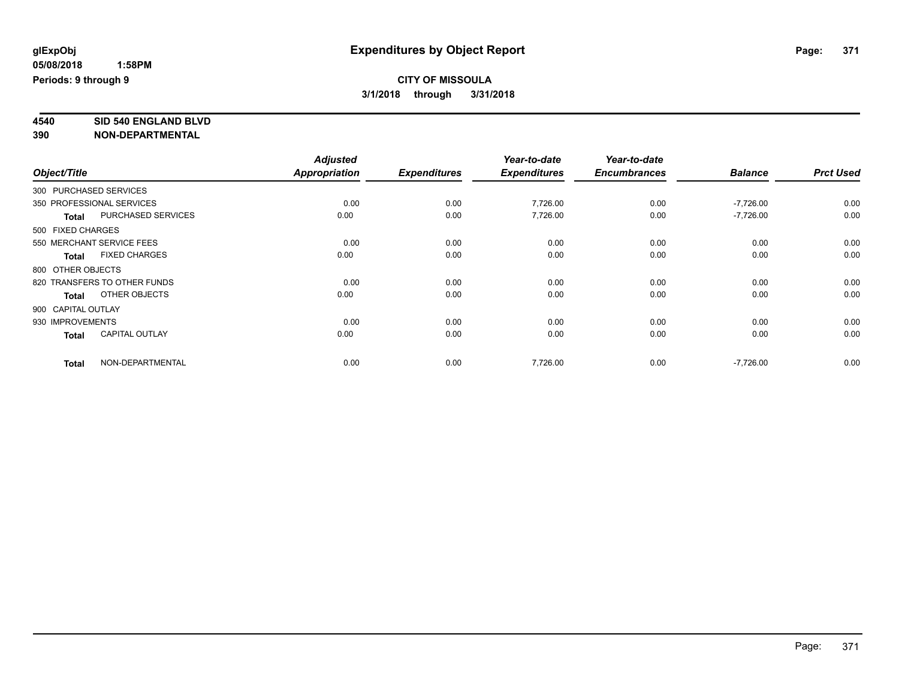**glExpObj** **Expenditures by Object Report**

**05/08/2018 1:58PM**

**Periods: 9 through 9**

**CITY OF MISSOULA**

**3/1/2018 through 3/31/2018**

**4540 SID 540 ENGLAND BLVD**

**390 NON-DEPARTMENTAL**

| Object/Title | Adjusted Appropriation | Expenditures | Year-to-date Expenditures | Year-to-date Encumbrances | Balance | Prct Used |
|---|---|---|---|---|---|---|
| 300 PURCHASED SERVICES | | | | | | |
| 350 PROFESSIONAL SERVICES | 0.00 | 0.00 | 7,726.00 | 0.00 | -7,726.00 | 0.00 |
| **Total** PURCHASED SERVICES | 0.00 | 0.00 | 7,726.00 | 0.00 | -7,726.00 | 0.00 |
| 500 FIXED CHARGES | | | | | | |
| 550 MERCHANT SERVICE FEES | 0.00 | 0.00 | 0.00 | 0.00 | 0.00 | 0.00 |
| **Total** FIXED CHARGES | 0.00 | 0.00 | 0.00 | 0.00 | 0.00 | 0.00 |
| 800 OTHER OBJECTS | | | | | | |
| 820 TRANSFERS TO OTHER FUNDS | 0.00 | 0.00 | 0.00 | 0.00 | 0.00 | 0.00 |
| **Total** OTHER OBJECTS | 0.00 | 0.00 | 0.00 | 0.00 | 0.00 | 0.00 |
| 900 CAPITAL OUTLAY | | | | | | |
| 930 IMPROVEMENTS | 0.00 | 0.00 | 0.00 | 0.00 | 0.00 | 0.00 |
| **Total** CAPITAL OUTLAY | 0.00 | 0.00 | 0.00 | 0.00 | 0.00 | 0.00 |
| **Total** NON-DEPARTMENTAL | 0.00 | 0.00 | 7,726.00 | 0.00 | -7,726.00 | 0.00 |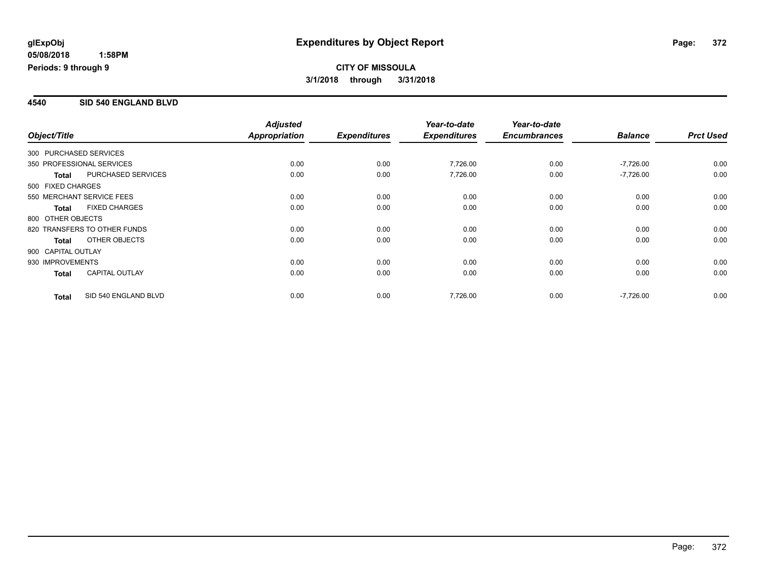**glExpObj**
**05/08/2018 1:58PM**
**Periods: 9 through 9**

# Expenditures by Object Report

**CITY OF MISSOULA**
**3/1/2018 through 3/31/2018**

## 4540 SID 540 ENGLAND BLVD

| Object/Title | | Adjusted Appropriation | Expenditures | Year-to-date Expenditures | Year-to-date Encumbrances | Balance | Prct Used |
|---|---|---|---|---|---|---|---|
| 300 PURCHASED SERVICES | | | | | | | |
| 350 PROFESSIONAL SERVICES | | 0.00 | 0.00 | 7,726.00 | 0.00 | -7,726.00 | 0.00 |
| **Total** | PURCHASED SERVICES | 0.00 | 0.00 | 7,726.00 | 0.00 | -7,726.00 | 0.00 |
| 500 FIXED CHARGES | | | | | | | |
| 550 MERCHANT SERVICE FEES | | 0.00 | 0.00 | 0.00 | 0.00 | 0.00 | 0.00 |
| **Total** | FIXED CHARGES | 0.00 | 0.00 | 0.00 | 0.00 | 0.00 | 0.00 |
| 800 OTHER OBJECTS | | | | | | | |
| 820 TRANSFERS TO OTHER FUNDS | | 0.00 | 0.00 | 0.00 | 0.00 | 0.00 | 0.00 |
| **Total** | OTHER OBJECTS | 0.00 | 0.00 | 0.00 | 0.00 | 0.00 | 0.00 |
| 900 CAPITAL OUTLAY | | | | | | | |
| 930 IMPROVEMENTS | | 0.00 | 0.00 | 0.00 | 0.00 | 0.00 | 0.00 |
| **Total** | CAPITAL OUTLAY | 0.00 | 0.00 | 0.00 | 0.00 | 0.00 | 0.00 |
| **Total** | SID 540 ENGLAND BLVD | 0.00 | 0.00 | 7,726.00 | 0.00 | -7,726.00 | 0.00 |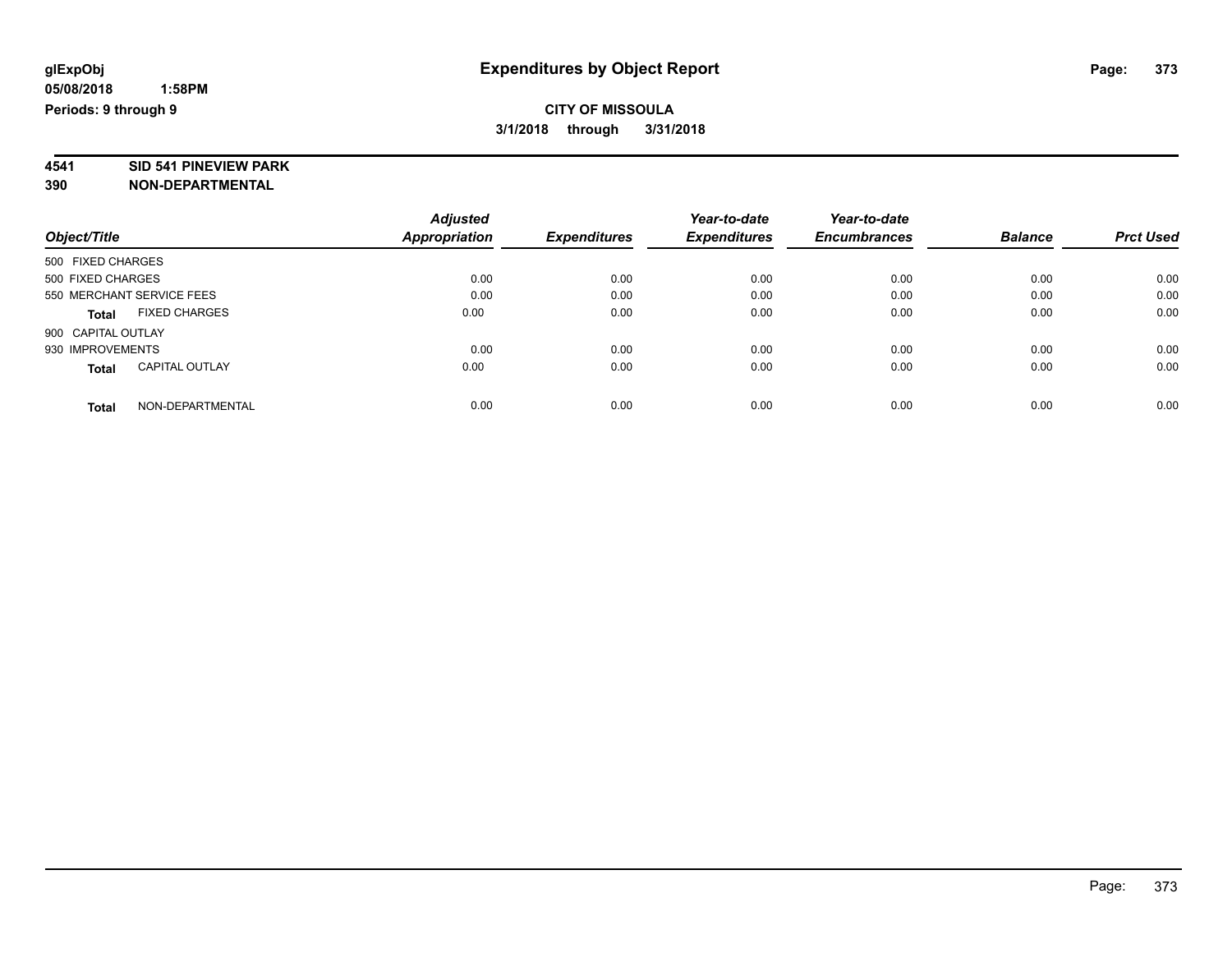# Expenditures by Object Report

glExpObj
05/08/2018 1:58PM
Periods: 9 through 9

**CITY OF MISSOULA**
**3/1/2018 through 3/31/2018**

**4541 SID 541 PINEVIEW PARK**
**390 NON-DEPARTMENTAL**

| Object/Title | Adjusted Appropriation | Expenditures | Year-to-date Expenditures | Year-to-date Encumbrances | Balance | Prct Used |
|---|---|---|---|---|---|---|
| 500 FIXED CHARGES | | | | | | |
| 500 FIXED CHARGES | 0.00 | 0.00 | 0.00 | 0.00 | 0.00 | 0.00 |
| 550 MERCHANT SERVICE FEES | 0.00 | 0.00 | 0.00 | 0.00 | 0.00 | 0.00 |
| **Total** FIXED CHARGES | 0.00 | 0.00 | 0.00 | 0.00 | 0.00 | 0.00 |
| 900 CAPITAL OUTLAY | | | | | | |
| 930 IMPROVEMENTS | 0.00 | 0.00 | 0.00 | 0.00 | 0.00 | 0.00 |
| **Total** CAPITAL OUTLAY | 0.00 | 0.00 | 0.00 | 0.00 | 0.00 | 0.00 |
| **Total** NON-DEPARTMENTAL | 0.00 | 0.00 | 0.00 | 0.00 | 0.00 | 0.00 |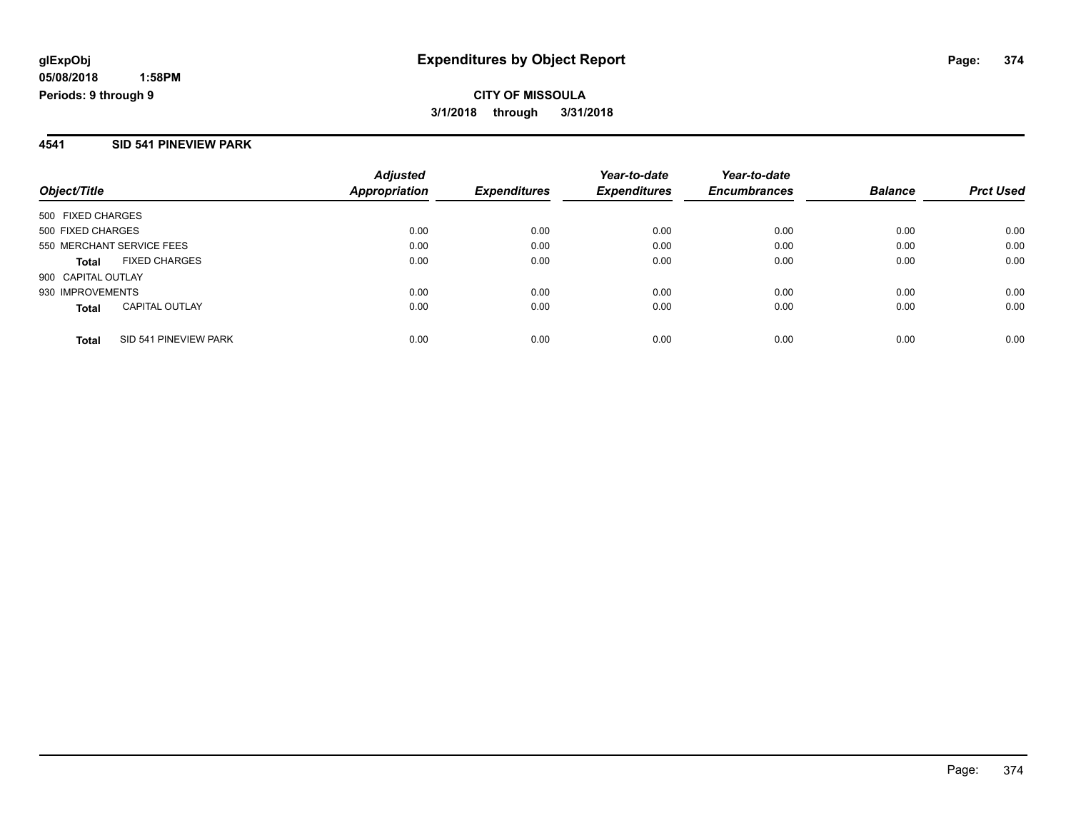glExpObj
05/08/2018 1:58PM
Periods: 9 through 9

# Expenditures by Object Report

**CITY OF MISSOULA**

**3/1/2018 through 3/31/2018**

## 4541 SID 541 PINEVIEW PARK

| Object/Title | Adjusted Appropriation | Expenditures | Year-to-date Expenditures | Year-to-date Encumbrances | Balance | Prct Used |
|---|---|---|---|---|---|---|
| 500 FIXED CHARGES | | | | | | |
| 500 FIXED CHARGES | 0.00 | 0.00 | 0.00 | 0.00 | 0.00 | 0.00 |
| 550 MERCHANT SERVICE FEES | 0.00 | 0.00 | 0.00 | 0.00 | 0.00 | 0.00 |
| **Total** FIXED CHARGES | 0.00 | 0.00 | 0.00 | 0.00 | 0.00 | 0.00 |
| 900 CAPITAL OUTLAY | | | | | | |
| 930 IMPROVEMENTS | 0.00 | 0.00 | 0.00 | 0.00 | 0.00 | 0.00 |
| **Total** CAPITAL OUTLAY | 0.00 | 0.00 | 0.00 | 0.00 | 0.00 | 0.00 |
| **Total** SID 541 PINEVIEW PARK | 0.00 | 0.00 | 0.00 | 0.00 | 0.00 | 0.00 |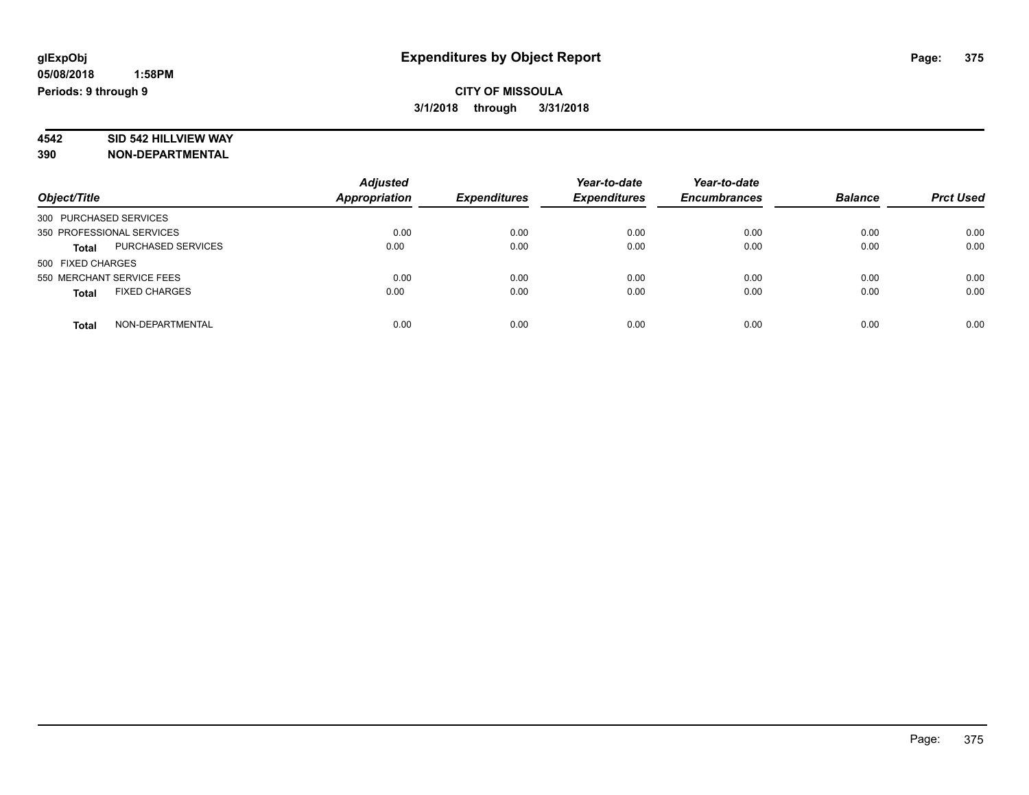**glExpObj**
**05/08/2018 1:58PM**
**Periods: 9 through 9**

# Expenditures by Object Report

**CITY OF MISSOULA**
**3/1/2018 through 3/31/2018**

**4542 SID 542 HILLVIEW WAY**
**390 NON-DEPARTMENTAL**

| Object/Title | Adjusted Appropriation | Expenditures | Year-to-date Expenditures | Year-to-date Encumbrances | Balance | Prct Used |
|---|---|---|---|---|---|---|
| 300 PURCHASED SERVICES | | | | | | |
| 350 PROFESSIONAL SERVICES | 0.00 | 0.00 | 0.00 | 0.00 | 0.00 | 0.00 |
| **Total** PURCHASED SERVICES | 0.00 | 0.00 | 0.00 | 0.00 | 0.00 | 0.00 |
| 500 FIXED CHARGES | | | | | | |
| 550 MERCHANT SERVICE FEES | 0.00 | 0.00 | 0.00 | 0.00 | 0.00 | 0.00 |
| **Total** FIXED CHARGES | 0.00 | 0.00 | 0.00 | 0.00 | 0.00 | 0.00 |
| **Total** NON-DEPARTMENTAL | 0.00 | 0.00 | 0.00 | 0.00 | 0.00 | 0.00 |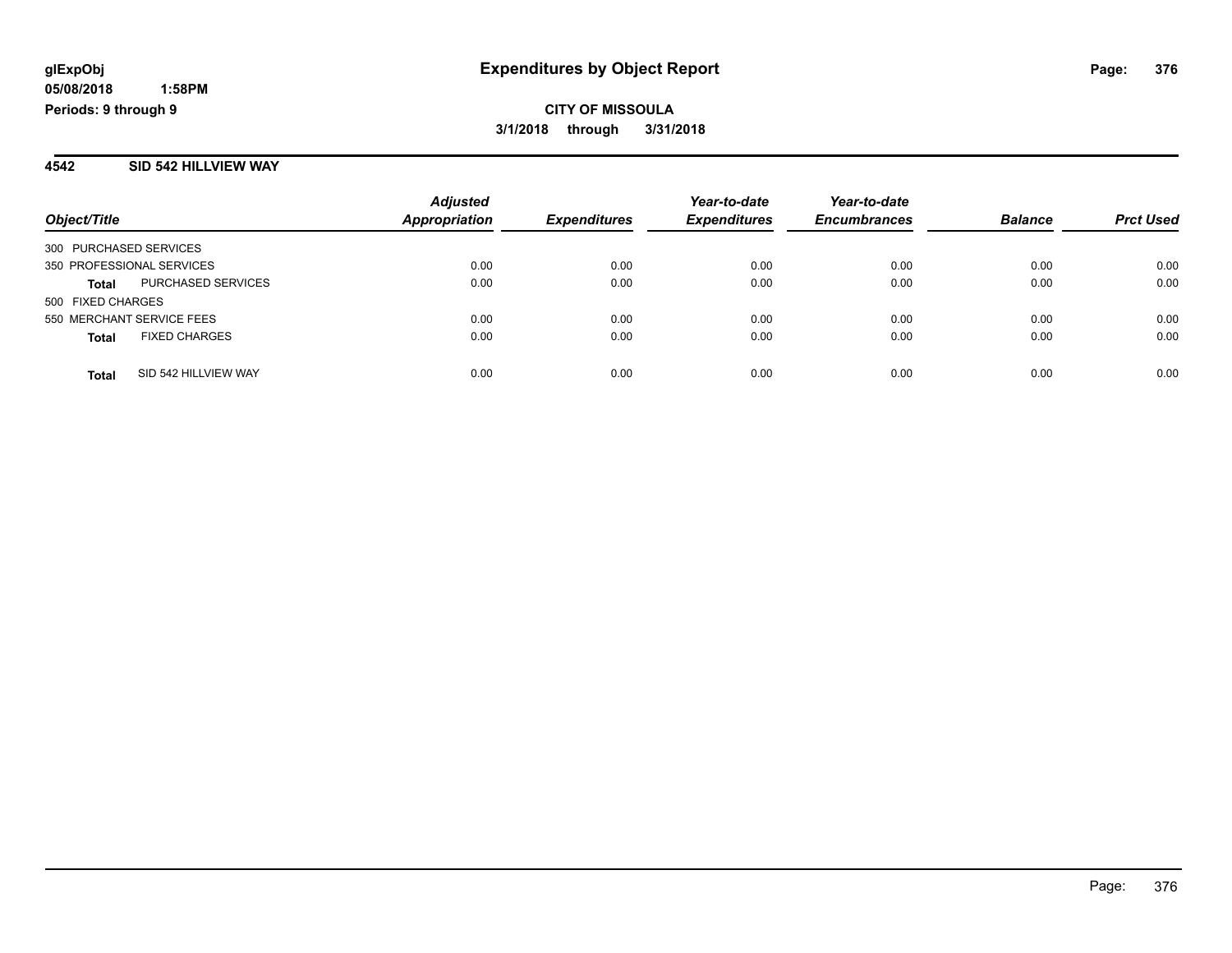**glExpObj**
**05/08/2018 1:58PM**
**Periods: 9 through 9**

# Expenditures by Object Report

**CITY OF MISSOULA**
**3/1/2018 through 3/31/2018**

## 4542 SID 542 HILLVIEW WAY

| Object/Title | Adjusted Appropriation | Expenditures | Year-to-date Expenditures | Year-to-date Encumbrances | Balance | Prct Used |
|---|---|---|---|---|---|---|
| 300 PURCHASED SERVICES | | | | | | |
| 350 PROFESSIONAL SERVICES | 0.00 | 0.00 | 0.00 | 0.00 | 0.00 | 0.00 |
| **Total** PURCHASED SERVICES | 0.00 | 0.00 | 0.00 | 0.00 | 0.00 | 0.00 |
| 500 FIXED CHARGES | | | | | | |
| 550 MERCHANT SERVICE FEES | 0.00 | 0.00 | 0.00 | 0.00 | 0.00 | 0.00 |
| **Total** FIXED CHARGES | 0.00 | 0.00 | 0.00 | 0.00 | 0.00 | 0.00 |
| **Total** SID 542 HILLVIEW WAY | 0.00 | 0.00 | 0.00 | 0.00 | 0.00 | 0.00 |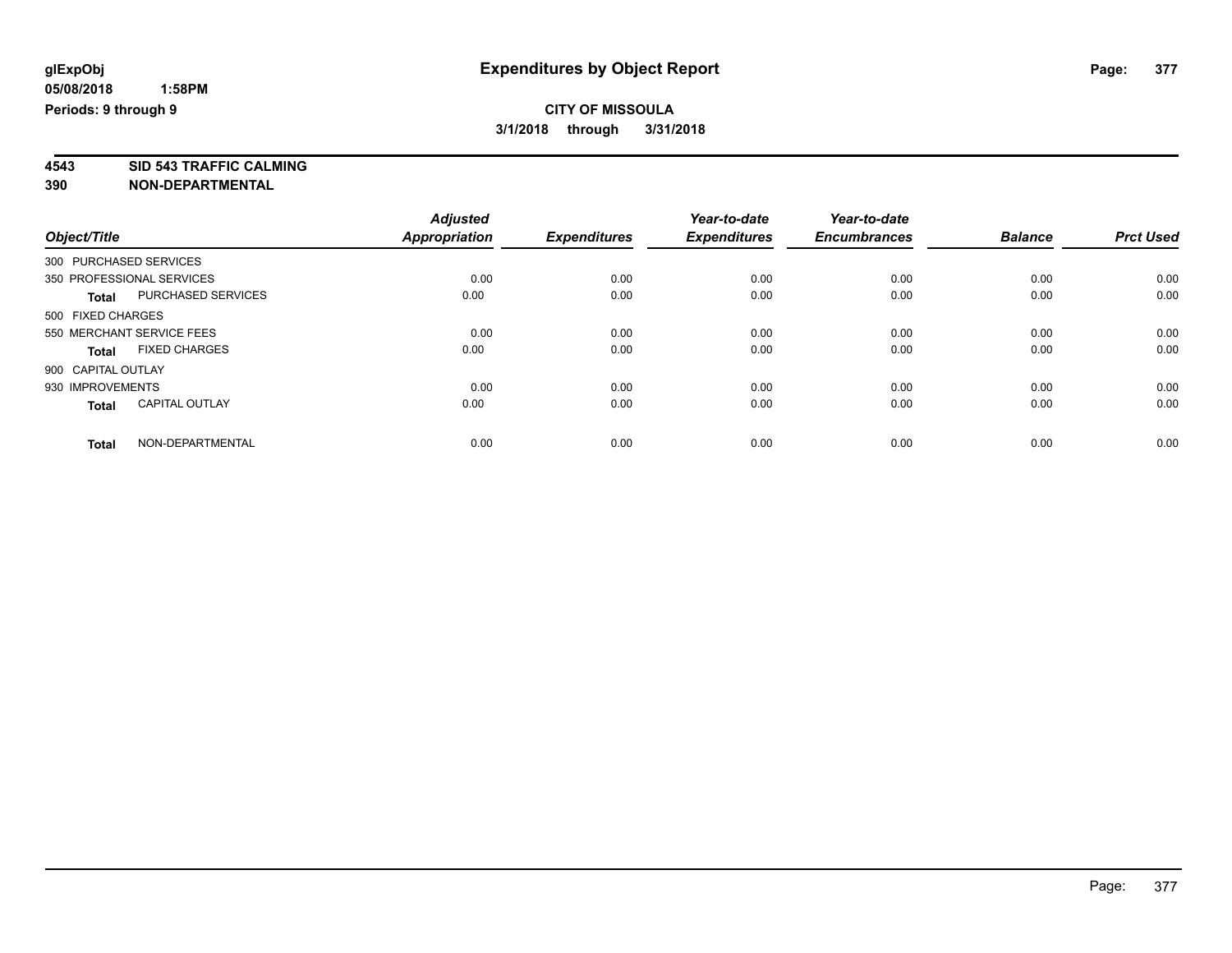**glExpObj** **Expenditures by Object Report**

**05/08/2018 1:58PM**

**Periods: 9 through 9**

**CITY OF MISSOULA**

**3/1/2018 through 3/31/2018**

**4543 SID 543 TRAFFIC CALMING**

**390 NON-DEPARTMENTAL**

| Object/Title | Adjusted Appropriation | Expenditures | Year-to-date Expenditures | Year-to-date Encumbrances | Balance | Prct Used |
|---|---|---|---|---|---|---|
| 300 PURCHASED SERVICES | | | | | | |
| 350 PROFESSIONAL SERVICES | 0.00 | 0.00 | 0.00 | 0.00 | 0.00 | 0.00 |
| **Total** PURCHASED SERVICES | 0.00 | 0.00 | 0.00 | 0.00 | 0.00 | 0.00 |
| 500 FIXED CHARGES | | | | | | |
| 550 MERCHANT SERVICE FEES | 0.00 | 0.00 | 0.00 | 0.00 | 0.00 | 0.00 |
| **Total** FIXED CHARGES | 0.00 | 0.00 | 0.00 | 0.00 | 0.00 | 0.00 |
| 900 CAPITAL OUTLAY | | | | | | |
| 930 IMPROVEMENTS | 0.00 | 0.00 | 0.00 | 0.00 | 0.00 | 0.00 |
| **Total** CAPITAL OUTLAY | 0.00 | 0.00 | 0.00 | 0.00 | 0.00 | 0.00 |
| **Total** NON-DEPARTMENTAL | 0.00 | 0.00 | 0.00 | 0.00 | 0.00 | 0.00 |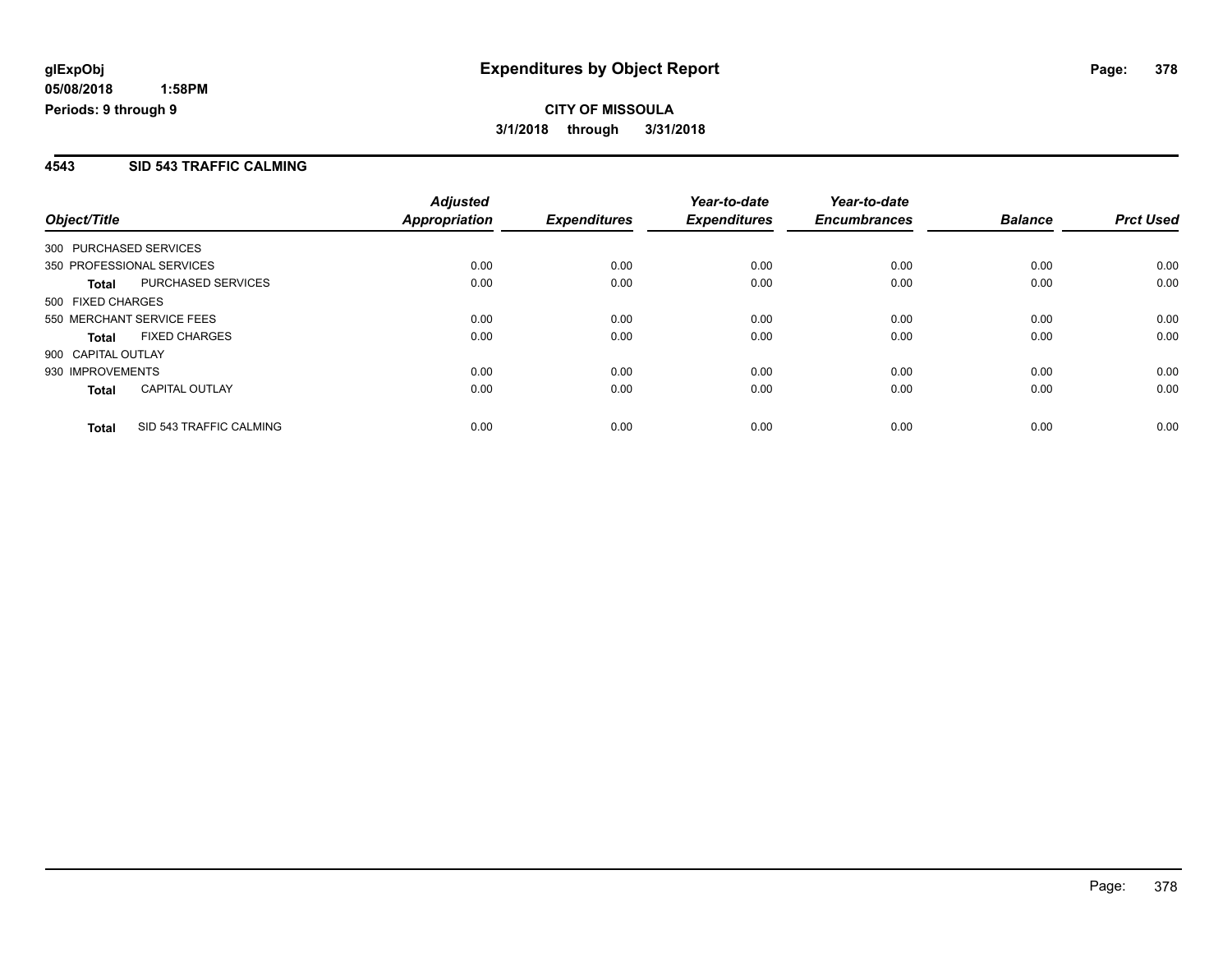# Expenditures by Object Report

glExpObj
05/08/2018 1:58PM
Periods: 9 through 9

**CITY OF MISSOULA**
**3/1/2018 through 3/31/2018**

## 4543 SID 543 TRAFFIC CALMING

| Object/Title | | Adjusted Appropriation | Expenditures | Year-to-date Expenditures | Year-to-date Encumbrances | Balance | Prct Used |
|---|---|---|---|---|---|---|---|
| 300 PURCHASED SERVICES | | | | | | | |
| 350 PROFESSIONAL SERVICES | | 0.00 | 0.00 | 0.00 | 0.00 | 0.00 | 0.00 |
| **Total** | PURCHASED SERVICES | 0.00 | 0.00 | 0.00 | 0.00 | 0.00 | 0.00 |
| 500 FIXED CHARGES | | | | | | | |
| 550 MERCHANT SERVICE FEES | | 0.00 | 0.00 | 0.00 | 0.00 | 0.00 | 0.00 |
| **Total** | FIXED CHARGES | 0.00 | 0.00 | 0.00 | 0.00 | 0.00 | 0.00 |
| 900 CAPITAL OUTLAY | | | | | | | |
| 930 IMPROVEMENTS | | 0.00 | 0.00 | 0.00 | 0.00 | 0.00 | 0.00 |
| **Total** | CAPITAL OUTLAY | 0.00 | 0.00 | 0.00 | 0.00 | 0.00 | 0.00 |
| **Total** | SID 543 TRAFFIC CALMING | 0.00 | 0.00 | 0.00 | 0.00 | 0.00 | 0.00 |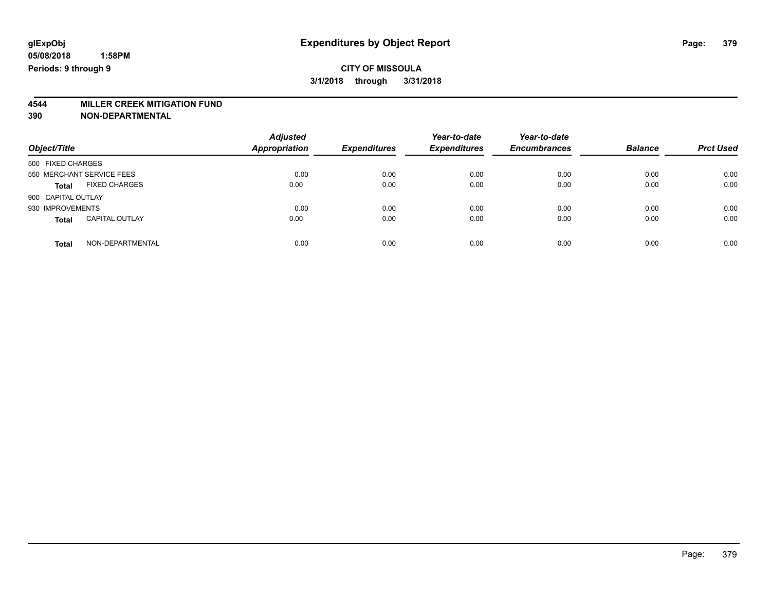glExpObj
05/08/2018 1:58PM
Periods: 9 through 9

# Expenditures by Object Report

**CITY OF MISSOULA**
**3/1/2018 through 3/31/2018**

**4544 MILLER CREEK MITIGATION FUND**
**390 NON-DEPARTMENTAL**

| Object/Title | Adjusted Appropriation | Expenditures | Year-to-date Expenditures | Year-to-date Encumbrances | Balance | Prct Used |
|---|---|---|---|---|---|---|
| 500 FIXED CHARGES | | | | | | |
| 550 MERCHANT SERVICE FEES | 0.00 | 0.00 | 0.00 | 0.00 | 0.00 | 0.00 |
| **Total** FIXED CHARGES | 0.00 | 0.00 | 0.00 | 0.00 | 0.00 | 0.00 |
| 900 CAPITAL OUTLAY | | | | | | |
| 930 IMPROVEMENTS | 0.00 | 0.00 | 0.00 | 0.00 | 0.00 | 0.00 |
| **Total** CAPITAL OUTLAY | 0.00 | 0.00 | 0.00 | 0.00 | 0.00 | 0.00 |
| **Total** NON-DEPARTMENTAL | 0.00 | 0.00 | 0.00 | 0.00 | 0.00 | 0.00 |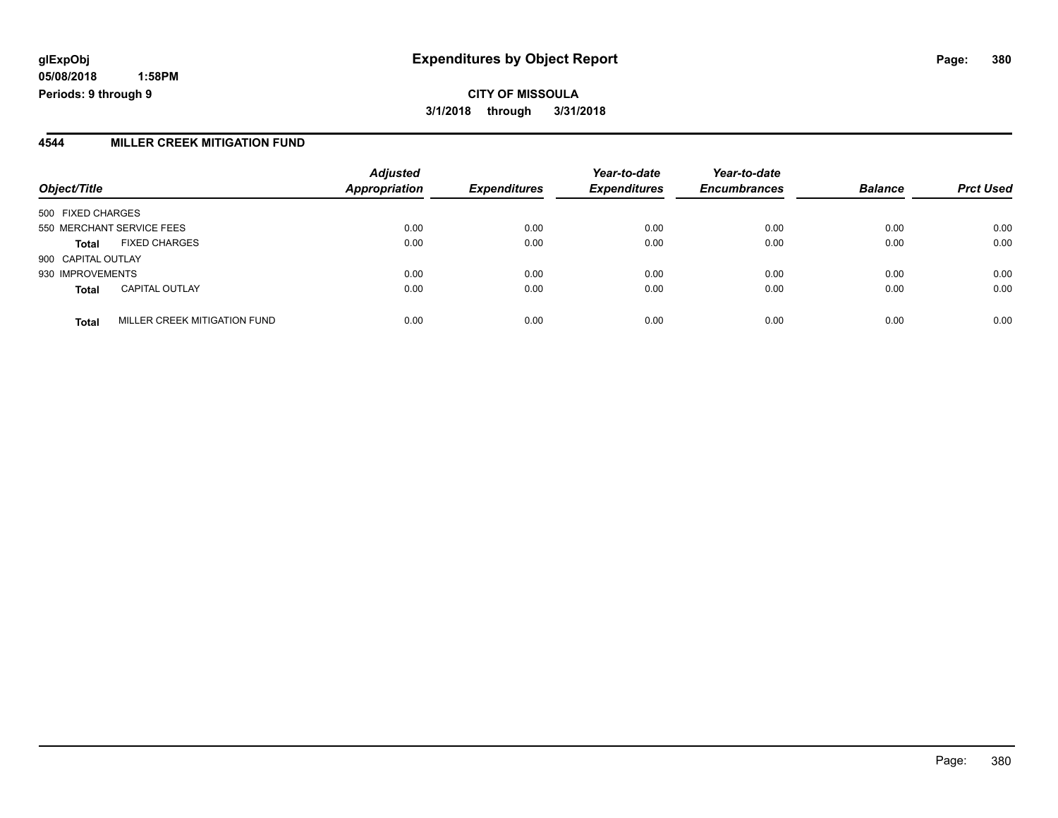**glExpObj**
**05/08/2018 1:58PM**
**Periods: 9 through 9**

# Expenditures by Object Report

**CITY OF MISSOULA**
**3/1/2018 through 3/31/2018**

## 4544 MILLER CREEK MITIGATION FUND

| Object/Title | | Adjusted Appropriation | Expenditures | Year-to-date Expenditures | Year-to-date Encumbrances | Balance | Prct Used |
|---|---|---|---|---|---|---|---|
| 500 FIXED CHARGES | | | | | | | |
| 550 MERCHANT SERVICE FEES | | 0.00 | 0.00 | 0.00 | 0.00 | 0.00 | 0.00 |
| **Total** | FIXED CHARGES | 0.00 | 0.00 | 0.00 | 0.00 | 0.00 | 0.00 |
| 900 CAPITAL OUTLAY | | | | | | | |
| 930 IMPROVEMENTS | | 0.00 | 0.00 | 0.00 | 0.00 | 0.00 | 0.00 |
| **Total** | CAPITAL OUTLAY | 0.00 | 0.00 | 0.00 | 0.00 | 0.00 | 0.00 |
| **Total** | MILLER CREEK MITIGATION FUND | 0.00 | 0.00 | 0.00 | 0.00 | 0.00 | 0.00 |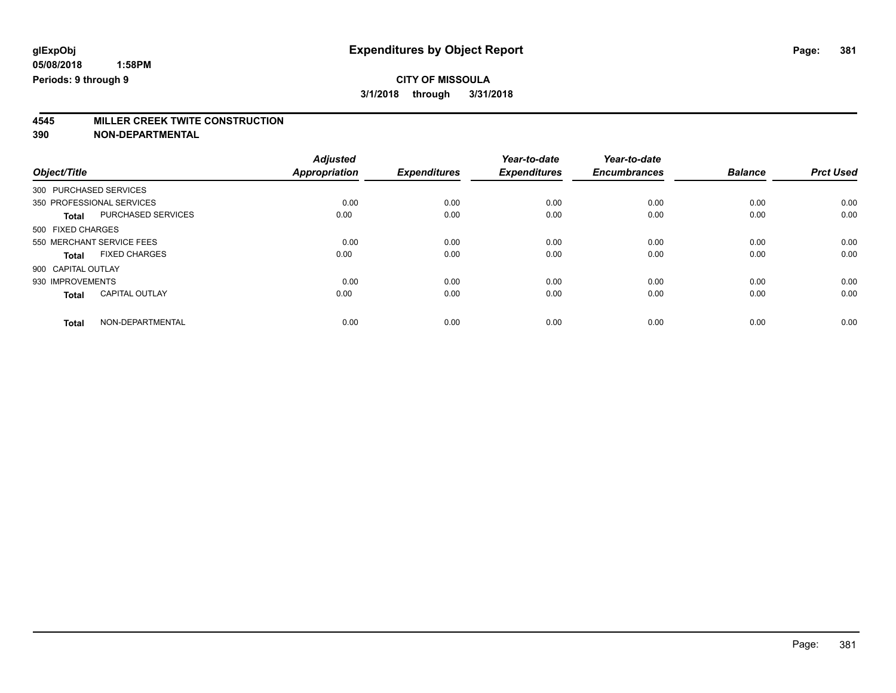# Expenditures by Object Report

glExpObj
05/08/2018 1:58PM
Periods: 9 through 9

**CITY OF MISSOULA**
**3/1/2018 through 3/31/2018**

**4545 MILLER CREEK TWITE CONSTRUCTION**
**390 NON-DEPARTMENTAL**

| Object/Title | | Adjusted Appropriation | Expenditures | Year-to-date Expenditures | Year-to-date Encumbrances | Balance | Prct Used |
|---|---|---|---|---|---|---|---|
| 300 PURCHASED SERVICES | | | | | | | |
| 350 PROFESSIONAL SERVICES | | 0.00 | 0.00 | 0.00 | 0.00 | 0.00 | 0.00 |
| **Total** | PURCHASED SERVICES | 0.00 | 0.00 | 0.00 | 0.00 | 0.00 | 0.00 |
| 500 FIXED CHARGES | | | | | | | |
| 550 MERCHANT SERVICE FEES | | 0.00 | 0.00 | 0.00 | 0.00 | 0.00 | 0.00 |
| **Total** | FIXED CHARGES | 0.00 | 0.00 | 0.00 | 0.00 | 0.00 | 0.00 |
| 900 CAPITAL OUTLAY | | | | | | | |
| 930 IMPROVEMENTS | | 0.00 | 0.00 | 0.00 | 0.00 | 0.00 | 0.00 |
| **Total** | CAPITAL OUTLAY | 0.00 | 0.00 | 0.00 | 0.00 | 0.00 | 0.00 |
| **Total** | NON-DEPARTMENTAL | 0.00 | 0.00 | 0.00 | 0.00 | 0.00 | 0.00 |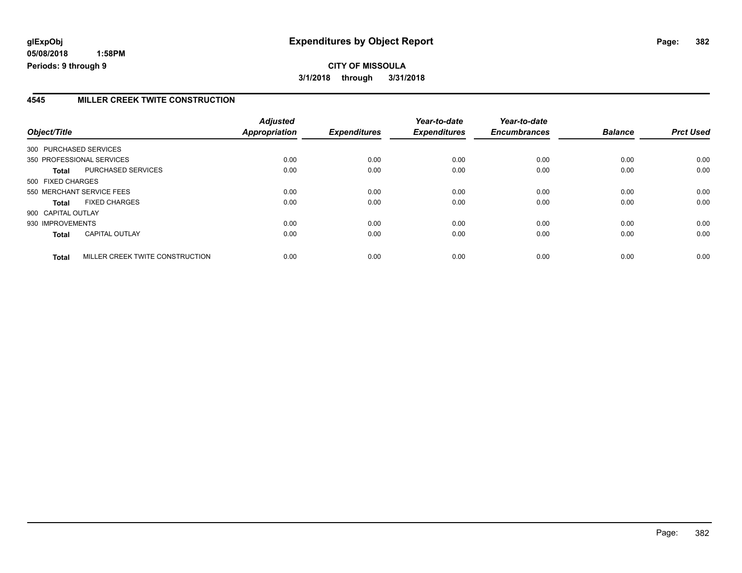**glExpObj**
**05/08/2018 1:58PM**
**Periods: 9 through 9**

# Expenditures by Object Report

**CITY OF MISSOULA**
**3/1/2018 through 3/31/2018**

## 4545 MILLER CREEK TWITE CONSTRUCTION

| Object/Title | | *Adjusted Appropriation* | *Expenditures* | *Year-to-date Expenditures* | *Year-to-date Encumbrances* | *Balance* | *Prct Used* |
|---|---|---|---|---|---|---|---|
| 300 PURCHASED SERVICES | | | | | | | |
| 350 PROFESSIONAL SERVICES | | 0.00 | 0.00 | 0.00 | 0.00 | 0.00 | 0.00 |
| **Total** | PURCHASED SERVICES | 0.00 | 0.00 | 0.00 | 0.00 | 0.00 | 0.00 |
| 500 FIXED CHARGES | | | | | | | |
| 550 MERCHANT SERVICE FEES | | 0.00 | 0.00 | 0.00 | 0.00 | 0.00 | 0.00 |
| **Total** | FIXED CHARGES | 0.00 | 0.00 | 0.00 | 0.00 | 0.00 | 0.00 |
| 900 CAPITAL OUTLAY | | | | | | | |
| 930 IMPROVEMENTS | | 0.00 | 0.00 | 0.00 | 0.00 | 0.00 | 0.00 |
| **Total** | CAPITAL OUTLAY | 0.00 | 0.00 | 0.00 | 0.00 | 0.00 | 0.00 |
| **Total** | MILLER CREEK TWITE CONSTRUCTION | 0.00 | 0.00 | 0.00 | 0.00 | 0.00 | 0.00 |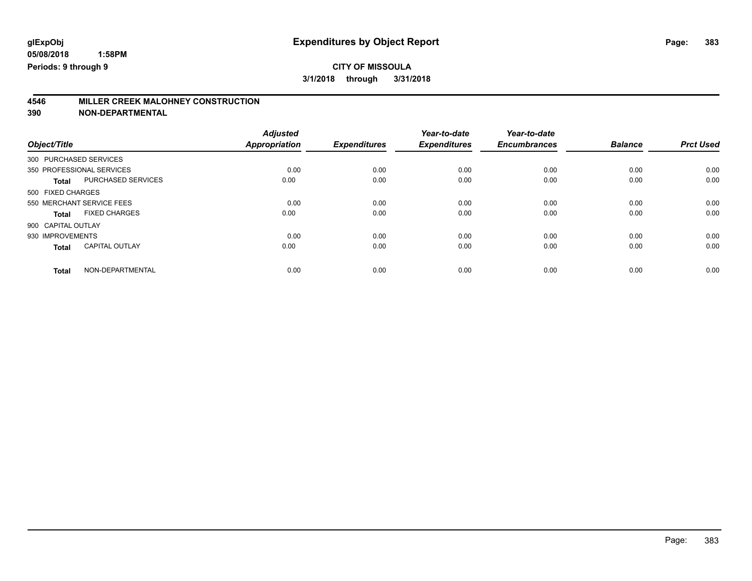glExpObj
05/08/2018 1:58PM
Periods: 9 through 9

# Expenditures by Object Report

**CITY OF MISSOULA**

**3/1/2018 through 3/31/2018**

## 4546 MILLER CREEK MALOHNEY CONSTRUCTION
## 390 NON-DEPARTMENTAL

| Object/Title | | Adjusted Appropriation | Expenditures | Year-to-date Expenditures | Year-to-date Encumbrances | Balance | Prct Used |
|---|---|---|---|---|---|---|---|
| 300 PURCHASED SERVICES | | | | | | | |
| 350 PROFESSIONAL SERVICES | | 0.00 | 0.00 | 0.00 | 0.00 | 0.00 | 0.00 |
| **Total** | PURCHASED SERVICES | 0.00 | 0.00 | 0.00 | 0.00 | 0.00 | 0.00 |
| 500 FIXED CHARGES | | | | | | | |
| 550 MERCHANT SERVICE FEES | | 0.00 | 0.00 | 0.00 | 0.00 | 0.00 | 0.00 |
| **Total** | FIXED CHARGES | 0.00 | 0.00 | 0.00 | 0.00 | 0.00 | 0.00 |
| 900 CAPITAL OUTLAY | | | | | | | |
| 930 IMPROVEMENTS | | 0.00 | 0.00 | 0.00 | 0.00 | 0.00 | 0.00 |
| **Total** | CAPITAL OUTLAY | 0.00 | 0.00 | 0.00 | 0.00 | 0.00 | 0.00 |
| **Total** | NON-DEPARTMENTAL | 0.00 | 0.00 | 0.00 | 0.00 | 0.00 | 0.00 |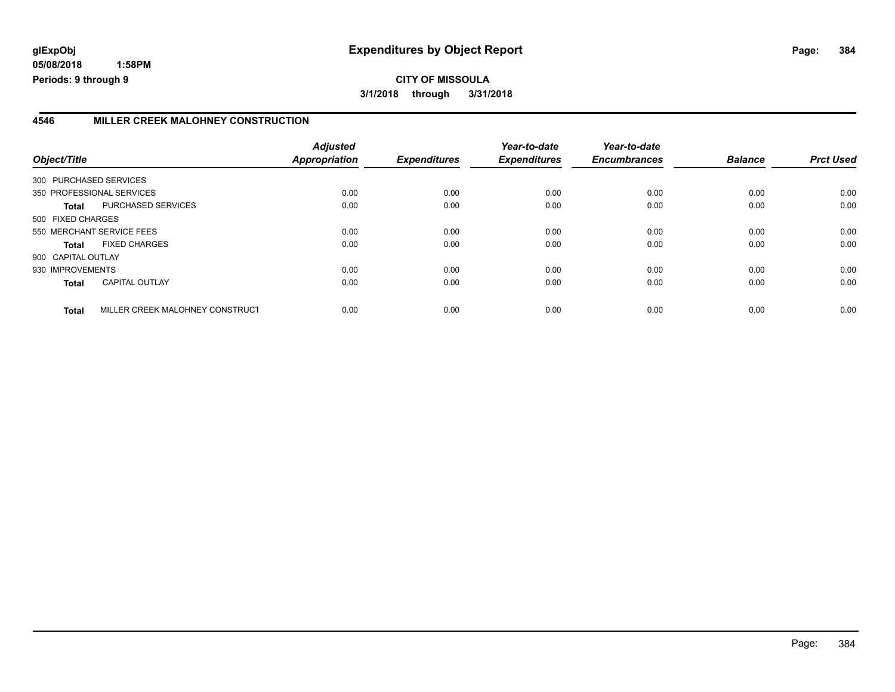# Expenditures by Object Report

glExpObj
05/08/2018 1:58PM
Periods: 9 through 9

**CITY OF MISSOULA**

**3/1/2018 through 3/31/2018**

## 4546 MILLER CREEK MALOHNEY CONSTRUCTION

| Object/Title | | Adjusted Appropriation | Expenditures | Year-to-date Expenditures | Year-to-date Encumbrances | Balance | Prct Used |
|---|---|---|---|---|---|---|---|
| 300 PURCHASED SERVICES | | | | | | | |
| 350 PROFESSIONAL SERVICES | | 0.00 | 0.00 | 0.00 | 0.00 | 0.00 | 0.00 |
| **Total** | PURCHASED SERVICES | 0.00 | 0.00 | 0.00 | 0.00 | 0.00 | 0.00 |
| 500 FIXED CHARGES | | | | | | | |
| 550 MERCHANT SERVICE FEES | | 0.00 | 0.00 | 0.00 | 0.00 | 0.00 | 0.00 |
| **Total** | FIXED CHARGES | 0.00 | 0.00 | 0.00 | 0.00 | 0.00 | 0.00 |
| 900 CAPITAL OUTLAY | | | | | | | |
| 930 IMPROVEMENTS | | 0.00 | 0.00 | 0.00 | 0.00 | 0.00 | 0.00 |
| **Total** | CAPITAL OUTLAY | 0.00 | 0.00 | 0.00 | 0.00 | 0.00 | 0.00 |
| **Total** | MILLER CREEK MALOHNEY CONSTRUCT | 0.00 | 0.00 | 0.00 | 0.00 | 0.00 | 0.00 |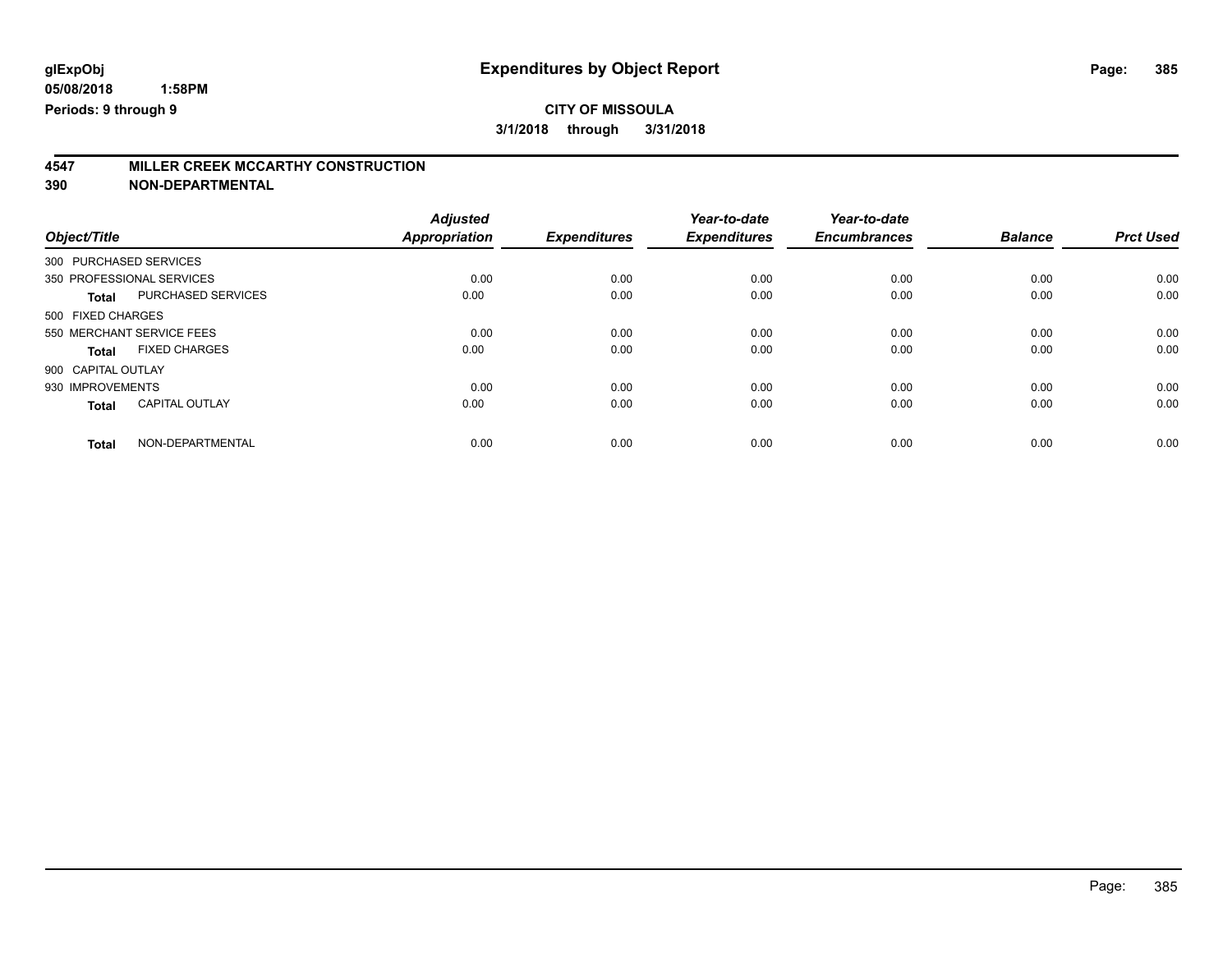**glExpObj** 
**05/08/2018 1:58PM** 
**Periods: 9 through 9**

# Expenditures by Object Report

**CITY OF MISSOULA**

**3/1/2018 through 3/31/2018**

## 4547 MILLER CREEK MCCARTHY CONSTRUCTION
## 390 NON-DEPARTMENTAL

| Object/Title | | Adjusted Appropriation | Expenditures | Year-to-date Expenditures | Year-to-date Encumbrances | Balance | Prct Used |
|---|---|---|---|---|---|---|---|
| 300 PURCHASED SERVICES | | | | | | | |
| 350 PROFESSIONAL SERVICES | | 0.00 | 0.00 | 0.00 | 0.00 | 0.00 | 0.00 |
| **Total** | PURCHASED SERVICES | 0.00 | 0.00 | 0.00 | 0.00 | 0.00 | 0.00 |
| 500 FIXED CHARGES | | | | | | | |
| 550 MERCHANT SERVICE FEES | | 0.00 | 0.00 | 0.00 | 0.00 | 0.00 | 0.00 |
| **Total** | FIXED CHARGES | 0.00 | 0.00 | 0.00 | 0.00 | 0.00 | 0.00 |
| 900 CAPITAL OUTLAY | | | | | | | |
| 930 IMPROVEMENTS | | 0.00 | 0.00 | 0.00 | 0.00 | 0.00 | 0.00 |
| **Total** | CAPITAL OUTLAY | 0.00 | 0.00 | 0.00 | 0.00 | 0.00 | 0.00 |
| **Total** | NON-DEPARTMENTAL | 0.00 | 0.00 | 0.00 | 0.00 | 0.00 | 0.00 |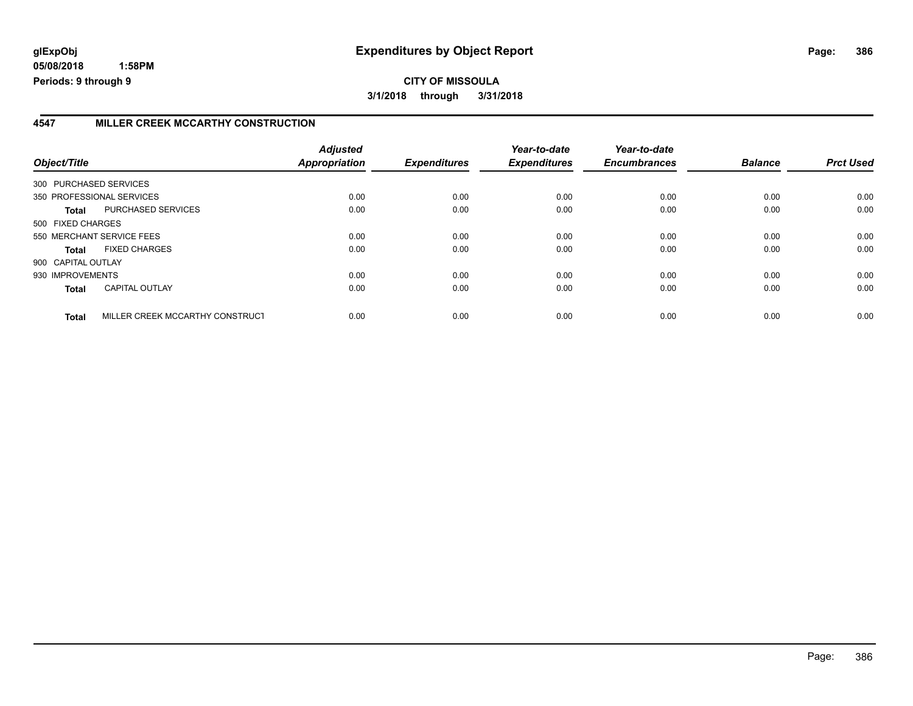**glExpObj** **Expenditures by Object Report**
**05/08/2018 1:58PM**
**Periods: 9 through 9**

**CITY OF MISSOULA**
**3/1/2018 through 3/31/2018**

## 4547 MILLER CREEK MCCARTHY CONSTRUCTION

| Object/Title | | Adjusted Appropriation | Expenditures | Year-to-date Expenditures | Year-to-date Encumbrances | Balance | Prct Used |
|---|---|---|---|---|---|---|---|
| 300 PURCHASED SERVICES | | | | | | | |
| 350 PROFESSIONAL SERVICES | | 0.00 | 0.00 | 0.00 | 0.00 | 0.00 | 0.00 |
| **Total** | PURCHASED SERVICES | 0.00 | 0.00 | 0.00 | 0.00 | 0.00 | 0.00 |
| 500 FIXED CHARGES | | | | | | | |
| 550 MERCHANT SERVICE FEES | | 0.00 | 0.00 | 0.00 | 0.00 | 0.00 | 0.00 |
| **Total** | FIXED CHARGES | 0.00 | 0.00 | 0.00 | 0.00 | 0.00 | 0.00 |
| 900 CAPITAL OUTLAY | | | | | | | |
| 930 IMPROVEMENTS | | 0.00 | 0.00 | 0.00 | 0.00 | 0.00 | 0.00 |
| **Total** | CAPITAL OUTLAY | 0.00 | 0.00 | 0.00 | 0.00 | 0.00 | 0.00 |
| **Total** | MILLER CREEK MCCARTHY CONSTRUCT | 0.00 | 0.00 | 0.00 | 0.00 | 0.00 | 0.00 |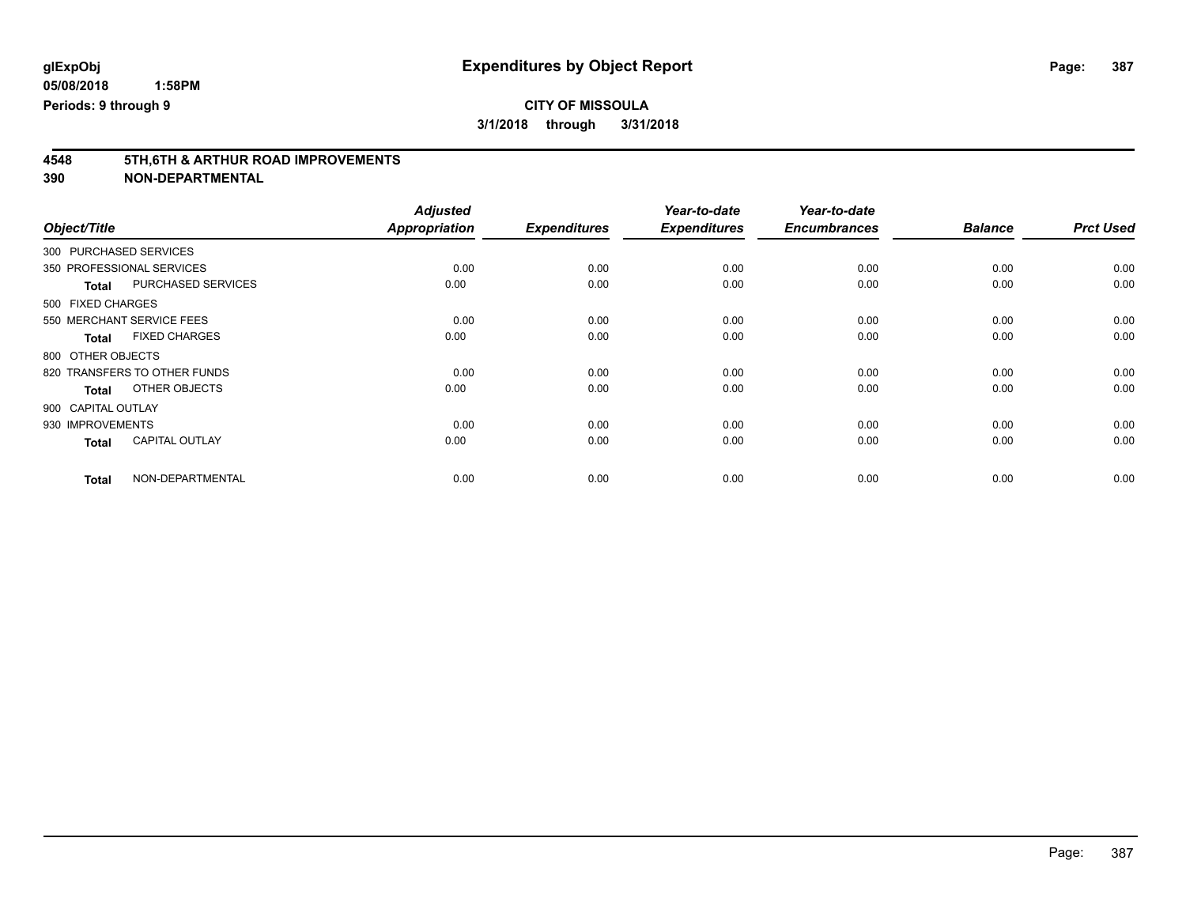**glExpObj** **Expenditures by Object Report**

**05/08/2018 1:58PM**

**Periods: 9 through 9**

**CITY OF MISSOULA**

**3/1/2018 through 3/31/2018**

## 4548 5TH,6TH & ARTHUR ROAD IMPROVEMENTS
## 390 NON-DEPARTMENTAL

| Object/Title | Adjusted Appropriation | Expenditures | Year-to-date Expenditures | Year-to-date Encumbrances | Balance | Prct Used |
|---|---|---|---|---|---|---|
| 300 PURCHASED SERVICES | | | | | | |
| 350 PROFESSIONAL SERVICES | 0.00 | 0.00 | 0.00 | 0.00 | 0.00 | 0.00 |
| **Total** PURCHASED SERVICES | 0.00 | 0.00 | 0.00 | 0.00 | 0.00 | 0.00 |
| 500 FIXED CHARGES | | | | | | |
| 550 MERCHANT SERVICE FEES | 0.00 | 0.00 | 0.00 | 0.00 | 0.00 | 0.00 |
| **Total** FIXED CHARGES | 0.00 | 0.00 | 0.00 | 0.00 | 0.00 | 0.00 |
| 800 OTHER OBJECTS | | | | | | |
| 820 TRANSFERS TO OTHER FUNDS | 0.00 | 0.00 | 0.00 | 0.00 | 0.00 | 0.00 |
| **Total** OTHER OBJECTS | 0.00 | 0.00 | 0.00 | 0.00 | 0.00 | 0.00 |
| 900 CAPITAL OUTLAY | | | | | | |
| 930 IMPROVEMENTS | 0.00 | 0.00 | 0.00 | 0.00 | 0.00 | 0.00 |
| **Total** CAPITAL OUTLAY | 0.00 | 0.00 | 0.00 | 0.00 | 0.00 | 0.00 |
| **Total** NON-DEPARTMENTAL | 0.00 | 0.00 | 0.00 | 0.00 | 0.00 | 0.00 |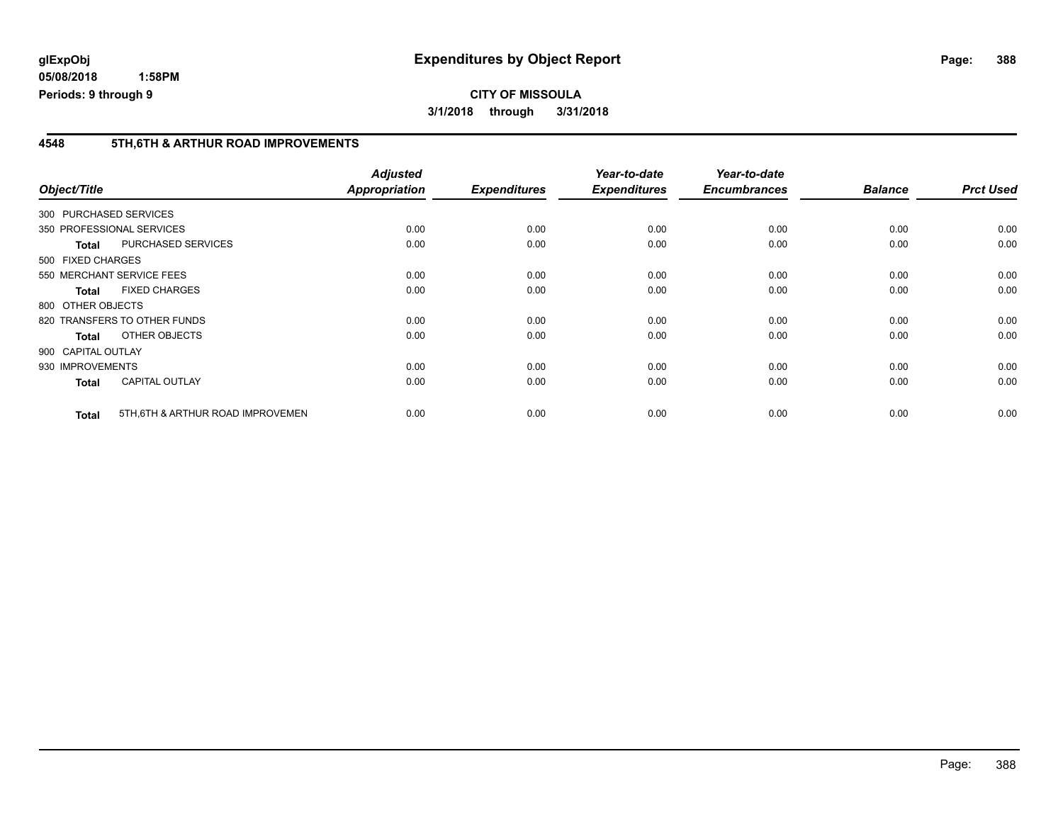glExpObj
05/08/2018 1:58PM
Periods: 9 through 9

# Expenditures by Object Report

**CITY OF MISSOULA**
**3/1/2018 through 3/31/2018**

## 4548 5TH,6TH & ARTHUR ROAD IMPROVEMENTS

| Object/Title | | Adjusted Appropriation | Expenditures | Year-to-date Expenditures | Year-to-date Encumbrances | Balance | Prct Used |
|---|---|---|---|---|---|---|---|
| 300 PURCHASED SERVICES | | | | | | | |
| 350 PROFESSIONAL SERVICES | | 0.00 | 0.00 | 0.00 | 0.00 | 0.00 | 0.00 |
| **Total** | PURCHASED SERVICES | 0.00 | 0.00 | 0.00 | 0.00 | 0.00 | 0.00 |
| 500 FIXED CHARGES | | | | | | | |
| 550 MERCHANT SERVICE FEES | | 0.00 | 0.00 | 0.00 | 0.00 | 0.00 | 0.00 |
| **Total** | FIXED CHARGES | 0.00 | 0.00 | 0.00 | 0.00 | 0.00 | 0.00 |
| 800 OTHER OBJECTS | | | | | | | |
| 820 TRANSFERS TO OTHER FUNDS | | 0.00 | 0.00 | 0.00 | 0.00 | 0.00 | 0.00 |
| **Total** | OTHER OBJECTS | 0.00 | 0.00 | 0.00 | 0.00 | 0.00 | 0.00 |
| 900 CAPITAL OUTLAY | | | | | | | |
| 930 IMPROVEMENTS | | 0.00 | 0.00 | 0.00 | 0.00 | 0.00 | 0.00 |
| **Total** | CAPITAL OUTLAY | 0.00 | 0.00 | 0.00 | 0.00 | 0.00 | 0.00 |
| **Total** | 5TH,6TH & ARTHUR ROAD IMPROVEMEN | 0.00 | 0.00 | 0.00 | 0.00 | 0.00 | 0.00 |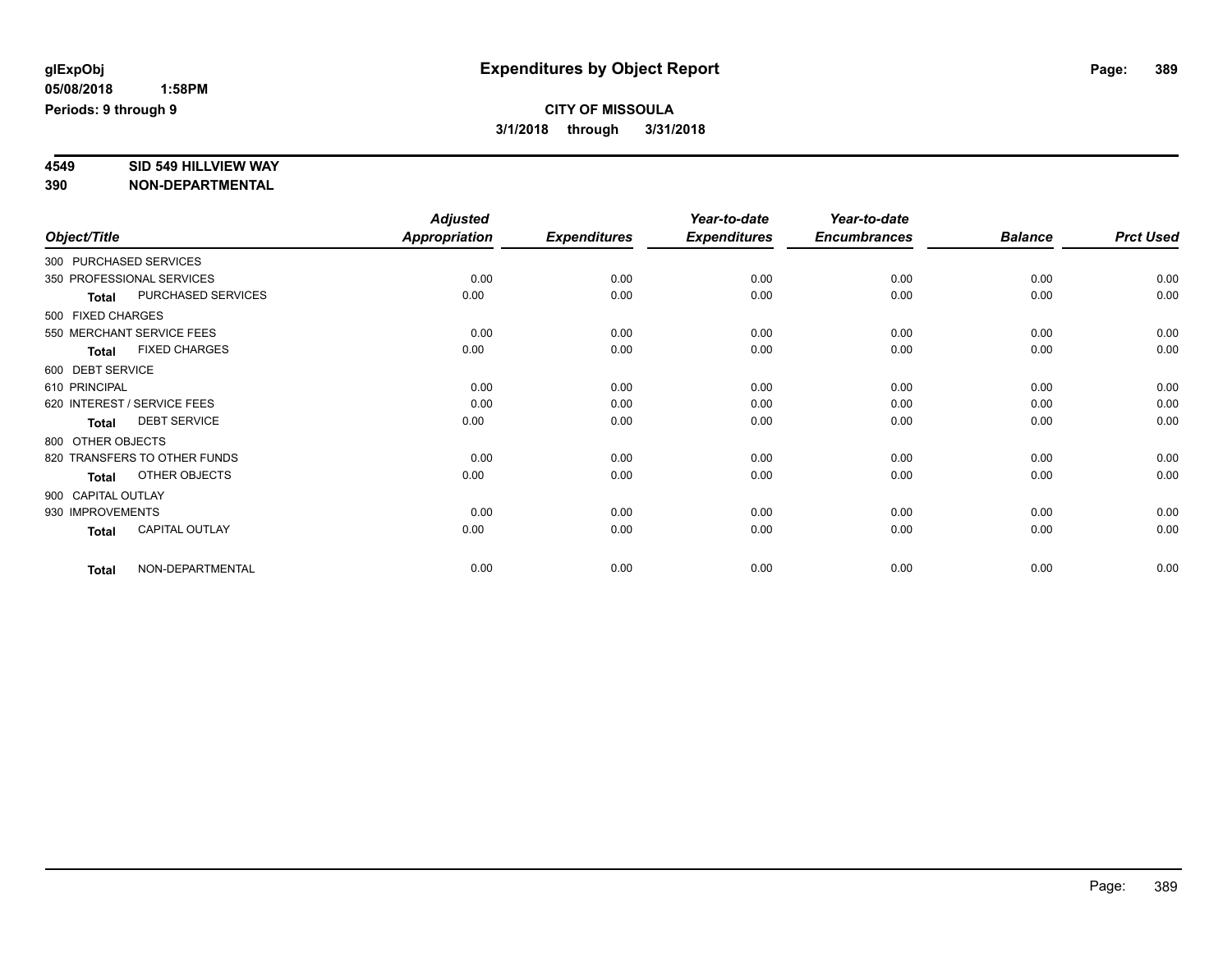**glExpObj**
**05/08/2018 1:58PM**
**Periods: 9 through 9**

# Expenditures by Object Report

**CITY OF MISSOULA**
**3/1/2018 through 3/31/2018**

**4549 SID 549 HILLVIEW WAY**
**390 NON-DEPARTMENTAL**

| Object/Title | Adjusted Appropriation | Expenditures | Year-to-date Expenditures | Year-to-date Encumbrances | Balance | Prct Used |
|---|---|---|---|---|---|---|
| 300 PURCHASED SERVICES | | | | | | |
| 350 PROFESSIONAL SERVICES | 0.00 | 0.00 | 0.00 | 0.00 | 0.00 | 0.00 |
| **Total** PURCHASED SERVICES | 0.00 | 0.00 | 0.00 | 0.00 | 0.00 | 0.00 |
| 500 FIXED CHARGES | | | | | | |
| 550 MERCHANT SERVICE FEES | 0.00 | 0.00 | 0.00 | 0.00 | 0.00 | 0.00 |
| **Total** FIXED CHARGES | 0.00 | 0.00 | 0.00 | 0.00 | 0.00 | 0.00 |
| 600 DEBT SERVICE | | | | | | |
| 610 PRINCIPAL | 0.00 | 0.00 | 0.00 | 0.00 | 0.00 | 0.00 |
| 620 INTEREST / SERVICE FEES | 0.00 | 0.00 | 0.00 | 0.00 | 0.00 | 0.00 |
| **Total** DEBT SERVICE | 0.00 | 0.00 | 0.00 | 0.00 | 0.00 | 0.00 |
| 800 OTHER OBJECTS | | | | | | |
| 820 TRANSFERS TO OTHER FUNDS | 0.00 | 0.00 | 0.00 | 0.00 | 0.00 | 0.00 |
| **Total** OTHER OBJECTS | 0.00 | 0.00 | 0.00 | 0.00 | 0.00 | 0.00 |
| 900 CAPITAL OUTLAY | | | | | | |
| 930 IMPROVEMENTS | 0.00 | 0.00 | 0.00 | 0.00 | 0.00 | 0.00 |
| **Total** CAPITAL OUTLAY | 0.00 | 0.00 | 0.00 | 0.00 | 0.00 | 0.00 |
| **Total** NON-DEPARTMENTAL | 0.00 | 0.00 | 0.00 | 0.00 | 0.00 | 0.00 |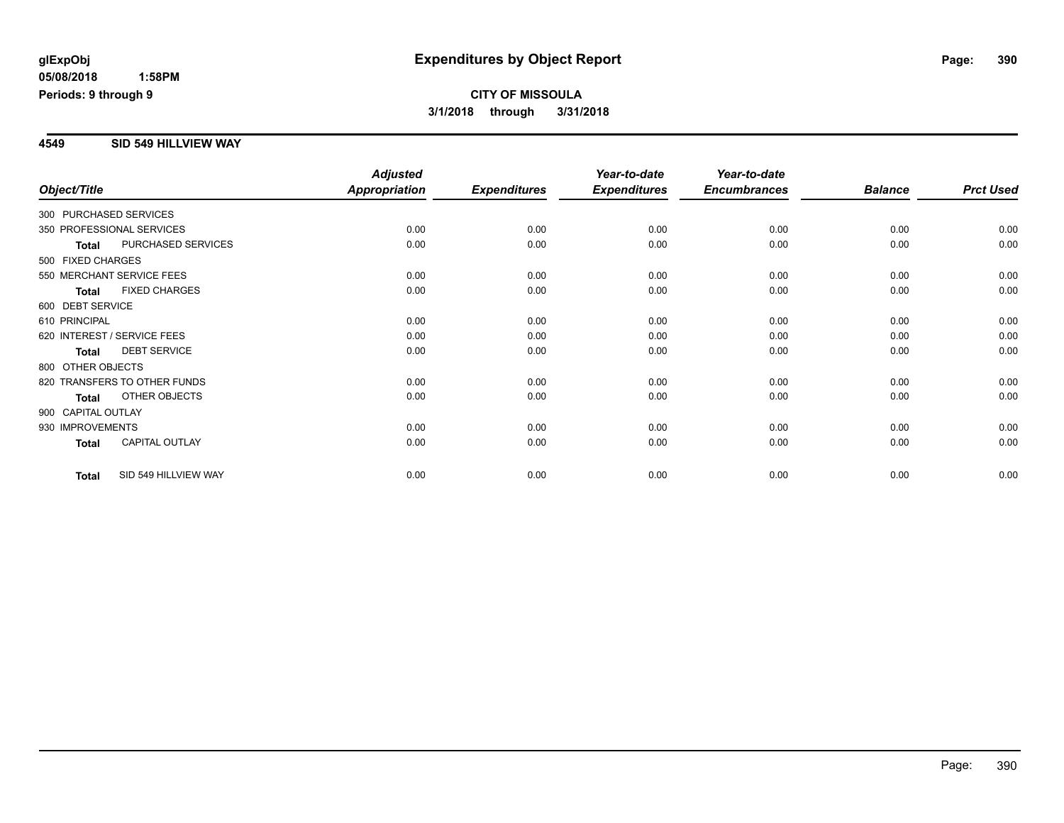# Expenditures by Object Report

glExpObj
05/08/2018 1:58PM
Periods: 9 through 9

**CITY OF MISSOULA**
**3/1/2018 through 3/31/2018**

## 4549 SID 549 HILLVIEW WAY

| Object/Title | | Adjusted Appropriation | Expenditures | Year-to-date Expenditures | Year-to-date Encumbrances | Balance | Prct Used |
|---|---|---|---|---|---|---|---|
| 300 PURCHASED SERVICES | | | | | | | |
| 350 PROFESSIONAL SERVICES | | 0.00 | 0.00 | 0.00 | 0.00 | 0.00 | 0.00 |
| **Total** | PURCHASED SERVICES | 0.00 | 0.00 | 0.00 | 0.00 | 0.00 | 0.00 |
| 500 FIXED CHARGES | | | | | | | |
| 550 MERCHANT SERVICE FEES | | 0.00 | 0.00 | 0.00 | 0.00 | 0.00 | 0.00 |
| **Total** | FIXED CHARGES | 0.00 | 0.00 | 0.00 | 0.00 | 0.00 | 0.00 |
| 600 DEBT SERVICE | | | | | | | |
| 610 PRINCIPAL | | 0.00 | 0.00 | 0.00 | 0.00 | 0.00 | 0.00 |
| 620 INTEREST / SERVICE FEES | | 0.00 | 0.00 | 0.00 | 0.00 | 0.00 | 0.00 |
| **Total** | DEBT SERVICE | 0.00 | 0.00 | 0.00 | 0.00 | 0.00 | 0.00 |
| 800 OTHER OBJECTS | | | | | | | |
| 820 TRANSFERS TO OTHER FUNDS | | 0.00 | 0.00 | 0.00 | 0.00 | 0.00 | 0.00 |
| **Total** | OTHER OBJECTS | 0.00 | 0.00 | 0.00 | 0.00 | 0.00 | 0.00 |
| 900 CAPITAL OUTLAY | | | | | | | |
| 930 IMPROVEMENTS | | 0.00 | 0.00 | 0.00 | 0.00 | 0.00 | 0.00 |
| **Total** | CAPITAL OUTLAY | 0.00 | 0.00 | 0.00 | 0.00 | 0.00 | 0.00 |
| **Total** | SID 549 HILLVIEW WAY | 0.00 | 0.00 | 0.00 | 0.00 | 0.00 | 0.00 |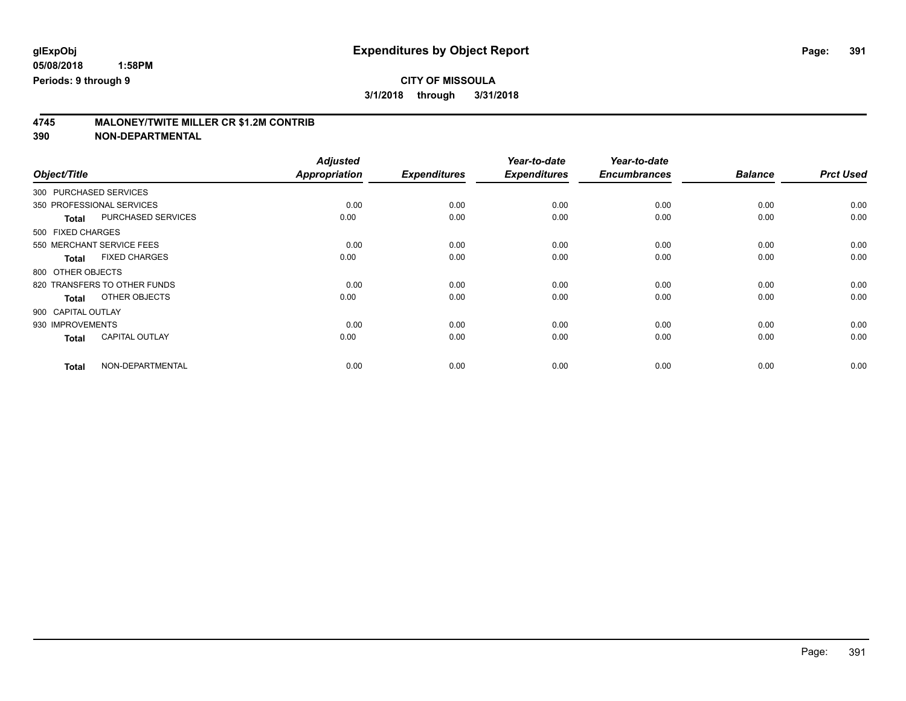glExpObj
05/08/2018 1:58PM
Periods: 9 through 9

# Expenditures by Object Report

**CITY OF MISSOULA**
**3/1/2018 through 3/31/2018**

## 4745 MALONEY/TWITE MILLER CR $1.2M CONTRIB
## 390 NON-DEPARTMENTAL

| Object/Title | | Adjusted Appropriation | Expenditures | Year-to-date Expenditures | Year-to-date Encumbrances | Balance | Prct Used |
|---|---|---|---|---|---|---|---|
| 300 PURCHASED SERVICES | | | | | | | |
| 350 PROFESSIONAL SERVICES | | 0.00 | 0.00 | 0.00 | 0.00 | 0.00 | 0.00 |
| **Total** | PURCHASED SERVICES | 0.00 | 0.00 | 0.00 | 0.00 | 0.00 | 0.00 |
| 500 FIXED CHARGES | | | | | | | |
| 550 MERCHANT SERVICE FEES | | 0.00 | 0.00 | 0.00 | 0.00 | 0.00 | 0.00 |
| **Total** | FIXED CHARGES | 0.00 | 0.00 | 0.00 | 0.00 | 0.00 | 0.00 |
| 800 OTHER OBJECTS | | | | | | | |
| 820 TRANSFERS TO OTHER FUNDS | | 0.00 | 0.00 | 0.00 | 0.00 | 0.00 | 0.00 |
| **Total** | OTHER OBJECTS | 0.00 | 0.00 | 0.00 | 0.00 | 0.00 | 0.00 |
| 900 CAPITAL OUTLAY | | | | | | | |
| 930 IMPROVEMENTS | | 0.00 | 0.00 | 0.00 | 0.00 | 0.00 | 0.00 |
| **Total** | CAPITAL OUTLAY | 0.00 | 0.00 | 0.00 | 0.00 | 0.00 | 0.00 |
| **Total** | NON-DEPARTMENTAL | 0.00 | 0.00 | 0.00 | 0.00 | 0.00 | 0.00 |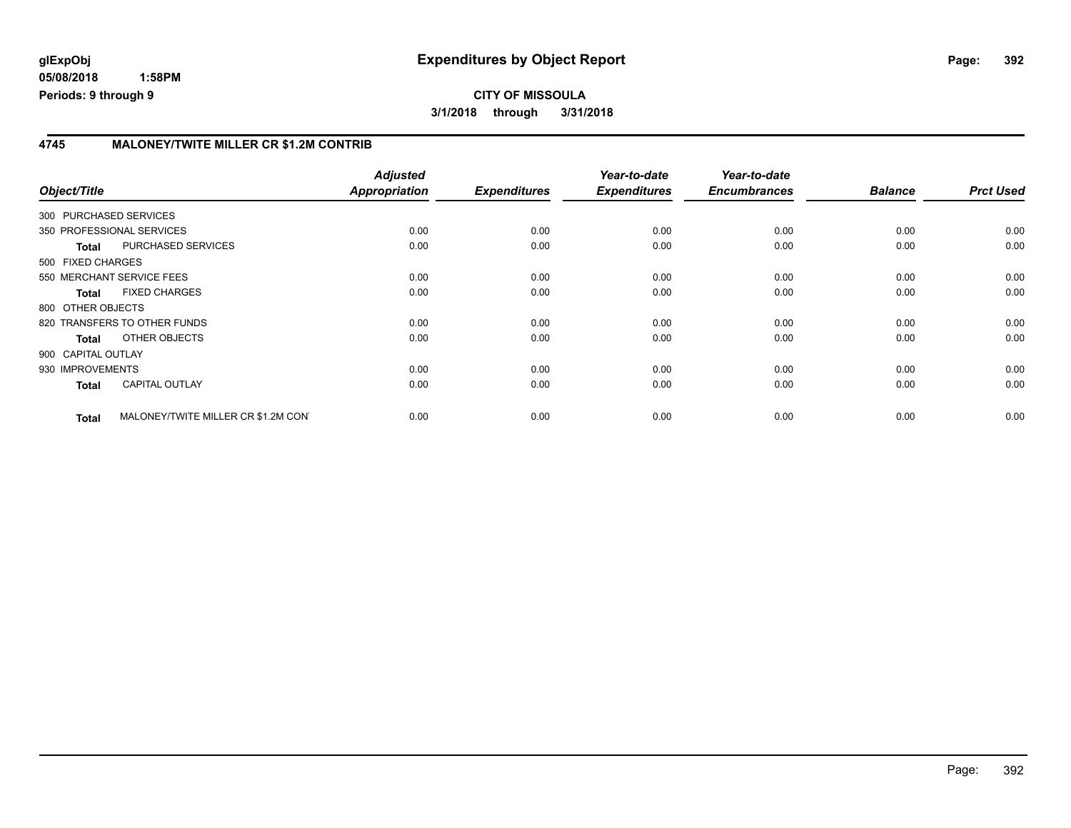**glExpObj** 
**05/08/2018 1:58PM** 
**Periods: 9 through 9**

# Expenditures by Object Report

**CITY OF MISSOULA**

**3/1/2018 through 3/31/2018**

## 4745 MALONEY/TWITE MILLER CR $1.2M CONTRIB

| Object/Title | Adjusted Appropriation | Expenditures | Year-to-date Expenditures | Year-to-date Encumbrances | Balance | Prct Used |
|---|---|---|---|---|---|---|
| 300 PURCHASED SERVICES | | | | | | |
| 350 PROFESSIONAL SERVICES | 0.00 | 0.00 | 0.00 | 0.00 | 0.00 | 0.00 |
| **Total** PURCHASED SERVICES | 0.00 | 0.00 | 0.00 | 0.00 | 0.00 | 0.00 |
| 500 FIXED CHARGES | | | | | | |
| 550 MERCHANT SERVICE FEES | 0.00 | 0.00 | 0.00 | 0.00 | 0.00 | 0.00 |
| **Total** FIXED CHARGES | 0.00 | 0.00 | 0.00 | 0.00 | 0.00 | 0.00 |
| 800 OTHER OBJECTS | | | | | | |
| 820 TRANSFERS TO OTHER FUNDS | 0.00 | 0.00 | 0.00 | 0.00 | 0.00 | 0.00 |
| **Total** OTHER OBJECTS | 0.00 | 0.00 | 0.00 | 0.00 | 0.00 | 0.00 |
| 900 CAPITAL OUTLAY | | | | | | |
| 930 IMPROVEMENTS | 0.00 | 0.00 | 0.00 | 0.00 | 0.00 | 0.00 |
| **Total** CAPITAL OUTLAY | 0.00 | 0.00 | 0.00 | 0.00 | 0.00 | 0.00 |
| **Total** MALONEY/TWITE MILLER CR $1.2M CON | 0.00 | 0.00 | 0.00 | 0.00 | 0.00 | 0.00 |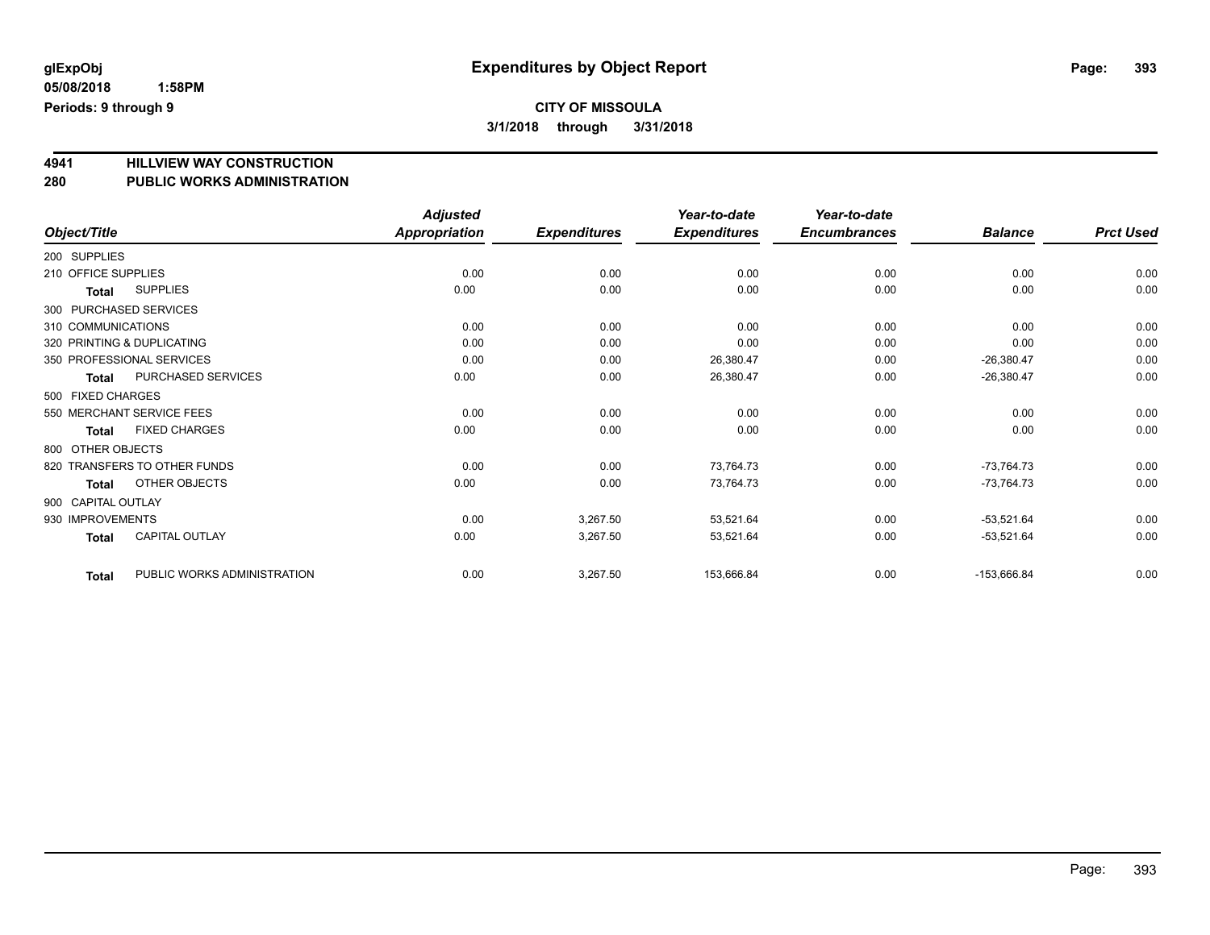**glExpObj** **Expenditures by Object Report**
**05/08/2018 1:58PM**
**Periods: 9 through 9**

**CITY OF MISSOULA**
**3/1/2018 through 3/31/2018**

## 4941 HILLVIEW WAY CONSTRUCTION
## 280 PUBLIC WORKS ADMINISTRATION

| Object/Title | | Adjusted Appropriation | Expenditures | Year-to-date Expenditures | Year-to-date Encumbrances | Balance | Prct Used |
|---|---|---|---|---|---|---|---|
| 200 SUPPLIES | | | | | | | |
| 210 OFFICE SUPPLIES | | 0.00 | 0.00 | 0.00 | 0.00 | 0.00 | 0.00 |
| Total | SUPPLIES | 0.00 | 0.00 | 0.00 | 0.00 | 0.00 | 0.00 |
| 300 PURCHASED SERVICES | | | | | | | |
| 310 COMMUNICATIONS | | 0.00 | 0.00 | 0.00 | 0.00 | 0.00 | 0.00 |
| 320 PRINTING & DUPLICATING | | 0.00 | 0.00 | 0.00 | 0.00 | 0.00 | 0.00 |
| 350 PROFESSIONAL SERVICES | | 0.00 | 0.00 | 26,380.47 | 0.00 | -26,380.47 | 0.00 |
| Total | PURCHASED SERVICES | 0.00 | 0.00 | 26,380.47 | 0.00 | -26,380.47 | 0.00 |
| 500 FIXED CHARGES | | | | | | | |
| 550 MERCHANT SERVICE FEES | | 0.00 | 0.00 | 0.00 | 0.00 | 0.00 | 0.00 |
| Total | FIXED CHARGES | 0.00 | 0.00 | 0.00 | 0.00 | 0.00 | 0.00 |
| 800 OTHER OBJECTS | | | | | | | |
| 820 TRANSFERS TO OTHER FUNDS | | 0.00 | 0.00 | 73,764.73 | 0.00 | -73,764.73 | 0.00 |
| Total | OTHER OBJECTS | 0.00 | 0.00 | 73,764.73 | 0.00 | -73,764.73 | 0.00 |
| 900 CAPITAL OUTLAY | | | | | | | |
| 930 IMPROVEMENTS | | 0.00 | 3,267.50 | 53,521.64 | 0.00 | -53,521.64 | 0.00 |
| Total | CAPITAL OUTLAY | 0.00 | 3,267.50 | 53,521.64 | 0.00 | -53,521.64 | 0.00 |
| Total | PUBLIC WORKS ADMINISTRATION | 0.00 | 3,267.50 | 153,666.84 | 0.00 | -153,666.84 | 0.00 |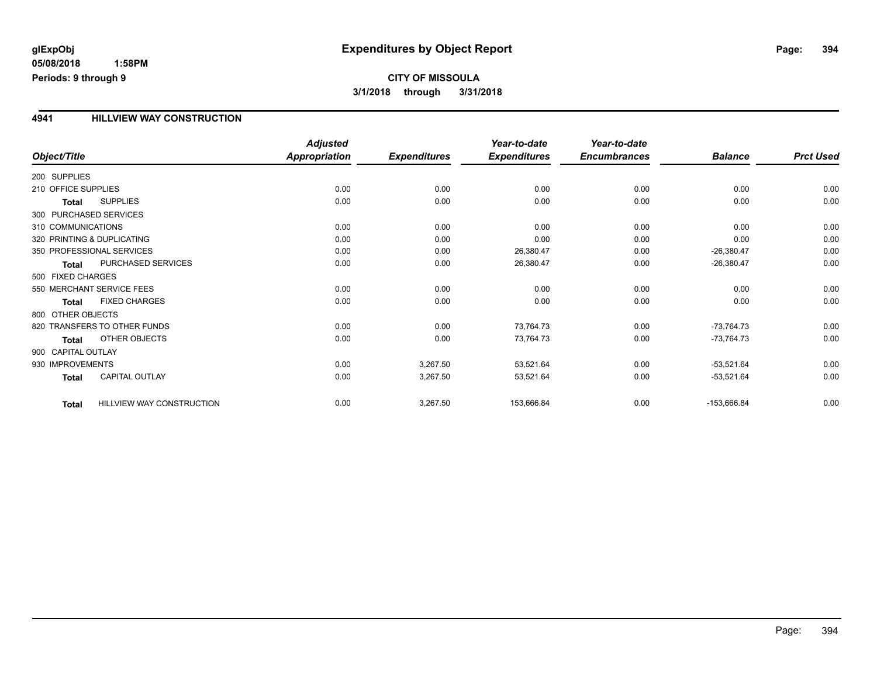# Expenditures by Object Report

glExpObj
05/08/2018 1:58PM
Periods: 9 through 9

**CITY OF MISSOULA**
**3/1/2018 through 3/31/2018**

## 4941 HILLVIEW WAY CONSTRUCTION

| Object/Title | | Adjusted Appropriation | Expenditures | Year-to-date Expenditures | Year-to-date Encumbrances | Balance | Prct Used |
|---|---|---|---|---|---|---|---|
| 200 SUPPLIES | | | | | | | |
| 210 OFFICE SUPPLIES | | 0.00 | 0.00 | 0.00 | 0.00 | 0.00 | 0.00 |
| **Total** | SUPPLIES | 0.00 | 0.00 | 0.00 | 0.00 | 0.00 | 0.00 |
| 300 PURCHASED SERVICES | | | | | | | |
| 310 COMMUNICATIONS | | 0.00 | 0.00 | 0.00 | 0.00 | 0.00 | 0.00 |
| 320 PRINTING & DUPLICATING | | 0.00 | 0.00 | 0.00 | 0.00 | 0.00 | 0.00 |
| 350 PROFESSIONAL SERVICES | | 0.00 | 0.00 | 26,380.47 | 0.00 | -26,380.47 | 0.00 |
| **Total** | PURCHASED SERVICES | 0.00 | 0.00 | 26,380.47 | 0.00 | -26,380.47 | 0.00 |
| 500 FIXED CHARGES | | | | | | | |
| 550 MERCHANT SERVICE FEES | | 0.00 | 0.00 | 0.00 | 0.00 | 0.00 | 0.00 |
| **Total** | FIXED CHARGES | 0.00 | 0.00 | 0.00 | 0.00 | 0.00 | 0.00 |
| 800 OTHER OBJECTS | | | | | | | |
| 820 TRANSFERS TO OTHER FUNDS | | 0.00 | 0.00 | 73,764.73 | 0.00 | -73,764.73 | 0.00 |
| **Total** | OTHER OBJECTS | 0.00 | 0.00 | 73,764.73 | 0.00 | -73,764.73 | 0.00 |
| 900 CAPITAL OUTLAY | | | | | | | |
| 930 IMPROVEMENTS | | 0.00 | 3,267.50 | 53,521.64 | 0.00 | -53,521.64 | 0.00 |
| **Total** | CAPITAL OUTLAY | 0.00 | 3,267.50 | 53,521.64 | 0.00 | -53,521.64 | 0.00 |
| **Total** | HILLVIEW WAY CONSTRUCTION | 0.00 | 3,267.50 | 153,666.84 | 0.00 | -153,666.84 | 0.00 |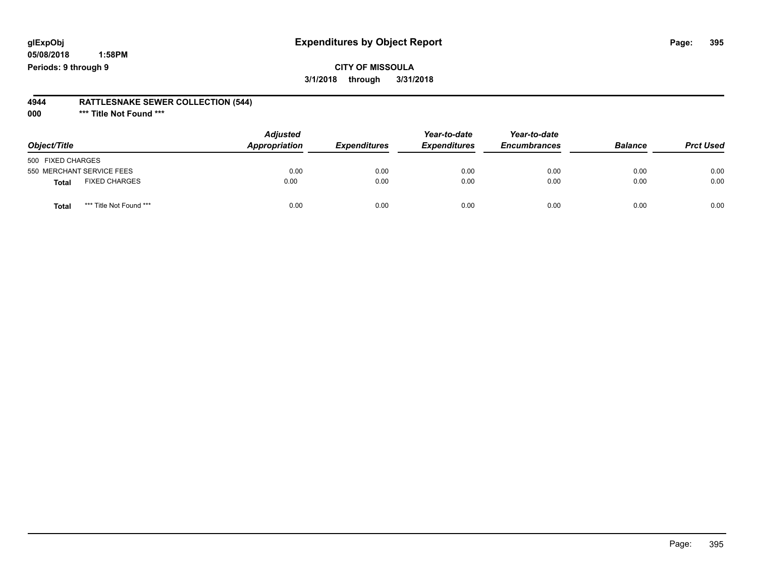# Expenditures by Object Report

glExpObj
05/08/2018 1:58PM
Periods: 9 through 9

**CITY OF MISSOULA**
**3/1/2018 through 3/31/2018**

**4944 RATTLESNAKE SEWER COLLECTION (544)**
**000 *** Title Not Found *****

| Object/Title | | Adjusted Appropriation | Expenditures | Year-to-date Expenditures | Year-to-date Encumbrances | Balance | Prct Used |
|---|---|---|---|---|---|---|---|
| 500 FIXED CHARGES | | | | | | | |
| 550 MERCHANT SERVICE FEES | | 0.00 | 0.00 | 0.00 | 0.00 | 0.00 | 0.00 |
| **Total** | FIXED CHARGES | 0.00 | 0.00 | 0.00 | 0.00 | 0.00 | 0.00 |
| **Total** | *** Title Not Found *** | 0.00 | 0.00 | 0.00 | 0.00 | 0.00 | 0.00 |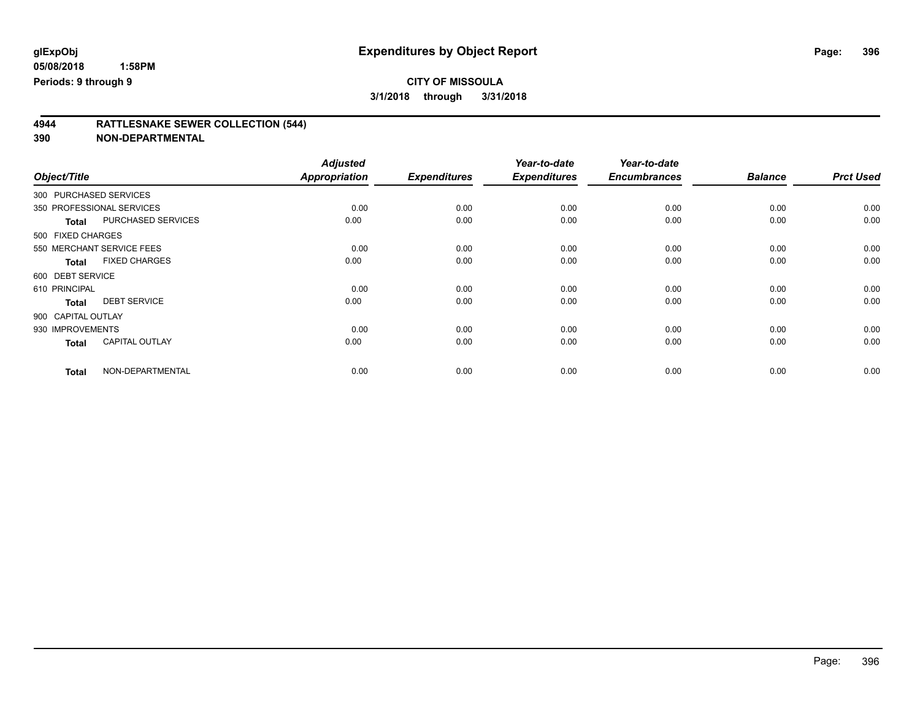# Expenditures by Object Report

glExpObj
05/08/2018 1:58PM
Periods: 9 through 9

**CITY OF MISSOULA**
**3/1/2018 through 3/31/2018**

## 4944 RATTLESNAKE SEWER COLLECTION (544)
## 390 NON-DEPARTMENTAL

| Object/Title | Adjusted Appropriation | Expenditures | Year-to-date Expenditures | Year-to-date Encumbrances | Balance | Prct Used |
|---|---|---|---|---|---|---|
| 300 PURCHASED SERVICES | | | | | | |
| 350 PROFESSIONAL SERVICES | 0.00 | 0.00 | 0.00 | 0.00 | 0.00 | 0.00 |
| **Total** PURCHASED SERVICES | 0.00 | 0.00 | 0.00 | 0.00 | 0.00 | 0.00 |
| 500 FIXED CHARGES | | | | | | |
| 550 MERCHANT SERVICE FEES | 0.00 | 0.00 | 0.00 | 0.00 | 0.00 | 0.00 |
| **Total** FIXED CHARGES | 0.00 | 0.00 | 0.00 | 0.00 | 0.00 | 0.00 |
| 600 DEBT SERVICE | | | | | | |
| 610 PRINCIPAL | 0.00 | 0.00 | 0.00 | 0.00 | 0.00 | 0.00 |
| **Total** DEBT SERVICE | 0.00 | 0.00 | 0.00 | 0.00 | 0.00 | 0.00 |
| 900 CAPITAL OUTLAY | | | | | | |
| 930 IMPROVEMENTS | 0.00 | 0.00 | 0.00 | 0.00 | 0.00 | 0.00 |
| **Total** CAPITAL OUTLAY | 0.00 | 0.00 | 0.00 | 0.00 | 0.00 | 0.00 |
| **Total** NON-DEPARTMENTAL | 0.00 | 0.00 | 0.00 | 0.00 | 0.00 | 0.00 |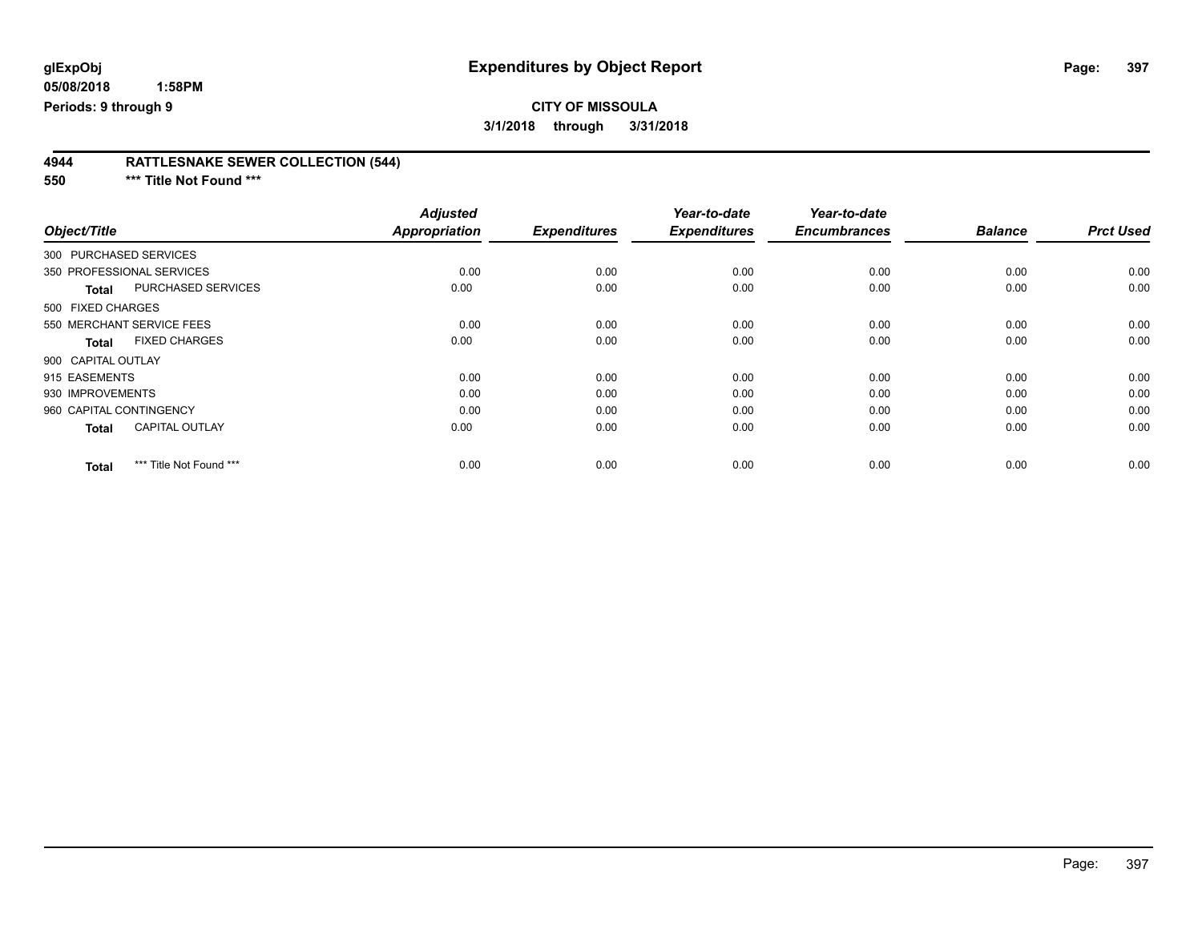**glExpObj** **Expenditures by Object Report**

**05/08/2018 1:58PM**

**Periods: 9 through 9**

**CITY OF MISSOULA**

**3/1/2018 through 3/31/2018**

## 4944 RATTLESNAKE SEWER COLLECTION (544)

### 550 *** Title Not Found ***

| Object/Title | Adjusted Appropriation | Expenditures | Year-to-date Expenditures | Year-to-date Encumbrances | Balance | Prct Used |
|---|---|---|---|---|---|---|
| 300 PURCHASED SERVICES | | | | | | |
| 350 PROFESSIONAL SERVICES | 0.00 | 0.00 | 0.00 | 0.00 | 0.00 | 0.00 |
| **Total** PURCHASED SERVICES | 0.00 | 0.00 | 0.00 | 0.00 | 0.00 | 0.00 |
| 500 FIXED CHARGES | | | | | | |
| 550 MERCHANT SERVICE FEES | 0.00 | 0.00 | 0.00 | 0.00 | 0.00 | 0.00 |
| **Total** FIXED CHARGES | 0.00 | 0.00 | 0.00 | 0.00 | 0.00 | 0.00 |
| 900 CAPITAL OUTLAY | | | | | | |
| 915 EASEMENTS | 0.00 | 0.00 | 0.00 | 0.00 | 0.00 | 0.00 |
| 930 IMPROVEMENTS | 0.00 | 0.00 | 0.00 | 0.00 | 0.00 | 0.00 |
| 960 CAPITAL CONTINGENCY | 0.00 | 0.00 | 0.00 | 0.00 | 0.00 | 0.00 |
| **Total** CAPITAL OUTLAY | 0.00 | 0.00 | 0.00 | 0.00 | 0.00 | 0.00 |
| **Total** *** Title Not Found *** | 0.00 | 0.00 | 0.00 | 0.00 | 0.00 | 0.00 |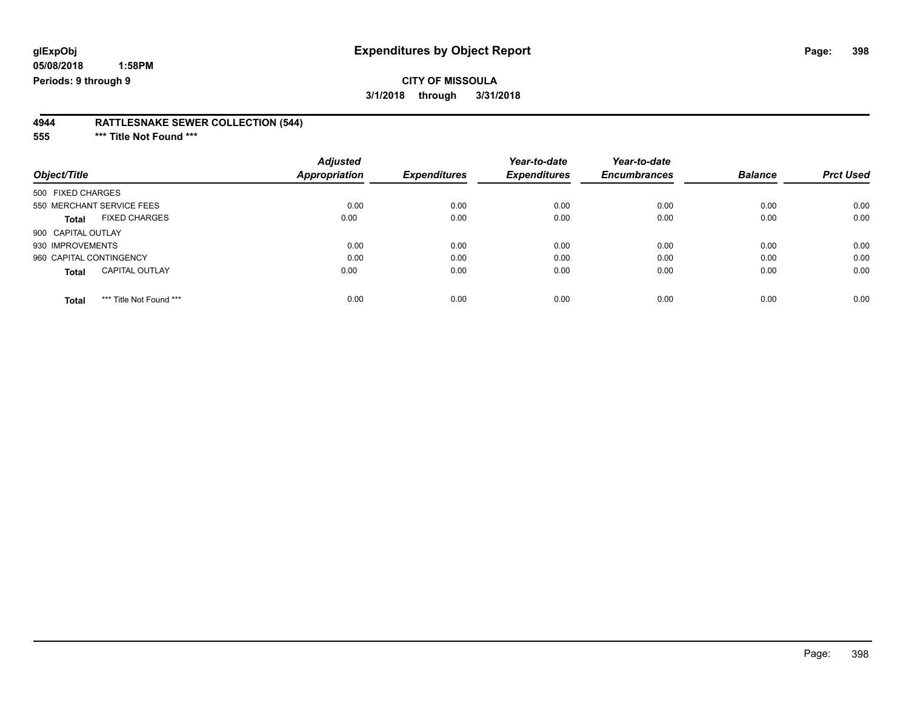glExpObj
05/08/2018 1:58PM
Periods: 9 through 9

# Expenditures by Object Report

CITY OF MISSOULA

3/1/2018 through 3/31/2018

## 4944 RATTLESNAKE SEWER COLLECTION (544)

### 555 *** Title Not Found ***

| Object/Title | Adjusted Appropriation | Expenditures | Year-to-date Expenditures | Year-to-date Encumbrances | Balance | Prct Used |
|---|---|---|---|---|---|---|
| 500 FIXED CHARGES | | | | | | |
| 550 MERCHANT SERVICE FEES | 0.00 | 0.00 | 0.00 | 0.00 | 0.00 | 0.00 |
| **Total** FIXED CHARGES | 0.00 | 0.00 | 0.00 | 0.00 | 0.00 | 0.00 |
| 900 CAPITAL OUTLAY | | | | | | |
| 930 IMPROVEMENTS | 0.00 | 0.00 | 0.00 | 0.00 | 0.00 | 0.00 |
| 960 CAPITAL CONTINGENCY | 0.00 | 0.00 | 0.00 | 0.00 | 0.00 | 0.00 |
| **Total** CAPITAL OUTLAY | 0.00 | 0.00 | 0.00 | 0.00 | 0.00 | 0.00 |
| **Total** *** Title Not Found *** | 0.00 | 0.00 | 0.00 | 0.00 | 0.00 | 0.00 |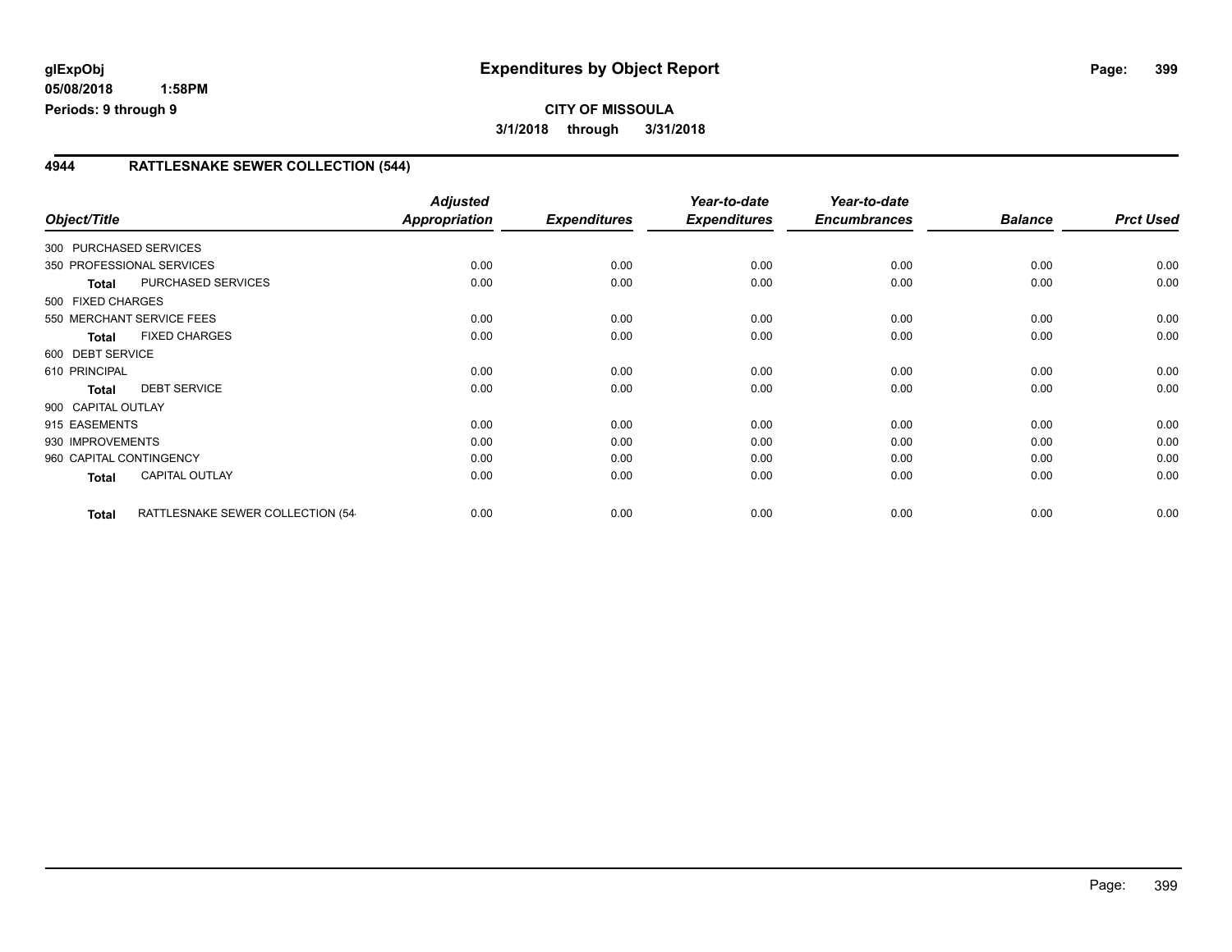**glExpObj**
**05/08/2018 1:58PM**
**Periods: 9 through 9**

# Expenditures by Object Report

**CITY OF MISSOULA**
**3/1/2018 through 3/31/2018**

## 4944 RATTLESNAKE SEWER COLLECTION (544)

| Object/Title | Adjusted Appropriation | Expenditures | Year-to-date Expenditures | Year-to-date Encumbrances | Balance | Prct Used |
|---|---|---|---|---|---|---|
| 300 PURCHASED SERVICES | | | | | | |
| 350 PROFESSIONAL SERVICES | 0.00 | 0.00 | 0.00 | 0.00 | 0.00 | 0.00 |
| **Total** PURCHASED SERVICES | 0.00 | 0.00 | 0.00 | 0.00 | 0.00 | 0.00 |
| 500 FIXED CHARGES | | | | | | |
| 550 MERCHANT SERVICE FEES | 0.00 | 0.00 | 0.00 | 0.00 | 0.00 | 0.00 |
| **Total** FIXED CHARGES | 0.00 | 0.00 | 0.00 | 0.00 | 0.00 | 0.00 |
| 600 DEBT SERVICE | | | | | | |
| 610 PRINCIPAL | 0.00 | 0.00 | 0.00 | 0.00 | 0.00 | 0.00 |
| **Total** DEBT SERVICE | 0.00 | 0.00 | 0.00 | 0.00 | 0.00 | 0.00 |
| 900 CAPITAL OUTLAY | | | | | | |
| 915 EASEMENTS | 0.00 | 0.00 | 0.00 | 0.00 | 0.00 | 0.00 |
| 930 IMPROVEMENTS | 0.00 | 0.00 | 0.00 | 0.00 | 0.00 | 0.00 |
| 960 CAPITAL CONTINGENCY | 0.00 | 0.00 | 0.00 | 0.00 | 0.00 | 0.00 |
| **Total** CAPITAL OUTLAY | 0.00 | 0.00 | 0.00 | 0.00 | 0.00 | 0.00 |
| **Total** RATTLESNAKE SEWER COLLECTION (54 | 0.00 | 0.00 | 0.00 | 0.00 | 0.00 | 0.00 |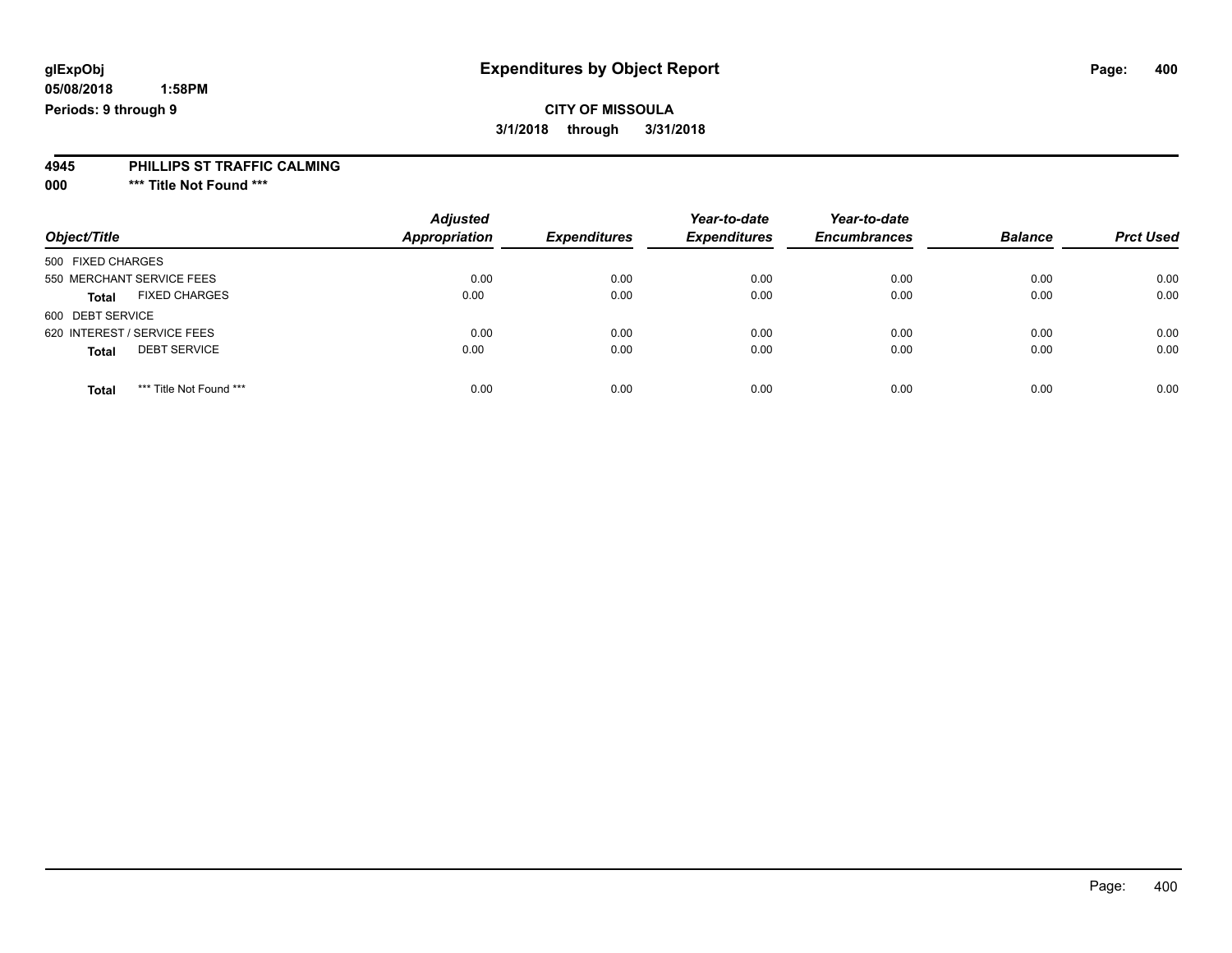**glExpObj** | **Expenditures by Object Report**

**05/08/2018 1:58PM**

**Periods: 9 through 9**

**CITY OF MISSOULA**

**3/1/2018 through 3/31/2018**

**4945 PHILLIPS ST TRAFFIC CALMING**

**000 *** Title Not Found *****

| Object/Title | Adjusted Appropriation | Expenditures | Year-to-date Expenditures | Year-to-date Encumbrances | Balance | Prct Used |
|---|---|---|---|---|---|---|
| 500 FIXED CHARGES | | | | | | |
| 550 MERCHANT SERVICE FEES | 0.00 | 0.00 | 0.00 | 0.00 | 0.00 | 0.00 |
| **Total** FIXED CHARGES | 0.00 | 0.00 | 0.00 | 0.00 | 0.00 | 0.00 |
| 600 DEBT SERVICE | | | | | | |
| 620 INTEREST / SERVICE FEES | 0.00 | 0.00 | 0.00 | 0.00 | 0.00 | 0.00 |
| **Total** DEBT SERVICE | 0.00 | 0.00 | 0.00 | 0.00 | 0.00 | 0.00 |
| **Total** *** Title Not Found *** | 0.00 | 0.00 | 0.00 | 0.00 | 0.00 | 0.00 |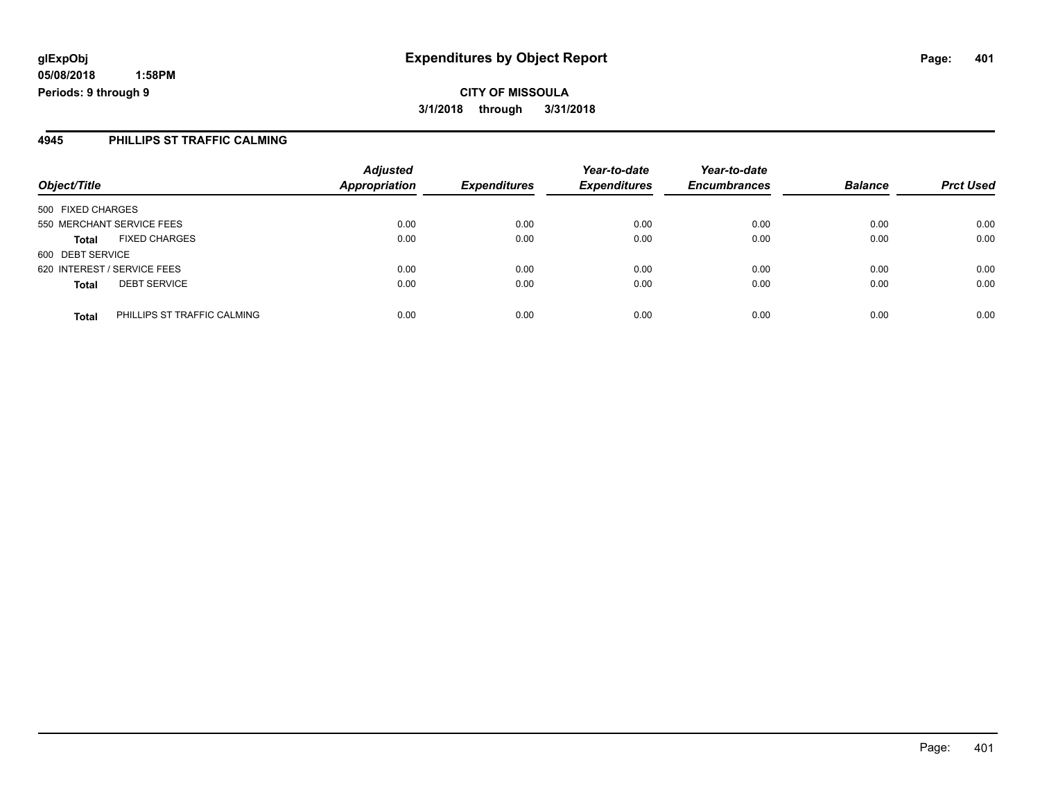**glExpObj**
**05/08/2018 1:58PM**
**Periods: 9 through 9**

# Expenditures by Object Report

**CITY OF MISSOULA**
**3/1/2018 through 3/31/2018**

## 4945 PHILLIPS ST TRAFFIC CALMING

| Object/Title | Adjusted Appropriation | Expenditures | Year-to-date Expenditures | Year-to-date Encumbrances | Balance | Prct Used |
|---|---|---|---|---|---|---|
| 500 FIXED CHARGES | | | | | | |
| 550 MERCHANT SERVICE FEES | 0.00 | 0.00 | 0.00 | 0.00 | 0.00 | 0.00 |
| **Total** FIXED CHARGES | 0.00 | 0.00 | 0.00 | 0.00 | 0.00 | 0.00 |
| 600 DEBT SERVICE | | | | | | |
| 620 INTEREST / SERVICE FEES | 0.00 | 0.00 | 0.00 | 0.00 | 0.00 | 0.00 |
| **Total** DEBT SERVICE | 0.00 | 0.00 | 0.00 | 0.00 | 0.00 | 0.00 |
| **Total** PHILLIPS ST TRAFFIC CALMING | 0.00 | 0.00 | 0.00 | 0.00 | 0.00 | 0.00 |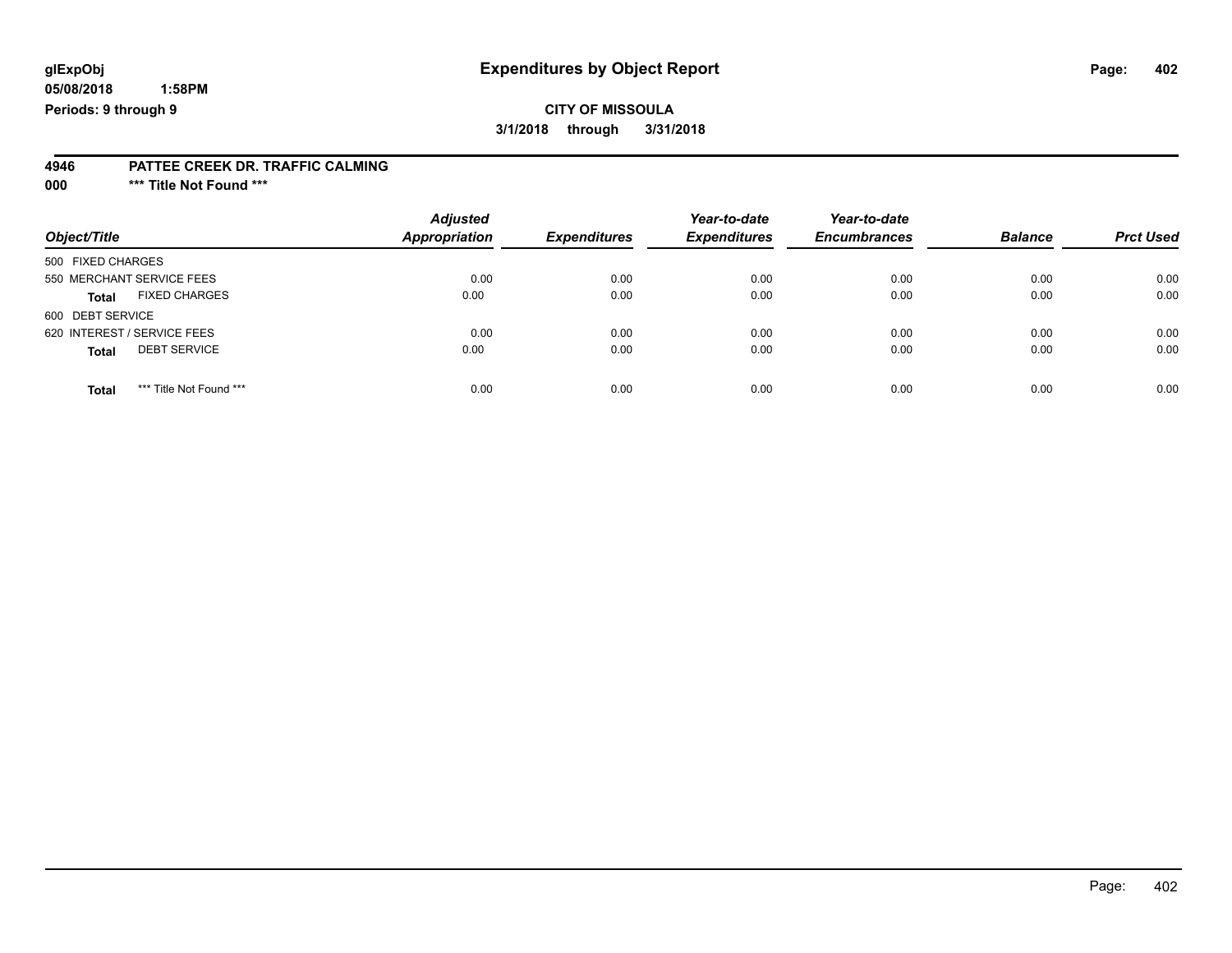**glExpObj** 
**05/08/2018 1:58PM** 
**Periods: 9 through 9**

# Expenditures by Object Report

**CITY OF MISSOULA**

**3/1/2018 through 3/31/2018**

**4946 PATTEE CREEK DR. TRAFFIC CALMING**

**000 *** Title Not Found *****

| Object/Title | Adjusted Appropriation | Expenditures | Year-to-date Expenditures | Year-to-date Encumbrances | Balance | Prct Used |
|---|---|---|---|---|---|---|
| 500 FIXED CHARGES | | | | | | |
| 550 MERCHANT SERVICE FEES | 0.00 | 0.00 | 0.00 | 0.00 | 0.00 | 0.00 |
| **Total** FIXED CHARGES | 0.00 | 0.00 | 0.00 | 0.00 | 0.00 | 0.00 |
| 600 DEBT SERVICE | | | | | | |
| 620 INTEREST / SERVICE FEES | 0.00 | 0.00 | 0.00 | 0.00 | 0.00 | 0.00 |
| **Total** DEBT SERVICE | 0.00 | 0.00 | 0.00 | 0.00 | 0.00 | 0.00 |
| **Total** *** Title Not Found *** | 0.00 | 0.00 | 0.00 | 0.00 | 0.00 | 0.00 |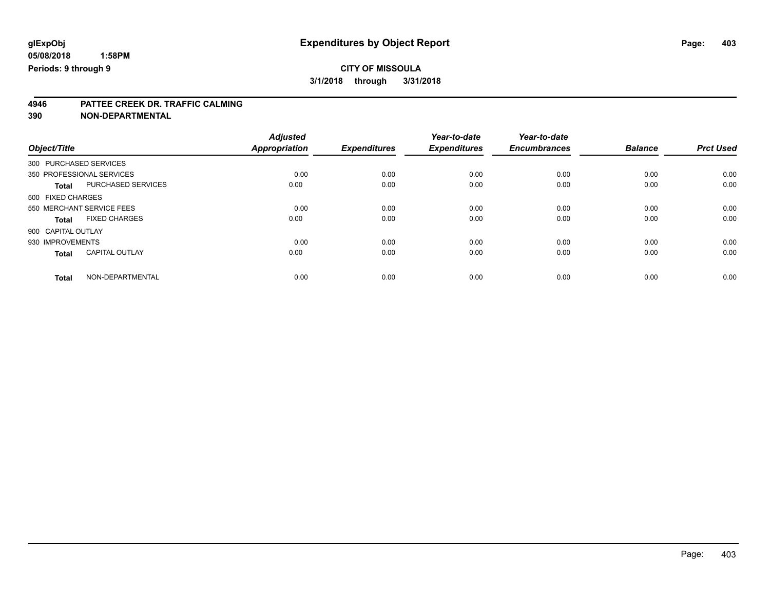**glExpObj** **Expenditures by Object Report**

**05/08/2018 1:58PM**

**Periods: 9 through 9**

**CITY OF MISSOULA**

**3/1/2018 through 3/31/2018**

## 4946 PATTEE CREEK DR. TRAFFIC CALMING

## 390 NON-DEPARTMENTAL

| Object/Title | | Adjusted Appropriation | Expenditures | Year-to-date Expenditures | Year-to-date Encumbrances | Balance | Prct Used |
|---|---|---|---|---|---|---|---|
| 300 PURCHASED SERVICES | | | | | | | |
| 350 PROFESSIONAL SERVICES | | 0.00 | 0.00 | 0.00 | 0.00 | 0.00 | 0.00 |
| **Total** | PURCHASED SERVICES | 0.00 | 0.00 | 0.00 | 0.00 | 0.00 | 0.00 |
| 500 FIXED CHARGES | | | | | | | |
| 550 MERCHANT SERVICE FEES | | 0.00 | 0.00 | 0.00 | 0.00 | 0.00 | 0.00 |
| **Total** | FIXED CHARGES | 0.00 | 0.00 | 0.00 | 0.00 | 0.00 | 0.00 |
| 900 CAPITAL OUTLAY | | | | | | | |
| 930 IMPROVEMENTS | | 0.00 | 0.00 | 0.00 | 0.00 | 0.00 | 0.00 |
| **Total** | CAPITAL OUTLAY | 0.00 | 0.00 | 0.00 | 0.00 | 0.00 | 0.00 |
| **Total** | NON-DEPARTMENTAL | 0.00 | 0.00 | 0.00 | 0.00 | 0.00 | 0.00 |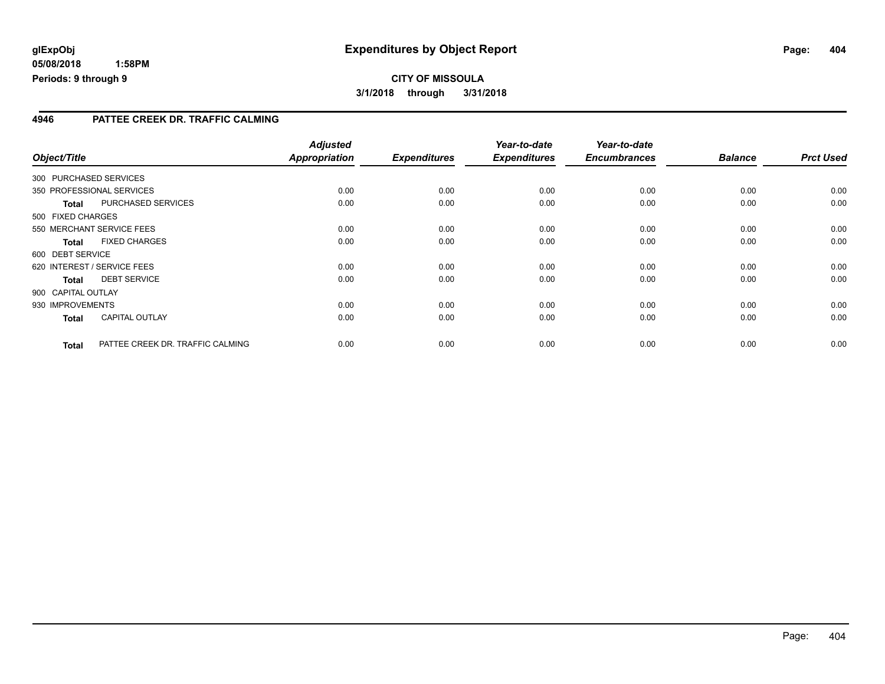**glExpObj** **Expenditures by Object Report**

**05/08/2018 1:58PM**

**Periods: 9 through 9**

**CITY OF MISSOULA**

**3/1/2018 through 3/31/2018**

## 4946 PATTEE CREEK DR. TRAFFIC CALMING

| Object/Title | | Adjusted Appropriation | Expenditures | Year-to-date Expenditures | Year-to-date Encumbrances | Balance | Prct Used |
|---|---|---|---|---|---|---|---|
| 300 PURCHASED SERVICES | | | | | | | |
| 350 PROFESSIONAL SERVICES | | 0.00 | 0.00 | 0.00 | 0.00 | 0.00 | 0.00 |
| **Total** | PURCHASED SERVICES | 0.00 | 0.00 | 0.00 | 0.00 | 0.00 | 0.00 |
| 500 FIXED CHARGES | | | | | | | |
| 550 MERCHANT SERVICE FEES | | 0.00 | 0.00 | 0.00 | 0.00 | 0.00 | 0.00 |
| **Total** | FIXED CHARGES | 0.00 | 0.00 | 0.00 | 0.00 | 0.00 | 0.00 |
| 600 DEBT SERVICE | | | | | | | |
| 620 INTEREST / SERVICE FEES | | 0.00 | 0.00 | 0.00 | 0.00 | 0.00 | 0.00 |
| **Total** | DEBT SERVICE | 0.00 | 0.00 | 0.00 | 0.00 | 0.00 | 0.00 |
| 900 CAPITAL OUTLAY | | | | | | | |
| 930 IMPROVEMENTS | | 0.00 | 0.00 | 0.00 | 0.00 | 0.00 | 0.00 |
| **Total** | CAPITAL OUTLAY | 0.00 | 0.00 | 0.00 | 0.00 | 0.00 | 0.00 |
| **Total** | PATTEE CREEK DR. TRAFFIC CALMING | 0.00 | 0.00 | 0.00 | 0.00 | 0.00 | 0.00 |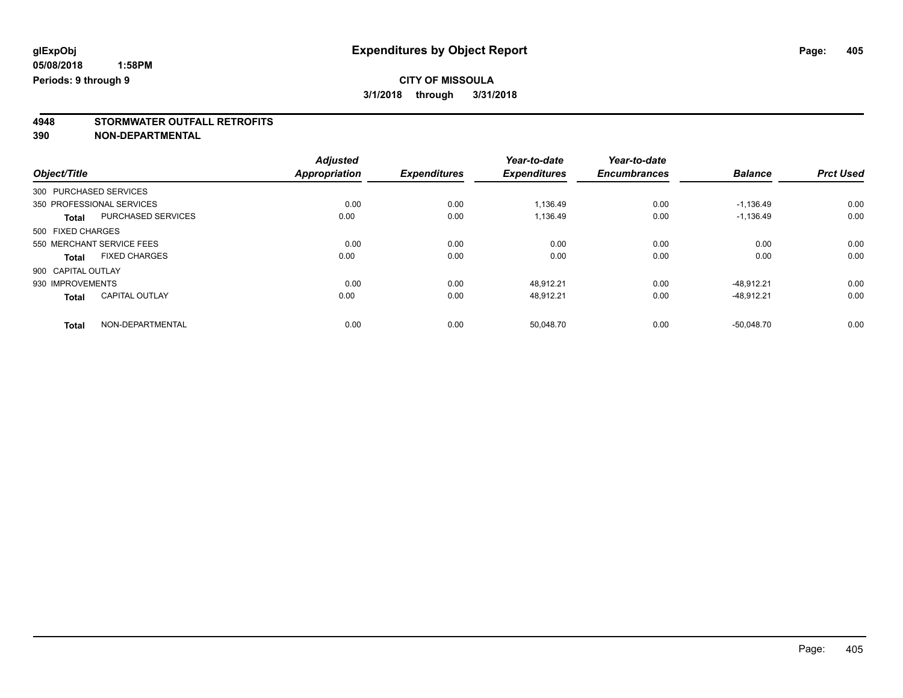**glExpObj** **Expenditures by Object Report**

**05/08/2018 1:58PM**

**Periods: 9 through 9**

**CITY OF MISSOULA**

**3/1/2018 through 3/31/2018**

## 4948 STORMWATER OUTFALL RETROFITS

## 390 NON-DEPARTMENTAL

| Object/Title | | Adjusted Appropriation | Expenditures | Year-to-date Expenditures | Year-to-date Encumbrances | Balance | Prct Used |
|---|---|---|---|---|---|---|---|
| 300 PURCHASED SERVICES | | | | | | | |
| 350 PROFESSIONAL SERVICES | | 0.00 | 0.00 | 1,136.49 | 0.00 | -1,136.49 | 0.00 |
| **Total** | PURCHASED SERVICES | 0.00 | 0.00 | 1,136.49 | 0.00 | -1,136.49 | 0.00 |
| 500 FIXED CHARGES | | | | | | | |
| 550 MERCHANT SERVICE FEES | | 0.00 | 0.00 | 0.00 | 0.00 | 0.00 | 0.00 |
| **Total** | FIXED CHARGES | 0.00 | 0.00 | 0.00 | 0.00 | 0.00 | 0.00 |
| 900 CAPITAL OUTLAY | | | | | | | |
| 930 IMPROVEMENTS | | 0.00 | 0.00 | 48,912.21 | 0.00 | -48,912.21 | 0.00 |
| **Total** | CAPITAL OUTLAY | 0.00 | 0.00 | 48,912.21 | 0.00 | -48,912.21 | 0.00 |
| **Total** | NON-DEPARTMENTAL | 0.00 | 0.00 | 50,048.70 | 0.00 | -50,048.70 | 0.00 |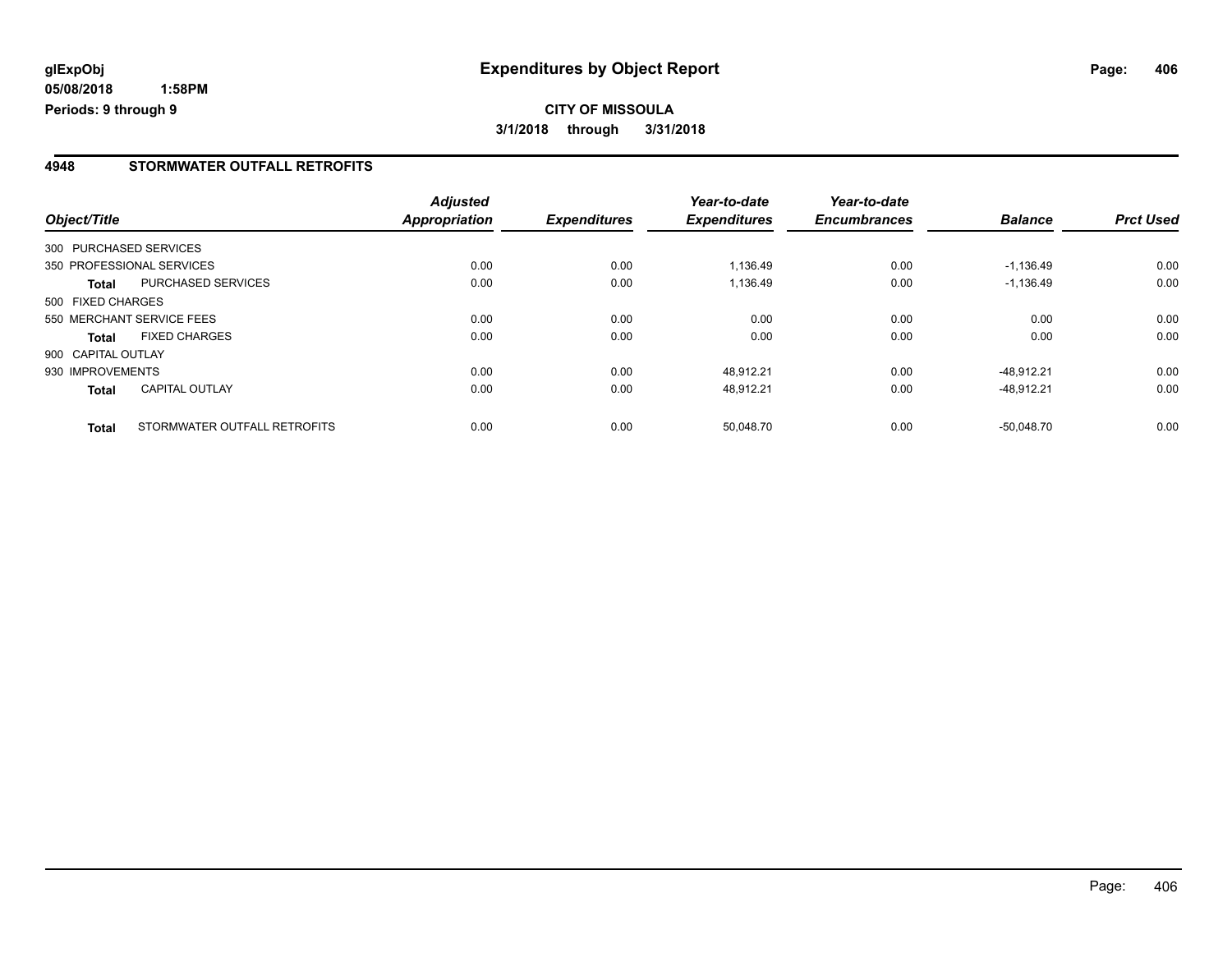**glExpObj**
**05/08/2018 1:58PM**
**Periods: 9 through 9**

# Expenditures by Object Report

**CITY OF MISSOULA**
**3/1/2018 through 3/31/2018**

## 4948 STORMWATER OUTFALL RETROFITS

| Object/Title | | *Adjusted Appropriation* | *Expenditures* | *Year-to-date Expenditures* | *Year-to-date Encumbrances* | *Balance* | *Prct Used* |
|---|---|---|---|---|---|---|---|
| 300 PURCHASED SERVICES | | | | | | | |
| 350 PROFESSIONAL SERVICES | | 0.00 | 0.00 | 1,136.49 | 0.00 | -1,136.49 | 0.00 |
| **Total** | PURCHASED SERVICES | 0.00 | 0.00 | 1,136.49 | 0.00 | -1,136.49 | 0.00 |
| 500 FIXED CHARGES | | | | | | | |
| 550 MERCHANT SERVICE FEES | | 0.00 | 0.00 | 0.00 | 0.00 | 0.00 | 0.00 |
| **Total** | FIXED CHARGES | 0.00 | 0.00 | 0.00 | 0.00 | 0.00 | 0.00 |
| 900 CAPITAL OUTLAY | | | | | | | |
| 930 IMPROVEMENTS | | 0.00 | 0.00 | 48,912.21 | 0.00 | -48,912.21 | 0.00 |
| **Total** | CAPITAL OUTLAY | 0.00 | 0.00 | 48,912.21 | 0.00 | -48,912.21 | 0.00 |
| **Total** | STORMWATER OUTFALL RETROFITS | 0.00 | 0.00 | 50,048.70 | 0.00 | -50,048.70 | 0.00 |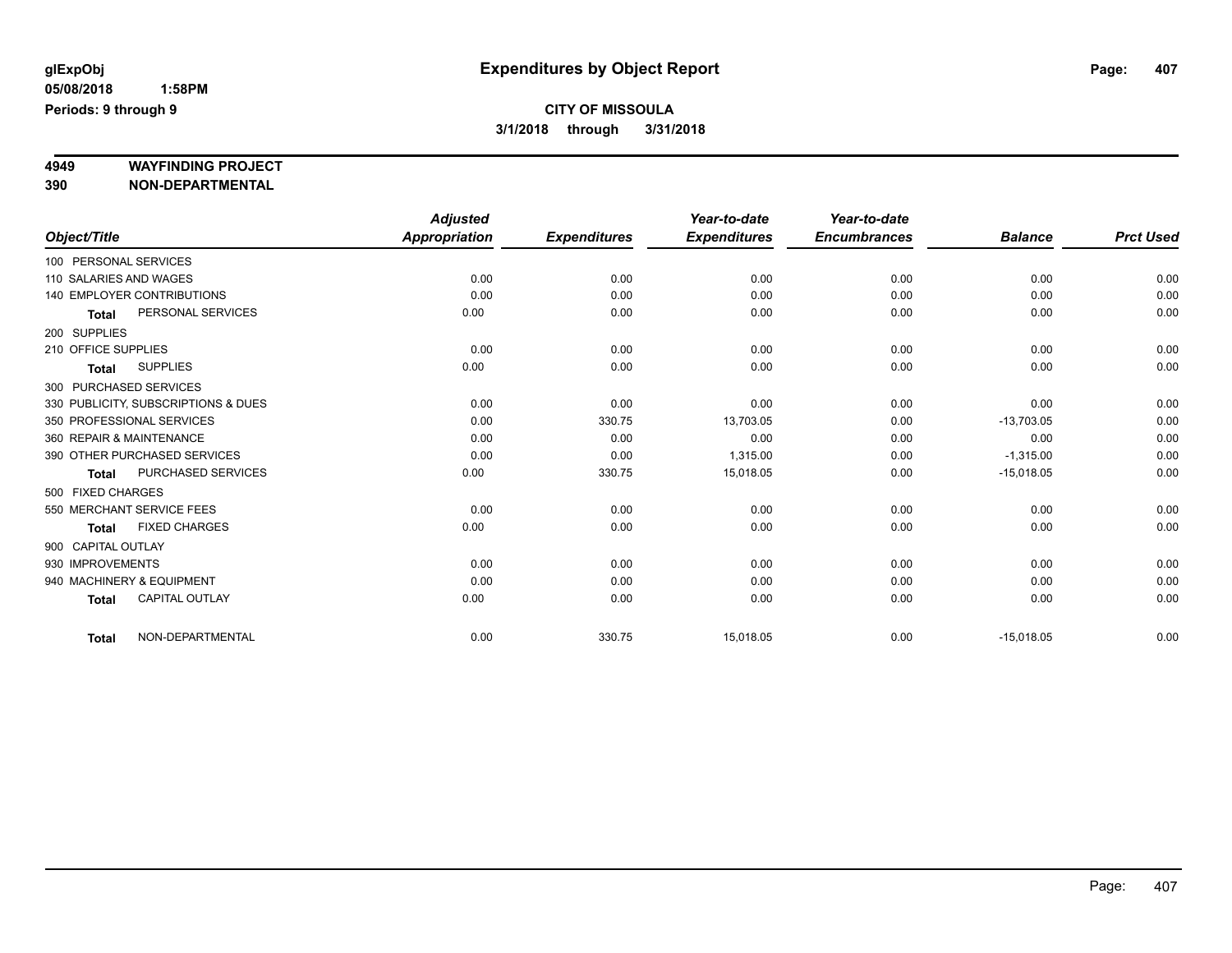glExpObj
05/08/2018 1:58PM
Periods: 9 through 9

# Expenditures by Object Report

**CITY OF MISSOULA**
**3/1/2018 through 3/31/2018**

## 4949 WAYFINDING PROJECT
## 390 NON-DEPARTMENTAL

| Object/Title | Adjusted Appropriation | Expenditures | Year-to-date Expenditures | Year-to-date Encumbrances | Balance | Prct Used |
|---|---|---|---|---|---|---|
| 100 PERSONAL SERVICES | | | | | | |
| 110 SALARIES AND WAGES | 0.00 | 0.00 | 0.00 | 0.00 | 0.00 | 0.00 |
| 140 EMPLOYER CONTRIBUTIONS | 0.00 | 0.00 | 0.00 | 0.00 | 0.00 | 0.00 |
| **Total** PERSONAL SERVICES | 0.00 | 0.00 | 0.00 | 0.00 | 0.00 | 0.00 |
| 200 SUPPLIES | | | | | | |
| 210 OFFICE SUPPLIES | 0.00 | 0.00 | 0.00 | 0.00 | 0.00 | 0.00 |
| **Total** SUPPLIES | 0.00 | 0.00 | 0.00 | 0.00 | 0.00 | 0.00 |
| 300 PURCHASED SERVICES | | | | | | |
| 330 PUBLICITY, SUBSCRIPTIONS & DUES | 0.00 | 0.00 | 0.00 | 0.00 | 0.00 | 0.00 |
| 350 PROFESSIONAL SERVICES | 0.00 | 330.75 | 13,703.05 | 0.00 | -13,703.05 | 0.00 |
| 360 REPAIR & MAINTENANCE | 0.00 | 0.00 | 0.00 | 0.00 | 0.00 | 0.00 |
| 390 OTHER PURCHASED SERVICES | 0.00 | 0.00 | 1,315.00 | 0.00 | -1,315.00 | 0.00 |
| **Total** PURCHASED SERVICES | 0.00 | 330.75 | 15,018.05 | 0.00 | -15,018.05 | 0.00 |
| 500 FIXED CHARGES | | | | | | |
| 550 MERCHANT SERVICE FEES | 0.00 | 0.00 | 0.00 | 0.00 | 0.00 | 0.00 |
| **Total** FIXED CHARGES | 0.00 | 0.00 | 0.00 | 0.00 | 0.00 | 0.00 |
| 900 CAPITAL OUTLAY | | | | | | |
| 930 IMPROVEMENTS | 0.00 | 0.00 | 0.00 | 0.00 | 0.00 | 0.00 |
| 940 MACHINERY & EQUIPMENT | 0.00 | 0.00 | 0.00 | 0.00 | 0.00 | 0.00 |
| **Total** CAPITAL OUTLAY | 0.00 | 0.00 | 0.00 | 0.00 | 0.00 | 0.00 |
| **Total** NON-DEPARTMENTAL | 0.00 | 330.75 | 15,018.05 | 0.00 | -15,018.05 | 0.00 |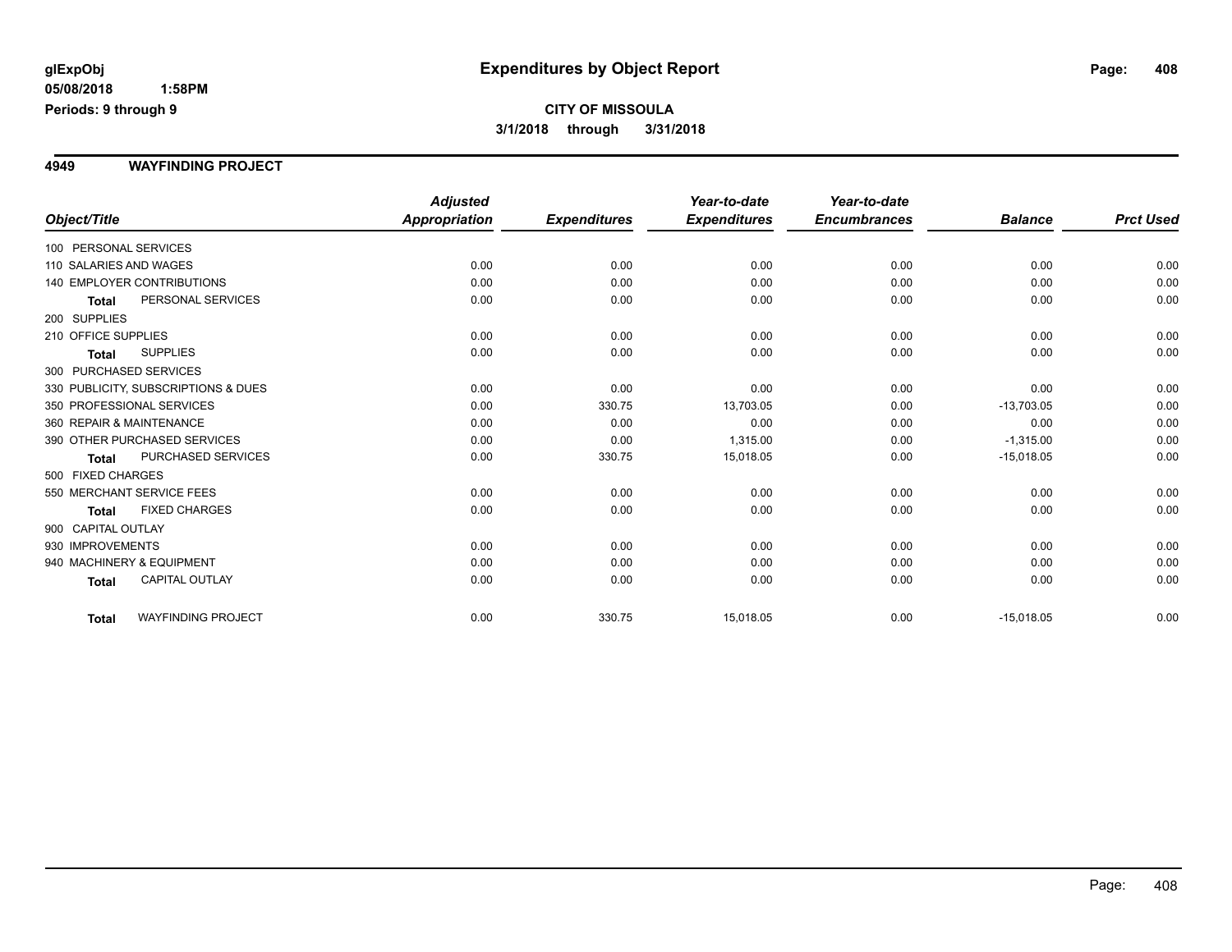glExpObj
05/08/2018 1:58PM
Periods: 9 through 9

# Expenditures by Object Report

**CITY OF MISSOULA**
**3/1/2018 through 3/31/2018**

## 4949 WAYFINDING PROJECT

| Object/Title | | Adjusted Appropriation | Expenditures | Year-to-date Expenditures | Year-to-date Encumbrances | Balance | Prct Used |
|---|---|---|---|---|---|---|---|
| 100 PERSONAL SERVICES | | | | | | | |
| 110 SALARIES AND WAGES | | 0.00 | 0.00 | 0.00 | 0.00 | 0.00 | 0.00 |
| 140 EMPLOYER CONTRIBUTIONS | | 0.00 | 0.00 | 0.00 | 0.00 | 0.00 | 0.00 |
| **Total** | PERSONAL SERVICES | 0.00 | 0.00 | 0.00 | 0.00 | 0.00 | 0.00 |
| 200 SUPPLIES | | | | | | | |
| 210 OFFICE SUPPLIES | | 0.00 | 0.00 | 0.00 | 0.00 | 0.00 | 0.00 |
| **Total** | SUPPLIES | 0.00 | 0.00 | 0.00 | 0.00 | 0.00 | 0.00 |
| 300 PURCHASED SERVICES | | | | | | | |
| 330 PUBLICITY, SUBSCRIPTIONS & DUES | | 0.00 | 0.00 | 0.00 | 0.00 | 0.00 | 0.00 |
| 350 PROFESSIONAL SERVICES | | 0.00 | 330.75 | 13,703.05 | 0.00 | -13,703.05 | 0.00 |
| 360 REPAIR & MAINTENANCE | | 0.00 | 0.00 | 0.00 | 0.00 | 0.00 | 0.00 |
| 390 OTHER PURCHASED SERVICES | | 0.00 | 0.00 | 1,315.00 | 0.00 | -1,315.00 | 0.00 |
| **Total** | PURCHASED SERVICES | 0.00 | 330.75 | 15,018.05 | 0.00 | -15,018.05 | 0.00 |
| 500 FIXED CHARGES | | | | | | | |
| 550 MERCHANT SERVICE FEES | | 0.00 | 0.00 | 0.00 | 0.00 | 0.00 | 0.00 |
| **Total** | FIXED CHARGES | 0.00 | 0.00 | 0.00 | 0.00 | 0.00 | 0.00 |
| 900 CAPITAL OUTLAY | | | | | | | |
| 930 IMPROVEMENTS | | 0.00 | 0.00 | 0.00 | 0.00 | 0.00 | 0.00 |
| 940 MACHINERY & EQUIPMENT | | 0.00 | 0.00 | 0.00 | 0.00 | 0.00 | 0.00 |
| **Total** | CAPITAL OUTLAY | 0.00 | 0.00 | 0.00 | 0.00 | 0.00 | 0.00 |
| **Total** | WAYFINDING PROJECT | 0.00 | 330.75 | 15,018.05 | 0.00 | -15,018.05 | 0.00 |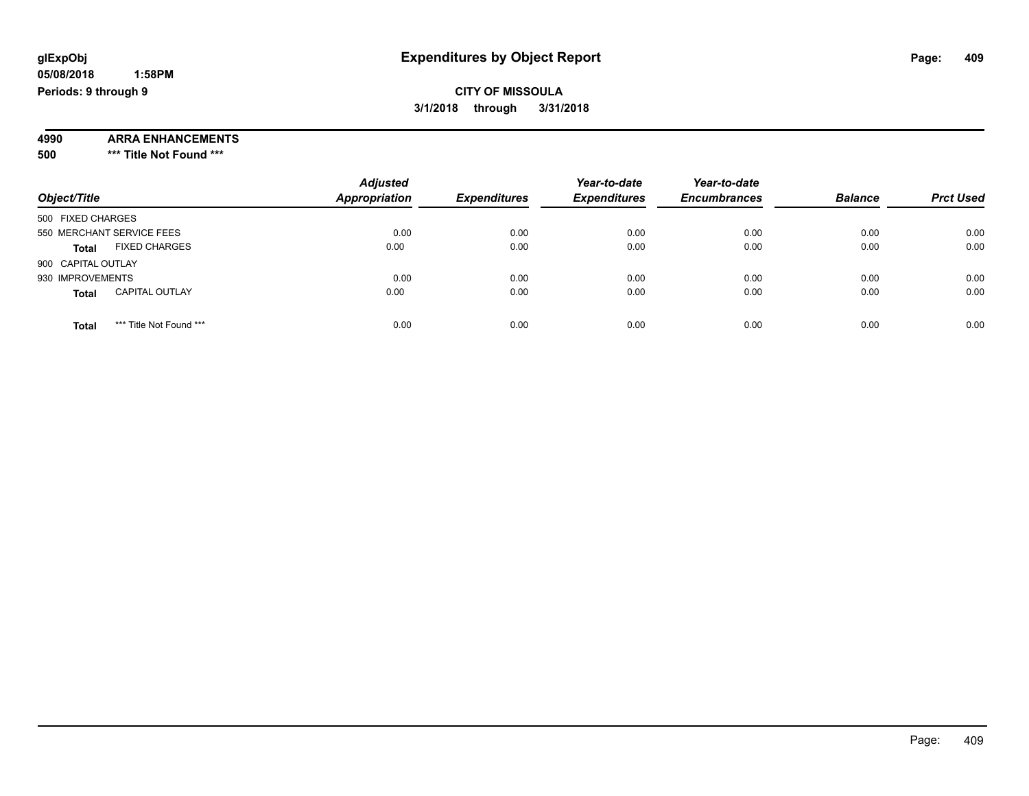**glExpObj**
**05/08/2018 1:58PM**
**Periods: 9 through 9**

# Expenditures by Object Report

**CITY OF MISSOULA**
**3/1/2018 through 3/31/2018**

**4990 ARRA ENHANCEMENTS**
**500 *** Title Not Found *****

| Object/Title | Adjusted Appropriation | Expenditures | Year-to-date Expenditures | Year-to-date Encumbrances | Balance | Prct Used |
|---|---|---|---|---|---|---|
| 500 FIXED CHARGES | | | | | | |
| 550 MERCHANT SERVICE FEES | 0.00 | 0.00 | 0.00 | 0.00 | 0.00 | 0.00 |
| **Total** FIXED CHARGES | 0.00 | 0.00 | 0.00 | 0.00 | 0.00 | 0.00 |
| 900 CAPITAL OUTLAY | | | | | | |
| 930 IMPROVEMENTS | 0.00 | 0.00 | 0.00 | 0.00 | 0.00 | 0.00 |
| **Total** CAPITAL OUTLAY | 0.00 | 0.00 | 0.00 | 0.00 | 0.00 | 0.00 |
| **Total** *** Title Not Found *** | 0.00 | 0.00 | 0.00 | 0.00 | 0.00 | 0.00 |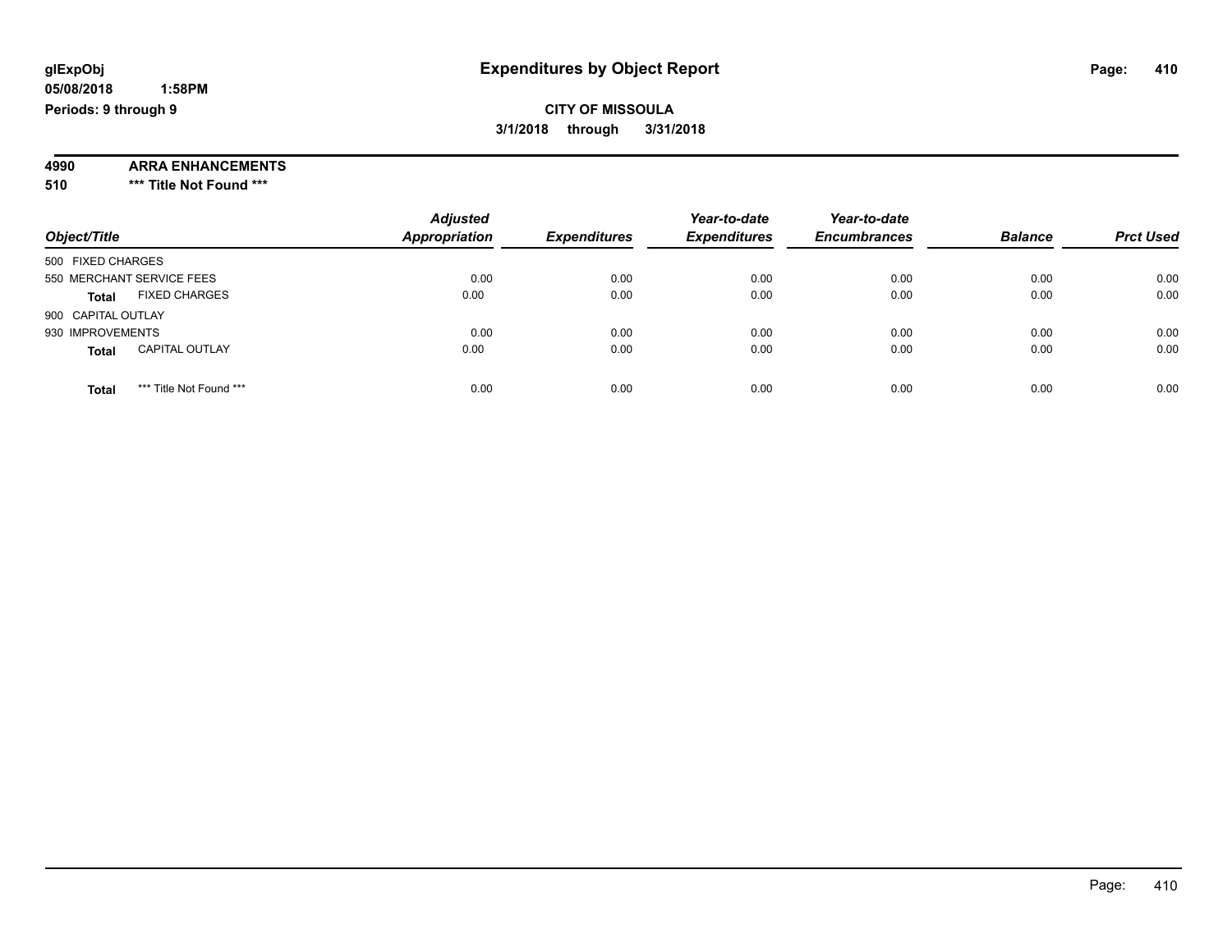**glExpObj**
**05/08/2018 1:58PM**
**Periods: 9 through 9**

# Expenditures by Object Report

**CITY OF MISSOULA**
**3/1/2018 through 3/31/2018**

**4990 ARRA ENHANCEMENTS**
**510 \*\*\* Title Not Found \*\*\***

| Object/Title | Adjusted Appropriation | Expenditures | Year-to-date Expenditures | Year-to-date Encumbrances | Balance | Prct Used |
|---|---|---|---|---|---|---|
| 500 FIXED CHARGES | | | | | | |
| 550 MERCHANT SERVICE FEES | 0.00 | 0.00 | 0.00 | 0.00 | 0.00 | 0.00 |
| **Total** FIXED CHARGES | 0.00 | 0.00 | 0.00 | 0.00 | 0.00 | 0.00 |
| 900 CAPITAL OUTLAY | | | | | | |
| 930 IMPROVEMENTS | 0.00 | 0.00 | 0.00 | 0.00 | 0.00 | 0.00 |
| **Total** CAPITAL OUTLAY | 0.00 | 0.00 | 0.00 | 0.00 | 0.00 | 0.00 |
| **Total** *** Title Not Found *** | 0.00 | 0.00 | 0.00 | 0.00 | 0.00 | 0.00 |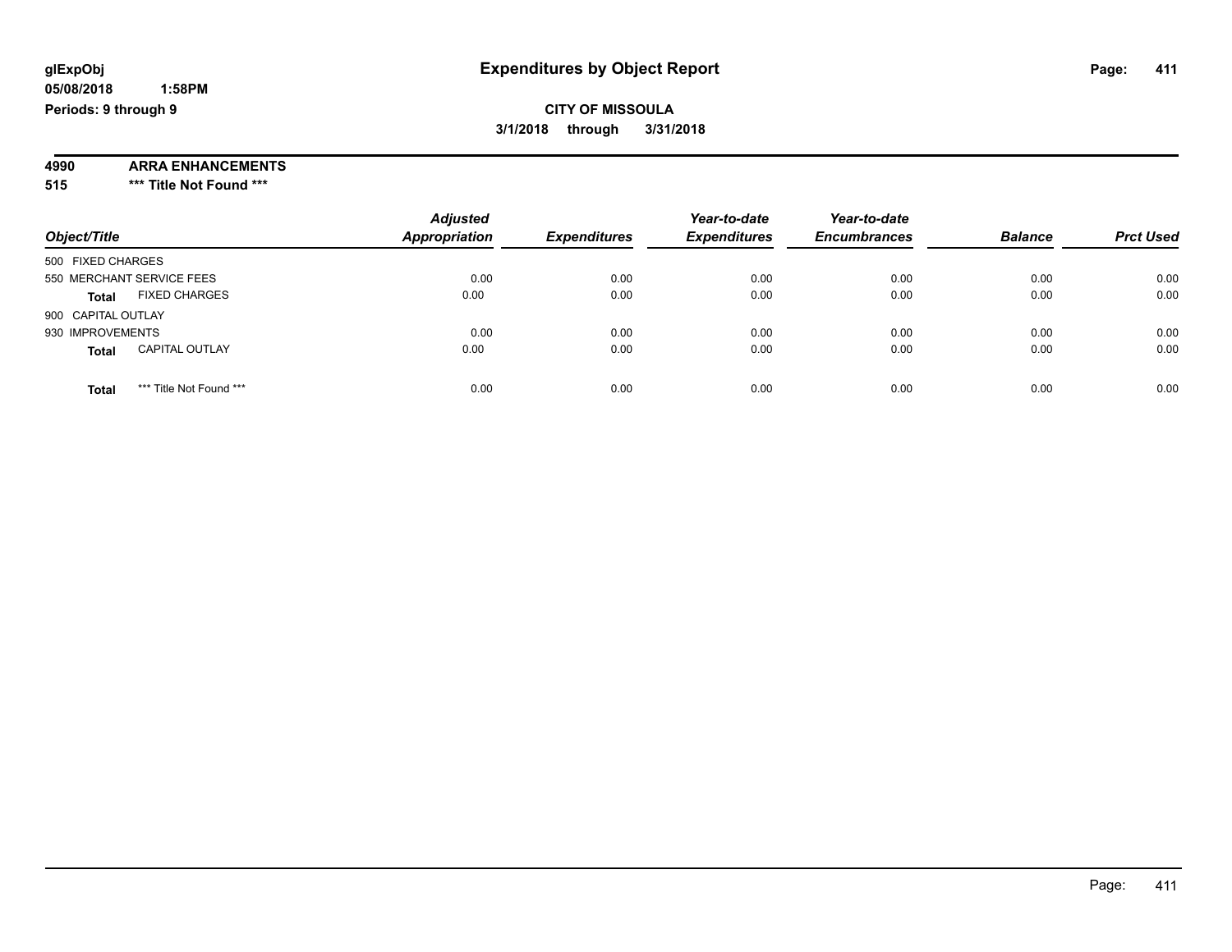**glExpObj**
**05/08/2018 1:58PM**
**Periods: 9 through 9**

# Expenditures by Object Report

**CITY OF MISSOULA**
**3/1/2018 through 3/31/2018**

**4990 ARRA ENHANCEMENTS**
**515 \*\*\* Title Not Found \*\*\***

| Object/Title | | Adjusted Appropriation | Expenditures | Year-to-date Expenditures | Year-to-date Encumbrances | Balance | Prct Used |
|---|---|---|---|---|---|---|---|
| 500 FIXED CHARGES | | | | | | | |
| 550 MERCHANT SERVICE FEES | | 0.00 | 0.00 | 0.00 | 0.00 | 0.00 | 0.00 |
| **Total** | FIXED CHARGES | 0.00 | 0.00 | 0.00 | 0.00 | 0.00 | 0.00 |
| 900 CAPITAL OUTLAY | | | | | | | |
| 930 IMPROVEMENTS | | 0.00 | 0.00 | 0.00 | 0.00 | 0.00 | 0.00 |
| **Total** | CAPITAL OUTLAY | 0.00 | 0.00 | 0.00 | 0.00 | 0.00 | 0.00 |
| **Total** | *** Title Not Found *** | 0.00 | 0.00 | 0.00 | 0.00 | 0.00 | 0.00 |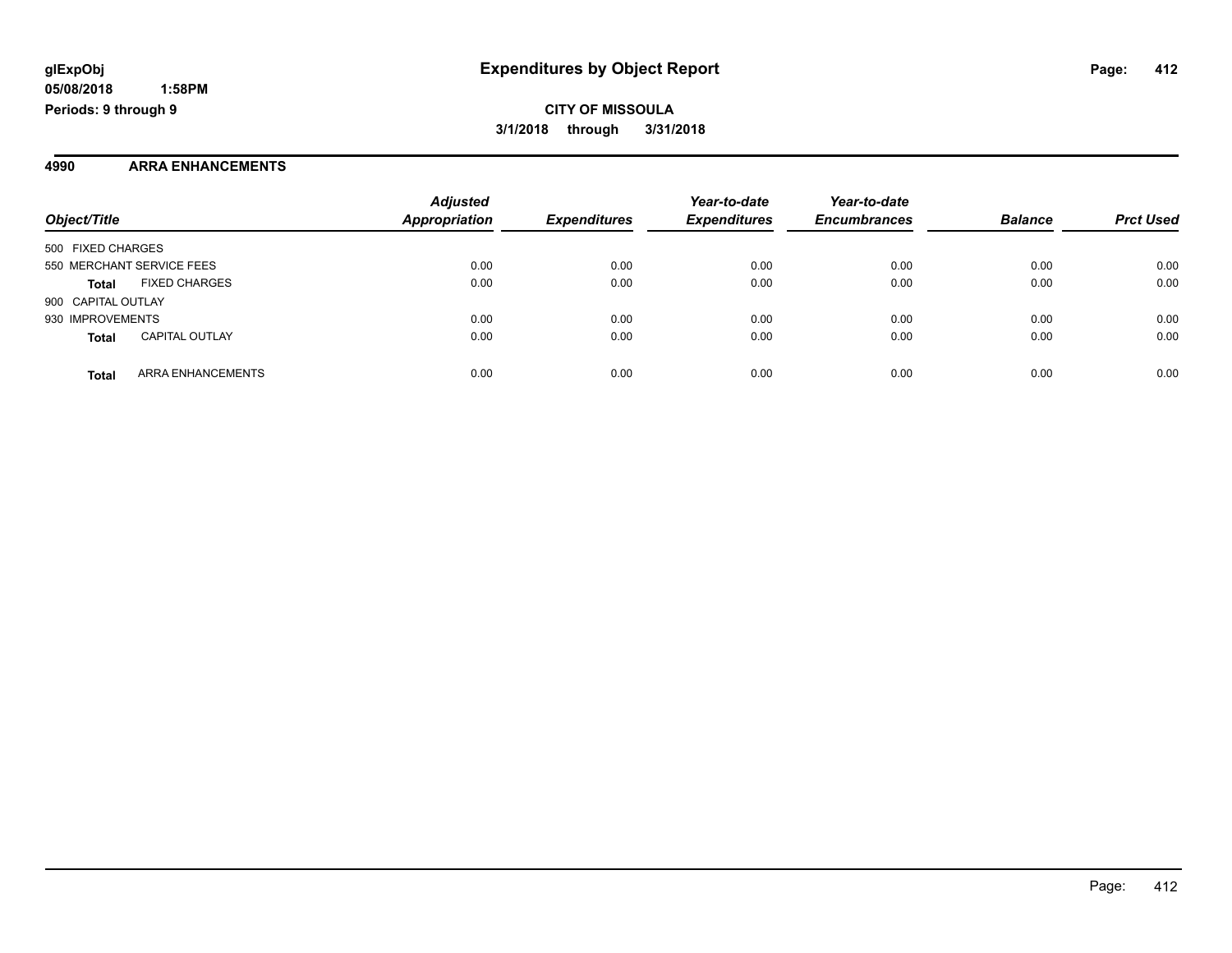**glExpObj**
**05/08/2018 1:58PM**
**Periods: 9 through 9**

# Expenditures by Object Report

**CITY OF MISSOULA**
**3/1/2018 through 3/31/2018**

## 4990 ARRA ENHANCEMENTS

| Object/Title | Adjusted Appropriation | Expenditures | Year-to-date Expenditures | Year-to-date Encumbrances | Balance | Prct Used |
|---|---|---|---|---|---|---|
| 500 FIXED CHARGES | | | | | | |
| 550 MERCHANT SERVICE FEES | 0.00 | 0.00 | 0.00 | 0.00 | 0.00 | 0.00 |
| **Total** FIXED CHARGES | 0.00 | 0.00 | 0.00 | 0.00 | 0.00 | 0.00 |
| 900 CAPITAL OUTLAY | | | | | | |
| 930 IMPROVEMENTS | 0.00 | 0.00 | 0.00 | 0.00 | 0.00 | 0.00 |
| **Total** CAPITAL OUTLAY | 0.00 | 0.00 | 0.00 | 0.00 | 0.00 | 0.00 |
| **Total** ARRA ENHANCEMENTS | 0.00 | 0.00 | 0.00 | 0.00 | 0.00 | 0.00 |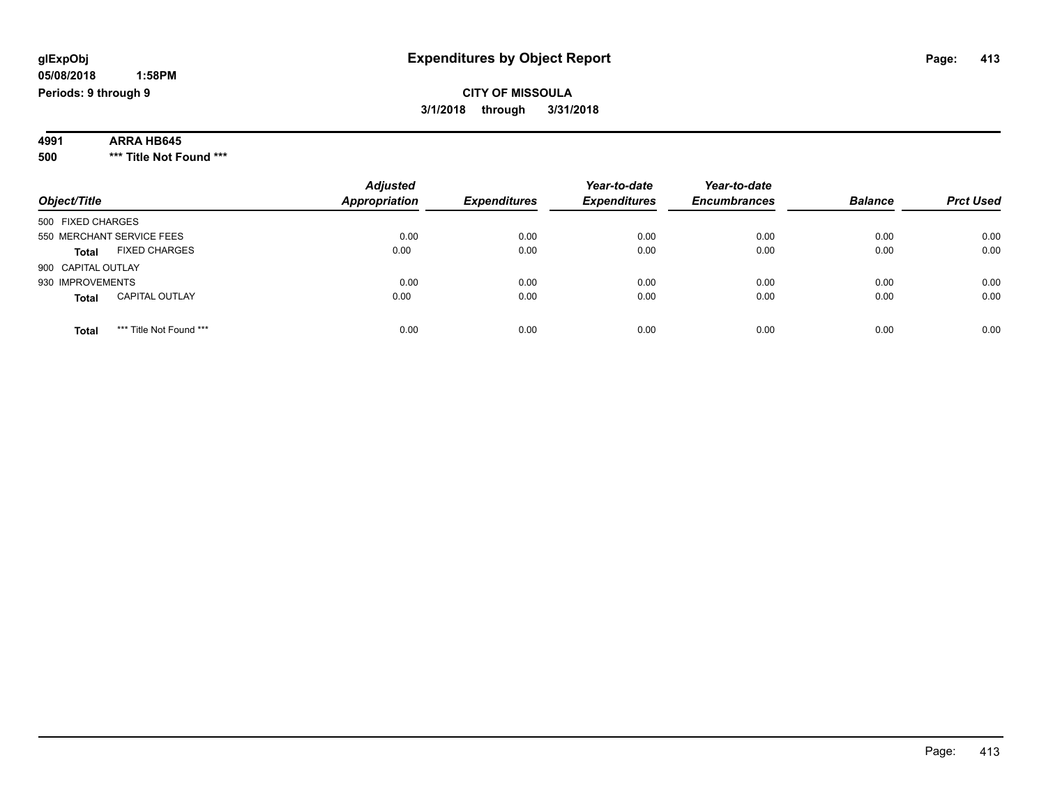**glExpObj** **Expenditures by Object Report**

**05/08/2018 1:58PM**

**Periods: 9 through 9**

**CITY OF MISSOULA**

**3/1/2018 through 3/31/2018**

**4991 ARRA HB645**

**500 \*\*\* Title Not Found \*\*\***

| Object/Title | Adjusted Appropriation | Expenditures | Year-to-date Expenditures | Year-to-date Encumbrances | Balance | Prct Used |
|---|---|---|---|---|---|---|
| 500 FIXED CHARGES | | | | | | |
| 550 MERCHANT SERVICE FEES | 0.00 | 0.00 | 0.00 | 0.00 | 0.00 | 0.00 |
| **Total** FIXED CHARGES | 0.00 | 0.00 | 0.00 | 0.00 | 0.00 | 0.00 |
| 900 CAPITAL OUTLAY | | | | | | |
| 930 IMPROVEMENTS | 0.00 | 0.00 | 0.00 | 0.00 | 0.00 | 0.00 |
| **Total** CAPITAL OUTLAY | 0.00 | 0.00 | 0.00 | 0.00 | 0.00 | 0.00 |
| **Total** \*\*\* Title Not Found \*\*\* | 0.00 | 0.00 | 0.00 | 0.00 | 0.00 | 0.00 |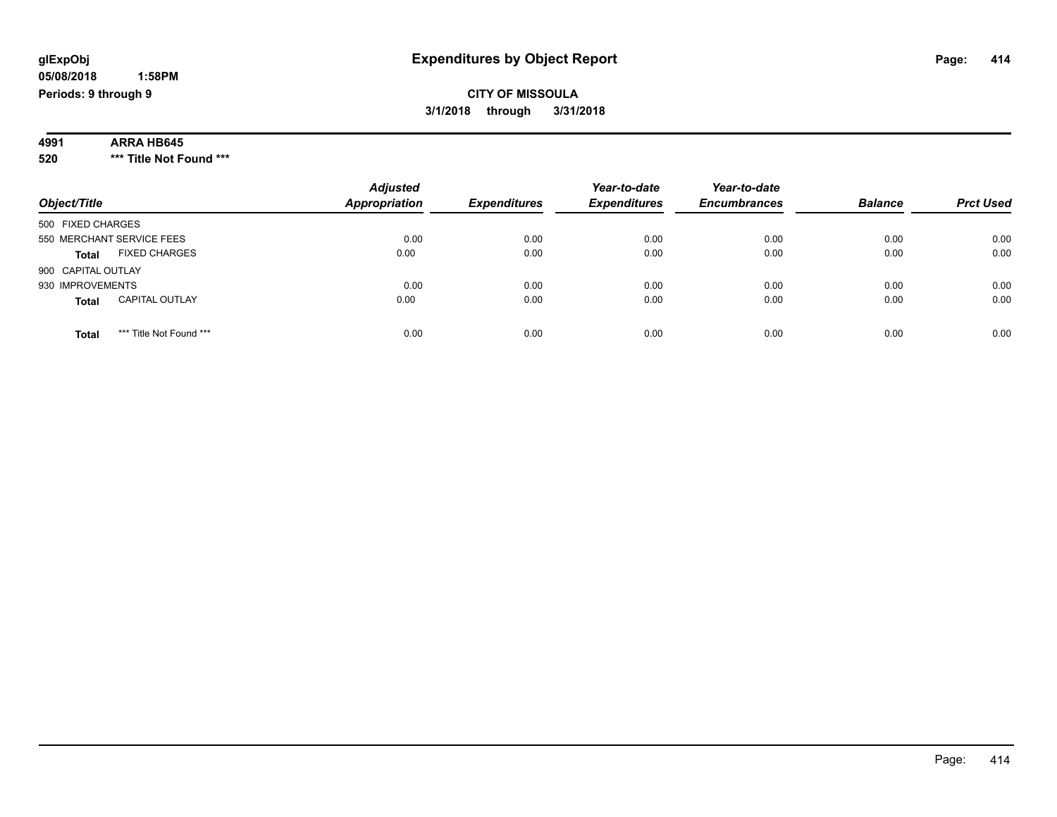# Expenditures by Object Report

glExpObj
05/08/2018 1:58PM
Periods: 9 through 9

**CITY OF MISSOULA**
**3/1/2018 through 3/31/2018**

**4991 ARRA HB645**
**520 *** Title Not Found *****

| Object/Title | Adjusted Appropriation | Expenditures | Year-to-date Expenditures | Year-to-date Encumbrances | Balance | Prct Used |
|---|---|---|---|---|---|---|
| 500 FIXED CHARGES | | | | | | |
| 550 MERCHANT SERVICE FEES | 0.00 | 0.00 | 0.00 | 0.00 | 0.00 | 0.00 |
| **Total** FIXED CHARGES | 0.00 | 0.00 | 0.00 | 0.00 | 0.00 | 0.00 |
| 900 CAPITAL OUTLAY | | | | | | |
| 930 IMPROVEMENTS | 0.00 | 0.00 | 0.00 | 0.00 | 0.00 | 0.00 |
| **Total** CAPITAL OUTLAY | 0.00 | 0.00 | 0.00 | 0.00 | 0.00 | 0.00 |
| **Total** *** Title Not Found *** | 0.00 | 0.00 | 0.00 | 0.00 | 0.00 | 0.00 |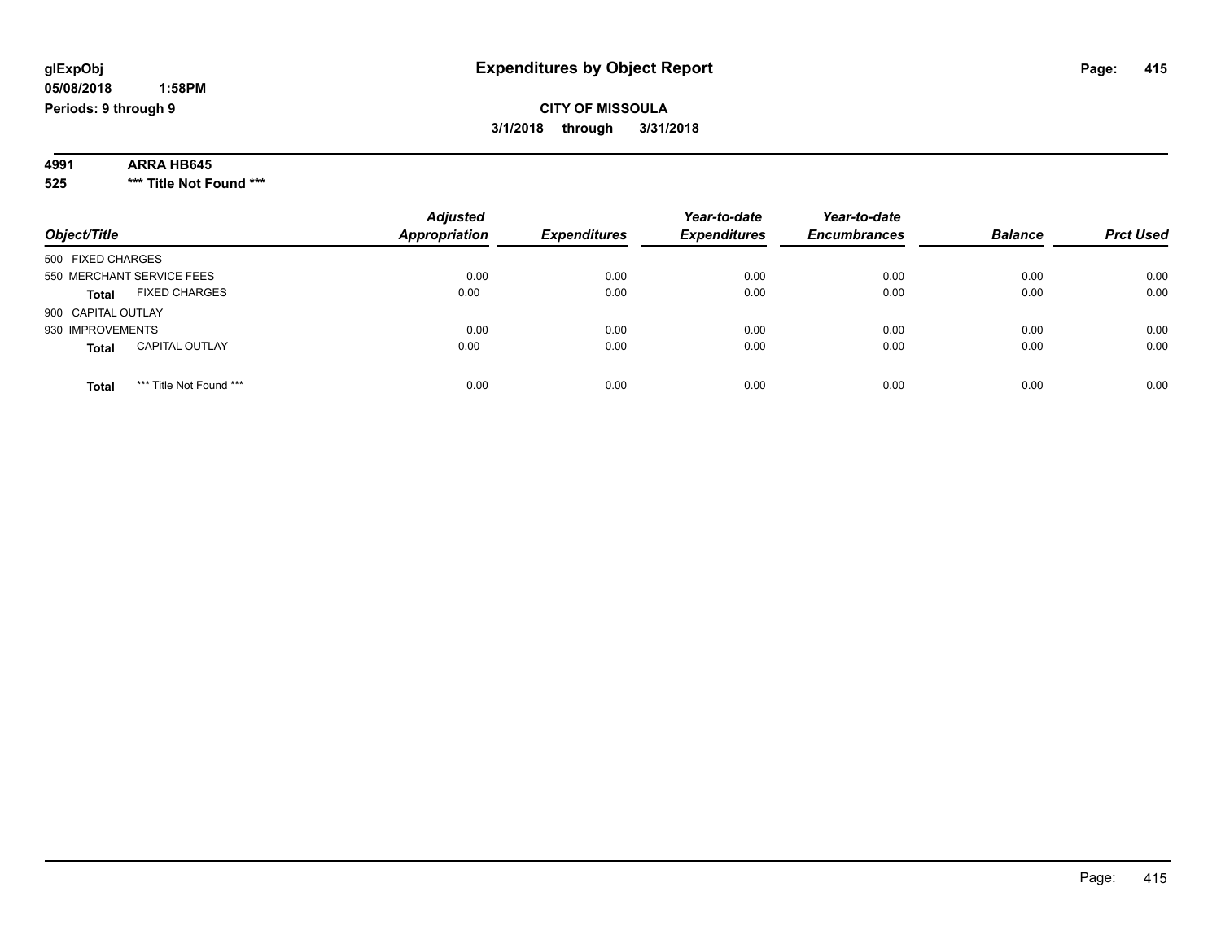**glExpObj**
**05/08/2018 1:58PM**
**Periods: 9 through 9**

# Expenditures by Object Report

**CITY OF MISSOULA**
**3/1/2018 through 3/31/2018**

**4991 ARRA HB645**
**525 *** Title Not Found *****

| Object/Title | Adjusted Appropriation | Expenditures | Year-to-date Expenditures | Year-to-date Encumbrances | Balance | Prct Used |
|---|---|---|---|---|---|---|
| 500 FIXED CHARGES | | | | | | |
| 550 MERCHANT SERVICE FEES | 0.00 | 0.00 | 0.00 | 0.00 | 0.00 | 0.00 |
| **Total** FIXED CHARGES | 0.00 | 0.00 | 0.00 | 0.00 | 0.00 | 0.00 |
| 900 CAPITAL OUTLAY | | | | | | |
| 930 IMPROVEMENTS | 0.00 | 0.00 | 0.00 | 0.00 | 0.00 | 0.00 |
| **Total** CAPITAL OUTLAY | 0.00 | 0.00 | 0.00 | 0.00 | 0.00 | 0.00 |
| **Total** *** Title Not Found *** | 0.00 | 0.00 | 0.00 | 0.00 | 0.00 | 0.00 |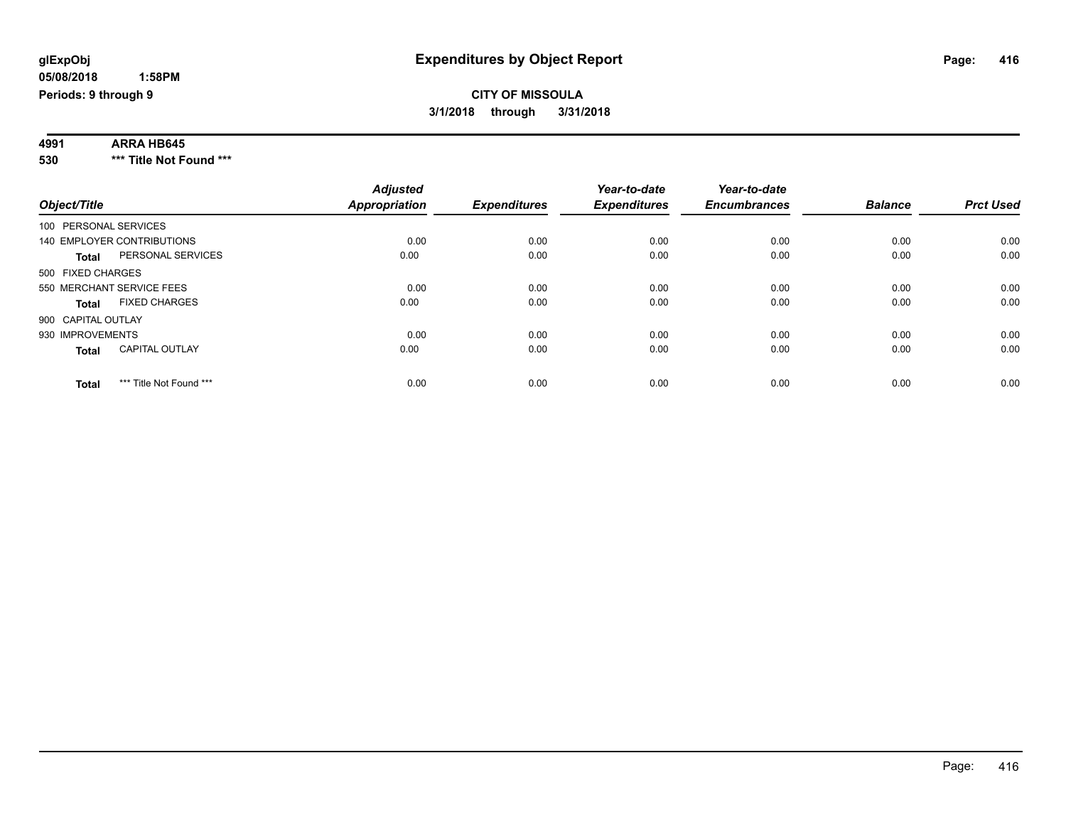# Expenditures by Object Report

glExpObj
05/08/2018 1:58PM
Periods: 9 through 9

**CITY OF MISSOULA**
**3/1/2018 through 3/31/2018**

**4991 ARRA HB645**
**530 \*\*\* Title Not Found \*\*\***

| Object/Title | Adjusted Appropriation | Expenditures | Year-to-date Expenditures | Year-to-date Encumbrances | Balance | Prct Used |
|---|---|---|---|---|---|---|
| 100 PERSONAL SERVICES | | | | | | |
| 140 EMPLOYER CONTRIBUTIONS | 0.00 | 0.00 | 0.00 | 0.00 | 0.00 | 0.00 |
| **Total** PERSONAL SERVICES | 0.00 | 0.00 | 0.00 | 0.00 | 0.00 | 0.00 |
| 500 FIXED CHARGES | | | | | | |
| 550 MERCHANT SERVICE FEES | 0.00 | 0.00 | 0.00 | 0.00 | 0.00 | 0.00 |
| **Total** FIXED CHARGES | 0.00 | 0.00 | 0.00 | 0.00 | 0.00 | 0.00 |
| 900 CAPITAL OUTLAY | | | | | | |
| 930 IMPROVEMENTS | 0.00 | 0.00 | 0.00 | 0.00 | 0.00 | 0.00 |
| **Total** CAPITAL OUTLAY | 0.00 | 0.00 | 0.00 | 0.00 | 0.00 | 0.00 |
| **Total** *** Title Not Found *** | 0.00 | 0.00 | 0.00 | 0.00 | 0.00 | 0.00 |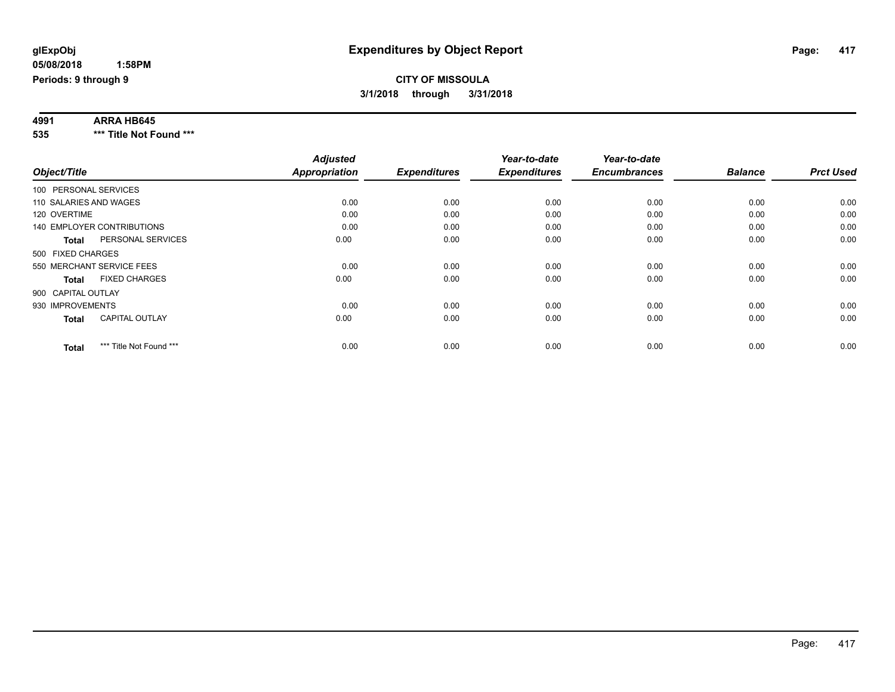glExpObj
05/08/2018 1:58PM
Periods: 9 through 9

# Expenditures by Object Report

**CITY OF MISSOULA**
**3/1/2018 through 3/31/2018**

**4991 ARRA HB645**
**535 \*\*\* Title Not Found \*\*\***

| Object/Title | Adjusted Appropriation | Expenditures | Year-to-date Expenditures | Year-to-date Encumbrances | Balance | Prct Used |
|---|---|---|---|---|---|---|
| 100 PERSONAL SERVICES | | | | | | |
| 110 SALARIES AND WAGES | 0.00 | 0.00 | 0.00 | 0.00 | 0.00 | 0.00 |
| 120 OVERTIME | 0.00 | 0.00 | 0.00 | 0.00 | 0.00 | 0.00 |
| 140 EMPLOYER CONTRIBUTIONS | 0.00 | 0.00 | 0.00 | 0.00 | 0.00 | 0.00 |
| **Total** PERSONAL SERVICES | 0.00 | 0.00 | 0.00 | 0.00 | 0.00 | 0.00 |
| 500 FIXED CHARGES | | | | | | |
| 550 MERCHANT SERVICE FEES | 0.00 | 0.00 | 0.00 | 0.00 | 0.00 | 0.00 |
| **Total** FIXED CHARGES | 0.00 | 0.00 | 0.00 | 0.00 | 0.00 | 0.00 |
| 900 CAPITAL OUTLAY | | | | | | |
| 930 IMPROVEMENTS | 0.00 | 0.00 | 0.00 | 0.00 | 0.00 | 0.00 |
| **Total** CAPITAL OUTLAY | 0.00 | 0.00 | 0.00 | 0.00 | 0.00 | 0.00 |
| **Total** *** Title Not Found *** | 0.00 | 0.00 | 0.00 | 0.00 | 0.00 | 0.00 |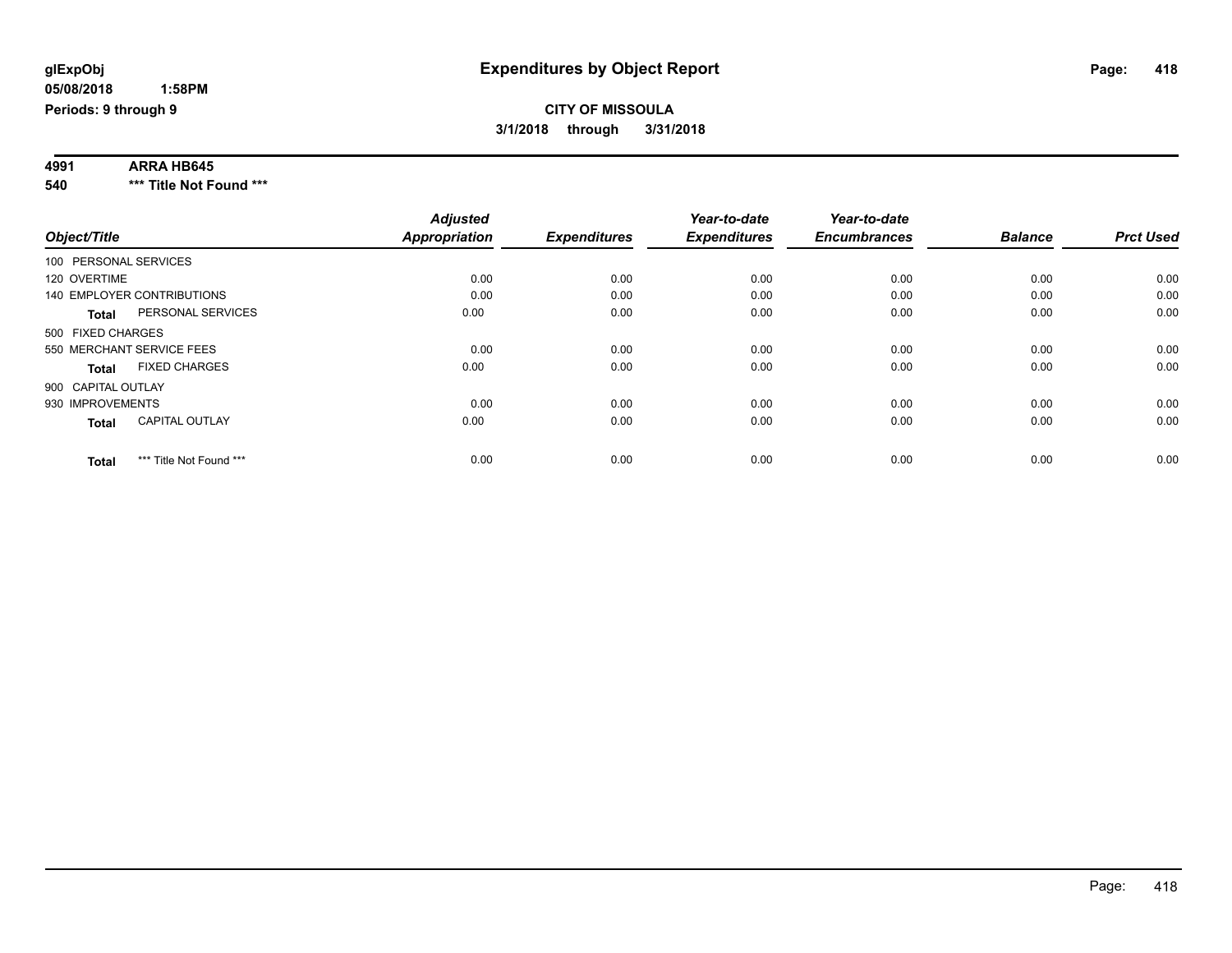**glExpObj**
**05/08/2018 1:58PM**
**Periods: 9 through 9**

# Expenditures by Object Report

**CITY OF MISSOULA**
**3/1/2018 through 3/31/2018**

**4991 ARRA HB645**
**540 \*\*\* Title Not Found \*\*\***

| Object/Title | Adjusted Appropriation | Expenditures | Year-to-date Expenditures | Year-to-date Encumbrances | Balance | Prct Used |
|---|---|---|---|---|---|---|
| 100 PERSONAL SERVICES | | | | | | |
| 120 OVERTIME | 0.00 | 0.00 | 0.00 | 0.00 | 0.00 | 0.00 |
| 140 EMPLOYER CONTRIBUTIONS | 0.00 | 0.00 | 0.00 | 0.00 | 0.00 | 0.00 |
| **Total** PERSONAL SERVICES | 0.00 | 0.00 | 0.00 | 0.00 | 0.00 | 0.00 |
| 500 FIXED CHARGES | | | | | | |
| 550 MERCHANT SERVICE FEES | 0.00 | 0.00 | 0.00 | 0.00 | 0.00 | 0.00 |
| **Total** FIXED CHARGES | 0.00 | 0.00 | 0.00 | 0.00 | 0.00 | 0.00 |
| 900 CAPITAL OUTLAY | | | | | | |
| 930 IMPROVEMENTS | 0.00 | 0.00 | 0.00 | 0.00 | 0.00 | 0.00 |
| **Total** CAPITAL OUTLAY | 0.00 | 0.00 | 0.00 | 0.00 | 0.00 | 0.00 |
| **Total** \*\*\* Title Not Found \*\*\* | 0.00 | 0.00 | 0.00 | 0.00 | 0.00 | 0.00 |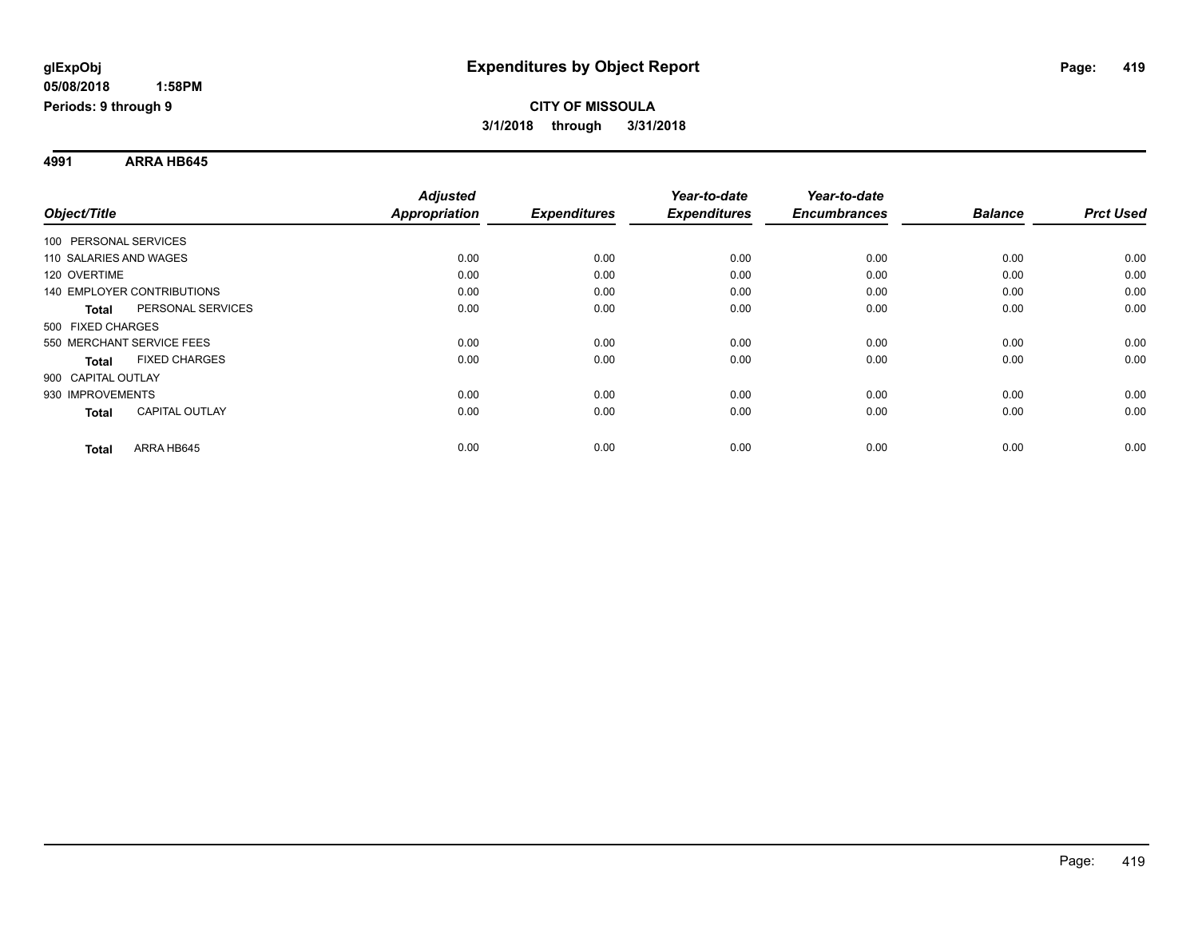**glExpObj** **Expenditures by Object Report**

**05/08/2018 1:58PM**

**Periods: 9 through 9**

**CITY OF MISSOULA**

**3/1/2018 through 3/31/2018**

**4991 ARRA HB645**

| Object/Title | Adjusted Appropriation | Expenditures | Year-to-date Expenditures | Year-to-date Encumbrances | Balance | Prct Used |
|---|---|---|---|---|---|---|
| 100 PERSONAL SERVICES | | | | | | |
| 110 SALARIES AND WAGES | 0.00 | 0.00 | 0.00 | 0.00 | 0.00 | 0.00 |
| 120 OVERTIME | 0.00 | 0.00 | 0.00 | 0.00 | 0.00 | 0.00 |
| 140 EMPLOYER CONTRIBUTIONS | 0.00 | 0.00 | 0.00 | 0.00 | 0.00 | 0.00 |
| **Total** PERSONAL SERVICES | 0.00 | 0.00 | 0.00 | 0.00 | 0.00 | 0.00 |
| 500 FIXED CHARGES | | | | | | |
| 550 MERCHANT SERVICE FEES | 0.00 | 0.00 | 0.00 | 0.00 | 0.00 | 0.00 |
| **Total** FIXED CHARGES | 0.00 | 0.00 | 0.00 | 0.00 | 0.00 | 0.00 |
| 900 CAPITAL OUTLAY | | | | | | |
| 930 IMPROVEMENTS | 0.00 | 0.00 | 0.00 | 0.00 | 0.00 | 0.00 |
| **Total** CAPITAL OUTLAY | 0.00 | 0.00 | 0.00 | 0.00 | 0.00 | 0.00 |
| **Total** ARRA HB645 | 0.00 | 0.00 | 0.00 | 0.00 | 0.00 | 0.00 |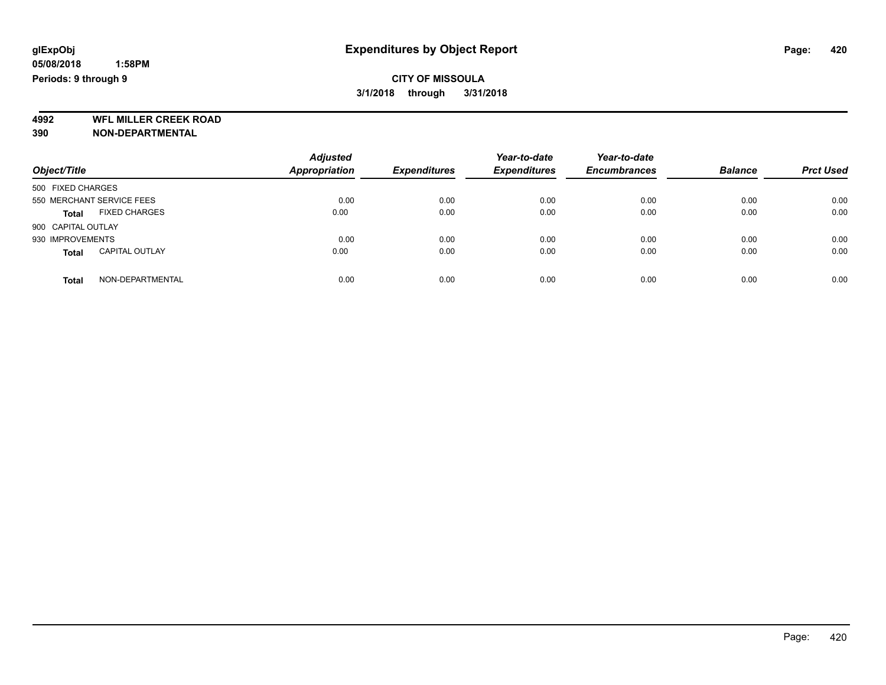# Expenditures by Object Report

glExpObj
05/08/2018 1:58PM
Periods: 9 through 9

**CITY OF MISSOULA**
**3/1/2018 through 3/31/2018**

**4992 WFL MILLER CREEK ROAD**
**390 NON-DEPARTMENTAL**

| Object/Title | | Adjusted Appropriation | Expenditures | Year-to-date Expenditures | Year-to-date Encumbrances | Balance | Prct Used |
|---|---|---|---|---|---|---|---|
| 500 FIXED CHARGES | | | | | | | |
| 550 MERCHANT SERVICE FEES | | 0.00 | 0.00 | 0.00 | 0.00 | 0.00 | 0.00 |
| **Total** | FIXED CHARGES | 0.00 | 0.00 | 0.00 | 0.00 | 0.00 | 0.00 |
| 900 CAPITAL OUTLAY | | | | | | | |
| 930 IMPROVEMENTS | | 0.00 | 0.00 | 0.00 | 0.00 | 0.00 | 0.00 |
| **Total** | CAPITAL OUTLAY | 0.00 | 0.00 | 0.00 | 0.00 | 0.00 | 0.00 |
| **Total** | NON-DEPARTMENTAL | 0.00 | 0.00 | 0.00 | 0.00 | 0.00 | 0.00 |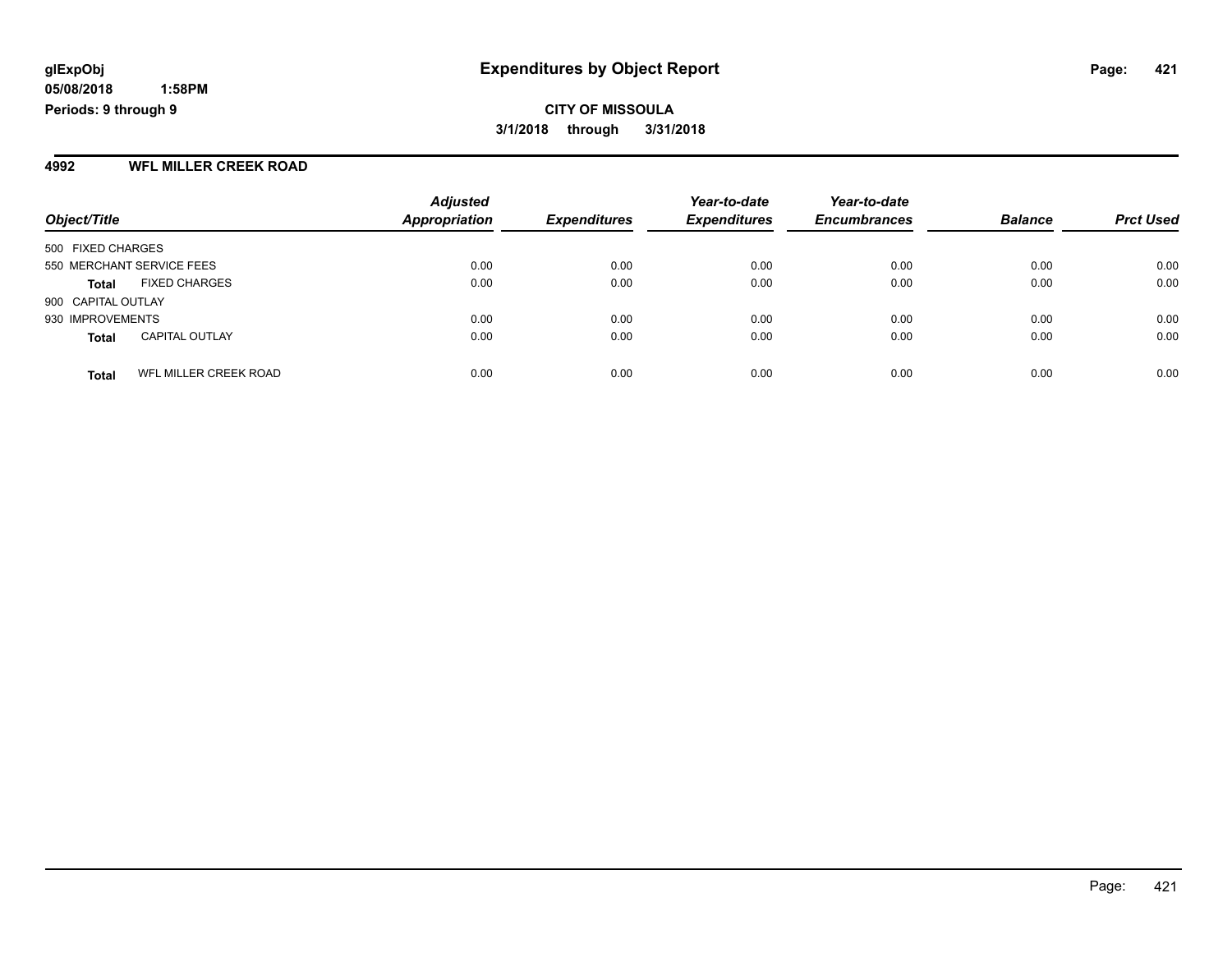**glExpObj**
**05/08/2018 1:58PM**
**Periods: 9 through 9**

# Expenditures by Object Report

**CITY OF MISSOULA**
**3/1/2018 through 3/31/2018**

## 4992 WFL MILLER CREEK ROAD

| Object/Title | Adjusted Appropriation | Expenditures | Year-to-date Expenditures | Year-to-date Encumbrances | Balance | Prct Used |
|---|---|---|---|---|---|---|
| 500 FIXED CHARGES | | | | | | |
| 550 MERCHANT SERVICE FEES | 0.00 | 0.00 | 0.00 | 0.00 | 0.00 | 0.00 |
| **Total** FIXED CHARGES | 0.00 | 0.00 | 0.00 | 0.00 | 0.00 | 0.00 |
| 900 CAPITAL OUTLAY | | | | | | |
| 930 IMPROVEMENTS | 0.00 | 0.00 | 0.00 | 0.00 | 0.00 | 0.00 |
| **Total** CAPITAL OUTLAY | 0.00 | 0.00 | 0.00 | 0.00 | 0.00 | 0.00 |
| **Total** WFL MILLER CREEK ROAD | 0.00 | 0.00 | 0.00 | 0.00 | 0.00 | 0.00 |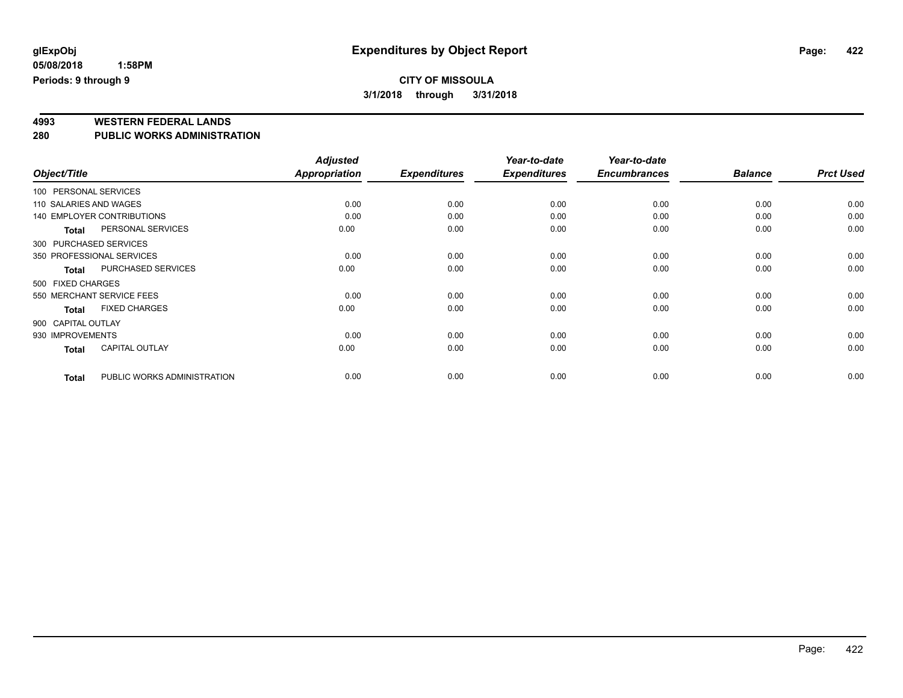# Expenditures by Object Report

glExpObj
05/08/2018 1:58PM
Periods: 9 through 9

**CITY OF MISSOULA**
**3/1/2018 through 3/31/2018**

## 4993 WESTERN FEDERAL LANDS
## 280 PUBLIC WORKS ADMINISTRATION

| Object/Title | *Adjusted Appropriation* | *Expenditures* | *Year-to-date Expenditures* | *Year-to-date Encumbrances* | *Balance* | *Prct Used* |
|---|---|---|---|---|---|---|
| 100 PERSONAL SERVICES | | | | | | |
| 110 SALARIES AND WAGES | 0.00 | 0.00 | 0.00 | 0.00 | 0.00 | 0.00 |
| 140 EMPLOYER CONTRIBUTIONS | 0.00 | 0.00 | 0.00 | 0.00 | 0.00 | 0.00 |
| **Total** PERSONAL SERVICES | 0.00 | 0.00 | 0.00 | 0.00 | 0.00 | 0.00 |
| 300 PURCHASED SERVICES | | | | | | |
| 350 PROFESSIONAL SERVICES | 0.00 | 0.00 | 0.00 | 0.00 | 0.00 | 0.00 |
| **Total** PURCHASED SERVICES | 0.00 | 0.00 | 0.00 | 0.00 | 0.00 | 0.00 |
| 500 FIXED CHARGES | | | | | | |
| 550 MERCHANT SERVICE FEES | 0.00 | 0.00 | 0.00 | 0.00 | 0.00 | 0.00 |
| **Total** FIXED CHARGES | 0.00 | 0.00 | 0.00 | 0.00 | 0.00 | 0.00 |
| 900 CAPITAL OUTLAY | | | | | | |
| 930 IMPROVEMENTS | 0.00 | 0.00 | 0.00 | 0.00 | 0.00 | 0.00 |
| **Total** CAPITAL OUTLAY | 0.00 | 0.00 | 0.00 | 0.00 | 0.00 | 0.00 |
| **Total** PUBLIC WORKS ADMINISTRATION | 0.00 | 0.00 | 0.00 | 0.00 | 0.00 | 0.00 |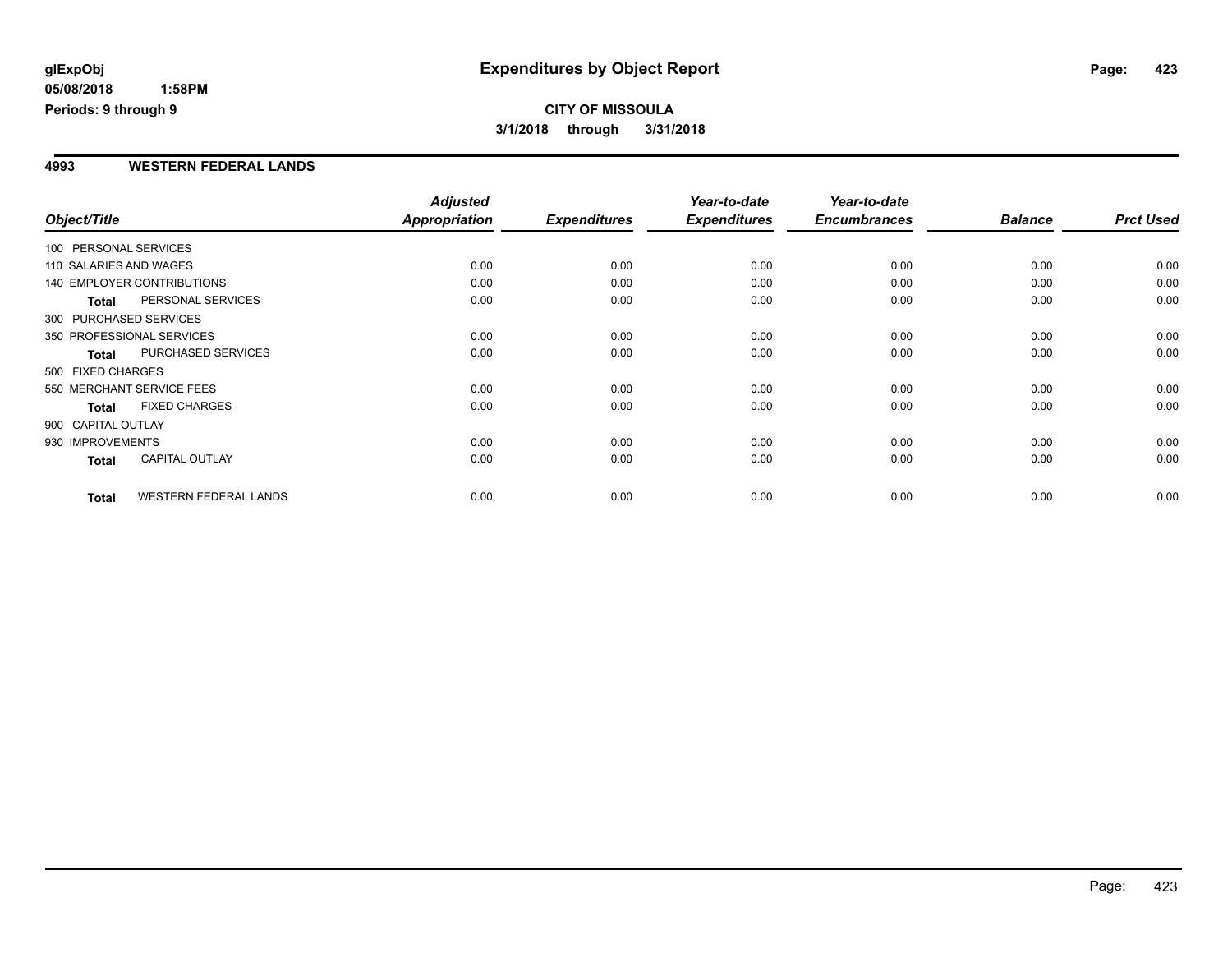**glExpObj**
**05/08/2018 1:58PM**
**Periods: 9 through 9**

# Expenditures by Object Report

**CITY OF MISSOULA**
**3/1/2018 through 3/31/2018**

## 4993 WESTERN FEDERAL LANDS

| Object/Title | Adjusted Appropriation | Expenditures | Year-to-date Expenditures | Year-to-date Encumbrances | Balance | Prct Used |
|---|---|---|---|---|---|---|
| 100 PERSONAL SERVICES | | | | | | |
| 110 SALARIES AND WAGES | 0.00 | 0.00 | 0.00 | 0.00 | 0.00 | 0.00 |
| 140 EMPLOYER CONTRIBUTIONS | 0.00 | 0.00 | 0.00 | 0.00 | 0.00 | 0.00 |
| **Total** PERSONAL SERVICES | 0.00 | 0.00 | 0.00 | 0.00 | 0.00 | 0.00 |
| 300 PURCHASED SERVICES | | | | | | |
| 350 PROFESSIONAL SERVICES | 0.00 | 0.00 | 0.00 | 0.00 | 0.00 | 0.00 |
| **Total** PURCHASED SERVICES | 0.00 | 0.00 | 0.00 | 0.00 | 0.00 | 0.00 |
| 500 FIXED CHARGES | | | | | | |
| 550 MERCHANT SERVICE FEES | 0.00 | 0.00 | 0.00 | 0.00 | 0.00 | 0.00 |
| **Total** FIXED CHARGES | 0.00 | 0.00 | 0.00 | 0.00 | 0.00 | 0.00 |
| 900 CAPITAL OUTLAY | | | | | | |
| 930 IMPROVEMENTS | 0.00 | 0.00 | 0.00 | 0.00 | 0.00 | 0.00 |
| **Total** CAPITAL OUTLAY | 0.00 | 0.00 | 0.00 | 0.00 | 0.00 | 0.00 |
| **Total** WESTERN FEDERAL LANDS | 0.00 | 0.00 | 0.00 | 0.00 | 0.00 | 0.00 |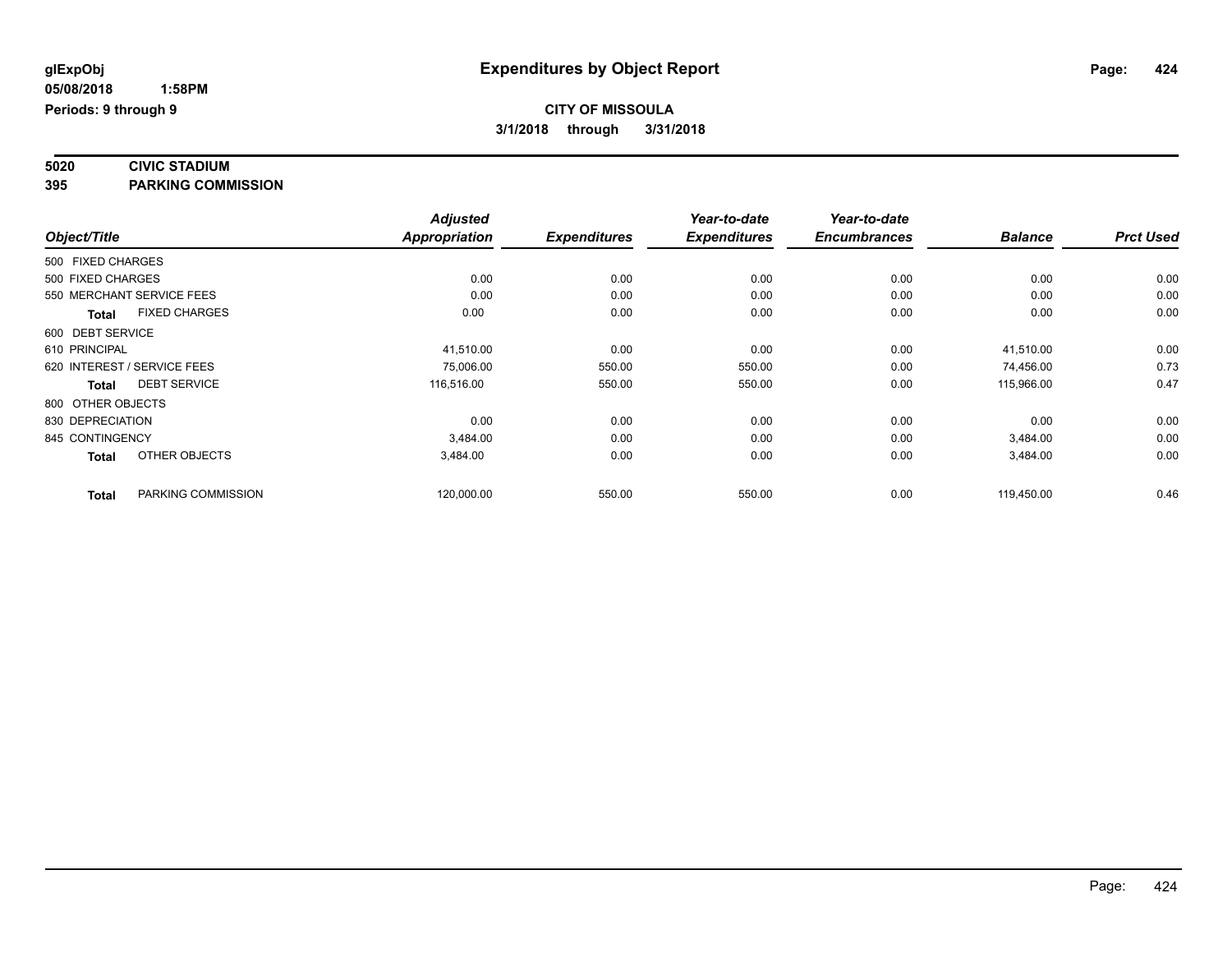**glExpObj**
**05/08/2018 1:58PM**
**Periods: 9 through 9**

# Expenditures by Object Report

**CITY OF MISSOULA**
**3/1/2018 through 3/31/2018**

**5020 CIVIC STADIUM**
**395 PARKING COMMISSION**

| Object/Title | Adjusted Appropriation | Expenditures | Year-to-date Expenditures | Year-to-date Encumbrances | Balance | Prct Used |
|---|---|---|---|---|---|---|
| 500 FIXED CHARGES | | | | | | |
| 500 FIXED CHARGES | 0.00 | 0.00 | 0.00 | 0.00 | 0.00 | 0.00 |
| 550 MERCHANT SERVICE FEES | 0.00 | 0.00 | 0.00 | 0.00 | 0.00 | 0.00 |
| **Total** FIXED CHARGES | 0.00 | 0.00 | 0.00 | 0.00 | 0.00 | 0.00 |
| 600 DEBT SERVICE | | | | | | |
| 610 PRINCIPAL | 41,510.00 | 0.00 | 0.00 | 0.00 | 41,510.00 | 0.00 |
| 620 INTEREST / SERVICE FEES | 75,006.00 | 550.00 | 550.00 | 0.00 | 74,456.00 | 0.73 |
| **Total** DEBT SERVICE | 116,516.00 | 550.00 | 550.00 | 0.00 | 115,966.00 | 0.47 |
| 800 OTHER OBJECTS | | | | | | |
| 830 DEPRECIATION | 0.00 | 0.00 | 0.00 | 0.00 | 0.00 | 0.00 |
| 845 CONTINGENCY | 3,484.00 | 0.00 | 0.00 | 0.00 | 3,484.00 | 0.00 |
| **Total** OTHER OBJECTS | 3,484.00 | 0.00 | 0.00 | 0.00 | 3,484.00 | 0.00 |
| **Total** PARKING COMMISSION | 120,000.00 | 550.00 | 550.00 | 0.00 | 119,450.00 | 0.46 |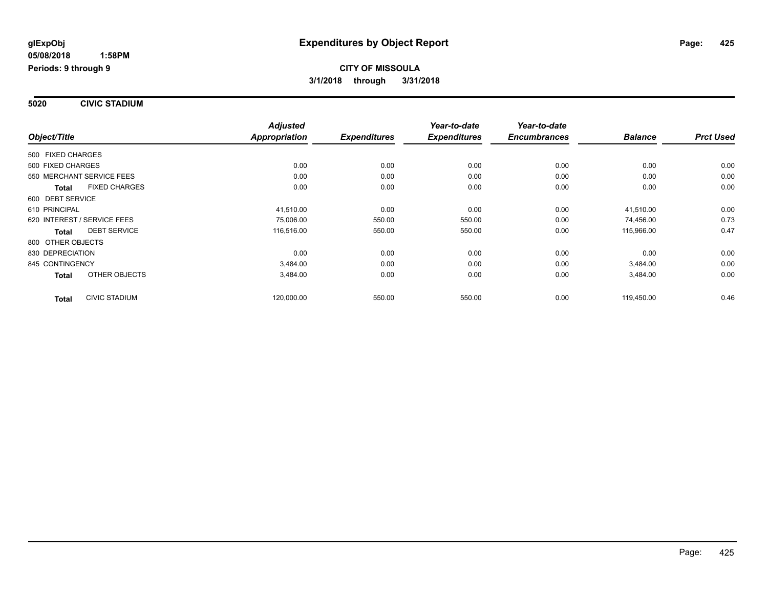**glExpObj**
**05/08/2018 1:58PM**
**Periods: 9 through 9**

# Expenditures by Object Report

**CITY OF MISSOULA**
**3/1/2018 through 3/31/2018**

## 5020 CIVIC STADIUM

| Object/Title | | Adjusted Appropriation | Expenditures | Year-to-date Expenditures | Year-to-date Encumbrances | Balance | Prct Used |
|---|---|---|---|---|---|---|---|
| 500 FIXED CHARGES | | | | | | | |
| 500 FIXED CHARGES | | 0.00 | 0.00 | 0.00 | 0.00 | 0.00 | 0.00 |
| 550 MERCHANT SERVICE FEES | | 0.00 | 0.00 | 0.00 | 0.00 | 0.00 | 0.00 |
| **Total** | FIXED CHARGES | 0.00 | 0.00 | 0.00 | 0.00 | 0.00 | 0.00 |
| 600 DEBT SERVICE | | | | | | | |
| 610 PRINCIPAL | | 41,510.00 | 0.00 | 0.00 | 0.00 | 41,510.00 | 0.00 |
| 620 INTEREST / SERVICE FEES | | 75,006.00 | 550.00 | 550.00 | 0.00 | 74,456.00 | 0.73 |
| **Total** | DEBT SERVICE | 116,516.00 | 550.00 | 550.00 | 0.00 | 115,966.00 | 0.47 |
| 800 OTHER OBJECTS | | | | | | | |
| 830 DEPRECIATION | | 0.00 | 0.00 | 0.00 | 0.00 | 0.00 | 0.00 |
| 845 CONTINGENCY | | 3,484.00 | 0.00 | 0.00 | 0.00 | 3,484.00 | 0.00 |
| **Total** | OTHER OBJECTS | 3,484.00 | 0.00 | 0.00 | 0.00 | 3,484.00 | 0.00 |
| **Total** | CIVIC STADIUM | 120,000.00 | 550.00 | 550.00 | 0.00 | 119,450.00 | 0.46 |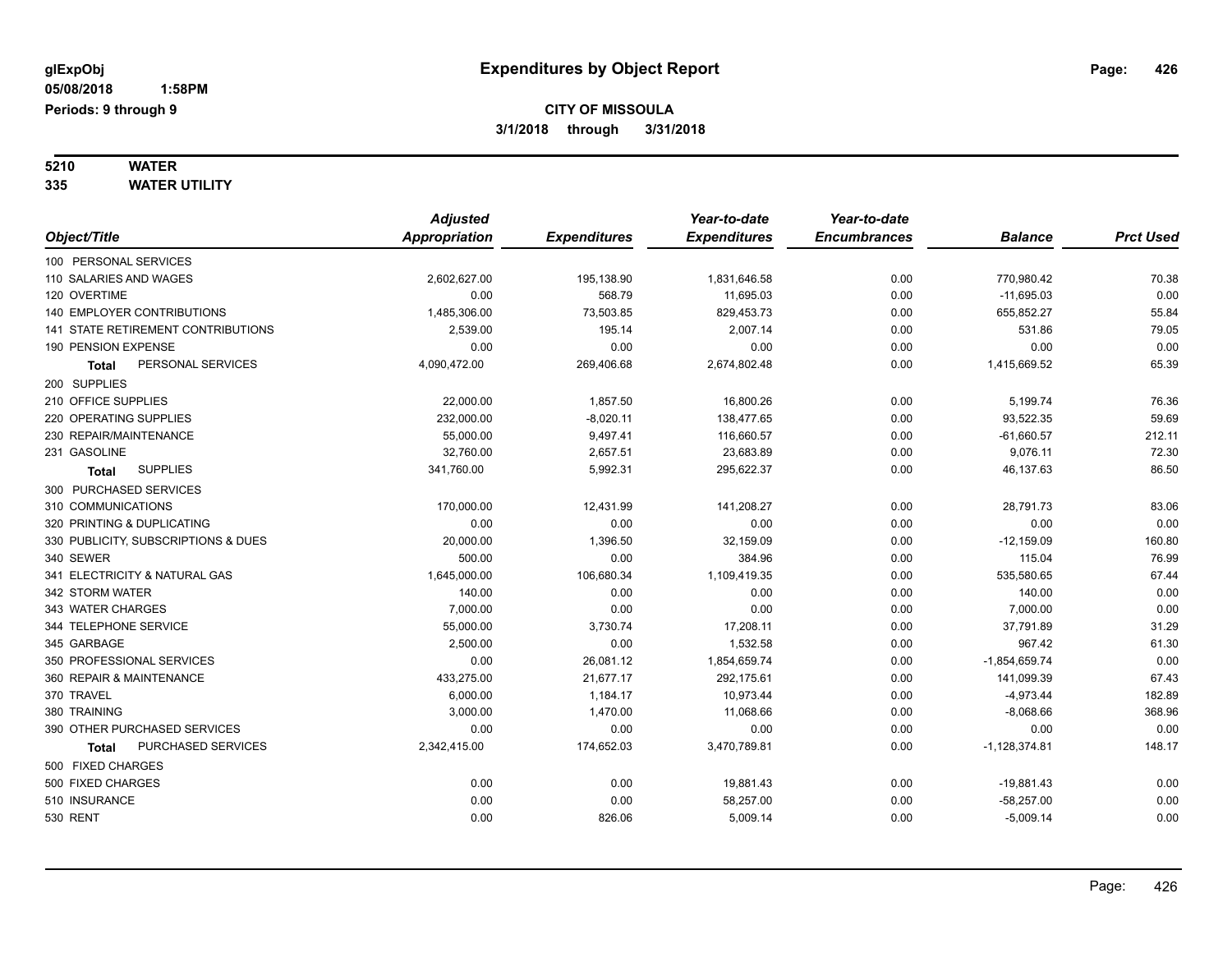glExpObj
05/08/2018 1:58PM
Periods: 9 through 9

# Expenditures by Object Report

**CITY OF MISSOULA**
**3/1/2018 through 3/31/2018**

**5210 WATER**
**335 WATER UTILITY**

| Object/Title | Adjusted Appropriation | Expenditures | Year-to-date Expenditures | Year-to-date Encumbrances | Balance | Prct Used |
|---|---|---|---|---|---|---|
| 100 PERSONAL SERVICES | | | | | | |
| 110 SALARIES AND WAGES | 2,602,627.00 | 195,138.90 | 1,831,646.58 | 0.00 | 770,980.42 | 70.38 |
| 120 OVERTIME | 0.00 | 568.79 | 11,695.03 | 0.00 | -11,695.03 | 0.00 |
| 140 EMPLOYER CONTRIBUTIONS | 1,485,306.00 | 73,503.85 | 829,453.73 | 0.00 | 655,852.27 | 55.84 |
| 141 STATE RETIREMENT CONTRIBUTIONS | 2,539.00 | 195.14 | 2,007.14 | 0.00 | 531.86 | 79.05 |
| 190 PENSION EXPENSE | 0.00 | 0.00 | 0.00 | 0.00 | 0.00 | 0.00 |
| **Total** PERSONAL SERVICES | 4,090,472.00 | 269,406.68 | 2,674,802.48 | 0.00 | 1,415,669.52 | 65.39 |
| 200 SUPPLIES | | | | | | |
| 210 OFFICE SUPPLIES | 22,000.00 | 1,857.50 | 16,800.26 | 0.00 | 5,199.74 | 76.36 |
| 220 OPERATING SUPPLIES | 232,000.00 | -8,020.11 | 138,477.65 | 0.00 | 93,522.35 | 59.69 |
| 230 REPAIR/MAINTENANCE | 55,000.00 | 9,497.41 | 116,660.57 | 0.00 | -61,660.57 | 212.11 |
| 231 GASOLINE | 32,760.00 | 2,657.51 | 23,683.89 | 0.00 | 9,076.11 | 72.30 |
| **Total** SUPPLIES | 341,760.00 | 5,992.31 | 295,622.37 | 0.00 | 46,137.63 | 86.50 |
| 300 PURCHASED SERVICES | | | | | | |
| 310 COMMUNICATIONS | 170,000.00 | 12,431.99 | 141,208.27 | 0.00 | 28,791.73 | 83.06 |
| 320 PRINTING & DUPLICATING | 0.00 | 0.00 | 0.00 | 0.00 | 0.00 | 0.00 |
| 330 PUBLICITY, SUBSCRIPTIONS & DUES | 20,000.00 | 1,396.50 | 32,159.09 | 0.00 | -12,159.09 | 160.80 |
| 340 SEWER | 500.00 | 0.00 | 384.96 | 0.00 | 115.04 | 76.99 |
| 341 ELECTRICITY & NATURAL GAS | 1,645,000.00 | 106,680.34 | 1,109,419.35 | 0.00 | 535,580.65 | 67.44 |
| 342 STORM WATER | 140.00 | 0.00 | 0.00 | 0.00 | 140.00 | 0.00 |
| 343 WATER CHARGES | 7,000.00 | 0.00 | 0.00 | 0.00 | 7,000.00 | 0.00 |
| 344 TELEPHONE SERVICE | 55,000.00 | 3,730.74 | 17,208.11 | 0.00 | 37,791.89 | 31.29 |
| 345 GARBAGE | 2,500.00 | 0.00 | 1,532.58 | 0.00 | 967.42 | 61.30 |
| 350 PROFESSIONAL SERVICES | 0.00 | 26,081.12 | 1,854,659.74 | 0.00 | -1,854,659.74 | 0.00 |
| 360 REPAIR & MAINTENANCE | 433,275.00 | 21,677.17 | 292,175.61 | 0.00 | 141,099.39 | 67.43 |
| 370 TRAVEL | 6,000.00 | 1,184.17 | 10,973.44 | 0.00 | -4,973.44 | 182.89 |
| 380 TRAINING | 3,000.00 | 1,470.00 | 11,068.66 | 0.00 | -8,068.66 | 368.96 |
| 390 OTHER PURCHASED SERVICES | 0.00 | 0.00 | 0.00 | 0.00 | 0.00 | 0.00 |
| **Total** PURCHASED SERVICES | 2,342,415.00 | 174,652.03 | 3,470,789.81 | 0.00 | -1,128,374.81 | 148.17 |
| 500 FIXED CHARGES | | | | | | |
| 500 FIXED CHARGES | 0.00 | 0.00 | 19,881.43 | 0.00 | -19,881.43 | 0.00 |
| 510 INSURANCE | 0.00 | 0.00 | 58,257.00 | 0.00 | -58,257.00 | 0.00 |
| 530 RENT | 0.00 | 826.06 | 5,009.14 | 0.00 | -5,009.14 | 0.00 |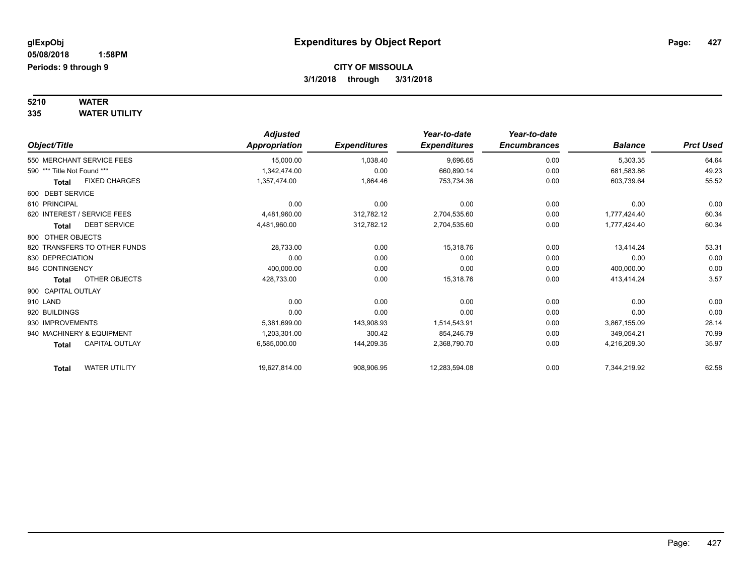glExpObj
05/08/2018 1:58PM
Periods: 9 through 9

# Expenditures by Object Report

## CITY OF MISSOULA

3/1/2018 through 3/31/2018

**5210 WATER**
**335 WATER UTILITY**

| Object/Title | Adjusted Appropriation | Expenditures | Year-to-date Expenditures | Year-to-date Encumbrances | Balance | Prct Used |
|---|---|---|---|---|---|---|
| 550 MERCHANT SERVICE FEES | 15,000.00 | 1,038.40 | 9,696.65 | 0.00 | 5,303.35 | 64.64 |
| 590 *** Title Not Found *** | 1,342,474.00 | 0.00 | 660,890.14 | 0.00 | 681,583.86 | 49.23 |
| **Total** FIXED CHARGES | 1,357,474.00 | 1,864.46 | 753,734.36 | 0.00 | 603,739.64 | 55.52 |
| 600 DEBT SERVICE | | | | | | |
| 610 PRINCIPAL | 0.00 | 0.00 | 0.00 | 0.00 | 0.00 | 0.00 |
| 620 INTEREST / SERVICE FEES | 4,481,960.00 | 312,782.12 | 2,704,535.60 | 0.00 | 1,777,424.40 | 60.34 |
| **Total** DEBT SERVICE | 4,481,960.00 | 312,782.12 | 2,704,535.60 | 0.00 | 1,777,424.40 | 60.34 |
| 800 OTHER OBJECTS | | | | | | |
| 820 TRANSFERS TO OTHER FUNDS | 28,733.00 | 0.00 | 15,318.76 | 0.00 | 13,414.24 | 53.31 |
| 830 DEPRECIATION | 0.00 | 0.00 | 0.00 | 0.00 | 0.00 | 0.00 |
| 845 CONTINGENCY | 400,000.00 | 0.00 | 0.00 | 0.00 | 400,000.00 | 0.00 |
| **Total** OTHER OBJECTS | 428,733.00 | 0.00 | 15,318.76 | 0.00 | 413,414.24 | 3.57 |
| 900 CAPITAL OUTLAY | | | | | | |
| 910 LAND | 0.00 | 0.00 | 0.00 | 0.00 | 0.00 | 0.00 |
| 920 BUILDINGS | 0.00 | 0.00 | 0.00 | 0.00 | 0.00 | 0.00 |
| 930 IMPROVEMENTS | 5,381,699.00 | 143,908.93 | 1,514,543.91 | 0.00 | 3,867,155.09 | 28.14 |
| 940 MACHINERY & EQUIPMENT | 1,203,301.00 | 300.42 | 854,246.79 | 0.00 | 349,054.21 | 70.99 |
| **Total** CAPITAL OUTLAY | 6,585,000.00 | 144,209.35 | 2,368,790.70 | 0.00 | 4,216,209.30 | 35.97 |
| **Total** WATER UTILITY | 19,627,814.00 | 908,906.95 | 12,283,594.08 | 0.00 | 7,344,219.92 | 62.58 |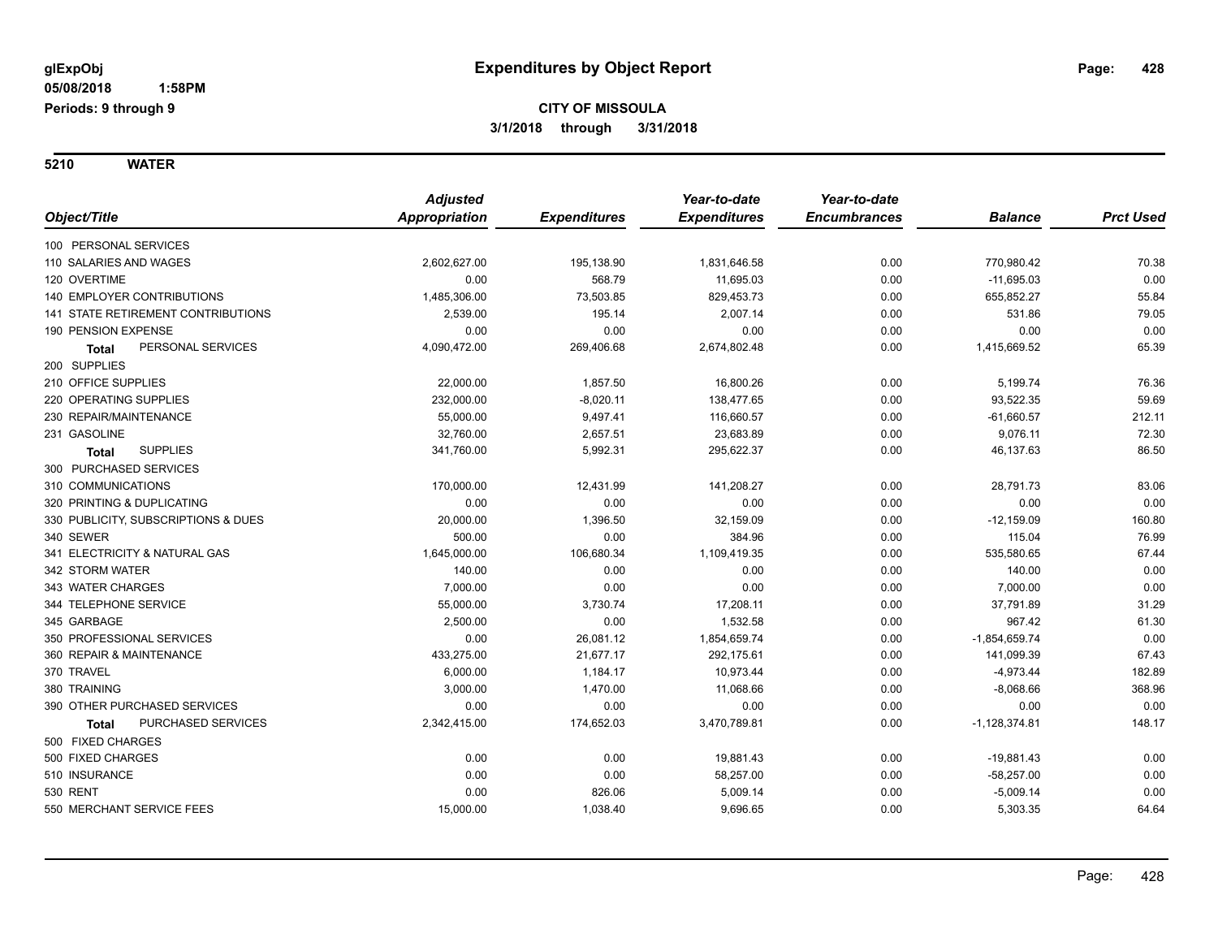**glExpObj** **Expenditures by Object Report**

**05/08/2018 1:58PM**

**Periods: 9 through 9**

**CITY OF MISSOULA**

**3/1/2018 through 3/31/2018**

**5210 WATER**

| Object/Title | Adjusted Appropriation | Expenditures | Year-to-date Expenditures | Year-to-date Encumbrances | Balance | Prct Used |
|---|---|---|---|---|---|---|
| 100 PERSONAL SERVICES | | | | | | |
| 110 SALARIES AND WAGES | 2,602,627.00 | 195,138.90 | 1,831,646.58 | 0.00 | 770,980.42 | 70.38 |
| 120 OVERTIME | 0.00 | 568.79 | 11,695.03 | 0.00 | -11,695.03 | 0.00 |
| 140 EMPLOYER CONTRIBUTIONS | 1,485,306.00 | 73,503.85 | 829,453.73 | 0.00 | 655,852.27 | 55.84 |
| 141 STATE RETIREMENT CONTRIBUTIONS | 2,539.00 | 195.14 | 2,007.14 | 0.00 | 531.86 | 79.05 |
| 190 PENSION EXPENSE | 0.00 | 0.00 | 0.00 | 0.00 | 0.00 | 0.00 |
| **Total** PERSONAL SERVICES | 4,090,472.00 | 269,406.68 | 2,674,802.48 | 0.00 | 1,415,669.52 | 65.39 |
| 200 SUPPLIES | | | | | | |
| 210 OFFICE SUPPLIES | 22,000.00 | 1,857.50 | 16,800.26 | 0.00 | 5,199.74 | 76.36 |
| 220 OPERATING SUPPLIES | 232,000.00 | -8,020.11 | 138,477.65 | 0.00 | 93,522.35 | 59.69 |
| 230 REPAIR/MAINTENANCE | 55,000.00 | 9,497.41 | 116,660.57 | 0.00 | -61,660.57 | 212.11 |
| 231 GASOLINE | 32,760.00 | 2,657.51 | 23,683.89 | 0.00 | 9,076.11 | 72.30 |
| **Total** SUPPLIES | 341,760.00 | 5,992.31 | 295,622.37 | 0.00 | 46,137.63 | 86.50 |
| 300 PURCHASED SERVICES | | | | | | |
| 310 COMMUNICATIONS | 170,000.00 | 12,431.99 | 141,208.27 | 0.00 | 28,791.73 | 83.06 |
| 320 PRINTING & DUPLICATING | 0.00 | 0.00 | 0.00 | 0.00 | 0.00 | 0.00 |
| 330 PUBLICITY, SUBSCRIPTIONS & DUES | 20,000.00 | 1,396.50 | 32,159.09 | 0.00 | -12,159.09 | 160.80 |
| 340 SEWER | 500.00 | 0.00 | 384.96 | 0.00 | 115.04 | 76.99 |
| 341 ELECTRICITY & NATURAL GAS | 1,645,000.00 | 106,680.34 | 1,109,419.35 | 0.00 | 535,580.65 | 67.44 |
| 342 STORM WATER | 140.00 | 0.00 | 0.00 | 0.00 | 140.00 | 0.00 |
| 343 WATER CHARGES | 7,000.00 | 0.00 | 0.00 | 0.00 | 7,000.00 | 0.00 |
| 344 TELEPHONE SERVICE | 55,000.00 | 3,730.74 | 17,208.11 | 0.00 | 37,791.89 | 31.29 |
| 345 GARBAGE | 2,500.00 | 0.00 | 1,532.58 | 0.00 | 967.42 | 61.30 |
| 350 PROFESSIONAL SERVICES | 0.00 | 26,081.12 | 1,854,659.74 | 0.00 | -1,854,659.74 | 0.00 |
| 360 REPAIR & MAINTENANCE | 433,275.00 | 21,677.17 | 292,175.61 | 0.00 | 141,099.39 | 67.43 |
| 370 TRAVEL | 6,000.00 | 1,184.17 | 10,973.44 | 0.00 | -4,973.44 | 182.89 |
| 380 TRAINING | 3,000.00 | 1,470.00 | 11,068.66 | 0.00 | -8,068.66 | 368.96 |
| 390 OTHER PURCHASED SERVICES | 0.00 | 0.00 | 0.00 | 0.00 | 0.00 | 0.00 |
| **Total** PURCHASED SERVICES | 2,342,415.00 | 174,652.03 | 3,470,789.81 | 0.00 | -1,128,374.81 | 148.17 |
| 500 FIXED CHARGES | | | | | | |
| 500 FIXED CHARGES | 0.00 | 0.00 | 19,881.43 | 0.00 | -19,881.43 | 0.00 |
| 510 INSURANCE | 0.00 | 0.00 | 58,257.00 | 0.00 | -58,257.00 | 0.00 |
| 530 RENT | 0.00 | 826.06 | 5,009.14 | 0.00 | -5,009.14 | 0.00 |
| 550 MERCHANT SERVICE FEES | 15,000.00 | 1,038.40 | 9,696.65 | 0.00 | 5,303.35 | 64.64 |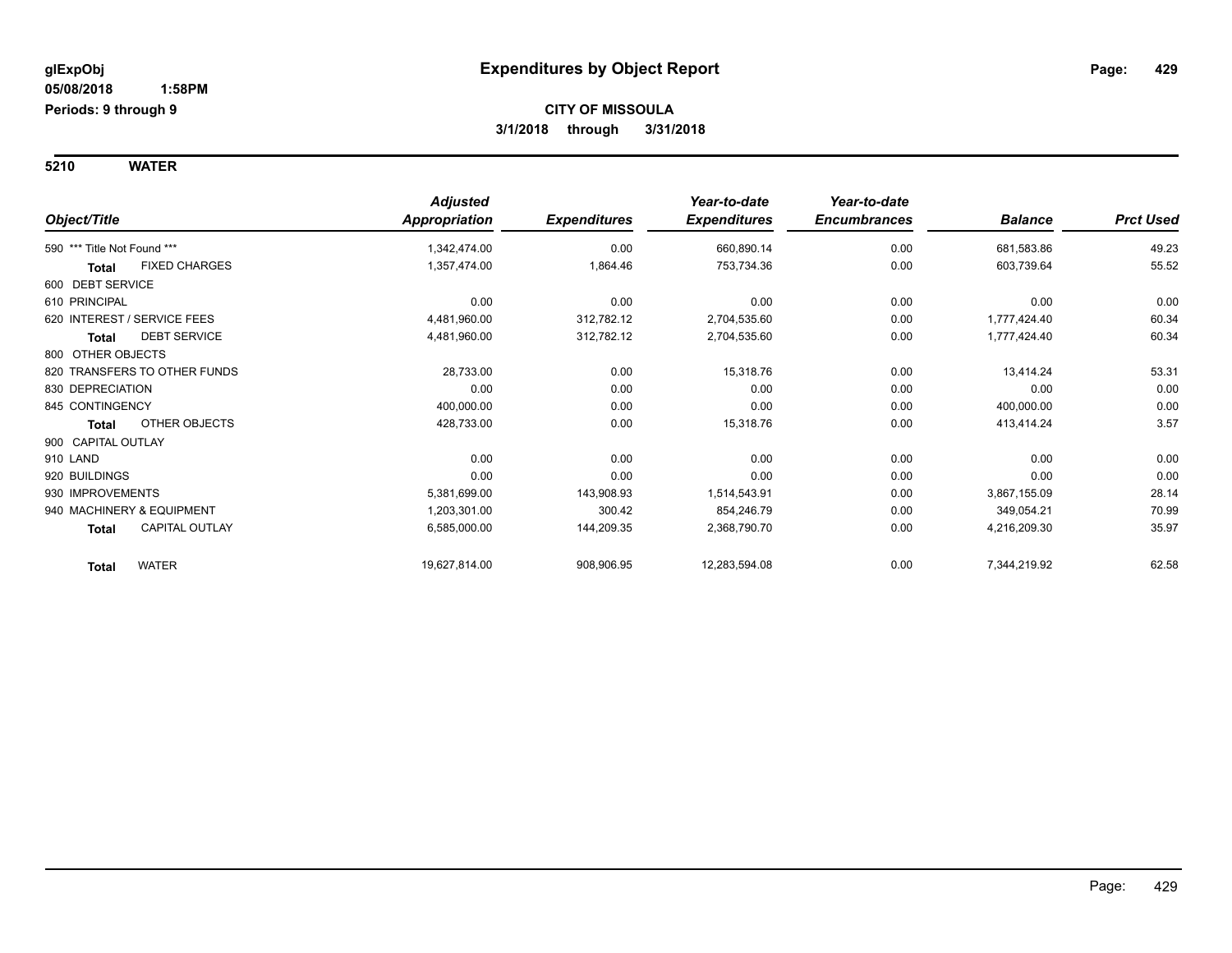glExpObj
05/08/2018 1:58PM
Periods: 9 through 9

# Expenditures by Object Report

**CITY OF MISSOULA**
**3/1/2018 through 3/31/2018**

## 5210 WATER

| Object/Title | Adjusted Appropriation | Expenditures | Year-to-date Expenditures | Year-to-date Encumbrances | Balance | Prct Used |
|---|---|---|---|---|---|---|
| 590 *** Title Not Found *** | 1,342,474.00 | 0.00 | 660,890.14 | 0.00 | 681,583.86 | 49.23 |
| **Total** FIXED CHARGES | 1,357,474.00 | 1,864.46 | 753,734.36 | 0.00 | 603,739.64 | 55.52 |
| 600 DEBT SERVICE | | | | | | |
| 610 PRINCIPAL | 0.00 | 0.00 | 0.00 | 0.00 | 0.00 | 0.00 |
| 620 INTEREST / SERVICE FEES | 4,481,960.00 | 312,782.12 | 2,704,535.60 | 0.00 | 1,777,424.40 | 60.34 |
| **Total** DEBT SERVICE | 4,481,960.00 | 312,782.12 | 2,704,535.60 | 0.00 | 1,777,424.40 | 60.34 |
| 800 OTHER OBJECTS | | | | | | |
| 820 TRANSFERS TO OTHER FUNDS | 28,733.00 | 0.00 | 15,318.76 | 0.00 | 13,414.24 | 53.31 |
| 830 DEPRECIATION | 0.00 | 0.00 | 0.00 | 0.00 | 0.00 | 0.00 |
| 845 CONTINGENCY | 400,000.00 | 0.00 | 0.00 | 0.00 | 400,000.00 | 0.00 |
| **Total** OTHER OBJECTS | 428,733.00 | 0.00 | 15,318.76 | 0.00 | 413,414.24 | 3.57 |
| 900 CAPITAL OUTLAY | | | | | | |
| 910 LAND | 0.00 | 0.00 | 0.00 | 0.00 | 0.00 | 0.00 |
| 920 BUILDINGS | 0.00 | 0.00 | 0.00 | 0.00 | 0.00 | 0.00 |
| 930 IMPROVEMENTS | 5,381,699.00 | 143,908.93 | 1,514,543.91 | 0.00 | 3,867,155.09 | 28.14 |
| 940 MACHINERY & EQUIPMENT | 1,203,301.00 | 300.42 | 854,246.79 | 0.00 | 349,054.21 | 70.99 |
| **Total** CAPITAL OUTLAY | 6,585,000.00 | 144,209.35 | 2,368,790.70 | 0.00 | 4,216,209.30 | 35.97 |
| **Total** WATER | 19,627,814.00 | 908,906.95 | 12,283,594.08 | 0.00 | 7,344,219.92 | 62.58 |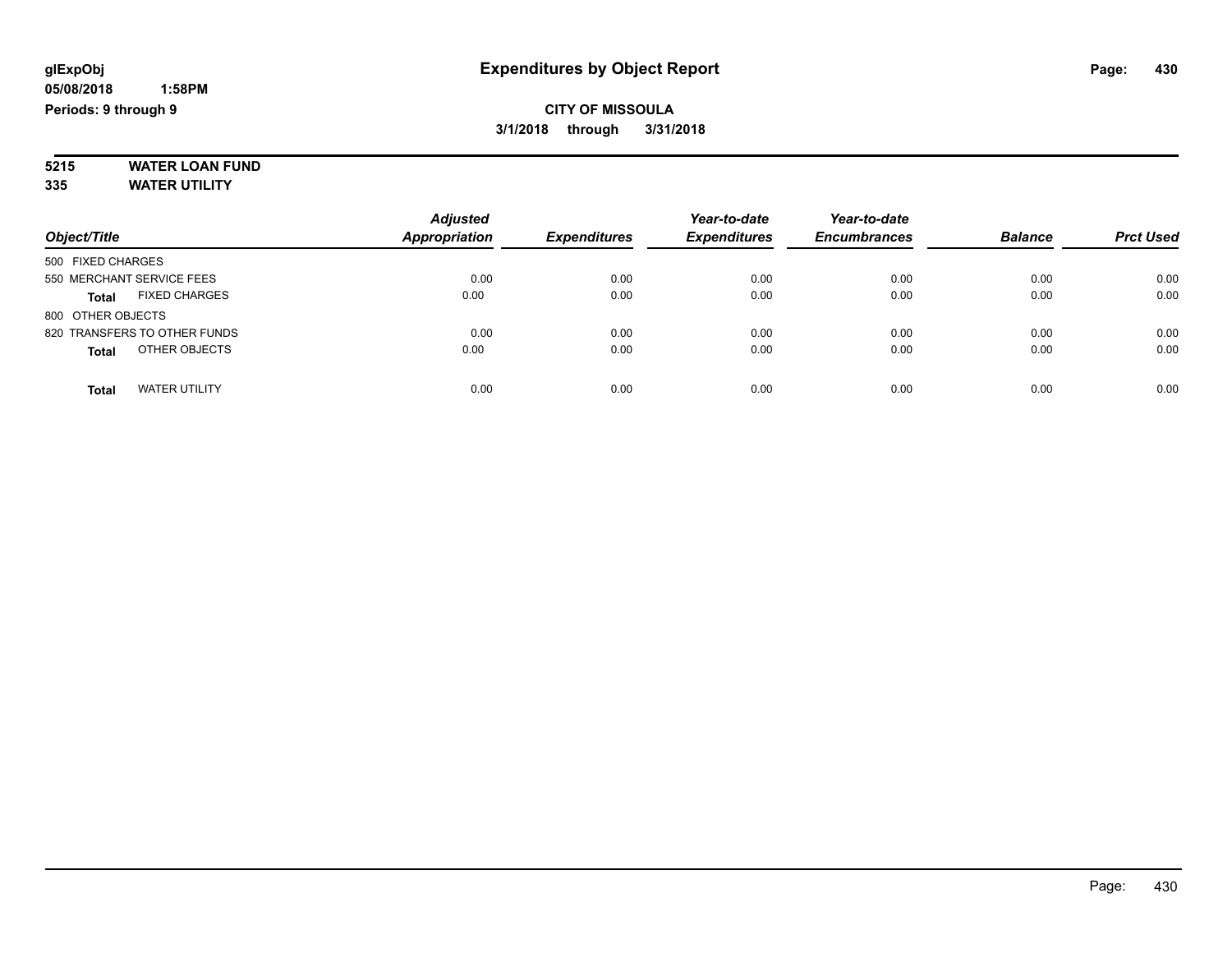glExpObj
05/08/2018 1:58PM
Periods: 9 through 9

# Expenditures by Object Report

**CITY OF MISSOULA**
**3/1/2018 through 3/31/2018**

**5215 WATER LOAN FUND**
**335 WATER UTILITY**

| Object/Title | Adjusted Appropriation | Expenditures | Year-to-date Expenditures | Year-to-date Encumbrances | Balance | Prct Used |
|---|---|---|---|---|---|---|
| 500 FIXED CHARGES | | | | | | |
| 550 MERCHANT SERVICE FEES | 0.00 | 0.00 | 0.00 | 0.00 | 0.00 | 0.00 |
| **Total** FIXED CHARGES | 0.00 | 0.00 | 0.00 | 0.00 | 0.00 | 0.00 |
| 800 OTHER OBJECTS | | | | | | |
| 820 TRANSFERS TO OTHER FUNDS | 0.00 | 0.00 | 0.00 | 0.00 | 0.00 | 0.00 |
| **Total** OTHER OBJECTS | 0.00 | 0.00 | 0.00 | 0.00 | 0.00 | 0.00 |
| **Total** WATER UTILITY | 0.00 | 0.00 | 0.00 | 0.00 | 0.00 | 0.00 |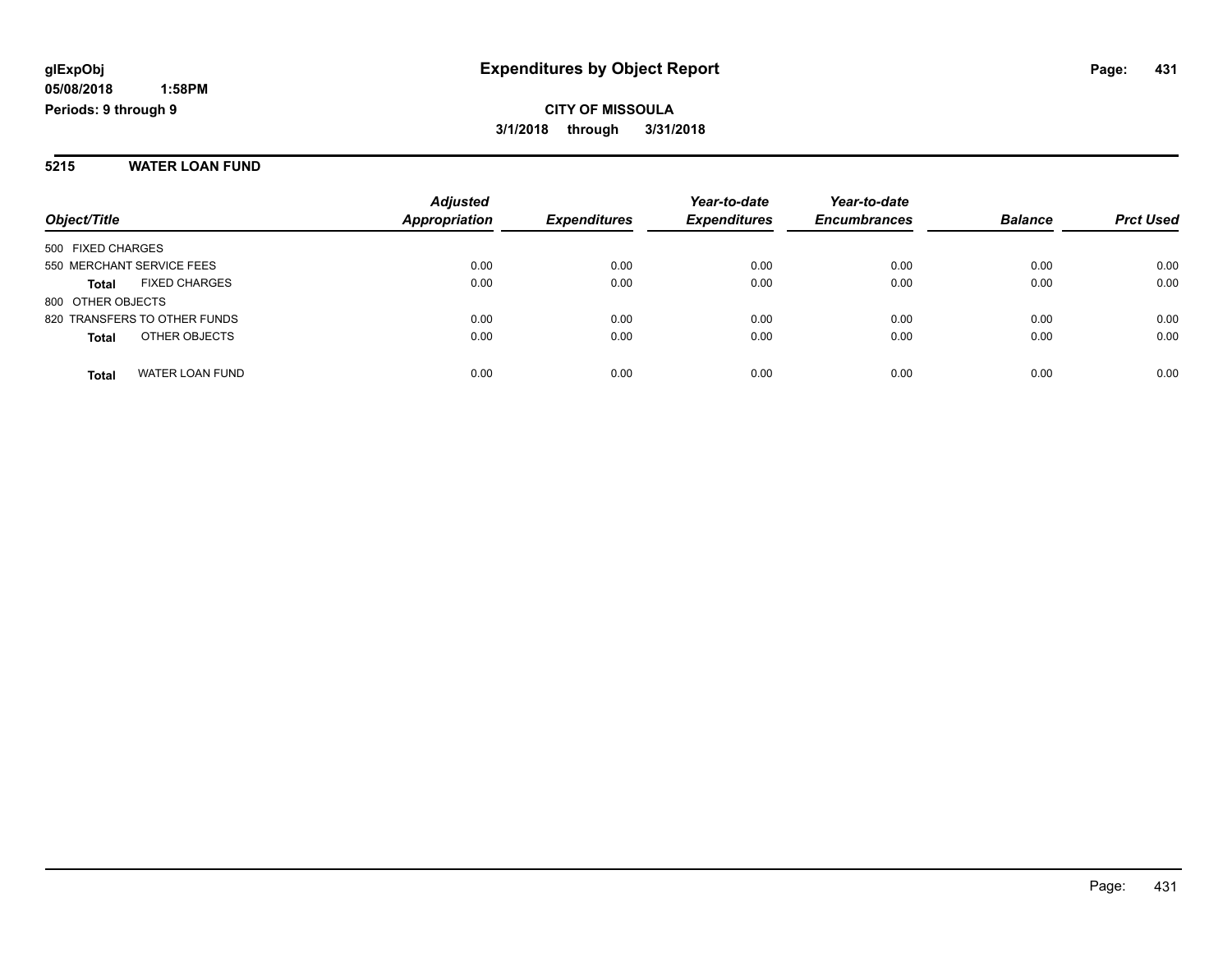# Expenditures by Object Report

**CITY OF MISSOULA**

**3/1/2018 through 3/31/2018**

glExpObj
05/08/2018 1:58PM
Periods: 9 through 9

## 5215 WATER LOAN FUND

| Object/Title | Adjusted Appropriation | Expenditures | Year-to-date Expenditures | Year-to-date Encumbrances | Balance | Prct Used |
|---|---|---|---|---|---|---|
| 500 FIXED CHARGES | | | | | | |
| 550 MERCHANT SERVICE FEES | 0.00 | 0.00 | 0.00 | 0.00 | 0.00 | 0.00 |
| **Total** FIXED CHARGES | 0.00 | 0.00 | 0.00 | 0.00 | 0.00 | 0.00 |
| 800 OTHER OBJECTS | | | | | | |
| 820 TRANSFERS TO OTHER FUNDS | 0.00 | 0.00 | 0.00 | 0.00 | 0.00 | 0.00 |
| **Total** OTHER OBJECTS | 0.00 | 0.00 | 0.00 | 0.00 | 0.00 | 0.00 |
| **Total** WATER LOAN FUND | 0.00 | 0.00 | 0.00 | 0.00 | 0.00 | 0.00 |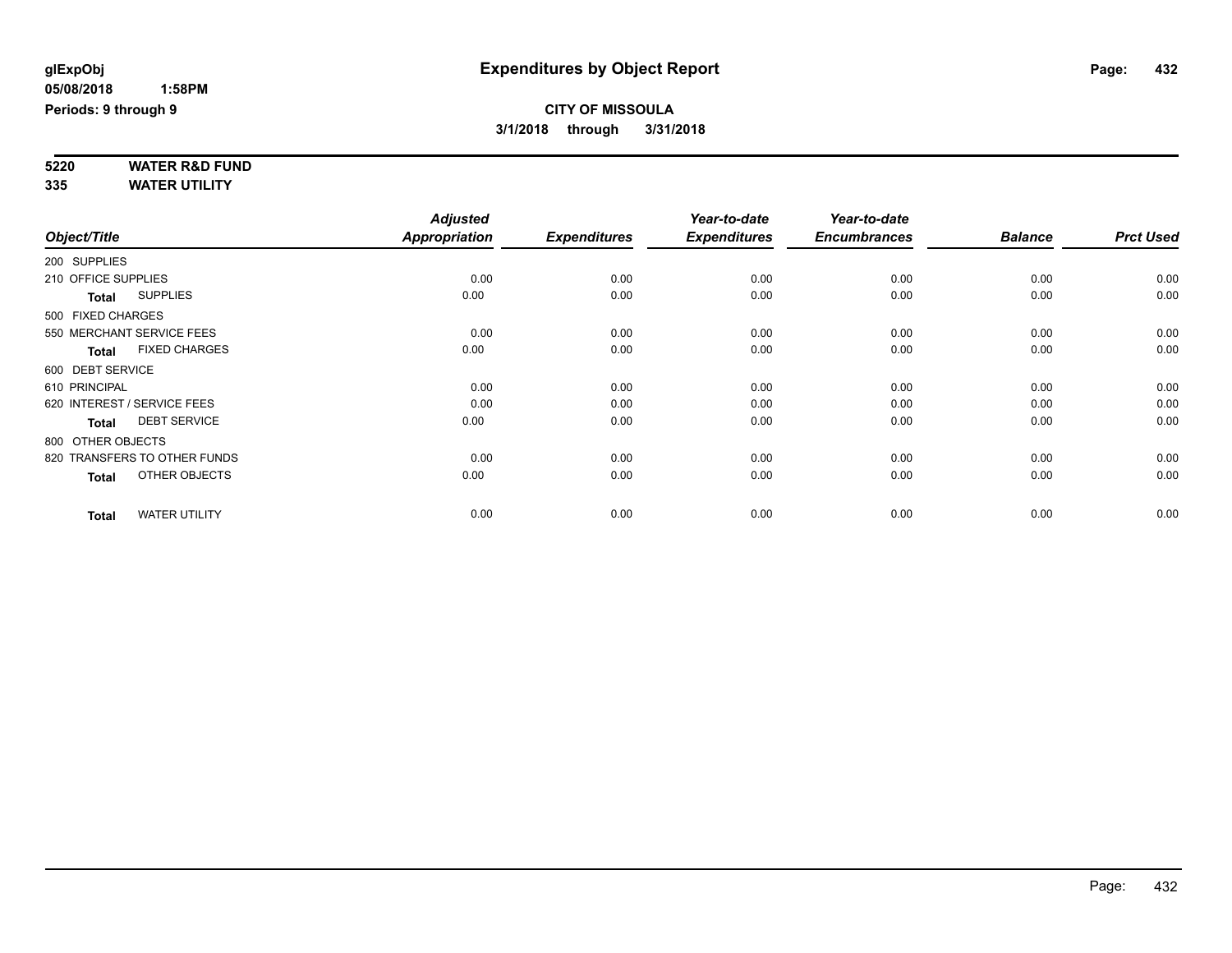glExpObj
05/08/2018 1:58PM
Periods: 9 through 9

# Expenditures by Object Report

**CITY OF MISSOULA**
**3/1/2018 through 3/31/2018**

**5220 WATER R&D FUND**
**335 WATER UTILITY**

| Object/Title | Adjusted Appropriation | Expenditures | Year-to-date Expenditures | Year-to-date Encumbrances | Balance | Prct Used |
|---|---|---|---|---|---|---|
| 200 SUPPLIES | | | | | | |
| 210 OFFICE SUPPLIES | 0.00 | 0.00 | 0.00 | 0.00 | 0.00 | 0.00 |
| **Total** SUPPLIES | 0.00 | 0.00 | 0.00 | 0.00 | 0.00 | 0.00 |
| 500 FIXED CHARGES | | | | | | |
| 550 MERCHANT SERVICE FEES | 0.00 | 0.00 | 0.00 | 0.00 | 0.00 | 0.00 |
| **Total** FIXED CHARGES | 0.00 | 0.00 | 0.00 | 0.00 | 0.00 | 0.00 |
| 600 DEBT SERVICE | | | | | | |
| 610 PRINCIPAL | 0.00 | 0.00 | 0.00 | 0.00 | 0.00 | 0.00 |
| 620 INTEREST / SERVICE FEES | 0.00 | 0.00 | 0.00 | 0.00 | 0.00 | 0.00 |
| **Total** DEBT SERVICE | 0.00 | 0.00 | 0.00 | 0.00 | 0.00 | 0.00 |
| 800 OTHER OBJECTS | | | | | | |
| 820 TRANSFERS TO OTHER FUNDS | 0.00 | 0.00 | 0.00 | 0.00 | 0.00 | 0.00 |
| **Total** OTHER OBJECTS | 0.00 | 0.00 | 0.00 | 0.00 | 0.00 | 0.00 |
| **Total** WATER UTILITY | 0.00 | 0.00 | 0.00 | 0.00 | 0.00 | 0.00 |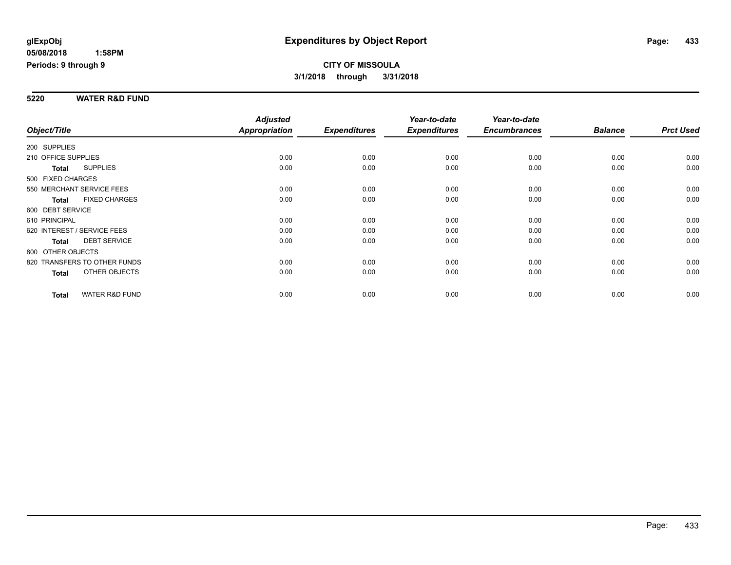glExpObj
05/08/2018 1:58PM
Periods: 9 through 9

# Expenditures by Object Report

**CITY OF MISSOULA**
**3/1/2018 through 3/31/2018**

## 5220 WATER R&D FUND

| Object/Title | | Adjusted Appropriation | Expenditures | Year-to-date Expenditures | Year-to-date Encumbrances | Balance | Prct Used |
|---|---|---|---|---|---|---|---|
| 200 SUPPLIES | | | | | | | |
| 210 OFFICE SUPPLIES | | 0.00 | 0.00 | 0.00 | 0.00 | 0.00 | 0.00 |
| Total | SUPPLIES | 0.00 | 0.00 | 0.00 | 0.00 | 0.00 | 0.00 |
| 500 FIXED CHARGES | | | | | | | |
| 550 MERCHANT SERVICE FEES | | 0.00 | 0.00 | 0.00 | 0.00 | 0.00 | 0.00 |
| Total | FIXED CHARGES | 0.00 | 0.00 | 0.00 | 0.00 | 0.00 | 0.00 |
| 600 DEBT SERVICE | | | | | | | |
| 610 PRINCIPAL | | 0.00 | 0.00 | 0.00 | 0.00 | 0.00 | 0.00 |
| 620 INTEREST / SERVICE FEES | | 0.00 | 0.00 | 0.00 | 0.00 | 0.00 | 0.00 |
| Total | DEBT SERVICE | 0.00 | 0.00 | 0.00 | 0.00 | 0.00 | 0.00 |
| 800 OTHER OBJECTS | | | | | | | |
| 820 TRANSFERS TO OTHER FUNDS | | 0.00 | 0.00 | 0.00 | 0.00 | 0.00 | 0.00 |
| Total | OTHER OBJECTS | 0.00 | 0.00 | 0.00 | 0.00 | 0.00 | 0.00 |
| Total | WATER R&D FUND | 0.00 | 0.00 | 0.00 | 0.00 | 0.00 | 0.00 |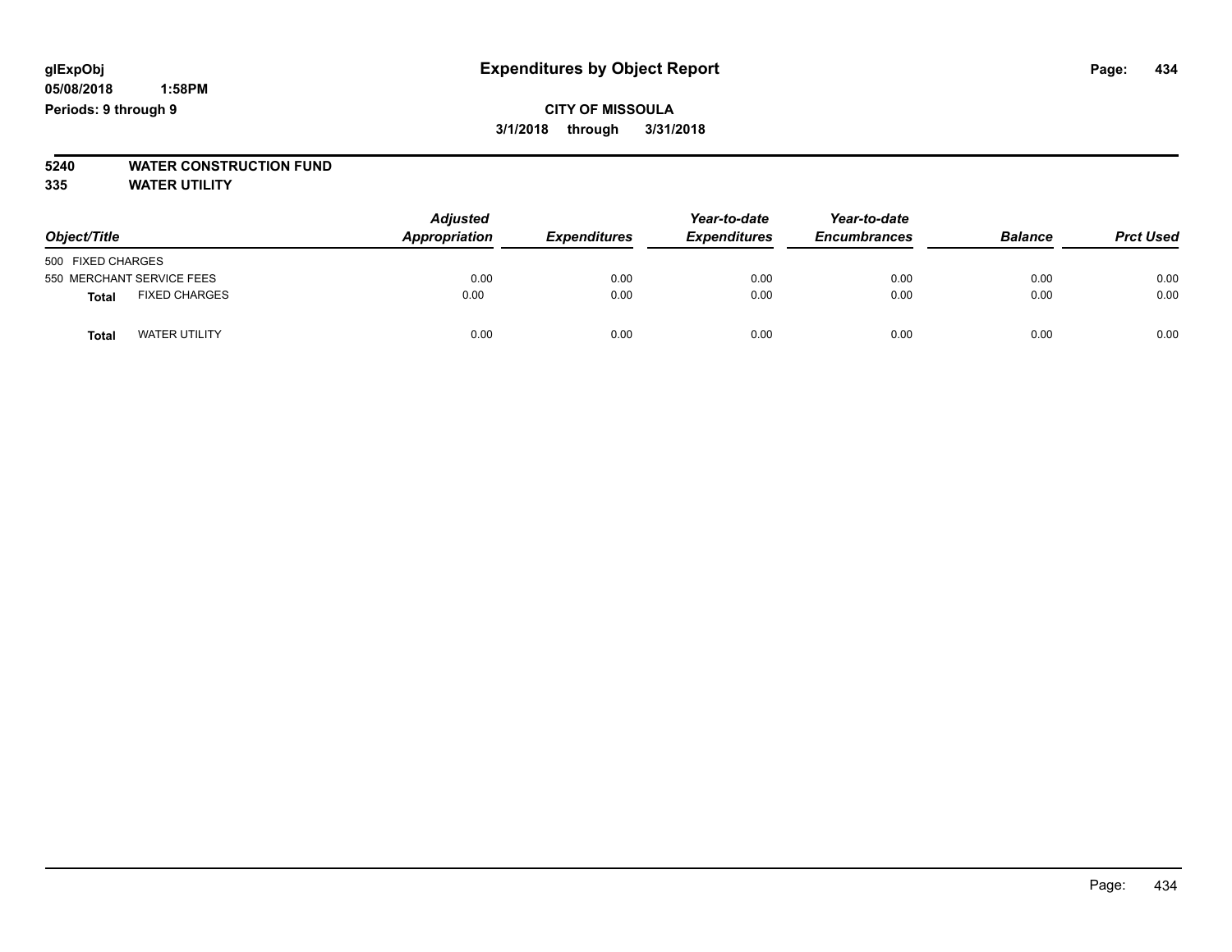**glExpObj** **Expenditures by Object Report**
**05/08/2018 1:58PM**
**Periods: 9 through 9**

**CITY OF MISSOULA**
**3/1/2018 through 3/31/2018**

**5240 WATER CONSTRUCTION FUND**
**335 WATER UTILITY**

| Object/Title | | Adjusted Appropriation | Expenditures | Year-to-date Expenditures | Year-to-date Encumbrances | Balance | Prct Used |
|---|---|---|---|---|---|---|---|
| 500 FIXED CHARGES | | | | | | | |
| 550 MERCHANT SERVICE FEES | | 0.00 | 0.00 | 0.00 | 0.00 | 0.00 | 0.00 |
| **Total** | FIXED CHARGES | 0.00 | 0.00 | 0.00 | 0.00 | 0.00 | 0.00 |
| **Total** | WATER UTILITY | 0.00 | 0.00 | 0.00 | 0.00 | 0.00 | 0.00 |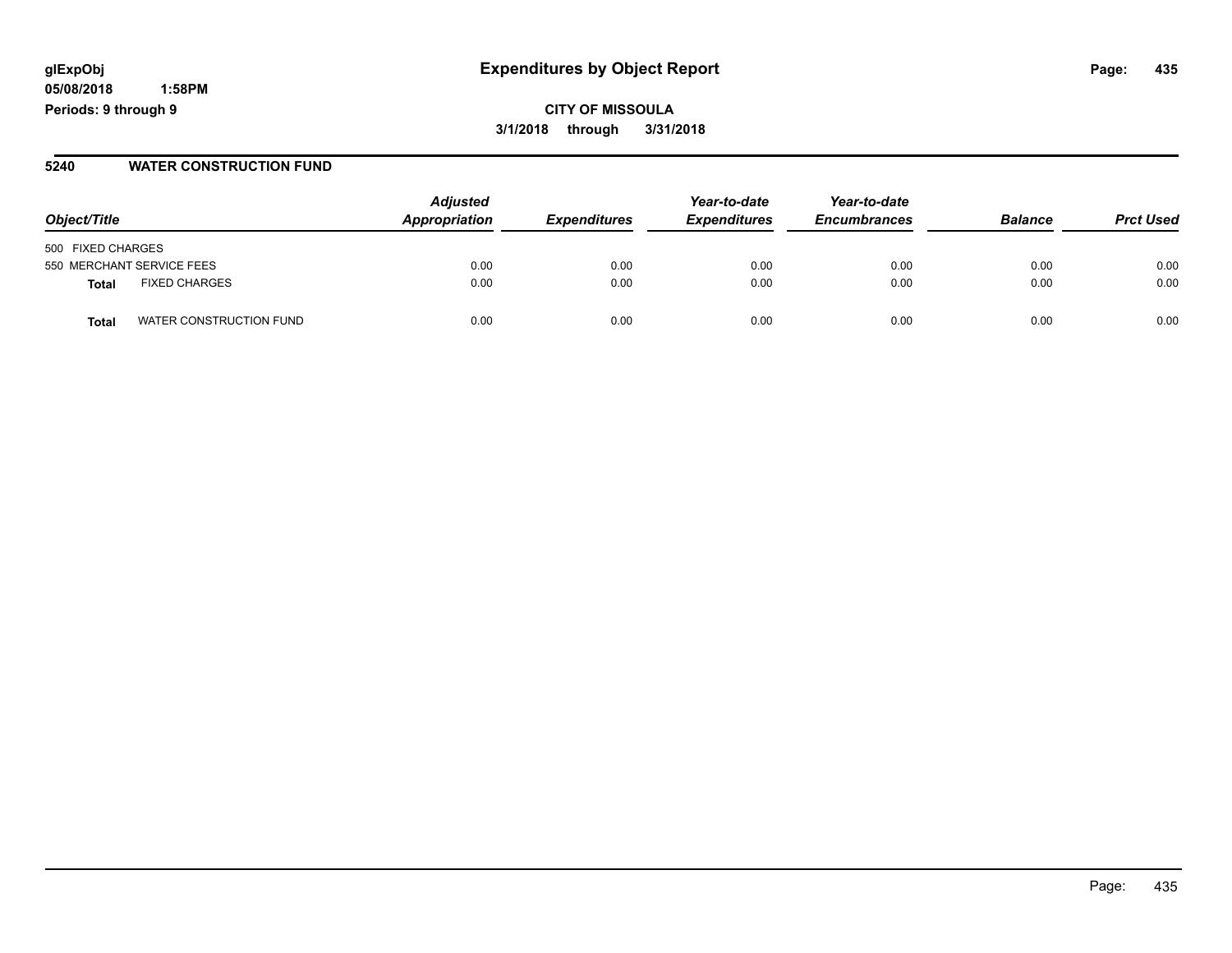glExpObj
05/08/2018 1:58PM
Periods: 9 through 9

# Expenditures by Object Report

**CITY OF MISSOULA**
**3/1/2018 through 3/31/2018**

## 5240 WATER CONSTRUCTION FUND

| Object/Title | | Adjusted Appropriation | Expenditures | Year-to-date Expenditures | Year-to-date Encumbrances | Balance | Prct Used |
|---|---|---|---|---|---|---|---|
| 500 FIXED CHARGES | | | | | | | |
| 550 MERCHANT SERVICE FEES | | 0.00 | 0.00 | 0.00 | 0.00 | 0.00 | 0.00 |
| **Total** | FIXED CHARGES | 0.00 | 0.00 | 0.00 | 0.00 | 0.00 | 0.00 |
| **Total** | WATER CONSTRUCTION FUND | 0.00 | 0.00 | 0.00 | 0.00 | 0.00 | 0.00 |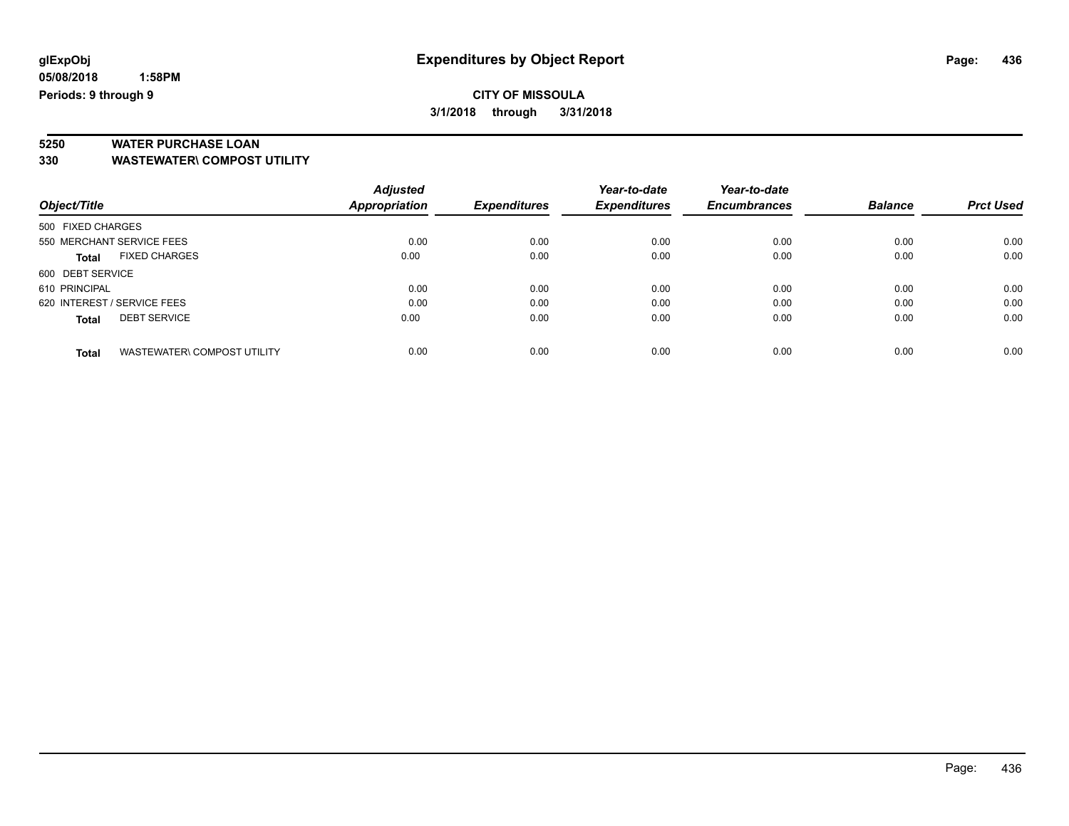glExpObj
05/08/2018 1:58PM
Periods: 9 through 9

# Expenditures by Object Report

**CITY OF MISSOULA**

**3/1/2018 through 3/31/2018**

**5250 WATER PURCHASE LOAN**
**330 WASTEWATER\ COMPOST UTILITY**

| Object/Title | | *Adjusted Appropriation* | *Expenditures* | *Year-to-date Expenditures* | *Year-to-date Encumbrances* | *Balance* | *Prct Used* |
|---|---|---|---|---|---|---|---|
| 500 FIXED CHARGES | | | | | | | |
| 550 MERCHANT SERVICE FEES | | 0.00 | 0.00 | 0.00 | 0.00 | 0.00 | 0.00 |
| **Total** | FIXED CHARGES | 0.00 | 0.00 | 0.00 | 0.00 | 0.00 | 0.00 |
| 600 DEBT SERVICE | | | | | | | |
| 610 PRINCIPAL | | 0.00 | 0.00 | 0.00 | 0.00 | 0.00 | 0.00 |
| 620 INTEREST / SERVICE FEES | | 0.00 | 0.00 | 0.00 | 0.00 | 0.00 | 0.00 |
| **Total** | DEBT SERVICE | 0.00 | 0.00 | 0.00 | 0.00 | 0.00 | 0.00 |
| **Total** | WASTEWATER\ COMPOST UTILITY | 0.00 | 0.00 | 0.00 | 0.00 | 0.00 | 0.00 |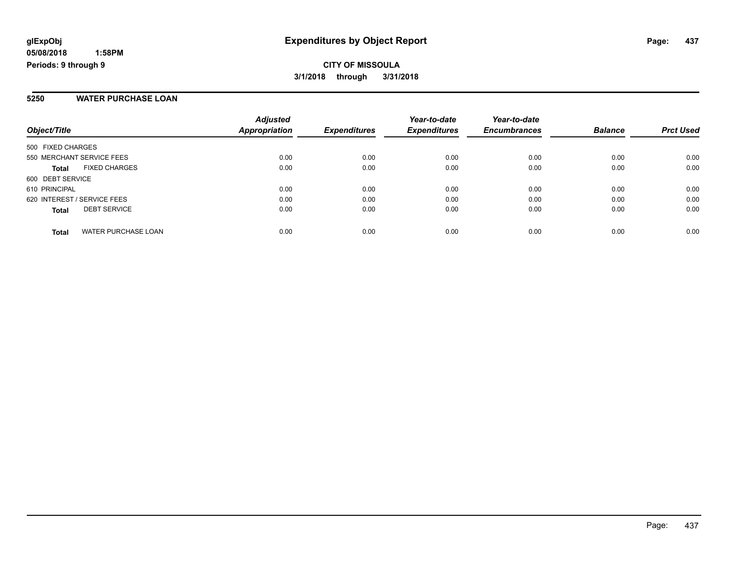**glExpObj**
**05/08/2018 1:58PM**
**Periods: 9 through 9**

# Expenditures by Object Report

**CITY OF MISSOULA**
**3/1/2018 through 3/31/2018**

## 5250 WATER PURCHASE LOAN

| Object/Title | Adjusted Appropriation | Expenditures | Year-to-date Expenditures | Year-to-date Encumbrances | Balance | Prct Used |
|---|---|---|---|---|---|---|
| 500 FIXED CHARGES | | | | | | |
| 550 MERCHANT SERVICE FEES | 0.00 | 0.00 | 0.00 | 0.00 | 0.00 | 0.00 |
| **Total** FIXED CHARGES | 0.00 | 0.00 | 0.00 | 0.00 | 0.00 | 0.00 |
| 600 DEBT SERVICE | | | | | | |
| 610 PRINCIPAL | 0.00 | 0.00 | 0.00 | 0.00 | 0.00 | 0.00 |
| 620 INTEREST / SERVICE FEES | 0.00 | 0.00 | 0.00 | 0.00 | 0.00 | 0.00 |
| **Total** DEBT SERVICE | 0.00 | 0.00 | 0.00 | 0.00 | 0.00 | 0.00 |
| **Total** WATER PURCHASE LOAN | 0.00 | 0.00 | 0.00 | 0.00 | 0.00 | 0.00 |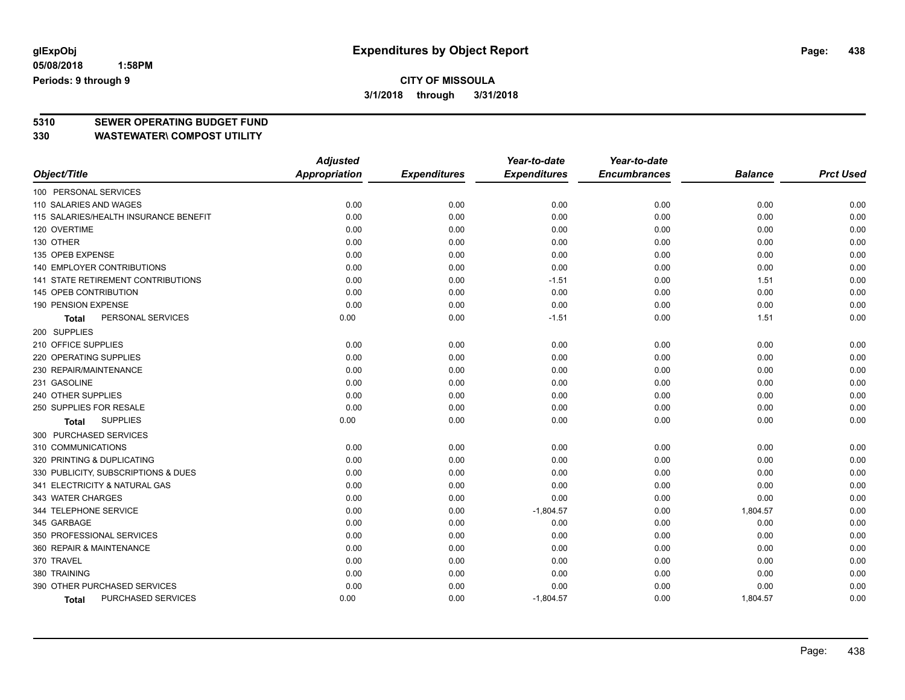# CITY OF MISSOULA

**3/1/2018 through 3/31/2018**

## 5310 SEWER OPERATING BUDGET FUND
## 330 WASTEWATER\ COMPOST UTILITY

| Object/Title | Adjusted Appropriation | Expenditures | Year-to-date Expenditures | Year-to-date Encumbrances | Balance | Prct Used |
|---|---|---|---|---|---|---|
| 100 PERSONAL SERVICES | | | | | | |
| 110 SALARIES AND WAGES | 0.00 | 0.00 | 0.00 | 0.00 | 0.00 | 0.00 |
| 115 SALARIES/HEALTH INSURANCE BENEFIT | 0.00 | 0.00 | 0.00 | 0.00 | 0.00 | 0.00 |
| 120 OVERTIME | 0.00 | 0.00 | 0.00 | 0.00 | 0.00 | 0.00 |
| 130 OTHER | 0.00 | 0.00 | 0.00 | 0.00 | 0.00 | 0.00 |
| 135 OPEB EXPENSE | 0.00 | 0.00 | 0.00 | 0.00 | 0.00 | 0.00 |
| 140 EMPLOYER CONTRIBUTIONS | 0.00 | 0.00 | 0.00 | 0.00 | 0.00 | 0.00 |
| 141 STATE RETIREMENT CONTRIBUTIONS | 0.00 | 0.00 | -1.51 | 0.00 | 1.51 | 0.00 |
| 145 OPEB CONTRIBUTION | 0.00 | 0.00 | 0.00 | 0.00 | 0.00 | 0.00 |
| 190 PENSION EXPENSE | 0.00 | 0.00 | 0.00 | 0.00 | 0.00 | 0.00 |
| **Total** PERSONAL SERVICES | 0.00 | 0.00 | -1.51 | 0.00 | 1.51 | 0.00 |
| 200 SUPPLIES | | | | | | |
| 210 OFFICE SUPPLIES | 0.00 | 0.00 | 0.00 | 0.00 | 0.00 | 0.00 |
| 220 OPERATING SUPPLIES | 0.00 | 0.00 | 0.00 | 0.00 | 0.00 | 0.00 |
| 230 REPAIR/MAINTENANCE | 0.00 | 0.00 | 0.00 | 0.00 | 0.00 | 0.00 |
| 231 GASOLINE | 0.00 | 0.00 | 0.00 | 0.00 | 0.00 | 0.00 |
| 240 OTHER SUPPLIES | 0.00 | 0.00 | 0.00 | 0.00 | 0.00 | 0.00 |
| 250 SUPPLIES FOR RESALE | 0.00 | 0.00 | 0.00 | 0.00 | 0.00 | 0.00 |
| **Total** SUPPLIES | 0.00 | 0.00 | 0.00 | 0.00 | 0.00 | 0.00 |
| 300 PURCHASED SERVICES | | | | | | |
| 310 COMMUNICATIONS | 0.00 | 0.00 | 0.00 | 0.00 | 0.00 | 0.00 |
| 320 PRINTING & DUPLICATING | 0.00 | 0.00 | 0.00 | 0.00 | 0.00 | 0.00 |
| 330 PUBLICITY, SUBSCRIPTIONS & DUES | 0.00 | 0.00 | 0.00 | 0.00 | 0.00 | 0.00 |
| 341 ELECTRICITY & NATURAL GAS | 0.00 | 0.00 | 0.00 | 0.00 | 0.00 | 0.00 |
| 343 WATER CHARGES | 0.00 | 0.00 | 0.00 | 0.00 | 0.00 | 0.00 |
| 344 TELEPHONE SERVICE | 0.00 | 0.00 | -1,804.57 | 0.00 | 1,804.57 | 0.00 |
| 345 GARBAGE | 0.00 | 0.00 | 0.00 | 0.00 | 0.00 | 0.00 |
| 350 PROFESSIONAL SERVICES | 0.00 | 0.00 | 0.00 | 0.00 | 0.00 | 0.00 |
| 360 REPAIR & MAINTENANCE | 0.00 | 0.00 | 0.00 | 0.00 | 0.00 | 0.00 |
| 370 TRAVEL | 0.00 | 0.00 | 0.00 | 0.00 | 0.00 | 0.00 |
| 380 TRAINING | 0.00 | 0.00 | 0.00 | 0.00 | 0.00 | 0.00 |
| 390 OTHER PURCHASED SERVICES | 0.00 | 0.00 | 0.00 | 0.00 | 0.00 | 0.00 |
| **Total** PURCHASED SERVICES | 0.00 | 0.00 | -1,804.57 | 0.00 | 1,804.57 | 0.00 |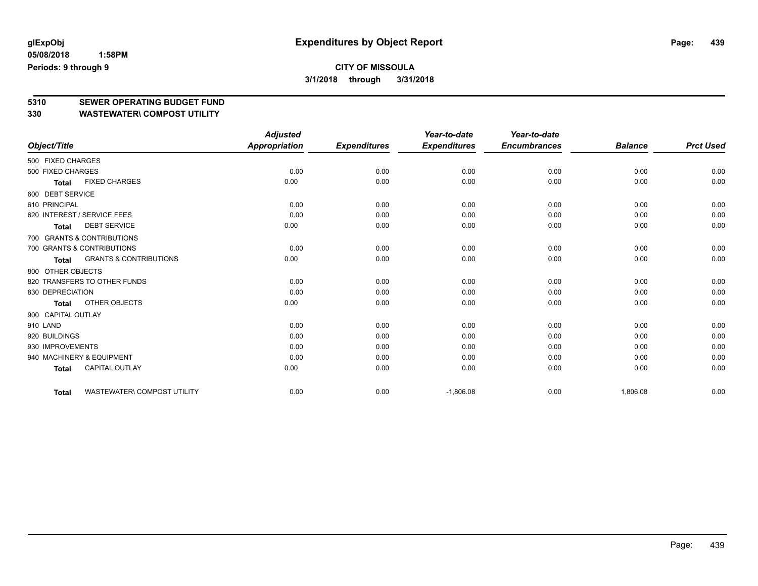glExpObj
05/08/2018 1:58PM
Periods: 9 through 9

# Expenditures by Object Report

**CITY OF MISSOULA**
**3/1/2018 through 3/31/2018**

## 5310 SEWER OPERATING BUDGET FUND
## 330 WASTEWATER\ COMPOST UTILITY

| Object/Title | Adjusted Appropriation | Expenditures | Year-to-date Expenditures | Year-to-date Encumbrances | Balance | Prct Used |
|---|---|---|---|---|---|---|
| 500 FIXED CHARGES | | | | | | |
| 500 FIXED CHARGES | 0.00 | 0.00 | 0.00 | 0.00 | 0.00 | 0.00 |
| **Total** FIXED CHARGES | 0.00 | 0.00 | 0.00 | 0.00 | 0.00 | 0.00 |
| 600 DEBT SERVICE | | | | | | |
| 610 PRINCIPAL | 0.00 | 0.00 | 0.00 | 0.00 | 0.00 | 0.00 |
| 620 INTEREST / SERVICE FEES | 0.00 | 0.00 | 0.00 | 0.00 | 0.00 | 0.00 |
| **Total** DEBT SERVICE | 0.00 | 0.00 | 0.00 | 0.00 | 0.00 | 0.00 |
| 700 GRANTS & CONTRIBUTIONS | | | | | | |
| 700 GRANTS & CONTRIBUTIONS | 0.00 | 0.00 | 0.00 | 0.00 | 0.00 | 0.00 |
| **Total** GRANTS & CONTRIBUTIONS | 0.00 | 0.00 | 0.00 | 0.00 | 0.00 | 0.00 |
| 800 OTHER OBJECTS | | | | | | |
| 820 TRANSFERS TO OTHER FUNDS | 0.00 | 0.00 | 0.00 | 0.00 | 0.00 | 0.00 |
| 830 DEPRECIATION | 0.00 | 0.00 | 0.00 | 0.00 | 0.00 | 0.00 |
| **Total** OTHER OBJECTS | 0.00 | 0.00 | 0.00 | 0.00 | 0.00 | 0.00 |
| 900 CAPITAL OUTLAY | | | | | | |
| 910 LAND | 0.00 | 0.00 | 0.00 | 0.00 | 0.00 | 0.00 |
| 920 BUILDINGS | 0.00 | 0.00 | 0.00 | 0.00 | 0.00 | 0.00 |
| 930 IMPROVEMENTS | 0.00 | 0.00 | 0.00 | 0.00 | 0.00 | 0.00 |
| 940 MACHINERY & EQUIPMENT | 0.00 | 0.00 | 0.00 | 0.00 | 0.00 | 0.00 |
| **Total** CAPITAL OUTLAY | 0.00 | 0.00 | 0.00 | 0.00 | 0.00 | 0.00 |
| **Total** WASTEWATER\ COMPOST UTILITY | 0.00 | 0.00 | -1,806.08 | 0.00 | 1,806.08 | 0.00 |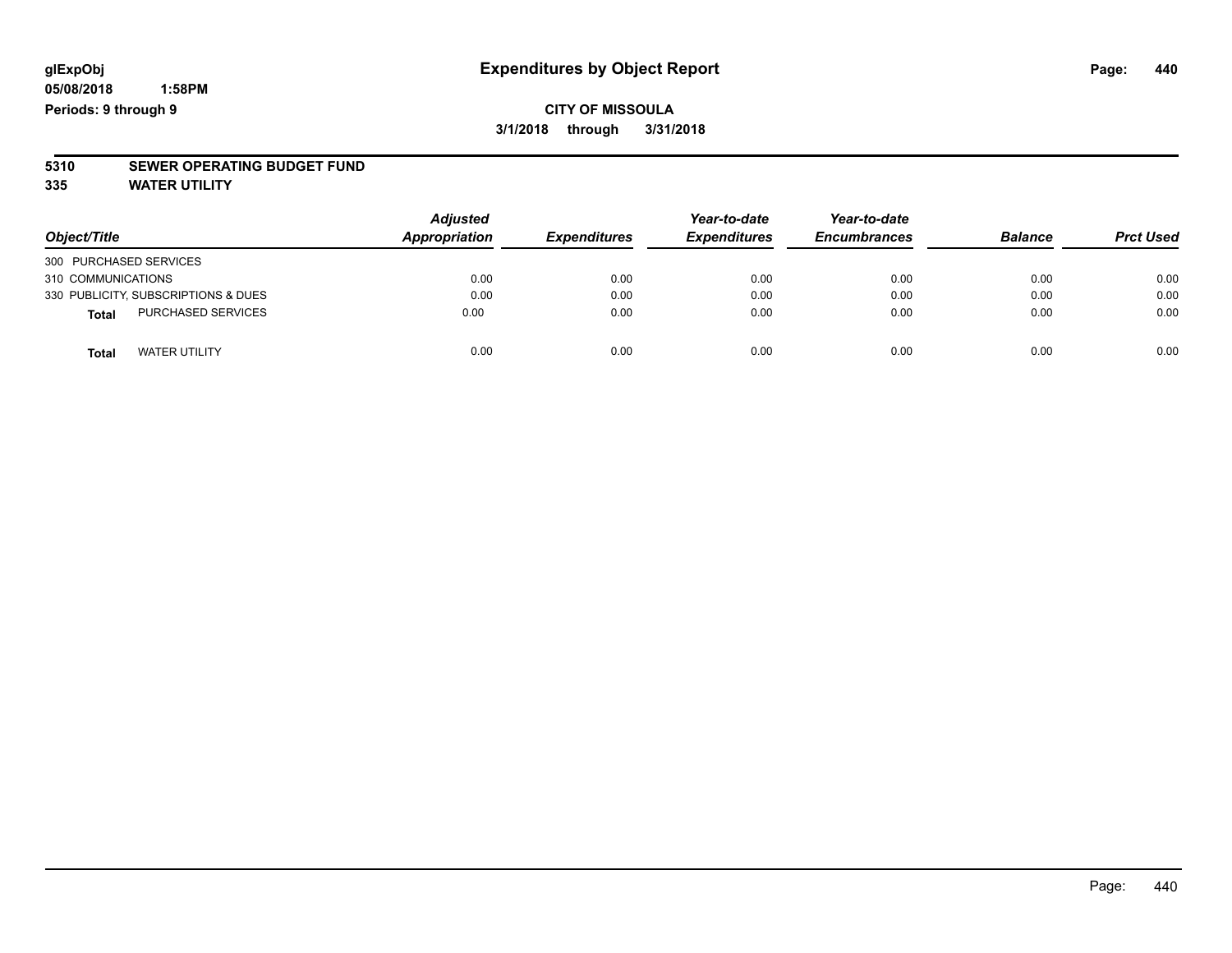**CITY OF MISSOULA**

**3/1/2018 through 3/31/2018**

**5310 SEWER OPERATING BUDGET FUND**

**335 WATER UTILITY**

| Object/Title | Adjusted Appropriation | Expenditures | Year-to-date Expenditures | Year-to-date Encumbrances | Balance | Prct Used |
|---|---|---|---|---|---|---|
| 300 PURCHASED SERVICES | | | | | | |
| 310 COMMUNICATIONS | 0.00 | 0.00 | 0.00 | 0.00 | 0.00 | 0.00 |
| 330 PUBLICITY, SUBSCRIPTIONS & DUES | 0.00 | 0.00 | 0.00 | 0.00 | 0.00 | 0.00 |
| **Total** PURCHASED SERVICES | 0.00 | 0.00 | 0.00 | 0.00 | 0.00 | 0.00 |
| **Total** WATER UTILITY | 0.00 | 0.00 | 0.00 | 0.00 | 0.00 | 0.00 |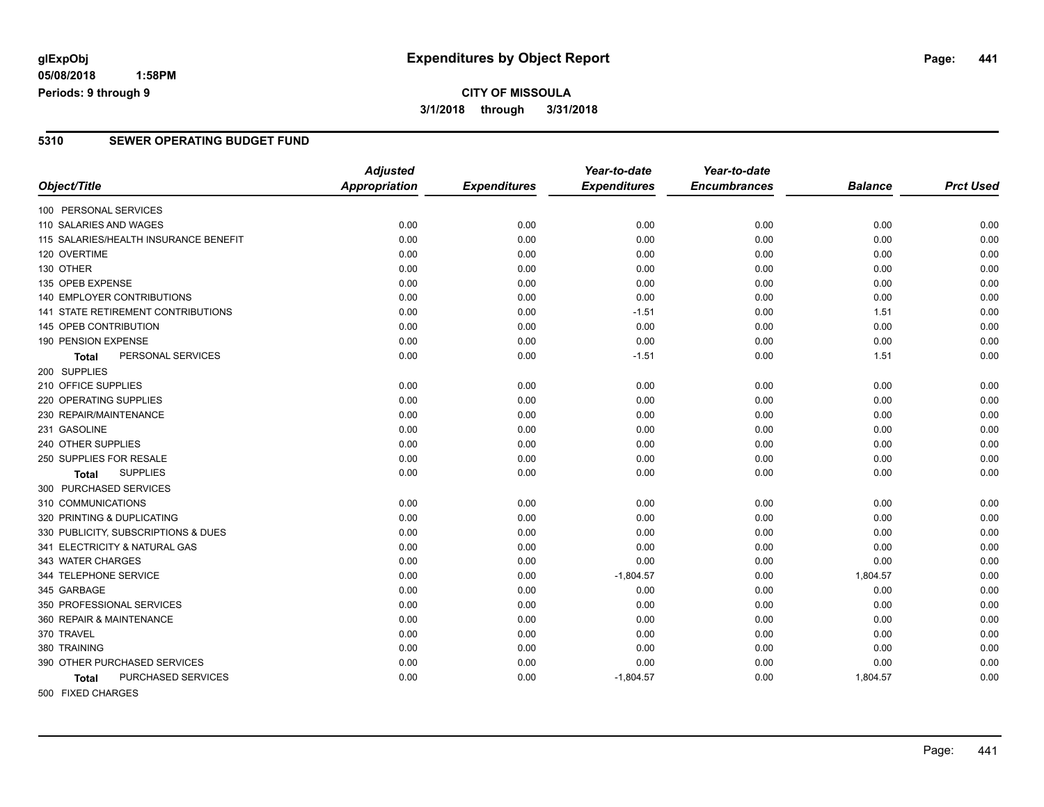# Expenditures by Object Report

glExpObj
05/08/2018 1:58PM
Periods: 9 through 9

**CITY OF MISSOULA**
**3/1/2018 through 3/31/2018**

## 5310 SEWER OPERATING BUDGET FUND

| Object/Title | Adjusted Appropriation | Expenditures | Year-to-date Expenditures | Year-to-date Encumbrances | Balance | Prct Used |
|---|---|---|---|---|---|---|
| 100 PERSONAL SERVICES | | | | | | |
| 110 SALARIES AND WAGES | 0.00 | 0.00 | 0.00 | 0.00 | 0.00 | 0.00 |
| 115 SALARIES/HEALTH INSURANCE BENEFIT | 0.00 | 0.00 | 0.00 | 0.00 | 0.00 | 0.00 |
| 120 OVERTIME | 0.00 | 0.00 | 0.00 | 0.00 | 0.00 | 0.00 |
| 130 OTHER | 0.00 | 0.00 | 0.00 | 0.00 | 0.00 | 0.00 |
| 135 OPEB EXPENSE | 0.00 | 0.00 | 0.00 | 0.00 | 0.00 | 0.00 |
| 140 EMPLOYER CONTRIBUTIONS | 0.00 | 0.00 | 0.00 | 0.00 | 0.00 | 0.00 |
| 141 STATE RETIREMENT CONTRIBUTIONS | 0.00 | 0.00 | -1.51 | 0.00 | 1.51 | 0.00 |
| 145 OPEB CONTRIBUTION | 0.00 | 0.00 | 0.00 | 0.00 | 0.00 | 0.00 |
| 190 PENSION EXPENSE | 0.00 | 0.00 | 0.00 | 0.00 | 0.00 | 0.00 |
| **Total** PERSONAL SERVICES | 0.00 | 0.00 | -1.51 | 0.00 | 1.51 | 0.00 |
| 200 SUPPLIES | | | | | | |
| 210 OFFICE SUPPLIES | 0.00 | 0.00 | 0.00 | 0.00 | 0.00 | 0.00 |
| 220 OPERATING SUPPLIES | 0.00 | 0.00 | 0.00 | 0.00 | 0.00 | 0.00 |
| 230 REPAIR/MAINTENANCE | 0.00 | 0.00 | 0.00 | 0.00 | 0.00 | 0.00 |
| 231 GASOLINE | 0.00 | 0.00 | 0.00 | 0.00 | 0.00 | 0.00 |
| 240 OTHER SUPPLIES | 0.00 | 0.00 | 0.00 | 0.00 | 0.00 | 0.00 |
| 250 SUPPLIES FOR RESALE | 0.00 | 0.00 | 0.00 | 0.00 | 0.00 | 0.00 |
| **Total** SUPPLIES | 0.00 | 0.00 | 0.00 | 0.00 | 0.00 | 0.00 |
| 300 PURCHASED SERVICES | | | | | | |
| 310 COMMUNICATIONS | 0.00 | 0.00 | 0.00 | 0.00 | 0.00 | 0.00 |
| 320 PRINTING & DUPLICATING | 0.00 | 0.00 | 0.00 | 0.00 | 0.00 | 0.00 |
| 330 PUBLICITY, SUBSCRIPTIONS & DUES | 0.00 | 0.00 | 0.00 | 0.00 | 0.00 | 0.00 |
| 341 ELECTRICITY & NATURAL GAS | 0.00 | 0.00 | 0.00 | 0.00 | 0.00 | 0.00 |
| 343 WATER CHARGES | 0.00 | 0.00 | 0.00 | 0.00 | 0.00 | 0.00 |
| 344 TELEPHONE SERVICE | 0.00 | 0.00 | -1,804.57 | 0.00 | 1,804.57 | 0.00 |
| 345 GARBAGE | 0.00 | 0.00 | 0.00 | 0.00 | 0.00 | 0.00 |
| 350 PROFESSIONAL SERVICES | 0.00 | 0.00 | 0.00 | 0.00 | 0.00 | 0.00 |
| 360 REPAIR & MAINTENANCE | 0.00 | 0.00 | 0.00 | 0.00 | 0.00 | 0.00 |
| 370 TRAVEL | 0.00 | 0.00 | 0.00 | 0.00 | 0.00 | 0.00 |
| 380 TRAINING | 0.00 | 0.00 | 0.00 | 0.00 | 0.00 | 0.00 |
| 390 OTHER PURCHASED SERVICES | 0.00 | 0.00 | 0.00 | 0.00 | 0.00 | 0.00 |
| **Total** PURCHASED SERVICES | 0.00 | 0.00 | -1,804.57 | 0.00 | 1,804.57 | 0.00 |
| 500 FIXED CHARGES | | | | | | |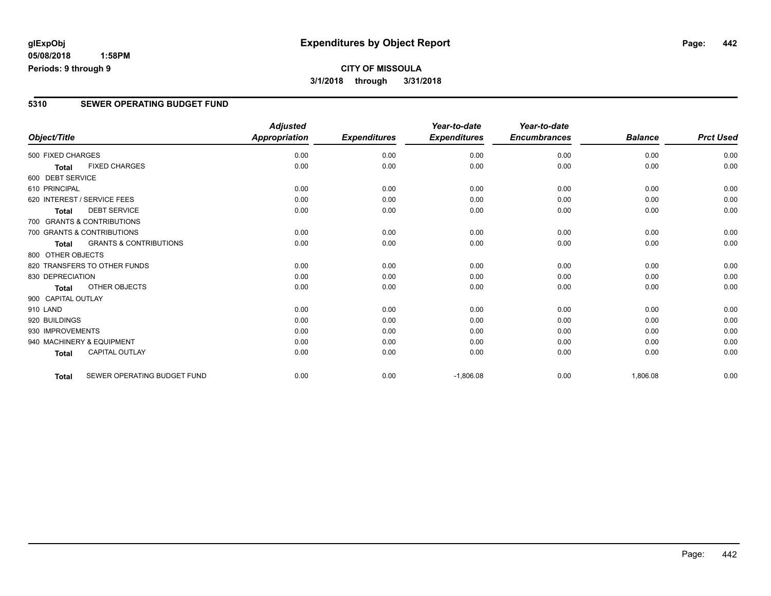**glExpObj**
**05/08/2018 1:58PM**
**Periods: 9 through 9**

# Expenditures by Object Report

**CITY OF MISSOULA**
**3/1/2018 through 3/31/2018**

## 5310 SEWER OPERATING BUDGET FUND

| Object/Title | Adjusted Appropriation | Expenditures | Year-to-date Expenditures | Year-to-date Encumbrances | Balance | Prct Used |
|---|---|---|---|---|---|---|
| 500 FIXED CHARGES | 0.00 | 0.00 | 0.00 | 0.00 | 0.00 | 0.00 |
| **Total** FIXED CHARGES | 0.00 | 0.00 | 0.00 | 0.00 | 0.00 | 0.00 |
| 600 DEBT SERVICE | | | | | | |
| 610 PRINCIPAL | 0.00 | 0.00 | 0.00 | 0.00 | 0.00 | 0.00 |
| 620 INTEREST / SERVICE FEES | 0.00 | 0.00 | 0.00 | 0.00 | 0.00 | 0.00 |
| **Total** DEBT SERVICE | 0.00 | 0.00 | 0.00 | 0.00 | 0.00 | 0.00 |
| 700 GRANTS & CONTRIBUTIONS | | | | | | |
| 700 GRANTS & CONTRIBUTIONS | 0.00 | 0.00 | 0.00 | 0.00 | 0.00 | 0.00 |
| **Total** GRANTS & CONTRIBUTIONS | 0.00 | 0.00 | 0.00 | 0.00 | 0.00 | 0.00 |
| 800 OTHER OBJECTS | | | | | | |
| 820 TRANSFERS TO OTHER FUNDS | 0.00 | 0.00 | 0.00 | 0.00 | 0.00 | 0.00 |
| 830 DEPRECIATION | 0.00 | 0.00 | 0.00 | 0.00 | 0.00 | 0.00 |
| **Total** OTHER OBJECTS | 0.00 | 0.00 | 0.00 | 0.00 | 0.00 | 0.00 |
| 900 CAPITAL OUTLAY | | | | | | |
| 910 LAND | 0.00 | 0.00 | 0.00 | 0.00 | 0.00 | 0.00 |
| 920 BUILDINGS | 0.00 | 0.00 | 0.00 | 0.00 | 0.00 | 0.00 |
| 930 IMPROVEMENTS | 0.00 | 0.00 | 0.00 | 0.00 | 0.00 | 0.00 |
| 940 MACHINERY & EQUIPMENT | 0.00 | 0.00 | 0.00 | 0.00 | 0.00 | 0.00 |
| **Total** CAPITAL OUTLAY | 0.00 | 0.00 | 0.00 | 0.00 | 0.00 | 0.00 |
| **Total** SEWER OPERATING BUDGET FUND | 0.00 | 0.00 | -1,806.08 | 0.00 | 1,806.08 | 0.00 |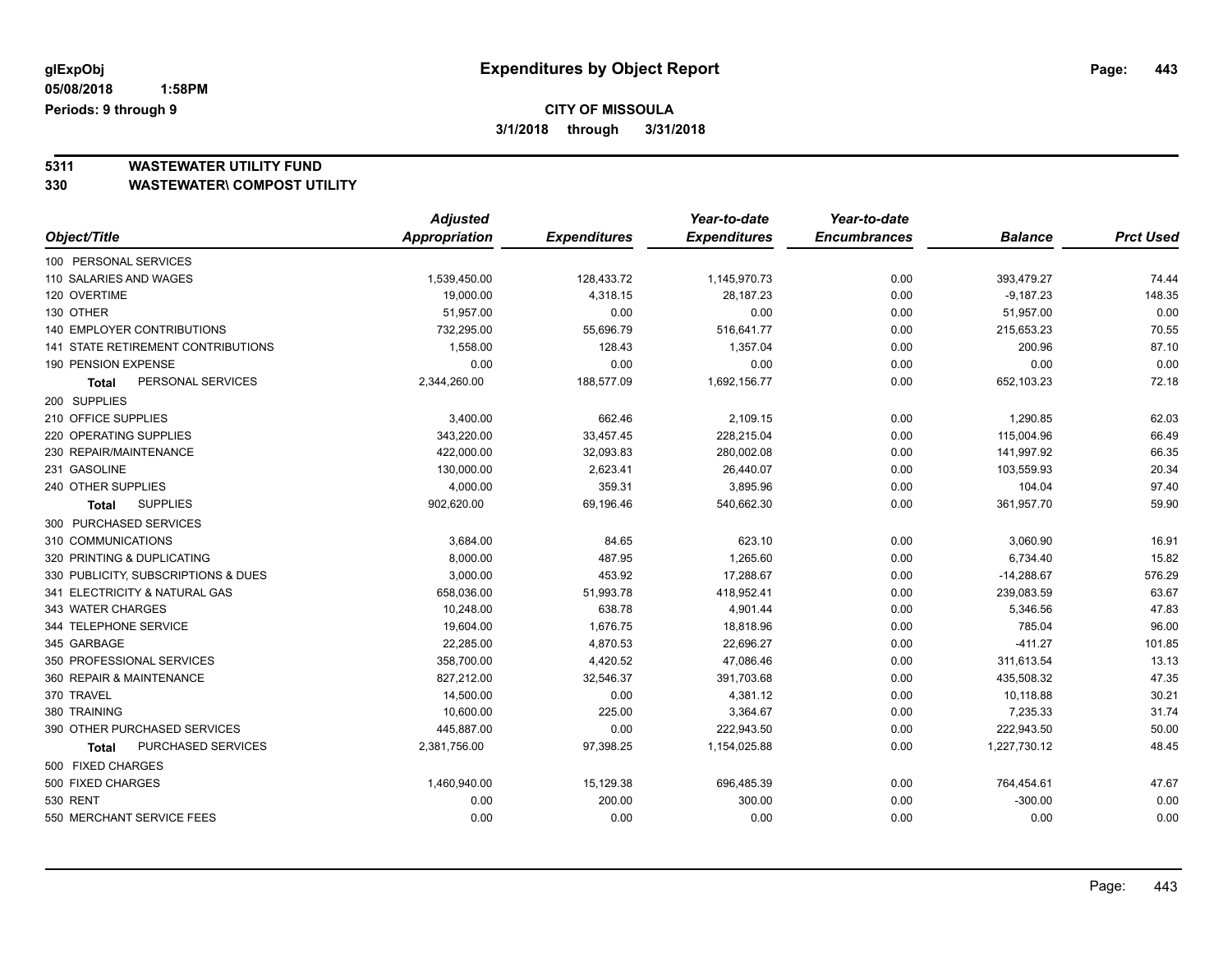glExpObj
05/08/2018 1:58PM
Periods: 9 through 9

# Expenditures by Object Report

**CITY OF MISSOULA**
**3/1/2018 through 3/31/2018**

## 5311 WASTEWATER UTILITY FUND
## 330 WASTEWATER\ COMPOST UTILITY

| Object/Title | Adjusted Appropriation | Expenditures | Year-to-date Expenditures | Year-to-date Encumbrances | Balance | Prct Used |
|---|---|---|---|---|---|---|
| 100 PERSONAL SERVICES | | | | | | |
| 110 SALARIES AND WAGES | 1,539,450.00 | 128,433.72 | 1,145,970.73 | 0.00 | 393,479.27 | 74.44 |
| 120 OVERTIME | 19,000.00 | 4,318.15 | 28,187.23 | 0.00 | -9,187.23 | 148.35 |
| 130 OTHER | 51,957.00 | 0.00 | 0.00 | 0.00 | 51,957.00 | 0.00 |
| 140 EMPLOYER CONTRIBUTIONS | 732,295.00 | 55,696.79 | 516,641.77 | 0.00 | 215,653.23 | 70.55 |
| 141 STATE RETIREMENT CONTRIBUTIONS | 1,558.00 | 128.43 | 1,357.04 | 0.00 | 200.96 | 87.10 |
| 190 PENSION EXPENSE | 0.00 | 0.00 | 0.00 | 0.00 | 0.00 | 0.00 |
| **Total** PERSONAL SERVICES | 2,344,260.00 | 188,577.09 | 1,692,156.77 | 0.00 | 652,103.23 | 72.18 |
| 200 SUPPLIES | | | | | | |
| 210 OFFICE SUPPLIES | 3,400.00 | 662.46 | 2,109.15 | 0.00 | 1,290.85 | 62.03 |
| 220 OPERATING SUPPLIES | 343,220.00 | 33,457.45 | 228,215.04 | 0.00 | 115,004.96 | 66.49 |
| 230 REPAIR/MAINTENANCE | 422,000.00 | 32,093.83 | 280,002.08 | 0.00 | 141,997.92 | 66.35 |
| 231 GASOLINE | 130,000.00 | 2,623.41 | 26,440.07 | 0.00 | 103,559.93 | 20.34 |
| 240 OTHER SUPPLIES | 4,000.00 | 359.31 | 3,895.96 | 0.00 | 104.04 | 97.40 |
| **Total** SUPPLIES | 902,620.00 | 69,196.46 | 540,662.30 | 0.00 | 361,957.70 | 59.90 |
| 300 PURCHASED SERVICES | | | | | | |
| 310 COMMUNICATIONS | 3,684.00 | 84.65 | 623.10 | 0.00 | 3,060.90 | 16.91 |
| 320 PRINTING & DUPLICATING | 8,000.00 | 487.95 | 1,265.60 | 0.00 | 6,734.40 | 15.82 |
| 330 PUBLICITY, SUBSCRIPTIONS & DUES | 3,000.00 | 453.92 | 17,288.67 | 0.00 | -14,288.67 | 576.29 |
| 341 ELECTRICITY & NATURAL GAS | 658,036.00 | 51,993.78 | 418,952.41 | 0.00 | 239,083.59 | 63.67 |
| 343 WATER CHARGES | 10,248.00 | 638.78 | 4,901.44 | 0.00 | 5,346.56 | 47.83 |
| 344 TELEPHONE SERVICE | 19,604.00 | 1,676.75 | 18,818.96 | 0.00 | 785.04 | 96.00 |
| 345 GARBAGE | 22,285.00 | 4,870.53 | 22,696.27 | 0.00 | -411.27 | 101.85 |
| 350 PROFESSIONAL SERVICES | 358,700.00 | 4,420.52 | 47,086.46 | 0.00 | 311,613.54 | 13.13 |
| 360 REPAIR & MAINTENANCE | 827,212.00 | 32,546.37 | 391,703.68 | 0.00 | 435,508.32 | 47.35 |
| 370 TRAVEL | 14,500.00 | 0.00 | 4,381.12 | 0.00 | 10,118.88 | 30.21 |
| 380 TRAINING | 10,600.00 | 225.00 | 3,364.67 | 0.00 | 7,235.33 | 31.74 |
| 390 OTHER PURCHASED SERVICES | 445,887.00 | 0.00 | 222,943.50 | 0.00 | 222,943.50 | 50.00 |
| **Total** PURCHASED SERVICES | 2,381,756.00 | 97,398.25 | 1,154,025.88 | 0.00 | 1,227,730.12 | 48.45 |
| 500 FIXED CHARGES | | | | | | |
| 500 FIXED CHARGES | 1,460,940.00 | 15,129.38 | 696,485.39 | 0.00 | 764,454.61 | 47.67 |
| 530 RENT | 0.00 | 200.00 | 300.00 | 0.00 | -300.00 | 0.00 |
| 550 MERCHANT SERVICE FEES | 0.00 | 0.00 | 0.00 | 0.00 | 0.00 | 0.00 |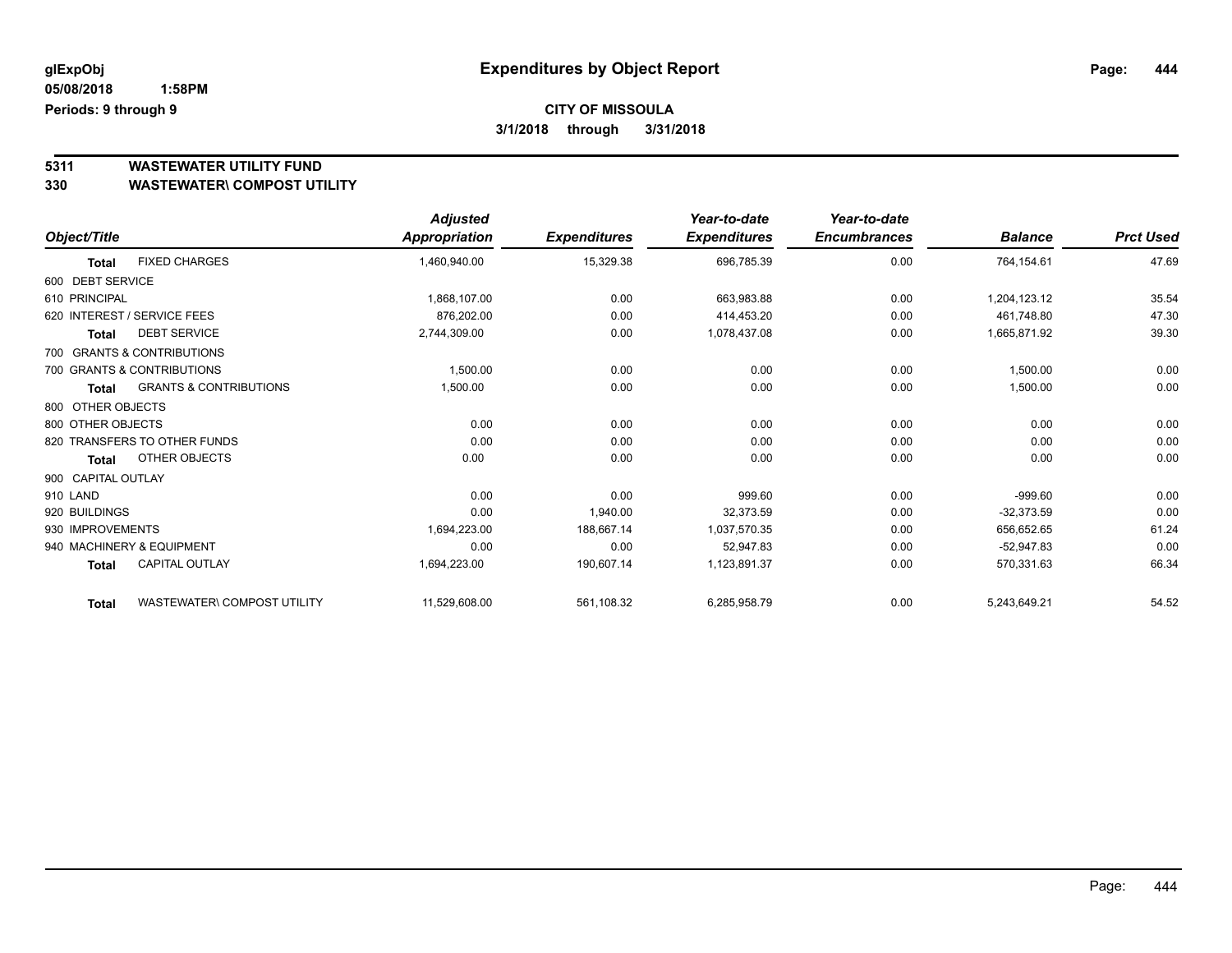**glExpObj** **Expenditures by Object Report**

**05/08/2018 1:58PM**

**Periods: 9 through 9**

**CITY OF MISSOULA**

**3/1/2018 through 3/31/2018**

## 5311 WASTEWATER UTILITY FUND

## 330 WASTEWATER\ COMPOST UTILITY

| Object/Title | | Adjusted Appropriation | Expenditures | Year-to-date Expenditures | Year-to-date Encumbrances | Balance | Prct Used |
|---|---|---|---|---|---|---|---|
| **Total** | FIXED CHARGES | 1,460,940.00 | 15,329.38 | 696,785.39 | 0.00 | 764,154.61 | 47.69 |
| 600 DEBT SERVICE | | | | | | | |
| 610 PRINCIPAL | | 1,868,107.00 | 0.00 | 663,983.88 | 0.00 | 1,204,123.12 | 35.54 |
| 620 INTEREST / SERVICE FEES | | 876,202.00 | 0.00 | 414,453.20 | 0.00 | 461,748.80 | 47.30 |
| **Total** | DEBT SERVICE | 2,744,309.00 | 0.00 | 1,078,437.08 | 0.00 | 1,665,871.92 | 39.30 |
| 700 GRANTS & CONTRIBUTIONS | | | | | | | |
| 700 GRANTS & CONTRIBUTIONS | | 1,500.00 | 0.00 | 0.00 | 0.00 | 1,500.00 | 0.00 |
| **Total** | GRANTS & CONTRIBUTIONS | 1,500.00 | 0.00 | 0.00 | 0.00 | 1,500.00 | 0.00 |
| 800 OTHER OBJECTS | | | | | | | |
| 800 OTHER OBJECTS | | 0.00 | 0.00 | 0.00 | 0.00 | 0.00 | 0.00 |
| 820 TRANSFERS TO OTHER FUNDS | | 0.00 | 0.00 | 0.00 | 0.00 | 0.00 | 0.00 |
| **Total** | OTHER OBJECTS | 0.00 | 0.00 | 0.00 | 0.00 | 0.00 | 0.00 |
| 900 CAPITAL OUTLAY | | | | | | | |
| 910 LAND | | 0.00 | 0.00 | 999.60 | 0.00 | -999.60 | 0.00 |
| 920 BUILDINGS | | 0.00 | 1,940.00 | 32,373.59 | 0.00 | -32,373.59 | 0.00 |
| 930 IMPROVEMENTS | | 1,694,223.00 | 188,667.14 | 1,037,570.35 | 0.00 | 656,652.65 | 61.24 |
| 940 MACHINERY & EQUIPMENT | | 0.00 | 0.00 | 52,947.83 | 0.00 | -52,947.83 | 0.00 |
| **Total** | CAPITAL OUTLAY | 1,694,223.00 | 190,607.14 | 1,123,891.37 | 0.00 | 570,331.63 | 66.34 |
| **Total** | WASTEWATER\ COMPOST UTILITY | 11,529,608.00 | 561,108.32 | 6,285,958.79 | 0.00 | 5,243,649.21 | 54.52 |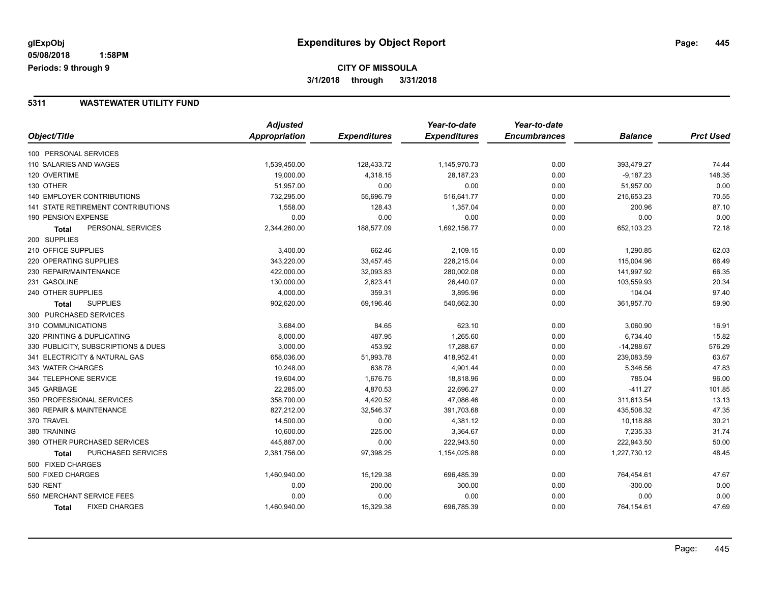**glExpObj** — **Expenditures by Object Report**

05/08/2018 1:58PM

Periods: 9 through 9

**CITY OF MISSOULA**

**3/1/2018 through 3/31/2018**

## 5311 WASTEWATER UTILITY FUND

| Object/Title | Adjusted Appropriation | Expenditures | Year-to-date Expenditures | Year-to-date Encumbrances | Balance | Prct Used |
|---|---|---|---|---|---|---|
| 100 PERSONAL SERVICES | | | | | | |
| 110 SALARIES AND WAGES | 1,539,450.00 | 128,433.72 | 1,145,970.73 | 0.00 | 393,479.27 | 74.44 |
| 120 OVERTIME | 19,000.00 | 4,318.15 | 28,187.23 | 0.00 | -9,187.23 | 148.35 |
| 130 OTHER | 51,957.00 | 0.00 | 0.00 | 0.00 | 51,957.00 | 0.00 |
| 140 EMPLOYER CONTRIBUTIONS | 732,295.00 | 55,696.79 | 516,641.77 | 0.00 | 215,653.23 | 70.55 |
| 141 STATE RETIREMENT CONTRIBUTIONS | 1,558.00 | 128.43 | 1,357.04 | 0.00 | 200.96 | 87.10 |
| 190 PENSION EXPENSE | 0.00 | 0.00 | 0.00 | 0.00 | 0.00 | 0.00 |
| **Total** PERSONAL SERVICES | 2,344,260.00 | 188,577.09 | 1,692,156.77 | 0.00 | 652,103.23 | 72.18 |
| 200 SUPPLIES | | | | | | |
| 210 OFFICE SUPPLIES | 3,400.00 | 662.46 | 2,109.15 | 0.00 | 1,290.85 | 62.03 |
| 220 OPERATING SUPPLIES | 343,220.00 | 33,457.45 | 228,215.04 | 0.00 | 115,004.96 | 66.49 |
| 230 REPAIR/MAINTENANCE | 422,000.00 | 32,093.83 | 280,002.08 | 0.00 | 141,997.92 | 66.35 |
| 231 GASOLINE | 130,000.00 | 2,623.41 | 26,440.07 | 0.00 | 103,559.93 | 20.34 |
| 240 OTHER SUPPLIES | 4,000.00 | 359.31 | 3,895.96 | 0.00 | 104.04 | 97.40 |
| **Total** SUPPLIES | 902,620.00 | 69,196.46 | 540,662.30 | 0.00 | 361,957.70 | 59.90 |
| 300 PURCHASED SERVICES | | | | | | |
| 310 COMMUNICATIONS | 3,684.00 | 84.65 | 623.10 | 0.00 | 3,060.90 | 16.91 |
| 320 PRINTING & DUPLICATING | 8,000.00 | 487.95 | 1,265.60 | 0.00 | 6,734.40 | 15.82 |
| 330 PUBLICITY, SUBSCRIPTIONS & DUES | 3,000.00 | 453.92 | 17,288.67 | 0.00 | -14,288.67 | 576.29 |
| 341 ELECTRICITY & NATURAL GAS | 658,036.00 | 51,993.78 | 418,952.41 | 0.00 | 239,083.59 | 63.67 |
| 343 WATER CHARGES | 10,248.00 | 638.78 | 4,901.44 | 0.00 | 5,346.56 | 47.83 |
| 344 TELEPHONE SERVICE | 19,604.00 | 1,676.75 | 18,818.96 | 0.00 | 785.04 | 96.00 |
| 345 GARBAGE | 22,285.00 | 4,870.53 | 22,696.27 | 0.00 | -411.27 | 101.85 |
| 350 PROFESSIONAL SERVICES | 358,700.00 | 4,420.52 | 47,086.46 | 0.00 | 311,613.54 | 13.13 |
| 360 REPAIR & MAINTENANCE | 827,212.00 | 32,546.37 | 391,703.68 | 0.00 | 435,508.32 | 47.35 |
| 370 TRAVEL | 14,500.00 | 0.00 | 4,381.12 | 0.00 | 10,118.88 | 30.21 |
| 380 TRAINING | 10,600.00 | 225.00 | 3,364.67 | 0.00 | 7,235.33 | 31.74 |
| 390 OTHER PURCHASED SERVICES | 445,887.00 | 0.00 | 222,943.50 | 0.00 | 222,943.50 | 50.00 |
| **Total** PURCHASED SERVICES | 2,381,756.00 | 97,398.25 | 1,154,025.88 | 0.00 | 1,227,730.12 | 48.45 |
| 500 FIXED CHARGES | | | | | | |
| 500 FIXED CHARGES | 1,460,940.00 | 15,129.38 | 696,485.39 | 0.00 | 764,454.61 | 47.67 |
| 530 RENT | 0.00 | 200.00 | 300.00 | 0.00 | -300.00 | 0.00 |
| 550 MERCHANT SERVICE FEES | 0.00 | 0.00 | 0.00 | 0.00 | 0.00 | 0.00 |
| **Total** FIXED CHARGES | 1,460,940.00 | 15,329.38 | 696,785.39 | 0.00 | 764,154.61 | 47.69 |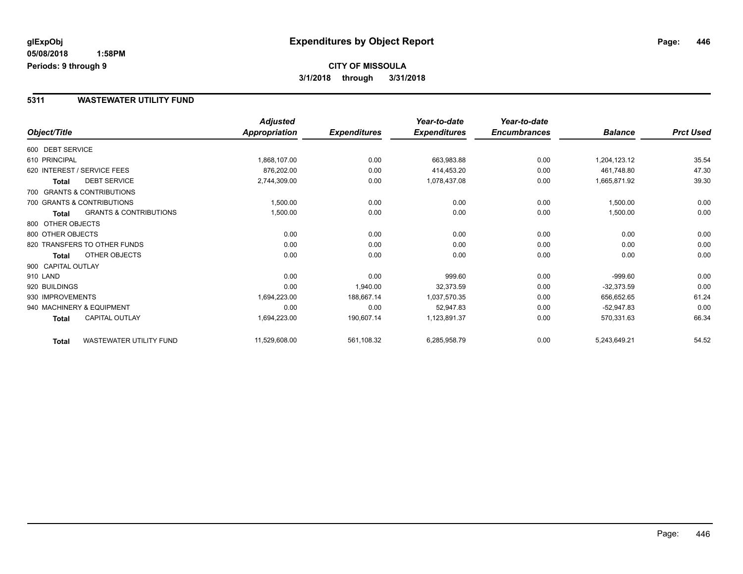# Expenditures by Object Report

glExpObj
05/08/2018 1:58PM
Periods: 9 through 9

**CITY OF MISSOULA**
**3/1/2018 through 3/31/2018**

## 5311 WASTEWATER UTILITY FUND

| Object/Title | Adjusted Appropriation | Expenditures | Year-to-date Expenditures | Year-to-date Encumbrances | Balance | Prct Used |
|---|---|---|---|---|---|---|
| 600 DEBT SERVICE | | | | | | |
| 610 PRINCIPAL | 1,868,107.00 | 0.00 | 663,983.88 | 0.00 | 1,204,123.12 | 35.54 |
| 620 INTEREST / SERVICE FEES | 876,202.00 | 0.00 | 414,453.20 | 0.00 | 461,748.80 | 47.30 |
| **Total** DEBT SERVICE | 2,744,309.00 | 0.00 | 1,078,437.08 | 0.00 | 1,665,871.92 | 39.30 |
| 700 GRANTS & CONTRIBUTIONS | | | | | | |
| 700 GRANTS & CONTRIBUTIONS | 1,500.00 | 0.00 | 0.00 | 0.00 | 1,500.00 | 0.00 |
| **Total** GRANTS & CONTRIBUTIONS | 1,500.00 | 0.00 | 0.00 | 0.00 | 1,500.00 | 0.00 |
| 800 OTHER OBJECTS | | | | | | |
| 800 OTHER OBJECTS | 0.00 | 0.00 | 0.00 | 0.00 | 0.00 | 0.00 |
| 820 TRANSFERS TO OTHER FUNDS | 0.00 | 0.00 | 0.00 | 0.00 | 0.00 | 0.00 |
| **Total** OTHER OBJECTS | 0.00 | 0.00 | 0.00 | 0.00 | 0.00 | 0.00 |
| 900 CAPITAL OUTLAY | | | | | | |
| 910 LAND | 0.00 | 0.00 | 999.60 | 0.00 | -999.60 | 0.00 |
| 920 BUILDINGS | 0.00 | 1,940.00 | 32,373.59 | 0.00 | -32,373.59 | 0.00 |
| 930 IMPROVEMENTS | 1,694,223.00 | 188,667.14 | 1,037,570.35 | 0.00 | 656,652.65 | 61.24 |
| 940 MACHINERY & EQUIPMENT | 0.00 | 0.00 | 52,947.83 | 0.00 | -52,947.83 | 0.00 |
| **Total** CAPITAL OUTLAY | 1,694,223.00 | 190,607.14 | 1,123,891.37 | 0.00 | 570,331.63 | 66.34 |
| **Total** WASTEWATER UTILITY FUND | 11,529,608.00 | 561,108.32 | 6,285,958.79 | 0.00 | 5,243,649.21 | 54.52 |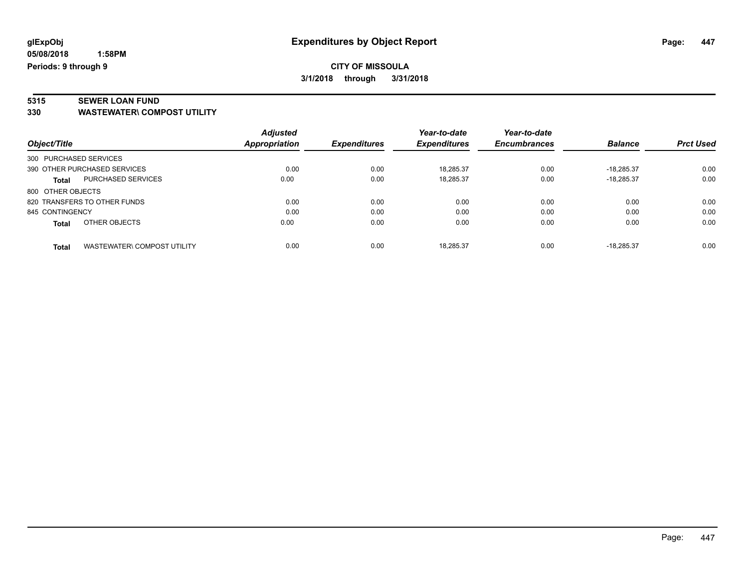glExpObj
05/08/2018 1:58PM
Periods: 9 through 9

# Expenditures by Object Report

**CITY OF MISSOULA**
**3/1/2018 through 3/31/2018**

## 5315 SEWER LOAN FUND
## 330 WASTEWATER\ COMPOST UTILITY

| Object/Title | Adjusted Appropriation | Expenditures | Year-to-date Expenditures | Year-to-date Encumbrances | Balance | Prct Used |
|---|---|---|---|---|---|---|
| 300 PURCHASED SERVICES | | | | | | |
| 390 OTHER PURCHASED SERVICES | 0.00 | 0.00 | 18,285.37 | 0.00 | -18,285.37 | 0.00 |
| **Total** PURCHASED SERVICES | 0.00 | 0.00 | 18,285.37 | 0.00 | -18,285.37 | 0.00 |
| 800 OTHER OBJECTS | | | | | | |
| 820 TRANSFERS TO OTHER FUNDS | 0.00 | 0.00 | 0.00 | 0.00 | 0.00 | 0.00 |
| 845 CONTINGENCY | 0.00 | 0.00 | 0.00 | 0.00 | 0.00 | 0.00 |
| **Total** OTHER OBJECTS | 0.00 | 0.00 | 0.00 | 0.00 | 0.00 | 0.00 |
| **Total** WASTEWATER\ COMPOST UTILITY | 0.00 | 0.00 | 18,285.37 | 0.00 | -18,285.37 | 0.00 |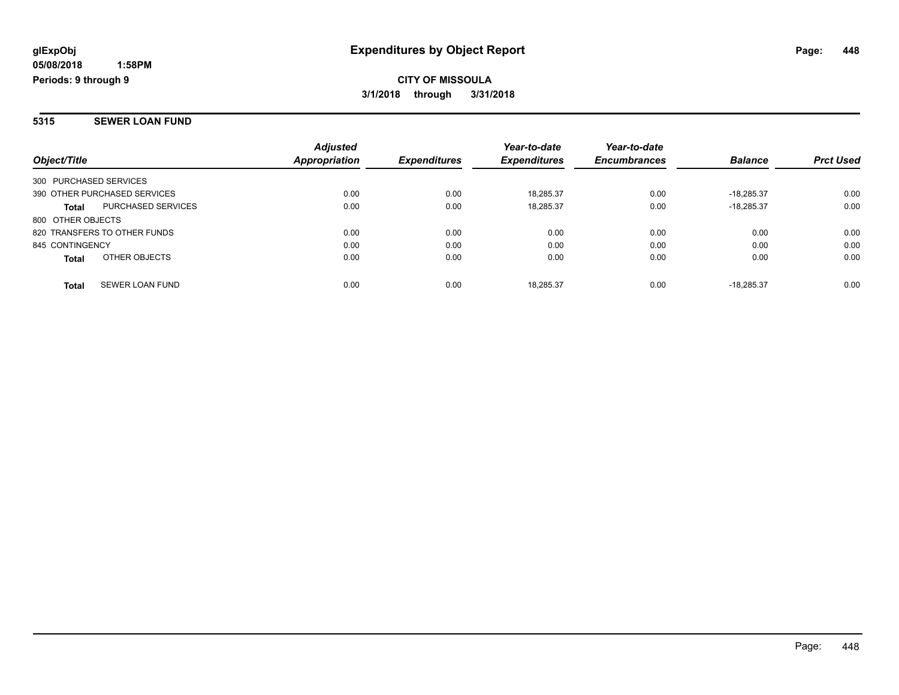glExpObj
**05/08/2018 1:58PM**
**Periods: 9 through 9**

# Expenditures by Object Report

**CITY OF MISSOULA**
**3/1/2018 through 3/31/2018**

## 5315 SEWER LOAN FUND

| Object/Title | | Adjusted Appropriation | Expenditures | Year-to-date Expenditures | Year-to-date Encumbrances | Balance | Prct Used |
|---|---|---|---|---|---|---|---|
| 300 PURCHASED SERVICES | | | | | | | |
| 390 OTHER PURCHASED SERVICES | | 0.00 | 0.00 | 18,285.37 | 0.00 | -18,285.37 | 0.00 |
| **Total** | PURCHASED SERVICES | 0.00 | 0.00 | 18,285.37 | 0.00 | -18,285.37 | 0.00 |
| 800 OTHER OBJECTS | | | | | | | |
| 820 TRANSFERS TO OTHER FUNDS | | 0.00 | 0.00 | 0.00 | 0.00 | 0.00 | 0.00 |
| 845 CONTINGENCY | | 0.00 | 0.00 | 0.00 | 0.00 | 0.00 | 0.00 |
| **Total** | OTHER OBJECTS | 0.00 | 0.00 | 0.00 | 0.00 | 0.00 | 0.00 |
| **Total** | SEWER LOAN FUND | 0.00 | 0.00 | 18,285.37 | 0.00 | -18,285.37 | 0.00 |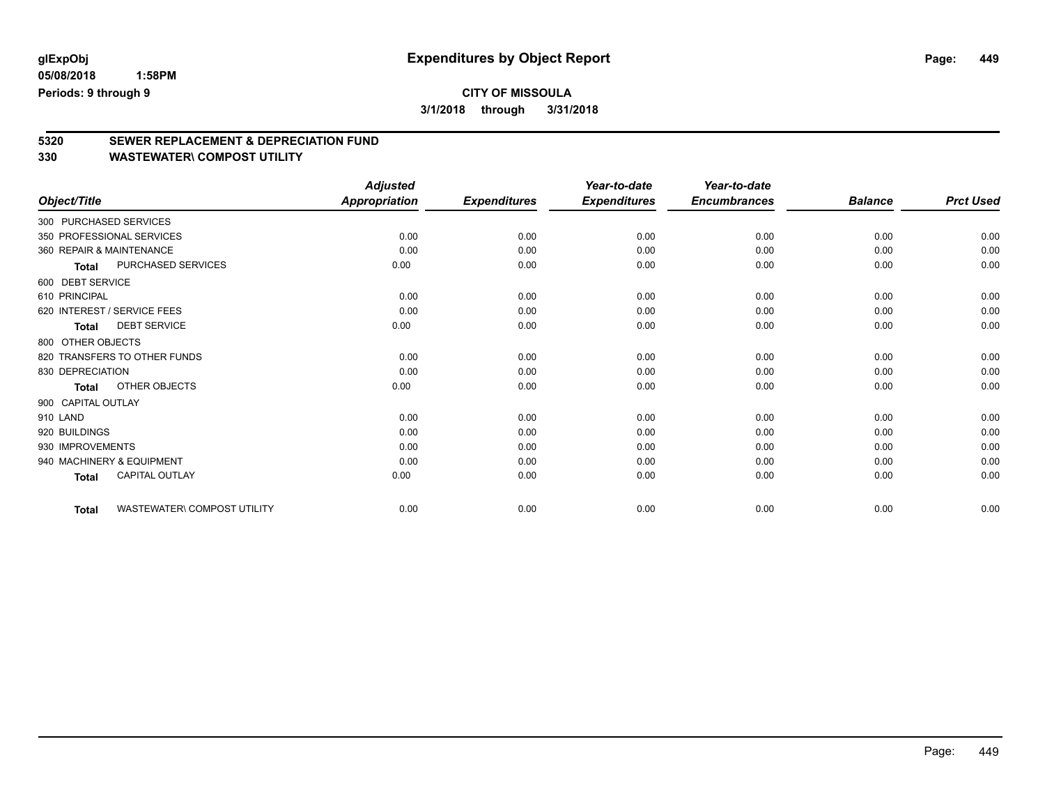glExpObj
05/08/2018 1:58PM
Periods: 9 through 9

# Expenditures by Object Report

**CITY OF MISSOULA**

**3/1/2018 through 3/31/2018**

## 5320 SEWER REPLACEMENT & DEPRECIATION FUND
## 330 WASTEWATER\ COMPOST UTILITY

| Object/Title | | Adjusted Appropriation | Expenditures | Year-to-date Expenditures | Year-to-date Encumbrances | Balance | Prct Used |
|---|---|---|---|---|---|---|---|
| 300 PURCHASED SERVICES | | | | | | | |
| 350 PROFESSIONAL SERVICES | | 0.00 | 0.00 | 0.00 | 0.00 | 0.00 | 0.00 |
| 360 REPAIR & MAINTENANCE | | 0.00 | 0.00 | 0.00 | 0.00 | 0.00 | 0.00 |
| Total | PURCHASED SERVICES | 0.00 | 0.00 | 0.00 | 0.00 | 0.00 | 0.00 |
| 600 DEBT SERVICE | | | | | | | |
| 610 PRINCIPAL | | 0.00 | 0.00 | 0.00 | 0.00 | 0.00 | 0.00 |
| 620 INTEREST / SERVICE FEES | | 0.00 | 0.00 | 0.00 | 0.00 | 0.00 | 0.00 |
| Total | DEBT SERVICE | 0.00 | 0.00 | 0.00 | 0.00 | 0.00 | 0.00 |
| 800 OTHER OBJECTS | | | | | | | |
| 820 TRANSFERS TO OTHER FUNDS | | 0.00 | 0.00 | 0.00 | 0.00 | 0.00 | 0.00 |
| 830 DEPRECIATION | | 0.00 | 0.00 | 0.00 | 0.00 | 0.00 | 0.00 |
| Total | OTHER OBJECTS | 0.00 | 0.00 | 0.00 | 0.00 | 0.00 | 0.00 |
| 900 CAPITAL OUTLAY | | | | | | | |
| 910 LAND | | 0.00 | 0.00 | 0.00 | 0.00 | 0.00 | 0.00 |
| 920 BUILDINGS | | 0.00 | 0.00 | 0.00 | 0.00 | 0.00 | 0.00 |
| 930 IMPROVEMENTS | | 0.00 | 0.00 | 0.00 | 0.00 | 0.00 | 0.00 |
| 940 MACHINERY & EQUIPMENT | | 0.00 | 0.00 | 0.00 | 0.00 | 0.00 | 0.00 |
| Total | CAPITAL OUTLAY | 0.00 | 0.00 | 0.00 | 0.00 | 0.00 | 0.00 |
| Total | WASTEWATER\ COMPOST UTILITY | 0.00 | 0.00 | 0.00 | 0.00 | 0.00 | 0.00 |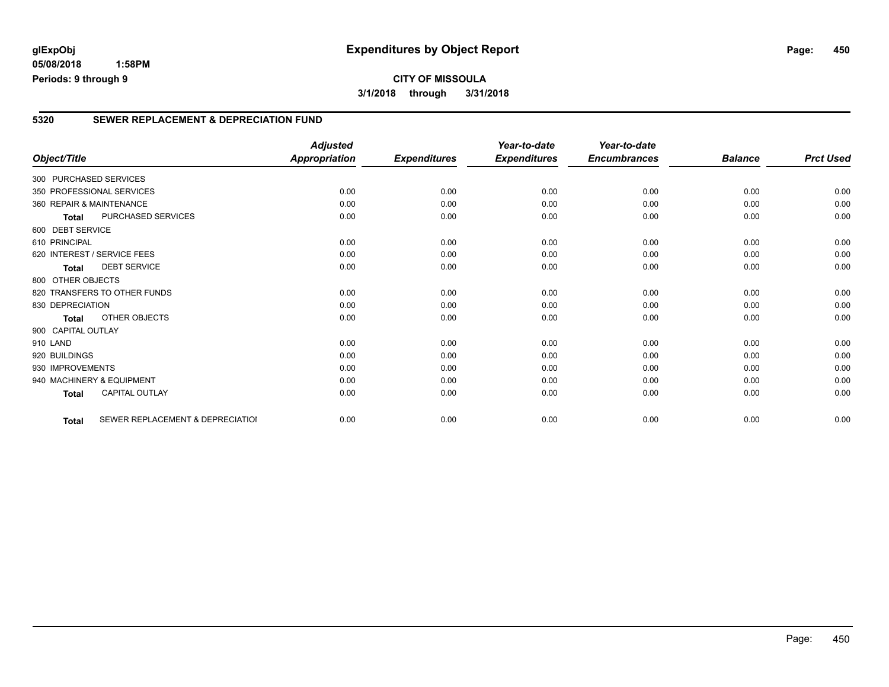**glExpObj**
**05/08/2018 1:58PM**
**Periods: 9 through 9**

# Expenditures by Object Report

**CITY OF MISSOULA**
**3/1/2018 through 3/31/2018**

## 5320 SEWER REPLACEMENT & DEPRECIATION FUND

| Object/Title | Adjusted Appropriation | Expenditures | Year-to-date Expenditures | Year-to-date Encumbrances | Balance | Prct Used |
|---|---|---|---|---|---|---|
| 300 PURCHASED SERVICES | | | | | | |
| 350 PROFESSIONAL SERVICES | 0.00 | 0.00 | 0.00 | 0.00 | 0.00 | 0.00 |
| 360 REPAIR & MAINTENANCE | 0.00 | 0.00 | 0.00 | 0.00 | 0.00 | 0.00 |
| **Total** PURCHASED SERVICES | 0.00 | 0.00 | 0.00 | 0.00 | 0.00 | 0.00 |
| 600 DEBT SERVICE | | | | | | |
| 610 PRINCIPAL | 0.00 | 0.00 | 0.00 | 0.00 | 0.00 | 0.00 |
| 620 INTEREST / SERVICE FEES | 0.00 | 0.00 | 0.00 | 0.00 | 0.00 | 0.00 |
| **Total** DEBT SERVICE | 0.00 | 0.00 | 0.00 | 0.00 | 0.00 | 0.00 |
| 800 OTHER OBJECTS | | | | | | |
| 820 TRANSFERS TO OTHER FUNDS | 0.00 | 0.00 | 0.00 | 0.00 | 0.00 | 0.00 |
| 830 DEPRECIATION | 0.00 | 0.00 | 0.00 | 0.00 | 0.00 | 0.00 |
| **Total** OTHER OBJECTS | 0.00 | 0.00 | 0.00 | 0.00 | 0.00 | 0.00 |
| 900 CAPITAL OUTLAY | | | | | | |
| 910 LAND | 0.00 | 0.00 | 0.00 | 0.00 | 0.00 | 0.00 |
| 920 BUILDINGS | 0.00 | 0.00 | 0.00 | 0.00 | 0.00 | 0.00 |
| 930 IMPROVEMENTS | 0.00 | 0.00 | 0.00 | 0.00 | 0.00 | 0.00 |
| 940 MACHINERY & EQUIPMENT | 0.00 | 0.00 | 0.00 | 0.00 | 0.00 | 0.00 |
| **Total** CAPITAL OUTLAY | 0.00 | 0.00 | 0.00 | 0.00 | 0.00 | 0.00 |
| **Total** SEWER REPLACEMENT & DEPRECIATIOI | 0.00 | 0.00 | 0.00 | 0.00 | 0.00 | 0.00 |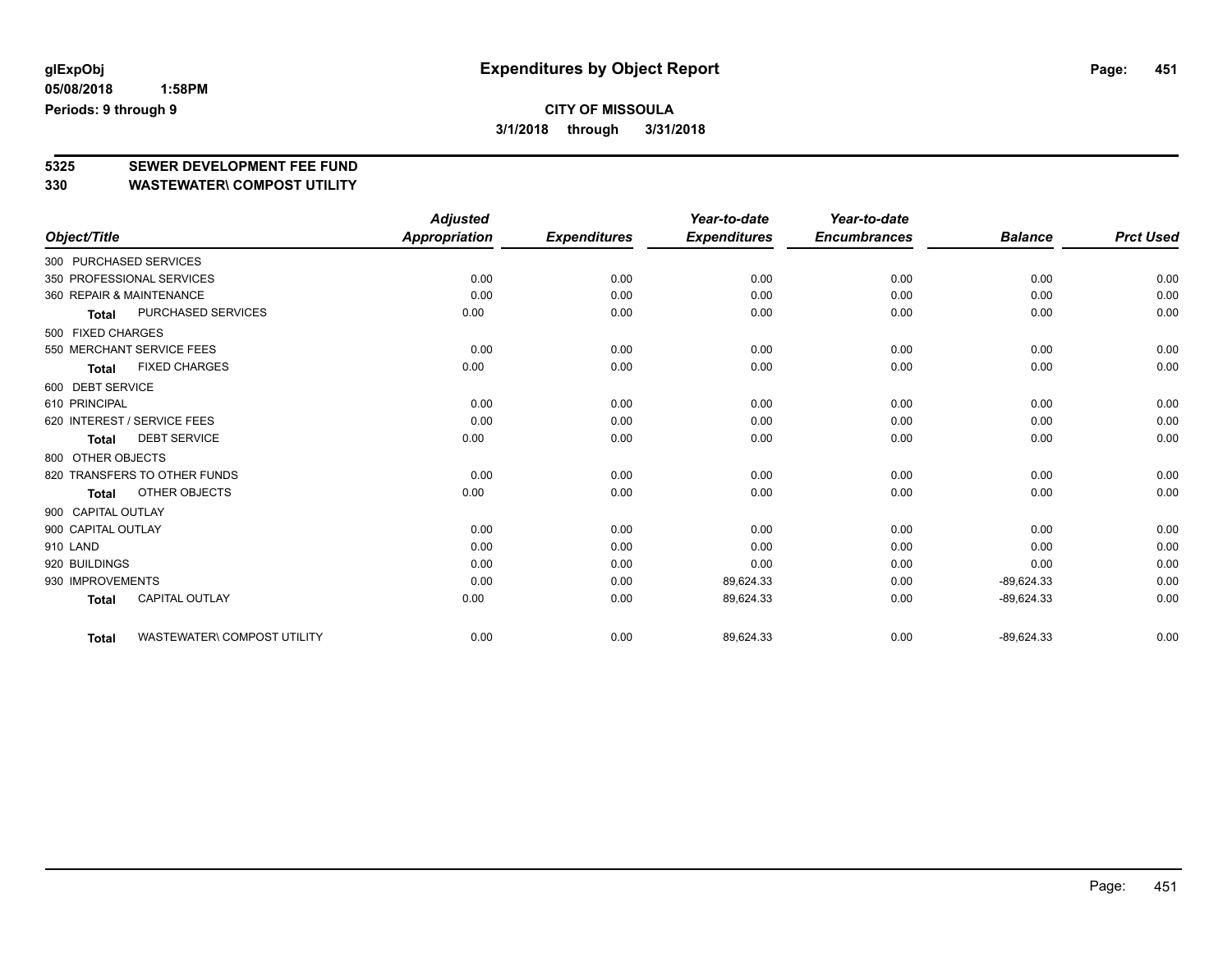glExpObj
05/08/2018 1:58PM
Periods: 9 through 9

# Expenditures by Object Report

**CITY OF MISSOULA**

**3/1/2018 through 3/31/2018**

## 5325 SEWER DEVELOPMENT FEE FUND
## 330 WASTEWATER\ COMPOST UTILITY

| Object/Title | | Adjusted Appropriation | Expenditures | Year-to-date Expenditures | Year-to-date Encumbrances | Balance | Prct Used |
|---|---|---|---|---|---|---|---|
| 300 PURCHASED SERVICES | | | | | | | |
| 350 PROFESSIONAL SERVICES | | 0.00 | 0.00 | 0.00 | 0.00 | 0.00 | 0.00 |
| 360 REPAIR & MAINTENANCE | | 0.00 | 0.00 | 0.00 | 0.00 | 0.00 | 0.00 |
| Total | PURCHASED SERVICES | 0.00 | 0.00 | 0.00 | 0.00 | 0.00 | 0.00 |
| 500 FIXED CHARGES | | | | | | | |
| 550 MERCHANT SERVICE FEES | | 0.00 | 0.00 | 0.00 | 0.00 | 0.00 | 0.00 |
| Total | FIXED CHARGES | 0.00 | 0.00 | 0.00 | 0.00 | 0.00 | 0.00 |
| 600 DEBT SERVICE | | | | | | | |
| 610 PRINCIPAL | | 0.00 | 0.00 | 0.00 | 0.00 | 0.00 | 0.00 |
| 620 INTEREST / SERVICE FEES | | 0.00 | 0.00 | 0.00 | 0.00 | 0.00 | 0.00 |
| Total | DEBT SERVICE | 0.00 | 0.00 | 0.00 | 0.00 | 0.00 | 0.00 |
| 800 OTHER OBJECTS | | | | | | | |
| 820 TRANSFERS TO OTHER FUNDS | | 0.00 | 0.00 | 0.00 | 0.00 | 0.00 | 0.00 |
| Total | OTHER OBJECTS | 0.00 | 0.00 | 0.00 | 0.00 | 0.00 | 0.00 |
| 900 CAPITAL OUTLAY | | | | | | | |
| 900 CAPITAL OUTLAY | | 0.00 | 0.00 | 0.00 | 0.00 | 0.00 | 0.00 |
| 910 LAND | | 0.00 | 0.00 | 0.00 | 0.00 | 0.00 | 0.00 |
| 920 BUILDINGS | | 0.00 | 0.00 | 0.00 | 0.00 | 0.00 | 0.00 |
| 930 IMPROVEMENTS | | 0.00 | 0.00 | 89,624.33 | 0.00 | -89,624.33 | 0.00 |
| Total | CAPITAL OUTLAY | 0.00 | 0.00 | 89,624.33 | 0.00 | -89,624.33 | 0.00 |
| Total | WASTEWATER\ COMPOST UTILITY | 0.00 | 0.00 | 89,624.33 | 0.00 | -89,624.33 | 0.00 |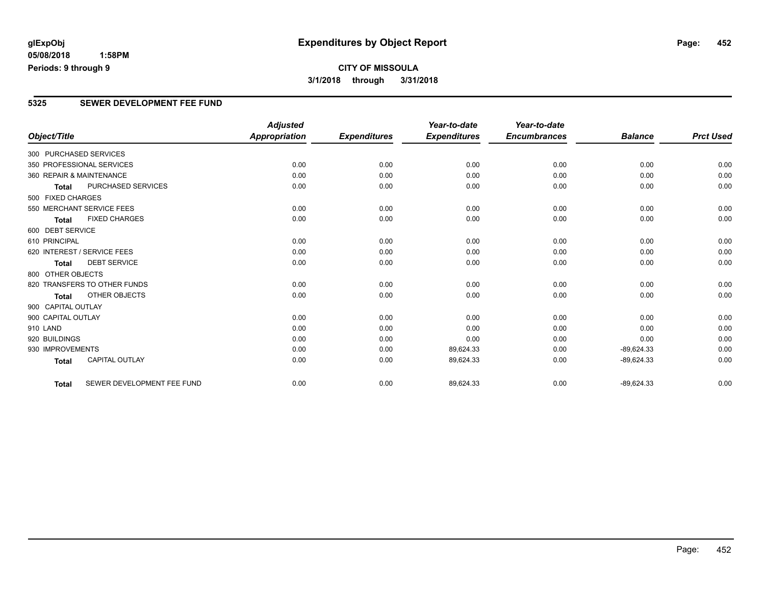**glExpObj** **Expenditures by Object Report**

**05/08/2018 1:58PM**

**Periods: 9 through 9**

**CITY OF MISSOULA**

**3/1/2018 through 3/31/2018**

## 5325 SEWER DEVELOPMENT FEE FUND

| Object/Title | | Adjusted Appropriation | Expenditures | Year-to-date Expenditures | Year-to-date Encumbrances | Balance | Prct Used |
|---|---|---|---|---|---|---|---|
| 300 PURCHASED SERVICES | | | | | | | |
| 350 PROFESSIONAL SERVICES | | 0.00 | 0.00 | 0.00 | 0.00 | 0.00 | 0.00 |
| 360 REPAIR & MAINTENANCE | | 0.00 | 0.00 | 0.00 | 0.00 | 0.00 | 0.00 |
| **Total** | PURCHASED SERVICES | 0.00 | 0.00 | 0.00 | 0.00 | 0.00 | 0.00 |
| 500 FIXED CHARGES | | | | | | | |
| 550 MERCHANT SERVICE FEES | | 0.00 | 0.00 | 0.00 | 0.00 | 0.00 | 0.00 |
| **Total** | FIXED CHARGES | 0.00 | 0.00 | 0.00 | 0.00 | 0.00 | 0.00 |
| 600 DEBT SERVICE | | | | | | | |
| 610 PRINCIPAL | | 0.00 | 0.00 | 0.00 | 0.00 | 0.00 | 0.00 |
| 620 INTEREST / SERVICE FEES | | 0.00 | 0.00 | 0.00 | 0.00 | 0.00 | 0.00 |
| **Total** | DEBT SERVICE | 0.00 | 0.00 | 0.00 | 0.00 | 0.00 | 0.00 |
| 800 OTHER OBJECTS | | | | | | | |
| 820 TRANSFERS TO OTHER FUNDS | | 0.00 | 0.00 | 0.00 | 0.00 | 0.00 | 0.00 |
| **Total** | OTHER OBJECTS | 0.00 | 0.00 | 0.00 | 0.00 | 0.00 | 0.00 |
| 900 CAPITAL OUTLAY | | | | | | | |
| 900 CAPITAL OUTLAY | | 0.00 | 0.00 | 0.00 | 0.00 | 0.00 | 0.00 |
| 910 LAND | | 0.00 | 0.00 | 0.00 | 0.00 | 0.00 | 0.00 |
| 920 BUILDINGS | | 0.00 | 0.00 | 0.00 | 0.00 | 0.00 | 0.00 |
| 930 IMPROVEMENTS | | 0.00 | 0.00 | 89,624.33 | 0.00 | -89,624.33 | 0.00 |
| **Total** | CAPITAL OUTLAY | 0.00 | 0.00 | 89,624.33 | 0.00 | -89,624.33 | 0.00 |
| **Total** | SEWER DEVELOPMENT FEE FUND | 0.00 | 0.00 | 89,624.33 | 0.00 | -89,624.33 | 0.00 |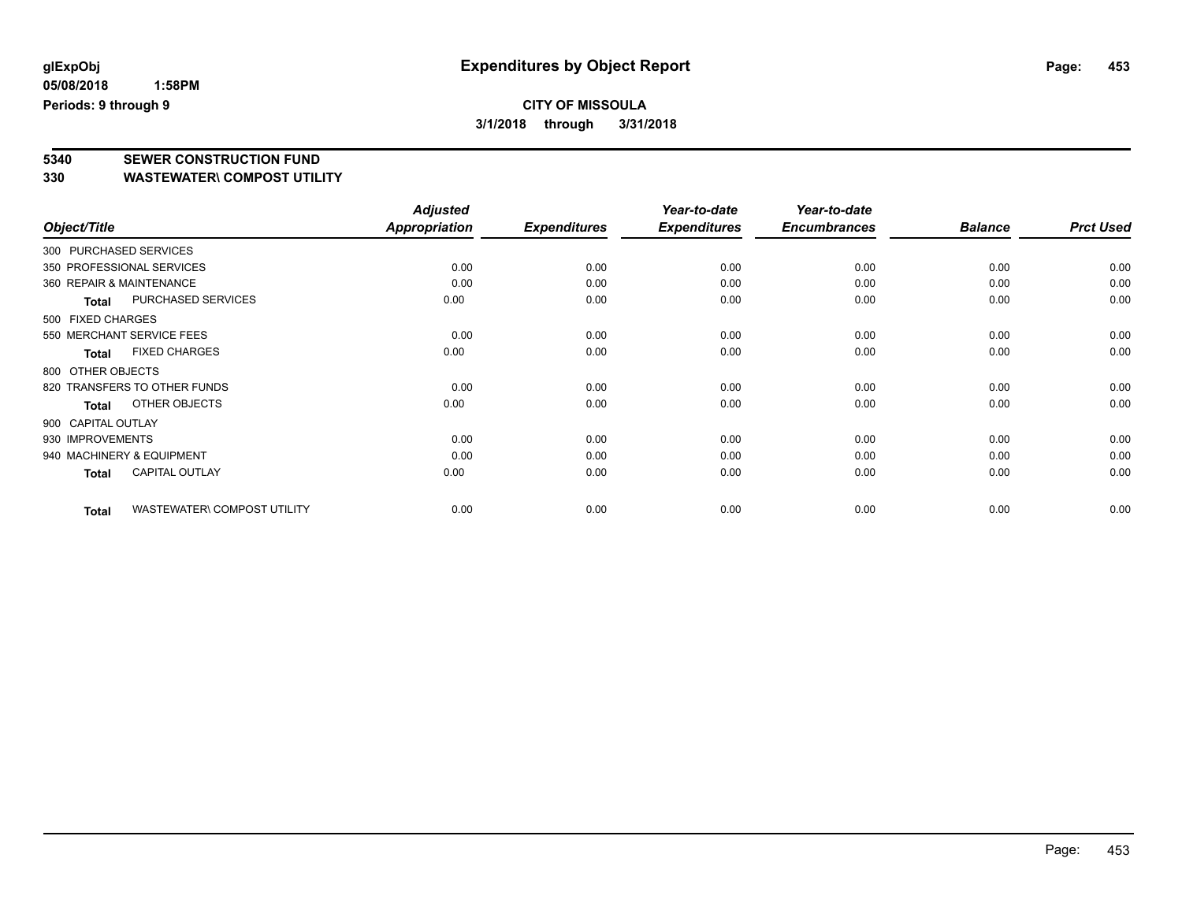**glExpObj** **Expenditures by Object Report**

**05/08/2018 1:58PM**

**Periods: 9 through 9**

**CITY OF MISSOULA**

**3/1/2018 through 3/31/2018**

## 5340 SEWER CONSTRUCTION FUND
## 330 WASTEWATER\ COMPOST UTILITY

| Object/Title | Adjusted Appropriation | Expenditures | Year-to-date Expenditures | Year-to-date Encumbrances | Balance | Prct Used |
|---|---|---|---|---|---|---|
| 300 PURCHASED SERVICES | | | | | | |
| 350 PROFESSIONAL SERVICES | 0.00 | 0.00 | 0.00 | 0.00 | 0.00 | 0.00 |
| 360 REPAIR & MAINTENANCE | 0.00 | 0.00 | 0.00 | 0.00 | 0.00 | 0.00 |
| **Total** PURCHASED SERVICES | 0.00 | 0.00 | 0.00 | 0.00 | 0.00 | 0.00 |
| 500 FIXED CHARGES | | | | | | |
| 550 MERCHANT SERVICE FEES | 0.00 | 0.00 | 0.00 | 0.00 | 0.00 | 0.00 |
| **Total** FIXED CHARGES | 0.00 | 0.00 | 0.00 | 0.00 | 0.00 | 0.00 |
| 800 OTHER OBJECTS | | | | | | |
| 820 TRANSFERS TO OTHER FUNDS | 0.00 | 0.00 | 0.00 | 0.00 | 0.00 | 0.00 |
| **Total** OTHER OBJECTS | 0.00 | 0.00 | 0.00 | 0.00 | 0.00 | 0.00 |
| 900 CAPITAL OUTLAY | | | | | | |
| 930 IMPROVEMENTS | 0.00 | 0.00 | 0.00 | 0.00 | 0.00 | 0.00 |
| 940 MACHINERY & EQUIPMENT | 0.00 | 0.00 | 0.00 | 0.00 | 0.00 | 0.00 |
| **Total** CAPITAL OUTLAY | 0.00 | 0.00 | 0.00 | 0.00 | 0.00 | 0.00 |
| **Total** WASTEWATER\ COMPOST UTILITY | 0.00 | 0.00 | 0.00 | 0.00 | 0.00 | 0.00 |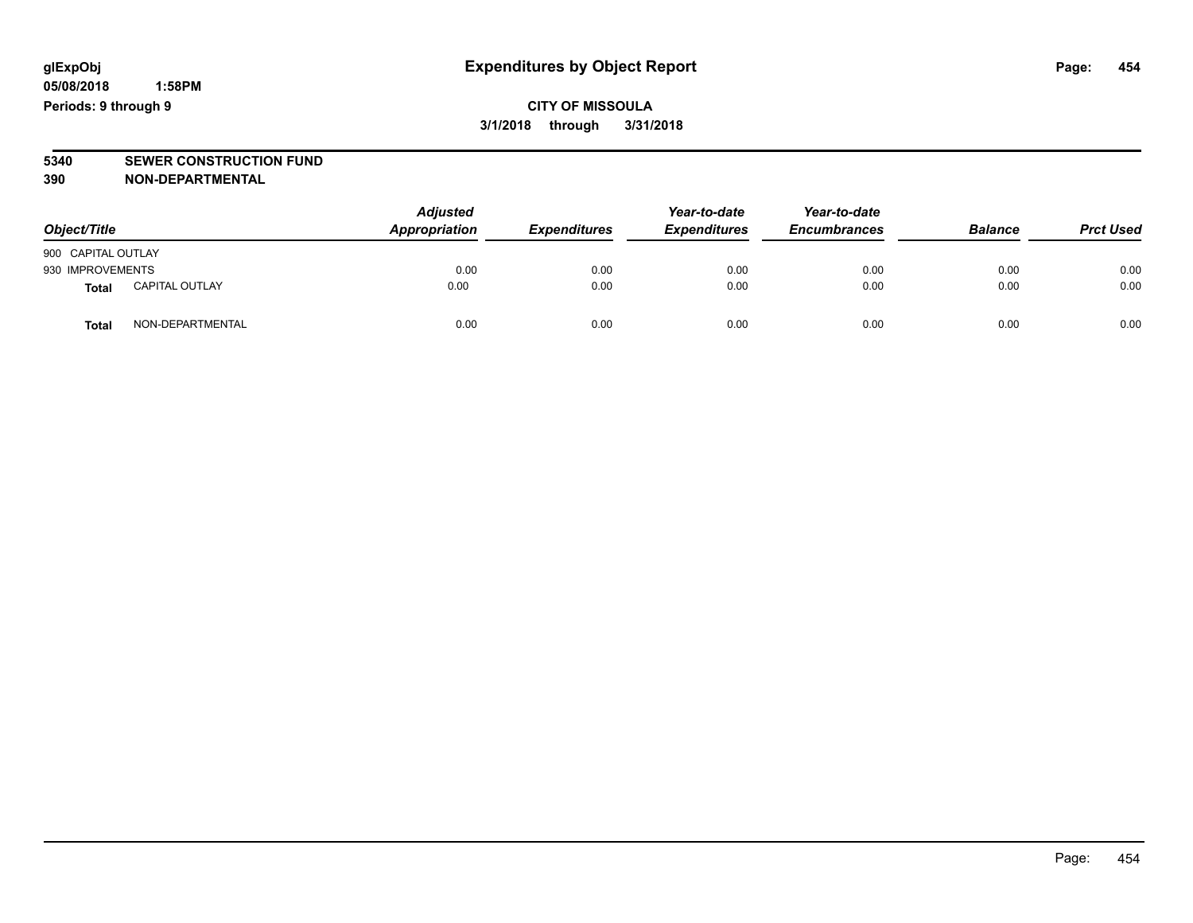## Expenditures by Object Report

glExpObj
05/08/2018 1:58PM
Periods: 9 through 9

**CITY OF MISSOULA**
**3/1/2018 through 3/31/2018**

**5340 SEWER CONSTRUCTION FUND**
**390 NON-DEPARTMENTAL**

| Object/Title | | Adjusted Appropriation | Expenditures | Year-to-date Expenditures | Year-to-date Encumbrances | Balance | Prct Used |
|---|---|---|---|---|---|---|---|
| 900 CAPITAL OUTLAY | | | | | | | |
| 930 IMPROVEMENTS | | 0.00 | 0.00 | 0.00 | 0.00 | 0.00 | 0.00 |
| **Total** | CAPITAL OUTLAY | 0.00 | 0.00 | 0.00 | 0.00 | 0.00 | 0.00 |
| **Total** | NON-DEPARTMENTAL | 0.00 | 0.00 | 0.00 | 0.00 | 0.00 | 0.00 |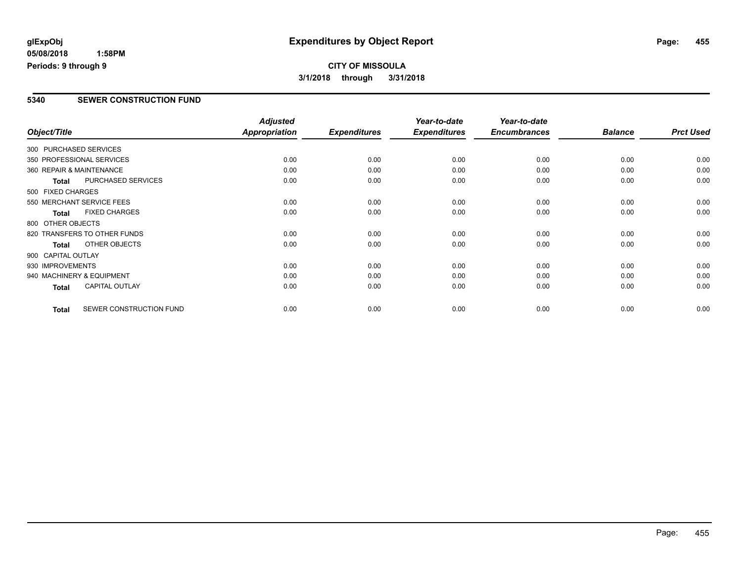**glExpObj** **Expenditures by Object Report**

**05/08/2018 1:58PM**

**Periods: 9 through 9**

**CITY OF MISSOULA**

**3/1/2018 through 3/31/2018**

## 5340 SEWER CONSTRUCTION FUND

| Object/Title | | Adjusted Appropriation | Expenditures | Year-to-date Expenditures | Year-to-date Encumbrances | Balance | Prct Used |
|---|---|---|---|---|---|---|---|
| 300 PURCHASED SERVICES | | | | | | | |
| 350 PROFESSIONAL SERVICES | | 0.00 | 0.00 | 0.00 | 0.00 | 0.00 | 0.00 |
| 360 REPAIR & MAINTENANCE | | 0.00 | 0.00 | 0.00 | 0.00 | 0.00 | 0.00 |
| **Total** | PURCHASED SERVICES | 0.00 | 0.00 | 0.00 | 0.00 | 0.00 | 0.00 |
| 500 FIXED CHARGES | | | | | | | |
| 550 MERCHANT SERVICE FEES | | 0.00 | 0.00 | 0.00 | 0.00 | 0.00 | 0.00 |
| **Total** | FIXED CHARGES | 0.00 | 0.00 | 0.00 | 0.00 | 0.00 | 0.00 |
| 800 OTHER OBJECTS | | | | | | | |
| 820 TRANSFERS TO OTHER FUNDS | | 0.00 | 0.00 | 0.00 | 0.00 | 0.00 | 0.00 |
| **Total** | OTHER OBJECTS | 0.00 | 0.00 | 0.00 | 0.00 | 0.00 | 0.00 |
| 900 CAPITAL OUTLAY | | | | | | | |
| 930 IMPROVEMENTS | | 0.00 | 0.00 | 0.00 | 0.00 | 0.00 | 0.00 |
| 940 MACHINERY & EQUIPMENT | | 0.00 | 0.00 | 0.00 | 0.00 | 0.00 | 0.00 |
| **Total** | CAPITAL OUTLAY | 0.00 | 0.00 | 0.00 | 0.00 | 0.00 | 0.00 |
| **Total** | SEWER CONSTRUCTION FUND | 0.00 | 0.00 | 0.00 | 0.00 | 0.00 | 0.00 |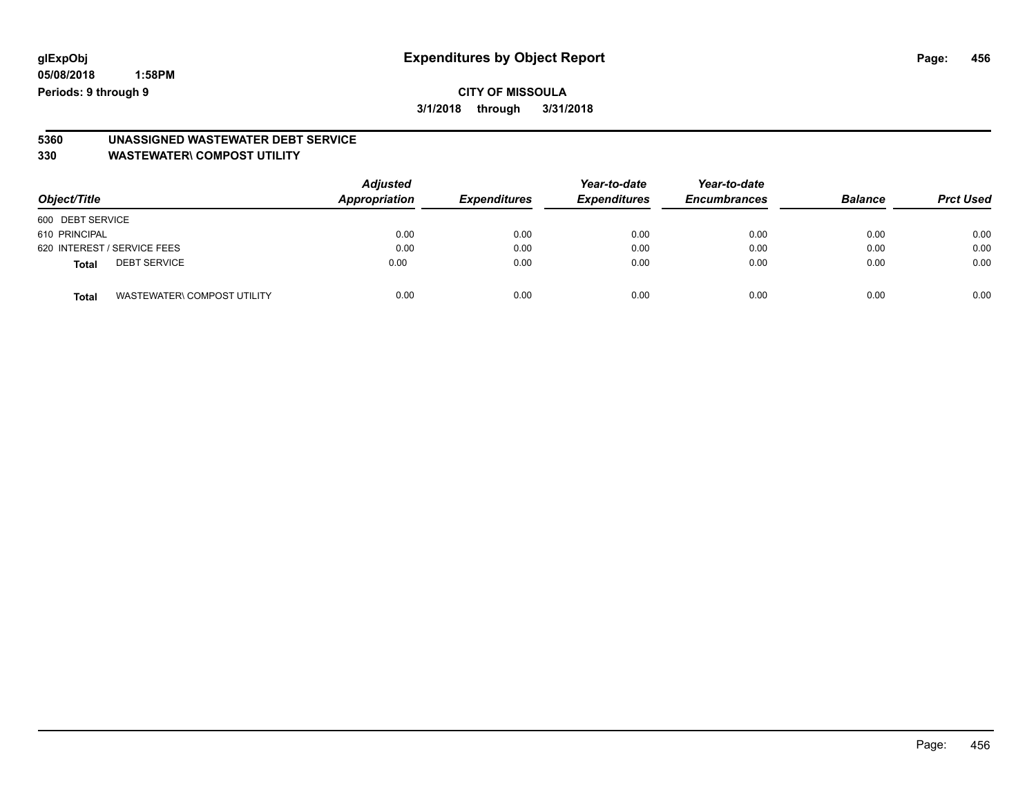**glExpObj**
**05/08/2018 1:58PM**
**Periods: 9 through 9**

# Expenditures by Object Report

**CITY OF MISSOULA**
**3/1/2018 through 3/31/2018**

## 5360 UNASSIGNED WASTEWATER DEBT SERVICE
## 330 WASTEWATER\ COMPOST UTILITY

| Object/Title | Adjusted Appropriation | Expenditures | Year-to-date Expenditures | Year-to-date Encumbrances | Balance | Prct Used |
|---|---|---|---|---|---|---|
| 600 DEBT SERVICE | | | | | | |
| 610 PRINCIPAL | 0.00 | 0.00 | 0.00 | 0.00 | 0.00 | 0.00 |
| 620 INTEREST / SERVICE FEES | 0.00 | 0.00 | 0.00 | 0.00 | 0.00 | 0.00 |
| **Total** DEBT SERVICE | 0.00 | 0.00 | 0.00 | 0.00 | 0.00 | 0.00 |
| **Total** WASTEWATER\ COMPOST UTILITY | 0.00 | 0.00 | 0.00 | 0.00 | 0.00 | 0.00 |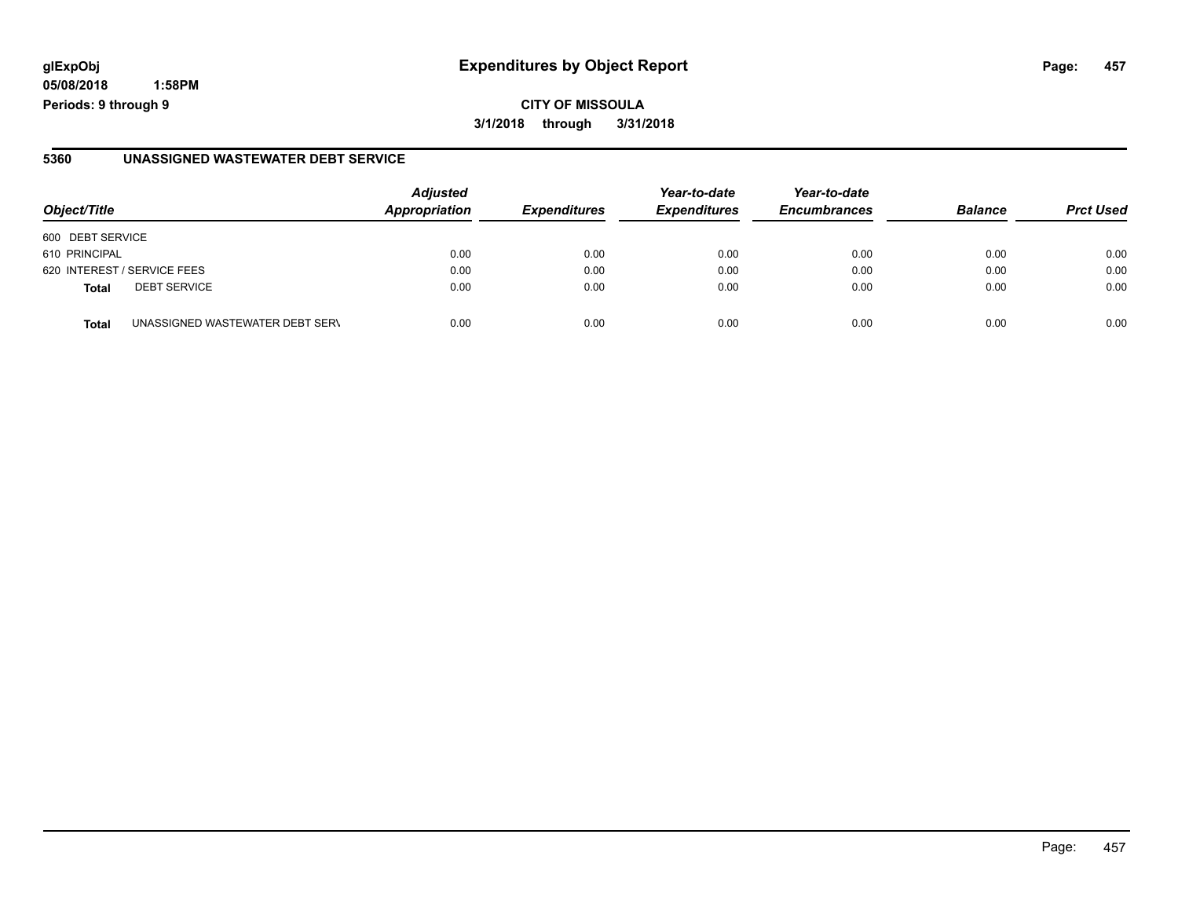**glExpObj**
**05/08/2018 1:58PM**
**Periods: 9 through 9**

# Expenditures by Object Report

**CITY OF MISSOULA**
**3/1/2018 through 3/31/2018**

## 5360 UNASSIGNED WASTEWATER DEBT SERVICE

| Object/Title | | *Adjusted Appropriation* | *Expenditures* | *Year-to-date Expenditures* | *Year-to-date Encumbrances* | *Balance* | *Prct Used* |
|---|---|---|---|---|---|---|---|
| 600 DEBT SERVICE | | | | | | | |
| 610 PRINCIPAL | | 0.00 | 0.00 | 0.00 | 0.00 | 0.00 | 0.00 |
| 620 INTEREST / SERVICE FEES | | 0.00 | 0.00 | 0.00 | 0.00 | 0.00 | 0.00 |
| **Total** | DEBT SERVICE | 0.00 | 0.00 | 0.00 | 0.00 | 0.00 | 0.00 |
| **Total** | UNASSIGNED WASTEWATER DEBT SERV | 0.00 | 0.00 | 0.00 | 0.00 | 0.00 | 0.00 |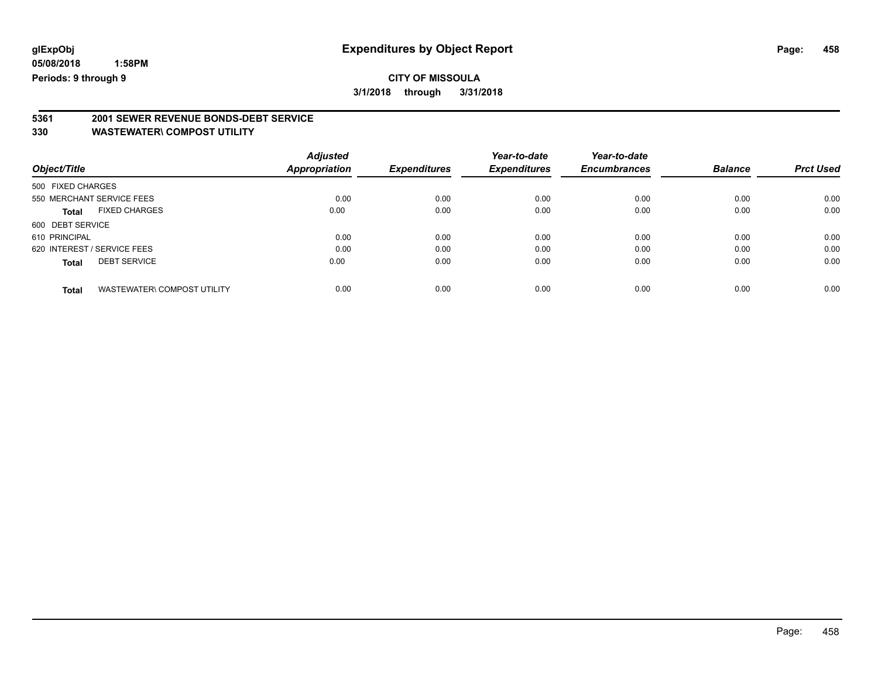**glExpObj**
**05/08/2018 1:58PM**
**Periods: 9 through 9**

# Expenditures by Object Report

**CITY OF MISSOULA**
**3/1/2018 through 3/31/2018**

**5361 2001 SEWER REVENUE BONDS-DEBT SERVICE**
**330 WASTEWATER\ COMPOST UTILITY**

| Object/Title | Adjusted Appropriation | Expenditures | Year-to-date Expenditures | Year-to-date Encumbrances | Balance | Prct Used |
|---|---|---|---|---|---|---|
| 500 FIXED CHARGES | | | | | | |
| 550 MERCHANT SERVICE FEES | 0.00 | 0.00 | 0.00 | 0.00 | 0.00 | 0.00 |
| **Total** FIXED CHARGES | 0.00 | 0.00 | 0.00 | 0.00 | 0.00 | 0.00 |
| 600 DEBT SERVICE | | | | | | |
| 610 PRINCIPAL | 0.00 | 0.00 | 0.00 | 0.00 | 0.00 | 0.00 |
| 620 INTEREST / SERVICE FEES | 0.00 | 0.00 | 0.00 | 0.00 | 0.00 | 0.00 |
| **Total** DEBT SERVICE | 0.00 | 0.00 | 0.00 | 0.00 | 0.00 | 0.00 |
| **Total** WASTEWATER\ COMPOST UTILITY | 0.00 | 0.00 | 0.00 | 0.00 | 0.00 | 0.00 |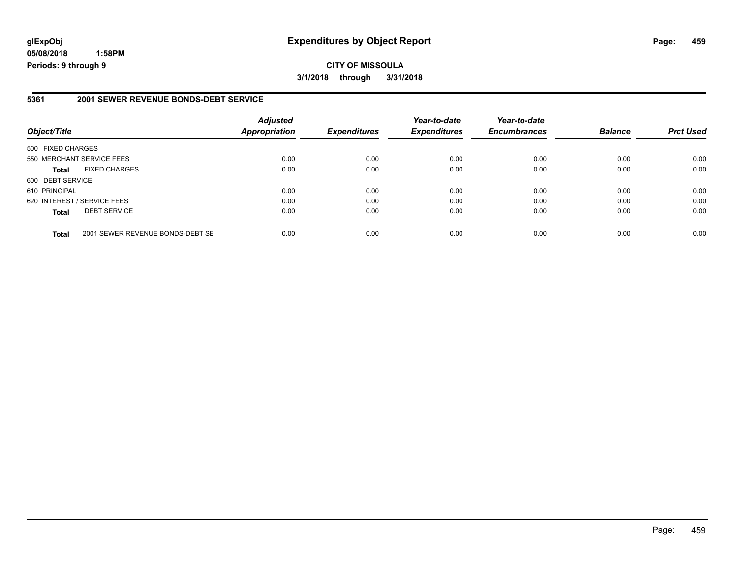# Expenditures by Object Report

glExpObj
05/08/2018 1:58PM
Periods: 9 through 9

**CITY OF MISSOULA**
**3/1/2018 through 3/31/2018**

## 5361 2001 SEWER REVENUE BONDS-DEBT SERVICE

| Object/Title | | *Adjusted Appropriation* | *Expenditures* | *Year-to-date Expenditures* | *Year-to-date Encumbrances* | *Balance* | *Prct Used* |
|---|---|---|---|---|---|---|---|
| 500 FIXED CHARGES | | | | | | | |
| 550 MERCHANT SERVICE FEES | | 0.00 | 0.00 | 0.00 | 0.00 | 0.00 | 0.00 |
| **Total** | FIXED CHARGES | 0.00 | 0.00 | 0.00 | 0.00 | 0.00 | 0.00 |
| 600 DEBT SERVICE | | | | | | | |
| 610 PRINCIPAL | | 0.00 | 0.00 | 0.00 | 0.00 | 0.00 | 0.00 |
| 620 INTEREST / SERVICE FEES | | 0.00 | 0.00 | 0.00 | 0.00 | 0.00 | 0.00 |
| **Total** | DEBT SERVICE | 0.00 | 0.00 | 0.00 | 0.00 | 0.00 | 0.00 |
| **Total** | 2001 SEWER REVENUE BONDS-DEBT SE | 0.00 | 0.00 | 0.00 | 0.00 | 0.00 | 0.00 |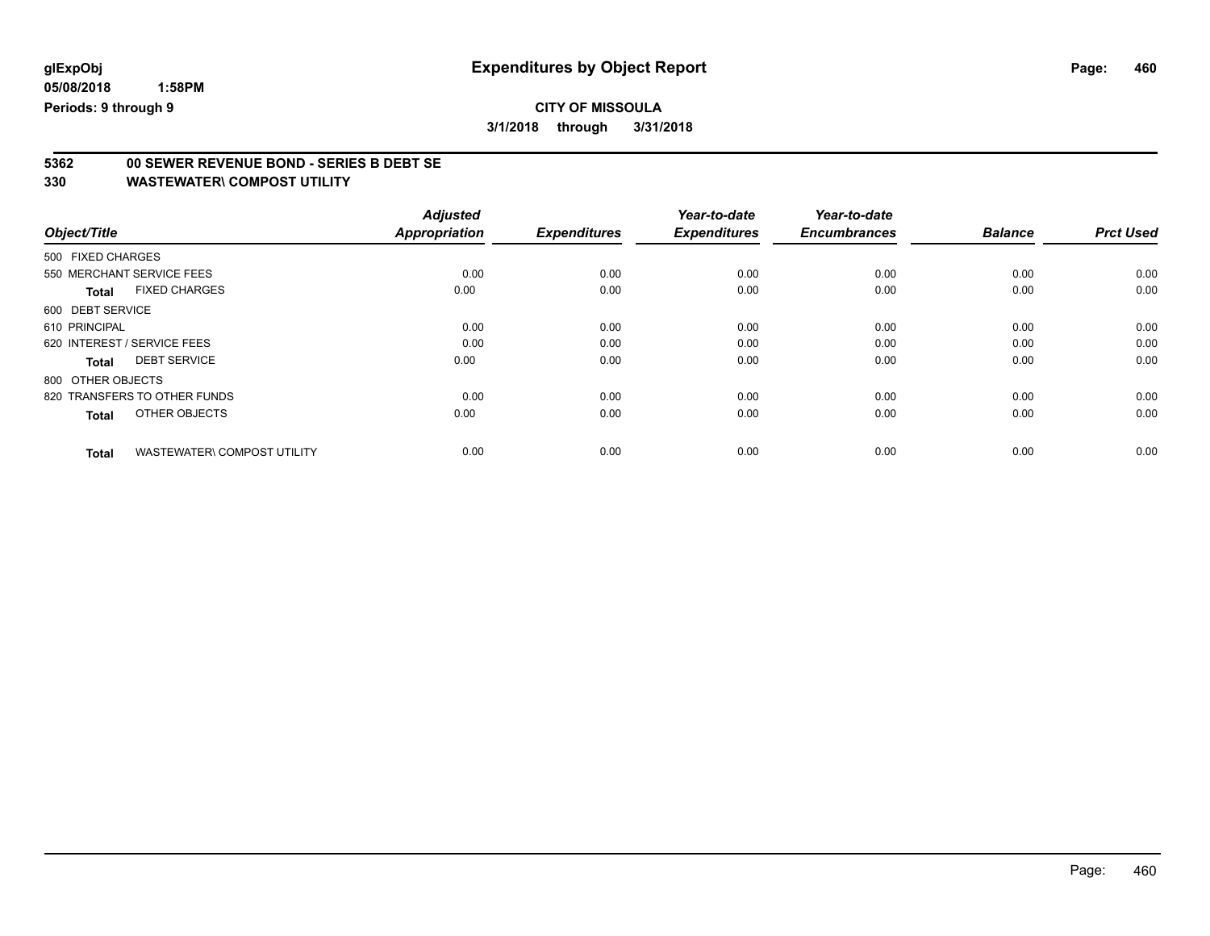**glExpObj** **Expenditures by Object Report**

**05/08/2018 1:58PM**

**Periods: 9 through 9**

**CITY OF MISSOULA**

**3/1/2018 through 3/31/2018**

## 5362 00 SEWER REVENUE BOND - SERIES B DEBT SE

## 330 WASTEWATER\ COMPOST UTILITY

| Object/Title | Adjusted Appropriation | Expenditures | Year-to-date Expenditures | Year-to-date Encumbrances | Balance | Prct Used |
|---|---|---|---|---|---|---|
| 500 FIXED CHARGES | | | | | | |
| 550 MERCHANT SERVICE FEES | 0.00 | 0.00 | 0.00 | 0.00 | 0.00 | 0.00 |
| **Total** FIXED CHARGES | 0.00 | 0.00 | 0.00 | 0.00 | 0.00 | 0.00 |
| 600 DEBT SERVICE | | | | | | |
| 610 PRINCIPAL | 0.00 | 0.00 | 0.00 | 0.00 | 0.00 | 0.00 |
| 620 INTEREST / SERVICE FEES | 0.00 | 0.00 | 0.00 | 0.00 | 0.00 | 0.00 |
| **Total** DEBT SERVICE | 0.00 | 0.00 | 0.00 | 0.00 | 0.00 | 0.00 |
| 800 OTHER OBJECTS | | | | | | |
| 820 TRANSFERS TO OTHER FUNDS | 0.00 | 0.00 | 0.00 | 0.00 | 0.00 | 0.00 |
| **Total** OTHER OBJECTS | 0.00 | 0.00 | 0.00 | 0.00 | 0.00 | 0.00 |
| **Total** WASTEWATER\ COMPOST UTILITY | 0.00 | 0.00 | 0.00 | 0.00 | 0.00 | 0.00 |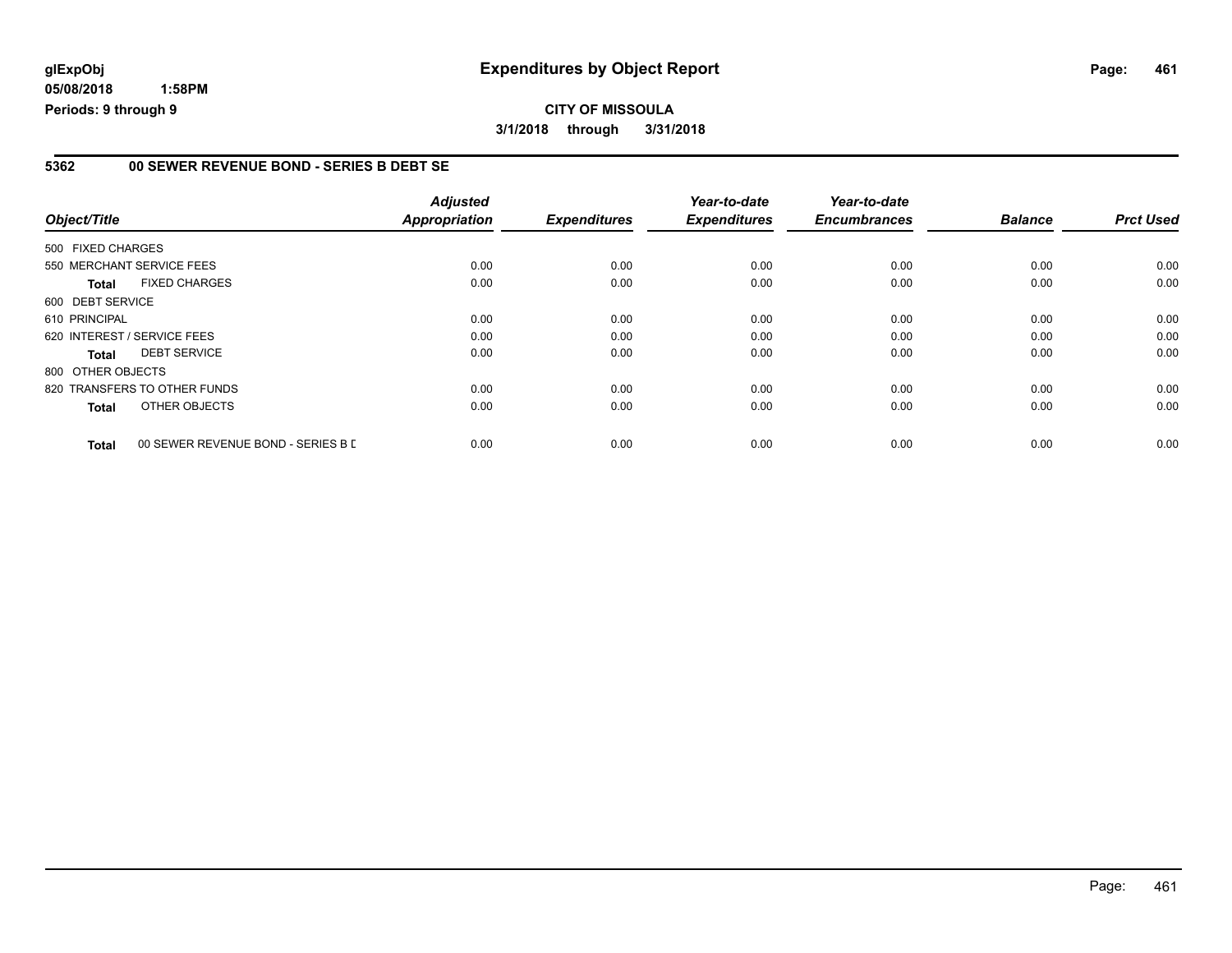**glExpObj**
**05/08/2018 1:58PM**
**Periods: 9 through 9**

# Expenditures by Object Report

**CITY OF MISSOULA**
**3/1/2018 through 3/31/2018**

## 5362 00 SEWER REVENUE BOND - SERIES B DEBT SE

| Object/Title | | Adjusted Appropriation | Expenditures | Year-to-date Expenditures | Year-to-date Encumbrances | Balance | Prct Used |
|---|---|---|---|---|---|---|---|
| 500 FIXED CHARGES | | | | | | | |
| 550 MERCHANT SERVICE FEES | | 0.00 | 0.00 | 0.00 | 0.00 | 0.00 | 0.00 |
| **Total** | FIXED CHARGES | 0.00 | 0.00 | 0.00 | 0.00 | 0.00 | 0.00 |
| 600 DEBT SERVICE | | | | | | | |
| 610 PRINCIPAL | | 0.00 | 0.00 | 0.00 | 0.00 | 0.00 | 0.00 |
| 620 INTEREST / SERVICE FEES | | 0.00 | 0.00 | 0.00 | 0.00 | 0.00 | 0.00 |
| **Total** | DEBT SERVICE | 0.00 | 0.00 | 0.00 | 0.00 | 0.00 | 0.00 |
| 800 OTHER OBJECTS | | | | | | | |
| 820 TRANSFERS TO OTHER FUNDS | | 0.00 | 0.00 | 0.00 | 0.00 | 0.00 | 0.00 |
| **Total** | OTHER OBJECTS | 0.00 | 0.00 | 0.00 | 0.00 | 0.00 | 0.00 |
| **Total** | 00 SEWER REVENUE BOND - SERIES B D | 0.00 | 0.00 | 0.00 | 0.00 | 0.00 | 0.00 |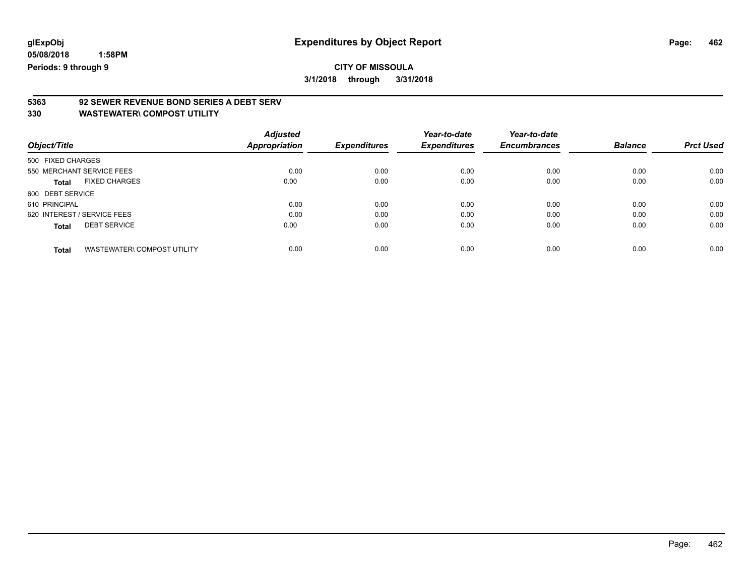**glExpObj**
**05/08/2018 1:58PM**
**Periods: 9 through 9**

# Expenditures by Object Report

**CITY OF MISSOULA**
**3/1/2018 through 3/31/2018**

## 5363 92 SEWER REVENUE BOND SERIES A DEBT SERV
## 330 WASTEWATER\ COMPOST UTILITY

| Object/Title | Adjusted Appropriation | Expenditures | Year-to-date Expenditures | Year-to-date Encumbrances | Balance | Prct Used |
|---|---|---|---|---|---|---|
| 500 FIXED CHARGES | | | | | | |
| 550 MERCHANT SERVICE FEES | 0.00 | 0.00 | 0.00 | 0.00 | 0.00 | 0.00 |
| **Total** FIXED CHARGES | 0.00 | 0.00 | 0.00 | 0.00 | 0.00 | 0.00 |
| 600 DEBT SERVICE | | | | | | |
| 610 PRINCIPAL | 0.00 | 0.00 | 0.00 | 0.00 | 0.00 | 0.00 |
| 620 INTEREST / SERVICE FEES | 0.00 | 0.00 | 0.00 | 0.00 | 0.00 | 0.00 |
| **Total** DEBT SERVICE | 0.00 | 0.00 | 0.00 | 0.00 | 0.00 | 0.00 |
| **Total** WASTEWATER\ COMPOST UTILITY | 0.00 | 0.00 | 0.00 | 0.00 | 0.00 | 0.00 |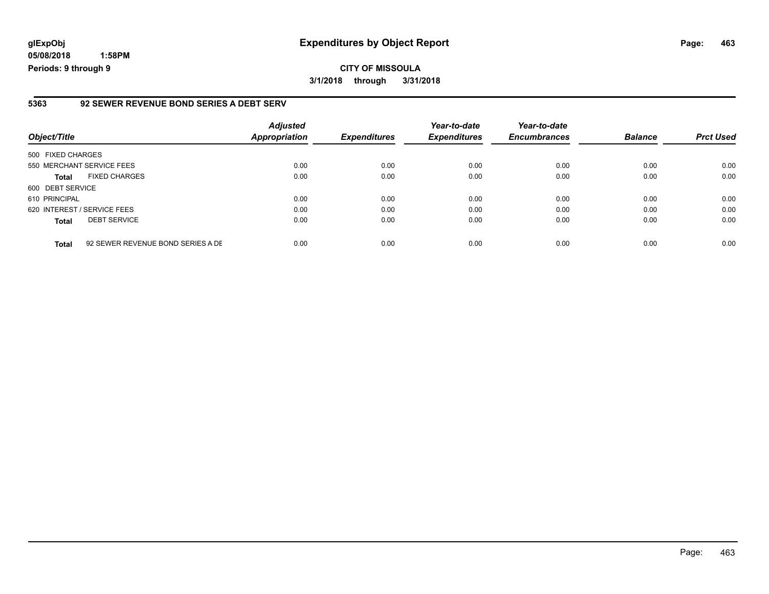**glExpObj**
**05/08/2018 1:58PM**
**Periods: 9 through 9**

# Expenditures by Object Report

**CITY OF MISSOULA**
**3/1/2018 through 3/31/2018**

## 5363 92 SEWER REVENUE BOND SERIES A DEBT SERV

| Object/Title | | *Adjusted Appropriation* | *Expenditures* | *Year-to-date Expenditures* | *Year-to-date Encumbrances* | *Balance* | *Prct Used* |
|---|---|---|---|---|---|---|---|
| 500 FIXED CHARGES | | | | | | | |
| 550 MERCHANT SERVICE FEES | | 0.00 | 0.00 | 0.00 | 0.00 | 0.00 | 0.00 |
| **Total** | FIXED CHARGES | 0.00 | 0.00 | 0.00 | 0.00 | 0.00 | 0.00 |
| 600 DEBT SERVICE | | | | | | | |
| 610 PRINCIPAL | | 0.00 | 0.00 | 0.00 | 0.00 | 0.00 | 0.00 |
| 620 INTEREST / SERVICE FEES | | 0.00 | 0.00 | 0.00 | 0.00 | 0.00 | 0.00 |
| **Total** | DEBT SERVICE | 0.00 | 0.00 | 0.00 | 0.00 | 0.00 | 0.00 |
| **Total** | 92 SEWER REVENUE BOND SERIES A DE | 0.00 | 0.00 | 0.00 | 0.00 | 0.00 | 0.00 |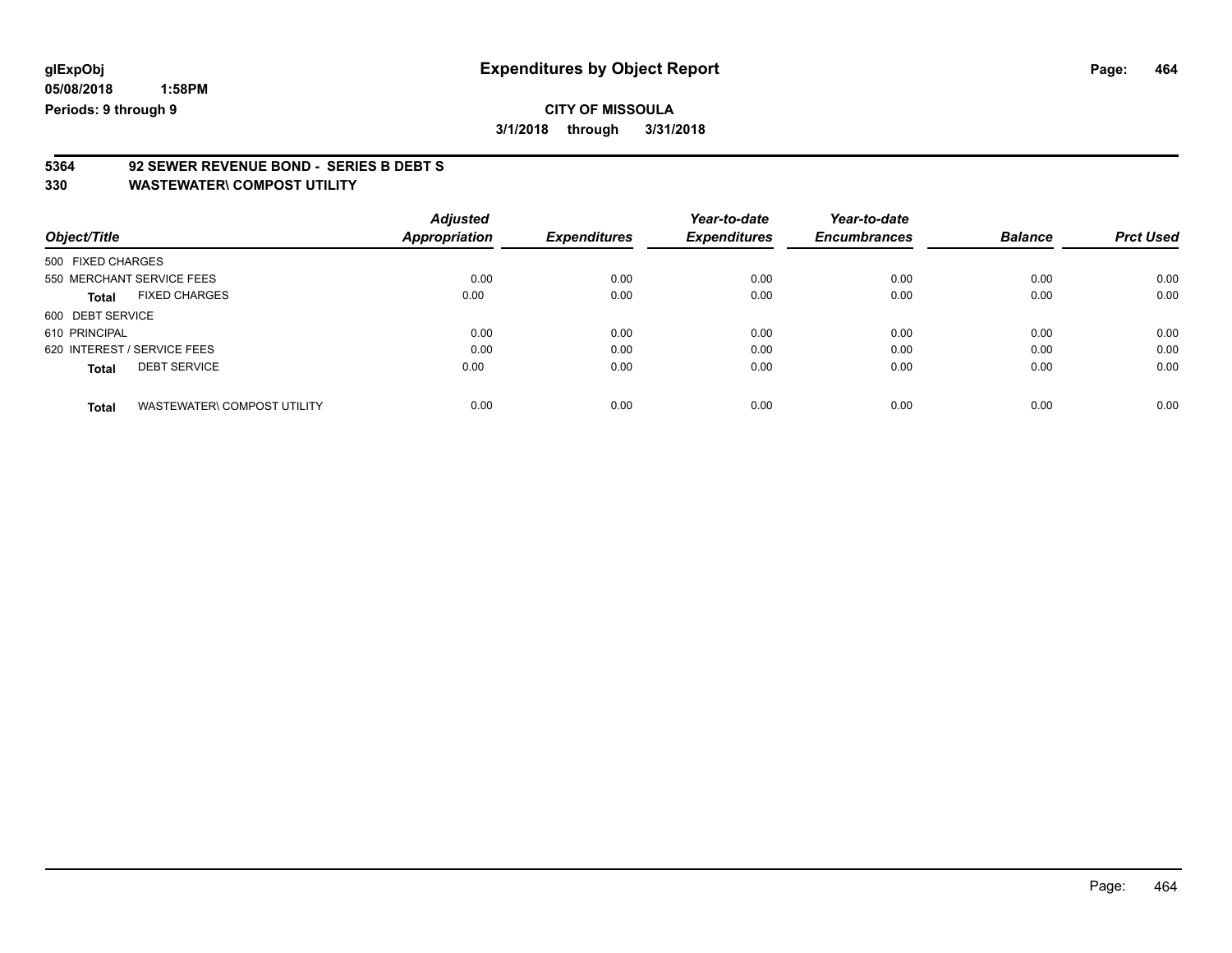**glExpObj**
**05/08/2018 1:58PM**
**Periods: 9 through 9**

# Expenditures by Object Report

**CITY OF MISSOULA**
**3/1/2018 through 3/31/2018**

**5364 92 SEWER REVENUE BOND - SERIES B DEBT S**
**330 WASTEWATER\ COMPOST UTILITY**

| Object/Title | Adjusted Appropriation | Expenditures | Year-to-date Expenditures | Year-to-date Encumbrances | Balance | Prct Used |
|---|---|---|---|---|---|---|
| 500 FIXED CHARGES | | | | | | |
| 550 MERCHANT SERVICE FEES | 0.00 | 0.00 | 0.00 | 0.00 | 0.00 | 0.00 |
| **Total** FIXED CHARGES | 0.00 | 0.00 | 0.00 | 0.00 | 0.00 | 0.00 |
| 600 DEBT SERVICE | | | | | | |
| 610 PRINCIPAL | 0.00 | 0.00 | 0.00 | 0.00 | 0.00 | 0.00 |
| 620 INTEREST / SERVICE FEES | 0.00 | 0.00 | 0.00 | 0.00 | 0.00 | 0.00 |
| **Total** DEBT SERVICE | 0.00 | 0.00 | 0.00 | 0.00 | 0.00 | 0.00 |
| **Total** WASTEWATER\ COMPOST UTILITY | 0.00 | 0.00 | 0.00 | 0.00 | 0.00 | 0.00 |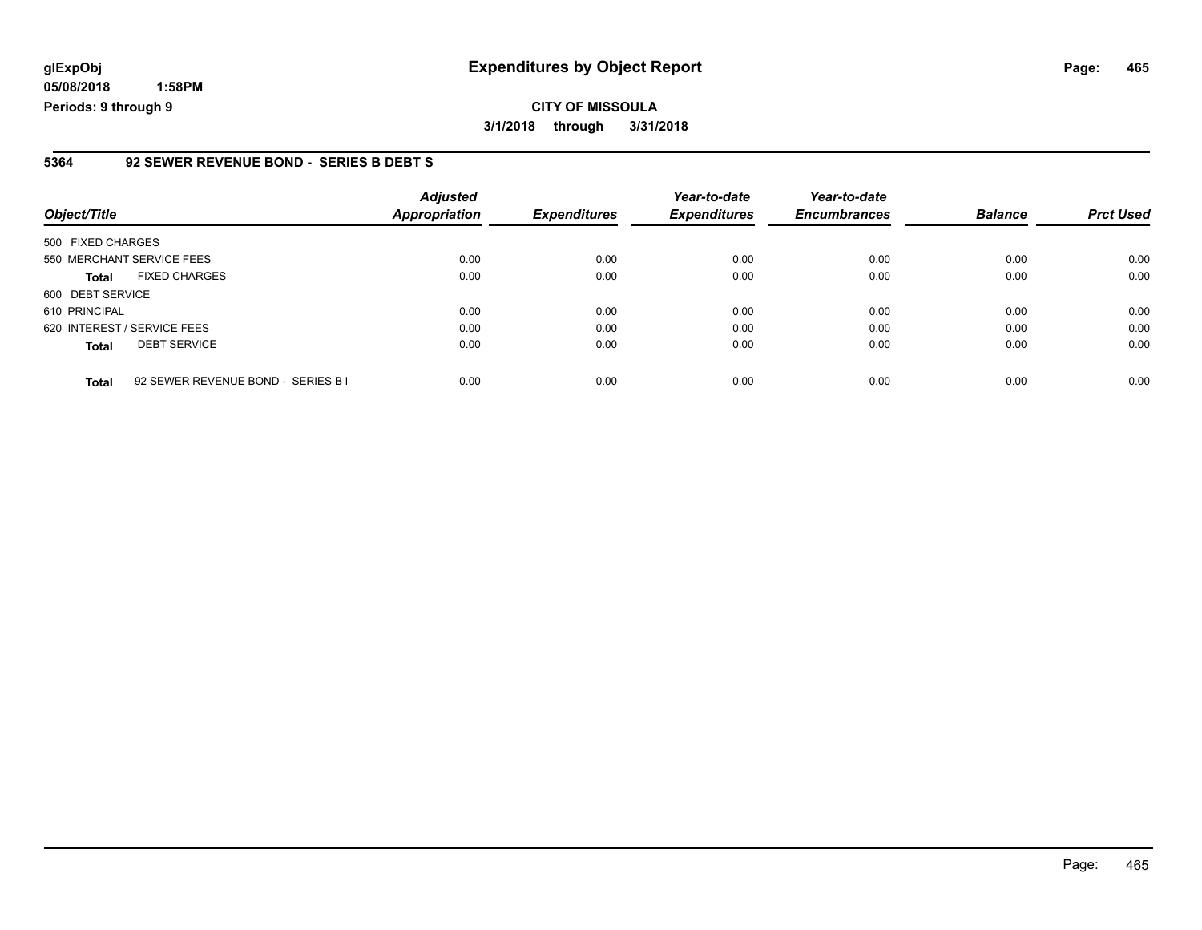# Expenditures by Object Report

**CITY OF MISSOULA**

**3/1/2018 through 3/31/2018**

glExpObj
05/08/2018 1:58PM
Periods: 9 through 9

## 5364 92 SEWER REVENUE BOND - SERIES B DEBT S

| Object/Title | Adjusted Appropriation | Expenditures | Year-to-date Expenditures | Year-to-date Encumbrances | Balance | Prct Used |
|---|---|---|---|---|---|---|
| 500 FIXED CHARGES | | | | | | |
| 550 MERCHANT SERVICE FEES | 0.00 | 0.00 | 0.00 | 0.00 | 0.00 | 0.00 |
| **Total** FIXED CHARGES | 0.00 | 0.00 | 0.00 | 0.00 | 0.00 | 0.00 |
| 600 DEBT SERVICE | | | | | | |
| 610 PRINCIPAL | 0.00 | 0.00 | 0.00 | 0.00 | 0.00 | 0.00 |
| 620 INTEREST / SERVICE FEES | 0.00 | 0.00 | 0.00 | 0.00 | 0.00 | 0.00 |
| **Total** DEBT SERVICE | 0.00 | 0.00 | 0.00 | 0.00 | 0.00 | 0.00 |
| **Total** 92 SEWER REVENUE BOND - SERIES B I | 0.00 | 0.00 | 0.00 | 0.00 | 0.00 | 0.00 |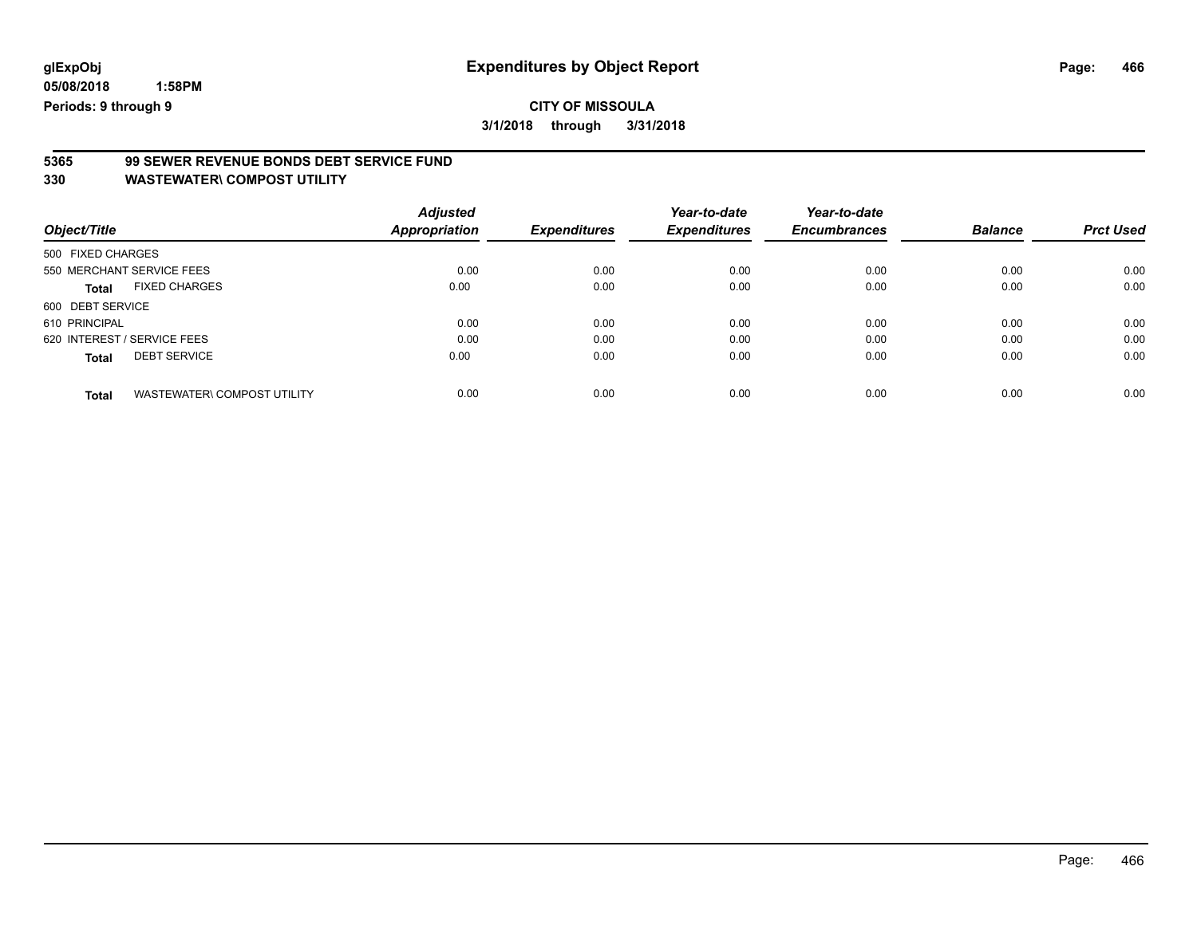# Expenditures by Object Report

glExpObj
05/08/2018 1:58PM
Periods: 9 through 9

**CITY OF MISSOULA**
**3/1/2018 through 3/31/2018**

## 5365 99 SEWER REVENUE BONDS DEBT SERVICE FUND
## 330 WASTEWATER\ COMPOST UTILITY

| Object/Title | Adjusted Appropriation | Expenditures | Year-to-date Expenditures | Year-to-date Encumbrances | Balance | Prct Used |
|---|---|---|---|---|---|---|
| 500 FIXED CHARGES | | | | | | |
| 550 MERCHANT SERVICE FEES | 0.00 | 0.00 | 0.00 | 0.00 | 0.00 | 0.00 |
| **Total** FIXED CHARGES | 0.00 | 0.00 | 0.00 | 0.00 | 0.00 | 0.00 |
| 600 DEBT SERVICE | | | | | | |
| 610 PRINCIPAL | 0.00 | 0.00 | 0.00 | 0.00 | 0.00 | 0.00 |
| 620 INTEREST / SERVICE FEES | 0.00 | 0.00 | 0.00 | 0.00 | 0.00 | 0.00 |
| **Total** DEBT SERVICE | 0.00 | 0.00 | 0.00 | 0.00 | 0.00 | 0.00 |
| **Total** WASTEWATER\ COMPOST UTILITY | 0.00 | 0.00 | 0.00 | 0.00 | 0.00 | 0.00 |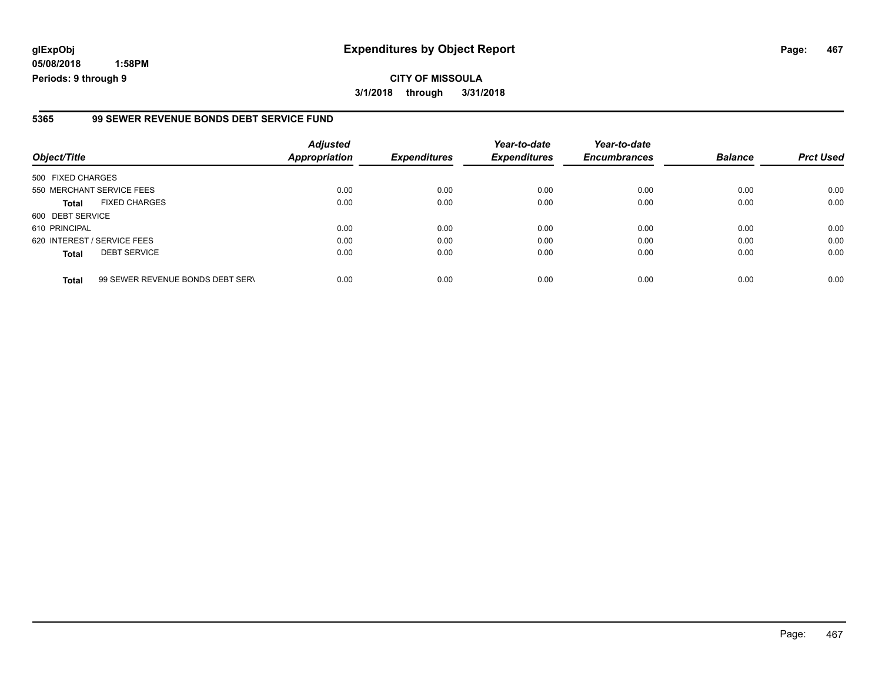**Expenditures by Object Report**

**CITY OF MISSOULA**

**3/1/2018 through 3/31/2018**

glExpObj
05/08/2018 1:58PM
Periods: 9 through 9

### 5365 99 SEWER REVENUE BONDS DEBT SERVICE FUND

| Object/Title | | Adjusted Appropriation | Expenditures | Year-to-date Expenditures | Year-to-date Encumbrances | Balance | Prct Used |
|---|---|---|---|---|---|---|---|
| 500 FIXED CHARGES | | | | | | | |
| 550 MERCHANT SERVICE FEES | | 0.00 | 0.00 | 0.00 | 0.00 | 0.00 | 0.00 |
| **Total** | FIXED CHARGES | 0.00 | 0.00 | 0.00 | 0.00 | 0.00 | 0.00 |
| 600 DEBT SERVICE | | | | | | | |
| 610 PRINCIPAL | | 0.00 | 0.00 | 0.00 | 0.00 | 0.00 | 0.00 |
| 620 INTEREST / SERVICE FEES | | 0.00 | 0.00 | 0.00 | 0.00 | 0.00 | 0.00 |
| **Total** | DEBT SERVICE | 0.00 | 0.00 | 0.00 | 0.00 | 0.00 | 0.00 |
| **Total** | 99 SEWER REVENUE BONDS DEBT SERV | 0.00 | 0.00 | 0.00 | 0.00 | 0.00 | 0.00 |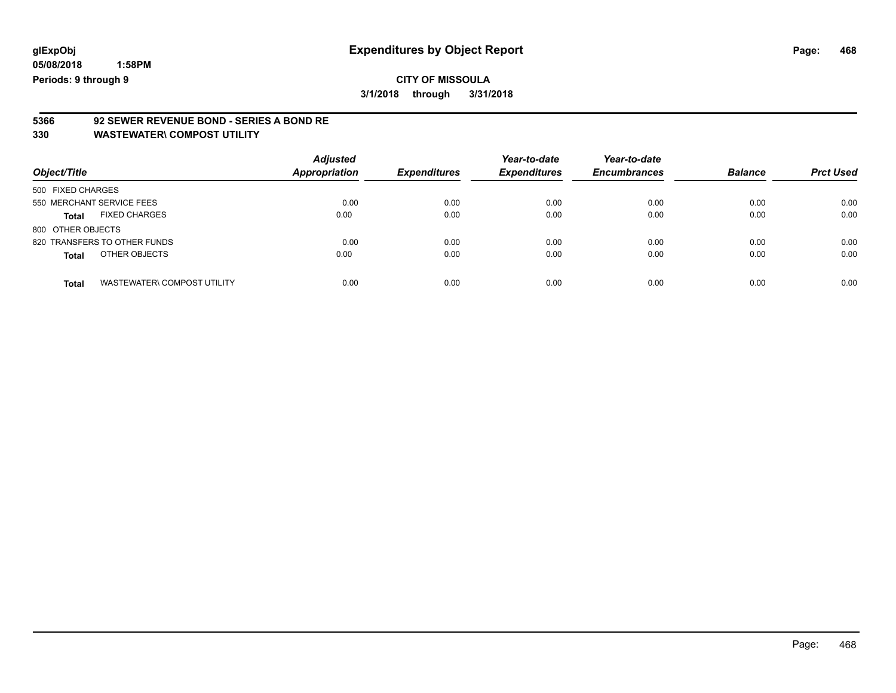# Expenditures by Object Report

glExpObj
05/08/2018 1:58PM
Periods: 9 through 9

**CITY OF MISSOULA**
**3/1/2018 through 3/31/2018**

## 5366 92 SEWER REVENUE BOND - SERIES A BOND RE
## 330 WASTEWATER\ COMPOST UTILITY

| Object/Title | Adjusted Appropriation | Expenditures | Year-to-date Expenditures | Year-to-date Encumbrances | Balance | Prct Used |
|---|---|---|---|---|---|---|
| 500 FIXED CHARGES | | | | | | |
| 550 MERCHANT SERVICE FEES | 0.00 | 0.00 | 0.00 | 0.00 | 0.00 | 0.00 |
| **Total** FIXED CHARGES | 0.00 | 0.00 | 0.00 | 0.00 | 0.00 | 0.00 |
| 800 OTHER OBJECTS | | | | | | |
| 820 TRANSFERS TO OTHER FUNDS | 0.00 | 0.00 | 0.00 | 0.00 | 0.00 | 0.00 |
| **Total** OTHER OBJECTS | 0.00 | 0.00 | 0.00 | 0.00 | 0.00 | 0.00 |
| **Total** WASTEWATER\ COMPOST UTILITY | 0.00 | 0.00 | 0.00 | 0.00 | 0.00 | 0.00 |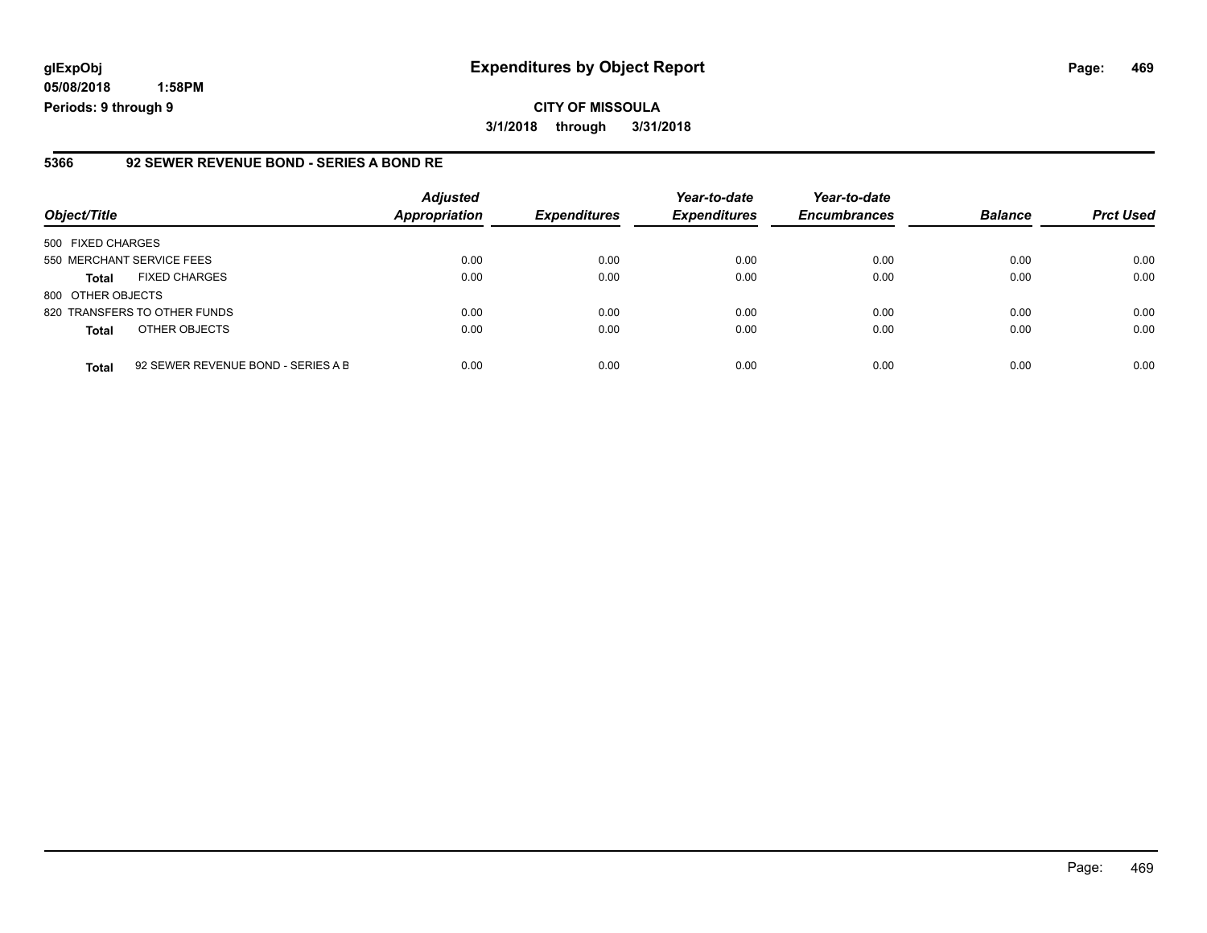glExpObj
05/08/2018 1:58PM
Periods: 9 through 9

# Expenditures by Object Report

**CITY OF MISSOULA**
**3/1/2018 through 3/31/2018**

## 5366 92 SEWER REVENUE BOND - SERIES A BOND RE

| Object/Title | | Adjusted Appropriation | Expenditures | Year-to-date Expenditures | Year-to-date Encumbrances | Balance | Prct Used |
|---|---|---|---|---|---|---|---|
| 500 FIXED CHARGES | | | | | | | |
| 550 MERCHANT SERVICE FEES | | 0.00 | 0.00 | 0.00 | 0.00 | 0.00 | 0.00 |
| **Total** | FIXED CHARGES | 0.00 | 0.00 | 0.00 | 0.00 | 0.00 | 0.00 |
| 800 OTHER OBJECTS | | | | | | | |
| 820 TRANSFERS TO OTHER FUNDS | | 0.00 | 0.00 | 0.00 | 0.00 | 0.00 | 0.00 |
| **Total** | OTHER OBJECTS | 0.00 | 0.00 | 0.00 | 0.00 | 0.00 | 0.00 |
| **Total** | 92 SEWER REVENUE BOND - SERIES A B | 0.00 | 0.00 | 0.00 | 0.00 | 0.00 | 0.00 |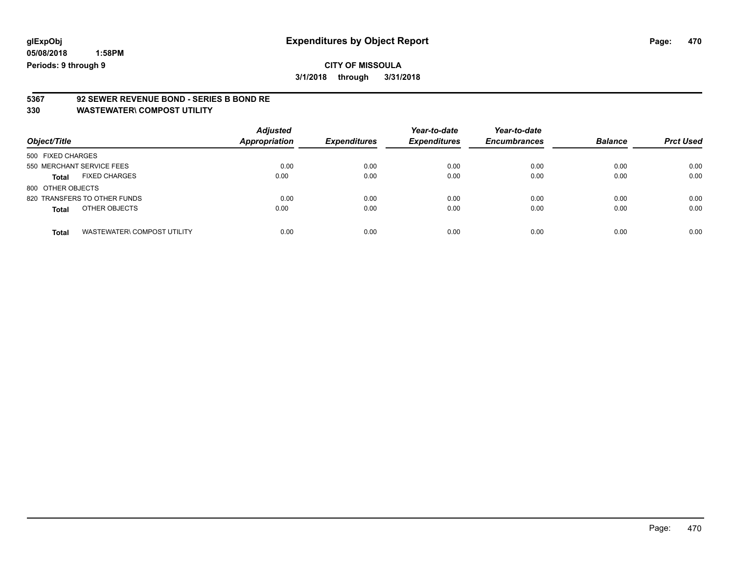glExpObj
05/08/2018 1:58PM
Periods: 9 through 9

# Expenditures by Object Report

**CITY OF MISSOULA**

**3/1/2018 through 3/31/2018**

**5367 92 SEWER REVENUE BOND - SERIES B BOND RE**
**330 WASTEWATER\ COMPOST UTILITY**

| Object/Title | | Adjusted Appropriation | Expenditures | Year-to-date Expenditures | Year-to-date Encumbrances | Balance | Prct Used |
|---|---|---|---|---|---|---|---|
| 500 FIXED CHARGES | | | | | | | |
| 550 MERCHANT SERVICE FEES | | 0.00 | 0.00 | 0.00 | 0.00 | 0.00 | 0.00 |
| **Total** | FIXED CHARGES | 0.00 | 0.00 | 0.00 | 0.00 | 0.00 | 0.00 |
| 800 OTHER OBJECTS | | | | | | | |
| 820 TRANSFERS TO OTHER FUNDS | | 0.00 | 0.00 | 0.00 | 0.00 | 0.00 | 0.00 |
| **Total** | OTHER OBJECTS | 0.00 | 0.00 | 0.00 | 0.00 | 0.00 | 0.00 |
| **Total** | WASTEWATER\ COMPOST UTILITY | 0.00 | 0.00 | 0.00 | 0.00 | 0.00 | 0.00 |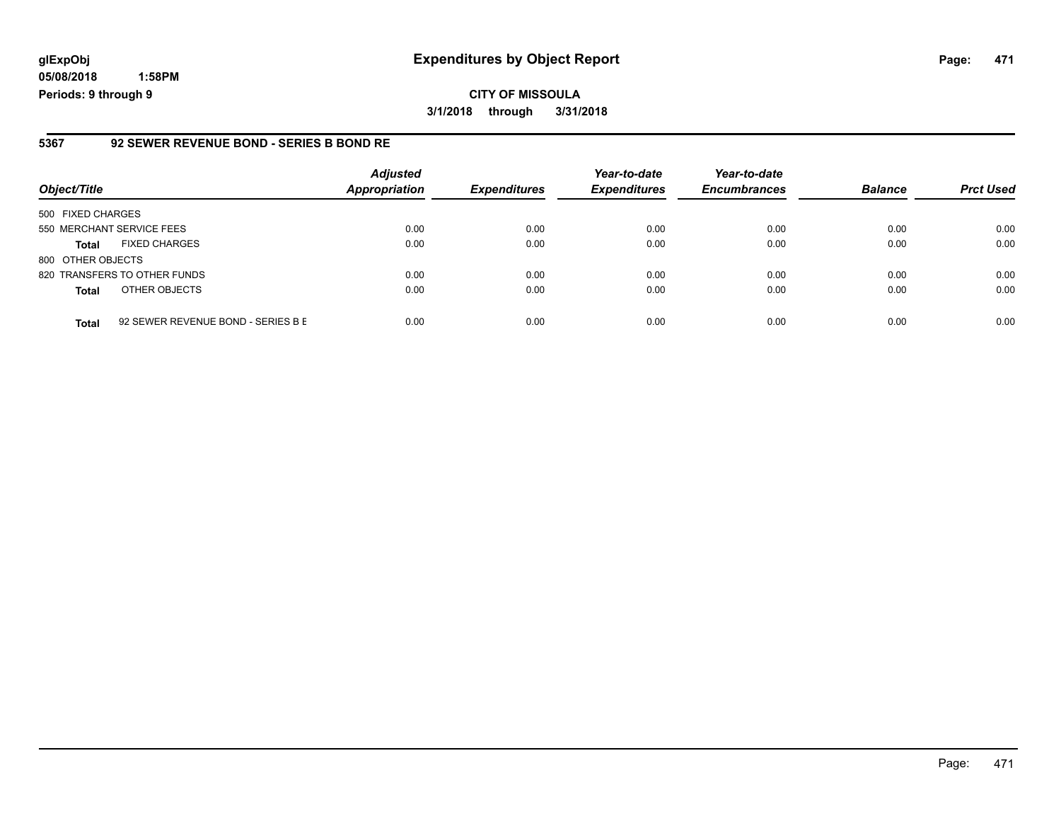**glExpObj**
**05/08/2018 1:58PM**
**Periods: 9 through 9**

# Expenditures by Object Report

**CITY OF MISSOULA**
**3/1/2018 through 3/31/2018**

## 5367 92 SEWER REVENUE BOND - SERIES B BOND RE

| Object/Title | | Adjusted Appropriation | Expenditures | Year-to-date Expenditures | Year-to-date Encumbrances | Balance | Prct Used |
|---|---|---|---|---|---|---|---|
| 500 FIXED CHARGES | | | | | | | |
| 550 MERCHANT SERVICE FEES | | 0.00 | 0.00 | 0.00 | 0.00 | 0.00 | 0.00 |
| **Total** | FIXED CHARGES | 0.00 | 0.00 | 0.00 | 0.00 | 0.00 | 0.00 |
| 800 OTHER OBJECTS | | | | | | | |
| 820 TRANSFERS TO OTHER FUNDS | | 0.00 | 0.00 | 0.00 | 0.00 | 0.00 | 0.00 |
| **Total** | OTHER OBJECTS | 0.00 | 0.00 | 0.00 | 0.00 | 0.00 | 0.00 |
| **Total** | 92 SEWER REVENUE BOND - SERIES B E | 0.00 | 0.00 | 0.00 | 0.00 | 0.00 | 0.00 |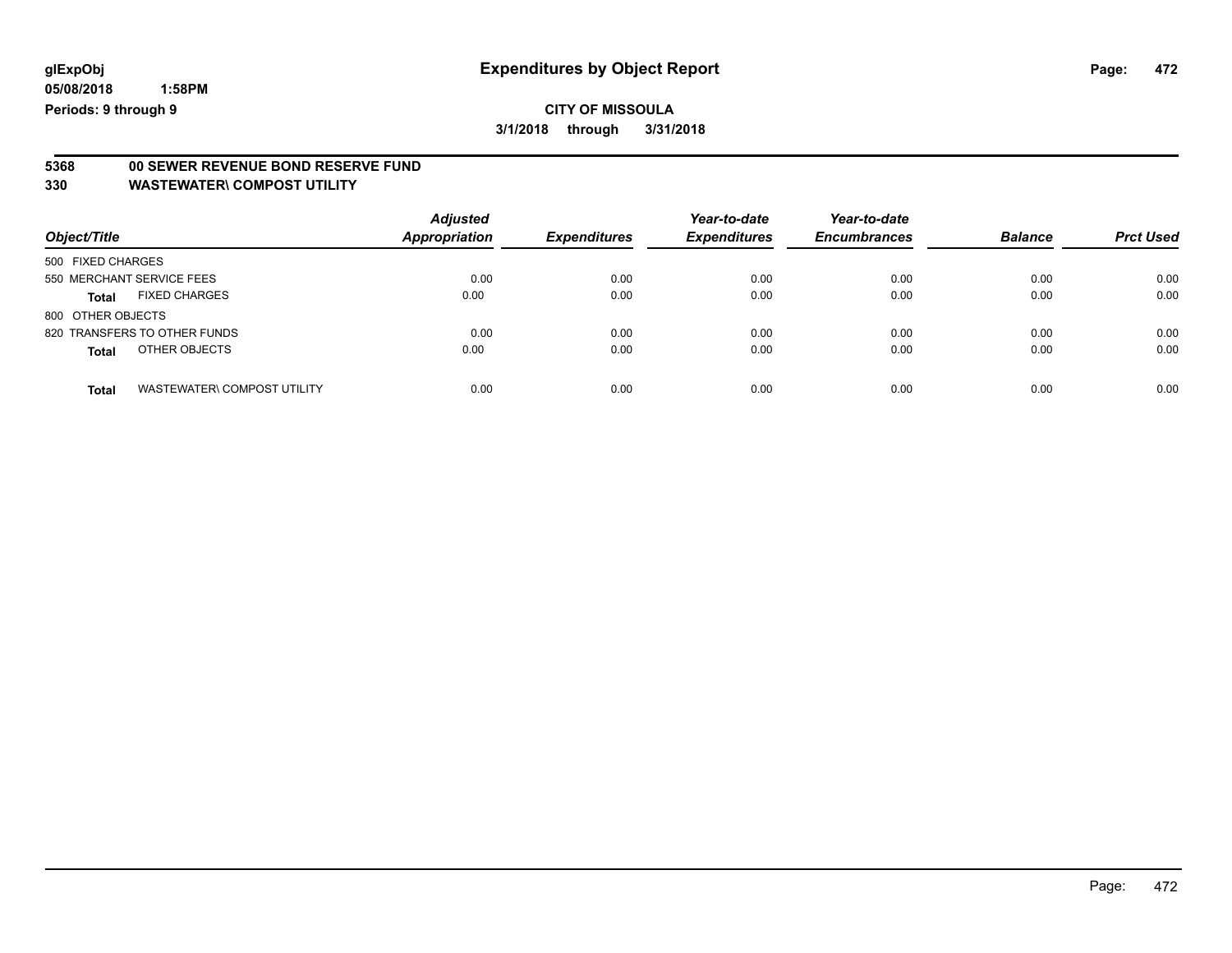glExpObj
05/08/2018 1:58PM
Periods: 9 through 9

# Expenditures by Object Report

**CITY OF MISSOULA**

**3/1/2018 through 3/31/2018**

**5368 00 SEWER REVENUE BOND RESERVE FUND**

**330 WASTEWATER\ COMPOST UTILITY**

| Object/Title | Adjusted Appropriation | Expenditures | Year-to-date Expenditures | Year-to-date Encumbrances | Balance | Prct Used |
|---|---|---|---|---|---|---|
| 500 FIXED CHARGES | | | | | | |
| 550 MERCHANT SERVICE FEES | 0.00 | 0.00 | 0.00 | 0.00 | 0.00 | 0.00 |
| **Total** FIXED CHARGES | 0.00 | 0.00 | 0.00 | 0.00 | 0.00 | 0.00 |
| 800 OTHER OBJECTS | | | | | | |
| 820 TRANSFERS TO OTHER FUNDS | 0.00 | 0.00 | 0.00 | 0.00 | 0.00 | 0.00 |
| **Total** OTHER OBJECTS | 0.00 | 0.00 | 0.00 | 0.00 | 0.00 | 0.00 |
| **Total** WASTEWATER\ COMPOST UTILITY | 0.00 | 0.00 | 0.00 | 0.00 | 0.00 | 0.00 |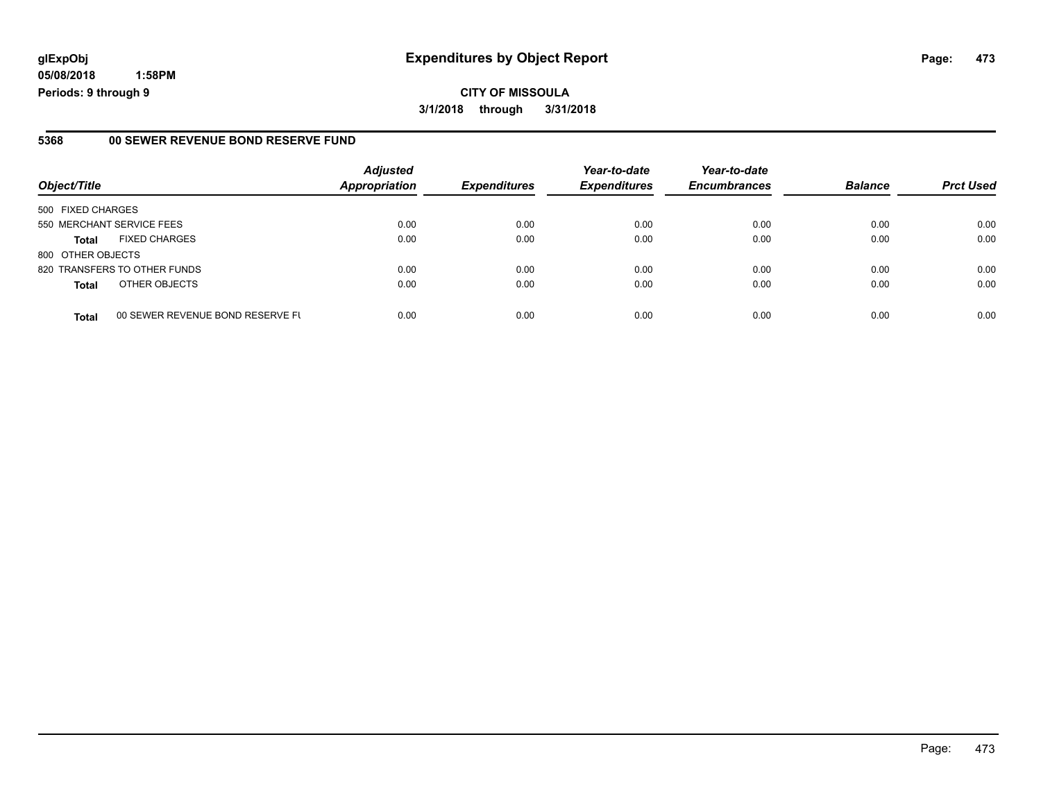**glExpObj**
**05/08/2018 1:58PM**
**Periods: 9 through 9**

# Expenditures by Object Report

**CITY OF MISSOULA**
**3/1/2018 through 3/31/2018**

## 5368 00 SEWER REVENUE BOND RESERVE FUND

| Object/Title | | Adjusted Appropriation | Expenditures | Year-to-date Expenditures | Year-to-date Encumbrances | Balance | Prct Used |
|---|---|---|---|---|---|---|---|
| 500 FIXED CHARGES | | | | | | | |
| 550 MERCHANT SERVICE FEES | | 0.00 | 0.00 | 0.00 | 0.00 | 0.00 | 0.00 |
| **Total** | FIXED CHARGES | 0.00 | 0.00 | 0.00 | 0.00 | 0.00 | 0.00 |
| 800 OTHER OBJECTS | | | | | | | |
| 820 TRANSFERS TO OTHER FUNDS | | 0.00 | 0.00 | 0.00 | 0.00 | 0.00 | 0.00 |
| **Total** | OTHER OBJECTS | 0.00 | 0.00 | 0.00 | 0.00 | 0.00 | 0.00 |
| **Total** | 00 SEWER REVENUE BOND RESERVE FU | 0.00 | 0.00 | 0.00 | 0.00 | 0.00 | 0.00 |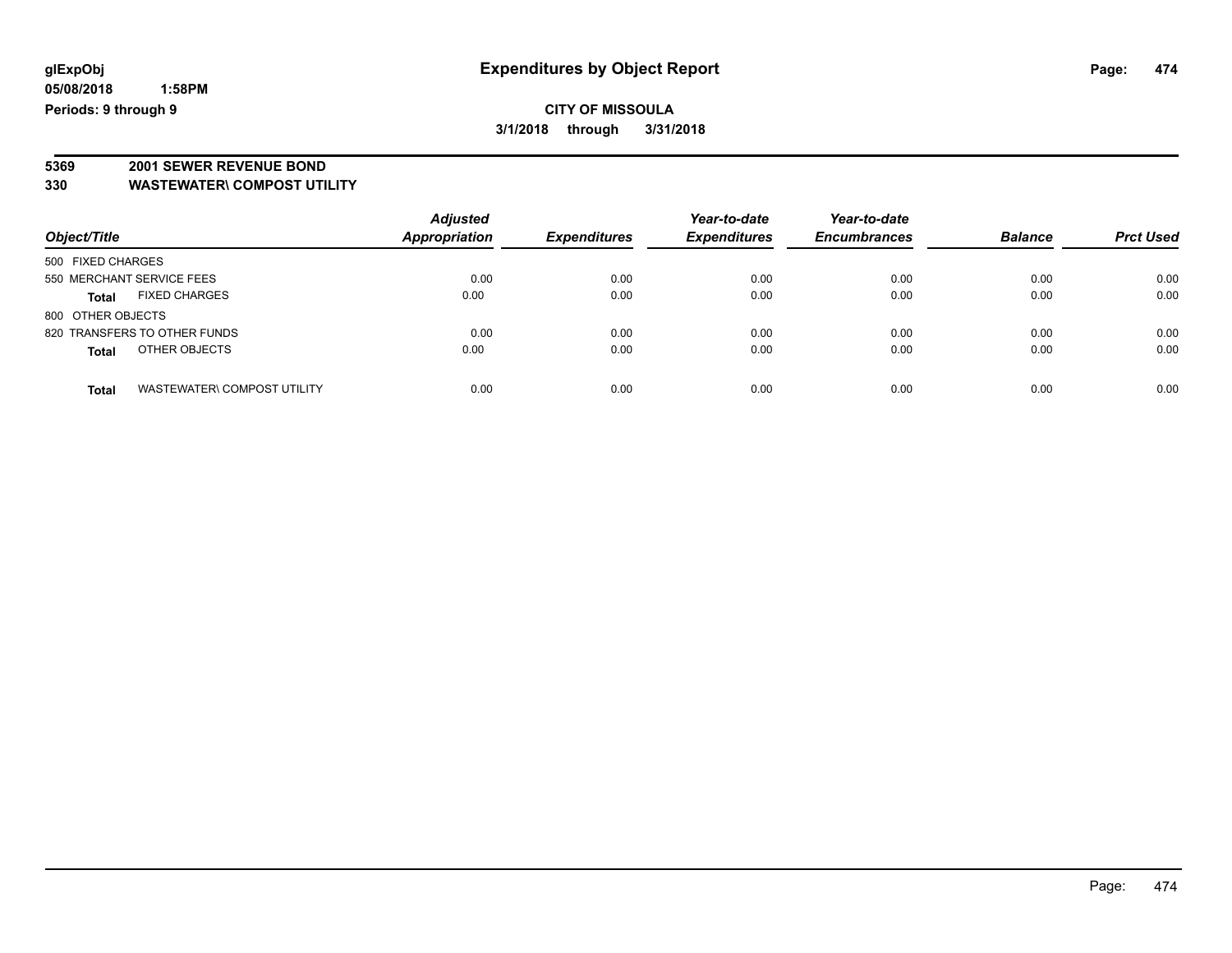**glExpObj** **Expenditures by Object Report**

**05/08/2018 1:58PM**

**Periods: 9 through 9**

**CITY OF MISSOULA**

**3/1/2018 through 3/31/2018**

**5369 2001 SEWER REVENUE BOND**

**330 WASTEWATER\ COMPOST UTILITY**

| Object/Title | Adjusted Appropriation | Expenditures | Year-to-date Expenditures | Year-to-date Encumbrances | Balance | Prct Used |
|---|---|---|---|---|---|---|
| 500 FIXED CHARGES | | | | | | |
| 550 MERCHANT SERVICE FEES | 0.00 | 0.00 | 0.00 | 0.00 | 0.00 | 0.00 |
| **Total** FIXED CHARGES | 0.00 | 0.00 | 0.00 | 0.00 | 0.00 | 0.00 |
| 800 OTHER OBJECTS | | | | | | |
| 820 TRANSFERS TO OTHER FUNDS | 0.00 | 0.00 | 0.00 | 0.00 | 0.00 | 0.00 |
| **Total** OTHER OBJECTS | 0.00 | 0.00 | 0.00 | 0.00 | 0.00 | 0.00 |
| **Total** WASTEWATER\ COMPOST UTILITY | 0.00 | 0.00 | 0.00 | 0.00 | 0.00 | 0.00 |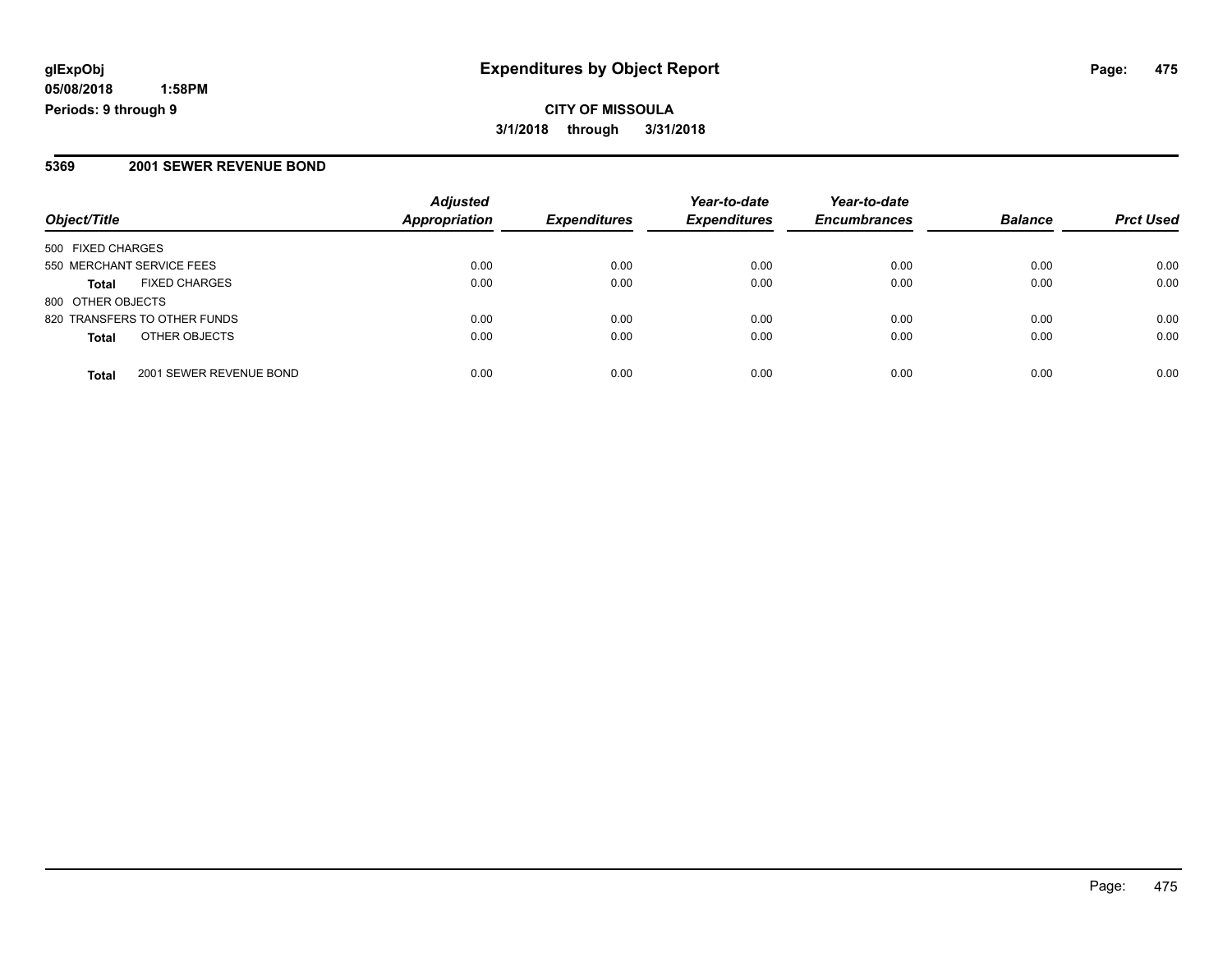# Expenditures by Object Report

glExpObj
05/08/2018 1:58PM
Periods: 9 through 9

**CITY OF MISSOULA**
**3/1/2018 through 3/31/2018**

## 5369 2001 SEWER REVENUE BOND

| Object/Title | | Adjusted Appropriation | Expenditures | Year-to-date Expenditures | Year-to-date Encumbrances | Balance | Prct Used |
|---|---|---|---|---|---|---|---|
| 500 FIXED CHARGES | | | | | | | |
| 550 MERCHANT SERVICE FEES | | 0.00 | 0.00 | 0.00 | 0.00 | 0.00 | 0.00 |
| **Total** | FIXED CHARGES | 0.00 | 0.00 | 0.00 | 0.00 | 0.00 | 0.00 |
| 800 OTHER OBJECTS | | | | | | | |
| 820 TRANSFERS TO OTHER FUNDS | | 0.00 | 0.00 | 0.00 | 0.00 | 0.00 | 0.00 |
| **Total** | OTHER OBJECTS | 0.00 | 0.00 | 0.00 | 0.00 | 0.00 | 0.00 |
| **Total** | 2001 SEWER REVENUE BOND | 0.00 | 0.00 | 0.00 | 0.00 | 0.00 | 0.00 |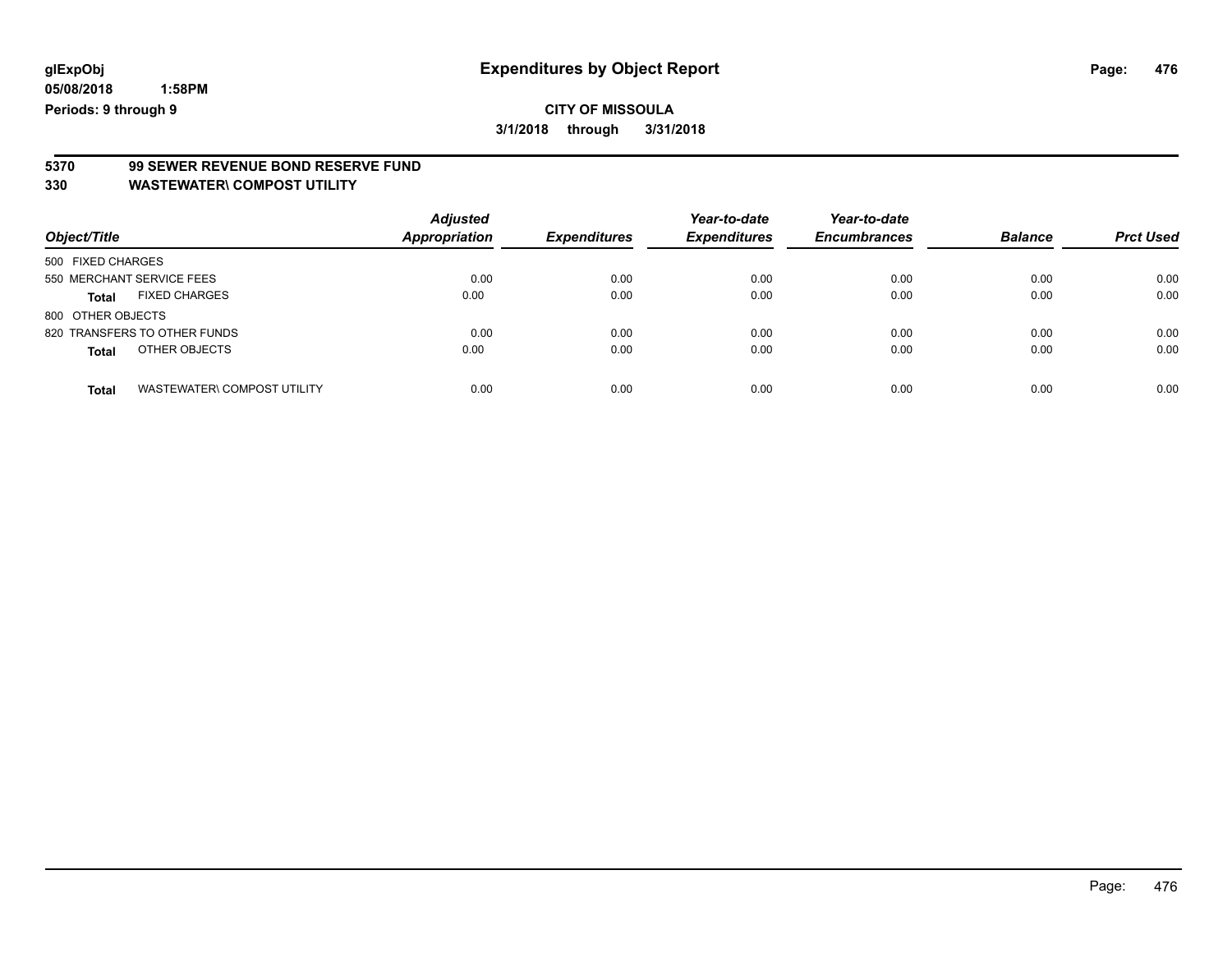**glExpObj** **Expenditures by Object Report**

**05/08/2018 1:58PM**

**Periods: 9 through 9**

**CITY OF MISSOULA**

**3/1/2018 through 3/31/2018**

## 5370 99 SEWER REVENUE BOND RESERVE FUND

## 330 WASTEWATER\ COMPOST UTILITY

| Object/Title | Adjusted Appropriation | Expenditures | Year-to-date Expenditures | Year-to-date Encumbrances | Balance | Prct Used |
|---|---|---|---|---|---|---|
| 500 FIXED CHARGES | | | | | | |
| 550 MERCHANT SERVICE FEES | 0.00 | 0.00 | 0.00 | 0.00 | 0.00 | 0.00 |
| **Total** FIXED CHARGES | 0.00 | 0.00 | 0.00 | 0.00 | 0.00 | 0.00 |
| 800 OTHER OBJECTS | | | | | | |
| 820 TRANSFERS TO OTHER FUNDS | 0.00 | 0.00 | 0.00 | 0.00 | 0.00 | 0.00 |
| **Total** OTHER OBJECTS | 0.00 | 0.00 | 0.00 | 0.00 | 0.00 | 0.00 |
| **Total** WASTEWATER\ COMPOST UTILITY | 0.00 | 0.00 | 0.00 | 0.00 | 0.00 | 0.00 |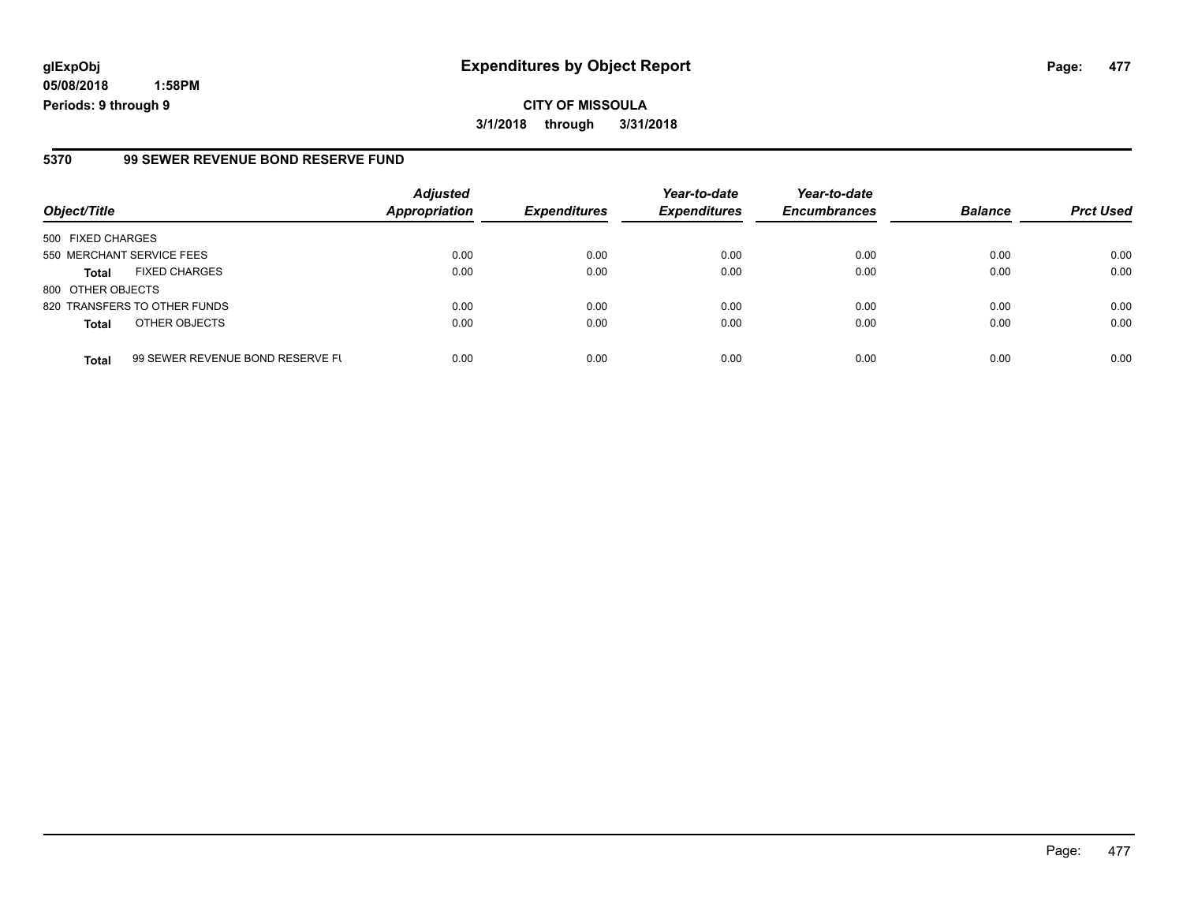**glExpObj**
**05/08/2018 1:58PM**
**Periods: 9 through 9**

# Expenditures by Object Report

**CITY OF MISSOULA**
**3/1/2018 through 3/31/2018**

## 5370 99 SEWER REVENUE BOND RESERVE FUND

| Object/Title | Adjusted Appropriation | Expenditures | Year-to-date Expenditures | Year-to-date Encumbrances | Balance | Prct Used |
|---|---|---|---|---|---|---|
| 500 FIXED CHARGES | | | | | | |
| 550 MERCHANT SERVICE FEES | 0.00 | 0.00 | 0.00 | 0.00 | 0.00 | 0.00 |
| **Total** FIXED CHARGES | 0.00 | 0.00 | 0.00 | 0.00 | 0.00 | 0.00 |
| 800 OTHER OBJECTS | | | | | | |
| 820 TRANSFERS TO OTHER FUNDS | 0.00 | 0.00 | 0.00 | 0.00 | 0.00 | 0.00 |
| **Total** OTHER OBJECTS | 0.00 | 0.00 | 0.00 | 0.00 | 0.00 | 0.00 |
| **Total** 99 SEWER REVENUE BOND RESERVE FU | 0.00 | 0.00 | 0.00 | 0.00 | 0.00 | 0.00 |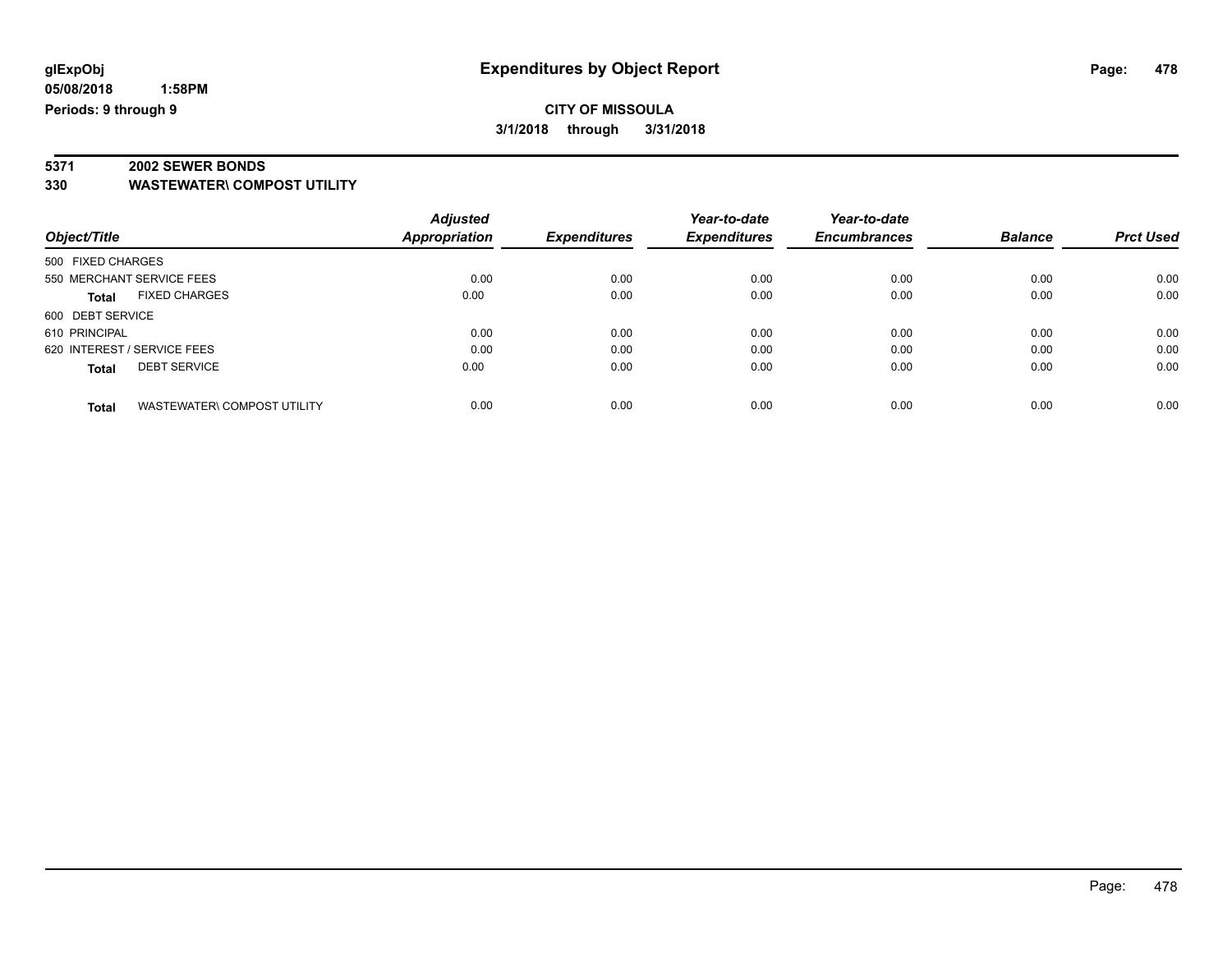# Expenditures by Object Report

glExpObj
05/08/2018 1:58PM
Periods: 9 through 9

**CITY OF MISSOULA**
3/1/2018 through 3/31/2018

## 5371 2002 SEWER BONDS
## 330 WASTEWATER\ COMPOST UTILITY

| Object/Title | Adjusted Appropriation | Expenditures | Year-to-date Expenditures | Year-to-date Encumbrances | Balance | Prct Used |
|---|---|---|---|---|---|---|
| 500 FIXED CHARGES | | | | | | |
| 550 MERCHANT SERVICE FEES | 0.00 | 0.00 | 0.00 | 0.00 | 0.00 | 0.00 |
| **Total** FIXED CHARGES | 0.00 | 0.00 | 0.00 | 0.00 | 0.00 | 0.00 |
| 600 DEBT SERVICE | | | | | | |
| 610 PRINCIPAL | 0.00 | 0.00 | 0.00 | 0.00 | 0.00 | 0.00 |
| 620 INTEREST / SERVICE FEES | 0.00 | 0.00 | 0.00 | 0.00 | 0.00 | 0.00 |
| **Total** DEBT SERVICE | 0.00 | 0.00 | 0.00 | 0.00 | 0.00 | 0.00 |
| **Total** WASTEWATER\ COMPOST UTILITY | 0.00 | 0.00 | 0.00 | 0.00 | 0.00 | 0.00 |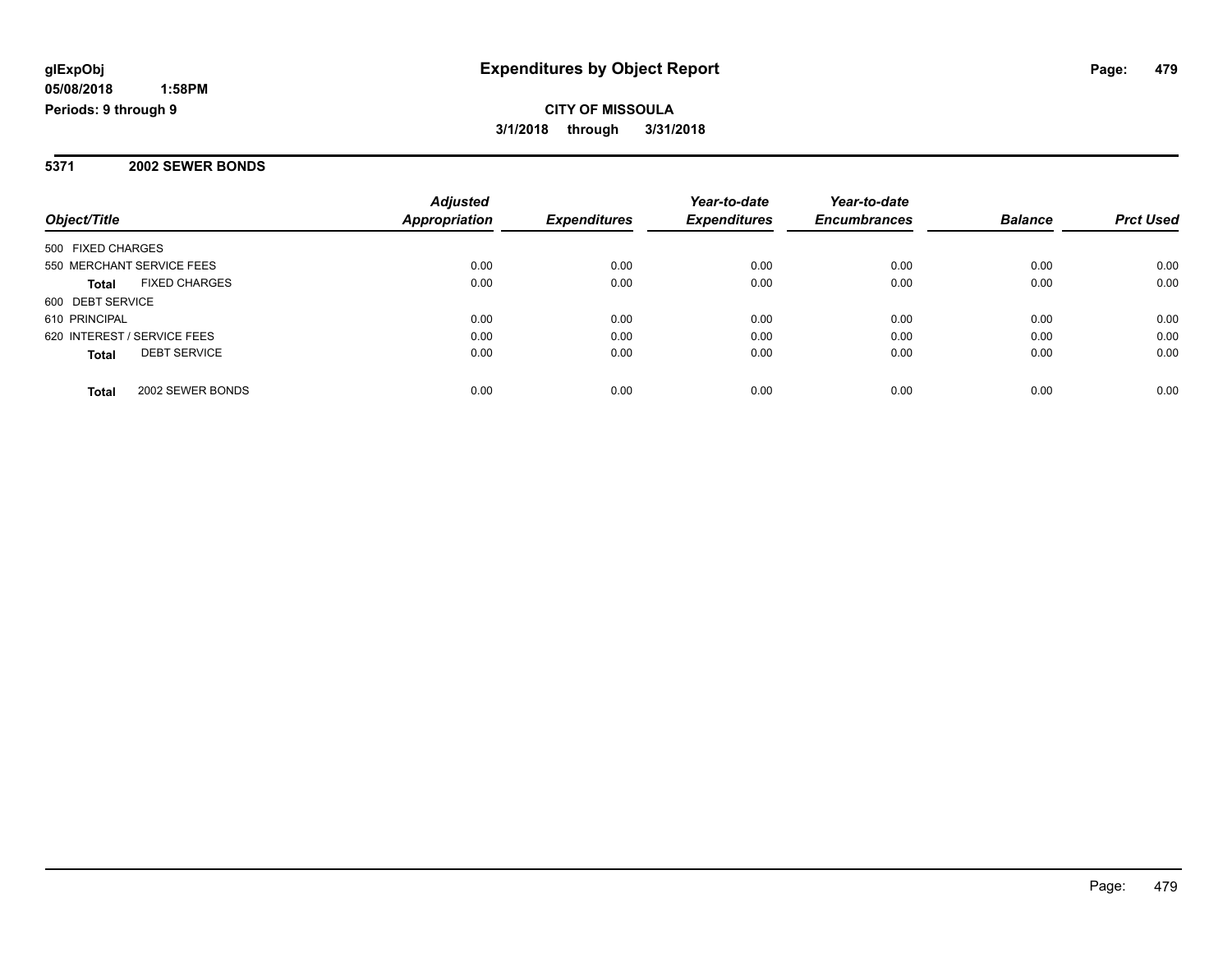**glExpObj** **Expenditures by Object Report**

**05/08/2018 1:58PM**

**Periods: 9 through 9**

**CITY OF MISSOULA**

**3/1/2018 through 3/31/2018**

**5371 2002 SEWER BONDS**

| Object/Title | Adjusted Appropriation | Expenditures | Year-to-date Expenditures | Year-to-date Encumbrances | Balance | Prct Used |
|---|---|---|---|---|---|---|
| 500 FIXED CHARGES | | | | | | |
| 550 MERCHANT SERVICE FEES | 0.00 | 0.00 | 0.00 | 0.00 | 0.00 | 0.00 |
| **Total** FIXED CHARGES | 0.00 | 0.00 | 0.00 | 0.00 | 0.00 | 0.00 |
| 600 DEBT SERVICE | | | | | | |
| 610 PRINCIPAL | 0.00 | 0.00 | 0.00 | 0.00 | 0.00 | 0.00 |
| 620 INTEREST / SERVICE FEES | 0.00 | 0.00 | 0.00 | 0.00 | 0.00 | 0.00 |
| **Total** DEBT SERVICE | 0.00 | 0.00 | 0.00 | 0.00 | 0.00 | 0.00 |
| **Total** 2002 SEWER BONDS | 0.00 | 0.00 | 0.00 | 0.00 | 0.00 | 0.00 |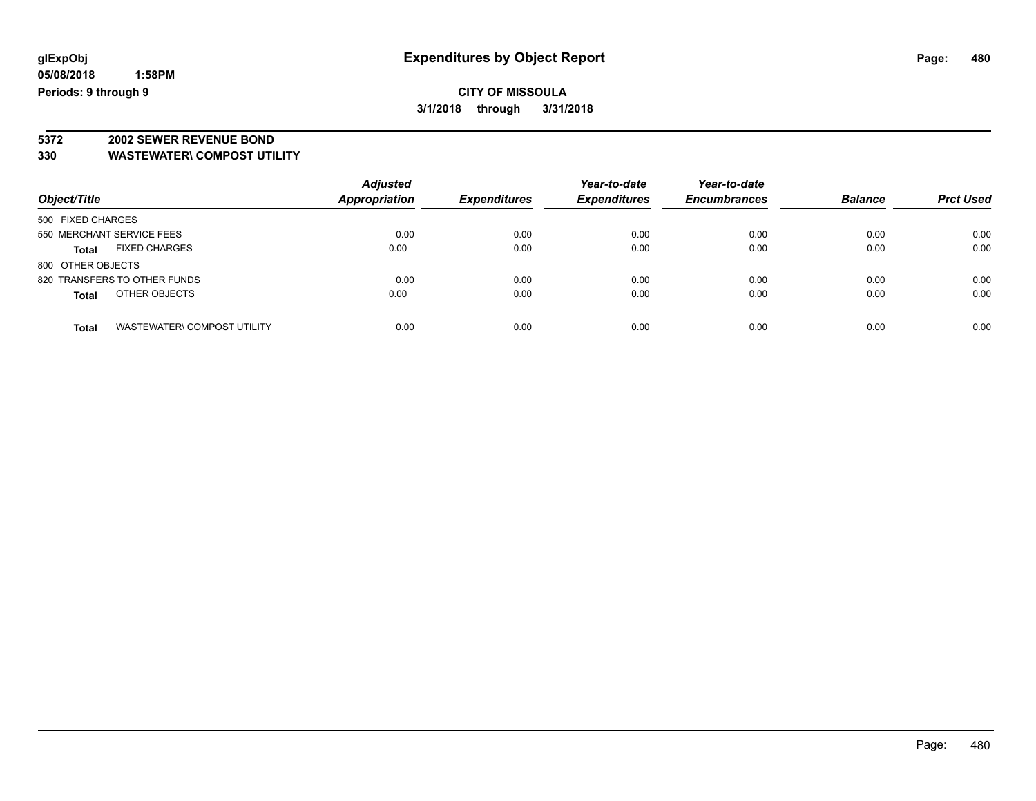# Expenditures by Object Report

glExpObj
05/08/2018 1:58PM
Periods: 9 through 9

**CITY OF MISSOULA**
**3/1/2018 through 3/31/2018**

## 5372 2002 SEWER REVENUE BOND
## 330 WASTEWATER\ COMPOST UTILITY

| Object/Title | | Adjusted Appropriation | Expenditures | Year-to-date Expenditures | Year-to-date Encumbrances | Balance | Prct Used |
|---|---|---|---|---|---|---|---|
| 500 FIXED CHARGES | | | | | | | |
| 550 MERCHANT SERVICE FEES | | 0.00 | 0.00 | 0.00 | 0.00 | 0.00 | 0.00 |
| **Total** | FIXED CHARGES | 0.00 | 0.00 | 0.00 | 0.00 | 0.00 | 0.00 |
| 800 OTHER OBJECTS | | | | | | | |
| 820 TRANSFERS TO OTHER FUNDS | | 0.00 | 0.00 | 0.00 | 0.00 | 0.00 | 0.00 |
| **Total** | OTHER OBJECTS | 0.00 | 0.00 | 0.00 | 0.00 | 0.00 | 0.00 |
| **Total** | WASTEWATER\ COMPOST UTILITY | 0.00 | 0.00 | 0.00 | 0.00 | 0.00 | 0.00 |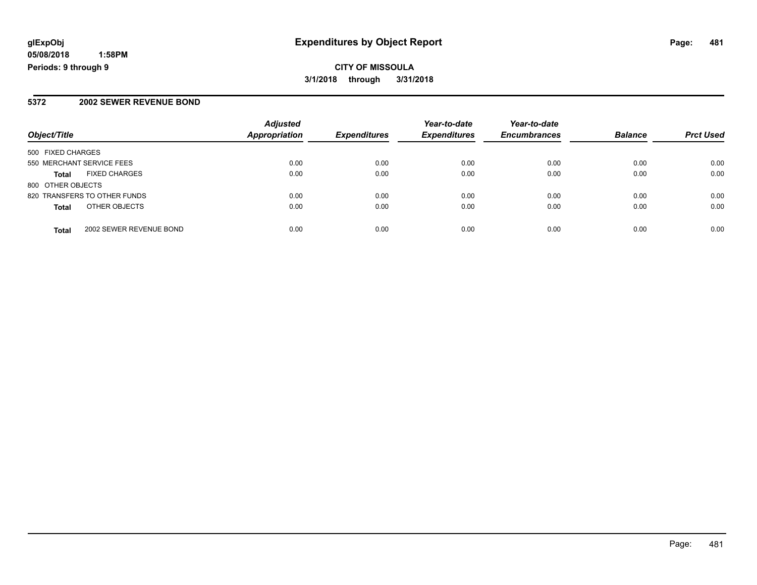**glExpObj**
**05/08/2018 1:58PM**
**Periods: 9 through 9**

# Expenditures by Object Report

**CITY OF MISSOULA**
**3/1/2018 through 3/31/2018**

## 5372 2002 SEWER REVENUE BOND

| Object/Title | | Adjusted Appropriation | Expenditures | Year-to-date Expenditures | Year-to-date Encumbrances | Balance | Prct Used |
|---|---|---|---|---|---|---|---|
| 500 FIXED CHARGES | | | | | | | |
| 550 MERCHANT SERVICE FEES | | 0.00 | 0.00 | 0.00 | 0.00 | 0.00 | 0.00 |
| **Total** | FIXED CHARGES | 0.00 | 0.00 | 0.00 | 0.00 | 0.00 | 0.00 |
| 800 OTHER OBJECTS | | | | | | | |
| 820 TRANSFERS TO OTHER FUNDS | | 0.00 | 0.00 | 0.00 | 0.00 | 0.00 | 0.00 |
| **Total** | OTHER OBJECTS | 0.00 | 0.00 | 0.00 | 0.00 | 0.00 | 0.00 |
| **Total** | 2002 SEWER REVENUE BOND | 0.00 | 0.00 | 0.00 | 0.00 | 0.00 | 0.00 |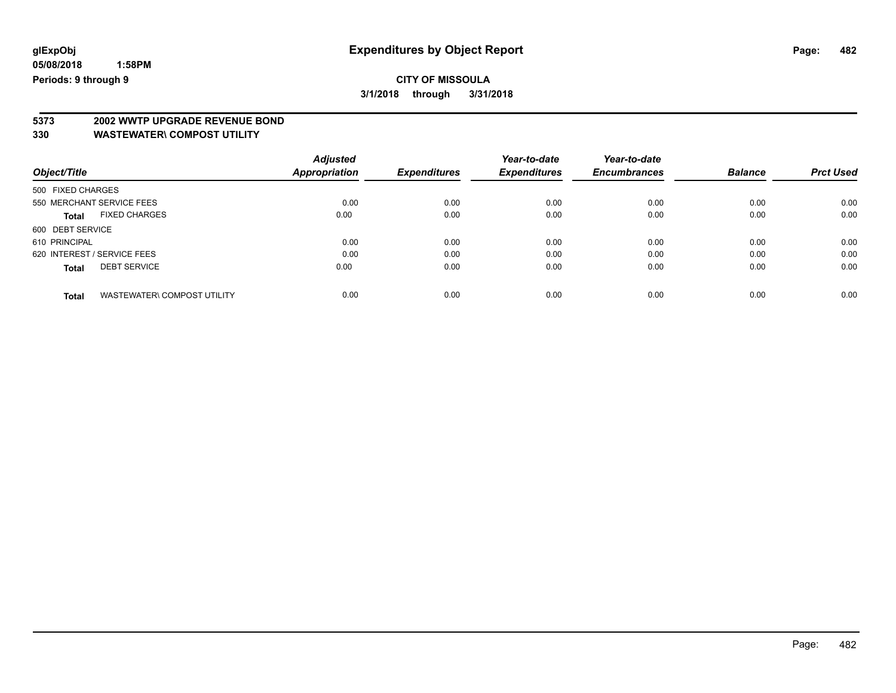glExpObj
05/08/2018 1:58PM
Periods: 9 through 9

# Expenditures by Object Report

**CITY OF MISSOULA**

**3/1/2018 through 3/31/2018**

**5373 2002 WWTP UPGRADE REVENUE BOND**
**330 WASTEWATER\ COMPOST UTILITY**

| Object/Title | Adjusted Appropriation | Expenditures | Year-to-date Expenditures | Year-to-date Encumbrances | Balance | Prct Used |
|---|---|---|---|---|---|---|
| 500 FIXED CHARGES | | | | | | |
| 550 MERCHANT SERVICE FEES | 0.00 | 0.00 | 0.00 | 0.00 | 0.00 | 0.00 |
| **Total** FIXED CHARGES | 0.00 | 0.00 | 0.00 | 0.00 | 0.00 | 0.00 |
| 600 DEBT SERVICE | | | | | | |
| 610 PRINCIPAL | 0.00 | 0.00 | 0.00 | 0.00 | 0.00 | 0.00 |
| 620 INTEREST / SERVICE FEES | 0.00 | 0.00 | 0.00 | 0.00 | 0.00 | 0.00 |
| **Total** DEBT SERVICE | 0.00 | 0.00 | 0.00 | 0.00 | 0.00 | 0.00 |
| **Total** WASTEWATER\ COMPOST UTILITY | 0.00 | 0.00 | 0.00 | 0.00 | 0.00 | 0.00 |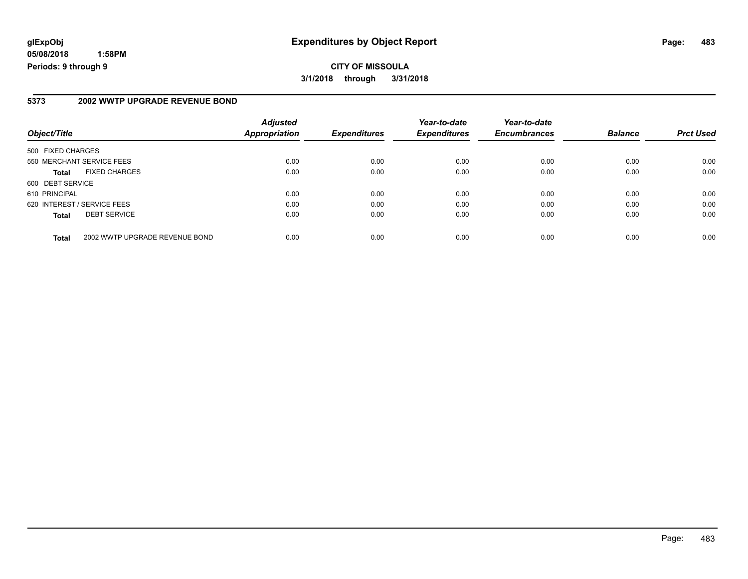# Expenditures by Object Report

glExpObj
05/08/2018 1:58PM
Periods: 9 through 9

**CITY OF MISSOULA**
**3/1/2018 through 3/31/2018**

## 5373 2002 WWTP UPGRADE REVENUE BOND

| Object/Title | | Adjusted Appropriation | Expenditures | Year-to-date Expenditures | Year-to-date Encumbrances | Balance | Prct Used |
|---|---|---|---|---|---|---|---|
| 500 FIXED CHARGES | | | | | | | |
| 550 MERCHANT SERVICE FEES | | 0.00 | 0.00 | 0.00 | 0.00 | 0.00 | 0.00 |
| **Total** | FIXED CHARGES | 0.00 | 0.00 | 0.00 | 0.00 | 0.00 | 0.00 |
| 600 DEBT SERVICE | | | | | | | |
| 610 PRINCIPAL | | 0.00 | 0.00 | 0.00 | 0.00 | 0.00 | 0.00 |
| 620 INTEREST / SERVICE FEES | | 0.00 | 0.00 | 0.00 | 0.00 | 0.00 | 0.00 |
| **Total** | DEBT SERVICE | 0.00 | 0.00 | 0.00 | 0.00 | 0.00 | 0.00 |
| **Total** | 2002 WWTP UPGRADE REVENUE BOND | 0.00 | 0.00 | 0.00 | 0.00 | 0.00 | 0.00 |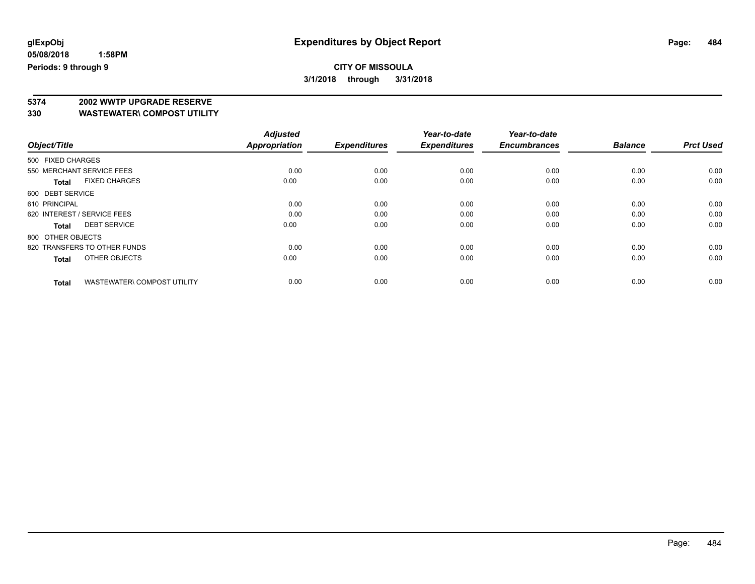**glExpObj** **Expenditures by Object Report**

**05/08/2018 1:58PM**

**Periods: 9 through 9**

**CITY OF MISSOULA**

**3/1/2018 through 3/31/2018**

**5374 2002 WWTP UPGRADE RESERVE**

**330 WASTEWATER\ COMPOST UTILITY**

| Object/Title | Adjusted Appropriation | Expenditures | Year-to-date Expenditures | Year-to-date Encumbrances | Balance | Prct Used |
|---|---|---|---|---|---|---|
| 500 FIXED CHARGES | | | | | | |
| 550 MERCHANT SERVICE FEES | 0.00 | 0.00 | 0.00 | 0.00 | 0.00 | 0.00 |
| **Total** FIXED CHARGES | 0.00 | 0.00 | 0.00 | 0.00 | 0.00 | 0.00 |
| 600 DEBT SERVICE | | | | | | |
| 610 PRINCIPAL | 0.00 | 0.00 | 0.00 | 0.00 | 0.00 | 0.00 |
| 620 INTEREST / SERVICE FEES | 0.00 | 0.00 | 0.00 | 0.00 | 0.00 | 0.00 |
| **Total** DEBT SERVICE | 0.00 | 0.00 | 0.00 | 0.00 | 0.00 | 0.00 |
| 800 OTHER OBJECTS | | | | | | |
| 820 TRANSFERS TO OTHER FUNDS | 0.00 | 0.00 | 0.00 | 0.00 | 0.00 | 0.00 |
| **Total** OTHER OBJECTS | 0.00 | 0.00 | 0.00 | 0.00 | 0.00 | 0.00 |
| **Total** WASTEWATER\ COMPOST UTILITY | 0.00 | 0.00 | 0.00 | 0.00 | 0.00 | 0.00 |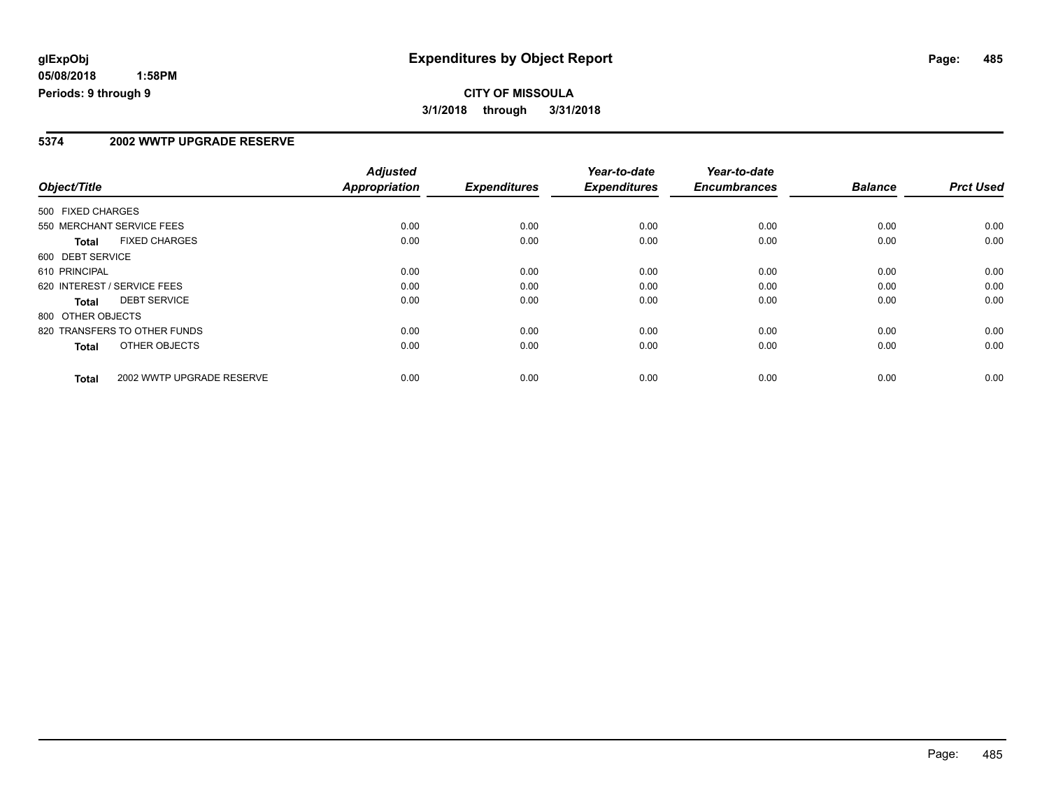# Expenditures by Object Report

glExpObj
05/08/2018 1:58PM
Periods: 9 through 9

**CITY OF MISSOULA**
**3/1/2018 through 3/31/2018**

## 5374 2002 WWTP UPGRADE RESERVE

| Object/Title | | Adjusted Appropriation | Expenditures | Year-to-date Expenditures | Year-to-date Encumbrances | Balance | Prct Used |
|---|---|---|---|---|---|---|---|
| 500 FIXED CHARGES | | | | | | | |
| 550 MERCHANT SERVICE FEES | | 0.00 | 0.00 | 0.00 | 0.00 | 0.00 | 0.00 |
| **Total** | FIXED CHARGES | 0.00 | 0.00 | 0.00 | 0.00 | 0.00 | 0.00 |
| 600 DEBT SERVICE | | | | | | | |
| 610 PRINCIPAL | | 0.00 | 0.00 | 0.00 | 0.00 | 0.00 | 0.00 |
| 620 INTEREST / SERVICE FEES | | 0.00 | 0.00 | 0.00 | 0.00 | 0.00 | 0.00 |
| **Total** | DEBT SERVICE | 0.00 | 0.00 | 0.00 | 0.00 | 0.00 | 0.00 |
| 800 OTHER OBJECTS | | | | | | | |
| 820 TRANSFERS TO OTHER FUNDS | | 0.00 | 0.00 | 0.00 | 0.00 | 0.00 | 0.00 |
| **Total** | OTHER OBJECTS | 0.00 | 0.00 | 0.00 | 0.00 | 0.00 | 0.00 |
| **Total** | 2002 WWTP UPGRADE RESERVE | 0.00 | 0.00 | 0.00 | 0.00 | 0.00 | 0.00 |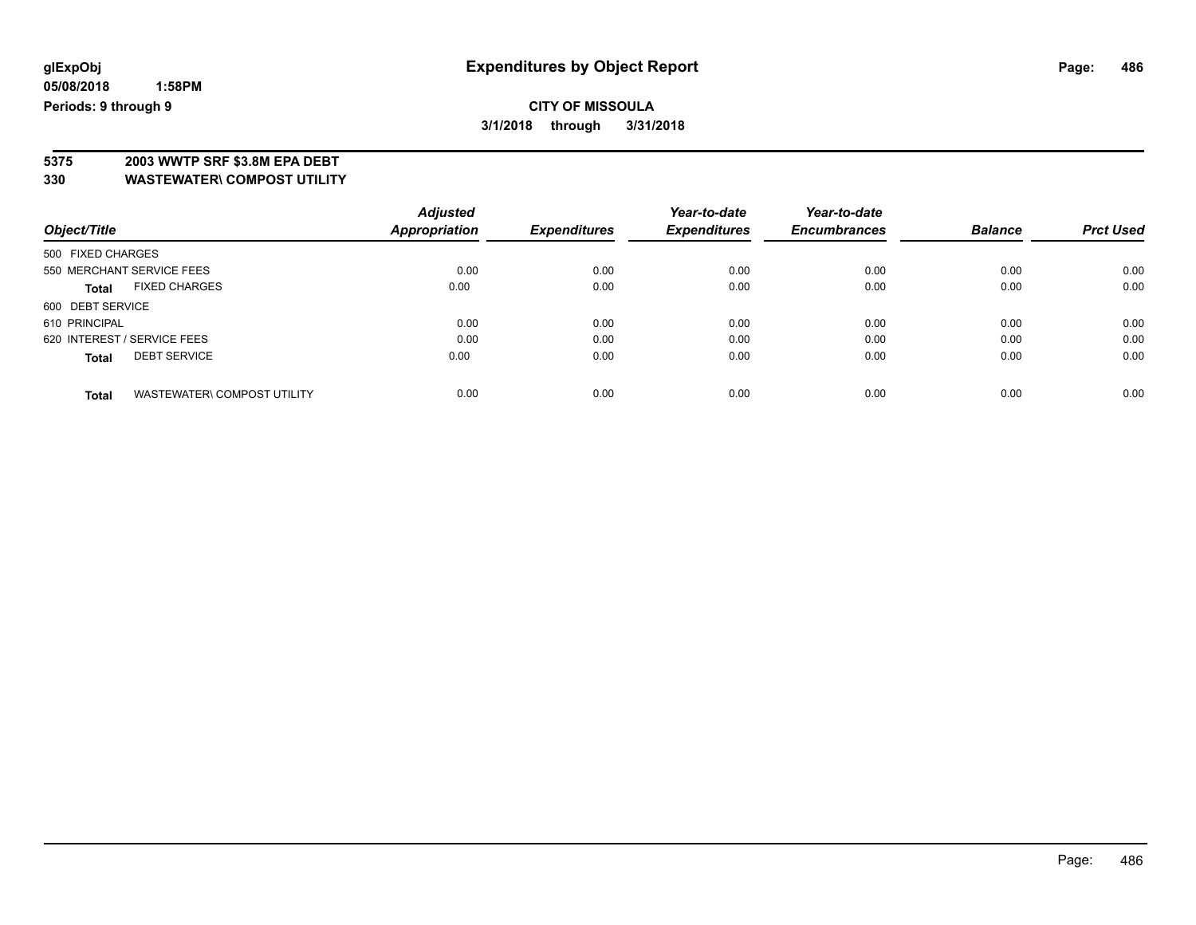glExpObj
05/08/2018 1:58PM
Periods: 9 through 9

# Expenditures by Object Report

**CITY OF MISSOULA**
**3/1/2018 through 3/31/2018**

**5375 2003 WWTP SRF $3.8M EPA DEBT**
**330 WASTEWATER\ COMPOST UTILITY**

| Object/Title | Adjusted Appropriation | Expenditures | Year-to-date Expenditures | Year-to-date Encumbrances | Balance | Prct Used |
|---|---|---|---|---|---|---|
| 500 FIXED CHARGES | | | | | | |
| 550 MERCHANT SERVICE FEES | 0.00 | 0.00 | 0.00 | 0.00 | 0.00 | 0.00 |
| **Total** FIXED CHARGES | 0.00 | 0.00 | 0.00 | 0.00 | 0.00 | 0.00 |
| 600 DEBT SERVICE | | | | | | |
| 610 PRINCIPAL | 0.00 | 0.00 | 0.00 | 0.00 | 0.00 | 0.00 |
| 620 INTEREST / SERVICE FEES | 0.00 | 0.00 | 0.00 | 0.00 | 0.00 | 0.00 |
| **Total** DEBT SERVICE | 0.00 | 0.00 | 0.00 | 0.00 | 0.00 | 0.00 |
| **Total** WASTEWATER\ COMPOST UTILITY | 0.00 | 0.00 | 0.00 | 0.00 | 0.00 | 0.00 |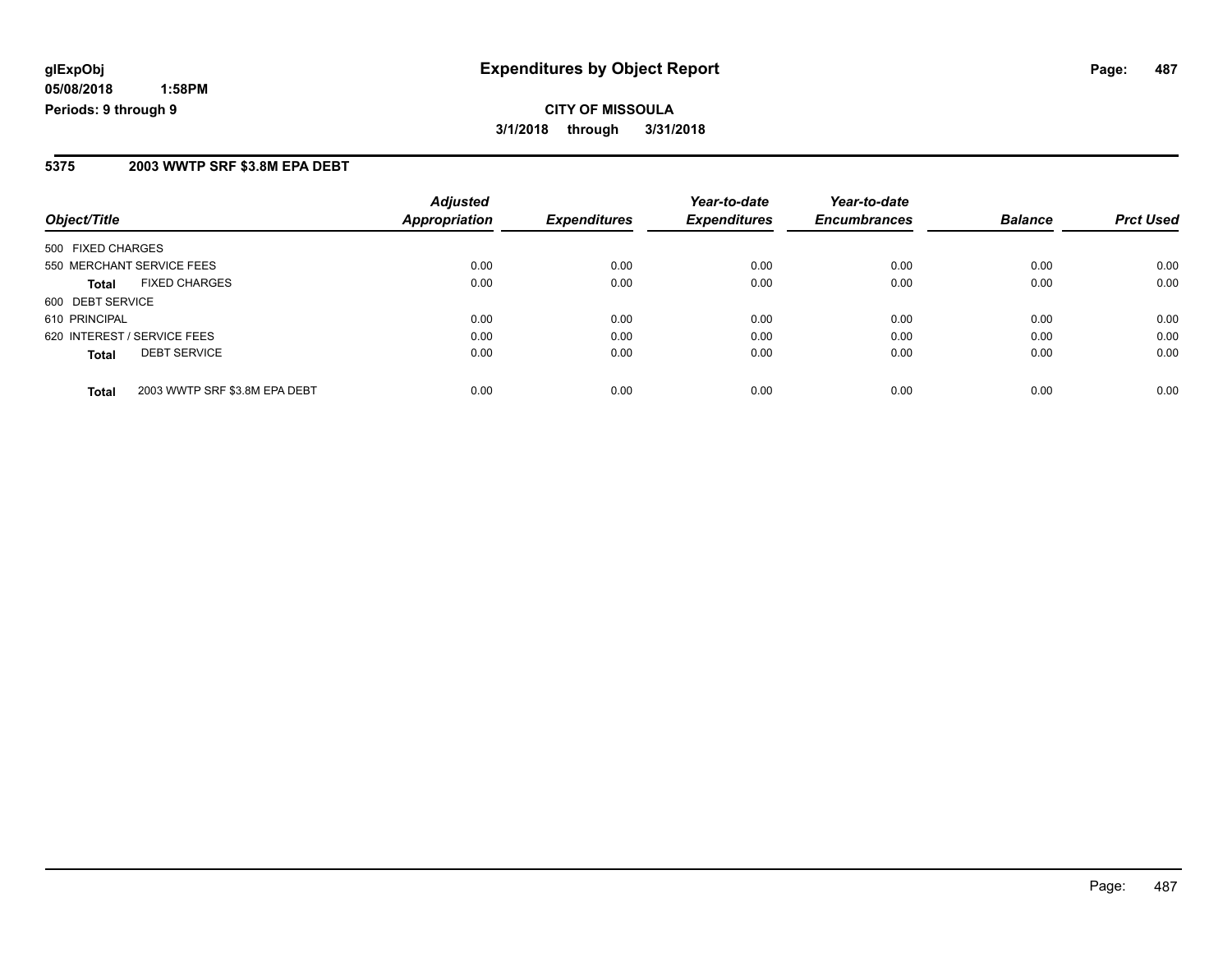**glExpObj** **Expenditures by Object Report**

**05/08/2018 1:58PM**

**Periods: 9 through 9**

**CITY OF MISSOULA**

**3/1/2018 through 3/31/2018**

## 5375 2003 WWTP SRF $3.8M EPA DEBT

| Object/Title | | Adjusted Appropriation | Expenditures | Year-to-date Expenditures | Year-to-date Encumbrances | Balance | Prct Used |
|---|---|---|---|---|---|---|---|
| 500 FIXED CHARGES | | | | | | | |
| 550 MERCHANT SERVICE FEES | | 0.00 | 0.00 | 0.00 | 0.00 | 0.00 | 0.00 |
| **Total** | FIXED CHARGES | 0.00 | 0.00 | 0.00 | 0.00 | 0.00 | 0.00 |
| 600 DEBT SERVICE | | | | | | | |
| 610 PRINCIPAL | | 0.00 | 0.00 | 0.00 | 0.00 | 0.00 | 0.00 |
| 620 INTEREST / SERVICE FEES | | 0.00 | 0.00 | 0.00 | 0.00 | 0.00 | 0.00 |
| **Total** | DEBT SERVICE | 0.00 | 0.00 | 0.00 | 0.00 | 0.00 | 0.00 |
| **Total** | 2003 WWTP SRF $3.8M EPA DEBT | 0.00 | 0.00 | 0.00 | 0.00 | 0.00 | 0.00 |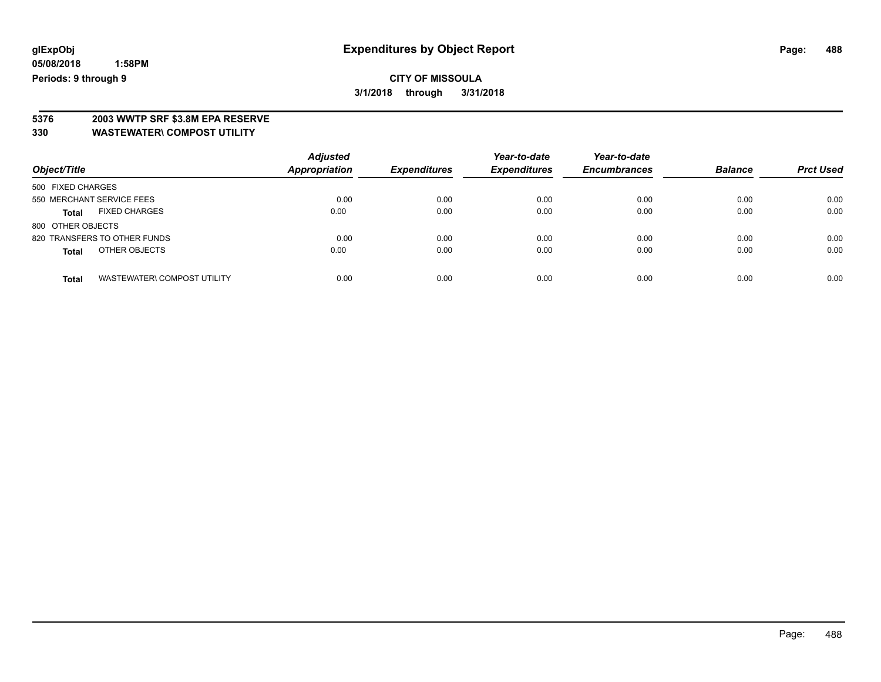glExpObj
05/08/2018 1:58PM
Periods: 9 through 9

# Expenditures by Object Report

**CITY OF MISSOULA**

**3/1/2018 through 3/31/2018**

**5376 2003 WWTP SRF $3.8M EPA RESERVE**
**330 WASTEWATER\ COMPOST UTILITY**

| Object/Title | Adjusted Appropriation | Expenditures | Year-to-date Expenditures | Year-to-date Encumbrances | Balance | Prct Used |
|---|---|---|---|---|---|---|
| 500 FIXED CHARGES | | | | | | |
| 550 MERCHANT SERVICE FEES | 0.00 | 0.00 | 0.00 | 0.00 | 0.00 | 0.00 |
| **Total** FIXED CHARGES | 0.00 | 0.00 | 0.00 | 0.00 | 0.00 | 0.00 |
| 800 OTHER OBJECTS | | | | | | |
| 820 TRANSFERS TO OTHER FUNDS | 0.00 | 0.00 | 0.00 | 0.00 | 0.00 | 0.00 |
| **Total** OTHER OBJECTS | 0.00 | 0.00 | 0.00 | 0.00 | 0.00 | 0.00 |
| **Total** WASTEWATER\ COMPOST UTILITY | 0.00 | 0.00 | 0.00 | 0.00 | 0.00 | 0.00 |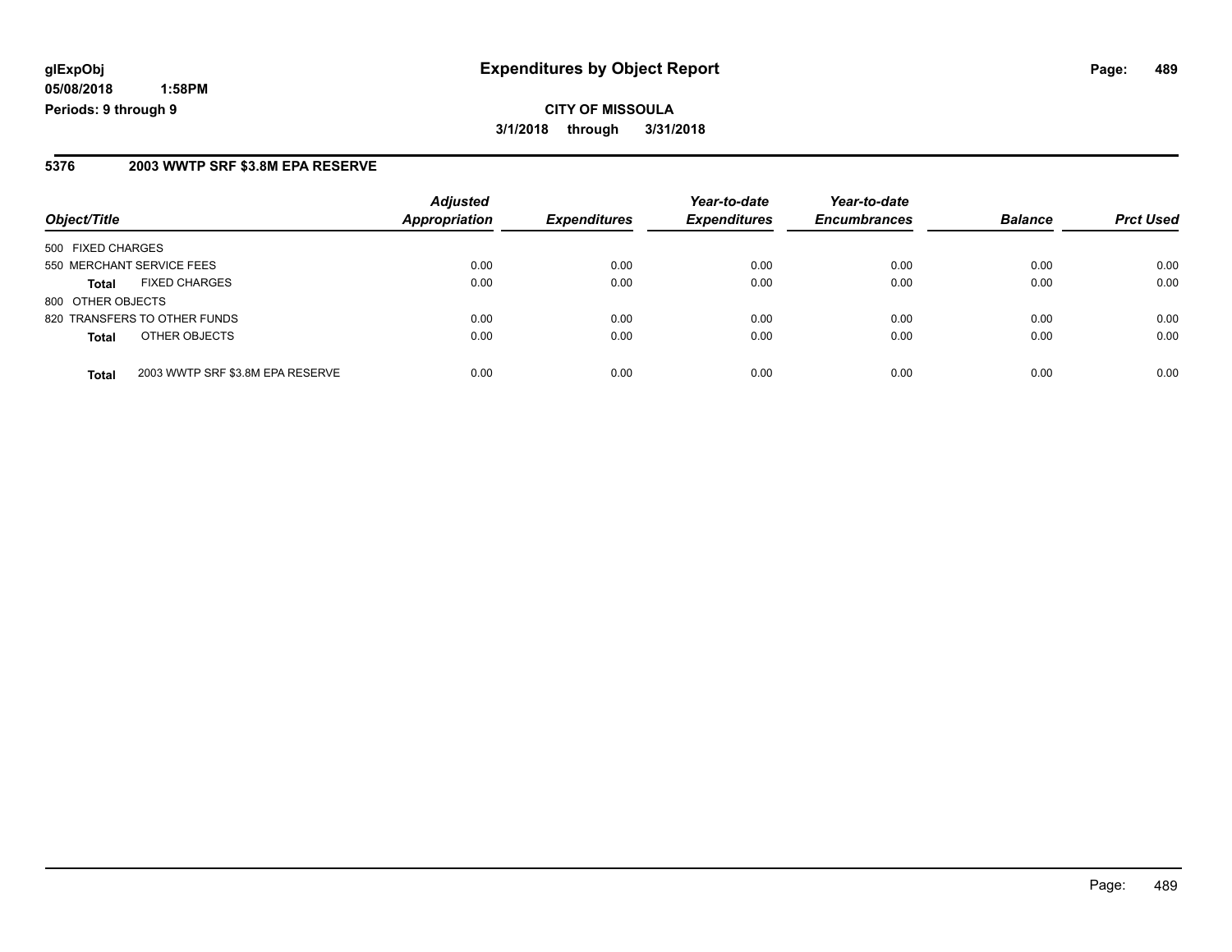**glExpObj**
**05/08/2018 1:58PM**
**Periods: 9 through 9**

# Expenditures by Object Report

**CITY OF MISSOULA**
**3/1/2018 through 3/31/2018**

## 5376 2003 WWTP SRF $3.8M EPA RESERVE

| Object/Title | Adjusted Appropriation | Expenditures | Year-to-date Expenditures | Year-to-date Encumbrances | Balance | Prct Used |
|---|---|---|---|---|---|---|
| 500 FIXED CHARGES | | | | | | |
| 550 MERCHANT SERVICE FEES | 0.00 | 0.00 | 0.00 | 0.00 | 0.00 | 0.00 |
| **Total** FIXED CHARGES | 0.00 | 0.00 | 0.00 | 0.00 | 0.00 | 0.00 |
| 800 OTHER OBJECTS | | | | | | |
| 820 TRANSFERS TO OTHER FUNDS | 0.00 | 0.00 | 0.00 | 0.00 | 0.00 | 0.00 |
| **Total** OTHER OBJECTS | 0.00 | 0.00 | 0.00 | 0.00 | 0.00 | 0.00 |
| **Total** 2003 WWTP SRF $3.8M EPA RESERVE | 0.00 | 0.00 | 0.00 | 0.00 | 0.00 | 0.00 |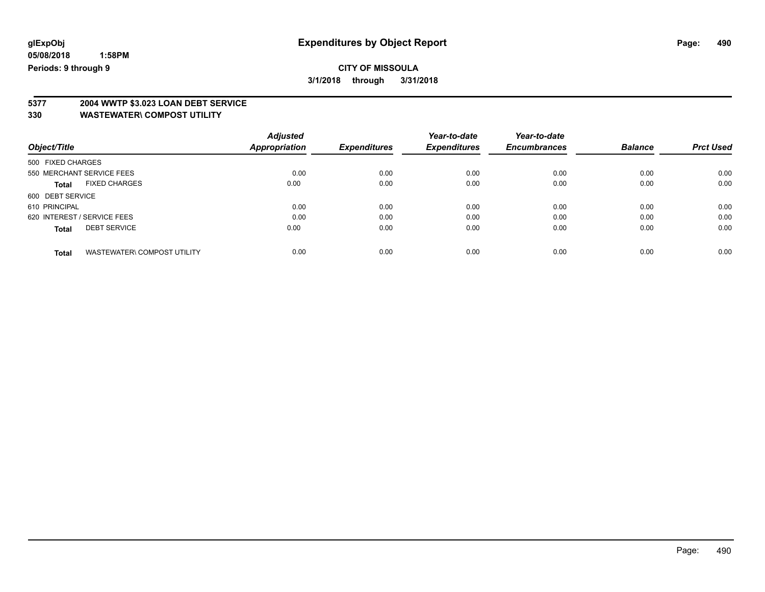# Expenditures by Object Report

glExpObj
05/08/2018 1:58PM
Periods: 9 through 9

**CITY OF MISSOULA**
**3/1/2018 through 3/31/2018**

**5377 2004 WWTP $3.023 LOAN DEBT SERVICE**
**330 WASTEWATER\ COMPOST UTILITY**

| Object/Title | Adjusted Appropriation | Expenditures | Year-to-date Expenditures | Year-to-date Encumbrances | Balance | Prct Used |
|---|---|---|---|---|---|---|
| 500 FIXED CHARGES | | | | | | |
| 550 MERCHANT SERVICE FEES | 0.00 | 0.00 | 0.00 | 0.00 | 0.00 | 0.00 |
| **Total** FIXED CHARGES | 0.00 | 0.00 | 0.00 | 0.00 | 0.00 | 0.00 |
| 600 DEBT SERVICE | | | | | | |
| 610 PRINCIPAL | 0.00 | 0.00 | 0.00 | 0.00 | 0.00 | 0.00 |
| 620 INTEREST / SERVICE FEES | 0.00 | 0.00 | 0.00 | 0.00 | 0.00 | 0.00 |
| **Total** DEBT SERVICE | 0.00 | 0.00 | 0.00 | 0.00 | 0.00 | 0.00 |
| **Total** WASTEWATER\ COMPOST UTILITY | 0.00 | 0.00 | 0.00 | 0.00 | 0.00 | 0.00 |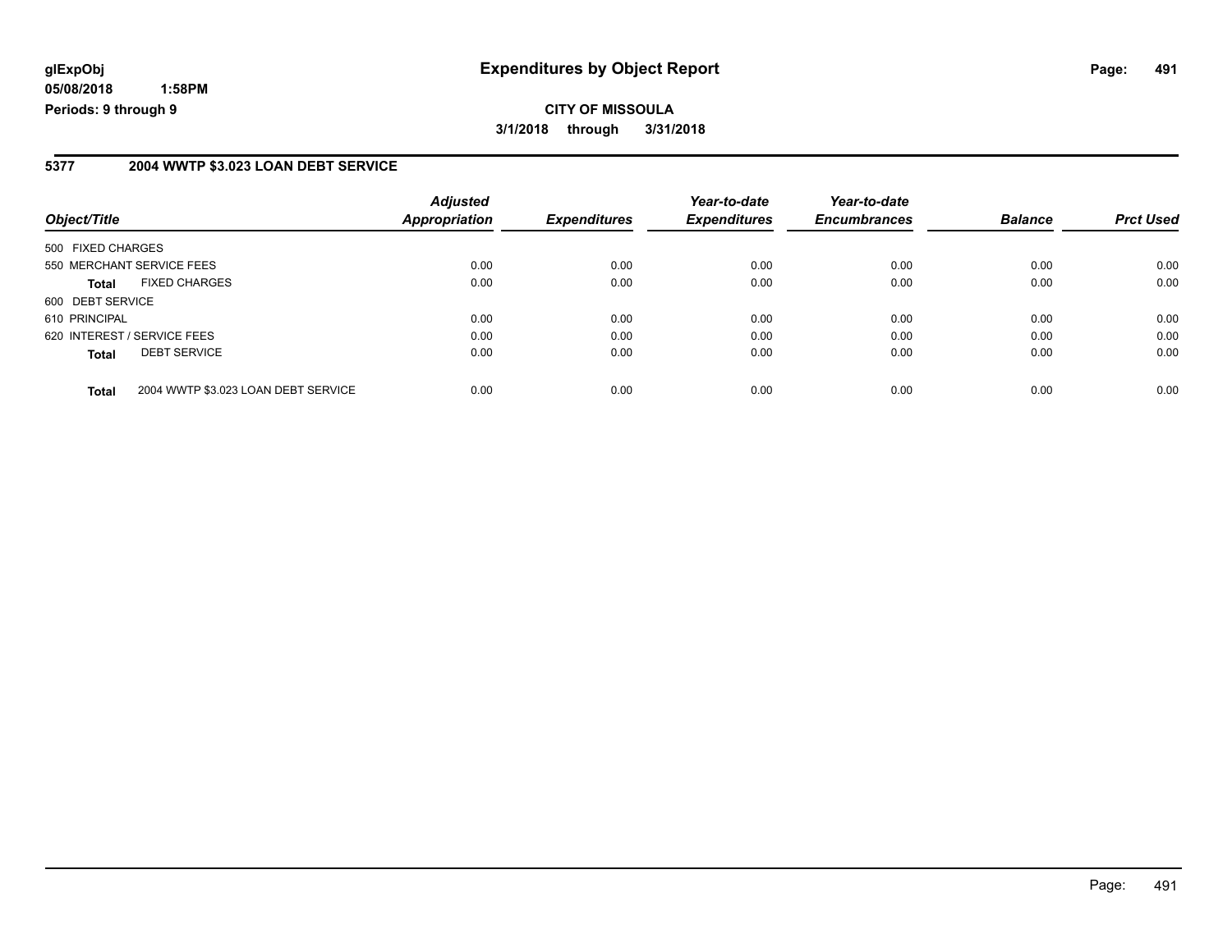**glExpObj**
**05/08/2018 1:58PM**
**Periods: 9 through 9**

# Expenditures by Object Report

**CITY OF MISSOULA**
**3/1/2018 through 3/31/2018**

## 5377 2004 WWTP $3.023 LOAN DEBT SERVICE

| Object/Title | | Adjusted Appropriation | Expenditures | Year-to-date Expenditures | Year-to-date Encumbrances | Balance | Prct Used |
|---|---|---|---|---|---|---|---|
| 500 FIXED CHARGES | | | | | | | |
| 550 MERCHANT SERVICE FEES | | 0.00 | 0.00 | 0.00 | 0.00 | 0.00 | 0.00 |
| **Total** | FIXED CHARGES | 0.00 | 0.00 | 0.00 | 0.00 | 0.00 | 0.00 |
| 600 DEBT SERVICE | | | | | | | |
| 610 PRINCIPAL | | 0.00 | 0.00 | 0.00 | 0.00 | 0.00 | 0.00 |
| 620 INTEREST / SERVICE FEES | | 0.00 | 0.00 | 0.00 | 0.00 | 0.00 | 0.00 |
| **Total** | DEBT SERVICE | 0.00 | 0.00 | 0.00 | 0.00 | 0.00 | 0.00 |
| **Total** | 2004 WWTP $3.023 LOAN DEBT SERVICE | 0.00 | 0.00 | 0.00 | 0.00 | 0.00 | 0.00 |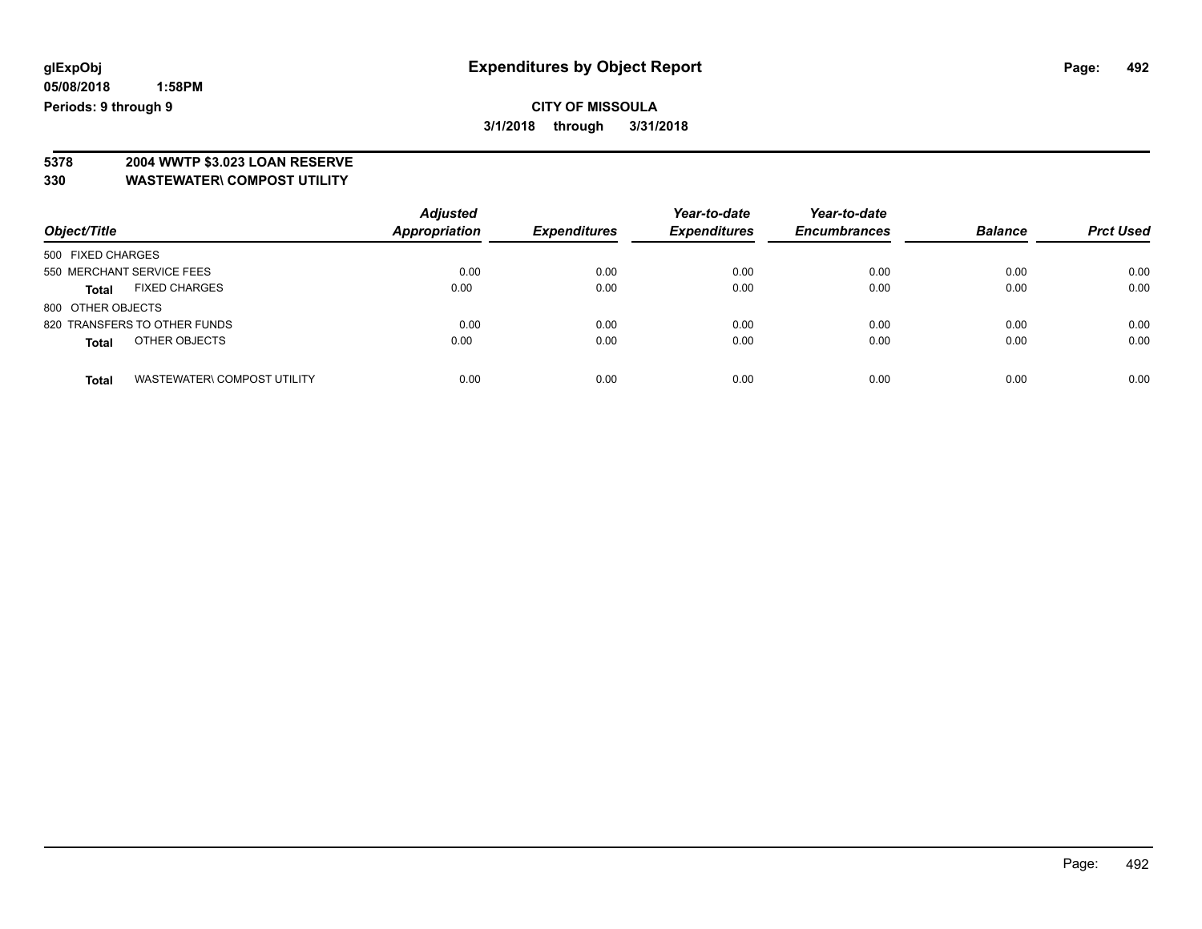glExpObj
05/08/2018 1:58PM
Periods: 9 through 9

# Expenditures by Object Report

**CITY OF MISSOULA**
**3/1/2018 through 3/31/2018**

**5378 2004 WWTP $3.023 LOAN RESERVE**
**330 WASTEWATER\ COMPOST UTILITY**

| Object/Title | Adjusted Appropriation | Expenditures | Year-to-date Expenditures | Year-to-date Encumbrances | Balance | Prct Used |
|---|---|---|---|---|---|---|
| 500 FIXED CHARGES | | | | | | |
| 550 MERCHANT SERVICE FEES | 0.00 | 0.00 | 0.00 | 0.00 | 0.00 | 0.00 |
| **Total** FIXED CHARGES | 0.00 | 0.00 | 0.00 | 0.00 | 0.00 | 0.00 |
| 800 OTHER OBJECTS | | | | | | |
| 820 TRANSFERS TO OTHER FUNDS | 0.00 | 0.00 | 0.00 | 0.00 | 0.00 | 0.00 |
| **Total** OTHER OBJECTS | 0.00 | 0.00 | 0.00 | 0.00 | 0.00 | 0.00 |
| **Total** WASTEWATER\ COMPOST UTILITY | 0.00 | 0.00 | 0.00 | 0.00 | 0.00 | 0.00 |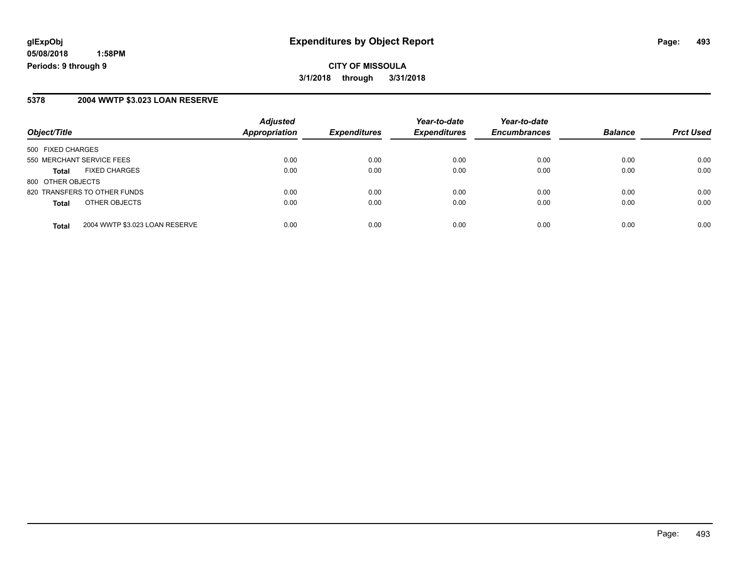**glExpObj**
**05/08/2018 1:58PM**
**Periods: 9 through 9**

# Expenditures by Object Report

**CITY OF MISSOULA**
**3/1/2018 through 3/31/2018**

## 5378 2004 WWTP $3.023 LOAN RESERVE

| Object/Title | Adjusted Appropriation | Expenditures | Year-to-date Expenditures | Year-to-date Encumbrances | Balance | Prct Used |
|---|---|---|---|---|---|---|
| 500 FIXED CHARGES | | | | | | |
| 550 MERCHANT SERVICE FEES | 0.00 | 0.00 | 0.00 | 0.00 | 0.00 | 0.00 |
| **Total** FIXED CHARGES | 0.00 | 0.00 | 0.00 | 0.00 | 0.00 | 0.00 |
| 800 OTHER OBJECTS | | | | | | |
| 820 TRANSFERS TO OTHER FUNDS | 0.00 | 0.00 | 0.00 | 0.00 | 0.00 | 0.00 |
| **Total** OTHER OBJECTS | 0.00 | 0.00 | 0.00 | 0.00 | 0.00 | 0.00 |
| **Total** 2004 WWTP $3.023 LOAN RESERVE | 0.00 | 0.00 | 0.00 | 0.00 | 0.00 | 0.00 |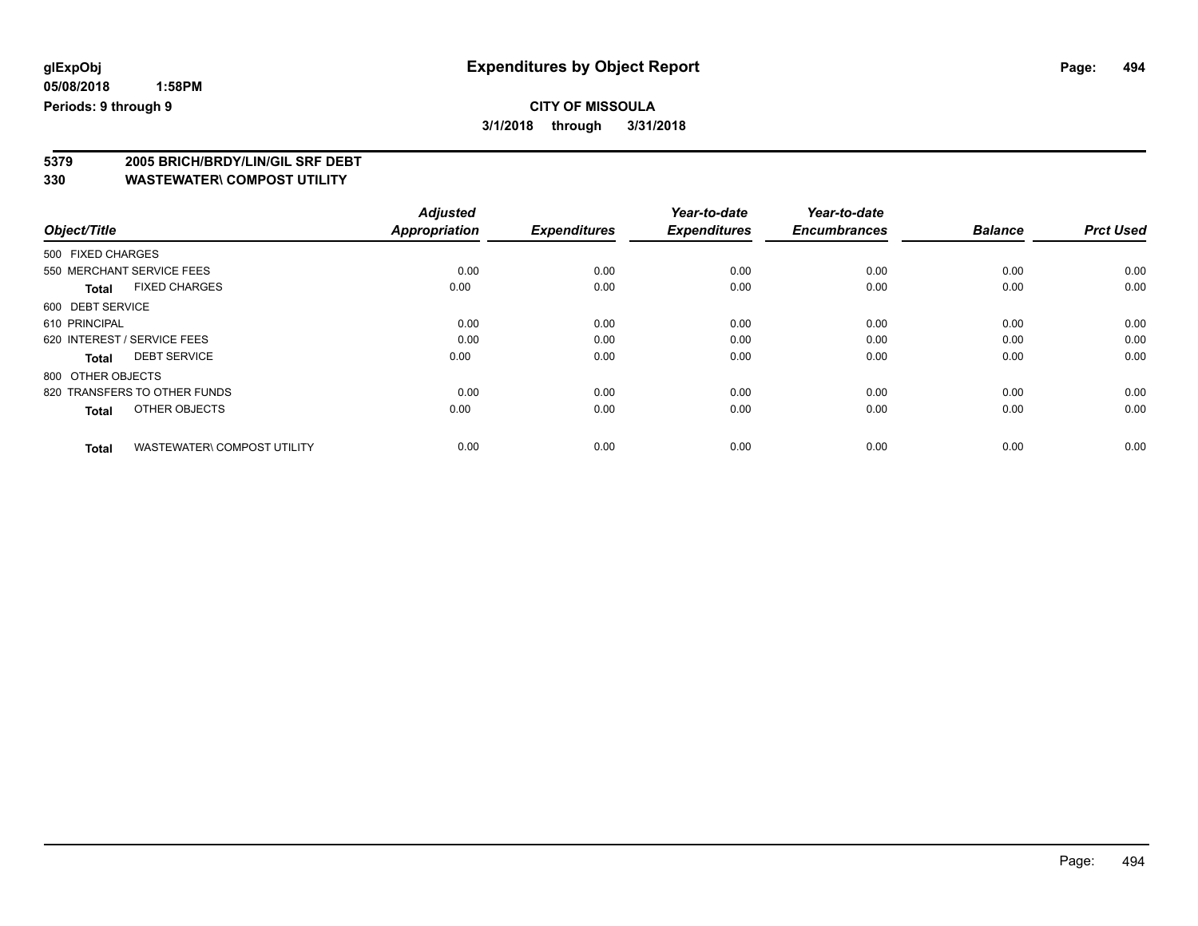**glExpObj**
**05/08/2018 1:58PM**
**Periods: 9 through 9**

# Expenditures by Object Report

**CITY OF MISSOULA**
**3/1/2018 through 3/31/2018**

**5379 2005 BRICH/BRDY/LIN/GIL SRF DEBT**
**330 WASTEWATER\ COMPOST UTILITY**

| Object/Title | | *Adjusted Appropriation* | *Expenditures* | *Year-to-date Expenditures* | *Year-to-date Encumbrances* | *Balance* | *Prct Used* |
|---|---|---|---|---|---|---|---|
| 500 FIXED CHARGES | | | | | | | |
| 550 MERCHANT SERVICE FEES | | 0.00 | 0.00 | 0.00 | 0.00 | 0.00 | 0.00 |
| **Total** | FIXED CHARGES | 0.00 | 0.00 | 0.00 | 0.00 | 0.00 | 0.00 |
| 600 DEBT SERVICE | | | | | | | |
| 610 PRINCIPAL | | 0.00 | 0.00 | 0.00 | 0.00 | 0.00 | 0.00 |
| 620 INTEREST / SERVICE FEES | | 0.00 | 0.00 | 0.00 | 0.00 | 0.00 | 0.00 |
| **Total** | DEBT SERVICE | 0.00 | 0.00 | 0.00 | 0.00 | 0.00 | 0.00 |
| 800 OTHER OBJECTS | | | | | | | |
| 820 TRANSFERS TO OTHER FUNDS | | 0.00 | 0.00 | 0.00 | 0.00 | 0.00 | 0.00 |
| **Total** | OTHER OBJECTS | 0.00 | 0.00 | 0.00 | 0.00 | 0.00 | 0.00 |
| **Total** | WASTEWATER\ COMPOST UTILITY | 0.00 | 0.00 | 0.00 | 0.00 | 0.00 | 0.00 |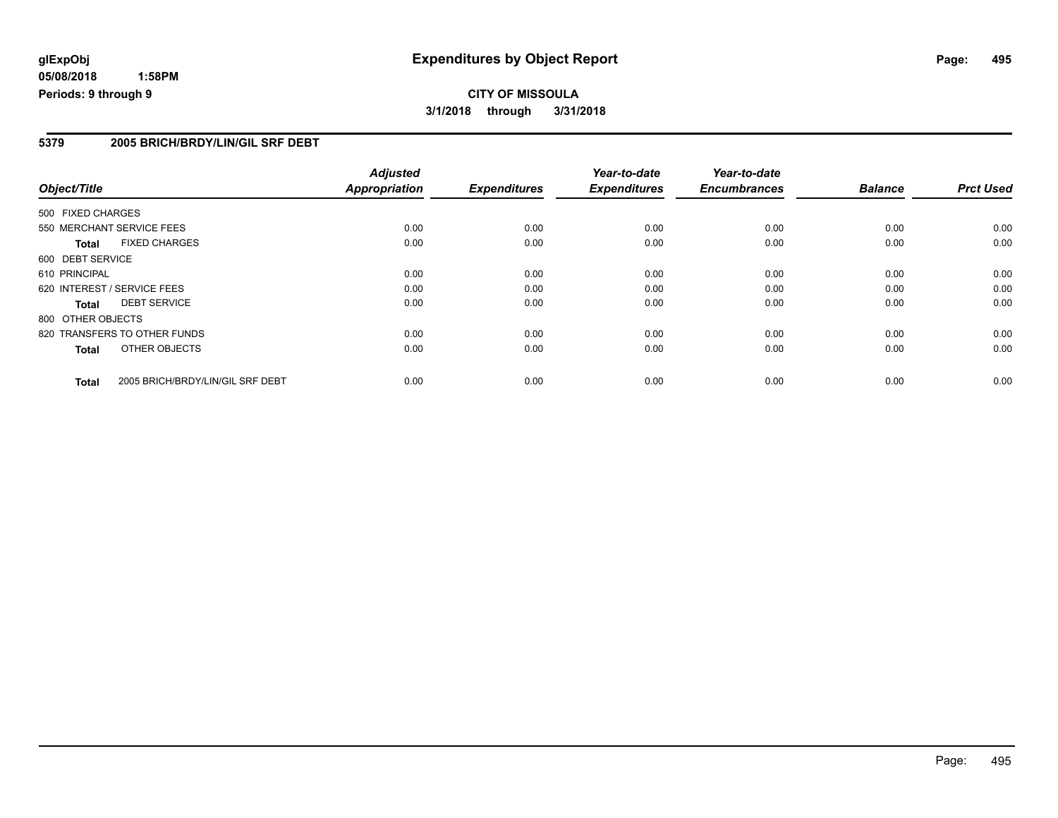# Expenditures by Object Report

glExpObj
05/08/2018 1:58PM
Periods: 9 through 9

**CITY OF MISSOULA**
**3/1/2018 through 3/31/2018**

## 5379 2005 BRICH/BRDY/LIN/GIL SRF DEBT

| Object/Title | Adjusted Appropriation | Expenditures | Year-to-date Expenditures | Year-to-date Encumbrances | Balance | Prct Used |
|---|---|---|---|---|---|---|
| 500 FIXED CHARGES | | | | | | |
| 550 MERCHANT SERVICE FEES | 0.00 | 0.00 | 0.00 | 0.00 | 0.00 | 0.00 |
| **Total** FIXED CHARGES | 0.00 | 0.00 | 0.00 | 0.00 | 0.00 | 0.00 |
| 600 DEBT SERVICE | | | | | | |
| 610 PRINCIPAL | 0.00 | 0.00 | 0.00 | 0.00 | 0.00 | 0.00 |
| 620 INTEREST / SERVICE FEES | 0.00 | 0.00 | 0.00 | 0.00 | 0.00 | 0.00 |
| **Total** DEBT SERVICE | 0.00 | 0.00 | 0.00 | 0.00 | 0.00 | 0.00 |
| 800 OTHER OBJECTS | | | | | | |
| 820 TRANSFERS TO OTHER FUNDS | 0.00 | 0.00 | 0.00 | 0.00 | 0.00 | 0.00 |
| **Total** OTHER OBJECTS | 0.00 | 0.00 | 0.00 | 0.00 | 0.00 | 0.00 |
| **Total** 2005 BRICH/BRDY/LIN/GIL SRF DEBT | 0.00 | 0.00 | 0.00 | 0.00 | 0.00 | 0.00 |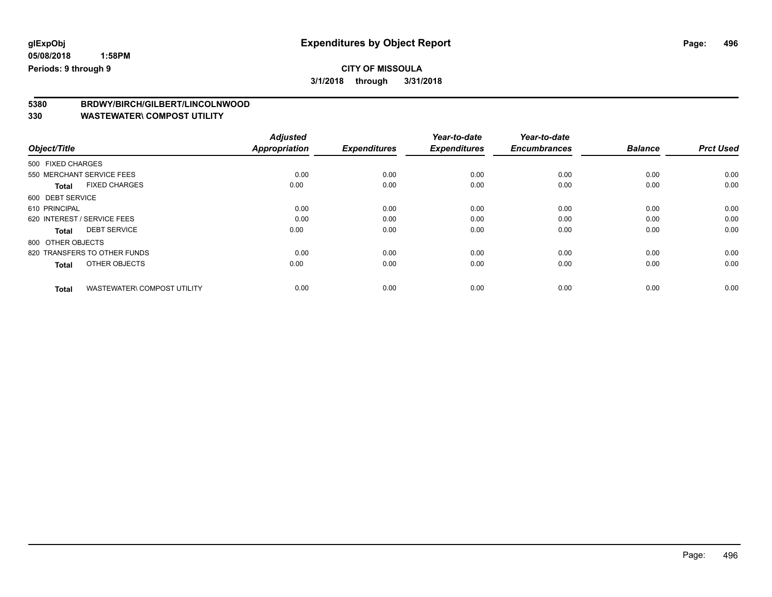**glExpObj**
**05/08/2018 1:58PM**
**Periods: 9 through 9**

# Expenditures by Object Report

**CITY OF MISSOULA**
**3/1/2018 through 3/31/2018**

**5380 BRDWY/BIRCH/GILBERT/LINCOLNWOOD**
**330 WASTEWATER\ COMPOST UTILITY**

| Object/Title | Adjusted Appropriation | Expenditures | Year-to-date Expenditures | Year-to-date Encumbrances | Balance | Prct Used |
|---|---|---|---|---|---|---|
| 500 FIXED CHARGES | | | | | | |
| 550 MERCHANT SERVICE FEES | 0.00 | 0.00 | 0.00 | 0.00 | 0.00 | 0.00 |
| **Total** FIXED CHARGES | 0.00 | 0.00 | 0.00 | 0.00 | 0.00 | 0.00 |
| 600 DEBT SERVICE | | | | | | |
| 610 PRINCIPAL | 0.00 | 0.00 | 0.00 | 0.00 | 0.00 | 0.00 |
| 620 INTEREST / SERVICE FEES | 0.00 | 0.00 | 0.00 | 0.00 | 0.00 | 0.00 |
| **Total** DEBT SERVICE | 0.00 | 0.00 | 0.00 | 0.00 | 0.00 | 0.00 |
| 800 OTHER OBJECTS | | | | | | |
| 820 TRANSFERS TO OTHER FUNDS | 0.00 | 0.00 | 0.00 | 0.00 | 0.00 | 0.00 |
| **Total** OTHER OBJECTS | 0.00 | 0.00 | 0.00 | 0.00 | 0.00 | 0.00 |
| **Total** WASTEWATER\ COMPOST UTILITY | 0.00 | 0.00 | 0.00 | 0.00 | 0.00 | 0.00 |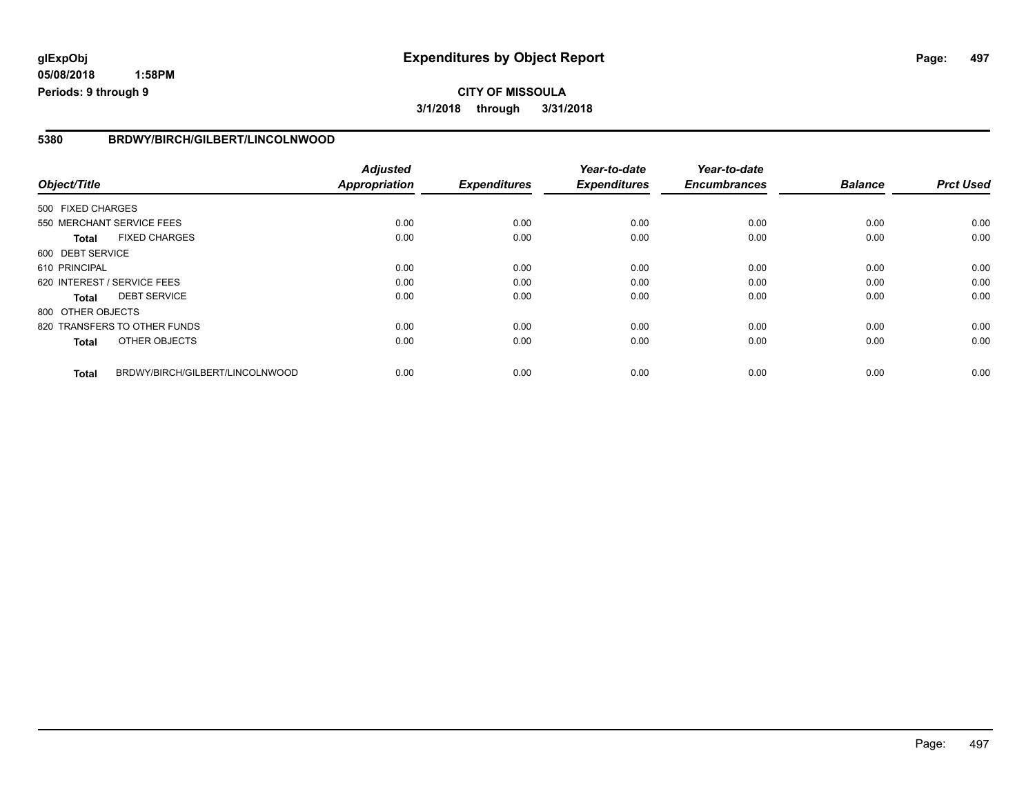# Expenditures by Object Report

glExpObj
05/08/2018 1:58PM
Periods: 9 through 9

**CITY OF MISSOULA**
**3/1/2018 through 3/31/2018**

## 5380 BRDWY/BIRCH/GILBERT/LINCOLNWOOD

| Object/Title | | Adjusted Appropriation | Expenditures | Year-to-date Expenditures | Year-to-date Encumbrances | Balance | Prct Used |
|---|---|---|---|---|---|---|---|
| 500 FIXED CHARGES | | | | | | | |
| 550 MERCHANT SERVICE FEES | | 0.00 | 0.00 | 0.00 | 0.00 | 0.00 | 0.00 |
| **Total** | FIXED CHARGES | 0.00 | 0.00 | 0.00 | 0.00 | 0.00 | 0.00 |
| 600 DEBT SERVICE | | | | | | | |
| 610 PRINCIPAL | | 0.00 | 0.00 | 0.00 | 0.00 | 0.00 | 0.00 |
| 620 INTEREST / SERVICE FEES | | 0.00 | 0.00 | 0.00 | 0.00 | 0.00 | 0.00 |
| **Total** | DEBT SERVICE | 0.00 | 0.00 | 0.00 | 0.00 | 0.00 | 0.00 |
| 800 OTHER OBJECTS | | | | | | | |
| 820 TRANSFERS TO OTHER FUNDS | | 0.00 | 0.00 | 0.00 | 0.00 | 0.00 | 0.00 |
| **Total** | OTHER OBJECTS | 0.00 | 0.00 | 0.00 | 0.00 | 0.00 | 0.00 |
| **Total** | BRDWY/BIRCH/GILBERT/LINCOLNWOOD | 0.00 | 0.00 | 0.00 | 0.00 | 0.00 | 0.00 |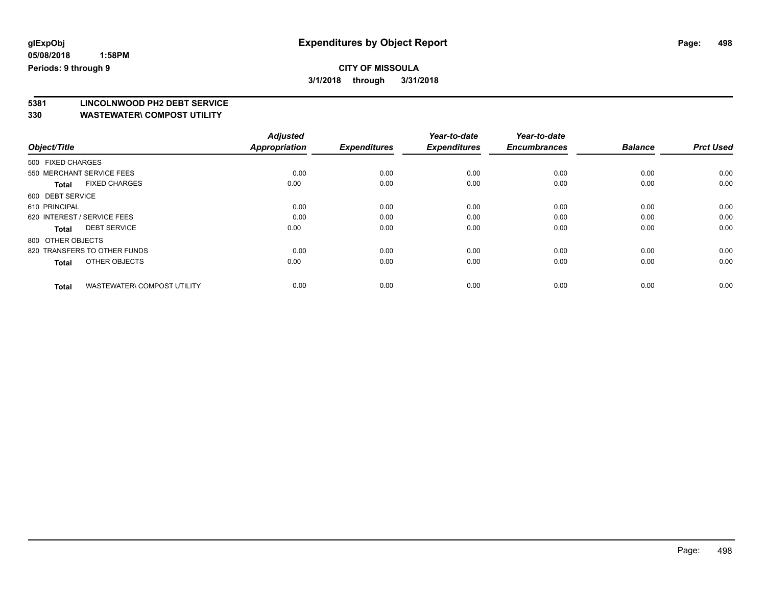glExpObj
05/08/2018 1:58PM
Periods: 9 through 9

# Expenditures by Object Report

**CITY OF MISSOULA**
**3/1/2018 through 3/31/2018**

## 5381 LINCOLNWOOD PH2 DEBT SERVICE
## 330 WASTEWATER\ COMPOST UTILITY

| Object/Title | Adjusted Appropriation | Expenditures | Year-to-date Expenditures | Year-to-date Encumbrances | Balance | Prct Used |
|---|---|---|---|---|---|---|
| 500 FIXED CHARGES | | | | | | |
| 550 MERCHANT SERVICE FEES | 0.00 | 0.00 | 0.00 | 0.00 | 0.00 | 0.00 |
| **Total** FIXED CHARGES | 0.00 | 0.00 | 0.00 | 0.00 | 0.00 | 0.00 |
| 600 DEBT SERVICE | | | | | | |
| 610 PRINCIPAL | 0.00 | 0.00 | 0.00 | 0.00 | 0.00 | 0.00 |
| 620 INTEREST / SERVICE FEES | 0.00 | 0.00 | 0.00 | 0.00 | 0.00 | 0.00 |
| **Total** DEBT SERVICE | 0.00 | 0.00 | 0.00 | 0.00 | 0.00 | 0.00 |
| 800 OTHER OBJECTS | | | | | | |
| 820 TRANSFERS TO OTHER FUNDS | 0.00 | 0.00 | 0.00 | 0.00 | 0.00 | 0.00 |
| **Total** OTHER OBJECTS | 0.00 | 0.00 | 0.00 | 0.00 | 0.00 | 0.00 |
| **Total** WASTEWATER\ COMPOST UTILITY | 0.00 | 0.00 | 0.00 | 0.00 | 0.00 | 0.00 |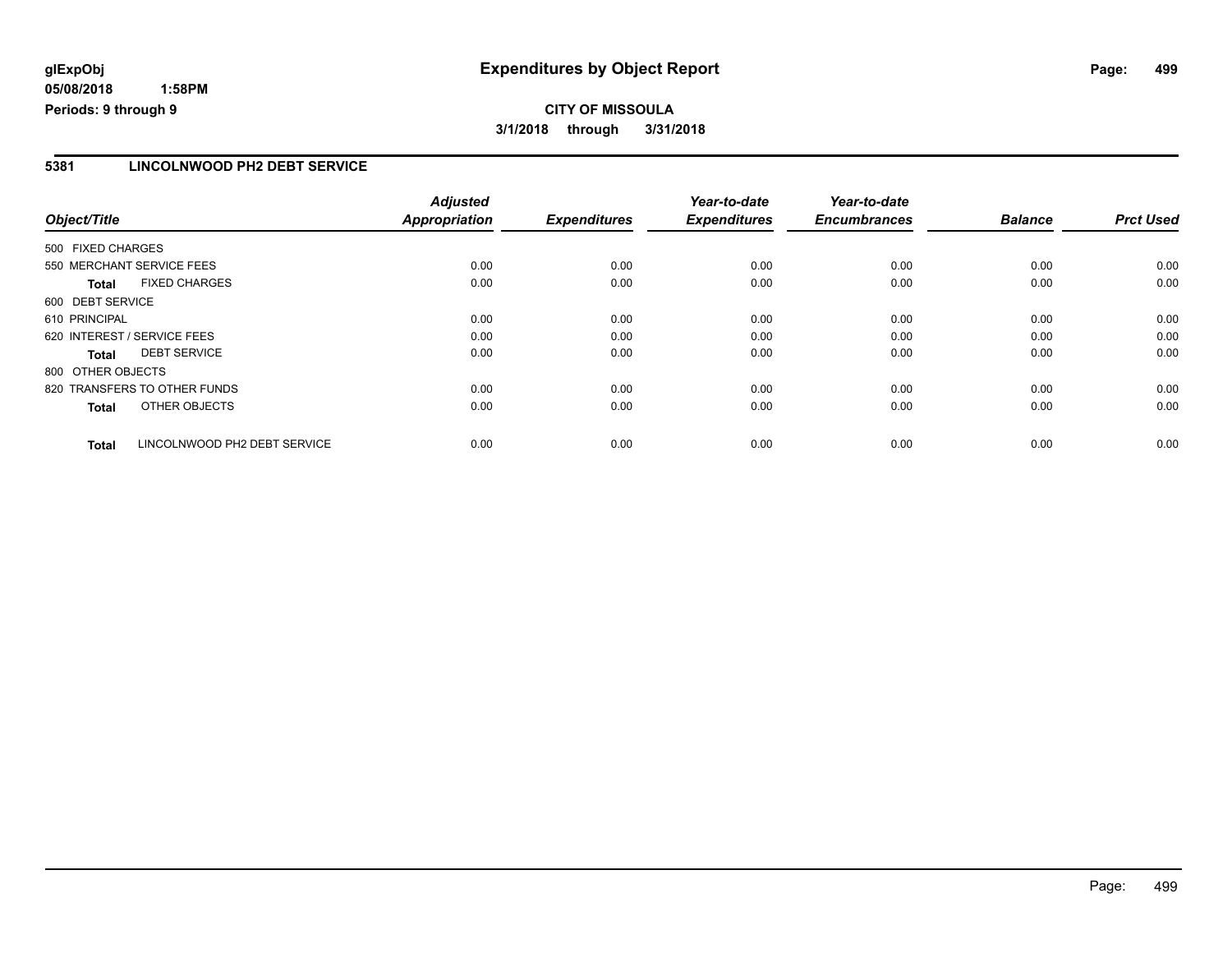**glExpObj** 
**05/08/2018 1:58PM** 
**Periods: 9 through 9**

# Expenditures by Object Report

**CITY OF MISSOULA** 
**3/1/2018 through 3/31/2018**

## 5381 LINCOLNWOOD PH2 DEBT SERVICE

| Object/Title | | Adjusted Appropriation | Expenditures | Year-to-date Expenditures | Year-to-date Encumbrances | Balance | Prct Used |
|---|---|---|---|---|---|---|---|
| 500 FIXED CHARGES | | | | | | | |
| 550 MERCHANT SERVICE FEES | | 0.00 | 0.00 | 0.00 | 0.00 | 0.00 | 0.00 |
| **Total** | FIXED CHARGES | 0.00 | 0.00 | 0.00 | 0.00 | 0.00 | 0.00 |
| 600 DEBT SERVICE | | | | | | | |
| 610 PRINCIPAL | | 0.00 | 0.00 | 0.00 | 0.00 | 0.00 | 0.00 |
| 620 INTEREST / SERVICE FEES | | 0.00 | 0.00 | 0.00 | 0.00 | 0.00 | 0.00 |
| **Total** | DEBT SERVICE | 0.00 | 0.00 | 0.00 | 0.00 | 0.00 | 0.00 |
| 800 OTHER OBJECTS | | | | | | | |
| 820 TRANSFERS TO OTHER FUNDS | | 0.00 | 0.00 | 0.00 | 0.00 | 0.00 | 0.00 |
| **Total** | OTHER OBJECTS | 0.00 | 0.00 | 0.00 | 0.00 | 0.00 | 0.00 |
| **Total** | LINCOLNWOOD PH2 DEBT SERVICE | 0.00 | 0.00 | 0.00 | 0.00 | 0.00 | 0.00 |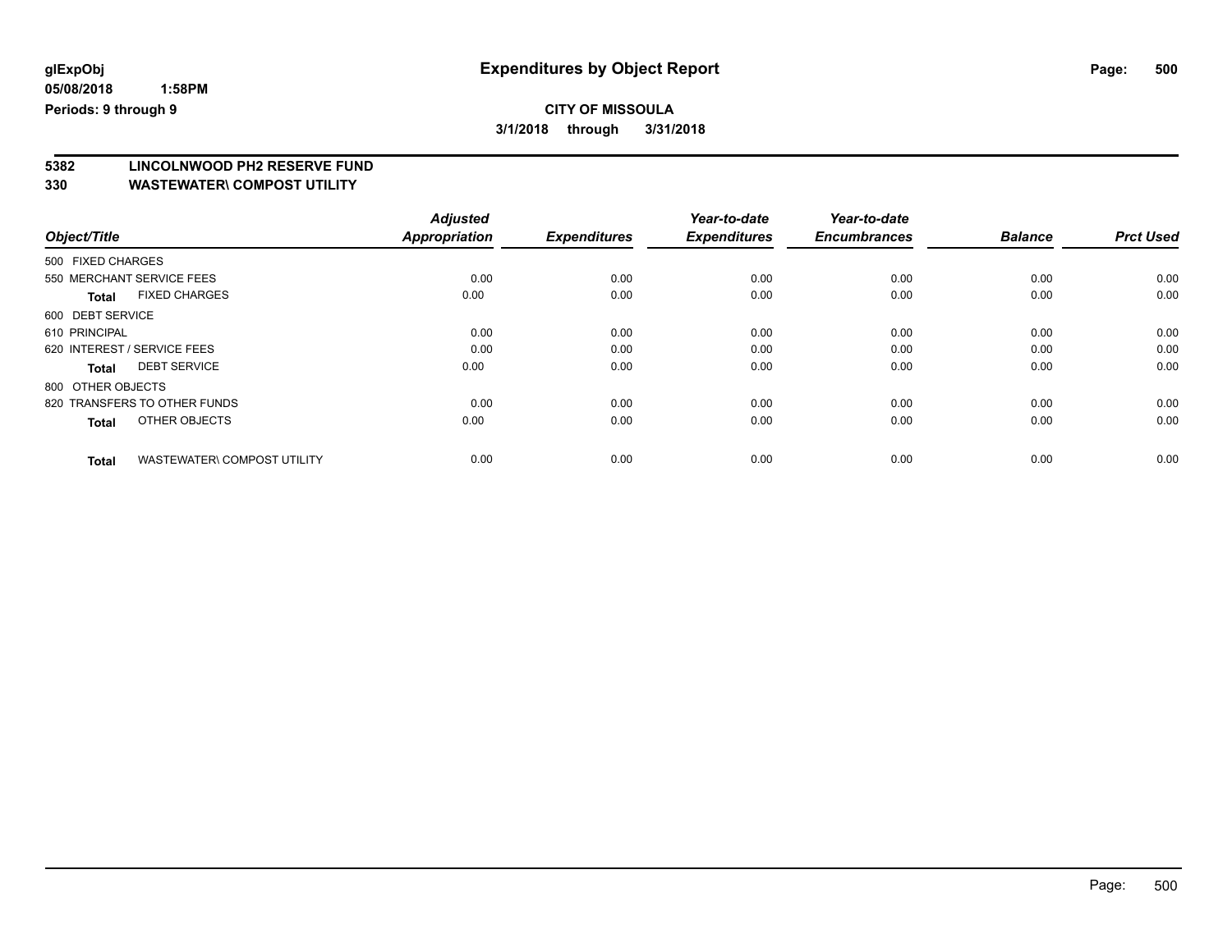# Expenditures by Object Report

glExpObj
05/08/2018 1:58PM
Periods: 9 through 9

**CITY OF MISSOULA**
**3/1/2018 through 3/31/2018**

## 5382 LINCOLNWOOD PH2 RESERVE FUND
## 330 WASTEWATER\ COMPOST UTILITY

| Object/Title | | Adjusted Appropriation | Expenditures | Year-to-date Expenditures | Year-to-date Encumbrances | Balance | Prct Used |
|---|---|---|---|---|---|---|---|
| 500 FIXED CHARGES | | | | | | | |
| 550 MERCHANT SERVICE FEES | | 0.00 | 0.00 | 0.00 | 0.00 | 0.00 | 0.00 |
| **Total** | FIXED CHARGES | 0.00 | 0.00 | 0.00 | 0.00 | 0.00 | 0.00 |
| 600 DEBT SERVICE | | | | | | | |
| 610 PRINCIPAL | | 0.00 | 0.00 | 0.00 | 0.00 | 0.00 | 0.00 |
| 620 INTEREST / SERVICE FEES | | 0.00 | 0.00 | 0.00 | 0.00 | 0.00 | 0.00 |
| **Total** | DEBT SERVICE | 0.00 | 0.00 | 0.00 | 0.00 | 0.00 | 0.00 |
| 800 OTHER OBJECTS | | | | | | | |
| 820 TRANSFERS TO OTHER FUNDS | | 0.00 | 0.00 | 0.00 | 0.00 | 0.00 | 0.00 |
| **Total** | OTHER OBJECTS | 0.00 | 0.00 | 0.00 | 0.00 | 0.00 | 0.00 |
| **Total** | WASTEWATER\ COMPOST UTILITY | 0.00 | 0.00 | 0.00 | 0.00 | 0.00 | 0.00 |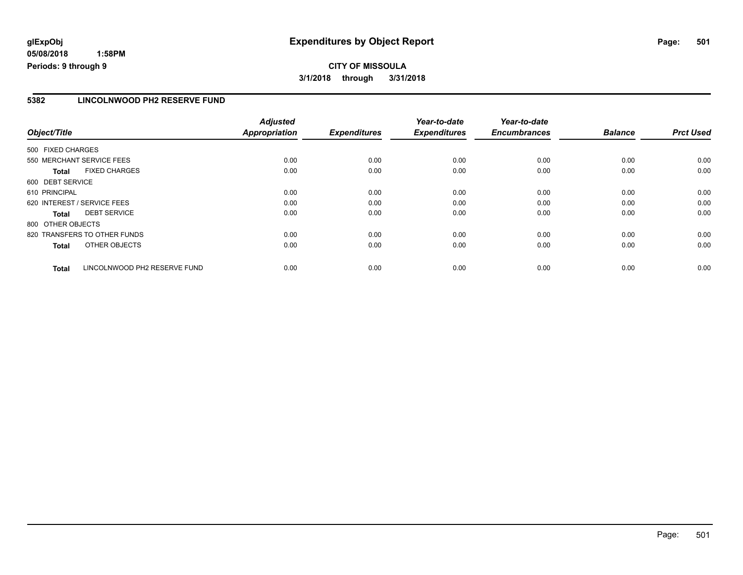# Expenditures by Object Report

glExpObj
05/08/2018 1:58PM
Periods: 9 through 9

**CITY OF MISSOULA**
**3/1/2018 through 3/31/2018**

## 5382 LINCOLNWOOD PH2 RESERVE FUND

| Object/Title | Adjusted Appropriation | Expenditures | Year-to-date Expenditures | Year-to-date Encumbrances | Balance | Prct Used |
|---|---|---|---|---|---|---|
| 500 FIXED CHARGES | | | | | | |
| 550 MERCHANT SERVICE FEES | 0.00 | 0.00 | 0.00 | 0.00 | 0.00 | 0.00 |
| **Total** FIXED CHARGES | 0.00 | 0.00 | 0.00 | 0.00 | 0.00 | 0.00 |
| 600 DEBT SERVICE | | | | | | |
| 610 PRINCIPAL | 0.00 | 0.00 | 0.00 | 0.00 | 0.00 | 0.00 |
| 620 INTEREST / SERVICE FEES | 0.00 | 0.00 | 0.00 | 0.00 | 0.00 | 0.00 |
| **Total** DEBT SERVICE | 0.00 | 0.00 | 0.00 | 0.00 | 0.00 | 0.00 |
| 800 OTHER OBJECTS | | | | | | |
| 820 TRANSFERS TO OTHER FUNDS | 0.00 | 0.00 | 0.00 | 0.00 | 0.00 | 0.00 |
| **Total** OTHER OBJECTS | 0.00 | 0.00 | 0.00 | 0.00 | 0.00 | 0.00 |
| **Total** LINCOLNWOOD PH2 RESERVE FUND | 0.00 | 0.00 | 0.00 | 0.00 | 0.00 | 0.00 |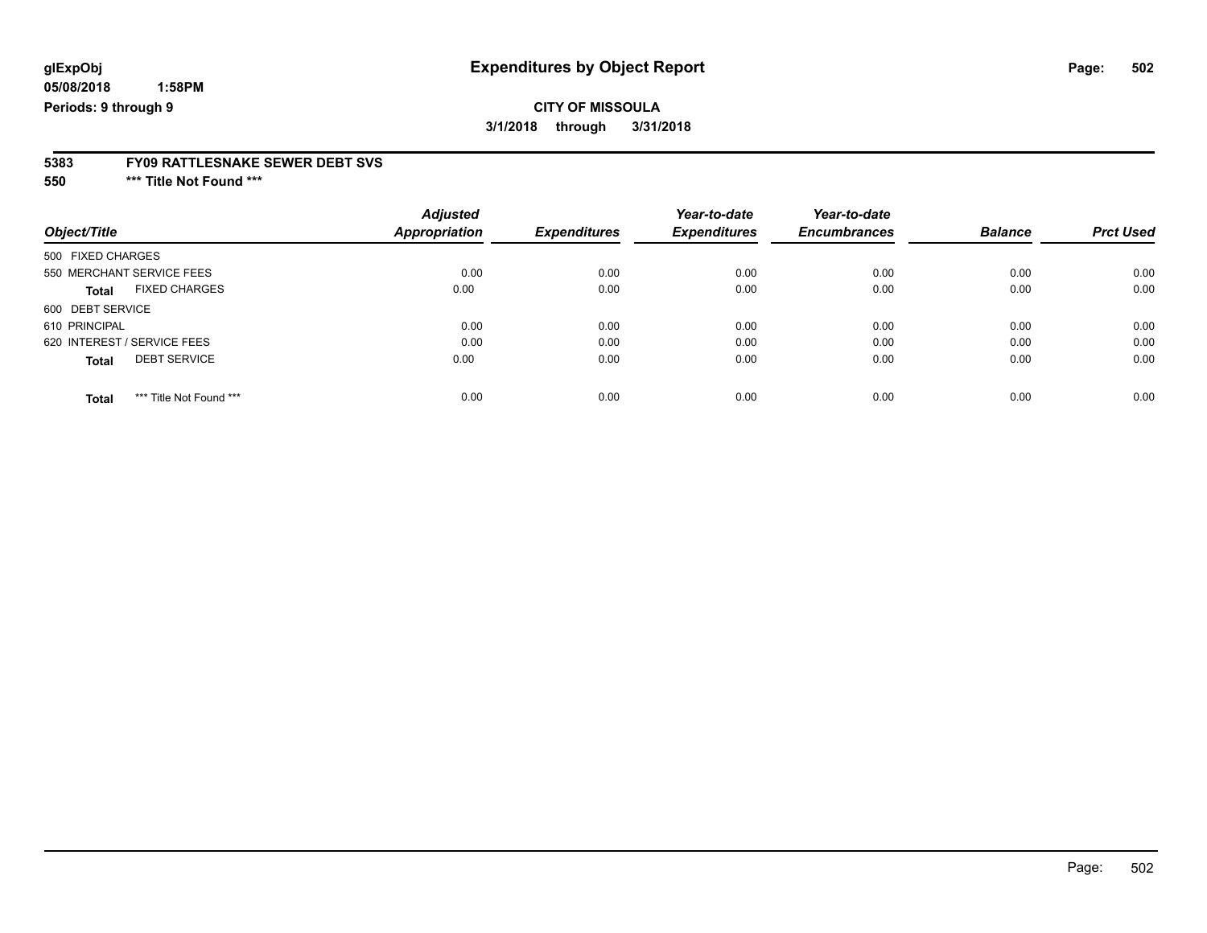# Expenditures by Object Report

glExpObj
05/08/2018 1:58PM
Periods: 9 through 9

**CITY OF MISSOULA**

3/1/2018 through 3/31/2018

**5383 FY09 RATTLESNAKE SEWER DEBT SVS**

**550 \*\*\* Title Not Found \*\*\***

| Object/Title | Adjusted Appropriation | Expenditures | Year-to-date Expenditures | Year-to-date Encumbrances | Balance | Prct Used |
|---|---|---|---|---|---|---|
| 500 FIXED CHARGES | | | | | | |
| 550 MERCHANT SERVICE FEES | 0.00 | 0.00 | 0.00 | 0.00 | 0.00 | 0.00 |
| **Total** FIXED CHARGES | 0.00 | 0.00 | 0.00 | 0.00 | 0.00 | 0.00 |
| 600 DEBT SERVICE | | | | | | |
| 610 PRINCIPAL | 0.00 | 0.00 | 0.00 | 0.00 | 0.00 | 0.00 |
| 620 INTEREST / SERVICE FEES | 0.00 | 0.00 | 0.00 | 0.00 | 0.00 | 0.00 |
| **Total** DEBT SERVICE | 0.00 | 0.00 | 0.00 | 0.00 | 0.00 | 0.00 |
| **Total** *** Title Not Found *** | 0.00 | 0.00 | 0.00 | 0.00 | 0.00 | 0.00 |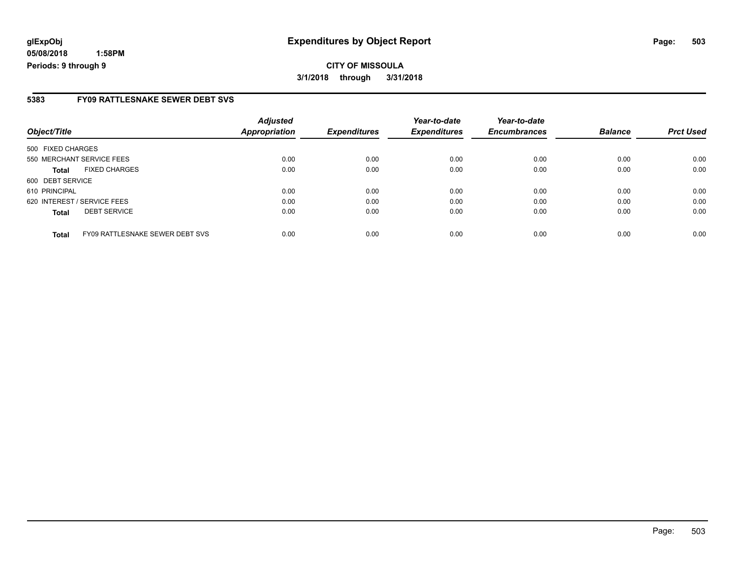**glExpObj**
**05/08/2018 1:58PM**
**Periods: 9 through 9**

# Expenditures by Object Report

**CITY OF MISSOULA**
**3/1/2018 through 3/31/2018**

## 5383 FY09 RATTLESNAKE SEWER DEBT SVS

| Object/Title | | Adjusted Appropriation | Expenditures | Year-to-date Expenditures | Year-to-date Encumbrances | Balance | Prct Used |
|---|---|---|---|---|---|---|---|
| 500 FIXED CHARGES | | | | | | | |
| 550 MERCHANT SERVICE FEES | | 0.00 | 0.00 | 0.00 | 0.00 | 0.00 | 0.00 |
| **Total** | FIXED CHARGES | 0.00 | 0.00 | 0.00 | 0.00 | 0.00 | 0.00 |
| 600 DEBT SERVICE | | | | | | | |
| 610 PRINCIPAL | | 0.00 | 0.00 | 0.00 | 0.00 | 0.00 | 0.00 |
| 620 INTEREST / SERVICE FEES | | 0.00 | 0.00 | 0.00 | 0.00 | 0.00 | 0.00 |
| **Total** | DEBT SERVICE | 0.00 | 0.00 | 0.00 | 0.00 | 0.00 | 0.00 |
| **Total** | FY09 RATTLESNAKE SEWER DEBT SVS | 0.00 | 0.00 | 0.00 | 0.00 | 0.00 | 0.00 |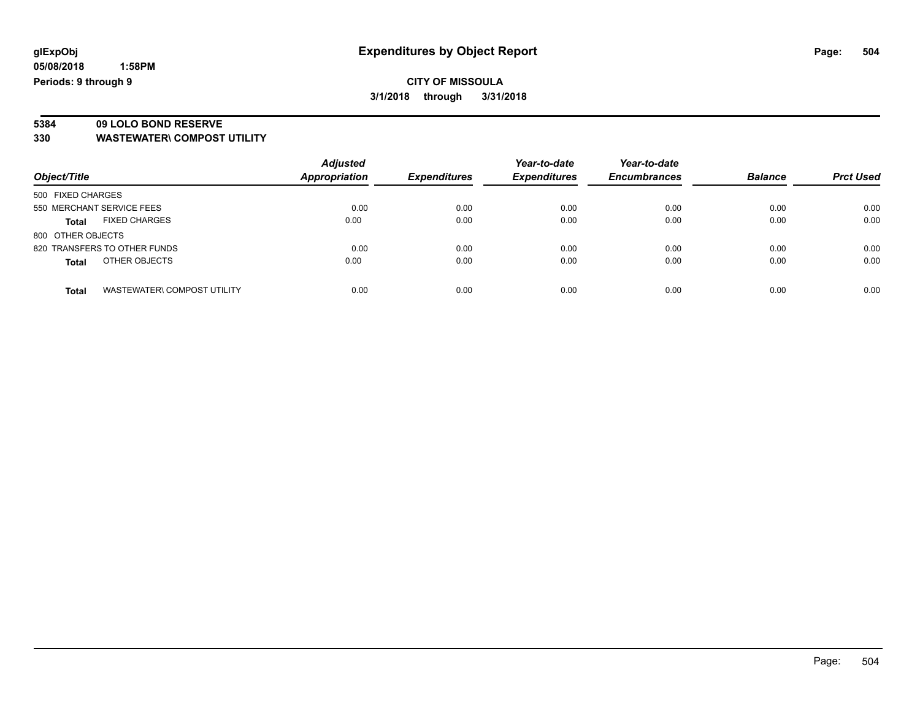# Expenditures by Object Report

glExpObj
05/08/2018 1:58PM
Periods: 9 through 9

**CITY OF MISSOULA**
**3/1/2018 through 3/31/2018**

**5384 09 LOLO BOND RESERVE**
**330 WASTEWATER\ COMPOST UTILITY**

| Object/Title | Adjusted Appropriation | Expenditures | Year-to-date Expenditures | Year-to-date Encumbrances | Balance | Prct Used |
|---|---|---|---|---|---|---|
| 500 FIXED CHARGES | | | | | | |
| 550 MERCHANT SERVICE FEES | 0.00 | 0.00 | 0.00 | 0.00 | 0.00 | 0.00 |
| **Total** FIXED CHARGES | 0.00 | 0.00 | 0.00 | 0.00 | 0.00 | 0.00 |
| 800 OTHER OBJECTS | | | | | | |
| 820 TRANSFERS TO OTHER FUNDS | 0.00 | 0.00 | 0.00 | 0.00 | 0.00 | 0.00 |
| **Total** OTHER OBJECTS | 0.00 | 0.00 | 0.00 | 0.00 | 0.00 | 0.00 |
| **Total** WASTEWATER\ COMPOST UTILITY | 0.00 | 0.00 | 0.00 | 0.00 | 0.00 | 0.00 |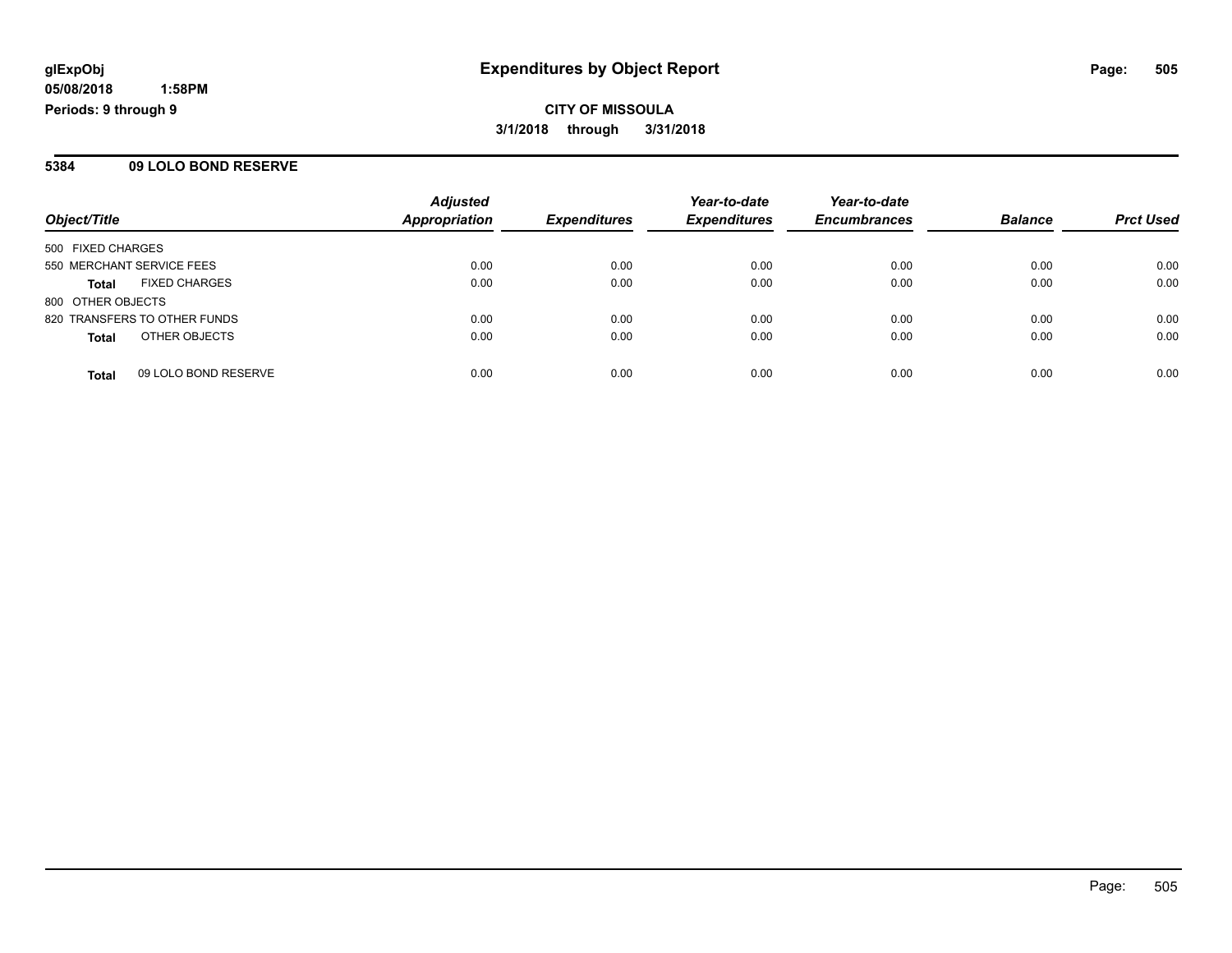**glExpObj** **Expenditures by Object Report**

**05/08/2018 1:58PM**

**Periods: 9 through 9**

**CITY OF MISSOULA**

**3/1/2018 through 3/31/2018**

## 5384 09 LOLO BOND RESERVE

| Object/Title | Adjusted Appropriation | Expenditures | Year-to-date Expenditures | Year-to-date Encumbrances | Balance | Prct Used |
|---|---|---|---|---|---|---|
| 500 FIXED CHARGES | | | | | | |
| 550 MERCHANT SERVICE FEES | 0.00 | 0.00 | 0.00 | 0.00 | 0.00 | 0.00 |
| **Total** FIXED CHARGES | 0.00 | 0.00 | 0.00 | 0.00 | 0.00 | 0.00 |
| 800 OTHER OBJECTS | | | | | | |
| 820 TRANSFERS TO OTHER FUNDS | 0.00 | 0.00 | 0.00 | 0.00 | 0.00 | 0.00 |
| **Total** OTHER OBJECTS | 0.00 | 0.00 | 0.00 | 0.00 | 0.00 | 0.00 |
| **Total** 09 LOLO BOND RESERVE | 0.00 | 0.00 | 0.00 | 0.00 | 0.00 | 0.00 |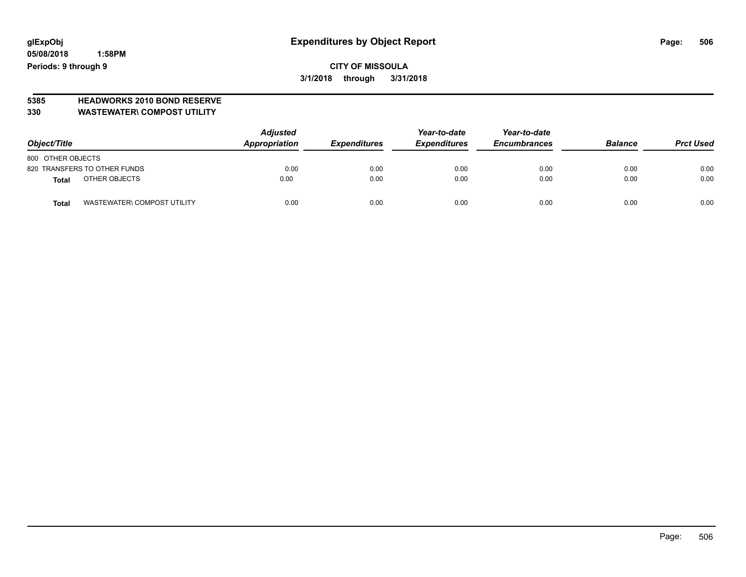**glExpObj**
**05/08/2018 1:58PM**
**Periods: 9 through 9**

# Expenditures by Object Report

**CITY OF MISSOULA**
**3/1/2018 through 3/31/2018**

**5385 HEADWORKS 2010 BOND RESERVE**
**330 WASTEWATER\ COMPOST UTILITY**

| Object/Title | Adjusted Appropriation | Expenditures | Year-to-date Expenditures | Year-to-date Encumbrances | Balance | Prct Used |
|---|---|---|---|---|---|---|
| 800 OTHER OBJECTS | | | | | | |
| 820 TRANSFERS TO OTHER FUNDS | 0.00 | 0.00 | 0.00 | 0.00 | 0.00 | 0.00 |
| **Total** OTHER OBJECTS | 0.00 | 0.00 | 0.00 | 0.00 | 0.00 | 0.00 |
| **Total** WASTEWATER\ COMPOST UTILITY | 0.00 | 0.00 | 0.00 | 0.00 | 0.00 | 0.00 |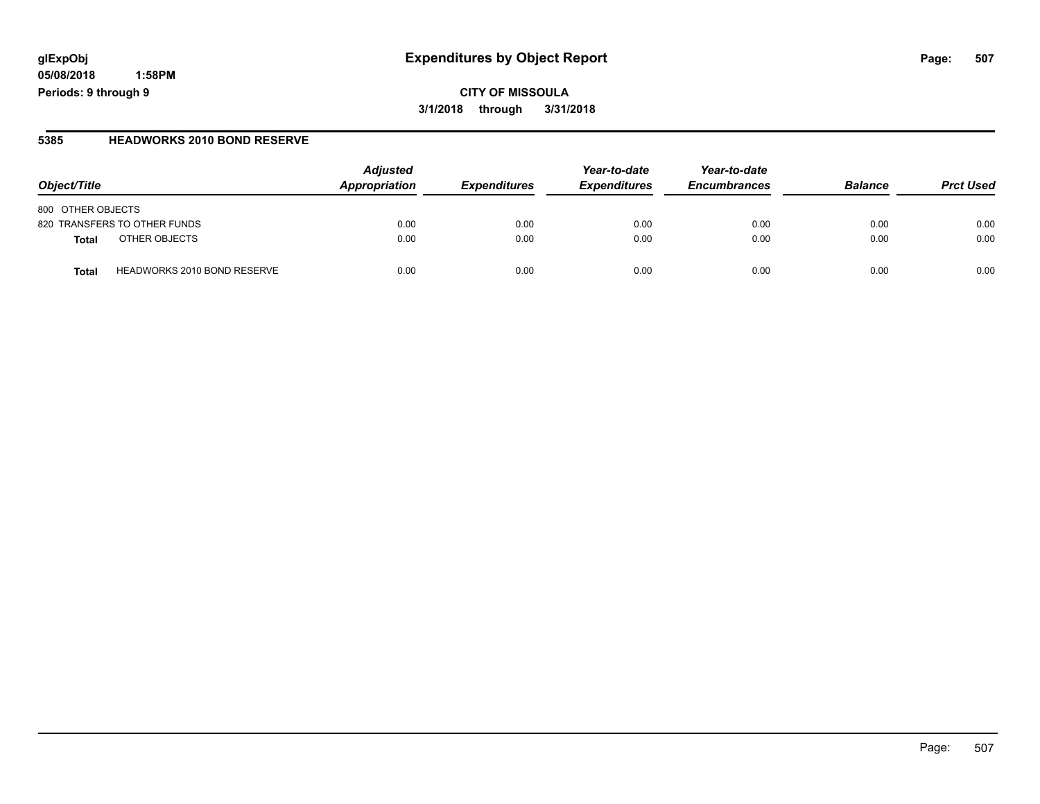**glExpObj**
**05/08/2018 1:58PM**
**Periods: 9 through 9**

# Expenditures by Object Report

**CITY OF MISSOULA**
**3/1/2018 through 3/31/2018**

## 5385 HEADWORKS 2010 BOND RESERVE

| Object/Title | Adjusted Appropriation | Expenditures | Year-to-date Expenditures | Year-to-date Encumbrances | Balance | Prct Used |
|---|---|---|---|---|---|---|
| 800 OTHER OBJECTS | | | | | | |
| 820 TRANSFERS TO OTHER FUNDS | 0.00 | 0.00 | 0.00 | 0.00 | 0.00 | 0.00 |
| **Total** OTHER OBJECTS | 0.00 | 0.00 | 0.00 | 0.00 | 0.00 | 0.00 |
| **Total** HEADWORKS 2010 BOND RESERVE | 0.00 | 0.00 | 0.00 | 0.00 | 0.00 | 0.00 |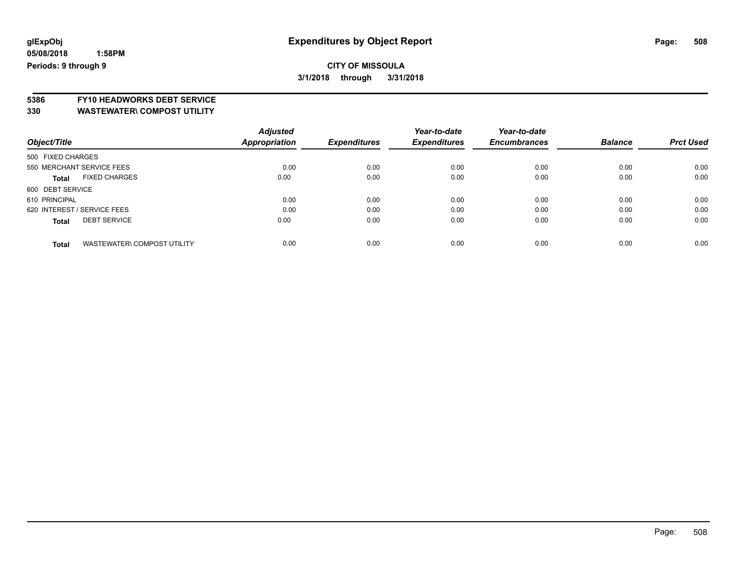**glExpObj** **Expenditures by Object Report**

**05/08/2018 1:58PM**

**Periods: 9 through 9**

**CITY OF MISSOULA**

**3/1/2018 through 3/31/2018**

## 5386 FY10 HEADWORKS DEBT SERVICE
## 330 WASTEWATER\ COMPOST UTILITY

| Object/Title | Adjusted Appropriation | Expenditures | Year-to-date Expenditures | Year-to-date Encumbrances | Balance | Prct Used |
|---|---|---|---|---|---|---|
| 500 FIXED CHARGES | | | | | | |
| 550 MERCHANT SERVICE FEES | 0.00 | 0.00 | 0.00 | 0.00 | 0.00 | 0.00 |
| **Total** FIXED CHARGES | 0.00 | 0.00 | 0.00 | 0.00 | 0.00 | 0.00 |
| 600 DEBT SERVICE | | | | | | |
| 610 PRINCIPAL | 0.00 | 0.00 | 0.00 | 0.00 | 0.00 | 0.00 |
| 620 INTEREST / SERVICE FEES | 0.00 | 0.00 | 0.00 | 0.00 | 0.00 | 0.00 |
| **Total** DEBT SERVICE | 0.00 | 0.00 | 0.00 | 0.00 | 0.00 | 0.00 |
| **Total** WASTEWATER\ COMPOST UTILITY | 0.00 | 0.00 | 0.00 | 0.00 | 0.00 | 0.00 |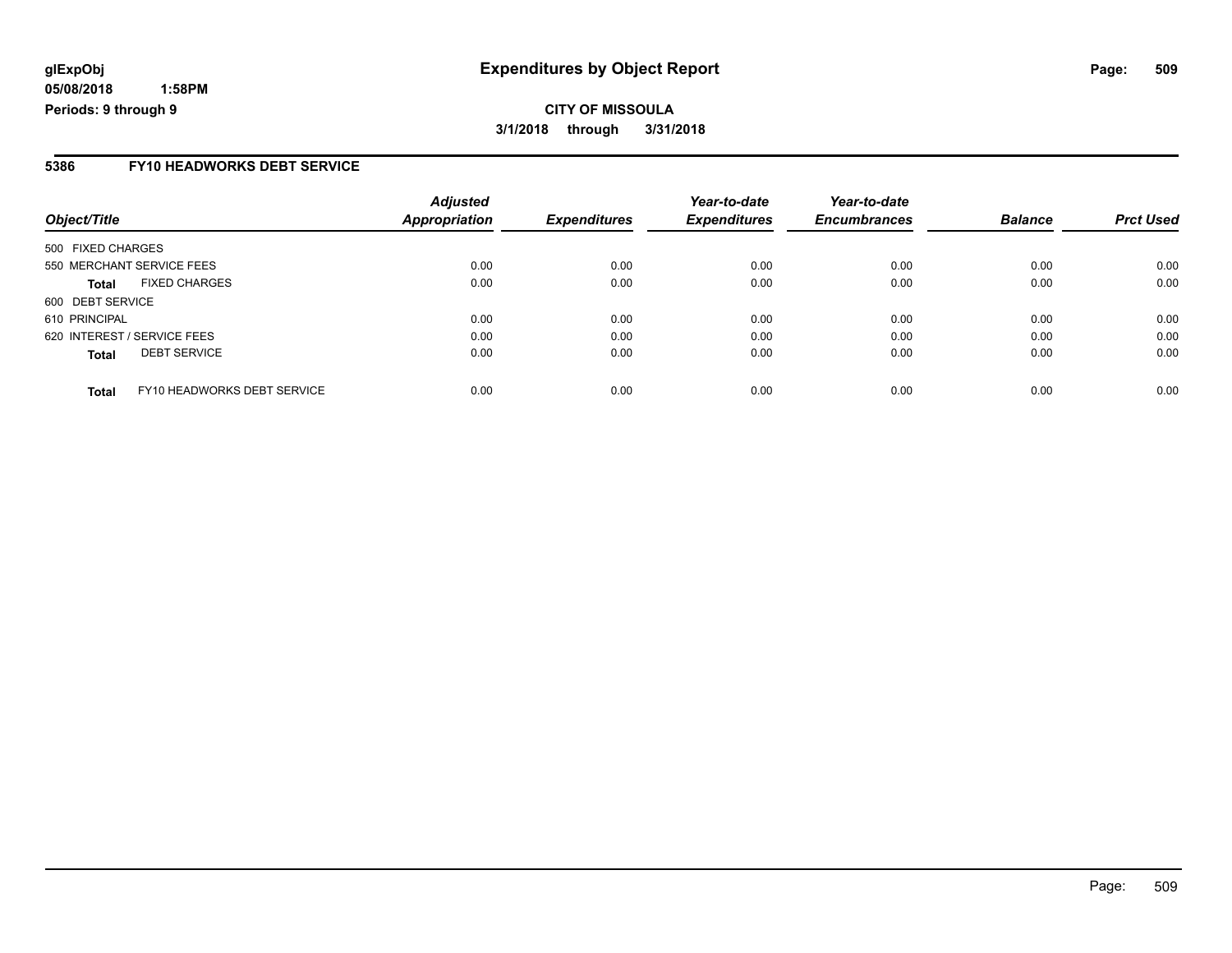**glExpObj**
**05/08/2018 1:58PM**
**Periods: 9 through 9**

# Expenditures by Object Report

**CITY OF MISSOULA**

**3/1/2018 through 3/31/2018**

## 5386 FY10 HEADWORKS DEBT SERVICE

| Object/Title | Adjusted Appropriation | Expenditures | Year-to-date Expenditures | Year-to-date Encumbrances | Balance | Prct Used |
|---|---|---|---|---|---|---|
| 500 FIXED CHARGES | | | | | | |
| 550 MERCHANT SERVICE FEES | 0.00 | 0.00 | 0.00 | 0.00 | 0.00 | 0.00 |
| **Total** FIXED CHARGES | 0.00 | 0.00 | 0.00 | 0.00 | 0.00 | 0.00 |
| 600 DEBT SERVICE | | | | | | |
| 610 PRINCIPAL | 0.00 | 0.00 | 0.00 | 0.00 | 0.00 | 0.00 |
| 620 INTEREST / SERVICE FEES | 0.00 | 0.00 | 0.00 | 0.00 | 0.00 | 0.00 |
| **Total** DEBT SERVICE | 0.00 | 0.00 | 0.00 | 0.00 | 0.00 | 0.00 |
| **Total** FY10 HEADWORKS DEBT SERVICE | 0.00 | 0.00 | 0.00 | 0.00 | 0.00 | 0.00 |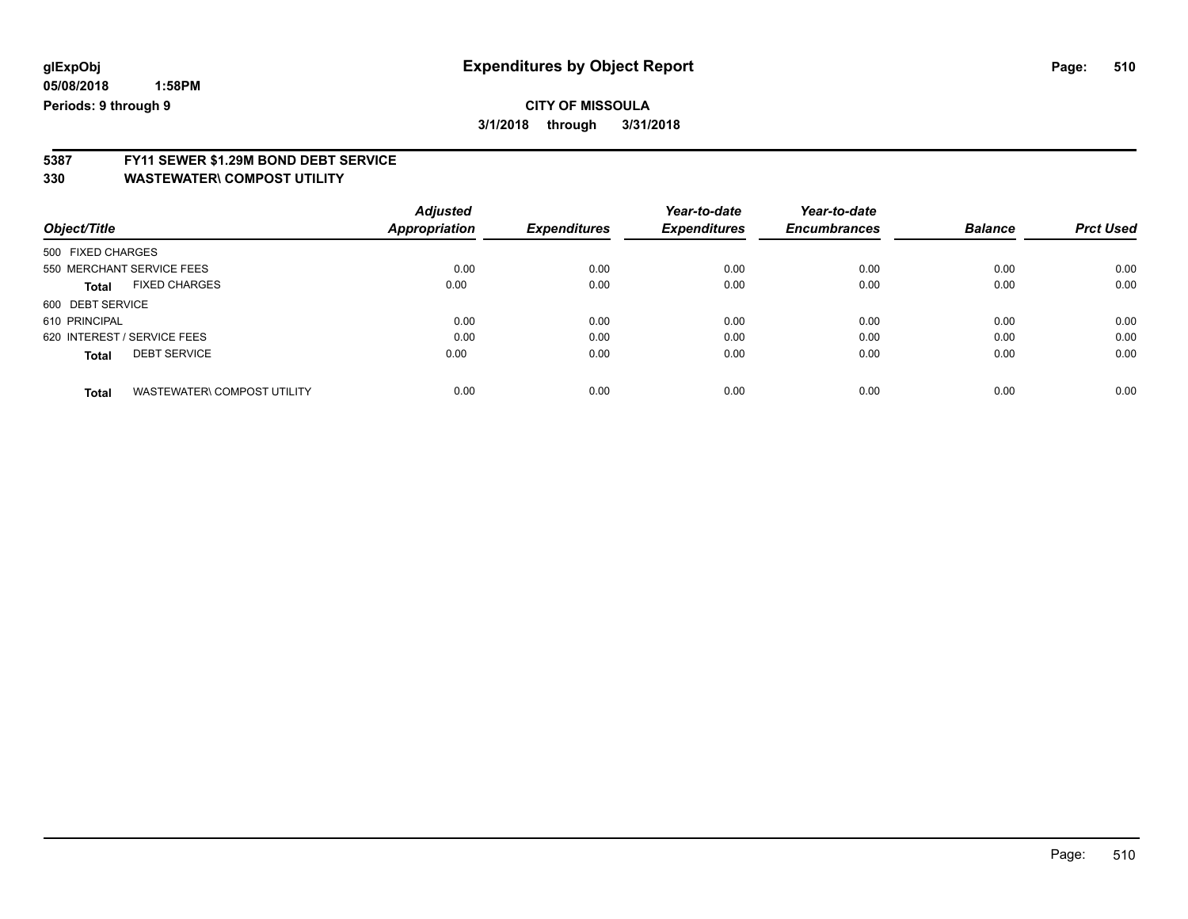glExpObj
05/08/2018 1:58PM
Periods: 9 through 9

# Expenditures by Object Report

**CITY OF MISSOULA**
**3/1/2018 through 3/31/2018**

**5387 FY11 SEWER $1.29M BOND DEBT SERVICE**
**330 WASTEWATER\ COMPOST UTILITY**

| Object/Title | | Adjusted Appropriation | Expenditures | Year-to-date Expenditures | Year-to-date Encumbrances | Balance | Prct Used |
|---|---|---|---|---|---|---|---|
| 500 FIXED CHARGES | | | | | | | |
| 550 MERCHANT SERVICE FEES | | 0.00 | 0.00 | 0.00 | 0.00 | 0.00 | 0.00 |
| **Total** | FIXED CHARGES | 0.00 | 0.00 | 0.00 | 0.00 | 0.00 | 0.00 |
| 600 DEBT SERVICE | | | | | | | |
| 610 PRINCIPAL | | 0.00 | 0.00 | 0.00 | 0.00 | 0.00 | 0.00 |
| 620 INTEREST / SERVICE FEES | | 0.00 | 0.00 | 0.00 | 0.00 | 0.00 | 0.00 |
| **Total** | DEBT SERVICE | 0.00 | 0.00 | 0.00 | 0.00 | 0.00 | 0.00 |
| **Total** | WASTEWATER\ COMPOST UTILITY | 0.00 | 0.00 | 0.00 | 0.00 | 0.00 | 0.00 |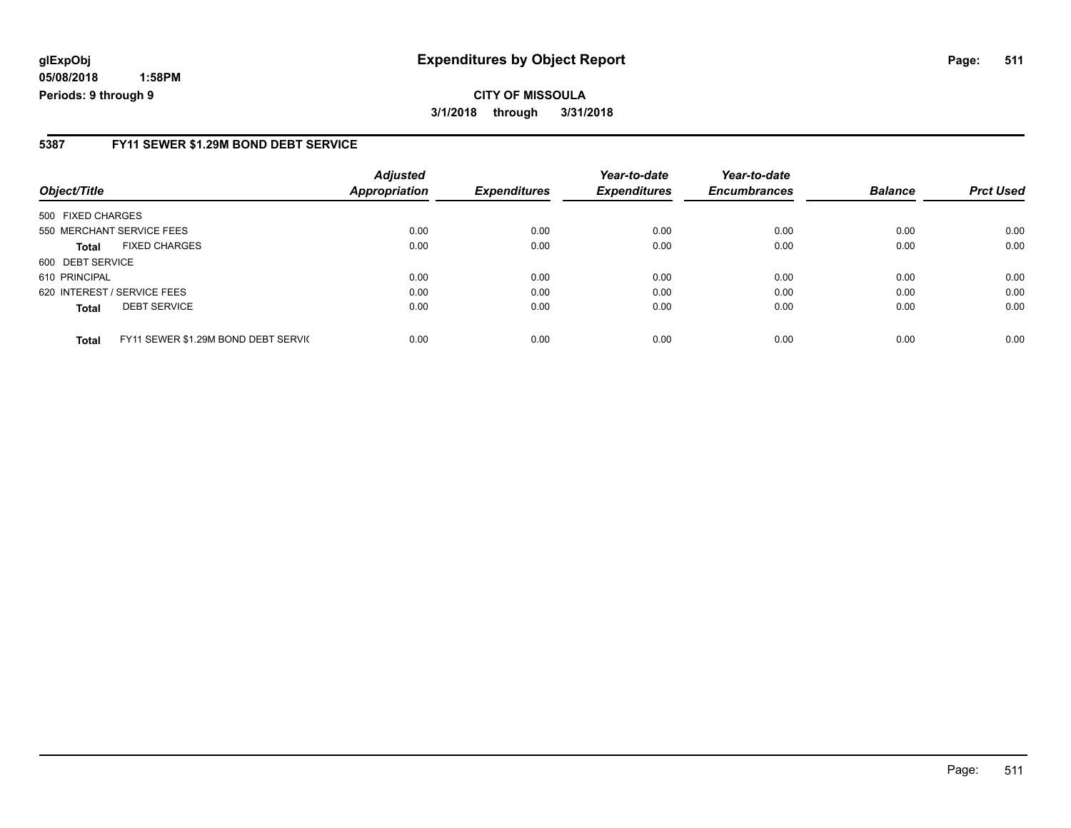# Expenditures by Object Report

glExpObj
05/08/2018 1:58PM
Periods: 9 through 9

**CITY OF MISSOULA**
**3/1/2018 through 3/31/2018**

## 5387 FY11 SEWER $1.29M BOND DEBT SERVICE

| Object/Title | | *Adjusted Appropriation* | *Expenditures* | *Year-to-date Expenditures* | *Year-to-date Encumbrances* | *Balance* | *Prct Used* |
|---|---|---|---|---|---|---|---|
| 500 FIXED CHARGES | | | | | | | |
| 550 MERCHANT SERVICE FEES | | 0.00 | 0.00 | 0.00 | 0.00 | 0.00 | 0.00 |
| **Total** | FIXED CHARGES | 0.00 | 0.00 | 0.00 | 0.00 | 0.00 | 0.00 |
| 600 DEBT SERVICE | | | | | | | |
| 610 PRINCIPAL | | 0.00 | 0.00 | 0.00 | 0.00 | 0.00 | 0.00 |
| 620 INTEREST / SERVICE FEES | | 0.00 | 0.00 | 0.00 | 0.00 | 0.00 | 0.00 |
| **Total** | DEBT SERVICE | 0.00 | 0.00 | 0.00 | 0.00 | 0.00 | 0.00 |
| **Total** | FY11 SEWER $1.29M BOND DEBT SERVIC | 0.00 | 0.00 | 0.00 | 0.00 | 0.00 | 0.00 |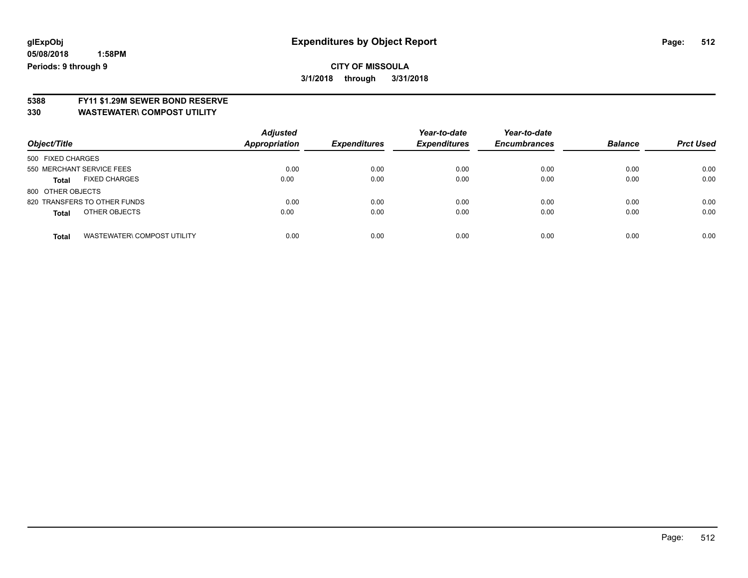glExpObj
05/08/2018 1:58PM
Periods: 9 through 9

# Expenditures by Object Report

**CITY OF MISSOULA**

**3/1/2018 through 3/31/2018**

**5388 FY11 $1.29M SEWER BOND RESERVE**
**330 WASTEWATER\ COMPOST UTILITY**

| Object/Title | | Adjusted Appropriation | Expenditures | Year-to-date Expenditures | Year-to-date Encumbrances | Balance | Prct Used |
|---|---|---|---|---|---|---|---|
| 500 FIXED CHARGES | | | | | | | |
| 550 MERCHANT SERVICE FEES | | 0.00 | 0.00 | 0.00 | 0.00 | 0.00 | 0.00 |
| **Total** | FIXED CHARGES | 0.00 | 0.00 | 0.00 | 0.00 | 0.00 | 0.00 |
| 800 OTHER OBJECTS | | | | | | | |
| 820 TRANSFERS TO OTHER FUNDS | | 0.00 | 0.00 | 0.00 | 0.00 | 0.00 | 0.00 |
| **Total** | OTHER OBJECTS | 0.00 | 0.00 | 0.00 | 0.00 | 0.00 | 0.00 |
| **Total** | WASTEWATER\ COMPOST UTILITY | 0.00 | 0.00 | 0.00 | 0.00 | 0.00 | 0.00 |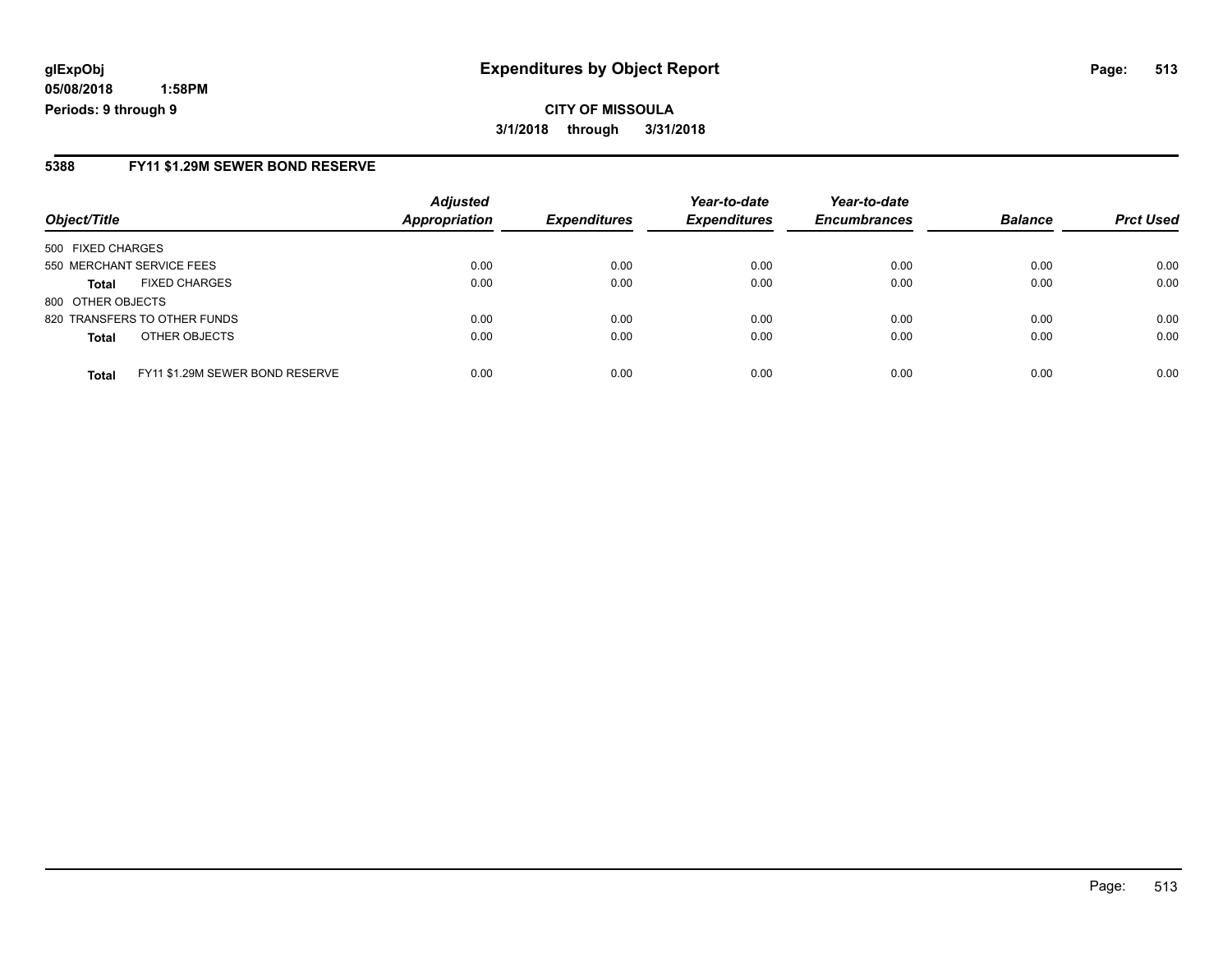**glExpObj**
**05/08/2018 1:58PM**
**Periods: 9 through 9**

# Expenditures by Object Report

**CITY OF MISSOULA**
**3/1/2018 through 3/31/2018**

## 5388 FY11 $1.29M SEWER BOND RESERVE

| Object/Title | Adjusted Appropriation | Expenditures | Year-to-date Expenditures | Year-to-date Encumbrances | Balance | Prct Used |
|---|---|---|---|---|---|---|
| 500 FIXED CHARGES | | | | | | |
| 550 MERCHANT SERVICE FEES | 0.00 | 0.00 | 0.00 | 0.00 | 0.00 | 0.00 |
| **Total** FIXED CHARGES | 0.00 | 0.00 | 0.00 | 0.00 | 0.00 | 0.00 |
| 800 OTHER OBJECTS | | | | | | |
| 820 TRANSFERS TO OTHER FUNDS | 0.00 | 0.00 | 0.00 | 0.00 | 0.00 | 0.00 |
| **Total** OTHER OBJECTS | 0.00 | 0.00 | 0.00 | 0.00 | 0.00 | 0.00 |
| **Total** FY11 $1.29M SEWER BOND RESERVE | 0.00 | 0.00 | 0.00 | 0.00 | 0.00 | 0.00 |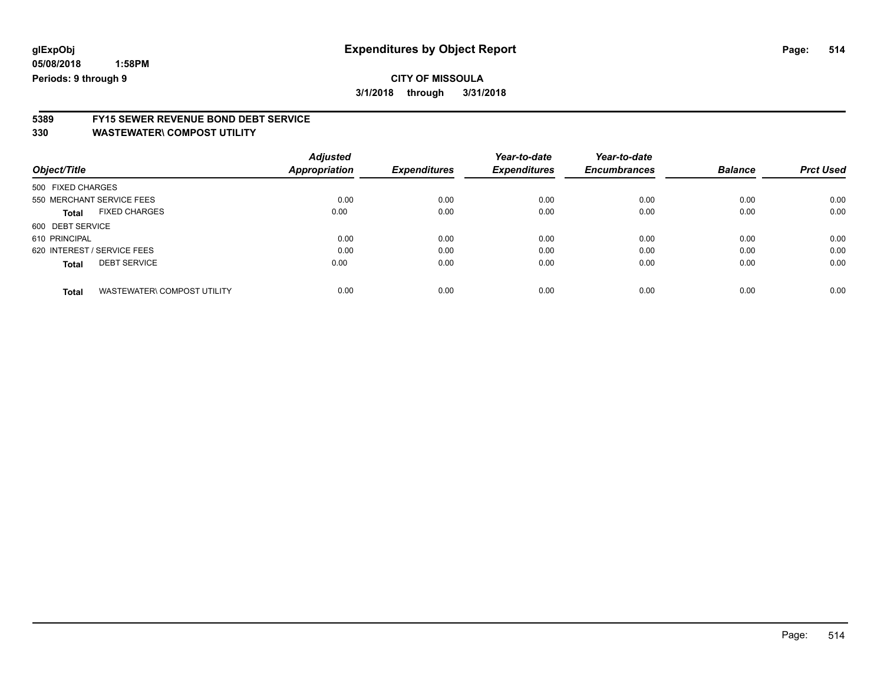glExpObj
05/08/2018 1:58PM
Periods: 9 through 9

# Expenditures by Object Report

## CITY OF MISSOULA

3/1/2018 through 3/31/2018

### 5389 FY15 SEWER REVENUE BOND DEBT SERVICE
### 330 WASTEWATER\ COMPOST UTILITY

| Object/Title | Adjusted Appropriation | Expenditures | Year-to-date Expenditures | Year-to-date Encumbrances | Balance | Prct Used |
|---|---|---|---|---|---|---|
| 500 FIXED CHARGES | | | | | | |
| 550 MERCHANT SERVICE FEES | 0.00 | 0.00 | 0.00 | 0.00 | 0.00 | 0.00 |
| **Total** FIXED CHARGES | 0.00 | 0.00 | 0.00 | 0.00 | 0.00 | 0.00 |
| 600 DEBT SERVICE | | | | | | |
| 610 PRINCIPAL | 0.00 | 0.00 | 0.00 | 0.00 | 0.00 | 0.00 |
| 620 INTEREST / SERVICE FEES | 0.00 | 0.00 | 0.00 | 0.00 | 0.00 | 0.00 |
| **Total** DEBT SERVICE | 0.00 | 0.00 | 0.00 | 0.00 | 0.00 | 0.00 |
| **Total** WASTEWATER\ COMPOST UTILITY | 0.00 | 0.00 | 0.00 | 0.00 | 0.00 | 0.00 |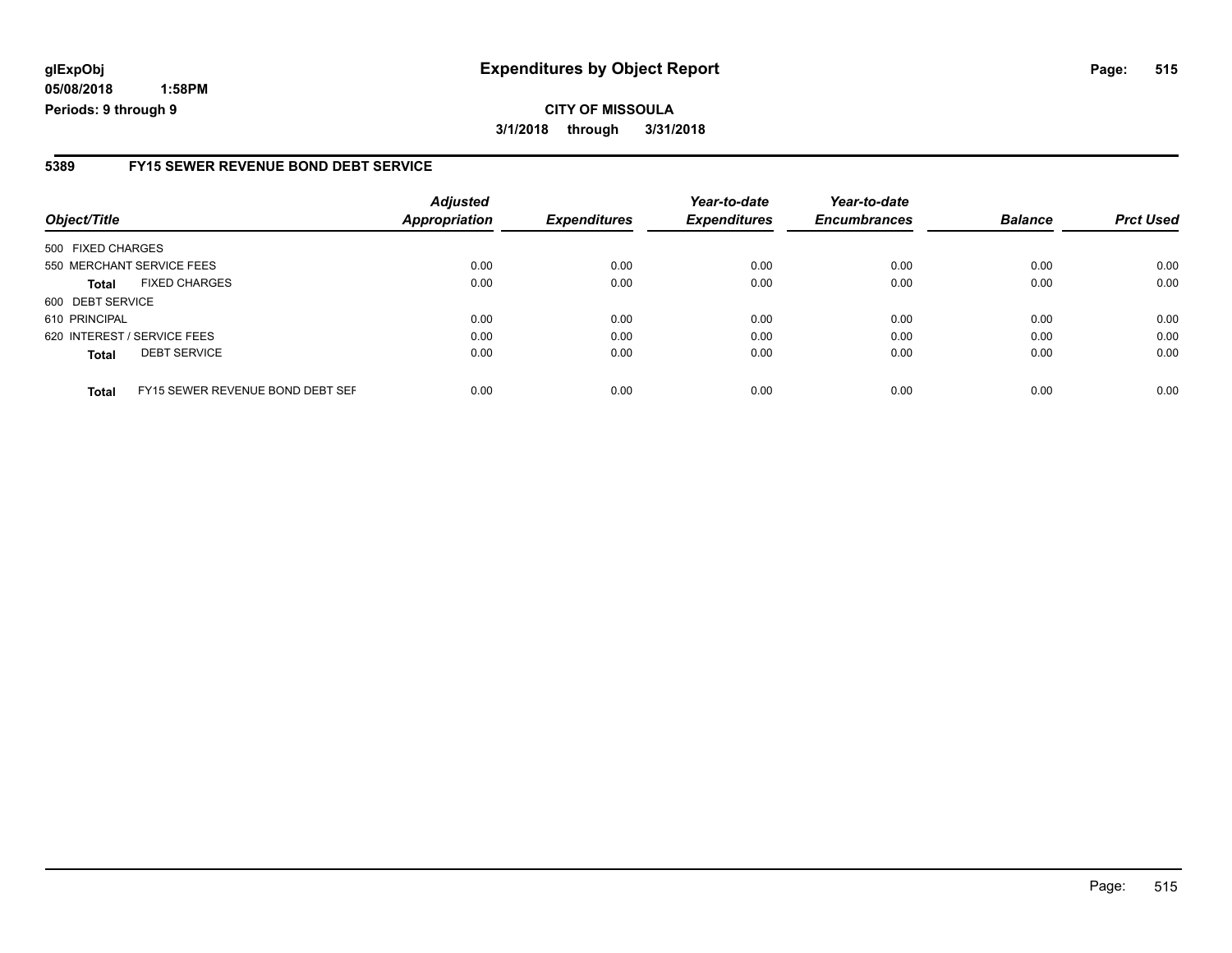**glExpObj** **Expenditures by Object Report**

**05/08/2018 1:58PM**

**Periods: 9 through 9**

**CITY OF MISSOULA**

**3/1/2018 through 3/31/2018**

## 5389 FY15 SEWER REVENUE BOND DEBT SERVICE

| Object/Title | | Adjusted Appropriation | Expenditures | Year-to-date Expenditures | Year-to-date Encumbrances | Balance | Prct Used |
|---|---|---|---|---|---|---|---|
| 500 FIXED CHARGES | | | | | | | |
| 550 MERCHANT SERVICE FEES | | 0.00 | 0.00 | 0.00 | 0.00 | 0.00 | 0.00 |
| **Total** | FIXED CHARGES | 0.00 | 0.00 | 0.00 | 0.00 | 0.00 | 0.00 |
| 600 DEBT SERVICE | | | | | | | |
| 610 PRINCIPAL | | 0.00 | 0.00 | 0.00 | 0.00 | 0.00 | 0.00 |
| 620 INTEREST / SERVICE FEES | | 0.00 | 0.00 | 0.00 | 0.00 | 0.00 | 0.00 |
| **Total** | DEBT SERVICE | 0.00 | 0.00 | 0.00 | 0.00 | 0.00 | 0.00 |
| **Total** | FY15 SEWER REVENUE BOND DEBT SEF | 0.00 | 0.00 | 0.00 | 0.00 | 0.00 | 0.00 |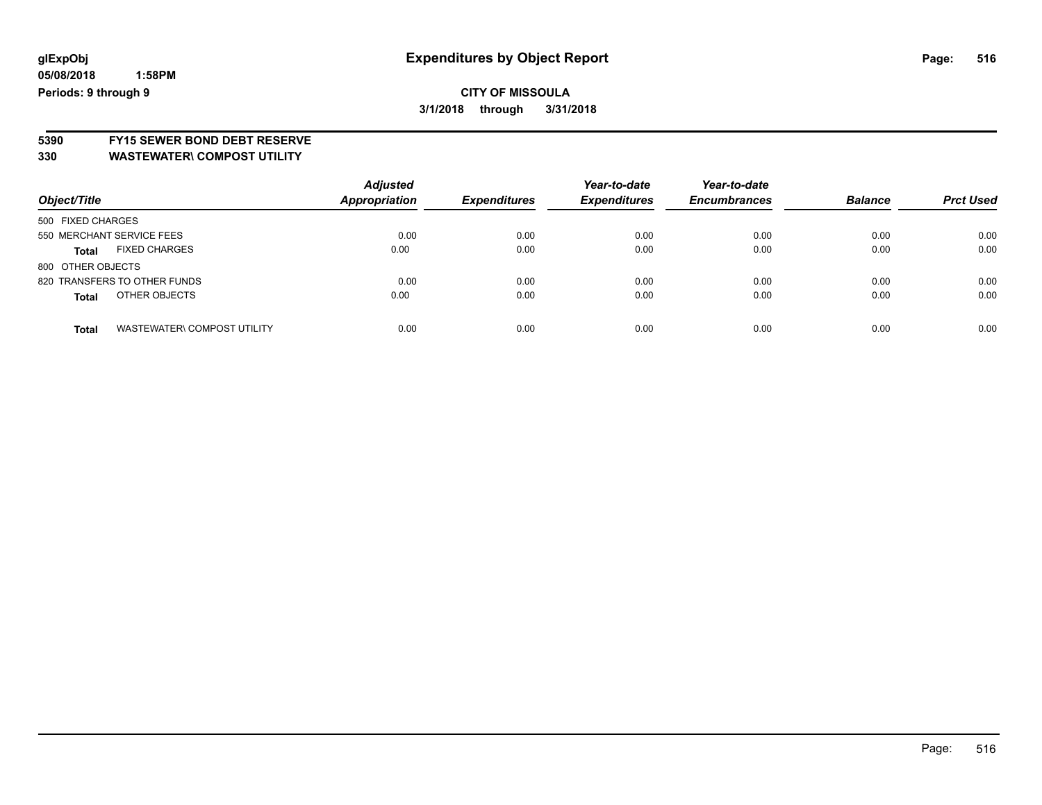glExpObj
05/08/2018 1:58PM
Periods: 9 through 9

# Expenditures by Object Report

**CITY OF MISSOULA**

**3/1/2018 through 3/31/2018**

**5390 FY15 SEWER BOND DEBT RESERVE**
**330 WASTEWATER\ COMPOST UTILITY**

| Object/Title | | Adjusted Appropriation | Expenditures | Year-to-date Expenditures | Year-to-date Encumbrances | Balance | Prct Used |
|---|---|---|---|---|---|---|---|
| 500 FIXED CHARGES | | | | | | | |
| 550 MERCHANT SERVICE FEES | | 0.00 | 0.00 | 0.00 | 0.00 | 0.00 | 0.00 |
| **Total** | FIXED CHARGES | 0.00 | 0.00 | 0.00 | 0.00 | 0.00 | 0.00 |
| 800 OTHER OBJECTS | | | | | | | |
| 820 TRANSFERS TO OTHER FUNDS | | 0.00 | 0.00 | 0.00 | 0.00 | 0.00 | 0.00 |
| **Total** | OTHER OBJECTS | 0.00 | 0.00 | 0.00 | 0.00 | 0.00 | 0.00 |
| **Total** | WASTEWATER\ COMPOST UTILITY | 0.00 | 0.00 | 0.00 | 0.00 | 0.00 | 0.00 |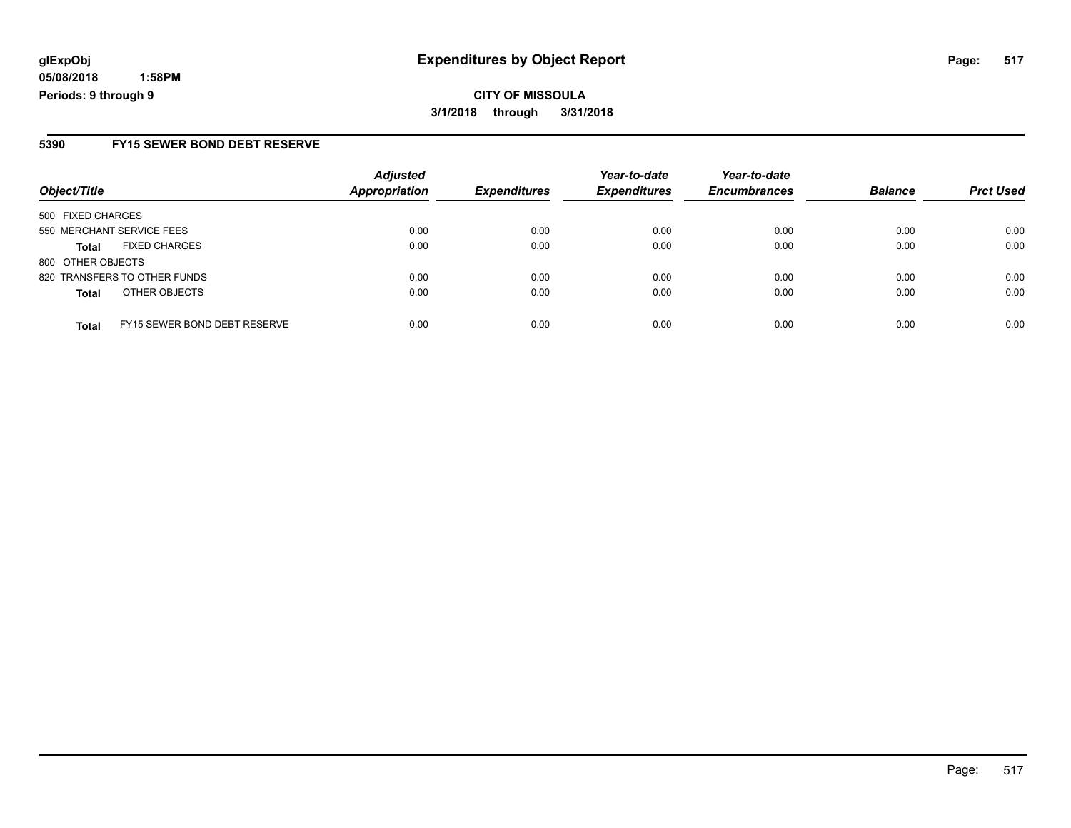# Expenditures by Object Report

**CITY OF MISSOULA**

**3/1/2018 through 3/31/2018**

glExpObj
05/08/2018 1:58PM
Periods: 9 through 9

## 5390 FY15 SEWER BOND DEBT RESERVE

| Object/Title | | Adjusted Appropriation | Expenditures | Year-to-date Expenditures | Year-to-date Encumbrances | Balance | Prct Used |
|---|---|---|---|---|---|---|---|
| 500 FIXED CHARGES | | | | | | | |
| 550 MERCHANT SERVICE FEES | | 0.00 | 0.00 | 0.00 | 0.00 | 0.00 | 0.00 |
| **Total** | FIXED CHARGES | 0.00 | 0.00 | 0.00 | 0.00 | 0.00 | 0.00 |
| 800 OTHER OBJECTS | | | | | | | |
| 820 TRANSFERS TO OTHER FUNDS | | 0.00 | 0.00 | 0.00 | 0.00 | 0.00 | 0.00 |
| **Total** | OTHER OBJECTS | 0.00 | 0.00 | 0.00 | 0.00 | 0.00 | 0.00 |
| **Total** | FY15 SEWER BOND DEBT RESERVE | 0.00 | 0.00 | 0.00 | 0.00 | 0.00 | 0.00 |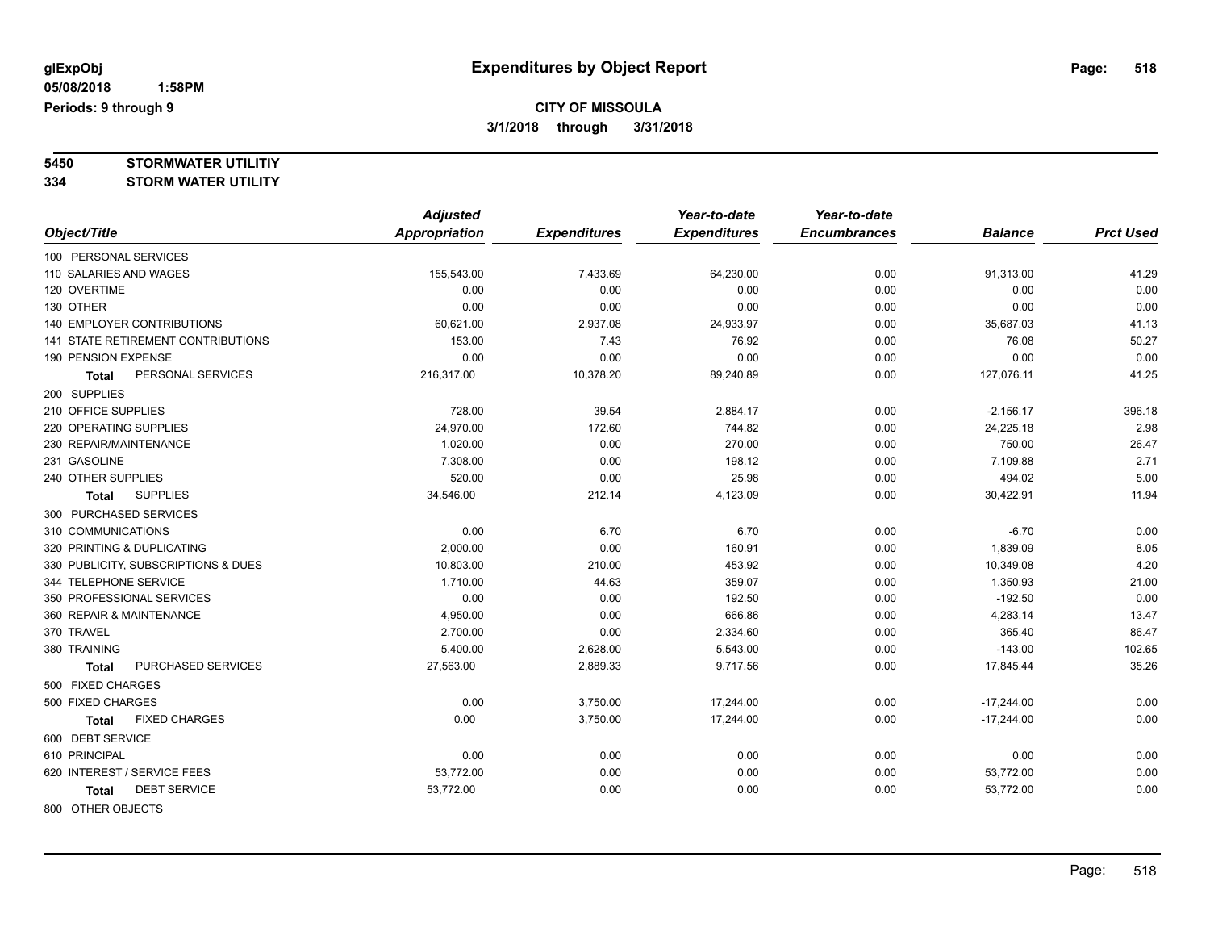glExpObj
05/08/2018 1:58PM
Periods: 9 through 9

# Expenditures by Object Report

**CITY OF MISSOULA**

**3/1/2018 through 3/31/2018**

**5450 STORMWATER UTILITIY**
**334 STORM WATER UTILITY**

| Object/Title | Adjusted Appropriation | Expenditures | Year-to-date Expenditures | Year-to-date Encumbrances | Balance | Prct Used |
|---|---|---|---|---|---|---|
| 100 PERSONAL SERVICES | | | | | | |
| 110 SALARIES AND WAGES | 155,543.00 | 7,433.69 | 64,230.00 | 0.00 | 91,313.00 | 41.29 |
| 120 OVERTIME | 0.00 | 0.00 | 0.00 | 0.00 | 0.00 | 0.00 |
| 130 OTHER | 0.00 | 0.00 | 0.00 | 0.00 | 0.00 | 0.00 |
| 140 EMPLOYER CONTRIBUTIONS | 60,621.00 | 2,937.08 | 24,933.97 | 0.00 | 35,687.03 | 41.13 |
| 141 STATE RETIREMENT CONTRIBUTIONS | 153.00 | 7.43 | 76.92 | 0.00 | 76.08 | 50.27 |
| 190 PENSION EXPENSE | 0.00 | 0.00 | 0.00 | 0.00 | 0.00 | 0.00 |
| **Total** PERSONAL SERVICES | 216,317.00 | 10,378.20 | 89,240.89 | 0.00 | 127,076.11 | 41.25 |
| 200 SUPPLIES | | | | | | |
| 210 OFFICE SUPPLIES | 728.00 | 39.54 | 2,884.17 | 0.00 | -2,156.17 | 396.18 |
| 220 OPERATING SUPPLIES | 24,970.00 | 172.60 | 744.82 | 0.00 | 24,225.18 | 2.98 |
| 230 REPAIR/MAINTENANCE | 1,020.00 | 0.00 | 270.00 | 0.00 | 750.00 | 26.47 |
| 231 GASOLINE | 7,308.00 | 0.00 | 198.12 | 0.00 | 7,109.88 | 2.71 |
| 240 OTHER SUPPLIES | 520.00 | 0.00 | 25.98 | 0.00 | 494.02 | 5.00 |
| **Total** SUPPLIES | 34,546.00 | 212.14 | 4,123.09 | 0.00 | 30,422.91 | 11.94 |
| 300 PURCHASED SERVICES | | | | | | |
| 310 COMMUNICATIONS | 0.00 | 6.70 | 6.70 | 0.00 | -6.70 | 0.00 |
| 320 PRINTING & DUPLICATING | 2,000.00 | 0.00 | 160.91 | 0.00 | 1,839.09 | 8.05 |
| 330 PUBLICITY, SUBSCRIPTIONS & DUES | 10,803.00 | 210.00 | 453.92 | 0.00 | 10,349.08 | 4.20 |
| 344 TELEPHONE SERVICE | 1,710.00 | 44.63 | 359.07 | 0.00 | 1,350.93 | 21.00 |
| 350 PROFESSIONAL SERVICES | 0.00 | 0.00 | 192.50 | 0.00 | -192.50 | 0.00 |
| 360 REPAIR & MAINTENANCE | 4,950.00 | 0.00 | 666.86 | 0.00 | 4,283.14 | 13.47 |
| 370 TRAVEL | 2,700.00 | 0.00 | 2,334.60 | 0.00 | 365.40 | 86.47 |
| 380 TRAINING | 5,400.00 | 2,628.00 | 5,543.00 | 0.00 | -143.00 | 102.65 |
| **Total** PURCHASED SERVICES | 27,563.00 | 2,889.33 | 9,717.56 | 0.00 | 17,845.44 | 35.26 |
| 500 FIXED CHARGES | | | | | | |
| 500 FIXED CHARGES | 0.00 | 3,750.00 | 17,244.00 | 0.00 | -17,244.00 | 0.00 |
| **Total** FIXED CHARGES | 0.00 | 3,750.00 | 17,244.00 | 0.00 | -17,244.00 | 0.00 |
| 600 DEBT SERVICE | | | | | | |
| 610 PRINCIPAL | 0.00 | 0.00 | 0.00 | 0.00 | 0.00 | 0.00 |
| 620 INTEREST / SERVICE FEES | 53,772.00 | 0.00 | 0.00 | 0.00 | 53,772.00 | 0.00 |
| **Total** DEBT SERVICE | 53,772.00 | 0.00 | 0.00 | 0.00 | 53,772.00 | 0.00 |
| 800 OTHER OBJECTS | | | | | | |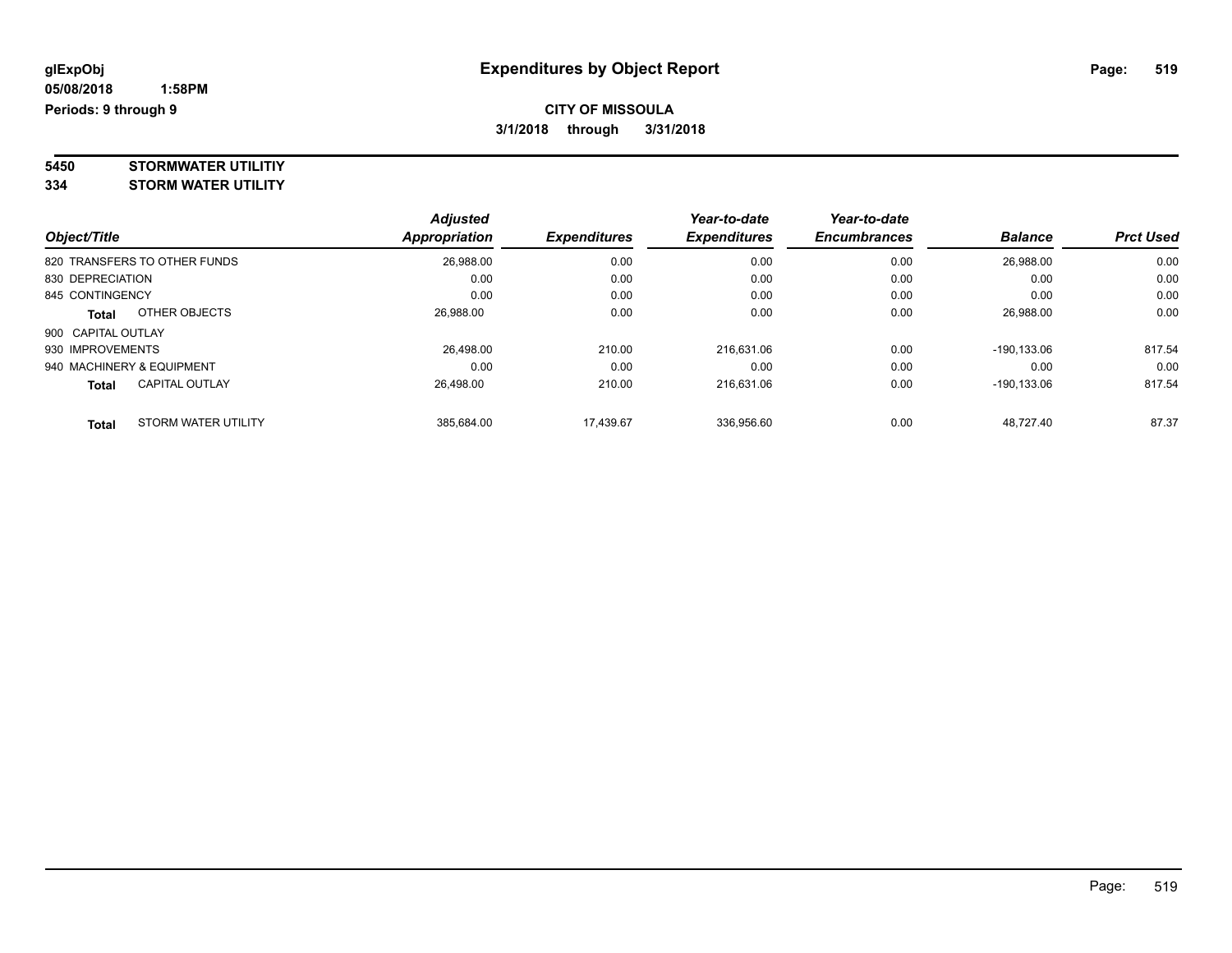# Expenditures by Object Report

glExpObj
05/08/2018 1:58PM
Periods: 9 through 9

**CITY OF MISSOULA**
**3/1/2018 through 3/31/2018**

**5450 STORMWATER UTILITIY**
**334 STORM WATER UTILITY**

| Object/Title | | Adjusted Appropriation | Expenditures | Year-to-date Expenditures | Year-to-date Encumbrances | Balance | Prct Used |
|---|---|---|---|---|---|---|---|
| 820 TRANSFERS TO OTHER FUNDS | | 26,988.00 | 0.00 | 0.00 | 0.00 | 26,988.00 | 0.00 |
| 830 DEPRECIATION | | 0.00 | 0.00 | 0.00 | 0.00 | 0.00 | 0.00 |
| 845 CONTINGENCY | | 0.00 | 0.00 | 0.00 | 0.00 | 0.00 | 0.00 |
| **Total** | OTHER OBJECTS | 26,988.00 | 0.00 | 0.00 | 0.00 | 26,988.00 | 0.00 |
| 900 CAPITAL OUTLAY | | | | | | | |
| 930 IMPROVEMENTS | | 26,498.00 | 210.00 | 216,631.06 | 0.00 | -190,133.06 | 817.54 |
| 940 MACHINERY & EQUIPMENT | | 0.00 | 0.00 | 0.00 | 0.00 | 0.00 | 0.00 |
| **Total** | CAPITAL OUTLAY | 26,498.00 | 210.00 | 216,631.06 | 0.00 | -190,133.06 | 817.54 |
| **Total** | STORM WATER UTILITY | 385,684.00 | 17,439.67 | 336,956.60 | 0.00 | 48,727.40 | 87.37 |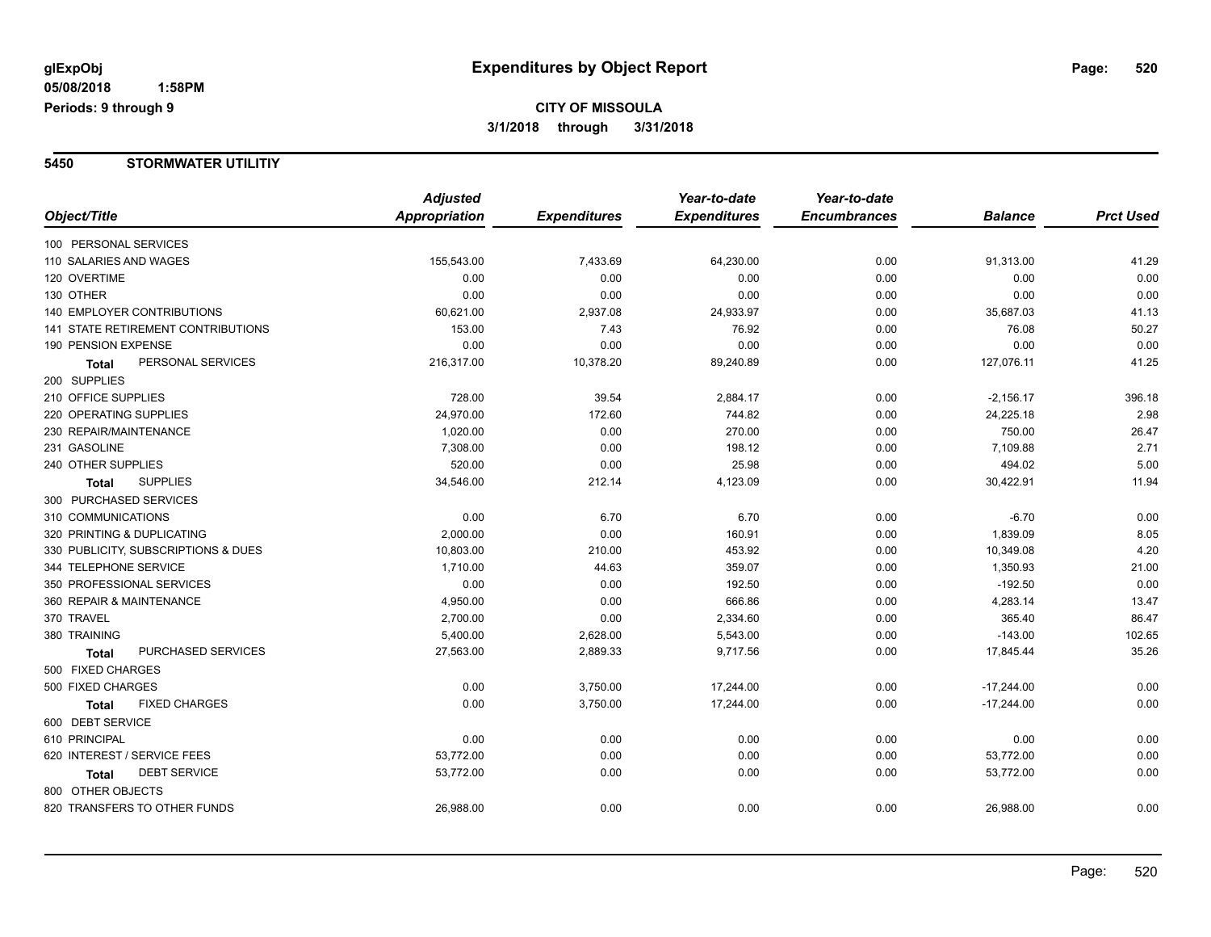# Expenditures by Object Report

glExpObj
05/08/2018 1:58PM
Periods: 9 through 9

**CITY OF MISSOULA**
**3/1/2018 through 3/31/2018**

## 5450 STORMWATER UTILITIY

| Object/Title | Adjusted Appropriation | Expenditures | Year-to-date Expenditures | Year-to-date Encumbrances | Balance | Prct Used |
|---|---|---|---|---|---|---|
| 100 PERSONAL SERVICES | | | | | | |
| 110 SALARIES AND WAGES | 155,543.00 | 7,433.69 | 64,230.00 | 0.00 | 91,313.00 | 41.29 |
| 120 OVERTIME | 0.00 | 0.00 | 0.00 | 0.00 | 0.00 | 0.00 |
| 130 OTHER | 0.00 | 0.00 | 0.00 | 0.00 | 0.00 | 0.00 |
| 140 EMPLOYER CONTRIBUTIONS | 60,621.00 | 2,937.08 | 24,933.97 | 0.00 | 35,687.03 | 41.13 |
| 141 STATE RETIREMENT CONTRIBUTIONS | 153.00 | 7.43 | 76.92 | 0.00 | 76.08 | 50.27 |
| 190 PENSION EXPENSE | 0.00 | 0.00 | 0.00 | 0.00 | 0.00 | 0.00 |
| **Total** PERSONAL SERVICES | 216,317.00 | 10,378.20 | 89,240.89 | 0.00 | 127,076.11 | 41.25 |
| 200 SUPPLIES | | | | | | |
| 210 OFFICE SUPPLIES | 728.00 | 39.54 | 2,884.17 | 0.00 | -2,156.17 | 396.18 |
| 220 OPERATING SUPPLIES | 24,970.00 | 172.60 | 744.82 | 0.00 | 24,225.18 | 2.98 |
| 230 REPAIR/MAINTENANCE | 1,020.00 | 0.00 | 270.00 | 0.00 | 750.00 | 26.47 |
| 231 GASOLINE | 7,308.00 | 0.00 | 198.12 | 0.00 | 7,109.88 | 2.71 |
| 240 OTHER SUPPLIES | 520.00 | 0.00 | 25.98 | 0.00 | 494.02 | 5.00 |
| **Total** SUPPLIES | 34,546.00 | 212.14 | 4,123.09 | 0.00 | 30,422.91 | 11.94 |
| 300 PURCHASED SERVICES | | | | | | |
| 310 COMMUNICATIONS | 0.00 | 6.70 | 6.70 | 0.00 | -6.70 | 0.00 |
| 320 PRINTING & DUPLICATING | 2,000.00 | 0.00 | 160.91 | 0.00 | 1,839.09 | 8.05 |
| 330 PUBLICITY, SUBSCRIPTIONS & DUES | 10,803.00 | 210.00 | 453.92 | 0.00 | 10,349.08 | 4.20 |
| 344 TELEPHONE SERVICE | 1,710.00 | 44.63 | 359.07 | 0.00 | 1,350.93 | 21.00 |
| 350 PROFESSIONAL SERVICES | 0.00 | 0.00 | 192.50 | 0.00 | -192.50 | 0.00 |
| 360 REPAIR & MAINTENANCE | 4,950.00 | 0.00 | 666.86 | 0.00 | 4,283.14 | 13.47 |
| 370 TRAVEL | 2,700.00 | 0.00 | 2,334.60 | 0.00 | 365.40 | 86.47 |
| 380 TRAINING | 5,400.00 | 2,628.00 | 5,543.00 | 0.00 | -143.00 | 102.65 |
| **Total** PURCHASED SERVICES | 27,563.00 | 2,889.33 | 9,717.56 | 0.00 | 17,845.44 | 35.26 |
| 500 FIXED CHARGES | | | | | | |
| 500 FIXED CHARGES | 0.00 | 3,750.00 | 17,244.00 | 0.00 | -17,244.00 | 0.00 |
| **Total** FIXED CHARGES | 0.00 | 3,750.00 | 17,244.00 | 0.00 | -17,244.00 | 0.00 |
| 600 DEBT SERVICE | | | | | | |
| 610 PRINCIPAL | 0.00 | 0.00 | 0.00 | 0.00 | 0.00 | 0.00 |
| 620 INTEREST / SERVICE FEES | 53,772.00 | 0.00 | 0.00 | 0.00 | 53,772.00 | 0.00 |
| **Total** DEBT SERVICE | 53,772.00 | 0.00 | 0.00 | 0.00 | 53,772.00 | 0.00 |
| 800 OTHER OBJECTS | | | | | | |
| 820 TRANSFERS TO OTHER FUNDS | 26,988.00 | 0.00 | 0.00 | 0.00 | 26,988.00 | 0.00 |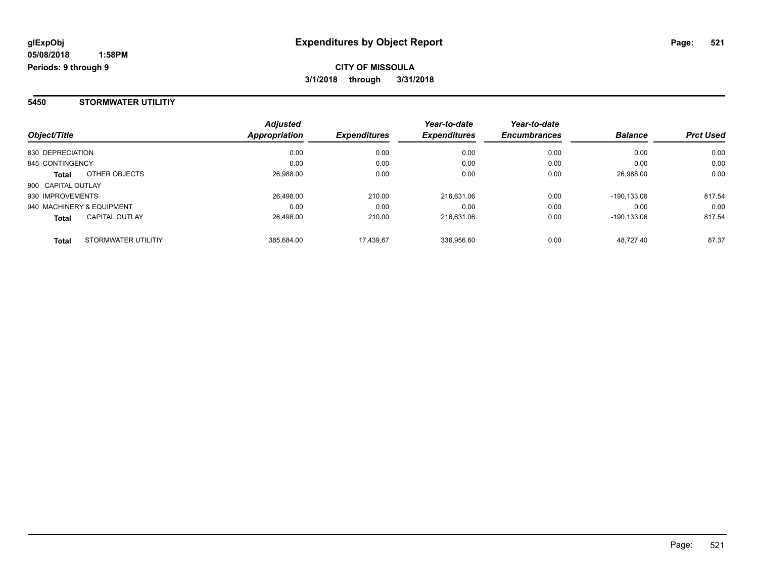**glExpObj**
**05/08/2018 1:58PM**
**Periods: 9 through 9**

# Expenditures by Object Report

**CITY OF MISSOULA**
**3/1/2018 through 3/31/2018**

## 5450 STORMWATER UTILITIY

| Object/Title | | Adjusted Appropriation | Expenditures | Year-to-date Expenditures | Year-to-date Encumbrances | Balance | Prct Used |
|---|---|---|---|---|---|---|---|
| 830 DEPRECIATION | | 0.00 | 0.00 | 0.00 | 0.00 | 0.00 | 0.00 |
| 845 CONTINGENCY | | 0.00 | 0.00 | 0.00 | 0.00 | 0.00 | 0.00 |
| **Total** | OTHER OBJECTS | 26,988.00 | 0.00 | 0.00 | 0.00 | 26,988.00 | 0.00 |
| 900 CAPITAL OUTLAY | | | | | | | |
| 930 IMPROVEMENTS | | 26,498.00 | 210.00 | 216,631.06 | 0.00 | -190,133.06 | 817.54 |
| 940 MACHINERY & EQUIPMENT | | 0.00 | 0.00 | 0.00 | 0.00 | 0.00 | 0.00 |
| **Total** | CAPITAL OUTLAY | 26,498.00 | 210.00 | 216,631.06 | 0.00 | -190,133.06 | 817.54 |
| **Total** | STORMWATER UTILITIY | 385,684.00 | 17,439.67 | 336,956.60 | 0.00 | 48,727.40 | 87.37 |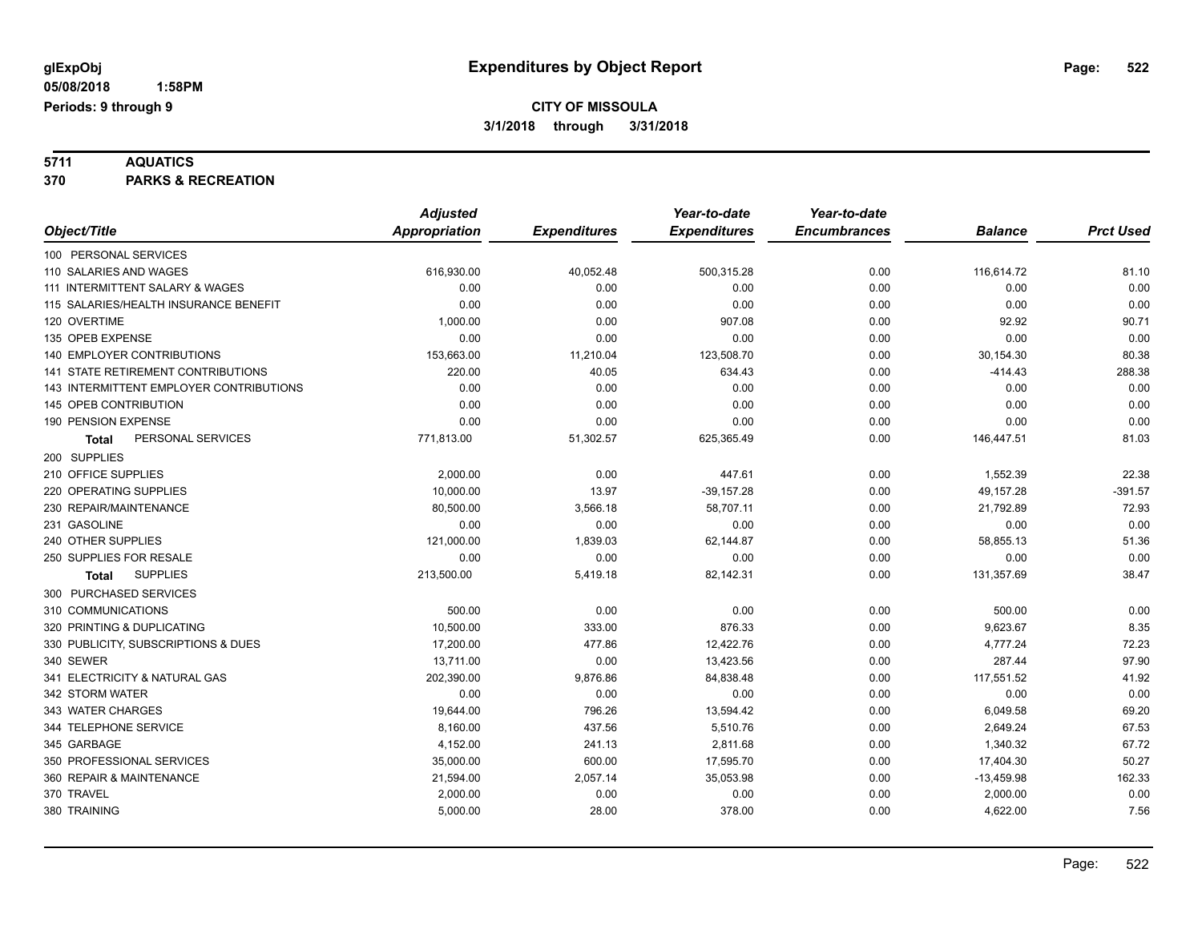**glExpObj** **Expenditures by Object Report**

**05/08/2018 1:58PM**

**Periods: 9 through 9**

**CITY OF MISSOULA**

**3/1/2018 through 3/31/2018**

## 5711 AQUATICS
## 370 PARKS & RECREATION

| Object/Title | Adjusted Appropriation | Expenditures | Year-to-date Expenditures | Year-to-date Encumbrances | Balance | Prct Used |
|---|---|---|---|---|---|---|
| 100 PERSONAL SERVICES | | | | | | |
| 110 SALARIES AND WAGES | 616,930.00 | 40,052.48 | 500,315.28 | 0.00 | 116,614.72 | 81.10 |
| 111 INTERMITTENT SALARY & WAGES | 0.00 | 0.00 | 0.00 | 0.00 | 0.00 | 0.00 |
| 115 SALARIES/HEALTH INSURANCE BENEFIT | 0.00 | 0.00 | 0.00 | 0.00 | 0.00 | 0.00 |
| 120 OVERTIME | 1,000.00 | 0.00 | 907.08 | 0.00 | 92.92 | 90.71 |
| 135 OPEB EXPENSE | 0.00 | 0.00 | 0.00 | 0.00 | 0.00 | 0.00 |
| 140 EMPLOYER CONTRIBUTIONS | 153,663.00 | 11,210.04 | 123,508.70 | 0.00 | 30,154.30 | 80.38 |
| 141 STATE RETIREMENT CONTRIBUTIONS | 220.00 | 40.05 | 634.43 | 0.00 | -414.43 | 288.38 |
| 143 INTERMITTENT EMPLOYER CONTRIBUTIONS | 0.00 | 0.00 | 0.00 | 0.00 | 0.00 | 0.00 |
| 145 OPEB CONTRIBUTION | 0.00 | 0.00 | 0.00 | 0.00 | 0.00 | 0.00 |
| 190 PENSION EXPENSE | 0.00 | 0.00 | 0.00 | 0.00 | 0.00 | 0.00 |
| **Total** PERSONAL SERVICES | 771,813.00 | 51,302.57 | 625,365.49 | 0.00 | 146,447.51 | 81.03 |
| 200 SUPPLIES | | | | | | |
| 210 OFFICE SUPPLIES | 2,000.00 | 0.00 | 447.61 | 0.00 | 1,552.39 | 22.38 |
| 220 OPERATING SUPPLIES | 10,000.00 | 13.97 | -39,157.28 | 0.00 | 49,157.28 | -391.57 |
| 230 REPAIR/MAINTENANCE | 80,500.00 | 3,566.18 | 58,707.11 | 0.00 | 21,792.89 | 72.93 |
| 231 GASOLINE | 0.00 | 0.00 | 0.00 | 0.00 | 0.00 | 0.00 |
| 240 OTHER SUPPLIES | 121,000.00 | 1,839.03 | 62,144.87 | 0.00 | 58,855.13 | 51.36 |
| 250 SUPPLIES FOR RESALE | 0.00 | 0.00 | 0.00 | 0.00 | 0.00 | 0.00 |
| **Total** SUPPLIES | 213,500.00 | 5,419.18 | 82,142.31 | 0.00 | 131,357.69 | 38.47 |
| 300 PURCHASED SERVICES | | | | | | |
| 310 COMMUNICATIONS | 500.00 | 0.00 | 0.00 | 0.00 | 500.00 | 0.00 |
| 320 PRINTING & DUPLICATING | 10,500.00 | 333.00 | 876.33 | 0.00 | 9,623.67 | 8.35 |
| 330 PUBLICITY, SUBSCRIPTIONS & DUES | 17,200.00 | 477.86 | 12,422.76 | 0.00 | 4,777.24 | 72.23 |
| 340 SEWER | 13,711.00 | 0.00 | 13,423.56 | 0.00 | 287.44 | 97.90 |
| 341 ELECTRICITY & NATURAL GAS | 202,390.00 | 9,876.86 | 84,838.48 | 0.00 | 117,551.52 | 41.92 |
| 342 STORM WATER | 0.00 | 0.00 | 0.00 | 0.00 | 0.00 | 0.00 |
| 343 WATER CHARGES | 19,644.00 | 796.26 | 13,594.42 | 0.00 | 6,049.58 | 69.20 |
| 344 TELEPHONE SERVICE | 8,160.00 | 437.56 | 5,510.76 | 0.00 | 2,649.24 | 67.53 |
| 345 GARBAGE | 4,152.00 | 241.13 | 2,811.68 | 0.00 | 1,340.32 | 67.72 |
| 350 PROFESSIONAL SERVICES | 35,000.00 | 600.00 | 17,595.70 | 0.00 | 17,404.30 | 50.27 |
| 360 REPAIR & MAINTENANCE | 21,594.00 | 2,057.14 | 35,053.98 | 0.00 | -13,459.98 | 162.33 |
| 370 TRAVEL | 2,000.00 | 0.00 | 0.00 | 0.00 | 2,000.00 | 0.00 |
| 380 TRAINING | 5,000.00 | 28.00 | 378.00 | 0.00 | 4,622.00 | 7.56 |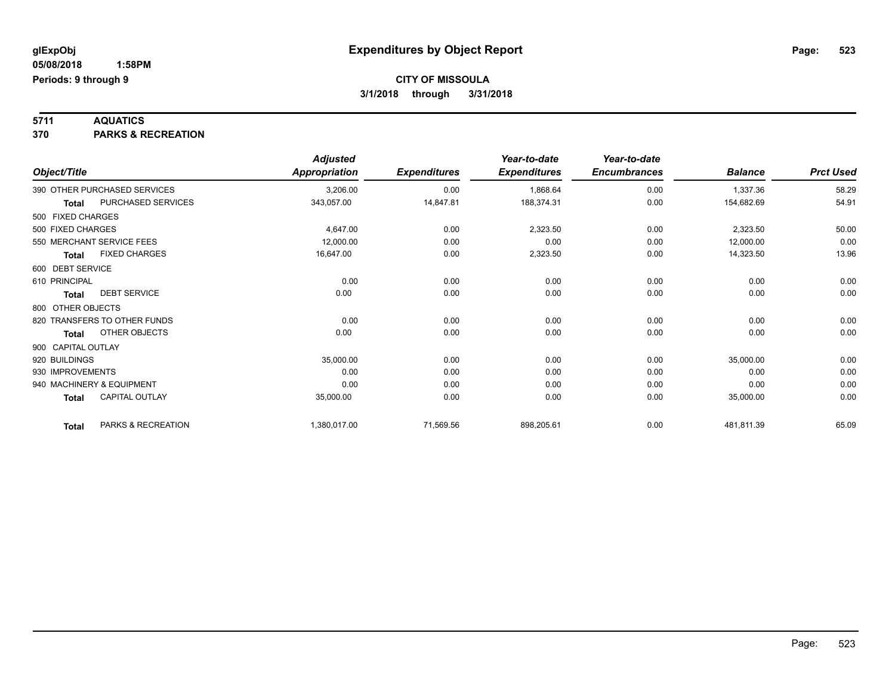glExpObj
05/08/2018 1:58PM
Periods: 9 through 9

# Expenditures by Object Report

**CITY OF MISSOULA**
**3/1/2018 through 3/31/2018**

**5711 AQUATICS**
**370 PARKS & RECREATION**

| Object/Title | | Adjusted Appropriation | Expenditures | Year-to-date Expenditures | Year-to-date Encumbrances | Balance | Prct Used |
|---|---|---|---|---|---|---|---|
| 390 OTHER PURCHASED SERVICES | | 3,206.00 | 0.00 | 1,868.64 | 0.00 | 1,337.36 | 58.29 |
| **Total** | PURCHASED SERVICES | 343,057.00 | 14,847.81 | 188,374.31 | 0.00 | 154,682.69 | 54.91 |
| 500 FIXED CHARGES | | | | | | | |
| 500 FIXED CHARGES | | 4,647.00 | 0.00 | 2,323.50 | 0.00 | 2,323.50 | 50.00 |
| 550 MERCHANT SERVICE FEES | | 12,000.00 | 0.00 | 0.00 | 0.00 | 12,000.00 | 0.00 |
| **Total** | FIXED CHARGES | 16,647.00 | 0.00 | 2,323.50 | 0.00 | 14,323.50 | 13.96 |
| 600 DEBT SERVICE | | | | | | | |
| 610 PRINCIPAL | | 0.00 | 0.00 | 0.00 | 0.00 | 0.00 | 0.00 |
| **Total** | DEBT SERVICE | 0.00 | 0.00 | 0.00 | 0.00 | 0.00 | 0.00 |
| 800 OTHER OBJECTS | | | | | | | |
| 820 TRANSFERS TO OTHER FUNDS | | 0.00 | 0.00 | 0.00 | 0.00 | 0.00 | 0.00 |
| **Total** | OTHER OBJECTS | 0.00 | 0.00 | 0.00 | 0.00 | 0.00 | 0.00 |
| 900 CAPITAL OUTLAY | | | | | | | |
| 920 BUILDINGS | | 35,000.00 | 0.00 | 0.00 | 0.00 | 35,000.00 | 0.00 |
| 930 IMPROVEMENTS | | 0.00 | 0.00 | 0.00 | 0.00 | 0.00 | 0.00 |
| 940 MACHINERY & EQUIPMENT | | 0.00 | 0.00 | 0.00 | 0.00 | 0.00 | 0.00 |
| **Total** | CAPITAL OUTLAY | 35,000.00 | 0.00 | 0.00 | 0.00 | 35,000.00 | 0.00 |
| **Total** | PARKS & RECREATION | 1,380,017.00 | 71,569.56 | 898,205.61 | 0.00 | 481,811.39 | 65.09 |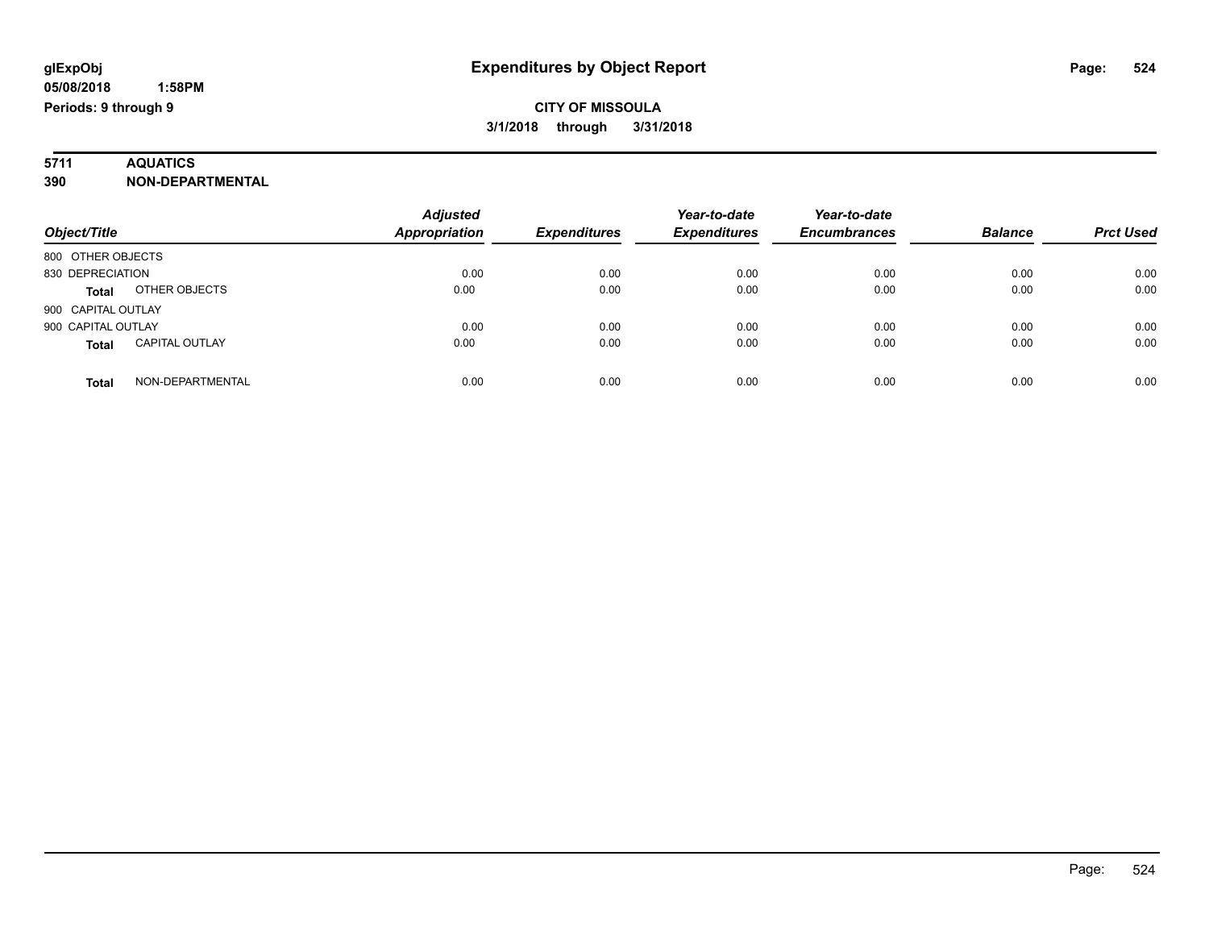**glExpObj**
**05/08/2018 1:58PM**
**Periods: 9 through 9**

# Expenditures by Object Report

**CITY OF MISSOULA**
**3/1/2018 through 3/31/2018**

**5711 AQUATICS**
**390 NON-DEPARTMENTAL**

| Object/Title | | Adjusted Appropriation | Expenditures | Year-to-date Expenditures | Year-to-date Encumbrances | Balance | Prct Used |
|---|---|---|---|---|---|---|---|
| 800 OTHER OBJECTS | | | | | | | |
| 830 DEPRECIATION | | 0.00 | 0.00 | 0.00 | 0.00 | 0.00 | 0.00 |
| **Total** | OTHER OBJECTS | 0.00 | 0.00 | 0.00 | 0.00 | 0.00 | 0.00 |
| 900 CAPITAL OUTLAY | | | | | | | |
| 900 CAPITAL OUTLAY | | 0.00 | 0.00 | 0.00 | 0.00 | 0.00 | 0.00 |
| **Total** | CAPITAL OUTLAY | 0.00 | 0.00 | 0.00 | 0.00 | 0.00 | 0.00 |
| **Total** | NON-DEPARTMENTAL | 0.00 | 0.00 | 0.00 | 0.00 | 0.00 | 0.00 |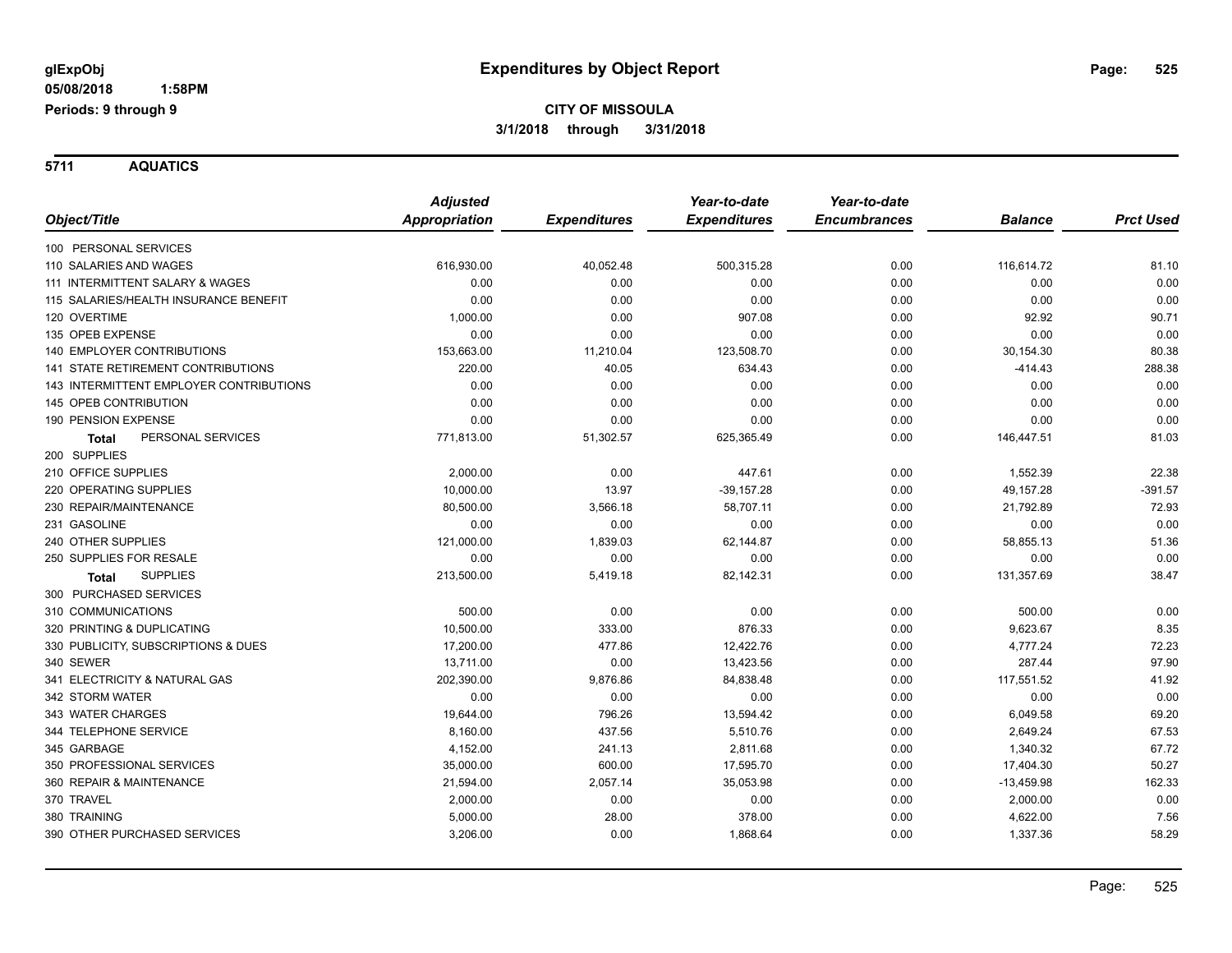**glExpObj**
**05/08/2018 1:58PM**
**Periods: 9 through 9**

# Expenditures by Object Report

**CITY OF MISSOULA**
**3/1/2018 through 3/31/2018**

## 5711 AQUATICS

| Object/Title | Adjusted Appropriation | Expenditures | Year-to-date Expenditures | Year-to-date Encumbrances | Balance | Prct Used |
|---|---|---|---|---|---|---|
| 100 PERSONAL SERVICES | | | | | | |
| 110 SALARIES AND WAGES | 616,930.00 | 40,052.48 | 500,315.28 | 0.00 | 116,614.72 | 81.10 |
| 111 INTERMITTENT SALARY & WAGES | 0.00 | 0.00 | 0.00 | 0.00 | 0.00 | 0.00 |
| 115 SALARIES/HEALTH INSURANCE BENEFIT | 0.00 | 0.00 | 0.00 | 0.00 | 0.00 | 0.00 |
| 120 OVERTIME | 1,000.00 | 0.00 | 907.08 | 0.00 | 92.92 | 90.71 |
| 135 OPEB EXPENSE | 0.00 | 0.00 | 0.00 | 0.00 | 0.00 | 0.00 |
| 140 EMPLOYER CONTRIBUTIONS | 153,663.00 | 11,210.04 | 123,508.70 | 0.00 | 30,154.30 | 80.38 |
| 141 STATE RETIREMENT CONTRIBUTIONS | 220.00 | 40.05 | 634.43 | 0.00 | -414.43 | 288.38 |
| 143 INTERMITTENT EMPLOYER CONTRIBUTIONS | 0.00 | 0.00 | 0.00 | 0.00 | 0.00 | 0.00 |
| 145 OPEB CONTRIBUTION | 0.00 | 0.00 | 0.00 | 0.00 | 0.00 | 0.00 |
| 190 PENSION EXPENSE | 0.00 | 0.00 | 0.00 | 0.00 | 0.00 | 0.00 |
| **Total** PERSONAL SERVICES | 771,813.00 | 51,302.57 | 625,365.49 | 0.00 | 146,447.51 | 81.03 |
| 200 SUPPLIES | | | | | | |
| 210 OFFICE SUPPLIES | 2,000.00 | 0.00 | 447.61 | 0.00 | 1,552.39 | 22.38 |
| 220 OPERATING SUPPLIES | 10,000.00 | 13.97 | -39,157.28 | 0.00 | 49,157.28 | -391.57 |
| 230 REPAIR/MAINTENANCE | 80,500.00 | 3,566.18 | 58,707.11 | 0.00 | 21,792.89 | 72.93 |
| 231 GASOLINE | 0.00 | 0.00 | 0.00 | 0.00 | 0.00 | 0.00 |
| 240 OTHER SUPPLIES | 121,000.00 | 1,839.03 | 62,144.87 | 0.00 | 58,855.13 | 51.36 |
| 250 SUPPLIES FOR RESALE | 0.00 | 0.00 | 0.00 | 0.00 | 0.00 | 0.00 |
| **Total** SUPPLIES | 213,500.00 | 5,419.18 | 82,142.31 | 0.00 | 131,357.69 | 38.47 |
| 300 PURCHASED SERVICES | | | | | | |
| 310 COMMUNICATIONS | 500.00 | 0.00 | 0.00 | 0.00 | 500.00 | 0.00 |
| 320 PRINTING & DUPLICATING | 10,500.00 | 333.00 | 876.33 | 0.00 | 9,623.67 | 8.35 |
| 330 PUBLICITY, SUBSCRIPTIONS & DUES | 17,200.00 | 477.86 | 12,422.76 | 0.00 | 4,777.24 | 72.23 |
| 340 SEWER | 13,711.00 | 0.00 | 13,423.56 | 0.00 | 287.44 | 97.90 |
| 341 ELECTRICITY & NATURAL GAS | 202,390.00 | 9,876.86 | 84,838.48 | 0.00 | 117,551.52 | 41.92 |
| 342 STORM WATER | 0.00 | 0.00 | 0.00 | 0.00 | 0.00 | 0.00 |
| 343 WATER CHARGES | 19,644.00 | 796.26 | 13,594.42 | 0.00 | 6,049.58 | 69.20 |
| 344 TELEPHONE SERVICE | 8,160.00 | 437.56 | 5,510.76 | 0.00 | 2,649.24 | 67.53 |
| 345 GARBAGE | 4,152.00 | 241.13 | 2,811.68 | 0.00 | 1,340.32 | 67.72 |
| 350 PROFESSIONAL SERVICES | 35,000.00 | 600.00 | 17,595.70 | 0.00 | 17,404.30 | 50.27 |
| 360 REPAIR & MAINTENANCE | 21,594.00 | 2,057.14 | 35,053.98 | 0.00 | -13,459.98 | 162.33 |
| 370 TRAVEL | 2,000.00 | 0.00 | 0.00 | 0.00 | 2,000.00 | 0.00 |
| 380 TRAINING | 5,000.00 | 28.00 | 378.00 | 0.00 | 4,622.00 | 7.56 |
| 390 OTHER PURCHASED SERVICES | 3,206.00 | 0.00 | 1,868.64 | 0.00 | 1,337.36 | 58.29 |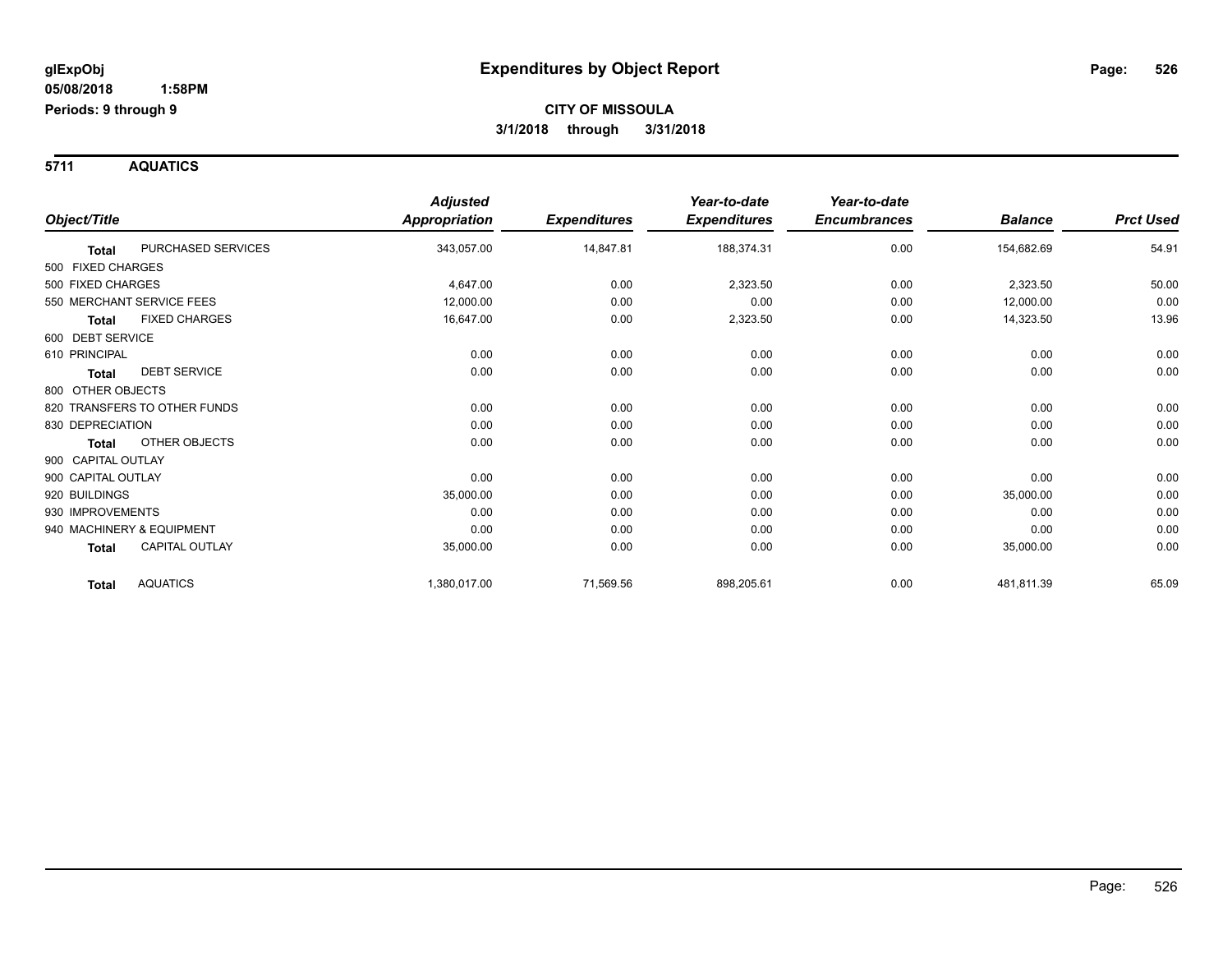# Expenditures by Object Report

glExpObj
05/08/2018 1:58PM
Periods: 9 through 9

**CITY OF MISSOULA**
**3/1/2018 through 3/31/2018**

## 5711 AQUATICS

| Object/Title | | Adjusted Appropriation | Expenditures | Year-to-date Expenditures | Year-to-date Encumbrances | Balance | Prct Used |
|---|---|---|---|---|---|---|---|
| **Total** | PURCHASED SERVICES | 343,057.00 | 14,847.81 | 188,374.31 | 0.00 | 154,682.69 | 54.91 |
| 500 FIXED CHARGES | | | | | | | |
| 500 FIXED CHARGES | | 4,647.00 | 0.00 | 2,323.50 | 0.00 | 2,323.50 | 50.00 |
| 550 MERCHANT SERVICE FEES | | 12,000.00 | 0.00 | 0.00 | 0.00 | 12,000.00 | 0.00 |
| **Total** | FIXED CHARGES | 16,647.00 | 0.00 | 2,323.50 | 0.00 | 14,323.50 | 13.96 |
| 600 DEBT SERVICE | | | | | | | |
| 610 PRINCIPAL | | 0.00 | 0.00 | 0.00 | 0.00 | 0.00 | 0.00 |
| **Total** | DEBT SERVICE | 0.00 | 0.00 | 0.00 | 0.00 | 0.00 | 0.00 |
| 800 OTHER OBJECTS | | | | | | | |
| 820 TRANSFERS TO OTHER FUNDS | | 0.00 | 0.00 | 0.00 | 0.00 | 0.00 | 0.00 |
| 830 DEPRECIATION | | 0.00 | 0.00 | 0.00 | 0.00 | 0.00 | 0.00 |
| **Total** | OTHER OBJECTS | 0.00 | 0.00 | 0.00 | 0.00 | 0.00 | 0.00 |
| 900 CAPITAL OUTLAY | | | | | | | |
| 900 CAPITAL OUTLAY | | 0.00 | 0.00 | 0.00 | 0.00 | 0.00 | 0.00 |
| 920 BUILDINGS | | 35,000.00 | 0.00 | 0.00 | 0.00 | 35,000.00 | 0.00 |
| 930 IMPROVEMENTS | | 0.00 | 0.00 | 0.00 | 0.00 | 0.00 | 0.00 |
| 940 MACHINERY & EQUIPMENT | | 0.00 | 0.00 | 0.00 | 0.00 | 0.00 | 0.00 |
| **Total** | CAPITAL OUTLAY | 35,000.00 | 0.00 | 0.00 | 0.00 | 35,000.00 | 0.00 |
| **Total** | AQUATICS | 1,380,017.00 | 71,569.56 | 898,205.61 | 0.00 | 481,811.39 | 65.09 |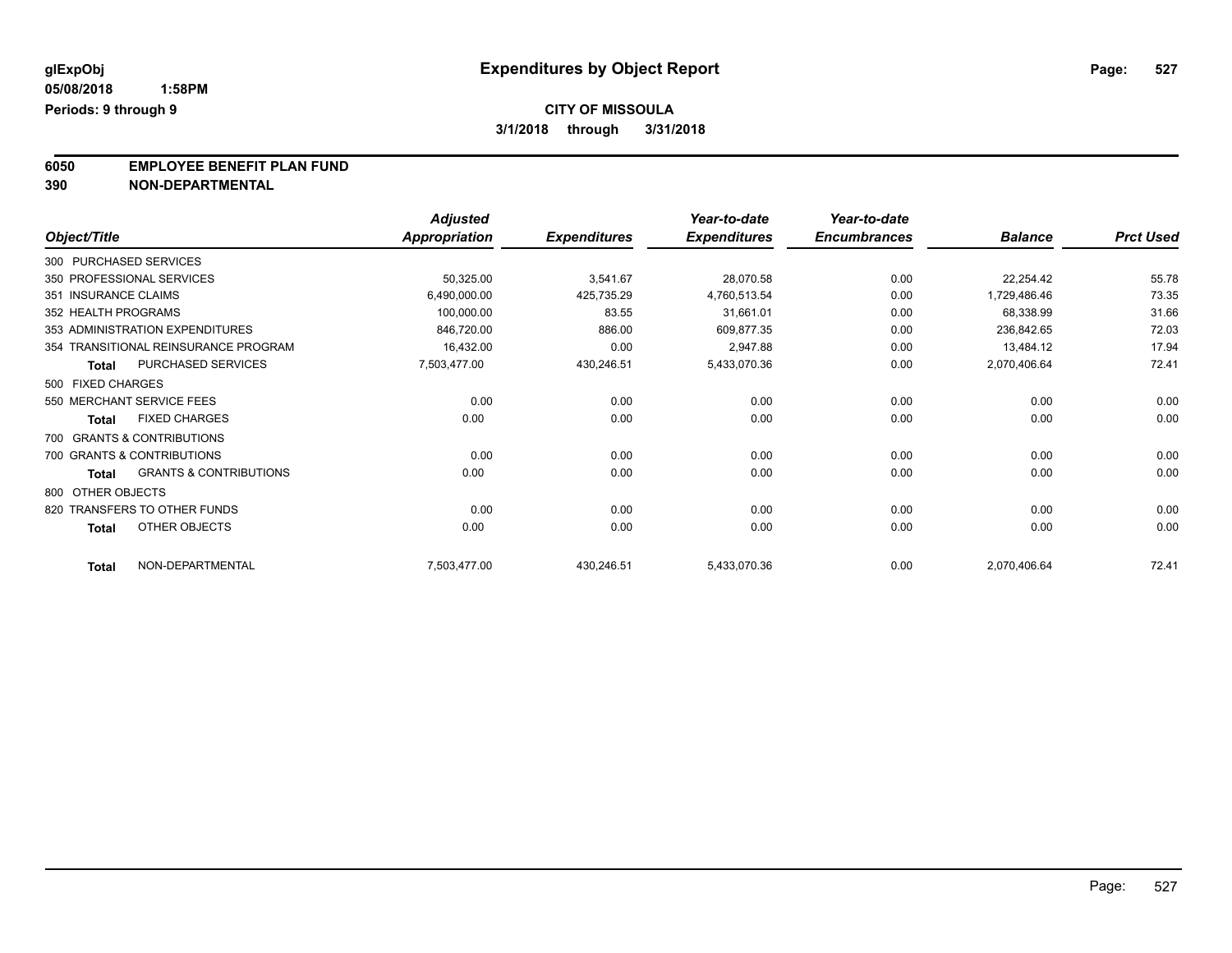# Expenditures by Object Report

glExpObj
05/08/2018 1:58PM
Periods: 9 through 9

**CITY OF MISSOULA**
**3/1/2018 through 3/31/2018**

**6050 EMPLOYEE BENEFIT PLAN FUND**
**390 NON-DEPARTMENTAL**

| Object/Title | Adjusted Appropriation | Expenditures | Year-to-date Expenditures | Year-to-date Encumbrances | Balance | Prct Used |
|---|---|---|---|---|---|---|
| 300 PURCHASED SERVICES | | | | | | |
| 350 PROFESSIONAL SERVICES | 50,325.00 | 3,541.67 | 28,070.58 | 0.00 | 22,254.42 | 55.78 |
| 351 INSURANCE CLAIMS | 6,490,000.00 | 425,735.29 | 4,760,513.54 | 0.00 | 1,729,486.46 | 73.35 |
| 352 HEALTH PROGRAMS | 100,000.00 | 83.55 | 31,661.01 | 0.00 | 68,338.99 | 31.66 |
| 353 ADMINISTRATION EXPENDITURES | 846,720.00 | 886.00 | 609,877.35 | 0.00 | 236,842.65 | 72.03 |
| 354 TRANSITIONAL REINSURANCE PROGRAM | 16,432.00 | 0.00 | 2,947.88 | 0.00 | 13,484.12 | 17.94 |
| **Total** PURCHASED SERVICES | 7,503,477.00 | 430,246.51 | 5,433,070.36 | 0.00 | 2,070,406.64 | 72.41 |
| 500 FIXED CHARGES | | | | | | |
| 550 MERCHANT SERVICE FEES | 0.00 | 0.00 | 0.00 | 0.00 | 0.00 | 0.00 |
| **Total** FIXED CHARGES | 0.00 | 0.00 | 0.00 | 0.00 | 0.00 | 0.00 |
| 700 GRANTS & CONTRIBUTIONS | | | | | | |
| 700 GRANTS & CONTRIBUTIONS | 0.00 | 0.00 | 0.00 | 0.00 | 0.00 | 0.00 |
| **Total** GRANTS & CONTRIBUTIONS | 0.00 | 0.00 | 0.00 | 0.00 | 0.00 | 0.00 |
| 800 OTHER OBJECTS | | | | | | |
| 820 TRANSFERS TO OTHER FUNDS | 0.00 | 0.00 | 0.00 | 0.00 | 0.00 | 0.00 |
| **Total** OTHER OBJECTS | 0.00 | 0.00 | 0.00 | 0.00 | 0.00 | 0.00 |
| **Total** NON-DEPARTMENTAL | 7,503,477.00 | 430,246.51 | 5,433,070.36 | 0.00 | 2,070,406.64 | 72.41 |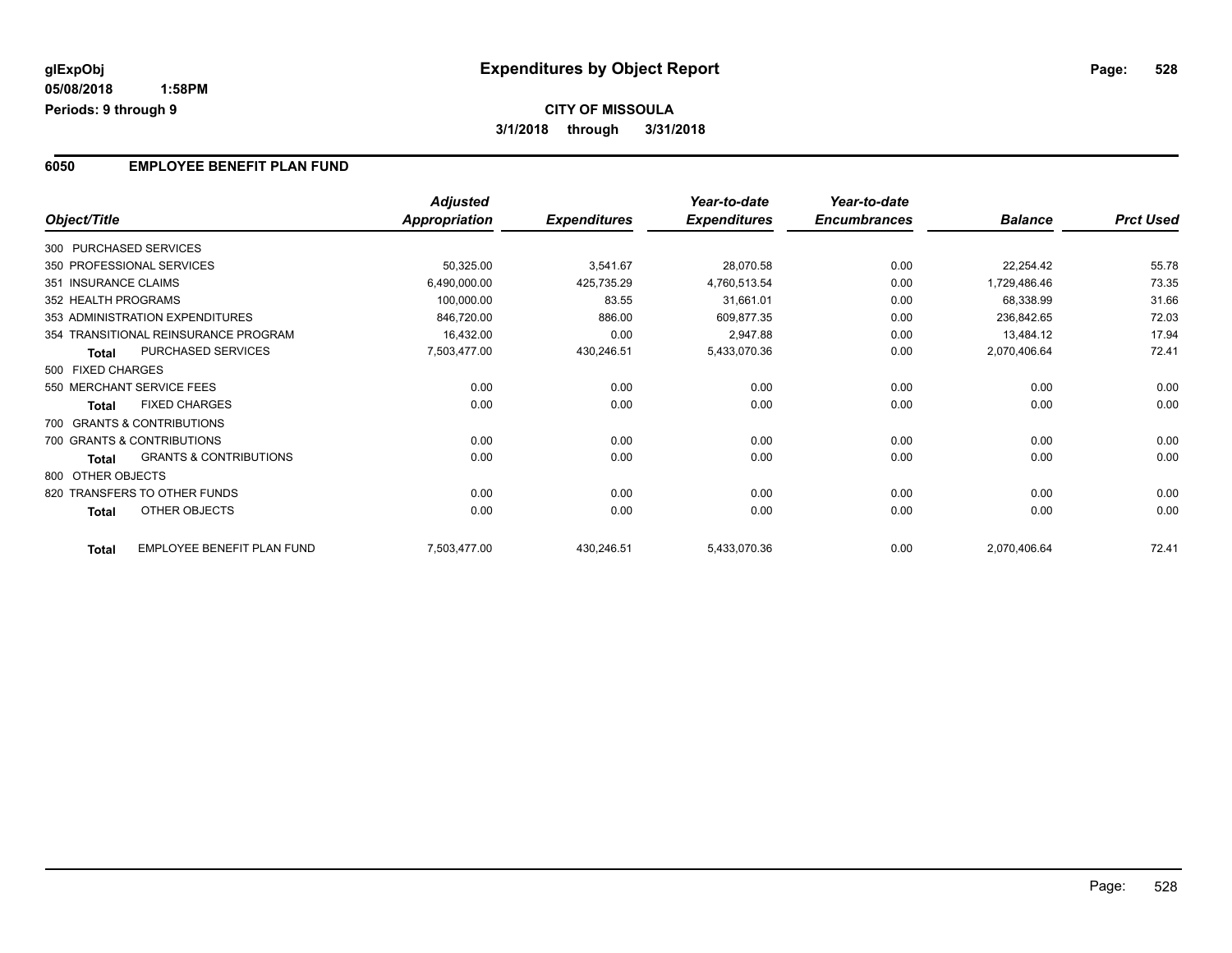glExpObj
05/08/2018 1:58PM
Periods: 9 through 9

# Expenditures by Object Report

**CITY OF MISSOULA**
**3/1/2018 through 3/31/2018**

## 6050 EMPLOYEE BENEFIT PLAN FUND

| Object/Title | Adjusted Appropriation | Expenditures | Year-to-date Expenditures | Year-to-date Encumbrances | Balance | Prct Used |
|---|---|---|---|---|---|---|
| 300 PURCHASED SERVICES | | | | | | |
| 350 PROFESSIONAL SERVICES | 50,325.00 | 3,541.67 | 28,070.58 | 0.00 | 22,254.42 | 55.78 |
| 351 INSURANCE CLAIMS | 6,490,000.00 | 425,735.29 | 4,760,513.54 | 0.00 | 1,729,486.46 | 73.35 |
| 352 HEALTH PROGRAMS | 100,000.00 | 83.55 | 31,661.01 | 0.00 | 68,338.99 | 31.66 |
| 353 ADMINISTRATION EXPENDITURES | 846,720.00 | 886.00 | 609,877.35 | 0.00 | 236,842.65 | 72.03 |
| 354 TRANSITIONAL REINSURANCE PROGRAM | 16,432.00 | 0.00 | 2,947.88 | 0.00 | 13,484.12 | 17.94 |
| **Total** PURCHASED SERVICES | 7,503,477.00 | 430,246.51 | 5,433,070.36 | 0.00 | 2,070,406.64 | 72.41 |
| 500 FIXED CHARGES | | | | | | |
| 550 MERCHANT SERVICE FEES | 0.00 | 0.00 | 0.00 | 0.00 | 0.00 | 0.00 |
| **Total** FIXED CHARGES | 0.00 | 0.00 | 0.00 | 0.00 | 0.00 | 0.00 |
| 700 GRANTS & CONTRIBUTIONS | | | | | | |
| 700 GRANTS & CONTRIBUTIONS | 0.00 | 0.00 | 0.00 | 0.00 | 0.00 | 0.00 |
| **Total** GRANTS & CONTRIBUTIONS | 0.00 | 0.00 | 0.00 | 0.00 | 0.00 | 0.00 |
| 800 OTHER OBJECTS | | | | | | |
| 820 TRANSFERS TO OTHER FUNDS | 0.00 | 0.00 | 0.00 | 0.00 | 0.00 | 0.00 |
| **Total** OTHER OBJECTS | 0.00 | 0.00 | 0.00 | 0.00 | 0.00 | 0.00 |
| **Total** EMPLOYEE BENEFIT PLAN FUND | 7,503,477.00 | 430,246.51 | 5,433,070.36 | 0.00 | 2,070,406.64 | 72.41 |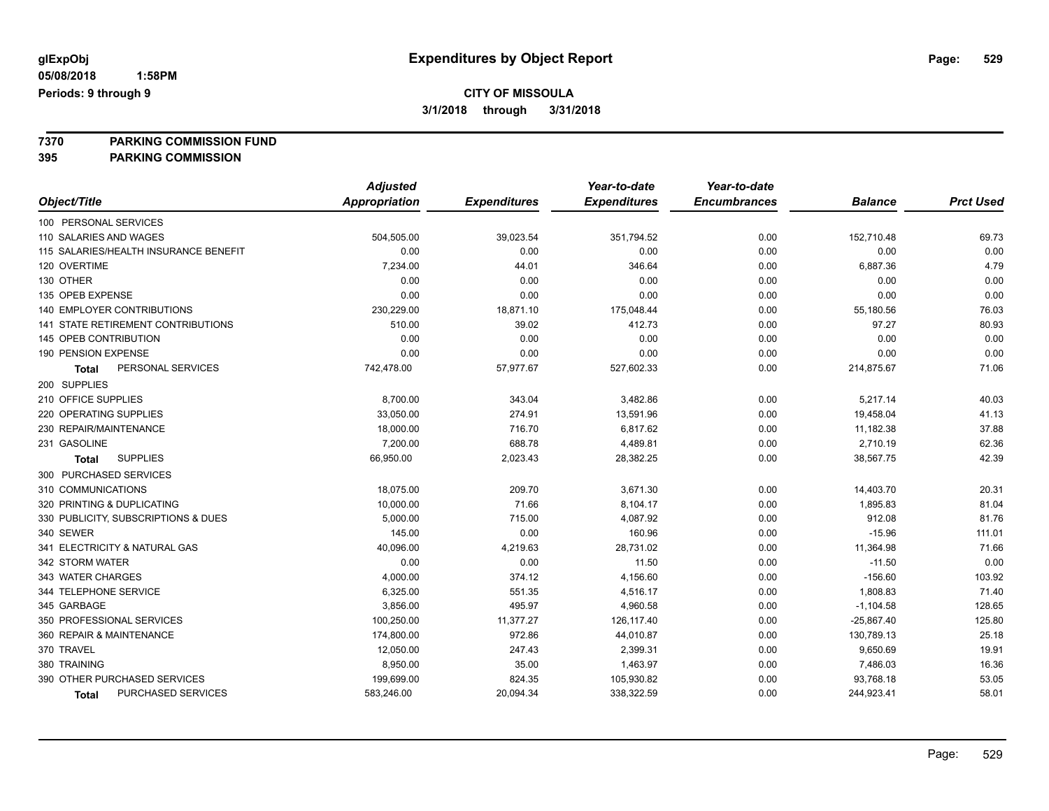**glExpObj**
**05/08/2018 1:58PM**
**Periods: 9 through 9**

# Expenditures by Object Report

**CITY OF MISSOULA**
**3/1/2018 through 3/31/2018**

**7370 PARKING COMMISSION FUND**
**395 PARKING COMMISSION**

| Object/Title | Adjusted Appropriation | Expenditures | Year-to-date Expenditures | Year-to-date Encumbrances | Balance | Prct Used |
|---|---|---|---|---|---|---|
| 100 PERSONAL SERVICES | | | | | | |
| 110 SALARIES AND WAGES | 504,505.00 | 39,023.54 | 351,794.52 | 0.00 | 152,710.48 | 69.73 |
| 115 SALARIES/HEALTH INSURANCE BENEFIT | 0.00 | 0.00 | 0.00 | 0.00 | 0.00 | 0.00 |
| 120 OVERTIME | 7,234.00 | 44.01 | 346.64 | 0.00 | 6,887.36 | 4.79 |
| 130 OTHER | 0.00 | 0.00 | 0.00 | 0.00 | 0.00 | 0.00 |
| 135 OPEB EXPENSE | 0.00 | 0.00 | 0.00 | 0.00 | 0.00 | 0.00 |
| 140 EMPLOYER CONTRIBUTIONS | 230,229.00 | 18,871.10 | 175,048.44 | 0.00 | 55,180.56 | 76.03 |
| 141 STATE RETIREMENT CONTRIBUTIONS | 510.00 | 39.02 | 412.73 | 0.00 | 97.27 | 80.93 |
| 145 OPEB CONTRIBUTION | 0.00 | 0.00 | 0.00 | 0.00 | 0.00 | 0.00 |
| 190 PENSION EXPENSE | 0.00 | 0.00 | 0.00 | 0.00 | 0.00 | 0.00 |
| **Total** PERSONAL SERVICES | 742,478.00 | 57,977.67 | 527,602.33 | 0.00 | 214,875.67 | 71.06 |
| 200 SUPPLIES | | | | | | |
| 210 OFFICE SUPPLIES | 8,700.00 | 343.04 | 3,482.86 | 0.00 | 5,217.14 | 40.03 |
| 220 OPERATING SUPPLIES | 33,050.00 | 274.91 | 13,591.96 | 0.00 | 19,458.04 | 41.13 |
| 230 REPAIR/MAINTENANCE | 18,000.00 | 716.70 | 6,817.62 | 0.00 | 11,182.38 | 37.88 |
| 231 GASOLINE | 7,200.00 | 688.78 | 4,489.81 | 0.00 | 2,710.19 | 62.36 |
| **Total** SUPPLIES | 66,950.00 | 2,023.43 | 28,382.25 | 0.00 | 38,567.75 | 42.39 |
| 300 PURCHASED SERVICES | | | | | | |
| 310 COMMUNICATIONS | 18,075.00 | 209.70 | 3,671.30 | 0.00 | 14,403.70 | 20.31 |
| 320 PRINTING & DUPLICATING | 10,000.00 | 71.66 | 8,104.17 | 0.00 | 1,895.83 | 81.04 |
| 330 PUBLICITY, SUBSCRIPTIONS & DUES | 5,000.00 | 715.00 | 4,087.92 | 0.00 | 912.08 | 81.76 |
| 340 SEWER | 145.00 | 0.00 | 160.96 | 0.00 | -15.96 | 111.01 |
| 341 ELECTRICITY & NATURAL GAS | 40,096.00 | 4,219.63 | 28,731.02 | 0.00 | 11,364.98 | 71.66 |
| 342 STORM WATER | 0.00 | 0.00 | 11.50 | 0.00 | -11.50 | 0.00 |
| 343 WATER CHARGES | 4,000.00 | 374.12 | 4,156.60 | 0.00 | -156.60 | 103.92 |
| 344 TELEPHONE SERVICE | 6,325.00 | 551.35 | 4,516.17 | 0.00 | 1,808.83 | 71.40 |
| 345 GARBAGE | 3,856.00 | 495.97 | 4,960.58 | 0.00 | -1,104.58 | 128.65 |
| 350 PROFESSIONAL SERVICES | 100,250.00 | 11,377.27 | 126,117.40 | 0.00 | -25,867.40 | 125.80 |
| 360 REPAIR & MAINTENANCE | 174,800.00 | 972.86 | 44,010.87 | 0.00 | 130,789.13 | 25.18 |
| 370 TRAVEL | 12,050.00 | 247.43 | 2,399.31 | 0.00 | 9,650.69 | 19.91 |
| 380 TRAINING | 8,950.00 | 35.00 | 1,463.97 | 0.00 | 7,486.03 | 16.36 |
| 390 OTHER PURCHASED SERVICES | 199,699.00 | 824.35 | 105,930.82 | 0.00 | 93,768.18 | 53.05 |
| **Total** PURCHASED SERVICES | 583,246.00 | 20,094.34 | 338,322.59 | 0.00 | 244,923.41 | 58.01 |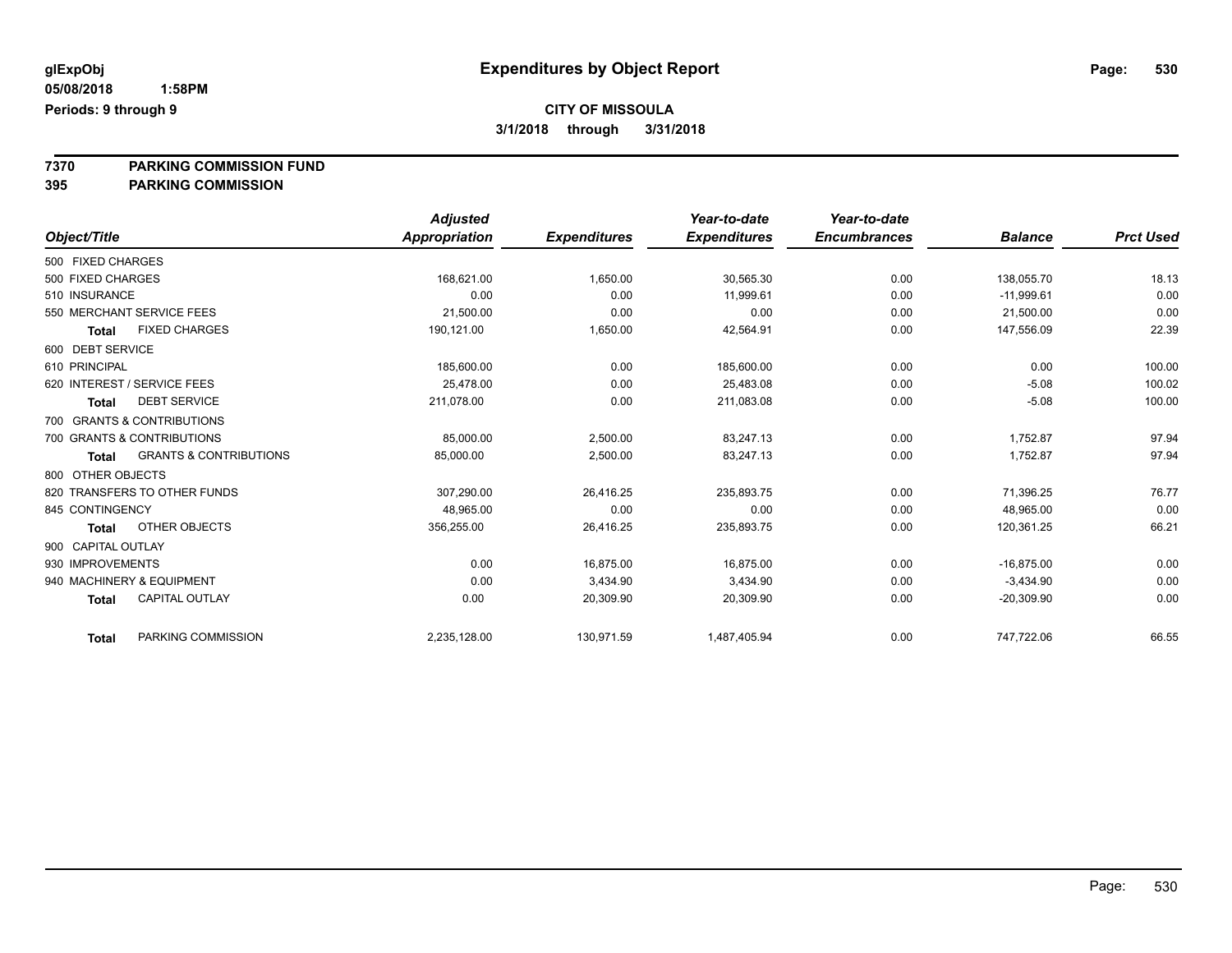glExpObj 05/08/2018 1:58PM
Periods: 9 through 9

# Expenditures by Object Report

**CITY OF MISSOULA**
**3/1/2018 through 3/31/2018**

**7370 PARKING COMMISSION FUND**
**395 PARKING COMMISSION**

| Object/Title | Adjusted Appropriation | Expenditures | Year-to-date Expenditures | Year-to-date Encumbrances | Balance | Prct Used |
|---|---|---|---|---|---|---|
| 500 FIXED CHARGES | | | | | | |
| 500 FIXED CHARGES | 168,621.00 | 1,650.00 | 30,565.30 | 0.00 | 138,055.70 | 18.13 |
| 510 INSURANCE | 0.00 | 0.00 | 11,999.61 | 0.00 | -11,999.61 | 0.00 |
| 550 MERCHANT SERVICE FEES | 21,500.00 | 0.00 | 0.00 | 0.00 | 21,500.00 | 0.00 |
| **Total** FIXED CHARGES | 190,121.00 | 1,650.00 | 42,564.91 | 0.00 | 147,556.09 | 22.39 |
| 600 DEBT SERVICE | | | | | | |
| 610 PRINCIPAL | 185,600.00 | 0.00 | 185,600.00 | 0.00 | 0.00 | 100.00 |
| 620 INTEREST / SERVICE FEES | 25,478.00 | 0.00 | 25,483.08 | 0.00 | -5.08 | 100.02 |
| **Total** DEBT SERVICE | 211,078.00 | 0.00 | 211,083.08 | 0.00 | -5.08 | 100.00 |
| 700 GRANTS & CONTRIBUTIONS | | | | | | |
| 700 GRANTS & CONTRIBUTIONS | 85,000.00 | 2,500.00 | 83,247.13 | 0.00 | 1,752.87 | 97.94 |
| **Total** GRANTS & CONTRIBUTIONS | 85,000.00 | 2,500.00 | 83,247.13 | 0.00 | 1,752.87 | 97.94 |
| 800 OTHER OBJECTS | | | | | | |
| 820 TRANSFERS TO OTHER FUNDS | 307,290.00 | 26,416.25 | 235,893.75 | 0.00 | 71,396.25 | 76.77 |
| 845 CONTINGENCY | 48,965.00 | 0.00 | 0.00 | 0.00 | 48,965.00 | 0.00 |
| **Total** OTHER OBJECTS | 356,255.00 | 26,416.25 | 235,893.75 | 0.00 | 120,361.25 | 66.21 |
| 900 CAPITAL OUTLAY | | | | | | |
| 930 IMPROVEMENTS | 0.00 | 16,875.00 | 16,875.00 | 0.00 | -16,875.00 | 0.00 |
| 940 MACHINERY & EQUIPMENT | 0.00 | 3,434.90 | 3,434.90 | 0.00 | -3,434.90 | 0.00 |
| **Total** CAPITAL OUTLAY | 0.00 | 20,309.90 | 20,309.90 | 0.00 | -20,309.90 | 0.00 |
| **Total** PARKING COMMISSION | 2,235,128.00 | 130,971.59 | 1,487,405.94 | 0.00 | 747,722.06 | 66.55 |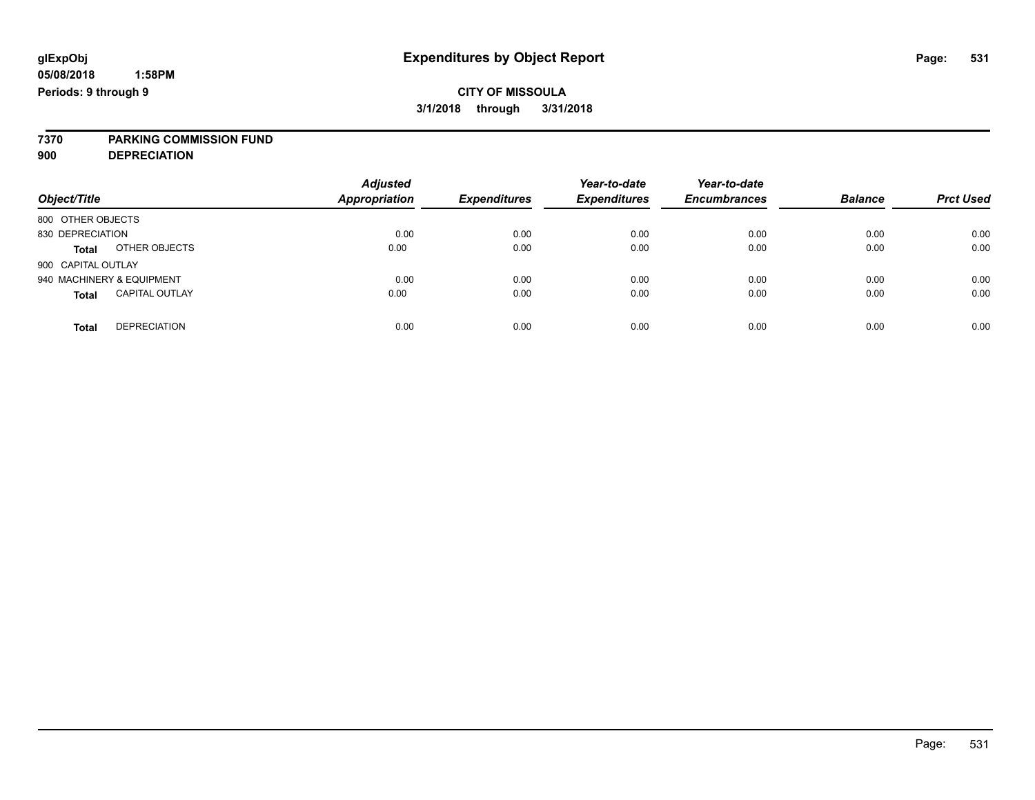glExpObj
05/08/2018 1:58PM
Periods: 9 through 9

# Expenditures by Object Report

**CITY OF MISSOULA**
**3/1/2018 through 3/31/2018**

**7370 PARKING COMMISSION FUND**
**900 DEPRECIATION**

| Object/Title | Adjusted Appropriation | Expenditures | Year-to-date Expenditures | Year-to-date Encumbrances | Balance | Prct Used |
|---|---|---|---|---|---|---|
| 800 OTHER OBJECTS | | | | | | |
| 830 DEPRECIATION | 0.00 | 0.00 | 0.00 | 0.00 | 0.00 | 0.00 |
| **Total** OTHER OBJECTS | 0.00 | 0.00 | 0.00 | 0.00 | 0.00 | 0.00 |
| 900 CAPITAL OUTLAY | | | | | | |
| 940 MACHINERY & EQUIPMENT | 0.00 | 0.00 | 0.00 | 0.00 | 0.00 | 0.00 |
| **Total** CAPITAL OUTLAY | 0.00 | 0.00 | 0.00 | 0.00 | 0.00 | 0.00 |
| **Total** DEPRECIATION | 0.00 | 0.00 | 0.00 | 0.00 | 0.00 | 0.00 |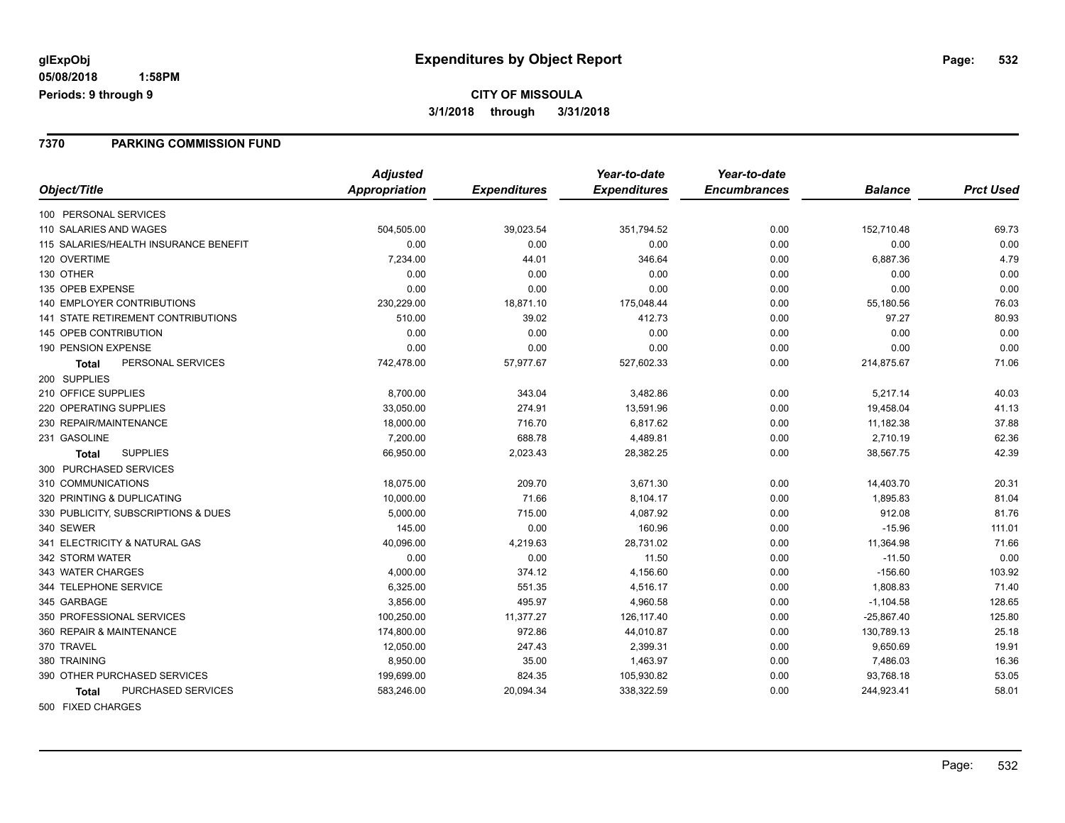**glExpObj**
**05/08/2018 1:58PM**
**Periods: 9 through 9**

# Expenditures by Object Report

**CITY OF MISSOULA**
**3/1/2018 through 3/31/2018**

## 7370 PARKING COMMISSION FUND

| Object/Title | Adjusted Appropriation | Expenditures | Year-to-date Expenditures | Year-to-date Encumbrances | Balance | Prct Used |
|---|---|---|---|---|---|---|
| 100 PERSONAL SERVICES | | | | | | |
| 110 SALARIES AND WAGES | 504,505.00 | 39,023.54 | 351,794.52 | 0.00 | 152,710.48 | 69.73 |
| 115 SALARIES/HEALTH INSURANCE BENEFIT | 0.00 | 0.00 | 0.00 | 0.00 | 0.00 | 0.00 |
| 120 OVERTIME | 7,234.00 | 44.01 | 346.64 | 0.00 | 6,887.36 | 4.79 |
| 130 OTHER | 0.00 | 0.00 | 0.00 | 0.00 | 0.00 | 0.00 |
| 135 OPEB EXPENSE | 0.00 | 0.00 | 0.00 | 0.00 | 0.00 | 0.00 |
| 140 EMPLOYER CONTRIBUTIONS | 230,229.00 | 18,871.10 | 175,048.44 | 0.00 | 55,180.56 | 76.03 |
| 141 STATE RETIREMENT CONTRIBUTIONS | 510.00 | 39.02 | 412.73 | 0.00 | 97.27 | 80.93 |
| 145 OPEB CONTRIBUTION | 0.00 | 0.00 | 0.00 | 0.00 | 0.00 | 0.00 |
| 190 PENSION EXPENSE | 0.00 | 0.00 | 0.00 | 0.00 | 0.00 | 0.00 |
| **Total** PERSONAL SERVICES | 742,478.00 | 57,977.67 | 527,602.33 | 0.00 | 214,875.67 | 71.06 |
| 200 SUPPLIES | | | | | | |
| 210 OFFICE SUPPLIES | 8,700.00 | 343.04 | 3,482.86 | 0.00 | 5,217.14 | 40.03 |
| 220 OPERATING SUPPLIES | 33,050.00 | 274.91 | 13,591.96 | 0.00 | 19,458.04 | 41.13 |
| 230 REPAIR/MAINTENANCE | 18,000.00 | 716.70 | 6,817.62 | 0.00 | 11,182.38 | 37.88 |
| 231 GASOLINE | 7,200.00 | 688.78 | 4,489.81 | 0.00 | 2,710.19 | 62.36 |
| **Total** SUPPLIES | 66,950.00 | 2,023.43 | 28,382.25 | 0.00 | 38,567.75 | 42.39 |
| 300 PURCHASED SERVICES | | | | | | |
| 310 COMMUNICATIONS | 18,075.00 | 209.70 | 3,671.30 | 0.00 | 14,403.70 | 20.31 |
| 320 PRINTING & DUPLICATING | 10,000.00 | 71.66 | 8,104.17 | 0.00 | 1,895.83 | 81.04 |
| 330 PUBLICITY, SUBSCRIPTIONS & DUES | 5,000.00 | 715.00 | 4,087.92 | 0.00 | 912.08 | 81.76 |
| 340 SEWER | 145.00 | 0.00 | 160.96 | 0.00 | -15.96 | 111.01 |
| 341 ELECTRICITY & NATURAL GAS | 40,096.00 | 4,219.63 | 28,731.02 | 0.00 | 11,364.98 | 71.66 |
| 342 STORM WATER | 0.00 | 0.00 | 11.50 | 0.00 | -11.50 | 0.00 |
| 343 WATER CHARGES | 4,000.00 | 374.12 | 4,156.60 | 0.00 | -156.60 | 103.92 |
| 344 TELEPHONE SERVICE | 6,325.00 | 551.35 | 4,516.17 | 0.00 | 1,808.83 | 71.40 |
| 345 GARBAGE | 3,856.00 | 495.97 | 4,960.58 | 0.00 | -1,104.58 | 128.65 |
| 350 PROFESSIONAL SERVICES | 100,250.00 | 11,377.27 | 126,117.40 | 0.00 | -25,867.40 | 125.80 |
| 360 REPAIR & MAINTENANCE | 174,800.00 | 972.86 | 44,010.87 | 0.00 | 130,789.13 | 25.18 |
| 370 TRAVEL | 12,050.00 | 247.43 | 2,399.31 | 0.00 | 9,650.69 | 19.91 |
| 380 TRAINING | 8,950.00 | 35.00 | 1,463.97 | 0.00 | 7,486.03 | 16.36 |
| 390 OTHER PURCHASED SERVICES | 199,699.00 | 824.35 | 105,930.82 | 0.00 | 93,768.18 | 53.05 |
| **Total** PURCHASED SERVICES | 583,246.00 | 20,094.34 | 338,322.59 | 0.00 | 244,923.41 | 58.01 |
| 500 FIXED CHARGES | | | | | | |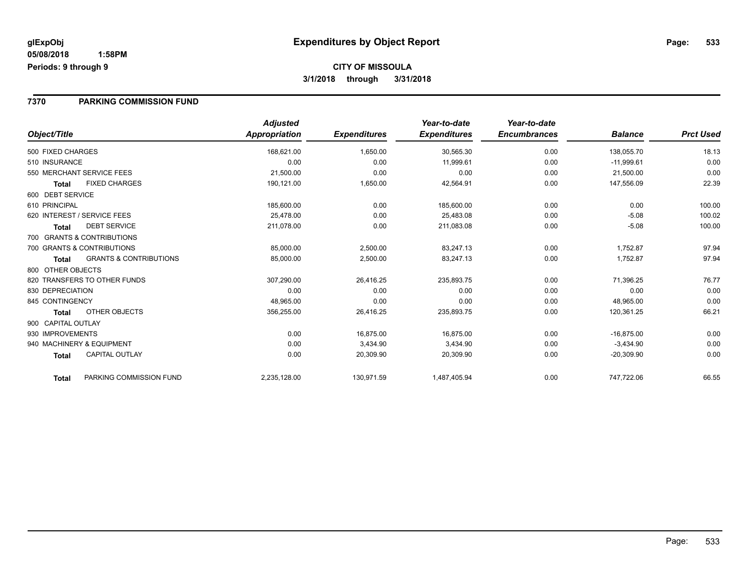**glExpObj**
**05/08/2018 1:58PM**
**Periods: 9 through 9**

# Expenditures by Object Report

**CITY OF MISSOULA**
**3/1/2018 through 3/31/2018**

## 7370 PARKING COMMISSION FUND

| Object/Title | Adjusted Appropriation | Expenditures | Year-to-date Expenditures | Year-to-date Encumbrances | Balance | Prct Used |
|---|---|---|---|---|---|---|
| 500 FIXED CHARGES | 168,621.00 | 1,650.00 | 30,565.30 | 0.00 | 138,055.70 | 18.13 |
| 510 INSURANCE | 0.00 | 0.00 | 11,999.61 | 0.00 | -11,999.61 | 0.00 |
| 550 MERCHANT SERVICE FEES | 21,500.00 | 0.00 | 0.00 | 0.00 | 21,500.00 | 0.00 |
| **Total** FIXED CHARGES | 190,121.00 | 1,650.00 | 42,564.91 | 0.00 | 147,556.09 | 22.39 |
| 600 DEBT SERVICE | | | | | | |
| 610 PRINCIPAL | 185,600.00 | 0.00 | 185,600.00 | 0.00 | 0.00 | 100.00 |
| 620 INTEREST / SERVICE FEES | 25,478.00 | 0.00 | 25,483.08 | 0.00 | -5.08 | 100.02 |
| **Total** DEBT SERVICE | 211,078.00 | 0.00 | 211,083.08 | 0.00 | -5.08 | 100.00 |
| 700 GRANTS & CONTRIBUTIONS | | | | | | |
| 700 GRANTS & CONTRIBUTIONS | 85,000.00 | 2,500.00 | 83,247.13 | 0.00 | 1,752.87 | 97.94 |
| **Total** GRANTS & CONTRIBUTIONS | 85,000.00 | 2,500.00 | 83,247.13 | 0.00 | 1,752.87 | 97.94 |
| 800 OTHER OBJECTS | | | | | | |
| 820 TRANSFERS TO OTHER FUNDS | 307,290.00 | 26,416.25 | 235,893.75 | 0.00 | 71,396.25 | 76.77 |
| 830 DEPRECIATION | 0.00 | 0.00 | 0.00 | 0.00 | 0.00 | 0.00 |
| 845 CONTINGENCY | 48,965.00 | 0.00 | 0.00 | 0.00 | 48,965.00 | 0.00 |
| **Total** OTHER OBJECTS | 356,255.00 | 26,416.25 | 235,893.75 | 0.00 | 120,361.25 | 66.21 |
| 900 CAPITAL OUTLAY | | | | | | |
| 930 IMPROVEMENTS | 0.00 | 16,875.00 | 16,875.00 | 0.00 | -16,875.00 | 0.00 |
| 940 MACHINERY & EQUIPMENT | 0.00 | 3,434.90 | 3,434.90 | 0.00 | -3,434.90 | 0.00 |
| **Total** CAPITAL OUTLAY | 0.00 | 20,309.90 | 20,309.90 | 0.00 | -20,309.90 | 0.00 |
| **Total** PARKING COMMISSION FUND | 2,235,128.00 | 130,971.59 | 1,487,405.94 | 0.00 | 747,722.06 | 66.55 |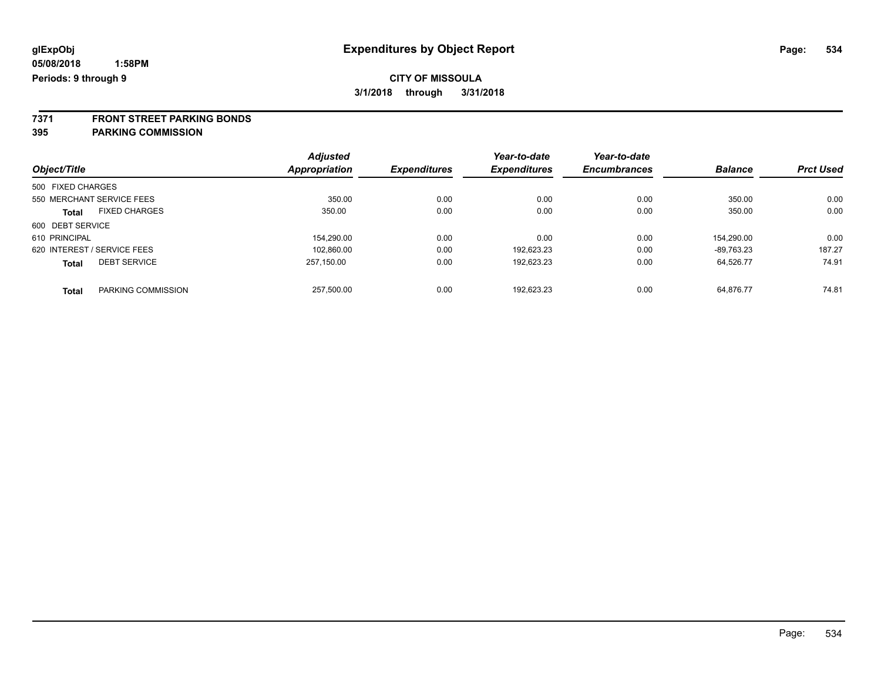# Expenditures by Object Report

glExpObj
05/08/2018 1:58PM
Periods: 9 through 9

**CITY OF MISSOULA**
**3/1/2018 through 3/31/2018**

**7371 FRONT STREET PARKING BONDS**
**395 PARKING COMMISSION**

| Object/Title | | Adjusted Appropriation | Expenditures | Year-to-date Expenditures | Year-to-date Encumbrances | Balance | Prct Used |
|---|---|---|---|---|---|---|---|
| 500 FIXED CHARGES | | | | | | | |
| 550 MERCHANT SERVICE FEES | | 350.00 | 0.00 | 0.00 | 0.00 | 350.00 | 0.00 |
| **Total** | FIXED CHARGES | 350.00 | 0.00 | 0.00 | 0.00 | 350.00 | 0.00 |
| 600 DEBT SERVICE | | | | | | | |
| 610 PRINCIPAL | | 154,290.00 | 0.00 | 0.00 | 0.00 | 154,290.00 | 0.00 |
| 620 INTEREST / SERVICE FEES | | 102,860.00 | 0.00 | 192,623.23 | 0.00 | -89,763.23 | 187.27 |
| **Total** | DEBT SERVICE | 257,150.00 | 0.00 | 192,623.23 | 0.00 | 64,526.77 | 74.91 |
| **Total** | PARKING COMMISSION | 257,500.00 | 0.00 | 192,623.23 | 0.00 | 64,876.77 | 74.81 |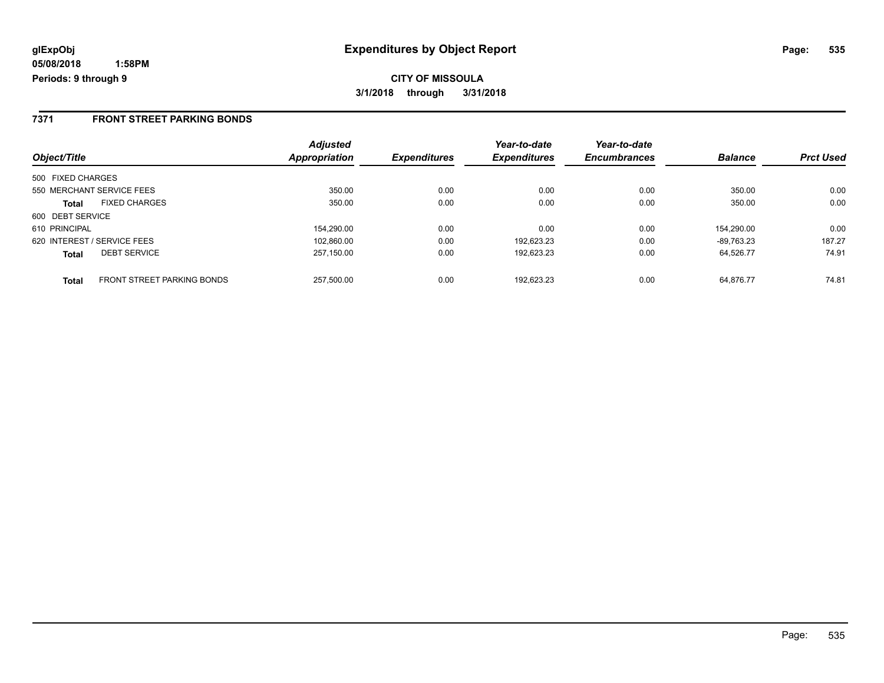**glExpObj** **Expenditures by Object Report**

**05/08/2018 1:58PM**

**Periods: 9 through 9**

**CITY OF MISSOULA**

**3/1/2018 through 3/31/2018**

## 7371 FRONT STREET PARKING BONDS

| Object/Title | | Adjusted Appropriation | Expenditures | Year-to-date Expenditures | Year-to-date Encumbrances | Balance | Prct Used |
|---|---|---|---|---|---|---|---|
| 500 FIXED CHARGES | | | | | | | |
| 550 MERCHANT SERVICE FEES | | 350.00 | 0.00 | 0.00 | 0.00 | 350.00 | 0.00 |
| **Total** | FIXED CHARGES | 350.00 | 0.00 | 0.00 | 0.00 | 350.00 | 0.00 |
| 600 DEBT SERVICE | | | | | | | |
| 610 PRINCIPAL | | 154,290.00 | 0.00 | 0.00 | 0.00 | 154,290.00 | 0.00 |
| 620 INTEREST / SERVICE FEES | | 102,860.00 | 0.00 | 192,623.23 | 0.00 | -89,763.23 | 187.27 |
| **Total** | DEBT SERVICE | 257,150.00 | 0.00 | 192,623.23 | 0.00 | 64,526.77 | 74.91 |
| **Total** | FRONT STREET PARKING BONDS | 257,500.00 | 0.00 | 192,623.23 | 0.00 | 64,876.77 | 74.81 |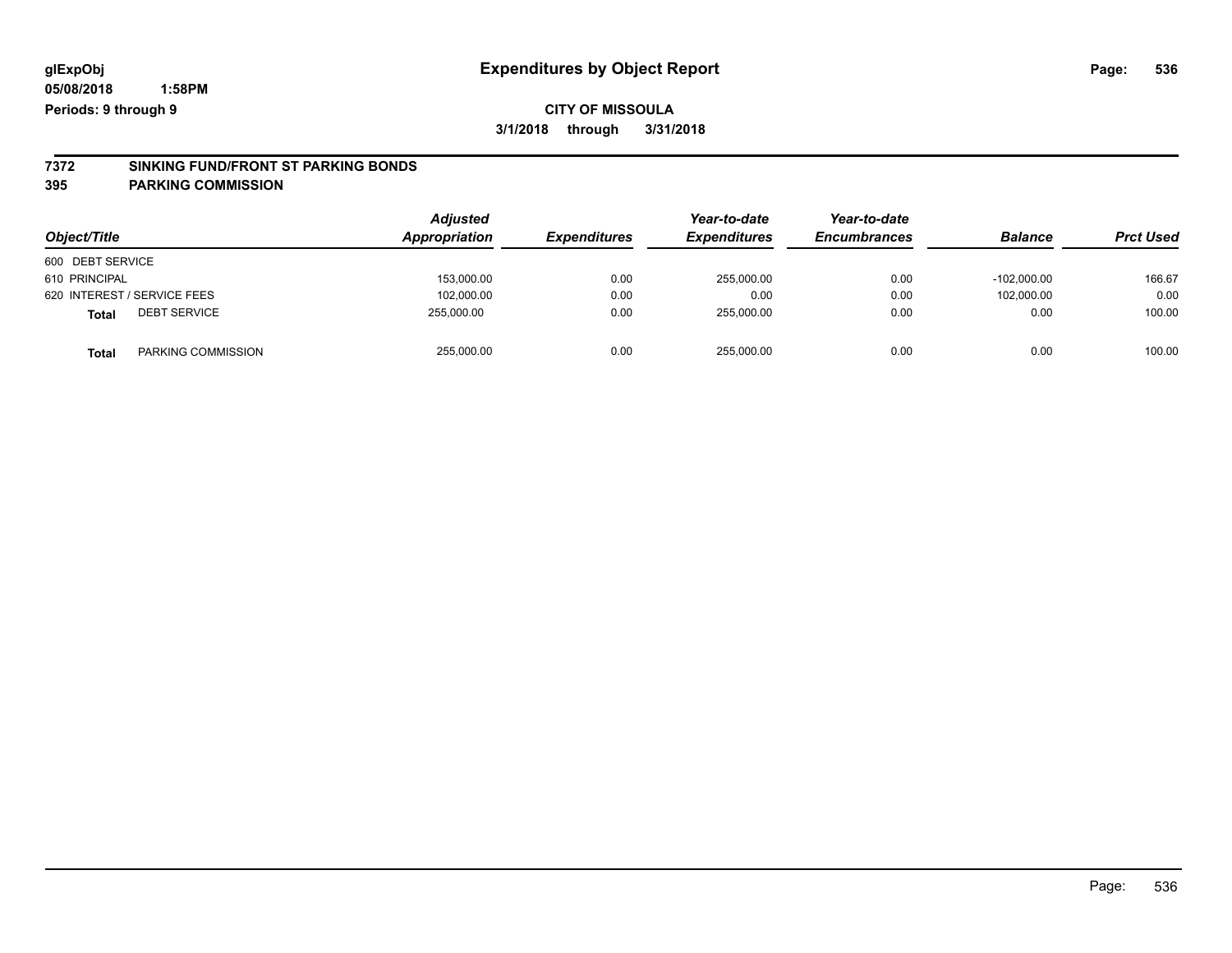glExpObj
05/08/2018 1:58PM
Periods: 9 through 9

# Expenditures by Object Report

**CITY OF MISSOULA**
**3/1/2018 through 3/31/2018**

**7372 SINKING FUND/FRONT ST PARKING BONDS**
**395 PARKING COMMISSION**

| Object/Title | | Adjusted Appropriation | Expenditures | Year-to-date Expenditures | Year-to-date Encumbrances | Balance | Prct Used |
|---|---|---|---|---|---|---|---|
| 600 DEBT SERVICE | | | | | | | |
| 610 PRINCIPAL | | 153,000.00 | 0.00 | 255,000.00 | 0.00 | -102,000.00 | 166.67 |
| 620 INTEREST / SERVICE FEES | | 102,000.00 | 0.00 | 0.00 | 0.00 | 102,000.00 | 0.00 |
| **Total** | DEBT SERVICE | 255,000.00 | 0.00 | 255,000.00 | 0.00 | 0.00 | 100.00 |
| **Total** | PARKING COMMISSION | 255,000.00 | 0.00 | 255,000.00 | 0.00 | 0.00 | 100.00 |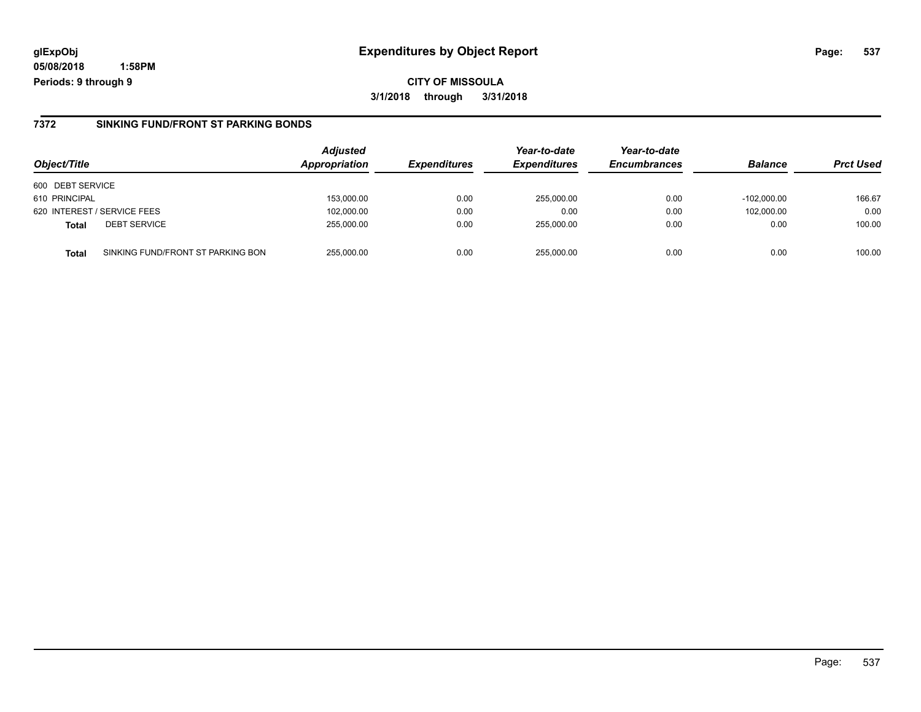**glExpObj** | **Expenditures by Object Report**

**05/08/2018 1:58PM**

**Periods: 9 through 9**

**CITY OF MISSOULA**

**3/1/2018 through 3/31/2018**

### 7372 SINKING FUND/FRONT ST PARKING BONDS

| Object/Title | | Adjusted Appropriation | Expenditures | Year-to-date Expenditures | Year-to-date Encumbrances | Balance | Prct Used |
|---|---|---|---|---|---|---|---|
| 600 DEBT SERVICE | | | | | | | |
| 610 PRINCIPAL | | 153,000.00 | 0.00 | 255,000.00 | 0.00 | -102,000.00 | 166.67 |
| 620 INTEREST / SERVICE FEES | | 102,000.00 | 0.00 | 0.00 | 0.00 | 102,000.00 | 0.00 |
| **Total** | DEBT SERVICE | 255,000.00 | 0.00 | 255,000.00 | 0.00 | 0.00 | 100.00 |
| **Total** | SINKING FUND/FRONT ST PARKING BON | 255,000.00 | 0.00 | 255,000.00 | 0.00 | 0.00 | 100.00 |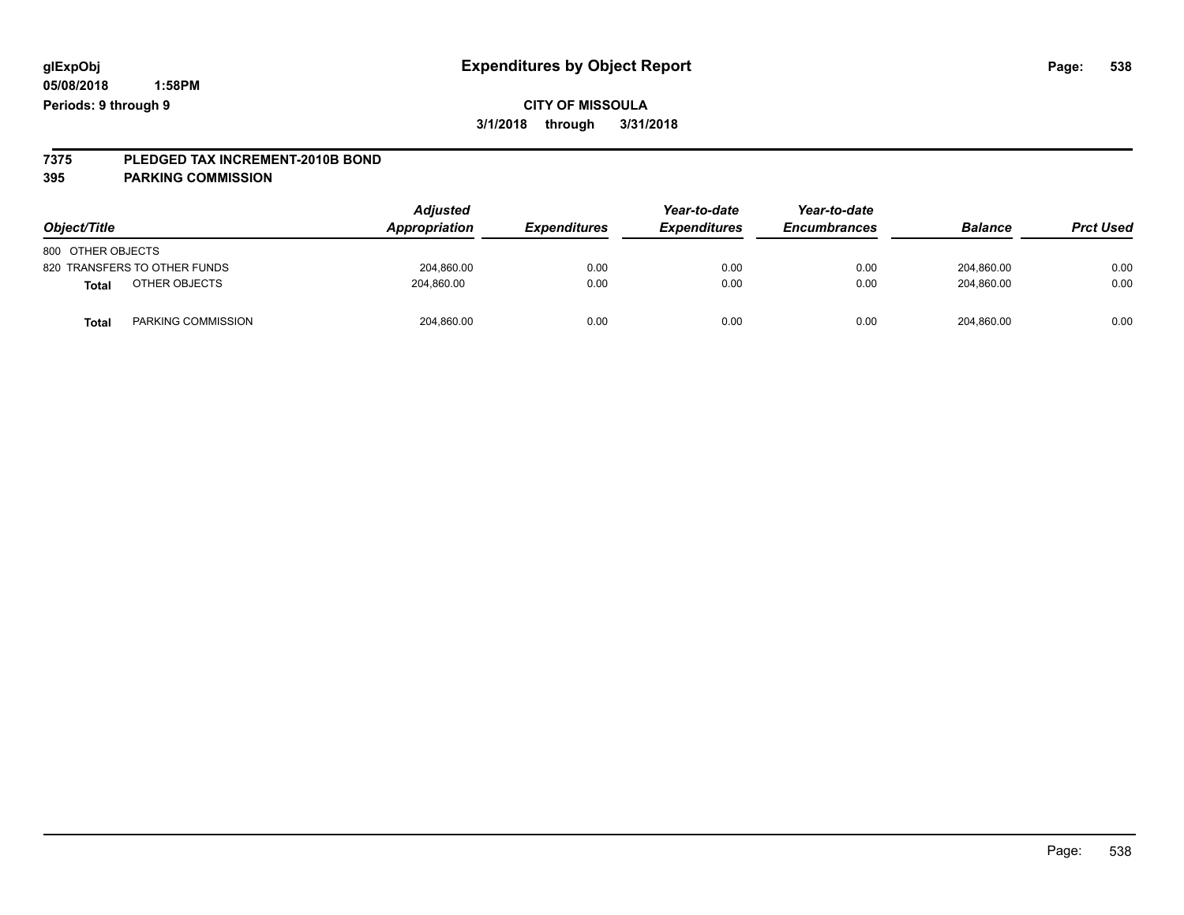glExpObj
05/08/2018 1:58PM
Periods: 9 through 9

# Expenditures by Object Report

**CITY OF MISSOULA**
**3/1/2018 through 3/31/2018**

**7375 PLEDGED TAX INCREMENT-2010B BOND**
**395 PARKING COMMISSION**

| Object/Title | Adjusted Appropriation | Expenditures | Year-to-date Expenditures | Year-to-date Encumbrances | Balance | Prct Used |
|---|---|---|---|---|---|---|
| 800 OTHER OBJECTS | | | | | | |
| 820 TRANSFERS TO OTHER FUNDS | 204,860.00 | 0.00 | 0.00 | 0.00 | 204,860.00 | 0.00 |
| **Total** OTHER OBJECTS | 204,860.00 | 0.00 | 0.00 | 0.00 | 204,860.00 | 0.00 |
| **Total** PARKING COMMISSION | 204,860.00 | 0.00 | 0.00 | 0.00 | 204,860.00 | 0.00 |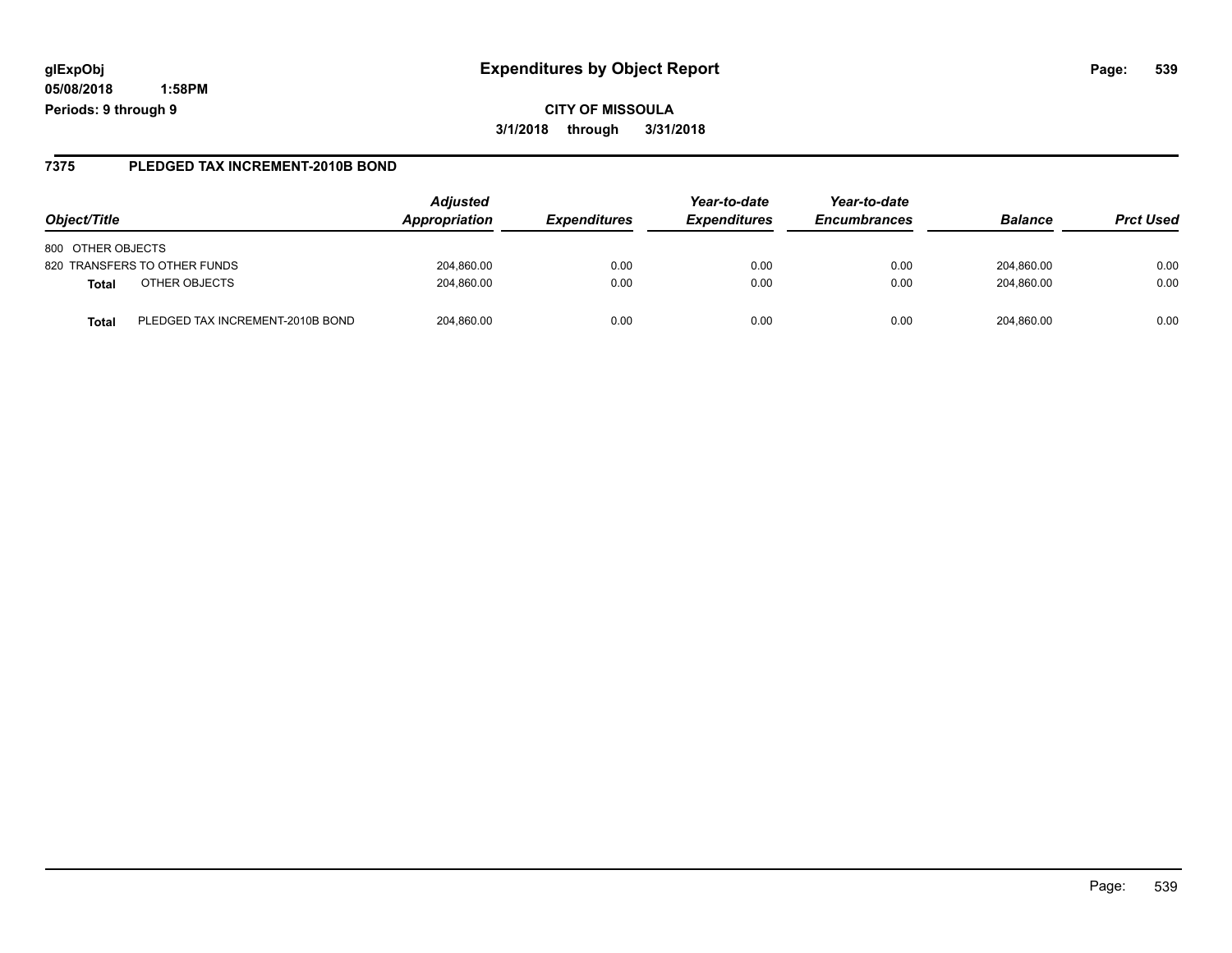**glExpObj** **Expenditures by Object Report**

**05/08/2018 1:58PM**

**Periods: 9 through 9**

**CITY OF MISSOULA**

**3/1/2018 through 3/31/2018**

## 7375 PLEDGED TAX INCREMENT-2010B BOND

| Object/Title | | Adjusted Appropriation | Expenditures | Year-to-date Expenditures | Year-to-date Encumbrances | Balance | Prct Used |
|---|---|---|---|---|---|---|---|
| 800 OTHER OBJECTS | | | | | | | |
| 820 TRANSFERS TO OTHER FUNDS | | 204,860.00 | 0.00 | 0.00 | 0.00 | 204,860.00 | 0.00 |
| **Total** | OTHER OBJECTS | 204,860.00 | 0.00 | 0.00 | 0.00 | 204,860.00 | 0.00 |
| **Total** | PLEDGED TAX INCREMENT-2010B BOND | 204,860.00 | 0.00 | 0.00 | 0.00 | 204,860.00 | 0.00 |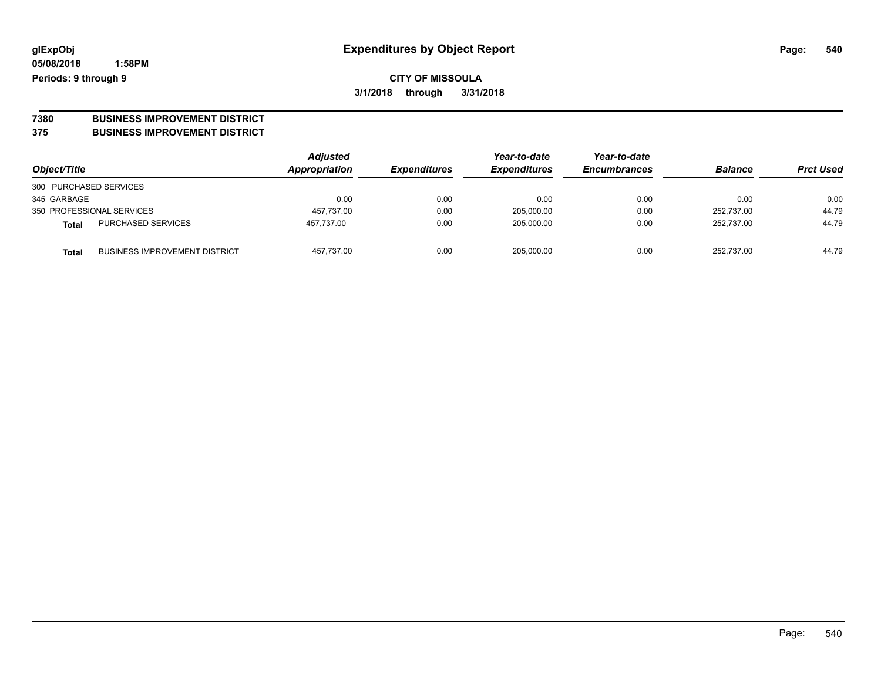glExpObj
05/08/2018 1:58PM
Periods: 9 through 9

# Expenditures by Object Report

**CITY OF MISSOULA**
**3/1/2018 through 3/31/2018**

**7380 BUSINESS IMPROVEMENT DISTRICT**
**375 BUSINESS IMPROVEMENT DISTRICT**

| Object/Title | | Adjusted Appropriation | Expenditures | Year-to-date Expenditures | Year-to-date Encumbrances | Balance | Prct Used |
|---|---|---|---|---|---|---|---|
| 300 PURCHASED SERVICES | | | | | | | |
| 345 GARBAGE | | 0.00 | 0.00 | 0.00 | 0.00 | 0.00 | 0.00 |
| 350 PROFESSIONAL SERVICES | | 457,737.00 | 0.00 | 205,000.00 | 0.00 | 252,737.00 | 44.79 |
| **Total** | PURCHASED SERVICES | 457,737.00 | 0.00 | 205,000.00 | 0.00 | 252,737.00 | 44.79 |
| **Total** | BUSINESS IMPROVEMENT DISTRICT | 457,737.00 | 0.00 | 205,000.00 | 0.00 | 252,737.00 | 44.79 |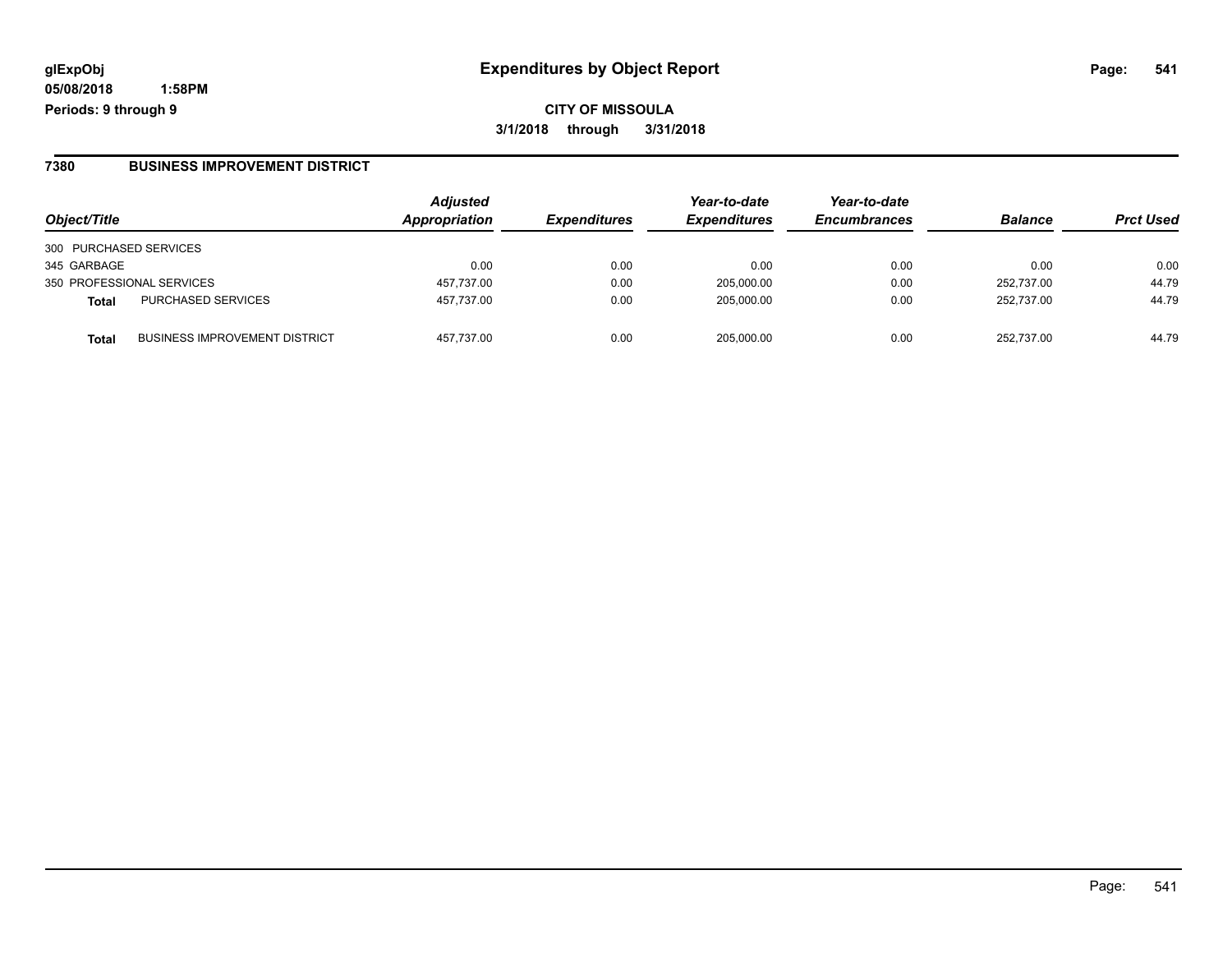**glExpObj**
**05/08/2018 1:58PM**
**Periods: 9 through 9**

# Expenditures by Object Report

**CITY OF MISSOULA**
**3/1/2018 through 3/31/2018**

## 7380 BUSINESS IMPROVEMENT DISTRICT

| Object/Title | | *Adjusted Appropriation* | *Expenditures* | *Year-to-date Expenditures* | *Year-to-date Encumbrances* | *Balance* | *Prct Used* |
|---|---|---|---|---|---|---|---|
| 300 PURCHASED SERVICES | | | | | | | |
| 345 GARBAGE | | 0.00 | 0.00 | 0.00 | 0.00 | 0.00 | 0.00 |
| 350 PROFESSIONAL SERVICES | | 457,737.00 | 0.00 | 205,000.00 | 0.00 | 252,737.00 | 44.79 |
| **Total** | PURCHASED SERVICES | 457,737.00 | 0.00 | 205,000.00 | 0.00 | 252,737.00 | 44.79 |
| **Total** | BUSINESS IMPROVEMENT DISTRICT | 457,737.00 | 0.00 | 205,000.00 | 0.00 | 252,737.00 | 44.79 |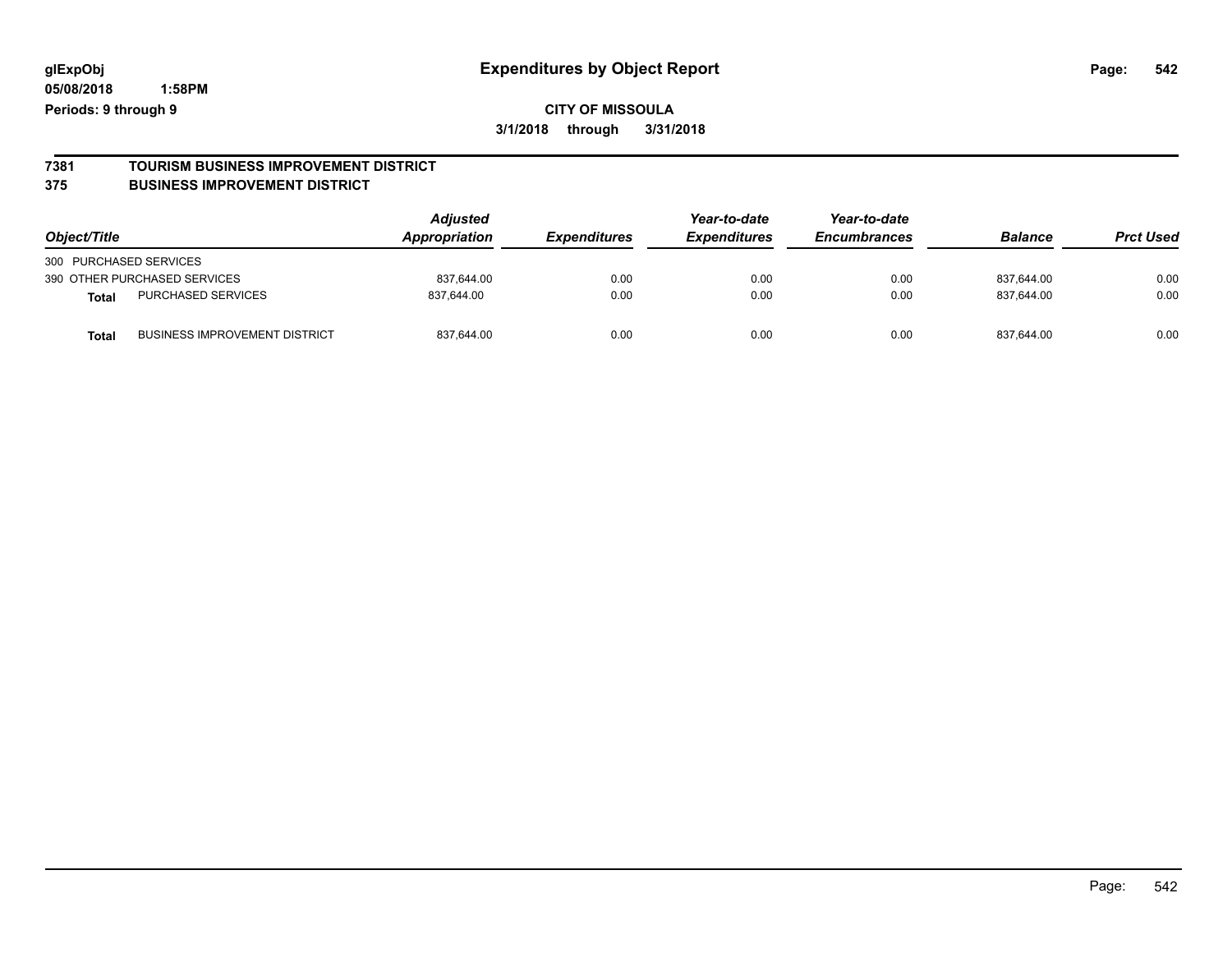**glExpObj** **Expenditures by Object Report**

**05/08/2018 1:58PM**

**Periods: 9 through 9**

**CITY OF MISSOULA**

**3/1/2018 through 3/31/2018**

## 7381 TOURISM BUSINESS IMPROVEMENT DISTRICT
## 375 BUSINESS IMPROVEMENT DISTRICT

| Object/Title | | Adjusted Appropriation | Expenditures | Year-to-date Expenditures | Year-to-date Encumbrances | Balance | Prct Used |
|---|---|---|---|---|---|---|---|
| 300 PURCHASED SERVICES | | | | | | | |
| 390 OTHER PURCHASED SERVICES | | 837,644.00 | 0.00 | 0.00 | 0.00 | 837,644.00 | 0.00 |
| **Total** | PURCHASED SERVICES | 837,644.00 | 0.00 | 0.00 | 0.00 | 837,644.00 | 0.00 |
| **Total** | BUSINESS IMPROVEMENT DISTRICT | 837,644.00 | 0.00 | 0.00 | 0.00 | 837,644.00 | 0.00 |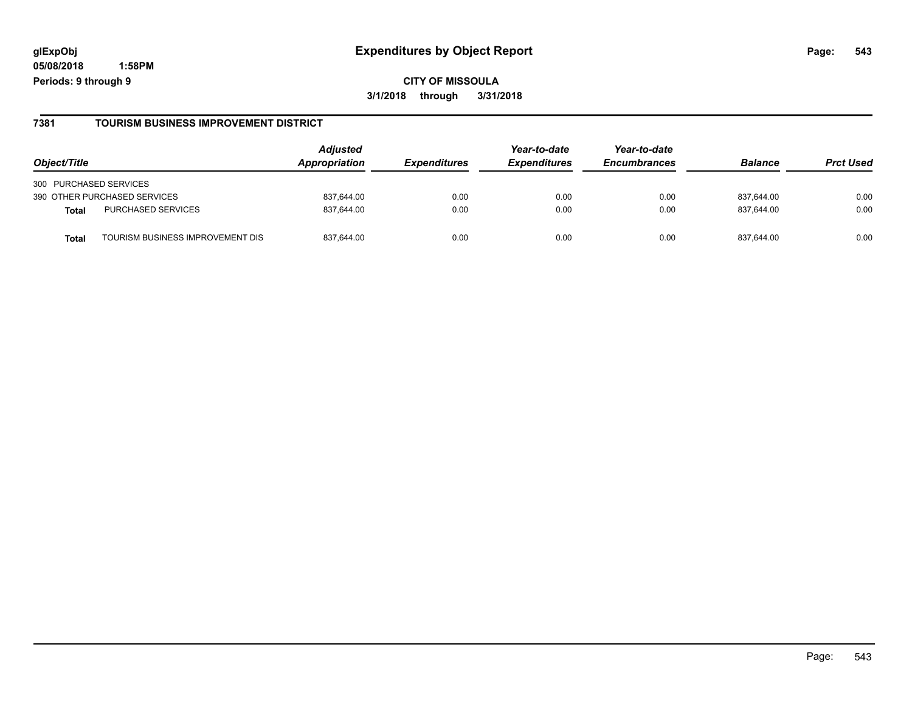**glExpObj** **Expenditures by Object Report**

**05/08/2018 1:58PM**

**Periods: 9 through 9**

**CITY OF MISSOULA**

**3/1/2018 through 3/31/2018**

## 7381 TOURISM BUSINESS IMPROVEMENT DISTRICT

| Object/Title | | Adjusted Appropriation | Expenditures | Year-to-date Expenditures | Year-to-date Encumbrances | Balance | Prct Used |
|---|---|---|---|---|---|---|---|
| 300 PURCHASED SERVICES | | | | | | | |
| 390 OTHER PURCHASED SERVICES | | 837,644.00 | 0.00 | 0.00 | 0.00 | 837,644.00 | 0.00 |
| **Total** | PURCHASED SERVICES | 837,644.00 | 0.00 | 0.00 | 0.00 | 837,644.00 | 0.00 |
| **Total** | TOURISM BUSINESS IMPROVEMENT DIS | 837,644.00 | 0.00 | 0.00 | 0.00 | 837,644.00 | 0.00 |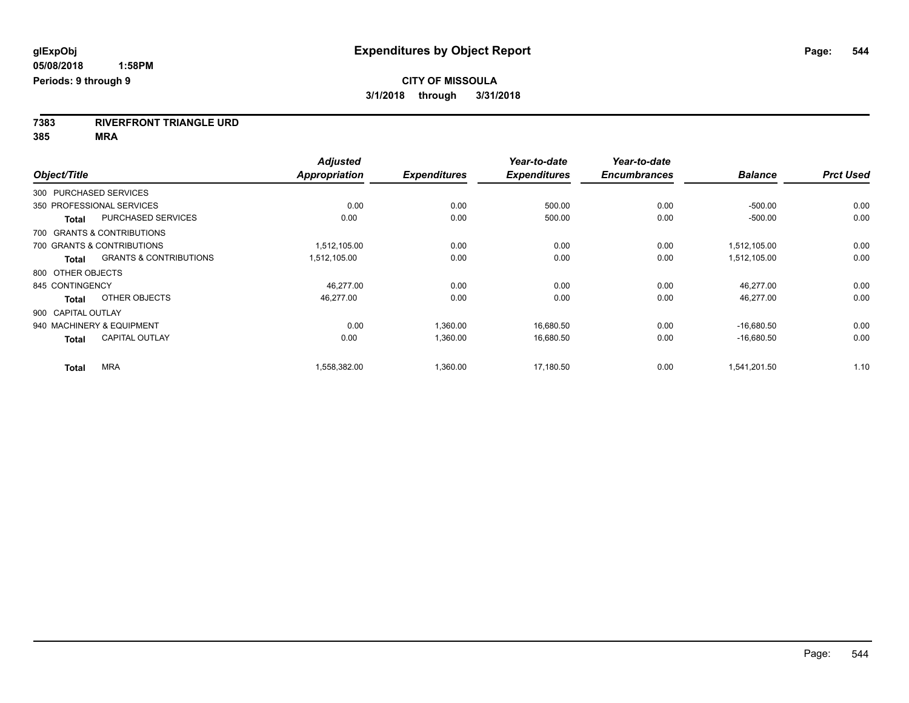# Expenditures by Object Report

glExpObj
05/08/2018 1:58PM
Periods: 9 through 9

**CITY OF MISSOULA**
**3/1/2018 through 3/31/2018**

**7383 RIVERFRONT TRIANGLE URD**
**385 MRA**

| Object/Title | | Adjusted Appropriation | Expenditures | Year-to-date Expenditures | Year-to-date Encumbrances | Balance | Prct Used |
|---|---|---|---|---|---|---|---|
| 300 PURCHASED SERVICES | | | | | | | |
| 350 PROFESSIONAL SERVICES | | 0.00 | 0.00 | 500.00 | 0.00 | -500.00 | 0.00 |
| **Total** | PURCHASED SERVICES | 0.00 | 0.00 | 500.00 | 0.00 | -500.00 | 0.00 |
| 700 GRANTS & CONTRIBUTIONS | | | | | | | |
| 700 GRANTS & CONTRIBUTIONS | | 1,512,105.00 | 0.00 | 0.00 | 0.00 | 1,512,105.00 | 0.00 |
| **Total** | GRANTS & CONTRIBUTIONS | 1,512,105.00 | 0.00 | 0.00 | 0.00 | 1,512,105.00 | 0.00 |
| 800 OTHER OBJECTS | | | | | | | |
| 845 CONTINGENCY | | 46,277.00 | 0.00 | 0.00 | 0.00 | 46,277.00 | 0.00 |
| **Total** | OTHER OBJECTS | 46,277.00 | 0.00 | 0.00 | 0.00 | 46,277.00 | 0.00 |
| 900 CAPITAL OUTLAY | | | | | | | |
| 940 MACHINERY & EQUIPMENT | | 0.00 | 1,360.00 | 16,680.50 | 0.00 | -16,680.50 | 0.00 |
| **Total** | CAPITAL OUTLAY | 0.00 | 1,360.00 | 16,680.50 | 0.00 | -16,680.50 | 0.00 |
| **Total** | MRA | 1,558,382.00 | 1,360.00 | 17,180.50 | 0.00 | 1,541,201.50 | 1.10 |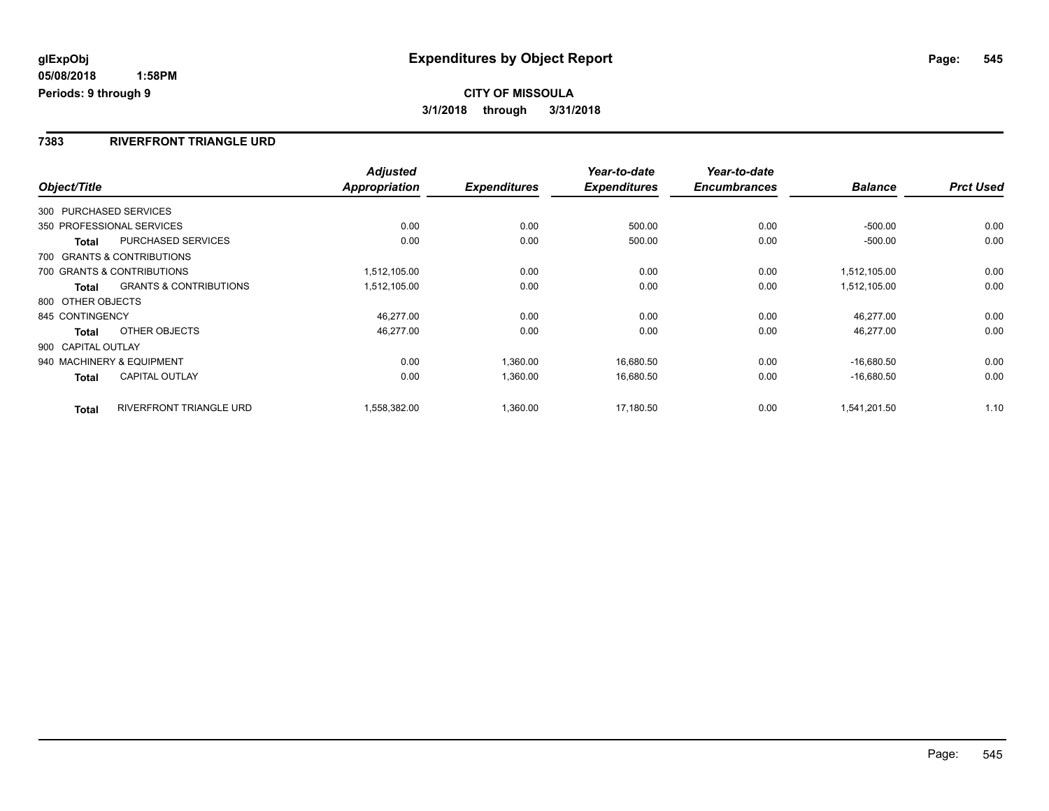# Expenditures by Object Report

glExpObj
05/08/2018 1:58PM
Periods: 9 through 9

**CITY OF MISSOULA**
**3/1/2018 through 3/31/2018**

## 7383 RIVERFRONT TRIANGLE URD

| Object/Title | | Adjusted Appropriation | Expenditures | Year-to-date Expenditures | Year-to-date Encumbrances | Balance | Prct Used |
|---|---|---|---|---|---|---|---|
| 300 PURCHASED SERVICES | | | | | | | |
| 350 PROFESSIONAL SERVICES | | 0.00 | 0.00 | 500.00 | 0.00 | -500.00 | 0.00 |
| **Total** | PURCHASED SERVICES | 0.00 | 0.00 | 500.00 | 0.00 | -500.00 | 0.00 |
| 700 GRANTS & CONTRIBUTIONS | | | | | | | |
| 700 GRANTS & CONTRIBUTIONS | | 1,512,105.00 | 0.00 | 0.00 | 0.00 | 1,512,105.00 | 0.00 |
| **Total** | GRANTS & CONTRIBUTIONS | 1,512,105.00 | 0.00 | 0.00 | 0.00 | 1,512,105.00 | 0.00 |
| 800 OTHER OBJECTS | | | | | | | |
| 845 CONTINGENCY | | 46,277.00 | 0.00 | 0.00 | 0.00 | 46,277.00 | 0.00 |
| **Total** | OTHER OBJECTS | 46,277.00 | 0.00 | 0.00 | 0.00 | 46,277.00 | 0.00 |
| 900 CAPITAL OUTLAY | | | | | | | |
| 940 MACHINERY & EQUIPMENT | | 0.00 | 1,360.00 | 16,680.50 | 0.00 | -16,680.50 | 0.00 |
| **Total** | CAPITAL OUTLAY | 0.00 | 1,360.00 | 16,680.50 | 0.00 | -16,680.50 | 0.00 |
| **Total** | RIVERFRONT TRIANGLE URD | 1,558,382.00 | 1,360.00 | 17,180.50 | 0.00 | 1,541,201.50 | 1.10 |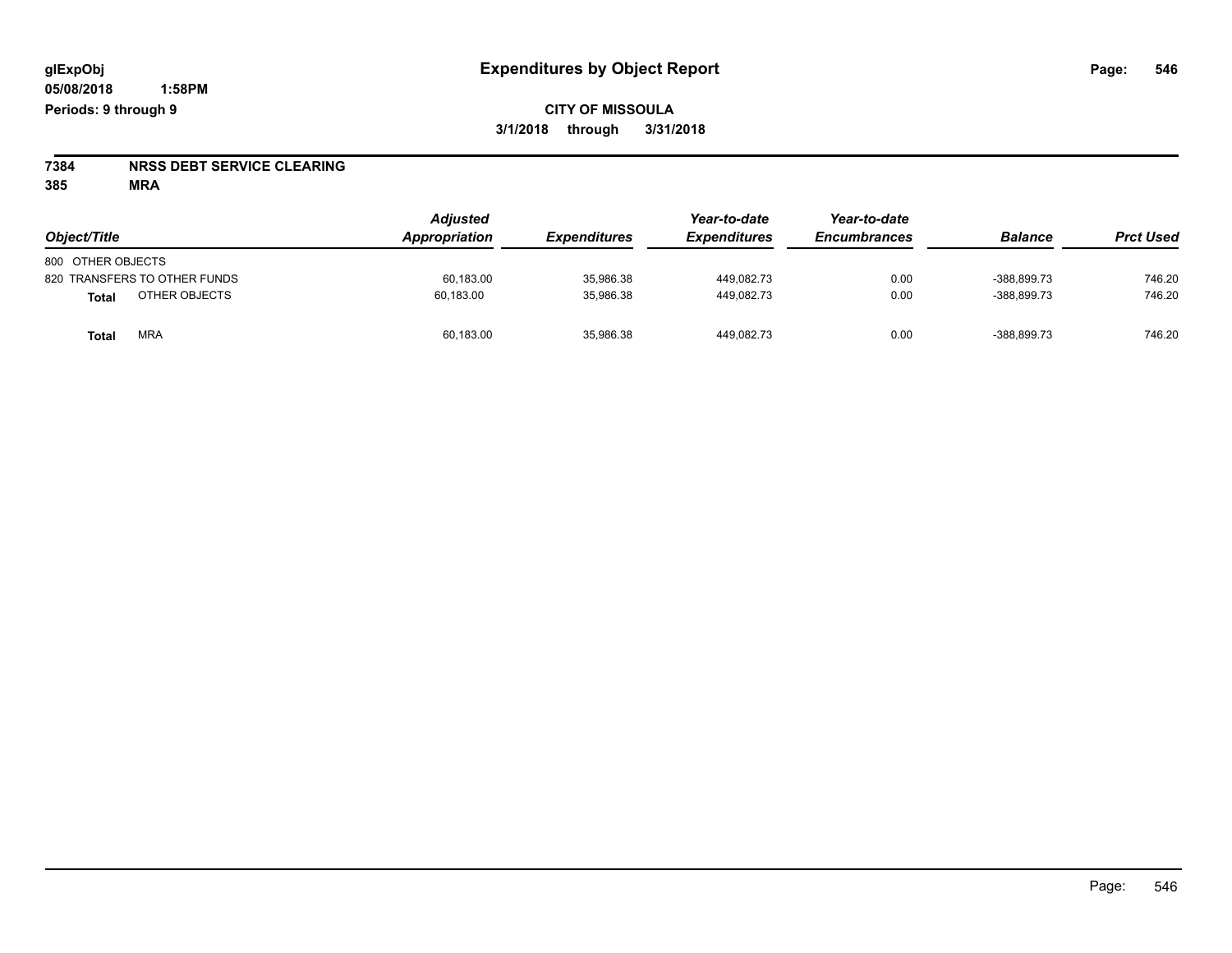glExpObj
05/08/2018 1:58PM
Periods: 9 through 9

# Expenditures by Object Report

**CITY OF MISSOULA**
**3/1/2018 through 3/31/2018**

**7384 NRSS DEBT SERVICE CLEARING**
**385 MRA**

| Object/Title | Adjusted Appropriation | Expenditures | Year-to-date Expenditures | Year-to-date Encumbrances | Balance | Prct Used |
|---|---|---|---|---|---|---|
| 800 OTHER OBJECTS | | | | | | |
| 820 TRANSFERS TO OTHER FUNDS | 60,183.00 | 35,986.38 | 449,082.73 | 0.00 | -388,899.73 | 746.20 |
| **Total** OTHER OBJECTS | 60,183.00 | 35,986.38 | 449,082.73 | 0.00 | -388,899.73 | 746.20 |
| **Total** MRA | 60,183.00 | 35,986.38 | 449,082.73 | 0.00 | -388,899.73 | 746.20 |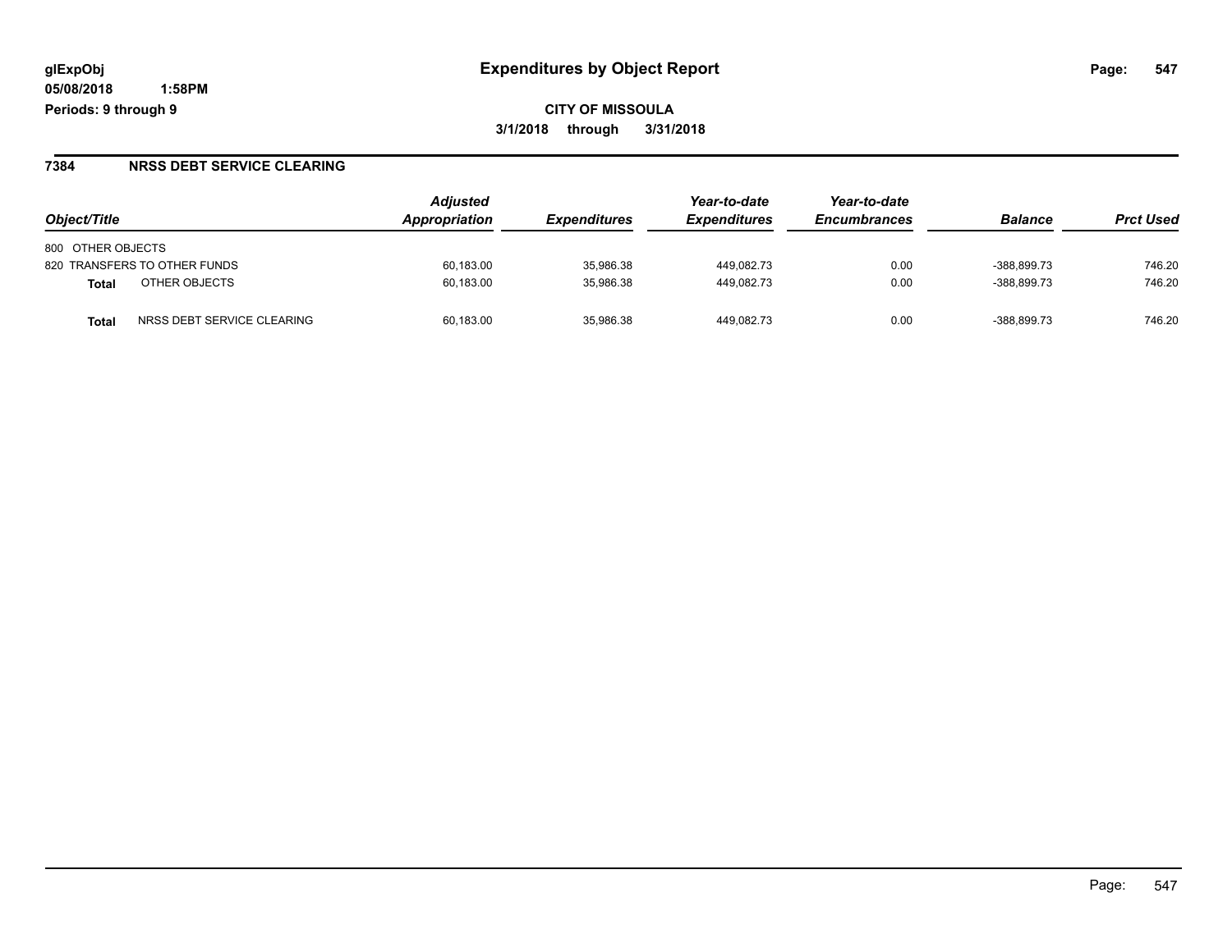# Expenditures by Object Report

glExpObj
05/08/2018 1:58PM
Periods: 9 through 9

**CITY OF MISSOULA**
**3/1/2018 through 3/31/2018**

## 7384 NRSS DEBT SERVICE CLEARING

| Object/Title | Adjusted Appropriation | Expenditures | Year-to-date Expenditures | Year-to-date Encumbrances | Balance | Prct Used |
|---|---|---|---|---|---|---|
| 800 OTHER OBJECTS | | | | | | |
| 820 TRANSFERS TO OTHER FUNDS | 60,183.00 | 35,986.38 | 449,082.73 | 0.00 | -388,899.73 | 746.20 |
| **Total** OTHER OBJECTS | 60,183.00 | 35,986.38 | 449,082.73 | 0.00 | -388,899.73 | 746.20 |
| **Total** NRSS DEBT SERVICE CLEARING | 60,183.00 | 35,986.38 | 449,082.73 | 0.00 | -388,899.73 | 746.20 |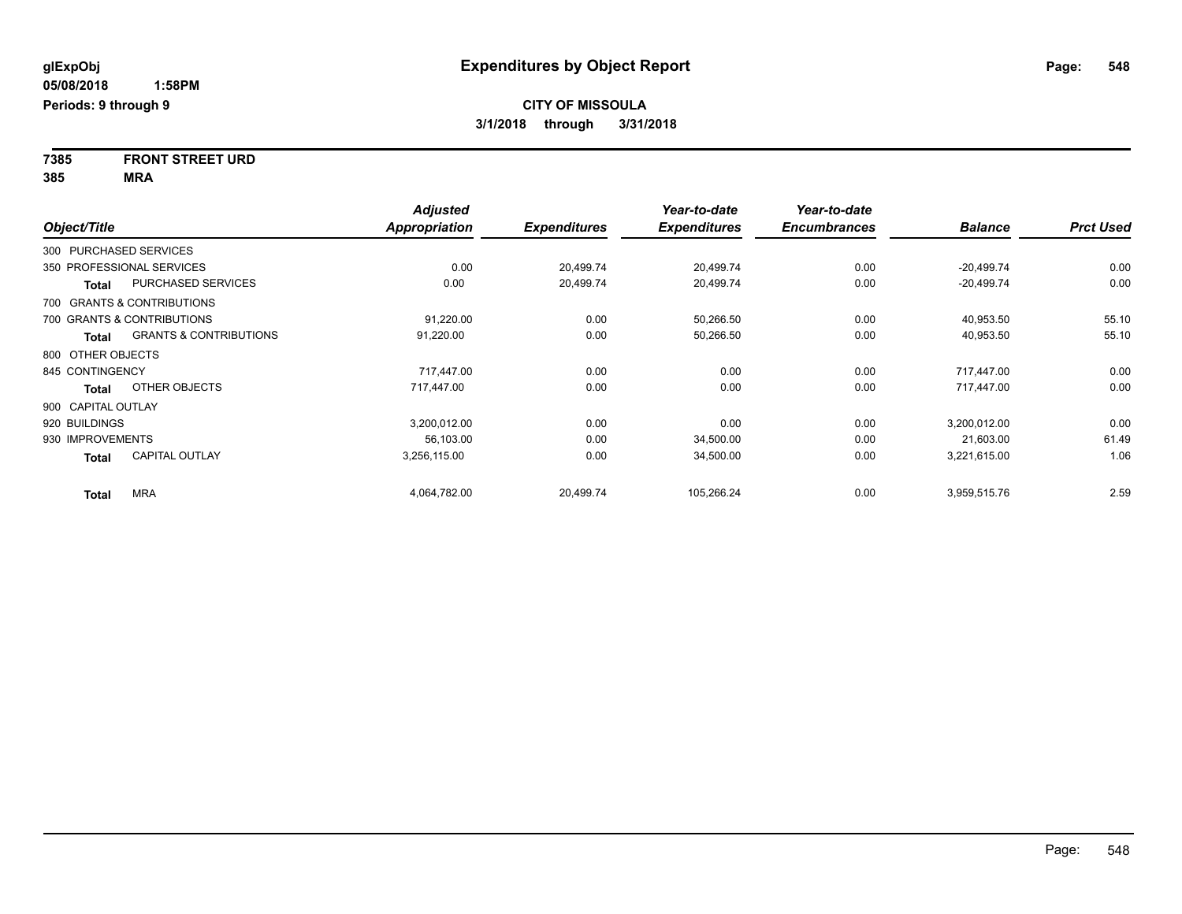**glExpObj**
**05/08/2018 1:58PM**
**Periods: 9 through 9**

# Expenditures by Object Report

**CITY OF MISSOULA**
**3/1/2018 through 3/31/2018**

**7385 FRONT STREET URD**
**385 MRA**

| Object/Title | | Adjusted Appropriation | Expenditures | Year-to-date Expenditures | Year-to-date Encumbrances | Balance | Prct Used |
|---|---|---|---|---|---|---|---|
| 300 PURCHASED SERVICES | | | | | | | |
| 350 PROFESSIONAL SERVICES | | 0.00 | 20,499.74 | 20,499.74 | 0.00 | -20,499.74 | 0.00 |
| **Total** | PURCHASED SERVICES | 0.00 | 20,499.74 | 20,499.74 | 0.00 | -20,499.74 | 0.00 |
| 700 GRANTS & CONTRIBUTIONS | | | | | | | |
| 700 GRANTS & CONTRIBUTIONS | | 91,220.00 | 0.00 | 50,266.50 | 0.00 | 40,953.50 | 55.10 |
| **Total** | GRANTS & CONTRIBUTIONS | 91,220.00 | 0.00 | 50,266.50 | 0.00 | 40,953.50 | 55.10 |
| 800 OTHER OBJECTS | | | | | | | |
| 845 CONTINGENCY | | 717,447.00 | 0.00 | 0.00 | 0.00 | 717,447.00 | 0.00 |
| **Total** | OTHER OBJECTS | 717,447.00 | 0.00 | 0.00 | 0.00 | 717,447.00 | 0.00 |
| 900 CAPITAL OUTLAY | | | | | | | |
| 920 BUILDINGS | | 3,200,012.00 | 0.00 | 0.00 | 0.00 | 3,200,012.00 | 0.00 |
| 930 IMPROVEMENTS | | 56,103.00 | 0.00 | 34,500.00 | 0.00 | 21,603.00 | 61.49 |
| **Total** | CAPITAL OUTLAY | 3,256,115.00 | 0.00 | 34,500.00 | 0.00 | 3,221,615.00 | 1.06 |
| **Total** | MRA | 4,064,782.00 | 20,499.74 | 105,266.24 | 0.00 | 3,959,515.76 | 2.59 |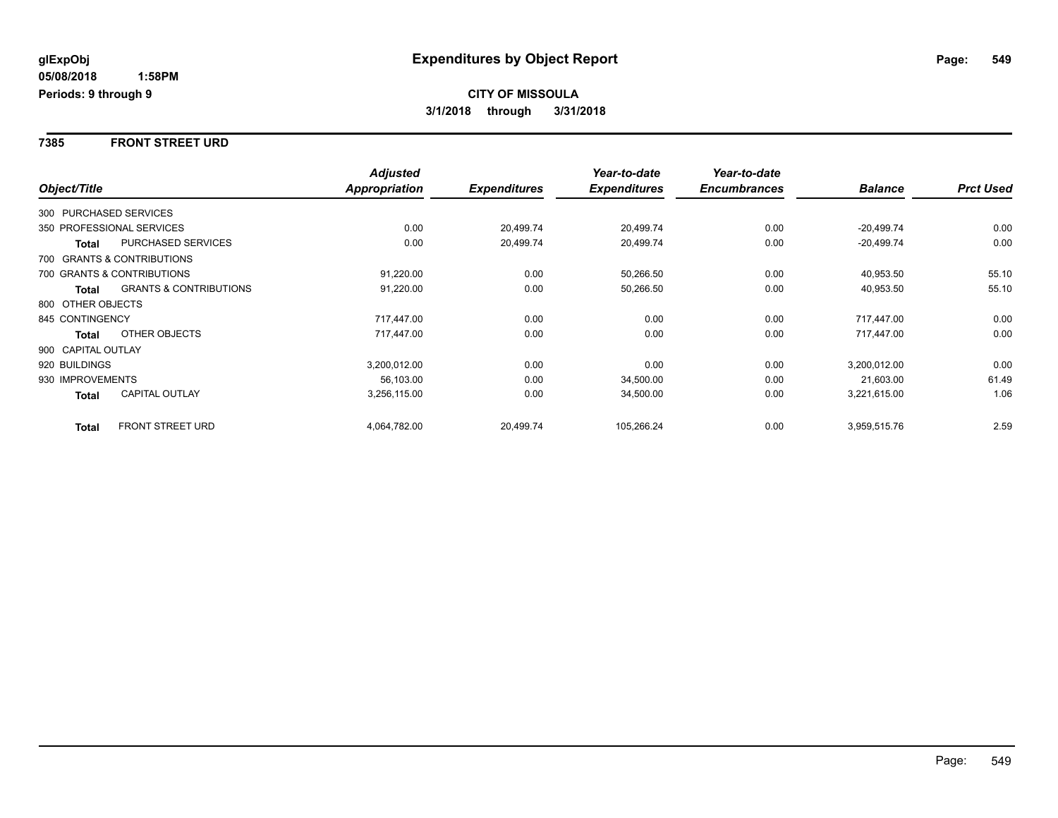# Expenditures by Object Report

glExpObj
05/08/2018 1:58PM
Periods: 9 through 9

**CITY OF MISSOULA**
**3/1/2018 through 3/31/2018**

## 7385 FRONT STREET URD

| Object/Title | | Adjusted Appropriation | Expenditures | Year-to-date Expenditures | Year-to-date Encumbrances | Balance | Prct Used |
|---|---|---|---|---|---|---|---|
| 300 PURCHASED SERVICES | | | | | | | |
| 350 PROFESSIONAL SERVICES | | 0.00 | 20,499.74 | 20,499.74 | 0.00 | -20,499.74 | 0.00 |
| **Total** | PURCHASED SERVICES | 0.00 | 20,499.74 | 20,499.74 | 0.00 | -20,499.74 | 0.00 |
| 700 GRANTS & CONTRIBUTIONS | | | | | | | |
| 700 GRANTS & CONTRIBUTIONS | | 91,220.00 | 0.00 | 50,266.50 | 0.00 | 40,953.50 | 55.10 |
| **Total** | GRANTS & CONTRIBUTIONS | 91,220.00 | 0.00 | 50,266.50 | 0.00 | 40,953.50 | 55.10 |
| 800 OTHER OBJECTS | | | | | | | |
| 845 CONTINGENCY | | 717,447.00 | 0.00 | 0.00 | 0.00 | 717,447.00 | 0.00 |
| **Total** | OTHER OBJECTS | 717,447.00 | 0.00 | 0.00 | 0.00 | 717,447.00 | 0.00 |
| 900 CAPITAL OUTLAY | | | | | | | |
| 920 BUILDINGS | | 3,200,012.00 | 0.00 | 0.00 | 0.00 | 3,200,012.00 | 0.00 |
| 930 IMPROVEMENTS | | 56,103.00 | 0.00 | 34,500.00 | 0.00 | 21,603.00 | 61.49 |
| **Total** | CAPITAL OUTLAY | 3,256,115.00 | 0.00 | 34,500.00 | 0.00 | 3,221,615.00 | 1.06 |
| **Total** | FRONT STREET URD | 4,064,782.00 | 20,499.74 | 105,266.24 | 0.00 | 3,959,515.76 | 2.59 |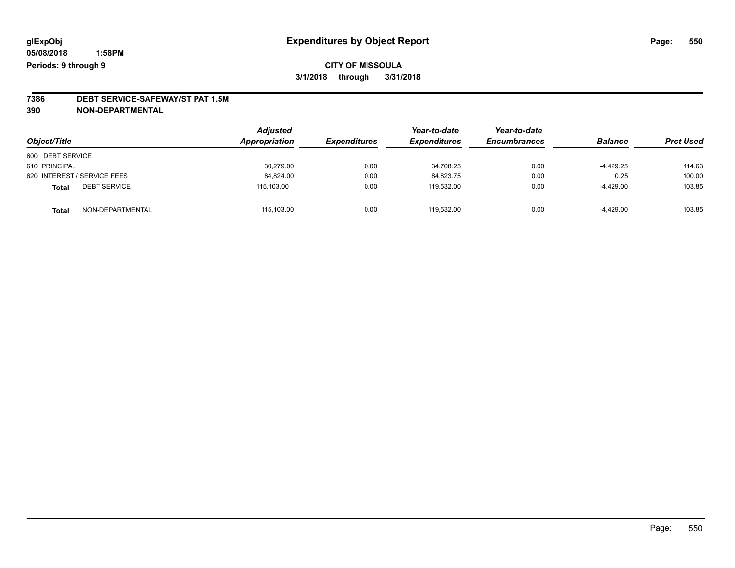**glExpObj** | **Expenditures by Object Report**

**05/08/2018 1:58PM**

**Periods: 9 through 9**

**CITY OF MISSOULA**

**3/1/2018 through 3/31/2018**

**7386 DEBT SERVICE-SAFEWAY/ST PAT 1.5M**

**390 NON-DEPARTMENTAL**

| Object/Title | Adjusted Appropriation | Expenditures | Year-to-date Expenditures | Year-to-date Encumbrances | Balance | Prct Used |
|---|---|---|---|---|---|---|
| 600 DEBT SERVICE | | | | | | |
| 610 PRINCIPAL | 30,279.00 | 0.00 | 34,708.25 | 0.00 | -4,429.25 | 114.63 |
| 620 INTEREST / SERVICE FEES | 84,824.00 | 0.00 | 84,823.75 | 0.00 | 0.25 | 100.00 |
| **Total** DEBT SERVICE | 115,103.00 | 0.00 | 119,532.00 | 0.00 | -4,429.00 | 103.85 |
| **Total** NON-DEPARTMENTAL | 115,103.00 | 0.00 | 119,532.00 | 0.00 | -4,429.00 | 103.85 |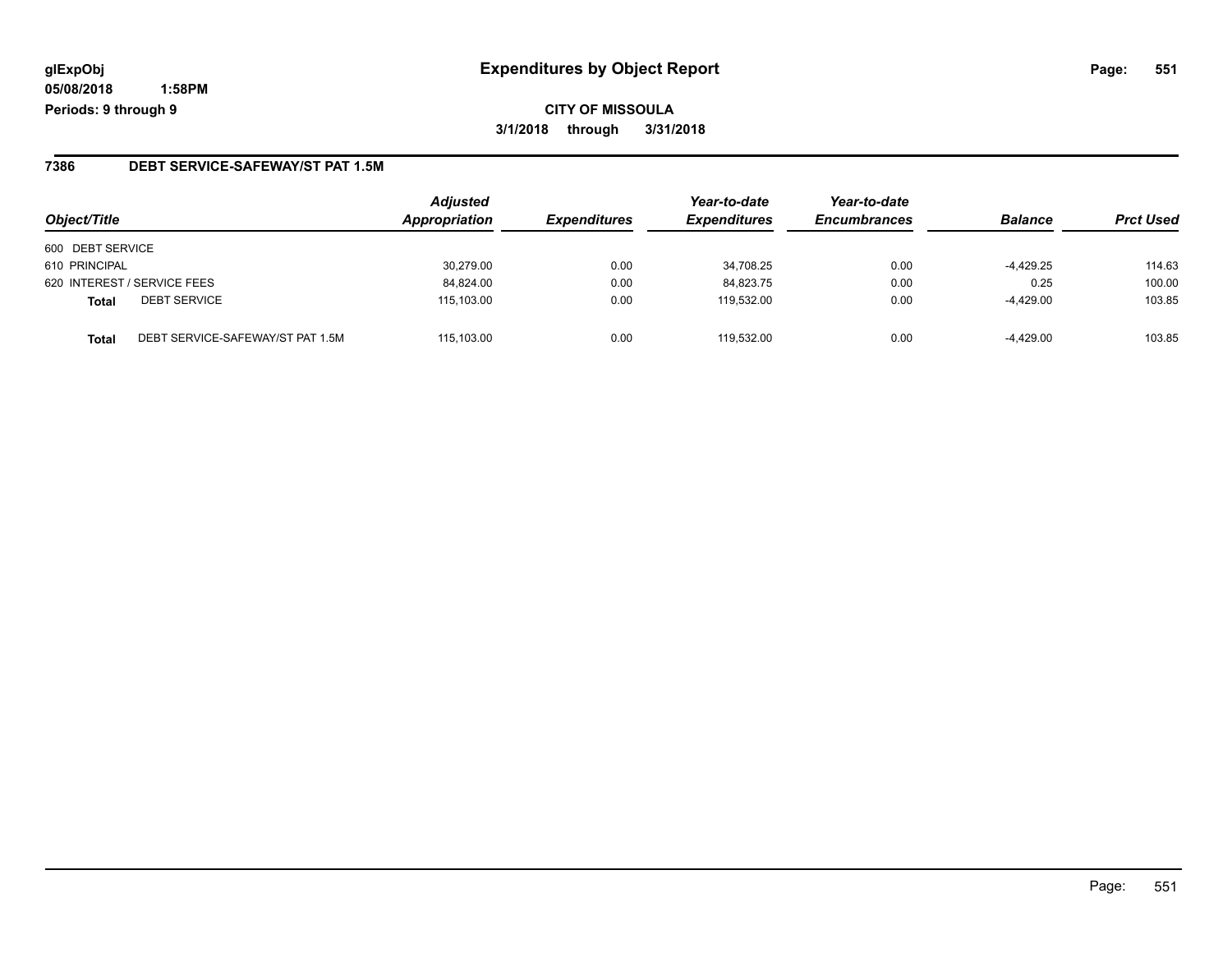# Expenditures by Object Report

glExpObj
05/08/2018 1:58PM
Periods: 9 through 9

**CITY OF MISSOULA**
**3/1/2018 through 3/31/2018**

## 7386 DEBT SERVICE-SAFEWAY/ST PAT 1.5M

| Object/Title | | Adjusted Appropriation | Expenditures | Year-to-date Expenditures | Year-to-date Encumbrances | Balance | Prct Used |
|---|---|---|---|---|---|---|---|
| 600 DEBT SERVICE | | | | | | | |
| 610 PRINCIPAL | | 30,279.00 | 0.00 | 34,708.25 | 0.00 | -4,429.25 | 114.63 |
| 620 INTEREST / SERVICE FEES | | 84,824.00 | 0.00 | 84,823.75 | 0.00 | 0.25 | 100.00 |
| **Total** | DEBT SERVICE | 115,103.00 | 0.00 | 119,532.00 | 0.00 | -4,429.00 | 103.85 |
| **Total** | DEBT SERVICE-SAFEWAY/ST PAT 1.5M | 115,103.00 | 0.00 | 119,532.00 | 0.00 | -4,429.00 | 103.85 |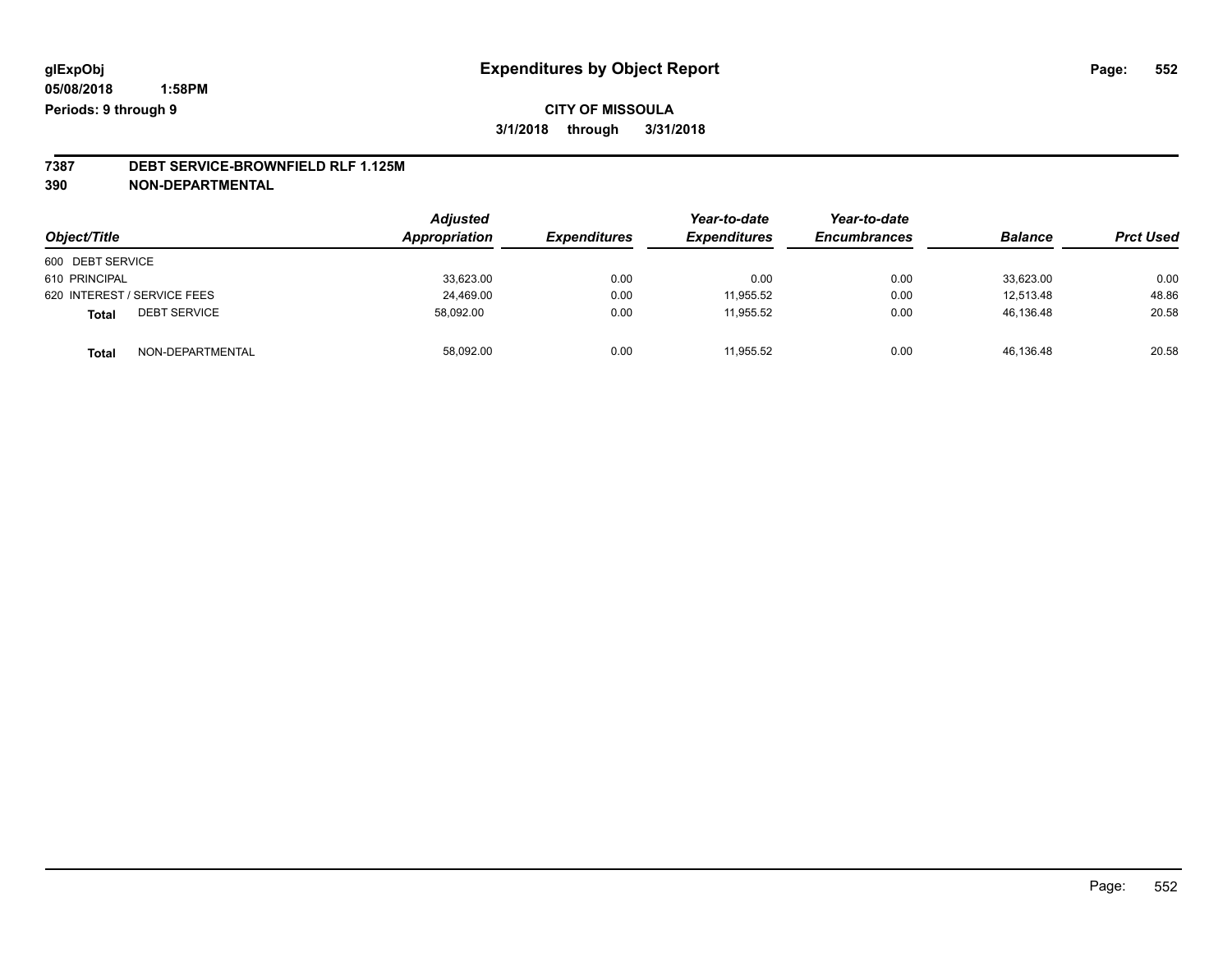**glExpObj**
**05/08/2018 1:58PM**
**Periods: 9 through 9**

# Expenditures by Object Report

**CITY OF MISSOULA**
**3/1/2018 through 3/31/2018**

## 7387 DEBT SERVICE-BROWNFIELD RLF 1.125M
## 390 NON-DEPARTMENTAL

| Object/Title | | Adjusted Appropriation | Expenditures | Year-to-date Expenditures | Year-to-date Encumbrances | Balance | Prct Used |
|---|---|---|---|---|---|---|---|
| 600 DEBT SERVICE | | | | | | | |
| 610 PRINCIPAL | | 33,623.00 | 0.00 | 0.00 | 0.00 | 33,623.00 | 0.00 |
| 620 INTEREST / SERVICE FEES | | 24,469.00 | 0.00 | 11,955.52 | 0.00 | 12,513.48 | 48.86 |
| **Total** | DEBT SERVICE | 58,092.00 | 0.00 | 11,955.52 | 0.00 | 46,136.48 | 20.58 |
| **Total** | NON-DEPARTMENTAL | 58,092.00 | 0.00 | 11,955.52 | 0.00 | 46,136.48 | 20.58 |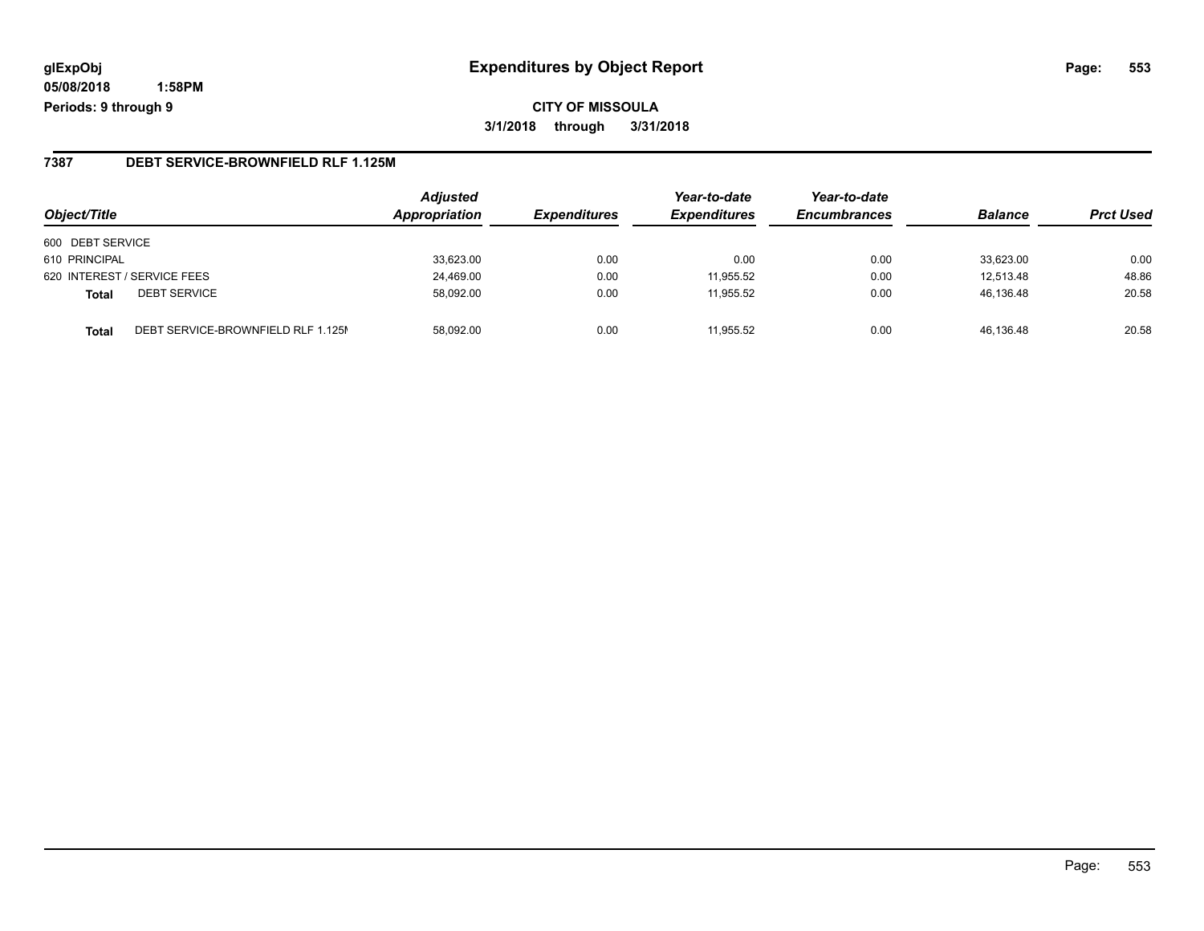**glExpObj**
**05/08/2018 1:58PM**
**Periods: 9 through 9**

# Expenditures by Object Report

**CITY OF MISSOULA**
**3/1/2018 through 3/31/2018**

## 7387 DEBT SERVICE-BROWNFIELD RLF 1.125M

| Object/Title | | Adjusted Appropriation | Expenditures | Year-to-date Expenditures | Year-to-date Encumbrances | Balance | Prct Used |
|---|---|---|---|---|---|---|---|
| 600 DEBT SERVICE | | | | | | | |
| 610 PRINCIPAL | | 33,623.00 | 0.00 | 0.00 | 0.00 | 33,623.00 | 0.00 |
| 620 INTEREST / SERVICE FEES | | 24,469.00 | 0.00 | 11,955.52 | 0.00 | 12,513.48 | 48.86 |
| **Total** | DEBT SERVICE | 58,092.00 | 0.00 | 11,955.52 | 0.00 | 46,136.48 | 20.58 |
| **Total** | DEBT SERVICE-BROWNFIELD RLF 1.125M | 58,092.00 | 0.00 | 11,955.52 | 0.00 | 46,136.48 | 20.58 |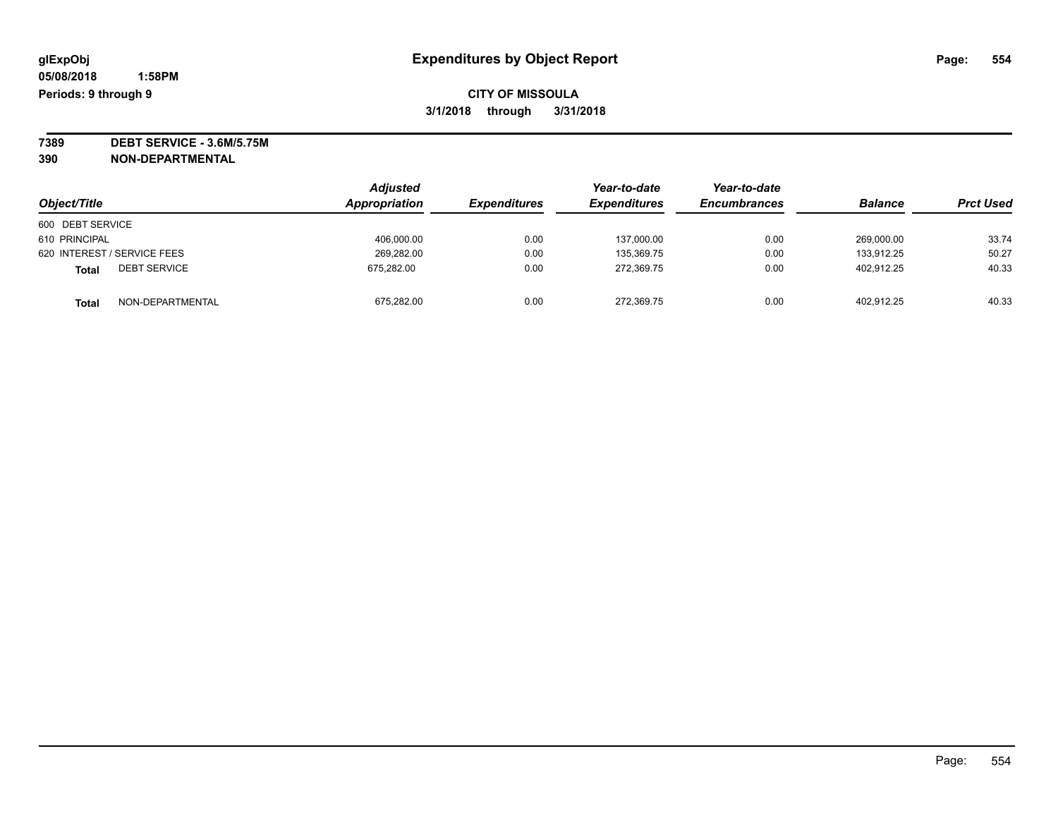**glExpObj**
**05/08/2018 1:58PM**
**Periods: 9 through 9**

# Expenditures by Object Report

**CITY OF MISSOULA**
**3/1/2018 through 3/31/2018**

**7389 DEBT SERVICE - 3.6M/5.75M**
**390 NON-DEPARTMENTAL**

| Object/Title | | Adjusted Appropriation | Expenditures | Year-to-date Expenditures | Year-to-date Encumbrances | Balance | Prct Used |
|---|---|---|---|---|---|---|---|
| 600 DEBT SERVICE | | | | | | | |
| 610 PRINCIPAL | | 406,000.00 | 0.00 | 137,000.00 | 0.00 | 269,000.00 | 33.74 |
| 620 INTEREST / SERVICE FEES | | 269,282.00 | 0.00 | 135,369.75 | 0.00 | 133,912.25 | 50.27 |
| **Total** | DEBT SERVICE | 675,282.00 | 0.00 | 272,369.75 | 0.00 | 402,912.25 | 40.33 |
| **Total** | NON-DEPARTMENTAL | 675,282.00 | 0.00 | 272,369.75 | 0.00 | 402,912.25 | 40.33 |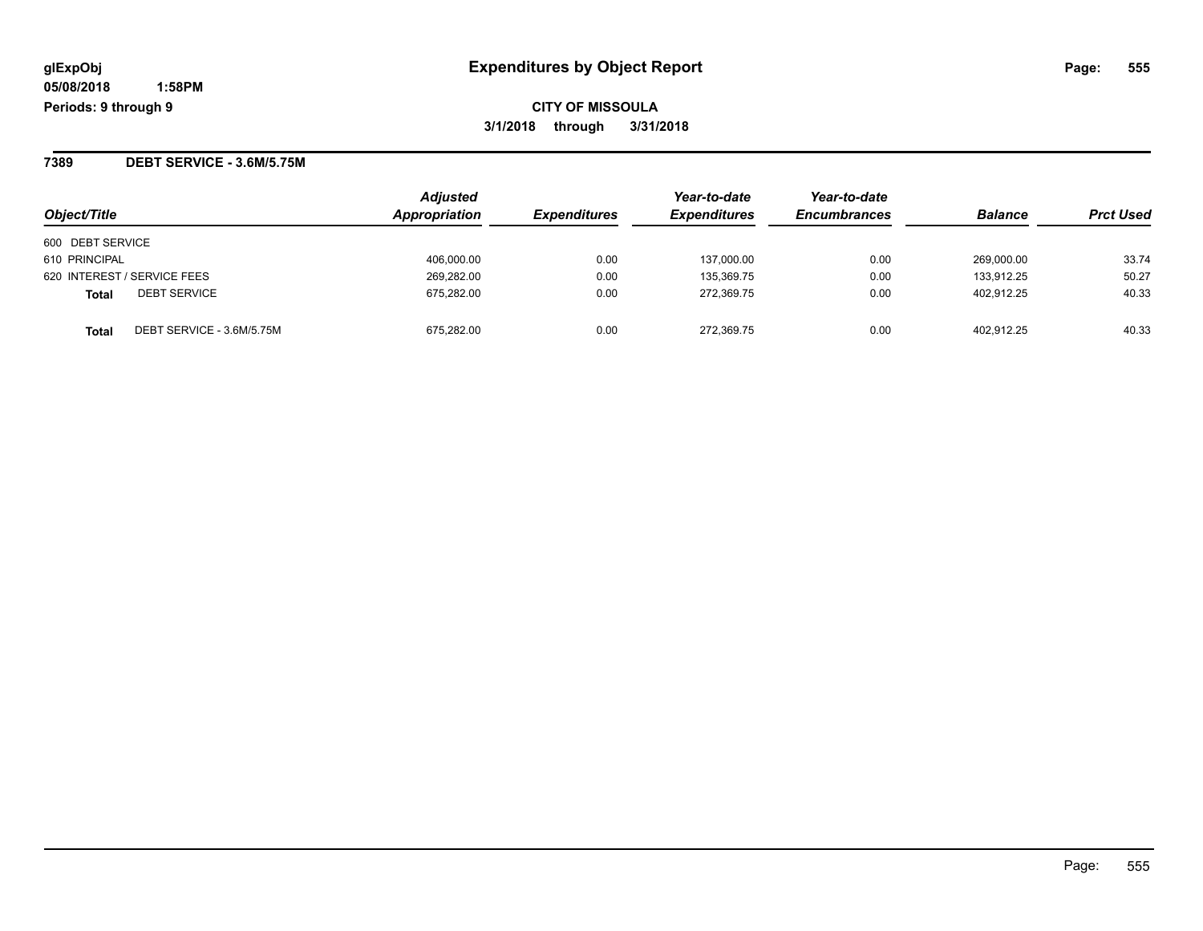**glExpObj** **Expenditures by Object Report**

**05/08/2018 1:58PM**

**Periods: 9 through 9**

**CITY OF MISSOULA**

**3/1/2018 through 3/31/2018**

## 7389 DEBT SERVICE - 3.6M/5.75M

| Object/Title | | Adjusted Appropriation | Expenditures | Year-to-date Expenditures | Year-to-date Encumbrances | Balance | Prct Used |
|---|---|---|---|---|---|---|---|
| 600 DEBT SERVICE | | | | | | | |
| 610 PRINCIPAL | | 406,000.00 | 0.00 | 137,000.00 | 0.00 | 269,000.00 | 33.74 |
| 620 INTEREST / SERVICE FEES | | 269,282.00 | 0.00 | 135,369.75 | 0.00 | 133,912.25 | 50.27 |
| **Total** | DEBT SERVICE | 675,282.00 | 0.00 | 272,369.75 | 0.00 | 402,912.25 | 40.33 |
| **Total** | DEBT SERVICE - 3.6M/5.75M | 675,282.00 | 0.00 | 272,369.75 | 0.00 | 402,912.25 | 40.33 |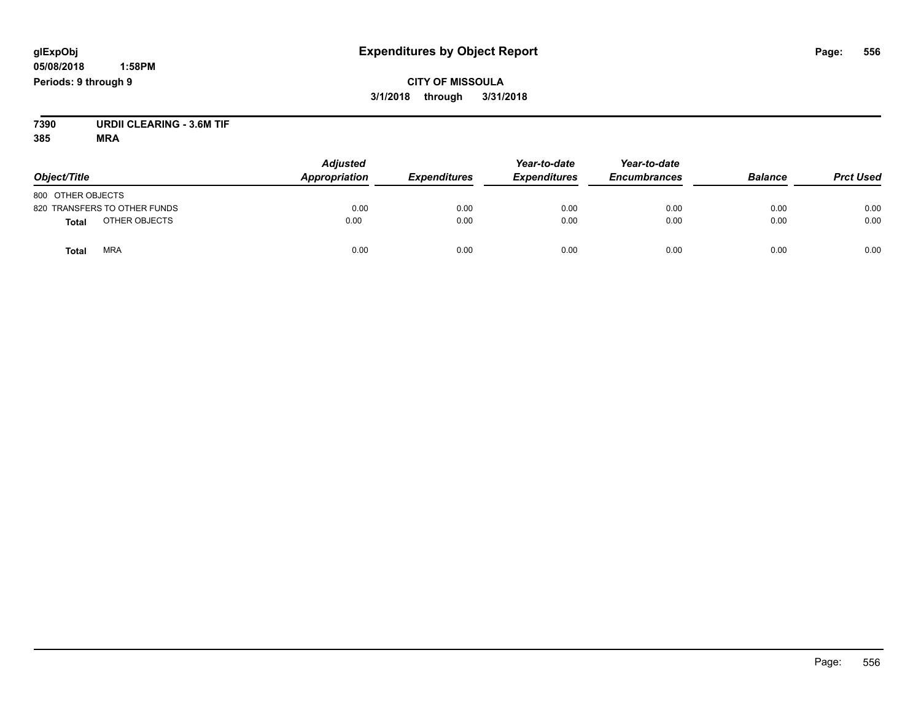# Expenditures by Object Report

**glExpObj**
**05/08/2018 1:58PM**
**Periods: 9 through 9**

**CITY OF MISSOULA**
**3/1/2018 through 3/31/2018**

**7390 URDII CLEARING - 3.6M TIF**
**385 MRA**

| Object/Title | Adjusted Appropriation | Expenditures | Year-to-date Expenditures | Year-to-date Encumbrances | Balance | Prct Used |
|---|---|---|---|---|---|---|
| 800 OTHER OBJECTS | | | | | | |
| 820 TRANSFERS TO OTHER FUNDS | 0.00 | 0.00 | 0.00 | 0.00 | 0.00 | 0.00 |
| **Total** OTHER OBJECTS | 0.00 | 0.00 | 0.00 | 0.00 | 0.00 | 0.00 |
| **Total** MRA | 0.00 | 0.00 | 0.00 | 0.00 | 0.00 | 0.00 |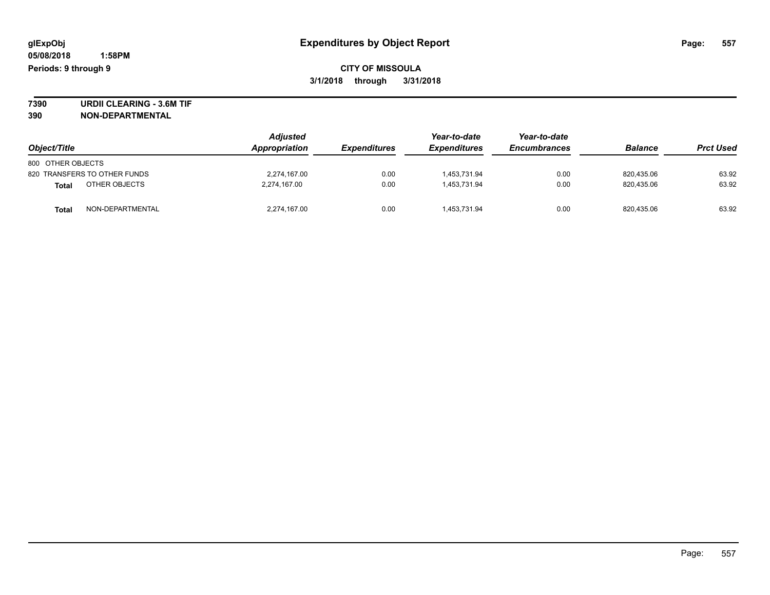**glExpObj**
**05/08/2018 1:58PM**
**Periods: 9 through 9**

# Expenditures by Object Report

**CITY OF MISSOULA**
**3/1/2018 through 3/31/2018**

**7390 URDII CLEARING - 3.6M TIF**
**390 NON-DEPARTMENTAL**

| Object/Title | | Adjusted Appropriation | Expenditures | Year-to-date Expenditures | Year-to-date Encumbrances | Balance | Prct Used |
|---|---|---|---|---|---|---|---|
| 800 OTHER OBJECTS | | | | | | | |
| 820 TRANSFERS TO OTHER FUNDS | | 2,274,167.00 | 0.00 | 1,453,731.94 | 0.00 | 820,435.06 | 63.92 |
| **Total** | OTHER OBJECTS | 2,274,167.00 | 0.00 | 1,453,731.94 | 0.00 | 820,435.06 | 63.92 |
| **Total** | NON-DEPARTMENTAL | 2,274,167.00 | 0.00 | 1,453,731.94 | 0.00 | 820,435.06 | 63.92 |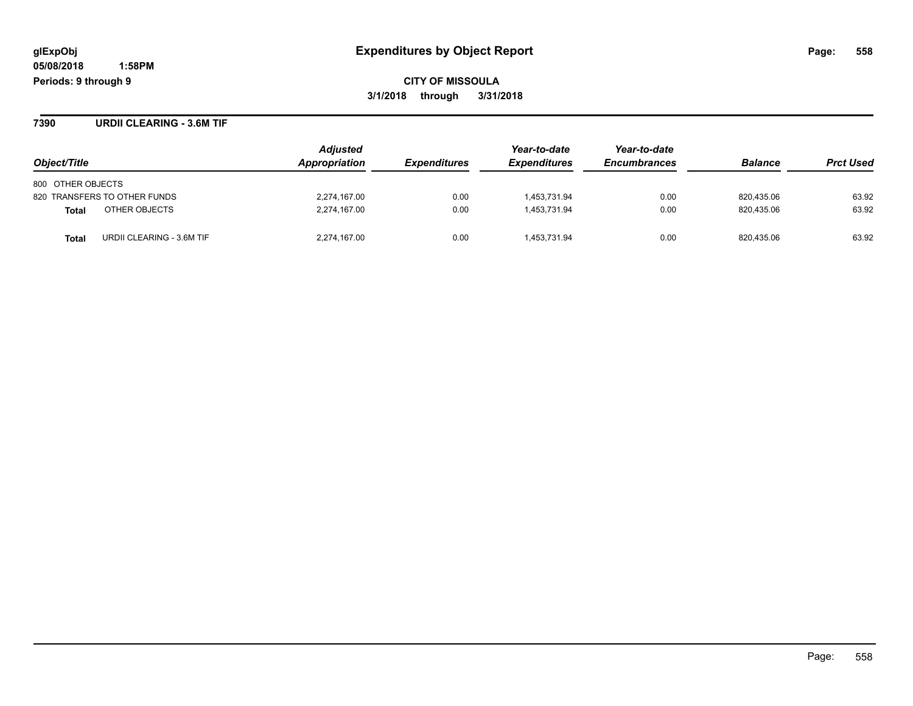# Expenditures by Object Report

glExpObj
05/08/2018 1:58PM
Periods: 9 through 9

**CITY OF MISSOULA**
**3/1/2018 through 3/31/2018**

## 7390 URDII CLEARING - 3.6M TIF

| Object/Title | Adjusted Appropriation | Expenditures | Year-to-date Expenditures | Year-to-date Encumbrances | Balance | Prct Used |
|---|---|---|---|---|---|---|
| 800 OTHER OBJECTS | | | | | | |
| 820 TRANSFERS TO OTHER FUNDS | 2,274,167.00 | 0.00 | 1,453,731.94 | 0.00 | 820,435.06 | 63.92 |
| **Total** OTHER OBJECTS | 2,274,167.00 | 0.00 | 1,453,731.94 | 0.00 | 820,435.06 | 63.92 |
| **Total** URDII CLEARING - 3.6M TIF | 2,274,167.00 | 0.00 | 1,453,731.94 | 0.00 | 820,435.06 | 63.92 |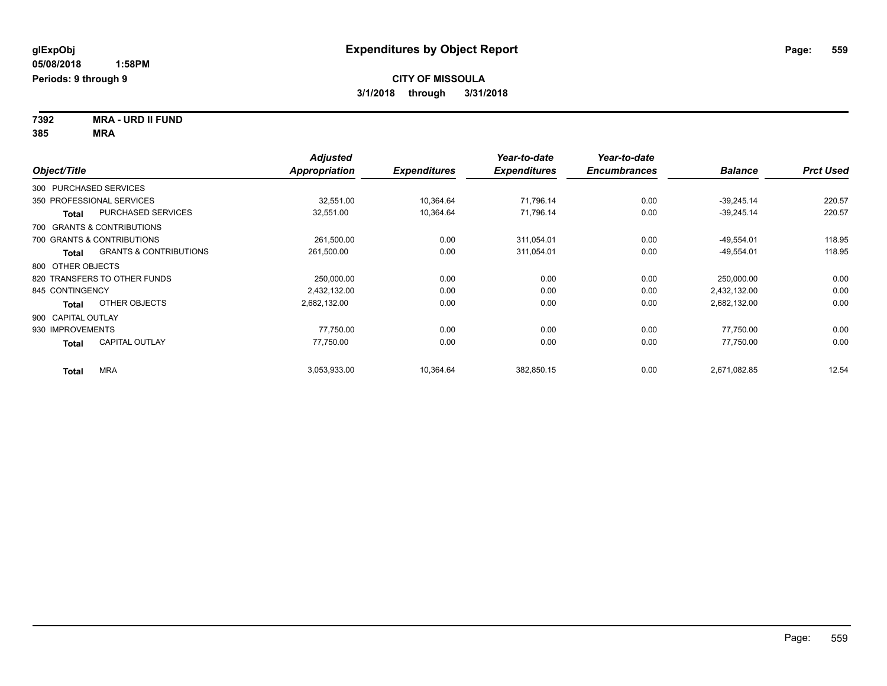**CITY OF MISSOULA**

**3/1/2018 through 3/31/2018**

**Expenditures by Object Report**

glExpObj
05/08/2018 1:58PM
Periods: 9 through 9

**7392 MRA - URD II FUND**
**385 MRA**

| Object/Title | | Adjusted Appropriation | Expenditures | Year-to-date Expenditures | Year-to-date Encumbrances | Balance | Prct Used |
|---|---|---|---|---|---|---|---|
| 300 PURCHASED SERVICES | | | | | | | |
| 350 PROFESSIONAL SERVICES | | 32,551.00 | 10,364.64 | 71,796.14 | 0.00 | -39,245.14 | 220.57 |
| **Total** | PURCHASED SERVICES | 32,551.00 | 10,364.64 | 71,796.14 | 0.00 | -39,245.14 | 220.57 |
| 700 GRANTS & CONTRIBUTIONS | | | | | | | |
| 700 GRANTS & CONTRIBUTIONS | | 261,500.00 | 0.00 | 311,054.01 | 0.00 | -49,554.01 | 118.95 |
| **Total** | GRANTS & CONTRIBUTIONS | 261,500.00 | 0.00 | 311,054.01 | 0.00 | -49,554.01 | 118.95 |
| 800 OTHER OBJECTS | | | | | | | |
| 820 TRANSFERS TO OTHER FUNDS | | 250,000.00 | 0.00 | 0.00 | 0.00 | 250,000.00 | 0.00 |
| 845 CONTINGENCY | | 2,432,132.00 | 0.00 | 0.00 | 0.00 | 2,432,132.00 | 0.00 |
| **Total** | OTHER OBJECTS | 2,682,132.00 | 0.00 | 0.00 | 0.00 | 2,682,132.00 | 0.00 |
| 900 CAPITAL OUTLAY | | | | | | | |
| 930 IMPROVEMENTS | | 77,750.00 | 0.00 | 0.00 | 0.00 | 77,750.00 | 0.00 |
| **Total** | CAPITAL OUTLAY | 77,750.00 | 0.00 | 0.00 | 0.00 | 77,750.00 | 0.00 |
| **Total** | MRA | 3,053,933.00 | 10,364.64 | 382,850.15 | 0.00 | 2,671,082.85 | 12.54 |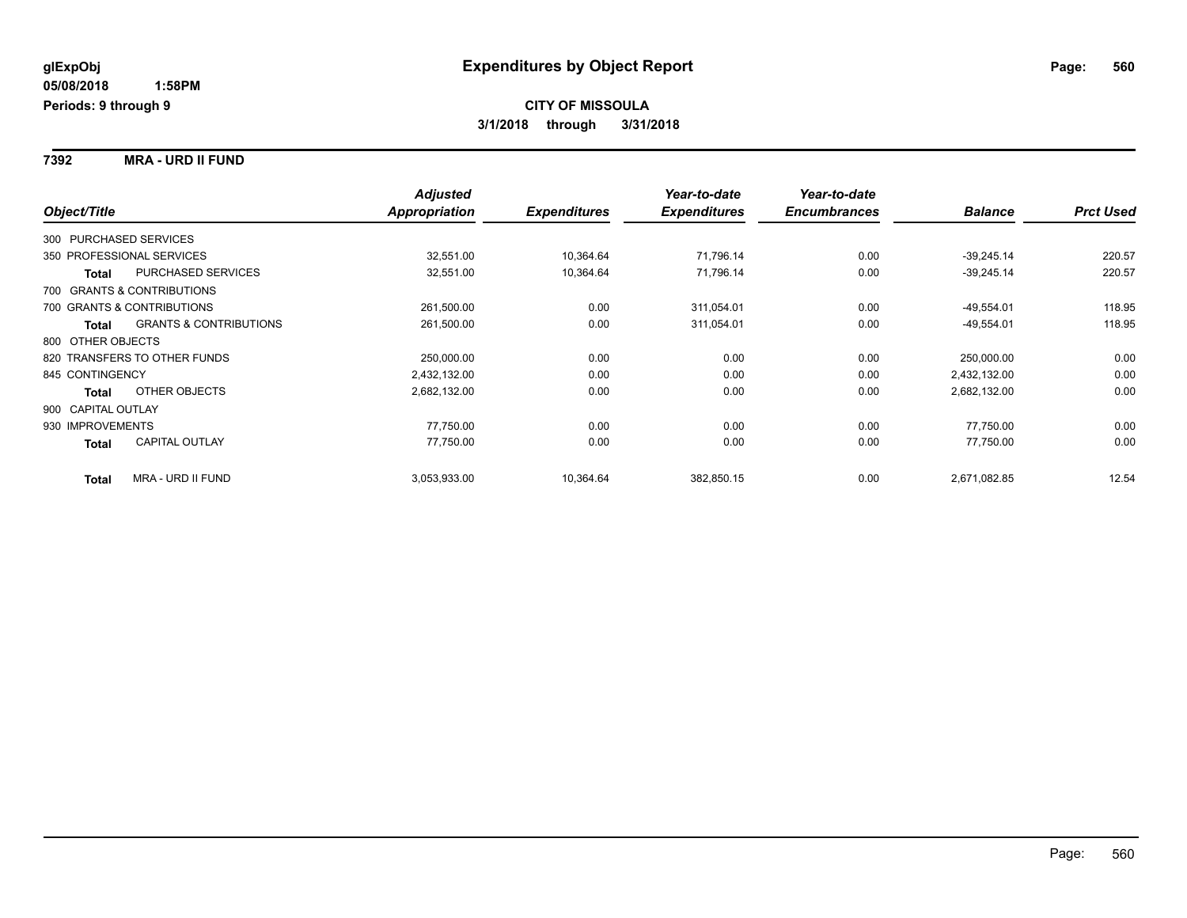# Expenditures by Object Report

glExpObj
05/08/2018 1:58PM
Periods: 9 through 9

**CITY OF MISSOULA**
**3/1/2018 through 3/31/2018**

## 7392 MRA - URD II FUND

| Object/Title | | Adjusted Appropriation | Expenditures | Year-to-date Expenditures | Year-to-date Encumbrances | Balance | Prct Used |
|---|---|---|---|---|---|---|---|
| 300 PURCHASED SERVICES | | | | | | | |
| 350 PROFESSIONAL SERVICES | | 32,551.00 | 10,364.64 | 71,796.14 | 0.00 | -39,245.14 | 220.57 |
| **Total** | PURCHASED SERVICES | 32,551.00 | 10,364.64 | 71,796.14 | 0.00 | -39,245.14 | 220.57 |
| 700 GRANTS & CONTRIBUTIONS | | | | | | | |
| 700 GRANTS & CONTRIBUTIONS | | 261,500.00 | 0.00 | 311,054.01 | 0.00 | -49,554.01 | 118.95 |
| **Total** | GRANTS & CONTRIBUTIONS | 261,500.00 | 0.00 | 311,054.01 | 0.00 | -49,554.01 | 118.95 |
| 800 OTHER OBJECTS | | | | | | | |
| 820 TRANSFERS TO OTHER FUNDS | | 250,000.00 | 0.00 | 0.00 | 0.00 | 250,000.00 | 0.00 |
| 845 CONTINGENCY | | 2,432,132.00 | 0.00 | 0.00 | 0.00 | 2,432,132.00 | 0.00 |
| **Total** | OTHER OBJECTS | 2,682,132.00 | 0.00 | 0.00 | 0.00 | 2,682,132.00 | 0.00 |
| 900 CAPITAL OUTLAY | | | | | | | |
| 930 IMPROVEMENTS | | 77,750.00 | 0.00 | 0.00 | 0.00 | 77,750.00 | 0.00 |
| **Total** | CAPITAL OUTLAY | 77,750.00 | 0.00 | 0.00 | 0.00 | 77,750.00 | 0.00 |
| **Total** | MRA - URD II FUND | 3,053,933.00 | 10,364.64 | 382,850.15 | 0.00 | 2,671,082.85 | 12.54 |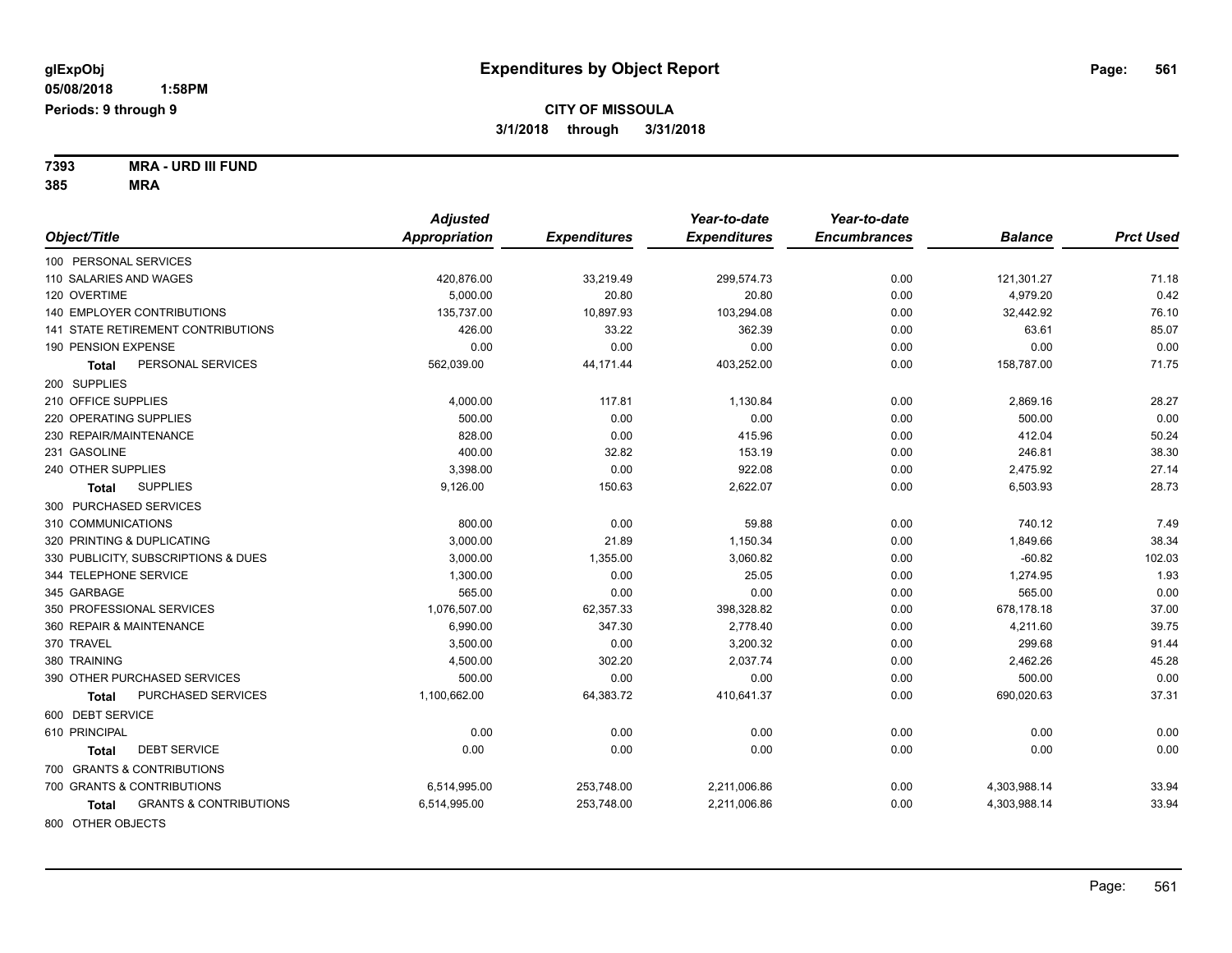**glExpObj**
**05/08/2018 1:58PM**
**Periods: 9 through 9**

# Expenditures by Object Report

**CITY OF MISSOULA**
**3/1/2018 through 3/31/2018**

**7393 MRA - URD III FUND**
**385 MRA**

| Object/Title | Adjusted Appropriation | Expenditures | Year-to-date Expenditures | Year-to-date Encumbrances | Balance | Prct Used |
|---|---|---|---|---|---|---|
| 100 PERSONAL SERVICES | | | | | | |
| 110 SALARIES AND WAGES | 420,876.00 | 33,219.49 | 299,574.73 | 0.00 | 121,301.27 | 71.18 |
| 120 OVERTIME | 5,000.00 | 20.80 | 20.80 | 0.00 | 4,979.20 | 0.42 |
| 140 EMPLOYER CONTRIBUTIONS | 135,737.00 | 10,897.93 | 103,294.08 | 0.00 | 32,442.92 | 76.10 |
| 141 STATE RETIREMENT CONTRIBUTIONS | 426.00 | 33.22 | 362.39 | 0.00 | 63.61 | 85.07 |
| 190 PENSION EXPENSE | 0.00 | 0.00 | 0.00 | 0.00 | 0.00 | 0.00 |
| **Total** PERSONAL SERVICES | 562,039.00 | 44,171.44 | 403,252.00 | 0.00 | 158,787.00 | 71.75 |
| 200 SUPPLIES | | | | | | |
| 210 OFFICE SUPPLIES | 4,000.00 | 117.81 | 1,130.84 | 0.00 | 2,869.16 | 28.27 |
| 220 OPERATING SUPPLIES | 500.00 | 0.00 | 0.00 | 0.00 | 500.00 | 0.00 |
| 230 REPAIR/MAINTENANCE | 828.00 | 0.00 | 415.96 | 0.00 | 412.04 | 50.24 |
| 231 GASOLINE | 400.00 | 32.82 | 153.19 | 0.00 | 246.81 | 38.30 |
| 240 OTHER SUPPLIES | 3,398.00 | 0.00 | 922.08 | 0.00 | 2,475.92 | 27.14 |
| **Total** SUPPLIES | 9,126.00 | 150.63 | 2,622.07 | 0.00 | 6,503.93 | 28.73 |
| 300 PURCHASED SERVICES | | | | | | |
| 310 COMMUNICATIONS | 800.00 | 0.00 | 59.88 | 0.00 | 740.12 | 7.49 |
| 320 PRINTING & DUPLICATING | 3,000.00 | 21.89 | 1,150.34 | 0.00 | 1,849.66 | 38.34 |
| 330 PUBLICITY, SUBSCRIPTIONS & DUES | 3,000.00 | 1,355.00 | 3,060.82 | 0.00 | -60.82 | 102.03 |
| 344 TELEPHONE SERVICE | 1,300.00 | 0.00 | 25.05 | 0.00 | 1,274.95 | 1.93 |
| 345 GARBAGE | 565.00 | 0.00 | 0.00 | 0.00 | 565.00 | 0.00 |
| 350 PROFESSIONAL SERVICES | 1,076,507.00 | 62,357.33 | 398,328.82 | 0.00 | 678,178.18 | 37.00 |
| 360 REPAIR & MAINTENANCE | 6,990.00 | 347.30 | 2,778.40 | 0.00 | 4,211.60 | 39.75 |
| 370 TRAVEL | 3,500.00 | 0.00 | 3,200.32 | 0.00 | 299.68 | 91.44 |
| 380 TRAINING | 4,500.00 | 302.20 | 2,037.74 | 0.00 | 2,462.26 | 45.28 |
| 390 OTHER PURCHASED SERVICES | 500.00 | 0.00 | 0.00 | 0.00 | 500.00 | 0.00 |
| **Total** PURCHASED SERVICES | 1,100,662.00 | 64,383.72 | 410,641.37 | 0.00 | 690,020.63 | 37.31 |
| 600 DEBT SERVICE | | | | | | |
| 610 PRINCIPAL | 0.00 | 0.00 | 0.00 | 0.00 | 0.00 | 0.00 |
| **Total** DEBT SERVICE | 0.00 | 0.00 | 0.00 | 0.00 | 0.00 | 0.00 |
| 700 GRANTS & CONTRIBUTIONS | | | | | | |
| 700 GRANTS & CONTRIBUTIONS | 6,514,995.00 | 253,748.00 | 2,211,006.86 | 0.00 | 4,303,988.14 | 33.94 |
| **Total** GRANTS & CONTRIBUTIONS | 6,514,995.00 | 253,748.00 | 2,211,006.86 | 0.00 | 4,303,988.14 | 33.94 |
| 800 OTHER OBJECTS | | | | | | |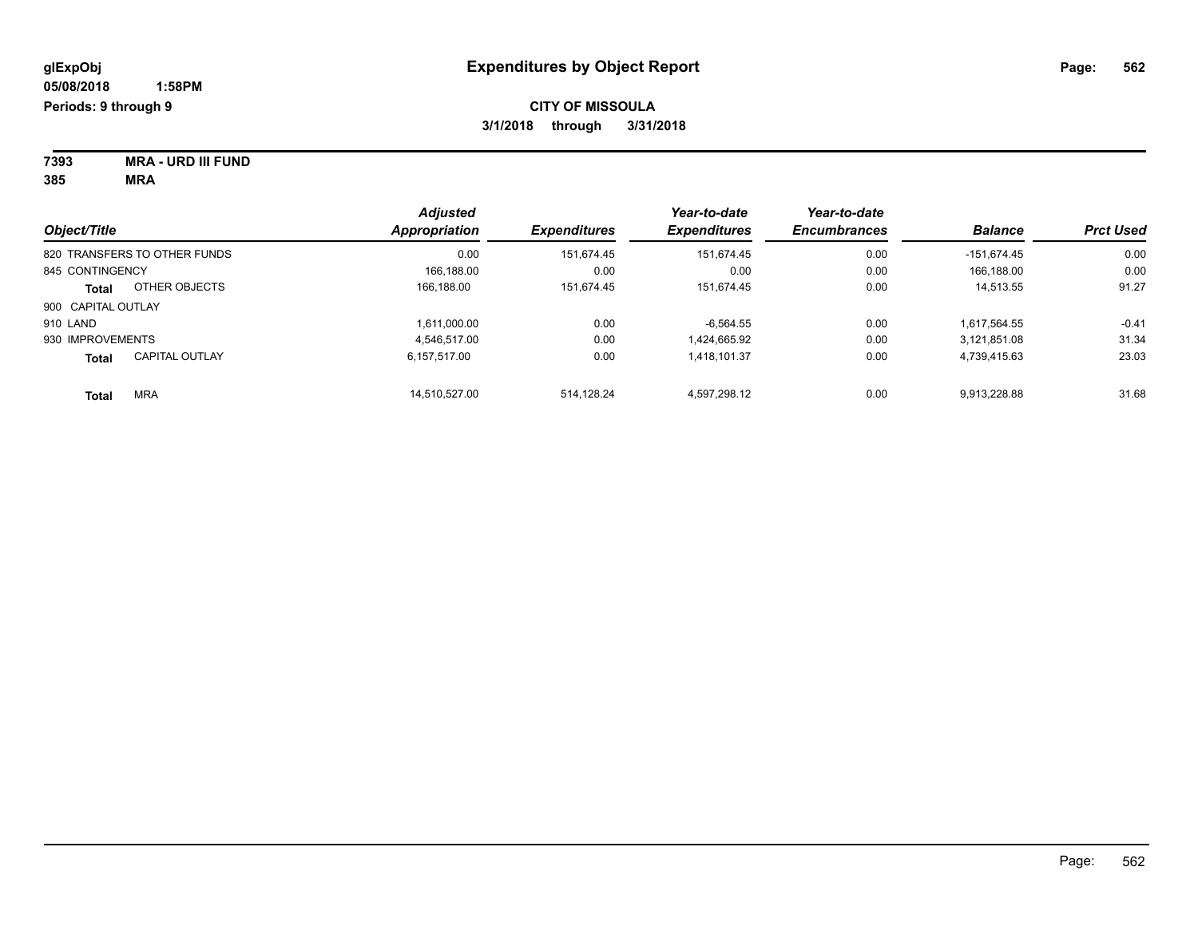**glExpObj**
**05/08/2018 1:58PM**
**Periods: 9 through 9**

# Expenditures by Object Report

**CITY OF MISSOULA**
**3/1/2018 through 3/31/2018**

**7393 MRA - URD III FUND**
**385 MRA**

| Object/Title | Adjusted Appropriation | Expenditures | Year-to-date Expenditures | Year-to-date Encumbrances | Balance | Prct Used |
|---|---|---|---|---|---|---|
| 820 TRANSFERS TO OTHER FUNDS | 0.00 | 151,674.45 | 151,674.45 | 0.00 | -151,674.45 | 0.00 |
| 845 CONTINGENCY | 166,188.00 | 0.00 | 0.00 | 0.00 | 166,188.00 | 0.00 |
| **Total** OTHER OBJECTS | 166,188.00 | 151,674.45 | 151,674.45 | 0.00 | 14,513.55 | 91.27 |
| 900 CAPITAL OUTLAY | | | | | | |
| 910 LAND | 1,611,000.00 | 0.00 | -6,564.55 | 0.00 | 1,617,564.55 | -0.41 |
| 930 IMPROVEMENTS | 4,546,517.00 | 0.00 | 1,424,665.92 | 0.00 | 3,121,851.08 | 31.34 |
| **Total** CAPITAL OUTLAY | 6,157,517.00 | 0.00 | 1,418,101.37 | 0.00 | 4,739,415.63 | 23.03 |
| **Total** MRA | 14,510,527.00 | 514,128.24 | 4,597,298.12 | 0.00 | 9,913,228.88 | 31.68 |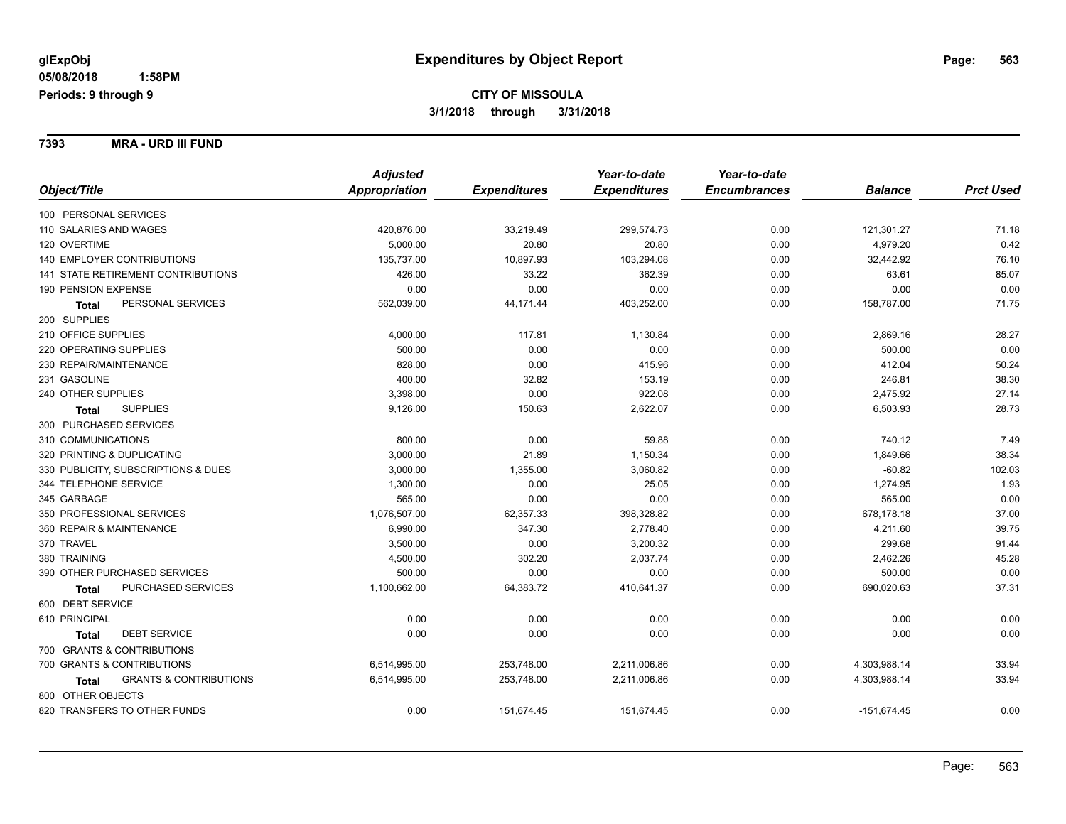glExpObj
05/08/2018 1:58PM
Periods: 9 through 9

# Expenditures by Object Report

**CITY OF MISSOULA**
**3/1/2018 through 3/31/2018**

## 7393 MRA - URD III FUND

| Object/Title | Adjusted Appropriation | Expenditures | Year-to-date Expenditures | Year-to-date Encumbrances | Balance | Prct Used |
|---|---|---|---|---|---|---|
| 100 PERSONAL SERVICES | | | | | | |
| 110 SALARIES AND WAGES | 420,876.00 | 33,219.49 | 299,574.73 | 0.00 | 121,301.27 | 71.18 |
| 120 OVERTIME | 5,000.00 | 20.80 | 20.80 | 0.00 | 4,979.20 | 0.42 |
| 140 EMPLOYER CONTRIBUTIONS | 135,737.00 | 10,897.93 | 103,294.08 | 0.00 | 32,442.92 | 76.10 |
| 141 STATE RETIREMENT CONTRIBUTIONS | 426.00 | 33.22 | 362.39 | 0.00 | 63.61 | 85.07 |
| 190 PENSION EXPENSE | 0.00 | 0.00 | 0.00 | 0.00 | 0.00 | 0.00 |
| **Total** PERSONAL SERVICES | 562,039.00 | 44,171.44 | 403,252.00 | 0.00 | 158,787.00 | 71.75 |
| 200 SUPPLIES | | | | | | |
| 210 OFFICE SUPPLIES | 4,000.00 | 117.81 | 1,130.84 | 0.00 | 2,869.16 | 28.27 |
| 220 OPERATING SUPPLIES | 500.00 | 0.00 | 0.00 | 0.00 | 500.00 | 0.00 |
| 230 REPAIR/MAINTENANCE | 828.00 | 0.00 | 415.96 | 0.00 | 412.04 | 50.24 |
| 231 GASOLINE | 400.00 | 32.82 | 153.19 | 0.00 | 246.81 | 38.30 |
| 240 OTHER SUPPLIES | 3,398.00 | 0.00 | 922.08 | 0.00 | 2,475.92 | 27.14 |
| **Total** SUPPLIES | 9,126.00 | 150.63 | 2,622.07 | 0.00 | 6,503.93 | 28.73 |
| 300 PURCHASED SERVICES | | | | | | |
| 310 COMMUNICATIONS | 800.00 | 0.00 | 59.88 | 0.00 | 740.12 | 7.49 |
| 320 PRINTING & DUPLICATING | 3,000.00 | 21.89 | 1,150.34 | 0.00 | 1,849.66 | 38.34 |
| 330 PUBLICITY, SUBSCRIPTIONS & DUES | 3,000.00 | 1,355.00 | 3,060.82 | 0.00 | -60.82 | 102.03 |
| 344 TELEPHONE SERVICE | 1,300.00 | 0.00 | 25.05 | 0.00 | 1,274.95 | 1.93 |
| 345 GARBAGE | 565.00 | 0.00 | 0.00 | 0.00 | 565.00 | 0.00 |
| 350 PROFESSIONAL SERVICES | 1,076,507.00 | 62,357.33 | 398,328.82 | 0.00 | 678,178.18 | 37.00 |
| 360 REPAIR & MAINTENANCE | 6,990.00 | 347.30 | 2,778.40 | 0.00 | 4,211.60 | 39.75 |
| 370 TRAVEL | 3,500.00 | 0.00 | 3,200.32 | 0.00 | 299.68 | 91.44 |
| 380 TRAINING | 4,500.00 | 302.20 | 2,037.74 | 0.00 | 2,462.26 | 45.28 |
| 390 OTHER PURCHASED SERVICES | 500.00 | 0.00 | 0.00 | 0.00 | 500.00 | 0.00 |
| **Total** PURCHASED SERVICES | 1,100,662.00 | 64,383.72 | 410,641.37 | 0.00 | 690,020.63 | 37.31 |
| 600 DEBT SERVICE | | | | | | |
| 610 PRINCIPAL | 0.00 | 0.00 | 0.00 | 0.00 | 0.00 | 0.00 |
| **Total** DEBT SERVICE | 0.00 | 0.00 | 0.00 | 0.00 | 0.00 | 0.00 |
| 700 GRANTS & CONTRIBUTIONS | | | | | | |
| 700 GRANTS & CONTRIBUTIONS | 6,514,995.00 | 253,748.00 | 2,211,006.86 | 0.00 | 4,303,988.14 | 33.94 |
| **Total** GRANTS & CONTRIBUTIONS | 6,514,995.00 | 253,748.00 | 2,211,006.86 | 0.00 | 4,303,988.14 | 33.94 |
| 800 OTHER OBJECTS | | | | | | |
| 820 TRANSFERS TO OTHER FUNDS | 0.00 | 151,674.45 | 151,674.45 | 0.00 | -151,674.45 | 0.00 |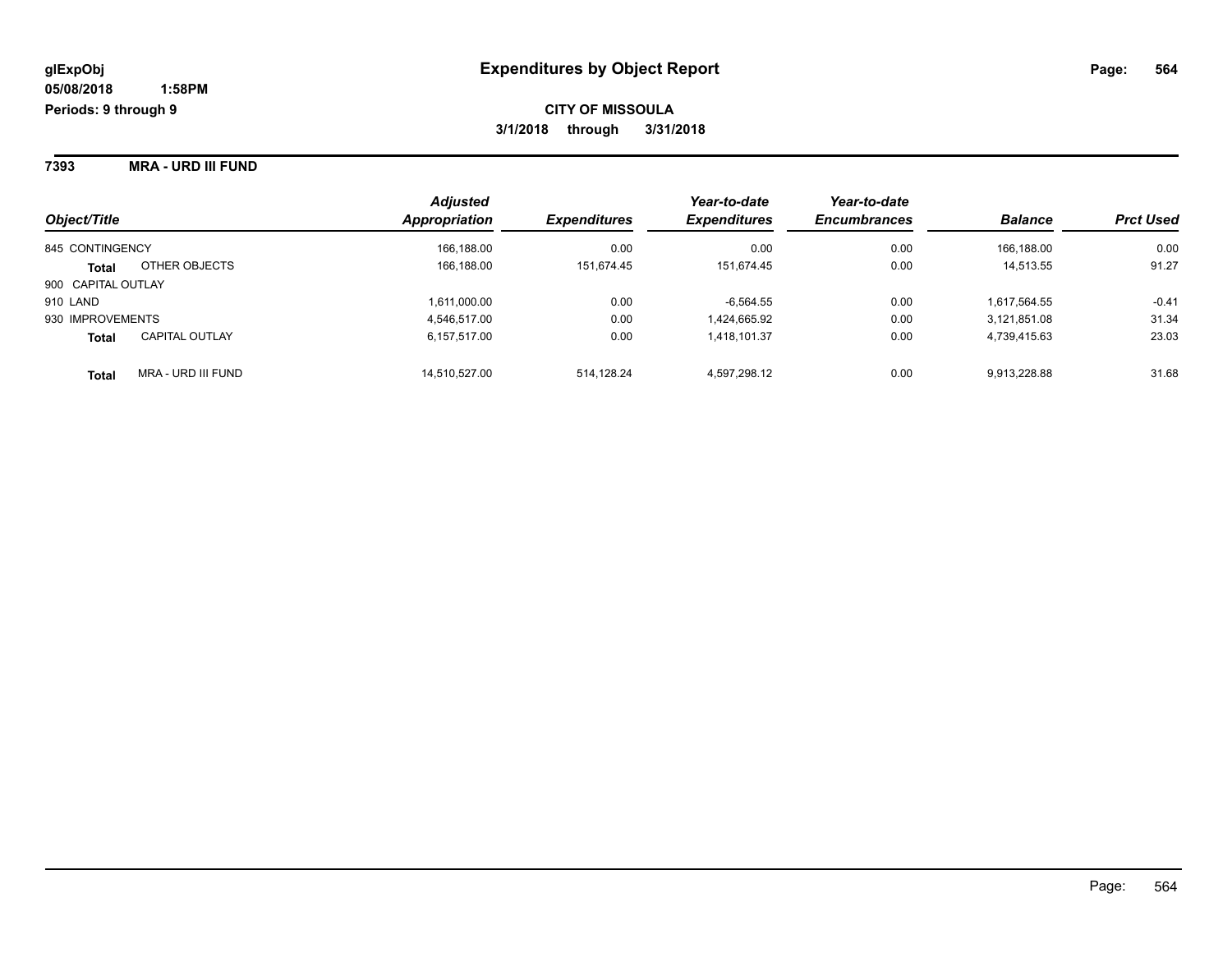**glExpObj**
**05/08/2018 1:58PM**
**Periods: 9 through 9**

# Expenditures by Object Report

**CITY OF MISSOULA**
**3/1/2018 through 3/31/2018**

## 7393 MRA - URD III FUND

| Object/Title | | Adjusted Appropriation | Expenditures | Year-to-date Expenditures | Year-to-date Encumbrances | Balance | Prct Used |
|---|---|---|---|---|---|---|---|
| 845 CONTINGENCY | | 166,188.00 | 0.00 | 0.00 | 0.00 | 166,188.00 | 0.00 |
| **Total** | OTHER OBJECTS | 166,188.00 | 151,674.45 | 151,674.45 | 0.00 | 14,513.55 | 91.27 |
| 900 CAPITAL OUTLAY | | | | | | | |
| 910 LAND | | 1,611,000.00 | 0.00 | -6,564.55 | 0.00 | 1,617,564.55 | -0.41 |
| 930 IMPROVEMENTS | | 4,546,517.00 | 0.00 | 1,424,665.92 | 0.00 | 3,121,851.08 | 31.34 |
| **Total** | CAPITAL OUTLAY | 6,157,517.00 | 0.00 | 1,418,101.37 | 0.00 | 4,739,415.63 | 23.03 |
| **Total** | MRA - URD III FUND | 14,510,527.00 | 514,128.24 | 4,597,298.12 | 0.00 | 9,913,228.88 | 31.68 |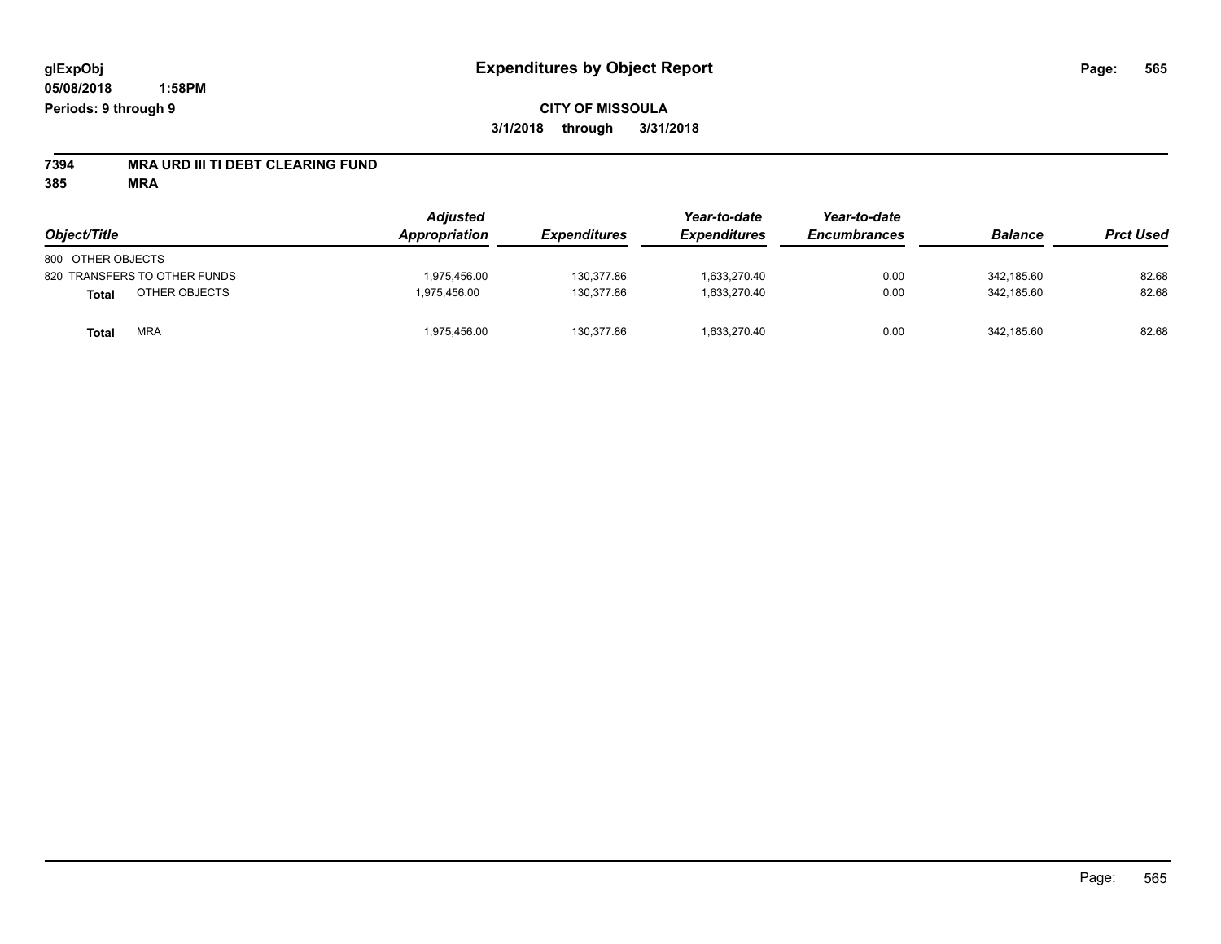# Expenditures by Object Report

glExpObj
05/08/2018 1:58PM
Periods: 9 through 9

**CITY OF MISSOULA**
**3/1/2018 through 3/31/2018**

**7394 MRA URD III TI DEBT CLEARING FUND**
**385 MRA**

| Object/Title | | Adjusted Appropriation | Expenditures | Year-to-date Expenditures | Year-to-date Encumbrances | Balance | Prct Used |
|---|---|---|---|---|---|---|---|
| 800 OTHER OBJECTS | | | | | | | |
| 820 TRANSFERS TO OTHER FUNDS | | 1,975,456.00 | 130,377.86 | 1,633,270.40 | 0.00 | 342,185.60 | 82.68 |
| **Total** | OTHER OBJECTS | 1,975,456.00 | 130,377.86 | 1,633,270.40 | 0.00 | 342,185.60 | 82.68 |
| **Total** | MRA | 1,975,456.00 | 130,377.86 | 1,633,270.40 | 0.00 | 342,185.60 | 82.68 |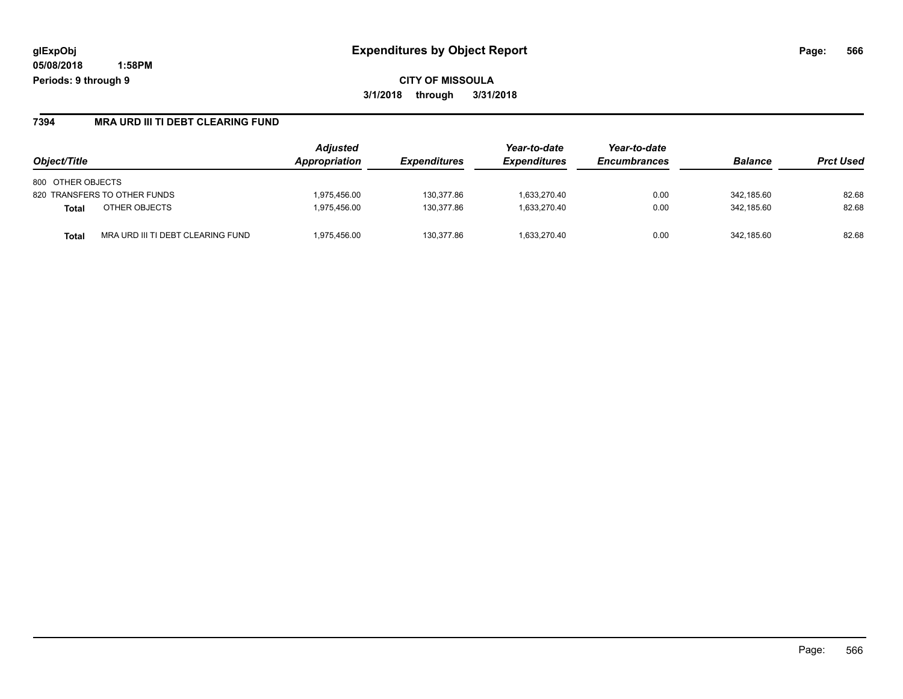**glExpObj**
**05/08/2018 1:58PM**
**Periods: 9 through 9**

# Expenditures by Object Report

**CITY OF MISSOULA**
**3/1/2018 through 3/31/2018**

## 7394 MRA URD III TI DEBT CLEARING FUND

| Object/Title | | Adjusted Appropriation | Expenditures | Year-to-date Expenditures | Year-to-date Encumbrances | Balance | Prct Used |
|---|---|---|---|---|---|---|---|
| 800 OTHER OBJECTS | | | | | | | |
| 820 TRANSFERS TO OTHER FUNDS | | 1,975,456.00 | 130,377.86 | 1,633,270.40 | 0.00 | 342,185.60 | 82.68 |
| **Total** | OTHER OBJECTS | 1,975,456.00 | 130,377.86 | 1,633,270.40 | 0.00 | 342,185.60 | 82.68 |
| **Total** | MRA URD III TI DEBT CLEARING FUND | 1,975,456.00 | 130,377.86 | 1,633,270.40 | 0.00 | 342,185.60 | 82.68 |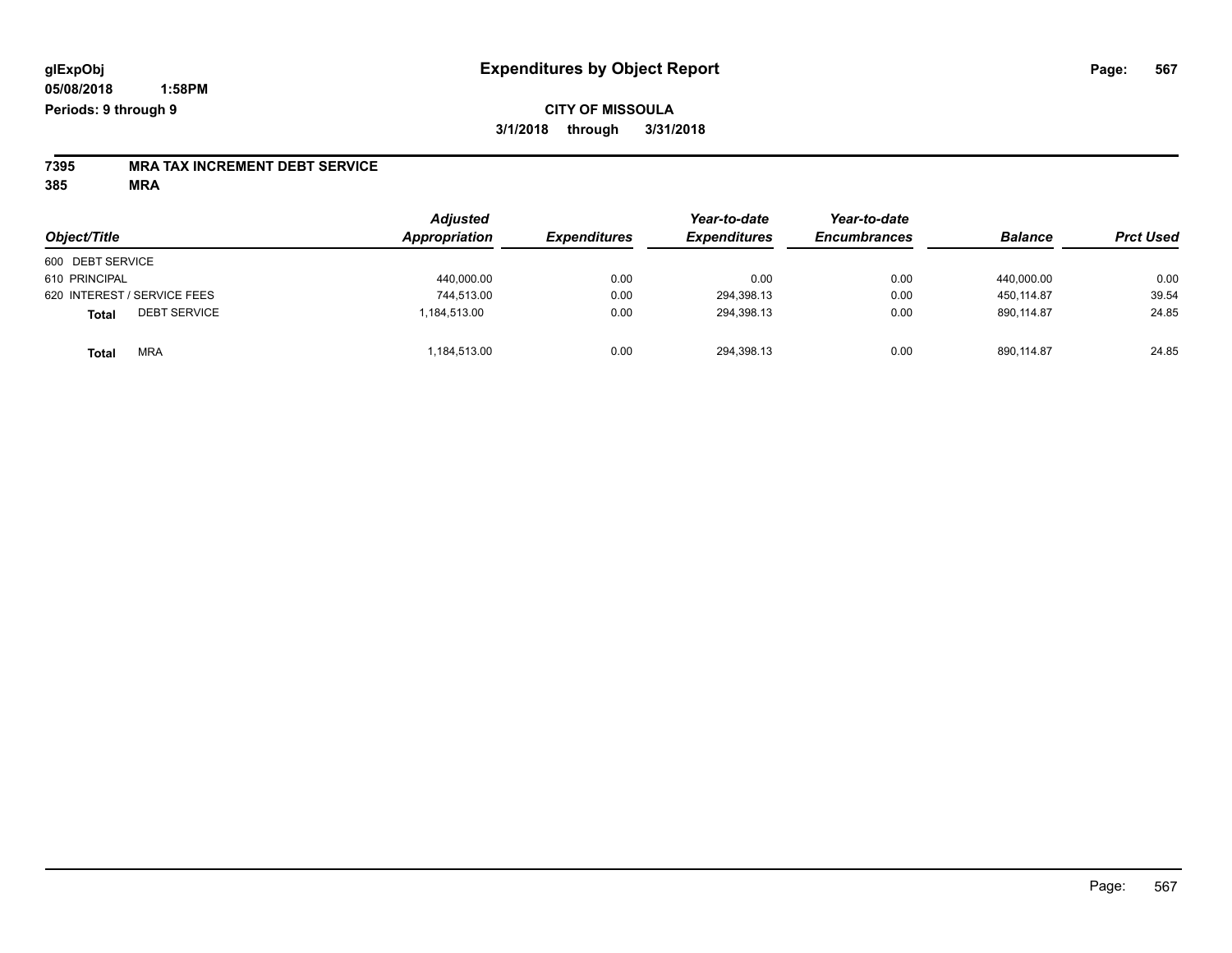**glExpObj** **Expenditures by Object Report**

**05/08/2018 1:58PM**

**Periods: 9 through 9**

**CITY OF MISSOULA**

**3/1/2018 through 3/31/2018**

**7395 MRA TAX INCREMENT DEBT SERVICE**

**385 MRA**

| Object/Title | Adjusted Appropriation | Expenditures | Year-to-date Expenditures | Year-to-date Encumbrances | Balance | Prct Used |
|---|---|---|---|---|---|---|
| 600 DEBT SERVICE | | | | | | |
| 610 PRINCIPAL | 440,000.00 | 0.00 | 0.00 | 0.00 | 440,000.00 | 0.00 |
| 620 INTEREST / SERVICE FEES | 744,513.00 | 0.00 | 294,398.13 | 0.00 | 450,114.87 | 39.54 |
| **Total** DEBT SERVICE | 1,184,513.00 | 0.00 | 294,398.13 | 0.00 | 890,114.87 | 24.85 |
| **Total** MRA | 1,184,513.00 | 0.00 | 294,398.13 | 0.00 | 890,114.87 | 24.85 |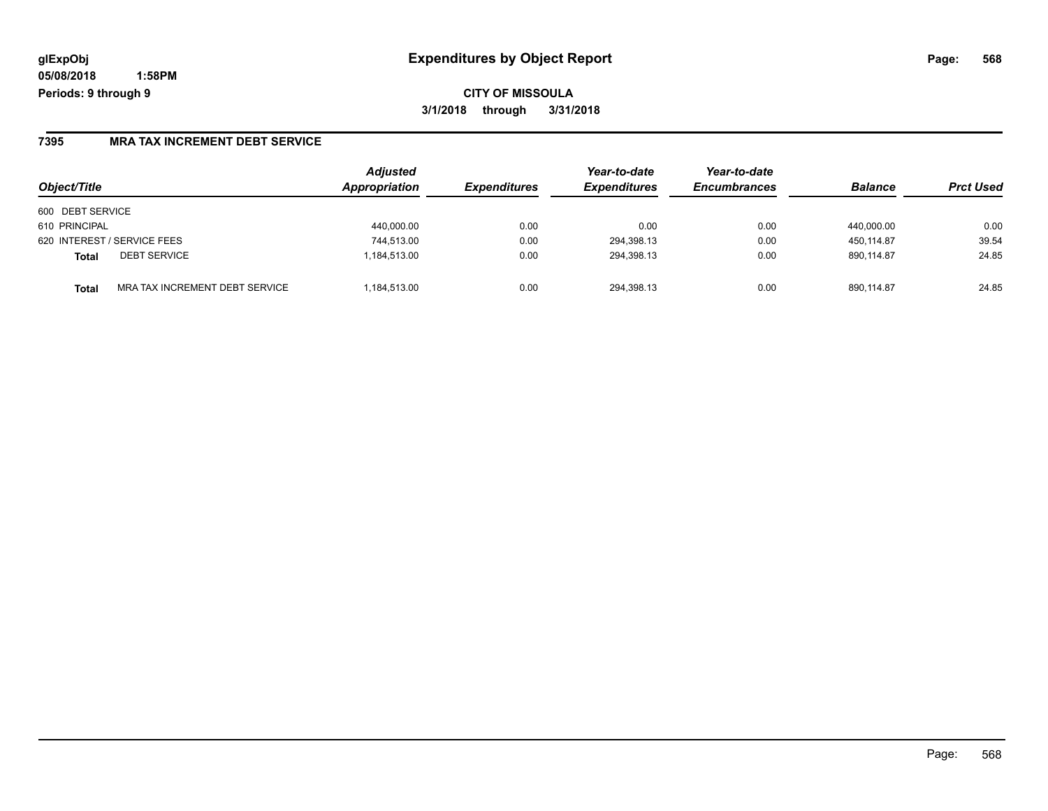glExpObj
05/08/2018 1:58PM
Periods: 9 through 9

# Expenditures by Object Report

**CITY OF MISSOULA**

**3/1/2018 through 3/31/2018**

## 7395 MRA TAX INCREMENT DEBT SERVICE

| Object/Title | | Adjusted Appropriation | Expenditures | Year-to-date Expenditures | Year-to-date Encumbrances | Balance | Prct Used |
|---|---|---|---|---|---|---|---|
| 600 DEBT SERVICE | | | | | | | |
| 610 PRINCIPAL | | 440,000.00 | 0.00 | 0.00 | 0.00 | 440,000.00 | 0.00 |
| 620 INTEREST / SERVICE FEES | | 744,513.00 | 0.00 | 294,398.13 | 0.00 | 450,114.87 | 39.54 |
| **Total** | DEBT SERVICE | 1,184,513.00 | 0.00 | 294,398.13 | 0.00 | 890,114.87 | 24.85 |
| **Total** | MRA TAX INCREMENT DEBT SERVICE | 1,184,513.00 | 0.00 | 294,398.13 | 0.00 | 890,114.87 | 24.85 |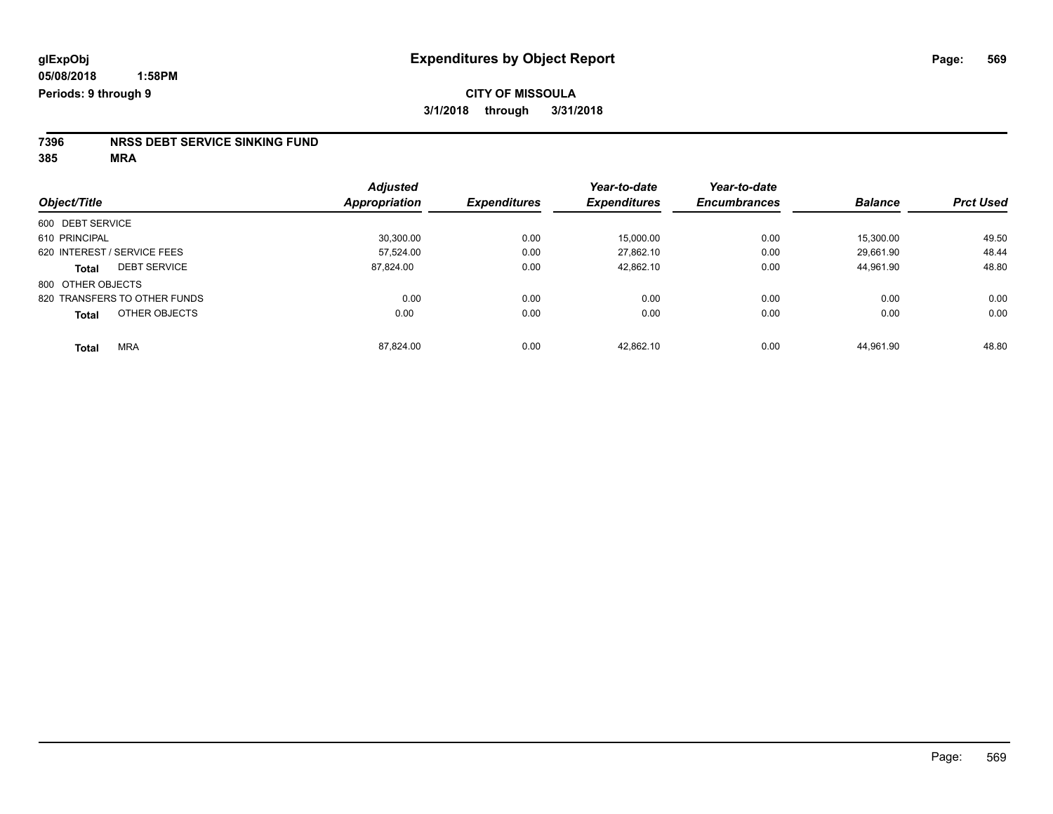glExpObj
05/08/2018 1:58PM
Periods: 9 through 9

# Expenditures by Object Report

**CITY OF MISSOULA**
**3/1/2018 through 3/31/2018**

**7396 NRSS DEBT SERVICE SINKING FUND**
**385 MRA**

| Object/Title | Adjusted Appropriation | Expenditures | Year-to-date Expenditures | Year-to-date Encumbrances | Balance | Prct Used |
|---|---|---|---|---|---|---|
| 600 DEBT SERVICE | | | | | | |
| 610 PRINCIPAL | 30,300.00 | 0.00 | 15,000.00 | 0.00 | 15,300.00 | 49.50 |
| 620 INTEREST / SERVICE FEES | 57,524.00 | 0.00 | 27,862.10 | 0.00 | 29,661.90 | 48.44 |
| **Total** DEBT SERVICE | 87,824.00 | 0.00 | 42,862.10 | 0.00 | 44,961.90 | 48.80 |
| 800 OTHER OBJECTS | | | | | | |
| 820 TRANSFERS TO OTHER FUNDS | 0.00 | 0.00 | 0.00 | 0.00 | 0.00 | 0.00 |
| **Total** OTHER OBJECTS | 0.00 | 0.00 | 0.00 | 0.00 | 0.00 | 0.00 |
| **Total** MRA | 87,824.00 | 0.00 | 42,862.10 | 0.00 | 44,961.90 | 48.80 |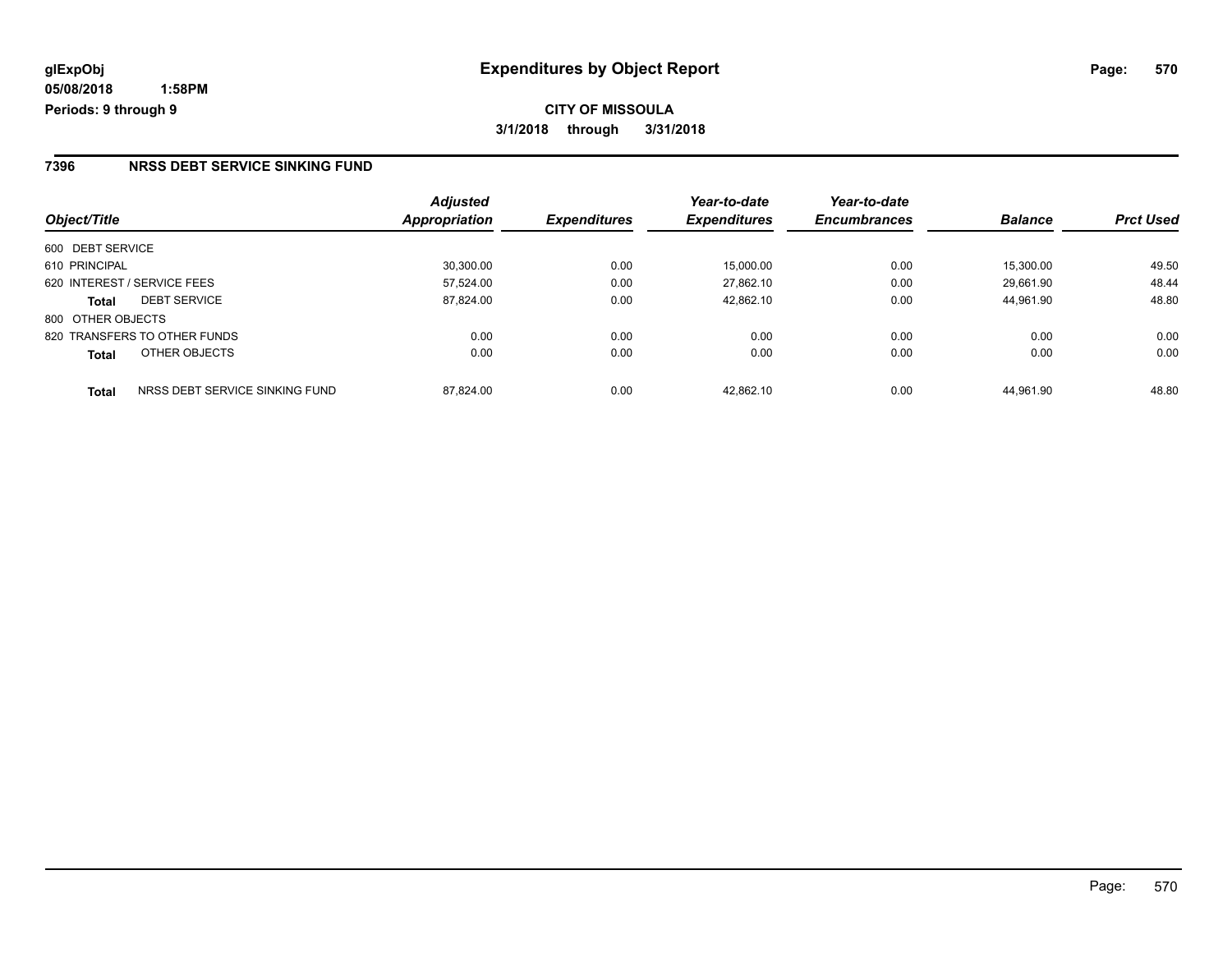glExpObj
05/08/2018 1:58PM
Periods: 9 through 9

# Expenditures by Object Report

**CITY OF MISSOULA**

**3/1/2018 through 3/31/2018**

## 7396 NRSS DEBT SERVICE SINKING FUND

| Object/Title | | Adjusted Appropriation | Expenditures | Year-to-date Expenditures | Year-to-date Encumbrances | Balance | Prct Used |
|---|---|---|---|---|---|---|---|
| 600 DEBT SERVICE | | | | | | | |
| 610 PRINCIPAL | | 30,300.00 | 0.00 | 15,000.00 | 0.00 | 15,300.00 | 49.50 |
| 620 INTEREST / SERVICE FEES | | 57,524.00 | 0.00 | 27,862.10 | 0.00 | 29,661.90 | 48.44 |
| **Total** | DEBT SERVICE | 87,824.00 | 0.00 | 42,862.10 | 0.00 | 44,961.90 | 48.80 |
| 800 OTHER OBJECTS | | | | | | | |
| 820 TRANSFERS TO OTHER FUNDS | | 0.00 | 0.00 | 0.00 | 0.00 | 0.00 | 0.00 |
| **Total** | OTHER OBJECTS | 0.00 | 0.00 | 0.00 | 0.00 | 0.00 | 0.00 |
| **Total** | NRSS DEBT SERVICE SINKING FUND | 87,824.00 | 0.00 | 42,862.10 | 0.00 | 44,961.90 | 48.80 |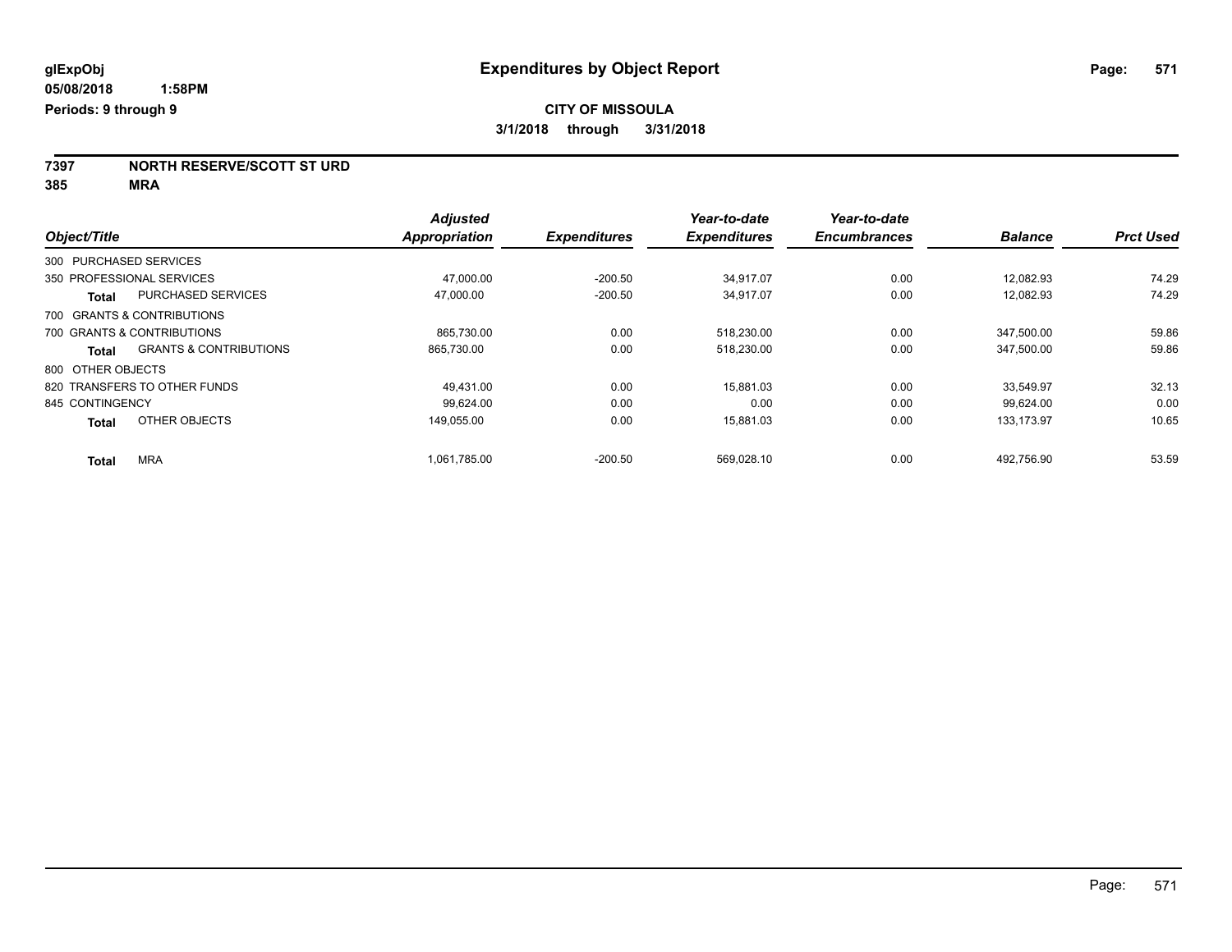glExpObj
05/08/2018 1:58PM
Periods: 9 through 9

# Expenditures by Object Report

**CITY OF MISSOULA**
**3/1/2018 through 3/31/2018**

**7397 NORTH RESERVE/SCOTT ST URD**
**385 MRA**

| Object/Title | | Adjusted Appropriation | Expenditures | Year-to-date Expenditures | Year-to-date Encumbrances | Balance | Prct Used |
|---|---|---|---|---|---|---|---|
| 300 PURCHASED SERVICES | | | | | | | |
| 350 PROFESSIONAL SERVICES | | 47,000.00 | -200.50 | 34,917.07 | 0.00 | 12,082.93 | 74.29 |
| **Total** | PURCHASED SERVICES | 47,000.00 | -200.50 | 34,917.07 | 0.00 | 12,082.93 | 74.29 |
| 700 GRANTS & CONTRIBUTIONS | | | | | | | |
| 700 GRANTS & CONTRIBUTIONS | | 865,730.00 | 0.00 | 518,230.00 | 0.00 | 347,500.00 | 59.86 |
| **Total** | GRANTS & CONTRIBUTIONS | 865,730.00 | 0.00 | 518,230.00 | 0.00 | 347,500.00 | 59.86 |
| 800 OTHER OBJECTS | | | | | | | |
| 820 TRANSFERS TO OTHER FUNDS | | 49,431.00 | 0.00 | 15,881.03 | 0.00 | 33,549.97 | 32.13 |
| 845 CONTINGENCY | | 99,624.00 | 0.00 | 0.00 | 0.00 | 99,624.00 | 0.00 |
| **Total** | OTHER OBJECTS | 149,055.00 | 0.00 | 15,881.03 | 0.00 | 133,173.97 | 10.65 |
| **Total** | MRA | 1,061,785.00 | -200.50 | 569,028.10 | 0.00 | 492,756.90 | 53.59 |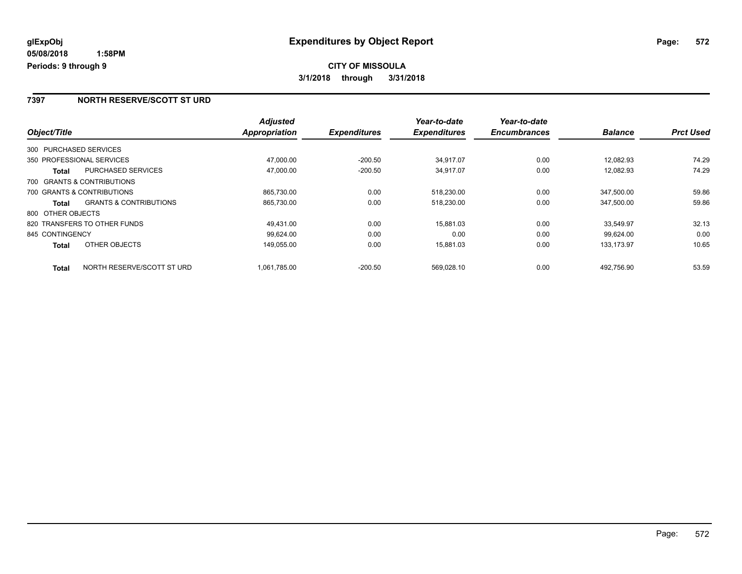**glExpObj**
**05/08/2018 1:58PM**
**Periods: 9 through 9**

# Expenditures by Object Report

**CITY OF MISSOULA**
**3/1/2018 through 3/31/2018**

## 7397 NORTH RESERVE/SCOTT ST URD

| Object/Title | | Adjusted Appropriation | Expenditures | Year-to-date Expenditures | Year-to-date Encumbrances | Balance | Prct Used |
|---|---|---|---|---|---|---|---|
| 300 PURCHASED SERVICES | | | | | | | |
| 350 PROFESSIONAL SERVICES | | 47,000.00 | -200.50 | 34,917.07 | 0.00 | 12,082.93 | 74.29 |
| **Total** | PURCHASED SERVICES | 47,000.00 | -200.50 | 34,917.07 | 0.00 | 12,082.93 | 74.29 |
| 700 GRANTS & CONTRIBUTIONS | | | | | | | |
| 700 GRANTS & CONTRIBUTIONS | | 865,730.00 | 0.00 | 518,230.00 | 0.00 | 347,500.00 | 59.86 |
| **Total** | GRANTS & CONTRIBUTIONS | 865,730.00 | 0.00 | 518,230.00 | 0.00 | 347,500.00 | 59.86 |
| 800 OTHER OBJECTS | | | | | | | |
| 820 TRANSFERS TO OTHER FUNDS | | 49,431.00 | 0.00 | 15,881.03 | 0.00 | 33,549.97 | 32.13 |
| 845 CONTINGENCY | | 99,624.00 | 0.00 | 0.00 | 0.00 | 99,624.00 | 0.00 |
| **Total** | OTHER OBJECTS | 149,055.00 | 0.00 | 15,881.03 | 0.00 | 133,173.97 | 10.65 |
| **Total** | NORTH RESERVE/SCOTT ST URD | 1,061,785.00 | -200.50 | 569,028.10 | 0.00 | 492,756.90 | 53.59 |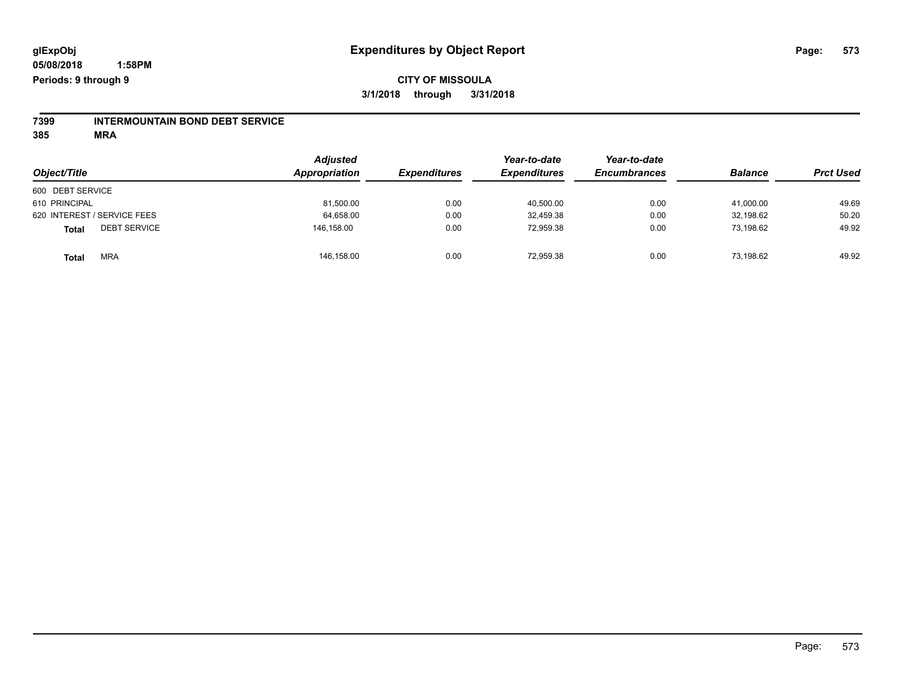glExpObj
05/08/2018 1:58PM
Periods: 9 through 9

# Expenditures by Object Report

**CITY OF MISSOULA**
**3/1/2018 through 3/31/2018**

**7399 INTERMOUNTAIN BOND DEBT SERVICE**
**385 MRA**

| Object/Title | | Adjusted Appropriation | Expenditures | Year-to-date Expenditures | Year-to-date Encumbrances | Balance | Prct Used |
|---|---|---|---|---|---|---|---|
| 600 DEBT SERVICE | | | | | | | |
| 610 PRINCIPAL | | 81,500.00 | 0.00 | 40,500.00 | 0.00 | 41,000.00 | 49.69 |
| 620 INTEREST / SERVICE FEES | | 64,658.00 | 0.00 | 32,459.38 | 0.00 | 32,198.62 | 50.20 |
| **Total** | DEBT SERVICE | 146,158.00 | 0.00 | 72,959.38 | 0.00 | 73,198.62 | 49.92 |
| **Total** | MRA | 146,158.00 | 0.00 | 72,959.38 | 0.00 | 73,198.62 | 49.92 |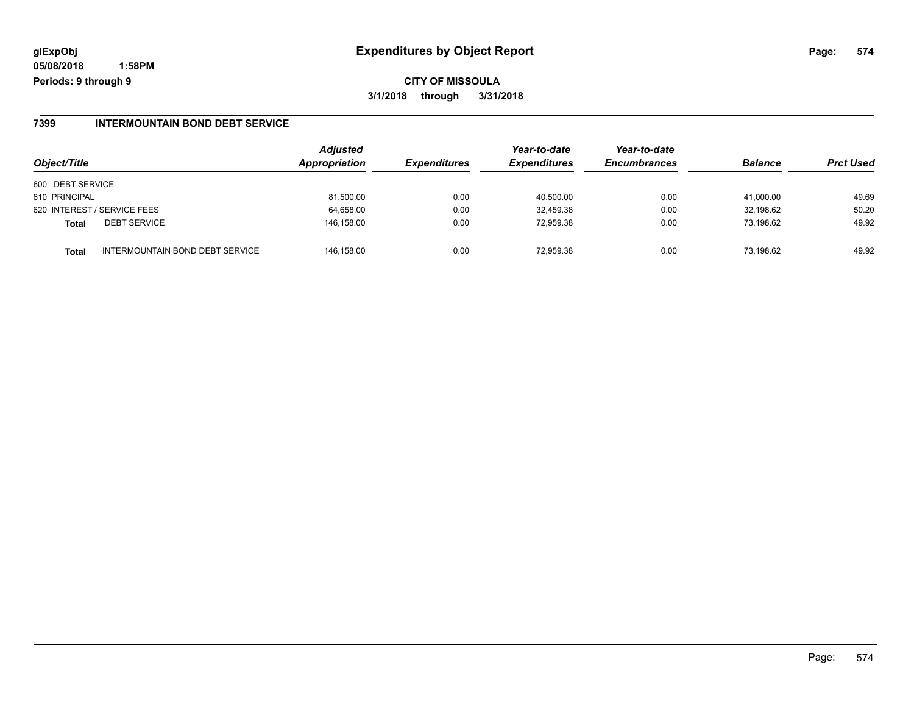**glExpObj**
**05/08/2018 1:58PM**
**Periods: 9 through 9**

# Expenditures by Object Report

**CITY OF MISSOULA**
**3/1/2018 through 3/31/2018**

## 7399 INTERMOUNTAIN BOND DEBT SERVICE

| Object/Title | | Adjusted Appropriation | Expenditures | Year-to-date Expenditures | Year-to-date Encumbrances | Balance | Prct Used |
|---|---|---|---|---|---|---|---|
| 600 DEBT SERVICE | | | | | | | |
| 610 PRINCIPAL | | 81,500.00 | 0.00 | 40,500.00 | 0.00 | 41,000.00 | 49.69 |
| 620 INTEREST / SERVICE FEES | | 64,658.00 | 0.00 | 32,459.38 | 0.00 | 32,198.62 | 50.20 |
| **Total** | DEBT SERVICE | 146,158.00 | 0.00 | 72,959.38 | 0.00 | 73,198.62 | 49.92 |
| **Total** | INTERMOUNTAIN BOND DEBT SERVICE | 146,158.00 | 0.00 | 72,959.38 | 0.00 | 73,198.62 | 49.92 |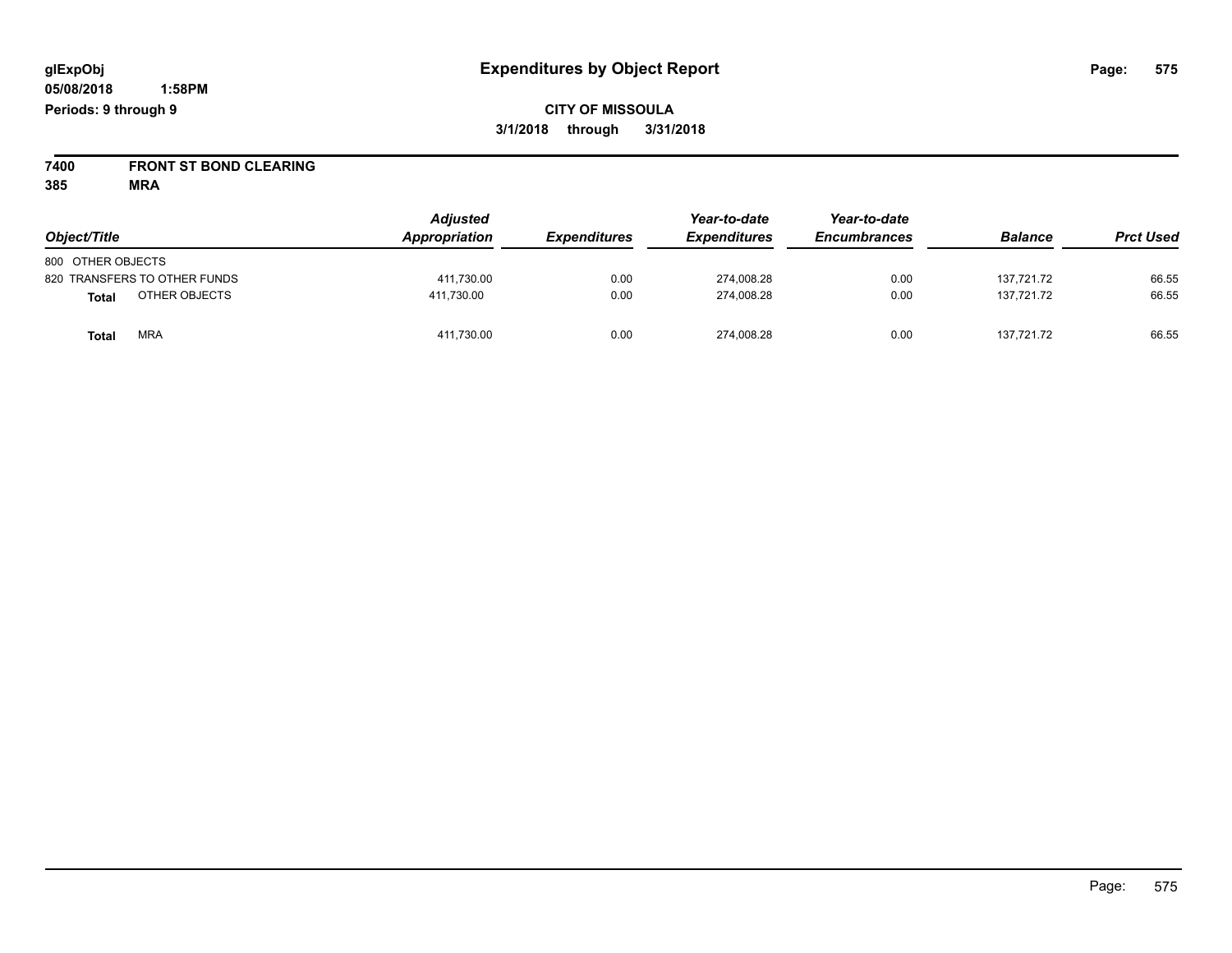**glExpObj** **Expenditures by Object Report**

**05/08/2018 1:58PM**

**Periods: 9 through 9**

**CITY OF MISSOULA**

**3/1/2018 through 3/31/2018**

**7400 FRONT ST BOND CLEARING**

**385 MRA**

| Object/Title | Adjusted Appropriation | Expenditures | Year-to-date Expenditures | Year-to-date Encumbrances | Balance | Prct Used |
|---|---|---|---|---|---|---|
| 800 OTHER OBJECTS | | | | | | |
| 820 TRANSFERS TO OTHER FUNDS | 411,730.00 | 0.00 | 274,008.28 | 0.00 | 137,721.72 | 66.55 |
| **Total** OTHER OBJECTS | 411,730.00 | 0.00 | 274,008.28 | 0.00 | 137,721.72 | 66.55 |
| **Total** MRA | 411,730.00 | 0.00 | 274,008.28 | 0.00 | 137,721.72 | 66.55 |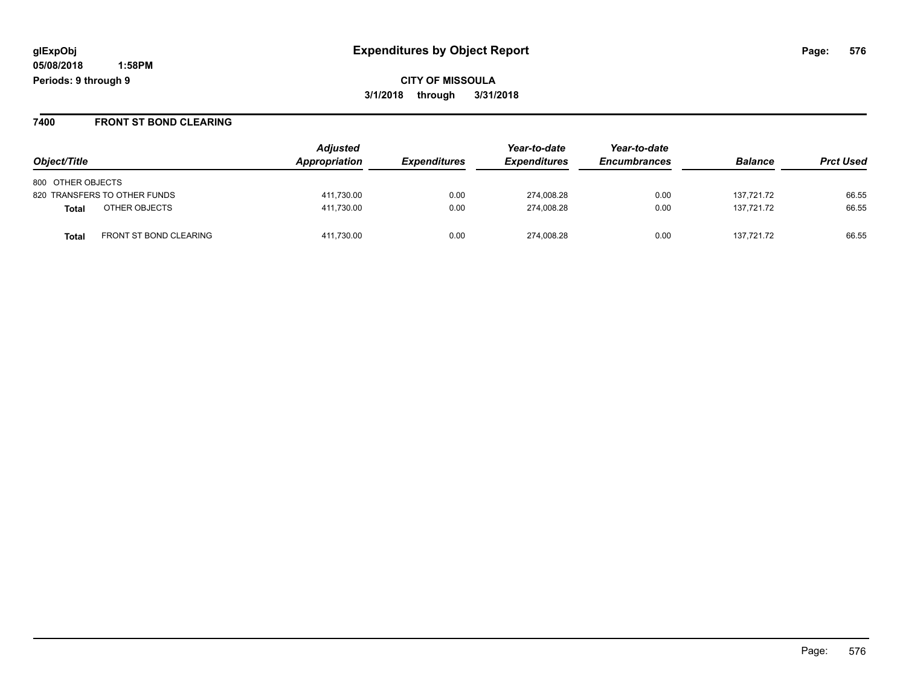glExpObj
05/08/2018 1:58PM
Periods: 9 through 9

# Expenditures by Object Report

**CITY OF MISSOULA**
**3/1/2018 through 3/31/2018**

## 7400 FRONT ST BOND CLEARING

| Object/Title | Adjusted Appropriation | Expenditures | Year-to-date Expenditures | Year-to-date Encumbrances | Balance | Prct Used |
|---|---|---|---|---|---|---|
| 800 OTHER OBJECTS | | | | | | |
| 820 TRANSFERS TO OTHER FUNDS | 411,730.00 | 0.00 | 274,008.28 | 0.00 | 137,721.72 | 66.55 |
| **Total** OTHER OBJECTS | 411,730.00 | 0.00 | 274,008.28 | 0.00 | 137,721.72 | 66.55 |
| **Total** FRONT ST BOND CLEARING | 411,730.00 | 0.00 | 274,008.28 | 0.00 | 137,721.72 | 66.55 |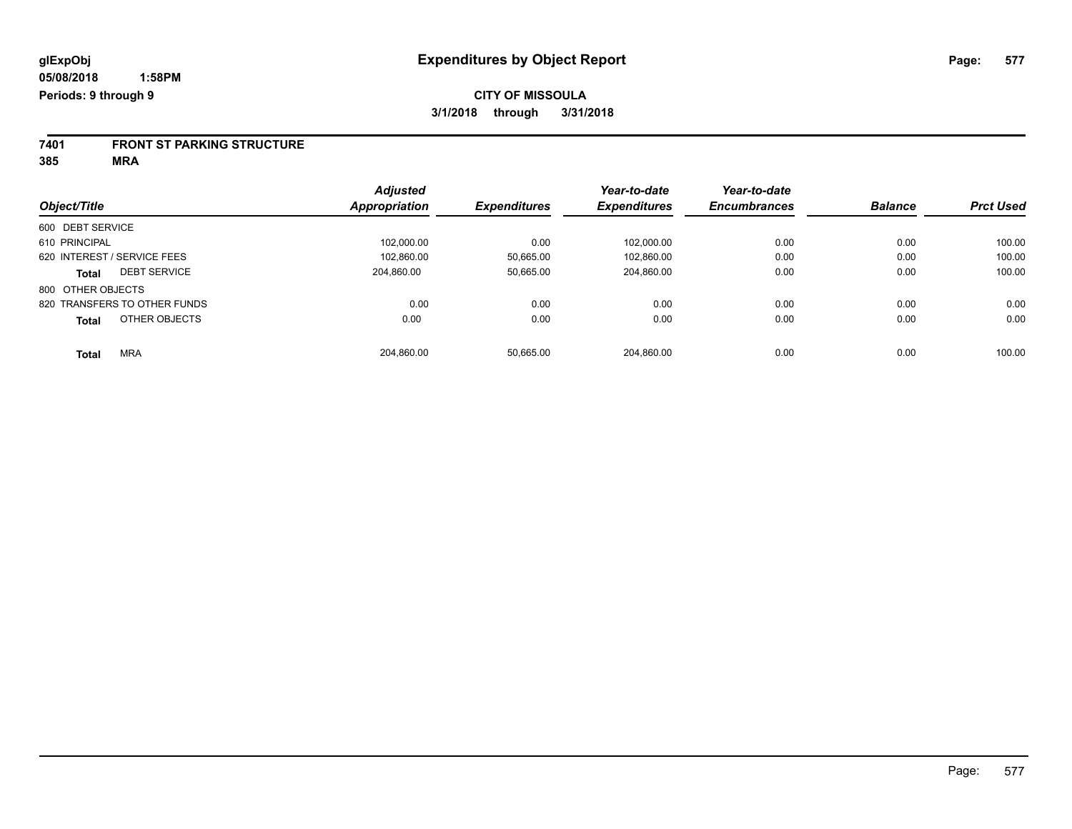**glExpObj**
**05/08/2018 1:58PM**
**Periods: 9 through 9**

# Expenditures by Object Report

**CITY OF MISSOULA**
**3/1/2018 through 3/31/2018**

**7401 FRONT ST PARKING STRUCTURE**
**385 MRA**

| Object/Title | Adjusted Appropriation | Expenditures | Year-to-date Expenditures | Year-to-date Encumbrances | Balance | Prct Used |
|---|---|---|---|---|---|---|
| 600 DEBT SERVICE | | | | | | |
| 610 PRINCIPAL | 102,000.00 | 0.00 | 102,000.00 | 0.00 | 0.00 | 100.00 |
| 620 INTEREST / SERVICE FEES | 102,860.00 | 50,665.00 | 102,860.00 | 0.00 | 0.00 | 100.00 |
| **Total** DEBT SERVICE | 204,860.00 | 50,665.00 | 204,860.00 | 0.00 | 0.00 | 100.00 |
| 800 OTHER OBJECTS | | | | | | |
| 820 TRANSFERS TO OTHER FUNDS | 0.00 | 0.00 | 0.00 | 0.00 | 0.00 | 0.00 |
| **Total** OTHER OBJECTS | 0.00 | 0.00 | 0.00 | 0.00 | 0.00 | 0.00 |
| **Total** MRA | 204,860.00 | 50,665.00 | 204,860.00 | 0.00 | 0.00 | 100.00 |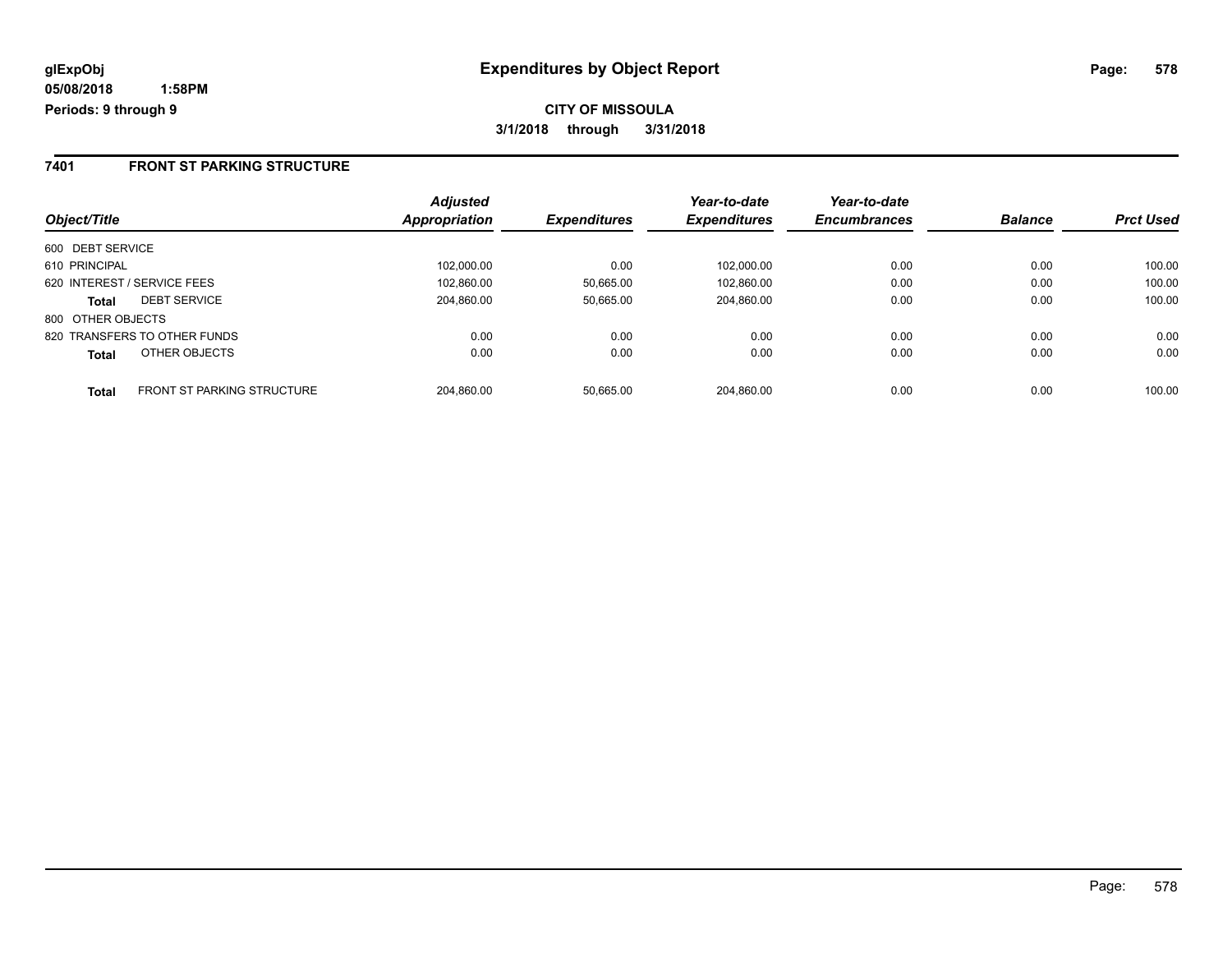glExpObj
05/08/2018 1:58PM
Periods: 9 through 9

# Expenditures by Object Report

**CITY OF MISSOULA**

**3/1/2018 through 3/31/2018**

## 7401 FRONT ST PARKING STRUCTURE

| Object/Title | | Adjusted Appropriation | Expenditures | Year-to-date Expenditures | Year-to-date Encumbrances | Balance | Prct Used |
|---|---|---|---|---|---|---|---|
| 600 DEBT SERVICE | | | | | | | |
| 610 PRINCIPAL | | 102,000.00 | 0.00 | 102,000.00 | 0.00 | 0.00 | 100.00 |
| 620 INTEREST / SERVICE FEES | | 102,860.00 | 50,665.00 | 102,860.00 | 0.00 | 0.00 | 100.00 |
| **Total** | DEBT SERVICE | 204,860.00 | 50,665.00 | 204,860.00 | 0.00 | 0.00 | 100.00 |
| 800 OTHER OBJECTS | | | | | | | |
| 820 TRANSFERS TO OTHER FUNDS | | 0.00 | 0.00 | 0.00 | 0.00 | 0.00 | 0.00 |
| **Total** | OTHER OBJECTS | 0.00 | 0.00 | 0.00 | 0.00 | 0.00 | 0.00 |
| **Total** | FRONT ST PARKING STRUCTURE | 204,860.00 | 50,665.00 | 204,860.00 | 0.00 | 0.00 | 100.00 |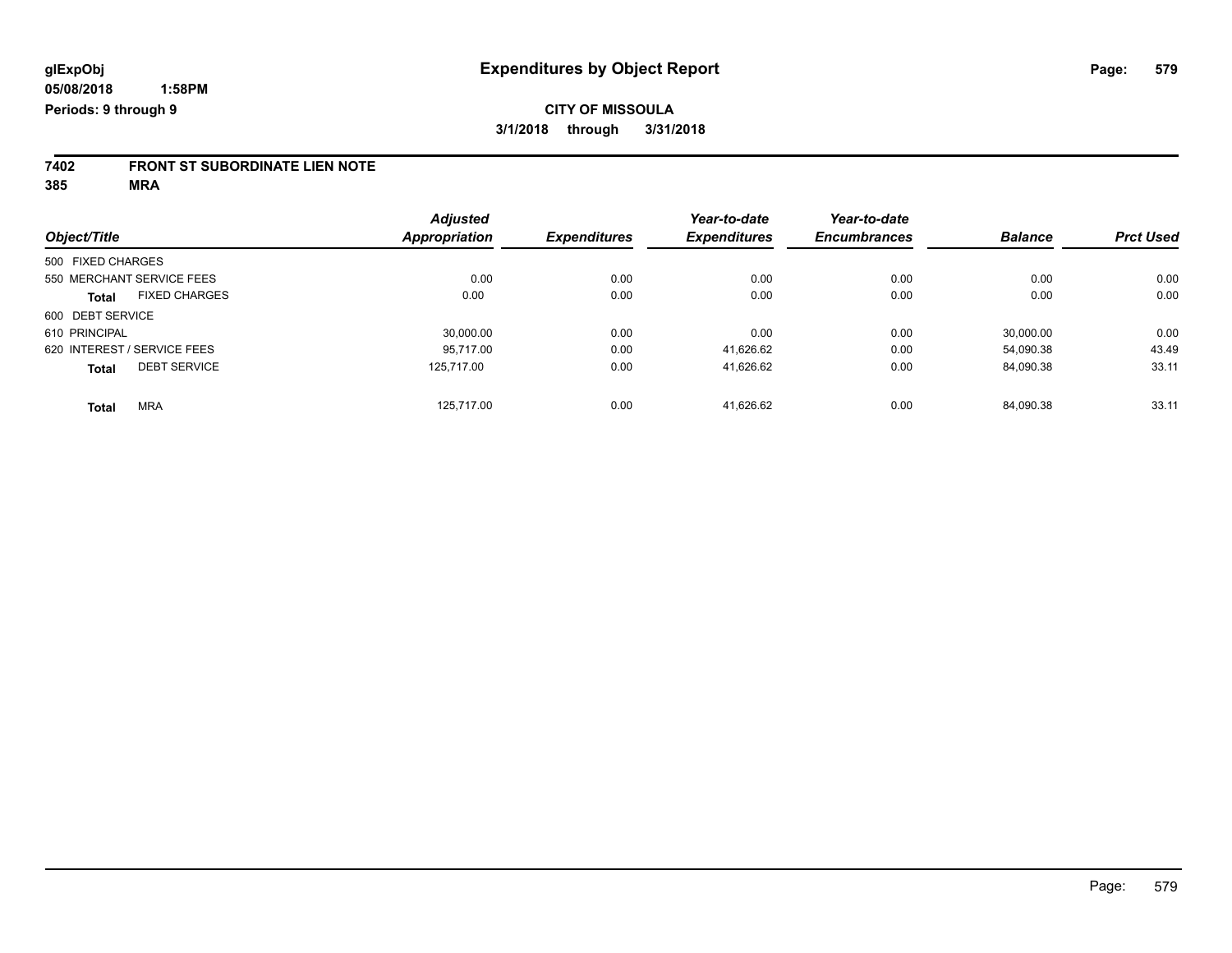glExpObj
05/08/2018 1:58PM
Periods: 9 through 9

# Expenditures by Object Report

**CITY OF MISSOULA**
**3/1/2018 through 3/31/2018**

## 7402 FRONT ST SUBORDINATE LIEN NOTE
## 385 MRA

| Object/Title | | Adjusted Appropriation | Expenditures | Year-to-date Expenditures | Year-to-date Encumbrances | Balance | Prct Used |
|---|---|---|---|---|---|---|---|
| 500 FIXED CHARGES | | | | | | | |
| 550 MERCHANT SERVICE FEES | | 0.00 | 0.00 | 0.00 | 0.00 | 0.00 | 0.00 |
| **Total** | FIXED CHARGES | 0.00 | 0.00 | 0.00 | 0.00 | 0.00 | 0.00 |
| 600 DEBT SERVICE | | | | | | | |
| 610 PRINCIPAL | | 30,000.00 | 0.00 | 0.00 | 0.00 | 30,000.00 | 0.00 |
| 620 INTEREST / SERVICE FEES | | 95,717.00 | 0.00 | 41,626.62 | 0.00 | 54,090.38 | 43.49 |
| **Total** | DEBT SERVICE | 125,717.00 | 0.00 | 41,626.62 | 0.00 | 84,090.38 | 33.11 |
| **Total** | MRA | 125,717.00 | 0.00 | 41,626.62 | 0.00 | 84,090.38 | 33.11 |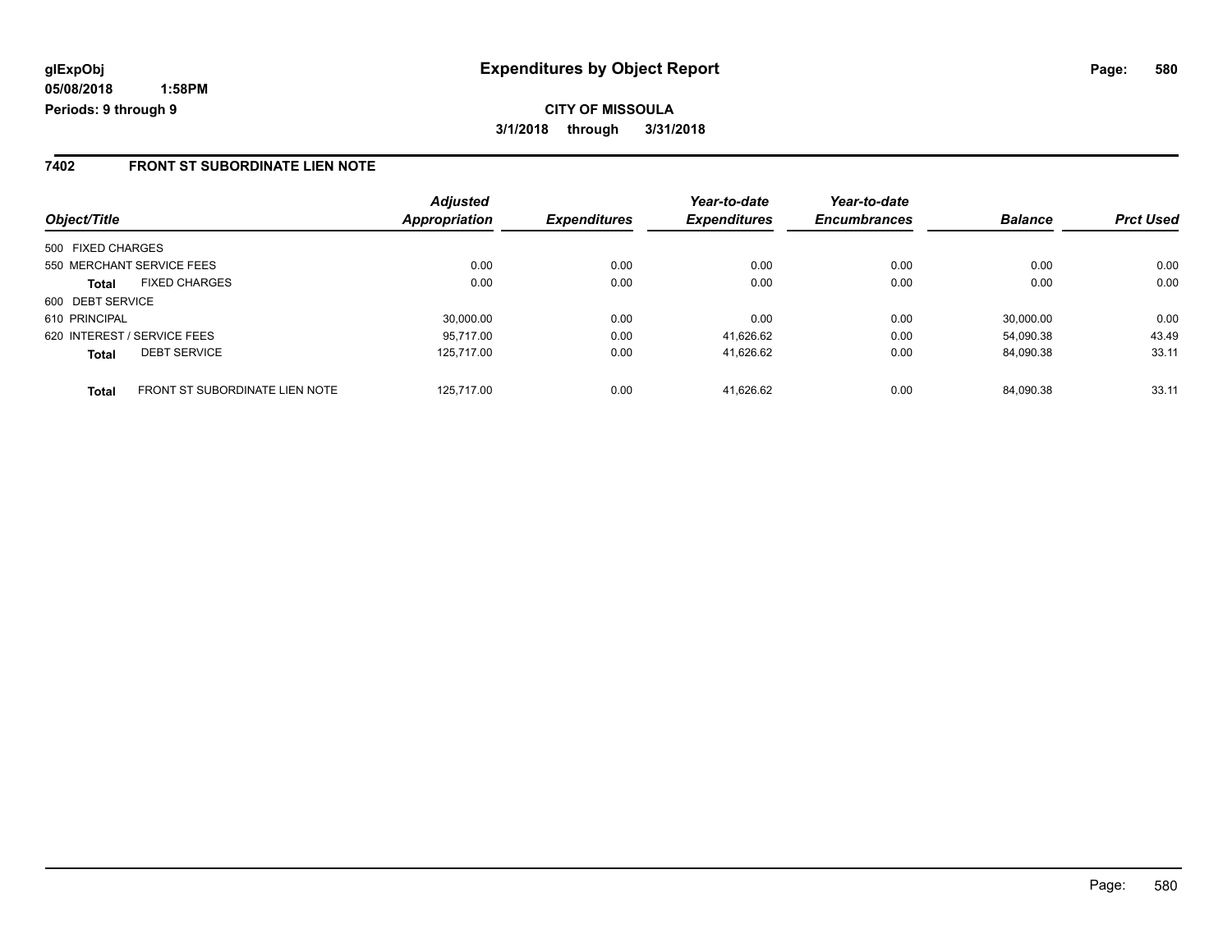**glExpObj**
**05/08/2018 1:58PM**
**Periods: 9 through 9**

# Expenditures by Object Report

**CITY OF MISSOULA**

**3/1/2018 through 3/31/2018**

## 7402 FRONT ST SUBORDINATE LIEN NOTE

| Object/Title | | Adjusted Appropriation | Expenditures | Year-to-date Expenditures | Year-to-date Encumbrances | Balance | Prct Used |
|---|---|---|---|---|---|---|---|
| 500 FIXED CHARGES | | | | | | | |
| 550 MERCHANT SERVICE FEES | | 0.00 | 0.00 | 0.00 | 0.00 | 0.00 | 0.00 |
| **Total** | FIXED CHARGES | 0.00 | 0.00 | 0.00 | 0.00 | 0.00 | 0.00 |
| 600 DEBT SERVICE | | | | | | | |
| 610 PRINCIPAL | | 30,000.00 | 0.00 | 0.00 | 0.00 | 30,000.00 | 0.00 |
| 620 INTEREST / SERVICE FEES | | 95,717.00 | 0.00 | 41,626.62 | 0.00 | 54,090.38 | 43.49 |
| **Total** | DEBT SERVICE | 125,717.00 | 0.00 | 41,626.62 | 0.00 | 84,090.38 | 33.11 |
| **Total** | FRONT ST SUBORDINATE LIEN NOTE | 125,717.00 | 0.00 | 41,626.62 | 0.00 | 84,090.38 | 33.11 |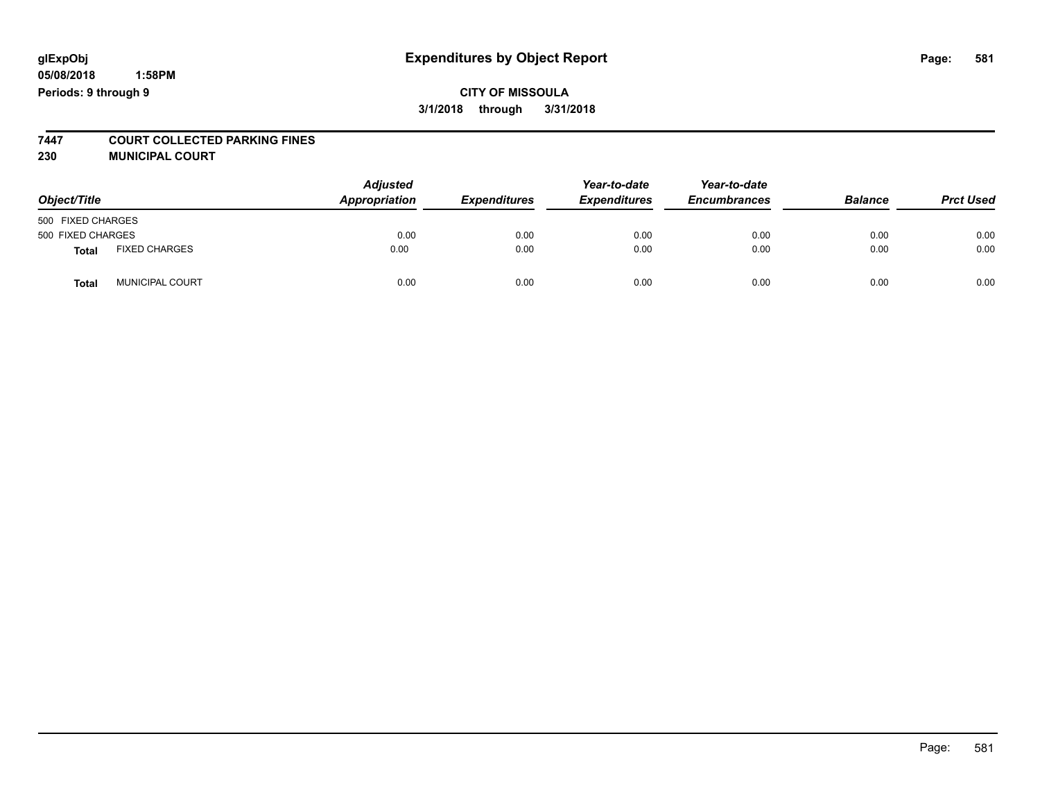**glExpObj**
**05/08/2018 1:58PM**
**Periods: 9 through 9**

# Expenditures by Object Report

**CITY OF MISSOULA**
**3/1/2018 through 3/31/2018**

**7447 COURT COLLECTED PARKING FINES**
**230 MUNICIPAL COURT**

| Object/Title | | *Adjusted Appropriation* | *Expenditures* | *Year-to-date Expenditures* | *Year-to-date Encumbrances* | *Balance* | *Prct Used* |
|---|---|---|---|---|---|---|---|
| 500 FIXED CHARGES | | | | | | | |
| 500 FIXED CHARGES | | 0.00 | 0.00 | 0.00 | 0.00 | 0.00 | 0.00 |
| **Total** | FIXED CHARGES | 0.00 | 0.00 | 0.00 | 0.00 | 0.00 | 0.00 |
| **Total** | MUNICIPAL COURT | 0.00 | 0.00 | 0.00 | 0.00 | 0.00 | 0.00 |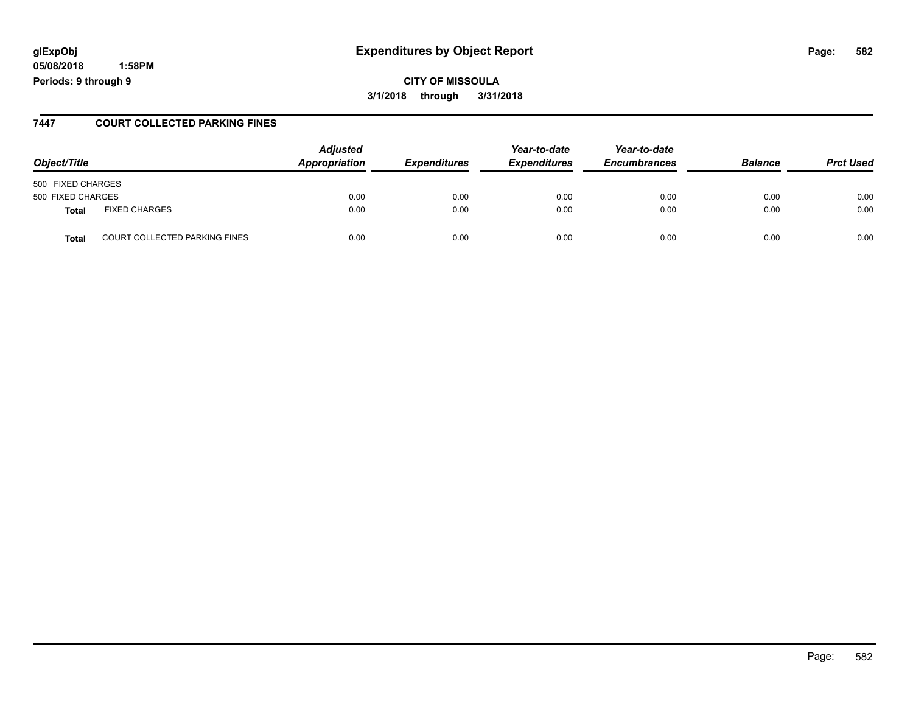glExpObj
05/08/2018 1:58PM
Periods: 9 through 9

# Expenditures by Object Report

**CITY OF MISSOULA**
**3/1/2018 through 3/31/2018**

## 7447 COURT COLLECTED PARKING FINES

| Object/Title | | Adjusted Appropriation | Expenditures | Year-to-date Expenditures | Year-to-date Encumbrances | Balance | Prct Used |
|---|---|---|---|---|---|---|---|
| 500 FIXED CHARGES | | | | | | | |
| 500 FIXED CHARGES | | 0.00 | 0.00 | 0.00 | 0.00 | 0.00 | 0.00 |
| **Total** | FIXED CHARGES | 0.00 | 0.00 | 0.00 | 0.00 | 0.00 | 0.00 |
| **Total** | COURT COLLECTED PARKING FINES | 0.00 | 0.00 | 0.00 | 0.00 | 0.00 | 0.00 |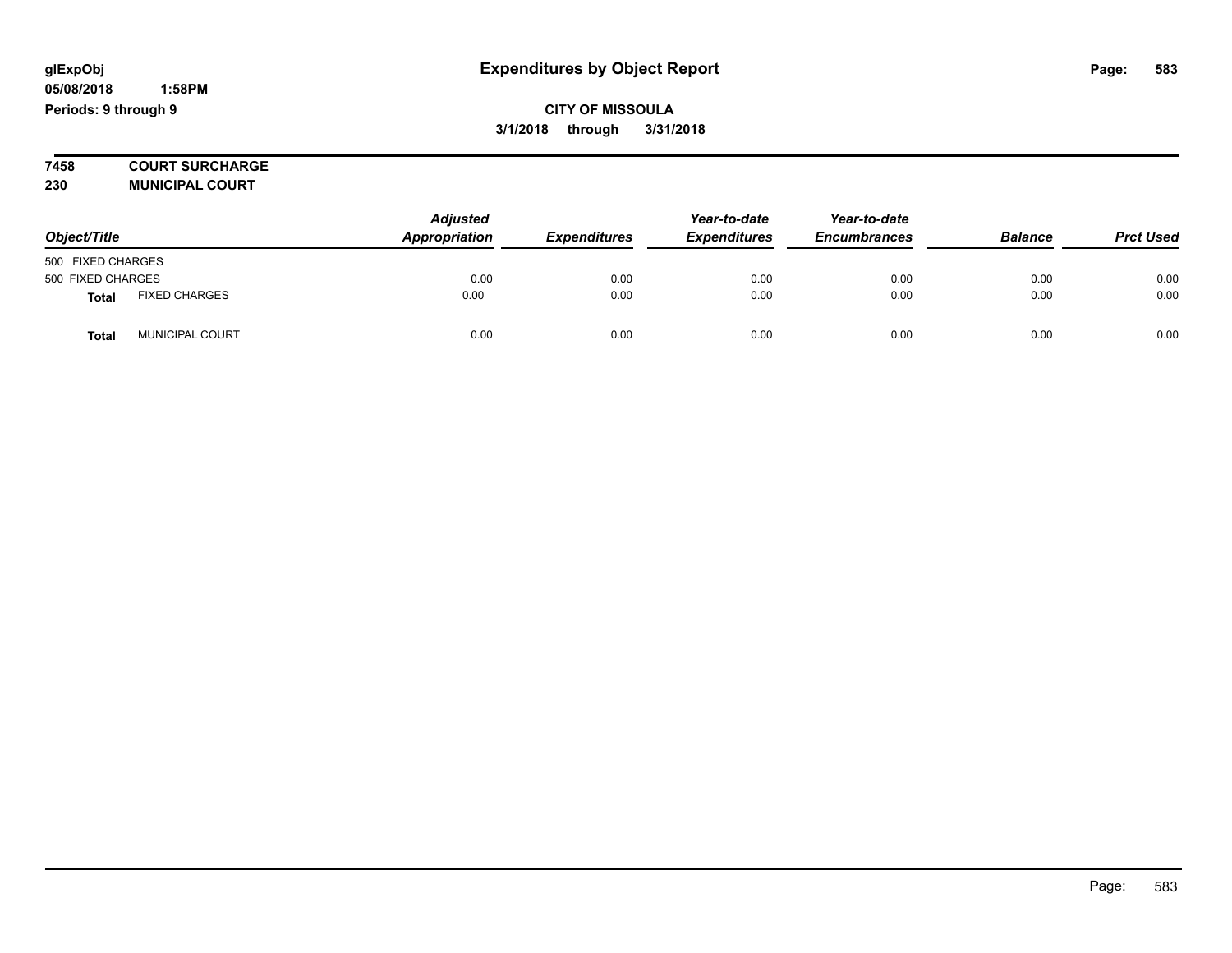# Expenditures by Object Report

glExpObj
05/08/2018 1:58PM
Periods: 9 through 9

**CITY OF MISSOULA**
**3/1/2018 through 3/31/2018**

**7458 COURT SURCHARGE**
**230 MUNICIPAL COURT**

| Object/Title | | Adjusted Appropriation | Expenditures | Year-to-date Expenditures | Year-to-date Encumbrances | Balance | Prct Used |
|---|---|---|---|---|---|---|---|
| 500 FIXED CHARGES | | | | | | | |
| 500 FIXED CHARGES | | 0.00 | 0.00 | 0.00 | 0.00 | 0.00 | 0.00 |
| **Total** | FIXED CHARGES | 0.00 | 0.00 | 0.00 | 0.00 | 0.00 | 0.00 |
| **Total** | MUNICIPAL COURT | 0.00 | 0.00 | 0.00 | 0.00 | 0.00 | 0.00 |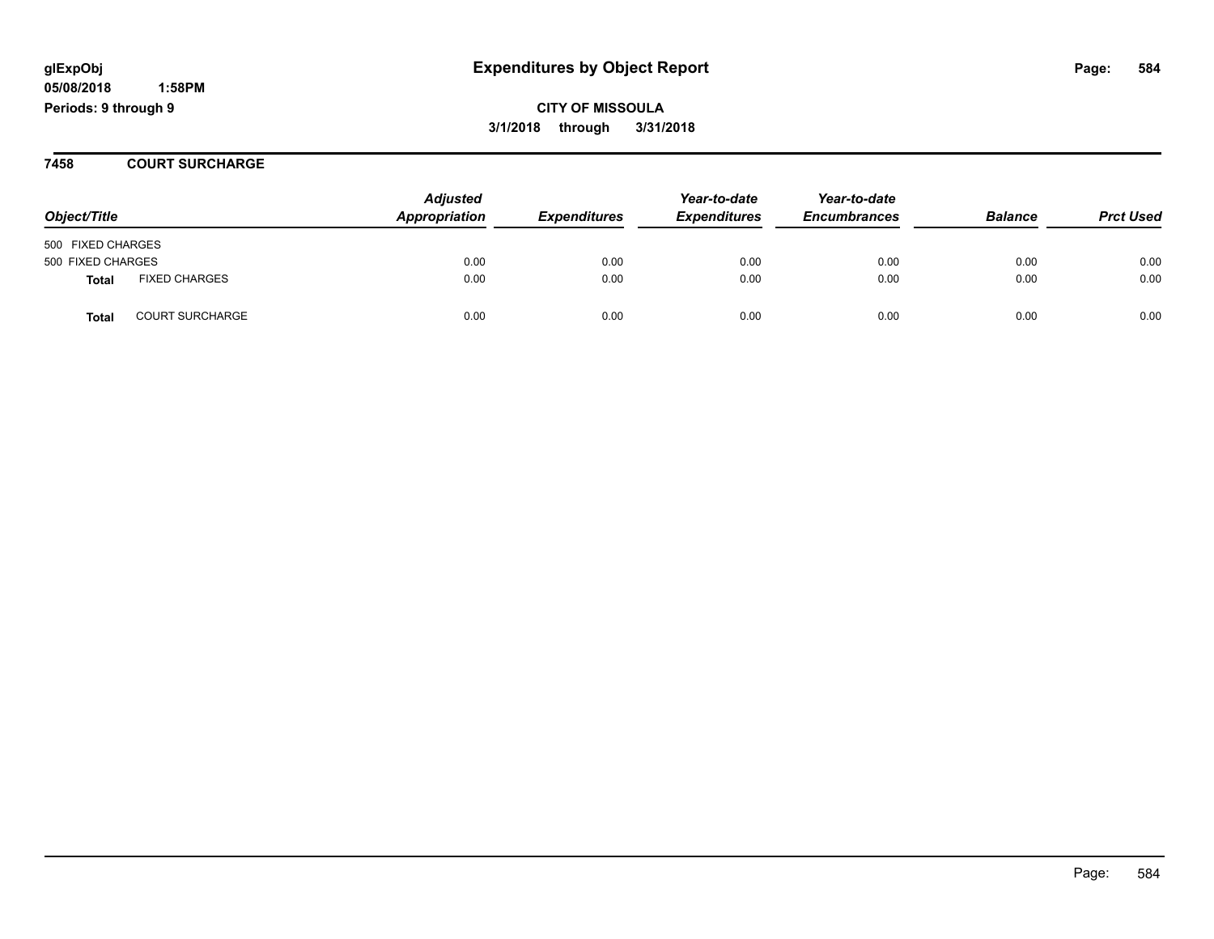glExpObj
05/08/2018 1:58PM
Periods: 9 through 9

# Expenditures by Object Report

**CITY OF MISSOULA**
**3/1/2018 through 3/31/2018**

## 7458 COURT SURCHARGE

| Object/Title | | Adjusted Appropriation | Expenditures | Year-to-date Expenditures | Year-to-date Encumbrances | Balance | Prct Used |
|---|---|---|---|---|---|---|---|
| 500 FIXED CHARGES | | | | | | | |
| 500 FIXED CHARGES | | 0.00 | 0.00 | 0.00 | 0.00 | 0.00 | 0.00 |
| **Total** | FIXED CHARGES | 0.00 | 0.00 | 0.00 | 0.00 | 0.00 | 0.00 |
| **Total** | COURT SURCHARGE | 0.00 | 0.00 | 0.00 | 0.00 | 0.00 | 0.00 |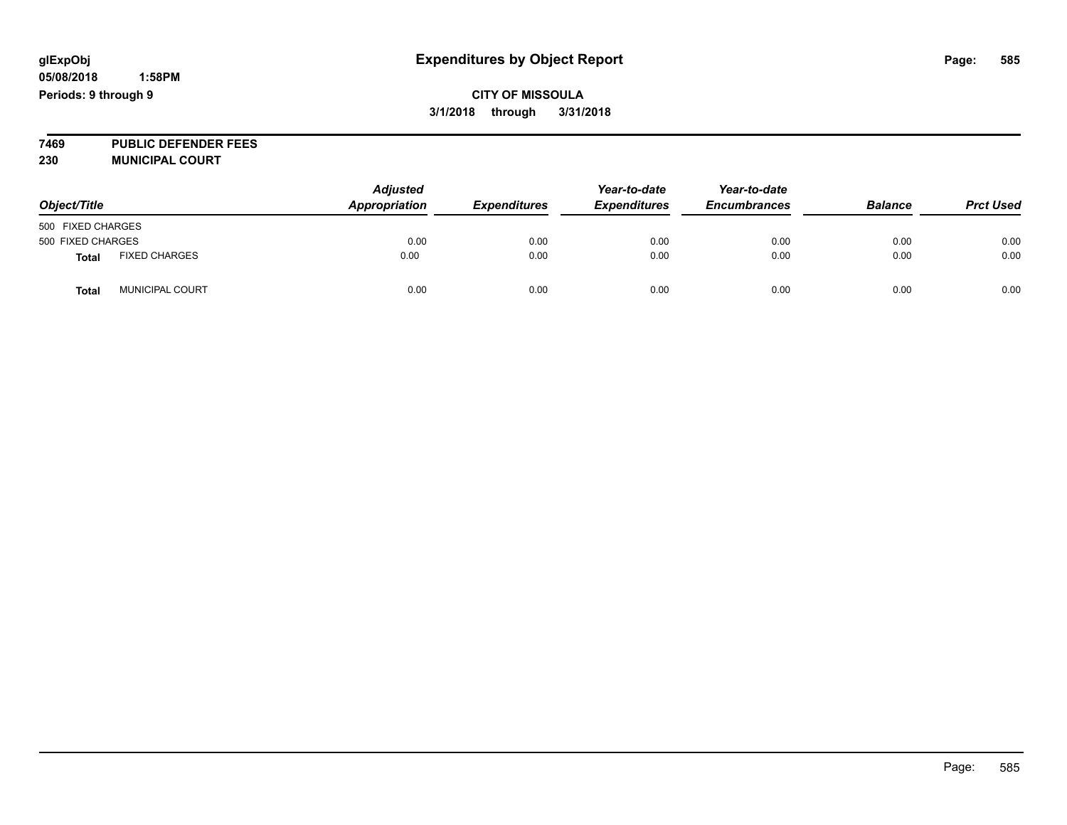**glExpObj** **Expenditures by Object Report**

**05/08/2018 1:58PM**

**Periods: 9 through 9**

**CITY OF MISSOULA**

**3/1/2018 through 3/31/2018**

**7469 PUBLIC DEFENDER FEES**

**230 MUNICIPAL COURT**

| Object/Title | | Adjusted Appropriation | Expenditures | Year-to-date Expenditures | Year-to-date Encumbrances | Balance | Prct Used |
|---|---|---|---|---|---|---|---|
| 500 FIXED CHARGES | | | | | | | |
| 500 FIXED CHARGES | | 0.00 | 0.00 | 0.00 | 0.00 | 0.00 | 0.00 |
| **Total** | FIXED CHARGES | 0.00 | 0.00 | 0.00 | 0.00 | 0.00 | 0.00 |
| **Total** | MUNICIPAL COURT | 0.00 | 0.00 | 0.00 | 0.00 | 0.00 | 0.00 |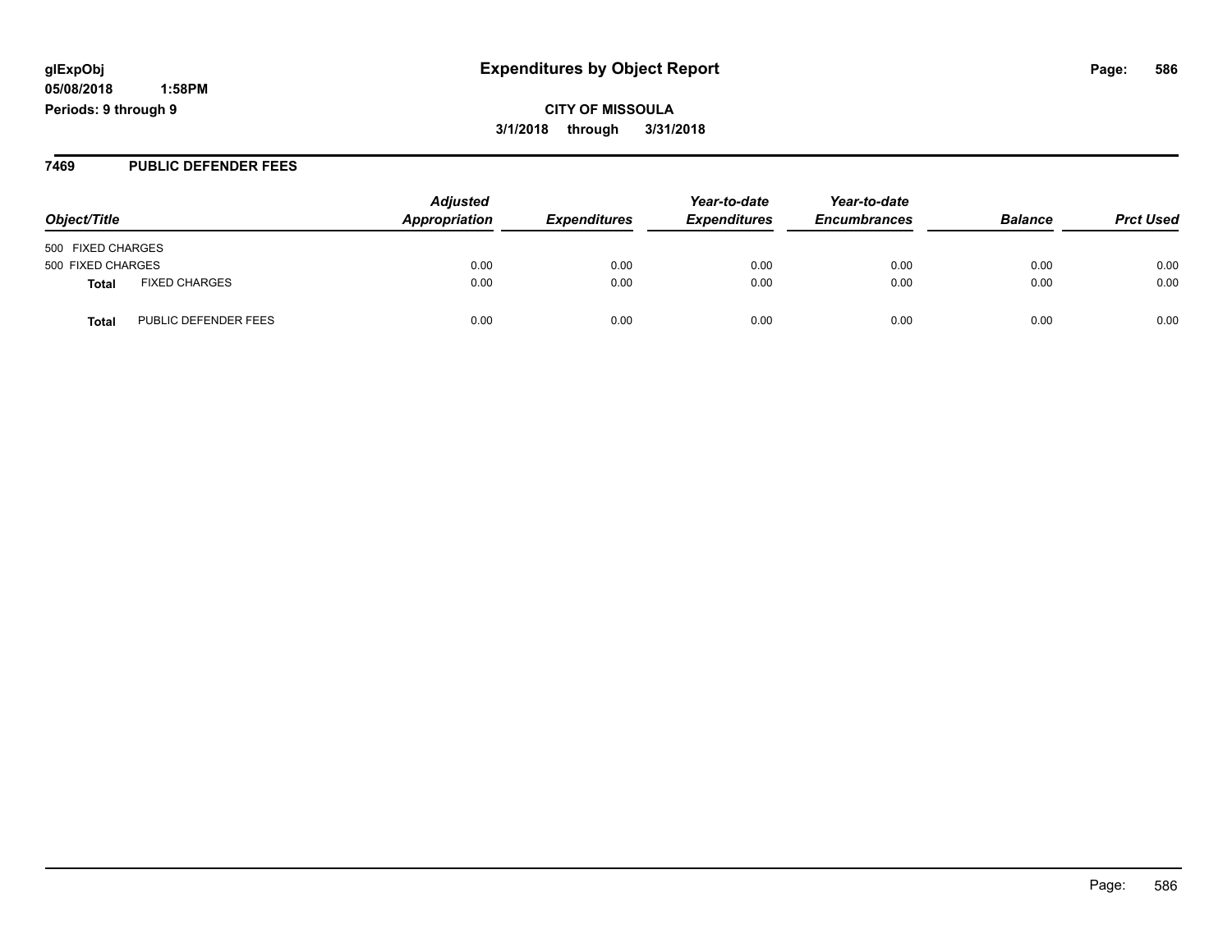glExpObj
05/08/2018 1:58PM
Periods: 9 through 9

# Expenditures by Object Report

**CITY OF MISSOULA**
**3/1/2018 through 3/31/2018**

## 7469 PUBLIC DEFENDER FEES

| Object/Title | | Adjusted Appropriation | Expenditures | Year-to-date Expenditures | Year-to-date Encumbrances | Balance | Prct Used |
|---|---|---|---|---|---|---|---|
| 500 FIXED CHARGES | | | | | | | |
| 500 FIXED CHARGES | | 0.00 | 0.00 | 0.00 | 0.00 | 0.00 | 0.00 |
| **Total** | FIXED CHARGES | 0.00 | 0.00 | 0.00 | 0.00 | 0.00 | 0.00 |
| **Total** | PUBLIC DEFENDER FEES | 0.00 | 0.00 | 0.00 | 0.00 | 0.00 | 0.00 |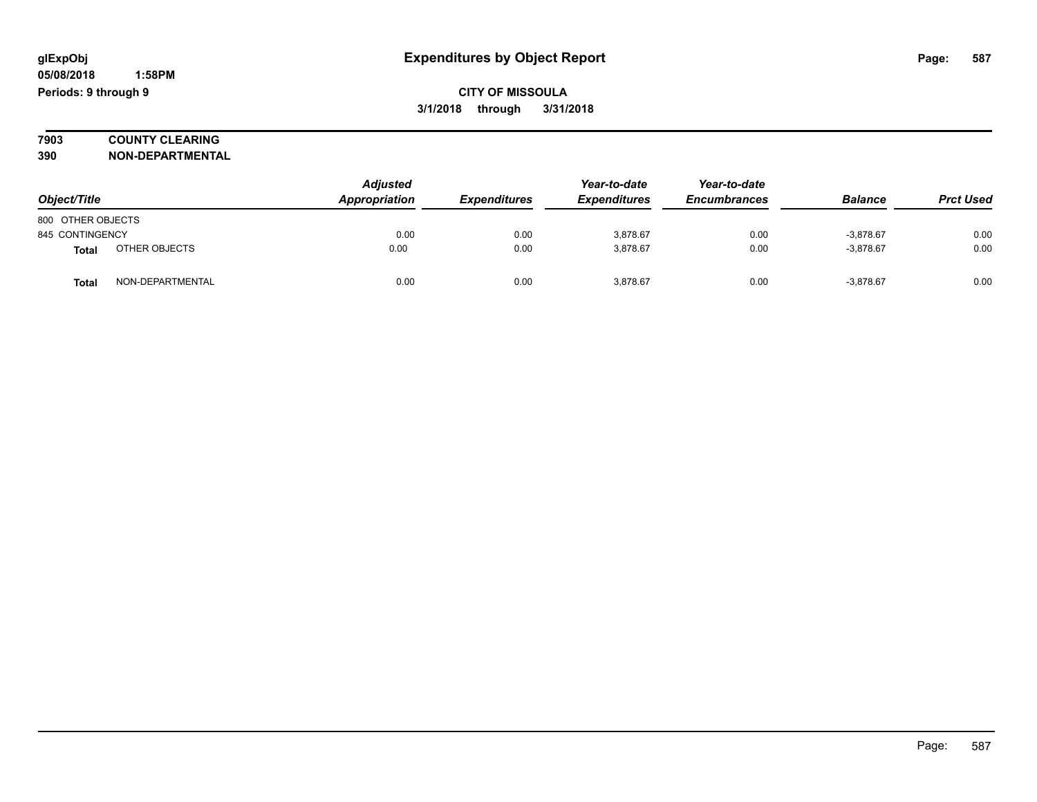**glExpObj**
**05/08/2018 1:58PM**
**Periods: 9 through 9**

# Expenditures by Object Report

**CITY OF MISSOULA**
**3/1/2018 through 3/31/2018**

**7903 COUNTY CLEARING**
**390 NON-DEPARTMENTAL**

| Object/Title | | Adjusted Appropriation | Expenditures | Year-to-date Expenditures | Year-to-date Encumbrances | Balance | Prct Used |
|---|---|---|---|---|---|---|---|
| 800 OTHER OBJECTS | | | | | | | |
| 845 CONTINGENCY | | 0.00 | 0.00 | 3,878.67 | 0.00 | -3,878.67 | 0.00 |
| **Total** | OTHER OBJECTS | 0.00 | 0.00 | 3,878.67 | 0.00 | -3,878.67 | 0.00 |
| **Total** | NON-DEPARTMENTAL | 0.00 | 0.00 | 3,878.67 | 0.00 | -3,878.67 | 0.00 |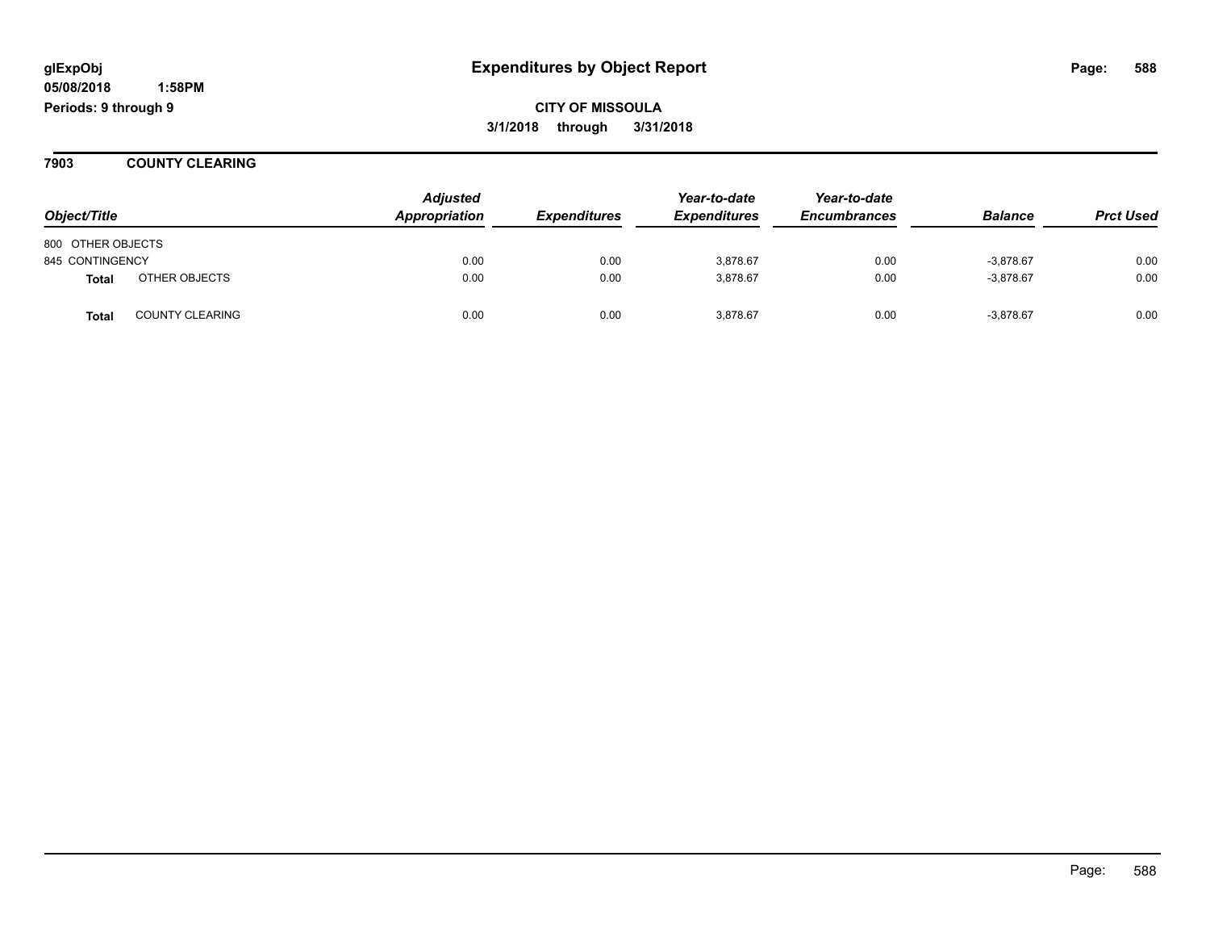# Expenditures by Object Report

glExpObj
05/08/2018 1:58PM
Periods: 9 through 9

**CITY OF MISSOULA**
**3/1/2018 through 3/31/2018**

## 7903 COUNTY CLEARING

| Object/Title | Adjusted Appropriation | Expenditures | Year-to-date Expenditures | Year-to-date Encumbrances | Balance | Prct Used |
|---|---|---|---|---|---|---|
| 800 OTHER OBJECTS | | | | | | |
| 845 CONTINGENCY | 0.00 | 0.00 | 3,878.67 | 0.00 | -3,878.67 | 0.00 |
| **Total** OTHER OBJECTS | 0.00 | 0.00 | 3,878.67 | 0.00 | -3,878.67 | 0.00 |
| **Total** COUNTY CLEARING | 0.00 | 0.00 | 3,878.67 | 0.00 | -3,878.67 | 0.00 |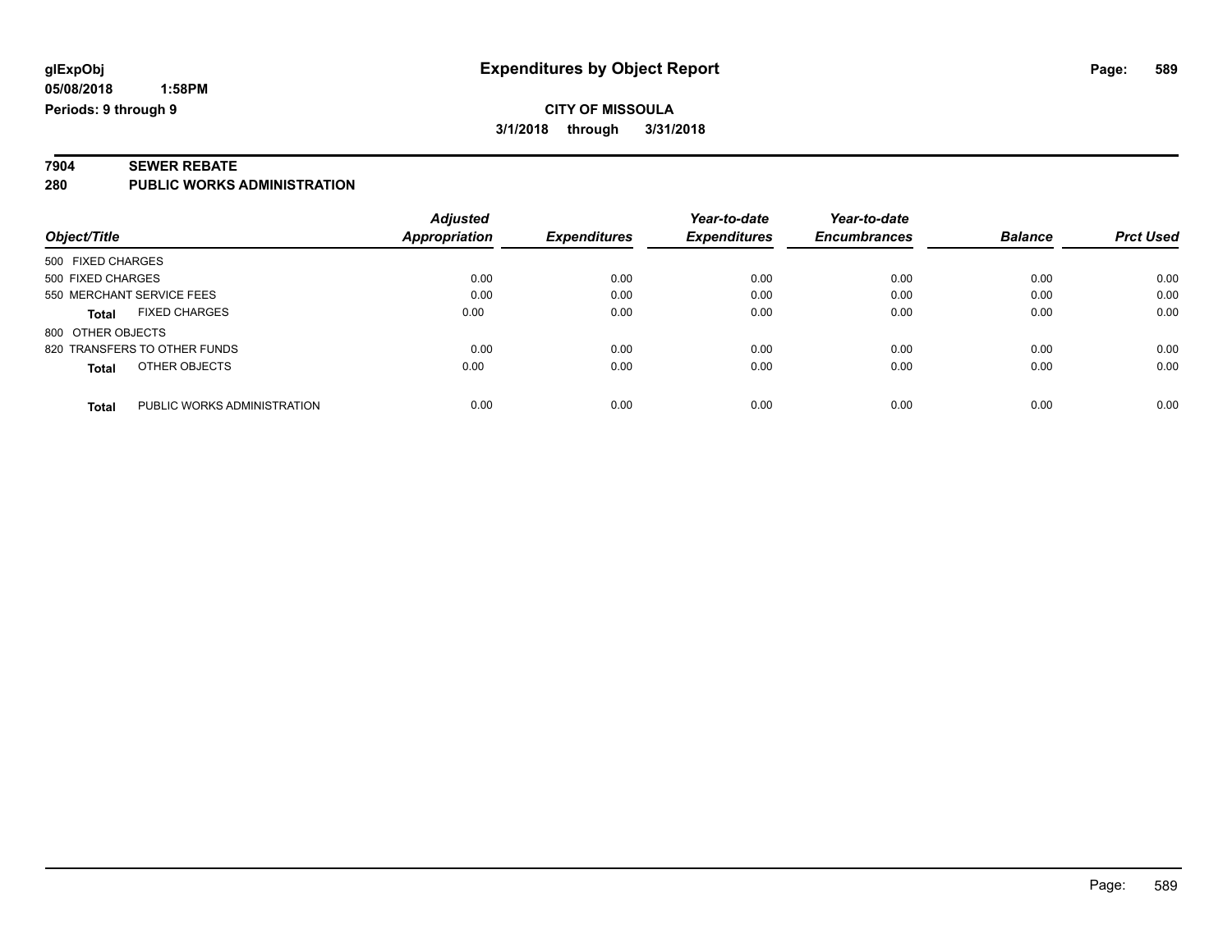glExpObj
05/08/2018 1:58PM
Periods: 9 through 9

# Expenditures by Object Report

**CITY OF MISSOULA**
**3/1/2018 through 3/31/2018**

## 7904 SEWER REBATE
## 280 PUBLIC WORKS ADMINISTRATION

| Object/Title | Adjusted Appropriation | Expenditures | Year-to-date Expenditures | Year-to-date Encumbrances | Balance | Prct Used |
|---|---|---|---|---|---|---|
| 500 FIXED CHARGES | | | | | | |
| 500 FIXED CHARGES | 0.00 | 0.00 | 0.00 | 0.00 | 0.00 | 0.00 |
| 550 MERCHANT SERVICE FEES | 0.00 | 0.00 | 0.00 | 0.00 | 0.00 | 0.00 |
| **Total** FIXED CHARGES | 0.00 | 0.00 | 0.00 | 0.00 | 0.00 | 0.00 |
| 800 OTHER OBJECTS | | | | | | |
| 820 TRANSFERS TO OTHER FUNDS | 0.00 | 0.00 | 0.00 | 0.00 | 0.00 | 0.00 |
| **Total** OTHER OBJECTS | 0.00 | 0.00 | 0.00 | 0.00 | 0.00 | 0.00 |
| **Total** PUBLIC WORKS ADMINISTRATION | 0.00 | 0.00 | 0.00 | 0.00 | 0.00 | 0.00 |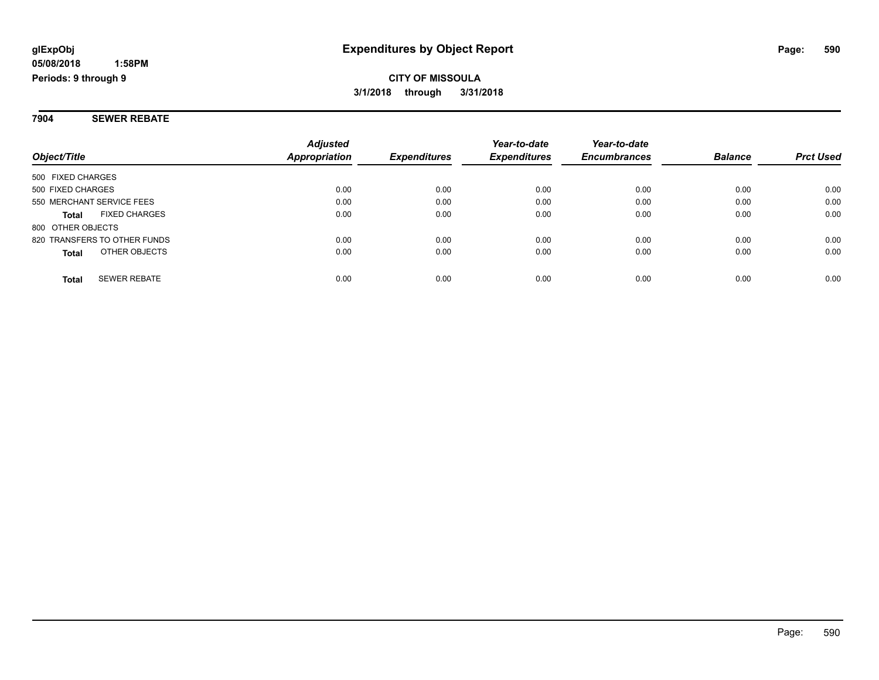**glExpObj**
**05/08/2018 1:58PM**
**Periods: 9 through 9**

# Expenditures by Object Report

**CITY OF MISSOULA**
**3/1/2018 through 3/31/2018**

## 7904 SEWER REBATE

| Object/Title | Adjusted Appropriation | Expenditures | Year-to-date Expenditures | Year-to-date Encumbrances | Balance | Prct Used |
|---|---|---|---|---|---|---|
| 500 FIXED CHARGES | | | | | | |
| 500 FIXED CHARGES | 0.00 | 0.00 | 0.00 | 0.00 | 0.00 | 0.00 |
| 550 MERCHANT SERVICE FEES | 0.00 | 0.00 | 0.00 | 0.00 | 0.00 | 0.00 |
| **Total** FIXED CHARGES | 0.00 | 0.00 | 0.00 | 0.00 | 0.00 | 0.00 |
| 800 OTHER OBJECTS | | | | | | |
| 820 TRANSFERS TO OTHER FUNDS | 0.00 | 0.00 | 0.00 | 0.00 | 0.00 | 0.00 |
| **Total** OTHER OBJECTS | 0.00 | 0.00 | 0.00 | 0.00 | 0.00 | 0.00 |
| **Total** SEWER REBATE | 0.00 | 0.00 | 0.00 | 0.00 | 0.00 | 0.00 |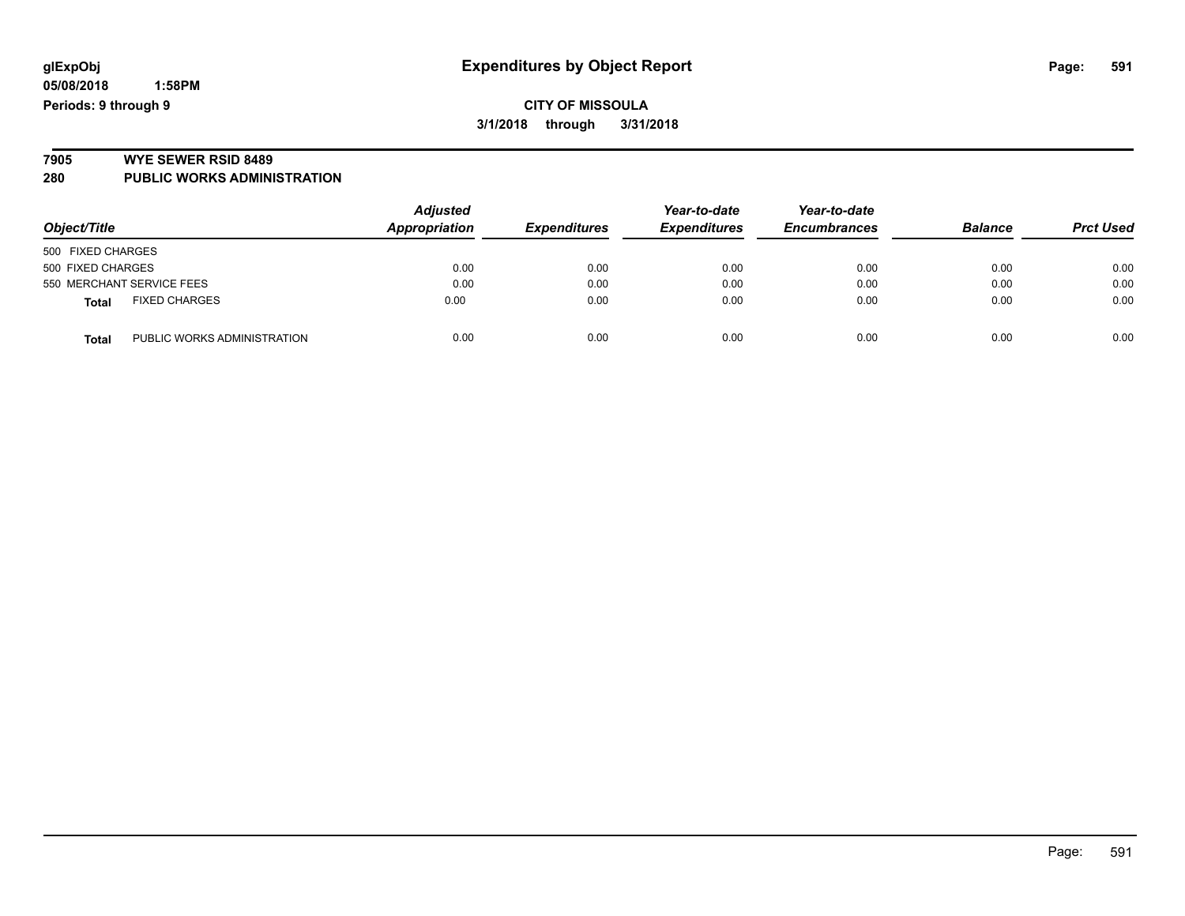glExpObj
05/08/2018 1:58PM
Periods: 9 through 9

# Expenditures by Object Report

**CITY OF MISSOULA**
**3/1/2018 through 3/31/2018**

**7905 WYE SEWER RSID 8489**
**280 PUBLIC WORKS ADMINISTRATION**

| Object/Title | Adjusted Appropriation | Expenditures | Year-to-date Expenditures | Year-to-date Encumbrances | Balance | Prct Used |
|---|---|---|---|---|---|---|
| 500 FIXED CHARGES | | | | | | |
| 500 FIXED CHARGES | 0.00 | 0.00 | 0.00 | 0.00 | 0.00 | 0.00 |
| 550 MERCHANT SERVICE FEES | 0.00 | 0.00 | 0.00 | 0.00 | 0.00 | 0.00 |
| **Total** FIXED CHARGES | 0.00 | 0.00 | 0.00 | 0.00 | 0.00 | 0.00 |
| **Total** PUBLIC WORKS ADMINISTRATION | 0.00 | 0.00 | 0.00 | 0.00 | 0.00 | 0.00 |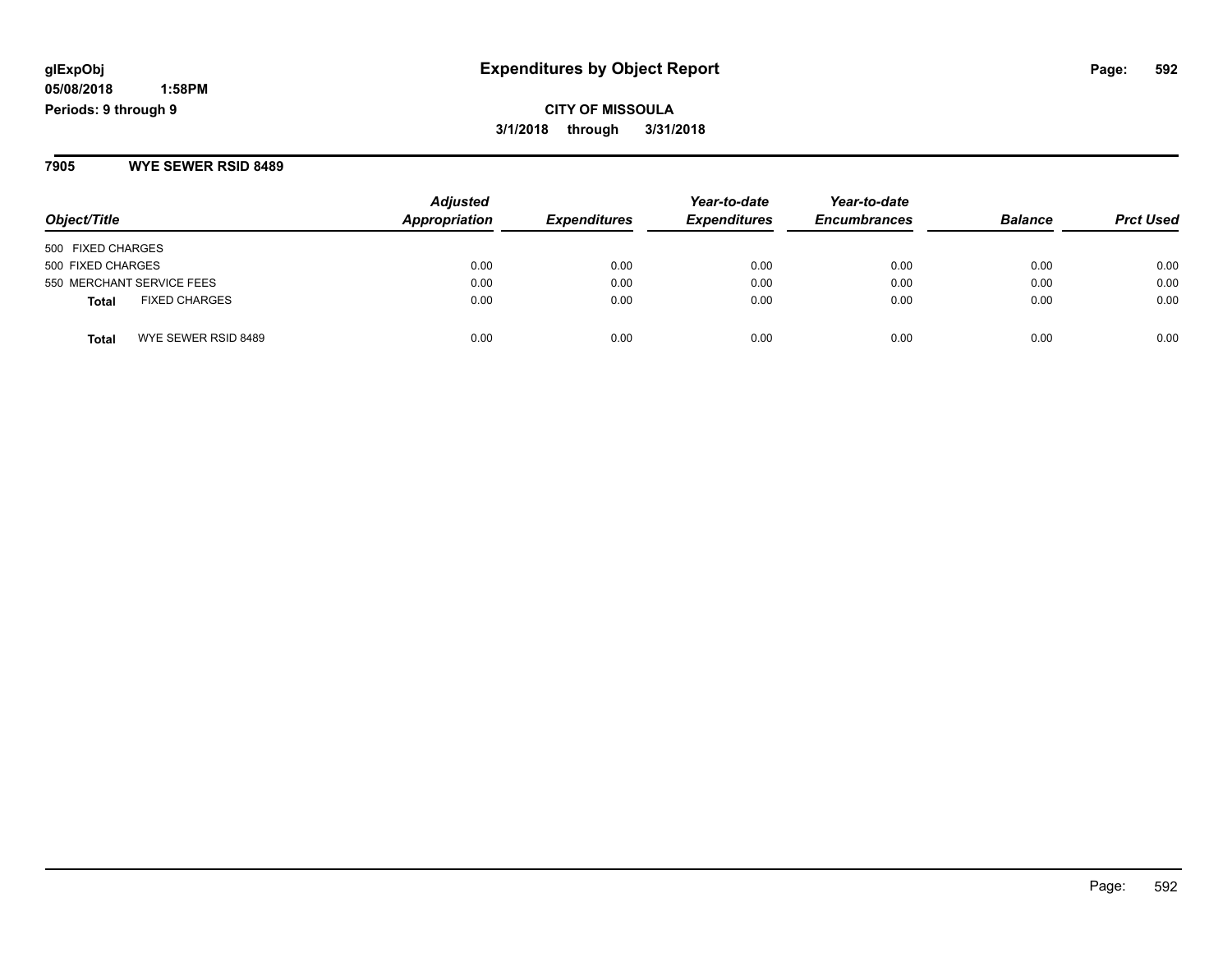**glExpObj**
**05/08/2018 1:58PM**
**Periods: 9 through 9**

# Expenditures by Object Report

**CITY OF MISSOULA**
**3/1/2018 through 3/31/2018**

## 7905 WYE SEWER RSID 8489

| Object/Title | Adjusted Appropriation | Expenditures | Year-to-date Expenditures | Year-to-date Encumbrances | Balance | Prct Used |
|---|---|---|---|---|---|---|
| 500 FIXED CHARGES | | | | | | |
| 500 FIXED CHARGES | 0.00 | 0.00 | 0.00 | 0.00 | 0.00 | 0.00 |
| 550 MERCHANT SERVICE FEES | 0.00 | 0.00 | 0.00 | 0.00 | 0.00 | 0.00 |
| **Total** FIXED CHARGES | 0.00 | 0.00 | 0.00 | 0.00 | 0.00 | 0.00 |
| **Total** WYE SEWER RSID 8489 | 0.00 | 0.00 | 0.00 | 0.00 | 0.00 | 0.00 |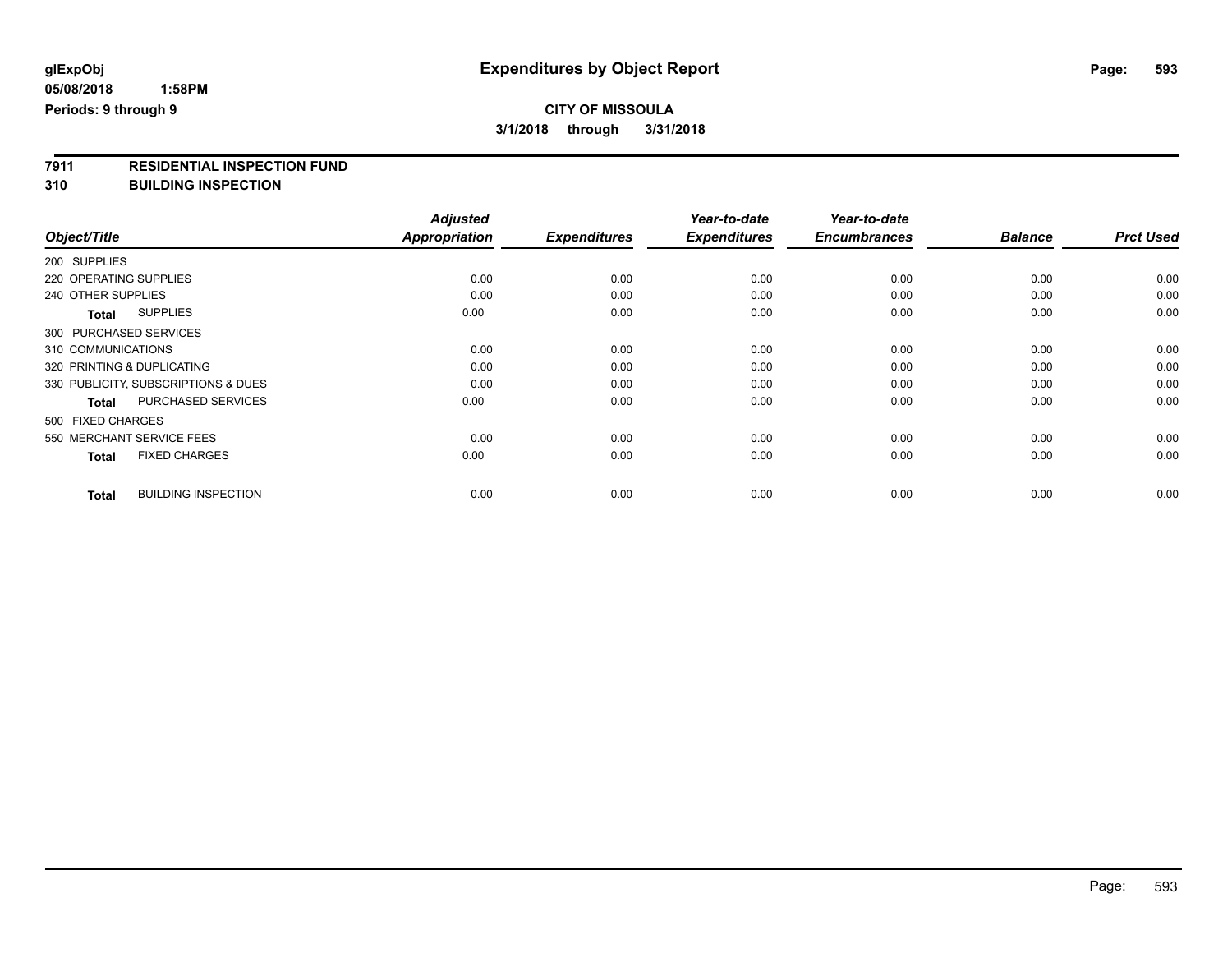**glExpObj** **Expenditures by Object Report**

**05/08/2018 1:58PM**

**Periods: 9 through 9**

**CITY OF MISSOULA**

**3/1/2018 through 3/31/2018**

**7911 RESIDENTIAL INSPECTION FUND**

**310 BUILDING INSPECTION**

| Object/Title | Adjusted Appropriation | Expenditures | Year-to-date Expenditures | Year-to-date Encumbrances | Balance | Prct Used |
|---|---|---|---|---|---|---|
| 200 SUPPLIES | | | | | | |
| 220 OPERATING SUPPLIES | 0.00 | 0.00 | 0.00 | 0.00 | 0.00 | 0.00 |
| 240 OTHER SUPPLIES | 0.00 | 0.00 | 0.00 | 0.00 | 0.00 | 0.00 |
| **Total** SUPPLIES | 0.00 | 0.00 | 0.00 | 0.00 | 0.00 | 0.00 |
| 300 PURCHASED SERVICES | | | | | | |
| 310 COMMUNICATIONS | 0.00 | 0.00 | 0.00 | 0.00 | 0.00 | 0.00 |
| 320 PRINTING & DUPLICATING | 0.00 | 0.00 | 0.00 | 0.00 | 0.00 | 0.00 |
| 330 PUBLICITY, SUBSCRIPTIONS & DUES | 0.00 | 0.00 | 0.00 | 0.00 | 0.00 | 0.00 |
| **Total** PURCHASED SERVICES | 0.00 | 0.00 | 0.00 | 0.00 | 0.00 | 0.00 |
| 500 FIXED CHARGES | | | | | | |
| 550 MERCHANT SERVICE FEES | 0.00 | 0.00 | 0.00 | 0.00 | 0.00 | 0.00 |
| **Total** FIXED CHARGES | 0.00 | 0.00 | 0.00 | 0.00 | 0.00 | 0.00 |
| **Total** BUILDING INSPECTION | 0.00 | 0.00 | 0.00 | 0.00 | 0.00 | 0.00 |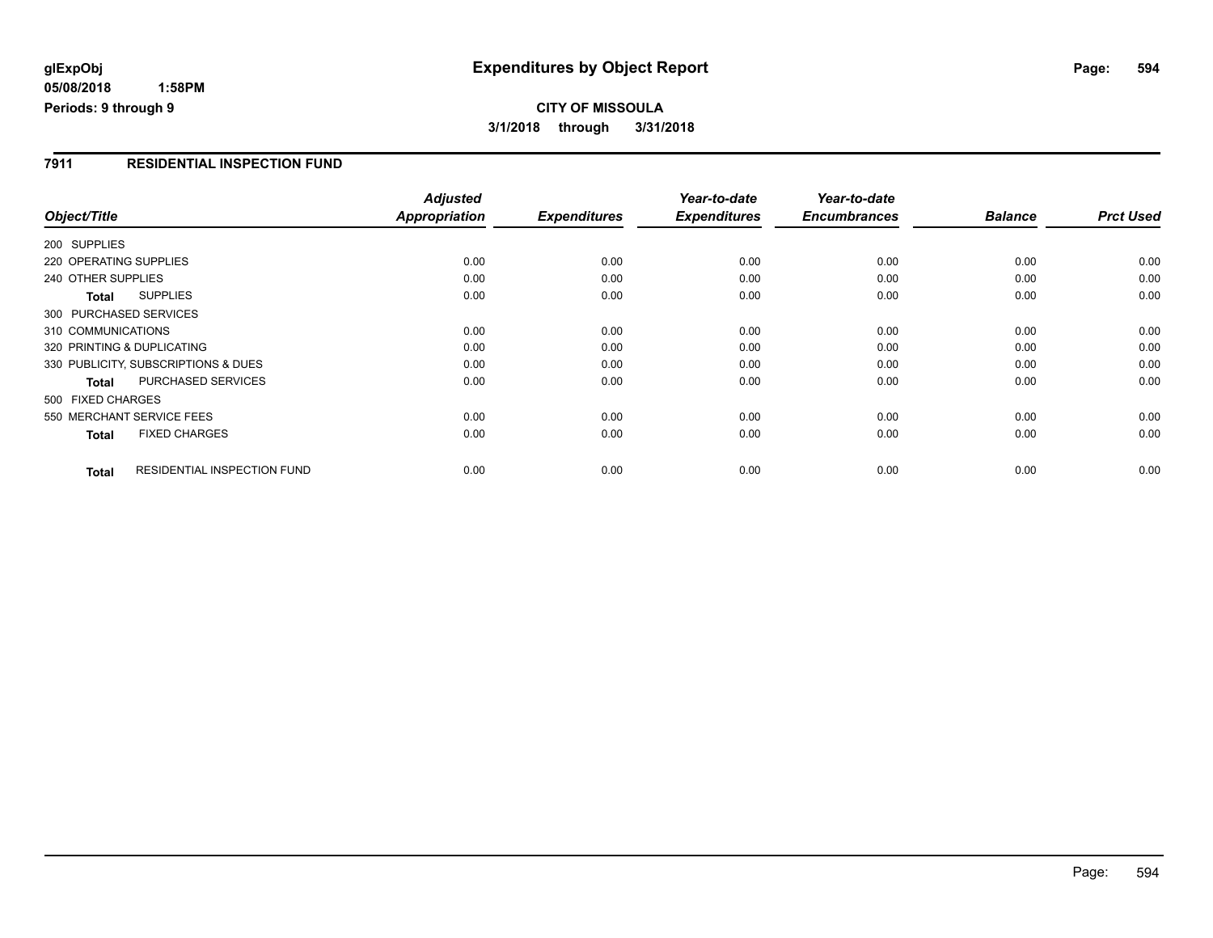**glExpObj**
**05/08/2018 1:58PM**
**Periods: 9 through 9**

# Expenditures by Object Report

**CITY OF MISSOULA**
**3/1/2018 through 3/31/2018**

## 7911 RESIDENTIAL INSPECTION FUND

| Object/Title | Adjusted Appropriation | Expenditures | Year-to-date Expenditures | Year-to-date Encumbrances | Balance | Prct Used |
|---|---|---|---|---|---|---|
| 200 SUPPLIES | | | | | | |
| 220 OPERATING SUPPLIES | 0.00 | 0.00 | 0.00 | 0.00 | 0.00 | 0.00 |
| 240 OTHER SUPPLIES | 0.00 | 0.00 | 0.00 | 0.00 | 0.00 | 0.00 |
| **Total** SUPPLIES | 0.00 | 0.00 | 0.00 | 0.00 | 0.00 | 0.00 |
| 300 PURCHASED SERVICES | | | | | | |
| 310 COMMUNICATIONS | 0.00 | 0.00 | 0.00 | 0.00 | 0.00 | 0.00 |
| 320 PRINTING & DUPLICATING | 0.00 | 0.00 | 0.00 | 0.00 | 0.00 | 0.00 |
| 330 PUBLICITY, SUBSCRIPTIONS & DUES | 0.00 | 0.00 | 0.00 | 0.00 | 0.00 | 0.00 |
| **Total** PURCHASED SERVICES | 0.00 | 0.00 | 0.00 | 0.00 | 0.00 | 0.00 |
| 500 FIXED CHARGES | | | | | | |
| 550 MERCHANT SERVICE FEES | 0.00 | 0.00 | 0.00 | 0.00 | 0.00 | 0.00 |
| **Total** FIXED CHARGES | 0.00 | 0.00 | 0.00 | 0.00 | 0.00 | 0.00 |
| **Total** RESIDENTIAL INSPECTION FUND | 0.00 | 0.00 | 0.00 | 0.00 | 0.00 | 0.00 |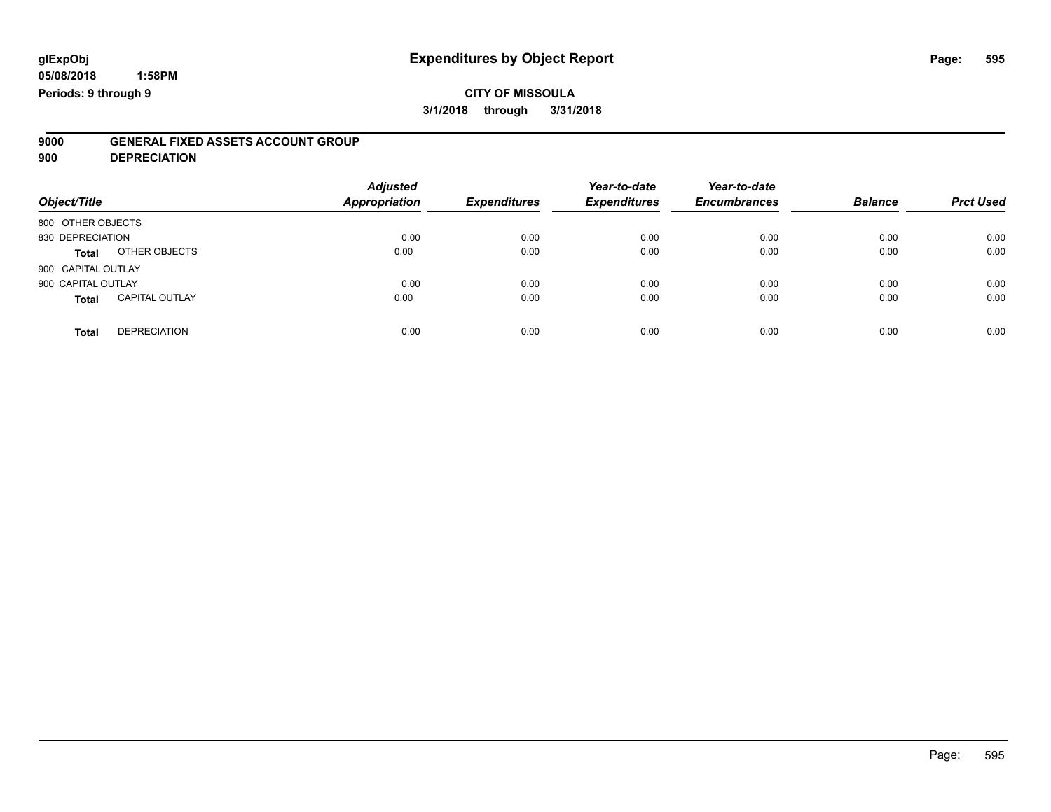glExpObj
05/08/2018 1:58PM
Periods: 9 through 9

# Expenditures by Object Report

**CITY OF MISSOULA**

**3/1/2018 through 3/31/2018**

**9000 GENERAL FIXED ASSETS ACCOUNT GROUP**
**900 DEPRECIATION**

| Object/Title | | Adjusted Appropriation | Expenditures | Year-to-date Expenditures | Year-to-date Encumbrances | Balance | Prct Used |
|---|---|---|---|---|---|---|---|
| 800 OTHER OBJECTS | | | | | | | |
| 830 DEPRECIATION | | 0.00 | 0.00 | 0.00 | 0.00 | 0.00 | 0.00 |
| **Total** | OTHER OBJECTS | 0.00 | 0.00 | 0.00 | 0.00 | 0.00 | 0.00 |
| 900 CAPITAL OUTLAY | | | | | | | |
| 900 CAPITAL OUTLAY | | 0.00 | 0.00 | 0.00 | 0.00 | 0.00 | 0.00 |
| **Total** | CAPITAL OUTLAY | 0.00 | 0.00 | 0.00 | 0.00 | 0.00 | 0.00 |
| **Total** | DEPRECIATION | 0.00 | 0.00 | 0.00 | 0.00 | 0.00 | 0.00 |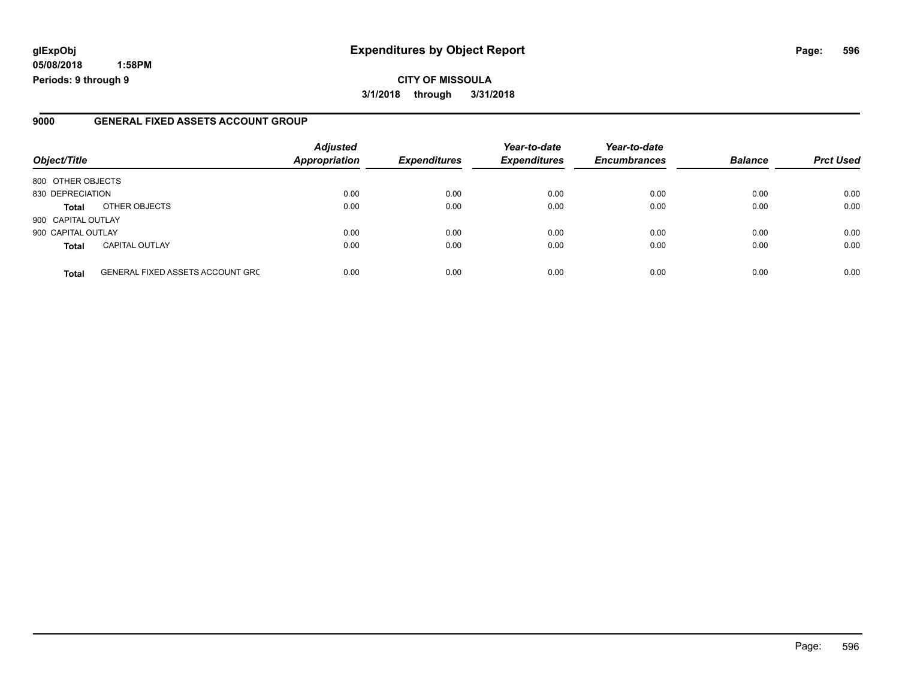**glExpObj**
**05/08/2018 1:58PM**
**Periods: 9 through 9**

# Expenditures by Object Report

**CITY OF MISSOULA**
**3/1/2018 through 3/31/2018**

## 9000 GENERAL FIXED ASSETS ACCOUNT GROUP

| Object/Title | | *Adjusted Appropriation* | *Expenditures* | *Year-to-date Expenditures* | *Year-to-date Encumbrances* | *Balance* | *Prct Used* |
|---|---|---|---|---|---|---|---|
| 800 OTHER OBJECTS | | | | | | | |
| 830 DEPRECIATION | | 0.00 | 0.00 | 0.00 | 0.00 | 0.00 | 0.00 |
| **Total** | OTHER OBJECTS | 0.00 | 0.00 | 0.00 | 0.00 | 0.00 | 0.00 |
| 900 CAPITAL OUTLAY | | | | | | | |
| 900 CAPITAL OUTLAY | | 0.00 | 0.00 | 0.00 | 0.00 | 0.00 | 0.00 |
| **Total** | CAPITAL OUTLAY | 0.00 | 0.00 | 0.00 | 0.00 | 0.00 | 0.00 |
| **Total** | GENERAL FIXED ASSETS ACCOUNT GRC | 0.00 | 0.00 | 0.00 | 0.00 | 0.00 | 0.00 |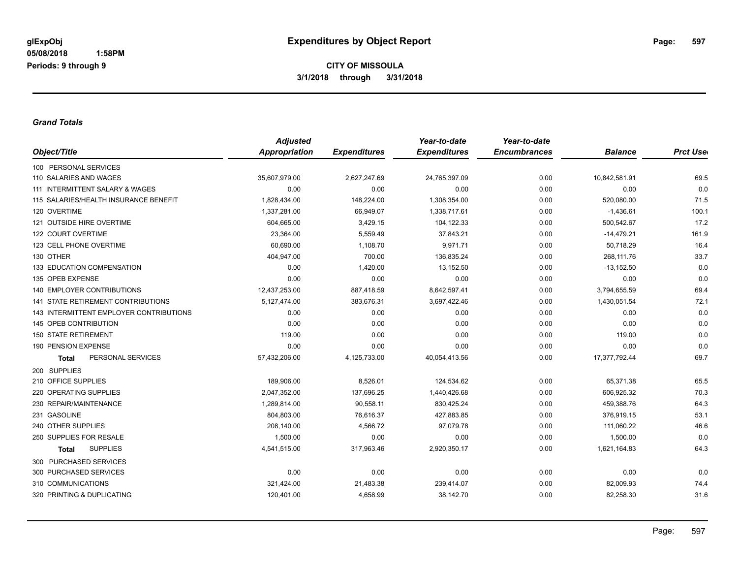**CITY OF MISSOULA**

**3/1/2018 through 3/31/2018**

**Expenditures by Object Report**

glExpObj
05/08/2018 1:58PM
Periods: 9 through 9

***Grand Totals***

| Object/Title | Adjusted Appropriation | Expenditures | Year-to-date Expenditures | Year-to-date Encumbrances | Balance | Prct Used |
|---|---|---|---|---|---|---|
| 100 PERSONAL SERVICES | | | | | | |
| 110 SALARIES AND WAGES | 35,607,979.00 | 2,627,247.69 | 24,765,397.09 | 0.00 | 10,842,581.91 | 69.5 |
| 111 INTERMITTENT SALARY & WAGES | 0.00 | 0.00 | 0.00 | 0.00 | 0.00 | 0.0 |
| 115 SALARIES/HEALTH INSURANCE BENEFIT | 1,828,434.00 | 148,224.00 | 1,308,354.00 | 0.00 | 520,080.00 | 71.5 |
| 120 OVERTIME | 1,337,281.00 | 66,949.07 | 1,338,717.61 | 0.00 | -1,436.61 | 100.1 |
| 121 OUTSIDE HIRE OVERTIME | 604,665.00 | 3,429.15 | 104,122.33 | 0.00 | 500,542.67 | 17.2 |
| 122 COURT OVERTIME | 23,364.00 | 5,559.49 | 37,843.21 | 0.00 | -14,479.21 | 161.9 |
| 123 CELL PHONE OVERTIME | 60,690.00 | 1,108.70 | 9,971.71 | 0.00 | 50,718.29 | 16.4 |
| 130 OTHER | 404,947.00 | 700.00 | 136,835.24 | 0.00 | 268,111.76 | 33.7 |
| 133 EDUCATION COMPENSATION | 0.00 | 1,420.00 | 13,152.50 | 0.00 | -13,152.50 | 0.0 |
| 135 OPEB EXPENSE | 0.00 | 0.00 | 0.00 | 0.00 | 0.00 | 0.0 |
| 140 EMPLOYER CONTRIBUTIONS | 12,437,253.00 | 887,418.59 | 8,642,597.41 | 0.00 | 3,794,655.59 | 69.4 |
| 141 STATE RETIREMENT CONTRIBUTIONS | 5,127,474.00 | 383,676.31 | 3,697,422.46 | 0.00 | 1,430,051.54 | 72.1 |
| 143 INTERMITTENT EMPLOYER CONTRIBUTIONS | 0.00 | 0.00 | 0.00 | 0.00 | 0.00 | 0.0 |
| 145 OPEB CONTRIBUTION | 0.00 | 0.00 | 0.00 | 0.00 | 0.00 | 0.0 |
| 150 STATE RETIREMENT | 119.00 | 0.00 | 0.00 | 0.00 | 119.00 | 0.0 |
| 190 PENSION EXPENSE | 0.00 | 0.00 | 0.00 | 0.00 | 0.00 | 0.0 |
| **Total** PERSONAL SERVICES | 57,432,206.00 | 4,125,733.00 | 40,054,413.56 | 0.00 | 17,377,792.44 | 69.7 |
| 200 SUPPLIES | | | | | | |
| 210 OFFICE SUPPLIES | 189,906.00 | 8,526.01 | 124,534.62 | 0.00 | 65,371.38 | 65.5 |
| 220 OPERATING SUPPLIES | 2,047,352.00 | 137,696.25 | 1,440,426.68 | 0.00 | 606,925.32 | 70.3 |
| 230 REPAIR/MAINTENANCE | 1,289,814.00 | 90,558.11 | 830,425.24 | 0.00 | 459,388.76 | 64.3 |
| 231 GASOLINE | 804,803.00 | 76,616.37 | 427,883.85 | 0.00 | 376,919.15 | 53.1 |
| 240 OTHER SUPPLIES | 208,140.00 | 4,566.72 | 97,079.78 | 0.00 | 111,060.22 | 46.6 |
| 250 SUPPLIES FOR RESALE | 1,500.00 | 0.00 | 0.00 | 0.00 | 1,500.00 | 0.0 |
| **Total** SUPPLIES | 4,541,515.00 | 317,963.46 | 2,920,350.17 | 0.00 | 1,621,164.83 | 64.3 |
| 300 PURCHASED SERVICES | | | | | | |
| 300 PURCHASED SERVICES | 0.00 | 0.00 | 0.00 | 0.00 | 0.00 | 0.0 |
| 310 COMMUNICATIONS | 321,424.00 | 21,483.38 | 239,414.07 | 0.00 | 82,009.93 | 74.4 |
| 320 PRINTING & DUPLICATING | 120,401.00 | 4,658.99 | 38,142.70 | 0.00 | 82,258.30 | 31.6 |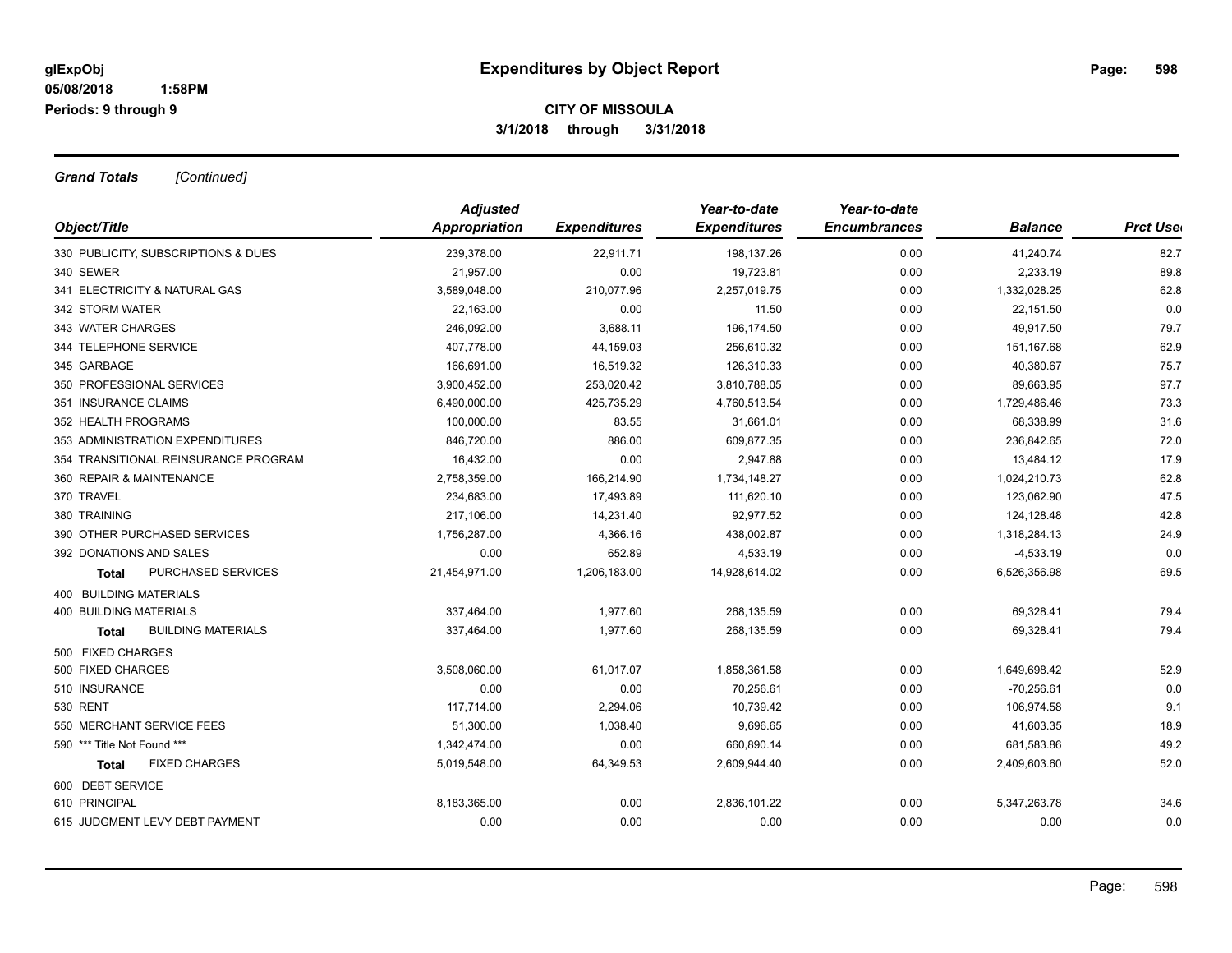**glExpObj**
**05/08/2018 1:58PM**
**Periods: 9 through 9**

# Expenditures by Object Report

**CITY OF MISSOULA**
**3/1/2018 through 3/31/2018**

***Grand Totals*** *[Continued]*

| Object/Title | Adjusted Appropriation | Expenditures | Year-to-date Expenditures | Year-to-date Encumbrances | Balance | Prct Used |
|---|---|---|---|---|---|---|
| 330 PUBLICITY, SUBSCRIPTIONS & DUES | 239,378.00 | 22,911.71 | 198,137.26 | 0.00 | 41,240.74 | 82.7 |
| 340 SEWER | 21,957.00 | 0.00 | 19,723.81 | 0.00 | 2,233.19 | 89.8 |
| 341 ELECTRICITY & NATURAL GAS | 3,589,048.00 | 210,077.96 | 2,257,019.75 | 0.00 | 1,332,028.25 | 62.8 |
| 342 STORM WATER | 22,163.00 | 0.00 | 11.50 | 0.00 | 22,151.50 | 0.0 |
| 343 WATER CHARGES | 246,092.00 | 3,688.11 | 196,174.50 | 0.00 | 49,917.50 | 79.7 |
| 344 TELEPHONE SERVICE | 407,778.00 | 44,159.03 | 256,610.32 | 0.00 | 151,167.68 | 62.9 |
| 345 GARBAGE | 166,691.00 | 16,519.32 | 126,310.33 | 0.00 | 40,380.67 | 75.7 |
| 350 PROFESSIONAL SERVICES | 3,900,452.00 | 253,020.42 | 3,810,788.05 | 0.00 | 89,663.95 | 97.7 |
| 351 INSURANCE CLAIMS | 6,490,000.00 | 425,735.29 | 4,760,513.54 | 0.00 | 1,729,486.46 | 73.3 |
| 352 HEALTH PROGRAMS | 100,000.00 | 83.55 | 31,661.01 | 0.00 | 68,338.99 | 31.6 |
| 353 ADMINISTRATION EXPENDITURES | 846,720.00 | 886.00 | 609,877.35 | 0.00 | 236,842.65 | 72.0 |
| 354 TRANSITIONAL REINSURANCE PROGRAM | 16,432.00 | 0.00 | 2,947.88 | 0.00 | 13,484.12 | 17.9 |
| 360 REPAIR & MAINTENANCE | 2,758,359.00 | 166,214.90 | 1,734,148.27 | 0.00 | 1,024,210.73 | 62.8 |
| 370 TRAVEL | 234,683.00 | 17,493.89 | 111,620.10 | 0.00 | 123,062.90 | 47.5 |
| 380 TRAINING | 217,106.00 | 14,231.40 | 92,977.52 | 0.00 | 124,128.48 | 42.8 |
| 390 OTHER PURCHASED SERVICES | 1,756,287.00 | 4,366.16 | 438,002.87 | 0.00 | 1,318,284.13 | 24.9 |
| 392 DONATIONS AND SALES | 0.00 | 652.89 | 4,533.19 | 0.00 | -4,533.19 | 0.0 |
| **Total** PURCHASED SERVICES | 21,454,971.00 | 1,206,183.00 | 14,928,614.02 | 0.00 | 6,526,356.98 | 69.5 |
| 400 BUILDING MATERIALS | | | | | | |
| 400 BUILDING MATERIALS | 337,464.00 | 1,977.60 | 268,135.59 | 0.00 | 69,328.41 | 79.4 |
| **Total** BUILDING MATERIALS | 337,464.00 | 1,977.60 | 268,135.59 | 0.00 | 69,328.41 | 79.4 |
| 500 FIXED CHARGES | | | | | | |
| 500 FIXED CHARGES | 3,508,060.00 | 61,017.07 | 1,858,361.58 | 0.00 | 1,649,698.42 | 52.9 |
| 510 INSURANCE | 0.00 | 0.00 | 70,256.61 | 0.00 | -70,256.61 | 0.0 |
| 530 RENT | 117,714.00 | 2,294.06 | 10,739.42 | 0.00 | 106,974.58 | 9.1 |
| 550 MERCHANT SERVICE FEES | 51,300.00 | 1,038.40 | 9,696.65 | 0.00 | 41,603.35 | 18.9 |
| 590 *** Title Not Found *** | 1,342,474.00 | 0.00 | 660,890.14 | 0.00 | 681,583.86 | 49.2 |
| **Total** FIXED CHARGES | 5,019,548.00 | 64,349.53 | 2,609,944.40 | 0.00 | 2,409,603.60 | 52.0 |
| 600 DEBT SERVICE | | | | | | |
| 610 PRINCIPAL | 8,183,365.00 | 0.00 | 2,836,101.22 | 0.00 | 5,347,263.78 | 34.6 |
| 615 JUDGMENT LEVY DEBT PAYMENT | 0.00 | 0.00 | 0.00 | 0.00 | 0.00 | 0.0 |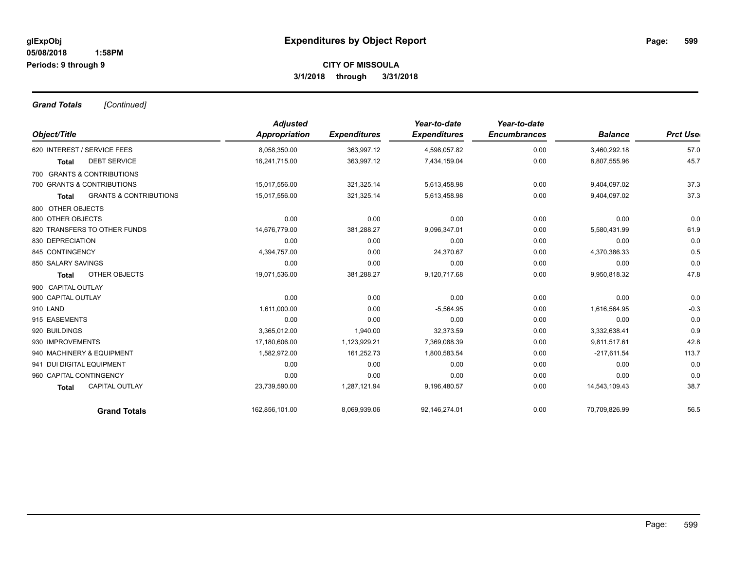**glExpObj**
**05/08/2018 1:58PM**
**Periods: 9 through 9**

# Expenditures by Object Report

**CITY OF MISSOULA**
**3/1/2018 through 3/31/2018**

***Grand Totals*** *[Continued]*

| Object/Title | | Adjusted Appropriation | Expenditures | Year-to-date Expenditures | Year-to-date Encumbrances | Balance | Prct Used |
|---|---|---|---|---|---|---|---|
| 620 INTEREST / SERVICE FEES | | 8,058,350.00 | 363,997.12 | 4,598,057.82 | 0.00 | 3,460,292.18 | 57.0 |
| **Total** | DEBT SERVICE | 16,241,715.00 | 363,997.12 | 7,434,159.04 | 0.00 | 8,807,555.96 | 45.7 |
| 700 GRANTS & CONTRIBUTIONS | | | | | | | |
| 700 GRANTS & CONTRIBUTIONS | | 15,017,556.00 | 321,325.14 | 5,613,458.98 | 0.00 | 9,404,097.02 | 37.3 |
| **Total** | GRANTS & CONTRIBUTIONS | 15,017,556.00 | 321,325.14 | 5,613,458.98 | 0.00 | 9,404,097.02 | 37.3 |
| 800 OTHER OBJECTS | | | | | | | |
| 800 OTHER OBJECTS | | 0.00 | 0.00 | 0.00 | 0.00 | 0.00 | 0.0 |
| 820 TRANSFERS TO OTHER FUNDS | | 14,676,779.00 | 381,288.27 | 9,096,347.01 | 0.00 | 5,580,431.99 | 61.9 |
| 830 DEPRECIATION | | 0.00 | 0.00 | 0.00 | 0.00 | 0.00 | 0.0 |
| 845 CONTINGENCY | | 4,394,757.00 | 0.00 | 24,370.67 | 0.00 | 4,370,386.33 | 0.5 |
| 850 SALARY SAVINGS | | 0.00 | 0.00 | 0.00 | 0.00 | 0.00 | 0.0 |
| **Total** | OTHER OBJECTS | 19,071,536.00 | 381,288.27 | 9,120,717.68 | 0.00 | 9,950,818.32 | 47.8 |
| 900 CAPITAL OUTLAY | | | | | | | |
| 900 CAPITAL OUTLAY | | 0.00 | 0.00 | 0.00 | 0.00 | 0.00 | 0.0 |
| 910 LAND | | 1,611,000.00 | 0.00 | -5,564.95 | 0.00 | 1,616,564.95 | -0.3 |
| 915 EASEMENTS | | 0.00 | 0.00 | 0.00 | 0.00 | 0.00 | 0.0 |
| 920 BUILDINGS | | 3,365,012.00 | 1,940.00 | 32,373.59 | 0.00 | 3,332,638.41 | 0.9 |
| 930 IMPROVEMENTS | | 17,180,606.00 | 1,123,929.21 | 7,369,088.39 | 0.00 | 9,811,517.61 | 42.8 |
| 940 MACHINERY & EQUIPMENT | | 1,582,972.00 | 161,252.73 | 1,800,583.54 | 0.00 | -217,611.54 | 113.7 |
| 941 DUI DIGITAL EQUIPMENT | | 0.00 | 0.00 | 0.00 | 0.00 | 0.00 | 0.0 |
| 960 CAPITAL CONTINGENCY | | 0.00 | 0.00 | 0.00 | 0.00 | 0.00 | 0.0 |
| **Total** | CAPITAL OUTLAY | 23,739,590.00 | 1,287,121.94 | 9,196,480.57 | 0.00 | 14,543,109.43 | 38.7 |
| **Grand Totals** | | 162,856,101.00 | 8,069,939.06 | 92,146,274.01 | 0.00 | 70,709,826.99 | 56.5 |